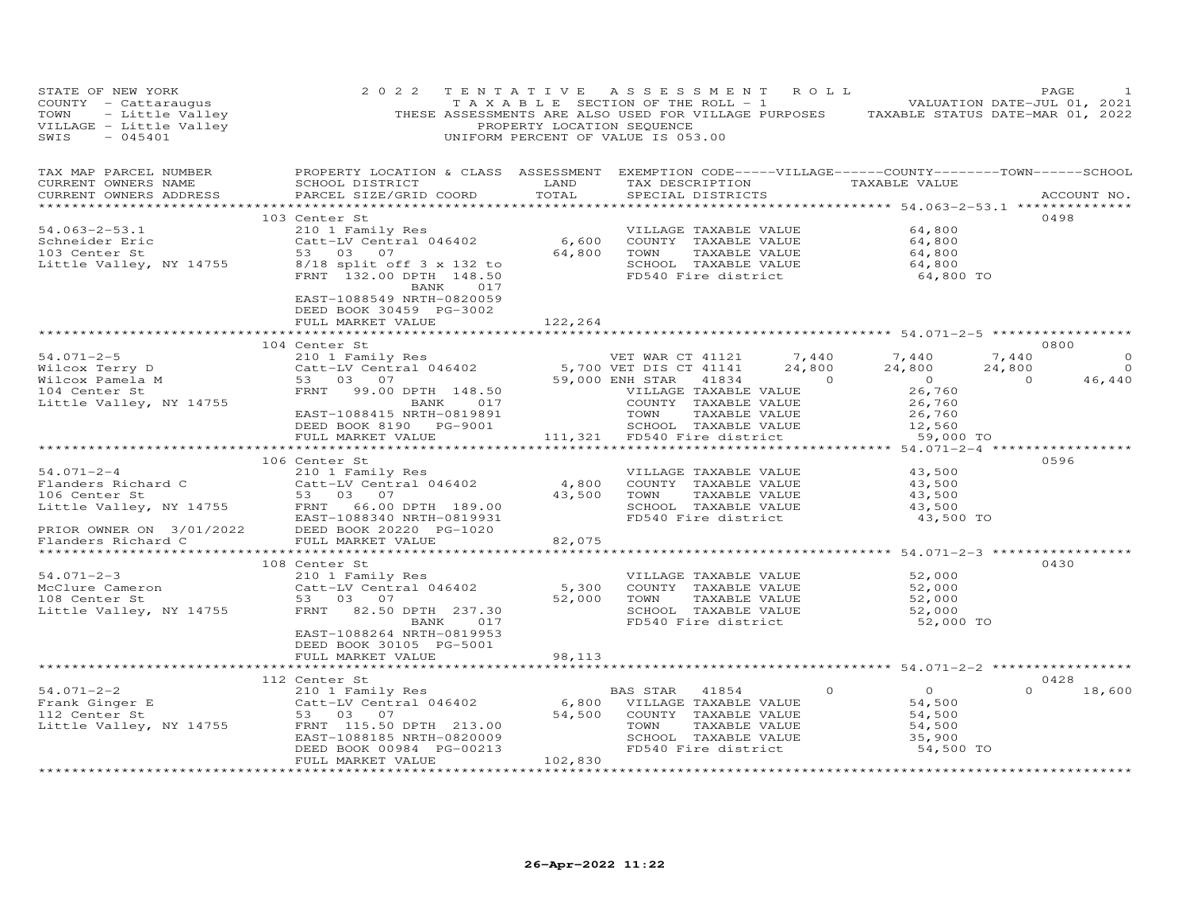STATE OF NEW YORK
COUNTY - Cattaraugus
TOWN - Little Valley
VILLAGE - Little Valley
SWIS - 045401

2022 TENTATIVE ASSESSMENT ROLL
TAXABLE SECTION OF THE ROLL - 1
THESE ASSESSMENTS ARE ALSO USED FOR VILLAGE PURPOSES
PROPERTY LOCATION SEQUENCE
UNIFORM PERCENT OF VALUE IS 053.00

VALUATION DATE-JUL 01, 2021
TAXABLE STATUS DATE-MAR 01, 2022

| TAX MAP PARCEL NUMBER / CURRENT OWNERS NAME / CURRENT OWNERS ADDRESS | PROPERTY LOCATION & CLASS / SCHOOL DISTRICT / PARCEL SIZE/GRID COORD | ASSESSMENT LAND | TOTAL | EXEMPTION CODE / TAX DESCRIPTION / SPECIAL DISTRICTS | VILLAGE | COUNTY | TOWN | SCHOOL | ACCOUNT NO. |
|---|---|---|---|---|---|---|---|---|---|
| **54.063-2-53.1** | 103 Center St | | | | | | | | 0498 |
| Schneider Eric | 210 1 Family Res | | | VILLAGE TAXABLE VALUE | | 64,800 | | | |
| 103 Center St | Catt-LV Central 046402 | 6,600 | | COUNTY TAXABLE VALUE | | 64,800 | | | |
| Little Valley, NY 14755 | 53 03 07 | | 64,800 | TOWN TAXABLE VALUE | | 64,800 | | | |
| | 8/18 split off 3 x 132 to | | | SCHOOL TAXABLE VALUE | | 64,800 | | | |
| | FRNT 132.00 DPTH 148.50 | | | FD540 Fire district | | 64,800 TO | | | |
| | BANK 017 | | | | | | | | |
| | EAST-1088549 NRTH-0820059 | | | | | | | | |
| | DEED BOOK 30459 PG-3002 | | | | | | | | |
| | FULL MARKET VALUE | | 122,264 | | | | | | |
| **54.071-2-5** | 104 Center St | | | | | | | | 0800 |
| Wilcox Terry D | 210 1 Family Res | | | VET WAR CT 41121 | 7,440 | 7,440 | 7,440 | 0 | |
| Wilcox Pamela M | Catt-LV Central 046402 | 5,700 | | VET DIS CT 41141 | 24,800 | 24,800 | 24,800 | 0 | |
| 104 Center St | 53 03 07 | | 59,000 | ENH STAR 41834 | 0 | 0 | 0 | 46,440 | |
| Little Valley, NY 14755 | FRNT 99.00 DPTH 148.50 | | | VILLAGE TAXABLE VALUE | | 26,760 | | | |
| | BANK 017 | | | COUNTY TAXABLE VALUE | | 26,760 | | | |
| | EAST-1088415 NRTH-0819891 | | | TOWN TAXABLE VALUE | | 26,760 | | | |
| | DEED BOOK 8190 PG-9001 | | | SCHOOL TAXABLE VALUE | | 12,560 | | | |
| | FULL MARKET VALUE | | 111,321 | FD540 Fire district | | 59,000 TO | | | |
| **54.071-2-4** | 106 Center St | | | | | | | | 0596 |
| Flanders Richard C | 210 1 Family Res | | | VILLAGE TAXABLE VALUE | | 43,500 | | | |
| 106 Center St | Catt-LV Central 046402 | 4,800 | | COUNTY TAXABLE VALUE | | 43,500 | | | |
| Little Valley, NY 14755 | 53 03 07 | | 43,500 | TOWN TAXABLE VALUE | | 43,500 | | | |
| | FRNT 66.00 DPTH 189.00 | | | SCHOOL TAXABLE VALUE | | 43,500 | | | |
| | EAST-1088340 NRTH-0819931 | | | FD540 Fire district | | 43,500 TO | | | |
| PRIOR OWNER ON 3/01/2022 | DEED BOOK 20220 PG-1020 | | | | | | | | |
| Flanders Richard C | FULL MARKET VALUE | | 82,075 | | | | | | |
| **54.071-2-3** | 108 Center St | | | | | | | | 0430 |
| McClure Cameron | 210 1 Family Res | | | VILLAGE TAXABLE VALUE | | 52,000 | | | |
| 108 Center St | Catt-LV Central 046402 | 5,300 | | COUNTY TAXABLE VALUE | | 52,000 | | | |
| Little Valley, NY 14755 | 53 03 07 | | 52,000 | TOWN TAXABLE VALUE | | 52,000 | | | |
| | FRNT 82.50 DPTH 237.30 | | | SCHOOL TAXABLE VALUE | | 52,000 | | | |
| | BANK 017 | | | FD540 Fire district | | 52,000 TO | | | |
| | EAST-1088264 NRTH-0819953 | | | | | | | | |
| | DEED BOOK 30105 PG-5001 | | | | | | | | |
| | FULL MARKET VALUE | | 98,113 | | | | | | |
| **54.071-2-2** | 112 Center St | | | | | | | | 0428 |
| Frank Ginger E | 210 1 Family Res | | | BAS STAR 41854 | 0 | 0 | 0 | 18,600 | |
| 112 Center St | Catt-LV Central 046402 | 6,800 | | VILLAGE TAXABLE VALUE | | 54,500 | | | |
| Little Valley, NY 14755 | 53 03 07 | | 54,500 | COUNTY TAXABLE VALUE | | 54,500 | | | |
| | FRNT 115.50 DPTH 213.00 | | | TOWN TAXABLE VALUE | | 54,500 | | | |
| | EAST-1088185 NRTH-0820009 | | | SCHOOL TAXABLE VALUE | | 35,900 | | | |
| | DEED BOOK 00984 PG-00213 | | | FD540 Fire district | | 54,500 TO | | | |
| | FULL MARKET VALUE | | 102,830 | | | | | | |

26-Apr-2022 11:22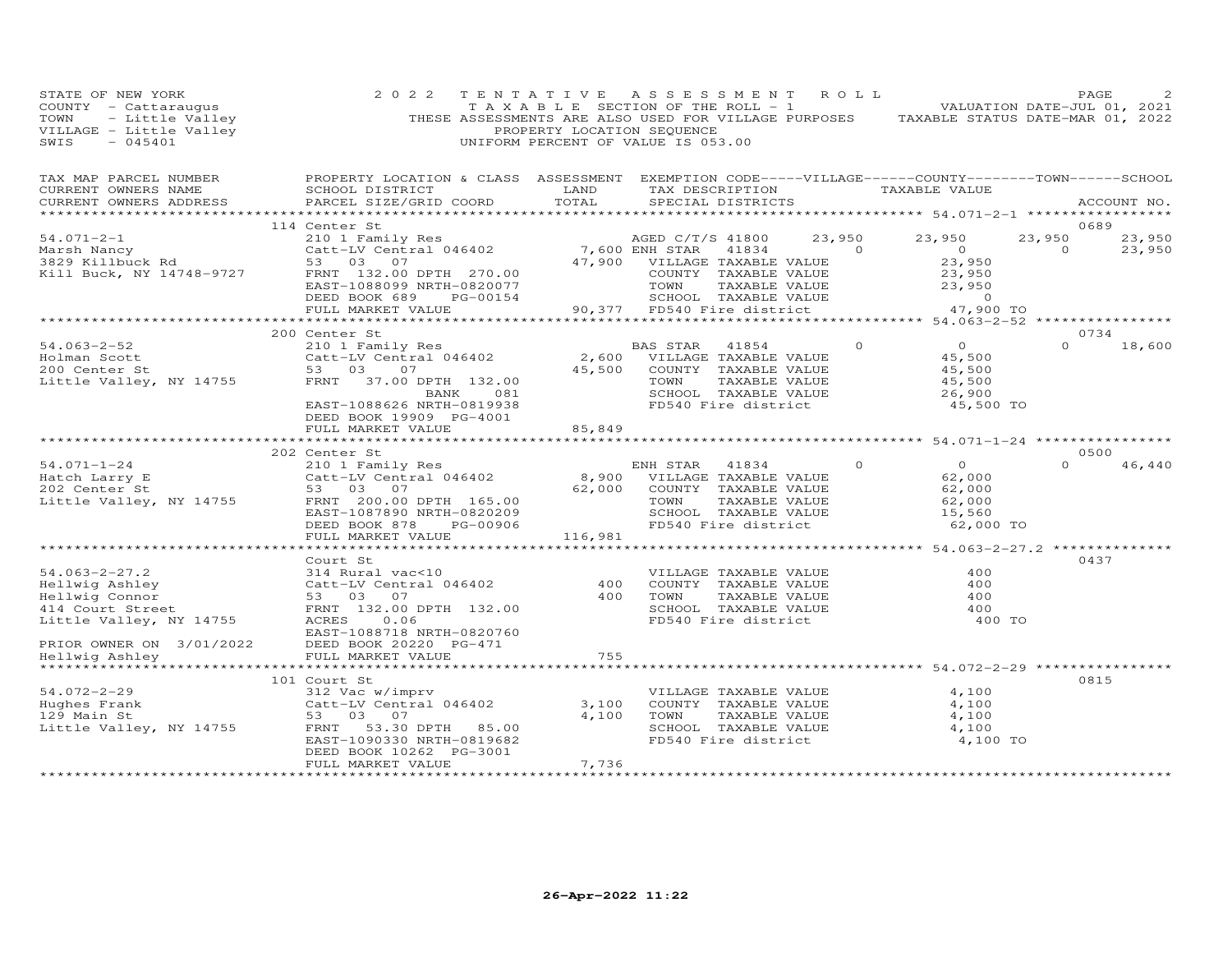STATE OF NEW YORK
COUNTY - Cattaraugus
TOWN - Little Valley
VILLAGE - Little Valley
SWIS - 045401

2022 TENTATIVE ASSESSMENT ROLL
TAXABLE SECTION OF THE ROLL - 1
THESE ASSESSMENTS ARE ALSO USED FOR VILLAGE PURPOSES
PROPERTY LOCATION SEQUENCE
UNIFORM PERCENT OF VALUE IS 053.00

VALUATION DATE-JUL 01, 2021
TAXABLE STATUS DATE-MAR 01, 2022

| TAX MAP PARCEL NUMBER / CURRENT OWNERS NAME / CURRENT OWNERS ADDRESS | PROPERTY LOCATION & CLASS / SCHOOL DISTRICT / PARCEL SIZE/GRID COORD | ASSESSMENT LAND / TOTAL | EXEMPTION CODE / TAX DESCRIPTION / SPECIAL DISTRICTS | VILLAGE | COUNTY | TOWN | SCHOOL | ACCOUNT NO. |
|---|---|---|---|---|---|---|---|---|
| **54.071-2-1** | 114 Center St | | | | | | | 0689 |
| Marsh Nancy | 210 1 Family Res | | AGED C/T/S 41800 | 23,950 | 23,950 | 23,950 | 23,950 | |
| 3829 Killbuck Rd | Catt-LV Central 046402 | 7,600 | ENH STAR 41834 | 0 | 0 | 0 | 23,950 | |
| Kill Buck, NY 14748-9727 | 53 03 07 | 47,900 | VILLAGE TAXABLE VALUE | 23,950 | | | | |
| | FRNT 132.00 DPTH 270.00 | | COUNTY TAXABLE VALUE | | 23,950 | | | |
| | EAST-1088099 NRTH-0820077 | | TOWN TAXABLE VALUE | | | 23,950 | | |
| | DEED BOOK 689 PG-00154 | | SCHOOL TAXABLE VALUE | | | | 0 | |
| | FULL MARKET VALUE | 90,377 | FD540 Fire district | 47,900 TO | | | | |
| **54.063-2-52** | 200 Center St | | | | | | | 0734 |
| Holman Scott | 210 1 Family Res | | BAS STAR 41854 | 0 | 0 | 0 | 18,600 | |
| 200 Center St | Catt-LV Central 046402 | 2,600 | VILLAGE TAXABLE VALUE | 45,500 | | | | |
| Little Valley, NY 14755 | 53 03 07 | 45,500 | COUNTY TAXABLE VALUE | | 45,500 | | | |
| | FRNT 37.00 DPTH 132.00 | | TOWN TAXABLE VALUE | | | 45,500 | | |
| | BANK 081 | | SCHOOL TAXABLE VALUE | | | | 26,900 | |
| | EAST-1088626 NRTH-0819938 | | FD540 Fire district | 45,500 TO | | | | |
| | DEED BOOK 19909 PG-4001 | | | | | | | |
| | FULL MARKET VALUE | 85,849 | | | | | | |
| **54.071-1-24** | 202 Center St | | | | | | | 0500 |
| Hatch Larry E | 210 1 Family Res | | ENH STAR 41834 | 0 | 0 | 0 | 46,440 | |
| 202 Center St | Catt-LV Central 046402 | 8,900 | VILLAGE TAXABLE VALUE | 62,000 | | | | |
| Little Valley, NY 14755 | 53 03 07 | 62,000 | COUNTY TAXABLE VALUE | | 62,000 | | | |
| | FRNT 200.00 DPTH 165.00 | | TOWN TAXABLE VALUE | | | 62,000 | | |
| | EAST-1087890 NRTH-0820209 | | SCHOOL TAXABLE VALUE | | | | 15,560 | |
| | DEED BOOK 878 PG-00906 | | FD540 Fire district | 62,000 TO | | | | |
| | FULL MARKET VALUE | 116,981 | | | | | | |
| **54.063-2-27.2** | Court St | | | | | | | 0437 |
| Hellwig Ashley | 314 Rural vac<10 | | VILLAGE TAXABLE VALUE | 400 | | | | |
| Hellwig Connor | Catt-LV Central 046402 | 400 | COUNTY TAXABLE VALUE | | 400 | | | |
| 414 Court Street | 53 03 07 | 400 | TOWN TAXABLE VALUE | | | 400 | | |
| Little Valley, NY 14755 | FRNT 132.00 DPTH 132.00 | | SCHOOL TAXABLE VALUE | | | | 400 | |
| | ACRES 0.06 | | FD540 Fire district | 400 TO | | | | |
| | EAST-1088718 NRTH-0820760 | | | | | | | |
| PRIOR OWNER ON 3/01/2022 | DEED BOOK 20220 PG-471 | | | | | | | |
| Hellwig Ashley | FULL MARKET VALUE | 755 | | | | | | |
| **54.072-2-29** | 101 Court St | | | | | | | 0815 |
| Hughes Frank | 312 Vac w/imprv | | VILLAGE TAXABLE VALUE | 4,100 | | | | |
| 129 Main St | Catt-LV Central 046402 | 3,100 | COUNTY TAXABLE VALUE | | 4,100 | | | |
| Little Valley, NY 14755 | 53 03 07 | 4,100 | TOWN TAXABLE VALUE | | | 4,100 | | |
| | FRNT 53.30 DPTH 85.00 | | SCHOOL TAXABLE VALUE | | | | 4,100 | |
| | EAST-1090330 NRTH-0819682 | | FD540 Fire district | 4,100 TO | | | | |
| | DEED BOOK 10262 PG-3001 | | | | | | | |
| | FULL MARKET VALUE | 7,736 | | | | | | |

26-Apr-2022 11:22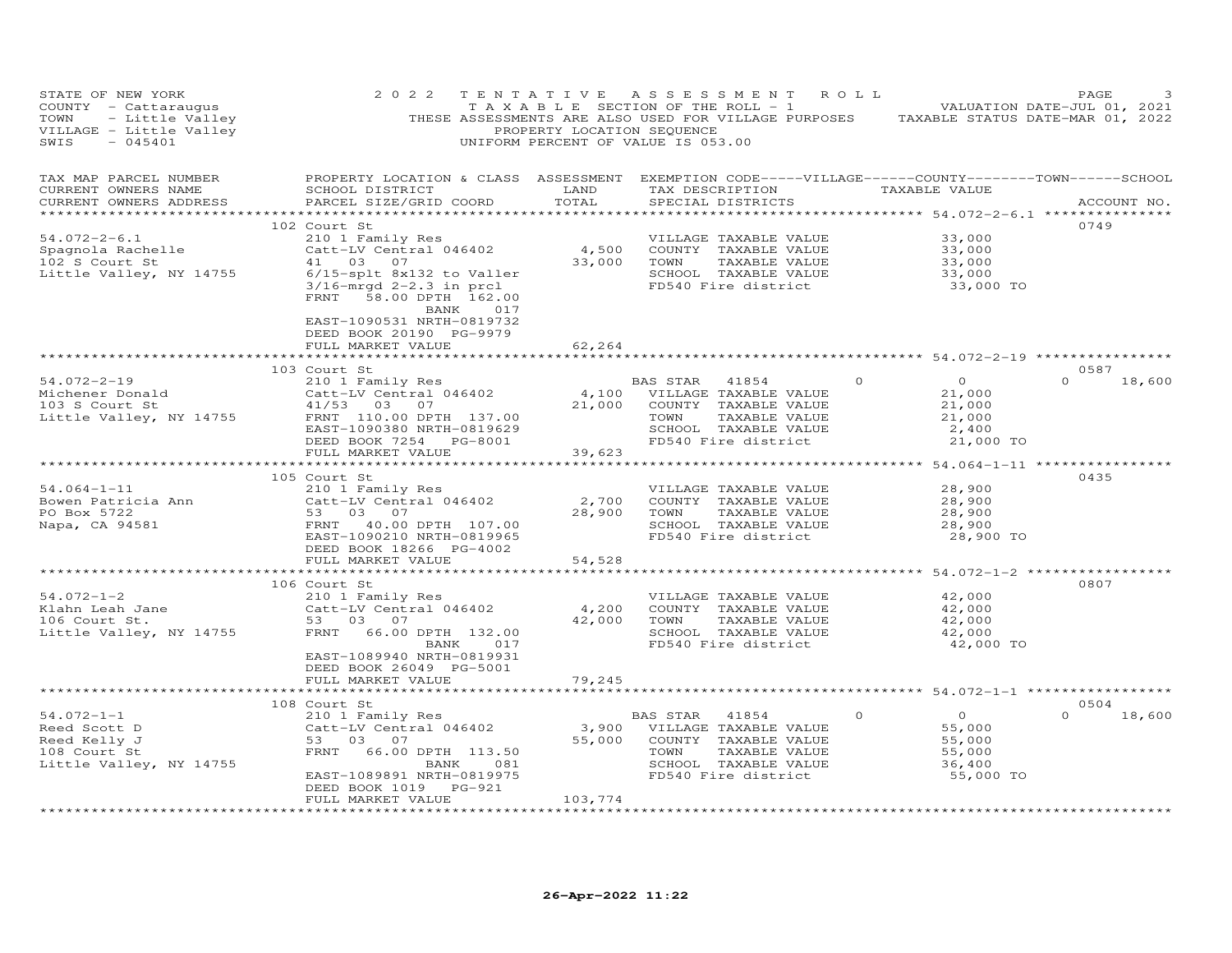STATE OF NEW YORK
COUNTY - Cattaraugus
TOWN - Little Valley
VILLAGE - Little Valley
SWIS - 045401

2022 TENTATIVE ASSESSMENT ROLL
TAXABLE SECTION OF THE ROLL - 1
THESE ASSESSMENTS ARE ALSO USED FOR VILLAGE PURPOSES
PROPERTY LOCATION SEQUENCE
UNIFORM PERCENT OF VALUE IS 053.00

VALUATION DATE-JUL 01, 2021
TAXABLE STATUS DATE-MAR 01, 2022

| TAX MAP PARCEL NUMBER / CURRENT OWNERS NAME / CURRENT OWNERS ADDRESS | PROPERTY LOCATION & CLASS / SCHOOL DISTRICT / PARCEL SIZE/GRID COORD | ASSESSMENT LAND / TOTAL | EXEMPTION CODE / TAX DESCRIPTION / SPECIAL DISTRICTS | VILLAGE | COUNTY / TAXABLE VALUE | TOWN | SCHOOL / ACCOUNT NO. |
|---|---|---|---|---|---|---|---|
| | 102 Court St | | | | | | 0749 |
| 54.072-2-6.1 | 210 1 Family Res | | VILLAGE TAXABLE VALUE | | 33,000 | | |
| Spagnola Rachelle | Catt-LV Central 046402 | 4,500 | COUNTY TAXABLE VALUE | | 33,000 | | |
| 102 S Court St | 41 03 07 | 33,000 | TOWN TAXABLE VALUE | | 33,000 | | |
| Little Valley, NY 14755 | 6/15-splt 8x132 to Valler | | SCHOOL TAXABLE VALUE | | 33,000 | | |
| | 3/16-mrgd 2-2.3 in prcl | | FD540 Fire district | | 33,000 TO | | |
| | FRNT 58.00 DPTH 162.00 | | | | | | |
| | BANK 017 | | | | | | |
| | EAST-1090531 NRTH-0819732 | | | | | | |
| | DEED BOOK 20190 PG-9979 | | | | | | |
| | FULL MARKET VALUE | 62,264 | | | | | |
| | 103 Court St | | | | | | 0587 |
| 54.072-2-19 | 210 1 Family Res | | BAS STAR 41854 | 0 | 0 | 0 | 18,600 |
| Michener Donald | Catt-LV Central 046402 | 4,100 | VILLAGE TAXABLE VALUE | | 21,000 | | |
| 103 S Court St | 41/53 03 07 | 21,000 | COUNTY TAXABLE VALUE | | 21,000 | | |
| Little Valley, NY 14755 | FRNT 110.00 DPTH 137.00 | | TOWN TAXABLE VALUE | | 21,000 | | |
| | EAST-1090380 NRTH-0819629 | | SCHOOL TAXABLE VALUE | | 2,400 | | |
| | DEED BOOK 7254 PG-8001 | | FD540 Fire district | | 21,000 TO | | |
| | FULL MARKET VALUE | 39,623 | | | | | |
| | 105 Court St | | | | | | 0435 |
| 54.064-1-11 | 210 1 Family Res | | VILLAGE TAXABLE VALUE | | 28,900 | | |
| Bowen Patricia Ann | Catt-LV Central 046402 | 2,700 | COUNTY TAXABLE VALUE | | 28,900 | | |
| PO Box 5722 | 53 03 07 | 28,900 | TOWN TAXABLE VALUE | | 28,900 | | |
| Napa, CA 94581 | FRNT 40.00 DPTH 107.00 | | SCHOOL TAXABLE VALUE | | 28,900 | | |
| | EAST-1090210 NRTH-0819965 | | FD540 Fire district | | 28,900 TO | | |
| | DEED BOOK 18266 PG-4002 | | | | | | |
| | FULL MARKET VALUE | 54,528 | | | | | |
| | 106 Court St | | | | | | 0807 |
| 54.072-1-2 | 210 1 Family Res | | VILLAGE TAXABLE VALUE | | 42,000 | | |
| Klahn Leah Jane | Catt-LV Central 046402 | 4,200 | COUNTY TAXABLE VALUE | | 42,000 | | |
| 106 Court St. | 53 03 07 | 42,000 | TOWN TAXABLE VALUE | | 42,000 | | |
| Little Valley, NY 14755 | FRNT 66.00 DPTH 132.00 | | SCHOOL TAXABLE VALUE | | 42,000 | | |
| | BANK 017 | | FD540 Fire district | | 42,000 TO | | |
| | EAST-1089940 NRTH-0819931 | | | | | | |
| | DEED BOOK 26049 PG-5001 | | | | | | |
| | FULL MARKET VALUE | 79,245 | | | | | |
| | 108 Court St | | | | | | 0504 |
| 54.072-1-1 | 210 1 Family Res | | BAS STAR 41854 | 0 | 0 | 0 | 18,600 |
| Reed Scott D | Catt-LV Central 046402 | 3,900 | VILLAGE TAXABLE VALUE | | 55,000 | | |
| Reed Kelly J | 53 03 07 | 55,000 | COUNTY TAXABLE VALUE | | 55,000 | | |
| 108 Court St | FRNT 66.00 DPTH 113.50 | | TOWN TAXABLE VALUE | | 55,000 | | |
| Little Valley, NY 14755 | BANK 081 | | SCHOOL TAXABLE VALUE | | 36,400 | | |
| | EAST-1089891 NRTH-0819975 | | FD540 Fire district | | 55,000 TO | | |
| | DEED BOOK 1019 PG-921 | | | | | | |
| | FULL MARKET VALUE | 103,774 | | | | | |

26-Apr-2022 11:22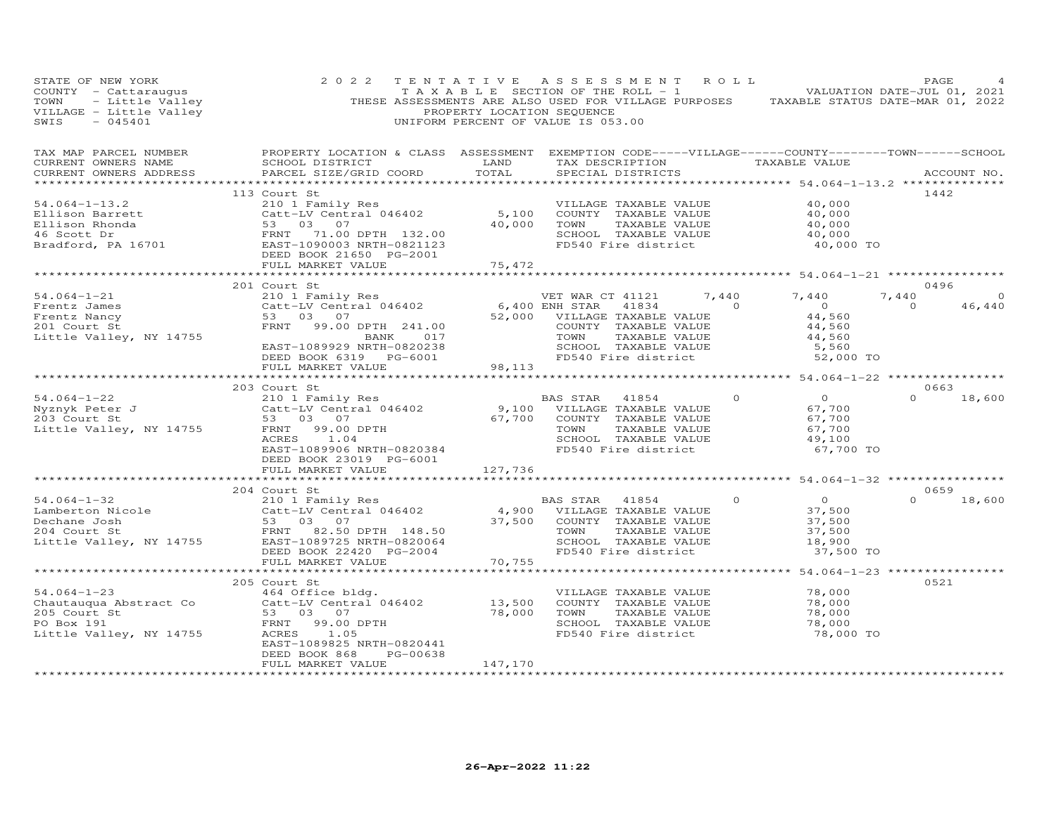STATE OF NEW YORK
COUNTY - Cattaraugus
TOWN - Little Valley
VILLAGE - Little Valley
SWIS - 045401

2 0 2 2 T E N T A T I V E A S S E S S M E N T R O L L
T A X A B L E SECTION OF THE ROLL - 1
THESE ASSESSMENTS ARE ALSO USED FOR VILLAGE PURPOSES
PROPERTY LOCATION SEQUENCE
UNIFORM PERCENT OF VALUE IS 053.00

VALUATION DATE-JUL 01, 2021
TAXABLE STATUS DATE-MAR 01, 2022

| TAX MAP PARCEL NUMBER / CURRENT OWNERS NAME / CURRENT OWNERS ADDRESS | PROPERTY LOCATION & CLASS / SCHOOL DISTRICT / PARCEL SIZE/GRID COORD | ASSESSMENT LAND / TOTAL | EXEMPTION CODE / TAX DESCRIPTION / SPECIAL DISTRICTS | VILLAGE | COUNTY | TOWN | SCHOOL | ACCOUNT NO. |
|---|---|---|---|---|---|---|---|---|
| **54.064-1-13.2** | 113 Court St | | | | | | | 1442 |
| Ellison Barrett | 210 1 Family Res | | VILLAGE TAXABLE VALUE | | 40,000 | | | |
| Ellison Rhonda | Catt-LV Central 046402 | 5,100 | COUNTY TAXABLE VALUE | | 40,000 | | | |
| 46 Scott Dr | 53 03 07 | 40,000 | TOWN TAXABLE VALUE | | 40,000 | | | |
| Bradford, PA 16701 | FRNT 71.00 DPTH 132.00 | | SCHOOL TAXABLE VALUE | | 40,000 | | | |
| | EAST-1090003 NRTH-0821123 | | FD540 Fire district | | 40,000 TO | | | |
| | DEED BOOK 21650 PG-2001 | | | | | | | |
| | FULL MARKET VALUE | 75,472 | | | | | | |
| **54.064-1-21** | 201 Court St | | | | | | | 0496 |
| Frentz James | 210 1 Family Res | | VET WAR CT 41121 | 7,440 | 7,440 | 7,440 | 0 | |
| Frentz Nancy | Catt-LV Central 046402 | 6,400 | ENH STAR 41834 | 0 | 0 | 0 | 46,440 | |
| 201 Court St | 53 03 07 | 52,000 | VILLAGE TAXABLE VALUE | | 44,560 | | | |
| Little Valley, NY 14755 | FRNT 99.00 DPTH 241.00 | | COUNTY TAXABLE VALUE | | 44,560 | | | |
| | BANK 017 | | TOWN TAXABLE VALUE | | 44,560 | | | |
| | EAST-1089929 NRTH-0820238 | | SCHOOL TAXABLE VALUE | | 5,560 | | | |
| | DEED BOOK 6319 PG-6001 | | FD540 Fire district | | 52,000 TO | | | |
| | FULL MARKET VALUE | 98,113 | | | | | | |
| **54.064-1-22** | 203 Court St | | | | | | | 0663 |
| Nyznyk Peter J | 210 1 Family Res | | BAS STAR 41854 | 0 | 0 | 0 | 18,600 | |
| 203 Court St | Catt-LV Central 046402 | 9,100 | VILLAGE TAXABLE VALUE | | 67,700 | | | |
| Little Valley, NY 14755 | 53 03 07 | 67,700 | COUNTY TAXABLE VALUE | | 67,700 | | | |
| | FRNT 99.00 DPTH | | TOWN TAXABLE VALUE | | 67,700 | | | |
| | ACRES 1.04 | | SCHOOL TAXABLE VALUE | | 49,100 | | | |
| | EAST-1089906 NRTH-0820384 | | FD540 Fire district | | 67,700 TO | | | |
| | DEED BOOK 23019 PG-6001 | | | | | | | |
| | FULL MARKET VALUE | 127,736 | | | | | | |
| **54.064-1-32** | 204 Court St | | | | | | | 0659 |
| Lamberton Nicole | 210 1 Family Res | | BAS STAR 41854 | 0 | 0 | 0 | 18,600 | |
| Dechane Josh | Catt-LV Central 046402 | 4,900 | VILLAGE TAXABLE VALUE | | 37,500 | | | |
| 204 Court St | 53 03 07 | 37,500 | COUNTY TAXABLE VALUE | | 37,500 | | | |
| Little Valley, NY 14755 | FRNT 82.50 DPTH 148.50 | | TOWN TAXABLE VALUE | | 37,500 | | | |
| | EAST-1089725 NRTH-0820064 | | SCHOOL TAXABLE VALUE | | 18,900 | | | |
| | DEED BOOK 22420 PG-2004 | | FD540 Fire district | | 37,500 TO | | | |
| | FULL MARKET VALUE | 70,755 | | | | | | |
| **54.064-1-23** | 205 Court St | | | | | | | 0521 |
| Chautauqua Abstract Co | 464 Office bldg. | | VILLAGE TAXABLE VALUE | | 78,000 | | | |
| 205 Court St | Catt-LV Central 046402 | 13,500 | COUNTY TAXABLE VALUE | | 78,000 | | | |
| PO Box 191 | 53 03 07 | 78,000 | TOWN TAXABLE VALUE | | 78,000 | | | |
| Little Valley, NY 14755 | FRNT 99.00 DPTH | | SCHOOL TAXABLE VALUE | | 78,000 | | | |
| | ACRES 1.05 | | FD540 Fire district | | 78,000 TO | | | |
| | EAST-1089825 NRTH-0820441 | | | | | | | |
| | DEED BOOK 868 PG-00638 | | | | | | | |
| | FULL MARKET VALUE | 147,170 | | | | | | |

26-Apr-2022 11:22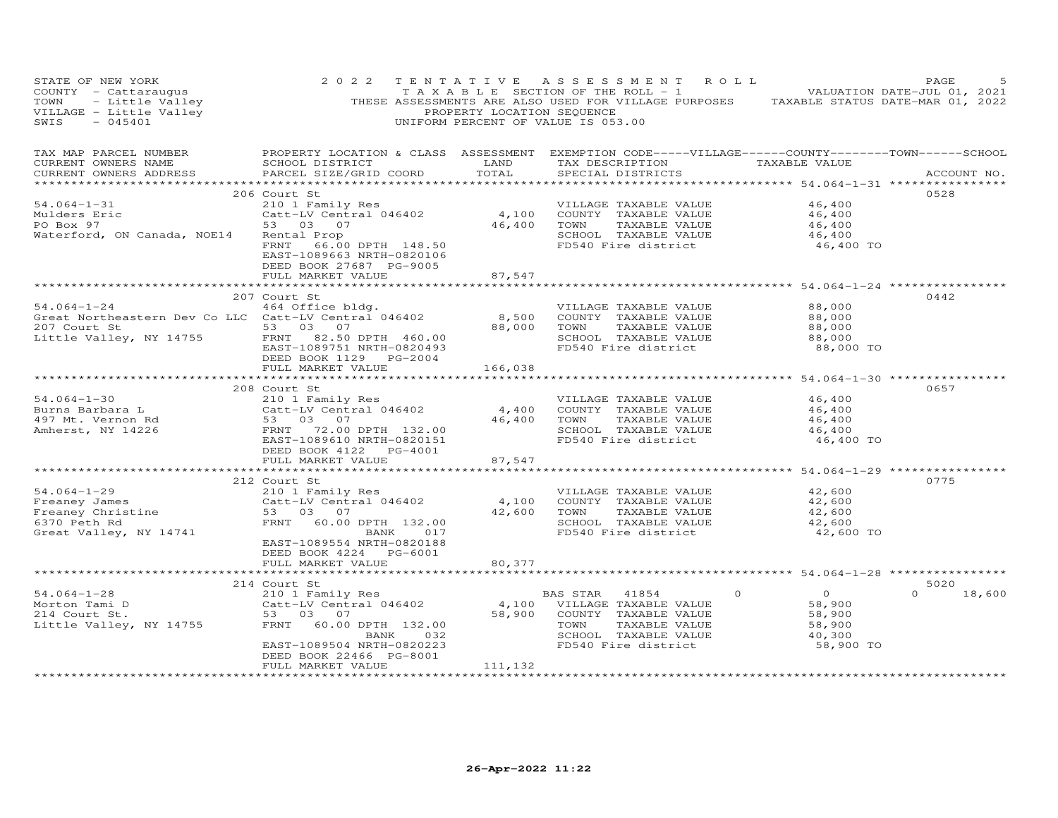STATE OF NEW YORK
COUNTY - Cattaraugus
TOWN - Little Valley
VILLAGE - Little Valley
SWIS - 045401

2022 TENTATIVE ASSESSMENT ROLL
TAXABLE SECTION OF THE ROLL - 1
THESE ASSESSMENTS ARE ALSO USED FOR VILLAGE PURPOSES
PROPERTY LOCATION SEQUENCE
UNIFORM PERCENT OF VALUE IS 053.00

VALUATION DATE-JUL 01, 2021
TAXABLE STATUS DATE-MAR 01, 2022

| TAX MAP PARCEL NUMBER / CURRENT OWNERS NAME / CURRENT OWNERS ADDRESS | PROPERTY LOCATION & CLASS / SCHOOL DISTRICT / PARCEL SIZE/GRID COORD | ASSESSMENT LAND / TOTAL | EXEMPTION CODE / TAX DESCRIPTION / SPECIAL DISTRICTS | TAXABLE VALUE | ACCOUNT NO. |
|---|---|---|---|---|---|
| 54.064-1-31 | 206 Court St | | | | 0528 |
| Mulders Eric | 210 1 Family Res | | VILLAGE TAXABLE VALUE | 46,400 | |
| PO Box 97 | Catt-LV Central 046402 | 4,100 | COUNTY TAXABLE VALUE | 46,400 | |
| Waterford, ON Canada, NOE14 | 53 03 07 | 46,400 | TOWN TAXABLE VALUE | 46,400 | |
| | Rental Prop | | SCHOOL TAXABLE VALUE | 46,400 | |
| | FRNT 66.00 DPTH 148.50 | | FD540 Fire district | 46,400 TO | |
| | EAST-1089663 NRTH-0820106 | | | | |
| | DEED BOOK 27687 PG-9005 | | | | |
| | FULL MARKET VALUE | 87,547 | | | |
| 54.064-1-24 | 207 Court St | | | | 0442 |
| Great Northeastern Dev Co LLC | 464 Office bldg. | | VILLAGE TAXABLE VALUE | 88,000 | |
| 207 Court St | Catt-LV Central 046402 | 8,500 | COUNTY TAXABLE VALUE | 88,000 | |
| Little Valley, NY 14755 | 53 03 07 | 88,000 | TOWN TAXABLE VALUE | 88,000 | |
| | FRNT 82.50 DPTH 460.00 | | SCHOOL TAXABLE VALUE | 88,000 | |
| | EAST-1089751 NRTH-0820493 | | FD540 Fire district | 88,000 TO | |
| | DEED BOOK 1129 PG-2004 | | | | |
| | FULL MARKET VALUE | 166,038 | | | |
| 54.064-1-30 | 208 Court St | | | | 0657 |
| Burns Barbara L | 210 1 Family Res | | VILLAGE TAXABLE VALUE | 46,400 | |
| 497 Mt. Vernon Rd | Catt-LV Central 046402 | 4,400 | COUNTY TAXABLE VALUE | 46,400 | |
| Amherst, NY 14226 | 53 03 07 | 46,400 | TOWN TAXABLE VALUE | 46,400 | |
| | FRNT 72.00 DPTH 132.00 | | SCHOOL TAXABLE VALUE | 46,400 | |
| | EAST-1089610 NRTH-0820151 | | FD540 Fire district | 46,400 TO | |
| | DEED BOOK 4122 PG-4001 | | | | |
| | FULL MARKET VALUE | 87,547 | | | |
| 54.064-1-29 | 212 Court St | | | | 0775 |
| Freaney James | 210 1 Family Res | | VILLAGE TAXABLE VALUE | 42,600 | |
| Freaney Christine | Catt-LV Central 046402 | 4,100 | COUNTY TAXABLE VALUE | 42,600 | |
| 6370 Peth Rd | 53 03 07 | 42,600 | TOWN TAXABLE VALUE | 42,600 | |
| Great Valley, NY 14741 | FRNT 60.00 DPTH 132.00 | | SCHOOL TAXABLE VALUE | 42,600 | |
| | BANK 017 | | FD540 Fire district | 42,600 TO | |
| | EAST-1089554 NRTH-0820188 | | | | |
| | DEED BOOK 4224 PG-6001 | | | | |
| | FULL MARKET VALUE | 80,377 | | | |
| 54.064-1-28 | 214 Court St | | | | 5020 |
| Morton Tami D | 210 1 Family Res | | BAS STAR 41854 0 | 0 | 0 18,600 |
| 214 Court St. | Catt-LV Central 046402 | 4,100 | VILLAGE TAXABLE VALUE | 58,900 | |
| Little Valley, NY 14755 | 53 03 07 | 58,900 | COUNTY TAXABLE VALUE | 58,900 | |
| | FRNT 60.00 DPTH 132.00 | | TOWN TAXABLE VALUE | 58,900 | |
| | BANK 032 | | SCHOOL TAXABLE VALUE | 40,300 | |
| | EAST-1089504 NRTH-0820223 | | FD540 Fire district | 58,900 TO | |
| | DEED BOOK 22466 PG-8001 | | | | |
| | FULL MARKET VALUE | 111,132 | | | |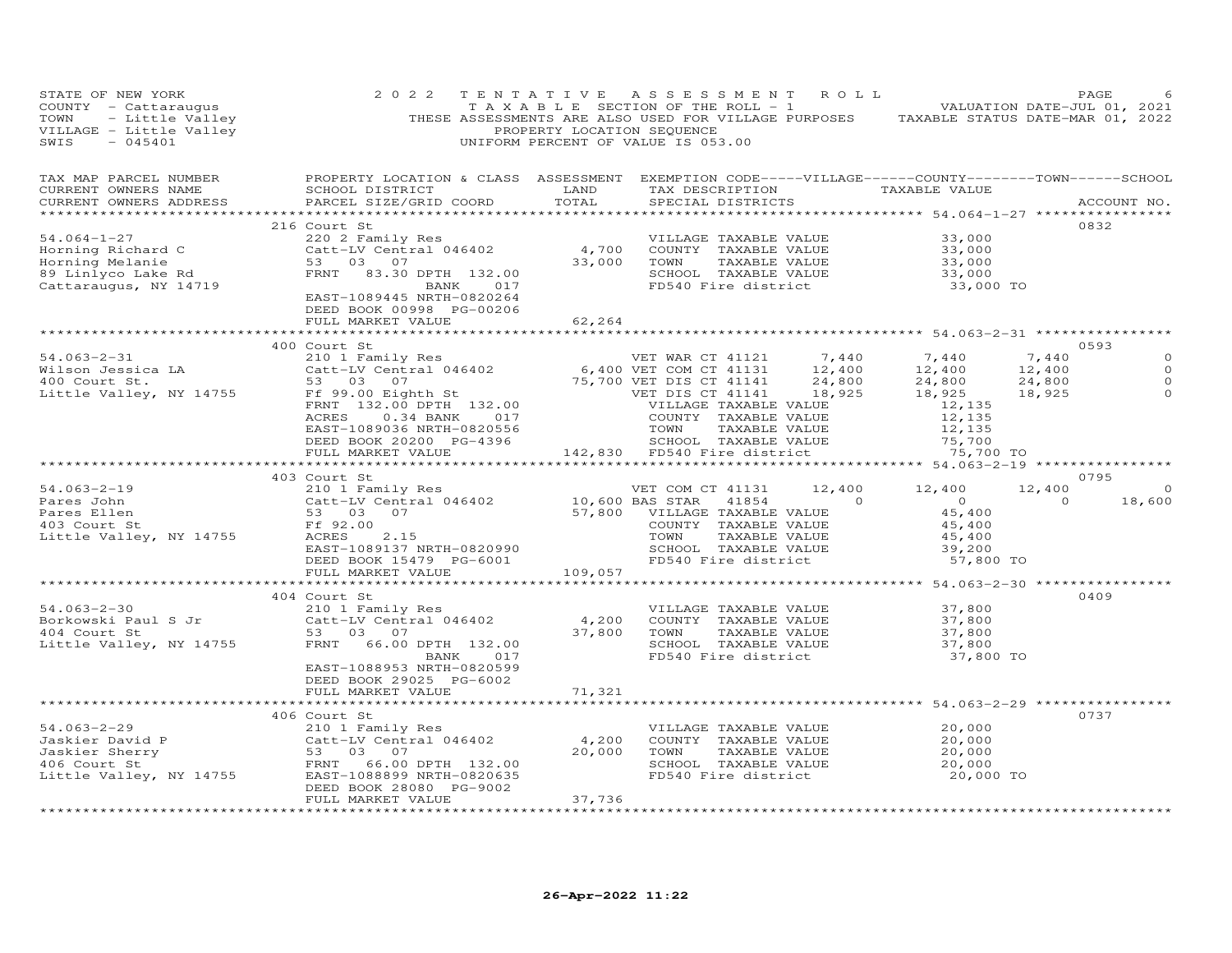STATE OF NEW YORK
COUNTY - Cattaraugus
TOWN - Little Valley
VILLAGE - Little Valley
SWIS - 045401

2022 TENTATIVE ASSESSMENT ROLL
TAXABLE SECTION OF THE ROLL - 1
THESE ASSESSMENTS ARE ALSO USED FOR VILLAGE PURPOSES
PROPERTY LOCATION SEQUENCE
UNIFORM PERCENT OF VALUE IS 053.00

VALUATION DATE-JUL 01, 2021
TAXABLE STATUS DATE-MAR 01, 2022

| TAX MAP PARCEL NUMBER / CURRENT OWNERS NAME / CURRENT OWNERS ADDRESS | PROPERTY LOCATION & CLASS / SCHOOL DISTRICT / PARCEL SIZE/GRID COORD | ASSESSMENT LAND / TOTAL | EXEMPTION CODE / TAX DESCRIPTION / SPECIAL DISTRICTS | VILLAGE | COUNTY / TAXABLE VALUE | TOWN | SCHOOL | ACCOUNT NO. |
|---|---|---|---|---|---|---|---|---|
| | 216 Court St | | | | | | | 0832 |
| 54.064-1-27 | 220 2 Family Res | | VILLAGE TAXABLE VALUE | | 33,000 | | | |
| Horning Richard C | Catt-LV Central 046402 | 4,700 | COUNTY TAXABLE VALUE | | 33,000 | | | |
| Horning Melanie | 53 03 07 | 33,000 | TOWN TAXABLE VALUE | | 33,000 | | | |
| 89 Linlyco Lake Rd | FRNT 83.30 DPTH 132.00 | | SCHOOL TAXABLE VALUE | | 33,000 | | | |
| Cattaraugus, NY 14719 | BANK 017 | | FD540 Fire district | | 33,000 TO | | | |
| | EAST-1089445 NRTH-0820264 | | | | | | | |
| | DEED BOOK 00998 PG-00206 | | | | | | | |
| | FULL MARKET VALUE | 62,264 | | | | | | |
| | 400 Court St | | | | | | | 0593 |
| 54.063-2-31 | 210 1 Family Res | | VET WAR CT 41121 | 7,440 | 7,440 | 7,440 | 0 | |
| Wilson Jessica LA | Catt-LV Central 046402 | 6,400 | VET COM CT 41131 | 12,400 | 12,400 | 12,400 | 0 | |
| 400 Court St. | 53 03 07 | 75,700 | VET DIS CT 41141 | 24,800 | 24,800 | 24,800 | 0 | |
| Little Valley, NY 14755 | Ff 99.00 Eighth St | | VET DIS CT 41141 | 18,925 | 18,925 | 18,925 | 0 | |
| | FRNT 132.00 DPTH 132.00 | | VILLAGE TAXABLE VALUE | | 12,135 | | | |
| | ACRES 0.34 BANK 017 | | COUNTY TAXABLE VALUE | | 12,135 | | | |
| | EAST-1089036 NRTH-0820556 | | TOWN TAXABLE VALUE | | 12,135 | | | |
| | DEED BOOK 20200 PG-4396 | | SCHOOL TAXABLE VALUE | | 75,700 | | | |
| | FULL MARKET VALUE | 142,830 | FD540 Fire district | | 75,700 TO | | | |
| | 403 Court St | | | | | | | 0795 |
| 54.063-2-19 | 210 1 Family Res | | VET COM CT 41131 | 12,400 | 12,400 | 12,400 | 0 | |
| Pares John | Catt-LV Central 046402 | 10,600 | BAS STAR 41854 | 0 | 0 | 0 | 18,600 | |
| Pares Ellen | 53 03 07 | 57,800 | VILLAGE TAXABLE VALUE | | 45,400 | | | |
| 403 Court St | Ff 92.00 | | COUNTY TAXABLE VALUE | | 45,400 | | | |
| Little Valley, NY 14755 | ACRES 2.15 | | TOWN TAXABLE VALUE | | 45,400 | | | |
| | EAST-1089137 NRTH-0820990 | | SCHOOL TAXABLE VALUE | | 39,200 | | | |
| | DEED BOOK 15479 PG-6001 | | FD540 Fire district | | 57,800 TO | | | |
| | FULL MARKET VALUE | 109,057 | | | | | | |
| | 404 Court St | | | | | | | 0409 |
| 54.063-2-30 | 210 1 Family Res | | VILLAGE TAXABLE VALUE | | 37,800 | | | |
| Borkowski Paul S Jr | Catt-LV Central 046402 | 4,200 | COUNTY TAXABLE VALUE | | 37,800 | | | |
| 404 Court St | 53 03 07 | 37,800 | TOWN TAXABLE VALUE | | 37,800 | | | |
| Little Valley, NY 14755 | FRNT 66.00 DPTH 132.00 | | SCHOOL TAXABLE VALUE | | 37,800 | | | |
| | BANK 017 | | FD540 Fire district | | 37,800 TO | | | |
| | EAST-1088953 NRTH-0820599 | | | | | | | |
| | DEED BOOK 29025 PG-6002 | | | | | | | |
| | FULL MARKET VALUE | 71,321 | | | | | | |
| | 406 Court St | | | | | | | 0737 |
| 54.063-2-29 | 210 1 Family Res | | VILLAGE TAXABLE VALUE | | 20,000 | | | |
| Jaskier David P | Catt-LV Central 046402 | 4,200 | COUNTY TAXABLE VALUE | | 20,000 | | | |
| Jaskier Sherry | 53 03 07 | 20,000 | TOWN TAXABLE VALUE | | 20,000 | | | |
| 406 Court St | FRNT 66.00 DPTH 132.00 | | SCHOOL TAXABLE VALUE | | 20,000 | | | |
| Little Valley, NY 14755 | EAST-1088899 NRTH-0820635 | | FD540 Fire district | | 20,000 TO | | | |
| | DEED BOOK 28080 PG-9002 | | | | | | | |
| | FULL MARKET VALUE | 37,736 | | | | | | |

26-Apr-2022 11:22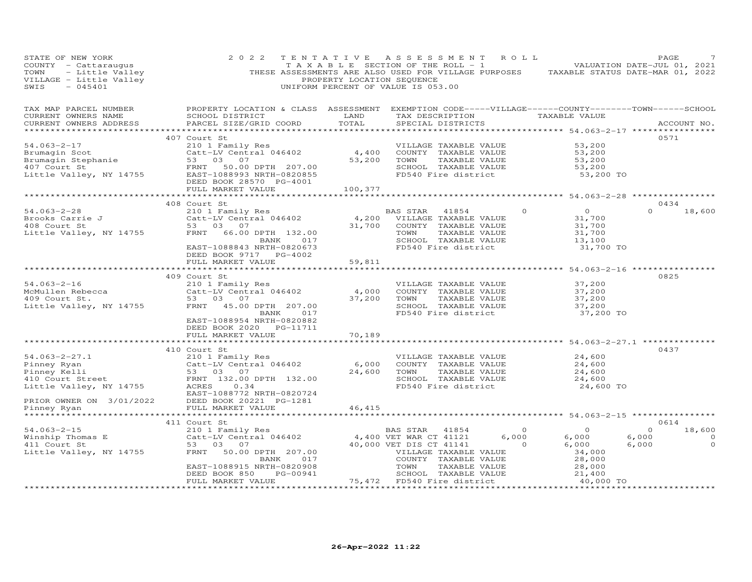STATE OF NEW YORK
COUNTY - Cattaraugus
TOWN - Little Valley
VILLAGE - Little Valley
SWIS - 045401

2022 TENTATIVE ASSESSMENT ROLL
TAXABLE SECTION OF THE ROLL - 1
THESE ASSESSMENTS ARE ALSO USED FOR VILLAGE PURPOSES
PROPERTY LOCATION SEQUENCE
UNIFORM PERCENT OF VALUE IS 053.00

VALUATION DATE-JUL 01, 2021
TAXABLE STATUS DATE-MAR 01, 2022

| TAX MAP PARCEL NUMBER / CURRENT OWNERS NAME / CURRENT OWNERS ADDRESS | PROPERTY LOCATION & CLASS / SCHOOL DISTRICT / PARCEL SIZE/GRID COORD | ASSESSMENT LAND / TOTAL | EXEMPTION CODE-----VILLAGE------COUNTY--------TOWN------SCHOOL / TAX DESCRIPTION / SPECIAL DISTRICTS | TAXABLE VALUE | ACCOUNT NO. |
|---|---|---|---|---|---|
| | 407 Court St | | | | 0571 |
| 54.063-2-17 | 210 1 Family Res | | VILLAGE TAXABLE VALUE | 53,200 | |
| Brumagin Scot | Catt-LV Central 046402 | 4,400 | COUNTY TAXABLE VALUE | 53,200 | |
| Brumagin Stephanie | 53 03 07 | 53,200 | TOWN TAXABLE VALUE | 53,200 | |
| 407 Court St | FRNT 50.00 DPTH 207.00 | | SCHOOL TAXABLE VALUE | 53,200 | |
| Little Valley, NY 14755 | EAST-1088993 NRTH-0820855 | | FD540 Fire district | 53,200 TO | |
| | DEED BOOK 28570 PG-4001 | | | | |
| | FULL MARKET VALUE | 100,377 | | | |
| | 408 Court St | | | | 0434 |
| 54.063-2-28 | 210 1 Family Res | | BAS STAR 41854 0 | 0 0 | 18,600 |
| Brooks Carrie J | Catt-LV Central 046402 | 4,200 | VILLAGE TAXABLE VALUE | 31,700 | |
| 408 Court St | 53 03 07 | 31,700 | COUNTY TAXABLE VALUE | 31,700 | |
| Little Valley, NY 14755 | FRNT 66.00 DPTH 132.00 | | TOWN TAXABLE VALUE | 31,700 | |
| | BANK 017 | | SCHOOL TAXABLE VALUE | 13,100 | |
| | EAST-1088843 NRTH-0820673 | | FD540 Fire district | 31,700 TO | |
| | DEED BOOK 9717 PG-4002 | | | | |
| | FULL MARKET VALUE | 59,811 | | | |
| | 409 Court St | | | | 0825 |
| 54.063-2-16 | 210 1 Family Res | | VILLAGE TAXABLE VALUE | 37,200 | |
| McMullen Rebecca | Catt-LV Central 046402 | 4,000 | COUNTY TAXABLE VALUE | 37,200 | |
| 409 Court St. | 53 03 07 | 37,200 | TOWN TAXABLE VALUE | 37,200 | |
| Little Valley, NY 14755 | FRNT 45.00 DPTH 207.00 | | SCHOOL TAXABLE VALUE | 37,200 | |
| | BANK 017 | | FD540 Fire district | 37,200 TO | |
| | EAST-1088954 NRTH-0820882 | | | | |
| | DEED BOOK 2020 PG-11711 | | | | |
| | FULL MARKET VALUE | 70,189 | | | |
| | 410 Court St | | | | 0437 |
| 54.063-2-27.1 | 210 1 Family Res | | VILLAGE TAXABLE VALUE | 24,600 | |
| Pinney Ryan | Catt-LV Central 046402 | 6,000 | COUNTY TAXABLE VALUE | 24,600 | |
| Pinney Kelli | 53 03 07 | 24,600 | TOWN TAXABLE VALUE | 24,600 | |
| 410 Court Street | FRNT 132.00 DPTH 132.00 | | SCHOOL TAXABLE VALUE | 24,600 | |
| Little Valley, NY 14755 | ACRES 0.34 | | FD540 Fire district | 24,600 TO | |
| | EAST-1088772 NRTH-0820724 | | | | |
| PRIOR OWNER ON 3/01/2022 | DEED BOOK 20221 PG-1281 | | | | |
| Pinney Ryan | FULL MARKET VALUE | 46,415 | | | |
| | 411 Court St | | | | 0614 |
| 54.063-2-15 | 210 1 Family Res | | BAS STAR 41854 0 | 0 0 | 18,600 |
| Winship Thomas E | Catt-LV Central 046402 | 4,400 | VET WAR CT 41121 6,000 | 6,000 6,000 | 0 |
| 411 Court St | 53 03 07 | 40,000 | VET DIS CT 41141 0 | 6,000 6,000 | 0 |
| Little Valley, NY 14755 | FRNT 50.00 DPTH 207.00 | | VILLAGE TAXABLE VALUE | 34,000 | |
| | BANK 017 | | COUNTY TAXABLE VALUE | 28,000 | |
| | EAST-1088915 NRTH-0820908 | | TOWN TAXABLE VALUE | 28,000 | |
| | DEED BOOK 850 PG-00941 | | SCHOOL TAXABLE VALUE | 21,400 | |
| | FULL MARKET VALUE | 75,472 | FD540 Fire district | 40,000 TO | |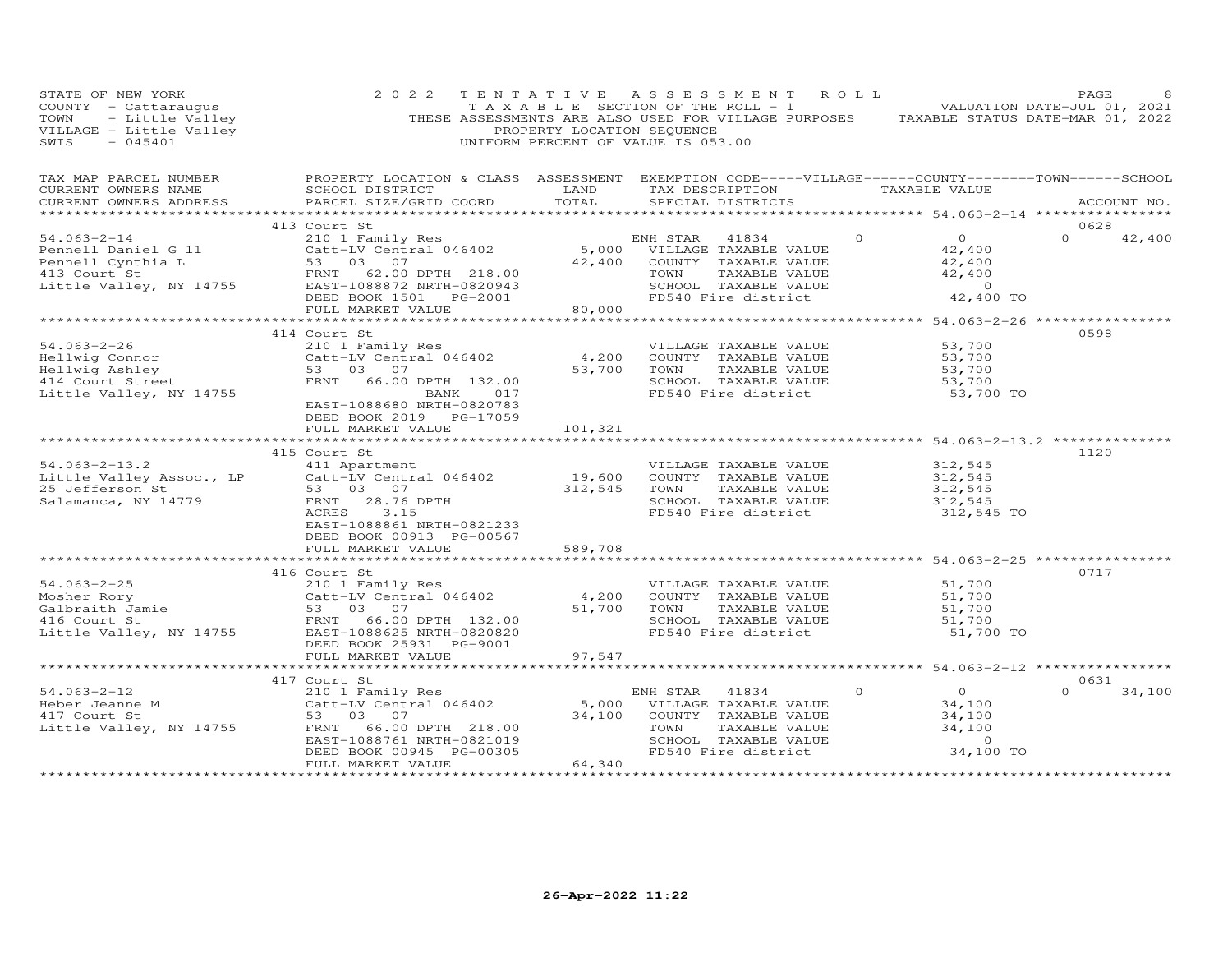STATE OF NEW YORK
COUNTY - Cattaraugus
TOWN - Little Valley
VILLAGE - Little Valley
SWIS - 045401

2022 TENTATIVE ASSESSMENT ROLL
TAXABLE SECTION OF THE ROLL - 1
THESE ASSESSMENTS ARE ALSO USED FOR VILLAGE PURPOSES
PROPERTY LOCATION SEQUENCE
UNIFORM PERCENT OF VALUE IS 053.00

VALUATION DATE-JUL 01, 2021
TAXABLE STATUS DATE-MAR 01, 2022

| TAX MAP PARCEL NUMBER / CURRENT OWNERS NAME / CURRENT OWNERS ADDRESS | PROPERTY LOCATION & CLASS / SCHOOL DISTRICT / PARCEL SIZE/GRID COORD | ASSESSMENT LAND / TOTAL | EXEMPTION CODE / TAX DESCRIPTION / SPECIAL DISTRICTS | VILLAGE | COUNTY TAXABLE VALUE | TOWN | SCHOOL | ACCOUNT NO. |
|---|---|---|---|---|---|---|---|---|
| 54.063-2-14 | 413 Court St | | | | | | | 0628 |
| 54.063-2-14 | 210 1 Family Res | | ENH STAR 41834 | 0 | 0 | | 0 | 42,400 |
| Pennell Daniel G ll | Catt-LV Central 046402 | 5,000 | VILLAGE TAXABLE VALUE | | 42,400 | | | |
| Pennell Cynthia L | 53 03 07 | 42,400 | COUNTY TAXABLE VALUE | | 42,400 | | | |
| 413 Court St | FRNT 62.00 DPTH 218.00 | | TOWN TAXABLE VALUE | | 42,400 | | | |
| Little Valley, NY 14755 | EAST-1088872 NRTH-0820943 | | SCHOOL TAXABLE VALUE | | 0 | | | |
| | DEED BOOK 1501 PG-2001 | | FD540 Fire district | | 42,400 TO | | | |
| | FULL MARKET VALUE | 80,000 | | | | | | |
| 54.063-2-26 | 414 Court St | | | | | | | 0598 |
| 54.063-2-26 | 210 1 Family Res | | VILLAGE TAXABLE VALUE | | 53,700 | | | |
| Hellwig Connor | Catt-LV Central 046402 | 4,200 | COUNTY TAXABLE VALUE | | 53,700 | | | |
| Hellwig Ashley | 53 03 07 | 53,700 | TOWN TAXABLE VALUE | | 53,700 | | | |
| 414 Court Street | FRNT 66.00 DPTH 132.00 | | SCHOOL TAXABLE VALUE | | 53,700 | | | |
| Little Valley, NY 14755 | BANK 017 | | FD540 Fire district | | 53,700 TO | | | |
| | EAST-1088680 NRTH-0820783 | | | | | | | |
| | DEED BOOK 2019 PG-17059 | | | | | | | |
| | FULL MARKET VALUE | 101,321 | | | | | | |
| 54.063-2-13.2 | 415 Court St | | | | | | | 1120 |
| 54.063-2-13.2 | 411 Apartment | | VILLAGE TAXABLE VALUE | | 312,545 | | | |
| Little Valley Assoc., LP | Catt-LV Central 046402 | 19,600 | COUNTY TAXABLE VALUE | | 312,545 | | | |
| 25 Jefferson St | 53 03 07 | 312,545 | TOWN TAXABLE VALUE | | 312,545 | | | |
| Salamanca, NY 14779 | FRNT 28.76 DPTH | | SCHOOL TAXABLE VALUE | | 312,545 | | | |
| | ACRES 3.15 | | FD540 Fire district | | 312,545 TO | | | |
| | EAST-1088861 NRTH-0821233 | | | | | | | |
| | DEED BOOK 00913 PG-00567 | | | | | | | |
| | FULL MARKET VALUE | 589,708 | | | | | | |
| 54.063-2-25 | 416 Court St | | | | | | | 0717 |
| 54.063-2-25 | 210 1 Family Res | | VILLAGE TAXABLE VALUE | | 51,700 | | | |
| Mosher Rory | Catt-LV Central 046402 | 4,200 | COUNTY TAXABLE VALUE | | 51,700 | | | |
| Galbraith Jamie | 53 03 07 | 51,700 | TOWN TAXABLE VALUE | | 51,700 | | | |
| 416 Court St | FRNT 66.00 DPTH 132.00 | | SCHOOL TAXABLE VALUE | | 51,700 | | | |
| Little Valley, NY 14755 | EAST-1088625 NRTH-0820820 | | FD540 Fire district | | 51,700 TO | | | |
| | DEED BOOK 25931 PG-9001 | | | | | | | |
| | FULL MARKET VALUE | 97,547 | | | | | | |
| 54.063-2-12 | 417 Court St | | | | | | | 0631 |
| 54.063-2-12 | 210 1 Family Res | | ENH STAR 41834 | 0 | 0 | | 0 | 34,100 |
| Heber Jeanne M | Catt-LV Central 046402 | 5,000 | VILLAGE TAXABLE VALUE | | 34,100 | | | |
| 417 Court St | 53 03 07 | 34,100 | COUNTY TAXABLE VALUE | | 34,100 | | | |
| Little Valley, NY 14755 | FRNT 66.00 DPTH 218.00 | | TOWN TAXABLE VALUE | | 34,100 | | | |
| | EAST-1088761 NRTH-0821019 | | SCHOOL TAXABLE VALUE | | 0 | | | |
| | DEED BOOK 00945 PG-00305 | | FD540 Fire district | | 34,100 TO | | | |
| | FULL MARKET VALUE | 64,340 | | | | | | |

26-Apr-2022 11:22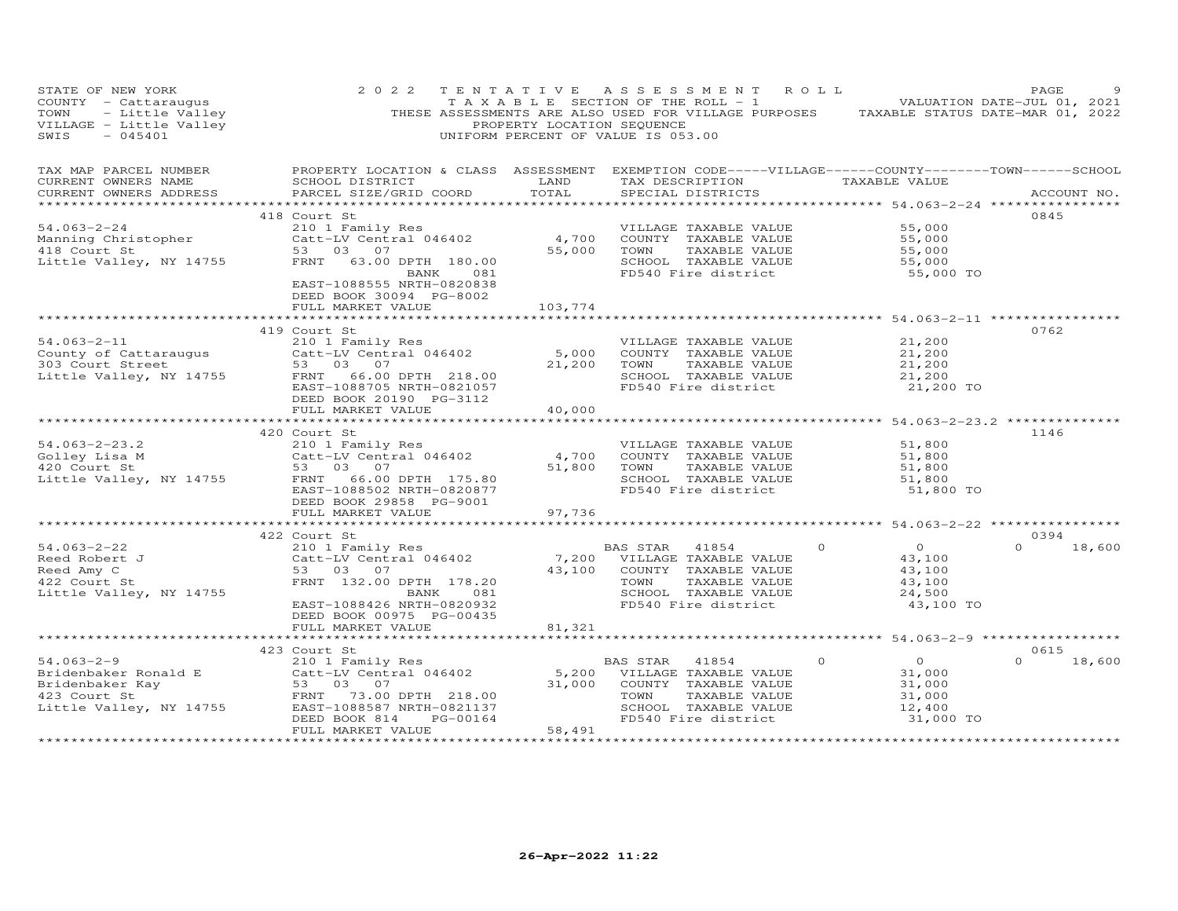STATE OF NEW YORK
COUNTY - Cattaraugus
TOWN - Little Valley
VILLAGE - Little Valley
SWIS - 045401

2022 TENTATIVE ASSESSMENT ROLL
TAXABLE SECTION OF THE ROLL - 1
THESE ASSESSMENTS ARE ALSO USED FOR VILLAGE PURPOSES
PROPERTY LOCATION SEQUENCE
UNIFORM PERCENT OF VALUE IS 053.00

VALUATION DATE-JUL 01, 2021
TAXABLE STATUS DATE-MAR 01, 2022

| TAX MAP PARCEL NUMBER / CURRENT OWNERS NAME / CURRENT OWNERS ADDRESS | PROPERTY LOCATION & CLASS / SCHOOL DISTRICT / PARCEL SIZE/GRID COORD | ASSESSMENT LAND | TOTAL | EXEMPTION CODE / TAX DESCRIPTION / SPECIAL DISTRICTS | VILLAGE | COUNTY / TOWN / SCHOOL TAXABLE VALUE | ACCOUNT NO. |
|---|---|---|---|---|---|---|---|
| **54.063-2-24** | 418 Court St | | | | | | 0845 |
| Manning Christopher | 210 1 Family Res | | | VILLAGE TAXABLE VALUE | | 55,000 | |
| 418 Court St | Catt-LV Central 046402 | 4,700 | | COUNTY TAXABLE VALUE | | 55,000 | |
| Little Valley, NY 14755 | 53 03 07 | | 55,000 | TOWN TAXABLE VALUE | | 55,000 | |
| | FRNT 63.00 DPTH 180.00 | | | SCHOOL TAXABLE VALUE | | 55,000 | |
| | BANK 081 | | | FD540 Fire district | | 55,000 TO | |
| | EAST-1088555 NRTH-0820838 | | | | | | |
| | DEED BOOK 30094 PG-8002 | | | | | | |
| | FULL MARKET VALUE | | 103,774 | | | | |
| **54.063-2-11** | 419 Court St | | | | | | 0762 |
| County of Cattaraugus | 210 1 Family Res | | | VILLAGE TAXABLE VALUE | | 21,200 | |
| 303 Court Street | Catt-LV Central 046402 | 5,000 | | COUNTY TAXABLE VALUE | | 21,200 | |
| Little Valley, NY 14755 | 53 03 07 | | 21,200 | TOWN TAXABLE VALUE | | 21,200 | |
| | FRNT 66.00 DPTH 218.00 | | | SCHOOL TAXABLE VALUE | | 21,200 | |
| | EAST-1088705 NRTH-0821057 | | | FD540 Fire district | | 21,200 TO | |
| | DEED BOOK 20190 PG-3112 | | | | | | |
| | FULL MARKET VALUE | | 40,000 | | | | |
| **54.063-2-23.2** | 420 Court St | | | | | | 1146 |
| Golley Lisa M | 210 1 Family Res | | | VILLAGE TAXABLE VALUE | | 51,800 | |
| 420 Court St | Catt-LV Central 046402 | 4,700 | | COUNTY TAXABLE VALUE | | 51,800 | |
| Little Valley, NY 14755 | 53 03 07 | | 51,800 | TOWN TAXABLE VALUE | | 51,800 | |
| | FRNT 66.00 DPTH 175.80 | | | SCHOOL TAXABLE VALUE | | 51,800 | |
| | EAST-1088502 NRTH-0820877 | | | FD540 Fire district | | 51,800 TO | |
| | DEED BOOK 29858 PG-9001 | | | | | | |
| | FULL MARKET VALUE | | 97,736 | | | | |
| **54.063-2-22** | 422 Court St | | | | | | 0394 |
| Reed Robert J | 210 1 Family Res | | | BAS STAR 41854 | 0 | 0 | 0 18,600 |
| Reed Amy C | Catt-LV Central 046402 | 7,200 | | VILLAGE TAXABLE VALUE | | 43,100 | |
| 422 Court St | 53 03 07 | | 43,100 | COUNTY TAXABLE VALUE | | 43,100 | |
| Little Valley, NY 14755 | FRNT 132.00 DPTH 178.20 | | | TOWN TAXABLE VALUE | | 43,100 | |
| | BANK 081 | | | SCHOOL TAXABLE VALUE | | 24,500 | |
| | EAST-1088426 NRTH-0820932 | | | FD540 Fire district | | 43,100 TO | |
| | DEED BOOK 00975 PG-00435 | | | | | | |
| | FULL MARKET VALUE | | 81,321 | | | | |
| **54.063-2-9** | 423 Court St | | | | | | 0615 |
| Bridenbaker Ronald E | 210 1 Family Res | | | BAS STAR 41854 | 0 | 0 | 0 18,600 |
| Bridenbaker Kay | Catt-LV Central 046402 | 5,200 | | VILLAGE TAXABLE VALUE | | 31,000 | |
| 423 Court St | 53 03 07 | | 31,000 | COUNTY TAXABLE VALUE | | 31,000 | |
| Little Valley, NY 14755 | FRNT 73.00 DPTH 218.00 | | | TOWN TAXABLE VALUE | | 31,000 | |
| | EAST-1088587 NRTH-0821137 | | | SCHOOL TAXABLE VALUE | | 12,400 | |
| | DEED BOOK 814 PG-00164 | | | FD540 Fire district | | 31,000 TO | |
| | FULL MARKET VALUE | | 58,491 | | | | |

26-Apr-2022 11:22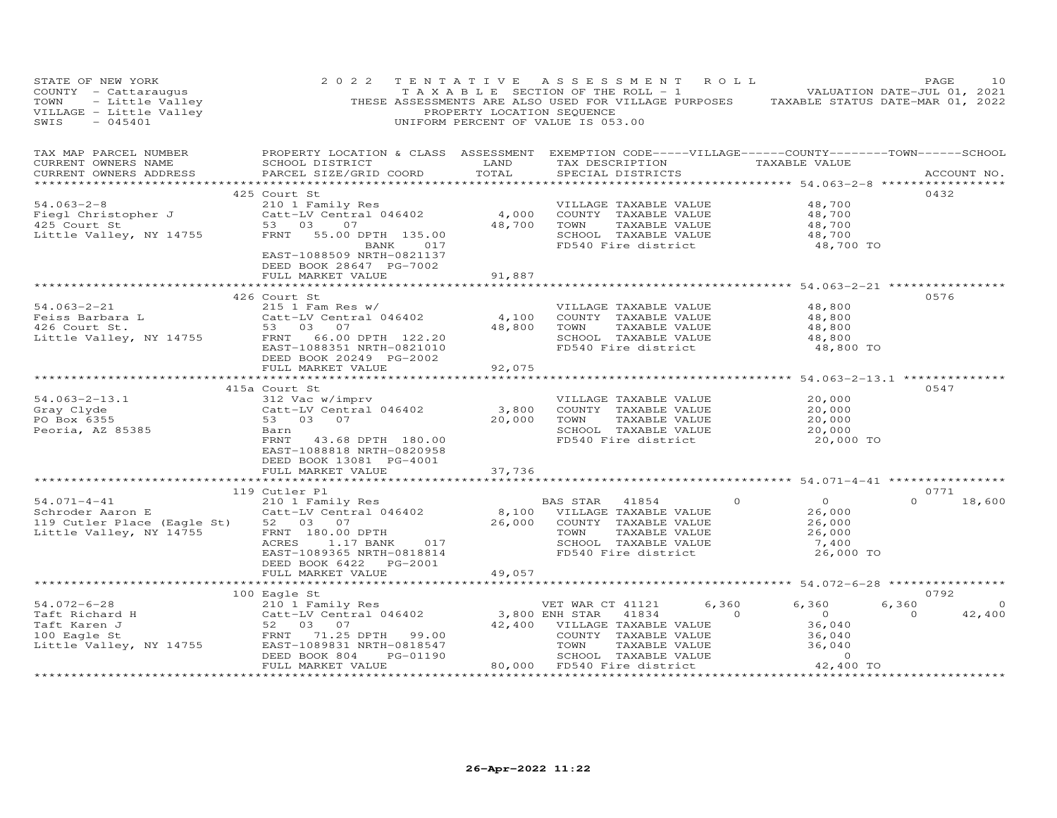STATE OF NEW YORK
COUNTY - Cattaraugus
TOWN - Little Valley
VILLAGE - Little Valley
SWIS - 045401

2022 TENTATIVE ASSESSMENT ROLL
TAXABLE SECTION OF THE ROLL - 1
THESE ASSESSMENTS ARE ALSO USED FOR VILLAGE PURPOSES
PROPERTY LOCATION SEQUENCE
UNIFORM PERCENT OF VALUE IS 053.00

VALUATION DATE-JUL 01, 2021
TAXABLE STATUS DATE-MAR 01, 2022

| TAX MAP PARCEL NUMBER / CURRENT OWNERS NAME / CURRENT OWNERS ADDRESS | PROPERTY LOCATION & CLASS / SCHOOL DISTRICT / PARCEL SIZE/GRID COORD | ASSESSMENT LAND | TOTAL | EXEMPTION CODE / TAX DESCRIPTION / SPECIAL DISTRICTS | VILLAGE | COUNTY TAXABLE VALUE | TOWN | SCHOOL | ACCOUNT NO. |
|---|---|---|---|---|---|---|---|---|---|
| 54.063-2-8 | 425 Court St | | | | | | | | 0432 |
| Fiegl Christopher J | 210 1 Family Res | | | VILLAGE TAXABLE VALUE | | 48,700 | | | |
| 425 Court St | Catt-LV Central 046402 | 4,000 | | COUNTY TAXABLE VALUE | | 48,700 | | | |
| Little Valley, NY 14755 | 53 03 07 | | 48,700 | TOWN TAXABLE VALUE | | 48,700 | | | |
| | FRNT 55.00 DPTH 135.00 BANK 017 | | | SCHOOL TAXABLE VALUE | | 48,700 | | | |
| | EAST-1088509 NRTH-0821137 | | | FD540 Fire district | | 48,700 TO | | | |
| | DEED BOOK 28647 PG-7002 | | | | | | | | |
| | FULL MARKET VALUE | | 91,887 | | | | | | |
| 54.063-2-21 | 426 Court St | | | | | | | | 0576 |
| Feiss Barbara L | 215 1 Fam Res w/ | | | VILLAGE TAXABLE VALUE | | 48,800 | | | |
| 426 Court St. | Catt-LV Central 046402 | 4,100 | | COUNTY TAXABLE VALUE | | 48,800 | | | |
| Little Valley, NY 14755 | 53 03 07 | | 48,800 | TOWN TAXABLE VALUE | | 48,800 | | | |
| | FRNT 66.00 DPTH 122.20 | | | SCHOOL TAXABLE VALUE | | 48,800 | | | |
| | EAST-1088351 NRTH-0821010 | | | FD540 Fire district | | 48,800 TO | | | |
| | DEED BOOK 20249 PG-2002 | | | | | | | | |
| | FULL MARKET VALUE | | 92,075 | | | | | | |
| 54.063-2-13.1 | 415a Court St | | | | | | | | 0547 |
| Gray Clyde | 312 Vac w/imprv | | | VILLAGE TAXABLE VALUE | | 20,000 | | | |
| PO Box 6355 | Catt-LV Central 046402 | 3,800 | | COUNTY TAXABLE VALUE | | 20,000 | | | |
| Peoria, AZ 85385 | 53 03 07 | | 20,000 | TOWN TAXABLE VALUE | | 20,000 | | | |
| | Barn | | | SCHOOL TAXABLE VALUE | | 20,000 | | | |
| | FRNT 43.68 DPTH 180.00 | | | FD540 Fire district | | 20,000 TO | | | |
| | EAST-1088818 NRTH-0820958 | | | | | | | | |
| | DEED BOOK 13081 PG-4001 | | | | | | | | |
| | FULL MARKET VALUE | | 37,736 | | | | | | |
| 54.071-4-41 | 119 Cutler Pl | | | | | | | | 0771 |
| Schroder Aaron E | 210 1 Family Res | | | BAS STAR 41854 | 0 | 0 | 0 | 18,600 | |
| 119 Cutler Place (Eagle St) | Catt-LV Central 046402 | 8,100 | | VILLAGE TAXABLE VALUE | | 26,000 | | | |
| Little Valley, NY 14755 | 52 03 07 | | 26,000 | COUNTY TAXABLE VALUE | | 26,000 | | | |
| | FRNT 180.00 DPTH | | | TOWN TAXABLE VALUE | | 26,000 | | | |
| | ACRES 1.17 BANK 017 | | | SCHOOL TAXABLE VALUE | | 7,400 | | | |
| | EAST-1089365 NRTH-0818814 | | | FD540 Fire district | | 26,000 TO | | | |
| | DEED BOOK 6422 PG-2001 | | | | | | | | |
| | FULL MARKET VALUE | | 49,057 | | | | | | |
| 54.072-6-28 | 100 Eagle St | | | | | | | | 0792 |
| Taft Richard H | 210 1 Family Res | | | VET WAR CT 41121 | 6,360 | 6,360 | 6,360 | 0 | |
| Taft Karen J | Catt-LV Central 046402 | 3,800 | | ENH STAR 41834 | 0 | 0 | 0 | 42,400 | |
| 100 Eagle St | 52 03 07 | | 42,400 | VILLAGE TAXABLE VALUE | | 36,040 | | | |
| Little Valley, NY 14755 | FRNT 71.25 DPTH 99.00 | | | COUNTY TAXABLE VALUE | | 36,040 | | | |
| | EAST-1089831 NRTH-0818547 | | | TOWN TAXABLE VALUE | | 36,040 | | | |
| | DEED BOOK 804 PG-01190 | | | SCHOOL TAXABLE VALUE | | 0 | | | |
| | FULL MARKET VALUE | | 80,000 | FD540 Fire district | | 42,400 TO | | | |

26-Apr-2022 11:22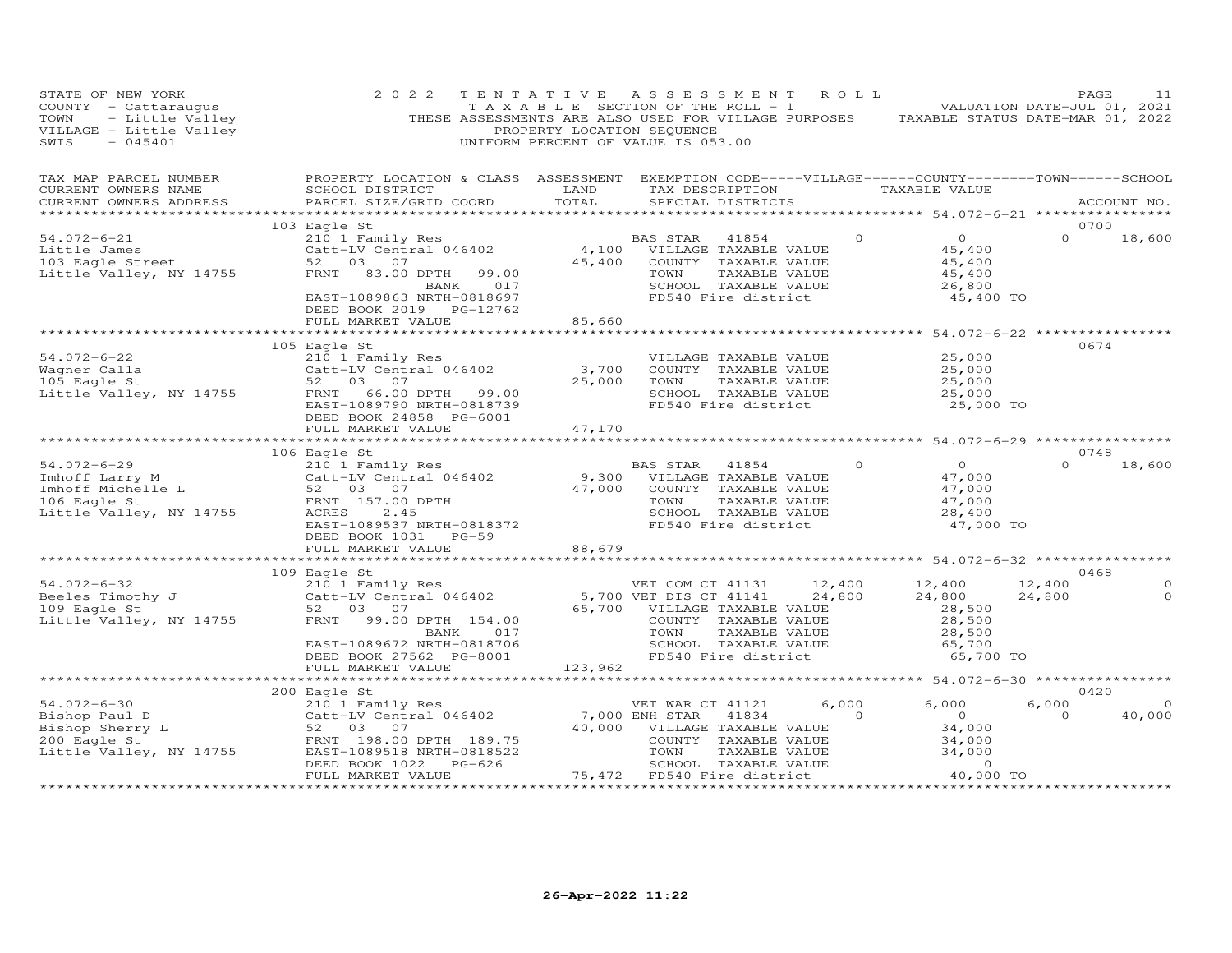STATE OF NEW YORK — 2022 TENTATIVE ASSESSMENT ROLL
COUNTY - Cattaraugus — TAXABLE SECTION OF THE ROLL - 1 — VALUATION DATE-JUL 01, 2021
TOWN - Little Valley — THESE ASSESSMENTS ARE ALSO USED FOR VILLAGE PURPOSES — TAXABLE STATUS DATE-MAR 01, 2022
VILLAGE - Little Valley — PROPERTY LOCATION SEQUENCE
SWIS - 045401 — UNIFORM PERCENT OF VALUE IS 053.00

| TAX MAP PARCEL NUMBER / CURRENT OWNERS NAME / CURRENT OWNERS ADDRESS | PROPERTY LOCATION & CLASS / SCHOOL DISTRICT / PARCEL SIZE/GRID COORD | ASSESSMENT LAND | TOTAL | EXEMPTION CODE / TAX DESCRIPTION / SPECIAL DISTRICTS | VILLAGE | COUNTY TAXABLE VALUE | TOWN | SCHOOL | ACCOUNT NO. |
|---|---|---|---|---|---|---|---|---|---|
| 54.072-6-21 | 103 Eagle St | | | | | | | | 0700 |
| Little James | 210 1 Family Res | | | BAS STAR 41854 | 0 | 0 | 0 | 18,600 | |
| 103 Eagle Street | Catt-LV Central 046402 | 4,100 | | VILLAGE TAXABLE VALUE | | 45,400 | | | |
| Little Valley, NY 14755 | 52 03 07 | | 45,400 | COUNTY TAXABLE VALUE | | 45,400 | | | |
| | FRNT 83.00 DPTH 99.00 | | | TOWN TAXABLE VALUE | | 45,400 | | | |
| | BANK 017 | | | SCHOOL TAXABLE VALUE | | 26,800 | | | |
| | EAST-1089863 NRTH-0818697 | | | FD540 Fire district | | 45,400 TO | | | |
| | DEED BOOK 2019 PG-12762 | | | | | | | | |
| | FULL MARKET VALUE | | 85,660 | | | | | | |
| 54.072-6-22 | 105 Eagle St | | | | | | | | 0674 |
| Wagner Calla | 210 1 Family Res | | | VILLAGE TAXABLE VALUE | | 25,000 | | | |
| 105 Eagle St | Catt-LV Central 046402 | 3,700 | | COUNTY TAXABLE VALUE | | 25,000 | | | |
| Little Valley, NY 14755 | 52 03 07 | | 25,000 | TOWN TAXABLE VALUE | | 25,000 | | | |
| | FRNT 66.00 DPTH 99.00 | | | SCHOOL TAXABLE VALUE | | 25,000 | | | |
| | EAST-1089790 NRTH-0818739 | | | FD540 Fire district | | 25,000 TO | | | |
| | DEED BOOK 24858 PG-6001 | | | | | | | | |
| | FULL MARKET VALUE | | 47,170 | | | | | | |
| 54.072-6-29 | 106 Eagle St | | | | | | | | 0748 |
| Imhoff Larry M | 210 1 Family Res | | | BAS STAR 41854 | 0 | 0 | 0 | 18,600 | |
| Imhoff Michelle L | Catt-LV Central 046402 | 9,300 | | VILLAGE TAXABLE VALUE | | 47,000 | | | |
| 106 Eagle St | 52 03 07 | | 47,000 | COUNTY TAXABLE VALUE | | 47,000 | | | |
| Little Valley, NY 14755 | FRNT 157.00 DPTH | | | TOWN TAXABLE VALUE | | 47,000 | | | |
| | ACRES 2.45 | | | SCHOOL TAXABLE VALUE | | 28,400 | | | |
| | EAST-1089537 NRTH-0818372 | | | FD540 Fire district | | 47,000 TO | | | |
| | DEED BOOK 1031 PG-59 | | | | | | | | |
| | FULL MARKET VALUE | | 88,679 | | | | | | |
| 54.072-6-32 | 109 Eagle St | | | | | | | | 0468 |
| Beeles Timothy J | 210 1 Family Res | | | VET COM CT 41131 | 12,400 | 12,400 | 12,400 | 0 | |
| 109 Eagle St | Catt-LV Central 046402 | 5,700 | | VET DIS CT 41141 | 24,800 | 24,800 | 24,800 | 0 | |
| Little Valley, NY 14755 | 52 03 07 | | 65,700 | VILLAGE TAXABLE VALUE | | 28,500 | | | |
| | FRNT 99.00 DPTH 154.00 | | | COUNTY TAXABLE VALUE | | 28,500 | | | |
| | BANK 017 | | | TOWN TAXABLE VALUE | | 28,500 | | | |
| | EAST-1089672 NRTH-0818706 | | | SCHOOL TAXABLE VALUE | | 65,700 | | | |
| | DEED BOOK 27562 PG-8001 | | | FD540 Fire district | | 65,700 TO | | | |
| | FULL MARKET VALUE | | 123,962 | | | | | | |
| 54.072-6-30 | 200 Eagle St | | | | | | | | 0420 |
| Bishop Paul D | 210 1 Family Res | | | VET WAR CT 41121 | 6,000 | 6,000 | 6,000 | 0 | |
| Bishop Sherry L | Catt-LV Central 046402 | 7,000 | | ENH STAR 41834 | 0 | 0 | 0 | 40,000 | |
| 200 Eagle St | 52 03 07 | | 40,000 | VILLAGE TAXABLE VALUE | | 34,000 | | | |
| Little Valley, NY 14755 | FRNT 198.00 DPTH 189.75 | | | COUNTY TAXABLE VALUE | | 34,000 | | | |
| | EAST-1089518 NRTH-0818522 | | | TOWN TAXABLE VALUE | | 34,000 | | | |
| | DEED BOOK 1022 PG-626 | | | SCHOOL TAXABLE VALUE | | 0 | | | |
| | FULL MARKET VALUE | | 75,472 | FD540 Fire district | | 40,000 TO | | | |

26-Apr-2022 11:22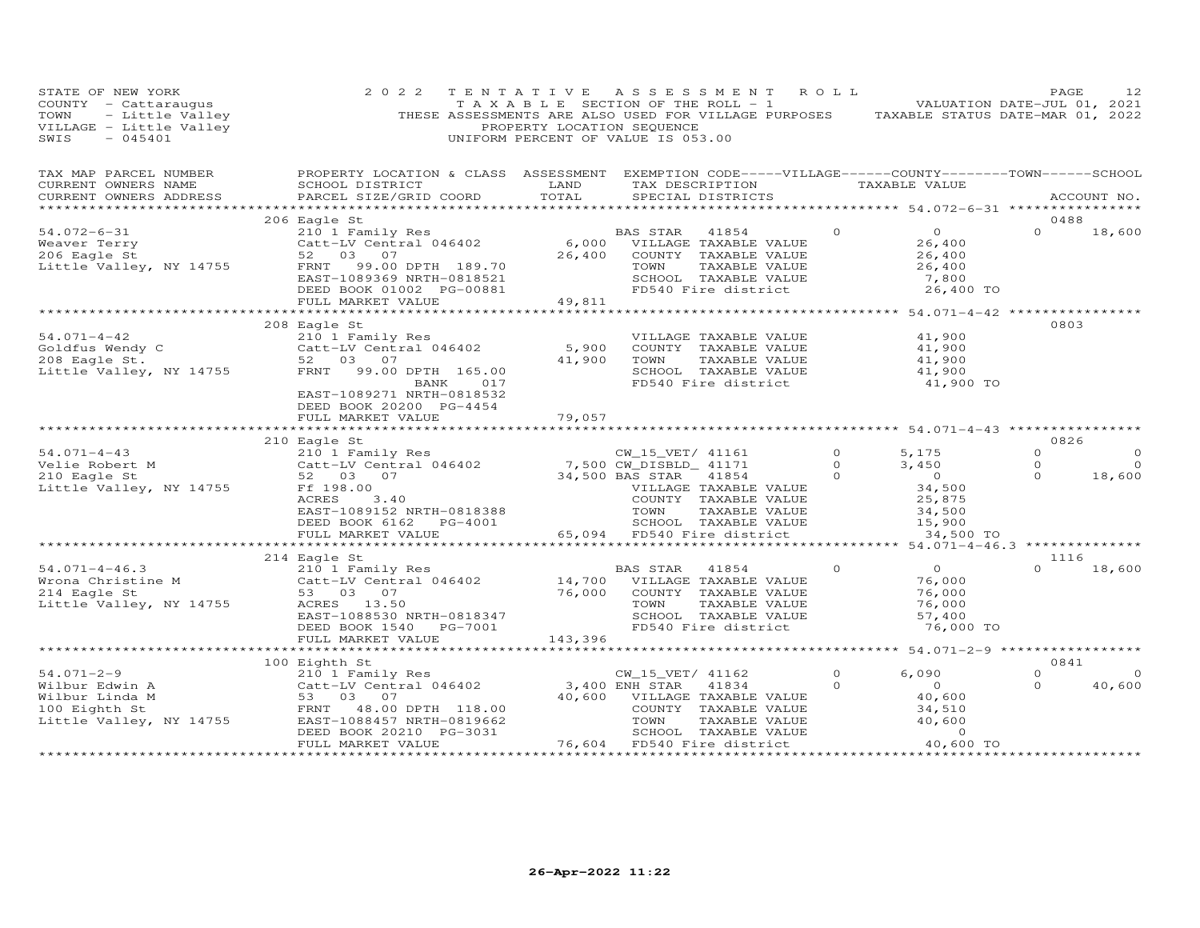STATE OF NEW YORK
COUNTY - Cattaraugus
TOWN - Little Valley
VILLAGE - Little Valley
SWIS - 045401

2022 TENTATIVE ASSESSMENT ROLL
TAXABLE SECTION OF THE ROLL - 1
THESE ASSESSMENTS ARE ALSO USED FOR VILLAGE PURPOSES
PROPERTY LOCATION SEQUENCE
UNIFORM PERCENT OF VALUE IS 053.00

VALUATION DATE-JUL 01, 2021
TAXABLE STATUS DATE-MAR 01, 2022

| TAX MAP PARCEL NUMBER / CURRENT OWNERS NAME / CURRENT OWNERS ADDRESS | PROPERTY LOCATION & CLASS / SCHOOL DISTRICT / PARCEL SIZE/GRID COORD | ASSESSMENT LAND / TOTAL | EXEMPTION CODE / TAX DESCRIPTION / SPECIAL DISTRICTS | VILLAGE | COUNTY / TAXABLE VALUE | TOWN | SCHOOL / ACCOUNT NO. |
|---|---|---|---|---|---|---|---|
| **54.072-6-31** | 206 Eagle St | | | | | | 0488 |
| 54.072-6-31 | 210 1 Family Res | | BAS STAR 41854 | 0 | 0 | 0 | 18,600 |
| Weaver Terry | Catt-LV Central 046402 | 6,000 | VILLAGE TAXABLE VALUE | | 26,400 | | |
| 206 Eagle St | 52 03 07 | 26,400 | COUNTY TAXABLE VALUE | | 26,400 | | |
| Little Valley, NY 14755 | FRNT 99.00 DPTH 189.70 | | TOWN TAXABLE VALUE | | 26,400 | | |
| | EAST-1089369 NRTH-0818521 | | SCHOOL TAXABLE VALUE | | 7,800 | | |
| | DEED BOOK 01002 PG-00881 | | FD540 Fire district | | 26,400 TO | | |
| | FULL MARKET VALUE | 49,811 | | | | | |
| **54.071-4-42** | 208 Eagle St | | | | | | 0803 |
| 54.071-4-42 | 210 1 Family Res | | VILLAGE TAXABLE VALUE | | 41,900 | | |
| Goldfus Wendy C | Catt-LV Central 046402 | 5,900 | COUNTY TAXABLE VALUE | | 41,900 | | |
| 208 Eagle St. | 52 03 07 | 41,900 | TOWN TAXABLE VALUE | | 41,900 | | |
| Little Valley, NY 14755 | FRNT 99.00 DPTH 165.00 | | SCHOOL TAXABLE VALUE | | 41,900 | | |
| | BANK 017 | | FD540 Fire district | | 41,900 TO | | |
| | EAST-1089271 NRTH-0818532 | | | | | | |
| | DEED BOOK 20200 PG-4454 | | | | | | |
| | FULL MARKET VALUE | 79,057 | | | | | |
| **54.071-4-43** | 210 Eagle St | | | | | | 0826 |
| 54.071-4-43 | 210 1 Family Res | | CW_15_VET/ 41161 | 0 | 5,175 | 0 | 0 |
| Velie Robert M | Catt-LV Central 046402 | 7,500 | CW_DISBLD_ 41171 | 0 | 3,450 | 0 | 0 |
| 210 Eagle St | 52 03 07 | 34,500 | BAS STAR 41854 | 0 | 0 | 0 | 18,600 |
| Little Valley, NY 14755 | Ff 198.00 | | VILLAGE TAXABLE VALUE | | 34,500 | | |
| | ACRES 3.40 | | COUNTY TAXABLE VALUE | | 25,875 | | |
| | EAST-1089152 NRTH-0818388 | | TOWN TAXABLE VALUE | | 34,500 | | |
| | DEED BOOK 6162 PG-4001 | | SCHOOL TAXABLE VALUE | | 15,900 | | |
| | FULL MARKET VALUE | 65,094 | FD540 Fire district | | 34,500 TO | | |
| **54.071-4-46.3** | 214 Eagle St | | | | | | 1116 |
| 54.071-4-46.3 | 210 1 Family Res | | BAS STAR 41854 | 0 | 0 | 0 | 18,600 |
| Wrona Christine M | Catt-LV Central 046402 | 14,700 | VILLAGE TAXABLE VALUE | | 76,000 | | |
| 214 Eagle St | 53 03 07 | 76,000 | COUNTY TAXABLE VALUE | | 76,000 | | |
| Little Valley, NY 14755 | ACRES 13.50 | | TOWN TAXABLE VALUE | | 76,000 | | |
| | EAST-1088530 NRTH-0818347 | | SCHOOL TAXABLE VALUE | | 57,400 | | |
| | DEED BOOK 1540 PG-7001 | | FD540 Fire district | | 76,000 TO | | |
| | FULL MARKET VALUE | 143,396 | | | | | |
| **54.071-2-9** | 100 Eighth St | | | | | | 0841 |
| 54.071-2-9 | 210 1 Family Res | | CW_15_VET/ 41162 | 0 | 6,090 | 0 | 0 |
| Wilbur Edwin A | Catt-LV Central 046402 | 3,400 | ENH STAR 41834 | 0 | 0 | 0 | 40,600 |
| Wilbur Linda M | 53 03 07 | 40,600 | VILLAGE TAXABLE VALUE | | 40,600 | | |
| 100 Eighth St | FRNT 48.00 DPTH 118.00 | | COUNTY TAXABLE VALUE | | 34,510 | | |
| Little Valley, NY 14755 | EAST-1088457 NRTH-0819662 | | TOWN TAXABLE VALUE | | 40,600 | | |
| | DEED BOOK 20210 PG-3031 | | SCHOOL TAXABLE VALUE | | 0 | | |
| | FULL MARKET VALUE | 76,604 | FD540 Fire district | | 40,600 TO | | |

26-Apr-2022 11:22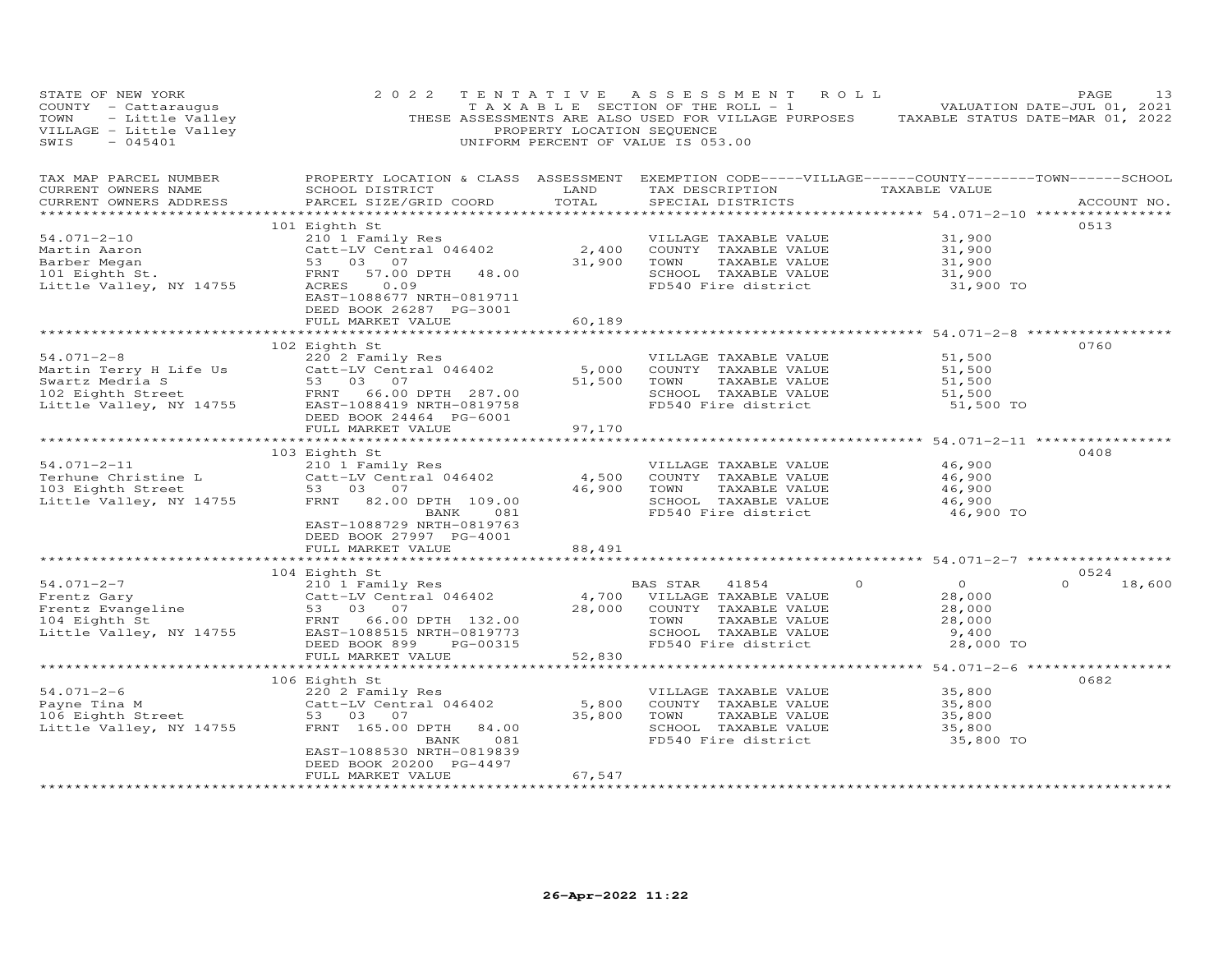STATE OF NEW YORK
COUNTY - Cattaraugus
TOWN - Little Valley
VILLAGE - Little Valley
SWIS - 045401

2022 TENTATIVE ASSESSMENT ROLL
TAXABLE SECTION OF THE ROLL - 1
THESE ASSESSMENTS ARE ALSO USED FOR VILLAGE PURPOSES
PROPERTY LOCATION SEQUENCE
UNIFORM PERCENT OF VALUE IS 053.00

VALUATION DATE-JUL 01, 2021
TAXABLE STATUS DATE-MAR 01, 2022

| TAX MAP PARCEL NUMBER / CURRENT OWNERS NAME / CURRENT OWNERS ADDRESS | PROPERTY LOCATION & CLASS / SCHOOL DISTRICT / PARCEL SIZE/GRID COORD | ASSESSMENT LAND / TOTAL | EXEMPTION CODE-----VILLAGE------COUNTY--------TOWN------SCHOOL / TAX DESCRIPTION / SPECIAL DISTRICTS | TAXABLE VALUE | ACCOUNT NO. |
|---|---|---|---|---|---|
| **54.071-2-10** | 101 Eighth St | | | | 0513 |
| Martin Aaron | 210 1 Family Res | | VILLAGE TAXABLE VALUE | 31,900 | |
| Barber Megan | Catt-LV Central 046402 | 2,400 | COUNTY TAXABLE VALUE | 31,900 | |
| 101 Eighth St. | 53 03 07 | 31,900 | TOWN TAXABLE VALUE | 31,900 | |
| Little Valley, NY 14755 | FRNT 57.00 DPTH 48.00 | | SCHOOL TAXABLE VALUE | 31,900 | |
| | ACRES 0.09 | | FD540 Fire district | 31,900 TO | |
| | EAST-1088677 NRTH-0819711 | | | | |
| | DEED BOOK 26287 PG-3001 | | | | |
| | FULL MARKET VALUE | 60,189 | | | |
| **54.071-2-8** | 102 Eighth St | | | | 0760 |
| Martin Terry H Life Us | 220 2 Family Res | | VILLAGE TAXABLE VALUE | 51,500 | |
| Swartz Medria S | Catt-LV Central 046402 | 5,000 | COUNTY TAXABLE VALUE | 51,500 | |
| 102 Eighth Street | 53 03 07 | 51,500 | TOWN TAXABLE VALUE | 51,500 | |
| Little Valley, NY 14755 | FRNT 66.00 DPTH 287.00 | | SCHOOL TAXABLE VALUE | 51,500 | |
| | EAST-1088419 NRTH-0819758 | | FD540 Fire district | 51,500 TO | |
| | DEED BOOK 24464 PG-6001 | | | | |
| | FULL MARKET VALUE | 97,170 | | | |
| **54.071-2-11** | 103 Eighth St | | | | 0408 |
| Terhune Christine L | 210 1 Family Res | | VILLAGE TAXABLE VALUE | 46,900 | |
| 103 Eighth Street | Catt-LV Central 046402 | 4,500 | COUNTY TAXABLE VALUE | 46,900 | |
| Little Valley, NY 14755 | 53 03 07 | 46,900 | TOWN TAXABLE VALUE | 46,900 | |
| | FRNT 82.00 DPTH 109.00 | | SCHOOL TAXABLE VALUE | 46,900 | |
| | BANK 081 | | FD540 Fire district | 46,900 TO | |
| | EAST-1088729 NRTH-0819763 | | | | |
| | DEED BOOK 27997 PG-4001 | | | | |
| | FULL MARKET VALUE | 88,491 | | | |
| **54.071-2-7** | 104 Eighth St | | | | 0524 |
| Frentz Gary | 210 1 Family Res | | BAS STAR 41854 0 | 0 | 0 18,600 |
| Frentz Evangeline | Catt-LV Central 046402 | 4,700 | VILLAGE TAXABLE VALUE | 28,000 | |
| 104 Eighth St | 53 03 07 | 28,000 | COUNTY TAXABLE VALUE | 28,000 | |
| Little Valley, NY 14755 | FRNT 66.00 DPTH 132.00 | | TOWN TAXABLE VALUE | 28,000 | |
| | EAST-1088515 NRTH-0819773 | | SCHOOL TAXABLE VALUE | 9,400 | |
| | DEED BOOK 899 PG-00315 | | FD540 Fire district | 28,000 TO | |
| | FULL MARKET VALUE | 52,830 | | | |
| **54.071-2-6** | 106 Eighth St | | | | 0682 |
| Payne Tina M | 220 2 Family Res | | VILLAGE TAXABLE VALUE | 35,800 | |
| 106 Eighth Street | Catt-LV Central 046402 | 5,800 | COUNTY TAXABLE VALUE | 35,800 | |
| Little Valley, NY 14755 | 53 03 07 | 35,800 | TOWN TAXABLE VALUE | 35,800 | |
| | FRNT 165.00 DPTH 84.00 | | SCHOOL TAXABLE VALUE | 35,800 | |
| | BANK 081 | | FD540 Fire district | 35,800 TO | |
| | EAST-1088530 NRTH-0819839 | | | | |
| | DEED BOOK 20200 PG-4497 | | | | |
| | FULL MARKET VALUE | 67,547 | | | |

26-Apr-2022 11:22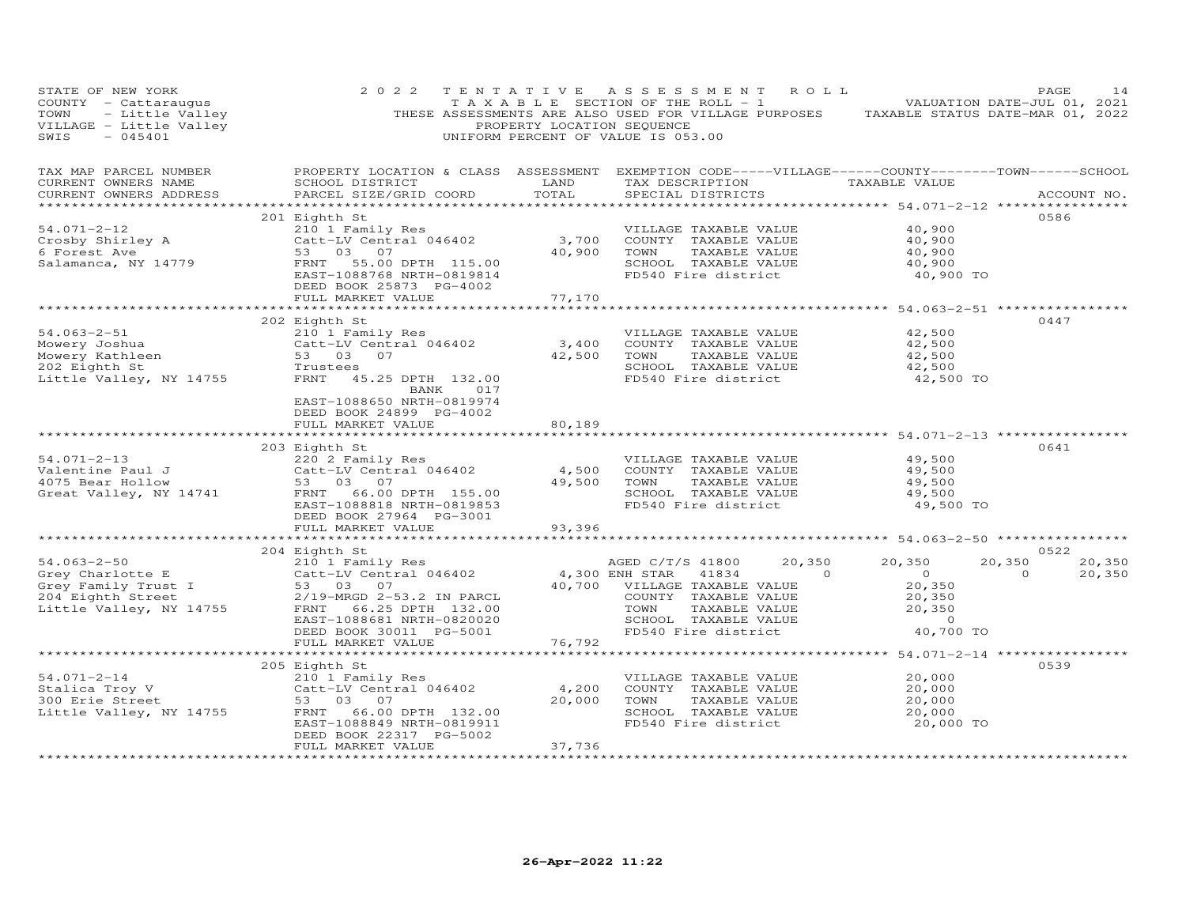STATE OF NEW YORK
COUNTY - Cattaraugus
TOWN - Little Valley
VILLAGE - Little Valley
SWIS - 045401

2022 TENTATIVE ASSESSMENT ROLL
TAXABLE SECTION OF THE ROLL - 1
THESE ASSESSMENTS ARE ALSO USED FOR VILLAGE PURPOSES
PROPERTY LOCATION SEQUENCE
UNIFORM PERCENT OF VALUE IS 053.00

VALUATION DATE-JUL 01, 2021
TAXABLE STATUS DATE-MAR 01, 2022

| TAX MAP PARCEL NUMBER / CURRENT OWNERS NAME / CURRENT OWNERS ADDRESS | PROPERTY LOCATION & CLASS / SCHOOL DISTRICT / PARCEL SIZE/GRID COORD | ASSESSMENT LAND | TOTAL | EXEMPTION CODE / TAX DESCRIPTION / SPECIAL DISTRICTS | VILLAGE | COUNTY | TOWN | SCHOOL / TAXABLE VALUE | ACCOUNT NO. |
|---|---|---|---|---|---|---|---|---|---|
| **54.071-2-12** | 201 Eighth St | | | | | | | | 0586 |
| Crosby Shirley A | 210 1 Family Res | | | VILLAGE TAXABLE VALUE | | | | 40,900 | |
| 6 Forest Ave | Catt-LV Central 046402 | 3,700 | | COUNTY TAXABLE VALUE | | | | 40,900 | |
| Salamanca, NY 14779 | 53 03 07 | | 40,900 | TOWN TAXABLE VALUE | | | | 40,900 | |
| | FRNT 55.00 DPTH 115.00 | | | SCHOOL TAXABLE VALUE | | | | 40,900 | |
| | EAST-1088768 NRTH-0819814 | | | FD540 Fire district | | | | 40,900 TO | |
| | DEED BOOK 25873 PG-4002 | | | | | | | | |
| | FULL MARKET VALUE | | 77,170 | | | | | | |
| **54.063-2-51** | 202 Eighth St | | | | | | | | 0447 |
| Mowery Joshua | 210 1 Family Res | | | VILLAGE TAXABLE VALUE | | | | 42,500 | |
| Mowery Kathleen | Catt-LV Central 046402 | 3,400 | | COUNTY TAXABLE VALUE | | | | 42,500 | |
| 202 Eighth St | 53 03 07 | | 42,500 | TOWN TAXABLE VALUE | | | | 42,500 | |
| Little Valley, NY 14755 | Trustees | | | SCHOOL TAXABLE VALUE | | | | 42,500 | |
| | FRNT 45.25 DPTH 132.00 | | | FD540 Fire district | | | | 42,500 TO | |
| | BANK 017 | | | | | | | | |
| | EAST-1088650 NRTH-0819974 | | | | | | | | |
| | DEED BOOK 24899 PG-4002 | | | | | | | | |
| | FULL MARKET VALUE | | 80,189 | | | | | | |
| **54.071-2-13** | 203 Eighth St | | | | | | | | 0641 |
| Valentine Paul J | 220 2 Family Res | | | VILLAGE TAXABLE VALUE | | | | 49,500 | |
| 4075 Bear Hollow | Catt-LV Central 046402 | 4,500 | | COUNTY TAXABLE VALUE | | | | 49,500 | |
| Great Valley, NY 14741 | 53 03 07 | | 49,500 | TOWN TAXABLE VALUE | | | | 49,500 | |
| | FRNT 66.00 DPTH 155.00 | | | SCHOOL TAXABLE VALUE | | | | 49,500 | |
| | EAST-1088818 NRTH-0819853 | | | FD540 Fire district | | | | 49,500 TO | |
| | DEED BOOK 27964 PG-3001 | | | | | | | | |
| | FULL MARKET VALUE | | 93,396 | | | | | | |
| **54.063-2-50** | 204 Eighth St | | | | | | | | 0522 |
| Grey Charlotte E | 210 1 Family Res | | | AGED C/T/S 41800 | 20,350 | 20,350 | 20,350 | 20,350 | |
| Grey Family Trust I | Catt-LV Central 046402 | 4,300 | | ENH STAR 41834 | 0 | 0 | 0 | 20,350 | |
| 204 Eighth Street | 53 03 07 | | 40,700 | VILLAGE TAXABLE VALUE | | | | 20,350 | |
| Little Valley, NY 14755 | 2/19-MRGD 2-53.2 IN PARCL | | | COUNTY TAXABLE VALUE | | | | 20,350 | |
| | FRNT 66.25 DPTH 132.00 | | | TOWN TAXABLE VALUE | | | | 20,350 | |
| | EAST-1088681 NRTH-0820020 | | | SCHOOL TAXABLE VALUE | | | | 0 | |
| | DEED BOOK 30011 PG-5001 | | | FD540 Fire district | | | | 40,700 TO | |
| | FULL MARKET VALUE | | 76,792 | | | | | | |
| **54.071-2-14** | 205 Eighth St | | | | | | | | 0539 |
| Stalica Troy V | 210 1 Family Res | | | VILLAGE TAXABLE VALUE | | | | 20,000 | |
| 300 Erie Street | Catt-LV Central 046402 | 4,200 | | COUNTY TAXABLE VALUE | | | | 20,000 | |
| Little Valley, NY 14755 | 53 03 07 | | 20,000 | TOWN TAXABLE VALUE | | | | 20,000 | |
| | FRNT 66.00 DPTH 132.00 | | | SCHOOL TAXABLE VALUE | | | | 20,000 | |
| | EAST-1088849 NRTH-0819911 | | | FD540 Fire district | | | | 20,000 TO | |
| | DEED BOOK 22317 PG-5002 | | | | | | | | |
| | FULL MARKET VALUE | | 37,736 | | | | | | |

26-Apr-2022 11:22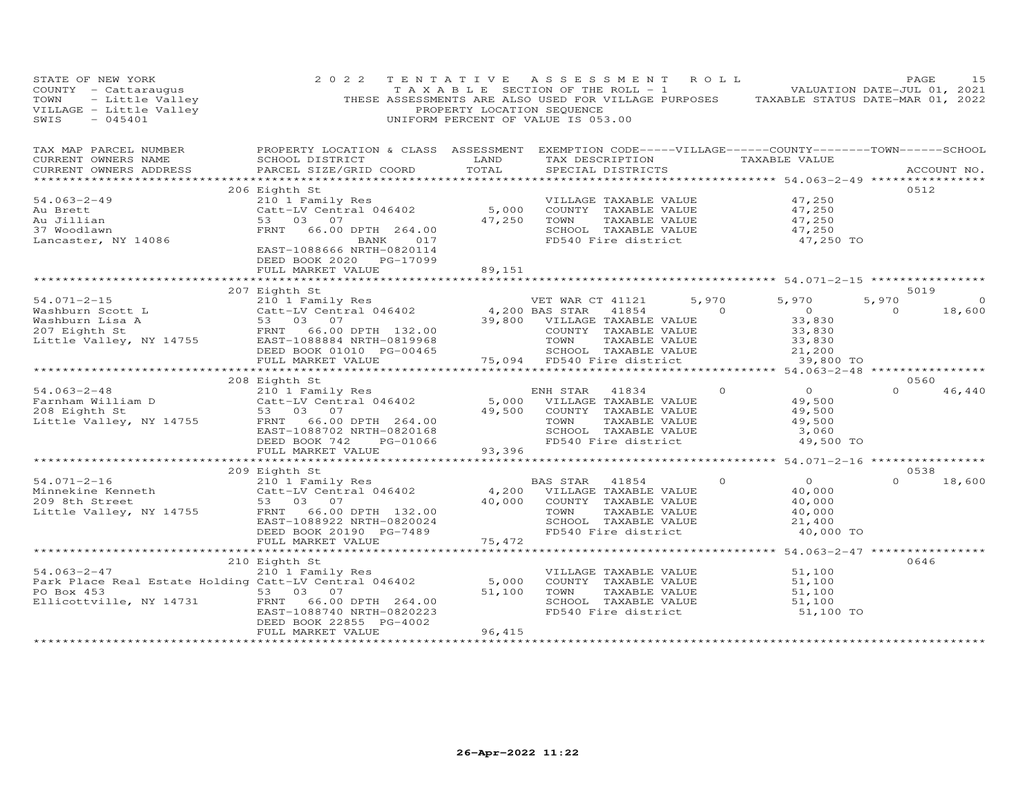STATE OF NEW YORK — 2022 TENTATIVE ASSESSMENT ROLL
COUNTY - Cattaraugus — TAXABLE SECTION OF THE ROLL - 1 — VALUATION DATE-JUL 01, 2021
TOWN - Little Valley — THESE ASSESSMENTS ARE ALSO USED FOR VILLAGE PURPOSES — TAXABLE STATUS DATE-MAR 01, 2022
VILLAGE - Little Valley — PROPERTY LOCATION SEQUENCE
SWIS - 045401 — UNIFORM PERCENT OF VALUE IS 053.00

| TAX MAP PARCEL NUMBER / CURRENT OWNERS NAME / CURRENT OWNERS ADDRESS | PROPERTY LOCATION & CLASS / SCHOOL DISTRICT / PARCEL SIZE/GRID COORD | ASSESSMENT LAND / TOTAL | EXEMPTION CODE / TAX DESCRIPTION / SPECIAL DISTRICTS | VILLAGE | COUNTY / TAXABLE VALUE | TOWN | SCHOOL | ACCOUNT NO. |
|---|---|---|---|---|---|---|---|---|
| 54.063-2-49 | 206 Eighth St | | | | | | | 0512 |
| | 210 1 Family Res | | VILLAGE TAXABLE VALUE | | 47,250 | | | |
| Au Brett | Catt-LV Central 046402 | 5,000 | COUNTY TAXABLE VALUE | | 47,250 | | | |
| Au Jillian | 53 03 07 | 47,250 | TOWN TAXABLE VALUE | | 47,250 | | | |
| 37 Woodlawn | FRNT 66.00 DPTH 264.00 | | SCHOOL TAXABLE VALUE | | 47,250 | | | |
| Lancaster, NY 14086 | BANK 017 | | FD540 Fire district | | 47,250 TO | | | |
| | EAST-1088666 NRTH-0820114 | | | | | | | |
| | DEED BOOK 2020 PG-17099 | | | | | | | |
| | FULL MARKET VALUE | 89,151 | | | | | | |
| 54.071-2-15 | 207 Eighth St | | | | | | | 5019 |
| | 210 1 Family Res | | VET WAR CT 41121 | 5,970 | 5,970 | 5,970 | 0 | |
| Washburn Scott L | Catt-LV Central 046402 | 4,200 | BAS STAR 41854 | 0 | 0 | 0 | 18,600 | |
| Washburn Lisa A | 53 03 07 | 39,800 | VILLAGE TAXABLE VALUE | | 33,830 | | | |
| 207 Eighth St | FRNT 66.00 DPTH 132.00 | | COUNTY TAXABLE VALUE | | 33,830 | | | |
| Little Valley, NY 14755 | EAST-1088884 NRTH-0819968 | | TOWN TAXABLE VALUE | | 33,830 | | | |
| | DEED BOOK 01010 PG-00465 | | SCHOOL TAXABLE VALUE | | 21,200 | | | |
| | FULL MARKET VALUE | 75,094 | FD540 Fire district | | 39,800 TO | | | |
| 54.063-2-48 | 208 Eighth St | | | | | | | 0560 |
| | 210 1 Family Res | | ENH STAR 41834 | 0 | 0 | 0 | 46,440 | |
| Farnham William D | Catt-LV Central 046402 | 5,000 | VILLAGE TAXABLE VALUE | | 49,500 | | | |
| 208 Eighth St | 53 03 07 | 49,500 | COUNTY TAXABLE VALUE | | 49,500 | | | |
| Little Valley, NY 14755 | FRNT 66.00 DPTH 264.00 | | TOWN TAXABLE VALUE | | 49,500 | | | |
| | EAST-1088702 NRTH-0820168 | | SCHOOL TAXABLE VALUE | | 3,060 | | | |
| | DEED BOOK 742 PG-01066 | | FD540 Fire district | | 49,500 TO | | | |
| | FULL MARKET VALUE | 93,396 | | | | | | |
| 54.071-2-16 | 209 Eighth St | | | | | | | 0538 |
| | 210 1 Family Res | | BAS STAR 41854 | 0 | 0 | 0 | 18,600 | |
| Minnekine Kenneth | Catt-LV Central 046402 | 4,200 | VILLAGE TAXABLE VALUE | | 40,000 | | | |
| 209 8th Street | 53 03 07 | 40,000 | COUNTY TAXABLE VALUE | | 40,000 | | | |
| Little Valley, NY 14755 | FRNT 66.00 DPTH 132.00 | | TOWN TAXABLE VALUE | | 40,000 | | | |
| | EAST-1088922 NRTH-0820024 | | SCHOOL TAXABLE VALUE | | 21,400 | | | |
| | DEED BOOK 20190 PG-7489 | | FD540 Fire district | | 40,000 TO | | | |
| | FULL MARKET VALUE | 75,472 | | | | | | |
| 54.063-2-47 | 210 Eighth St | | | | | | | 0646 |
| | 210 1 Family Res | | VILLAGE TAXABLE VALUE | | 51,100 | | | |
| Park Place Real Estate Holding | Catt-LV Central 046402 | 5,000 | COUNTY TAXABLE VALUE | | 51,100 | | | |
| PO Box 453 | 53 03 07 | 51,100 | TOWN TAXABLE VALUE | | 51,100 | | | |
| Ellicottville, NY 14731 | FRNT 66.00 DPTH 264.00 | | SCHOOL TAXABLE VALUE | | 51,100 | | | |
| | EAST-1088740 NRTH-0820223 | | FD540 Fire district | | 51,100 TO | | | |
| | DEED BOOK 22855 PG-4002 | | | | | | | |
| | FULL MARKET VALUE | 96,415 | | | | | | |

26-Apr-2022 11:22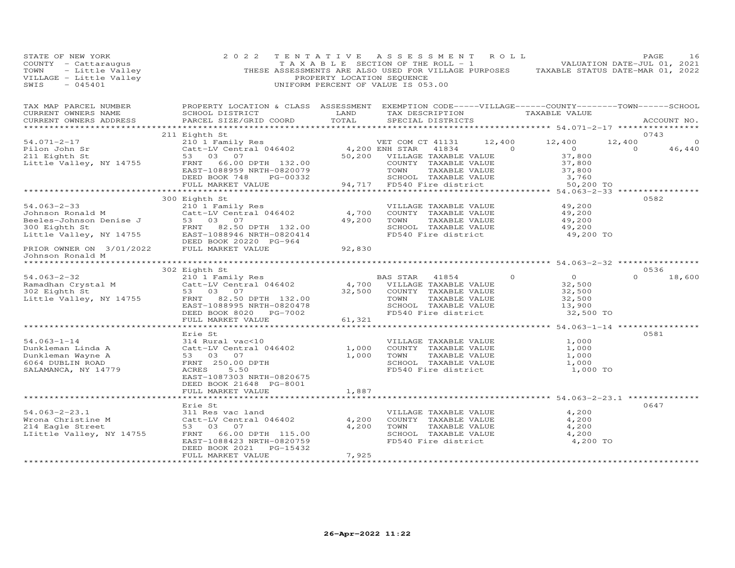STATE OF NEW YORK
COUNTY - Cattaraugus
TOWN - Little Valley
VILLAGE - Little Valley
SWIS - 045401

2022 TENTATIVE ASSESSMENT ROLL
TAXABLE SECTION OF THE ROLL - 1
THESE ASSESSMENTS ARE ALSO USED FOR VILLAGE PURPOSES
PROPERTY LOCATION SEQUENCE
UNIFORM PERCENT OF VALUE IS 053.00

VALUATION DATE-JUL 01, 2021
TAXABLE STATUS DATE-MAR 01, 2022

| TAX MAP PARCEL NUMBER / CURRENT OWNERS NAME / CURRENT OWNERS ADDRESS | PROPERTY LOCATION & CLASS / SCHOOL DISTRICT / PARCEL SIZE/GRID COORD | ASSESSMENT LAND / TOTAL | EXEMPTION CODE / TAX DESCRIPTION / SPECIAL DISTRICTS | VILLAGE | COUNTY / TAXABLE VALUE | TOWN | SCHOOL | ACCOUNT NO. |
|---|---|---|---|---|---|---|---|---|
| | 211 Eighth St | | | | | | | 0743 |
| 54.071-2-17 | 210 1 Family Res | | VET COM CT 41131 | 12,400 | 12,400 | 12,400 | 0 | |
| Pilon John Sr | Catt-LV Central 046402 | 4,200 | ENH STAR 41834 | 0 | 0 | 0 | 46,440 | |
| 211 Eighth St | 53 03 07 | 50,200 | VILLAGE TAXABLE VALUE | | 37,800 | | | |
| Little Valley, NY 14755 | FRNT 66.00 DPTH 132.00 | | COUNTY TAXABLE VALUE | | 37,800 | | | |
| | EAST-1088959 NRTH-0820079 | | TOWN TAXABLE VALUE | | 37,800 | | | |
| | DEED BOOK 748 PG-00332 | | SCHOOL TAXABLE VALUE | | 3,760 | | | |
| | FULL MARKET VALUE | 94,717 | FD540 Fire district | | 50,200 TO | | | |
| | 300 Eighth St | | | | | | | 0582 |
| 54.063-2-33 | 210 1 Family Res | | VILLAGE TAXABLE VALUE | | 49,200 | | | |
| Johnson Ronald M | Catt-LV Central 046402 | 4,700 | COUNTY TAXABLE VALUE | | 49,200 | | | |
| Beeles-Johnson Denise J | 53 03 07 | 49,200 | TOWN TAXABLE VALUE | | 49,200 | | | |
| 300 Eighth St | FRNT 82.50 DPTH 132.00 | | SCHOOL TAXABLE VALUE | | 49,200 | | | |
| Little Valley, NY 14755 | EAST-1088946 NRTH-0820414 | | FD540 Fire district | | 49,200 TO | | | |
| | DEED BOOK 20220 PG-964 | | | | | | | |
| PRIOR OWNER ON 3/01/2022 | FULL MARKET VALUE | 92,830 | | | | | | |
| Johnson Ronald M | | | | | | | | |
| | 302 Eighth St | | | | | | | 0536 |
| 54.063-2-32 | 210 1 Family Res | | BAS STAR 41854 | 0 | 0 | 0 | 18,600 | |
| Ramadhan Crystal M | Catt-LV Central 046402 | 4,700 | VILLAGE TAXABLE VALUE | | 32,500 | | | |
| 302 Eighth St | 53 03 07 | 32,500 | COUNTY TAXABLE VALUE | | 32,500 | | | |
| Little Valley, NY 14755 | FRNT 82.50 DPTH 132.00 | | TOWN TAXABLE VALUE | | 32,500 | | | |
| | EAST-1088995 NRTH-0820478 | | SCHOOL TAXABLE VALUE | | 13,900 | | | |
| | DEED BOOK 8020 PG-7002 | | FD540 Fire district | | 32,500 TO | | | |
| | FULL MARKET VALUE | 61,321 | | | | | | |
| | Erie St | | | | | | | 0581 |
| 54.063-1-14 | 314 Rural vac<10 | | VILLAGE TAXABLE VALUE | | 1,000 | | | |
| Dunkleman Linda A | Catt-LV Central 046402 | 1,000 | COUNTY TAXABLE VALUE | | 1,000 | | | |
| Dunkleman Wayne A | 53 03 07 | 1,000 | TOWN TAXABLE VALUE | | 1,000 | | | |
| 6064 DUBLIN ROAD | FRNT 250.00 DPTH | | SCHOOL TAXABLE VALUE | | 1,000 | | | |
| SALAMANCA, NY 14779 | ACRES 5.50 | | FD540 Fire district | | 1,000 TO | | | |
| | EAST-1087303 NRTH-0820675 | | | | | | | |
| | DEED BOOK 21648 PG-8001 | | | | | | | |
| | FULL MARKET VALUE | 1,887 | | | | | | |
| | Erie St | | | | | | | 0647 |
| 54.063-2-23.1 | 311 Res vac land | | VILLAGE TAXABLE VALUE | | 4,200 | | | |
| Wrona Christine M | Catt-LV Central 046402 | 4,200 | COUNTY TAXABLE VALUE | | 4,200 | | | |
| 214 Eagle Street | 53 03 07 | 4,200 | TOWN TAXABLE VALUE | | 4,200 | | | |
| LIittle Valley, NY 14755 | FRNT 66.00 DPTH 115.00 | | SCHOOL TAXABLE VALUE | | 4,200 | | | |
| | EAST-1088423 NRTH-0820759 | | FD540 Fire district | | 4,200 TO | | | |
| | DEED BOOK 2021 PG-15432 | | | | | | | |
| | FULL MARKET VALUE | 7,925 | | | | | | |

26-Apr-2022 11:22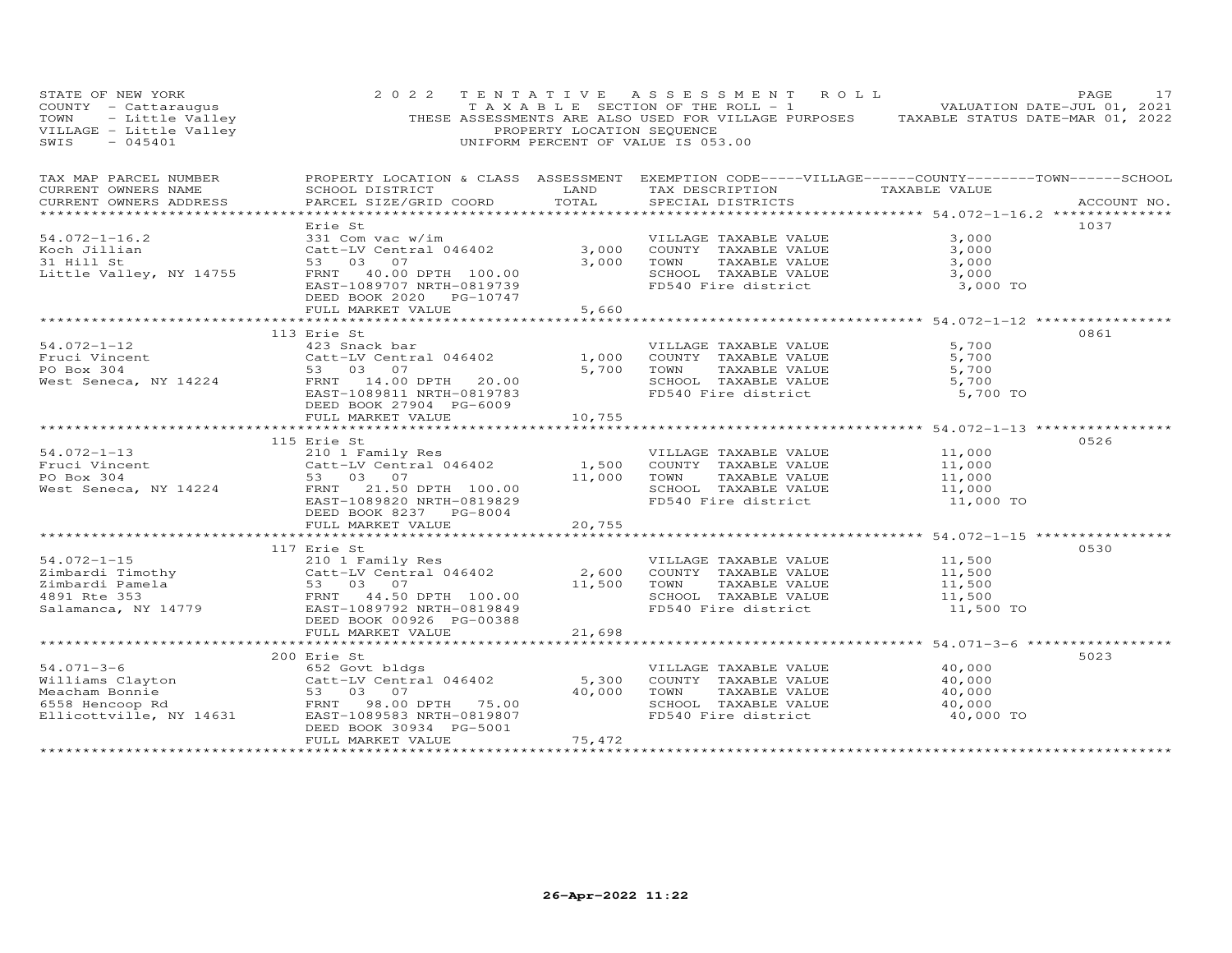STATE OF NEW YORK
COUNTY - Cattaraugus
TOWN - Little Valley
VILLAGE - Little Valley
SWIS - 045401

2022 TENTATIVE ASSESSMENT ROLL
TAXABLE SECTION OF THE ROLL - 1
THESE ASSESSMENTS ARE ALSO USED FOR VILLAGE PURPOSES
PROPERTY LOCATION SEQUENCE
UNIFORM PERCENT OF VALUE IS 053.00

VALUATION DATE-JUL 01, 2021
TAXABLE STATUS DATE-MAR 01, 2022

| TAX MAP PARCEL NUMBER / CURRENT OWNERS NAME / CURRENT OWNERS ADDRESS | PROPERTY LOCATION & CLASS / SCHOOL DISTRICT / PARCEL SIZE/GRID COORD | ASSESSMENT LAND / TOTAL | EXEMPTION CODE / TAX DESCRIPTION / SPECIAL DISTRICTS | TAXABLE VALUE | ACCOUNT NO. |
|---|---|---|---|---|---|
| **54.072-1-16.2** | Erie St | | | | 1037 |
| 54.072-1-16.2 | 331 Com vac w/im | | VILLAGE TAXABLE VALUE | 3,000 | |
| Koch Jillian | Catt-LV Central 046402 | 3,000 | COUNTY TAXABLE VALUE | 3,000 | |
| 31 Hill St | 53 03 07 | 3,000 | TOWN TAXABLE VALUE | 3,000 | |
| Little Valley, NY 14755 | FRNT 40.00 DPTH 100.00 | | SCHOOL TAXABLE VALUE | 3,000 | |
| | EAST-1089707 NRTH-0819739 | | FD540 Fire district | 3,000 TO | |
| | DEED BOOK 2020 PG-10747 | | | | |
| | FULL MARKET VALUE | 5,660 | | | |
| **54.072-1-12** | 113 Erie St | | | | 0861 |
| 54.072-1-12 | 423 Snack bar | | VILLAGE TAXABLE VALUE | 5,700 | |
| Fruci Vincent | Catt-LV Central 046402 | 1,000 | COUNTY TAXABLE VALUE | 5,700 | |
| PO Box 304 | 53 03 07 | 5,700 | TOWN TAXABLE VALUE | 5,700 | |
| West Seneca, NY 14224 | FRNT 14.00 DPTH 20.00 | | SCHOOL TAXABLE VALUE | 5,700 | |
| | EAST-1089811 NRTH-0819783 | | FD540 Fire district | 5,700 TO | |
| | DEED BOOK 27904 PG-6009 | | | | |
| | FULL MARKET VALUE | 10,755 | | | |
| **54.072-1-13** | 115 Erie St | | | | 0526 |
| 54.072-1-13 | 210 1 Family Res | | VILLAGE TAXABLE VALUE | 11,000 | |
| Fruci Vincent | Catt-LV Central 046402 | 1,500 | COUNTY TAXABLE VALUE | 11,000 | |
| PO Box 304 | 53 03 07 | 11,000 | TOWN TAXABLE VALUE | 11,000 | |
| West Seneca, NY 14224 | FRNT 21.50 DPTH 100.00 | | SCHOOL TAXABLE VALUE | 11,000 | |
| | EAST-1089820 NRTH-0819829 | | FD540 Fire district | 11,000 TO | |
| | DEED BOOK 8237 PG-8004 | | | | |
| | FULL MARKET VALUE | 20,755 | | | |
| **54.072-1-15** | 117 Erie St | | | | 0530 |
| 54.072-1-15 | 210 1 Family Res | | VILLAGE TAXABLE VALUE | 11,500 | |
| Zimbardi Timothy | Catt-LV Central 046402 | 2,600 | COUNTY TAXABLE VALUE | 11,500 | |
| Zimbardi Pamela | 53 03 07 | 11,500 | TOWN TAXABLE VALUE | 11,500 | |
| 4891 Rte 353 | FRNT 44.50 DPTH 100.00 | | SCHOOL TAXABLE VALUE | 11,500 | |
| Salamanca, NY 14779 | EAST-1089792 NRTH-0819849 | | FD540 Fire district | 11,500 TO | |
| | DEED BOOK 00926 PG-00388 | | | | |
| | FULL MARKET VALUE | 21,698 | | | |
| **54.071-3-6** | 200 Erie St | | | | 5023 |
| 54.071-3-6 | 652 Govt bldgs | | VILLAGE TAXABLE VALUE | 40,000 | |
| Williams Clayton | Catt-LV Central 046402 | 5,300 | COUNTY TAXABLE VALUE | 40,000 | |
| Meacham Bonnie | 53 03 07 | 40,000 | TOWN TAXABLE VALUE | 40,000 | |
| 6558 Hencoop Rd | FRNT 98.00 DPTH 75.00 | | SCHOOL TAXABLE VALUE | 40,000 | |
| Ellicottville, NY 14631 | EAST-1089583 NRTH-0819807 | | FD540 Fire district | 40,000 TO | |
| | DEED BOOK 30934 PG-5001 | | | | |
| | FULL MARKET VALUE | 75,472 | | | |

26-Apr-2022 11:22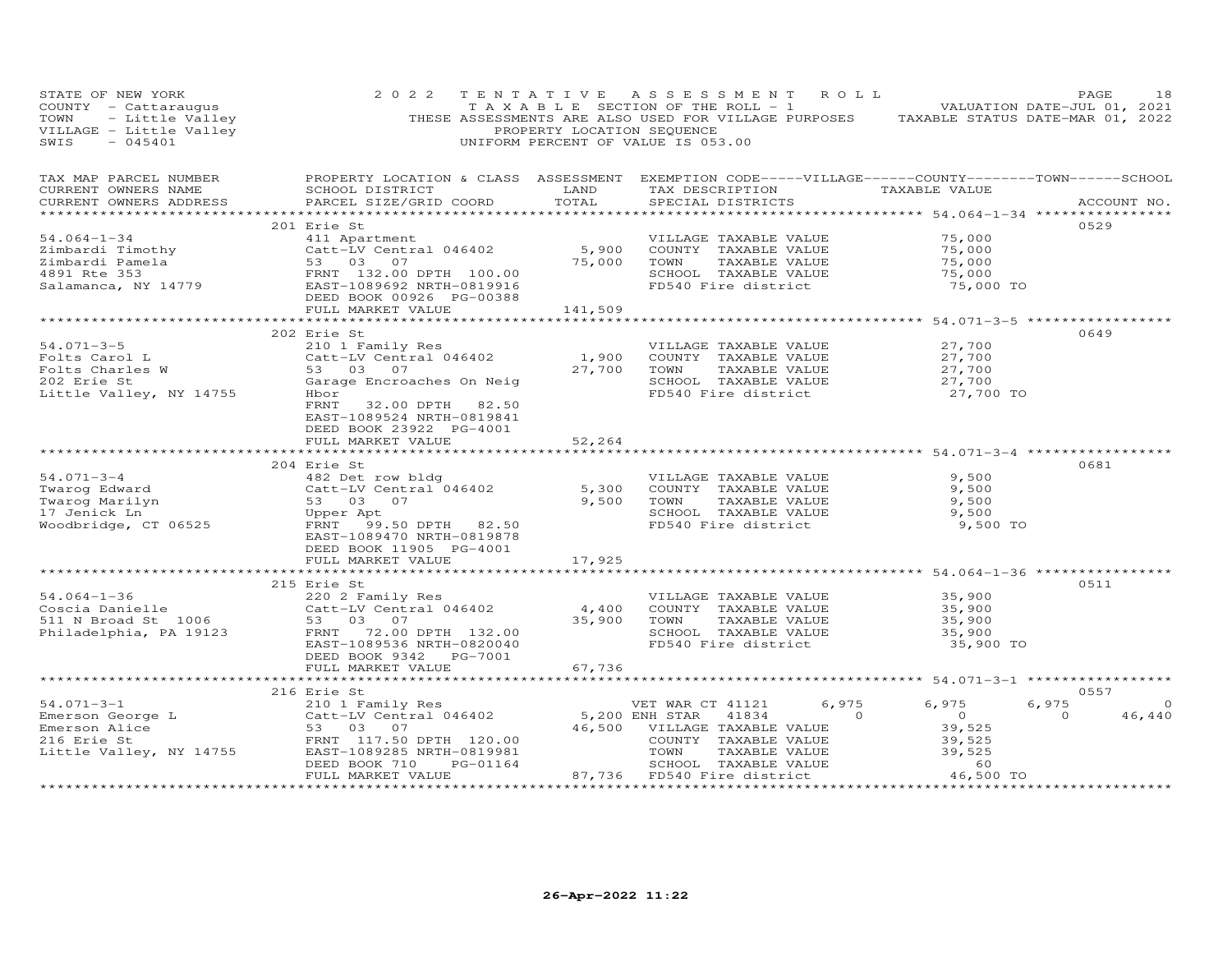STATE OF NEW YORK
COUNTY - Cattaraugus
TOWN - Little Valley
VILLAGE - Little Valley
SWIS - 045401

2022 TENTATIVE ASSESSMENT ROLL
TAXABLE SECTION OF THE ROLL - 1
THESE ASSESSMENTS ARE ALSO USED FOR VILLAGE PURPOSES
PROPERTY LOCATION SEQUENCE
UNIFORM PERCENT OF VALUE IS 053.00

VALUATION DATE-JUL 01, 2021
TAXABLE STATUS DATE-MAR 01, 2022

| TAX MAP PARCEL NUMBER / CURRENT OWNERS NAME / CURRENT OWNERS ADDRESS | PROPERTY LOCATION & CLASS / SCHOOL DISTRICT / PARCEL SIZE/GRID COORD | ASSESSMENT LAND / TOTAL | EXEMPTION CODE / TAX DESCRIPTION / SPECIAL DISTRICTS | VILLAGE | COUNTY / TAXABLE VALUE | TOWN | SCHOOL / ACCOUNT NO. |
|---|---|---|---|---|---|---|---|
| 54.064-1-34 | 201 Erie St | | | | | | 0529 |
| 54.064-1-34 | 411 Apartment | | VILLAGE TAXABLE VALUE | | 75,000 | | |
| Zimbardi Timothy | Catt-LV Central 046402 | 5,900 | COUNTY TAXABLE VALUE | | 75,000 | | |
| Zimbardi Pamela | 53 03 07 | 75,000 | TOWN TAXABLE VALUE | | 75,000 | | |
| 4891 Rte 353 | FRNT 132.00 DPTH 100.00 | | SCHOOL TAXABLE VALUE | | 75,000 | | |
| Salamanca, NY 14779 | EAST-1089692 NRTH-0819916 | | FD540 Fire district | | 75,000 TO | | |
| | DEED BOOK 00926 PG-00388 | | | | | | |
| | FULL MARKET VALUE | 141,509 | | | | | |
| 54.071-3-5 | 202 Erie St | | | | | | 0649 |
| 54.071-3-5 | 210 1 Family Res | | VILLAGE TAXABLE VALUE | | 27,700 | | |
| Folts Carol L | Catt-LV Central 046402 | 1,900 | COUNTY TAXABLE VALUE | | 27,700 | | |
| Folts Charles W | 53 03 07 | 27,700 | TOWN TAXABLE VALUE | | 27,700 | | |
| 202 Erie St | Garage Encroaches On Neig | | SCHOOL TAXABLE VALUE | | 27,700 | | |
| Little Valley, NY 14755 | Hbor | | FD540 Fire district | | 27,700 TO | | |
| | FRNT 32.00 DPTH 82.50 | | | | | | |
| | EAST-1089524 NRTH-0819841 | | | | | | |
| | DEED BOOK 23922 PG-4001 | | | | | | |
| | FULL MARKET VALUE | 52,264 | | | | | |
| 54.071-3-4 | 204 Erie St | | | | | | 0681 |
| 54.071-3-4 | 482 Det row bldg | | VILLAGE TAXABLE VALUE | | 9,500 | | |
| Twarog Edward | Catt-LV Central 046402 | 5,300 | COUNTY TAXABLE VALUE | | 9,500 | | |
| Twarog Marilyn | 53 03 07 | 9,500 | TOWN TAXABLE VALUE | | 9,500 | | |
| 17 Jenick Ln | Upper Apt | | SCHOOL TAXABLE VALUE | | 9,500 | | |
| Woodbridge, CT 06525 | FRNT 99.50 DPTH 82.50 | | FD540 Fire district | | 9,500 TO | | |
| | EAST-1089470 NRTH-0819878 | | | | | | |
| | DEED BOOK 11905 PG-4001 | | | | | | |
| | FULL MARKET VALUE | 17,925 | | | | | |
| 54.064-1-36 | 215 Erie St | | | | | | 0511 |
| 54.064-1-36 | 220 2 Family Res | | VILLAGE TAXABLE VALUE | | 35,900 | | |
| Coscia Danielle | Catt-LV Central 046402 | 4,400 | COUNTY TAXABLE VALUE | | 35,900 | | |
| 511 N Broad St 1006 | 53 03 07 | 35,900 | TOWN TAXABLE VALUE | | 35,900 | | |
| Philadelphia, PA 19123 | FRNT 72.00 DPTH 132.00 | | SCHOOL TAXABLE VALUE | | 35,900 | | |
| | EAST-1089536 NRTH-0820040 | | FD540 Fire district | | 35,900 TO | | |
| | DEED BOOK 9342 PG-7001 | | | | | | |
| | FULL MARKET VALUE | 67,736 | | | | | |
| 54.071-3-1 | 216 Erie St | | | | | | 0557 |
| 54.071-3-1 | 210 1 Family Res | | VET WAR CT 41121 | 6,975 | 6,975 | 6,975 | 0 |
| Emerson George L | Catt-LV Central 046402 | 5,200 | ENH STAR 41834 | 0 | 0 | 0 | 46,440 |
| Emerson Alice | 53 03 07 | 46,500 | VILLAGE TAXABLE VALUE | | 39,525 | | |
| 216 Erie St | FRNT 117.50 DPTH 120.00 | | COUNTY TAXABLE VALUE | | 39,525 | | |
| Little Valley, NY 14755 | EAST-1089285 NRTH-0819981 | | TOWN TAXABLE VALUE | | 39,525 | | |
| | DEED BOOK 710 PG-01164 | | SCHOOL TAXABLE VALUE | | 60 | | |
| | FULL MARKET VALUE | 87,736 | FD540 Fire district | | 46,500 TO | | |

26-Apr-2022 11:22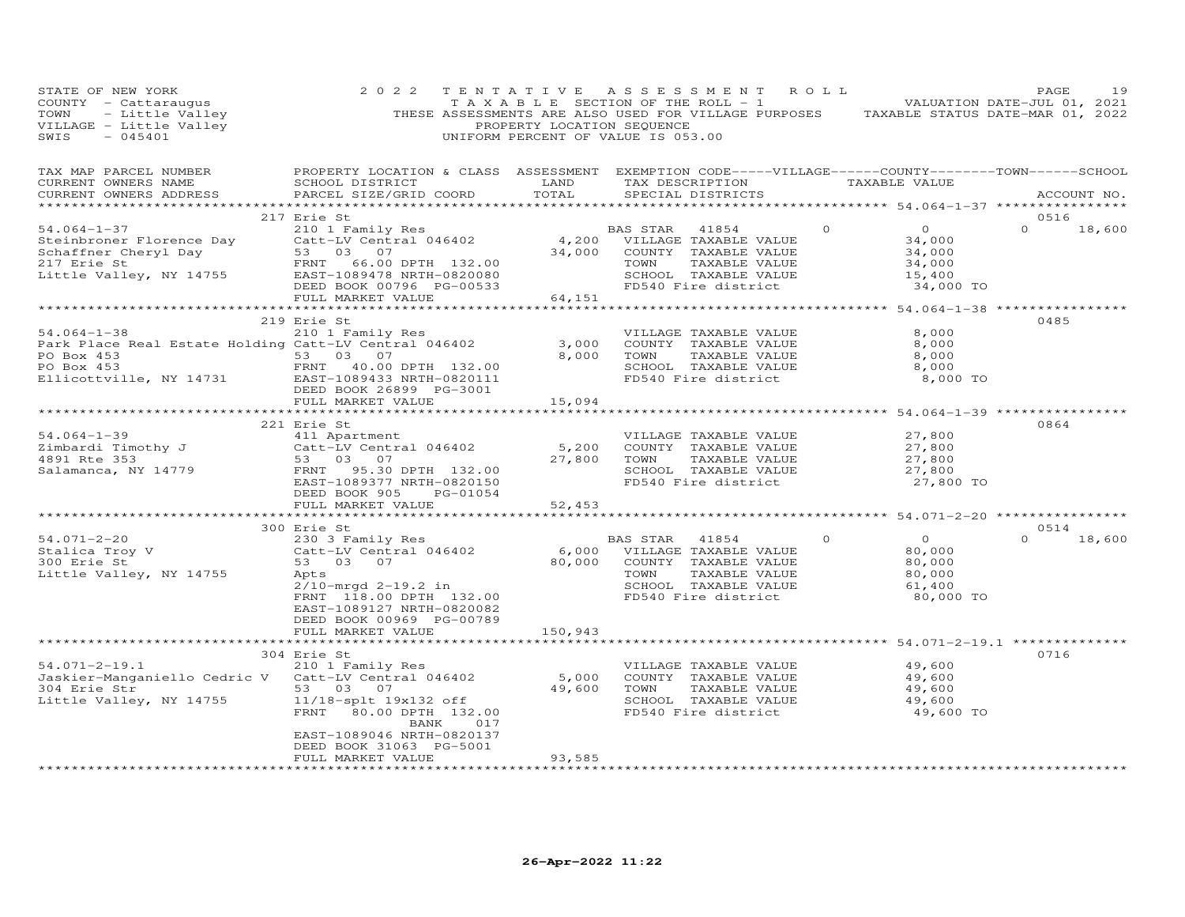STATE OF NEW YORK
COUNTY - Cattaraugus
TOWN - Little Valley
VILLAGE - Little Valley
SWIS - 045401

2 0 2 2 T E N T A T I V E A S S E S S M E N T R O L L
T A X A B L E SECTION OF THE ROLL - 1
THESE ASSESSMENTS ARE ALSO USED FOR VILLAGE PURPOSES
PROPERTY LOCATION SEQUENCE
UNIFORM PERCENT OF VALUE IS 053.00

VALUATION DATE-JUL 01, 2021
TAXABLE STATUS DATE-MAR 01, 2022

| TAX MAP PARCEL NUMBER / CURRENT OWNERS NAME / CURRENT OWNERS ADDRESS | PROPERTY LOCATION & CLASS / SCHOOL DISTRICT / PARCEL SIZE/GRID COORD | ASSESSMENT LAND / TOTAL | EXEMPTION CODE / TAX DESCRIPTION / SPECIAL DISTRICTS | VILLAGE | COUNTY / TAXABLE VALUE | TOWN | SCHOOL | ACCOUNT NO. |
|---|---|---|---|---|---|---|---|---|
| **54.064-1-37** | 217 Erie St | | | | | | | 0516 |
| 54.064-1-37 | 210 1 Family Res | | BAS STAR 41854 | 0 | 0 | 0 | 18,600 | |
| Steinbroner Florence Day | Catt-LV Central 046402 | 4,200 | VILLAGE TAXABLE VALUE | | 34,000 | | | |
| Schaffner Cheryl Day | 53 03 07 | 34,000 | COUNTY TAXABLE VALUE | | 34,000 | | | |
| 217 Erie St | FRNT 66.00 DPTH 132.00 | | TOWN TAXABLE VALUE | | 34,000 | | | |
| Little Valley, NY 14755 | EAST-1089478 NRTH-0820080 | | SCHOOL TAXABLE VALUE | | 15,400 | | | |
| | DEED BOOK 00796 PG-00533 | | FD540 Fire district | | 34,000 TO | | | |
| | FULL MARKET VALUE | 64,151 | | | | | | |
| **54.064-1-38** | 219 Erie St | | | | | | | 0485 |
| 54.064-1-38 | 210 1 Family Res | | VILLAGE TAXABLE VALUE | | 8,000 | | | |
| Park Place Real Estate Holding | Catt-LV Central 046402 | 3,000 | COUNTY TAXABLE VALUE | | 8,000 | | | |
| PO Box 453 | 53 03 07 | 8,000 | TOWN TAXABLE VALUE | | 8,000 | | | |
| PO Box 453 | FRNT 40.00 DPTH 132.00 | | SCHOOL TAXABLE VALUE | | 8,000 | | | |
| Ellicottville, NY 14731 | EAST-1089433 NRTH-0820111 | | FD540 Fire district | | 8,000 TO | | | |
| | DEED BOOK 26899 PG-3001 | | | | | | | |
| | FULL MARKET VALUE | 15,094 | | | | | | |
| **54.064-1-39** | 221 Erie St | | | | | | | 0864 |
| 54.064-1-39 | 411 Apartment | | VILLAGE TAXABLE VALUE | | 27,800 | | | |
| Zimbardi Timothy J | Catt-LV Central 046402 | 5,200 | COUNTY TAXABLE VALUE | | 27,800 | | | |
| 4891 Rte 353 | 53 03 07 | 27,800 | TOWN TAXABLE VALUE | | 27,800 | | | |
| Salamanca, NY 14779 | FRNT 95.30 DPTH 132.00 | | SCHOOL TAXABLE VALUE | | 27,800 | | | |
| | EAST-1089377 NRTH-0820150 | | FD540 Fire district | | 27,800 TO | | | |
| | DEED BOOK 905 PG-01054 | | | | | | | |
| | FULL MARKET VALUE | 52,453 | | | | | | |
| **54.071-2-20** | 300 Erie St | | | | | | | 0514 |
| 54.071-2-20 | 230 3 Family Res | | BAS STAR 41854 | 0 | 0 | 0 | 18,600 | |
| Stalica Troy V | Catt-LV Central 046402 | 6,000 | VILLAGE TAXABLE VALUE | | 80,000 | | | |
| 300 Erie St | 53 03 07 | 80,000 | COUNTY TAXABLE VALUE | | 80,000 | | | |
| Little Valley, NY 14755 | Apts | | TOWN TAXABLE VALUE | | 80,000 | | | |
| | 2/10-mrgd 2-19.2 in | | SCHOOL TAXABLE VALUE | | 61,400 | | | |
| | FRNT 118.00 DPTH 132.00 | | FD540 Fire district | | 80,000 TO | | | |
| | EAST-1089127 NRTH-0820082 | | | | | | | |
| | DEED BOOK 00969 PG-00789 | | | | | | | |
| | FULL MARKET VALUE | 150,943 | | | | | | |
| **54.071-2-19.1** | 304 Erie St | | | | | | | 0716 |
| 54.071-2-19.1 | 210 1 Family Res | | VILLAGE TAXABLE VALUE | | 49,600 | | | |
| Jaskier-Manganiello Cedric V | Catt-LV Central 046402 | 5,000 | COUNTY TAXABLE VALUE | | 49,600 | | | |
| 304 Erie Str | 53 03 07 | 49,600 | TOWN TAXABLE VALUE | | 49,600 | | | |
| Little Valley, NY 14755 | 11/18-splt 19x132 off | | SCHOOL TAXABLE VALUE | | 49,600 | | | |
| | FRNT 80.00 DPTH 132.00 | | FD540 Fire district | | 49,600 TO | | | |
| | BANK 017 | | | | | | | |
| | EAST-1089046 NRTH-0820137 | | | | | | | |
| | DEED BOOK 31063 PG-5001 | | | | | | | |
| | FULL MARKET VALUE | 93,585 | | | | | | |

26-Apr-2022 11:22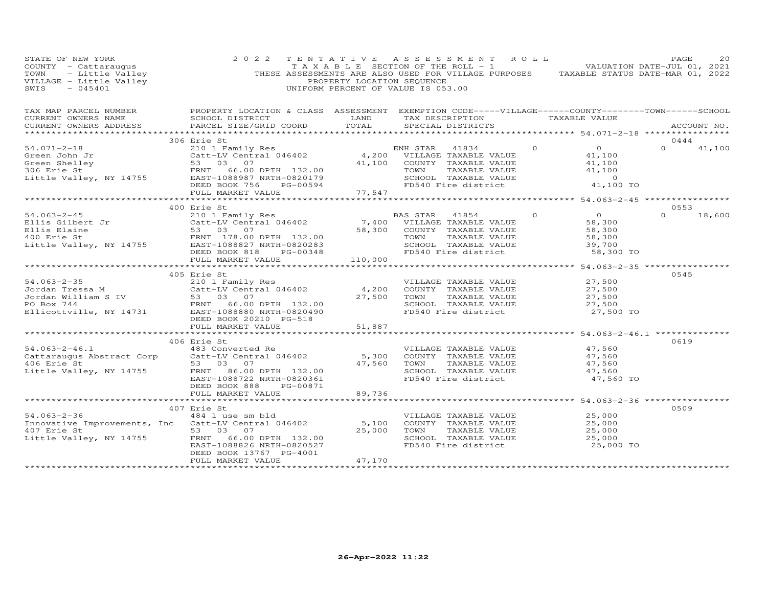STATE OF NEW YORK
COUNTY - Cattaraugus
TOWN - Little Valley
VILLAGE - Little Valley
SWIS - 045401

2022 TENTATIVE ASSESSMENT ROLL
TAXABLE SECTION OF THE ROLL - 1
THESE ASSESSMENTS ARE ALSO USED FOR VILLAGE PURPOSES
PROPERTY LOCATION SEQUENCE
UNIFORM PERCENT OF VALUE IS 053.00

VALUATION DATE-JUL 01, 2021
TAXABLE STATUS DATE-MAR 01, 2022

| TAX MAP PARCEL NUMBER / CURRENT OWNERS NAME / CURRENT OWNERS ADDRESS | PROPERTY LOCATION & CLASS / SCHOOL DISTRICT / PARCEL SIZE/GRID COORD | ASSESSMENT LAND / TOTAL | EXEMPTION CODE / TAX DESCRIPTION / SPECIAL DISTRICTS | VILLAGE | COUNTY / TAXABLE VALUE | TOWN | SCHOOL / ACCOUNT NO. |
|---|---|---|---|---|---|---|---|
| | 306 Erie St | | | | | | 0444 |
| 54.071-2-18 | 210 1 Family Res | | ENH STAR 41834 | 0 | 0 | 0 | 41,100 |
| Green John Jr | Catt-LV Central 046402 | 4,200 | VILLAGE TAXABLE VALUE | | 41,100 | | |
| Green Shelley | 53 03 07 | 41,100 | COUNTY TAXABLE VALUE | | 41,100 | | |
| 306 Erie St | FRNT 66.00 DPTH 132.00 | | TOWN TAXABLE VALUE | | 41,100 | | |
| Little Valley, NY 14755 | EAST-1088987 NRTH-0820179 | | SCHOOL TAXABLE VALUE | | 0 | | |
| | DEED BOOK 756 PG-00594 | | FD540 Fire district | | 41,100 TO | | |
| | FULL MARKET VALUE | 77,547 | | | | | |
| | 400 Erie St | | | | | | 0553 |
| 54.063-2-45 | 210 1 Family Res | | BAS STAR 41854 | 0 | 0 | 0 | 18,600 |
| Ellis Gilbert Jr | Catt-LV Central 046402 | 7,400 | VILLAGE TAXABLE VALUE | | 58,300 | | |
| Ellis Elaine | 53 03 07 | 58,300 | COUNTY TAXABLE VALUE | | 58,300 | | |
| 400 Erie St | FRNT 178.00 DPTH 132.00 | | TOWN TAXABLE VALUE | | 58,300 | | |
| Little Valley, NY 14755 | EAST-1088827 NRTH-0820283 | | SCHOOL TAXABLE VALUE | | 39,700 | | |
| | DEED BOOK 818 PG-00348 | | FD540 Fire district | | 58,300 TO | | |
| | FULL MARKET VALUE | 110,000 | | | | | |
| | 405 Erie St | | | | | | 0545 |
| 54.063-2-35 | 210 1 Family Res | | VILLAGE TAXABLE VALUE | | 27,500 | | |
| Jordan Tressa M | Catt-LV Central 046402 | 4,200 | COUNTY TAXABLE VALUE | | 27,500 | | |
| Jordan William S IV | 53 03 07 | 27,500 | TOWN TAXABLE VALUE | | 27,500 | | |
| PO Box 744 | FRNT 66.00 DPTH 132.00 | | SCHOOL TAXABLE VALUE | | 27,500 | | |
| Ellicottville, NY 14731 | EAST-1088880 NRTH-0820490 | | FD540 Fire district | | 27,500 TO | | |
| | DEED BOOK 20210 PG-518 | | | | | | |
| | FULL MARKET VALUE | 51,887 | | | | | |
| | 406 Erie St | | | | | | 0619 |
| 54.063-2-46.1 | 483 Converted Re | | VILLAGE TAXABLE VALUE | | 47,560 | | |
| Cattaraugus Abstract Corp | Catt-LV Central 046402 | 5,300 | COUNTY TAXABLE VALUE | | 47,560 | | |
| 406 Erie St | 53 03 07 | 47,560 | TOWN TAXABLE VALUE | | 47,560 | | |
| Little Valley, NY 14755 | FRNT 86.00 DPTH 132.00 | | SCHOOL TAXABLE VALUE | | 47,560 | | |
| | EAST-1088722 NRTH-0820361 | | FD540 Fire district | | 47,560 TO | | |
| | DEED BOOK 888 PG-00871 | | | | | | |
| | FULL MARKET VALUE | 89,736 | | | | | |
| | 407 Erie St | | | | | | 0509 |
| 54.063-2-36 | 484 1 use sm bld | | VILLAGE TAXABLE VALUE | | 25,000 | | |
| Innovative Improvements, Inc | Catt-LV Central 046402 | 5,100 | COUNTY TAXABLE VALUE | | 25,000 | | |
| 407 Erie St | 53 03 07 | 25,000 | TOWN TAXABLE VALUE | | 25,000 | | |
| Little Valley, NY 14755 | FRNT 66.00 DPTH 132.00 | | SCHOOL TAXABLE VALUE | | 25,000 | | |
| | EAST-1088826 NRTH-0820527 | | FD540 Fire district | | 25,000 TO | | |
| | DEED BOOK 13767 PG-4001 | | | | | | |
| | FULL MARKET VALUE | 47,170 | | | | | |

26-Apr-2022 11:22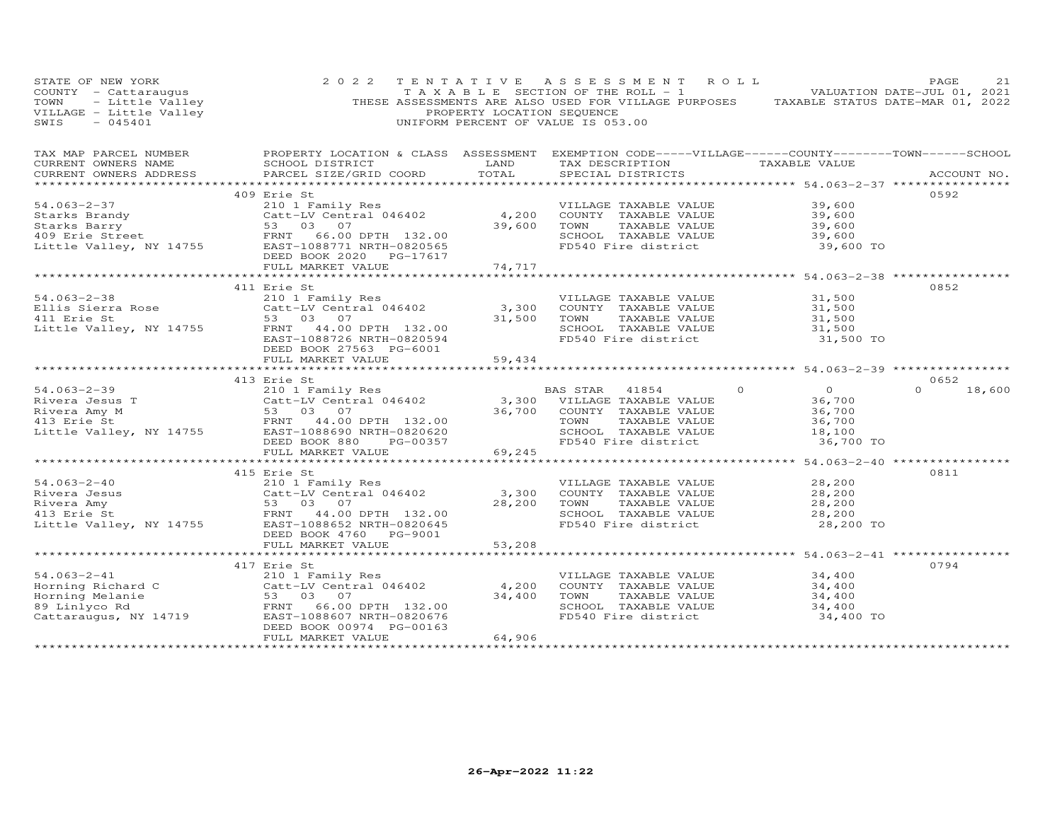STATE OF NEW YORK
COUNTY - Cattaraugus
TOWN - Little Valley
VILLAGE - Little Valley
SWIS - 045401

2022 TENTATIVE ASSESSMENT ROLL
TAXABLE SECTION OF THE ROLL - 1
THESE ASSESSMENTS ARE ALSO USED FOR VILLAGE PURPOSES
PROPERTY LOCATION SEQUENCE
UNIFORM PERCENT OF VALUE IS 053.00

VALUATION DATE-JUL 01, 2021
TAXABLE STATUS DATE-MAR 01, 2022

| TAX MAP PARCEL NUMBER / CURRENT OWNERS NAME / CURRENT OWNERS ADDRESS | PROPERTY LOCATION & CLASS / SCHOOL DISTRICT / PARCEL SIZE/GRID COORD | ASSESSMENT LAND | TOTAL | EXEMPTION CODE / TAX DESCRIPTION / SPECIAL DISTRICTS | VILLAGE | COUNTY | TOWN | SCHOOL / TAXABLE VALUE | ACCOUNT NO. |
|---|---|---|---|---|---|---|---|---|---|
| | 409 Erie St | | | | | | | | 0592 |
| 54.063-2-37 | 210 1 Family Res | | | VILLAGE TAXABLE VALUE | | | | 39,600 | |
| Starks Brandy | Catt-LV Central 046402 | 4,200 | | COUNTY TAXABLE VALUE | | | | 39,600 | |
| Starks Barry | 53 03 07 | | 39,600 | TOWN TAXABLE VALUE | | | | 39,600 | |
| 409 Erie Street | FRNT 66.00 DPTH 132.00 | | | SCHOOL TAXABLE VALUE | | | | 39,600 | |
| Little Valley, NY 14755 | EAST-1088771 NRTH-0820565 | | | FD540 Fire district | | | | 39,600 TO | |
| | DEED BOOK 2020 PG-17617 | | | | | | | | |
| | FULL MARKET VALUE | | 74,717 | | | | | | |
| | 411 Erie St | | | | | | | | 0852 |
| 54.063-2-38 | 210 1 Family Res | | | VILLAGE TAXABLE VALUE | | | | 31,500 | |
| Ellis Sierra Rose | Catt-LV Central 046402 | 3,300 | | COUNTY TAXABLE VALUE | | | | 31,500 | |
| 411 Erie St | 53 03 07 | | 31,500 | TOWN TAXABLE VALUE | | | | 31,500 | |
| Little Valley, NY 14755 | FRNT 44.00 DPTH 132.00 | | | SCHOOL TAXABLE VALUE | | | | 31,500 | |
| | EAST-1088726 NRTH-0820594 | | | FD540 Fire district | | | | 31,500 TO | |
| | DEED BOOK 27563 PG-6001 | | | | | | | | |
| | FULL MARKET VALUE | | 59,434 | | | | | | |
| | 413 Erie St | | | | | | | | 0652 |
| 54.063-2-39 | 210 1 Family Res | | | BAS STAR 41854 | 0 | 0 | 0 | 18,600 | |
| Rivera Jesus T | Catt-LV Central 046402 | 3,300 | | VILLAGE TAXABLE VALUE | | | | 36,700 | |
| Rivera Amy M | 53 03 07 | | 36,700 | COUNTY TAXABLE VALUE | | | | 36,700 | |
| 413 Erie St | FRNT 44.00 DPTH 132.00 | | | TOWN TAXABLE VALUE | | | | 36,700 | |
| Little Valley, NY 14755 | EAST-1088690 NRTH-0820620 | | | SCHOOL TAXABLE VALUE | | | | 18,100 | |
| | DEED BOOK 880 PG-00357 | | | FD540 Fire district | | | | 36,700 TO | |
| | FULL MARKET VALUE | | 69,245 | | | | | | |
| | 415 Erie St | | | | | | | | 0811 |
| 54.063-2-40 | 210 1 Family Res | | | VILLAGE TAXABLE VALUE | | | | 28,200 | |
| Rivera Jesus | Catt-LV Central 046402 | 3,300 | | COUNTY TAXABLE VALUE | | | | 28,200 | |
| Rivera Amy | 53 03 07 | | 28,200 | TOWN TAXABLE VALUE | | | | 28,200 | |
| 413 Erie St | FRNT 44.00 DPTH 132.00 | | | SCHOOL TAXABLE VALUE | | | | 28,200 | |
| Little Valley, NY 14755 | EAST-1088652 NRTH-0820645 | | | FD540 Fire district | | | | 28,200 TO | |
| | DEED BOOK 4760 PG-9001 | | | | | | | | |
| | FULL MARKET VALUE | | 53,208 | | | | | | |
| | 417 Erie St | | | | | | | | 0794 |
| 54.063-2-41 | 210 1 Family Res | | | VILLAGE TAXABLE VALUE | | | | 34,400 | |
| Horning Richard C | Catt-LV Central 046402 | 4,200 | | COUNTY TAXABLE VALUE | | | | 34,400 | |
| Horning Melanie | 53 03 07 | | 34,400 | TOWN TAXABLE VALUE | | | | 34,400 | |
| 89 Linlyco Rd | FRNT 66.00 DPTH 132.00 | | | SCHOOL TAXABLE VALUE | | | | 34,400 | |
| Cattaraugus, NY 14719 | EAST-1088607 NRTH-0820676 | | | FD540 Fire district | | | | 34,400 TO | |
| | DEED BOOK 00974 PG-00163 | | | | | | | | |
| | FULL MARKET VALUE | | 64,906 | | | | | | |

26-Apr-2022 11:22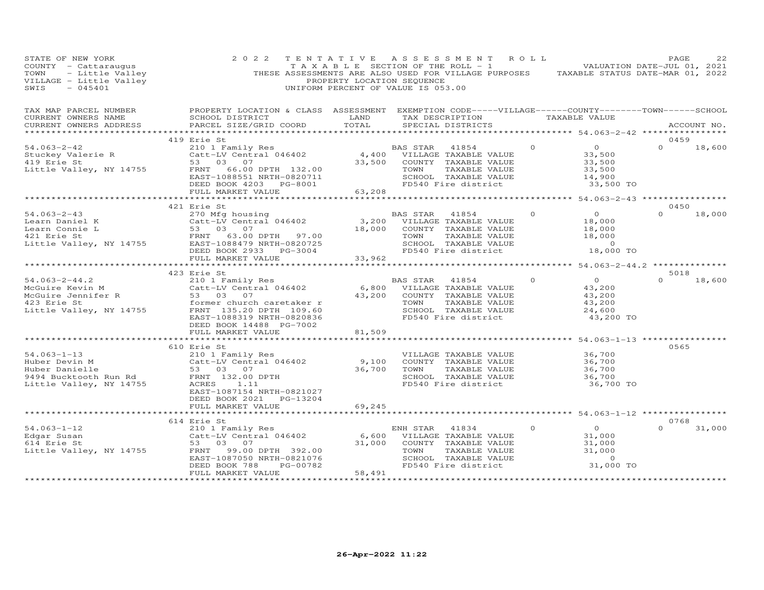STATE OF NEW YORK
COUNTY - Cattaraugus
TOWN - Little Valley
VILLAGE - Little Valley
SWIS - 045401

2022 TENTATIVE ASSESSMENT ROLL
TAXABLE SECTION OF THE ROLL - 1
THESE ASSESSMENTS ARE ALSO USED FOR VILLAGE PURPOSES
PROPERTY LOCATION SEQUENCE
UNIFORM PERCENT OF VALUE IS 053.00

VALUATION DATE-JUL 01, 2021
TAXABLE STATUS DATE-MAR 01, 2022

| TAX MAP PARCEL NUMBER / CURRENT OWNERS NAME / CURRENT OWNERS ADDRESS | PROPERTY LOCATION & CLASS / SCHOOL DISTRICT / PARCEL SIZE/GRID COORD | ASSESSMENT LAND | TOTAL | EXEMPTION CODE / TAX DESCRIPTION / SPECIAL DISTRICTS | VILLAGE | TAXABLE VALUE | TOWN | SCHOOL / ACCOUNT NO. |
|---|---|---|---|---|---|---|---|---|
| 54.063-2-42 | 419 Erie St | | | | | | | 0459 |
| Stuckey Valerie R | 210 1 Family Res | | | BAS STAR 41854 | 0 | 0 | 0 | 18,600 |
| 419 Erie St | Catt-LV Central 046402 | 4,400 | | VILLAGE TAXABLE VALUE | | 33,500 | | |
| Little Valley, NY 14755 | 53 03 07 | | 33,500 | COUNTY TAXABLE VALUE | | 33,500 | | |
| | FRNT 66.00 DPTH 132.00 | | | TOWN TAXABLE VALUE | | 33,500 | | |
| | EAST-1088551 NRTH-0820711 | | | SCHOOL TAXABLE VALUE | | 14,900 | | |
| | DEED BOOK 4203 PG-8001 | | | FD540 Fire district | | 33,500 TO | | |
| | FULL MARKET VALUE | | 63,208 | | | | | |
| 54.063-2-43 | 421 Erie St | | | | | | | 0450 |
| Learn Daniel K | 270 Mfg housing | | | BAS STAR 41854 | 0 | 0 | 0 | 18,000 |
| Learn Connie L | Catt-LV Central 046402 | 3,200 | | VILLAGE TAXABLE VALUE | | 18,000 | | |
| 421 Erie St | 53 03 07 | | 18,000 | COUNTY TAXABLE VALUE | | 18,000 | | |
| Little Valley, NY 14755 | FRNT 63.00 DPTH 97.00 | | | TOWN TAXABLE VALUE | | 18,000 | | |
| | EAST-1088479 NRTH-0820725 | | | SCHOOL TAXABLE VALUE | | 0 | | |
| | DEED BOOK 2933 PG-3004 | | | FD540 Fire district | | 18,000 TO | | |
| | FULL MARKET VALUE | | 33,962 | | | | | |
| 54.063-2-44.2 | 423 Erie St | | | | | | | 5018 |
| McGuire Kevin M | 210 1 Family Res | | | BAS STAR 41854 | 0 | 0 | 0 | 18,600 |
| McGuire Jennifer R | Catt-LV Central 046402 | 6,800 | | VILLAGE TAXABLE VALUE | | 43,200 | | |
| 423 Erie St | 53 03 07 | | 43,200 | COUNTY TAXABLE VALUE | | 43,200 | | |
| Little Valley, NY 14755 | former church caretaker r | | | TOWN TAXABLE VALUE | | 43,200 | | |
| | FRNT 135.20 DPTH 109.60 | | | SCHOOL TAXABLE VALUE | | 24,600 | | |
| | EAST-1088319 NRTH-0820836 | | | FD540 Fire district | | 43,200 TO | | |
| | DEED BOOK 14488 PG-7002 | | | | | | | |
| | FULL MARKET VALUE | | 81,509 | | | | | |
| 54.063-1-13 | 610 Erie St | | | | | | | 0565 |
| Huber Devin M | 210 1 Family Res | | | VILLAGE TAXABLE VALUE | | 36,700 | | |
| Huber Danielle | Catt-LV Central 046402 | 9,100 | | COUNTY TAXABLE VALUE | | 36,700 | | |
| 9494 Bucktooth Run Rd | 53 03 07 | | 36,700 | TOWN TAXABLE VALUE | | 36,700 | | |
| Little Valley, NY 14755 | FRNT 132.00 DPTH | | | SCHOOL TAXABLE VALUE | | 36,700 | | |
| | ACRES 1.11 | | | FD540 Fire district | | 36,700 TO | | |
| | EAST-1087154 NRTH-0821027 | | | | | | | |
| | DEED BOOK 2021 PG-13204 | | | | | | | |
| | FULL MARKET VALUE | | 69,245 | | | | | |
| 54.063-1-12 | 614 Erie St | | | | | | | 0768 |
| Edgar Susan | 210 1 Family Res | | | ENH STAR 41834 | 0 | 0 | 0 | 31,000 |
| 614 Erie St | Catt-LV Central 046402 | 6,600 | | VILLAGE TAXABLE VALUE | | 31,000 | | |
| Little Valley, NY 14755 | 53 03 07 | | 31,000 | COUNTY TAXABLE VALUE | | 31,000 | | |
| | FRNT 99.00 DPTH 392.00 | | | TOWN TAXABLE VALUE | | 31,000 | | |
| | EAST-1087050 NRTH-0821076 | | | SCHOOL TAXABLE VALUE | | 0 | | |
| | DEED BOOK 788 PG-00782 | | | FD540 Fire district | | 31,000 TO | | |
| | FULL MARKET VALUE | | 58,491 | | | | | |

26-Apr-2022 11:22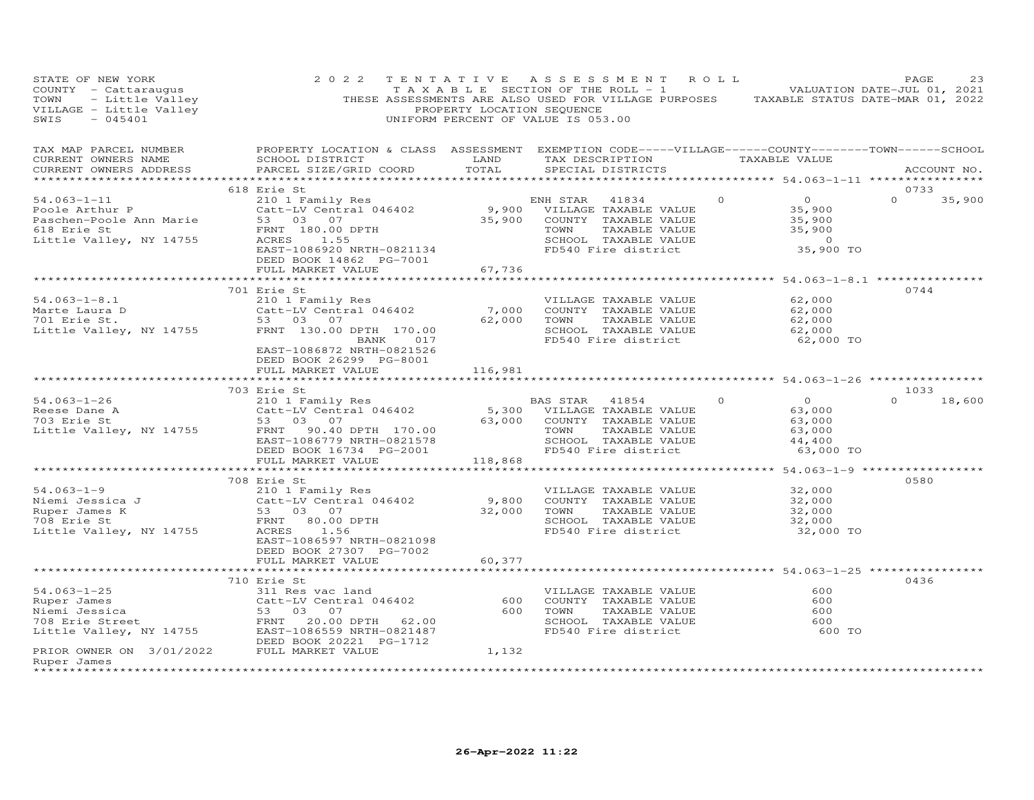STATE OF NEW YORK
COUNTY - Cattaraugus
TOWN - Little Valley
VILLAGE - Little Valley
SWIS - 045401

2022 TENTATIVE ASSESSMENT ROLL
TAXABLE SECTION OF THE ROLL - 1
THESE ASSESSMENTS ARE ALSO USED FOR VILLAGE PURPOSES
PROPERTY LOCATION SEQUENCE
UNIFORM PERCENT OF VALUE IS 053.00

VALUATION DATE-JUL 01, 2021
TAXABLE STATUS DATE-MAR 01, 2022

| TAX MAP PARCEL NUMBER / CURRENT OWNERS NAME / CURRENT OWNERS ADDRESS | PROPERTY LOCATION & CLASS / SCHOOL DISTRICT / PARCEL SIZE/GRID COORD | ASSESSMENT LAND / TOTAL | EXEMPTION CODE / TAX DESCRIPTION / SPECIAL DISTRICTS | VILLAGE | COUNTY TAXABLE VALUE | TOWN | SCHOOL | ACCOUNT NO. |
|---|---|---|---|---|---|---|---|---|
| | 618 Erie St | | | | | | | 0733 |
| 54.063-1-11 | 210 1 Family Res | | ENH STAR 41834 | 0 | 0 | 0 | 35,900 | |
| Poole Arthur P | Catt-LV Central 046402 | 9,900 | VILLAGE TAXABLE VALUE | | 35,900 | | | |
| Paschen-Poole Ann Marie | 53 03 07 | 35,900 | COUNTY TAXABLE VALUE | | 35,900 | | | |
| 618 Erie St | FRNT 180.00 DPTH | | TOWN TAXABLE VALUE | | 35,900 | | | |
| Little Valley, NY 14755 | ACRES 1.55 | | SCHOOL TAXABLE VALUE | | 0 | | | |
| | EAST-1086920 NRTH-0821134 | | FD540 Fire district | | 35,900 TO | | | |
| | DEED BOOK 14862 PG-7001 | | | | | | | |
| | FULL MARKET VALUE | 67,736 | | | | | | |
| | 701 Erie St | | | | | | | 0744 |
| 54.063-1-8.1 | 210 1 Family Res | | VILLAGE TAXABLE VALUE | | 62,000 | | | |
| Marte Laura D | Catt-LV Central 046402 | 7,000 | COUNTY TAXABLE VALUE | | 62,000 | | | |
| 701 Erie St. | 53 03 07 | 62,000 | TOWN TAXABLE VALUE | | 62,000 | | | |
| Little Valley, NY 14755 | FRNT 130.00 DPTH 170.00 | | SCHOOL TAXABLE VALUE | | 62,000 | | | |
| | BANK 017 | | FD540 Fire district | | 62,000 TO | | | |
| | EAST-1086872 NRTH-0821526 | | | | | | | |
| | DEED BOOK 26299 PG-8001 | | | | | | | |
| | FULL MARKET VALUE | 116,981 | | | | | | |
| | 703 Erie St | | | | | | | 1033 |
| 54.063-1-26 | 210 1 Family Res | | BAS STAR 41854 | 0 | 0 | 0 | 18,600 | |
| Reese Dane A | Catt-LV Central 046402 | 5,300 | VILLAGE TAXABLE VALUE | | 63,000 | | | |
| 703 Erie St | 53 03 07 | 63,000 | COUNTY TAXABLE VALUE | | 63,000 | | | |
| Little Valley, NY 14755 | FRNT 90.40 DPTH 170.00 | | TOWN TAXABLE VALUE | | 63,000 | | | |
| | EAST-1086779 NRTH-0821578 | | SCHOOL TAXABLE VALUE | | 44,400 | | | |
| | DEED BOOK 16734 PG-2001 | | FD540 Fire district | | 63,000 TO | | | |
| | FULL MARKET VALUE | 118,868 | | | | | | |
| | 708 Erie St | | | | | | | 0580 |
| 54.063-1-9 | 210 1 Family Res | | VILLAGE TAXABLE VALUE | | 32,000 | | | |
| Niemi Jessica J | Catt-LV Central 046402 | 9,800 | COUNTY TAXABLE VALUE | | 32,000 | | | |
| Ruper James K | 53 03 07 | 32,000 | TOWN TAXABLE VALUE | | 32,000 | | | |
| 708 Erie St | FRNT 80.00 DPTH | | SCHOOL TAXABLE VALUE | | 32,000 | | | |
| Little Valley, NY 14755 | ACRES 1.56 | | FD540 Fire district | | 32,000 TO | | | |
| | EAST-1086597 NRTH-0821098 | | | | | | | |
| | DEED BOOK 27307 PG-7002 | | | | | | | |
| | FULL MARKET VALUE | 60,377 | | | | | | |
| | 710 Erie St | | | | | | | 0436 |
| 54.063-1-25 | 311 Res vac land | | VILLAGE TAXABLE VALUE | | 600 | | | |
| Ruper James | Catt-LV Central 046402 | 600 | COUNTY TAXABLE VALUE | | 600 | | | |
| Niemi Jessica | 53 03 07 | 600 | TOWN TAXABLE VALUE | | 600 | | | |
| 708 Erie Street | FRNT 20.00 DPTH 62.00 | | SCHOOL TAXABLE VALUE | | 600 | | | |
| Little Valley, NY 14755 | EAST-1086559 NRTH-0821487 | | FD540 Fire district | | 600 TO | | | |
| | DEED BOOK 20221 PG-1712 | | | | | | | |
| PRIOR OWNER ON 3/01/2022 | FULL MARKET VALUE | 1,132 | | | | | | |
| Ruper James | | | | | | | | |

26-Apr-2022 11:22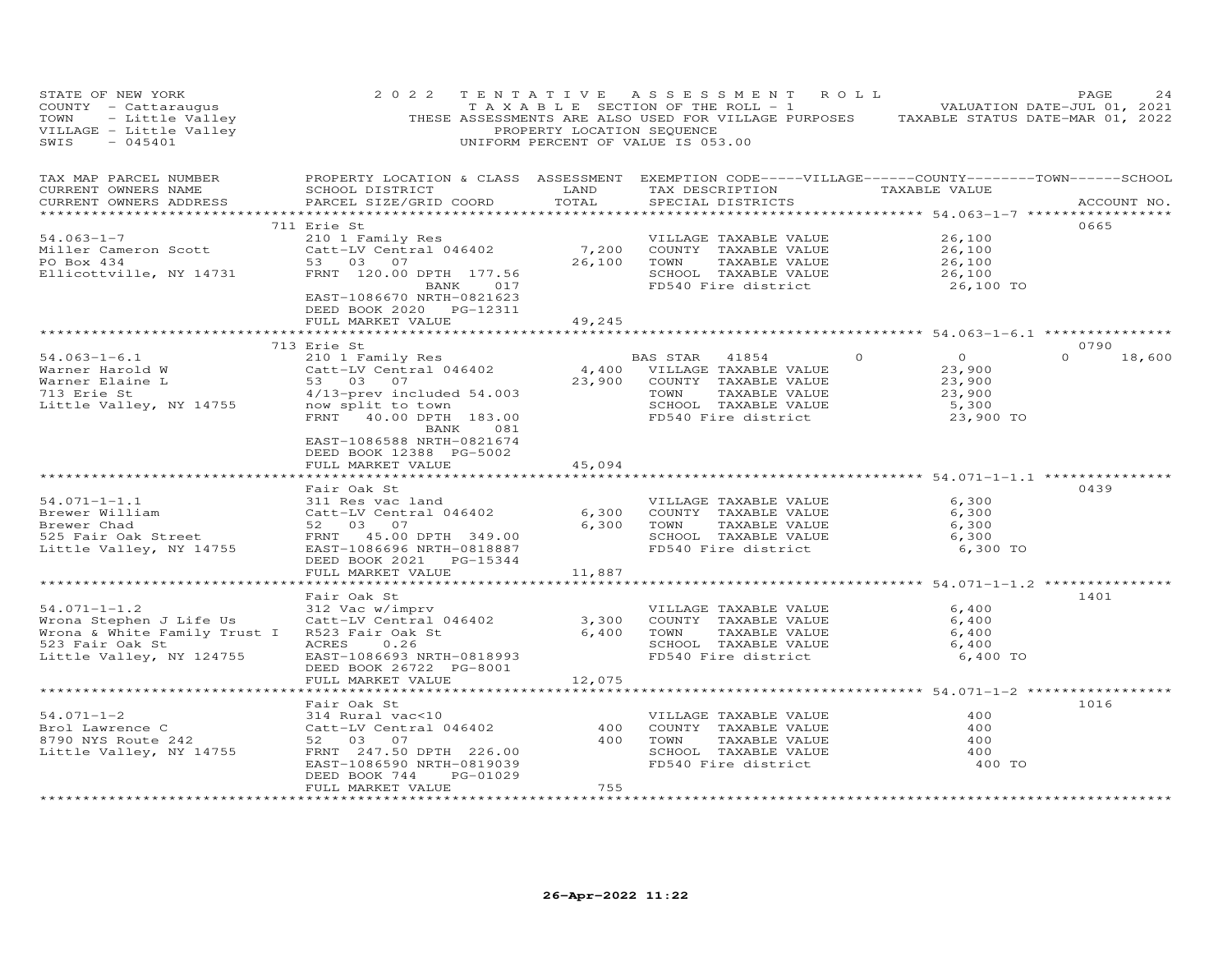STATE OF NEW YORK — 2022 TENTATIVE ASSESSMENT ROLL
COUNTY - Cattaraugus — TAXABLE SECTION OF THE ROLL - 1 — VALUATION DATE-JUL 01, 2021
TOWN - Little Valley — THESE ASSESSMENTS ARE ALSO USED FOR VILLAGE PURPOSES — TAXABLE STATUS DATE-MAR 01, 2022
VILLAGE - Little Valley — PROPERTY LOCATION SEQUENCE
SWIS - 045401 — UNIFORM PERCENT OF VALUE IS 053.00

| TAX MAP PARCEL NUMBER / CURRENT OWNERS NAME / CURRENT OWNERS ADDRESS | PROPERTY LOCATION & CLASS / SCHOOL DISTRICT / PARCEL SIZE/GRID COORD | ASSESSMENT LAND / TOTAL | EXEMPTION CODE / TAX DESCRIPTION / SPECIAL DISTRICTS | VILLAGE / COUNTY / TOWN / SCHOOL TAXABLE VALUE | ACCOUNT NO. |
|---|---|---|---|---|---|
| **54.063-1-7** | 711 Erie St | | | | 0665 |
| Miller Cameron Scott | 210 1 Family Res | | VILLAGE TAXABLE VALUE | 26,100 | |
| PO Box 434 | Catt-LV Central 046402 | 7,200 | COUNTY TAXABLE VALUE | 26,100 | |
| Ellicottville, NY 14731 | 53 03 07 | 26,100 | TOWN TAXABLE VALUE | 26,100 | |
| | FRNT 120.00 DPTH 177.56 | | SCHOOL TAXABLE VALUE | 26,100 | |
| | BANK 017 | | FD540 Fire district | 26,100 TO | |
| | EAST-1086670 NRTH-0821623 | | | | |
| | DEED BOOK 2020 PG-12311 | | | | |
| | FULL MARKET VALUE | 49,245 | | | |
| **54.063-1-6.1** | 713 Erie St | | | | 0790 |
| Warner Harold W | 210 1 Family Res | | BAS STAR 41854 | 0 / 0 / 0 / 18,600 | |
| Warner Elaine L | Catt-LV Central 046402 | 4,400 | VILLAGE TAXABLE VALUE | 23,900 | |
| 713 Erie St | 53 03 07 | 23,900 | COUNTY TAXABLE VALUE | 23,900 | |
| Little Valley, NY 14755 | 4/13-prev included 54.003 | | TOWN TAXABLE VALUE | 23,900 | |
| | now split to town | | SCHOOL TAXABLE VALUE | 5,300 | |
| | FRNT 40.00 DPTH 183.00 | | FD540 Fire district | 23,900 TO | |
| | BANK 081 | | | | |
| | EAST-1086588 NRTH-0821674 | | | | |
| | DEED BOOK 12388 PG-5002 | | | | |
| | FULL MARKET VALUE | 45,094 | | | |
| **54.071-1-1.1** | Fair Oak St | | | | 0439 |
| Brewer William | 311 Res vac land | | VILLAGE TAXABLE VALUE | 6,300 | |
| Brewer Chad | Catt-LV Central 046402 | 6,300 | COUNTY TAXABLE VALUE | 6,300 | |
| 525 Fair Oak Street | 52 03 07 | 6,300 | TOWN TAXABLE VALUE | 6,300 | |
| Little Valley, NY 14755 | FRNT 45.00 DPTH 349.00 | | SCHOOL TAXABLE VALUE | 6,300 | |
| | EAST-1086696 NRTH-0818887 | | FD540 Fire district | 6,300 TO | |
| | DEED BOOK 2021 PG-15344 | | | | |
| | FULL MARKET VALUE | 11,887 | | | |
| **54.071-1-1.2** | Fair Oak St | | | | 1401 |
| Wrona Stephen J Life Us | 312 Vac w/imprv | | VILLAGE TAXABLE VALUE | 6,400 | |
| Wrona & White Family Trust I | Catt-LV Central 046402 | 3,300 | COUNTY TAXABLE VALUE | 6,400 | |
| 523 Fair Oak St | R523 Fair Oak St | 6,400 | TOWN TAXABLE VALUE | 6,400 | |
| Little Valley, NY 124755 | ACRES 0.26 | | SCHOOL TAXABLE VALUE | 6,400 | |
| | EAST-1086693 NRTH-0818993 | | FD540 Fire district | 6,400 TO | |
| | DEED BOOK 26722 PG-8001 | | | | |
| | FULL MARKET VALUE | 12,075 | | | |
| **54.071-1-2** | Fair Oak St | | | | 1016 |
| Brol Lawrence C | 314 Rural vac<10 | | VILLAGE TAXABLE VALUE | 400 | |
| 8790 NYS Route 242 | Catt-LV Central 046402 | 400 | COUNTY TAXABLE VALUE | 400 | |
| Little Valley, NY 14755 | 52 03 07 | 400 | TOWN TAXABLE VALUE | 400 | |
| | FRNT 247.50 DPTH 226.00 | | SCHOOL TAXABLE VALUE | 400 | |
| | EAST-1086590 NRTH-0819039 | | FD540 Fire district | 400 TO | |
| | DEED BOOK 744 PG-01029 | | | | |
| | FULL MARKET VALUE | 755 | | | |

26-Apr-2022 11:22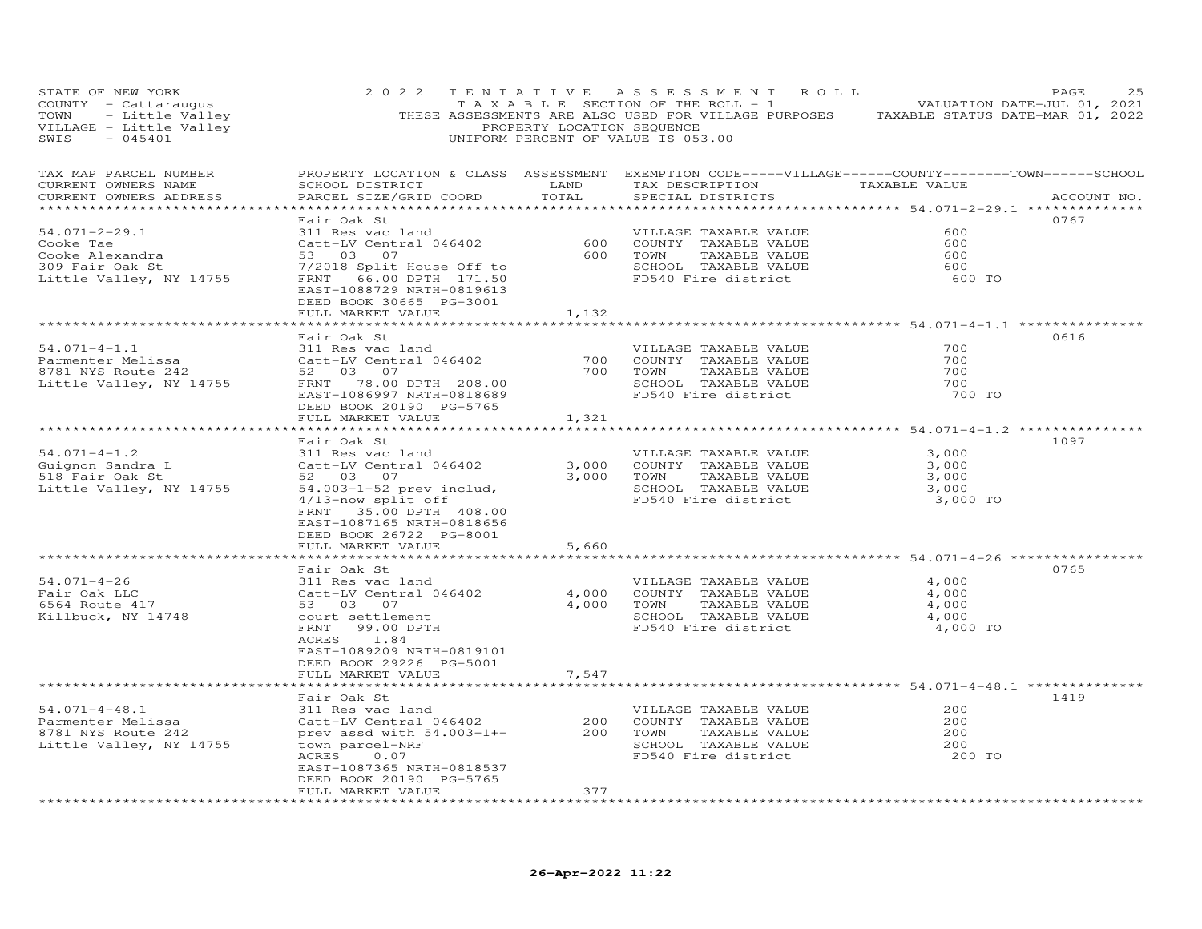STATE OF NEW YORK — 2022 TENTATIVE ASSESSMENT ROLL
COUNTY - Cattaraugus — TAXABLE SECTION OF THE ROLL - 1 — VALUATION DATE-JUL 01, 2021
TOWN - Little Valley — THESE ASSESSMENTS ARE ALSO USED FOR VILLAGE PURPOSES — TAXABLE STATUS DATE-MAR 01, 2022
VILLAGE - Little Valley — PROPERTY LOCATION SEQUENCE
SWIS - 045401 — UNIFORM PERCENT OF VALUE IS 053.00

| TAX MAP PARCEL NUMBER / CURRENT OWNERS NAME / CURRENT OWNERS ADDRESS | PROPERTY LOCATION & CLASS / SCHOOL DISTRICT / PARCEL SIZE/GRID COORD | ASSESSMENT LAND / TOTAL | EXEMPTION CODE-----VILLAGE------COUNTY--------TOWN------SCHOOL / TAX DESCRIPTION / SPECIAL DISTRICTS | TAXABLE VALUE | ACCOUNT NO. |
|---|---|---|---|---|---|
| **54.071-2-29.1** | Fair Oak St | | | | 0767 |
| 54.071-2-29.1 | 311 Res vac land | | VILLAGE TAXABLE VALUE | 600 | |
| Cooke Tae | Catt-LV Central 046402 | 600 | COUNTY TAXABLE VALUE | 600 | |
| Cooke Alexandra | 53 03 07 | 600 | TOWN TAXABLE VALUE | 600 | |
| 309 Fair Oak St | 7/2018 Split House Off to | | SCHOOL TAXABLE VALUE | 600 | |
| Little Valley, NY 14755 | FRNT 66.00 DPTH 171.50 | | FD540 Fire district | 600 TO | |
| | EAST-1088729 NRTH-0819613 | | | | |
| | DEED BOOK 30665 PG-3001 | | | | |
| | FULL MARKET VALUE | 1,132 | | | |
| **54.071-4-1.1** | Fair Oak St | | | | 0616 |
| 54.071-4-1.1 | 311 Res vac land | | VILLAGE TAXABLE VALUE | 700 | |
| Parmenter Melissa | Catt-LV Central 046402 | 700 | COUNTY TAXABLE VALUE | 700 | |
| 8781 NYS Route 242 | 52 03 07 | 700 | TOWN TAXABLE VALUE | 700 | |
| Little Valley, NY 14755 | FRNT 78.00 DPTH 208.00 | | SCHOOL TAXABLE VALUE | 700 | |
| | EAST-1086997 NRTH-0818689 | | FD540 Fire district | 700 TO | |
| | DEED BOOK 20190 PG-5765 | | | | |
| | FULL MARKET VALUE | 1,321 | | | |
| **54.071-4-1.2** | Fair Oak St | | | | 1097 |
| 54.071-4-1.2 | 311 Res vac land | | VILLAGE TAXABLE VALUE | 3,000 | |
| Guignon Sandra L | Catt-LV Central 046402 | 3,000 | COUNTY TAXABLE VALUE | 3,000 | |
| 518 Fair Oak St | 52 03 07 | 3,000 | TOWN TAXABLE VALUE | 3,000 | |
| Little Valley, NY 14755 | 54.003-1-52 prev includ, | | SCHOOL TAXABLE VALUE | 3,000 | |
| | 4/13-now split off | | FD540 Fire district | 3,000 TO | |
| | FRNT 35.00 DPTH 408.00 | | | | |
| | EAST-1087165 NRTH-0818656 | | | | |
| | DEED BOOK 26722 PG-8001 | | | | |
| | FULL MARKET VALUE | 5,660 | | | |
| **54.071-4-26** | Fair Oak St | | | | 0765 |
| 54.071-4-26 | 311 Res vac land | | VILLAGE TAXABLE VALUE | 4,000 | |
| Fair Oak LLC | Catt-LV Central 046402 | 4,000 | COUNTY TAXABLE VALUE | 4,000 | |
| 6564 Route 417 | 53 03 07 | 4,000 | TOWN TAXABLE VALUE | 4,000 | |
| Killbuck, NY 14748 | court settlement | | SCHOOL TAXABLE VALUE | 4,000 | |
| | FRNT 99.00 DPTH | | FD540 Fire district | 4,000 TO | |
| | ACRES 1.84 | | | | |
| | EAST-1089209 NRTH-0819101 | | | | |
| | DEED BOOK 29226 PG-5001 | | | | |
| | FULL MARKET VALUE | 7,547 | | | |
| **54.071-4-48.1** | Fair Oak St | | | | 1419 |
| 54.071-4-48.1 | 311 Res vac land | | VILLAGE TAXABLE VALUE | 200 | |
| Parmenter Melissa | Catt-LV Central 046402 | 200 | COUNTY TAXABLE VALUE | 200 | |
| 8781 NYS Route 242 | prev assd with 54.003-1+- | 200 | TOWN TAXABLE VALUE | 200 | |
| Little Valley, NY 14755 | town parcel-NRF | | SCHOOL TAXABLE VALUE | 200 | |
| | ACRES 0.07 | | FD540 Fire district | 200 TO | |
| | EAST-1087365 NRTH-0818537 | | | | |
| | DEED BOOK 20190 PG-5765 | | | | |
| | FULL MARKET VALUE | 377 | | | |

26-Apr-2022 11:22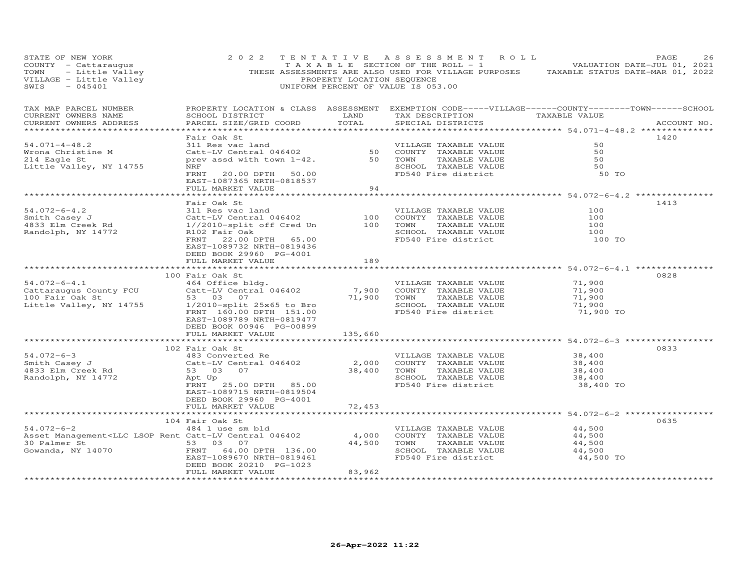STATE OF NEW YORK
COUNTY - Cattaraugus
TOWN - Little Valley
VILLAGE - Little Valley
SWIS - 045401

2022 TENTATIVE ASSESSMENT ROLL
TAXABLE SECTION OF THE ROLL - 1
THESE ASSESSMENTS ARE ALSO USED FOR VILLAGE PURPOSES
PROPERTY LOCATION SEQUENCE
UNIFORM PERCENT OF VALUE IS 053.00

VALUATION DATE-JUL 01, 2021
TAXABLE STATUS DATE-MAR 01, 2022

| TAX MAP PARCEL NUMBER / CURRENT OWNERS NAME / CURRENT OWNERS ADDRESS | PROPERTY LOCATION & CLASS / SCHOOL DISTRICT / PARCEL SIZE/GRID COORD | ASSESSMENT LAND | TOTAL | EXEMPTION CODE / TAX DESCRIPTION / SPECIAL DISTRICTS | TAXABLE VALUE | ACCOUNT NO. |
|---|---|---|---|---|---|---|
| 54.071-4-48.2 | Fair Oak St | | | | | 1420 |
| Wrona Christine M | 311 Res vac land | | | VILLAGE TAXABLE VALUE | 50 | |
| 214 Eagle St | Catt-LV Central 046402 | 50 | | COUNTY TAXABLE VALUE | 50 | |
| Little Valley, NY 14755 | prev assd with town 1-42. | | 50 | TOWN TAXABLE VALUE | 50 | |
| | NRF | | | SCHOOL TAXABLE VALUE | 50 | |
| | FRNT 20.00 DPTH 50.00 | | | FD540 Fire district | 50 TO | |
| | EAST-1087365 NRTH-0818537 | | | | | |
| | FULL MARKET VALUE | | 94 | | | |
| 54.072-6-4.2 | Fair Oak St | | | | | 1413 |
| Smith Casey J | 311 Res vac land | | | VILLAGE TAXABLE VALUE | 100 | |
| 4833 Elm Creek Rd | Catt-LV Central 046402 | 100 | | COUNTY TAXABLE VALUE | 100 | |
| Randolph, NY 14772 | 1//2010-split off Cred Un | | 100 | TOWN TAXABLE VALUE | 100 | |
| | R102 Fair Oak | | | SCHOOL TAXABLE VALUE | 100 | |
| | FRNT 22.00 DPTH 65.00 | | | FD540 Fire district | 100 TO | |
| | EAST-1089732 NRTH-0819436 | | | | | |
| | DEED BOOK 29960 PG-4001 | | | | | |
| | FULL MARKET VALUE | | 189 | | | |
| 54.072-6-4.1 | 100 Fair Oak St | | | | | 0828 |
| Cattaraugus County FCU | 464 Office bldg. | | | VILLAGE TAXABLE VALUE | 71,900 | |
| 100 Fair Oak St | Catt-LV Central 046402 | 7,900 | | COUNTY TAXABLE VALUE | 71,900 | |
| Little Valley, NY 14755 | 53 03 07 | | 71,900 | TOWN TAXABLE VALUE | 71,900 | |
| | 1/2010-split 25x65 to Bro | | | SCHOOL TAXABLE VALUE | 71,900 | |
| | FRNT 160.00 DPTH 151.00 | | | FD540 Fire district | 71,900 TO | |
| | EAST-1089789 NRTH-0819477 | | | | | |
| | DEED BOOK 00946 PG-00899 | | | | | |
| | FULL MARKET VALUE | | 135,660 | | | |
| 54.072-6-3 | 102 Fair Oak St | | | | | 0833 |
| Smith Casey J | 483 Converted Re | | | VILLAGE TAXABLE VALUE | 38,400 | |
| 4833 Elm Creek Rd | Catt-LV Central 046402 | 2,000 | | COUNTY TAXABLE VALUE | 38,400 | |
| Randolph, NY 14772 | 53 03 07 | | 38,400 | TOWN TAXABLE VALUE | 38,400 | |
| | Apt Up | | | SCHOOL TAXABLE VALUE | 38,400 | |
| | FRNT 25.00 DPTH 85.00 | | | FD540 Fire district | 38,400 TO | |
| | EAST-1089715 NRTH-0819504 | | | | | |
| | DEED BOOK 29960 PG-4001 | | | | | |
| | FULL MARKET VALUE | | 72,453 | | | |
| 54.072-6-2 | 104 Fair Oak St | | | | | 0635 |
| Asset Management<LLC LSOP Rent | 484 1 use sm bld | | | VILLAGE TAXABLE VALUE | 44,500 | |
| 30 Palmer St | Catt-LV Central 046402 | 4,000 | | COUNTY TAXABLE VALUE | 44,500 | |
| Gowanda, NY 14070 | 53 03 07 | | 44,500 | TOWN TAXABLE VALUE | 44,500 | |
| | FRNT 64.00 DPTH 136.00 | | | SCHOOL TAXABLE VALUE | 44,500 | |
| | EAST-1089670 NRTH-0819461 | | | FD540 Fire district | 44,500 TO | |
| | DEED BOOK 20210 PG-1023 | | | | | |
| | FULL MARKET VALUE | | 83,962 | | | |

26-Apr-2022 11:22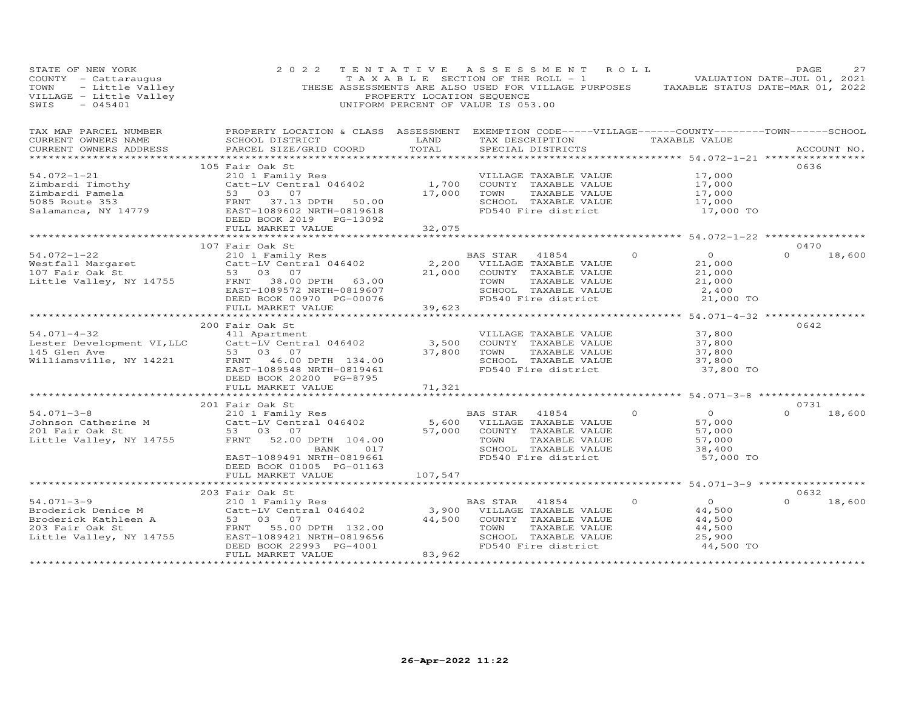STATE OF NEW YORK — 2022 TENTATIVE ASSESSMENT ROLL
COUNTY - Cattaraugus — TAXABLE SECTION OF THE ROLL - 1 — VALUATION DATE-JUL 01, 2021
TOWN - Little Valley — THESE ASSESSMENTS ARE ALSO USED FOR VILLAGE PURPOSES — TAXABLE STATUS DATE-MAR 01, 2022
VILLAGE - Little Valley — PROPERTY LOCATION SEQUENCE
SWIS - 045401 — UNIFORM PERCENT OF VALUE IS 053.00

| TAX MAP PARCEL NUMBER / CURRENT OWNERS NAME / CURRENT OWNERS ADDRESS | PROPERTY LOCATION & CLASS / SCHOOL DISTRICT / PARCEL SIZE/GRID COORD | ASSESSMENT LAND / TOTAL | EXEMPTION CODE-----VILLAGE------COUNTY--------TOWN------SCHOOL / TAX DESCRIPTION / SPECIAL DISTRICTS | TAXABLE VALUE | ACCOUNT NO. |
|---|---|---|---|---|---|
| **54.072-1-21** | 105 Fair Oak St | | | | 0636 |
| Zimbardi Timothy | 210 1 Family Res | | VILLAGE TAXABLE VALUE | 17,000 | |
| Zimbardi Pamela | Catt-LV Central 046402 | 1,700 | COUNTY TAXABLE VALUE | 17,000 | |
| 5085 Route 353 | 53 03 07 | 17,000 | TOWN TAXABLE VALUE | 17,000 | |
| Salamanca, NY 14779 | FRNT 37.13 DPTH 50.00 | | SCHOOL TAXABLE VALUE | 17,000 | |
| | EAST-1089602 NRTH-0819618 | | FD540 Fire district | 17,000 TO | |
| | DEED BOOK 2019 PG-13092 | | | | |
| | FULL MARKET VALUE | 32,075 | | | |
| **54.072-1-22** | 107 Fair Oak St | | | | 0470 |
| Westfall Margaret | 210 1 Family Res | | BAS STAR 41854 0 | 0 | 0 18,600 |
| 107 Fair Oak St | Catt-LV Central 046402 | 2,200 | VILLAGE TAXABLE VALUE | 21,000 | |
| Little Valley, NY 14755 | 53 03 07 | 21,000 | COUNTY TAXABLE VALUE | 21,000 | |
| | FRNT 38.00 DPTH 63.00 | | TOWN TAXABLE VALUE | 21,000 | |
| | EAST-1089572 NRTH-0819607 | | SCHOOL TAXABLE VALUE | 2,400 | |
| | DEED BOOK 00970 PG-00076 | | FD540 Fire district | 21,000 TO | |
| | FULL MARKET VALUE | 39,623 | | | |
| **54.071-4-32** | 200 Fair Oak St | | | | 0642 |
| Lester Development VI,LLC | 411 Apartment | | VILLAGE TAXABLE VALUE | 37,800 | |
| 145 Glen Ave | Catt-LV Central 046402 | 3,500 | COUNTY TAXABLE VALUE | 37,800 | |
| Williamsville, NY 14221 | 53 03 07 | 37,800 | TOWN TAXABLE VALUE | 37,800 | |
| | FRNT 46.00 DPTH 134.00 | | SCHOOL TAXABLE VALUE | 37,800 | |
| | EAST-1089548 NRTH-0819461 | | FD540 Fire district | 37,800 TO | |
| | DEED BOOK 20200 PG-8795 | | | | |
| | FULL MARKET VALUE | 71,321 | | | |
| **54.071-3-8** | 201 Fair Oak St | | | | 0731 |
| Johnson Catherine M | 210 1 Family Res | | BAS STAR 41854 0 | 0 | 0 18,600 |
| 201 Fair Oak St | Catt-LV Central 046402 | 5,600 | VILLAGE TAXABLE VALUE | 57,000 | |
| Little Valley, NY 14755 | 53 03 07 | 57,000 | COUNTY TAXABLE VALUE | 57,000 | |
| | FRNT 52.00 DPTH 104.00 | | TOWN TAXABLE VALUE | 57,000 | |
| | BANK 017 | | SCHOOL TAXABLE VALUE | 38,400 | |
| | EAST-1089491 NRTH-0819661 | | FD540 Fire district | 57,000 TO | |
| | DEED BOOK 01005 PG-01163 | | | | |
| | FULL MARKET VALUE | 107,547 | | | |
| **54.071-3-9** | 203 Fair Oak St | | | | 0632 |
| Broderick Denice M | 210 1 Family Res | | BAS STAR 41854 0 | 0 | 0 18,600 |
| Broderick Kathleen A | Catt-LV Central 046402 | 3,900 | VILLAGE TAXABLE VALUE | 44,500 | |
| 203 Fair Oak St | 53 03 07 | 44,500 | COUNTY TAXABLE VALUE | 44,500 | |
| Little Valley, NY 14755 | FRNT 55.00 DPTH 132.00 | | TOWN TAXABLE VALUE | 44,500 | |
| | EAST-1089421 NRTH-0819656 | | SCHOOL TAXABLE VALUE | 25,900 | |
| | DEED BOOK 22993 PG-4001 | | FD540 Fire district | 44,500 TO | |
| | FULL MARKET VALUE | 83,962 | | | |

26-Apr-2022 11:22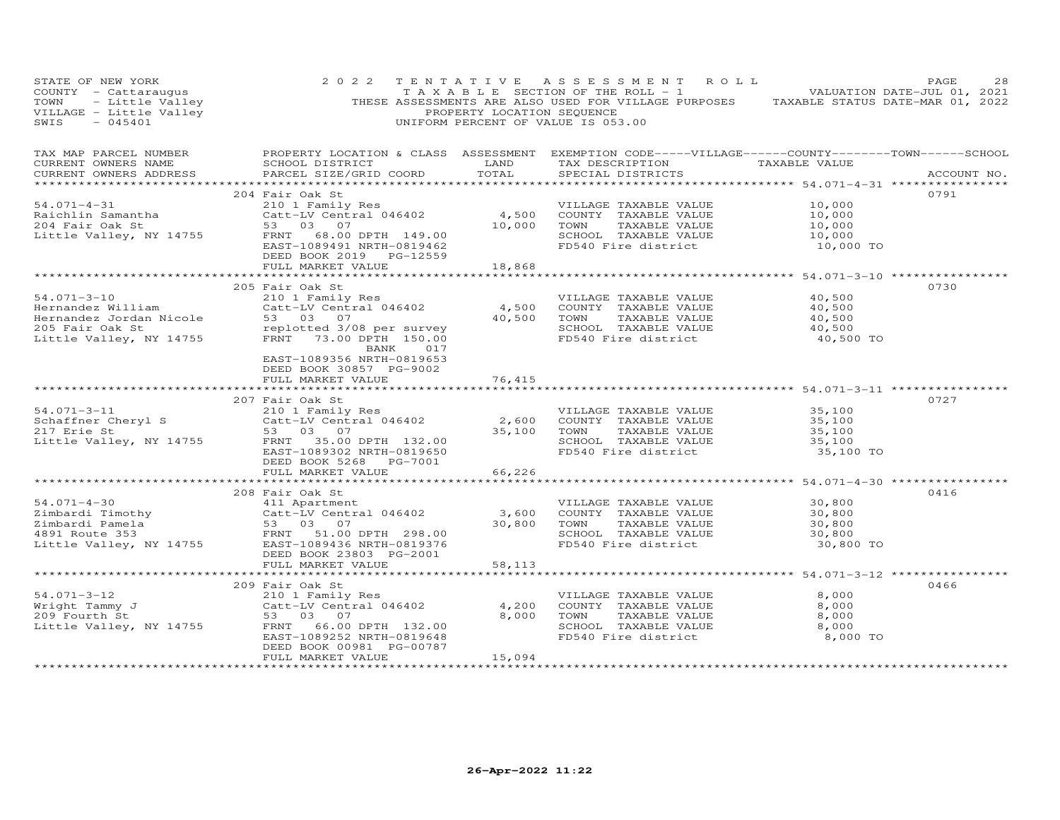STATE OF NEW YORK
COUNTY - Cattaraugus
TOWN - Little Valley
VILLAGE - Little Valley
SWIS - 045401

2022 TENTATIVE ASSESSMENT ROLL
TAXABLE SECTION OF THE ROLL - 1
THESE ASSESSMENTS ARE ALSO USED FOR VILLAGE PURPOSES
PROPERTY LOCATION SEQUENCE
UNIFORM PERCENT OF VALUE IS 053.00

VALUATION DATE-JUL 01, 2021
TAXABLE STATUS DATE-MAR 01, 2022

| TAX MAP PARCEL NUMBER / CURRENT OWNERS NAME / CURRENT OWNERS ADDRESS | PROPERTY LOCATION & CLASS / SCHOOL DISTRICT / PARCEL SIZE/GRID COORD | ASSESSMENT LAND / TOTAL | EXEMPTION CODE / TAX DESCRIPTION / SPECIAL DISTRICTS | TAXABLE VALUE | ACCOUNT NO. |
|---|---|---|---|---|---|
| | 204 Fair Oak St | | | | 0791 |
| 54.071-4-31 | 210 1 Family Res | | VILLAGE TAXABLE VALUE | 10,000 | |
| Raichlin Samantha | Catt-LV Central 046402 | 4,500 | COUNTY TAXABLE VALUE | 10,000 | |
| 204 Fair Oak St | 53 03 07 | 10,000 | TOWN TAXABLE VALUE | 10,000 | |
| Little Valley, NY 14755 | FRNT 68.00 DPTH 149.00 | | SCHOOL TAXABLE VALUE | 10,000 | |
| | EAST-1089491 NRTH-0819462 | | FD540 Fire district | 10,000 TO | |
| | DEED BOOK 2019 PG-12559 | | | | |
| | FULL MARKET VALUE | 18,868 | | | |
| | 205 Fair Oak St | | | | 0730 |
| 54.071-3-10 | 210 1 Family Res | | VILLAGE TAXABLE VALUE | 40,500 | |
| Hernandez William | Catt-LV Central 046402 | 4,500 | COUNTY TAXABLE VALUE | 40,500 | |
| Hernandez Jordan Nicole | 53 03 07 | 40,500 | TOWN TAXABLE VALUE | 40,500 | |
| 205 Fair Oak St | replotted 3/08 per survey | | SCHOOL TAXABLE VALUE | 40,500 | |
| Little Valley, NY 14755 | FRNT 73.00 DPTH 150.00 | | FD540 Fire district | 40,500 TO | |
| | BANK 017 | | | | |
| | EAST-1089356 NRTH-0819653 | | | | |
| | DEED BOOK 30857 PG-9002 | | | | |
| | FULL MARKET VALUE | 76,415 | | | |
| | 207 Fair Oak St | | | | 0727 |
| 54.071-3-11 | 210 1 Family Res | | VILLAGE TAXABLE VALUE | 35,100 | |
| Schaffner Cheryl S | Catt-LV Central 046402 | 2,600 | COUNTY TAXABLE VALUE | 35,100 | |
| 217 Erie St | 53 03 07 | 35,100 | TOWN TAXABLE VALUE | 35,100 | |
| Little Valley, NY 14755 | FRNT 35.00 DPTH 132.00 | | SCHOOL TAXABLE VALUE | 35,100 | |
| | EAST-1089302 NRTH-0819650 | | FD540 Fire district | 35,100 TO | |
| | DEED BOOK 5268 PG-7001 | | | | |
| | FULL MARKET VALUE | 66,226 | | | |
| | 208 Fair Oak St | | | | 0416 |
| 54.071-4-30 | 411 Apartment | | VILLAGE TAXABLE VALUE | 30,800 | |
| Zimbardi Timothy | Catt-LV Central 046402 | 3,600 | COUNTY TAXABLE VALUE | 30,800 | |
| Zimbardi Pamela | 53 03 07 | 30,800 | TOWN TAXABLE VALUE | 30,800 | |
| 4891 Route 353 | FRNT 51.00 DPTH 298.00 | | SCHOOL TAXABLE VALUE | 30,800 | |
| Little Valley, NY 14755 | EAST-1089436 NRTH-0819376 | | FD540 Fire district | 30,800 TO | |
| | DEED BOOK 23803 PG-2001 | | | | |
| | FULL MARKET VALUE | 58,113 | | | |
| | 209 Fair Oak St | | | | 0466 |
| 54.071-3-12 | 210 1 Family Res | | VILLAGE TAXABLE VALUE | 8,000 | |
| Wright Tammy J | Catt-LV Central 046402 | 4,200 | COUNTY TAXABLE VALUE | 8,000 | |
| 209 Fourth St | 53 03 07 | 8,000 | TOWN TAXABLE VALUE | 8,000 | |
| Little Valley, NY 14755 | FRNT 66.00 DPTH 132.00 | | SCHOOL TAXABLE VALUE | 8,000 | |
| | EAST-1089252 NRTH-0819648 | | FD540 Fire district | 8,000 TO | |
| | DEED BOOK 00981 PG-00787 | | | | |
| | FULL MARKET VALUE | 15,094 | | | |

26-Apr-2022 11:22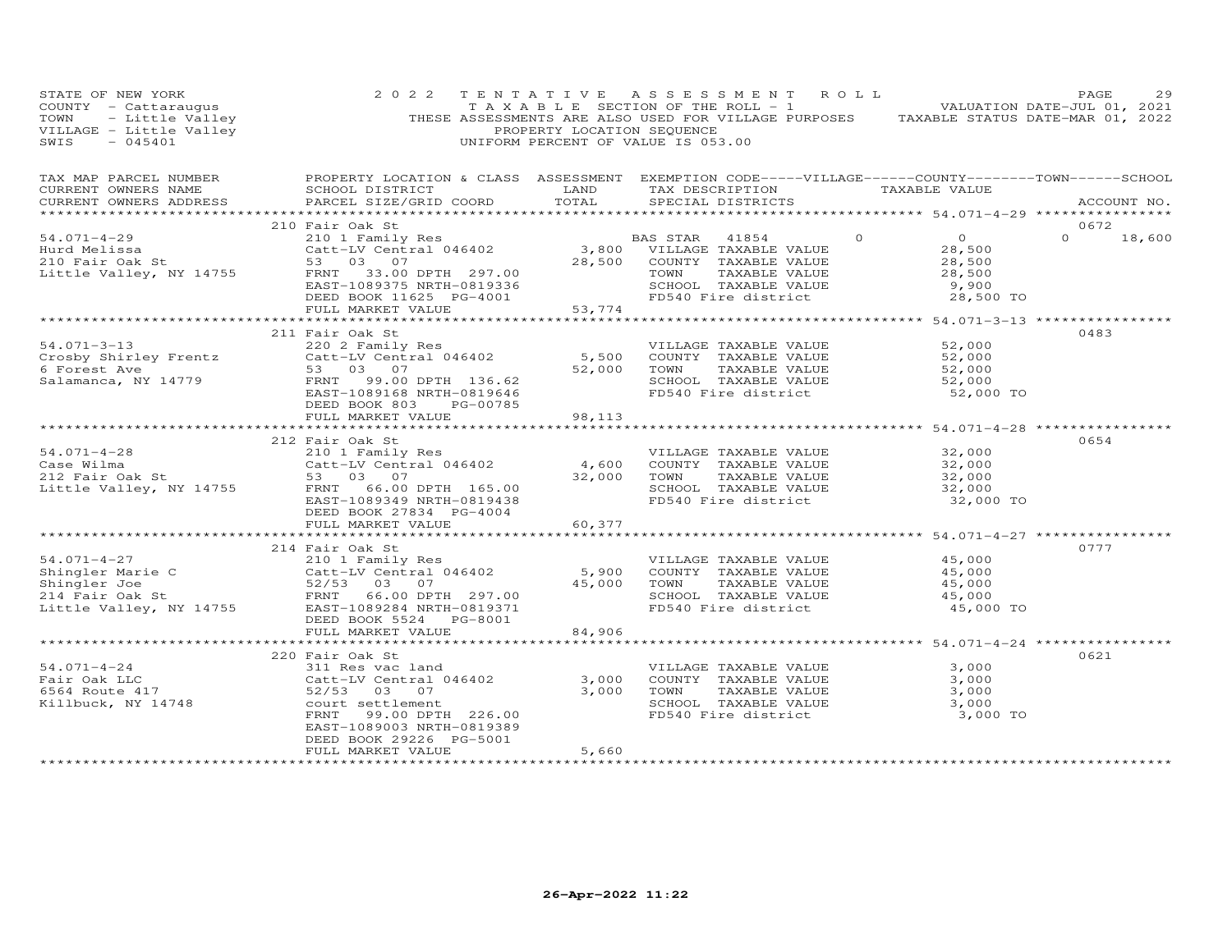STATE OF NEW YORK
COUNTY - Cattaraugus
TOWN - Little Valley
VILLAGE - Little Valley
SWIS - 045401

2022 TENTATIVE ASSESSMENT ROLL
TAXABLE SECTION OF THE ROLL - 1
THESE ASSESSMENTS ARE ALSO USED FOR VILLAGE PURPOSES
PROPERTY LOCATION SEQUENCE
UNIFORM PERCENT OF VALUE IS 053.00

VALUATION DATE-JUL 01, 2021
TAXABLE STATUS DATE-MAR 01, 2022

| TAX MAP PARCEL NUMBER / CURRENT OWNERS NAME / CURRENT OWNERS ADDRESS | PROPERTY LOCATION & CLASS / SCHOOL DISTRICT / PARCEL SIZE/GRID COORD | ASSESSMENT LAND | TOTAL | EXEMPTION CODE / TAX DESCRIPTION / SPECIAL DISTRICTS | VILLAGE | COUNTY / TAXABLE VALUE | TOWN | SCHOOL | ACCOUNT NO. |
|---|---|---|---|---|---|---|---|---|---|
| | 210 Fair Oak St | | | | | | | | 0672 |
| 54.071-4-29 | 210 1 Family Res | | | BAS STAR 41854 | 0 | 0 | 0 | 18,600 | |
| Hurd Melissa | Catt-LV Central 046402 | 3,800 | | VILLAGE TAXABLE VALUE | | 28,500 | | | |
| 210 Fair Oak St | 53 03 07 | | 28,500 | COUNTY TAXABLE VALUE | | 28,500 | | | |
| Little Valley, NY 14755 | FRNT 33.00 DPTH 297.00 | | | TOWN TAXABLE VALUE | | 28,500 | | | |
| | EAST-1089375 NRTH-0819336 | | | SCHOOL TAXABLE VALUE | | 9,900 | | | |
| | DEED BOOK 11625 PG-4001 | | | FD540 Fire district | | 28,500 TO | | | |
| | FULL MARKET VALUE | | 53,774 | | | | | | |
| | 211 Fair Oak St | | | | | | | | 0483 |
| 54.071-3-13 | 220 2 Family Res | | | VILLAGE TAXABLE VALUE | | 52,000 | | | |
| Crosby Shirley Frentz | Catt-LV Central 046402 | 5,500 | | COUNTY TAXABLE VALUE | | 52,000 | | | |
| 6 Forest Ave | 53 03 07 | | 52,000 | TOWN TAXABLE VALUE | | 52,000 | | | |
| Salamanca, NY 14779 | FRNT 99.00 DPTH 136.62 | | | SCHOOL TAXABLE VALUE | | 52,000 | | | |
| | EAST-1089168 NRTH-0819646 | | | FD540 Fire district | | 52,000 TO | | | |
| | DEED BOOK 803 PG-00785 | | | | | | | | |
| | FULL MARKET VALUE | | 98,113 | | | | | | |
| | 212 Fair Oak St | | | | | | | | 0654 |
| 54.071-4-28 | 210 1 Family Res | | | VILLAGE TAXABLE VALUE | | 32,000 | | | |
| Case Wilma | Catt-LV Central 046402 | 4,600 | | COUNTY TAXABLE VALUE | | 32,000 | | | |
| 212 Fair Oak St | 53 03 07 | | 32,000 | TOWN TAXABLE VALUE | | 32,000 | | | |
| Little Valley, NY 14755 | FRNT 66.00 DPTH 165.00 | | | SCHOOL TAXABLE VALUE | | 32,000 | | | |
| | EAST-1089349 NRTH-0819438 | | | FD540 Fire district | | 32,000 TO | | | |
| | DEED BOOK 27834 PG-4004 | | | | | | | | |
| | FULL MARKET VALUE | | 60,377 | | | | | | |
| | 214 Fair Oak St | | | | | | | | 0777 |
| 54.071-4-27 | 210 1 Family Res | | | VILLAGE TAXABLE VALUE | | 45,000 | | | |
| Shingler Marie C | Catt-LV Central 046402 | 5,900 | | COUNTY TAXABLE VALUE | | 45,000 | | | |
| Shingler Joe | 52/53 03 07 | | 45,000 | TOWN TAXABLE VALUE | | 45,000 | | | |
| 214 Fair Oak St | FRNT 66.00 DPTH 297.00 | | | SCHOOL TAXABLE VALUE | | 45,000 | | | |
| Little Valley, NY 14755 | EAST-1089284 NRTH-0819371 | | | FD540 Fire district | | 45,000 TO | | | |
| | DEED BOOK 5524 PG-8001 | | | | | | | | |
| | FULL MARKET VALUE | | 84,906 | | | | | | |
| | 220 Fair Oak St | | | | | | | | 0621 |
| 54.071-4-24 | 311 Res vac land | | | VILLAGE TAXABLE VALUE | | 3,000 | | | |
| Fair Oak LLC | Catt-LV Central 046402 | 3,000 | | COUNTY TAXABLE VALUE | | 3,000 | | | |
| 6564 Route 417 | 52/53 03 07 | | 3,000 | TOWN TAXABLE VALUE | | 3,000 | | | |
| Killbuck, NY 14748 | court settlement | | | SCHOOL TAXABLE VALUE | | 3,000 | | | |
| | FRNT 99.00 DPTH 226.00 | | | FD540 Fire district | | 3,000 TO | | | |
| | EAST-1089003 NRTH-0819389 | | | | | | | | |
| | DEED BOOK 29226 PG-5001 | | | | | | | | |
| | FULL MARKET VALUE | | 5,660 | | | | | | |

26-Apr-2022 11:22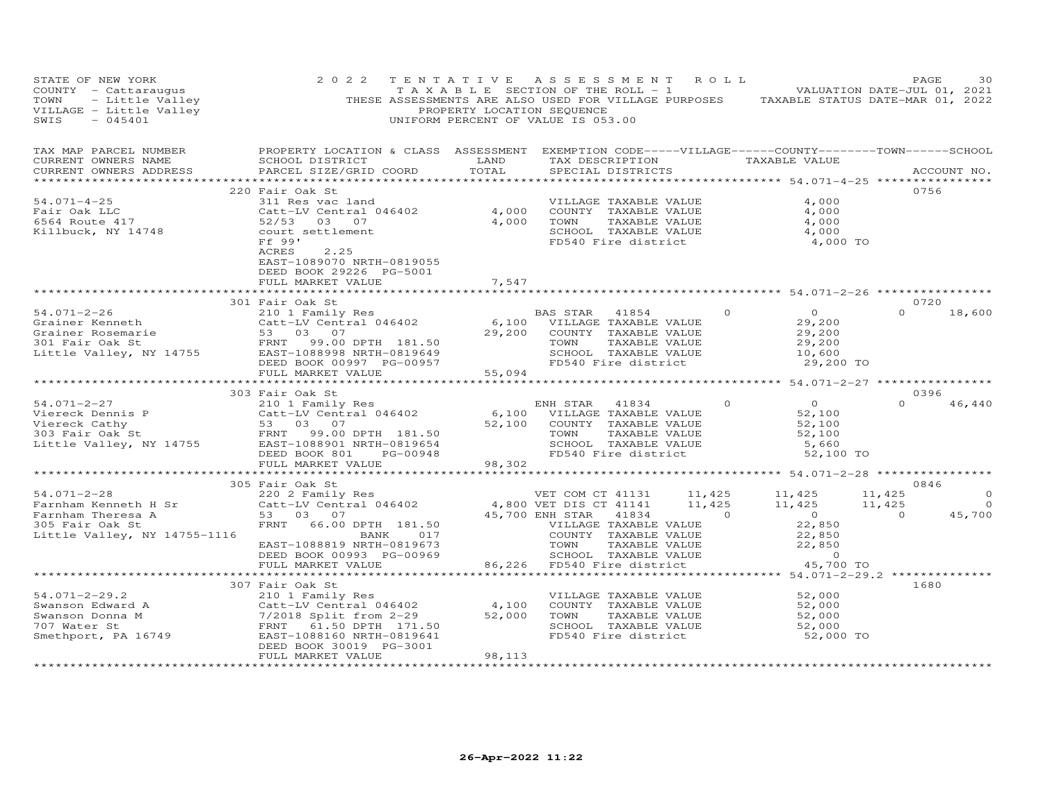STATE OF NEW YORK | 2022 TENTATIVE ASSESSMENT ROLL | VALUATION DATE-JUL 01, 2021
COUNTY - Cattaraugus | TAXABLE SECTION OF THE ROLL - 1 | TAXABLE STATUS DATE-MAR 01, 2022
TOWN - Little Valley | THESE ASSESSMENTS ARE ALSO USED FOR VILLAGE PURPOSES
VILLAGE - Little Valley | PROPERTY LOCATION SEQUENCE
SWIS - 045401 | UNIFORM PERCENT OF VALUE IS 053.00

| TAX MAP PARCEL NUMBER / CURRENT OWNERS NAME / CURRENT OWNERS ADDRESS | PROPERTY LOCATION & CLASS / SCHOOL DISTRICT / PARCEL SIZE/GRID COORD | ASSESSMENT LAND / TOTAL | EXEMPTION CODE / TAX DESCRIPTION / SPECIAL DISTRICTS | VILLAGE | COUNTY / TAXABLE VALUE | TOWN | SCHOOL | ACCOUNT NO. |
|---|---|---|---|---|---|---|---|---|
| **54.071-4-25** | 220 Fair Oak St | | | | | | | 0756 |
| 54.071-4-25 | 311 Res vac land | | VILLAGE TAXABLE VALUE | | 4,000 | | | |
| Fair Oak LLC | Catt-LV Central 046402 | 4,000 | COUNTY TAXABLE VALUE | | 4,000 | | | |
| 6564 Route 417 | 52/53 03 07 | 4,000 | TOWN TAXABLE VALUE | | 4,000 | | | |
| Killbuck, NY 14748 | court settlement | | SCHOOL TAXABLE VALUE | | 4,000 | | | |
| | Ff 99' | | FD540 Fire district | | 4,000 TO | | | |
| | ACRES 2.25 | | | | | | | |
| | EAST-1089070 NRTH-0819055 | | | | | | | |
| | DEED BOOK 29226 PG-5001 | | | | | | | |
| | FULL MARKET VALUE | 7,547 | | | | | | |
| **54.071-2-26** | 301 Fair Oak St | | | | | | | 0720 |
| 54.071-2-26 | 210 1 Family Res | | BAS STAR 41854 | 0 | 0 | 0 | 18,600 | |
| Grainer Kenneth | Catt-LV Central 046402 | 6,100 | VILLAGE TAXABLE VALUE | | 29,200 | | | |
| Grainer Rosemarie | 53 03 07 | 29,200 | COUNTY TAXABLE VALUE | | 29,200 | | | |
| 301 Fair Oak St | FRNT 99.00 DPTH 181.50 | | TOWN TAXABLE VALUE | | 29,200 | | | |
| Little Valley, NY 14755 | EAST-1088998 NRTH-0819649 | | SCHOOL TAXABLE VALUE | | 10,600 | | | |
| | DEED BOOK 00997 PG-00957 | | FD540 Fire district | | 29,200 TO | | | |
| | FULL MARKET VALUE | 55,094 | | | | | | |
| **54.071-2-27** | 303 Fair Oak St | | | | | | | 0396 |
| 54.071-2-27 | 210 1 Family Res | | ENH STAR 41834 | 0 | 0 | 0 | 46,440 | |
| Viereck Dennis P | Catt-LV Central 046402 | 6,100 | VILLAGE TAXABLE VALUE | | 52,100 | | | |
| Viereck Cathy | 53 03 07 | 52,100 | COUNTY TAXABLE VALUE | | 52,100 | | | |
| 303 Fair Oak St | FRNT 99.00 DPTH 181.50 | | TOWN TAXABLE VALUE | | 52,100 | | | |
| Little Valley, NY 14755 | EAST-1088901 NRTH-0819654 | | SCHOOL TAXABLE VALUE | | 5,660 | | | |
| | DEED BOOK 801 PG-00948 | | FD540 Fire district | | 52,100 TO | | | |
| | FULL MARKET VALUE | 98,302 | | | | | | |
| **54.071-2-28** | 305 Fair Oak St | | | | | | | 0846 |
| 54.071-2-28 | 220 2 Family Res | | VET COM CT 41131 | 11,425 | 11,425 | 11,425 | 0 | |
| Farnham Kenneth H Sr | Catt-LV Central 046402 | 4,800 | VET DIS CT 41141 | 11,425 | 11,425 | 11,425 | 0 | |
| Farnham Theresa A | 53 03 07 | 45,700 | ENH STAR 41834 | 0 | 0 | 0 | 45,700 | |
| 305 Fair Oak St | FRNT 66.00 DPTH 181.50 | | VILLAGE TAXABLE VALUE | | 22,850 | | | |
| Little Valley, NY 14755-1116 | BANK 017 | | COUNTY TAXABLE VALUE | | 22,850 | | | |
| | EAST-1088819 NRTH-0819673 | | TOWN TAXABLE VALUE | | 22,850 | | | |
| | DEED BOOK 00993 PG-00969 | | SCHOOL TAXABLE VALUE | | 0 | | | |
| | FULL MARKET VALUE | 86,226 | FD540 Fire district | | 45,700 TO | | | |
| **54.071-2-29.2** | 307 Fair Oak St | | | | | | | 1680 |
| 54.071-2-29.2 | 210 1 Family Res | | VILLAGE TAXABLE VALUE | | 52,000 | | | |
| Swanson Edward A | Catt-LV Central 046402 | 4,100 | COUNTY TAXABLE VALUE | | 52,000 | | | |
| Swanson Donna M | 7/2018 Split from 2-29 | 52,000 | TOWN TAXABLE VALUE | | 52,000 | | | |
| 707 Water St | FRNT 61.50 DPTH 171.50 | | SCHOOL TAXABLE VALUE | | 52,000 | | | |
| Smethport, PA 16749 | EAST-1088160 NRTH-0819641 | | FD540 Fire district | | 52,000 TO | | | |
| | DEED BOOK 30019 PG-3001 | | | | | | | |
| | FULL MARKET VALUE | 98,113 | | | | | | |

26-Apr-2022 11:22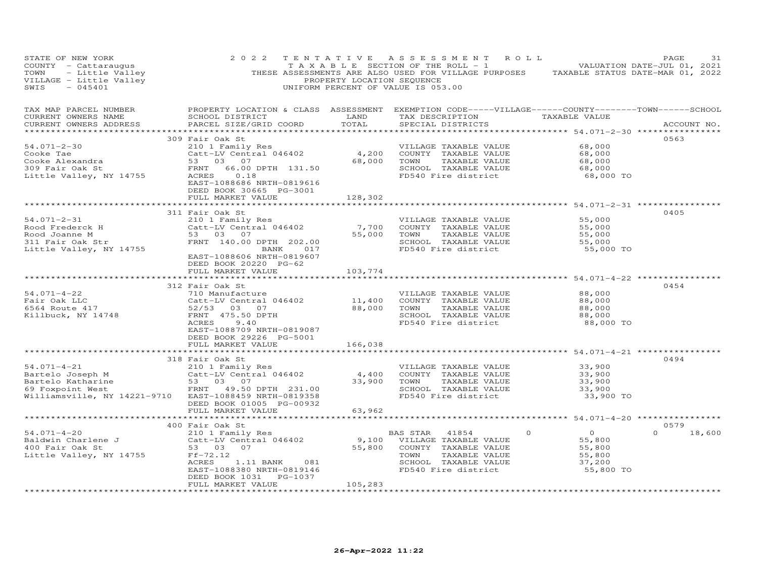STATE OF NEW YORK
COUNTY - Cattaraugus
TOWN - Little Valley
VILLAGE - Little Valley
SWIS - 045401

2022 TENTATIVE ASSESSMENT ROLL
TAXABLE SECTION OF THE ROLL - 1
THESE ASSESSMENTS ARE ALSO USED FOR VILLAGE PURPOSES
PROPERTY LOCATION SEQUENCE
UNIFORM PERCENT OF VALUE IS 053.00

VALUATION DATE-JUL 01, 2021
TAXABLE STATUS DATE-MAR 01, 2022

| TAX MAP PARCEL NUMBER / CURRENT OWNERS NAME / CURRENT OWNERS ADDRESS | PROPERTY LOCATION & CLASS / SCHOOL DISTRICT / PARCEL SIZE/GRID COORD | ASSESSMENT LAND / TOTAL | EXEMPTION CODE-----VILLAGE------COUNTY--------TOWN------SCHOOL / TAX DESCRIPTION / SPECIAL DISTRICTS | TAXABLE VALUE | ACCOUNT NO. |
|---|---|---|---|---|---|
| | 309 Fair Oak St | | | | 0563 |
| 54.071-2-30 | 210 1 Family Res | | VILLAGE TAXABLE VALUE | 68,000 | |
| Cooke Tae | Catt-LV Central 046402 | 4,200 | COUNTY TAXABLE VALUE | 68,000 | |
| Cooke Alexandra | 53 03 07 | 68,000 | TOWN TAXABLE VALUE | 68,000 | |
| 309 Fair Oak St | FRNT 66.00 DPTH 131.50 | | SCHOOL TAXABLE VALUE | 68,000 | |
| Little Valley, NY 14755 | ACRES 0.18 | | FD540 Fire district | 68,000 TO | |
| | EAST-1088686 NRTH-0819616 | | | | |
| | DEED BOOK 30665 PG-3001 | | | | |
| | FULL MARKET VALUE | 128,302 | | | |
| | 311 Fair Oak St | | | | 0405 |
| 54.071-2-31 | 210 1 Family Res | | VILLAGE TAXABLE VALUE | 55,000 | |
| Rood Frederck H | Catt-LV Central 046402 | 7,700 | COUNTY TAXABLE VALUE | 55,000 | |
| Rood Joanne M | 53 03 07 | 55,000 | TOWN TAXABLE VALUE | 55,000 | |
| 311 Fair Oak Str | FRNT 140.00 DPTH 202.00 | | SCHOOL TAXABLE VALUE | 55,000 | |
| Little Valley, NY 14755 | BANK 017 | | FD540 Fire district | 55,000 TO | |
| | EAST-1088606 NRTH-0819607 | | | | |
| | DEED BOOK 20220 PG-62 | | | | |
| | FULL MARKET VALUE | 103,774 | | | |
| | 312 Fair Oak St | | | | 0454 |
| 54.071-4-22 | 710 Manufacture | | VILLAGE TAXABLE VALUE | 88,000 | |
| Fair Oak LLC | Catt-LV Central 046402 | 11,400 | COUNTY TAXABLE VALUE | 88,000 | |
| 6564 Route 417 | 52/53 03 07 | 88,000 | TOWN TAXABLE VALUE | 88,000 | |
| Killbuck, NY 14748 | FRNT 475.50 DPTH | | SCHOOL TAXABLE VALUE | 88,000 | |
| | ACRES 9.40 | | FD540 Fire district | 88,000 TO | |
| | EAST-1088709 NRTH-0819087 | | | | |
| | DEED BOOK 29226 PG-5001 | | | | |
| | FULL MARKET VALUE | 166,038 | | | |
| | 318 Fair Oak St | | | | 0494 |
| 54.071-4-21 | 210 1 Family Res | | VILLAGE TAXABLE VALUE | 33,900 | |
| Bartelo Joseph M | Catt-LV Central 046402 | 4,400 | COUNTY TAXABLE VALUE | 33,900 | |
| Bartelo Katharine | 53 03 07 | 33,900 | TOWN TAXABLE VALUE | 33,900 | |
| 69 Foxpoint West | FRNT 49.50 DPTH 231.00 | | SCHOOL TAXABLE VALUE | 33,900 | |
| Williamsville, NY 14221-9710 | EAST-1088459 NRTH-0819358 | | FD540 Fire district | 33,900 TO | |
| | DEED BOOK 01005 PG-00932 | | | | |
| | FULL MARKET VALUE | 63,962 | | | |
| | 400 Fair Oak St | | | | 0579 |
| 54.071-4-20 | 210 1 Family Res | | BAS STAR 41854 0 | 0 | 0 18,600 |
| Baldwin Charlene J | Catt-LV Central 046402 | 9,100 | VILLAGE TAXABLE VALUE | 55,800 | |
| 400 Fair Oak St | 53 03 07 | 55,800 | COUNTY TAXABLE VALUE | 55,800 | |
| Little Valley, NY 14755 | Ff-72.12 | | TOWN TAXABLE VALUE | 55,800 | |
| | ACRES 1.11 BANK 081 | | SCHOOL TAXABLE VALUE | 37,200 | |
| | EAST-1088380 NRTH-0819146 | | FD540 Fire district | 55,800 TO | |
| | DEED BOOK 1031 PG-1037 | | | | |
| | FULL MARKET VALUE | 105,283 | | | |

26-Apr-2022 11:22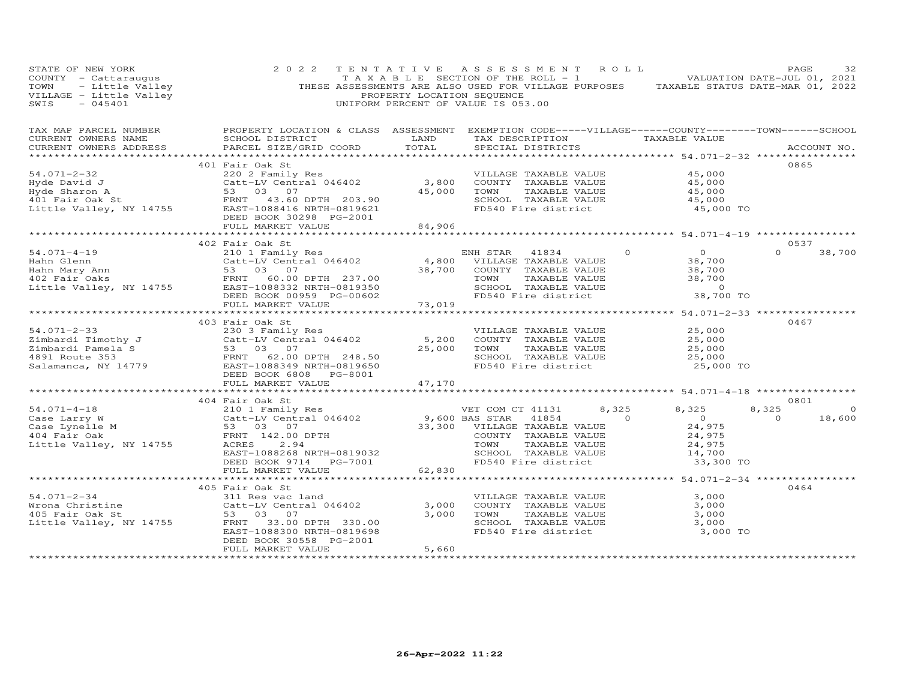STATE OF NEW YORK
COUNTY - Cattaraugus
TOWN - Little Valley
VILLAGE - Little Valley
SWIS - 045401

2022 TENTATIVE ASSESSMENT ROLL
TAXABLE SECTION OF THE ROLL - 1
THESE ASSESSMENTS ARE ALSO USED FOR VILLAGE PURPOSES
PROPERTY LOCATION SEQUENCE
UNIFORM PERCENT OF VALUE IS 053.00

VALUATION DATE-JUL 01, 2021
TAXABLE STATUS DATE-MAR 01, 2022

| TAX MAP PARCEL NUMBER / CURRENT OWNERS NAME / CURRENT OWNERS ADDRESS | PROPERTY LOCATION & CLASS / SCHOOL DISTRICT / PARCEL SIZE/GRID COORD | ASSESSMENT LAND / TOTAL | EXEMPTION CODE / TAX DESCRIPTION / SPECIAL DISTRICTS | VILLAGE | COUNTY | TOWN | SCHOOL | ACCOUNT NO. |
|---|---|---|---|---|---|---|---|---|
| **54.071-2-32** | 401 Fair Oak St | | | | | | | 0865 |
| 54.071-2-32 | 220 2 Family Res | | VILLAGE TAXABLE VALUE | | 45,000 | | | |
| Hyde David J | Catt-LV Central 046402 | 3,800 | COUNTY TAXABLE VALUE | | 45,000 | | | |
| Hyde Sharon A | 53 03 07 | 45,000 | TOWN TAXABLE VALUE | | 45,000 | | | |
| 401 Fair Oak St | FRNT 43.60 DPTH 203.90 | | SCHOOL TAXABLE VALUE | | 45,000 | | | |
| Little Valley, NY 14755 | EAST-1088416 NRTH-0819621 | | FD540 Fire district | | 45,000 TO | | | |
| | DEED BOOK 30298 PG-2001 | | | | | | | |
| | FULL MARKET VALUE | 84,906 | | | | | | |
| **54.071-4-19** | 402 Fair Oak St | | | | | | | 0537 |
| 54.071-4-19 | 210 1 Family Res | | ENH STAR 41834 | 0 | 0 | 0 | 38,700 | |
| Hahn Glenn | Catt-LV Central 046402 | 4,800 | VILLAGE TAXABLE VALUE | | 38,700 | | | |
| Hahn Mary Ann | 53 03 07 | 38,700 | COUNTY TAXABLE VALUE | | 38,700 | | | |
| 402 Fair Oaks | FRNT 60.00 DPTH 237.00 | | TOWN TAXABLE VALUE | | 38,700 | | | |
| Little Valley, NY 14755 | EAST-1088332 NRTH-0819350 | | SCHOOL TAXABLE VALUE | | 0 | | | |
| | DEED BOOK 00959 PG-00602 | | FD540 Fire district | | 38,700 TO | | | |
| | FULL MARKET VALUE | 73,019 | | | | | | |
| **54.071-2-33** | 403 Fair Oak St | | | | | | | 0467 |
| 54.071-2-33 | 230 3 Family Res | | VILLAGE TAXABLE VALUE | | 25,000 | | | |
| Zimbardi Timothy J | Catt-LV Central 046402 | 5,200 | COUNTY TAXABLE VALUE | | 25,000 | | | |
| Zimbardi Pamela S | 53 03 07 | 25,000 | TOWN TAXABLE VALUE | | 25,000 | | | |
| 4891 Route 353 | FRNT 62.00 DPTH 248.50 | | SCHOOL TAXABLE VALUE | | 25,000 | | | |
| Salamanca, NY 14779 | EAST-1088349 NRTH-0819650 | | FD540 Fire district | | 25,000 TO | | | |
| | DEED BOOK 6808 PG-8001 | | | | | | | |
| | FULL MARKET VALUE | 47,170 | | | | | | |
| **54.071-4-18** | 404 Fair Oak St | | | | | | | 0801 |
| 54.071-4-18 | 210 1 Family Res | | VET COM CT 41131 | 8,325 | 8,325 | 8,325 | 0 | |
| Case Larry W | Catt-LV Central 046402 | 9,600 | BAS STAR 41854 | 0 | 0 | 0 | 18,600 | |
| Case Lynelle M | 53 03 07 | 33,300 | VILLAGE TAXABLE VALUE | | 24,975 | | | |
| 404 Fair Oak | FRNT 142.00 DPTH | | COUNTY TAXABLE VALUE | | 24,975 | | | |
| Little Valley, NY 14755 | ACRES 2.94 | | TOWN TAXABLE VALUE | | 24,975 | | | |
| | EAST-1088268 NRTH-0819032 | | SCHOOL TAXABLE VALUE | | 14,700 | | | |
| | DEED BOOK 9714 PG-7001 | | FD540 Fire district | | 33,300 TO | | | |
| | FULL MARKET VALUE | 62,830 | | | | | | |
| **54.071-2-34** | 405 Fair Oak St | | | | | | | 0464 |
| 54.071-2-34 | 311 Res vac land | | VILLAGE TAXABLE VALUE | | 3,000 | | | |
| Wrona Christine | Catt-LV Central 046402 | 3,000 | COUNTY TAXABLE VALUE | | 3,000 | | | |
| 405 Fair Oak St | 53 03 07 | 3,000 | TOWN TAXABLE VALUE | | 3,000 | | | |
| Little Valley, NY 14755 | FRNT 33.00 DPTH 330.00 | | SCHOOL TAXABLE VALUE | | 3,000 | | | |
| | EAST-1088300 NRTH-0819698 | | FD540 Fire district | | 3,000 TO | | | |
| | DEED BOOK 30558 PG-2001 | | | | | | | |
| | FULL MARKET VALUE | 5,660 | | | | | | |

26-Apr-2022 11:22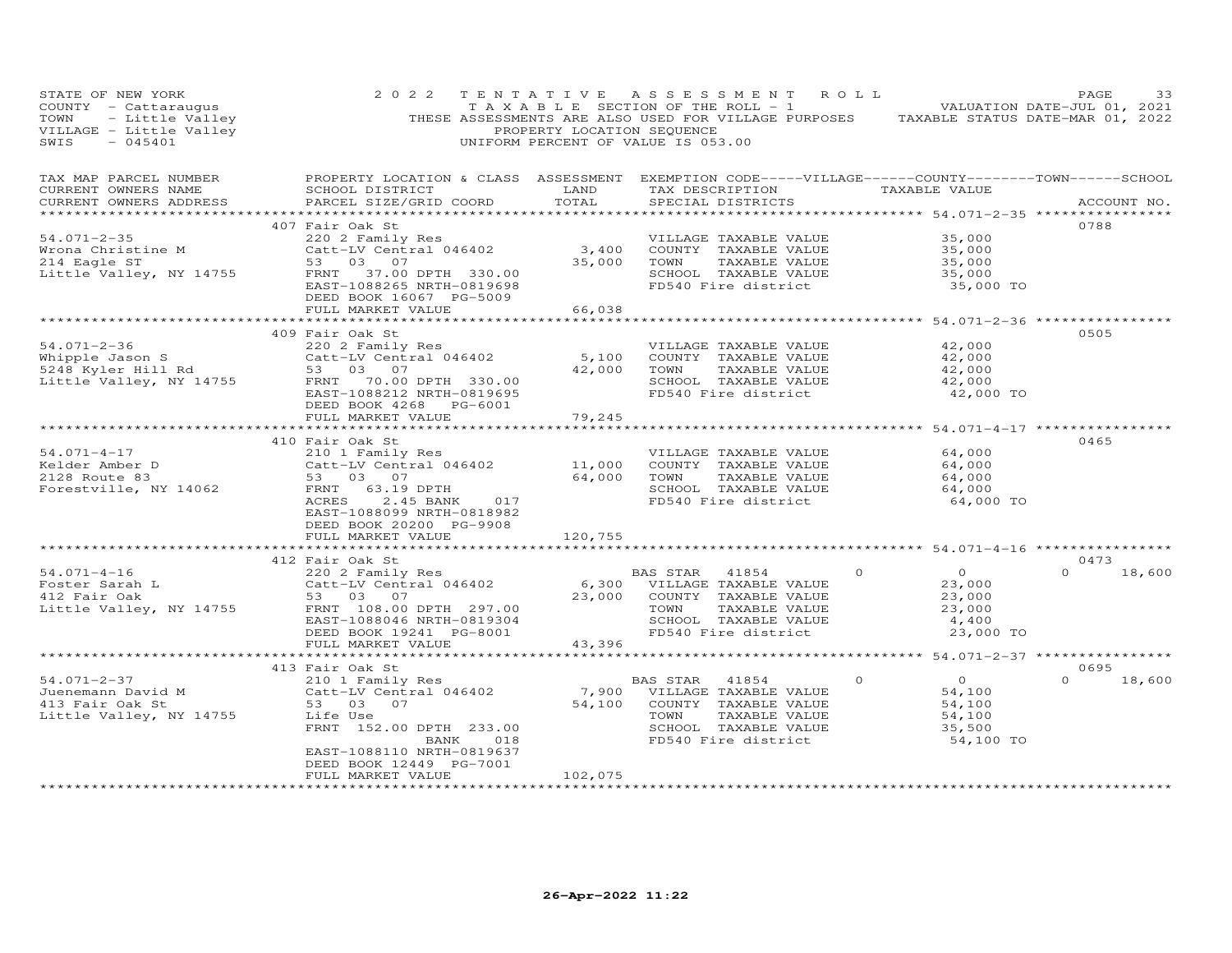STATE OF NEW YORK | COUNTY - Cattaraugus | TOWN - Little Valley | VILLAGE - Little Valley | SWIS - 045401

2022 TENTATIVE ASSESSMENT ROLL
TAXABLE SECTION OF THE ROLL - 1
THESE ASSESSMENTS ARE ALSO USED FOR VILLAGE PURPOSES
PROPERTY LOCATION SEQUENCE
UNIFORM PERCENT OF VALUE IS 053.00

VALUATION DATE-JUL 01, 2021
TAXABLE STATUS DATE-MAR 01, 2022

| TAX MAP PARCEL NUMBER / CURRENT OWNERS NAME / CURRENT OWNERS ADDRESS | PROPERTY LOCATION & CLASS / SCHOOL DISTRICT / PARCEL SIZE/GRID COORD | ASSESSMENT LAND / TOTAL | EXEMPTION CODE / TAX DESCRIPTION / SPECIAL DISTRICTS | VILLAGE | COUNTY / TAXABLE VALUE | TOWN | SCHOOL / ACCOUNT NO. |
|---|---|---|---|---|---|---|---|
| **54.071-2-35** | 407 Fair Oak St | | | | | | 0788 |
| Wrona Christine M | 220 2 Family Res | | VILLAGE TAXABLE VALUE | | 35,000 | | |
| 214 Eagle ST | Catt-LV Central 046402 | 3,400 | COUNTY TAXABLE VALUE | | 35,000 | | |
| Little Valley, NY 14755 | 53 03 07 | 35,000 | TOWN TAXABLE VALUE | | 35,000 | | |
| | FRNT 37.00 DPTH 330.00 | | SCHOOL TAXABLE VALUE | | 35,000 | | |
| | EAST-1088265 NRTH-0819698 | | FD540 Fire district | | 35,000 TO | | |
| | DEED BOOK 16067 PG-5009 | | | | | | |
| | FULL MARKET VALUE | 66,038 | | | | | |
| **54.071-2-36** | 409 Fair Oak St | | | | | | 0505 |
| Whipple Jason S | 220 2 Family Res | | VILLAGE TAXABLE VALUE | | 42,000 | | |
| 5248 Kyler Hill Rd | Catt-LV Central 046402 | 5,100 | COUNTY TAXABLE VALUE | | 42,000 | | |
| Little Valley, NY 14755 | 53 03 07 | 42,000 | TOWN TAXABLE VALUE | | 42,000 | | |
| | FRNT 70.00 DPTH 330.00 | | SCHOOL TAXABLE VALUE | | 42,000 | | |
| | EAST-1088212 NRTH-0819695 | | FD540 Fire district | | 42,000 TO | | |
| | DEED BOOK 4268 PG-6001 | | | | | | |
| | FULL MARKET VALUE | 79,245 | | | | | |
| **54.071-4-17** | 410 Fair Oak St | | | | | | 0465 |
| Kelder Amber D | 210 1 Family Res | | VILLAGE TAXABLE VALUE | | 64,000 | | |
| 2128 Route 83 | Catt-LV Central 046402 | 11,000 | COUNTY TAXABLE VALUE | | 64,000 | | |
| Forestville, NY 14062 | 53 03 07 | 64,000 | TOWN TAXABLE VALUE | | 64,000 | | |
| | FRNT 63.19 DPTH | | SCHOOL TAXABLE VALUE | | 64,000 | | |
| | ACRES 2.45 BANK 017 | | FD540 Fire district | | 64,000 TO | | |
| | EAST-1088099 NRTH-0818982 | | | | | | |
| | DEED BOOK 20200 PG-9908 | | | | | | |
| | FULL MARKET VALUE | 120,755 | | | | | |
| **54.071-4-16** | 412 Fair Oak St | | | | | | 0473 |
| Foster Sarah L | 220 2 Family Res | | BAS STAR 41854 | 0 | 0 | 0 | 18,600 |
| 412 Fair Oak | Catt-LV Central 046402 | 6,300 | VILLAGE TAXABLE VALUE | | 23,000 | | |
| Little Valley, NY 14755 | 53 03 07 | 23,000 | COUNTY TAXABLE VALUE | | 23,000 | | |
| | FRNT 108.00 DPTH 297.00 | | TOWN TAXABLE VALUE | | 23,000 | | |
| | EAST-1088046 NRTH-0819304 | | SCHOOL TAXABLE VALUE | | 4,400 | | |
| | DEED BOOK 19241 PG-8001 | | FD540 Fire district | | 23,000 TO | | |
| | FULL MARKET VALUE | 43,396 | | | | | |
| **54.071-2-37** | 413 Fair Oak St | | | | | | 0695 |
| Juenemann David M | 210 1 Family Res | | BAS STAR 41854 | 0 | 0 | 0 | 18,600 |
| 413 Fair Oak St | Catt-LV Central 046402 | 7,900 | VILLAGE TAXABLE VALUE | | 54,100 | | |
| Little Valley, NY 14755 | 53 03 07 | 54,100 | COUNTY TAXABLE VALUE | | 54,100 | | |
| | Life Use | | TOWN TAXABLE VALUE | | 54,100 | | |
| | FRNT 152.00 DPTH 233.00 | | SCHOOL TAXABLE VALUE | | 35,500 | | |
| | BANK 018 | | FD540 Fire district | | 54,100 TO | | |
| | EAST-1088110 NRTH-0819637 | | | | | | |
| | DEED BOOK 12449 PG-7001 | | | | | | |
| | FULL MARKET VALUE | 102,075 | | | | | |

26-Apr-2022 11:22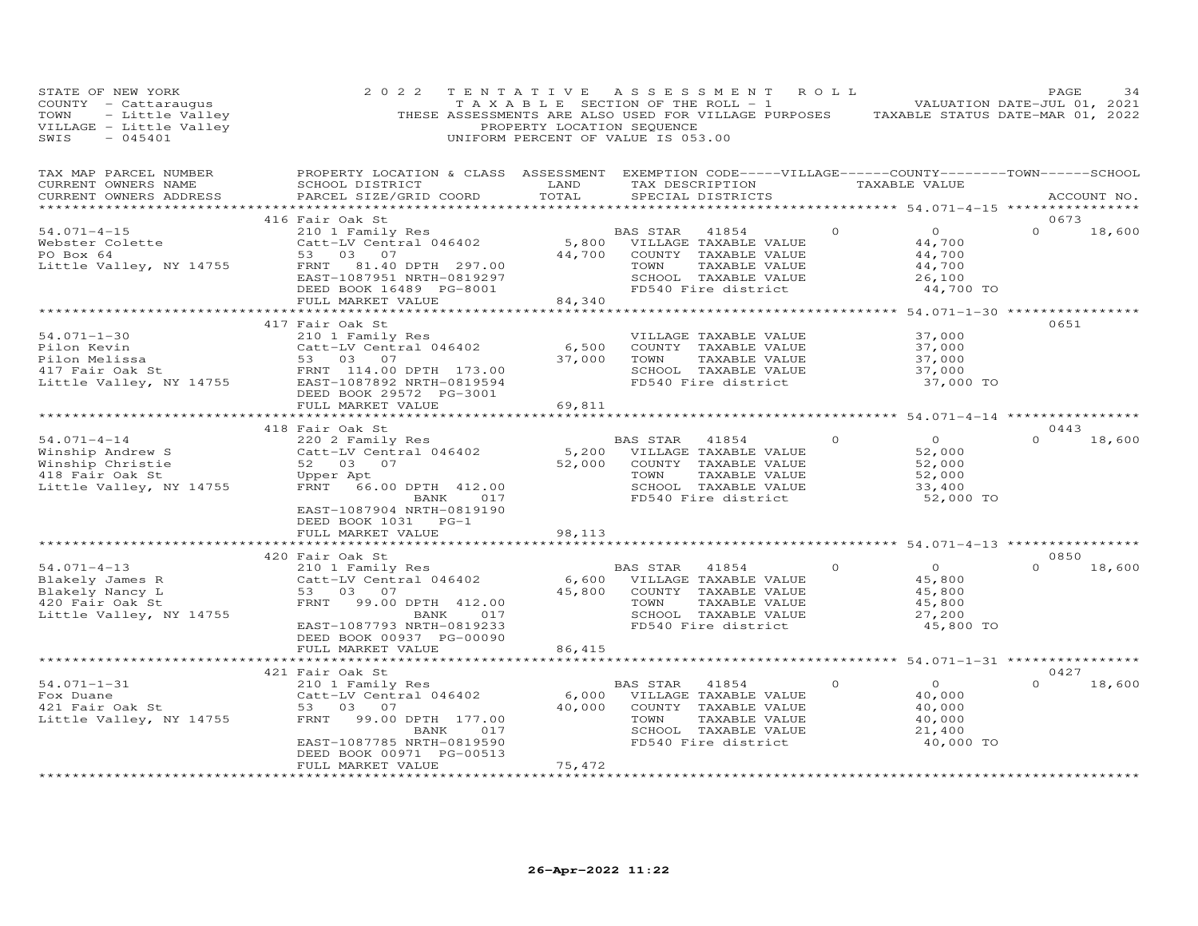STATE OF NEW YORK — 2022 TENTATIVE ASSESSMENT ROLL — PAGE 34
COUNTY - Cattaraugus — TAXABLE SECTION OF THE ROLL - 1 — VALUATION DATE-JUL 01, 2021
TOWN - Little Valley — THESE ASSESSMENTS ARE ALSO USED FOR VILLAGE PURPOSES — TAXABLE STATUS DATE-MAR 01, 2022
VILLAGE - Little Valley — PROPERTY LOCATION SEQUENCE
SWIS - 045401 — UNIFORM PERCENT OF VALUE IS 053.00

| TAX MAP PARCEL NUMBER / CURRENT OWNERS NAME / CURRENT OWNERS ADDRESS | PROPERTY LOCATION & CLASS / SCHOOL DISTRICT / PARCEL SIZE/GRID COORD | ASSESSMENT LAND | TOTAL | EXEMPTION CODE / TAX DESCRIPTION / SPECIAL DISTRICTS | VILLAGE | COUNTY TAXABLE VALUE | TOWN | SCHOOL | ACCOUNT NO. |
|---|---|---|---|---|---|---|---|---|---|
| 54.071-4-15 | 416 Fair Oak St | | | | | | | | 0673 |
| Webster Colette | 210 1 Family Res | | | BAS STAR 41854 | 0 | 0 | 0 | 18,600 | |
| PO Box 64 | Catt-LV Central 046402 | 5,800 | | VILLAGE TAXABLE VALUE | | 44,700 | | | |
| Little Valley, NY 14755 | 53 03 07 | | 44,700 | COUNTY TAXABLE VALUE | | 44,700 | | | |
| | FRNT 81.40 DPTH 297.00 | | | TOWN TAXABLE VALUE | | 44,700 | | | |
| | EAST-1087951 NRTH-0819297 | | | SCHOOL TAXABLE VALUE | | 26,100 | | | |
| | DEED BOOK 16489 PG-8001 | | | FD540 Fire district | | 44,700 TO | | | |
| | FULL MARKET VALUE | | 84,340 | | | | | | |
| 54.071-1-30 | 417 Fair Oak St | | | | | | | | 0651 |
| Pilon Kevin | 210 1 Family Res | | | VILLAGE TAXABLE VALUE | | 37,000 | | | |
| Pilon Melissa | Catt-LV Central 046402 | 6,500 | | COUNTY TAXABLE VALUE | | 37,000 | | | |
| 417 Fair Oak St | 53 03 07 | | 37,000 | TOWN TAXABLE VALUE | | 37,000 | | | |
| Little Valley, NY 14755 | FRNT 114.00 DPTH 173.00 | | | SCHOOL TAXABLE VALUE | | 37,000 | | | |
| | EAST-1087892 NRTH-0819594 | | | FD540 Fire district | | 37,000 TO | | | |
| | DEED BOOK 29572 PG-3001 | | | | | | | | |
| | FULL MARKET VALUE | | 69,811 | | | | | | |
| 54.071-4-14 | 418 Fair Oak St | | | | | | | | 0443 |
| Winship Andrew S | 220 2 Family Res | | | BAS STAR 41854 | 0 | 0 | 0 | 18,600 | |
| Winship Christie | Catt-LV Central 046402 | 5,200 | | VILLAGE TAXABLE VALUE | | 52,000 | | | |
| 418 Fair Oak St | 52 03 07 | | 52,000 | COUNTY TAXABLE VALUE | | 52,000 | | | |
| Little Valley, NY 14755 | Upper Apt | | | TOWN TAXABLE VALUE | | 52,000 | | | |
| | FRNT 66.00 DPTH 412.00 | | | SCHOOL TAXABLE VALUE | | 33,400 | | | |
| | BANK 017 | | | FD540 Fire district | | 52,000 TO | | | |
| | EAST-1087904 NRTH-0819190 | | | | | | | | |
| | DEED BOOK 1031 PG-1 | | | | | | | | |
| | FULL MARKET VALUE | | 98,113 | | | | | | |
| 54.071-4-13 | 420 Fair Oak St | | | | | | | | 0850 |
| Blakely James R | 210 1 Family Res | | | BAS STAR 41854 | 0 | 0 | 0 | 18,600 | |
| Blakely Nancy L | Catt-LV Central 046402 | 6,600 | | VILLAGE TAXABLE VALUE | | 45,800 | | | |
| 420 Fair Oak St | 53 03 07 | | 45,800 | COUNTY TAXABLE VALUE | | 45,800 | | | |
| Little Valley, NY 14755 | FRNT 99.00 DPTH 412.00 | | | TOWN TAXABLE VALUE | | 45,800 | | | |
| | BANK 017 | | | SCHOOL TAXABLE VALUE | | 27,200 | | | |
| | EAST-1087793 NRTH-0819233 | | | FD540 Fire district | | 45,800 TO | | | |
| | DEED BOOK 00937 PG-00090 | | | | | | | | |
| | FULL MARKET VALUE | | 86,415 | | | | | | |
| 54.071-1-31 | 421 Fair Oak St | | | | | | | | 0427 |
| Fox Duane | 210 1 Family Res | | | BAS STAR 41854 | 0 | 0 | 0 | 18,600 | |
| 421 Fair Oak St | Catt-LV Central 046402 | 6,000 | | VILLAGE TAXABLE VALUE | | 40,000 | | | |
| Little Valley, NY 14755 | 53 03 07 | | 40,000 | COUNTY TAXABLE VALUE | | 40,000 | | | |
| | FRNT 99.00 DPTH 177.00 | | | TOWN TAXABLE VALUE | | 40,000 | | | |
| | BANK 017 | | | SCHOOL TAXABLE VALUE | | 21,400 | | | |
| | EAST-1087785 NRTH-0819590 | | | FD540 Fire district | | 40,000 TO | | | |
| | DEED BOOK 00971 PG-00513 | | | | | | | | |
| | FULL MARKET VALUE | | 75,472 | | | | | | |

26-Apr-2022 11:22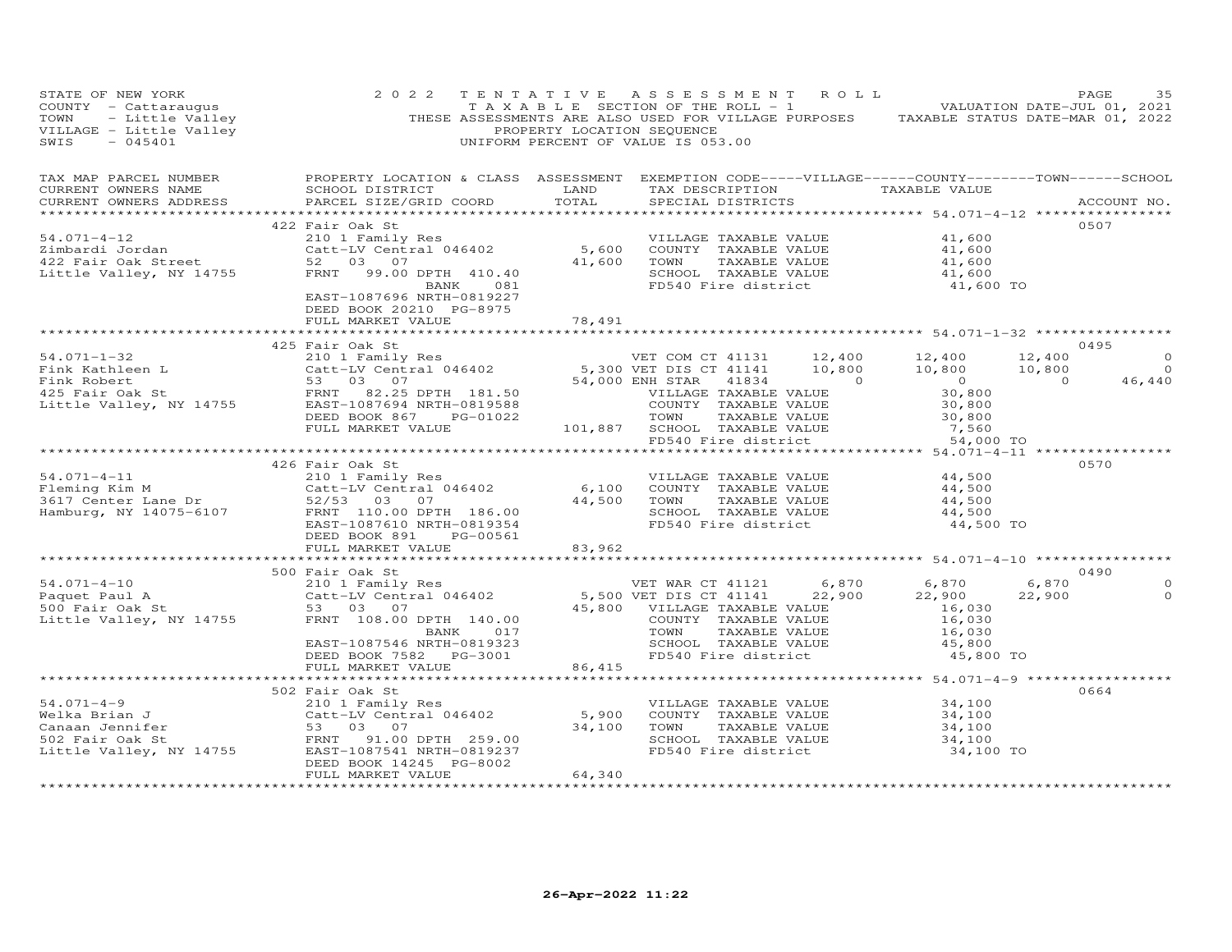STATE OF NEW YORK 2022 TENTATIVE ASSESSMENT ROLL
COUNTY - Cattaraugus T A X A B L E SECTION OF THE ROLL - 1 VALUATION DATE-JUL 01, 2021
TOWN - Little Valley THESE ASSESSMENTS ARE ALSO USED FOR VILLAGE PURPOSES TAXABLE STATUS DATE-MAR 01, 2022
VILLAGE - Little Valley PROPERTY LOCATION SEQUENCE
SWIS - 045401 UNIFORM PERCENT OF VALUE IS 053.00

| TAX MAP PARCEL NUMBER / CURRENT OWNERS NAME / CURRENT OWNERS ADDRESS | PROPERTY LOCATION & CLASS / SCHOOL DISTRICT / PARCEL SIZE/GRID COORD | ASSESSMENT LAND / TOTAL | EXEMPTION CODE / TAX DESCRIPTION / SPECIAL DISTRICTS | VILLAGE | COUNTY / TAXABLE VALUE | TOWN | SCHOOL | ACCOUNT NO. |
|---|---|---|---|---|---|---|---|---|
| **54.071-4-12** | 422 Fair Oak St | | | | | | | 0507 |
| 54.071-4-12 | 210 1 Family Res | | VILLAGE TAXABLE VALUE | | 41,600 | | | |
| Zimbardi Jordan | Catt-LV Central 046402 | 5,600 | COUNTY TAXABLE VALUE | | 41,600 | | | |
| 422 Fair Oak Street | 52 03 07 | 41,600 | TOWN TAXABLE VALUE | | 41,600 | | | |
| Little Valley, NY 14755 | FRNT 99.00 DPTH 410.40 | | SCHOOL TAXABLE VALUE | | 41,600 | | | |
| | BANK 081 | | FD540 Fire district | | 41,600 TO | | | |
| | EAST-1087696 NRTH-0819227 | | | | | | | |
| | DEED BOOK 20210 PG-8975 | | | | | | | |
| | FULL MARKET VALUE | 78,491 | | | | | | |
| **54.071-1-32** | 425 Fair Oak St | | | | | | | 0495 |
| 54.071-1-32 | 210 1 Family Res | | VET COM CT 41131 | 12,400 | 12,400 | 12,400 | 0 | |
| Fink Kathleen L | Catt-LV Central 046402 | 5,300 | VET DIS CT 41141 | 10,800 | 10,800 | 10,800 | 0 | |
| Fink Robert | 53 03 07 | 54,000 | ENH STAR 41834 | 0 | 0 | 0 | 46,440 | |
| 425 Fair Oak St | FRNT 82.25 DPTH 181.50 | | VILLAGE TAXABLE VALUE | | 30,800 | | | |
| Little Valley, NY 14755 | EAST-1087694 NRTH-0819588 | | COUNTY TAXABLE VALUE | | 30,800 | | | |
| | DEED BOOK 867 PG-01022 | | TOWN TAXABLE VALUE | | 30,800 | | | |
| | FULL MARKET VALUE | 101,887 | SCHOOL TAXABLE VALUE | | 7,560 | | | |
| | | | FD540 Fire district | | 54,000 TO | | | |
| **54.071-4-11** | 426 Fair Oak St | | | | | | | 0570 |
| 54.071-4-11 | 210 1 Family Res | | VILLAGE TAXABLE VALUE | | 44,500 | | | |
| Fleming Kim M | Catt-LV Central 046402 | 6,100 | COUNTY TAXABLE VALUE | | 44,500 | | | |
| 3617 Center Lane Dr | 52/53 03 07 | 44,500 | TOWN TAXABLE VALUE | | 44,500 | | | |
| Hamburg, NY 14075-6107 | FRNT 110.00 DPTH 186.00 | | SCHOOL TAXABLE VALUE | | 44,500 | | | |
| | EAST-1087610 NRTH-0819354 | | FD540 Fire district | | 44,500 TO | | | |
| | DEED BOOK 891 PG-00561 | | | | | | | |
| | FULL MARKET VALUE | 83,962 | | | | | | |
| **54.071-4-10** | 500 Fair Oak St | | | | | | | 0490 |
| 54.071-4-10 | 210 1 Family Res | | VET WAR CT 41121 | 6,870 | 6,870 | 6,870 | 0 | |
| Paquet Paul A | Catt-LV Central 046402 | 5,500 | VET DIS CT 41141 | 22,900 | 22,900 | 22,900 | 0 | |
| 500 Fair Oak St | 53 03 07 | 45,800 | VILLAGE TAXABLE VALUE | | 16,030 | | | |
| Little Valley, NY 14755 | FRNT 108.00 DPTH 140.00 | | COUNTY TAXABLE VALUE | | 16,030 | | | |
| | BANK 017 | | TOWN TAXABLE VALUE | | 16,030 | | | |
| | EAST-1087546 NRTH-0819323 | | SCHOOL TAXABLE VALUE | | 45,800 | | | |
| | DEED BOOK 7582 PG-3001 | | FD540 Fire district | | 45,800 TO | | | |
| | FULL MARKET VALUE | 86,415 | | | | | | |
| **54.071-4-9** | 502 Fair Oak St | | | | | | | 0664 |
| 54.071-4-9 | 210 1 Family Res | | VILLAGE TAXABLE VALUE | | 34,100 | | | |
| Welka Brian J | Catt-LV Central 046402 | 5,900 | COUNTY TAXABLE VALUE | | 34,100 | | | |
| Canaan Jennifer | 53 03 07 | 34,100 | TOWN TAXABLE VALUE | | 34,100 | | | |
| 502 Fair Oak St | FRNT 91.00 DPTH 259.00 | | SCHOOL TAXABLE VALUE | | 34,100 | | | |
| Little Valley, NY 14755 | EAST-1087541 NRTH-0819237 | | FD540 Fire district | | 34,100 TO | | | |
| | DEED BOOK 14245 PG-8002 | | | | | | | |
| | FULL MARKET VALUE | 64,340 | | | | | | |

26-Apr-2022 11:22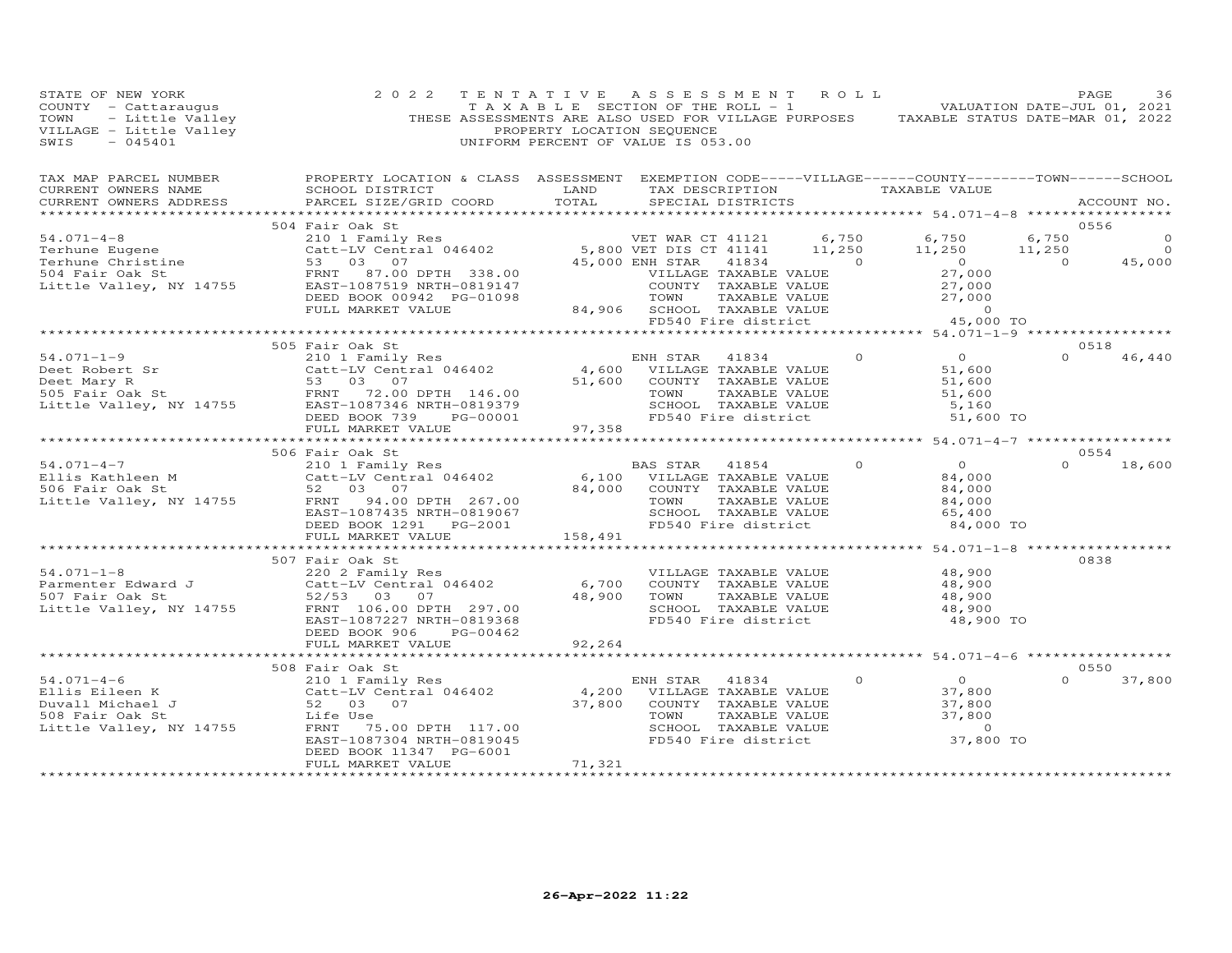STATE OF NEW YORK
COUNTY - Cattaraugus
TOWN - Little Valley
VILLAGE - Little Valley
SWIS - 045401

2022 TENTATIVE ASSESSMENT ROLL
TAXABLE SECTION OF THE ROLL - 1
THESE ASSESSMENTS ARE ALSO USED FOR VILLAGE PURPOSES
PROPERTY LOCATION SEQUENCE
UNIFORM PERCENT OF VALUE IS 053.00

VALUATION DATE-JUL 01, 2021
TAXABLE STATUS DATE-MAR 01, 2022

| TAX MAP PARCEL NUMBER / CURRENT OWNERS NAME / CURRENT OWNERS ADDRESS | PROPERTY LOCATION & CLASS / SCHOOL DISTRICT / PARCEL SIZE/GRID COORD | ASSESSMENT LAND / TOTAL | EXEMPTION CODE / TAX DESCRIPTION / SPECIAL DISTRICTS | VILLAGE | COUNTY TAXABLE VALUE | TOWN | SCHOOL | ACCOUNT NO. |
|---|---|---|---|---|---|---|---|---|
| **54.071-4-8** | 504 Fair Oak St | | | | | | | 0556 |
| 54.071-4-8 | 210 1 Family Res | | VET WAR CT 41121 | 6,750 | 6,750 | 6,750 | 0 | |
| Terhune Eugene | Catt-LV Central 046402 | 5,800 | VET DIS CT 41141 | 11,250 | 11,250 | 11,250 | 0 | |
| Terhune Christine | 53 03 07 | 45,000 | ENH STAR 41834 | 0 | 0 | 0 | 45,000 | |
| 504 Fair Oak St | FRNT 87.00 DPTH 338.00 | | VILLAGE TAXABLE VALUE | | 27,000 | | | |
| Little Valley, NY 14755 | EAST-1087519 NRTH-0819147 | | COUNTY TAXABLE VALUE | | 27,000 | | | |
| | DEED BOOK 00942 PG-01098 | | TOWN TAXABLE VALUE | | 27,000 | | | |
| | FULL MARKET VALUE | 84,906 | SCHOOL TAXABLE VALUE | | 0 | | | |
| | | | FD540 Fire district | | 45,000 TO | | | |
| **54.071-1-9** | 505 Fair Oak St | | | | | | | 0518 |
| 54.071-1-9 | 210 1 Family Res | | ENH STAR 41834 | 0 | 0 | 0 | 46,440 | |
| Deet Robert Sr | Catt-LV Central 046402 | 4,600 | VILLAGE TAXABLE VALUE | | 51,600 | | | |
| Deet Mary R | 53 03 07 | 51,600 | COUNTY TAXABLE VALUE | | 51,600 | | | |
| 505 Fair Oak St | FRNT 72.00 DPTH 146.00 | | TOWN TAXABLE VALUE | | 51,600 | | | |
| Little Valley, NY 14755 | EAST-1087346 NRTH-0819379 | | SCHOOL TAXABLE VALUE | | 5,160 | | | |
| | DEED BOOK 739 PG-00001 | | FD540 Fire district | | 51,600 TO | | | |
| | FULL MARKET VALUE | 97,358 | | | | | | |
| **54.071-4-7** | 506 Fair Oak St | | | | | | | 0554 |
| 54.071-4-7 | 210 1 Family Res | | BAS STAR 41854 | 0 | 0 | 0 | 18,600 | |
| Ellis Kathleen M | Catt-LV Central 046402 | 6,100 | VILLAGE TAXABLE VALUE | | 84,000 | | | |
| 506 Fair Oak St | 52 03 07 | 84,000 | COUNTY TAXABLE VALUE | | 84,000 | | | |
| Little Valley, NY 14755 | FRNT 94.00 DPTH 267.00 | | TOWN TAXABLE VALUE | | 84,000 | | | |
| | EAST-1087435 NRTH-0819067 | | SCHOOL TAXABLE VALUE | | 65,400 | | | |
| | DEED BOOK 1291 PG-2001 | | FD540 Fire district | | 84,000 TO | | | |
| | FULL MARKET VALUE | 158,491 | | | | | | |
| **54.071-1-8** | 507 Fair Oak St | | | | | | | 0838 |
| 54.071-1-8 | 220 2 Family Res | | VILLAGE TAXABLE VALUE | | 48,900 | | | |
| Parmenter Edward J | Catt-LV Central 046402 | 6,700 | COUNTY TAXABLE VALUE | | 48,900 | | | |
| 507 Fair Oak St | 52/53 03 07 | 48,900 | TOWN TAXABLE VALUE | | 48,900 | | | |
| Little Valley, NY 14755 | FRNT 106.00 DPTH 297.00 | | SCHOOL TAXABLE VALUE | | 48,900 | | | |
| | EAST-1087227 NRTH-0819368 | | FD540 Fire district | | 48,900 TO | | | |
| | DEED BOOK 906 PG-00462 | | | | | | | |
| | FULL MARKET VALUE | 92,264 | | | | | | |
| **54.071-4-6** | 508 Fair Oak St | | | | | | | 0550 |
| 54.071-4-6 | 210 1 Family Res | | ENH STAR 41834 | 0 | 0 | 0 | 37,800 | |
| Ellis Eileen K | Catt-LV Central 046402 | 4,200 | VILLAGE TAXABLE VALUE | | 37,800 | | | |
| Duvall Michael J | 52 03 07 | 37,800 | COUNTY TAXABLE VALUE | | 37,800 | | | |
| 508 Fair Oak St | Life Use | | TOWN TAXABLE VALUE | | 37,800 | | | |
| Little Valley, NY 14755 | FRNT 75.00 DPTH 117.00 | | SCHOOL TAXABLE VALUE | | 0 | | | |
| | EAST-1087304 NRTH-0819045 | | FD540 Fire district | | 37,800 TO | | | |
| | DEED BOOK 11347 PG-6001 | | | | | | | |
| | FULL MARKET VALUE | 71,321 | | | | | | |

26-Apr-2022 11:22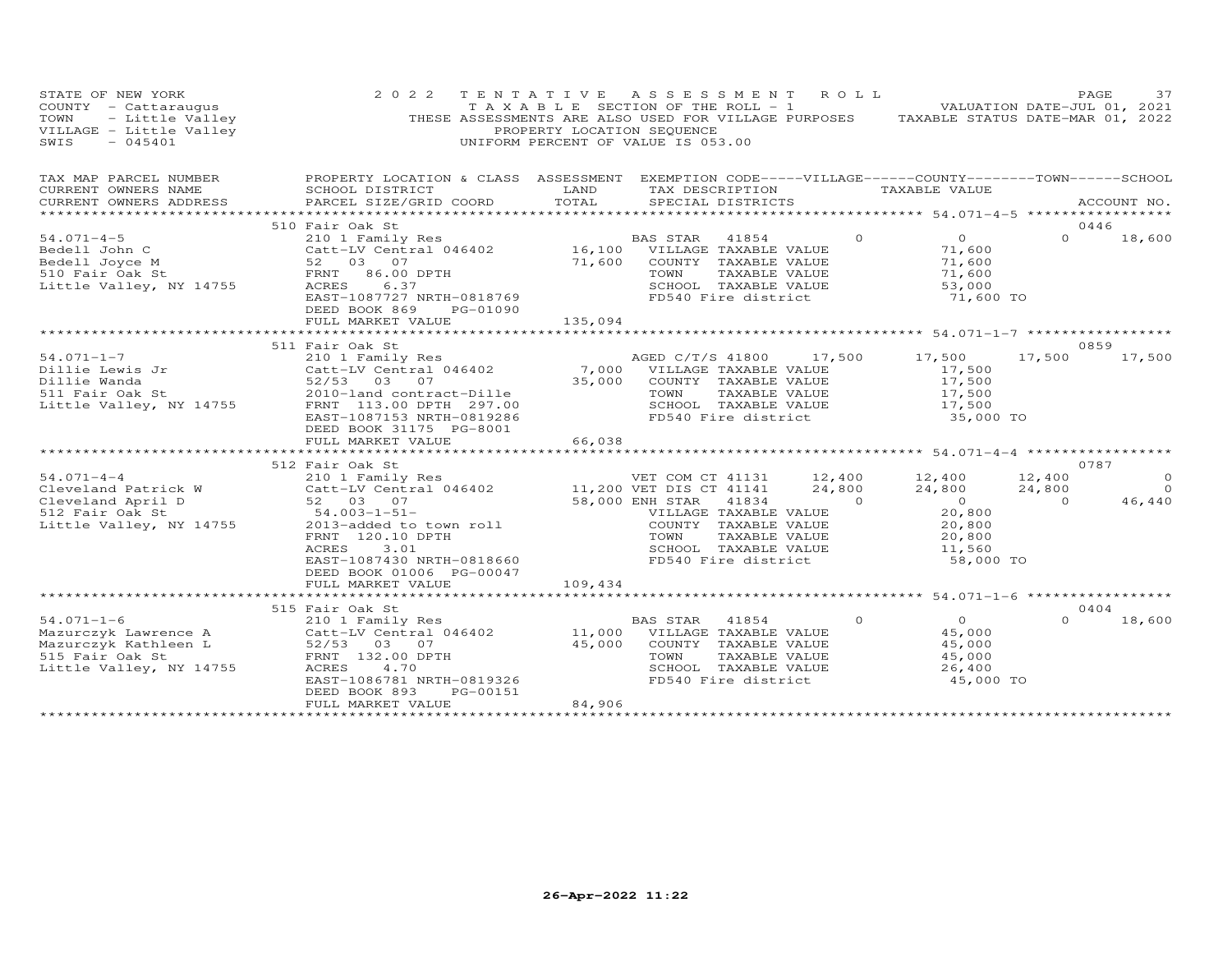STATE OF NEW YORK
COUNTY - Cattaraugus
TOWN - Little Valley
VILLAGE - Little Valley
SWIS - 045401

2022 TENTATIVE ASSESSMENT ROLL
TAXABLE SECTION OF THE ROLL - 1
THESE ASSESSMENTS ARE ALSO USED FOR VILLAGE PURPOSES
PROPERTY LOCATION SEQUENCE
UNIFORM PERCENT OF VALUE IS 053.00

VALUATION DATE-JUL 01, 2021
TAXABLE STATUS DATE-MAR 01, 2022

| TAX MAP PARCEL NUMBER / CURRENT OWNERS NAME / CURRENT OWNERS ADDRESS | PROPERTY LOCATION & CLASS / SCHOOL DISTRICT / PARCEL SIZE/GRID COORD | ASSESSMENT LAND / TOTAL | EXEMPTION CODE / TAX DESCRIPTION / SPECIAL DISTRICTS | VILLAGE | COUNTY / TAXABLE VALUE | TOWN | SCHOOL / ACCOUNT NO. |
|---|---|---|---|---|---|---|---|
| | 510 Fair Oak St | | | | | | 0446 |
| 54.071-4-5 | 210 1 Family Res | | BAS STAR 41854 | 0 | 0 | 0 | 18,600 |
| Bedell John C | Catt-LV Central 046402 | 16,100 | VILLAGE TAXABLE VALUE | | 71,600 | | |
| Bedell Joyce M | 52 03 07 | 71,600 | COUNTY TAXABLE VALUE | | 71,600 | | |
| 510 Fair Oak St | FRNT 86.00 DPTH | | TOWN TAXABLE VALUE | | 71,600 | | |
| Little Valley, NY 14755 | ACRES 6.37 | | SCHOOL TAXABLE VALUE | | 53,000 | | |
| | EAST-1087727 NRTH-0818769 | | FD540 Fire district | | 71,600 TO | | |
| | DEED BOOK 869 PG-01090 | | | | | | |
| | FULL MARKET VALUE | 135,094 | | | | | |
| | 511 Fair Oak St | | | | | | 0859 |
| 54.071-1-7 | 210 1 Family Res | | AGED C/T/S 41800 | 17,500 | 17,500 | 17,500 | 17,500 |
| Dillie Lewis Jr | Catt-LV Central 046402 | 7,000 | VILLAGE TAXABLE VALUE | | 17,500 | | |
| Dillie Wanda | 52/53 03 07 | 35,000 | COUNTY TAXABLE VALUE | | 17,500 | | |
| 511 Fair Oak St | 2010-land contract-Dille | | TOWN TAXABLE VALUE | | 17,500 | | |
| Little Valley, NY 14755 | FRNT 113.00 DPTH 297.00 | | SCHOOL TAXABLE VALUE | | 17,500 | | |
| | EAST-1087153 NRTH-0819286 | | FD540 Fire district | | 35,000 TO | | |
| | DEED BOOK 31175 PG-8001 | | | | | | |
| | FULL MARKET VALUE | 66,038 | | | | | |
| | 512 Fair Oak St | | | | | | 0787 |
| 54.071-4-4 | 210 1 Family Res | | VET COM CT 41131 | 12,400 | 12,400 | 12,400 | 0 |
| Cleveland Patrick W | Catt-LV Central 046402 | 11,200 | VET DIS CT 41141 | 24,800 | 24,800 | 24,800 | 0 |
| Cleveland April D | 52 03 07 | 58,000 | ENH STAR 41834 | 0 | 0 | 0 | 46,440 |
| 512 Fair Oak St | 54.003-1-51- | | VILLAGE TAXABLE VALUE | | 20,800 | | |
| Little Valley, NY 14755 | 2013-added to town roll | | COUNTY TAXABLE VALUE | | 20,800 | | |
| | FRNT 120.10 DPTH | | TOWN TAXABLE VALUE | | 20,800 | | |
| | ACRES 3.01 | | SCHOOL TAXABLE VALUE | | 11,560 | | |
| | EAST-1087430 NRTH-0818660 | | FD540 Fire district | | 58,000 TO | | |
| | DEED BOOK 01006 PG-00047 | | | | | | |
| | FULL MARKET VALUE | 109,434 | | | | | |
| | 515 Fair Oak St | | | | | | 0404 |
| 54.071-1-6 | 210 1 Family Res | | BAS STAR 41854 | 0 | 0 | 0 | 18,600 |
| Mazurczyk Lawrence A | Catt-LV Central 046402 | 11,000 | VILLAGE TAXABLE VALUE | | 45,000 | | |
| Mazurczyk Kathleen L | 52/53 03 07 | 45,000 | COUNTY TAXABLE VALUE | | 45,000 | | |
| 515 Fair Oak St | FRNT 132.00 DPTH | | TOWN TAXABLE VALUE | | 45,000 | | |
| Little Valley, NY 14755 | ACRES 4.70 | | SCHOOL TAXABLE VALUE | | 26,400 | | |
| | EAST-1086781 NRTH-0819326 | | FD540 Fire district | | 45,000 TO | | |
| | DEED BOOK 893 PG-00151 | | | | | | |
| | FULL MARKET VALUE | 84,906 | | | | | |

26-Apr-2022 11:22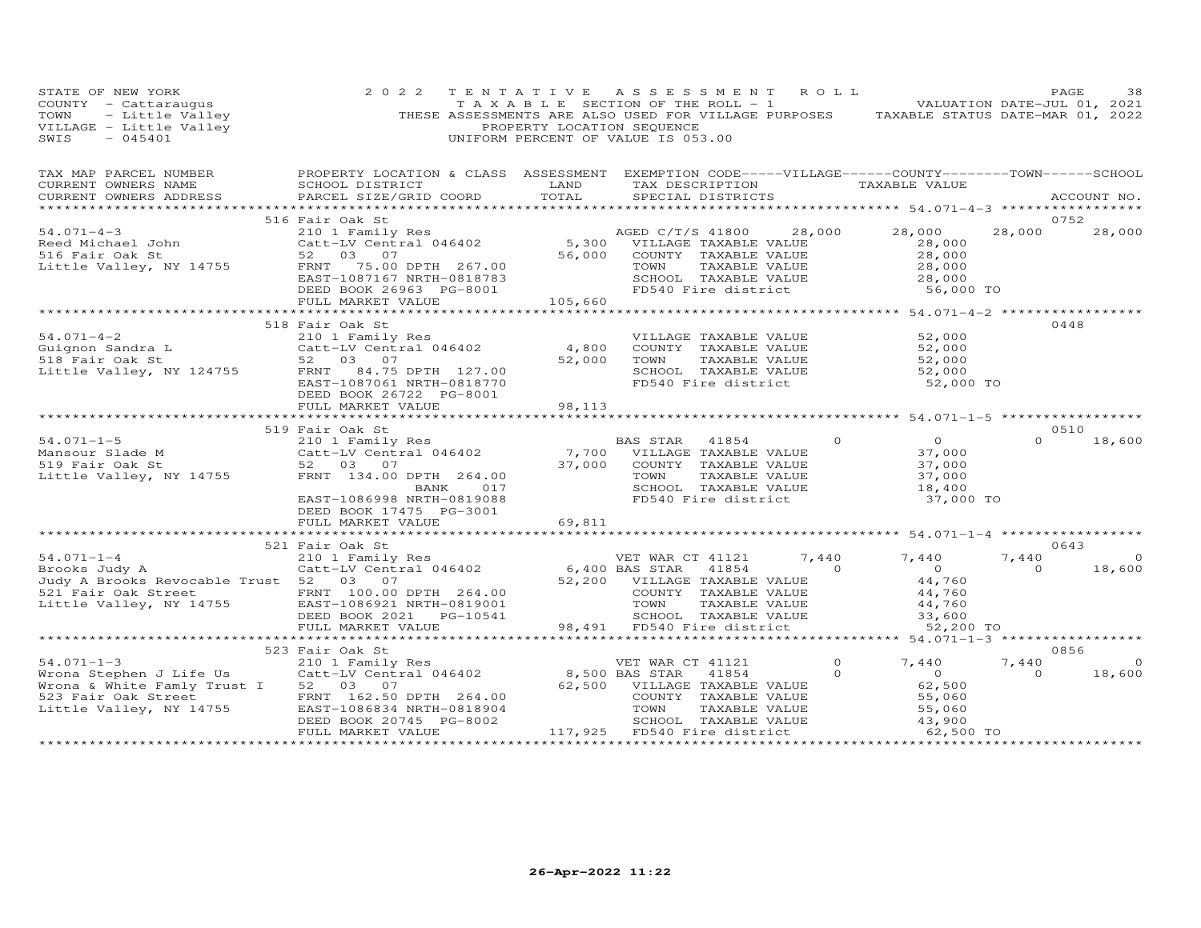STATE OF NEW YORK
COUNTY - Cattaraugus
TOWN - Little Valley
VILLAGE - Little Valley
SWIS - 045401

2022 TENTATIVE ASSESSMENT ROLL
TAXABLE SECTION OF THE ROLL - 1
THESE ASSESSMENTS ARE ALSO USED FOR VILLAGE PURPOSES
PROPERTY LOCATION SEQUENCE
UNIFORM PERCENT OF VALUE IS 053.00

VALUATION DATE-JUL 01, 2021
TAXABLE STATUS DATE-MAR 01, 2022

| TAX MAP PARCEL NUMBER / CURRENT OWNERS NAME / CURRENT OWNERS ADDRESS | PROPERTY LOCATION & CLASS / SCHOOL DISTRICT / PARCEL SIZE/GRID COORD | ASSESSMENT LAND / TOTAL | EXEMPTION CODE / TAX DESCRIPTION / SPECIAL DISTRICTS | VILLAGE | COUNTY | TOWN | SCHOOL | ACCOUNT NO. |
|---|---|---|---|---|---|---|---|---|
| **54.071-4-3** | 516 Fair Oak St | | | | | | | 0752 |
| Reed Michael John | 210 1 Family Res | | AGED C/T/S 41800 | 28,000 | 28,000 | 28,000 | 28,000 | |
| 516 Fair Oak St | Catt-LV Central 046402 | 5,300 | VILLAGE TAXABLE VALUE | 28,000 | | | | |
| Little Valley, NY 14755 | 52 03 07 | 56,000 | COUNTY TAXABLE VALUE | | 28,000 | | | |
| | FRNT 75.00 DPTH 267.00 | | TOWN TAXABLE VALUE | | | 28,000 | | |
| | EAST-1087167 NRTH-0818783 | | SCHOOL TAXABLE VALUE | | | | 28,000 | |
| | DEED BOOK 26963 PG-8001 | | FD540 Fire district | 56,000 TO | | | | |
| | FULL MARKET VALUE | 105,660 | | | | | | |
| **54.071-4-2** | 518 Fair Oak St | | | | | | | 0448 |
| Guignon Sandra L | 210 1 Family Res | | VILLAGE TAXABLE VALUE | 52,000 | | | | |
| 518 Fair Oak St | Catt-LV Central 046402 | 4,800 | COUNTY TAXABLE VALUE | | 52,000 | | | |
| Little Valley, NY 124755 | 52 03 07 | 52,000 | TOWN TAXABLE VALUE | | | 52,000 | | |
| | FRNT 84.75 DPTH 127.00 | | SCHOOL TAXABLE VALUE | | | | 52,000 | |
| | EAST-1087061 NRTH-0818770 | | FD540 Fire district | 52,000 TO | | | | |
| | DEED BOOK 26722 PG-8001 | | | | | | | |
| | FULL MARKET VALUE | 98,113 | | | | | | |
| **54.071-1-5** | 519 Fair Oak St | | | | | | | 0510 |
| Mansour Slade M | 210 1 Family Res | | BAS STAR 41854 | 0 | 0 | 0 | 18,600 | |
| 519 Fair Oak St | Catt-LV Central 046402 | 7,700 | VILLAGE TAXABLE VALUE | 37,000 | | | | |
| Little Valley, NY 14755 | 52 03 07 | 37,000 | COUNTY TAXABLE VALUE | | 37,000 | | | |
| | FRNT 134.00 DPTH 264.00 | | TOWN TAXABLE VALUE | | | 37,000 | | |
| | BANK 017 | | SCHOOL TAXABLE VALUE | | | | 18,400 | |
| | EAST-1086998 NRTH-0819088 | | FD540 Fire district | 37,000 TO | | | | |
| | DEED BOOK 17475 PG-3001 | | | | | | | |
| | FULL MARKET VALUE | 69,811 | | | | | | |
| **54.071-1-4** | 521 Fair Oak St | | | | | | | 0643 |
| Brooks Judy A | 210 1 Family Res | | VET WAR CT 41121 | 7,440 | 7,440 | 7,440 | 0 | |
| Judy A Brooks Revocable Trust | Catt-LV Central 046402 | 6,400 | BAS STAR 41854 | 0 | 0 | 0 | 18,600 | |
| 521 Fair Oak Street | 52 03 07 | 52,200 | VILLAGE TAXABLE VALUE | 44,760 | | | | |
| Little Valley, NY 14755 | FRNT 100.00 DPTH 264.00 | | COUNTY TAXABLE VALUE | | 44,760 | | | |
| | EAST-1086921 NRTH-0819001 | | TOWN TAXABLE VALUE | | | 44,760 | | |
| | DEED BOOK 2021 PG-10541 | | SCHOOL TAXABLE VALUE | | | | 33,600 | |
| | FULL MARKET VALUE | 98,491 | FD540 Fire district | 52,200 TO | | | | |
| **54.071-1-3** | 523 Fair Oak St | | | | | | | 0856 |
| Wrona Stephen J Life Us | 210 1 Family Res | | VET WAR CT 41121 | 0 | 7,440 | 7,440 | 0 | |
| Wrona & White Famly Trust I | Catt-LV Central 046402 | 8,500 | BAS STAR 41854 | 0 | 0 | 0 | 18,600 | |
| 523 Fair Oak Street | 52 03 07 | 62,500 | VILLAGE TAXABLE VALUE | 62,500 | | | | |
| Little Valley, NY 14755 | FRNT 162.50 DPTH 264.00 | | COUNTY TAXABLE VALUE | | 55,060 | | | |
| | EAST-1086834 NRTH-0818904 | | TOWN TAXABLE VALUE | | | 55,060 | | |
| | DEED BOOK 20745 PG-8002 | | SCHOOL TAXABLE VALUE | | | | 43,900 | |
| | FULL MARKET VALUE | 117,925 | FD540 Fire district | 62,500 TO | | | | |

26-Apr-2022 11:22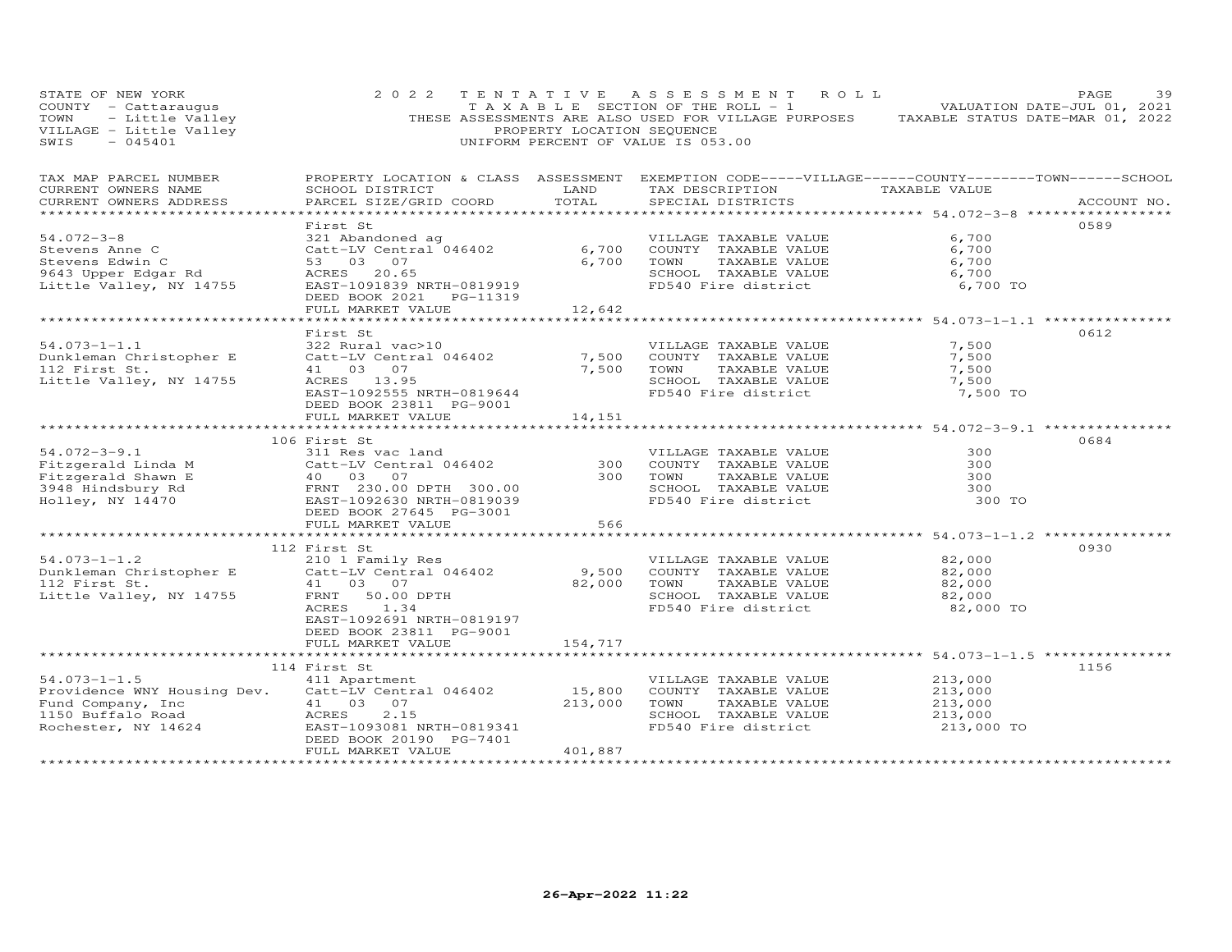STATE OF NEW YORK
COUNTY - Cattaraugus
TOWN - Little Valley
VILLAGE - Little Valley
SWIS - 045401

2022 TENTATIVE ASSESSMENT ROLL
TAXABLE SECTION OF THE ROLL - 1
THESE ASSESSMENTS ARE ALSO USED FOR VILLAGE PURPOSES
PROPERTY LOCATION SEQUENCE
UNIFORM PERCENT OF VALUE IS 053.00

VALUATION DATE-JUL 01, 2021
TAXABLE STATUS DATE-MAR 01, 2022

| TAX MAP PARCEL NUMBER / CURRENT OWNERS NAME / CURRENT OWNERS ADDRESS | PROPERTY LOCATION & CLASS / SCHOOL DISTRICT / PARCEL SIZE/GRID COORD | ASSESSMENT LAND | TOTAL | EXEMPTION CODE-----VILLAGE------COUNTY--------TOWN------SCHOOL / TAX DESCRIPTION / SPECIAL DISTRICTS | TAXABLE VALUE | ACCOUNT NO. |
|---|---|---|---|---|---|---|
| **54.072-3-8** | First St | | | | | 0589 |
| Stevens Anne C | 321 Abandoned ag | | | VILLAGE TAXABLE VALUE | 6,700 | |
| Stevens Edwin C | Catt-LV Central 046402 | 6,700 | | COUNTY TAXABLE VALUE | 6,700 | |
| 9643 Upper Edgar Rd | 53 03 07 | | 6,700 | TOWN TAXABLE VALUE | 6,700 | |
| Little Valley, NY 14755 | ACRES 20.65 | | | SCHOOL TAXABLE VALUE | 6,700 | |
| | EAST-1091839 NRTH-0819919 | | | FD540 Fire district | 6,700 TO | |
| | DEED BOOK 2021 PG-11319 | | | | | |
| | FULL MARKET VALUE | | 12,642 | | | |
| **54.073-1-1.1** | First St | | | | | 0612 |
| Dunkleman Christopher E | 322 Rural vac>10 | | | VILLAGE TAXABLE VALUE | 7,500 | |
| 112 First St. | Catt-LV Central 046402 | 7,500 | | COUNTY TAXABLE VALUE | 7,500 | |
| Little Valley, NY 14755 | 41 03 07 | | 7,500 | TOWN TAXABLE VALUE | 7,500 | |
| | ACRES 13.95 | | | SCHOOL TAXABLE VALUE | 7,500 | |
| | EAST-1092555 NRTH-0819644 | | | FD540 Fire district | 7,500 TO | |
| | DEED BOOK 23811 PG-9001 | | | | | |
| | FULL MARKET VALUE | | 14,151 | | | |
| **54.072-3-9.1** | 106 First St | | | | | 0684 |
| Fitzgerald Linda M | 311 Res vac land | | | VILLAGE TAXABLE VALUE | 300 | |
| Fitzgerald Shawn E | Catt-LV Central 046402 | 300 | | COUNTY TAXABLE VALUE | 300 | |
| 3948 Hindsbury Rd | 40 03 07 | | 300 | TOWN TAXABLE VALUE | 300 | |
| Holley, NY 14470 | FRNT 230.00 DPTH 300.00 | | | SCHOOL TAXABLE VALUE | 300 | |
| | EAST-1092630 NRTH-0819039 | | | FD540 Fire district | 300 TO | |
| | DEED BOOK 27645 PG-3001 | | | | | |
| | FULL MARKET VALUE | | 566 | | | |
| **54.073-1-1.2** | 112 First St | | | | | 0930 |
| Dunkleman Christopher E | 210 1 Family Res | | | VILLAGE TAXABLE VALUE | 82,000 | |
| 112 First St. | Catt-LV Central 046402 | 9,500 | | COUNTY TAXABLE VALUE | 82,000 | |
| Little Valley, NY 14755 | 41 03 07 | | 82,000 | TOWN TAXABLE VALUE | 82,000 | |
| | FRNT 50.00 DPTH | | | SCHOOL TAXABLE VALUE | 82,000 | |
| | ACRES 1.34 | | | FD540 Fire district | 82,000 TO | |
| | EAST-1092691 NRTH-0819197 | | | | | |
| | DEED BOOK 23811 PG-9001 | | | | | |
| | FULL MARKET VALUE | | 154,717 | | | |
| **54.073-1-1.5** | 114 First St | | | | | 1156 |
| Providence WNY Housing Dev. | 411 Apartment | | | VILLAGE TAXABLE VALUE | 213,000 | |
| Fund Company, Inc | Catt-LV Central 046402 | 15,800 | | COUNTY TAXABLE VALUE | 213,000 | |
| 1150 Buffalo Road | 41 03 07 | | 213,000 | TOWN TAXABLE VALUE | 213,000 | |
| Rochester, NY 14624 | ACRES 2.15 | | | SCHOOL TAXABLE VALUE | 213,000 | |
| | EAST-1093081 NRTH-0819341 | | | FD540 Fire district | 213,000 TO | |
| | DEED BOOK 20190 PG-7401 | | | | | |
| | FULL MARKET VALUE | | 401,887 | | | |

26-Apr-2022 11:22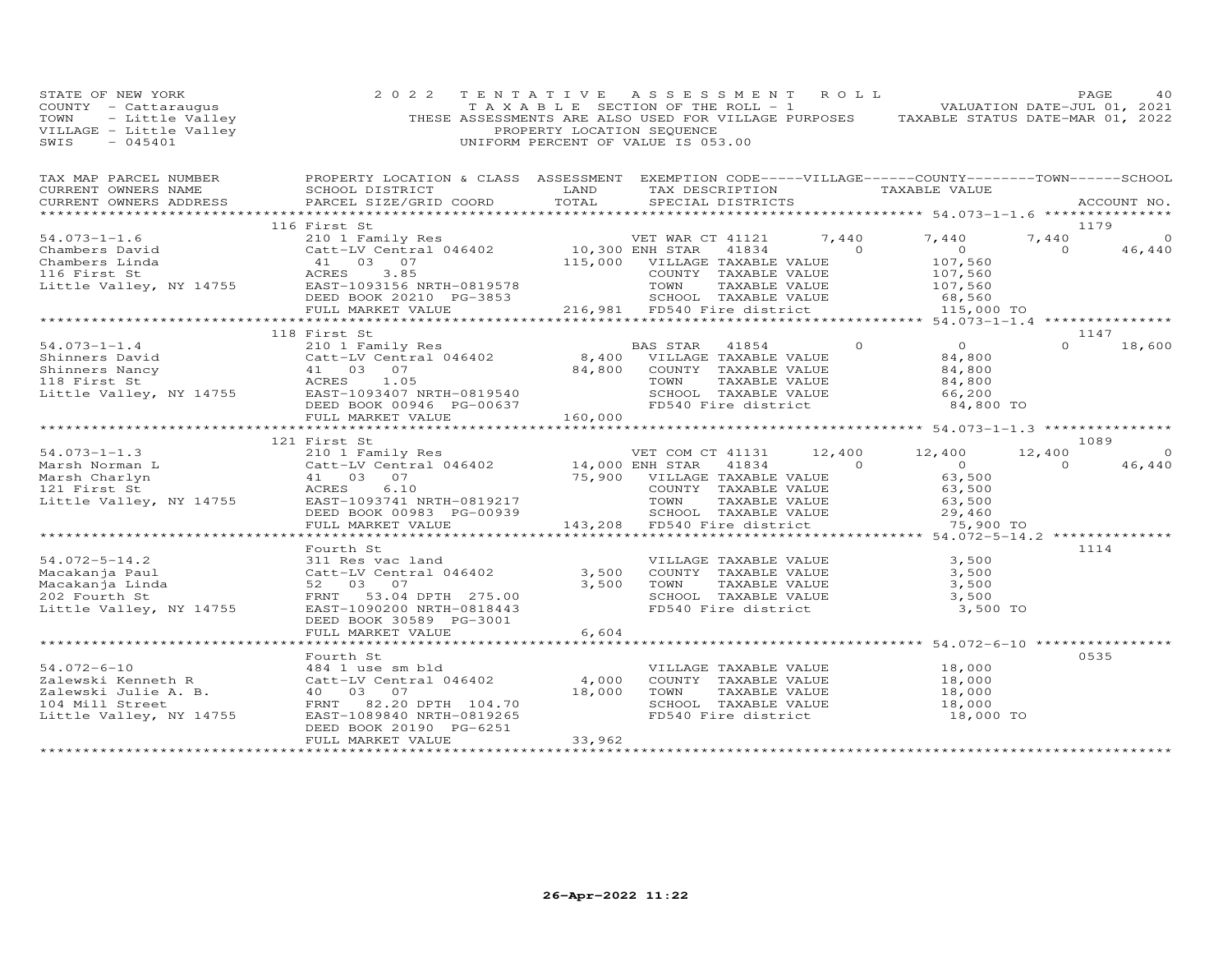STATE OF NEW YORK — 2022 TENTATIVE ASSESSMENT ROLL
COUNTY - Cattaraugus — TAXABLE SECTION OF THE ROLL - 1 — VALUATION DATE-JUL 01, 2021
TOWN - Little Valley — THESE ASSESSMENTS ARE ALSO USED FOR VILLAGE PURPOSES — TAXABLE STATUS DATE-MAR 01, 2022
VILLAGE - Little Valley — PROPERTY LOCATION SEQUENCE
SWIS - 045401 — UNIFORM PERCENT OF VALUE IS 053.00

| TAX MAP PARCEL NUMBER / CURRENT OWNERS NAME / CURRENT OWNERS ADDRESS | PROPERTY LOCATION & CLASS / SCHOOL DISTRICT / PARCEL SIZE/GRID COORD | ASSESSMENT LAND / TOTAL | EXEMPTION CODE / TAX DESCRIPTION / SPECIAL DISTRICTS | VILLAGE | COUNTY TAXABLE VALUE | TOWN | SCHOOL / ACCOUNT NO. |
|---|---|---|---|---|---|---|---|
| **54.073-1-1.6** | 116 First St | | | | | | 1179 |
| 54.073-1-1.6 | 210 1 Family Res | | VET WAR CT 41121 | 7,440 | 7,440 | 7,440 | 0 |
| Chambers David | Catt-LV Central 046402 | 10,300 | ENH STAR 41834 | 0 | 0 | 0 | 46,440 |
| Chambers Linda | 41 03 07 | 115,000 | VILLAGE TAXABLE VALUE | | 107,560 | | |
| 116 First St | ACRES 3.85 | | COUNTY TAXABLE VALUE | | 107,560 | | |
| Little Valley, NY 14755 | EAST-1093156 NRTH-0819578 | | TOWN TAXABLE VALUE | | 107,560 | | |
| | DEED BOOK 20210 PG-3853 | | SCHOOL TAXABLE VALUE | | 68,560 | | |
| | FULL MARKET VALUE | 216,981 | FD540 Fire district | | 115,000 TO | | |
| **54.073-1-1.4** | 118 First St | | | | | | 1147 |
| 54.073-1-1.4 | 210 1 Family Res | | BAS STAR 41854 | 0 | 0 | 0 | 18,600 |
| Shinners David | Catt-LV Central 046402 | 8,400 | VILLAGE TAXABLE VALUE | | 84,800 | | |
| Shinners Nancy | 41 03 07 | 84,800 | COUNTY TAXABLE VALUE | | 84,800 | | |
| 118 First St | ACRES 1.05 | | TOWN TAXABLE VALUE | | 84,800 | | |
| Little Valley, NY 14755 | EAST-1093407 NRTH-0819540 | | SCHOOL TAXABLE VALUE | | 66,200 | | |
| | DEED BOOK 00946 PG-00637 | | FD540 Fire district | | 84,800 TO | | |
| | FULL MARKET VALUE | 160,000 | | | | | |
| **54.073-1-1.3** | 121 First St | | | | | | 1089 |
| 54.073-1-1.3 | 210 1 Family Res | | VET COM CT 41131 | 12,400 | 12,400 | 12,400 | 0 |
| Marsh Norman L | Catt-LV Central 046402 | 14,000 | ENH STAR 41834 | 0 | 0 | 0 | 46,440 |
| Marsh Charlyn | 41 03 07 | 75,900 | VILLAGE TAXABLE VALUE | | 63,500 | | |
| 121 First St | ACRES 6.10 | | COUNTY TAXABLE VALUE | | 63,500 | | |
| Little Valley, NY 14755 | EAST-1093741 NRTH-0819217 | | TOWN TAXABLE VALUE | | 63,500 | | |
| | DEED BOOK 00983 PG-00939 | | SCHOOL TAXABLE VALUE | | 29,460 | | |
| | FULL MARKET VALUE | 143,208 | FD540 Fire district | | 75,900 TO | | |
| **54.072-5-14.2** | Fourth St | | | | | | 1114 |
| 54.072-5-14.2 | 311 Res vac land | | VILLAGE TAXABLE VALUE | | 3,500 | | |
| Macakanja Paul | Catt-LV Central 046402 | 3,500 | COUNTY TAXABLE VALUE | | 3,500 | | |
| Macakanja Linda | 52 03 07 | 3,500 | TOWN TAXABLE VALUE | | 3,500 | | |
| 202 Fourth St | FRNT 53.04 DPTH 275.00 | | SCHOOL TAXABLE VALUE | | 3,500 | | |
| Little Valley, NY 14755 | EAST-1090200 NRTH-0818443 | | FD540 Fire district | | 3,500 TO | | |
| | DEED BOOK 30589 PG-3001 | | | | | | |
| | FULL MARKET VALUE | 6,604 | | | | | |
| **54.072-6-10** | Fourth St | | | | | | 0535 |
| 54.072-6-10 | 484 1 use sm bld | | VILLAGE TAXABLE VALUE | | 18,000 | | |
| Zalewski Kenneth R | Catt-LV Central 046402 | 4,000 | COUNTY TAXABLE VALUE | | 18,000 | | |
| Zalewski Julie A. B. | 40 03 07 | 18,000 | TOWN TAXABLE VALUE | | 18,000 | | |
| 104 Mill Street | FRNT 82.20 DPTH 104.70 | | SCHOOL TAXABLE VALUE | | 18,000 | | |
| Little Valley, NY 14755 | EAST-1089840 NRTH-0819265 | | FD540 Fire district | | 18,000 TO | | |
| | DEED BOOK 20190 PG-6251 | | | | | | |
| | FULL MARKET VALUE | 33,962 | | | | | |

26-Apr-2022 11:22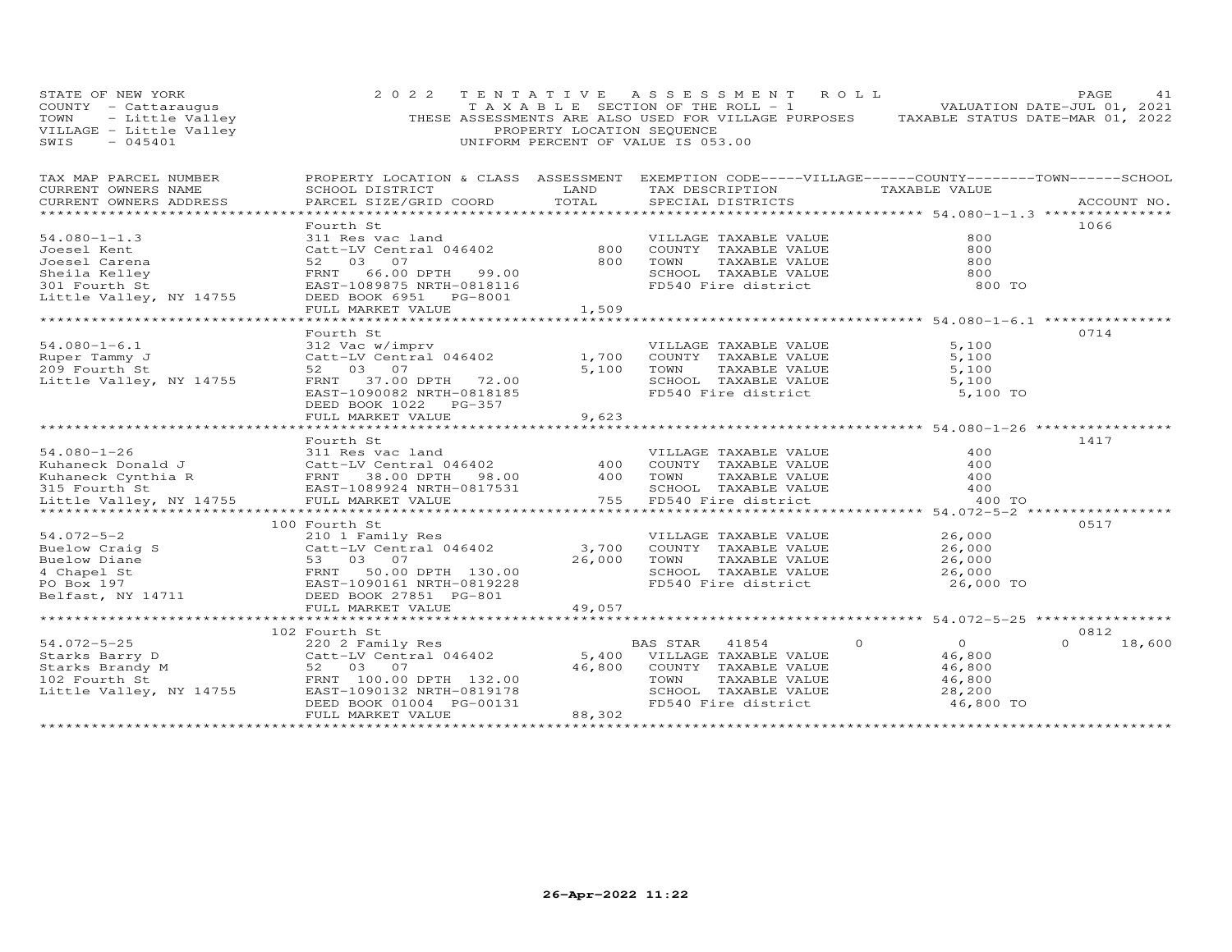STATE OF NEW YORK
COUNTY - Cattaraugus
TOWN - Little Valley
VILLAGE - Little Valley
SWIS - 045401

2022 TENTATIVE ASSESSMENT ROLL
TAXABLE SECTION OF THE ROLL - 1
THESE ASSESSMENTS ARE ALSO USED FOR VILLAGE PURPOSES
PROPERTY LOCATION SEQUENCE
UNIFORM PERCENT OF VALUE IS 053.00

VALUATION DATE-JUL 01, 2021
TAXABLE STATUS DATE-MAR 01, 2022

| TAX MAP PARCEL NUMBER / CURRENT OWNERS NAME / CURRENT OWNERS ADDRESS | PROPERTY LOCATION & CLASS / SCHOOL DISTRICT / PARCEL SIZE/GRID COORD | ASSESSMENT LAND | TOTAL | EXEMPTION CODE / TAX DESCRIPTION / SPECIAL DISTRICTS | VILLAGE | COUNTY | TOWN | SCHOOL / TAXABLE VALUE | ACCOUNT NO. |
|---|---|---|---|---|---|---|---|---|---|
| **54.080-1-1.3** | Fourth St | | | | | | | | 1066 |
| 54.080-1-1.3 | 311 Res vac land | | | VILLAGE TAXABLE VALUE | | | | 800 | |
| Joesel Kent | Catt-LV Central 046402 | 800 | | COUNTY TAXABLE VALUE | | | | 800 | |
| Joesel Carena | 52 03 07 | | 800 | TOWN TAXABLE VALUE | | | | 800 | |
| Sheila Kelley | FRNT 66.00 DPTH 99.00 | | | SCHOOL TAXABLE VALUE | | | | 800 | |
| 301 Fourth St | EAST-1089875 NRTH-0818116 | | | FD540 Fire district | | | | 800 TO | |
| Little Valley, NY 14755 | DEED BOOK 6951 PG-8001 | | | | | | | | |
| | FULL MARKET VALUE | | 1,509 | | | | | | |
| **54.080-1-6.1** | Fourth St | | | | | | | | 0714 |
| 54.080-1-6.1 | 312 Vac w/imprv | | | VILLAGE TAXABLE VALUE | | | | 5,100 | |
| Ruper Tammy J | Catt-LV Central 046402 | 1,700 | | COUNTY TAXABLE VALUE | | | | 5,100 | |
| 209 Fourth St | 52 03 07 | | 5,100 | TOWN TAXABLE VALUE | | | | 5,100 | |
| Little Valley, NY 14755 | FRNT 37.00 DPTH 72.00 | | | SCHOOL TAXABLE VALUE | | | | 5,100 | |
| | EAST-1090082 NRTH-0818185 | | | FD540 Fire district | | | | 5,100 TO | |
| | DEED BOOK 1022 PG-357 | | | | | | | | |
| | FULL MARKET VALUE | | 9,623 | | | | | | |
| **54.080-1-26** | Fourth St | | | | | | | | 1417 |
| 54.080-1-26 | 311 Res vac land | | | VILLAGE TAXABLE VALUE | | | | 400 | |
| Kuhaneck Donald J | Catt-LV Central 046402 | 400 | | COUNTY TAXABLE VALUE | | | | 400 | |
| Kuhaneck Cynthia R | FRNT 38.00 DPTH 98.00 | | 400 | TOWN TAXABLE VALUE | | | | 400 | |
| 315 Fourth St | EAST-1089924 NRTH-0817531 | | | SCHOOL TAXABLE VALUE | | | | 400 | |
| Little Valley, NY 14755 | FULL MARKET VALUE | | 755 | FD540 Fire district | | | | 400 TO | |
| **54.072-5-2** | 100 Fourth St | | | | | | | | 0517 |
| 54.072-5-2 | 210 1 Family Res | | | VILLAGE TAXABLE VALUE | | | | 26,000 | |
| Buelow Craig S | Catt-LV Central 046402 | 3,700 | | COUNTY TAXABLE VALUE | | | | 26,000 | |
| Buelow Diane | 53 03 07 | | 26,000 | TOWN TAXABLE VALUE | | | | 26,000 | |
| 4 Chapel St | FRNT 50.00 DPTH 130.00 | | | SCHOOL TAXABLE VALUE | | | | 26,000 | |
| PO Box 197 | EAST-1090161 NRTH-0819228 | | | FD540 Fire district | | | | 26,000 TO | |
| Belfast, NY 14711 | DEED BOOK 27851 PG-801 | | | | | | | | |
| | FULL MARKET VALUE | | 49,057 | | | | | | |
| **54.072-5-25** | 102 Fourth St | | | | | | | | 0812 |
| 54.072-5-25 | 220 2 Family Res | | | BAS STAR 41854 | 0 | 0 | 0 | 18,600 | |
| Starks Barry D | Catt-LV Central 046402 | 5,400 | | VILLAGE TAXABLE VALUE | | | | 46,800 | |
| Starks Brandy M | 52 03 07 | | 46,800 | COUNTY TAXABLE VALUE | | | | 46,800 | |
| 102 Fourth St | FRNT 100.00 DPTH 132.00 | | | TOWN TAXABLE VALUE | | | | 46,800 | |
| Little Valley, NY 14755 | EAST-1090132 NRTH-0819178 | | | SCHOOL TAXABLE VALUE | | | | 28,200 | |
| | DEED BOOK 01004 PG-00131 | | | FD540 Fire district | | | | 46,800 TO | |
| | FULL MARKET VALUE | | 88,302 | | | | | | |

26-Apr-2022 11:22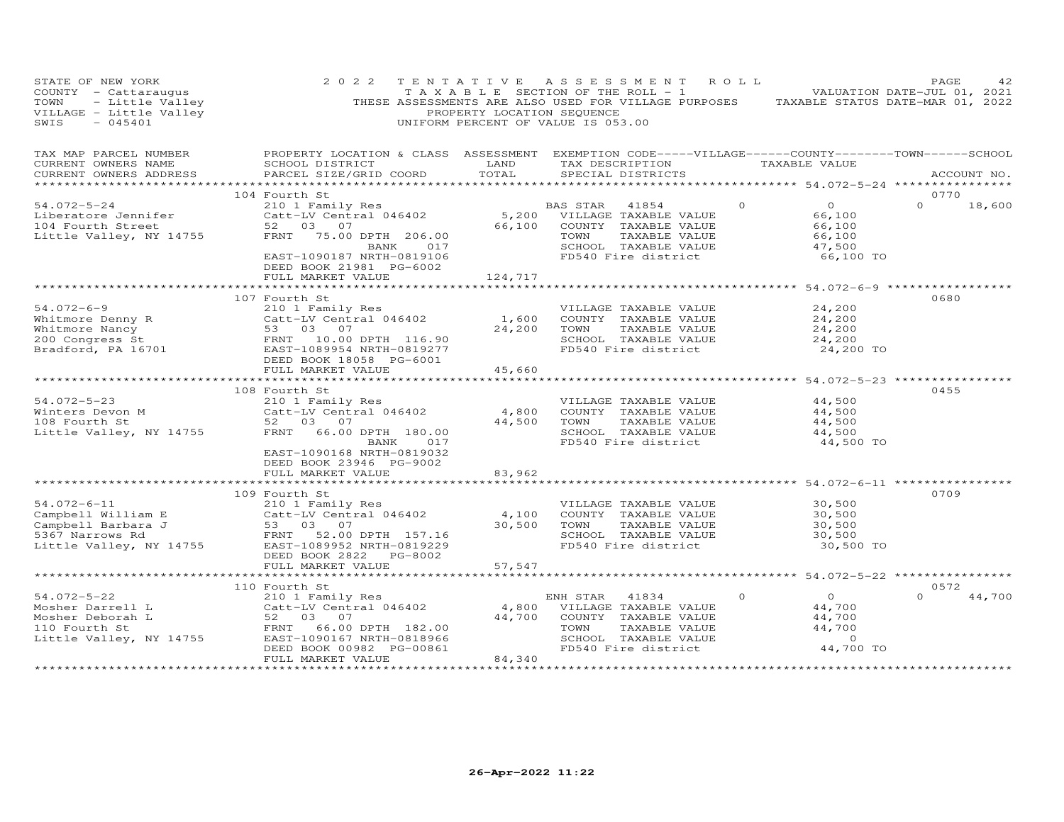STATE OF NEW YORK
COUNTY - Cattaraugus
TOWN - Little Valley
VILLAGE - Little Valley
SWIS - 045401

2022 TENTATIVE ASSESSMENT ROLL
TAXABLE SECTION OF THE ROLL - 1
THESE ASSESSMENTS ARE ALSO USED FOR VILLAGE PURPOSES
PROPERTY LOCATION SEQUENCE
UNIFORM PERCENT OF VALUE IS 053.00

VALUATION DATE-JUL 01, 2021
TAXABLE STATUS DATE-MAR 01, 2022

| TAX MAP PARCEL NUMBER / CURRENT OWNERS NAME / CURRENT OWNERS ADDRESS | PROPERTY LOCATION & CLASS / SCHOOL DISTRICT / PARCEL SIZE/GRID COORD | ASSESSMENT LAND | TOTAL | EXEMPTION CODE / TAX DESCRIPTION / SPECIAL DISTRICTS | VILLAGE | COUNTY | TOWN | SCHOOL / TAXABLE VALUE | ACCOUNT NO. |
|---|---|---|---|---|---|---|---|---|---|
| | 104 Fourth St | | | | | | | | 0770 |
| 54.072-5-24 | 210 1 Family Res | | | BAS STAR 41854 | 0 | 0 | 0 | 18,600 | |
| Liberatore Jennifer | Catt-LV Central 046402 | 5,200 | | VILLAGE TAXABLE VALUE | | | | 66,100 | |
| 104 Fourth Street | 52 03 07 | | 66,100 | COUNTY TAXABLE VALUE | | | | 66,100 | |
| Little Valley, NY 14755 | FRNT 75.00 DPTH 206.00 | | | TOWN TAXABLE VALUE | | | | 66,100 | |
| | BANK 017 | | | SCHOOL TAXABLE VALUE | | | | 47,500 | |
| | EAST-1090187 NRTH-0819106 | | | FD540 Fire district | | | | 66,100 TO | |
| | DEED BOOK 21981 PG-6002 | | | | | | | | |
| | FULL MARKET VALUE | | 124,717 | | | | | | |
| | 107 Fourth St | | | | | | | | 0680 |
| 54.072-6-9 | 210 1 Family Res | | | VILLAGE TAXABLE VALUE | | | | 24,200 | |
| Whitmore Denny R | Catt-LV Central 046402 | 1,600 | | COUNTY TAXABLE VALUE | | | | 24,200 | |
| Whitmore Nancy | 53 03 07 | | 24,200 | TOWN TAXABLE VALUE | | | | 24,200 | |
| 200 Congress St | FRNT 10.00 DPTH 116.90 | | | SCHOOL TAXABLE VALUE | | | | 24,200 | |
| Bradford, PA 16701 | EAST-1089954 NRTH-0819277 | | | FD540 Fire district | | | | 24,200 TO | |
| | DEED BOOK 18058 PG-6001 | | | | | | | | |
| | FULL MARKET VALUE | | 45,660 | | | | | | |
| | 108 Fourth St | | | | | | | | 0455 |
| 54.072-5-23 | 210 1 Family Res | | | VILLAGE TAXABLE VALUE | | | | 44,500 | |
| Winters Devon M | Catt-LV Central 046402 | 4,800 | | COUNTY TAXABLE VALUE | | | | 44,500 | |
| 108 Fourth St | 52 03 07 | | 44,500 | TOWN TAXABLE VALUE | | | | 44,500 | |
| Little Valley, NY 14755 | FRNT 66.00 DPTH 180.00 | | | SCHOOL TAXABLE VALUE | | | | 44,500 | |
| | BANK 017 | | | FD540 Fire district | | | | 44,500 TO | |
| | EAST-1090168 NRTH-0819032 | | | | | | | | |
| | DEED BOOK 23946 PG-9002 | | | | | | | | |
| | FULL MARKET VALUE | | 83,962 | | | | | | |
| | 109 Fourth St | | | | | | | | 0709 |
| 54.072-6-11 | 210 1 Family Res | | | VILLAGE TAXABLE VALUE | | | | 30,500 | |
| Campbell William E | Catt-LV Central 046402 | 4,100 | | COUNTY TAXABLE VALUE | | | | 30,500 | |
| Campbell Barbara J | 53 03 07 | | 30,500 | TOWN TAXABLE VALUE | | | | 30,500 | |
| 5367 Narrows Rd | FRNT 52.00 DPTH 157.16 | | | SCHOOL TAXABLE VALUE | | | | 30,500 | |
| Little Valley, NY 14755 | EAST-1089952 NRTH-0819229 | | | FD540 Fire district | | | | 30,500 TO | |
| | DEED BOOK 2822 PG-8002 | | | | | | | | |
| | FULL MARKET VALUE | | 57,547 | | | | | | |
| | 110 Fourth St | | | | | | | | 0572 |
| 54.072-5-22 | 210 1 Family Res | | | ENH STAR 41834 | 0 | 0 | 0 | 44,700 | |
| Mosher Darrell L | Catt-LV Central 046402 | 4,800 | | VILLAGE TAXABLE VALUE | | | | 44,700 | |
| Mosher Deborah L | 52 03 07 | | 44,700 | COUNTY TAXABLE VALUE | | | | 44,700 | |
| 110 Fourth St | FRNT 66.00 DPTH 182.00 | | | TOWN TAXABLE VALUE | | | | 44,700 | |
| Little Valley, NY 14755 | EAST-1090167 NRTH-0818966 | | | SCHOOL TAXABLE VALUE | | | | 0 | |
| | DEED BOOK 00982 PG-00861 | | | FD540 Fire district | | | | 44,700 TO | |
| | FULL MARKET VALUE | | 84,340 | | | | | | |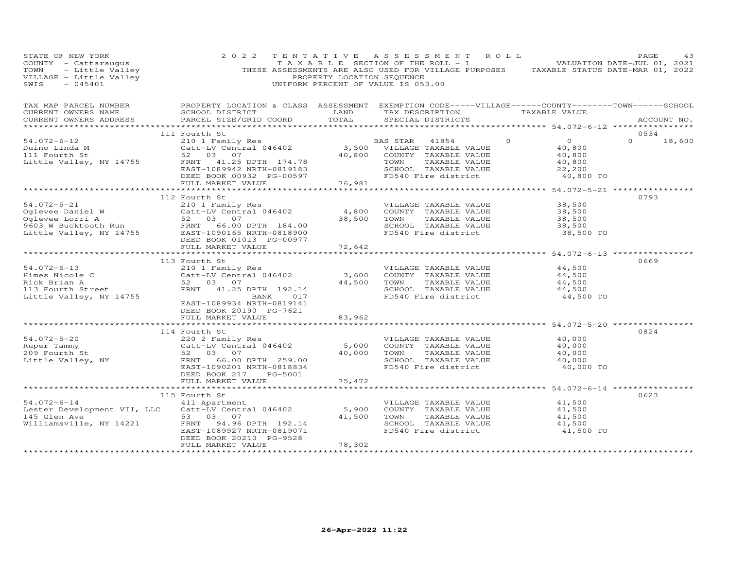STATE OF NEW YORK
COUNTY - Cattaraugus
TOWN - Little Valley
VILLAGE - Little Valley
SWIS - 045401

2022 TENTATIVE ASSESSMENT ROLL
TAXABLE SECTION OF THE ROLL - 1
THESE ASSESSMENTS ARE ALSO USED FOR VILLAGE PURPOSES
PROPERTY LOCATION SEQUENCE
UNIFORM PERCENT OF VALUE IS 053.00

VALUATION DATE-JUL 01, 2021
TAXABLE STATUS DATE-MAR 01, 2022

| TAX MAP PARCEL NUMBER / CURRENT OWNERS NAME / CURRENT OWNERS ADDRESS | PROPERTY LOCATION & CLASS / SCHOOL DISTRICT / PARCEL SIZE/GRID COORD | ASSESSMENT LAND | TOTAL | EXEMPTION CODE / TAX DESCRIPTION / SPECIAL DISTRICTS | VILLAGE | COUNTY | TOWN | SCHOOL | ACCOUNT NO. |
|---|---|---|---|---|---|---|---|---|---|
| **54.072-6-12** | 111 Fourth St | | | | | | | | 0534 |
| 54.072-6-12 | 210 1 Family Res | | | BAS STAR 41854 | 0 | 0 | 0 | 18,600 | |
| Duino Linda M | Catt-LV Central 046402 | 3,500 | | VILLAGE TAXABLE VALUE | 40,800 | | | | |
| 111 Fourth St | 52 03 07 | | 40,800 | COUNTY TAXABLE VALUE | | 40,800 | | | |
| Little Valley, NY 14755 | FRNT 41.25 DPTH 174.78 | | | TOWN TAXABLE VALUE | | | 40,800 | | |
| | EAST-1089942 NRTH-0819183 | | | SCHOOL TAXABLE VALUE | | | | 22,200 | |
| | DEED BOOK 00932 PG-00597 | | | FD540 Fire district | 40,800 TO | | | | |
| | FULL MARKET VALUE | | 76,981 | | | | | | |
| **54.072-5-21** | 112 Fourth St | | | | | | | | 0793 |
| 54.072-5-21 | 210 1 Family Res | | | VILLAGE TAXABLE VALUE | 38,500 | | | | |
| Oglevee Daniel W | Catt-LV Central 046402 | 4,800 | | COUNTY TAXABLE VALUE | | 38,500 | | | |
| Oglevee Lorri A | 52 03 07 | | 38,500 | TOWN TAXABLE VALUE | | | 38,500 | | |
| 9603 W Bucktooth Run | FRNT 66.00 DPTH 184.00 | | | SCHOOL TAXABLE VALUE | | | | 38,500 | |
| Little Valley, NY 14755 | EAST-1090165 NRTH-0818900 | | | FD540 Fire district | 38,500 TO | | | | |
| | DEED BOOK 01013 PG-00977 | | | | | | | | |
| | FULL MARKET VALUE | | 72,642 | | | | | | |
| **54.072-6-13** | 113 Fourth St | | | | | | | | 0669 |
| 54.072-6-13 | 210 1 Family Res | | | VILLAGE TAXABLE VALUE | 44,500 | | | | |
| Himes Nicole C | Catt-LV Central 046402 | 3,600 | | COUNTY TAXABLE VALUE | | 44,500 | | | |
| Rick Brian A | 52 03 07 | | 44,500 | TOWN TAXABLE VALUE | | | 44,500 | | |
| 113 Fourth Street | FRNT 41.25 DPTH 192.14 | | | SCHOOL TAXABLE VALUE | | | | 44,500 | |
| Little Valley, NY 14755 | BANK 017 | | | FD540 Fire district | 44,500 TO | | | | |
| | EAST-1089934 NRTH-0819141 | | | | | | | | |
| | DEED BOOK 20190 PG-7621 | | | | | | | | |
| | FULL MARKET VALUE | | 83,962 | | | | | | |
| **54.072-5-20** | 114 Fourth St | | | | | | | | 0824 |
| 54.072-5-20 | 220 2 Family Res | | | VILLAGE TAXABLE VALUE | 40,000 | | | | |
| Ruper Tammy | Catt-LV Central 046402 | 5,000 | | COUNTY TAXABLE VALUE | | 40,000 | | | |
| 209 Fourth St | 52 03 07 | | 40,000 | TOWN TAXABLE VALUE | | | 40,000 | | |
| Little Valley, NY | FRNT 66.00 DPTH 259.00 | | | SCHOOL TAXABLE VALUE | | | | 40,000 | |
| | EAST-1090201 NRTH-0818834 | | | FD540 Fire district | 40,000 TO | | | | |
| | DEED BOOK 217 PG-5001 | | | | | | | | |
| | FULL MARKET VALUE | | 75,472 | | | | | | |
| **54.072-6-14** | 115 Fourth St | | | | | | | | 0623 |
| 54.072-6-14 | 411 Apartment | | | VILLAGE TAXABLE VALUE | 41,500 | | | | |
| Lester Development VII, LLC | Catt-LV Central 046402 | 5,900 | | COUNTY TAXABLE VALUE | | 41,500 | | | |
| 145 Glen Ave | 53 03 07 | | 41,500 | TOWN TAXABLE VALUE | | | 41,500 | | |
| Williamsville, NY 14221 | FRNT 94.96 DPTH 192.14 | | | SCHOOL TAXABLE VALUE | | | | 41,500 | |
| | EAST-1089927 NRTH-0819071 | | | FD540 Fire district | 41,500 TO | | | | |
| | DEED BOOK 20210 PG-9528 | | | | | | | | |
| | FULL MARKET VALUE | | 78,302 | | | | | | |

26-Apr-2022 11:22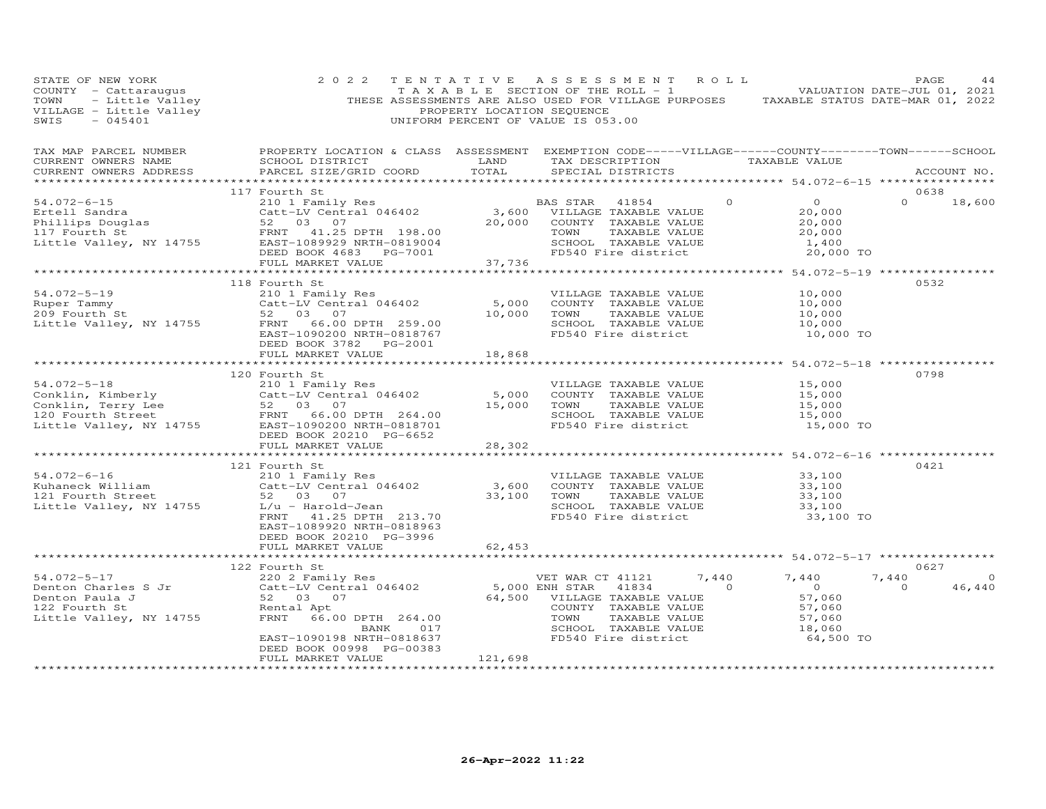STATE OF NEW YORK
COUNTY - Cattaraugus
TOWN - Little Valley
VILLAGE - Little Valley
SWIS - 045401

2022 TENTATIVE ASSESSMENT ROLL
TAXABLE SECTION OF THE ROLL - 1
THESE ASSESSMENTS ARE ALSO USED FOR VILLAGE PURPOSES
PROPERTY LOCATION SEQUENCE
UNIFORM PERCENT OF VALUE IS 053.00

VALUATION DATE-JUL 01, 2021
TAXABLE STATUS DATE-MAR 01, 2022

| TAX MAP PARCEL NUMBER / CURRENT OWNERS NAME / CURRENT OWNERS ADDRESS | PROPERTY LOCATION & CLASS / SCHOOL DISTRICT / PARCEL SIZE/GRID COORD | ASSESSMENT LAND | TOTAL | EXEMPTION CODE / TAX DESCRIPTION / SPECIAL DISTRICTS | VILLAGE | COUNTY | TOWN | SCHOOL | ACCOUNT NO. |
|---|---|---|---|---|---|---|---|---|---|
| **54.072-6-15** | 117 Fourth St | | | | | | | | 0638 |
| 54.072-6-15 | 210 1 Family Res | | | BAS STAR 41854 | 0 | 0 | 0 | 18,600 | |
| Ertell Sandra | Catt-LV Central 046402 | 3,600 | | VILLAGE TAXABLE VALUE | 20,000 | | | | |
| Phillips Douglas | 52 03 07 | | 20,000 | COUNTY TAXABLE VALUE | | 20,000 | | | |
| 117 Fourth St | FRNT 41.25 DPTH 198.00 | | | TOWN TAXABLE VALUE | | | 20,000 | | |
| Little Valley, NY 14755 | EAST-1089929 NRTH-0819004 | | | SCHOOL TAXABLE VALUE | | | | 1,400 | |
| | DEED BOOK 4683 PG-7001 | | | FD540 Fire district | 20,000 TO | | | | |
| | FULL MARKET VALUE | | 37,736 | | | | | | |
| **54.072-5-19** | 118 Fourth St | | | | | | | | 0532 |
| 54.072-5-19 | 210 1 Family Res | | | VILLAGE TAXABLE VALUE | 10,000 | | | | |
| Ruper Tammy | Catt-LV Central 046402 | 5,000 | | COUNTY TAXABLE VALUE | | 10,000 | | | |
| 209 Fourth St | 52 03 07 | | 10,000 | TOWN TAXABLE VALUE | | | 10,000 | | |
| Little Valley, NY 14755 | FRNT 66.00 DPTH 259.00 | | | SCHOOL TAXABLE VALUE | | | | 10,000 | |
| | EAST-1090200 NRTH-0818767 | | | FD540 Fire district | 10,000 TO | | | | |
| | DEED BOOK 3782 PG-2001 | | | | | | | | |
| | FULL MARKET VALUE | | 18,868 | | | | | | |
| **54.072-5-18** | 120 Fourth St | | | | | | | | 0798 |
| 54.072-5-18 | 210 1 Family Res | | | VILLAGE TAXABLE VALUE | 15,000 | | | | |
| Conklin, Kimberly | Catt-LV Central 046402 | 5,000 | | COUNTY TAXABLE VALUE | | 15,000 | | | |
| Conklin, Terry Lee | 52 03 07 | | 15,000 | TOWN TAXABLE VALUE | | | 15,000 | | |
| 120 Fourth Street | FRNT 66.00 DPTH 264.00 | | | SCHOOL TAXABLE VALUE | | | | 15,000 | |
| Little Valley, NY 14755 | EAST-1090200 NRTH-0818701 | | | FD540 Fire district | 15,000 TO | | | | |
| | DEED BOOK 20210 PG-6652 | | | | | | | | |
| | FULL MARKET VALUE | | 28,302 | | | | | | |
| **54.072-6-16** | 121 Fourth St | | | | | | | | 0421 |
| 54.072-6-16 | 210 1 Family Res | | | VILLAGE TAXABLE VALUE | 33,100 | | | | |
| Kuhaneck William | Catt-LV Central 046402 | 3,600 | | COUNTY TAXABLE VALUE | | 33,100 | | | |
| 121 Fourth Street | 52 03 07 | | 33,100 | TOWN TAXABLE VALUE | | | 33,100 | | |
| Little Valley, NY 14755 | L/u - Harold-Jean | | | SCHOOL TAXABLE VALUE | | | | 33,100 | |
| | FRNT 41.25 DPTH 213.70 | | | FD540 Fire district | 33,100 TO | | | | |
| | EAST-1089920 NRTH-0818963 | | | | | | | | |
| | DEED BOOK 20210 PG-3996 | | | | | | | | |
| | FULL MARKET VALUE | | 62,453 | | | | | | |
| **54.072-5-17** | 122 Fourth St | | | | | | | | 0627 |
| 54.072-5-17 | 220 2 Family Res | | | VET WAR CT 41121 | 7,440 | 7,440 | 7,440 | 0 | |
| Denton Charles S Jr | Catt-LV Central 046402 | 5,000 | | ENH STAR 41834 | 0 | 0 | 0 | 46,440 | |
| Denton Paula J | 52 03 07 | | 64,500 | VILLAGE TAXABLE VALUE | 57,060 | | | | |
| 122 Fourth St | Rental Apt | | | COUNTY TAXABLE VALUE | | 57,060 | | | |
| Little Valley, NY 14755 | FRNT 66.00 DPTH 264.00 | | | TOWN TAXABLE VALUE | | | 57,060 | | |
| | BANK 017 | | | SCHOOL TAXABLE VALUE | | | | 18,060 | |
| | EAST-1090198 NRTH-0818637 | | | FD540 Fire district | 64,500 TO | | | | |
| | DEED BOOK 00998 PG-00383 | | | | | | | | |
| | FULL MARKET VALUE | | 121,698 | | | | | | |

26-Apr-2022 11:22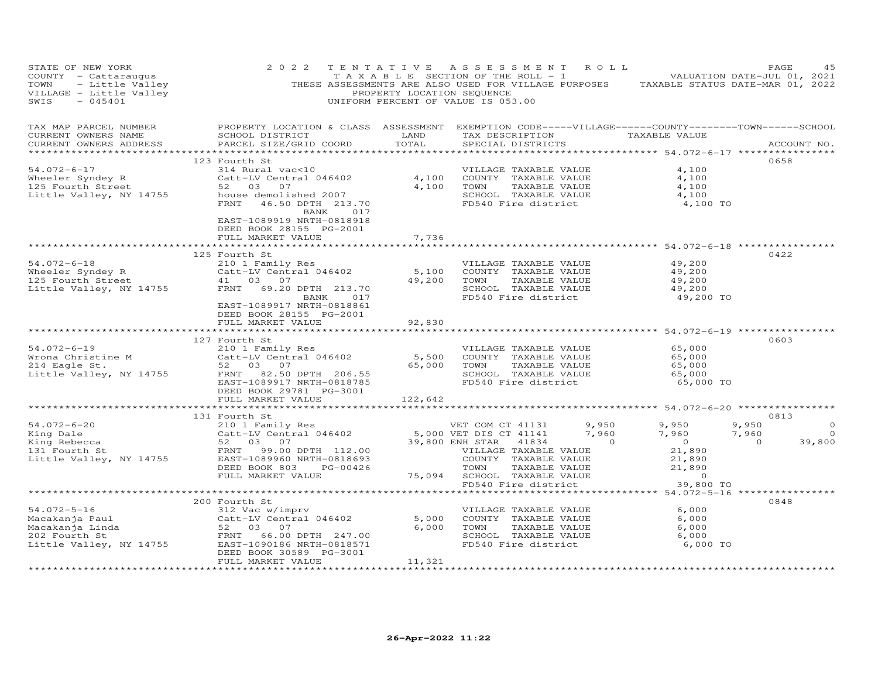STATE OF NEW YORK
COUNTY - Cattaraugus
TOWN - Little Valley
VILLAGE - Little Valley
SWIS - 045401

2022 TENTATIVE ASSESSMENT ROLL
TAXABLE SECTION OF THE ROLL - 1
THESE ASSESSMENTS ARE ALSO USED FOR VILLAGE PURPOSES
PROPERTY LOCATION SEQUENCE
UNIFORM PERCENT OF VALUE IS 053.00

VALUATION DATE-JUL 01, 2021
TAXABLE STATUS DATE-MAR 01, 2022

| TAX MAP PARCEL NUMBER / CURRENT OWNERS NAME / CURRENT OWNERS ADDRESS | PROPERTY LOCATION & CLASS / SCHOOL DISTRICT / PARCEL SIZE/GRID COORD | ASSESSMENT LAND / TOTAL | EXEMPTION CODE / TAX DESCRIPTION / SPECIAL DISTRICTS | VILLAGE | COUNTY TAXABLE VALUE | TOWN | SCHOOL | ACCOUNT NO. |
|---|---|---|---|---|---|---|---|---|
| | 123 Fourth St | | | | | | | 0658 |
| 54.072-6-17 | 314 Rural vac<10 | | VILLAGE TAXABLE VALUE | | 4,100 | | | |
| Wheeler Syndey R | Catt-LV Central 046402 | 4,100 | COUNTY TAXABLE VALUE | | 4,100 | | | |
| 125 Fourth Street | 52 03 07 | 4,100 | TOWN TAXABLE VALUE | | 4,100 | | | |
| Little Valley, NY 14755 | house demolished 2007 | | SCHOOL TAXABLE VALUE | | 4,100 | | | |
| | FRNT 46.50 DPTH 213.70 BANK 017 | | FD540 Fire district | | 4,100 TO | | | |
| | EAST-1089919 NRTH-0818918 | | | | | | | |
| | DEED BOOK 28155 PG-2001 | | | | | | | |
| | FULL MARKET VALUE | 7,736 | | | | | | |
| | 125 Fourth St | | | | | | | 0422 |
| 54.072-6-18 | 210 1 Family Res | | VILLAGE TAXABLE VALUE | | 49,200 | | | |
| Wheeler Syndey R | Catt-LV Central 046402 | 5,100 | COUNTY TAXABLE VALUE | | 49,200 | | | |
| 125 Fourth Street | 41 03 07 | 49,200 | TOWN TAXABLE VALUE | | 49,200 | | | |
| Little Valley, NY 14755 | FRNT 69.20 DPTH 213.70 | | SCHOOL TAXABLE VALUE | | 49,200 | | | |
| | BANK 017 | | FD540 Fire district | | 49,200 TO | | | |
| | EAST-1089917 NRTH-0818861 | | | | | | | |
| | DEED BOOK 28155 PG-2001 | | | | | | | |
| | FULL MARKET VALUE | 92,830 | | | | | | |
| | 127 Fourth St | | | | | | | 0603 |
| 54.072-6-19 | 210 1 Family Res | | VILLAGE TAXABLE VALUE | | 65,000 | | | |
| Wrona Christine M | Catt-LV Central 046402 | 5,500 | COUNTY TAXABLE VALUE | | 65,000 | | | |
| 214 Eagle St. | 52 03 07 | 65,000 | TOWN TAXABLE VALUE | | 65,000 | | | |
| Little Valley, NY 14755 | FRNT 82.50 DPTH 206.55 | | SCHOOL TAXABLE VALUE | | 65,000 | | | |
| | EAST-1089917 NRTH-0818785 | | FD540 Fire district | | 65,000 TO | | | |
| | DEED BOOK 29781 PG-3001 | | | | | | | |
| | FULL MARKET VALUE | 122,642 | | | | | | |
| | 131 Fourth St | | | | | | | 0813 |
| 54.072-6-20 | 210 1 Family Res | | VET COM CT 41131 | 9,950 | 9,950 | 9,950 | 0 | |
| King Dale | Catt-LV Central 046402 | 5,000 | VET DIS CT 41141 | 7,960 | 7,960 | 7,960 | 0 | |
| King Rebecca | 52 03 07 | 39,800 | ENH STAR 41834 | 0 | 0 | 0 | 39,800 | |
| 131 Fourth St | FRNT 99.00 DPTH 112.00 | | VILLAGE TAXABLE VALUE | | 21,890 | | | |
| Little Valley, NY 14755 | EAST-1089960 NRTH-0818693 | | COUNTY TAXABLE VALUE | | 21,890 | | | |
| | DEED BOOK 803 PG-00426 | | TOWN TAXABLE VALUE | | 21,890 | | | |
| | FULL MARKET VALUE | 75,094 | SCHOOL TAXABLE VALUE | | 0 | | | |
| | | | FD540 Fire district | | 39,800 TO | | | |
| | 200 Fourth St | | | | | | | 0848 |
| 54.072-5-16 | 312 Vac w/imprv | | VILLAGE TAXABLE VALUE | | 6,000 | | | |
| Macakanja Paul | Catt-LV Central 046402 | 5,000 | COUNTY TAXABLE VALUE | | 6,000 | | | |
| Macakanja Linda | 52 03 07 | 6,000 | TOWN TAXABLE VALUE | | 6,000 | | | |
| 202 Fourth St | FRNT 66.00 DPTH 247.00 | | SCHOOL TAXABLE VALUE | | 6,000 | | | |
| Little Valley, NY 14755 | EAST-1090186 NRTH-0818571 | | FD540 Fire district | | 6,000 TO | | | |
| | DEED BOOK 30589 PG-3001 | | | | | | | |
| | FULL MARKET VALUE | 11,321 | | | | | | |

26-Apr-2022 11:22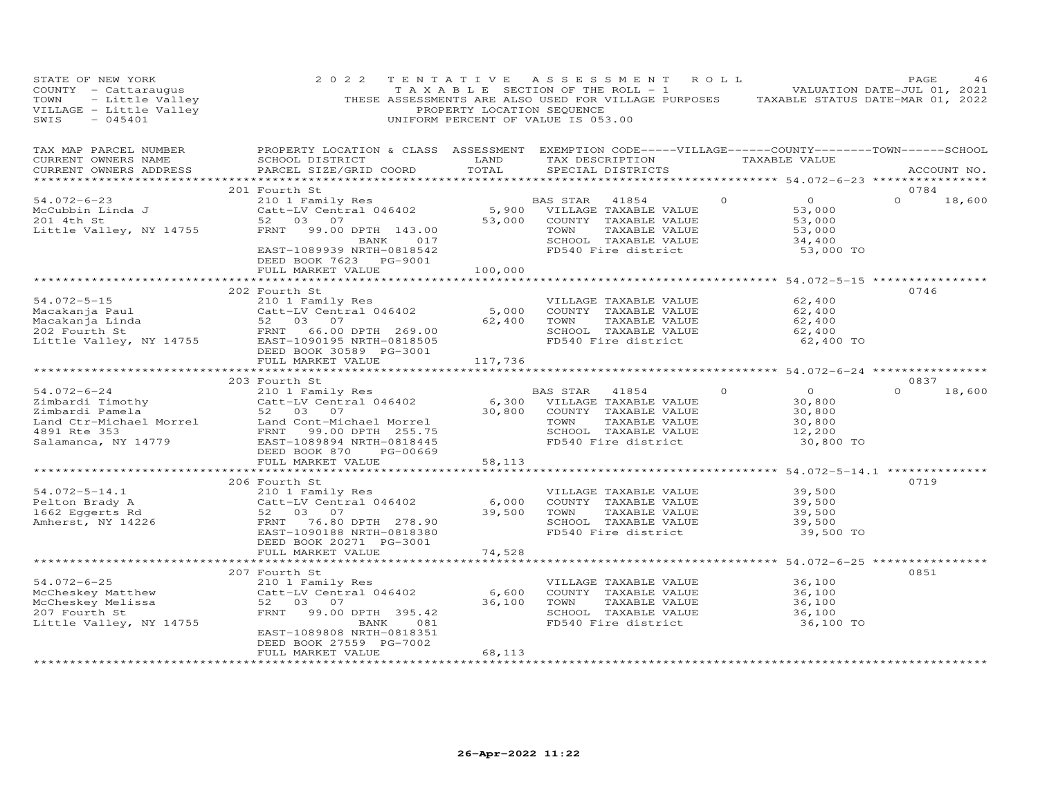STATE OF NEW YORK
COUNTY - Cattaraugus
TOWN - Little Valley
VILLAGE - Little Valley
SWIS - 045401

2022 TENTATIVE ASSESSMENT ROLL
TAXABLE SECTION OF THE ROLL - 1
THESE ASSESSMENTS ARE ALSO USED FOR VILLAGE PURPOSES
PROPERTY LOCATION SEQUENCE
UNIFORM PERCENT OF VALUE IS 053.00

VALUATION DATE-JUL 01, 2021
TAXABLE STATUS DATE-MAR 01, 2022

| TAX MAP PARCEL NUMBER / CURRENT OWNERS NAME / CURRENT OWNERS ADDRESS | PROPERTY LOCATION & CLASS / SCHOOL DISTRICT / PARCEL SIZE/GRID COORD | ASSESSMENT LAND / TOTAL | EXEMPTION CODE-----VILLAGE------COUNTY--------TOWN------SCHOOL / TAX DESCRIPTION / SPECIAL DISTRICTS | TAXABLE VALUE | ACCOUNT NO. |
|---|---|---|---|---|---|
| | 201 Fourth St | | | | 0784 |
| 54.072-6-23 | 210 1 Family Res | | BAS STAR 41854 0 | 0 | 0 18,600 |
| McCubbin Linda J | Catt-LV Central 046402 | 5,900 | VILLAGE TAXABLE VALUE | 53,000 | |
| 201 4th St | 52 03 07 | 53,000 | COUNTY TAXABLE VALUE | 53,000 | |
| Little Valley, NY 14755 | FRNT 99.00 DPTH 143.00 | | TOWN TAXABLE VALUE | 53,000 | |
| | BANK 017 | | SCHOOL TAXABLE VALUE | 34,400 | |
| | EAST-1089939 NRTH-0818542 | | FD540 Fire district | 53,000 TO | |
| | DEED BOOK 7623 PG-9001 | | | | |
| | FULL MARKET VALUE | 100,000 | | | |
| | 202 Fourth St | | | | 0746 |
| 54.072-5-15 | 210 1 Family Res | | VILLAGE TAXABLE VALUE | 62,400 | |
| Macakanja Paul | Catt-LV Central 046402 | 5,000 | COUNTY TAXABLE VALUE | 62,400 | |
| Macakanja Linda | 52 03 07 | 62,400 | TOWN TAXABLE VALUE | 62,400 | |
| 202 Fourth St | FRNT 66.00 DPTH 269.00 | | SCHOOL TAXABLE VALUE | 62,400 | |
| Little Valley, NY 14755 | EAST-1090195 NRTH-0818505 | | FD540 Fire district | 62,400 TO | |
| | DEED BOOK 30589 PG-3001 | | | | |
| | FULL MARKET VALUE | 117,736 | | | |
| | 203 Fourth St | | | | 0837 |
| 54.072-6-24 | 210 1 Family Res | | BAS STAR 41854 0 | 0 | 0 18,600 |
| Zimbardi Timothy | Catt-LV Central 046402 | 6,300 | VILLAGE TAXABLE VALUE | 30,800 | |
| Zimbardi Pamela | 52 03 07 | 30,800 | COUNTY TAXABLE VALUE | 30,800 | |
| Land Ctr-Michael Morrel | Land Cont-Michael Morrel | | TOWN TAXABLE VALUE | 30,800 | |
| 4891 Rte 353 | FRNT 99.00 DPTH 255.75 | | SCHOOL TAXABLE VALUE | 12,200 | |
| Salamanca, NY 14779 | EAST-1089894 NRTH-0818445 | | FD540 Fire district | 30,800 TO | |
| | DEED BOOK 870 PG-00669 | | | | |
| | FULL MARKET VALUE | 58,113 | | | |
| | 206 Fourth St | | | | 0719 |
| 54.072-5-14.1 | 210 1 Family Res | | VILLAGE TAXABLE VALUE | 39,500 | |
| Pelton Brady A | Catt-LV Central 046402 | 6,000 | COUNTY TAXABLE VALUE | 39,500 | |
| 1662 Eggerts Rd | 52 03 07 | 39,500 | TOWN TAXABLE VALUE | 39,500 | |
| Amherst, NY 14226 | FRNT 76.80 DPTH 278.90 | | SCHOOL TAXABLE VALUE | 39,500 | |
| | EAST-1090188 NRTH-0818380 | | FD540 Fire district | 39,500 TO | |
| | DEED BOOK 20271 PG-3001 | | | | |
| | FULL MARKET VALUE | 74,528 | | | |
| | 207 Fourth St | | | | 0851 |
| 54.072-6-25 | 210 1 Family Res | | VILLAGE TAXABLE VALUE | 36,100 | |
| McCheskey Matthew | Catt-LV Central 046402 | 6,600 | COUNTY TAXABLE VALUE | 36,100 | |
| McCheskey Melissa | 52 03 07 | 36,100 | TOWN TAXABLE VALUE | 36,100 | |
| 207 Fourth St | FRNT 99.00 DPTH 395.42 | | SCHOOL TAXABLE VALUE | 36,100 | |
| Little Valley, NY 14755 | BANK 081 | | FD540 Fire district | 36,100 TO | |
| | EAST-1089808 NRTH-0818351 | | | | |
| | DEED BOOK 27559 PG-7002 | | | | |
| | FULL MARKET VALUE | 68,113 | | | |

26-Apr-2022 11:22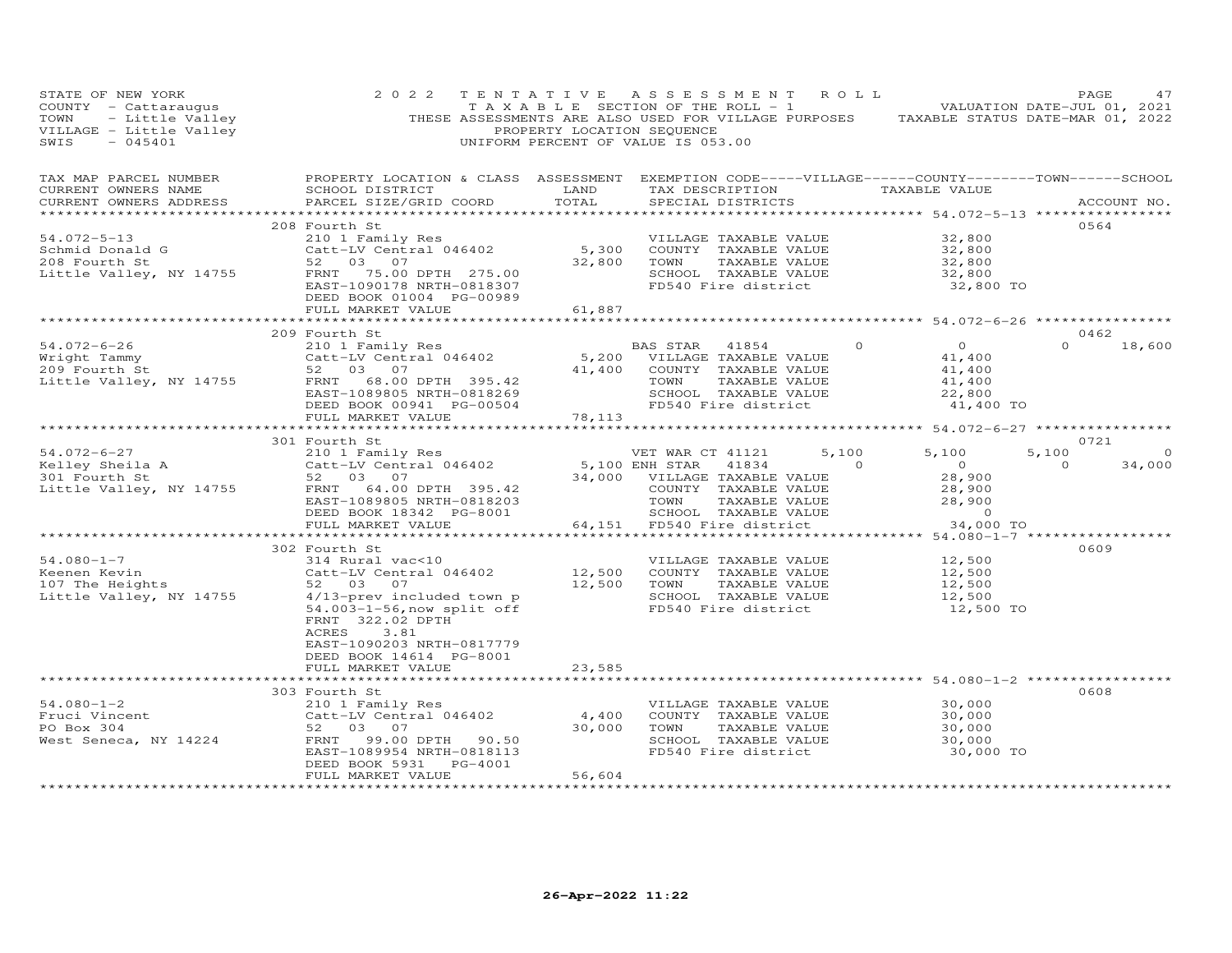STATE OF NEW YORK
COUNTY - Cattaraugus
TOWN - Little Valley
VILLAGE - Little Valley
SWIS - 045401

2022 TENTATIVE ASSESSMENT ROLL
TAXABLE SECTION OF THE ROLL - 1
THESE ASSESSMENTS ARE ALSO USED FOR VILLAGE PURPOSES
PROPERTY LOCATION SEQUENCE
UNIFORM PERCENT OF VALUE IS 053.00

VALUATION DATE-JUL 01, 2021
TAXABLE STATUS DATE-MAR 01, 2022

| TAX MAP PARCEL NUMBER / CURRENT OWNERS NAME / CURRENT OWNERS ADDRESS | PROPERTY LOCATION & CLASS / SCHOOL DISTRICT / PARCEL SIZE/GRID COORD | ASSESSMENT LAND / TOTAL | EXEMPTION CODE / TAX DESCRIPTION / SPECIAL DISTRICTS | VILLAGE | COUNTY | TOWN | SCHOOL | ACCOUNT NO. |
|---|---|---|---|---|---|---|---|---|
| **54.072-5-13** | 208 Fourth St | | | | | | | 0564 |
| Schmid Donald G | 210 1 Family Res | | VILLAGE TAXABLE VALUE | 32,800 | | | | |
| 208 Fourth St | Catt-LV Central 046402 | 5,300 | COUNTY TAXABLE VALUE | | 32,800 | | | |
| Little Valley, NY 14755 | 52 03 07 | 32,800 | TOWN TAXABLE VALUE | | | 32,800 | | |
| | FRNT 75.00 DPTH 275.00 | | SCHOOL TAXABLE VALUE | | | | 32,800 | |
| | EAST-1090178 NRTH-0818307 | | FD540 Fire district | 32,800 TO | | | | |
| | DEED BOOK 01004 PG-00989 | | | | | | | |
| | FULL MARKET VALUE | 61,887 | | | | | | |
| **54.072-6-26** | 209 Fourth St | | | | | | | 0462 |
| Wright Tammy | 210 1 Family Res | | BAS STAR 41854 | 0 | 0 | 0 | 18,600 | |
| 209 Fourth St | Catt-LV Central 046402 | 5,200 | VILLAGE TAXABLE VALUE | 41,400 | | | | |
| Little Valley, NY 14755 | 52 03 07 | 41,400 | COUNTY TAXABLE VALUE | | 41,400 | | | |
| | FRNT 68.00 DPTH 395.42 | | TOWN TAXABLE VALUE | | | 41,400 | | |
| | EAST-1089805 NRTH-0818269 | | SCHOOL TAXABLE VALUE | | | | 22,800 | |
| | DEED BOOK 00941 PG-00504 | | FD540 Fire district | 41,400 TO | | | | |
| | FULL MARKET VALUE | 78,113 | | | | | | |
| **54.072-6-27** | 301 Fourth St | | | | | | | 0721 |
| Kelley Sheila A | 210 1 Family Res | | VET WAR CT 41121 | 5,100 | 5,100 | 5,100 | 0 | |
| 301 Fourth St | Catt-LV Central 046402 | 5,100 | ENH STAR 41834 | 0 | 0 | 0 | 34,000 | |
| Little Valley, NY 14755 | 52 03 07 | 34,000 | VILLAGE TAXABLE VALUE | 28,900 | | | | |
| | FRNT 64.00 DPTH 395.42 | | COUNTY TAXABLE VALUE | | 28,900 | | | |
| | EAST-1089805 NRTH-0818203 | | TOWN TAXABLE VALUE | | | 28,900 | | |
| | DEED BOOK 18342 PG-8001 | | SCHOOL TAXABLE VALUE | | | | 0 | |
| | FULL MARKET VALUE | 64,151 | FD540 Fire district | 34,000 TO | | | | |
| **54.080-1-7** | 302 Fourth St | | | | | | | 0609 |
| Keenen Kevin | 314 Rural vac<10 | | VILLAGE TAXABLE VALUE | 12,500 | | | | |
| 107 The Heights | Catt-LV Central 046402 | 12,500 | COUNTY TAXABLE VALUE | | 12,500 | | | |
| Little Valley, NY 14755 | 52 03 07 | 12,500 | TOWN TAXABLE VALUE | | | 12,500 | | |
| | 4/13-prev included town p | | SCHOOL TAXABLE VALUE | | | | 12,500 | |
| | 54.003-1-56,now split off | | FD540 Fire district | 12,500 TO | | | | |
| | FRNT 322.02 DPTH | | | | | | | |
| | ACRES 3.81 | | | | | | | |
| | EAST-1090203 NRTH-0817779 | | | | | | | |
| | DEED BOOK 14614 PG-8001 | | | | | | | |
| | FULL MARKET VALUE | 23,585 | | | | | | |
| **54.080-1-2** | 303 Fourth St | | | | | | | 0608 |
| Fruci Vincent | 210 1 Family Res | | VILLAGE TAXABLE VALUE | 30,000 | | | | |
| PO Box 304 | Catt-LV Central 046402 | 4,400 | COUNTY TAXABLE VALUE | | 30,000 | | | |
| West Seneca, NY 14224 | 52 03 07 | 30,000 | TOWN TAXABLE VALUE | | | 30,000 | | |
| | FRNT 99.00 DPTH 90.50 | | SCHOOL TAXABLE VALUE | | | | 30,000 | |
| | EAST-1089954 NRTH-0818113 | | FD540 Fire district | 30,000 TO | | | | |
| | DEED BOOK 5931 PG-4001 | | | | | | | |
| | FULL MARKET VALUE | 56,604 | | | | | | |

26-Apr-2022 11:22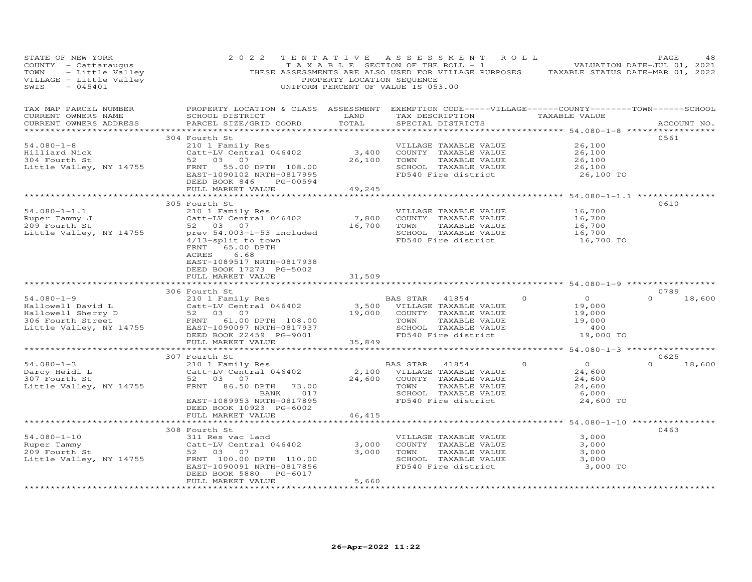STATE OF NEW YORK
COUNTY - Cattaraugus
TOWN - Little Valley
VILLAGE - Little Valley
SWIS - 045401

2022 TENTATIVE ASSESSMENT ROLL
TAXABLE SECTION OF THE ROLL - 1
THESE ASSESSMENTS ARE ALSO USED FOR VILLAGE PURPOSES
PROPERTY LOCATION SEQUENCE
UNIFORM PERCENT OF VALUE IS 053.00

VALUATION DATE-JUL 01, 2021
TAXABLE STATUS DATE-MAR 01, 2022

| TAX MAP PARCEL NUMBER / CURRENT OWNERS NAME / CURRENT OWNERS ADDRESS | PROPERTY LOCATION & CLASS / SCHOOL DISTRICT / PARCEL SIZE/GRID COORD | ASSESSMENT LAND / TOTAL | EXEMPTION CODE-----VILLAGE------COUNTY--------TOWN------SCHOOL / TAX DESCRIPTION / SPECIAL DISTRICTS | TAXABLE VALUE | ACCOUNT NO. |
|---|---|---|---|---|---|
| **54.080-1-8** | 304 Fourth St | | | | 0561 |
| 54.080-1-8 | 210 1 Family Res | | VILLAGE TAXABLE VALUE | 26,100 | |
| Hilliard Nick | Catt-LV Central 046402 | 3,400 | COUNTY TAXABLE VALUE | 26,100 | |
| 304 Fourth St | 52 03 07 | 26,100 | TOWN TAXABLE VALUE | 26,100 | |
| Little Valley, NY 14755 | FRNT 55.00 DPTH 108.00 | | SCHOOL TAXABLE VALUE | 26,100 | |
| | EAST-1090102 NRTH-0817995 | | FD540 Fire district | 26,100 TO | |
| | DEED BOOK 846 PG-00594 | | | | |
| | FULL MARKET VALUE | 49,245 | | | |
| **54.080-1-1.1** | 305 Fourth St | | | | 0610 |
| 54.080-1-1.1 | 210 1 Family Res | | VILLAGE TAXABLE VALUE | 16,700 | |
| Ruper Tammy J | Catt-LV Central 046402 | 7,800 | COUNTY TAXABLE VALUE | 16,700 | |
| 209 Fourth St | 52 03 07 | 16,700 | TOWN TAXABLE VALUE | 16,700 | |
| Little Valley, NY 14755 | prev 54.003-1-53 included | | SCHOOL TAXABLE VALUE | 16,700 | |
| | 4/13-split to town | | FD540 Fire district | 16,700 TO | |
| | FRNT 65.00 DPTH | | | | |
| | ACRES 6.68 | | | | |
| | EAST-1089517 NRTH-0817938 | | | | |
| | DEED BOOK 17273 PG-5002 | | | | |
| | FULL MARKET VALUE | 31,509 | | | |
| **54.080-1-9** | 306 Fourth St | | | | 0789 |
| 54.080-1-9 | 210 1 Family Res | | BAS STAR 41854 0 | 0 | 0 18,600 |
| Hallowell David L | Catt-LV Central 046402 | 3,500 | VILLAGE TAXABLE VALUE | 19,000 | |
| Hallowell Sherry D | 52 03 07 | 19,000 | COUNTY TAXABLE VALUE | 19,000 | |
| 306 Fourth Street | FRNT 61.00 DPTH 108.00 | | TOWN TAXABLE VALUE | 19,000 | |
| Little Valley, NY 14755 | EAST-1090097 NRTH-0817937 | | SCHOOL TAXABLE VALUE | 400 | |
| | DEED BOOK 22459 PG-9001 | | FD540 Fire district | 19,000 TO | |
| | FULL MARKET VALUE | 35,849 | | | |
| **54.080-1-3** | 307 Fourth St | | | | 0625 |
| 54.080-1-3 | 210 1 Family Res | | BAS STAR 41854 0 | 0 | 0 18,600 |
| Darcy Heidi L | Catt-LV Central 046402 | 2,100 | VILLAGE TAXABLE VALUE | 24,600 | |
| 307 Fourth St | 52 03 07 | 24,600 | COUNTY TAXABLE VALUE | 24,600 | |
| Little Valley, NY 14755 | FRNT 86.50 DPTH 73.00 | | TOWN TAXABLE VALUE | 24,600 | |
| | BANK 017 | | SCHOOL TAXABLE VALUE | 6,000 | |
| | EAST-1089953 NRTH-0817895 | | FD540 Fire district | 24,600 TO | |
| | DEED BOOK 10923 PG-6002 | | | | |
| | FULL MARKET VALUE | 46,415 | | | |
| **54.080-1-10** | 308 Fourth St | | | | 0463 |
| 54.080-1-10 | 311 Res vac land | | VILLAGE TAXABLE VALUE | 3,000 | |
| Ruper Tammy | Catt-LV Central 046402 | 3,000 | COUNTY TAXABLE VALUE | 3,000 | |
| 209 Fourth St | 52 03 07 | 3,000 | TOWN TAXABLE VALUE | 3,000 | |
| Little Valley, NY 14755 | FRNT 100.00 DPTH 110.00 | | SCHOOL TAXABLE VALUE | 3,000 | |
| | EAST-1090091 NRTH-0817856 | | FD540 Fire district | 3,000 TO | |
| | DEED BOOK 5880 PG-6017 | | | | |
| | FULL MARKET VALUE | 5,660 | | | |

26-Apr-2022 11:22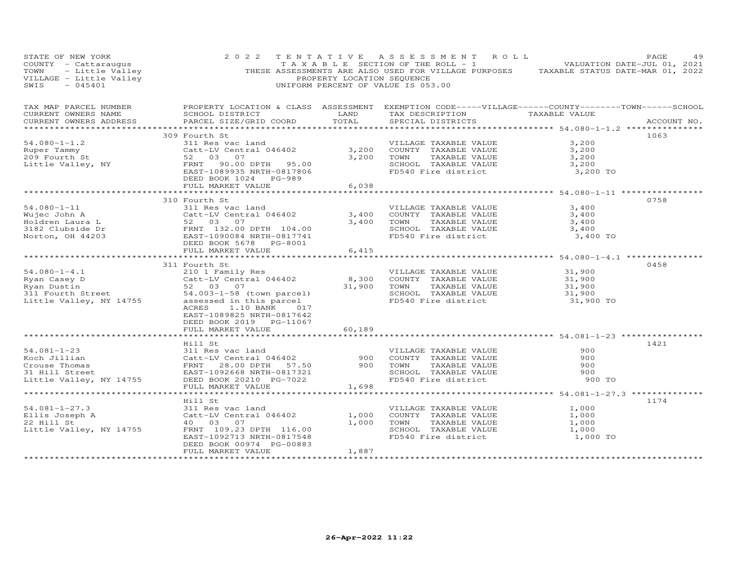STATE OF NEW YORK 2 0 2 2 T E N T A T I V E A S S E S S M E N T R O L L
COUNTY - Cattaraugus T A X A B L E SECTION OF THE ROLL - 1 VALUATION DATE-JUL 01, 2021
TOWN - Little Valley THESE ASSESSMENTS ARE ALSO USED FOR VILLAGE PURPOSES TAXABLE STATUS DATE-MAR 01, 2022
VILLAGE - Little Valley PROPERTY LOCATION SEQUENCE
SWIS - 045401 UNIFORM PERCENT OF VALUE IS 053.00

| TAX MAP PARCEL NUMBER / CURRENT OWNERS NAME / CURRENT OWNERS ADDRESS | PROPERTY LOCATION & CLASS / SCHOOL DISTRICT / PARCEL SIZE/GRID COORD | ASSESSMENT LAND / TOTAL | EXEMPTION CODE-----VILLAGE------COUNTY--------TOWN------SCHOOL / TAX DESCRIPTION / SPECIAL DISTRICTS | TAXABLE VALUE | ACCOUNT NO. |
|---|---|---|---|---|---|
| 54.080-1-1.2 | 309 Fourth St | | | | 1063 |
| Ruper Tammy | 311 Res vac land | | VILLAGE TAXABLE VALUE | 3,200 | |
| 209 Fourth St | Catt-LV Central 046402 | 3,200 | COUNTY TAXABLE VALUE | 3,200 | |
| Little Valley, NY | 52 03 07 | 3,200 | TOWN TAXABLE VALUE | 3,200 | |
| | FRNT 90.00 DPTH 95.00 | | SCHOOL TAXABLE VALUE | 3,200 | |
| | EAST-1089935 NRTH-0817806 | | FD540 Fire district | 3,200 TO | |
| | DEED BOOK 1024 PG-989 | | | | |
| | FULL MARKET VALUE | 6,038 | | | |
| 54.080-1-11 | 310 Fourth St | | | | 0758 |
| Wujec John A | 311 Res vac land | | VILLAGE TAXABLE VALUE | 3,400 | |
| Holdren Laura L | Catt-LV Central 046402 | 3,400 | COUNTY TAXABLE VALUE | 3,400 | |
| 3182 Clubside Dr | 52 03 07 | 3,400 | TOWN TAXABLE VALUE | 3,400 | |
| Norton, OH 44203 | FRNT 132.00 DPTH 104.00 | | SCHOOL TAXABLE VALUE | 3,400 | |
| | EAST-1090084 NRTH-0817741 | | FD540 Fire district | 3,400 TO | |
| | DEED BOOK 5678 PG-8001 | | | | |
| | FULL MARKET VALUE | 6,415 | | | |
| 54.080-1-4.1 | 311 Fourth St | | | | 0458 |
| Ryan Casey D | 210 1 Family Res | | VILLAGE TAXABLE VALUE | 31,900 | |
| Ryan Dustin | Catt-LV Central 046402 | 8,300 | COUNTY TAXABLE VALUE | 31,900 | |
| 311 Fourth Street | 52 03 07 | 31,900 | TOWN TAXABLE VALUE | 31,900 | |
| Little Valley, NY 14755 | 54.003-1-58 (town parcel) | | SCHOOL TAXABLE VALUE | 31,900 | |
| | assessed in this parcel | | FD540 Fire district | 31,900 TO | |
| | ACRES 1.10 BANK 017 | | | | |
| | EAST-1089825 NRTH-0817642 | | | | |
| | DEED BOOK 2019 PG-11067 | | | | |
| | FULL MARKET VALUE | 60,189 | | | |
| 54.081-1-23 | Hill St | | | | 1421 |
| Koch Jillian | 311 Res vac land | | VILLAGE TAXABLE VALUE | 900 | |
| Crouse Thomas | Catt-LV Central 046402 | 900 | COUNTY TAXABLE VALUE | 900 | |
| 31 Hill Street | FRNT 28.00 DPTH 57.50 | 900 | TOWN TAXABLE VALUE | 900 | |
| Little Valley, NY 14755 | EAST-1092668 NRTH-0817321 | | SCHOOL TAXABLE VALUE | 900 | |
| | DEED BOOK 20210 PG-7022 | | FD540 Fire district | 900 TO | |
| | FULL MARKET VALUE | 1,698 | | | |
| 54.081-1-27.3 | Hill St | | | | 1174 |
| Ellis Joseph A | 311 Res vac land | | VILLAGE TAXABLE VALUE | 1,000 | |
| 22 Hill St | Catt-LV Central 046402 | 1,000 | COUNTY TAXABLE VALUE | 1,000 | |
| Little Valley, NY 14755 | 40 03 07 | 1,000 | TOWN TAXABLE VALUE | 1,000 | |
| | FRNT 109.23 DPTH 116.00 | | SCHOOL TAXABLE VALUE | 1,000 | |
| | EAST-1092713 NRTH-0817548 | | FD540 Fire district | 1,000 TO | |
| | DEED BOOK 00974 PG-00883 | | | | |
| | FULL MARKET VALUE | 1,887 | | | |

26-Apr-2022 11:22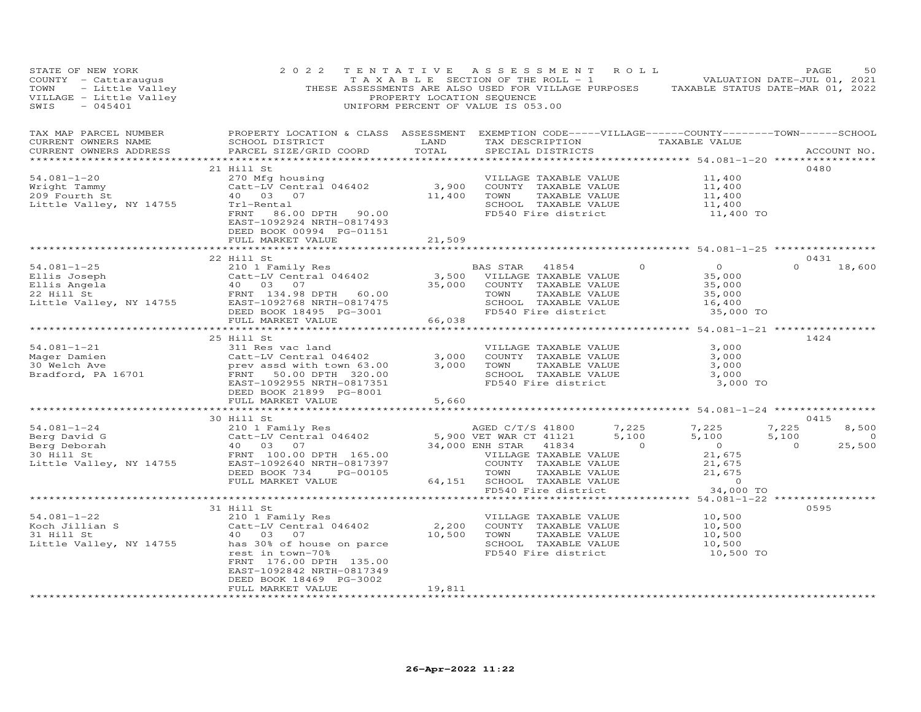STATE OF NEW YORK
COUNTY - Cattaraugus
TOWN - Little Valley
VILLAGE - Little Valley
SWIS - 045401

2022 TENTATIVE ASSESSMENT ROLL
TAXABLE SECTION OF THE ROLL - 1
THESE ASSESSMENTS ARE ALSO USED FOR VILLAGE PURPOSES
PROPERTY LOCATION SEQUENCE
UNIFORM PERCENT OF VALUE IS 053.00

VALUATION DATE-JUL 01, 2021
TAXABLE STATUS DATE-MAR 01, 2022

| TAX MAP PARCEL NUMBER / CURRENT OWNERS NAME / CURRENT OWNERS ADDRESS | PROPERTY LOCATION & CLASS / SCHOOL DISTRICT / PARCEL SIZE/GRID COORD | ASSESSMENT LAND / TOTAL | EXEMPTION CODE / TAX DESCRIPTION / SPECIAL DISTRICTS | VILLAGE | COUNTY TAXABLE VALUE | TOWN | SCHOOL | ACCOUNT NO. |
|---|---|---|---|---|---|---|---|---|
| **54.081-1-20** | 21 Hill St | | | | | | | 0480 |
| Wright Tammy | 270 Mfg housing | | VILLAGE TAXABLE VALUE | | 11,400 | | | |
| 209 Fourth St | Catt-LV Central 046402 | 3,900 | COUNTY TAXABLE VALUE | | 11,400 | | | |
| Little Valley, NY 14755 | 40 03 07 | 11,400 | TOWN TAXABLE VALUE | | 11,400 | | | |
| | Trl-Rental | | SCHOOL TAXABLE VALUE | | 11,400 | | | |
| | FRNT 86.00 DPTH 90.00 | | FD540 Fire district | | 11,400 TO | | | |
| | EAST-1092924 NRTH-0817493 | | | | | | | |
| | DEED BOOK 00994 PG-01151 | | | | | | | |
| | FULL MARKET VALUE | 21,509 | | | | | | |
| **54.081-1-25** | 22 Hill St | | | | | | | 0431 |
| Ellis Joseph | 210 1 Family Res | | BAS STAR 41854 | 0 | 0 | 0 | 18,600 | |
| Ellis Angela | Catt-LV Central 046402 | 3,500 | VILLAGE TAXABLE VALUE | | 35,000 | | | |
| 22 Hill St | 40 03 07 | 35,000 | COUNTY TAXABLE VALUE | | 35,000 | | | |
| Little Valley, NY 14755 | FRNT 134.98 DPTH 60.00 | | TOWN TAXABLE VALUE | | 35,000 | | | |
| | EAST-1092768 NRTH-0817475 | | SCHOOL TAXABLE VALUE | | 16,400 | | | |
| | DEED BOOK 18495 PG-3001 | | FD540 Fire district | | 35,000 TO | | | |
| | FULL MARKET VALUE | 66,038 | | | | | | |
| **54.081-1-21** | 25 Hill St | | | | | | | 1424 |
| Mager Damien | 311 Res vac land | | VILLAGE TAXABLE VALUE | | 3,000 | | | |
| 30 Welch Ave | Catt-LV Central 046402 | 3,000 | COUNTY TAXABLE VALUE | | 3,000 | | | |
| Bradford, PA 16701 | prev assd with town 63.00 | 3,000 | TOWN TAXABLE VALUE | | 3,000 | | | |
| | FRNT 50.00 DPTH 320.00 | | SCHOOL TAXABLE VALUE | | 3,000 | | | |
| | EAST-1092955 NRTH-0817351 | | FD540 Fire district | | 3,000 TO | | | |
| | DEED BOOK 21899 PG-8001 | | | | | | | |
| | FULL MARKET VALUE | 5,660 | | | | | | |
| **54.081-1-24** | 30 Hill St | | | | | | | 0415 |
| Berg David G | 210 1 Family Res | | AGED C/T/S 41800 | 7,225 | 7,225 | 7,225 | 8,500 | |
| Berg Deborah | Catt-LV Central 046402 | 5,900 | VET WAR CT 41121 | 5,100 | 5,100 | 5,100 | 0 | |
| 30 Hill St | 40 03 07 | 34,000 | ENH STAR 41834 | 0 | 0 | 0 | 25,500 | |
| Little Valley, NY 14755 | FRNT 100.00 DPTH 165.00 | | VILLAGE TAXABLE VALUE | | 21,675 | | | |
| | EAST-1092640 NRTH-0817397 | | COUNTY TAXABLE VALUE | | 21,675 | | | |
| | DEED BOOK 734 PG-00105 | | TOWN TAXABLE VALUE | | 21,675 | | | |
| | FULL MARKET VALUE | 64,151 | SCHOOL TAXABLE VALUE | | 0 | | | |
| | | | FD540 Fire district | | 34,000 TO | | | |
| **54.081-1-22** | 31 Hill St | | | | | | | 0595 |
| Koch Jillian S | 210 1 Family Res | | VILLAGE TAXABLE VALUE | | 10,500 | | | |
| 31 Hill St | Catt-LV Central 046402 | 2,200 | COUNTY TAXABLE VALUE | | 10,500 | | | |
| Little Valley, NY 14755 | 40 03 07 | 10,500 | TOWN TAXABLE VALUE | | 10,500 | | | |
| | has 30% of house on parce | | SCHOOL TAXABLE VALUE | | 10,500 | | | |
| | rest in town-70% | | FD540 Fire district | | 10,500 TO | | | |
| | FRNT 176.00 DPTH 135.00 | | | | | | | |
| | EAST-1092842 NRTH-0817349 | | | | | | | |
| | DEED BOOK 18469 PG-3002 | | | | | | | |
| | FULL MARKET VALUE | 19,811 | | | | | | |

26-Apr-2022 11:22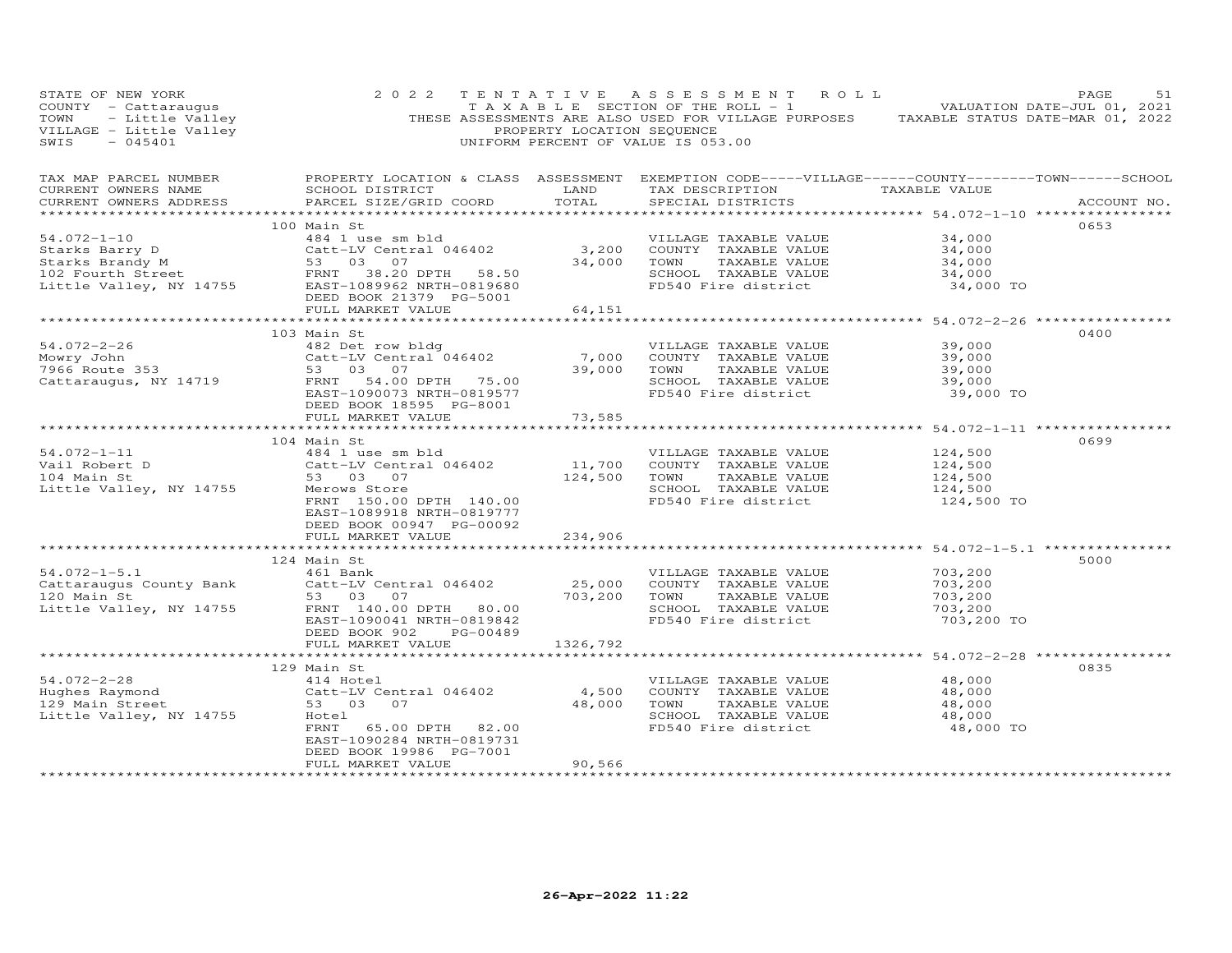STATE OF NEW YORK
COUNTY - Cattaraugus
TOWN - Little Valley
VILLAGE - Little Valley
SWIS - 045401

2022 TENTATIVE ASSESSMENT ROLL
TAXABLE SECTION OF THE ROLL - 1
THESE ASSESSMENTS ARE ALSO USED FOR VILLAGE PURPOSES
PROPERTY LOCATION SEQUENCE
UNIFORM PERCENT OF VALUE IS 053.00

VALUATION DATE-JUL 01, 2021
TAXABLE STATUS DATE-MAR 01, 2022

| TAX MAP PARCEL NUMBER / CURRENT OWNERS NAME / CURRENT OWNERS ADDRESS | PROPERTY LOCATION & CLASS / SCHOOL DISTRICT / PARCEL SIZE/GRID COORD | ASSESSMENT LAND | TOTAL | EXEMPTION CODE / TAX DESCRIPTION / SPECIAL DISTRICTS | TAXABLE VALUE | ACCOUNT NO. |
|---|---|---|---|---|---|---|
| 54.072-1-10 | 100 Main St | | | | | 0653 |
| Starks Barry D | 484 1 use sm bld | | | VILLAGE TAXABLE VALUE | 34,000 | |
| Starks Brandy M | Catt-LV Central 046402 | 3,200 | | COUNTY TAXABLE VALUE | 34,000 | |
| 102 Fourth Street | 53 03 07 | | 34,000 | TOWN TAXABLE VALUE | 34,000 | |
| Little Valley, NY 14755 | FRNT 38.20 DPTH 58.50 | | | SCHOOL TAXABLE VALUE | 34,000 | |
| | EAST-1089962 NRTH-0819680 | | | FD540 Fire district | 34,000 TO | |
| | DEED BOOK 21379 PG-5001 | | | | | |
| | FULL MARKET VALUE | | 64,151 | | | |
| 54.072-2-26 | 103 Main St | | | | | 0400 |
| Mowry John | 482 Det row bldg | | | VILLAGE TAXABLE VALUE | 39,000 | |
| 7966 Route 353 | Catt-LV Central 046402 | 7,000 | | COUNTY TAXABLE VALUE | 39,000 | |
| Cattaraugus, NY 14719 | 53 03 07 | | 39,000 | TOWN TAXABLE VALUE | 39,000 | |
| | FRNT 54.00 DPTH 75.00 | | | SCHOOL TAXABLE VALUE | 39,000 | |
| | EAST-1090073 NRTH-0819577 | | | FD540 Fire district | 39,000 TO | |
| | DEED BOOK 18595 PG-8001 | | | | | |
| | FULL MARKET VALUE | | 73,585 | | | |
| 54.072-1-11 | 104 Main St | | | | | 0699 |
| Vail Robert D | 484 1 use sm bld | | | VILLAGE TAXABLE VALUE | 124,500 | |
| 104 Main St | Catt-LV Central 046402 | 11,700 | | COUNTY TAXABLE VALUE | 124,500 | |
| Little Valley, NY 14755 | 53 03 07 | | 124,500 | TOWN TAXABLE VALUE | 124,500 | |
| | Merows Store | | | SCHOOL TAXABLE VALUE | 124,500 | |
| | FRNT 150.00 DPTH 140.00 | | | FD540 Fire district | 124,500 TO | |
| | EAST-1089918 NRTH-0819777 | | | | | |
| | DEED BOOK 00947 PG-00092 | | | | | |
| | FULL MARKET VALUE | | 234,906 | | | |
| 54.072-1-5.1 | 124 Main St | | | | | 5000 |
| Cattaraugus County Bank | 461 Bank | | | VILLAGE TAXABLE VALUE | 703,200 | |
| 120 Main St | Catt-LV Central 046402 | 25,000 | | COUNTY TAXABLE VALUE | 703,200 | |
| Little Valley, NY 14755 | 53 03 07 | | 703,200 | TOWN TAXABLE VALUE | 703,200 | |
| | FRNT 140.00 DPTH 80.00 | | | SCHOOL TAXABLE VALUE | 703,200 | |
| | EAST-1090041 NRTH-0819842 | | | FD540 Fire district | 703,200 TO | |
| | DEED BOOK 902 PG-00489 | | | | | |
| | FULL MARKET VALUE | | 1326,792 | | | |
| 54.072-2-28 | 129 Main St | | | | | 0835 |
| Hughes Raymond | 414 Hotel | | | VILLAGE TAXABLE VALUE | 48,000 | |
| 129 Main Street | Catt-LV Central 046402 | 4,500 | | COUNTY TAXABLE VALUE | 48,000 | |
| Little Valley, NY 14755 | 53 03 07 | | 48,000 | TOWN TAXABLE VALUE | 48,000 | |
| | Hotel | | | SCHOOL TAXABLE VALUE | 48,000 | |
| | FRNT 65.00 DPTH 82.00 | | | FD540 Fire district | 48,000 TO | |
| | EAST-1090284 NRTH-0819731 | | | | | |
| | DEED BOOK 19986 PG-7001 | | | | | |
| | FULL MARKET VALUE | | 90,566 | | | |

26-Apr-2022 11:22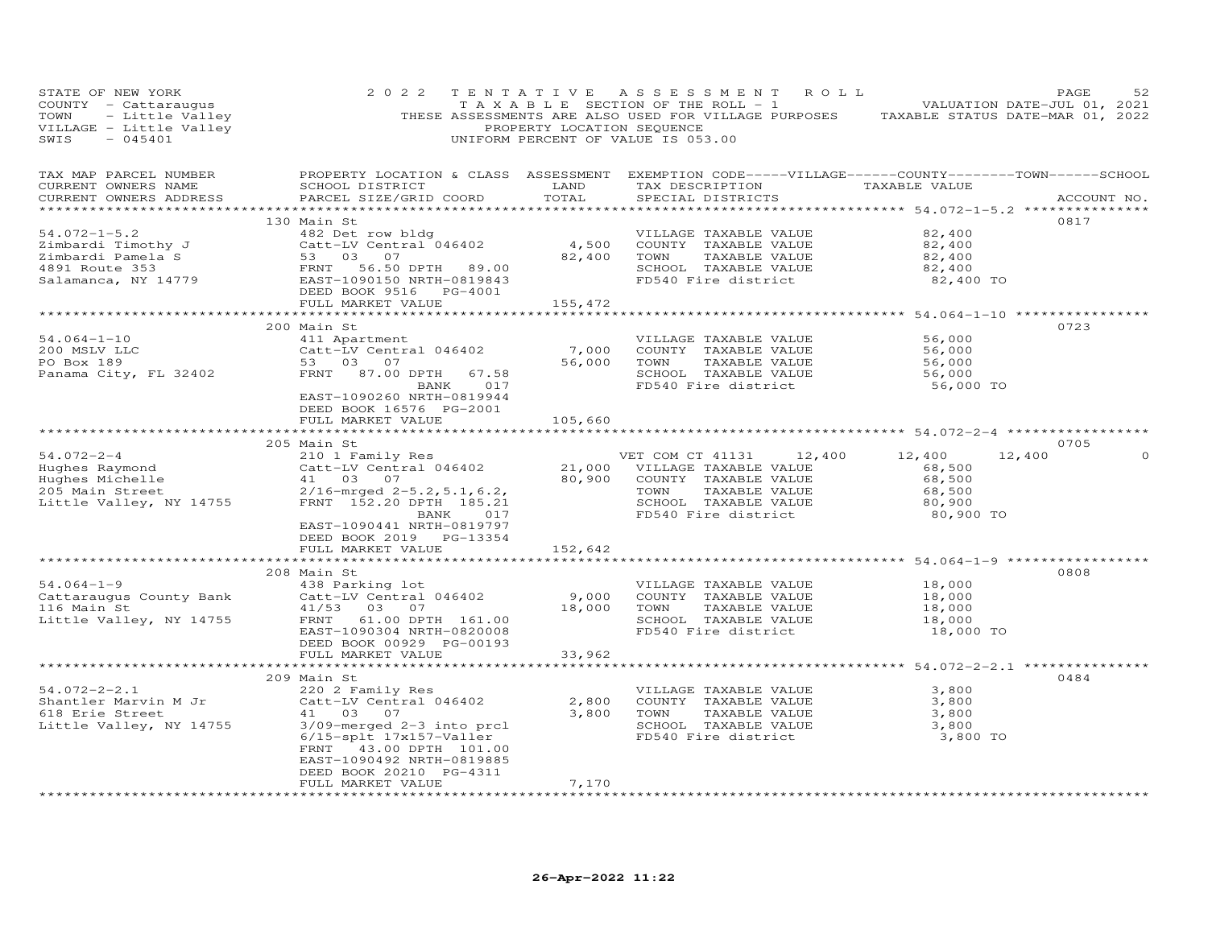STATE OF NEW YORK
COUNTY - Cattaraugus
TOWN - Little Valley
VILLAGE - Little Valley
SWIS - 045401

2022 TENTATIVE ASSESSMENT ROLL
TAXABLE SECTION OF THE ROLL - 1
THESE ASSESSMENTS ARE ALSO USED FOR VILLAGE PURPOSES
PROPERTY LOCATION SEQUENCE
UNIFORM PERCENT OF VALUE IS 053.00

VALUATION DATE-JUL 01, 2021
TAXABLE STATUS DATE-MAR 01, 2022

| TAX MAP PARCEL NUMBER / CURRENT OWNERS NAME / CURRENT OWNERS ADDRESS | PROPERTY LOCATION & CLASS / SCHOOL DISTRICT / PARCEL SIZE/GRID COORD | ASSESSMENT LAND | ASSESSMENT TOTAL | EXEMPTION CODE / TAX DESCRIPTION / SPECIAL DISTRICTS | VILLAGE | COUNTY | TOWN | SCHOOL | TAXABLE VALUE | ACCOUNT NO. |
|---|---|---|---|---|---|---|---|---|---|---|
| **54.072-1-5.2** | 130 Main St | | | | | | | | | 0817 |
| Zimbardi Timothy J | 482 Det row bldg | | | VILLAGE TAXABLE VALUE | | | | | 82,400 | |
| Zimbardi Pamela S | Catt-LV Central 046402 | 4,500 | | COUNTY TAXABLE VALUE | | | | | 82,400 | |
| 4891 Route 353 | 53 03 07 | | 82,400 | TOWN TAXABLE VALUE | | | | | 82,400 | |
| Salamanca, NY 14779 | FRNT 56.50 DPTH 89.00 | | | SCHOOL TAXABLE VALUE | | | | | 82,400 | |
| | EAST-1090150 NRTH-0819843 | | | FD540 Fire district | | | | | 82,400 TO | |
| | DEED BOOK 9516 PG-4001 | | | | | | | | | |
| | FULL MARKET VALUE | | 155,472 | | | | | | | |
| **54.064-1-10** | 200 Main St | | | | | | | | | 0723 |
| 200 MSLV LLC | 411 Apartment | | | VILLAGE TAXABLE VALUE | | | | | 56,000 | |
| PO Box 189 | Catt-LV Central 046402 | 7,000 | | COUNTY TAXABLE VALUE | | | | | 56,000 | |
| Panama City, FL 32402 | 53 03 07 | | 56,000 | TOWN TAXABLE VALUE | | | | | 56,000 | |
| | FRNT 87.00 DPTH 67.58 | | | SCHOOL TAXABLE VALUE | | | | | 56,000 | |
| | BANK 017 | | | FD540 Fire district | | | | | 56,000 TO | |
| | EAST-1090260 NRTH-0819944 | | | | | | | | | |
| | DEED BOOK 16576 PG-2001 | | | | | | | | | |
| | FULL MARKET VALUE | | 105,660 | | | | | | | |
| **54.072-2-4** | 205 Main St | | | | | | | | | 0705 |
| Hughes Raymond | 210 1 Family Res | | | VET COM CT 41131 | 12,400 | 12,400 | 12,400 | 0 | | |
| Hughes Michelle | Catt-LV Central 046402 | 21,000 | | VILLAGE TAXABLE VALUE | | | | | 68,500 | |
| 205 Main Street | 41 03 07 | | 80,900 | COUNTY TAXABLE VALUE | | | | | 68,500 | |
| Little Valley, NY 14755 | 2/16-mrged 2-5.2,5.1,6.2, | | | TOWN TAXABLE VALUE | | | | | 68,500 | |
| | FRNT 152.20 DPTH 185.21 | | | SCHOOL TAXABLE VALUE | | | | | 80,900 | |
| | BANK 017 | | | FD540 Fire district | | | | | 80,900 TO | |
| | EAST-1090441 NRTH-0819797 | | | | | | | | | |
| | DEED BOOK 2019 PG-13354 | | | | | | | | | |
| | FULL MARKET VALUE | | 152,642 | | | | | | | |
| **54.064-1-9** | 208 Main St | | | | | | | | | 0808 |
| Cattaraugus County Bank | 438 Parking lot | | | VILLAGE TAXABLE VALUE | | | | | 18,000 | |
| 116 Main St | Catt-LV Central 046402 | 9,000 | | COUNTY TAXABLE VALUE | | | | | 18,000 | |
| Little Valley, NY 14755 | 41/53 03 07 | | 18,000 | TOWN TAXABLE VALUE | | | | | 18,000 | |
| | FRNT 61.00 DPTH 161.00 | | | SCHOOL TAXABLE VALUE | | | | | 18,000 | |
| | EAST-1090304 NRTH-0820008 | | | FD540 Fire district | | | | | 18,000 TO | |
| | DEED BOOK 00929 PG-00193 | | | | | | | | | |
| | FULL MARKET VALUE | | 33,962 | | | | | | | |
| **54.072-2-2.1** | 209 Main St | | | | | | | | | 0484 |
| Shantler Marvin M Jr | 220 2 Family Res | | | VILLAGE TAXABLE VALUE | | | | | 3,800 | |
| 618 Erie Street | Catt-LV Central 046402 | 2,800 | | COUNTY TAXABLE VALUE | | | | | 3,800 | |
| Little Valley, NY 14755 | 41 03 07 | | 3,800 | TOWN TAXABLE VALUE | | | | | 3,800 | |
| | 3/09-merged 2-3 into prcl | | | SCHOOL TAXABLE VALUE | | | | | 3,800 | |
| | 6/15-splt 17x157-Valler | | | FD540 Fire district | | | | | 3,800 TO | |
| | FRNT 43.00 DPTH 101.00 | | | | | | | | | |
| | EAST-1090492 NRTH-0819885 | | | | | | | | | |
| | DEED BOOK 20210 PG-4311 | | | | | | | | | |
| | FULL MARKET VALUE | | 7,170 | | | | | | | |

26-Apr-2022 11:22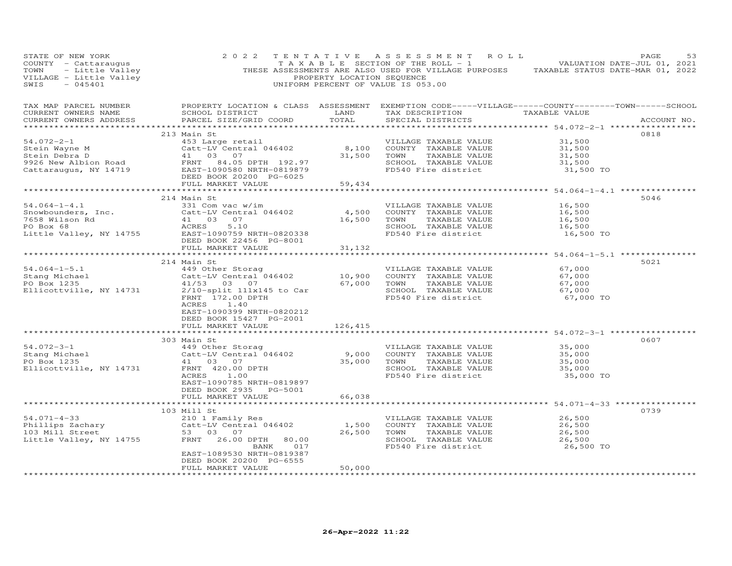STATE OF NEW YORK
COUNTY - Cattaraugus
TOWN - Little Valley
VILLAGE - Little Valley
SWIS - 045401

# 2022 TENTATIVE ASSESSMENT ROLL

TAXABLE SECTION OF THE ROLL - 1
THESE ASSESSMENTS ARE ALSO USED FOR VILLAGE PURPOSES
PROPERTY LOCATION SEQUENCE
UNIFORM PERCENT OF VALUE IS 053.00

VALUATION DATE-JUL 01, 2021
TAXABLE STATUS DATE-MAR 01, 2022

| TAX MAP PARCEL NUMBER / CURRENT OWNERS NAME / CURRENT OWNERS ADDRESS | PROPERTY LOCATION & CLASS / SCHOOL DISTRICT / PARCEL SIZE/GRID COORD | ASSESSMENT LAND / TOTAL | EXEMPTION CODE-----VILLAGE------COUNTY--------TOWN------SCHOOL / TAX DESCRIPTION / SPECIAL DISTRICTS | TAXABLE VALUE | ACCOUNT NO. |
|---|---|---|---|---|---|
| **54.072-2-1** | 213 Main St | | | | 0818 |
| 54.072-2-1 | 453 Large retail | | VILLAGE TAXABLE VALUE | 31,500 | |
| Stein Wayne M | Catt-LV Central 046402 | 8,100 | COUNTY TAXABLE VALUE | 31,500 | |
| Stein Debra D | 41 03 07 | 31,500 | TOWN TAXABLE VALUE | 31,500 | |
| 9926 New Albion Road | FRNT 84.05 DPTH 192.97 | | SCHOOL TAXABLE VALUE | 31,500 | |
| Cattaraugus, NY 14719 | EAST-1090580 NRTH-0819879 | | FD540 Fire district | 31,500 TO | |
| | DEED BOOK 20200 PG-6025 | | | | |
| | FULL MARKET VALUE | 59,434 | | | |
| **54.064-1-4.1** | 214 Main St | | | | 5046 |
| 54.064-1-4.1 | 331 Com vac w/im | | VILLAGE TAXABLE VALUE | 16,500 | |
| Snowbounders, Inc. | Catt-LV Central 046402 | 4,500 | COUNTY TAXABLE VALUE | 16,500 | |
| 7658 Wilson Rd | 41 03 07 | 16,500 | TOWN TAXABLE VALUE | 16,500 | |
| PO Box 68 | ACRES 5.10 | | SCHOOL TAXABLE VALUE | 16,500 | |
| Little Valley, NY 14755 | EAST-1090759 NRTH-0820338 | | FD540 Fire district | 16,500 TO | |
| | DEED BOOK 22456 PG-8001 | | | | |
| | FULL MARKET VALUE | 31,132 | | | |
| **54.064-1-5.1** | 214 Main St | | | | 5021 |
| 54.064-1-5.1 | 449 Other Storag | | VILLAGE TAXABLE VALUE | 67,000 | |
| Stang Michael | Catt-LV Central 046402 | 10,900 | COUNTY TAXABLE VALUE | 67,000 | |
| PO Box 1235 | 41/53 03 07 | 67,000 | TOWN TAXABLE VALUE | 67,000 | |
| Ellicottville, NY 14731 | 2/10-split 111x145 to Car | | SCHOOL TAXABLE VALUE | 67,000 | |
| | FRNT 172.00 DPTH | | FD540 Fire district | 67,000 TO | |
| | ACRES 1.40 | | | | |
| | EAST-1090399 NRTH-0820212 | | | | |
| | DEED BOOK 15427 PG-2001 | | | | |
| | FULL MARKET VALUE | 126,415 | | | |
| **54.072-3-1** | 303 Main St | | | | 0607 |
| 54.072-3-1 | 449 Other Storag | | VILLAGE TAXABLE VALUE | 35,000 | |
| Stang Michael | Catt-LV Central 046402 | 9,000 | COUNTY TAXABLE VALUE | 35,000 | |
| PO Box 1235 | 41 03 07 | 35,000 | TOWN TAXABLE VALUE | 35,000 | |
| Ellicottville, NY 14731 | FRNT 420.00 DPTH | | SCHOOL TAXABLE VALUE | 35,000 | |
| | ACRES 1.00 | | FD540 Fire district | 35,000 TO | |
| | EAST-1090785 NRTH-0819897 | | | | |
| | DEED BOOK 2935 PG-5001 | | | | |
| | FULL MARKET VALUE | 66,038 | | | |
| **54.071-4-33** | 103 Mill St | | | | 0739 |
| 54.071-4-33 | 210 1 Family Res | | VILLAGE TAXABLE VALUE | 26,500 | |
| Phillips Zachary | Catt-LV Central 046402 | 1,500 | COUNTY TAXABLE VALUE | 26,500 | |
| 103 Mill Street | 53 03 07 | 26,500 | TOWN TAXABLE VALUE | 26,500 | |
| Little Valley, NY 14755 | FRNT 26.00 DPTH 80.00 | | SCHOOL TAXABLE VALUE | 26,500 | |
| | BANK 017 | | FD540 Fire district | 26,500 TO | |
| | EAST-1089530 NRTH-0819387 | | | | |
| | DEED BOOK 20200 PG-6555 | | | | |
| | FULL MARKET VALUE | 50,000 | | | |

26-Apr-2022 11:22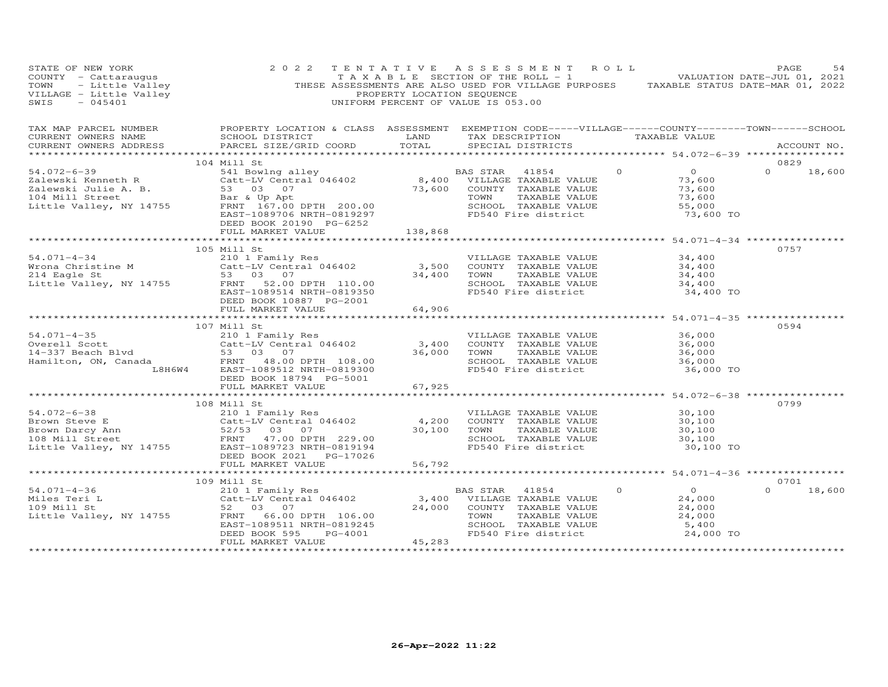STATE OF NEW YORK
COUNTY - Cattaraugus
TOWN - Little Valley
VILLAGE - Little Valley
SWIS - 045401

2022 TENTATIVE ASSESSMENT ROLL
TAXABLE SECTION OF THE ROLL - 1
THESE ASSESSMENTS ARE ALSO USED FOR VILLAGE PURPOSES
PROPERTY LOCATION SEQUENCE
UNIFORM PERCENT OF VALUE IS 053.00

VALUATION DATE-JUL 01, 2021
TAXABLE STATUS DATE-MAR 01, 2022

| TAX MAP PARCEL NUMBER / CURRENT OWNERS NAME / CURRENT OWNERS ADDRESS | PROPERTY LOCATION & CLASS / SCHOOL DISTRICT / PARCEL SIZE/GRID COORD | ASSESSMENT LAND / TOTAL | EXEMPTION CODE / TAX DESCRIPTION / SPECIAL DISTRICTS | VILLAGE | COUNTY / TAXABLE VALUE | TOWN | SCHOOL | ACCOUNT NO. |
|---|---|---|---|---|---|---|---|---|
| **54.072-6-39** | 104 Mill St | | | | | | | 0829 |
| 54.072-6-39 | 541 Bowlng alley | | BAS STAR 41854 | 0 | 0 | 0 | 18,600 | |
| Zalewski Kenneth R | Catt-LV Central 046402 | 8,400 | VILLAGE TAXABLE VALUE | | 73,600 | | | |
| Zalewski Julie A. B. | 53 03 07 | 73,600 | COUNTY TAXABLE VALUE | | 73,600 | | | |
| 104 Mill Street | Bar & Up Apt | | TOWN TAXABLE VALUE | | 73,600 | | | |
| Little Valley, NY 14755 | FRNT 167.00 DPTH 200.00 | | SCHOOL TAXABLE VALUE | | 55,000 | | | |
| | EAST-1089706 NRTH-0819297 | | FD540 Fire district | | 73,600 TO | | | |
| | DEED BOOK 20190 PG-6252 | | | | | | | |
| | FULL MARKET VALUE | 138,868 | | | | | | |
| **54.071-4-34** | 105 Mill St | | | | | | | 0757 |
| 54.071-4-34 | 210 1 Family Res | | VILLAGE TAXABLE VALUE | | 34,400 | | | |
| Wrona Christine M | Catt-LV Central 046402 | 3,500 | COUNTY TAXABLE VALUE | | 34,400 | | | |
| 214 Eagle St | 53 03 07 | 34,400 | TOWN TAXABLE VALUE | | 34,400 | | | |
| Little Valley, NY 14755 | FRNT 52.00 DPTH 110.00 | | SCHOOL TAXABLE VALUE | | 34,400 | | | |
| | EAST-1089514 NRTH-0819350 | | FD540 Fire district | | 34,400 TO | | | |
| | DEED BOOK 10887 PG-2001 | | | | | | | |
| | FULL MARKET VALUE | 64,906 | | | | | | |
| **54.071-4-35** | 107 Mill St | | | | | | | 0594 |
| 54.071-4-35 | 210 1 Family Res | | VILLAGE TAXABLE VALUE | | 36,000 | | | |
| Overell Scott | Catt-LV Central 046402 | 3,400 | COUNTY TAXABLE VALUE | | 36,000 | | | |
| 14-337 Beach Blvd | 53 03 07 | 36,000 | TOWN TAXABLE VALUE | | 36,000 | | | |
| Hamilton, ON, Canada | FRNT 48.00 DPTH 108.00 | | SCHOOL TAXABLE VALUE | | 36,000 | | | |
| L8H6W4 | EAST-1089512 NRTH-0819300 | | FD540 Fire district | | 36,000 TO | | | |
| | DEED BOOK 18794 PG-5001 | | | | | | | |
| | FULL MARKET VALUE | 67,925 | | | | | | |
| **54.072-6-38** | 108 Mill St | | | | | | | 0799 |
| 54.072-6-38 | 210 1 Family Res | | VILLAGE TAXABLE VALUE | | 30,100 | | | |
| Brown Steve E | Catt-LV Central 046402 | 4,200 | COUNTY TAXABLE VALUE | | 30,100 | | | |
| Brown Darcy Ann | 52/53 03 07 | 30,100 | TOWN TAXABLE VALUE | | 30,100 | | | |
| 108 Mill Street | FRNT 47.00 DPTH 229.00 | | SCHOOL TAXABLE VALUE | | 30,100 | | | |
| Little Valley, NY 14755 | EAST-1089723 NRTH-0819194 | | FD540 Fire district | | 30,100 TO | | | |
| | DEED BOOK 2021 PG-17026 | | | | | | | |
| | FULL MARKET VALUE | 56,792 | | | | | | |
| **54.071-4-36** | 109 Mill St | | | | | | | 0701 |
| 54.071-4-36 | 210 1 Family Res | | BAS STAR 41854 | 0 | 0 | 0 | 18,600 | |
| Miles Teri L | Catt-LV Central 046402 | 3,400 | VILLAGE TAXABLE VALUE | | 24,000 | | | |
| 109 Mill St | 52 03 07 | 24,000 | COUNTY TAXABLE VALUE | | 24,000 | | | |
| Little Valley, NY 14755 | FRNT 66.00 DPTH 106.00 | | TOWN TAXABLE VALUE | | 24,000 | | | |
| | EAST-1089511 NRTH-0819245 | | SCHOOL TAXABLE VALUE | | 5,400 | | | |
| | DEED BOOK 595 PG-4001 | | FD540 Fire district | | 24,000 TO | | | |
| | FULL MARKET VALUE | 45,283 | | | | | | |

26-Apr-2022 11:22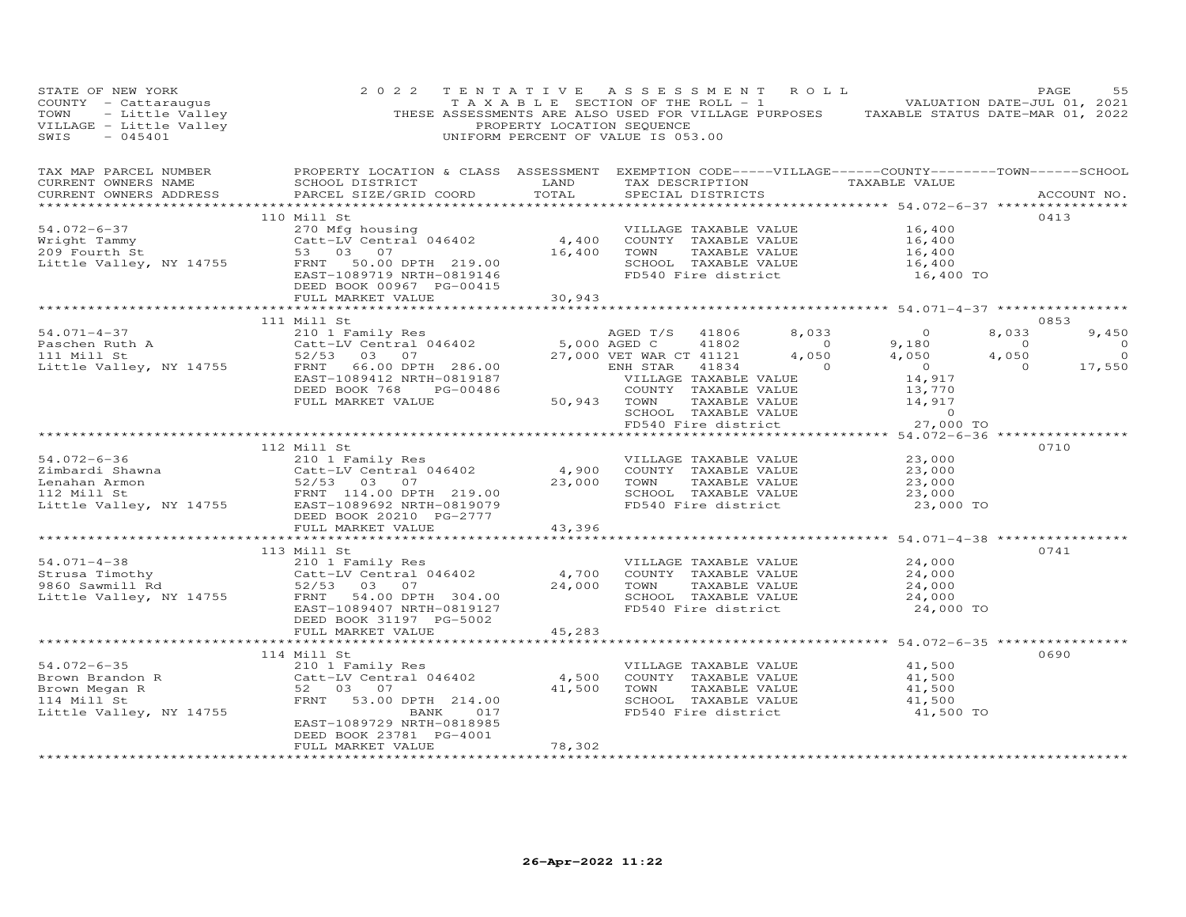STATE OF NEW YORK
COUNTY - Cattaraugus
TOWN - Little Valley
VILLAGE - Little Valley
SWIS - 045401

2022 TENTATIVE ASSESSMENT ROLL
TAXABLE SECTION OF THE ROLL - 1
THESE ASSESSMENTS ARE ALSO USED FOR VILLAGE PURPOSES
PROPERTY LOCATION SEQUENCE
UNIFORM PERCENT OF VALUE IS 053.00

VALUATION DATE-JUL 01, 2021
TAXABLE STATUS DATE-MAR 01, 2022

| TAX MAP PARCEL NUMBER / CURRENT OWNERS NAME / CURRENT OWNERS ADDRESS | PROPERTY LOCATION & CLASS / SCHOOL DISTRICT / PARCEL SIZE/GRID COORD | ASSESSMENT LAND | TOTAL | EXEMPTION CODE / TAX DESCRIPTION / SPECIAL DISTRICTS | VILLAGE | COUNTY | TOWN | SCHOOL | ACCOUNT NO. |
|---|---|---|---|---|---|---|---|---|---|
| **54.072-6-37** | 110 Mill St | | | | | | | | 0413 |
| Wright Tammy | 270 Mfg housing | | | VILLAGE TAXABLE VALUE | 16,400 | | | | |
| 209 Fourth St | Catt-LV Central 046402 | 4,400 | | COUNTY TAXABLE VALUE | | 16,400 | | | |
| Little Valley, NY 14755 | 53 03 07 | | 16,400 | TOWN TAXABLE VALUE | | | 16,400 | | |
| | FRNT 50.00 DPTH 219.00 | | | SCHOOL TAXABLE VALUE | | | | 16,400 | |
| | EAST-1089719 NRTH-0819146 | | | FD540 Fire district | 16,400 TO | | | | |
| | DEED BOOK 00967 PG-00415 | | | | | | | | |
| | FULL MARKET VALUE | | 30,943 | | | | | | |
| **54.071-4-37** | 111 Mill St | | | | | | | | 0853 |
| Paschen Ruth A | 210 1 Family Res | | | AGED T/S 41806 | 8,033 | 0 | 8,033 | 9,450 | |
| 111 Mill St | Catt-LV Central 046402 | 5,000 | | AGED C 41802 | 0 | 9,180 | 0 | 0 | |
| Little Valley, NY 14755 | 52/53 03 07 | | 27,000 | VET WAR CT 41121 | 4,050 | 4,050 | 4,050 | 0 | |
| | FRNT 66.00 DPTH 286.00 | | | ENH STAR 41834 | 0 | 0 | 0 | 17,550 | |
| | EAST-1089412 NRTH-0819187 | | | VILLAGE TAXABLE VALUE | 14,917 | | | | |
| | DEED BOOK 768 PG-00486 | | | COUNTY TAXABLE VALUE | | 13,770 | | | |
| | FULL MARKET VALUE | | 50,943 | TOWN TAXABLE VALUE | | | 14,917 | | |
| | | | | SCHOOL TAXABLE VALUE | | | | 0 | |
| | | | | FD540 Fire district | 27,000 TO | | | | |
| **54.072-6-36** | 112 Mill St | | | | | | | | 0710 |
| Zimbardi Shawna | 210 1 Family Res | | | VILLAGE TAXABLE VALUE | 23,000 | | | | |
| Lenahan Armon | Catt-LV Central 046402 | 4,900 | | COUNTY TAXABLE VALUE | | 23,000 | | | |
| 112 Mill St | 52/53 03 07 | | 23,000 | TOWN TAXABLE VALUE | | | 23,000 | | |
| Little Valley, NY 14755 | FRNT 114.00 DPTH 219.00 | | | SCHOOL TAXABLE VALUE | | | | 23,000 | |
| | EAST-1089692 NRTH-0819079 | | | FD540 Fire district | 23,000 TO | | | | |
| | DEED BOOK 20210 PG-2777 | | | | | | | | |
| | FULL MARKET VALUE | | 43,396 | | | | | | |
| **54.071-4-38** | 113 Mill St | | | | | | | | 0741 |
| Strusa Timothy | 210 1 Family Res | | | VILLAGE TAXABLE VALUE | 24,000 | | | | |
| 9860 Sawmill Rd | Catt-LV Central 046402 | 4,700 | | COUNTY TAXABLE VALUE | | 24,000 | | | |
| Little Valley, NY 14755 | 52/53 03 07 | | 24,000 | TOWN TAXABLE VALUE | | | 24,000 | | |
| | FRNT 54.00 DPTH 304.00 | | | SCHOOL TAXABLE VALUE | | | | 24,000 | |
| | EAST-1089407 NRTH-0819127 | | | FD540 Fire district | 24,000 TO | | | | |
| | DEED BOOK 31197 PG-5002 | | | | | | | | |
| | FULL MARKET VALUE | | 45,283 | | | | | | |
| **54.072-6-35** | 114 Mill St | | | | | | | | 0690 |
| Brown Brandon R | 210 1 Family Res | | | VILLAGE TAXABLE VALUE | 41,500 | | | | |
| Brown Megan R | Catt-LV Central 046402 | 4,500 | | COUNTY TAXABLE VALUE | | 41,500 | | | |
| 114 Mill St | 52 03 07 | | 41,500 | TOWN TAXABLE VALUE | | | 41,500 | | |
| Little Valley, NY 14755 | FRNT 53.00 DPTH 214.00 | | | SCHOOL TAXABLE VALUE | | | | 41,500 | |
| | BANK 017 | | | FD540 Fire district | 41,500 TO | | | | |
| | EAST-1089729 NRTH-0818985 | | | | | | | | |
| | DEED BOOK 23781 PG-4001 | | | | | | | | |
| | FULL MARKET VALUE | | 78,302 | | | | | | |

26-Apr-2022 11:22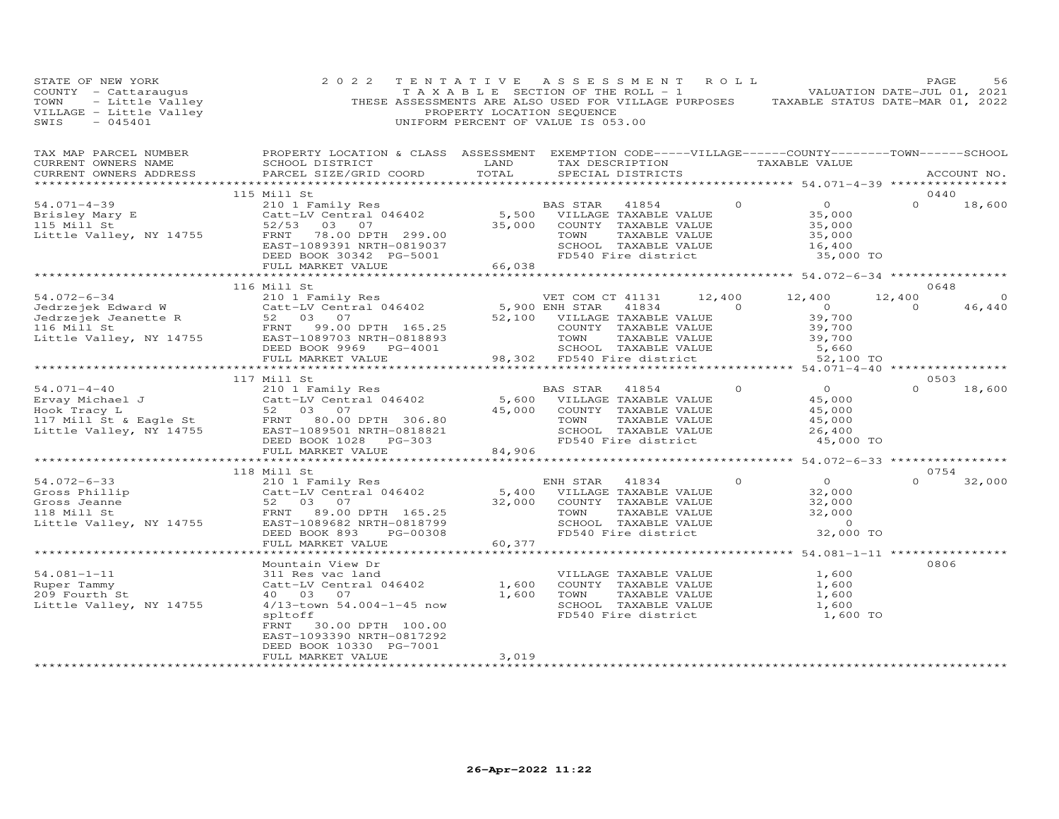STATE OF NEW YORK
COUNTY - Cattaraugus
TOWN - Little Valley
VILLAGE - Little Valley
SWIS - 045401

# 2022 TENTATIVE ASSESSMENT ROLL

TAXABLE SECTION OF THE ROLL - 1
THESE ASSESSMENTS ARE ALSO USED FOR VILLAGE PURPOSES
PROPERTY LOCATION SEQUENCE
UNIFORM PERCENT OF VALUE IS 053.00

VALUATION DATE-JUL 01, 2021
TAXABLE STATUS DATE-MAR 01, 2022

| TAX MAP PARCEL NUMBER / CURRENT OWNERS NAME / CURRENT OWNERS ADDRESS | PROPERTY LOCATION & CLASS / SCHOOL DISTRICT / PARCEL SIZE/GRID COORD | ASSESSMENT LAND / TOTAL | EXEMPTION CODE / TAX DESCRIPTION / SPECIAL DISTRICTS | VILLAGE | COUNTY TAXABLE VALUE | TOWN | SCHOOL / ACCOUNT NO. |
|---|---|---|---|---|---|---|---|
| | 115 Mill St | | | | | | 0440 |
| 54.071-4-39 | 210 1 Family Res | | BAS STAR 41854 | 0 | 0 | 0 | 18,600 |
| Brisley Mary E | Catt-LV Central 046402 | 5,500 | VILLAGE TAXABLE VALUE | | 35,000 | | |
| 115 Mill St | 52/53 03 07 | 35,000 | COUNTY TAXABLE VALUE | | 35,000 | | |
| Little Valley, NY 14755 | FRNT 78.00 DPTH 299.00 | | TOWN TAXABLE VALUE | | 35,000 | | |
| | EAST-1089391 NRTH-0819037 | | SCHOOL TAXABLE VALUE | | 16,400 | | |
| | DEED BOOK 30342 PG-5001 | | FD540 Fire district | | 35,000 TO | | |
| | FULL MARKET VALUE | 66,038 | | | | | |
| | 116 Mill St | | | | | | 0648 |
| 54.072-6-34 | 210 1 Family Res | | VET COM CT 41131 | 12,400 | 12,400 | 12,400 | 0 |
| Jedrzejek Edward W | Catt-LV Central 046402 | 5,900 | ENH STAR 41834 | 0 | 0 | 0 | 46,440 |
| Jedrzejek Jeanette R | 52 03 07 | 52,100 | VILLAGE TAXABLE VALUE | | 39,700 | | |
| 116 Mill St | FRNT 99.00 DPTH 165.25 | | COUNTY TAXABLE VALUE | | 39,700 | | |
| Little Valley, NY 14755 | EAST-1089703 NRTH-0818893 | | TOWN TAXABLE VALUE | | 39,700 | | |
| | DEED BOOK 9969 PG-4001 | | SCHOOL TAXABLE VALUE | | 5,660 | | |
| | FULL MARKET VALUE | 98,302 | FD540 Fire district | | 52,100 TO | | |
| | 117 Mill St | | | | | | 0503 |
| 54.071-4-40 | 210 1 Family Res | | BAS STAR 41854 | 0 | 0 | 0 | 18,600 |
| Ervay Michael J | Catt-LV Central 046402 | 5,600 | VILLAGE TAXABLE VALUE | | 45,000 | | |
| Hook Tracy L | 52 03 07 | 45,000 | COUNTY TAXABLE VALUE | | 45,000 | | |
| 117 Mill St & Eagle St | FRNT 80.00 DPTH 306.80 | | TOWN TAXABLE VALUE | | 45,000 | | |
| Little Valley, NY 14755 | EAST-1089501 NRTH-0818821 | | SCHOOL TAXABLE VALUE | | 26,400 | | |
| | DEED BOOK 1028 PG-303 | | FD540 Fire district | | 45,000 TO | | |
| | FULL MARKET VALUE | 84,906 | | | | | |
| | 118 Mill St | | | | | | 0754 |
| 54.072-6-33 | 210 1 Family Res | | ENH STAR 41834 | 0 | 0 | 0 | 32,000 |
| Gross Phillip | Catt-LV Central 046402 | 5,400 | VILLAGE TAXABLE VALUE | | 32,000 | | |
| Gross Jeanne | 52 03 07 | 32,000 | COUNTY TAXABLE VALUE | | 32,000 | | |
| 118 Mill St | FRNT 89.00 DPTH 165.25 | | TOWN TAXABLE VALUE | | 32,000 | | |
| Little Valley, NY 14755 | EAST-1089682 NRTH-0818799 | | SCHOOL TAXABLE VALUE | | 0 | | |
| | DEED BOOK 893 PG-00308 | | FD540 Fire district | | 32,000 TO | | |
| | FULL MARKET VALUE | 60,377 | | | | | |
| | Mountain View Dr | | | | | | 0806 |
| 54.081-1-11 | 311 Res vac land | | VILLAGE TAXABLE VALUE | | 1,600 | | |
| Ruper Tammy | Catt-LV Central 046402 | 1,600 | COUNTY TAXABLE VALUE | | 1,600 | | |
| 209 Fourth St | 40 03 07 | 1,600 | TOWN TAXABLE VALUE | | 1,600 | | |
| Little Valley, NY 14755 | 4/13-town 54.004-1-45 now | | SCHOOL TAXABLE VALUE | | 1,600 | | |
| | spltoff | | FD540 Fire district | | 1,600 TO | | |
| | FRNT 30.00 DPTH 100.00 | | | | | | |
| | EAST-1093390 NRTH-0817292 | | | | | | |
| | DEED BOOK 10330 PG-7001 | | | | | | |
| | FULL MARKET VALUE | 3,019 | | | | | |

26-Apr-2022 11:22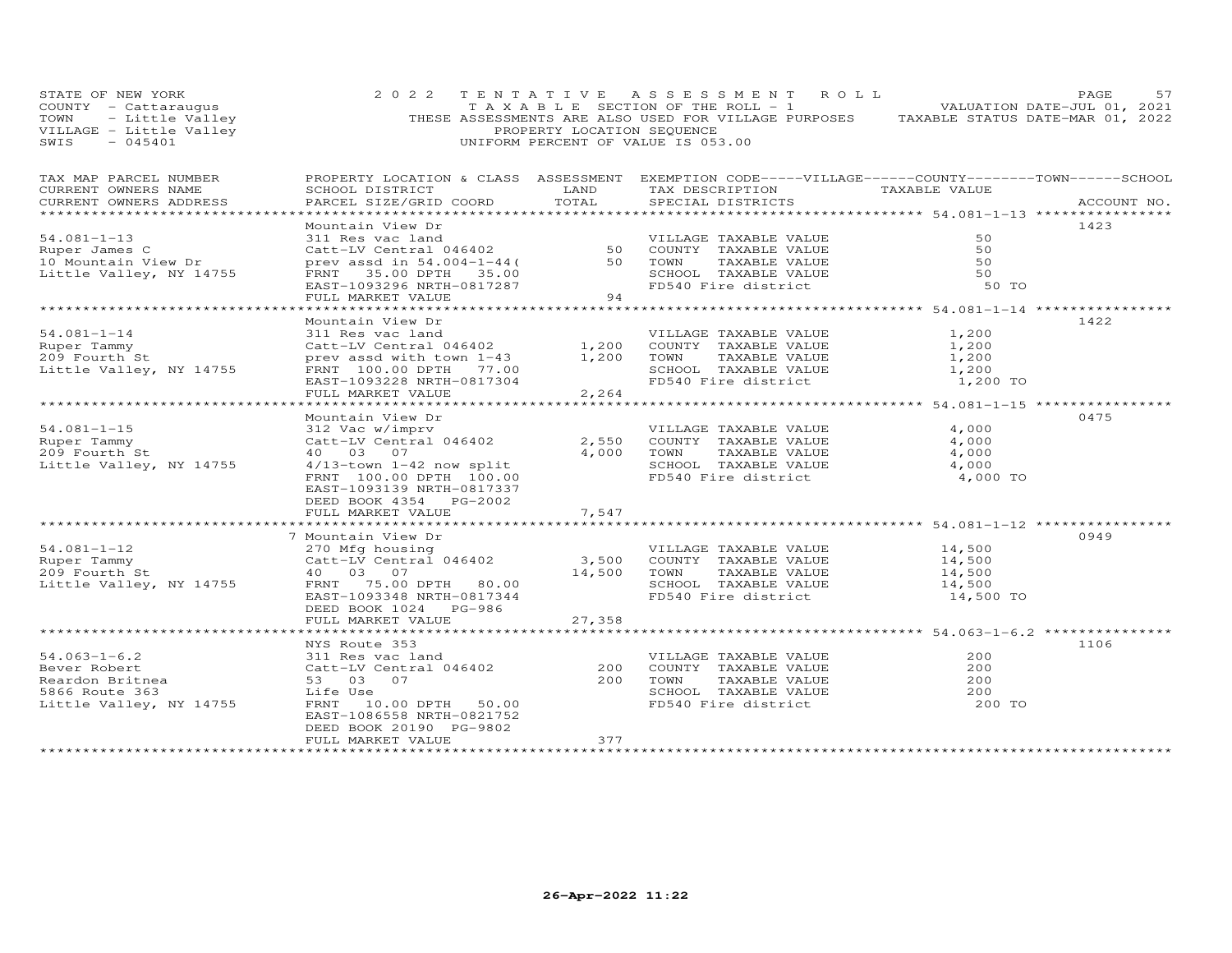STATE OF NEW YORK
COUNTY - Cattaraugus
TOWN - Little Valley
VILLAGE - Little Valley
SWIS - 045401

2022 TENTATIVE ASSESSMENT ROLL
TAXABLE SECTION OF THE ROLL - 1
THESE ASSESSMENTS ARE ALSO USED FOR VILLAGE PURPOSES
PROPERTY LOCATION SEQUENCE
UNIFORM PERCENT OF VALUE IS 053.00

VALUATION DATE-JUL 01, 2021
TAXABLE STATUS DATE-MAR 01, 2022

| TAX MAP PARCEL NUMBER / CURRENT OWNERS NAME / CURRENT OWNERS ADDRESS | PROPERTY LOCATION & CLASS / SCHOOL DISTRICT / PARCEL SIZE/GRID COORD | ASSESSMENT LAND / TOTAL | EXEMPTION CODE / TAX DESCRIPTION / SPECIAL DISTRICTS | TAXABLE VALUE | ACCOUNT NO. |
|---|---|---|---|---|---|
| | Mountain View Dr | | | | 1423 |
| 54.081-1-13 | 311 Res vac land | | VILLAGE TAXABLE VALUE | 50 | |
| Ruper James C | Catt-LV Central 046402 | 50 | COUNTY TAXABLE VALUE | 50 | |
| 10 Mountain View Dr | prev assd in 54.004-1-44( | 50 | TOWN TAXABLE VALUE | 50 | |
| Little Valley, NY 14755 | FRNT 35.00 DPTH 35.00 | | SCHOOL TAXABLE VALUE | 50 | |
| | EAST-1093296 NRTH-0817287 | | FD540 Fire district | 50 TO | |
| | FULL MARKET VALUE | 94 | | | |
| | Mountain View Dr | | | | 1422 |
| 54.081-1-14 | 311 Res vac land | | VILLAGE TAXABLE VALUE | 1,200 | |
| Ruper Tammy | Catt-LV Central 046402 | 1,200 | COUNTY TAXABLE VALUE | 1,200 | |
| 209 Fourth St | prev assd with town 1-43 | 1,200 | TOWN TAXABLE VALUE | 1,200 | |
| Little Valley, NY 14755 | FRNT 100.00 DPTH 77.00 | | SCHOOL TAXABLE VALUE | 1,200 | |
| | EAST-1093228 NRTH-0817304 | | FD540 Fire district | 1,200 TO | |
| | FULL MARKET VALUE | 2,264 | | | |
| | Mountain View Dr | | | | 0475 |
| 54.081-1-15 | 312 Vac w/imprv | | VILLAGE TAXABLE VALUE | 4,000 | |
| Ruper Tammy | Catt-LV Central 046402 | 2,550 | COUNTY TAXABLE VALUE | 4,000 | |
| 209 Fourth St | 40 03 07 | 4,000 | TOWN TAXABLE VALUE | 4,000 | |
| Little Valley, NY 14755 | 4/13-town 1-42 now split | | SCHOOL TAXABLE VALUE | 4,000 | |
| | FRNT 100.00 DPTH 100.00 | | FD540 Fire district | 4,000 TO | |
| | EAST-1093139 NRTH-0817337 | | | | |
| | DEED BOOK 4354 PG-2002 | | | | |
| | FULL MARKET VALUE | 7,547 | | | |
| | 7 Mountain View Dr | | | | 0949 |
| 54.081-1-12 | 270 Mfg housing | | VILLAGE TAXABLE VALUE | 14,500 | |
| Ruper Tammy | Catt-LV Central 046402 | 3,500 | COUNTY TAXABLE VALUE | 14,500 | |
| 209 Fourth St | 40 03 07 | 14,500 | TOWN TAXABLE VALUE | 14,500 | |
| Little Valley, NY 14755 | FRNT 75.00 DPTH 80.00 | | SCHOOL TAXABLE VALUE | 14,500 | |
| | EAST-1093348 NRTH-0817344 | | FD540 Fire district | 14,500 TO | |
| | DEED BOOK 1024 PG-986 | | | | |
| | FULL MARKET VALUE | 27,358 | | | |
| | NYS Route 353 | | | | 1106 |
| 54.063-1-6.2 | 311 Res vac land | | VILLAGE TAXABLE VALUE | 200 | |
| Bever Robert | Catt-LV Central 046402 | 200 | COUNTY TAXABLE VALUE | 200 | |
| Reardon Britnea | 53 03 07 | 200 | TOWN TAXABLE VALUE | 200 | |
| 5866 Route 363 | Life Use | | SCHOOL TAXABLE VALUE | 200 | |
| Little Valley, NY 14755 | FRNT 10.00 DPTH 50.00 | | FD540 Fire district | 200 TO | |
| | EAST-1086558 NRTH-0821752 | | | | |
| | DEED BOOK 20190 PG-9802 | | | | |
| | FULL MARKET VALUE | 377 | | | |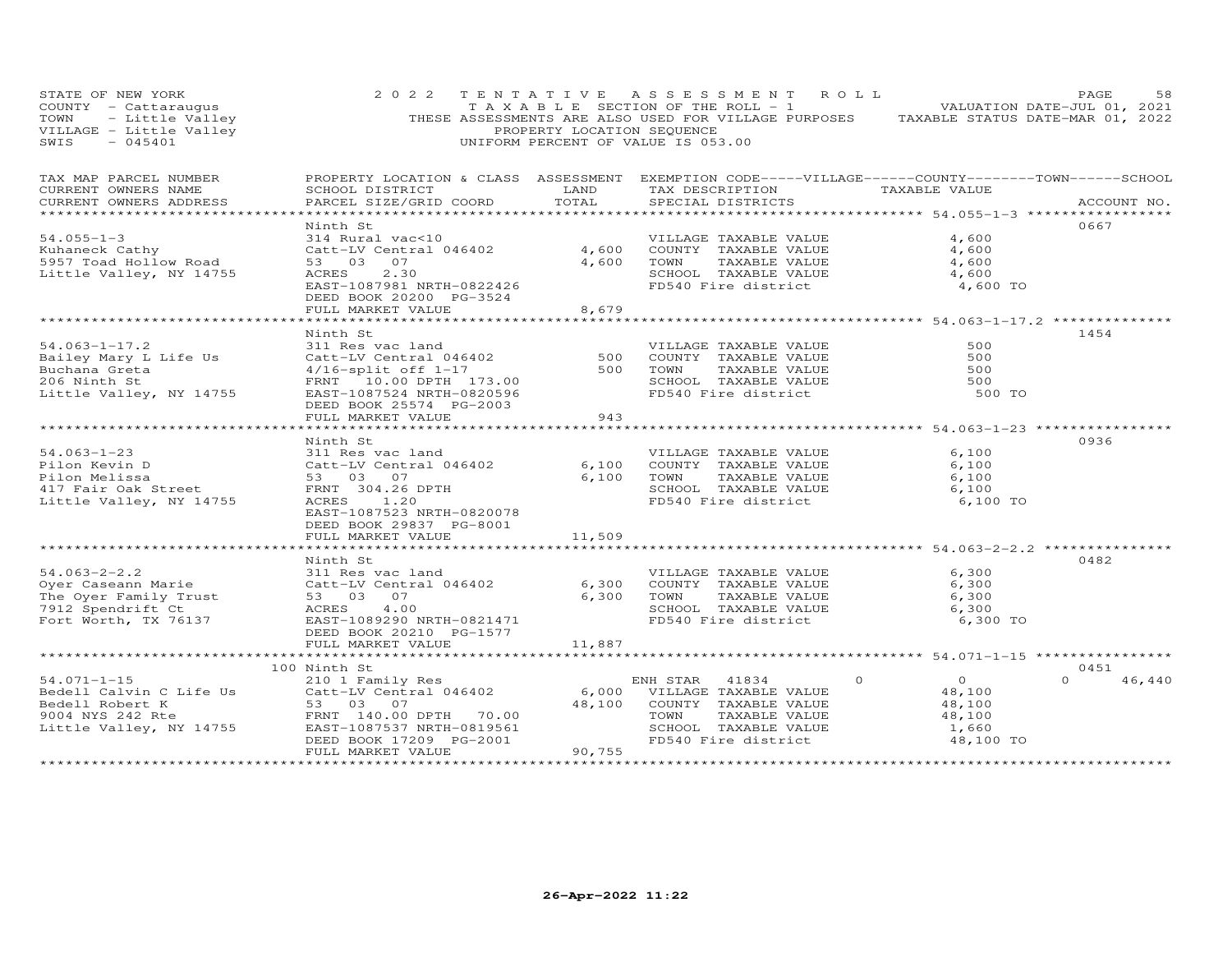STATE OF NEW YORK
COUNTY - Cattaraugus
TOWN - Little Valley
VILLAGE - Little Valley
SWIS - 045401

2022 TENTATIVE ASSESSMENT ROLL
TAXABLE SECTION OF THE ROLL - 1
THESE ASSESSMENTS ARE ALSO USED FOR VILLAGE PURPOSES
PROPERTY LOCATION SEQUENCE
UNIFORM PERCENT OF VALUE IS 053.00

VALUATION DATE-JUL 01, 2021
TAXABLE STATUS DATE-MAR 01, 2022

| TAX MAP PARCEL NUMBER / CURRENT OWNERS NAME / CURRENT OWNERS ADDRESS | PROPERTY LOCATION & CLASS / SCHOOL DISTRICT / PARCEL SIZE/GRID COORD | ASSESSMENT LAND / TOTAL | EXEMPTION CODE / TAX DESCRIPTION / SPECIAL DISTRICTS | VILLAGE | COUNTY / TOWN / TAXABLE VALUE | SCHOOL | ACCOUNT NO. |
|---|---|---|---|---|---|---|---|
| **54.055-1-3** | Ninth St | | | | | | 0667 |
| 54.055-1-3 | 314 Rural vac<10 | | VILLAGE TAXABLE VALUE | | 4,600 | | |
| Kuhaneck Cathy | Catt-LV Central 046402 | 4,600 | COUNTY TAXABLE VALUE | | 4,600 | | |
| 5957 Toad Hollow Road | 53 03 07 | 4,600 | TOWN TAXABLE VALUE | | 4,600 | | |
| Little Valley, NY 14755 | ACRES 2.30 | | SCHOOL TAXABLE VALUE | | 4,600 | | |
| | EAST-1087981 NRTH-0822426 | | FD540 Fire district | | 4,600 TO | | |
| | DEED BOOK 20200 PG-3524 | | | | | | |
| | FULL MARKET VALUE | 8,679 | | | | | |
| **54.063-1-17.2** | Ninth St | | | | | | 1454 |
| 54.063-1-17.2 | 311 Res vac land | | VILLAGE TAXABLE VALUE | | 500 | | |
| Bailey Mary L Life Us | Catt-LV Central 046402 | 500 | COUNTY TAXABLE VALUE | | 500 | | |
| Buchana Greta | 4/16-split off 1-17 | 500 | TOWN TAXABLE VALUE | | 500 | | |
| 206 Ninth St | FRNT 10.00 DPTH 173.00 | | SCHOOL TAXABLE VALUE | | 500 | | |
| Little Valley, NY 14755 | EAST-1087524 NRTH-0820596 | | FD540 Fire district | | 500 TO | | |
| | DEED BOOK 25574 PG-2003 | | | | | | |
| | FULL MARKET VALUE | 943 | | | | | |
| **54.063-1-23** | Ninth St | | | | | | 0936 |
| 54.063-1-23 | 311 Res vac land | | VILLAGE TAXABLE VALUE | | 6,100 | | |
| Pilon Kevin D | Catt-LV Central 046402 | 6,100 | COUNTY TAXABLE VALUE | | 6,100 | | |
| Pilon Melissa | 53 03 07 | 6,100 | TOWN TAXABLE VALUE | | 6,100 | | |
| 417 Fair Oak Street | FRNT 304.26 DPTH | | SCHOOL TAXABLE VALUE | | 6,100 | | |
| Little Valley, NY 14755 | ACRES 1.20 | | FD540 Fire district | | 6,100 TO | | |
| | EAST-1087523 NRTH-0820078 | | | | | | |
| | DEED BOOK 29837 PG-8001 | | | | | | |
| | FULL MARKET VALUE | 11,509 | | | | | |
| **54.063-2-2.2** | Ninth St | | | | | | 0482 |
| 54.063-2-2.2 | 311 Res vac land | | VILLAGE TAXABLE VALUE | | 6,300 | | |
| Oyer Caseann Marie | Catt-LV Central 046402 | 6,300 | COUNTY TAXABLE VALUE | | 6,300 | | |
| The Oyer Family Trust | 53 03 07 | 6,300 | TOWN TAXABLE VALUE | | 6,300 | | |
| 7912 Spendrift Ct | ACRES 4.00 | | SCHOOL TAXABLE VALUE | | 6,300 | | |
| Fort Worth, TX 76137 | EAST-1089290 NRTH-0821471 | | FD540 Fire district | | 6,300 TO | | |
| | DEED BOOK 20210 PG-1577 | | | | | | |
| | FULL MARKET VALUE | 11,887 | | | | | |
| **54.071-1-15** | 100 Ninth St | | | | | | 0451 |
| 54.071-1-15 | 210 1 Family Res | | ENH STAR 41834 | 0 | 0 | 0 | 46,440 |
| Bedell Calvin C Life Us | Catt-LV Central 046402 | 6,000 | VILLAGE TAXABLE VALUE | | 48,100 | | |
| Bedell Robert K | 53 03 07 | 48,100 | COUNTY TAXABLE VALUE | | 48,100 | | |
| 9004 NYS 242 Rte | FRNT 140.00 DPTH 70.00 | | TOWN TAXABLE VALUE | | 48,100 | | |
| Little Valley, NY 14755 | EAST-1087537 NRTH-0819561 | | SCHOOL TAXABLE VALUE | | 1,660 | | |
| | DEED BOOK 17209 PG-2001 | | FD540 Fire district | | 48,100 TO | | |
| | FULL MARKET VALUE | 90,755 | | | | | |

26-Apr-2022 11:22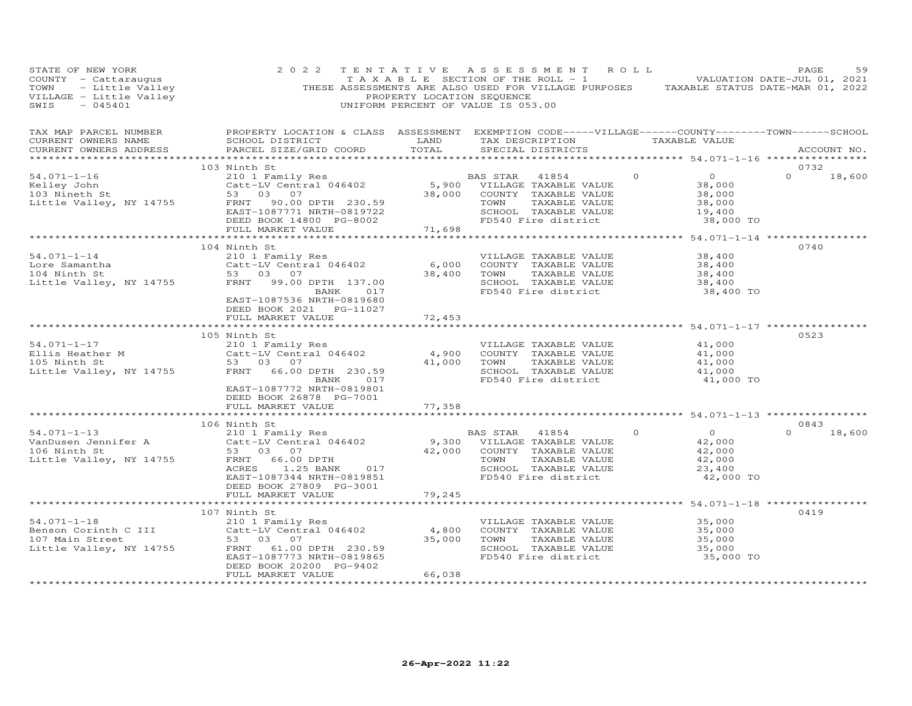STATE OF NEW YORK
COUNTY - Cattaraugus
TOWN - Little Valley
VILLAGE - Little Valley
SWIS - 045401

2022 TENTATIVE ASSESSMENT ROLL
TAXABLE SECTION OF THE ROLL - 1
THESE ASSESSMENTS ARE ALSO USED FOR VILLAGE PURPOSES
PROPERTY LOCATION SEQUENCE
UNIFORM PERCENT OF VALUE IS 053.00

VALUATION DATE-JUL 01, 2021
TAXABLE STATUS DATE-MAR 01, 2022

| TAX MAP PARCEL NUMBER / CURRENT OWNERS NAME / CURRENT OWNERS ADDRESS | PROPERTY LOCATION & CLASS / SCHOOL DISTRICT / PARCEL SIZE/GRID COORD | ASSESSMENT LAND / TOTAL | EXEMPTION CODE / TAX DESCRIPTION / SPECIAL DISTRICTS | VILLAGE | COUNTY / TAXABLE VALUE | TOWN | SCHOOL | ACCOUNT NO. |
|---|---|---|---|---|---|---|---|---|
| | 103 Ninth St | | | | | | | 0732 |
| 54.071-1-16 | 210 1 Family Res | | BAS STAR 41854 | 0 | 0 | 0 | 18,600 | |
| Kelley John | Catt-LV Central 046402 | 5,900 | VILLAGE TAXABLE VALUE | | 38,000 | | | |
| 103 Nineth St | 53 03 07 | 38,000 | COUNTY TAXABLE VALUE | | 38,000 | | | |
| Little Valley, NY 14755 | FRNT 90.00 DPTH 230.59 | | TOWN TAXABLE VALUE | | 38,000 | | | |
| | EAST-1087771 NRTH-0819722 | | SCHOOL TAXABLE VALUE | | 19,400 | | | |
| | DEED BOOK 14800 PG-8002 | | FD540 Fire district | | 38,000 TO | | | |
| | FULL MARKET VALUE | 71,698 | | | | | | |
| | 104 Ninth St | | | | | | | 0740 |
| 54.071-1-14 | 210 1 Family Res | | VILLAGE TAXABLE VALUE | | 38,400 | | | |
| Lore Samantha | Catt-LV Central 046402 | 6,000 | COUNTY TAXABLE VALUE | | 38,400 | | | |
| 104 Ninth St | 53 03 07 | 38,400 | TOWN TAXABLE VALUE | | 38,400 | | | |
| Little Valley, NY 14755 | FRNT 99.00 DPTH 137.00 | | SCHOOL TAXABLE VALUE | | 38,400 | | | |
| | BANK 017 | | FD540 Fire district | | 38,400 TO | | | |
| | EAST-1087536 NRTH-0819680 | | | | | | | |
| | DEED BOOK 2021 PG-11027 | | | | | | | |
| | FULL MARKET VALUE | 72,453 | | | | | | |
| | 105 Ninth St | | | | | | | 0523 |
| 54.071-1-17 | 210 1 Family Res | | VILLAGE TAXABLE VALUE | | 41,000 | | | |
| Ellis Heather M | Catt-LV Central 046402 | 4,900 | COUNTY TAXABLE VALUE | | 41,000 | | | |
| 105 Ninth St | 53 03 07 | 41,000 | TOWN TAXABLE VALUE | | 41,000 | | | |
| Little Valley, NY 14755 | FRNT 66.00 DPTH 230.59 | | SCHOOL TAXABLE VALUE | | 41,000 | | | |
| | BANK 017 | | FD540 Fire district | | 41,000 TO | | | |
| | EAST-1087772 NRTH-0819801 | | | | | | | |
| | DEED BOOK 26878 PG-7001 | | | | | | | |
| | FULL MARKET VALUE | 77,358 | | | | | | |
| | 106 Ninth St | | | | | | | 0843 |
| 54.071-1-13 | 210 1 Family Res | | BAS STAR 41854 | 0 | 0 | 0 | 18,600 | |
| VanDusen Jennifer A | Catt-LV Central 046402 | 9,300 | VILLAGE TAXABLE VALUE | | 42,000 | | | |
| 106 Ninth St | 53 03 07 | 42,000 | COUNTY TAXABLE VALUE | | 42,000 | | | |
| Little Valley, NY 14755 | FRNT 66.00 DPTH | | TOWN TAXABLE VALUE | | 42,000 | | | |
| | ACRES 1.25 BANK 017 | | SCHOOL TAXABLE VALUE | | 23,400 | | | |
| | EAST-1087344 NRTH-0819851 | | FD540 Fire district | | 42,000 TO | | | |
| | DEED BOOK 27809 PG-3001 | | | | | | | |
| | FULL MARKET VALUE | 79,245 | | | | | | |
| | 107 Ninth St | | | | | | | 0419 |
| 54.071-1-18 | 210 1 Family Res | | VILLAGE TAXABLE VALUE | | 35,000 | | | |
| Benson Corinth C III | Catt-LV Central 046402 | 4,800 | COUNTY TAXABLE VALUE | | 35,000 | | | |
| 107 Main Street | 53 03 07 | 35,000 | TOWN TAXABLE VALUE | | 35,000 | | | |
| Little Valley, NY 14755 | FRNT 61.00 DPTH 230.59 | | SCHOOL TAXABLE VALUE | | 35,000 | | | |
| | EAST-1087773 NRTH-0819865 | | FD540 Fire district | | 35,000 TO | | | |
| | DEED BOOK 20200 PG-9402 | | | | | | | |
| | FULL MARKET VALUE | 66,038 | | | | | | |

26-Apr-2022 11:22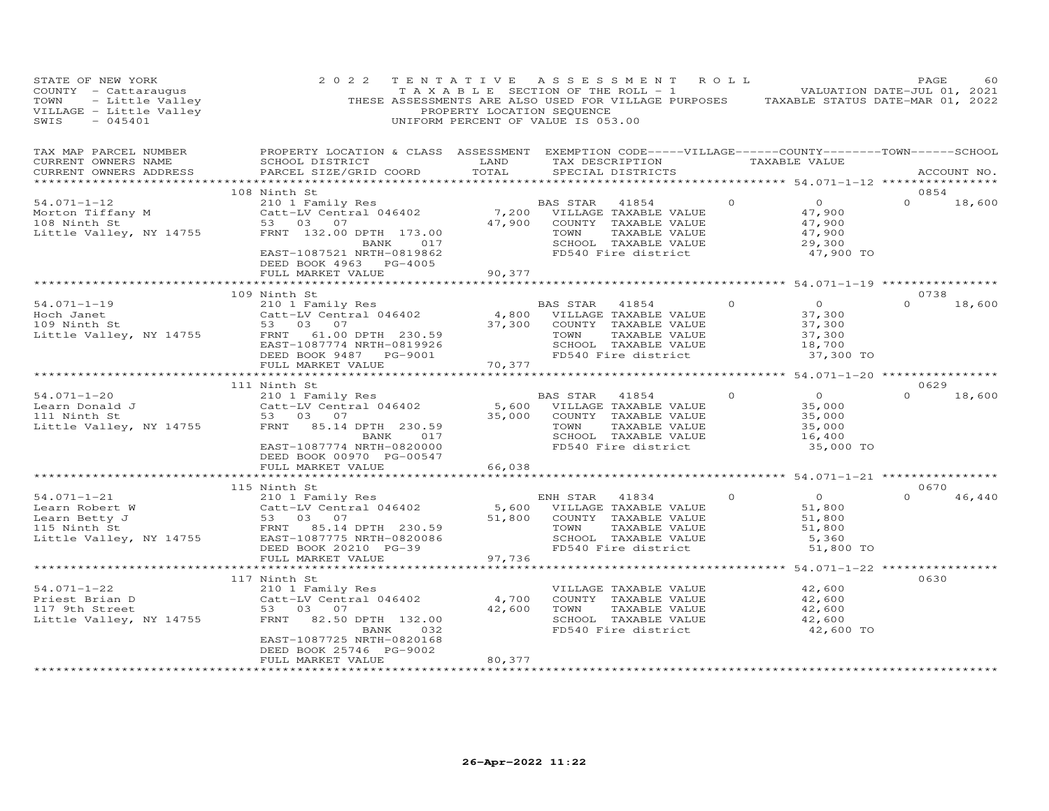STATE OF NEW YORK
COUNTY - Cattaraugus
TOWN - Little Valley
VILLAGE - Little Valley
SWIS - 045401

2022 TENTATIVE ASSESSMENT ROLL
TAXABLE SECTION OF THE ROLL - 1
THESE ASSESSMENTS ARE ALSO USED FOR VILLAGE PURPOSES
PROPERTY LOCATION SEQUENCE
UNIFORM PERCENT OF VALUE IS 053.00

VALUATION DATE-JUL 01, 2021
TAXABLE STATUS DATE-MAR 01, 2022

| TAX MAP PARCEL NUMBER / CURRENT OWNERS NAME / CURRENT OWNERS ADDRESS | PROPERTY LOCATION & CLASS / SCHOOL DISTRICT / PARCEL SIZE/GRID COORD | ASSESSMENT LAND / TOTAL | EXEMPTION CODE / TAX DESCRIPTION / SPECIAL DISTRICTS | VILLAGE | COUNTY / TAXABLE VALUE | TOWN | SCHOOL / ACCOUNT NO. |
|---|---|---|---|---|---|---|---|
| | 108 Ninth St | | | | | | 0854 |
| 54.071-1-12 | 210 1 Family Res | | BAS STAR 41854 | 0 | 0 | 0 | 18,600 |
| Morton Tiffany M | Catt-LV Central 046402 | 7,200 | VILLAGE TAXABLE VALUE | | 47,900 | | |
| 108 Ninth St | 53 03 07 | 47,900 | COUNTY TAXABLE VALUE | | 47,900 | | |
| Little Valley, NY 14755 | FRNT 132.00 DPTH 173.00 | | TOWN TAXABLE VALUE | | 47,900 | | |
| | BANK 017 | | SCHOOL TAXABLE VALUE | | 29,300 | | |
| | EAST-1087521 NRTH-0819862 | | FD540 Fire district | | 47,900 TO | | |
| | DEED BOOK 4963 PG-4005 | | | | | | |
| | FULL MARKET VALUE | 90,377 | | | | | |
| | 109 Ninth St | | | | | | 0738 |
| 54.071-1-19 | 210 1 Family Res | | BAS STAR 41854 | 0 | 0 | 0 | 18,600 |
| Hoch Janet | Catt-LV Central 046402 | 4,800 | VILLAGE TAXABLE VALUE | | 37,300 | | |
| 109 Ninth St | 53 03 07 | 37,300 | COUNTY TAXABLE VALUE | | 37,300 | | |
| Little Valley, NY 14755 | FRNT 61.00 DPTH 230.59 | | TOWN TAXABLE VALUE | | 37,300 | | |
| | EAST-1087774 NRTH-0819926 | | SCHOOL TAXABLE VALUE | | 18,700 | | |
| | DEED BOOK 9487 PG-9001 | | FD540 Fire district | | 37,300 TO | | |
| | FULL MARKET VALUE | 70,377 | | | | | |
| | 111 Ninth St | | | | | | 0629 |
| 54.071-1-20 | 210 1 Family Res | | BAS STAR 41854 | 0 | 0 | 0 | 18,600 |
| Learn Donald J | Catt-LV Central 046402 | 5,600 | VILLAGE TAXABLE VALUE | | 35,000 | | |
| 111 Ninth St | 53 03 07 | 35,000 | COUNTY TAXABLE VALUE | | 35,000 | | |
| Little Valley, NY 14755 | FRNT 85.14 DPTH 230.59 | | TOWN TAXABLE VALUE | | 35,000 | | |
| | BANK 017 | | SCHOOL TAXABLE VALUE | | 16,400 | | |
| | EAST-1087774 NRTH-0820000 | | FD540 Fire district | | 35,000 TO | | |
| | DEED BOOK 00970 PG-00547 | | | | | | |
| | FULL MARKET VALUE | 66,038 | | | | | |
| | 115 Ninth St | | | | | | 0670 |
| 54.071-1-21 | 210 1 Family Res | | ENH STAR 41834 | 0 | 0 | 0 | 46,440 |
| Learn Robert W | Catt-LV Central 046402 | 5,600 | VILLAGE TAXABLE VALUE | | 51,800 | | |
| Learn Betty J | 53 03 07 | 51,800 | COUNTY TAXABLE VALUE | | 51,800 | | |
| 115 Ninth St | FRNT 85.14 DPTH 230.59 | | TOWN TAXABLE VALUE | | 51,800 | | |
| Little Valley, NY 14755 | EAST-1087775 NRTH-0820086 | | SCHOOL TAXABLE VALUE | | 5,360 | | |
| | DEED BOOK 20210 PG-39 | | FD540 Fire district | | 51,800 TO | | |
| | FULL MARKET VALUE | 97,736 | | | | | |
| | 117 Ninth St | | | | | | 0630 |
| 54.071-1-22 | 210 1 Family Res | | VILLAGE TAXABLE VALUE | | 42,600 | | |
| Priest Brian D | Catt-LV Central 046402 | 4,700 | COUNTY TAXABLE VALUE | | 42,600 | | |
| 117 9th Street | 53 03 07 | 42,600 | TOWN TAXABLE VALUE | | 42,600 | | |
| Little Valley, NY 14755 | FRNT 82.50 DPTH 132.00 | | SCHOOL TAXABLE VALUE | | 42,600 | | |
| | BANK 032 | | FD540 Fire district | | 42,600 TO | | |
| | EAST-1087725 NRTH-0820168 | | | | | | |
| | DEED BOOK 25746 PG-9002 | | | | | | |
| | FULL MARKET VALUE | 80,377 | | | | | |

26-Apr-2022 11:22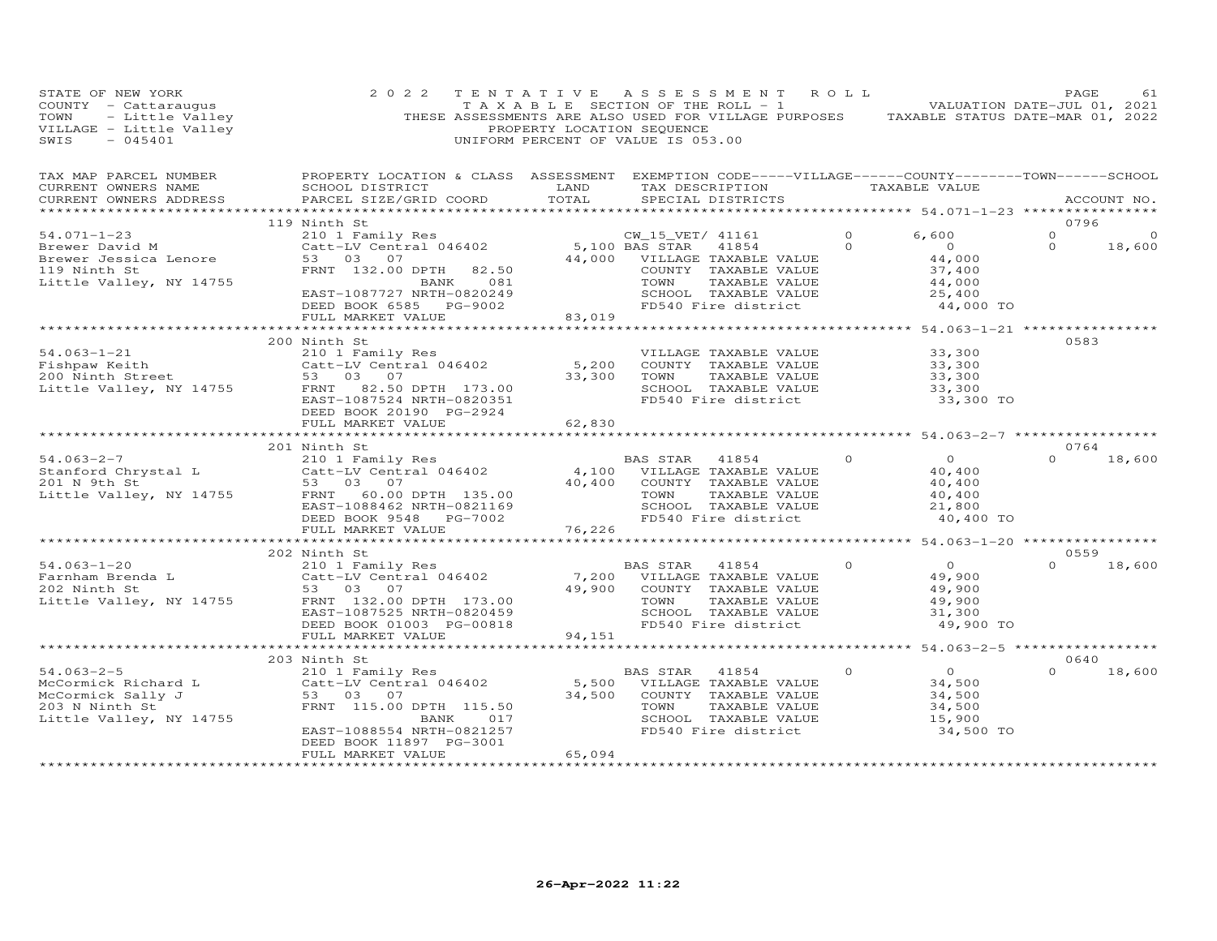STATE OF NEW YORK 2022 TENTATIVE ASSESSMENT ROLL
COUNTY - Cattaraugus TAXABLE SECTION OF THE ROLL - 1 VALUATION DATE-JUL 01, 2021
TOWN - Little Valley THESE ASSESSMENTS ARE ALSO USED FOR VILLAGE PURPOSES TAXABLE STATUS DATE-MAR 01, 2022
VILLAGE - Little Valley PROPERTY LOCATION SEQUENCE
SWIS - 045401 UNIFORM PERCENT OF VALUE IS 053.00

| TAX MAP PARCEL NUMBER / CURRENT OWNERS NAME / CURRENT OWNERS ADDRESS | PROPERTY LOCATION & CLASS / SCHOOL DISTRICT / PARCEL SIZE/GRID COORD | ASSESSMENT LAND / TOTAL | EXEMPTION CODE / TAX DESCRIPTION / SPECIAL DISTRICTS | VILLAGE | COUNTY / TAXABLE VALUE | TOWN | SCHOOL / ACCOUNT NO. |
|---|---|---|---|---|---|---|---|
| | 119 Ninth St | | | | | | 0796 |
| 54.071-1-23 | 210 1 Family Res | | CW_15_VET/ 41161 | 0 | 6,600 | 0 | 0 |
| Brewer David M | Catt-LV Central 046402 | 5,100 | BAS STAR 41854 | 0 | 0 | 0 | 18,600 |
| Brewer Jessica Lenore | 53 03 07 | 44,000 | VILLAGE TAXABLE VALUE | | 44,000 | | |
| 119 Ninth St | FRNT 132.00 DPTH 82.50 | | COUNTY TAXABLE VALUE | | 37,400 | | |
| Little Valley, NY 14755 | BANK 081 | | TOWN TAXABLE VALUE | | 44,000 | | |
| | EAST-1087727 NRTH-0820249 | | SCHOOL TAXABLE VALUE | | 25,400 | | |
| | DEED BOOK 6585 PG-9002 | | FD540 Fire district | | 44,000 TO | | |
| | FULL MARKET VALUE | 83,019 | | | | | |
| | 200 Ninth St | | | | | | 0583 |
| 54.063-1-21 | 210 1 Family Res | | VILLAGE TAXABLE VALUE | | 33,300 | | |
| Fishpaw Keith | Catt-LV Central 046402 | 5,200 | COUNTY TAXABLE VALUE | | 33,300 | | |
| 200 Ninth Street | 53 03 07 | 33,300 | TOWN TAXABLE VALUE | | 33,300 | | |
| Little Valley, NY 14755 | FRNT 82.50 DPTH 173.00 | | SCHOOL TAXABLE VALUE | | 33,300 | | |
| | EAST-1087524 NRTH-0820351 | | FD540 Fire district | | 33,300 TO | | |
| | DEED BOOK 20190 PG-2924 | | | | | | |
| | FULL MARKET VALUE | 62,830 | | | | | |
| | 201 Ninth St | | | | | | 0764 |
| 54.063-2-7 | 210 1 Family Res | | BAS STAR 41854 | 0 | 0 | 0 | 18,600 |
| Stanford Chrystal L | Catt-LV Central 046402 | 4,100 | VILLAGE TAXABLE VALUE | | 40,400 | | |
| 201 N 9th St | 53 03 07 | 40,400 | COUNTY TAXABLE VALUE | | 40,400 | | |
| Little Valley, NY 14755 | FRNT 60.00 DPTH 135.00 | | TOWN TAXABLE VALUE | | 40,400 | | |
| | EAST-1088462 NRTH-0821169 | | SCHOOL TAXABLE VALUE | | 21,800 | | |
| | DEED BOOK 9548 PG-7002 | | FD540 Fire district | | 40,400 TO | | |
| | FULL MARKET VALUE | 76,226 | | | | | |
| | 202 Ninth St | | | | | | 0559 |
| 54.063-1-20 | 210 1 Family Res | | BAS STAR 41854 | 0 | 0 | 0 | 18,600 |
| Farnham Brenda L | Catt-LV Central 046402 | 7,200 | VILLAGE TAXABLE VALUE | | 49,900 | | |
| 202 Ninth St | 53 03 07 | 49,900 | COUNTY TAXABLE VALUE | | 49,900 | | |
| Little Valley, NY 14755 | FRNT 132.00 DPTH 173.00 | | TOWN TAXABLE VALUE | | 49,900 | | |
| | EAST-1087525 NRTH-0820459 | | SCHOOL TAXABLE VALUE | | 31,300 | | |
| | DEED BOOK 01003 PG-00818 | | FD540 Fire district | | 49,900 TO | | |
| | FULL MARKET VALUE | 94,151 | | | | | |
| | 203 Ninth St | | | | | | 0640 |
| 54.063-2-5 | 210 1 Family Res | | BAS STAR 41854 | 0 | 0 | 0 | 18,600 |
| McCormick Richard L | Catt-LV Central 046402 | 5,500 | VILLAGE TAXABLE VALUE | | 34,500 | | |
| McCormick Sally J | 53 03 07 | 34,500 | COUNTY TAXABLE VALUE | | 34,500 | | |
| 203 N Ninth St | FRNT 115.00 DPTH 115.50 | | TOWN TAXABLE VALUE | | 34,500 | | |
| Little Valley, NY 14755 | BANK 017 | | SCHOOL TAXABLE VALUE | | 15,900 | | |
| | EAST-1088554 NRTH-0821257 | | FD540 Fire district | | 34,500 TO | | |
| | DEED BOOK 11897 PG-3001 | | | | | | |
| | FULL MARKET VALUE | 65,094 | | | | | |

26-Apr-2022 11:22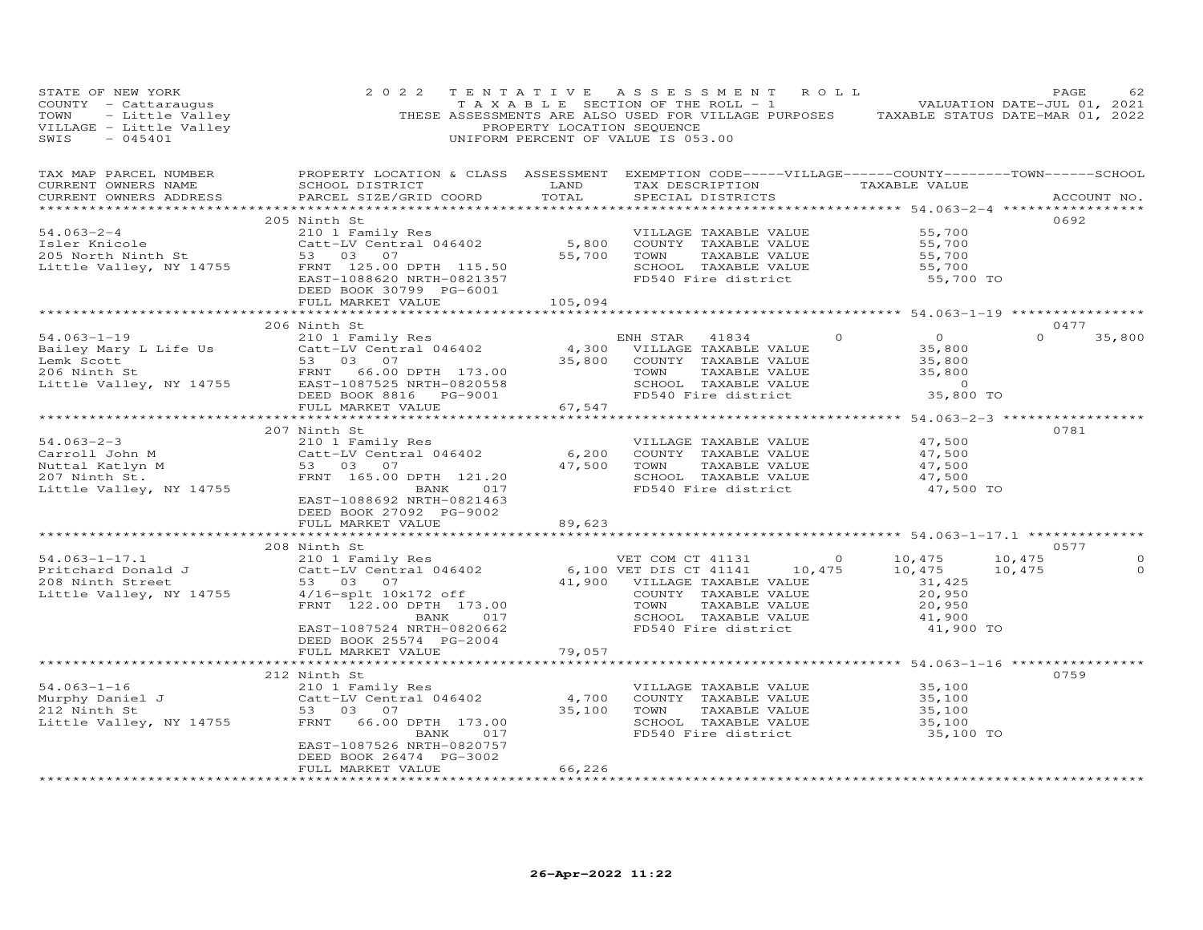STATE OF NEW YORK | 2022 TENTATIVE ASSESSMENT ROLL | PAGE 62
COUNTY - Cattaraugus | TAXABLE SECTION OF THE ROLL - 1 | VALUATION DATE-JUL 01, 2021
TOWN - Little Valley | THESE ASSESSMENTS ARE ALSO USED FOR VILLAGE PURPOSES | TAXABLE STATUS DATE-MAR 01, 2022
VILLAGE - Little Valley | PROPERTY LOCATION SEQUENCE
SWIS - 045401 | UNIFORM PERCENT OF VALUE IS 053.00

| TAX MAP PARCEL NUMBER / CURRENT OWNERS NAME / CURRENT OWNERS ADDRESS | PROPERTY LOCATION & CLASS / SCHOOL DISTRICT / PARCEL SIZE/GRID COORD | ASSESSMENT LAND / TOTAL | EXEMPTION CODE-----VILLAGE------COUNTY--------TOWN------SCHOOL / TAX DESCRIPTION / SPECIAL DISTRICTS | TAXABLE VALUE | ACCOUNT NO. |
|---|---|---|---|---|---|
| **54.063-2-4** | 205 Ninth St | | | | 0692 |
| 54.063-2-4 | 210 1 Family Res | | VILLAGE TAXABLE VALUE | 55,700 | |
| Isler Knicole | Catt-LV Central 046402 | 5,800 | COUNTY TAXABLE VALUE | 55,700 | |
| 205 North Ninth St | 53 03 07 | 55,700 | TOWN TAXABLE VALUE | 55,700 | |
| Little Valley, NY 14755 | FRNT 125.00 DPTH 115.50 | | SCHOOL TAXABLE VALUE | 55,700 | |
| | EAST-1088620 NRTH-0821357 | | FD540 Fire district | 55,700 TO | |
| | DEED BOOK 30799 PG-6001 | | | | |
| | FULL MARKET VALUE | 105,094 | | | |
| **54.063-1-19** | 206 Ninth St | | | | 0477 |
| 54.063-1-19 | 210 1 Family Res | | ENH STAR 41834 0 | 0 0 35,800 | |
| Bailey Mary L Life Us | Catt-LV Central 046402 | 4,300 | VILLAGE TAXABLE VALUE | 35,800 | |
| Lemk Scott | 53 03 07 | 35,800 | COUNTY TAXABLE VALUE | 35,800 | |
| 206 Ninth St | FRNT 66.00 DPTH 173.00 | | TOWN TAXABLE VALUE | 35,800 | |
| Little Valley, NY 14755 | EAST-1087525 NRTH-0820558 | | SCHOOL TAXABLE VALUE | 0 | |
| | DEED BOOK 8816 PG-9001 | | FD540 Fire district | 35,800 TO | |
| | FULL MARKET VALUE | 67,547 | | | |
| **54.063-2-3** | 207 Ninth St | | | | 0781 |
| 54.063-2-3 | 210 1 Family Res | | VILLAGE TAXABLE VALUE | 47,500 | |
| Carroll John M | Catt-LV Central 046402 | 6,200 | COUNTY TAXABLE VALUE | 47,500 | |
| Nuttal Katlyn M | 53 03 07 | 47,500 | TOWN TAXABLE VALUE | 47,500 | |
| 207 Ninth St. | FRNT 165.00 DPTH 121.20 | | SCHOOL TAXABLE VALUE | 47,500 | |
| Little Valley, NY 14755 | BANK 017 | | FD540 Fire district | 47,500 TO | |
| | EAST-1088692 NRTH-0821463 | | | | |
| | DEED BOOK 27092 PG-9002 | | | | |
| | FULL MARKET VALUE | 89,623 | | | |
| **54.063-1-17.1** | 208 Ninth St | | | | 0577 |
| 54.063-1-17.1 | 210 1 Family Res | | VET COM CT 41131 0 | 10,475 10,475 0 | |
| Pritchard Donald J | Catt-LV Central 046402 | 6,100 | VET DIS CT 41141 10,475 | 10,475 10,475 0 | |
| 208 Ninth Street | 53 03 07 | 41,900 | VILLAGE TAXABLE VALUE | 31,425 | |
| Little Valley, NY 14755 | 4/16-splt 10x172 off | | COUNTY TAXABLE VALUE | 20,950 | |
| | FRNT 122.00 DPTH 173.00 | | TOWN TAXABLE VALUE | 20,950 | |
| | BANK 017 | | SCHOOL TAXABLE VALUE | 41,900 | |
| | EAST-1087524 NRTH-0820662 | | FD540 Fire district | 41,900 TO | |
| | DEED BOOK 25574 PG-2004 | | | | |
| | FULL MARKET VALUE | 79,057 | | | |
| **54.063-1-16** | 212 Ninth St | | | | 0759 |
| 54.063-1-16 | 210 1 Family Res | | VILLAGE TAXABLE VALUE | 35,100 | |
| Murphy Daniel J | Catt-LV Central 046402 | 4,700 | COUNTY TAXABLE VALUE | 35,100 | |
| 212 Ninth St | 53 03 07 | 35,100 | TOWN TAXABLE VALUE | 35,100 | |
| Little Valley, NY 14755 | FRNT 66.00 DPTH 173.00 | | SCHOOL TAXABLE VALUE | 35,100 | |
| | BANK 017 | | FD540 Fire district | 35,100 TO | |
| | EAST-1087526 NRTH-0820757 | | | | |
| | DEED BOOK 26474 PG-3002 | | | | |
| | FULL MARKET VALUE | 66,226 | | | |

26-Apr-2022 11:22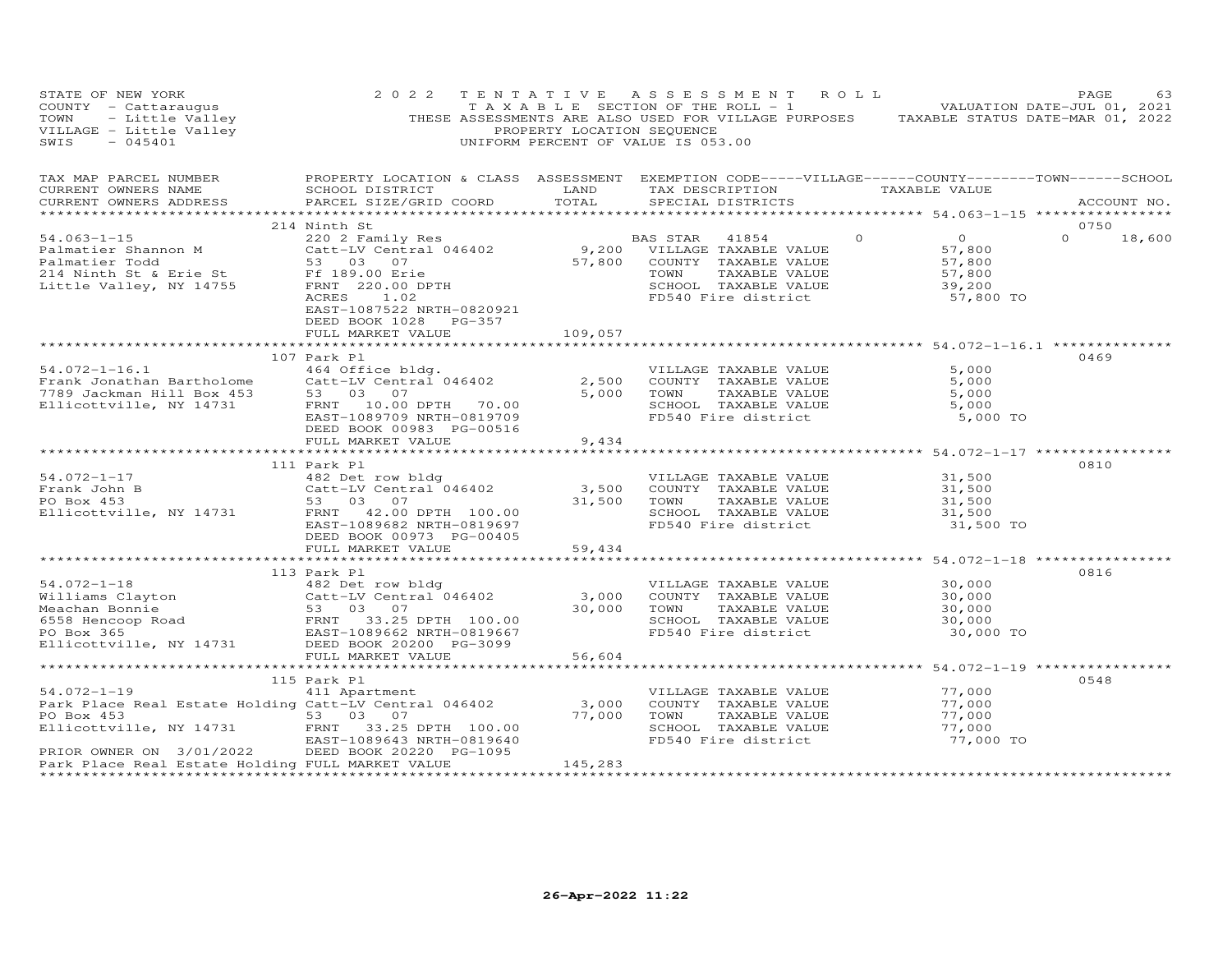STATE OF NEW YORK                    2022 TENTATIVE ASSESSMENT ROLL
COUNTY - Cattaraugus                 TAXABLE SECTION OF THE ROLL - 1                VALUATION DATE-JUL 01, 2021
TOWN - Little Valley                 THESE ASSESSMENTS ARE ALSO USED FOR VILLAGE PURPOSES    TAXABLE STATUS DATE-MAR 01, 2022
VILLAGE - Little Valley              PROPERTY LOCATION SEQUENCE
SWIS - 045401                        UNIFORM PERCENT OF VALUE IS 053.00

| TAX MAP PARCEL NUMBER / CURRENT OWNERS NAME / CURRENT OWNERS ADDRESS | PROPERTY LOCATION & CLASS / SCHOOL DISTRICT / PARCEL SIZE/GRID COORD | ASSESSMENT LAND | TOTAL | EXEMPTION CODE-----VILLAGE------COUNTY--------TOWN------SCHOOL / TAX DESCRIPTION / SPECIAL DISTRICTS | TAXABLE VALUE | ACCOUNT NO. |
|---|---|---|---|---|---|---|
| **54.063-1-15** | 214 Ninth St | | | | | 0750 |
| 54.063-1-15 | 220 2 Family Res | | | BAS STAR 41854 0 | 0 | 0 18,600 |
| Palmatier Shannon M | Catt-LV Central 046402 | 9,200 | | VILLAGE TAXABLE VALUE | 57,800 | |
| Palmatier Todd | 53 03 07 | | 57,800 | COUNTY TAXABLE VALUE | 57,800 | |
| 214 Ninth St & Erie St | Ff 189.00 Erie | | | TOWN TAXABLE VALUE | 57,800 | |
| Little Valley, NY 14755 | FRNT 220.00 DPTH | | | SCHOOL TAXABLE VALUE | 39,200 | |
| | ACRES 1.02 | | | FD540 Fire district | 57,800 TO | |
| | EAST-1087522 NRTH-0820921 | | | | | |
| | DEED BOOK 1028 PG-357 | | | | | |
| | FULL MARKET VALUE | | 109,057 | | | |
| **54.072-1-16.1** | 107 Park Pl | | | | | 0469 |
| 54.072-1-16.1 | 464 Office bldg. | | | VILLAGE TAXABLE VALUE | 5,000 | |
| Frank Jonathan Bartholome | Catt-LV Central 046402 | 2,500 | | COUNTY TAXABLE VALUE | 5,000 | |
| 7789 Jackman Hill Box 453 | 53 03 07 | | 5,000 | TOWN TAXABLE VALUE | 5,000 | |
| Ellicottville, NY 14731 | FRNT 10.00 DPTH 70.00 | | | SCHOOL TAXABLE VALUE | 5,000 | |
| | EAST-1089709 NRTH-0819709 | | | FD540 Fire district | 5,000 TO | |
| | DEED BOOK 00983 PG-00516 | | | | | |
| | FULL MARKET VALUE | | 9,434 | | | |
| **54.072-1-17** | 111 Park Pl | | | | | 0810 |
| 54.072-1-17 | 482 Det row bldg | | | VILLAGE TAXABLE VALUE | 31,500 | |
| Frank John B | Catt-LV Central 046402 | 3,500 | | COUNTY TAXABLE VALUE | 31,500 | |
| PO Box 453 | 53 03 07 | | 31,500 | TOWN TAXABLE VALUE | 31,500 | |
| Ellicottville, NY 14731 | FRNT 42.00 DPTH 100.00 | | | SCHOOL TAXABLE VALUE | 31,500 | |
| | EAST-1089682 NRTH-0819697 | | | FD540 Fire district | 31,500 TO | |
| | DEED BOOK 00973 PG-00405 | | | | | |
| | FULL MARKET VALUE | | 59,434 | | | |
| **54.072-1-18** | 113 Park Pl | | | | | 0816 |
| 54.072-1-18 | 482 Det row bldg | | | VILLAGE TAXABLE VALUE | 30,000 | |
| Williams Clayton | Catt-LV Central 046402 | 3,000 | | COUNTY TAXABLE VALUE | 30,000 | |
| Meachan Bonnie | 53 03 07 | | 30,000 | TOWN TAXABLE VALUE | 30,000 | |
| 6558 Hencoop Road | FRNT 33.25 DPTH 100.00 | | | SCHOOL TAXABLE VALUE | 30,000 | |
| PO Box 365 | EAST-1089662 NRTH-0819667 | | | FD540 Fire district | 30,000 TO | |
| Ellicottville, NY 14731 | DEED BOOK 20200 PG-3099 | | | | | |
| | FULL MARKET VALUE | | 56,604 | | | |
| **54.072-1-19** | 115 Park Pl | | | | | 0548 |
| 54.072-1-19 | 411 Apartment | | | VILLAGE TAXABLE VALUE | 77,000 | |
| Park Place Real Estate Holding | Catt-LV Central 046402 | 3,000 | | COUNTY TAXABLE VALUE | 77,000 | |
| PO Box 453 | 53 03 07 | | 77,000 | TOWN TAXABLE VALUE | 77,000 | |
| Ellicottville, NY 14731 | FRNT 33.25 DPTH 100.00 | | | SCHOOL TAXABLE VALUE | 77,000 | |
| | EAST-1089643 NRTH-0819640 | | | FD540 Fire district | 77,000 TO | |
| PRIOR OWNER ON 3/01/2022 | DEED BOOK 20220 PG-1095 | | | | | |
| Park Place Real Estate Holding | FULL MARKET VALUE | | 145,283 | | | |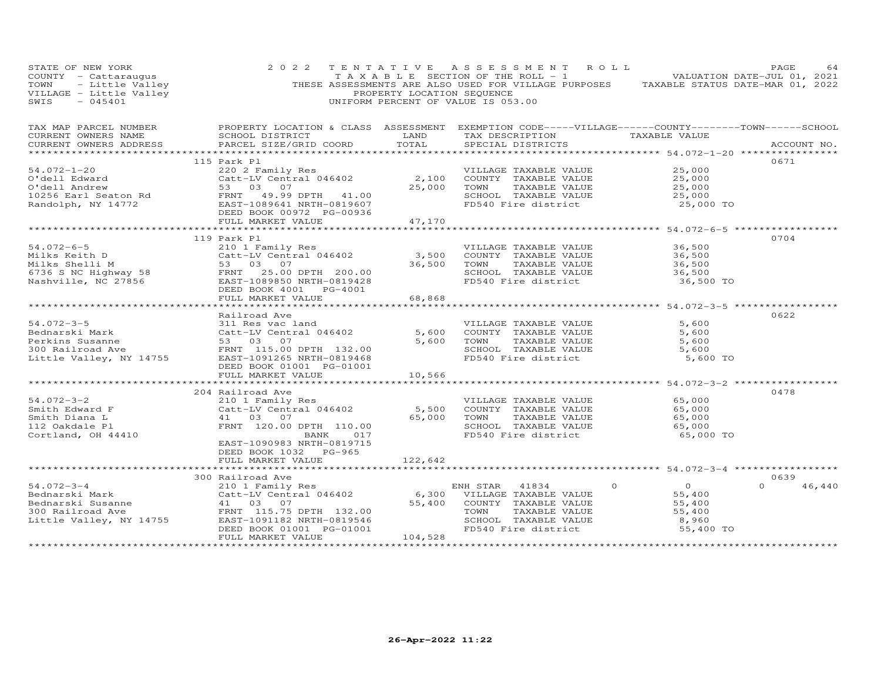STATE OF NEW YORK — 2022 TENTATIVE ASSESSMENT ROLL — PAGE 64
COUNTY - Cattaraugus — TAXABLE SECTION OF THE ROLL - 1 — VALUATION DATE-JUL 01, 2021
TOWN - Little Valley — THESE ASSESSMENTS ARE ALSO USED FOR VILLAGE PURPOSES — TAXABLE STATUS DATE-MAR 01, 2022
VILLAGE - Little Valley — PROPERTY LOCATION SEQUENCE
SWIS - 045401 — UNIFORM PERCENT OF VALUE IS 053.00

| TAX MAP PARCEL NUMBER / CURRENT OWNERS NAME / CURRENT OWNERS ADDRESS | PROPERTY LOCATION & CLASS / SCHOOL DISTRICT / PARCEL SIZE/GRID COORD | ASSESSMENT LAND / TOTAL | EXEMPTION CODE-----VILLAGE------COUNTY--------TOWN------SCHOOL / TAX DESCRIPTION / SPECIAL DISTRICTS | TAXABLE VALUE | ACCOUNT NO. |
|---|---|---|---|---|---|
| **54.072-1-20** | 115 Park Pl | | | | 0671 |
| 54.072-1-20 | 220 2 Family Res | | VILLAGE TAXABLE VALUE | 25,000 | |
| O'dell Edward | Catt-LV Central 046402 | 2,100 | COUNTY TAXABLE VALUE | 25,000 | |
| O'dell Andrew | 53 03 07 | 25,000 | TOWN TAXABLE VALUE | 25,000 | |
| 10256 Earl Seaton Rd | FRNT 49.99 DPTH 41.00 | | SCHOOL TAXABLE VALUE | 25,000 | |
| Randolph, NY 14772 | EAST-1089641 NRTH-0819607 | | FD540 Fire district | 25,000 TO | |
| | DEED BOOK 00972 PG-00936 | | | | |
| | FULL MARKET VALUE | 47,170 | | | |
| **54.072-6-5** | 119 Park Pl | | | | 0704 |
| 54.072-6-5 | 210 1 Family Res | | VILLAGE TAXABLE VALUE | 36,500 | |
| Milks Keith D | Catt-LV Central 046402 | 3,500 | COUNTY TAXABLE VALUE | 36,500 | |
| Milks Shelli M | 53 03 07 | 36,500 | TOWN TAXABLE VALUE | 36,500 | |
| 6736 S NC Highway 58 | FRNT 25.00 DPTH 200.00 | | SCHOOL TAXABLE VALUE | 36,500 | |
| Nashville, NC 27856 | EAST-1089850 NRTH-0819428 | | FD540 Fire district | 36,500 TO | |
| | DEED BOOK 4001 PG-4001 | | | | |
| | FULL MARKET VALUE | 68,868 | | | |
| **54.072-3-5** | Railroad Ave | | | | 0622 |
| 54.072-3-5 | 311 Res vac land | | VILLAGE TAXABLE VALUE | 5,600 | |
| Bednarski Mark | Catt-LV Central 046402 | 5,600 | COUNTY TAXABLE VALUE | 5,600 | |
| Perkins Susanne | 53 03 07 | 5,600 | TOWN TAXABLE VALUE | 5,600 | |
| 300 Railroad Ave | FRNT 115.00 DPTH 132.00 | | SCHOOL TAXABLE VALUE | 5,600 | |
| Little Valley, NY 14755 | EAST-1091265 NRTH-0819468 | | FD540 Fire district | 5,600 TO | |
| | DEED BOOK 01001 PG-01001 | | | | |
| | FULL MARKET VALUE | 10,566 | | | |
| **54.072-3-2** | 204 Railroad Ave | | | | 0478 |
| 54.072-3-2 | 210 1 Family Res | | VILLAGE TAXABLE VALUE | 65,000 | |
| Smith Edward F | Catt-LV Central 046402 | 5,500 | COUNTY TAXABLE VALUE | 65,000 | |
| Smith Diana L | 41 03 07 | 65,000 | TOWN TAXABLE VALUE | 65,000 | |
| 112 Oakdale Pl | FRNT 120.00 DPTH 110.00 | | SCHOOL TAXABLE VALUE | 65,000 | |
| Cortland, OH 44410 | BANK 017 | | FD540 Fire district | 65,000 TO | |
| | EAST-1090983 NRTH-0819715 | | | | |
| | DEED BOOK 1032 PG-965 | | | | |
| | FULL MARKET VALUE | 122,642 | | | |
| **54.072-3-4** | 300 Railroad Ave | | | | 0639 |
| 54.072-3-4 | 210 1 Family Res | | ENH STAR 41834 — 0 / 0 / 0 / 46,440 | | |
| Bednarski Mark | Catt-LV Central 046402 | 6,300 | VILLAGE TAXABLE VALUE | 55,400 | |
| Bednarski Susanne | 41 03 07 | 55,400 | COUNTY TAXABLE VALUE | 55,400 | |
| 300 Railroad Ave | FRNT 115.75 DPTH 132.00 | | TOWN TAXABLE VALUE | 55,400 | |
| Little Valley, NY 14755 | EAST-1091182 NRTH-0819546 | | SCHOOL TAXABLE VALUE | 8,960 | |
| | DEED BOOK 01001 PG-01001 | | FD540 Fire district | 55,400 TO | |
| | FULL MARKET VALUE | 104,528 | | | |

26-Apr-2022 11:22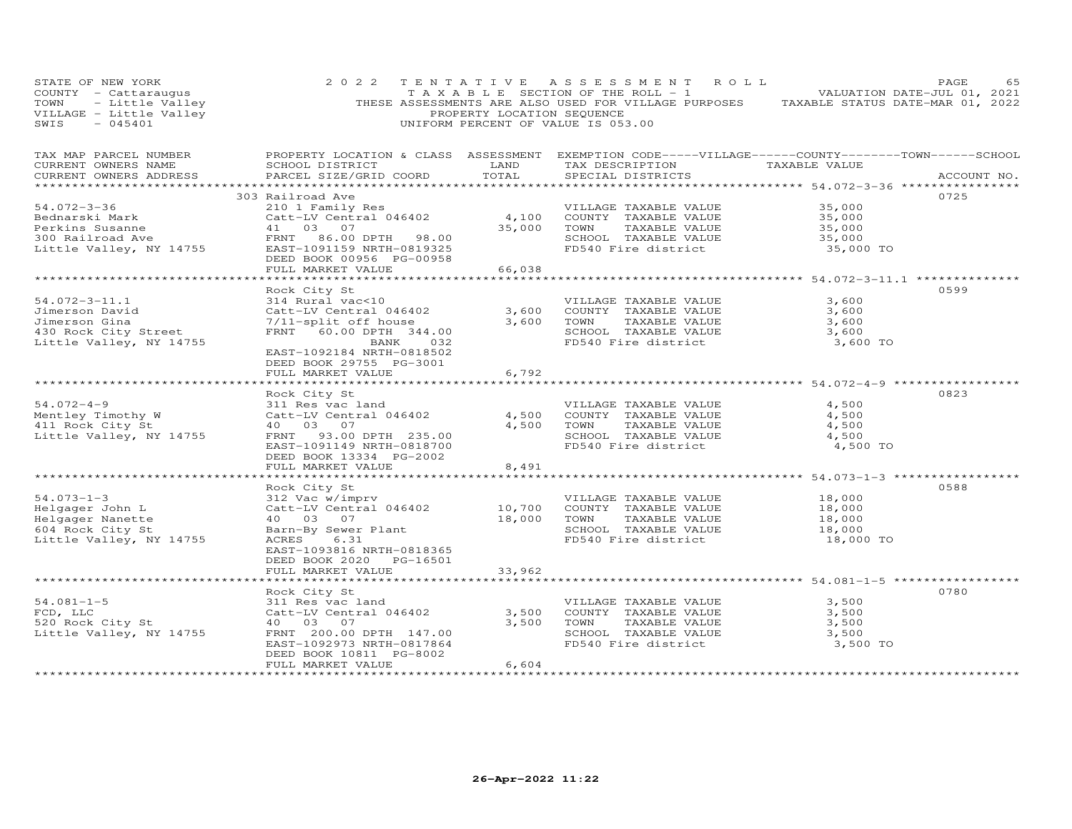STATE OF NEW YORK
COUNTY - Cattaraugus
TOWN - Little Valley
VILLAGE - Little Valley
SWIS - 045401

2022 TENTATIVE ASSESSMENT ROLL
TAXABLE SECTION OF THE ROLL - 1
THESE ASSESSMENTS ARE ALSO USED FOR VILLAGE PURPOSES
PROPERTY LOCATION SEQUENCE
UNIFORM PERCENT OF VALUE IS 053.00

VALUATION DATE-JUL 01, 2021
TAXABLE STATUS DATE-MAR 01, 2022

| TAX MAP PARCEL NUMBER / CURRENT OWNERS NAME / CURRENT OWNERS ADDRESS | PROPERTY LOCATION & CLASS / SCHOOL DISTRICT / PARCEL SIZE/GRID COORD | ASSESSMENT LAND | TOTAL | EXEMPTION CODE / TAX DESCRIPTION / SPECIAL DISTRICTS | TAXABLE VALUE | ACCOUNT NO. |
|---|---|---|---|---|---|---|
| **54.072-3-36** | 303 Railroad Ave | | | | | 0725 |
| 54.072-3-36 | 210 1 Family Res | | | VILLAGE TAXABLE VALUE | 35,000 | |
| Bednarski Mark | Catt-LV Central 046402 | 4,100 | | COUNTY TAXABLE VALUE | 35,000 | |
| Perkins Susanne | 41 03 07 | | 35,000 | TOWN TAXABLE VALUE | 35,000 | |
| 300 Railroad Ave | FRNT 86.00 DPTH 98.00 | | | SCHOOL TAXABLE VALUE | 35,000 | |
| Little Valley, NY 14755 | EAST-1091159 NRTH-0819325 | | | FD540 Fire district | 35,000 TO | |
| | DEED BOOK 00956 PG-00958 | | | | | |
| | FULL MARKET VALUE | | 66,038 | | | |
| **54.072-3-11.1** | Rock City St | | | | | 0599 |
| 54.072-3-11.1 | 314 Rural vac<10 | | | VILLAGE TAXABLE VALUE | 3,600 | |
| Jimerson David | Catt-LV Central 046402 | 3,600 | | COUNTY TAXABLE VALUE | 3,600 | |
| Jimerson Gina | 7/11-split off house | | 3,600 | TOWN TAXABLE VALUE | 3,600 | |
| 430 Rock City Street | FRNT 60.00 DPTH 344.00 | | | SCHOOL TAXABLE VALUE | 3,600 | |
| Little Valley, NY 14755 | BANK 032 | | | FD540 Fire district | 3,600 TO | |
| | EAST-1092184 NRTH-0818502 | | | | | |
| | DEED BOOK 29755 PG-3001 | | | | | |
| | FULL MARKET VALUE | | 6,792 | | | |
| **54.072-4-9** | Rock City St | | | | | 0823 |
| 54.072-4-9 | 311 Res vac land | | | VILLAGE TAXABLE VALUE | 4,500 | |
| Mentley Timothy W | Catt-LV Central 046402 | 4,500 | | COUNTY TAXABLE VALUE | 4,500 | |
| 411 Rock City St | 40 03 07 | | 4,500 | TOWN TAXABLE VALUE | 4,500 | |
| Little Valley, NY 14755 | FRNT 93.00 DPTH 235.00 | | | SCHOOL TAXABLE VALUE | 4,500 | |
| | EAST-1091149 NRTH-0818700 | | | FD540 Fire district | 4,500 TO | |
| | DEED BOOK 13334 PG-2002 | | | | | |
| | FULL MARKET VALUE | | 8,491 | | | |
| **54.073-1-3** | Rock City St | | | | | 0588 |
| 54.073-1-3 | 312 Vac w/imprv | | | VILLAGE TAXABLE VALUE | 18,000 | |
| Helgager John L | Catt-LV Central 046402 | 10,700 | | COUNTY TAXABLE VALUE | 18,000 | |
| Helgager Nanette | 40 03 07 | | 18,000 | TOWN TAXABLE VALUE | 18,000 | |
| 604 Rock City St | Barn-By Sewer Plant | | | SCHOOL TAXABLE VALUE | 18,000 | |
| Little Valley, NY 14755 | ACRES 6.31 | | | FD540 Fire district | 18,000 TO | |
| | EAST-1093816 NRTH-0818365 | | | | | |
| | DEED BOOK 2020 PG-16501 | | | | | |
| | FULL MARKET VALUE | | 33,962 | | | |
| **54.081-1-5** | Rock City St | | | | | 0780 |
| 54.081-1-5 | 311 Res vac land | | | VILLAGE TAXABLE VALUE | 3,500 | |
| FCD, LLC | Catt-LV Central 046402 | 3,500 | | COUNTY TAXABLE VALUE | 3,500 | |
| 520 Rock City St | 40 03 07 | | 3,500 | TOWN TAXABLE VALUE | 3,500 | |
| Little Valley, NY 14755 | FRNT 200.00 DPTH 147.00 | | | SCHOOL TAXABLE VALUE | 3,500 | |
| | EAST-1092973 NRTH-0817864 | | | FD540 Fire district | 3,500 TO | |
| | DEED BOOK 10811 PG-8002 | | | | | |
| | FULL MARKET VALUE | | 6,604 | | | |

26-Apr-2022 11:22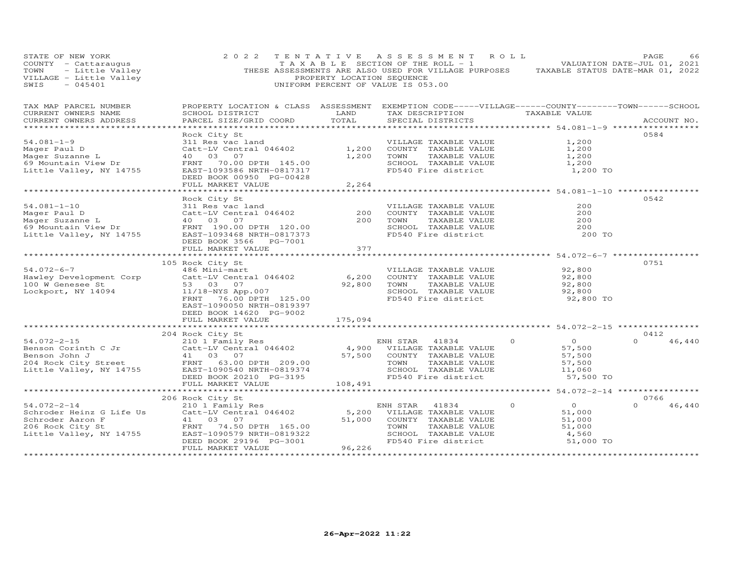STATE OF NEW YORK
COUNTY - Cattaraugus
TOWN - Little Valley
VILLAGE - Little Valley
SWIS - 045401

2022 TENTATIVE ASSESSMENT ROLL
TAXABLE SECTION OF THE ROLL - 1
THESE ASSESSMENTS ARE ALSO USED FOR VILLAGE PURPOSES
PROPERTY LOCATION SEQUENCE
UNIFORM PERCENT OF VALUE IS 053.00

VALUATION DATE-JUL 01, 2021
TAXABLE STATUS DATE-MAR 01, 2022

| TAX MAP PARCEL NUMBER / CURRENT OWNERS NAME / CURRENT OWNERS ADDRESS | PROPERTY LOCATION & CLASS / SCHOOL DISTRICT / PARCEL SIZE/GRID COORD | ASSESSMENT LAND / TOTAL | EXEMPTION CODE / TAX DESCRIPTION / SPECIAL DISTRICTS | | TAXABLE VALUE | ACCOUNT NO. |
|---|---|---|---|---|---|---|
| **54.081-1-9** | Rock City St | | | | | 0584 |
| 54.081-1-9 | 311 Res vac land | | VILLAGE TAXABLE VALUE | | 1,200 | |
| Mager Paul D | Catt-LV Central 046402 | 1,200 | COUNTY TAXABLE VALUE | | 1,200 | |
| Mager Suzanne L | 40 03 07 | 1,200 | TOWN TAXABLE VALUE | | 1,200 | |
| 69 Mountain View Dr | FRNT 70.00 DPTH 145.00 | | SCHOOL TAXABLE VALUE | | 1,200 | |
| Little Valley, NY 14755 | EAST-1093586 NRTH-0817317 | | FD540 Fire district | | 1,200 TO | |
| | DEED BOOK 00950 PG-00428 | | | | | |
| | FULL MARKET VALUE | 2,264 | | | | |
| **54.081-1-10** | Rock City St | | | | | 0542 |
| 54.081-1-10 | 311 Res vac land | | VILLAGE TAXABLE VALUE | | 200 | |
| Mager Paul D | Catt-LV Central 046402 | 200 | COUNTY TAXABLE VALUE | | 200 | |
| Mager Suzanne L | 40 03 07 | 200 | TOWN TAXABLE VALUE | | 200 | |
| 69 Mountain View Dr | FRNT 190.00 DPTH 120.00 | | SCHOOL TAXABLE VALUE | | 200 | |
| Little Valley, NY 14755 | EAST-1093468 NRTH-0817373 | | FD540 Fire district | | 200 TO | |
| | DEED BOOK 3566 PG-7001 | | | | | |
| | FULL MARKET VALUE | 377 | | | | |
| **54.072-6-7** | 105 Rock City St | | | | | 0751 |
| 54.072-6-7 | 486 Mini-mart | | VILLAGE TAXABLE VALUE | | 92,800 | |
| Hawley Development Corp | Catt-LV Central 046402 | 6,200 | COUNTY TAXABLE VALUE | | 92,800 | |
| 100 W Genesee St | 53 03 07 | 92,800 | TOWN TAXABLE VALUE | | 92,800 | |
| Lockport, NY 14094 | 11/18-NYS App.007 | | SCHOOL TAXABLE VALUE | | 92,800 | |
| | FRNT 76.00 DPTH 125.00 | | FD540 Fire district | | 92,800 TO | |
| | EAST-1090050 NRTH-0819397 | | | | | |
| | DEED BOOK 14620 PG-9002 | | | | | |
| | FULL MARKET VALUE | 175,094 | | | | |
| **54.072-2-15** | 204 Rock City St | | | | | 0412 |
| 54.072-2-15 | 210 1 Family Res | | ENH STAR 41834 | 0 | 0 | 0 46,440 |
| Benson Corinth C Jr | Catt-LV Central 046402 | 4,900 | VILLAGE TAXABLE VALUE | | 57,500 | |
| Benson John J | 41 03 07 | 57,500 | COUNTY TAXABLE VALUE | | 57,500 | |
| 204 Rock City Street | FRNT 63.00 DPTH 209.00 | | TOWN TAXABLE VALUE | | 57,500 | |
| Little Valley, NY 14755 | EAST-1090540 NRTH-0819374 | | SCHOOL TAXABLE VALUE | | 11,060 | |
| | DEED BOOK 20210 PG-3195 | | FD540 Fire district | | 57,500 TO | |
| | FULL MARKET VALUE | 108,491 | | | | |
| **54.072-2-14** | 206 Rock City St | | | | | 0766 |
| 54.072-2-14 | 210 1 Family Res | | ENH STAR 41834 | 0 | 0 | 0 46,440 |
| Schroder Heinz G Life Us | Catt-LV Central 046402 | 5,200 | VILLAGE TAXABLE VALUE | | 51,000 | |
| Schroder Aaron F | 41 03 07 | 51,000 | COUNTY TAXABLE VALUE | | 51,000 | |
| 206 Rock City St | FRNT 74.50 DPTH 165.00 | | TOWN TAXABLE VALUE | | 51,000 | |
| Little Valley, NY 14755 | EAST-1090579 NRTH-0819322 | | SCHOOL TAXABLE VALUE | | 4,560 | |
| | DEED BOOK 29196 PG-3001 | | FD540 Fire district | | 51,000 TO | |
| | FULL MARKET VALUE | 96,226 | | | | |

26-Apr-2022 11:22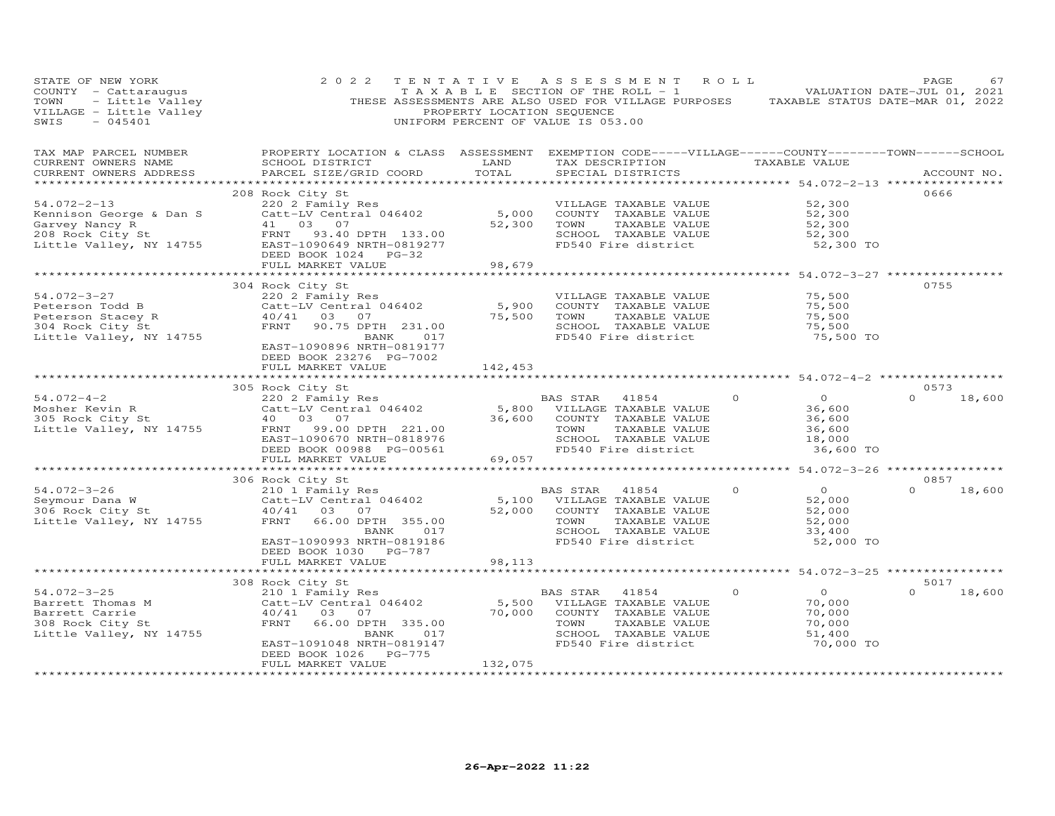STATE OF NEW YORK — 2022 TENTATIVE ASSESSMENT ROLL — PAGE 67
COUNTY - Cattaraugus — TAXABLE SECTION OF THE ROLL - 1 — VALUATION DATE-JUL 01, 2021
TOWN - Little Valley — THESE ASSESSMENTS ARE ALSO USED FOR VILLAGE PURPOSES — TAXABLE STATUS DATE-MAR 01, 2022
VILLAGE - Little Valley — PROPERTY LOCATION SEQUENCE
SWIS - 045401 — UNIFORM PERCENT OF VALUE IS 053.00

| TAX MAP PARCEL NUMBER / CURRENT OWNERS NAME / CURRENT OWNERS ADDRESS | PROPERTY LOCATION & CLASS / SCHOOL DISTRICT / PARCEL SIZE/GRID COORD | ASSESSMENT LAND / TOTAL | EXEMPTION CODE / TAX DESCRIPTION / SPECIAL DISTRICTS | VILLAGE / COUNTY / TOWN / SCHOOL TAXABLE VALUE | ACCOUNT NO. |
|---|---|---|---|---|---|
| **54.072-2-13** | 208 Rock City St | | | | 0666 |
| 54.072-2-13 | 220 2 Family Res | | VILLAGE TAXABLE VALUE | 52,300 | |
| Kennison George & Dan S | Catt-LV Central 046402 | 5,000 | COUNTY TAXABLE VALUE | 52,300 | |
| Garvey Nancy R | 41 03 07 | 52,300 | TOWN TAXABLE VALUE | 52,300 | |
| 208 Rock City St | FRNT 93.40 DPTH 133.00 | | SCHOOL TAXABLE VALUE | 52,300 | |
| Little Valley, NY 14755 | EAST-1090649 NRTH-0819277 | | FD540 Fire district | 52,300 TO | |
| | DEED BOOK 1024 PG-32 | | | | |
| | FULL MARKET VALUE | 98,679 | | | |
| **54.072-3-27** | 304 Rock City St | | | | 0755 |
| 54.072-3-27 | 220 2 Family Res | | VILLAGE TAXABLE VALUE | 75,500 | |
| Peterson Todd B | Catt-LV Central 046402 | 5,900 | COUNTY TAXABLE VALUE | 75,500 | |
| Peterson Stacey R | 40/41 03 07 | 75,500 | TOWN TAXABLE VALUE | 75,500 | |
| 304 Rock City St | FRNT 90.75 DPTH 231.00 | | SCHOOL TAXABLE VALUE | 75,500 | |
| Little Valley, NY 14755 | BANK 017 | | FD540 Fire district | 75,500 TO | |
| | EAST-1090896 NRTH-0819177 | | | | |
| | DEED BOOK 23276 PG-7002 | | | | |
| | FULL MARKET VALUE | 142,453 | | | |
| **54.072-4-2** | 305 Rock City St | | | | 0573 |
| 54.072-4-2 | 220 2 Family Res | | BAS STAR 41854 | 0 / 0 / 0 / 18,600 | |
| Mosher Kevin R | Catt-LV Central 046402 | 5,800 | VILLAGE TAXABLE VALUE | 36,600 | |
| 305 Rock City St | 40 03 07 | 36,600 | COUNTY TAXABLE VALUE | 36,600 | |
| Little Valley, NY 14755 | FRNT 99.00 DPTH 221.00 | | TOWN TAXABLE VALUE | 36,600 | |
| | EAST-1090670 NRTH-0818976 | | SCHOOL TAXABLE VALUE | 18,000 | |
| | DEED BOOK 00988 PG-00561 | | FD540 Fire district | 36,600 TO | |
| | FULL MARKET VALUE | 69,057 | | | |
| **54.072-3-26** | 306 Rock City St | | | | 0857 |
| 54.072-3-26 | 210 1 Family Res | | BAS STAR 41854 | 0 / 0 / 0 / 18,600 | |
| Seymour Dana W | Catt-LV Central 046402 | 5,100 | VILLAGE TAXABLE VALUE | 52,000 | |
| 306 Rock City St | 40/41 03 07 | 52,000 | COUNTY TAXABLE VALUE | 52,000 | |
| Little Valley, NY 14755 | FRNT 66.00 DPTH 355.00 | | TOWN TAXABLE VALUE | 52,000 | |
| | BANK 017 | | SCHOOL TAXABLE VALUE | 33,400 | |
| | EAST-1090993 NRTH-0819186 | | FD540 Fire district | 52,000 TO | |
| | DEED BOOK 1030 PG-787 | | | | |
| | FULL MARKET VALUE | 98,113 | | | |
| **54.072-3-25** | 308 Rock City St | | | | 5017 |
| 54.072-3-25 | 210 1 Family Res | | BAS STAR 41854 | 0 / 0 / 0 / 18,600 | |
| Barrett Thomas M | Catt-LV Central 046402 | 5,500 | VILLAGE TAXABLE VALUE | 70,000 | |
| Barrett Carrie | 40/41 03 07 | 70,000 | COUNTY TAXABLE VALUE | 70,000 | |
| 308 Rock City St | FRNT 66.00 DPTH 335.00 | | TOWN TAXABLE VALUE | 70,000 | |
| Little Valley, NY 14755 | BANK 017 | | SCHOOL TAXABLE VALUE | 51,400 | |
| | EAST-1091048 NRTH-0819147 | | FD540 Fire district | 70,000 TO | |
| | DEED BOOK 1026 PG-775 | | | | |
| | FULL MARKET VALUE | 132,075 | | | |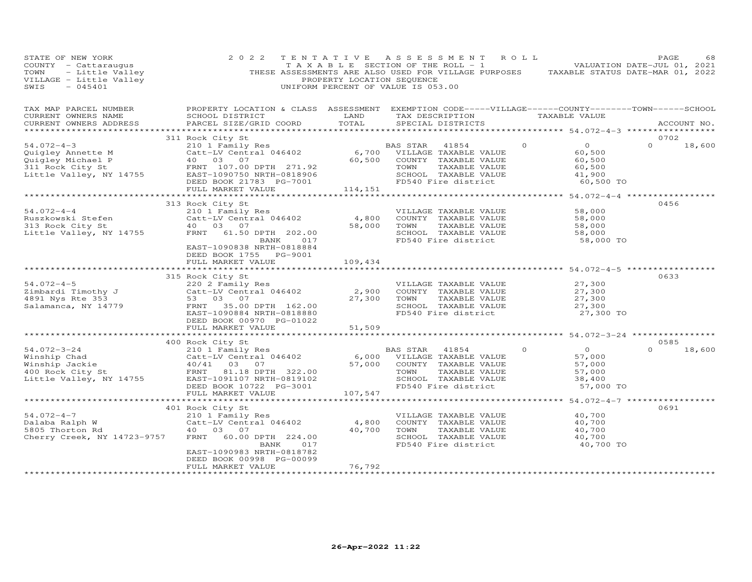STATE OF NEW YORK | COUNTY - Cattaraugus | TOWN - Little Valley | VILLAGE - Little Valley | SWIS - 045401

**2022 TENTATIVE ASSESSMENT ROLL**
TAXABLE SECTION OF THE ROLL - 1
THESE ASSESSMENTS ARE ALSO USED FOR VILLAGE PURPOSES
PROPERTY LOCATION SEQUENCE
UNIFORM PERCENT OF VALUE IS 053.00

VALUATION DATE-JUL 01, 2021
TAXABLE STATUS DATE-MAR 01, 2022

| TAX MAP PARCEL NUMBER / CURRENT OWNERS NAME / CURRENT OWNERS ADDRESS | PROPERTY LOCATION & CLASS / SCHOOL DISTRICT / PARCEL SIZE/GRID COORD | ASSESSMENT LAND | TOTAL | EXEMPTION CODE / TAX DESCRIPTION / SPECIAL DISTRICTS | VILLAGE | COUNTY | TOWN | SCHOOL | ACCOUNT NO. |
|---|---|---|---|---|---|---|---|---|---|
| **54.072-4-3** | 311 Rock City St | | | | | | | | 0702 |
| Quigley Annette M | 210 1 Family Res | | | BAS STAR 41854 | 0 | 0 | 0 | 18,600 | |
| Quigley Michael P | Catt-LV Central 046402 | 6,700 | | VILLAGE TAXABLE VALUE | 60,500 | | | | |
| 311 Rock City St | 40 03 07 | | 60,500 | COUNTY TAXABLE VALUE | | 60,500 | | | |
| Little Valley, NY 14755 | FRNT 107.00 DPTH 271.92 | | | TOWN TAXABLE VALUE | | | 60,500 | | |
| | EAST-1090750 NRTH-0818906 | | | SCHOOL TAXABLE VALUE | | | | 41,900 | |
| | DEED BOOK 21783 PG-7001 | | | FD540 Fire district | 60,500 TO | | | | |
| | FULL MARKET VALUE | | 114,151 | | | | | | |
| **54.072-4-4** | 313 Rock City St | | | | | | | | 0456 |
| Ruszkowski Stefen | 210 1 Family Res | | | VILLAGE TAXABLE VALUE | 58,000 | | | | |
| 313 Rock City St | Catt-LV Central 046402 | 4,800 | | COUNTY TAXABLE VALUE | | 58,000 | | | |
| Little Valley, NY 14755 | 40 03 07 | | 58,000 | TOWN TAXABLE VALUE | | | 58,000 | | |
| | FRNT 61.50 DPTH 202.00 | | | SCHOOL TAXABLE VALUE | | | | 58,000 | |
| | BANK 017 | | | FD540 Fire district | 58,000 TO | | | | |
| | EAST-1090838 NRTH-0818884 | | | | | | | | |
| | DEED BOOK 1755 PG-9001 | | | | | | | | |
| | FULL MARKET VALUE | | 109,434 | | | | | | |
| **54.072-4-5** | 315 Rock City St | | | | | | | | 0633 |
| Zimbardi Timothy J | 220 2 Family Res | | | VILLAGE TAXABLE VALUE | 27,300 | | | | |
| 4891 Nys Rte 353 | Catt-LV Central 046402 | 2,900 | | COUNTY TAXABLE VALUE | | 27,300 | | | |
| Salamanca, NY 14779 | 53 03 07 | | 27,300 | TOWN TAXABLE VALUE | | | 27,300 | | |
| | FRNT 35.00 DPTH 162.00 | | | SCHOOL TAXABLE VALUE | | | | 27,300 | |
| | EAST-1090884 NRTH-0818880 | | | FD540 Fire district | 27,300 TO | | | | |
| | DEED BOOK 00970 PG-01022 | | | | | | | | |
| | FULL MARKET VALUE | | 51,509 | | | | | | |
| **54.072-3-24** | 400 Rock City St | | | | | | | | 0585 |
| Winship Chad | 210 1 Family Res | | | BAS STAR 41854 | 0 | 0 | 0 | 18,600 | |
| Winship Jackie | Catt-LV Central 046402 | 6,000 | | VILLAGE TAXABLE VALUE | 57,000 | | | | |
| 400 Rock City St | 40/41 03 07 | | 57,000 | COUNTY TAXABLE VALUE | | 57,000 | | | |
| Little Valley, NY 14755 | FRNT 81.18 DPTH 322.00 | | | TOWN TAXABLE VALUE | | | 57,000 | | |
| | EAST-1091107 NRTH-0819102 | | | SCHOOL TAXABLE VALUE | | | | 38,400 | |
| | DEED BOOK 10722 PG-3001 | | | FD540 Fire district | 57,000 TO | | | | |
| | FULL MARKET VALUE | | 107,547 | | | | | | |
| **54.072-4-7** | 401 Rock City St | | | | | | | | 0691 |
| Dalaba Ralph W | 210 1 Family Res | | | VILLAGE TAXABLE VALUE | 40,700 | | | | |
| 5805 Thorton Rd | Catt-LV Central 046402 | 4,800 | | COUNTY TAXABLE VALUE | | 40,700 | | | |
| Cherry Creek, NY 14723-9757 | 40 03 07 | | 40,700 | TOWN TAXABLE VALUE | | | 40,700 | | |
| | FRNT 60.00 DPTH 224.00 | | | SCHOOL TAXABLE VALUE | | | | 40,700 | |
| | BANK 017 | | | FD540 Fire district | 40,700 TO | | | | |
| | EAST-1090983 NRTH-0818782 | | | | | | | | |
| | DEED BOOK 00998 PG-00099 | | | | | | | | |
| | FULL MARKET VALUE | | 76,792 | | | | | | |

26-Apr-2022 11:22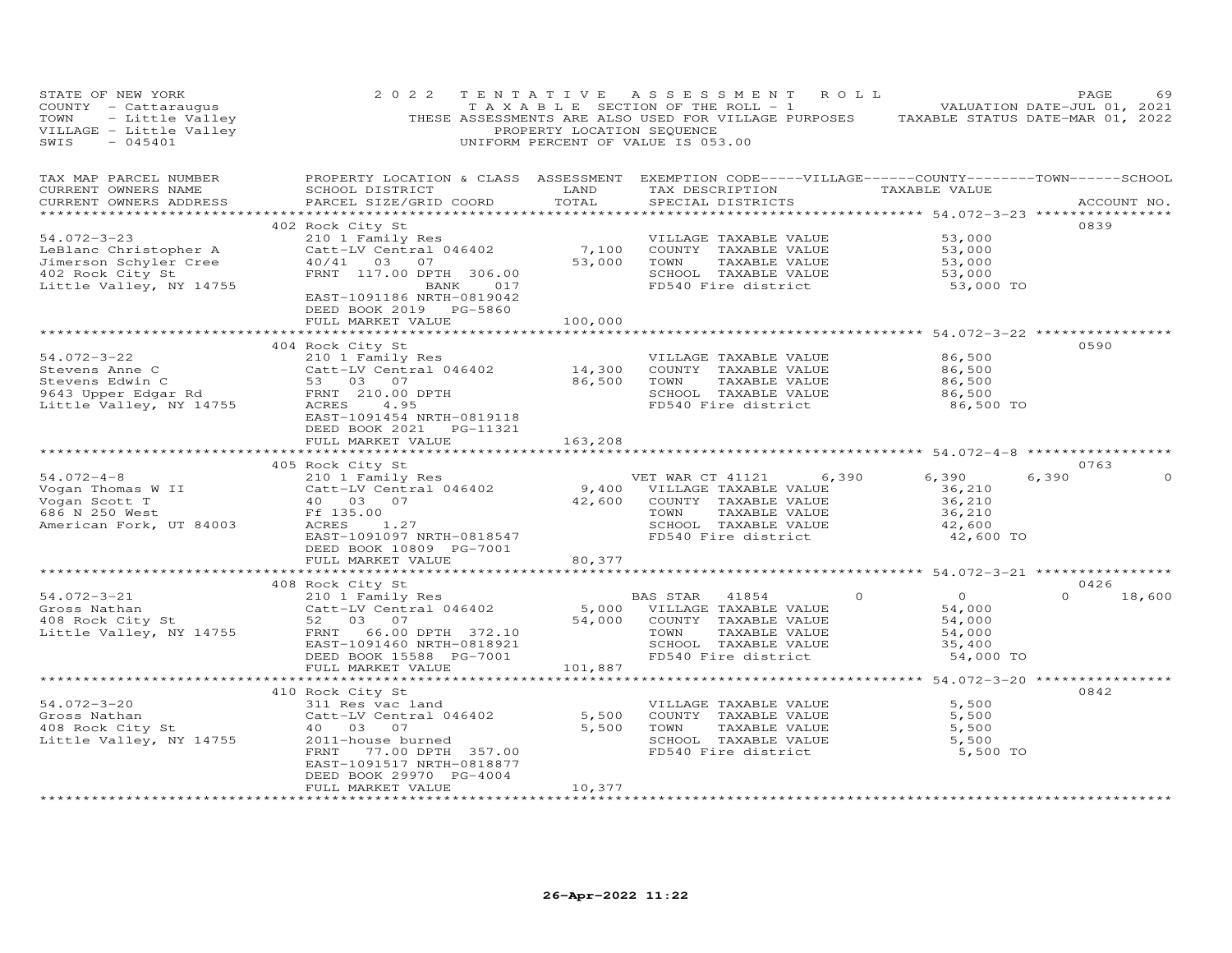STATE OF NEW YORK
COUNTY - Cattaraugus
TOWN - Little Valley
VILLAGE - Little Valley
SWIS - 045401

2022 TENTATIVE ASSESSMENT ROLL
TAXABLE SECTION OF THE ROLL - 1
THESE ASSESSMENTS ARE ALSO USED FOR VILLAGE PURPOSES
PROPERTY LOCATION SEQUENCE
UNIFORM PERCENT OF VALUE IS 053.00

VALUATION DATE-JUL 01, 2021
TAXABLE STATUS DATE-MAR 01, 2022

| TAX MAP PARCEL NUMBER / CURRENT OWNERS NAME / CURRENT OWNERS ADDRESS | PROPERTY LOCATION & CLASS / SCHOOL DISTRICT / PARCEL SIZE/GRID COORD | ASSESSMENT LAND | TOTAL | EXEMPTION CODE / TAX DESCRIPTION / SPECIAL DISTRICTS | VILLAGE | COUNTY TAXABLE VALUE | TOWN | SCHOOL | ACCOUNT NO. |
|---|---|---|---|---|---|---|---|---|---|
| **54.072-3-23** | 402 Rock City St | | | | | | | | 0839 |
| LeBlanc Christopher A | 210 1 Family Res | | | VILLAGE TAXABLE VALUE | | 53,000 | | | |
| Jimerson Schyler Cree | Catt-LV Central 046402 | 7,100 | | COUNTY TAXABLE VALUE | | 53,000 | | | |
| 402 Rock City St | 40/41 03 07 | | 53,000 | TOWN TAXABLE VALUE | | 53,000 | | | |
| Little Valley, NY 14755 | FRNT 117.00 DPTH 306.00 | | | SCHOOL TAXABLE VALUE | | 53,000 | | | |
| | BANK 017 | | | FD540 Fire district | | 53,000 TO | | | |
| | EAST-1091186 NRTH-0819042 | | | | | | | | |
| | DEED BOOK 2019 PG-5860 | | | | | | | | |
| | FULL MARKET VALUE | | 100,000 | | | | | | |
| **54.072-3-22** | 404 Rock City St | | | | | | | | 0590 |
| Stevens Anne C | 210 1 Family Res | | | VILLAGE TAXABLE VALUE | | 86,500 | | | |
| Stevens Edwin C | Catt-LV Central 046402 | 14,300 | | COUNTY TAXABLE VALUE | | 86,500 | | | |
| 9643 Upper Edgar Rd | 53 03 07 | | 86,500 | TOWN TAXABLE VALUE | | 86,500 | | | |
| Little Valley, NY 14755 | FRNT 210.00 DPTH | | | SCHOOL TAXABLE VALUE | | 86,500 | | | |
| | ACRES 4.95 | | | FD540 Fire district | | 86,500 TO | | | |
| | EAST-1091454 NRTH-0819118 | | | | | | | | |
| | DEED BOOK 2021 PG-11321 | | | | | | | | |
| | FULL MARKET VALUE | | 163,208 | | | | | | |
| **54.072-4-8** | 405 Rock City St | | | | | | | | 0763 |
| Vogan Thomas W II | 210 1 Family Res | | | VET WAR CT 41121 | 6,390 | 6,390 | 6,390 | 0 | |
| Vogan Scott T | Catt-LV Central 046402 | 9,400 | | VILLAGE TAXABLE VALUE | | 36,210 | | | |
| 686 N 250 West | 40 03 07 | | 42,600 | COUNTY TAXABLE VALUE | | 36,210 | | | |
| American Fork, UT 84003 | Ff 135.00 | | | TOWN TAXABLE VALUE | | 36,210 | | | |
| | ACRES 1.27 | | | SCHOOL TAXABLE VALUE | | 42,600 | | | |
| | EAST-1091097 NRTH-0818547 | | | FD540 Fire district | | 42,600 TO | | | |
| | DEED BOOK 10809 PG-7001 | | | | | | | | |
| | FULL MARKET VALUE | | 80,377 | | | | | | |
| **54.072-3-21** | 408 Rock City St | | | | | | | | 0426 |
| Gross Nathan | 210 1 Family Res | | | BAS STAR 41854 | 0 | 0 | 0 | 18,600 | |
| 408 Rock City St | Catt-LV Central 046402 | 5,000 | | VILLAGE TAXABLE VALUE | | 54,000 | | | |
| Little Valley, NY 14755 | 52 03 07 | | 54,000 | COUNTY TAXABLE VALUE | | 54,000 | | | |
| | FRNT 66.00 DPTH 372.10 | | | TOWN TAXABLE VALUE | | 54,000 | | | |
| | EAST-1091460 NRTH-0818921 | | | SCHOOL TAXABLE VALUE | | 35,400 | | | |
| | DEED BOOK 15588 PG-7001 | | | FD540 Fire district | | 54,000 TO | | | |
| | FULL MARKET VALUE | | 101,887 | | | | | | |
| **54.072-3-20** | 410 Rock City St | | | | | | | | 0842 |
| Gross Nathan | 311 Res vac land | | | VILLAGE TAXABLE VALUE | | 5,500 | | | |
| 408 Rock City St | Catt-LV Central 046402 | 5,500 | | COUNTY TAXABLE VALUE | | 5,500 | | | |
| Little Valley, NY 14755 | 40 03 07 | | 5,500 | TOWN TAXABLE VALUE | | 5,500 | | | |
| | 2011-house burned | | | SCHOOL TAXABLE VALUE | | 5,500 | | | |
| | FRNT 77.00 DPTH 357.00 | | | FD540 Fire district | | 5,500 TO | | | |
| | EAST-1091517 NRTH-0818877 | | | | | | | | |
| | DEED BOOK 29970 PG-4004 | | | | | | | | |
| | FULL MARKET VALUE | | 10,377 | | | | | | |

26-Apr-2022 11:22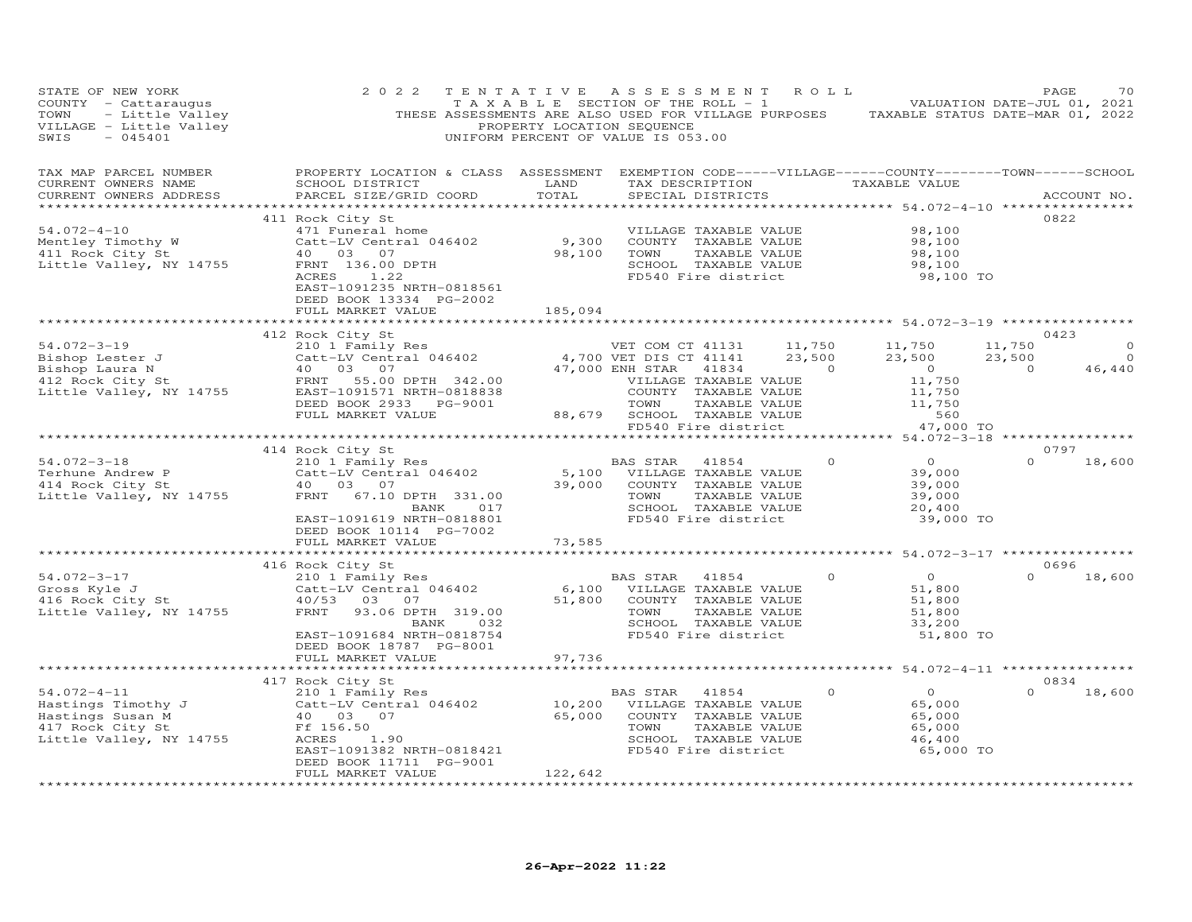STATE OF NEW YORK
COUNTY - Cattaraugus
TOWN - Little Valley
VILLAGE - Little Valley
SWIS - 045401

2022 TENTATIVE ASSESSMENT ROLL
TAXABLE SECTION OF THE ROLL - 1
THESE ASSESSMENTS ARE ALSO USED FOR VILLAGE PURPOSES
PROPERTY LOCATION SEQUENCE
UNIFORM PERCENT OF VALUE IS 053.00

VALUATION DATE-JUL 01, 2021
TAXABLE STATUS DATE-MAR 01, 2022

| TAX MAP PARCEL NUMBER / CURRENT OWNERS NAME / CURRENT OWNERS ADDRESS | PROPERTY LOCATION & CLASS / SCHOOL DISTRICT / PARCEL SIZE/GRID COORD | ASSESSMENT LAND / TOTAL | EXEMPTION CODE / TAX DESCRIPTION / SPECIAL DISTRICTS | VILLAGE | COUNTY | TOWN | SCHOOL | ACCOUNT NO. |
|---|---|---|---|---|---|---|---|---|
| **54.072-4-10** | 411 Rock City St | | | | | | | 0822 |
| Mentley Timothy W | 471 Funeral home | | VILLAGE TAXABLE VALUE | | 98,100 | | | |
| 411 Rock City St | Catt-LV Central 046402 | 9,300 | COUNTY TAXABLE VALUE | | 98,100 | | | |
| Little Valley, NY 14755 | 40 03 07 | 98,100 | TOWN TAXABLE VALUE | | 98,100 | | | |
| | FRNT 136.00 DPTH | | SCHOOL TAXABLE VALUE | | 98,100 | | | |
| | ACRES 1.22 | | FD540 Fire district | | 98,100 TO | | | |
| | EAST-1091235 NRTH-0818561 | | | | | | | |
| | DEED BOOK 13334 PG-2002 | | | | | | | |
| | FULL MARKET VALUE | 185,094 | | | | | | |
| **54.072-3-19** | 412 Rock City St | | | | | | | 0423 |
| Bishop Lester J | 210 1 Family Res | | VET COM CT 41131 | 11,750 | 11,750 | 11,750 | 0 | |
| Bishop Laura N | Catt-LV Central 046402 | 4,700 | VET DIS CT 41141 | 23,500 | 23,500 | 23,500 | 0 | |
| 412 Rock City St | 40 03 07 | 47,000 | ENH STAR 41834 | 0 | 0 | 0 | 46,440 | |
| Little Valley, NY 14755 | FRNT 55.00 DPTH 342.00 | | VILLAGE TAXABLE VALUE | | 11,750 | | | |
| | EAST-1091571 NRTH-0818838 | | COUNTY TAXABLE VALUE | | 11,750 | | | |
| | DEED BOOK 2933 PG-9001 | | TOWN TAXABLE VALUE | | 11,750 | | | |
| | FULL MARKET VALUE | 88,679 | SCHOOL TAXABLE VALUE | | 560 | | | |
| | | | FD540 Fire district | | 47,000 TO | | | |
| **54.072-3-18** | 414 Rock City St | | | | | | | 0797 |
| Terhune Andrew P | 210 1 Family Res | | BAS STAR 41854 | 0 | 0 | 0 | 18,600 | |
| 414 Rock City St | Catt-LV Central 046402 | 5,100 | VILLAGE TAXABLE VALUE | | 39,000 | | | |
| Little Valley, NY 14755 | 40 03 07 | 39,000 | COUNTY TAXABLE VALUE | | 39,000 | | | |
| | FRNT 67.10 DPTH 331.00 | | TOWN TAXABLE VALUE | | 39,000 | | | |
| | BANK 017 | | SCHOOL TAXABLE VALUE | | 20,400 | | | |
| | EAST-1091619 NRTH-0818801 | | FD540 Fire district | | 39,000 TO | | | |
| | DEED BOOK 10114 PG-7002 | | | | | | | |
| | FULL MARKET VALUE | 73,585 | | | | | | |
| **54.072-3-17** | 416 Rock City St | | | | | | | 0696 |
| Gross Kyle J | 210 1 Family Res | | BAS STAR 41854 | 0 | 0 | 0 | 18,600 | |
| 416 Rock City St | Catt-LV Central 046402 | 6,100 | VILLAGE TAXABLE VALUE | | 51,800 | | | |
| Little Valley, NY 14755 | 40/53 03 07 | 51,800 | COUNTY TAXABLE VALUE | | 51,800 | | | |
| | FRNT 93.06 DPTH 319.00 | | TOWN TAXABLE VALUE | | 51,800 | | | |
| | BANK 032 | | SCHOOL TAXABLE VALUE | | 33,200 | | | |
| | EAST-1091684 NRTH-0818754 | | FD540 Fire district | | 51,800 TO | | | |
| | DEED BOOK 18787 PG-8001 | | | | | | | |
| | FULL MARKET VALUE | 97,736 | | | | | | |
| **54.072-4-11** | 417 Rock City St | | | | | | | 0834 |
| Hastings Timothy J | 210 1 Family Res | | BAS STAR 41854 | 0 | 0 | 0 | 18,600 | |
| Hastings Susan M | Catt-LV Central 046402 | 10,200 | VILLAGE TAXABLE VALUE | | 65,000 | | | |
| 417 Rock City St | 40 03 07 | 65,000 | COUNTY TAXABLE VALUE | | 65,000 | | | |
| Little Valley, NY 14755 | Ff 156.50 | | TOWN TAXABLE VALUE | | 65,000 | | | |
| | ACRES 1.90 | | SCHOOL TAXABLE VALUE | | 46,400 | | | |
| | EAST-1091382 NRTH-0818421 | | FD540 Fire district | | 65,000 TO | | | |
| | DEED BOOK 11711 PG-9001 | | | | | | | |
| | FULL MARKET VALUE | 122,642 | | | | | | |

26-Apr-2022 11:22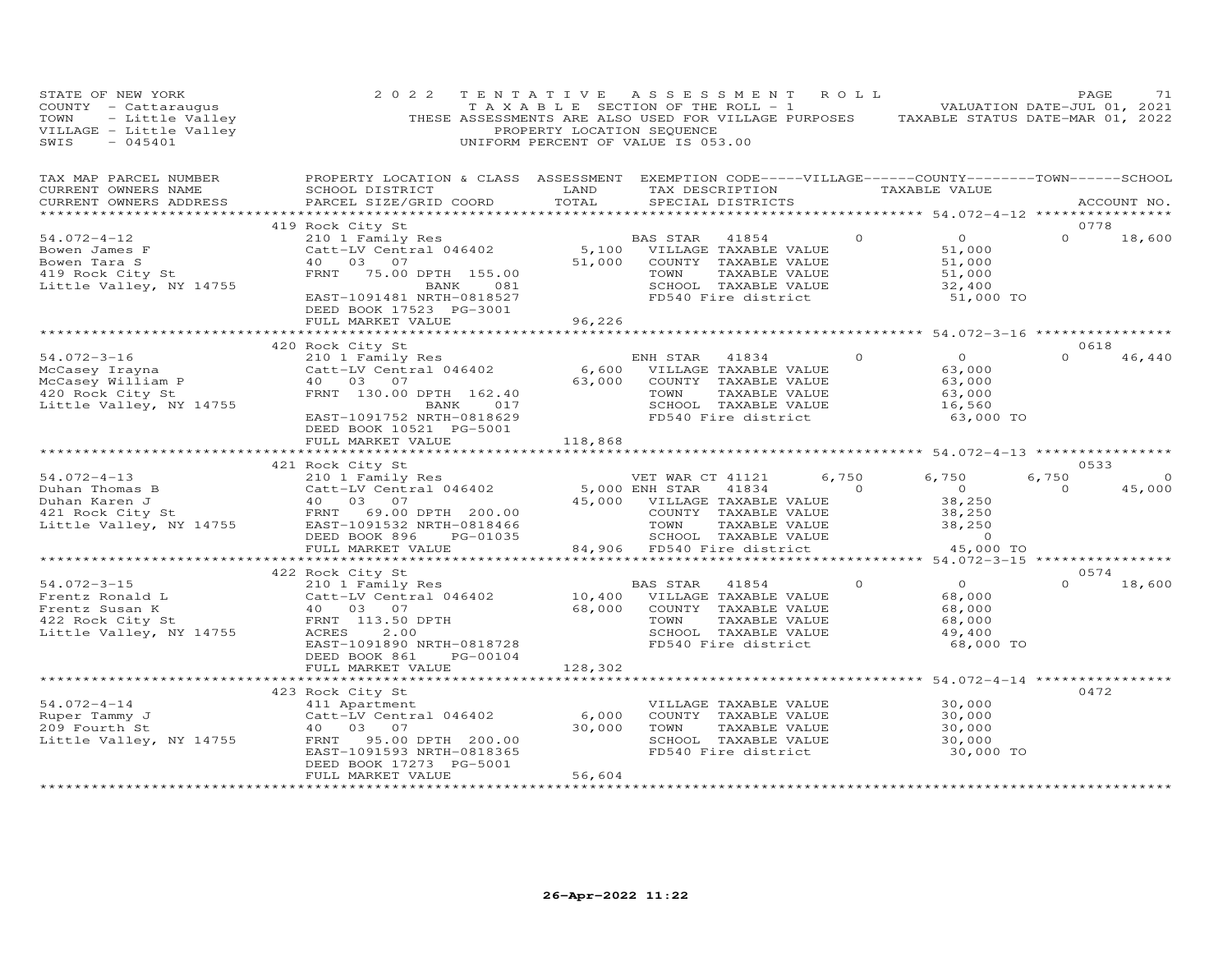STATE OF NEW YORK
COUNTY - Cattaraugus
TOWN - Little Valley
VILLAGE - Little Valley
SWIS - 045401

2022 TENTATIVE ASSESSMENT ROLL
TAXABLE SECTION OF THE ROLL - 1
THESE ASSESSMENTS ARE ALSO USED FOR VILLAGE PURPOSES
PROPERTY LOCATION SEQUENCE
UNIFORM PERCENT OF VALUE IS 053.00

VALUATION DATE-JUL 01, 2021
TAXABLE STATUS DATE-MAR 01, 2022

| TAX MAP PARCEL NUMBER / CURRENT OWNERS NAME / CURRENT OWNERS ADDRESS | PROPERTY LOCATION & CLASS / SCHOOL DISTRICT / PARCEL SIZE/GRID COORD | ASSESSMENT LAND / TOTAL | EXEMPTION CODE / TAX DESCRIPTION / SPECIAL DISTRICTS | VILLAGE | COUNTY TAXABLE VALUE | TOWN | SCHOOL | ACCOUNT NO. |
|---|---|---|---|---|---|---|---|---|
| **54.072-4-12** | 419 Rock City St | | | | | | | 0778 |
| Bowen James F | 210 1 Family Res | | BAS STAR 41854 | 0 | 0 | 0 | 18,600 | |
| Bowen Tara S | Catt-LV Central 046402 | 5,100 | VILLAGE TAXABLE VALUE | | 51,000 | | | |
| 419 Rock City St | 40 03 07 | 51,000 | COUNTY TAXABLE VALUE | | 51,000 | | | |
| Little Valley, NY 14755 | FRNT 75.00 DPTH 155.00 | | TOWN TAXABLE VALUE | | 51,000 | | | |
| | BANK 081 | | SCHOOL TAXABLE VALUE | | 32,400 | | | |
| | EAST-1091481 NRTH-0818527 | | FD540 Fire district | | 51,000 TO | | | |
| | DEED BOOK 17523 PG-3001 | | | | | | | |
| | FULL MARKET VALUE | 96,226 | | | | | | |
| **54.072-3-16** | 420 Rock City St | | | | | | | 0618 |
| McCasey Irayna | 210 1 Family Res | | ENH STAR 41834 | 0 | 0 | 0 | 46,440 | |
| McCasey William P | Catt-LV Central 046402 | 6,600 | VILLAGE TAXABLE VALUE | | 63,000 | | | |
| 420 Rock City St | 40 03 07 | 63,000 | COUNTY TAXABLE VALUE | | 63,000 | | | |
| Little Valley, NY 14755 | FRNT 130.00 DPTH 162.40 | | TOWN TAXABLE VALUE | | 63,000 | | | |
| | BANK 017 | | SCHOOL TAXABLE VALUE | | 16,560 | | | |
| | EAST-1091752 NRTH-0818629 | | FD540 Fire district | | 63,000 TO | | | |
| | DEED BOOK 10521 PG-5001 | | | | | | | |
| | FULL MARKET VALUE | 118,868 | | | | | | |
| **54.072-4-13** | 421 Rock City St | | | | | | | 0533 |
| Duhan Thomas B | 210 1 Family Res | | VET WAR CT 41121 | 6,750 | 6,750 | 6,750 | 0 | |
| Duhan Karen J | Catt-LV Central 046402 | 5,000 | ENH STAR 41834 | 0 | 0 | 0 | 45,000 | |
| 421 Rock City St | 40 03 07 | 45,000 | VILLAGE TAXABLE VALUE | | 38,250 | | | |
| Little Valley, NY 14755 | FRNT 69.00 DPTH 200.00 | | COUNTY TAXABLE VALUE | | 38,250 | | | |
| | EAST-1091532 NRTH-0818466 | | TOWN TAXABLE VALUE | | 38,250 | | | |
| | DEED BOOK 896 PG-01035 | | SCHOOL TAXABLE VALUE | | 0 | | | |
| | FULL MARKET VALUE | 84,906 | FD540 Fire district | | 45,000 TO | | | |
| **54.072-3-15** | 422 Rock City St | | | | | | | 0574 |
| Frentz Ronald L | 210 1 Family Res | | BAS STAR 41854 | 0 | 0 | 0 | 18,600 | |
| Frentz Susan K | Catt-LV Central 046402 | 10,400 | VILLAGE TAXABLE VALUE | | 68,000 | | | |
| 422 Rock City St | 40 03 07 | 68,000 | COUNTY TAXABLE VALUE | | 68,000 | | | |
| Little Valley, NY 14755 | FRNT 113.50 DPTH | | TOWN TAXABLE VALUE | | 68,000 | | | |
| | ACRES 2.00 | | SCHOOL TAXABLE VALUE | | 49,400 | | | |
| | EAST-1091890 NRTH-0818728 | | FD540 Fire district | | 68,000 TO | | | |
| | DEED BOOK 861 PG-00104 | | | | | | | |
| | FULL MARKET VALUE | 128,302 | | | | | | |
| **54.072-4-14** | 423 Rock City St | | | | | | | 0472 |
| Ruper Tammy J | 411 Apartment | | VILLAGE TAXABLE VALUE | | 30,000 | | | |
| 209 Fourth St | Catt-LV Central 046402 | 6,000 | COUNTY TAXABLE VALUE | | 30,000 | | | |
| Little Valley, NY 14755 | 40 03 07 | 30,000 | TOWN TAXABLE VALUE | | 30,000 | | | |
| | FRNT 95.00 DPTH 200.00 | | SCHOOL TAXABLE VALUE | | 30,000 | | | |
| | EAST-1091593 NRTH-0818365 | | FD540 Fire district | | 30,000 TO | | | |
| | DEED BOOK 17273 PG-5001 | | | | | | | |
| | FULL MARKET VALUE | 56,604 | | | | | | |

26-Apr-2022 11:22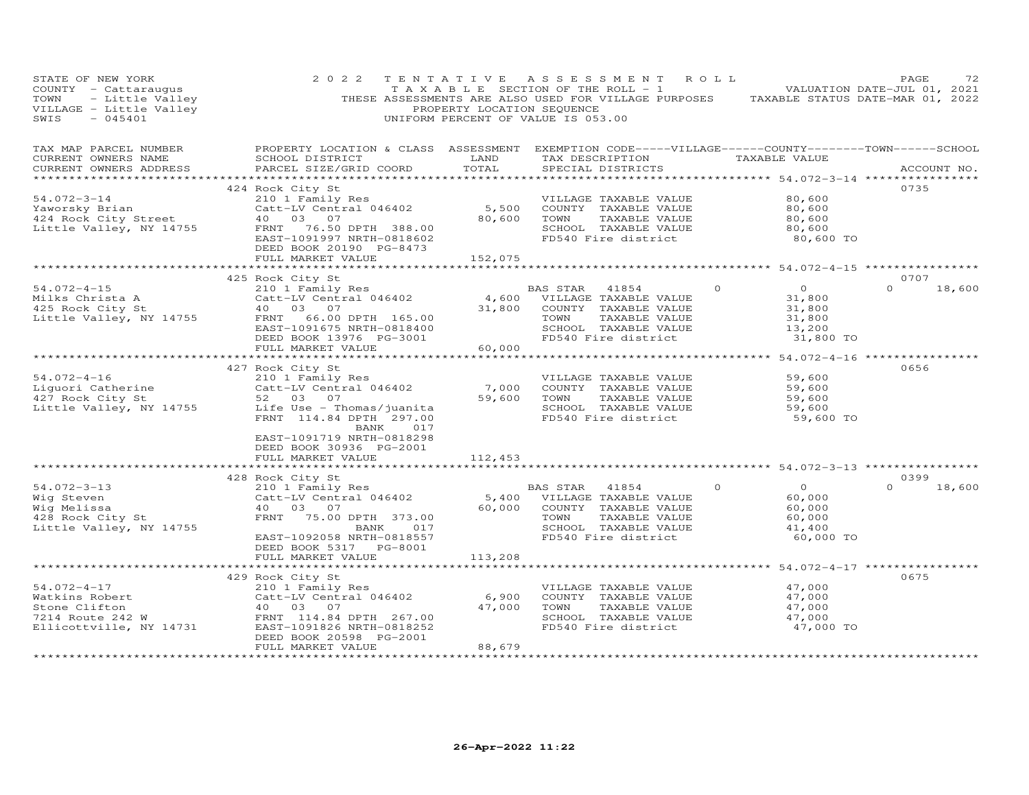STATE OF NEW YORK — 2022 TENTATIVE ASSESSMENT ROLL
COUNTY - Cattaraugus — TAXABLE SECTION OF THE ROLL - 1 — VALUATION DATE-JUL 01, 2021
TOWN - Little Valley — THESE ASSESSMENTS ARE ALSO USED FOR VILLAGE PURPOSES — TAXABLE STATUS DATE-MAR 01, 2022
VILLAGE - Little Valley — PROPERTY LOCATION SEQUENCE
SWIS - 045401 — UNIFORM PERCENT OF VALUE IS 053.00

| TAX MAP PARCEL NUMBER / CURRENT OWNERS NAME / CURRENT OWNERS ADDRESS | PROPERTY LOCATION & CLASS / SCHOOL DISTRICT / PARCEL SIZE/GRID COORD | ASSESSMENT LAND / TOTAL | EXEMPTION CODE / TAX DESCRIPTION / SPECIAL DISTRICTS | VILLAGE | COUNTY TAXABLE VALUE | TOWN | SCHOOL / ACCOUNT NO. |
|---|---|---|---|---|---|---|---|
| **54.072-3-14** | 424 Rock City St | | | | | | 0735 |
| 54.072-3-14 | 210 1 Family Res | | VILLAGE TAXABLE VALUE | | 80,600 | | |
| Yaworsky Brian | Catt-LV Central 046402 | 5,500 | COUNTY TAXABLE VALUE | | 80,600 | | |
| 424 Rock City Street | 40 03 07 | 80,600 | TOWN TAXABLE VALUE | | 80,600 | | |
| Little Valley, NY 14755 | FRNT 76.50 DPTH 388.00 | | SCHOOL TAXABLE VALUE | | 80,600 | | |
| | EAST-1091997 NRTH-0818602 | | FD540 Fire district | | 80,600 TO | | |
| | DEED BOOK 20190 PG-8473 | | | | | | |
| | FULL MARKET VALUE | 152,075 | | | | | |
| **54.072-4-15** | 425 Rock City St | | | | | | 0707 |
| 54.072-4-15 | 210 1 Family Res | | BAS STAR 41854 | 0 | 0 | 0 | 18,600 |
| Milks Christa A | Catt-LV Central 046402 | 4,600 | VILLAGE TAXABLE VALUE | | 31,800 | | |
| 425 Rock City St | 40 03 07 | 31,800 | COUNTY TAXABLE VALUE | | 31,800 | | |
| Little Valley, NY 14755 | FRNT 66.00 DPTH 165.00 | | TOWN TAXABLE VALUE | | 31,800 | | |
| | EAST-1091675 NRTH-0818400 | | SCHOOL TAXABLE VALUE | | 13,200 | | |
| | DEED BOOK 13976 PG-3001 | | FD540 Fire district | | 31,800 TO | | |
| | FULL MARKET VALUE | 60,000 | | | | | |
| **54.072-4-16** | 427 Rock City St | | | | | | 0656 |
| 54.072-4-16 | 210 1 Family Res | | VILLAGE TAXABLE VALUE | | 59,600 | | |
| Liguori Catherine | Catt-LV Central 046402 | 7,000 | COUNTY TAXABLE VALUE | | 59,600 | | |
| 427 Rock City St | 52 03 07 | 59,600 | TOWN TAXABLE VALUE | | 59,600 | | |
| Little Valley, NY 14755 | Life Use - Thomas/juanita | | SCHOOL TAXABLE VALUE | | 59,600 | | |
| | FRNT 114.84 DPTH 297.00 | | FD540 Fire district | | 59,600 TO | | |
| | BANK 017 | | | | | | |
| | EAST-1091719 NRTH-0818298 | | | | | | |
| | DEED BOOK 30936 PG-2001 | | | | | | |
| | FULL MARKET VALUE | 112,453 | | | | | |
| **54.072-3-13** | 428 Rock City St | | | | | | 0399 |
| 54.072-3-13 | 210 1 Family Res | | BAS STAR 41854 | 0 | 0 | 0 | 18,600 |
| Wig Steven | Catt-LV Central 046402 | 5,400 | VILLAGE TAXABLE VALUE | | 60,000 | | |
| Wig Melissa | 40 03 07 | 60,000 | COUNTY TAXABLE VALUE | | 60,000 | | |
| 428 Rock City St | FRNT 75.00 DPTH 373.00 | | TOWN TAXABLE VALUE | | 60,000 | | |
| Little Valley, NY 14755 | BANK 017 | | SCHOOL TAXABLE VALUE | | 41,400 | | |
| | EAST-1092058 NRTH-0818557 | | FD540 Fire district | | 60,000 TO | | |
| | DEED BOOK 5317 PG-8001 | | | | | | |
| | FULL MARKET VALUE | 113,208 | | | | | |
| **54.072-4-17** | 429 Rock City St | | | | | | 0675 |
| 54.072-4-17 | 210 1 Family Res | | VILLAGE TAXABLE VALUE | | 47,000 | | |
| Watkins Robert | Catt-LV Central 046402 | 6,900 | COUNTY TAXABLE VALUE | | 47,000 | | |
| Stone Clifton | 40 03 07 | 47,000 | TOWN TAXABLE VALUE | | 47,000 | | |
| 7214 Route 242 W | FRNT 114.84 DPTH 267.00 | | SCHOOL TAXABLE VALUE | | 47,000 | | |
| Ellicottville, NY 14731 | EAST-1091826 NRTH-0818252 | | FD540 Fire district | | 47,000 TO | | |
| | DEED BOOK 20598 PG-2001 | | | | | | |
| | FULL MARKET VALUE | 88,679 | | | | | |

26-Apr-2022 11:22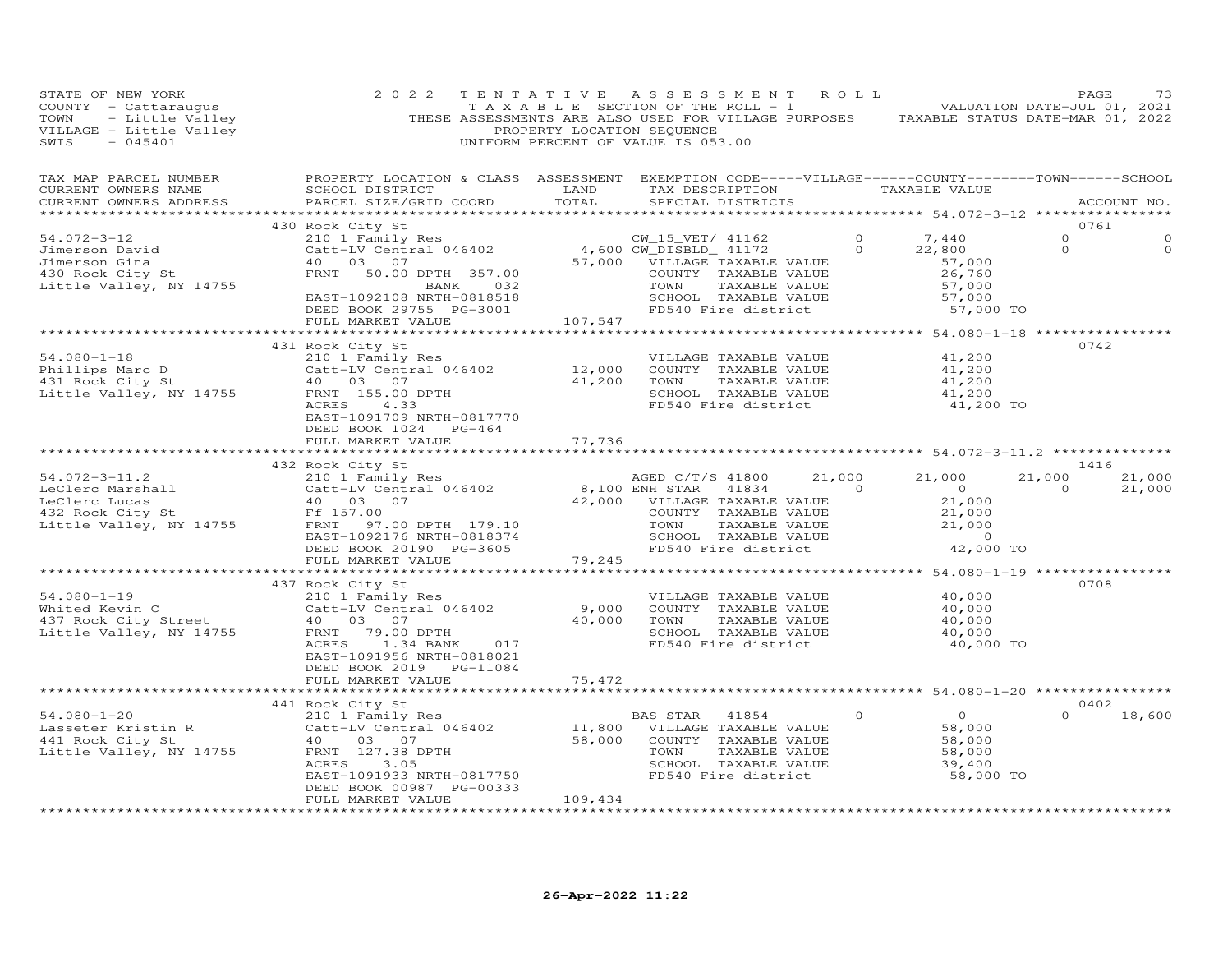STATE OF NEW YORK
COUNTY - Cattaraugus
TOWN - Little Valley
VILLAGE - Little Valley
SWIS - 045401

2022 TENTATIVE ASSESSMENT ROLL
TAXABLE SECTION OF THE ROLL - 1
THESE ASSESSMENTS ARE ALSO USED FOR VILLAGE PURPOSES
PROPERTY LOCATION SEQUENCE
UNIFORM PERCENT OF VALUE IS 053.00

VALUATION DATE-JUL 01, 2021
TAXABLE STATUS DATE-MAR 01, 2022

```
TAX MAP PARCEL NUMBER     PROPERTY LOCATION & CLASS  ASSESSMENT  EXEMPTION CODE-----VILLAGE------COUNTY--------TOWN------SCHOOL
CURRENT OWNERS NAME       SCHOOL DISTRICT               LAND      TAX DESCRIPTION              TAXABLE VALUE
CURRENT OWNERS ADDRESS    PARCEL SIZE/GRID COORD        TOTAL     SPECIAL DISTRICTS                                        ACCOUNT NO.
*********************************************************************************************** 54.072-3-12 *****************
                          430 Rock City St                                                                                 0761
54.072-3-12               210 1 Family Res                    CW_15_VET/ 41162          0          7,440          0              0
Jimerson David            Catt-LV Central 046402      4,600 CW_DISBLD_ 41172            0         22,800          0              0
Jimerson Gina             40   03   07               57,000   VILLAGE TAXABLE VALUE               57,000
430 Rock City St          FRNT   50.00 DPTH 357.00            COUNTY  TAXABLE VALUE               26,760
Little Valley, NY 14755               BANK     032            TOWN    TAXABLE VALUE               57,000
                          EAST-1092108 NRTH-0818518           SCHOOL  TAXABLE VALUE               57,000
                          DEED BOOK 29755  PG-3001            FD540 Fire district                 57,000 TO
                          FULL MARKET VALUE           107,547
*********************************************************************************************** 54.080-1-18 *****************
                          431 Rock City St                                                                                 0742
54.080-1-18               210 1 Family Res                    VILLAGE TAXABLE VALUE               41,200
Phillips Marc D           Catt-LV Central 046402     12,000   COUNTY  TAXABLE VALUE               41,200
431 Rock City St          40   03   07               41,200   TOWN    TAXABLE VALUE               41,200
Little Valley, NY 14755   FRNT  155.00 DPTH                   SCHOOL  TAXABLE VALUE               41,200
                          ACRES     4.33                      FD540 Fire district                 41,200 TO
                          EAST-1091709 NRTH-0817770
                          DEED BOOK 1024   PG-464
                          FULL MARKET VALUE            77,736
*********************************************************************************************** 54.072-3-11.2 ***************
                          432 Rock City St                                                                                 1416
54.072-3-11.2             210 1 Family Res                    AGED C/T/S 41800     21,000         21,000     21,000         21,000
LeClerc Marshall          Catt-LV Central 046402      8,100 ENH STAR   41834            0              0          0         21,000
LeClerc Lucas             40   03   07               42,000   VILLAGE TAXABLE VALUE               21,000
432 Rock City St          Ff 157.00                           COUNTY  TAXABLE VALUE               21,000
Little Valley, NY 14755   FRNT   97.00 DPTH 179.10            TOWN    TAXABLE VALUE               21,000
                          EAST-1092176 NRTH-0818374           SCHOOL  TAXABLE VALUE                    0
                          DEED BOOK 20190  PG-3605            FD540 Fire district                 42,000 TO
                          FULL MARKET VALUE            79,245
*********************************************************************************************** 54.080-1-19 *****************
                          437 Rock City St                                                                                 0708
54.080-1-19               210 1 Family Res                    VILLAGE TAXABLE VALUE               40,000
Whited Kevin C            Catt-LV Central 046402      9,000   COUNTY  TAXABLE VALUE               40,000
437 Rock City Street      40   03   07               40,000   TOWN    TAXABLE VALUE               40,000
Little Valley, NY 14755   FRNT   79.00 DPTH                   SCHOOL  TAXABLE VALUE               40,000
                          ACRES     1.34 BANK     017         FD540 Fire district                 40,000 TO
                          EAST-1091956 NRTH-0818021
                          DEED BOOK 2019   PG-11084
                          FULL MARKET VALUE            75,472
*********************************************************************************************** 54.080-1-20 *****************
                          441 Rock City St                                                                                 0402
54.080-1-20               210 1 Family Res                    BAS STAR   41854          0              0          0         18,600
Lasseter Kristin R        Catt-LV Central 046402     11,800   VILLAGE TAXABLE VALUE               58,000
441 Rock City St          40   03   07               58,000   COUNTY  TAXABLE VALUE               58,000
Little Valley, NY 14755   FRNT  127.38 DPTH                   TOWN    TAXABLE VALUE               58,000
                          ACRES     3.05                      SCHOOL  TAXABLE VALUE               39,400
                          EAST-1091933 NRTH-0817750           FD540 Fire district                 58,000 TO
                          DEED BOOK 00987  PG-00333
                          FULL MARKET VALUE           109,434
******************************************************************************************************************************
```

26-Apr-2022 11:22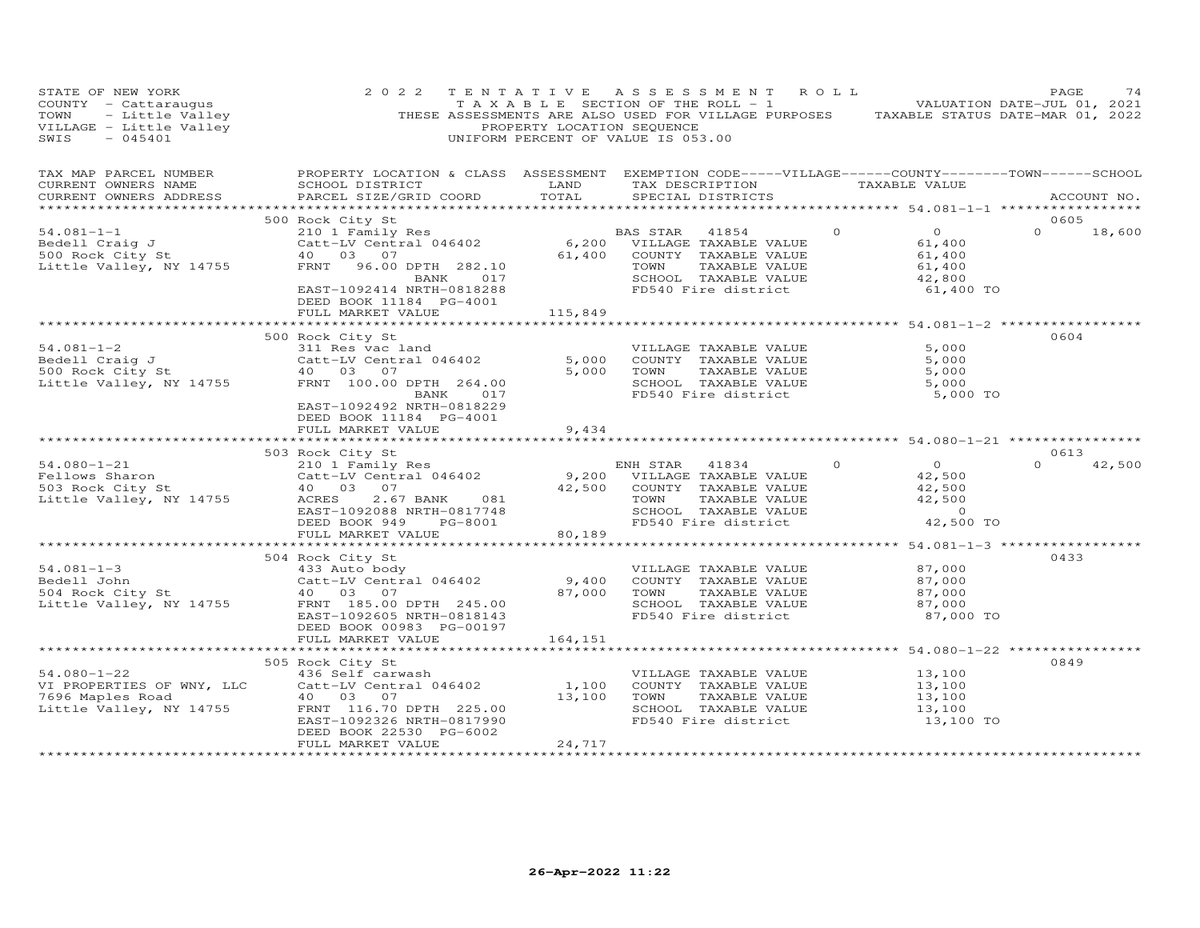STATE OF NEW YORK
COUNTY - Cattaraugus
TOWN - Little Valley
VILLAGE - Little Valley
SWIS - 045401

2022 TENTATIVE ASSESSMENT ROLL
TAXABLE SECTION OF THE ROLL - 1
THESE ASSESSMENTS ARE ALSO USED FOR VILLAGE PURPOSES
PROPERTY LOCATION SEQUENCE
UNIFORM PERCENT OF VALUE IS 053.00

VALUATION DATE-JUL 01, 2021
TAXABLE STATUS DATE-MAR 01, 2022

| TAX MAP PARCEL NUMBER / CURRENT OWNERS NAME / CURRENT OWNERS ADDRESS | PROPERTY LOCATION & CLASS / SCHOOL DISTRICT / PARCEL SIZE/GRID COORD | ASSESSMENT LAND / TOTAL | EXEMPTION CODE-----VILLAGE------COUNTY--------TOWN------SCHOOL / TAX DESCRIPTION / SPECIAL DISTRICTS | TAXABLE VALUE | ACCOUNT NO. |
|---|---|---|---|---|---|
| **54.081-1-1** | 500 Rock City St | | | | 0605 |
| 54.081-1-1 | 210 1 Family Res | | BAS STAR 41854 0 | 0 0 | 18,600 |
| Bedell Craig J | Catt-LV Central 046402 | 6,200 | VILLAGE TAXABLE VALUE | 61,400 | |
| 500 Rock City St | 40 03 07 | 61,400 | COUNTY TAXABLE VALUE | 61,400 | |
| Little Valley, NY 14755 | FRNT 96.00 DPTH 282.10 | | TOWN TAXABLE VALUE | 61,400 | |
| | BANK 017 | | SCHOOL TAXABLE VALUE | 42,800 | |
| | EAST-1092414 NRTH-0818288 | | FD540 Fire district | 61,400 TO | |
| | DEED BOOK 11184 PG-4001 | | | | |
| | FULL MARKET VALUE | 115,849 | | | |
| **54.081-1-2** | 500 Rock City St | | | | 0604 |
| 54.081-1-2 | 311 Res vac land | | VILLAGE TAXABLE VALUE | 5,000 | |
| Bedell Craig J | Catt-LV Central 046402 | 5,000 | COUNTY TAXABLE VALUE | 5,000 | |
| 500 Rock City St | 40 03 07 | 5,000 | TOWN TAXABLE VALUE | 5,000 | |
| Little Valley, NY 14755 | FRNT 100.00 DPTH 264.00 | | SCHOOL TAXABLE VALUE | 5,000 | |
| | BANK 017 | | FD540 Fire district | 5,000 TO | |
| | EAST-1092492 NRTH-0818229 | | | | |
| | DEED BOOK 11184 PG-4001 | | | | |
| | FULL MARKET VALUE | 9,434 | | | |
| **54.080-1-21** | 503 Rock City St | | | | 0613 |
| 54.080-1-21 | 210 1 Family Res | | ENH STAR 41834 0 | 0 0 | 42,500 |
| Fellows Sharon | Catt-LV Central 046402 | 9,200 | VILLAGE TAXABLE VALUE | 42,500 | |
| 503 Rock City St | 40 03 07 | 42,500 | COUNTY TAXABLE VALUE | 42,500 | |
| Little Valley, NY 14755 | ACRES 2.67 BANK 081 | | TOWN TAXABLE VALUE | 42,500 | |
| | EAST-1092088 NRTH-0817748 | | SCHOOL TAXABLE VALUE | 0 | |
| | DEED BOOK 949 PG-8001 | | FD540 Fire district | 42,500 TO | |
| | FULL MARKET VALUE | 80,189 | | | |
| **54.081-1-3** | 504 Rock City St | | | | 0433 |
| 54.081-1-3 | 433 Auto body | | VILLAGE TAXABLE VALUE | 87,000 | |
| Bedell John | Catt-LV Central 046402 | 9,400 | COUNTY TAXABLE VALUE | 87,000 | |
| 504 Rock City St | 40 03 07 | 87,000 | TOWN TAXABLE VALUE | 87,000 | |
| Little Valley, NY 14755 | FRNT 185.00 DPTH 245.00 | | SCHOOL TAXABLE VALUE | 87,000 | |
| | EAST-1092605 NRTH-0818143 | | FD540 Fire district | 87,000 TO | |
| | DEED BOOK 00983 PG-00197 | | | | |
| | FULL MARKET VALUE | 164,151 | | | |
| **54.080-1-22** | 505 Rock City St | | | | 0849 |
| 54.080-1-22 | 436 Self carwash | | VILLAGE TAXABLE VALUE | 13,100 | |
| VI PROPERTIES OF WNY, LLC | Catt-LV Central 046402 | 1,100 | COUNTY TAXABLE VALUE | 13,100 | |
| 7696 Maples Road | 40 03 07 | 13,100 | TOWN TAXABLE VALUE | 13,100 | |
| Little Valley, NY 14755 | FRNT 116.70 DPTH 225.00 | | SCHOOL TAXABLE VALUE | 13,100 | |
| | EAST-1092326 NRTH-0817990 | | FD540 Fire district | 13,100 TO | |
| | DEED BOOK 22530 PG-6002 | | | | |
| | FULL MARKET VALUE | 24,717 | | | |

26-Apr-2022 11:22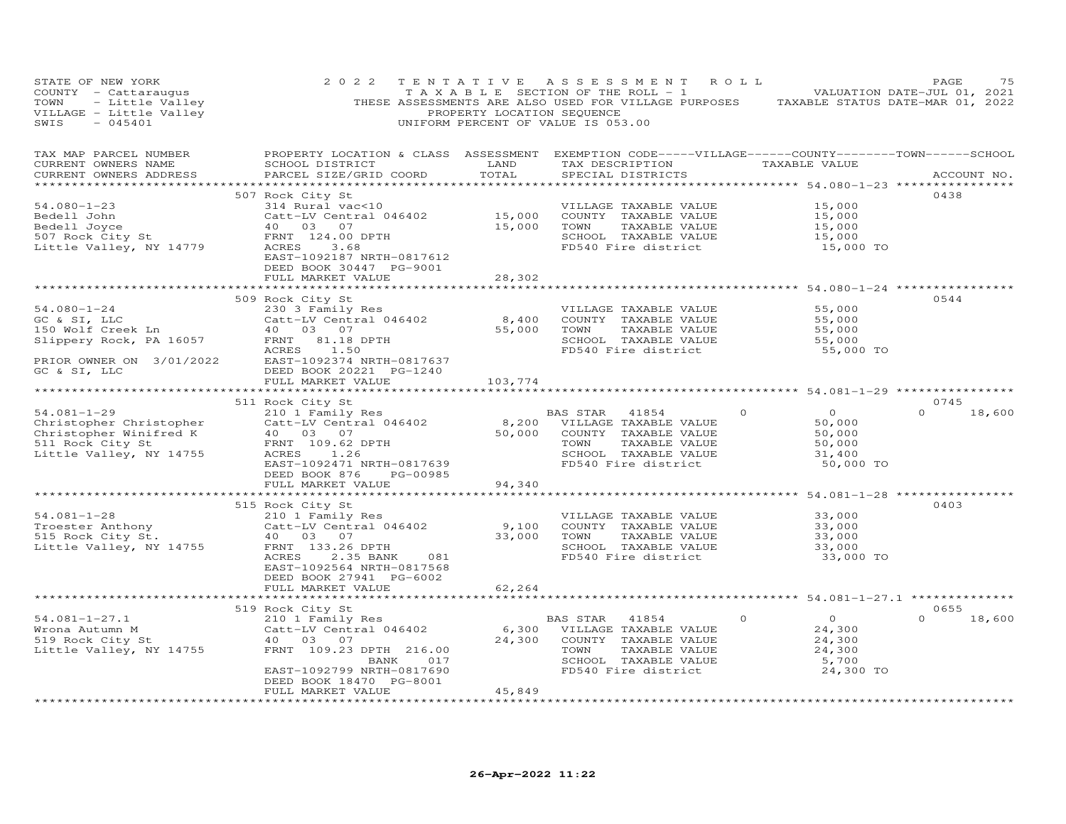STATE OF NEW YORK
COUNTY - Cattaraugus
TOWN - Little Valley
VILLAGE - Little Valley
SWIS - 045401

2022 TENTATIVE ASSESSMENT ROLL
TAXABLE SECTION OF THE ROLL - 1
THESE ASSESSMENTS ARE ALSO USED FOR VILLAGE PURPOSES
PROPERTY LOCATION SEQUENCE
UNIFORM PERCENT OF VALUE IS 053.00

VALUATION DATE-JUL 01, 2021
TAXABLE STATUS DATE-MAR 01, 2022

| TAX MAP PARCEL NUMBER / CURRENT OWNERS NAME / CURRENT OWNERS ADDRESS | PROPERTY LOCATION & CLASS / SCHOOL DISTRICT / PARCEL SIZE/GRID COORD | ASSESSMENT LAND / TOTAL | EXEMPTION CODE / TAX DESCRIPTION / SPECIAL DISTRICTS | VILLAGE | COUNTY / TAXABLE VALUE | TOWN | SCHOOL | ACCOUNT NO. |
|---|---|---|---|---|---|---|---|---|
| 54.080-1-23 | 507 Rock City St | | | | | | | 0438 |
| Bedell John | 314 Rural vac<10 | | VILLAGE TAXABLE VALUE | | 15,000 | | | |
| Bedell Joyce | Catt-LV Central 046402 | 15,000 | COUNTY TAXABLE VALUE | | 15,000 | | | |
| 507 Rock City St | 40 03 07 | 15,000 | TOWN TAXABLE VALUE | | 15,000 | | | |
| Little Valley, NY 14779 | FRNT 124.00 DPTH | | SCHOOL TAXABLE VALUE | | 15,000 | | | |
| | ACRES 3.68 | | FD540 Fire district | | 15,000 TO | | | |
| | EAST-1092187 NRTH-0817612 | | | | | | | |
| | DEED BOOK 30447 PG-9001 | | | | | | | |
| | FULL MARKET VALUE | 28,302 | | | | | | |
| 54.080-1-24 | 509 Rock City St | | | | | | | 0544 |
| GC & SI, LLC | 230 3 Family Res | | VILLAGE TAXABLE VALUE | | 55,000 | | | |
| 150 Wolf Creek Ln | Catt-LV Central 046402 | 8,400 | COUNTY TAXABLE VALUE | | 55,000 | | | |
| Slippery Rock, PA 16057 | 40 03 07 | 55,000 | TOWN TAXABLE VALUE | | 55,000 | | | |
| | FRNT 81.18 DPTH | | SCHOOL TAXABLE VALUE | | 55,000 | | | |
| PRIOR OWNER ON 3/01/2022 | ACRES 1.50 | | FD540 Fire district | | 55,000 TO | | | |
| GC & SI, LLC | EAST-1092374 NRTH-0817637 | | | | | | | |
| | DEED BOOK 20221 PG-1240 | | | | | | | |
| | FULL MARKET VALUE | 103,774 | | | | | | |
| 54.081-1-29 | 511 Rock City St | | | | | | | 0745 |
| Christopher Christopher | 210 1 Family Res | | BAS STAR 41854 | 0 | 0 | | 0 | 18,600 |
| Christopher Winifred K | Catt-LV Central 046402 | 8,200 | VILLAGE TAXABLE VALUE | | 50,000 | | | |
| 511 Rock City St | 40 03 07 | 50,000 | COUNTY TAXABLE VALUE | | 50,000 | | | |
| Little Valley, NY 14755 | FRNT 109.62 DPTH | | TOWN TAXABLE VALUE | | 50,000 | | | |
| | ACRES 1.26 | | SCHOOL TAXABLE VALUE | | 31,400 | | | |
| | EAST-1092471 NRTH-0817639 | | FD540 Fire district | | 50,000 TO | | | |
| | DEED BOOK 876 PG-00985 | | | | | | | |
| | FULL MARKET VALUE | 94,340 | | | | | | |
| 54.081-1-28 | 515 Rock City St | | | | | | | 0403 |
| Troester Anthony | 210 1 Family Res | | VILLAGE TAXABLE VALUE | | 33,000 | | | |
| 515 Rock City St. | Catt-LV Central 046402 | 9,100 | COUNTY TAXABLE VALUE | | 33,000 | | | |
| Little Valley, NY 14755 | 40 03 07 | 33,000 | TOWN TAXABLE VALUE | | 33,000 | | | |
| | FRNT 133.26 DPTH | | SCHOOL TAXABLE VALUE | | 33,000 | | | |
| | ACRES 2.35 BANK 081 | | FD540 Fire district | | 33,000 TO | | | |
| | EAST-1092564 NRTH-0817568 | | | | | | | |
| | DEED BOOK 27941 PG-6002 | | | | | | | |
| | FULL MARKET VALUE | 62,264 | | | | | | |
| 54.081-1-27.1 | 519 Rock City St | | | | | | | 0655 |
| Wrona Autumn M | 210 1 Family Res | | BAS STAR 41854 | 0 | 0 | | 0 | 18,600 |
| 519 Rock City St | Catt-LV Central 046402 | 6,300 | VILLAGE TAXABLE VALUE | | 24,300 | | | |
| Little Valley, NY 14755 | 40 03 07 | 24,300 | COUNTY TAXABLE VALUE | | 24,300 | | | |
| | FRNT 109.23 DPTH 216.00 | | TOWN TAXABLE VALUE | | 24,300 | | | |
| | BANK 017 | | SCHOOL TAXABLE VALUE | | 5,700 | | | |
| | EAST-1092799 NRTH-0817690 | | FD540 Fire district | | 24,300 TO | | | |
| | DEED BOOK 18470 PG-8001 | | | | | | | |
| | FULL MARKET VALUE | 45,849 | | | | | | |

26-Apr-2022 11:22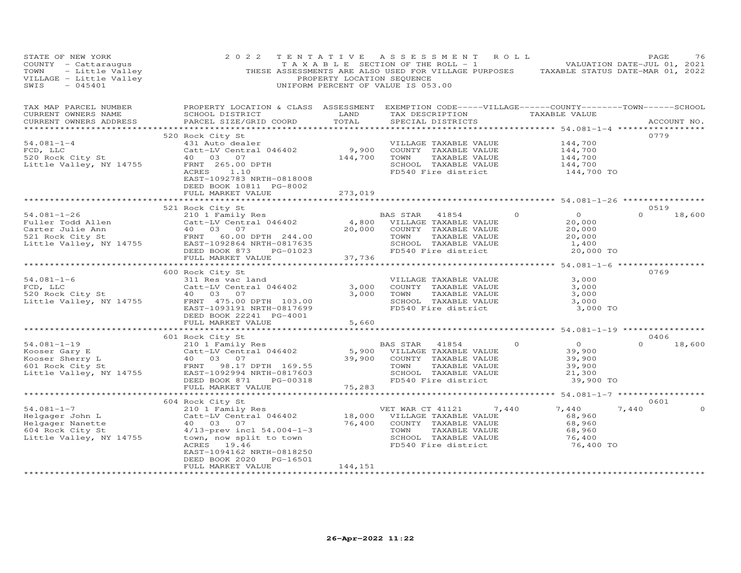STATE OF NEW YORK
COUNTY - Cattaraugus
TOWN - Little Valley
VILLAGE - Little Valley
SWIS - 045401

2022 TENTATIVE ASSESSMENT ROLL
TAXABLE SECTION OF THE ROLL - 1
THESE ASSESSMENTS ARE ALSO USED FOR VILLAGE PURPOSES
PROPERTY LOCATION SEQUENCE
UNIFORM PERCENT OF VALUE IS 053.00

VALUATION DATE-JUL 01, 2021
TAXABLE STATUS DATE-MAR 01, 2022

| TAX MAP PARCEL NUMBER / CURRENT OWNERS NAME / CURRENT OWNERS ADDRESS | PROPERTY LOCATION & CLASS / SCHOOL DISTRICT / PARCEL SIZE/GRID COORD | ASSESSMENT LAND | TOTAL | EXEMPTION CODE / TAX DESCRIPTION / SPECIAL DISTRICTS | VILLAGE | COUNTY TAXABLE VALUE | TOWN | SCHOOL | ACCOUNT NO. |
|---|---|---|---|---|---|---|---|---|---|
| **54.081-1-4** | 520 Rock City St | | | | | | | | 0779 |
| 54.081-1-4 | 431 Auto dealer | | | VILLAGE TAXABLE VALUE | | 144,700 | | | |
| FCD, LLC | Catt-LV Central 046402 | 9,900 | | COUNTY TAXABLE VALUE | | 144,700 | | | |
| 520 Rock City St | 40 03 07 | | 144,700 | TOWN TAXABLE VALUE | | 144,700 | | | |
| Little Valley, NY 14755 | FRNT 265.00 DPTH | | | SCHOOL TAXABLE VALUE | | 144,700 | | | |
| | ACRES 1.10 | | | FD540 Fire district | | 144,700 TO | | | |
| | EAST-1092783 NRTH-0818008 | | | | | | | | |
| | DEED BOOK 10811 PG-8002 | | | | | | | | |
| | FULL MARKET VALUE | | 273,019 | | | | | | |
| **54.081-1-26** | 521 Rock City St | | | | | | | | 0519 |
| 54.081-1-26 | 210 1 Family Res | | | BAS STAR 41854 | 0 | 0 | 0 | 18,600 | |
| Fuller Todd Allen | Catt-LV Central 046402 | 4,800 | | VILLAGE TAXABLE VALUE | | 20,000 | | | |
| Carter Julie Ann | 40 03 07 | | 20,000 | COUNTY TAXABLE VALUE | | 20,000 | | | |
| 521 Rock City St | FRNT 60.00 DPTH 244.00 | | | TOWN TAXABLE VALUE | | 20,000 | | | |
| Little Valley, NY 14755 | EAST-1092864 NRTH-0817635 | | | SCHOOL TAXABLE VALUE | | 1,400 | | | |
| | DEED BOOK 873 PG-01023 | | | FD540 Fire district | | 20,000 TO | | | |
| | FULL MARKET VALUE | | 37,736 | | | | | | |
| **54.081-1-6** | 600 Rock City St | | | | | | | | 0769 |
| 54.081-1-6 | 311 Res vac land | | | VILLAGE TAXABLE VALUE | | 3,000 | | | |
| FCD, LLC | Catt-LV Central 046402 | 3,000 | | COUNTY TAXABLE VALUE | | 3,000 | | | |
| 520 Rock City St | 40 03 07 | | 3,000 | TOWN TAXABLE VALUE | | 3,000 | | | |
| Little Valley, NY 14755 | FRNT 475.00 DPTH 103.00 | | | SCHOOL TAXABLE VALUE | | 3,000 | | | |
| | EAST-1093191 NRTH-0817699 | | | FD540 Fire district | | 3,000 TO | | | |
| | DEED BOOK 22241 PG-4001 | | | | | | | | |
| | FULL MARKET VALUE | | 5,660 | | | | | | |
| **54.081-1-19** | 601 Rock City St | | | | | | | | 0406 |
| 54.081-1-19 | 210 1 Family Res | | | BAS STAR 41854 | 0 | 0 | 0 | 18,600 | |
| Kooser Gary E | Catt-LV Central 046402 | 5,900 | | VILLAGE TAXABLE VALUE | | 39,900 | | | |
| Kooser Sherry L | 40 03 07 | | 39,900 | COUNTY TAXABLE VALUE | | 39,900 | | | |
| 601 Rock City St | FRNT 98.17 DPTH 169.55 | | | TOWN TAXABLE VALUE | | 39,900 | | | |
| Little Valley, NY 14755 | EAST-1092994 NRTH-0817603 | | | SCHOOL TAXABLE VALUE | | 21,300 | | | |
| | DEED BOOK 871 PG-00318 | | | FD540 Fire district | | 39,900 TO | | | |
| | FULL MARKET VALUE | | 75,283 | | | | | | |
| **54.081-1-7** | 604 Rock City St | | | | | | | | 0601 |
| 54.081-1-7 | 210 1 Family Res | | | VET WAR CT 41121 | 7,440 | 7,440 | 7,440 | 0 | |
| Helgager John L | Catt-LV Central 046402 | 18,000 | | VILLAGE TAXABLE VALUE | | 68,960 | | | |
| Helgager Nanette | 40 03 07 | | 76,400 | COUNTY TAXABLE VALUE | | 68,960 | | | |
| 604 Rock City St | 4/13-prev incl 54.004-1-3 | | | TOWN TAXABLE VALUE | | 68,960 | | | |
| Little Valley, NY 14755 | town, now split to town | | | SCHOOL TAXABLE VALUE | | 76,400 | | | |
| | ACRES 19.46 | | | FD540 Fire district | | 76,400 TO | | | |
| | EAST-1094162 NRTH-0818250 | | | | | | | | |
| | DEED BOOK 2020 PG-16501 | | | | | | | | |
| | FULL MARKET VALUE | | 144,151 | | | | | | |

26-Apr-2022 11:22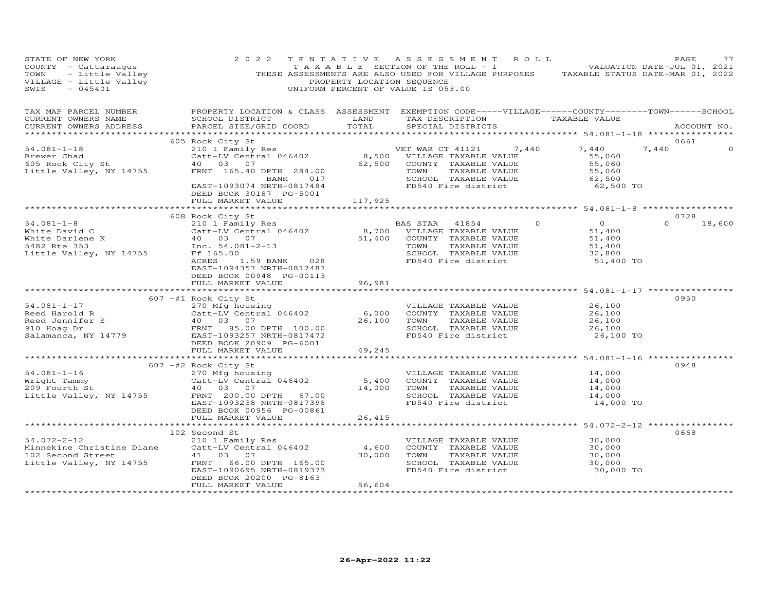STATE OF NEW YORK
COUNTY - Cattaraugus
TOWN - Little Valley
VILLAGE - Little Valley
SWIS - 045401

2022 TENTATIVE ASSESSMENT ROLL
TAXABLE SECTION OF THE ROLL - 1
THESE ASSESSMENTS ARE ALSO USED FOR VILLAGE PURPOSES
PROPERTY LOCATION SEQUENCE
UNIFORM PERCENT OF VALUE IS 053.00

VALUATION DATE-JUL 01, 2021
TAXABLE STATUS DATE-MAR 01, 2022

| TAX MAP PARCEL NUMBER / CURRENT OWNERS NAME / CURRENT OWNERS ADDRESS | PROPERTY LOCATION & CLASS / SCHOOL DISTRICT / PARCEL SIZE/GRID COORD | ASSESSMENT LAND | TOTAL | EXEMPTION CODE / TAX DESCRIPTION / SPECIAL DISTRICTS | VILLAGE | COUNTY TAXABLE VALUE | TOWN | SCHOOL | ACCOUNT NO. |
|---|---|---|---|---|---|---|---|---|---|
| **54.081-1-18** | 605 Rock City St | | | | | | | | 0661 |
| 54.081-1-18 | 210 1 Family Res | | | VET WAR CT 41121 | 7,440 | 7,440 | 7,440 | 0 | |
| Brewer Chad | Catt-LV Central 046402 | 8,500 | | VILLAGE TAXABLE VALUE | | 55,060 | | | |
| 605 Rock City St | 40 03 07 | | 62,500 | COUNTY TAXABLE VALUE | | 55,060 | | | |
| Little Valley, NY 14755 | FRNT 165.40 DPTH 284.00 | | | TOWN TAXABLE VALUE | | 55,060 | | | |
| | BANK 017 | | | SCHOOL TAXABLE VALUE | | 62,500 | | | |
| | EAST-1093074 NRTH-0817484 | | | FD540 Fire district | | 62,500 TO | | | |
| | DEED BOOK 30187 PG-5001 | | | | | | | | |
| | FULL MARKET VALUE | | 117,925 | | | | | | |
| **54.081-1-8** | 608 Rock City St | | | | | | | | 0728 |
| 54.081-1-8 | 210 1 Family Res | | | BAS STAR 41854 | 0 | 0 | 0 | 18,600 | |
| White David C | Catt-LV Central 046402 | 8,700 | | VILLAGE TAXABLE VALUE | | 51,400 | | | |
| White Darlene K | 40 03 07 | | 51,400 | COUNTY TAXABLE VALUE | | 51,400 | | | |
| 5482 Rte 353 | Inc. 54.081-2-13 | | | TOWN TAXABLE VALUE | | 51,400 | | | |
| Little Valley, NY 14755 | Ff 165.00 | | | SCHOOL TAXABLE VALUE | | 32,800 | | | |
| | ACRES 1.59 BANK 028 | | | FD540 Fire district | | 51,400 TO | | | |
| | EAST-1094357 NRTH-0817487 | | | | | | | | |
| | DEED BOOK 00948 PG-00113 | | | | | | | | |
| | FULL MARKET VALUE | | 96,981 | | | | | | |
| **54.081-1-17** | 607 -#1 Rock City St | | | | | | | | 0950 |
| 54.081-1-17 | 270 Mfg housing | | | VILLAGE TAXABLE VALUE | | 26,100 | | | |
| Reed Harold R | Catt-LV Central 046402 | 6,000 | | COUNTY TAXABLE VALUE | | 26,100 | | | |
| Reed Jennifer S | 40 03 07 | | 26,100 | TOWN TAXABLE VALUE | | 26,100 | | | |
| 910 Hoag Dr | FRNT 85.00 DPTH 100.00 | | | SCHOOL TAXABLE VALUE | | 26,100 | | | |
| Salamanca, NY 14779 | EAST-1093257 NRTH-0817472 | | | FD540 Fire district | | 26,100 TO | | | |
| | DEED BOOK 20909 PG-6001 | | | | | | | | |
| | FULL MARKET VALUE | | 49,245 | | | | | | |
| **54.081-1-16** | 607 -#2 Rock City St | | | | | | | | 0948 |
| 54.081-1-16 | 270 Mfg housing | | | VILLAGE TAXABLE VALUE | | 14,000 | | | |
| Wright Tammy | Catt-LV Central 046402 | 5,400 | | COUNTY TAXABLE VALUE | | 14,000 | | | |
| 209 Fourth St | 40 03 07 | | 14,000 | TOWN TAXABLE VALUE | | 14,000 | | | |
| Little Valley, NY 14755 | FRNT 200.00 DPTH 67.00 | | | SCHOOL TAXABLE VALUE | | 14,000 | | | |
| | EAST-1093238 NRTH-0817398 | | | FD540 Fire district | | 14,000 TO | | | |
| | DEED BOOK 00956 PG-00861 | | | | | | | | |
| | FULL MARKET VALUE | | 26,415 | | | | | | |
| **54.072-2-12** | 102 Second St | | | | | | | | 0668 |
| 54.072-2-12 | 210 1 Family Res | | | VILLAGE TAXABLE VALUE | | 30,000 | | | |
| Minnekine Christine Diane | Catt-LV Central 046402 | 4,600 | | COUNTY TAXABLE VALUE | | 30,000 | | | |
| 102 Second Street | 41 03 07 | | 30,000 | TOWN TAXABLE VALUE | | 30,000 | | | |
| Little Valley, NY 14755 | FRNT 66.00 DPTH 165.00 | | | SCHOOL TAXABLE VALUE | | 30,000 | | | |
| | EAST-1090695 NRTH-0819373 | | | FD540 Fire district | | 30,000 TO | | | |
| | DEED BOOK 20200 PG-8163 | | | | | | | | |
| | FULL MARKET VALUE | | 56,604 | | | | | | |

26-Apr-2022 11:22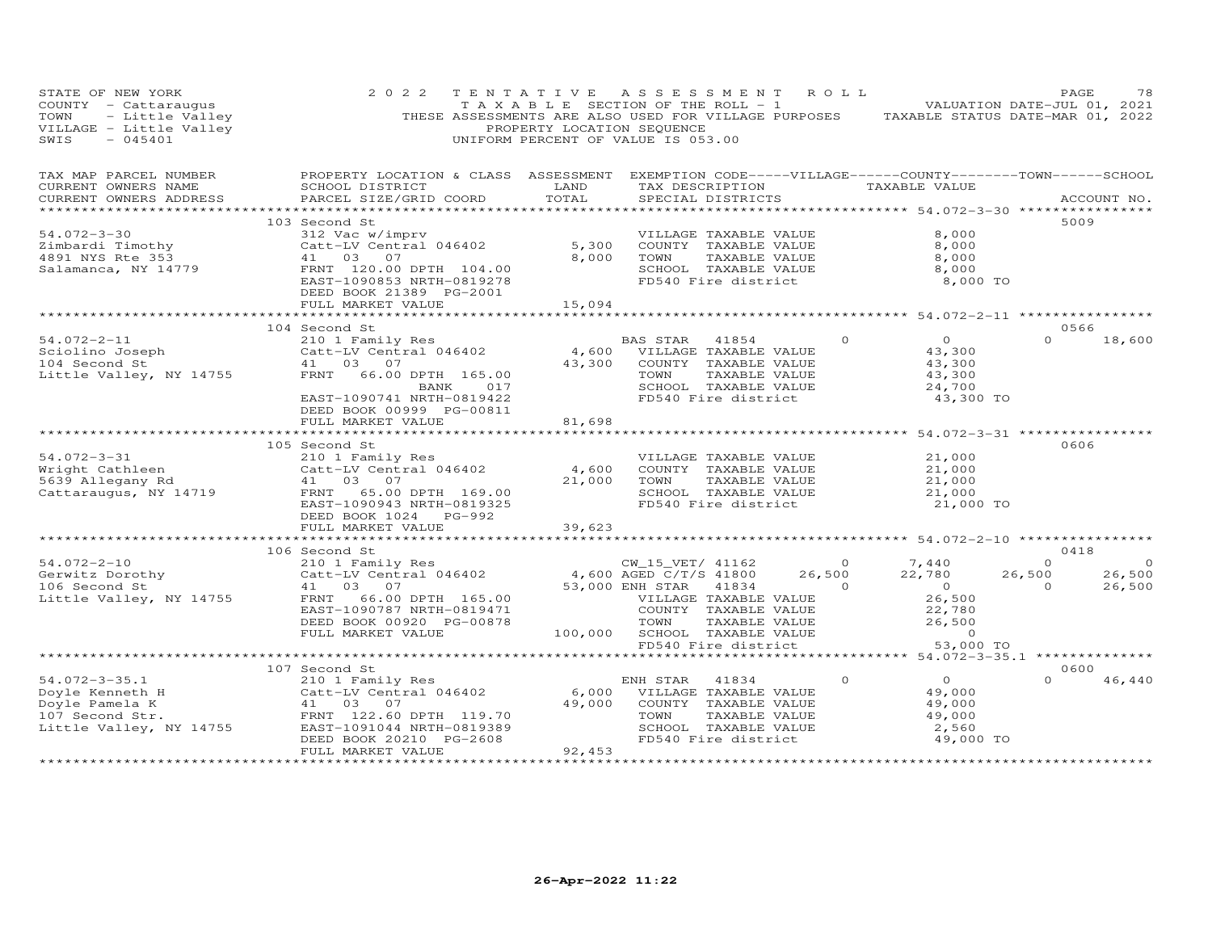STATE OF NEW YORK — 2022 TENTATIVE ASSESSMENT ROLL — PAGE 78
COUNTY - Cattaraugus — TAXABLE SECTION OF THE ROLL - 1 — VALUATION DATE-JUL 01, 2021
TOWN - Little Valley — THESE ASSESSMENTS ARE ALSO USED FOR VILLAGE PURPOSES — TAXABLE STATUS DATE-MAR 01, 2022
VILLAGE - Little Valley — PROPERTY LOCATION SEQUENCE
SWIS - 045401 — UNIFORM PERCENT OF VALUE IS 053.00

| TAX MAP PARCEL NUMBER / CURRENT OWNERS NAME / CURRENT OWNERS ADDRESS | PROPERTY LOCATION & CLASS / SCHOOL DISTRICT / PARCEL SIZE/GRID COORD | ASSESSMENT LAND / TOTAL | EXEMPTION CODE / TAX DESCRIPTION / SPECIAL DISTRICTS | VILLAGE | COUNTY / TAXABLE VALUE | TOWN | SCHOOL / ACCOUNT NO. |
|---|---|---|---|---|---|---|---|
| **54.072-3-30** | 103 Second St | | | | | | 5009 |
| Zimbardi Timothy | 312 Vac w/imprv | | VILLAGE TAXABLE VALUE | | 8,000 | | |
| 4891 NYS Rte 353 | Catt-LV Central 046402 | 5,300 | COUNTY TAXABLE VALUE | | 8,000 | | |
| Salamanca, NY 14779 | 41 03 07 | 8,000 | TOWN TAXABLE VALUE | | 8,000 | | |
| | FRNT 120.00 DPTH 104.00 | | SCHOOL TAXABLE VALUE | | 8,000 | | |
| | EAST-1090853 NRTH-0819278 | | FD540 Fire district | | 8,000 TO | | |
| | DEED BOOK 21389 PG-2001 | | | | | | |
| | FULL MARKET VALUE | 15,094 | | | | | |
| **54.072-2-11** | 104 Second St | | | | | | 0566 |
| Sciolino Joseph | 210 1 Family Res | | BAS STAR 41854 | 0 | 0 | 0 | 18,600 |
| 104 Second St | Catt-LV Central 046402 | 4,600 | VILLAGE TAXABLE VALUE | | 43,300 | | |
| Little Valley, NY 14755 | 41 03 07 | 43,300 | COUNTY TAXABLE VALUE | | 43,300 | | |
| | FRNT 66.00 DPTH 165.00 | | TOWN TAXABLE VALUE | | 43,300 | | |
| | BANK 017 | | SCHOOL TAXABLE VALUE | | 24,700 | | |
| | EAST-1090741 NRTH-0819422 | | FD540 Fire district | | 43,300 TO | | |
| | DEED BOOK 00999 PG-00811 | | | | | | |
| | FULL MARKET VALUE | 81,698 | | | | | |
| **54.072-3-31** | 105 Second St | | | | | | 0606 |
| Wright Cathleen | 210 1 Family Res | | VILLAGE TAXABLE VALUE | | 21,000 | | |
| 5639 Allegany Rd | Catt-LV Central 046402 | 4,600 | COUNTY TAXABLE VALUE | | 21,000 | | |
| Cattaraugus, NY 14719 | 41 03 07 | 21,000 | TOWN TAXABLE VALUE | | 21,000 | | |
| | FRNT 65.00 DPTH 169.00 | | SCHOOL TAXABLE VALUE | | 21,000 | | |
| | EAST-1090943 NRTH-0819325 | | FD540 Fire district | | 21,000 TO | | |
| | DEED BOOK 1024 PG-992 | | | | | | |
| | FULL MARKET VALUE | 39,623 | | | | | |
| **54.072-2-10** | 106 Second St | | | | | | 0418 |
| Gerwitz Dorothy | 210 1 Family Res | | CW_15_VET/ 41162 | 0 | 7,440 | 0 | 0 |
| 106 Second St | Catt-LV Central 046402 | 4,600 | AGED C/T/S 41800 | 26,500 | 22,780 | 26,500 | 26,500 |
| Little Valley, NY 14755 | 41 03 07 | 53,000 | ENH STAR 41834 | 0 | 0 | 0 | 26,500 |
| | FRNT 66.00 DPTH 165.00 | | VILLAGE TAXABLE VALUE | | 26,500 | | |
| | EAST-1090787 NRTH-0819471 | | COUNTY TAXABLE VALUE | | 22,780 | | |
| | DEED BOOK 00920 PG-00878 | | TOWN TAXABLE VALUE | | 26,500 | | |
| | FULL MARKET VALUE | 100,000 | SCHOOL TAXABLE VALUE | | 0 | | |
| | | | FD540 Fire district | | 53,000 TO | | |
| **54.072-3-35.1** | 107 Second St | | | | | | 0600 |
| Doyle Kenneth H | 210 1 Family Res | | ENH STAR 41834 | 0 | 0 | 0 | 46,440 |
| Doyle Pamela K | Catt-LV Central 046402 | 6,000 | VILLAGE TAXABLE VALUE | | 49,000 | | |
| 107 Second Str. | 41 03 07 | 49,000 | COUNTY TAXABLE VALUE | | 49,000 | | |
| Little Valley, NY 14755 | FRNT 122.60 DPTH 119.70 | | TOWN TAXABLE VALUE | | 49,000 | | |
| | EAST-1091044 NRTH-0819389 | | SCHOOL TAXABLE VALUE | | 2,560 | | |
| | DEED BOOK 20210 PG-2608 | | FD540 Fire district | | 49,000 TO | | |
| | FULL MARKET VALUE | 92,453 | | | | | |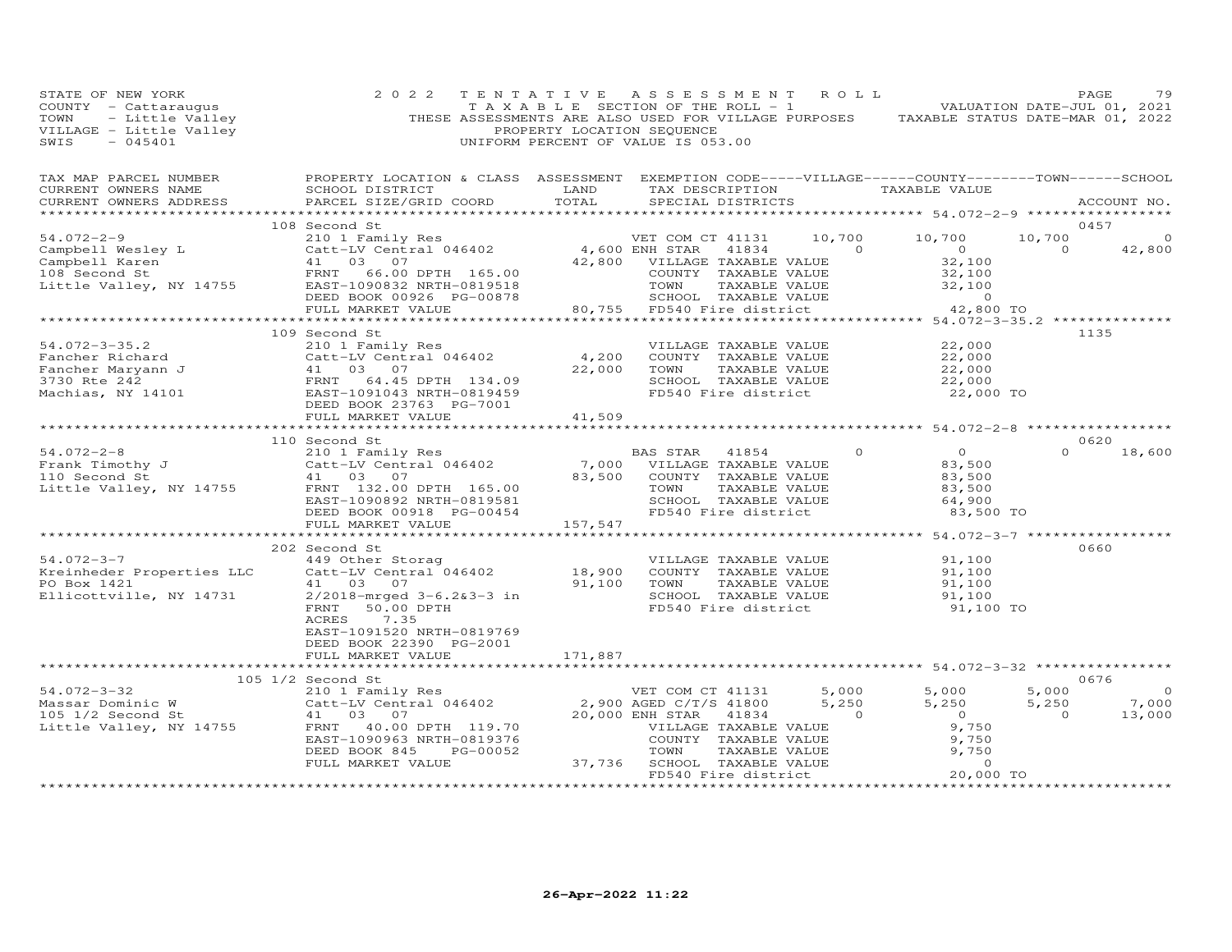STATE OF NEW YORK
COUNTY - Cattaraugus
TOWN - Little Valley
VILLAGE - Little Valley
SWIS - 045401

2022 TENTATIVE ASSESSMENT ROLL
TAXABLE SECTION OF THE ROLL - 1
THESE ASSESSMENTS ARE ALSO USED FOR VILLAGE PURPOSES
PROPERTY LOCATION SEQUENCE
UNIFORM PERCENT OF VALUE IS 053.00

VALUATION DATE-JUL 01, 2021
TAXABLE STATUS DATE-MAR 01, 2022

| TAX MAP PARCEL NUMBER / CURRENT OWNERS NAME / CURRENT OWNERS ADDRESS | PROPERTY LOCATION & CLASS / SCHOOL DISTRICT / PARCEL SIZE/GRID COORD | ASSESSMENT LAND | TOTAL | EXEMPTION CODE / TAX DESCRIPTION / SPECIAL DISTRICTS | VILLAGE | COUNTY | TOWN | SCHOOL | ACCOUNT NO. |
|---|---|---|---|---|---|---|---|---|---|
| **54.072-2-9** | 108 Second St | | | | | | | | 0457 |
| Campbell Wesley L | 210 1 Family Res | | | VET COM CT 41131 | 10,700 | 10,700 | 10,700 | 0 | |
| Campbell Karen | Catt-LV Central 046402 | 4,600 | | ENH STAR 41834 | 0 | 0 | 0 | 42,800 | |
| 108 Second St | 41 03 07 | | 42,800 | VILLAGE TAXABLE VALUE | 32,100 | | | | |
| Little Valley, NY 14755 | FRNT 66.00 DPTH 165.00 | | | COUNTY TAXABLE VALUE | | 32,100 | | | |
| | EAST-1090832 NRTH-0819518 | | | TOWN TAXABLE VALUE | | | 32,100 | | |
| | DEED BOOK 00926 PG-00878 | | | SCHOOL TAXABLE VALUE | | | | 0 | |
| | FULL MARKET VALUE | | 80,755 | FD540 Fire district | 42,800 TO | | | | |
| **54.072-3-35.2** | 109 Second St | | | | | | | | 1135 |
| Fancher Richard | 210 1 Family Res | | | VILLAGE TAXABLE VALUE | 22,000 | | | | |
| Fancher Maryann J | Catt-LV Central 046402 | 4,200 | | COUNTY TAXABLE VALUE | | 22,000 | | | |
| 3730 Rte 242 | 41 03 07 | | 22,000 | TOWN TAXABLE VALUE | | | 22,000 | | |
| Machias, NY 14101 | FRNT 64.45 DPTH 134.09 | | | SCHOOL TAXABLE VALUE | | | | 22,000 | |
| | EAST-1091043 NRTH-0819459 | | | FD540 Fire district | 22,000 TO | | | | |
| | DEED BOOK 23763 PG-7001 | | | | | | | | |
| | FULL MARKET VALUE | | 41,509 | | | | | | |
| **54.072-2-8** | 110 Second St | | | | | | | | 0620 |
| Frank Timothy J | 210 1 Family Res | | | BAS STAR 41854 | 0 | 0 | 0 | 18,600 | |
| 110 Second St | Catt-LV Central 046402 | 7,000 | | VILLAGE TAXABLE VALUE | 83,500 | | | | |
| Little Valley, NY 14755 | 41 03 07 | | 83,500 | COUNTY TAXABLE VALUE | | 83,500 | | | |
| | FRNT 132.00 DPTH 165.00 | | | TOWN TAXABLE VALUE | | | 83,500 | | |
| | EAST-1090892 NRTH-0819581 | | | SCHOOL TAXABLE VALUE | | | | 64,900 | |
| | DEED BOOK 00918 PG-00454 | | | FD540 Fire district | 83,500 TO | | | | |
| | FULL MARKET VALUE | | 157,547 | | | | | | |
| **54.072-3-7** | 202 Second St | | | | | | | | 0660 |
| Kreinheder Properties LLC | 449 Other Storag | | | VILLAGE TAXABLE VALUE | 91,100 | | | | |
| PO Box 1421 | Catt-LV Central 046402 | 18,900 | | COUNTY TAXABLE VALUE | | 91,100 | | | |
| Ellicottville, NY 14731 | 41 03 07 | | 91,100 | TOWN TAXABLE VALUE | | | 91,100 | | |
| | 2/2018-mrged 3-6.2&3-3 in | | | SCHOOL TAXABLE VALUE | | | | 91,100 | |
| | FRNT 50.00 DPTH | | | FD540 Fire district | 91,100 TO | | | | |
| | ACRES 7.35 | | | | | | | | |
| | EAST-1091520 NRTH-0819769 | | | | | | | | |
| | DEED BOOK 22390 PG-2001 | | | | | | | | |
| | FULL MARKET VALUE | | 171,887 | | | | | | |
| **54.072-3-32** | 105 1/2 Second St | | | | | | | | 0676 |
| Massar Dominic W | 210 1 Family Res | | | VET COM CT 41131 | 5,000 | 5,000 | 5,000 | 0 | |
| 105 1/2 Second St | Catt-LV Central 046402 | 2,900 | | AGED C/T/S 41800 | 5,250 | 5,250 | 5,250 | 7,000 | |
| Little Valley, NY 14755 | 41 03 07 | | 20,000 | ENH STAR 41834 | 0 | 0 | 0 | 13,000 | |
| | FRNT 40.00 DPTH 119.70 | | | VILLAGE TAXABLE VALUE | 9,750 | | | | |
| | EAST-1090963 NRTH-0819376 | | | COUNTY TAXABLE VALUE | | 9,750 | | | |
| | DEED BOOK 845 PG-00052 | | | TOWN TAXABLE VALUE | | | 9,750 | | |
| | FULL MARKET VALUE | | 37,736 | SCHOOL TAXABLE VALUE | | | | 0 | |
| | | | | FD540 Fire district | 20,000 TO | | | | |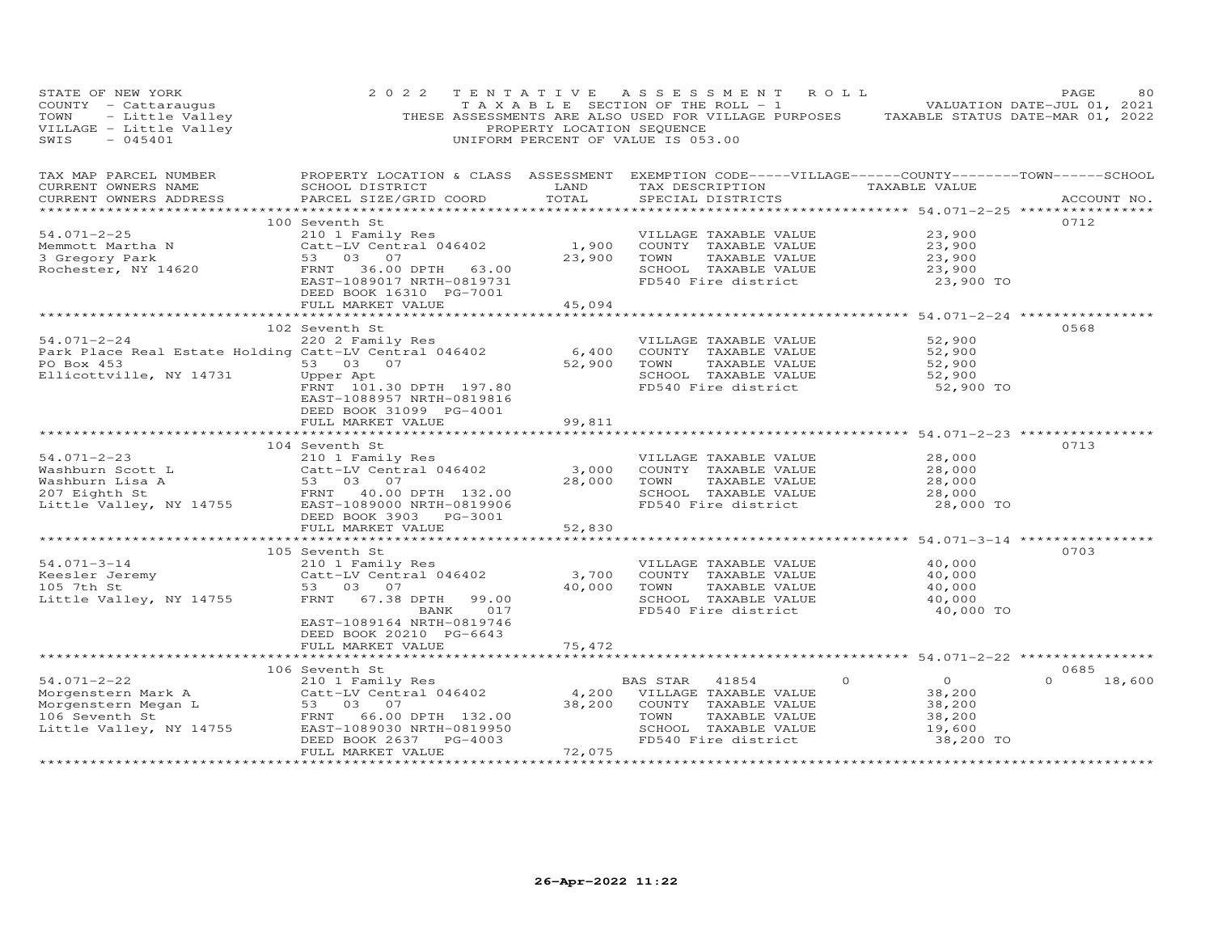STATE OF NEW YORK
COUNTY - Cattaraugus
TOWN - Little Valley
VILLAGE - Little Valley
SWIS - 045401

2022 TENTATIVE ASSESSMENT ROLL
TAXABLE SECTION OF THE ROLL - 1
THESE ASSESSMENTS ARE ALSO USED FOR VILLAGE PURPOSES
PROPERTY LOCATION SEQUENCE
UNIFORM PERCENT OF VALUE IS 053.00

VALUATION DATE-JUL 01, 2021
TAXABLE STATUS DATE-MAR 01, 2022

| TAX MAP PARCEL NUMBER / CURRENT OWNERS NAME / CURRENT OWNERS ADDRESS | PROPERTY LOCATION & CLASS / SCHOOL DISTRICT / PARCEL SIZE/GRID COORD | ASSESSMENT LAND | TOTAL | EXEMPTION CODE / TAX DESCRIPTION / SPECIAL DISTRICTS | TAXABLE VALUE | ACCOUNT NO. |
|---|---|---|---|---|---|---|
| | 100 Seventh St | | | | | 0712 |
| 54.071-2-25 | 210 1 Family Res | | | VILLAGE TAXABLE VALUE | 23,900 | |
| Memmott Martha N | Catt-LV Central 046402 | 1,900 | | COUNTY TAXABLE VALUE | 23,900 | |
| 3 Gregory Park | 53 03 07 | | 23,900 | TOWN TAXABLE VALUE | 23,900 | |
| Rochester, NY 14620 | FRNT 36.00 DPTH 63.00 | | | SCHOOL TAXABLE VALUE | 23,900 | |
| | EAST-1089017 NRTH-0819731 | | | FD540 Fire district | 23,900 TO | |
| | DEED BOOK 16310 PG-7001 | | | | | |
| | FULL MARKET VALUE | | 45,094 | | | |
| | 102 Seventh St | | | | | 0568 |
| 54.071-2-24 | 220 2 Family Res | | | VILLAGE TAXABLE VALUE | 52,900 | |
| Park Place Real Estate Holding | Catt-LV Central 046402 | 6,400 | | COUNTY TAXABLE VALUE | 52,900 | |
| PO Box 453 | 53 03 07 | | 52,900 | TOWN TAXABLE VALUE | 52,900 | |
| Ellicottville, NY 14731 | Upper Apt | | | SCHOOL TAXABLE VALUE | 52,900 | |
| | FRNT 101.30 DPTH 197.80 | | | FD540 Fire district | 52,900 TO | |
| | EAST-1088957 NRTH-0819816 | | | | | |
| | DEED BOOK 31099 PG-4001 | | | | | |
| | FULL MARKET VALUE | | 99,811 | | | |
| | 104 Seventh St | | | | | 0713 |
| 54.071-2-23 | 210 1 Family Res | | | VILLAGE TAXABLE VALUE | 28,000 | |
| Washburn Scott L | Catt-LV Central 046402 | 3,000 | | COUNTY TAXABLE VALUE | 28,000 | |
| Washburn Lisa A | 53 03 07 | | 28,000 | TOWN TAXABLE VALUE | 28,000 | |
| 207 Eighth St | FRNT 40.00 DPTH 132.00 | | | SCHOOL TAXABLE VALUE | 28,000 | |
| Little Valley, NY 14755 | EAST-1089000 NRTH-0819906 | | | FD540 Fire district | 28,000 TO | |
| | DEED BOOK 3903 PG-3001 | | | | | |
| | FULL MARKET VALUE | | 52,830 | | | |
| | 105 Seventh St | | | | | 0703 |
| 54.071-3-14 | 210 1 Family Res | | | VILLAGE TAXABLE VALUE | 40,000 | |
| Keesler Jeremy | Catt-LV Central 046402 | 3,700 | | COUNTY TAXABLE VALUE | 40,000 | |
| 105 7th St | 53 03 07 | | 40,000 | TOWN TAXABLE VALUE | 40,000 | |
| Little Valley, NY 14755 | FRNT 67.38 DPTH 99.00 | | | SCHOOL TAXABLE VALUE | 40,000 | |
| | BANK 017 | | | FD540 Fire district | 40,000 TO | |
| | EAST-1089164 NRTH-0819746 | | | | | |
| | DEED BOOK 20210 PG-6643 | | | | | |
| | FULL MARKET VALUE | | 75,472 | | | |
| | 106 Seventh St | | | | | 0685 |
| 54.071-2-22 | 210 1 Family Res | | | BAS STAR 41854 0 | 0 | 0 18,600 |
| Morgenstern Mark A | Catt-LV Central 046402 | 4,200 | | VILLAGE TAXABLE VALUE | 38,200 | |
| Morgenstern Megan L | 53 03 07 | | 38,200 | COUNTY TAXABLE VALUE | 38,200 | |
| 106 Seventh St | FRNT 66.00 DPTH 132.00 | | | TOWN TAXABLE VALUE | 38,200 | |
| Little Valley, NY 14755 | EAST-1089030 NRTH-0819950 | | | SCHOOL TAXABLE VALUE | 19,600 | |
| | DEED BOOK 2637 PG-4003 | | | FD540 Fire district | 38,200 TO | |
| | FULL MARKET VALUE | | 72,075 | | | |

26-Apr-2022 11:22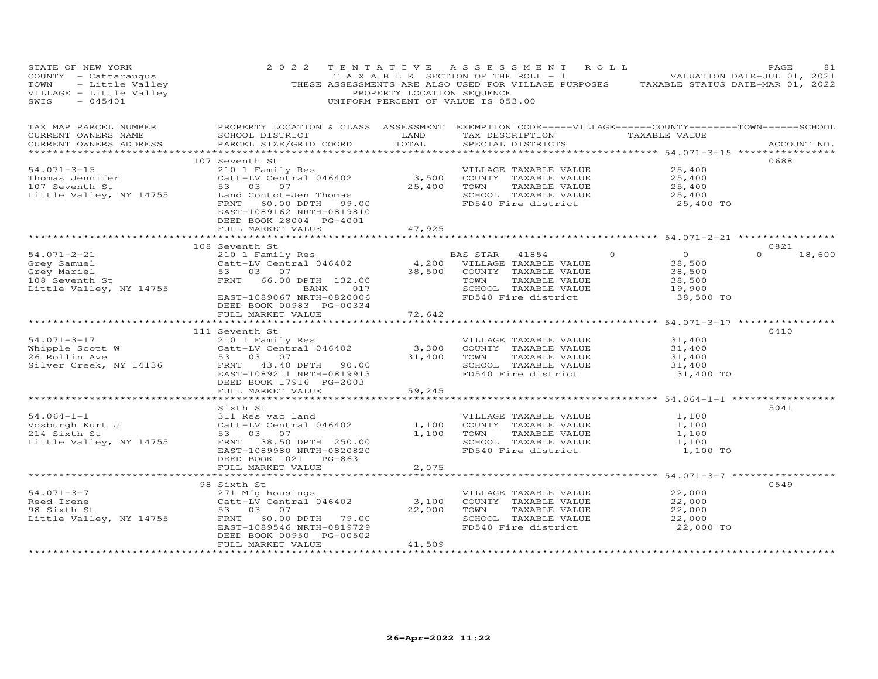STATE OF NEW YORK
COUNTY - Cattaraugus
TOWN - Little Valley
VILLAGE - Little Valley
SWIS - 045401

2022 TENTATIVE ASSESSMENT ROLL
TAXABLE SECTION OF THE ROLL - 1
THESE ASSESSMENTS ARE ALSO USED FOR VILLAGE PURPOSES
PROPERTY LOCATION SEQUENCE
UNIFORM PERCENT OF VALUE IS 053.00

VALUATION DATE-JUL 01, 2021
TAXABLE STATUS DATE-MAR 01, 2022

| TAX MAP PARCEL NUMBER / CURRENT OWNERS NAME / CURRENT OWNERS ADDRESS | PROPERTY LOCATION & CLASS / SCHOOL DISTRICT / PARCEL SIZE/GRID COORD | ASSESSMENT LAND | TOTAL | EXEMPTION CODE / TAX DESCRIPTION / SPECIAL DISTRICTS | VILLAGE | COUNTY | TOWN | SCHOOL | TAXABLE VALUE | ACCOUNT NO. |
|---|---|---|---|---|---|---|---|---|---|---|
| **54.071-3-15** | 107 Seventh St | | | | | | | | | 0688 |
| Thomas Jennifer | 210 1 Family Res | | | VILLAGE TAXABLE VALUE | | | | | 25,400 | |
| 107 Seventh St | Catt-LV Central 046402 | 3,500 | | COUNTY TAXABLE VALUE | | | | | 25,400 | |
| Little Valley, NY 14755 | 53 03 07 | | 25,400 | TOWN TAXABLE VALUE | | | | | 25,400 | |
| | Land Contct-Jen Thomas | | | SCHOOL TAXABLE VALUE | | | | | 25,400 | |
| | FRNT 60.00 DPTH 99.00 | | | FD540 Fire district | | | | | 25,400 TO | |
| | EAST-1089162 NRTH-0819810 | | | | | | | | | |
| | DEED BOOK 28004 PG-4001 | | | | | | | | | |
| | FULL MARKET VALUE | | 47,925 | | | | | | | |
| **54.071-2-21** | 108 Seventh St | | | | | | | | | 0821 |
| Grey Samuel | 210 1 Family Res | | | BAS STAR 41854 | 0 | | | 18,600 | 0 | |
| Grey Mariel | Catt-LV Central 046402 | 4,200 | | VILLAGE TAXABLE VALUE | | | | | 38,500 | |
| 108 Seventh St | 53 03 07 | | 38,500 | COUNTY TAXABLE VALUE | | | | | 38,500 | |
| Little Valley, NY 14755 | FRNT 66.00 DPTH 132.00 | | | TOWN TAXABLE VALUE | | | | | 38,500 | |
| | BANK 017 | | | SCHOOL TAXABLE VALUE | | | | | 19,900 | |
| | EAST-1089067 NRTH-0820006 | | | FD540 Fire district | | | | | 38,500 TO | |
| | DEED BOOK 00983 PG-00334 | | | | | | | | | |
| | FULL MARKET VALUE | | 72,642 | | | | | | | |
| **54.071-3-17** | 111 Seventh St | | | | | | | | | 0410 |
| Whipple Scott W | 210 1 Family Res | | | VILLAGE TAXABLE VALUE | | | | | 31,400 | |
| 26 Rollin Ave | Catt-LV Central 046402 | 3,300 | | COUNTY TAXABLE VALUE | | | | | 31,400 | |
| Silver Creek, NY 14136 | 53 03 07 | | 31,400 | TOWN TAXABLE VALUE | | | | | 31,400 | |
| | FRNT 43.40 DPTH 90.00 | | | SCHOOL TAXABLE VALUE | | | | | 31,400 | |
| | EAST-1089211 NRTH-0819913 | | | FD540 Fire district | | | | | 31,400 TO | |
| | DEED BOOK 17916 PG-2003 | | | | | | | | | |
| | FULL MARKET VALUE | | 59,245 | | | | | | | |
| **54.064-1-1** | Sixth St | | | | | | | | | 5041 |
| Vosburgh Kurt J | 311 Res vac land | | | VILLAGE TAXABLE VALUE | | | | | 1,100 | |
| 214 Sixth St | Catt-LV Central 046402 | 1,100 | | COUNTY TAXABLE VALUE | | | | | 1,100 | |
| Little Valley, NY 14755 | 53 03 07 | | 1,100 | TOWN TAXABLE VALUE | | | | | 1,100 | |
| | FRNT 38.50 DPTH 250.00 | | | SCHOOL TAXABLE VALUE | | | | | 1,100 | |
| | EAST-1089980 NRTH-0820820 | | | FD540 Fire district | | | | | 1,100 TO | |
| | DEED BOOK 1021 PG-863 | | | | | | | | | |
| | FULL MARKET VALUE | | 2,075 | | | | | | | |
| **54.071-3-7** | 98 Sixth St | | | | | | | | | 0549 |
| Reed Irene | 271 Mfg housings | | | VILLAGE TAXABLE VALUE | | | | | 22,000 | |
| 98 Sixth St | Catt-LV Central 046402 | 3,100 | | COUNTY TAXABLE VALUE | | | | | 22,000 | |
| Little Valley, NY 14755 | 53 03 07 | | 22,000 | TOWN TAXABLE VALUE | | | | | 22,000 | |
| | FRNT 60.00 DPTH 79.00 | | | SCHOOL TAXABLE VALUE | | | | | 22,000 | |
| | EAST-1089546 NRTH-0819729 | | | FD540 Fire district | | | | | 22,000 TO | |
| | DEED BOOK 00950 PG-00502 | | | | | | | | | |
| | FULL MARKET VALUE | | 41,509 | | | | | | | |

26-Apr-2022 11:22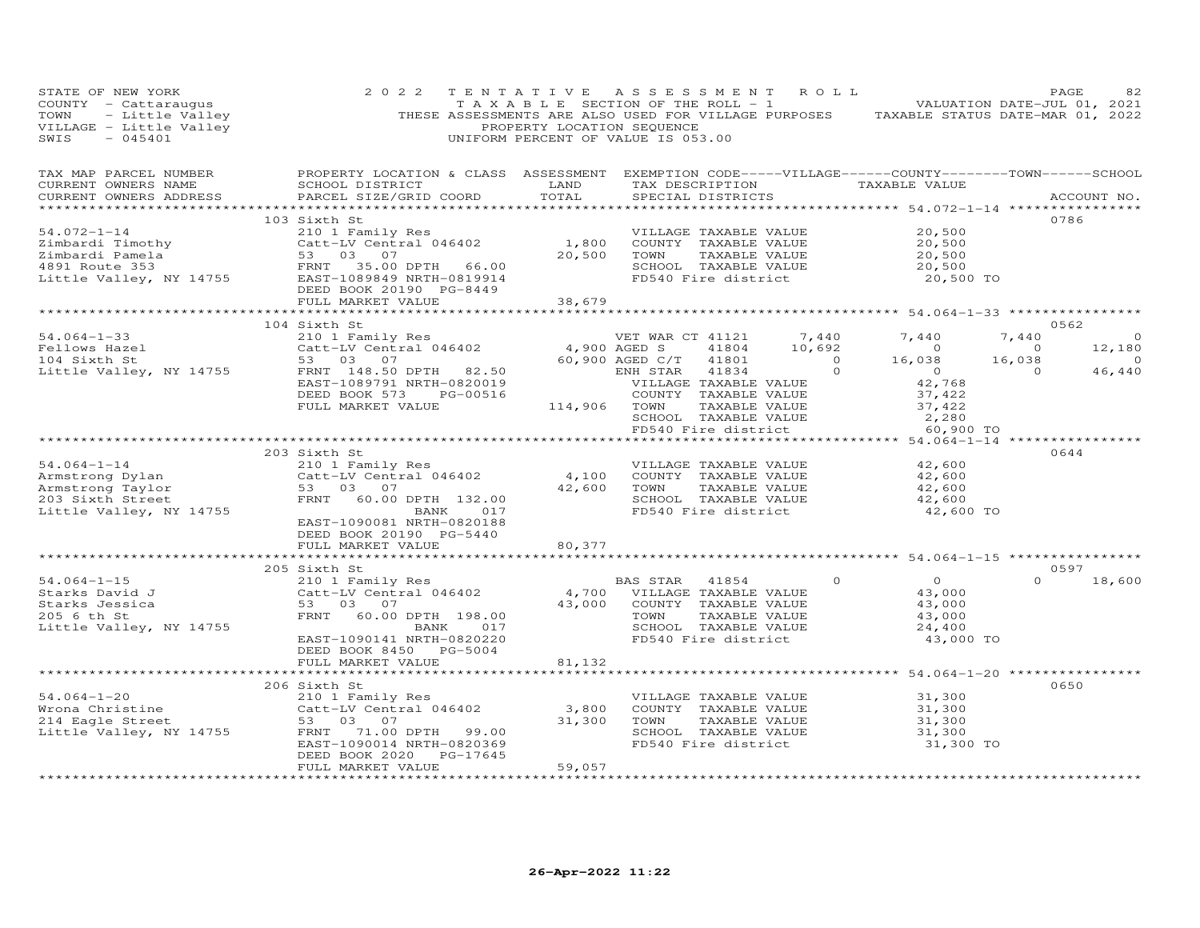STATE OF NEW YORK
COUNTY - Cattaraugus
TOWN - Little Valley
VILLAGE - Little Valley
SWIS - 045401

2022 TENTATIVE ASSESSMENT ROLL
TAXABLE SECTION OF THE ROLL - 1
THESE ASSESSMENTS ARE ALSO USED FOR VILLAGE PURPOSES
PROPERTY LOCATION SEQUENCE
UNIFORM PERCENT OF VALUE IS 053.00

VALUATION DATE-JUL 01, 2021
TAXABLE STATUS DATE-MAR 01, 2022

| TAX MAP PARCEL NUMBER / CURRENT OWNERS NAME / CURRENT OWNERS ADDRESS | PROPERTY LOCATION & CLASS / SCHOOL DISTRICT / PARCEL SIZE/GRID COORD | ASSESSMENT LAND / TOTAL | EXEMPTION CODE-----VILLAGE------COUNTY--------TOWN------SCHOOL / TAX DESCRIPTION / SPECIAL DISTRICTS | TAXABLE VALUE | ACCOUNT NO. |
|---|---|---|---|---|---|
| **54.072-1-14** | 103 Sixth St | | | | 0786 |
| 54.072-1-14 | 210 1 Family Res | | VILLAGE TAXABLE VALUE | 20,500 | |
| Zimbardi Timothy | Catt-LV Central 046402 | 1,800 | COUNTY TAXABLE VALUE | 20,500 | |
| Zimbardi Pamela | 53 03 07 | 20,500 | TOWN TAXABLE VALUE | 20,500 | |
| 4891 Route 353 | FRNT 35.00 DPTH 66.00 | | SCHOOL TAXABLE VALUE | 20,500 | |
| Little Valley, NY 14755 | EAST-1089849 NRTH-0819914 | | FD540 Fire district | 20,500 TO | |
| | DEED BOOK 20190 PG-8449 | | | | |
| | FULL MARKET VALUE | 38,679 | | | |
| **54.064-1-33** | 104 Sixth St | | | | 0562 |
| 54.064-1-33 | 210 1 Family Res | | VET WAR CT 41121 7,440 | 7,440 7,440 0 | |
| Fellows Hazel | Catt-LV Central 046402 | 4,900 | AGED S 41804 10,692 | 0 0 12,180 | |
| 104 Sixth St | 53 03 07 | 60,900 | AGED C/T 41801 0 | 16,038 16,038 0 | |
| Little Valley, NY 14755 | FRNT 148.50 DPTH 82.50 | | ENH STAR 41834 0 | 0 0 46,440 | |
| | EAST-1089791 NRTH-0820019 | | VILLAGE TAXABLE VALUE | 42,768 | |
| | DEED BOOK 573 PG-00516 | | COUNTY TAXABLE VALUE | 37,422 | |
| | FULL MARKET VALUE | 114,906 | TOWN TAXABLE VALUE | 37,422 | |
| | | | SCHOOL TAXABLE VALUE | 2,280 | |
| | | | FD540 Fire district | 60,900 TO | |
| **54.064-1-14** | 203 Sixth St | | | | 0644 |
| 54.064-1-14 | 210 1 Family Res | | VILLAGE TAXABLE VALUE | 42,600 | |
| Armstrong Dylan | Catt-LV Central 046402 | 4,100 | COUNTY TAXABLE VALUE | 42,600 | |
| Armstrong Taylor | 53 03 07 | 42,600 | TOWN TAXABLE VALUE | 42,600 | |
| 203 Sixth Street | FRNT 60.00 DPTH 132.00 | | SCHOOL TAXABLE VALUE | 42,600 | |
| Little Valley, NY 14755 | BANK 017 | | FD540 Fire district | 42,600 TO | |
| | EAST-1090081 NRTH-0820188 | | | | |
| | DEED BOOK 20190 PG-5440 | | | | |
| | FULL MARKET VALUE | 80,377 | | | |
| **54.064-1-15** | 205 Sixth St | | | | 0597 |
| 54.064-1-15 | 210 1 Family Res | | BAS STAR 41854 0 | 0 0 18,600 | |
| Starks David J | Catt-LV Central 046402 | 4,700 | VILLAGE TAXABLE VALUE | 43,000 | |
| Starks Jessica | 53 03 07 | 43,000 | COUNTY TAXABLE VALUE | 43,000 | |
| 205 6 th St | FRNT 60.00 DPTH 198.00 | | TOWN TAXABLE VALUE | 43,000 | |
| Little Valley, NY 14755 | BANK 017 | | SCHOOL TAXABLE VALUE | 24,400 | |
| | EAST-1090141 NRTH-0820220 | | FD540 Fire district | 43,000 TO | |
| | DEED BOOK 8450 PG-5004 | | | | |
| | FULL MARKET VALUE | 81,132 | | | |
| **54.064-1-20** | 206 Sixth St | | | | 0650 |
| 54.064-1-20 | 210 1 Family Res | | VILLAGE TAXABLE VALUE | 31,300 | |
| Wrona Christine | Catt-LV Central 046402 | 3,800 | COUNTY TAXABLE VALUE | 31,300 | |
| 214 Eagle Street | 53 03 07 | 31,300 | TOWN TAXABLE VALUE | 31,300 | |
| Little Valley, NY 14755 | FRNT 71.00 DPTH 99.00 | | SCHOOL TAXABLE VALUE | 31,300 | |
| | EAST-1090014 NRTH-0820369 | | FD540 Fire district | 31,300 TO | |
| | DEED BOOK 2020 PG-17645 | | | | |
| | FULL MARKET VALUE | 59,057 | | | |

26-Apr-2022 11:22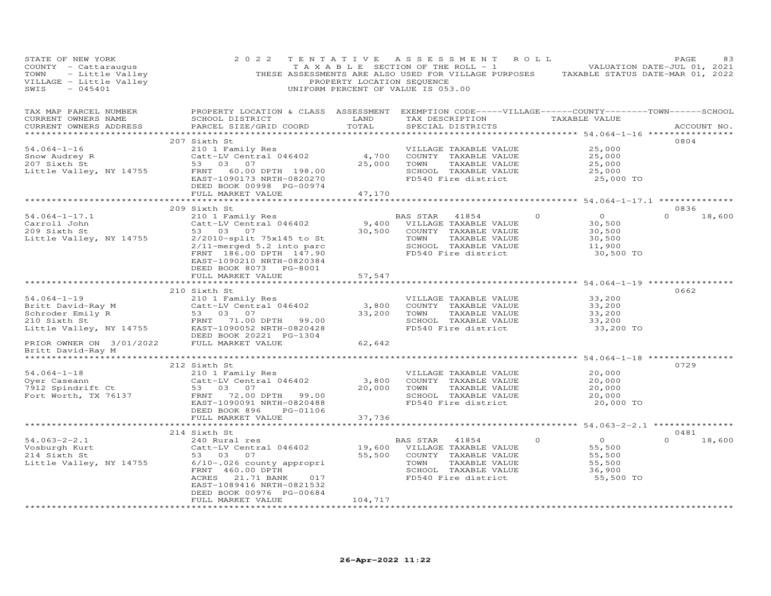STATE OF NEW YORK
COUNTY - Cattaraugus
TOWN - Little Valley
VILLAGE - Little Valley
SWIS - 045401

2022 TENTATIVE ASSESSMENT ROLL
TAXABLE SECTION OF THE ROLL - 1
THESE ASSESSMENTS ARE ALSO USED FOR VILLAGE PURPOSES
PROPERTY LOCATION SEQUENCE
UNIFORM PERCENT OF VALUE IS 053.00

VALUATION DATE-JUL 01, 2021
TAXABLE STATUS DATE-MAR 01, 2022

| TAX MAP PARCEL NUMBER / CURRENT OWNERS NAME / CURRENT OWNERS ADDRESS | PROPERTY LOCATION & CLASS / SCHOOL DISTRICT / PARCEL SIZE/GRID COORD | ASSESSMENT LAND / TOTAL | EXEMPTION CODE / TAX DESCRIPTION / SPECIAL DISTRICTS | VILLAGE | COUNTY | TOWN | SCHOOL | TAXABLE VALUE | ACCOUNT NO. |
|---|---|---|---|---|---|---|---|---|---|
| | 207 Sixth St | | | | | | | | 0804 |
| 54.064-1-16 | 210 1 Family Res | | VILLAGE TAXABLE VALUE | | | | | 25,000 | |
| Snow Audrey R | Catt-LV Central 046402 | 4,700 | COUNTY TAXABLE VALUE | | | | | 25,000 | |
| 207 Sixth St | 53 03 07 | 25,000 | TOWN TAXABLE VALUE | | | | | 25,000 | |
| Little Valley, NY 14755 | FRNT 60.00 DPTH 198.00 | | SCHOOL TAXABLE VALUE | | | | | 25,000 | |
| | EAST-1090173 NRTH-0820270 | | FD540 Fire district | | | | | 25,000 TO | |
| | DEED BOOK 00998 PG-00974 | | | | | | | | |
| | FULL MARKET VALUE | 47,170 | | | | | | | |
| | 209 Sixth St | | | | | | | | 0836 |
| 54.064-1-17.1 | 210 1 Family Res | | BAS STAR 41854 | 0 | | | 0 | 0 | 18,600 |
| Carroll John | Catt-LV Central 046402 | 9,400 | VILLAGE TAXABLE VALUE | | | | | 30,500 | |
| 209 Sixth St | 53 03 07 | 30,500 | COUNTY TAXABLE VALUE | | | | | 30,500 | |
| Little Valley, NY 14755 | 2/2010-split 75x145 to St | | TOWN TAXABLE VALUE | | | | | 30,500 | |
| | 2/11-merged 5.2 into parc | | SCHOOL TAXABLE VALUE | | | | | 11,900 | |
| | FRNT 186.00 DPTH 147.90 | | FD540 Fire district | | | | | 30,500 TO | |
| | EAST-1090210 NRTH-0820384 | | | | | | | | |
| | DEED BOOK 8073 PG-8001 | | | | | | | | |
| | FULL MARKET VALUE | 57,547 | | | | | | | |
| | 210 Sixth St | | | | | | | | 0662 |
| 54.064-1-19 | 210 1 Family Res | | VILLAGE TAXABLE VALUE | | | | | 33,200 | |
| Britt David-Ray M | Catt-LV Central 046402 | 3,800 | COUNTY TAXABLE VALUE | | | | | 33,200 | |
| Schroder Emily R | 53 03 07 | 33,200 | TOWN TAXABLE VALUE | | | | | 33,200 | |
| 210 Sixth St | FRNT 71.00 DPTH 99.00 | | SCHOOL TAXABLE VALUE | | | | | 33,200 | |
| Little Valley, NY 14755 | EAST-1090052 NRTH-0820428 | | FD540 Fire district | | | | | 33,200 TO | |
| | DEED BOOK 20221 PG-1304 | | | | | | | | |
| PRIOR OWNER ON 3/01/2022 | FULL MARKET VALUE | 62,642 | | | | | | | |
| Britt David-Ray M | | | | | | | | | |
| | 212 Sixth St | | | | | | | | 0729 |
| 54.064-1-18 | 210 1 Family Res | | VILLAGE TAXABLE VALUE | | | | | 20,000 | |
| Oyer Caseann | Catt-LV Central 046402 | 3,800 | COUNTY TAXABLE VALUE | | | | | 20,000 | |
| 7912 Spindrift Ct | 53 03 07 | 20,000 | TOWN TAXABLE VALUE | | | | | 20,000 | |
| Fort Worth, TX 76137 | FRNT 72.00 DPTH 99.00 | | SCHOOL TAXABLE VALUE | | | | | 20,000 | |
| | EAST-1090091 NRTH-0820488 | | FD540 Fire district | | | | | 20,000 TO | |
| | DEED BOOK 896 PG-01106 | | | | | | | | |
| | FULL MARKET VALUE | 37,736 | | | | | | | |
| | 214 Sixth St | | | | | | | | 0481 |
| 54.063-2-2.1 | 240 Rural res | | BAS STAR 41854 | 0 | | | 0 | 0 | 18,600 |
| Vosburgh Kurt | Catt-LV Central 046402 | 19,600 | VILLAGE TAXABLE VALUE | | | | | 55,500 | |
| 214 Sixth St | 53 03 07 | 55,500 | COUNTY TAXABLE VALUE | | | | | 55,500 | |
| Little Valley, NY 14755 | 6/10-.026 county appropri | | TOWN TAXABLE VALUE | | | | | 55,500 | |
| | FRNT 460.00 DPTH | | SCHOOL TAXABLE VALUE | | | | | 36,900 | |
| | ACRES 21.71 BANK 017 | | FD540 Fire district | | | | | 55,500 TO | |
| | EAST-1089416 NRTH-0821532 | | | | | | | | |
| | DEED BOOK 00976 PG-00684 | | | | | | | | |
| | FULL MARKET VALUE | 104,717 | | | | | | | |

26-Apr-2022 11:22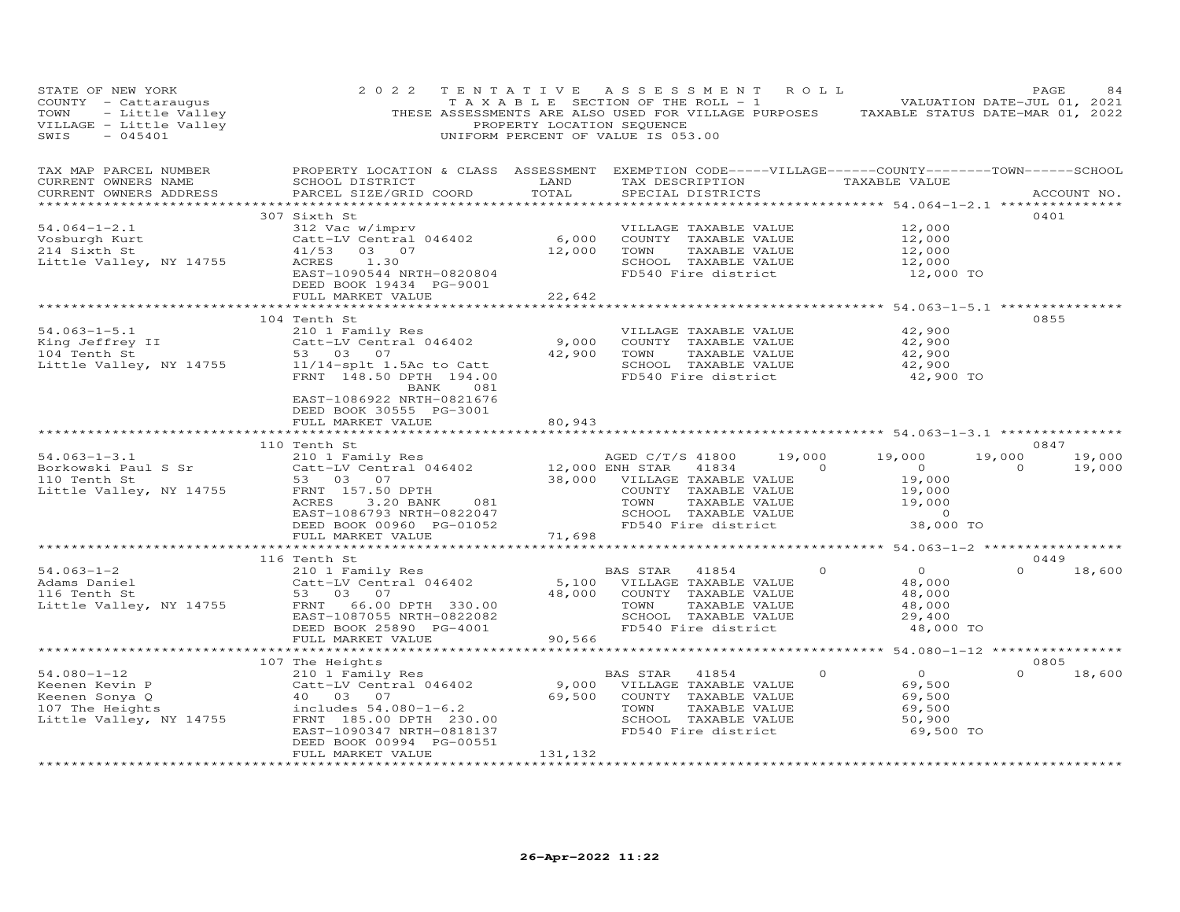STATE OF NEW YORK
COUNTY - Cattaraugus
TOWN - Little Valley
VILLAGE - Little Valley
SWIS - 045401

2022 TENTATIVE ASSESSMENT ROLL
TAXABLE SECTION OF THE ROLL - 1
THESE ASSESSMENTS ARE ALSO USED FOR VILLAGE PURPOSES
PROPERTY LOCATION SEQUENCE
UNIFORM PERCENT OF VALUE IS 053.00

VALUATION DATE-JUL 01, 2021
TAXABLE STATUS DATE-MAR 01, 2022

| TAX MAP PARCEL NUMBER / CURRENT OWNERS NAME / CURRENT OWNERS ADDRESS | PROPERTY LOCATION & CLASS / SCHOOL DISTRICT / PARCEL SIZE/GRID COORD | ASSESSMENT LAND / TOTAL | EXEMPTION CODE / TAX DESCRIPTION / SPECIAL DISTRICTS | VILLAGE | COUNTY (TAXABLE VALUE) | TOWN | SCHOOL | ACCOUNT NO. |
|---|---|---|---|---|---|---|---|---|
| | 307 Sixth St | | | | | | | 0401 |
| 54.064-1-2.1 | 312 Vac w/imprv | | VILLAGE TAXABLE VALUE | | 12,000 | | | |
| Vosburgh Kurt | Catt-LV Central 046402 | 6,000 | COUNTY TAXABLE VALUE | | 12,000 | | | |
| 214 Sixth St | 41/53 03 07 | 12,000 | TOWN TAXABLE VALUE | | 12,000 | | | |
| Little Valley, NY 14755 | ACRES 1.30 | | SCHOOL TAXABLE VALUE | | 12,000 | | | |
| | EAST-1090544 NRTH-0820804 | | FD540 Fire district | | 12,000 TO | | | |
| | DEED BOOK 19434 PG-9001 | | | | | | | |
| | FULL MARKET VALUE | 22,642 | | | | | | |
| | 104 Tenth St | | | | | | | 0855 |
| 54.063-1-5.1 | 210 1 Family Res | | VILLAGE TAXABLE VALUE | | 42,900 | | | |
| King Jeffrey II | Catt-LV Central 046402 | 9,000 | COUNTY TAXABLE VALUE | | 42,900 | | | |
| 104 Tenth St | 53 03 07 | 42,900 | TOWN TAXABLE VALUE | | 42,900 | | | |
| Little Valley, NY 14755 | 11/14-splt 1.5Ac to Catt | | SCHOOL TAXABLE VALUE | | 42,900 | | | |
| | FRNT 148.50 DPTH 194.00 | | FD540 Fire district | | 42,900 TO | | | |
| | BANK 081 | | | | | | | |
| | EAST-1086922 NRTH-0821676 | | | | | | | |
| | DEED BOOK 30555 PG-3001 | | | | | | | |
| | FULL MARKET VALUE | 80,943 | | | | | | |
| | 110 Tenth St | | | | | | | 0847 |
| 54.063-1-3.1 | 210 1 Family Res | | AGED C/T/S 41800 | 19,000 | 19,000 | 19,000 | 19,000 | |
| Borkowski Paul S Sr | Catt-LV Central 046402 | 12,000 | ENH STAR 41834 | 0 | 0 | 0 | 19,000 | |
| 110 Tenth St | 53 03 07 | 38,000 | VILLAGE TAXABLE VALUE | | 19,000 | | | |
| Little Valley, NY 14755 | FRNT 157.50 DPTH | | COUNTY TAXABLE VALUE | | 19,000 | | | |
| | ACRES 3.20 BANK 081 | | TOWN TAXABLE VALUE | | 19,000 | | | |
| | EAST-1086793 NRTH-0822047 | | SCHOOL TAXABLE VALUE | | 0 | | | |
| | DEED BOOK 00960 PG-01052 | | FD540 Fire district | | 38,000 TO | | | |
| | FULL MARKET VALUE | 71,698 | | | | | | |
| | 116 Tenth St | | | | | | | 0449 |
| 54.063-1-2 | 210 1 Family Res | | BAS STAR 41854 | 0 | 0 | 0 | 18,600 | |
| Adams Daniel | Catt-LV Central 046402 | 5,100 | VILLAGE TAXABLE VALUE | | 48,000 | | | |
| 116 Tenth St | 53 03 07 | 48,000 | COUNTY TAXABLE VALUE | | 48,000 | | | |
| Little Valley, NY 14755 | FRNT 66.00 DPTH 330.00 | | TOWN TAXABLE VALUE | | 48,000 | | | |
| | EAST-1087055 NRTH-0822082 | | SCHOOL TAXABLE VALUE | | 29,400 | | | |
| | DEED BOOK 25890 PG-4001 | | FD540 Fire district | | 48,000 TO | | | |
| | FULL MARKET VALUE | 90,566 | | | | | | |
| | 107 The Heights | | | | | | | 0805 |
| 54.080-1-12 | 210 1 Family Res | | BAS STAR 41854 | 0 | 0 | 0 | 18,600 | |
| Keenen Kevin P | Catt-LV Central 046402 | 9,000 | VILLAGE TAXABLE VALUE | | 69,500 | | | |
| Keenen Sonya Q | 40 03 07 | 69,500 | COUNTY TAXABLE VALUE | | 69,500 | | | |
| 107 The Heights | includes 54.080-1-6.2 | | TOWN TAXABLE VALUE | | 69,500 | | | |
| Little Valley, NY 14755 | FRNT 185.00 DPTH 230.00 | | SCHOOL TAXABLE VALUE | | 50,900 | | | |
| | EAST-1090347 NRTH-0818137 | | FD540 Fire district | | 69,500 TO | | | |
| | DEED BOOK 00994 PG-00551 | | | | | | | |
| | FULL MARKET VALUE | 131,132 | | | | | | |

26-Apr-2022 11:22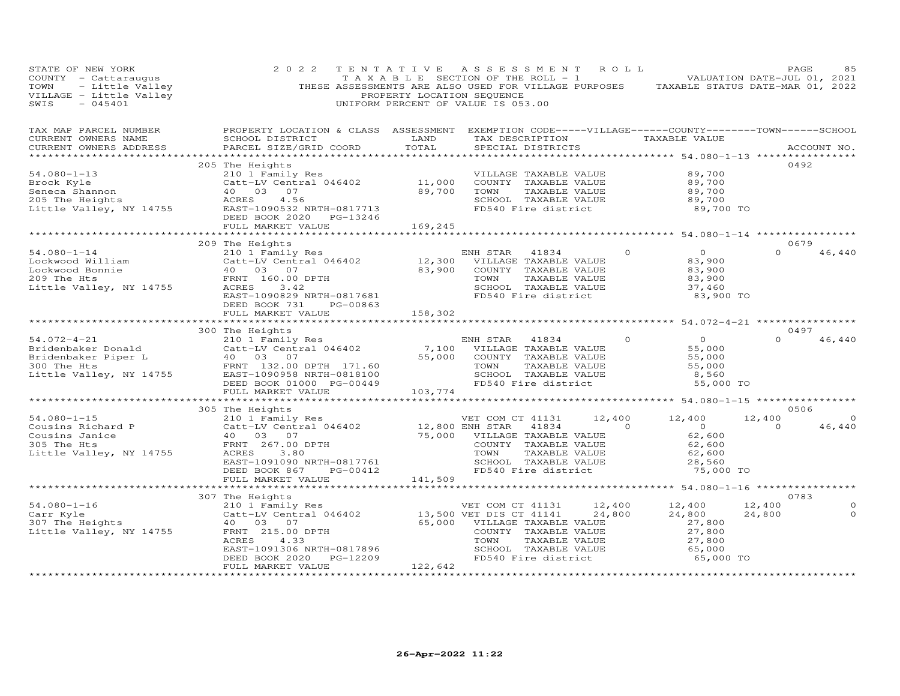STATE OF NEW YORK  
COUNTY - Cattaraugus  
TOWN - Little Valley  
VILLAGE - Little Valley  
SWIS - 045401

2022 TENTATIVE ASSESSMENT ROLL  
TAXABLE SECTION OF THE ROLL - 1  
THESE ASSESSMENTS ARE ALSO USED FOR VILLAGE PURPOSES  
PROPERTY LOCATION SEQUENCE  
UNIFORM PERCENT OF VALUE IS 053.00

VALUATION DATE-JUL 01, 2021  
TAXABLE STATUS DATE-MAR 01, 2022

| TAX MAP PARCEL NUMBER / CURRENT OWNERS NAME / CURRENT OWNERS ADDRESS | PROPERTY LOCATION & CLASS / SCHOOL DISTRICT / PARCEL SIZE/GRID COORD | ASSESSMENT LAND / TOTAL | EXEMPTION CODE / TAX DESCRIPTION / SPECIAL DISTRICTS | VILLAGE | COUNTY | TOWN | SCHOOL | ACCOUNT NO. |
|---|---|---|---|---|---|---|---|---|
| **54.080-1-13** | 205 The Heights | | | | | | | 0492 |
| Brock Kyle | 210 1 Family Res | | VILLAGE TAXABLE VALUE | 89,700 | | | | |
| Seneca Shannon | Catt-LV Central 046402 | 11,000 | COUNTY TAXABLE VALUE | | 89,700 | | | |
| 205 The Heights | 40 03 07 | 89,700 | TOWN TAXABLE VALUE | | | 89,700 | | |
| Little Valley, NY 14755 | ACRES 4.56 | | SCHOOL TAXABLE VALUE | | | | 89,700 | |
| | EAST-1090532 NRTH-0817713 | | FD540 Fire district | 89,700 TO | | | | |
| | DEED BOOK 2020 PG-13246 | | | | | | | |
| | FULL MARKET VALUE | 169,245 | | | | | | |
| **54.080-1-14** | 209 The Heights | | | | | | | 0679 |
| Lockwood William | 210 1 Family Res | | ENH STAR 41834 | 0 | 0 | 0 | 46,440 | |
| Lockwood Bonnie | Catt-LV Central 046402 | 12,300 | VILLAGE TAXABLE VALUE | 83,900 | | | | |
| 209 The Hts | 40 03 07 | 83,900 | COUNTY TAXABLE VALUE | | 83,900 | | | |
| Little Valley, NY 14755 | FRNT 160.00 DPTH | | TOWN TAXABLE VALUE | | | 83,900 | | |
| | ACRES 3.42 | | SCHOOL TAXABLE VALUE | | | | 37,460 | |
| | EAST-1090829 NRTH-0817681 | | FD540 Fire district | 83,900 TO | | | | |
| | DEED BOOK 731 PG-00863 | | | | | | | |
| | FULL MARKET VALUE | 158,302 | | | | | | |
| **54.072-4-21** | 300 The Heights | | | | | | | 0497 |
| Bridenbaker Donald | 210 1 Family Res | | ENH STAR 41834 | 0 | 0 | 0 | 46,440 | |
| Bridenbaker Piper L | Catt-LV Central 046402 | 7,100 | VILLAGE TAXABLE VALUE | 55,000 | | | | |
| 300 The Hts | 40 03 07 | 55,000 | COUNTY TAXABLE VALUE | | 55,000 | | | |
| Little Valley, NY 14755 | FRNT 132.00 DPTH 171.60 | | TOWN TAXABLE VALUE | | | 55,000 | | |
| | EAST-1090958 NRTH-0818100 | | SCHOOL TAXABLE VALUE | | | | 8,560 | |
| | DEED BOOK 01000 PG-00449 | | FD540 Fire district | 55,000 TO | | | | |
| | FULL MARKET VALUE | 103,774 | | | | | | |
| **54.080-1-15** | 305 The Heights | | | | | | | 0506 |
| Cousins Richard P | 210 1 Family Res | | VET COM CT 41131 | 12,400 | 12,400 | 12,400 | 0 | |
| Cousins Janice | Catt-LV Central 046402 | 12,800 | ENH STAR 41834 | 0 | 0 | 0 | 46,440 | |
| 305 The Hts | 40 03 07 | 75,000 | VILLAGE TAXABLE VALUE | 62,600 | | | | |
| Little Valley, NY 14755 | FRNT 267.00 DPTH | | COUNTY TAXABLE VALUE | | 62,600 | | | |
| | ACRES 3.80 | | TOWN TAXABLE VALUE | | | 62,600 | | |
| | EAST-1091090 NRTH-0817761 | | SCHOOL TAXABLE VALUE | | | | 28,560 | |
| | DEED BOOK 867 PG-00412 | | FD540 Fire district | 75,000 TO | | | | |
| | FULL MARKET VALUE | 141,509 | | | | | | |
| **54.080-1-16** | 307 The Heights | | | | | | | 0783 |
| Carr Kyle | 210 1 Family Res | | VET COM CT 41131 | 12,400 | 12,400 | 12,400 | 0 | |
| 307 The Heights | Catt-LV Central 046402 | 13,500 | VET DIS CT 41141 | 24,800 | 24,800 | 24,800 | 0 | |
| Little Valley, NY 14755 | 40 03 07 | 65,000 | VILLAGE TAXABLE VALUE | 27,800 | | | | |
| | FRNT 215.00 DPTH | | COUNTY TAXABLE VALUE | | 27,800 | | | |
| | ACRES 4.33 | | TOWN TAXABLE VALUE | | | 27,800 | | |
| | EAST-1091306 NRTH-0817896 | | SCHOOL TAXABLE VALUE | | | | 65,000 | |
| | DEED BOOK 2020 PG-12209 | | FD540 Fire district | 65,000 TO | | | | |
| | FULL MARKET VALUE | 122,642 | | | | | | |

26-Apr-2022 11:22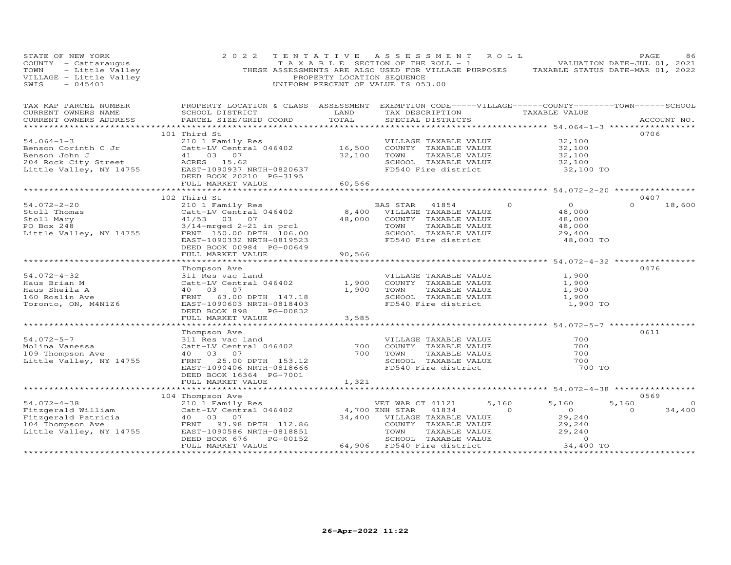STATE OF NEW YORK — 2022 TENTATIVE ASSESSMENT ROLL — PAGE 86
COUNTY - Cattaraugus — TAXABLE SECTION OF THE ROLL - 1 — VALUATION DATE-JUL 01, 2021
TOWN - Little Valley — THESE ASSESSMENTS ARE ALSO USED FOR VILLAGE PURPOSES — TAXABLE STATUS DATE-MAR 01, 2022
VILLAGE - Little Valley — PROPERTY LOCATION SEQUENCE
SWIS - 045401 — UNIFORM PERCENT OF VALUE IS 053.00

| TAX MAP PARCEL NUMBER / CURRENT OWNERS NAME / CURRENT OWNERS ADDRESS | PROPERTY LOCATION & CLASS / SCHOOL DISTRICT / PARCEL SIZE/GRID COORD | ASSESSMENT LAND / TOTAL | EXEMPTION CODE / TAX DESCRIPTION / SPECIAL DISTRICTS | VILLAGE | COUNTY | TOWN | SCHOOL / ACCOUNT NO. |
|---|---|---|---|---|---|---|---|
| **54.064-1-3** | 101 Third St | | | | | | 0706 |
| 54.064-1-3 | 210 1 Family Res | | VILLAGE TAXABLE VALUE | 32,100 | | | |
| Benson Corinth C Jr | Catt-LV Central 046402 | 16,500 | COUNTY TAXABLE VALUE | 32,100 | | | |
| Benson John J | 41 03 07 | 32,100 | TOWN TAXABLE VALUE | 32,100 | | | |
| 204 Rock City Street | ACRES 15.62 | | SCHOOL TAXABLE VALUE | 32,100 | | | |
| Little Valley, NY 14755 | EAST-1090937 NRTH-0820637 | | FD540 Fire district | 32,100 TO | | | |
| | DEED BOOK 20210 PG-3195 | | | | | | |
| | FULL MARKET VALUE | 60,566 | | | | | |
| **54.072-2-20** | 102 Third St | | | | | | 0407 |
| 54.072-2-20 | 210 1 Family Res | | BAS STAR 41854 | 0 | 0 | 0 | 18,600 |
| Stoll Thomas | Catt-LV Central 046402 | 8,400 | VILLAGE TAXABLE VALUE | 48,000 | | | |
| Stoll Mary | 41/53 03 07 | 48,000 | COUNTY TAXABLE VALUE | 48,000 | | | |
| PO Box 248 | 3/14-mrged 2-21 in prcl | | TOWN TAXABLE VALUE | 48,000 | | | |
| Little Valley, NY 14755 | FRNT 150.00 DPTH 106.00 | | SCHOOL TAXABLE VALUE | 29,400 | | | |
| | EAST-1090332 NRTH-0819523 | | FD540 Fire district | 48,000 TO | | | |
| | DEED BOOK 00984 PG-00649 | | | | | | |
| | FULL MARKET VALUE | 90,566 | | | | | |
| **54.072-4-32** | Thompson Ave | | | | | | 0476 |
| 54.072-4-32 | 311 Res vac land | | VILLAGE TAXABLE VALUE | 1,900 | | | |
| Haus Brian M | Catt-LV Central 046402 | 1,900 | COUNTY TAXABLE VALUE | 1,900 | | | |
| Haus Sheila A | 40 03 07 | 1,900 | TOWN TAXABLE VALUE | 1,900 | | | |
| 160 Roslin Ave | FRNT 63.00 DPTH 147.18 | | SCHOOL TAXABLE VALUE | 1,900 | | | |
| Toronto, ON, M4N1Z6 | EAST-1090603 NRTH-0818403 | | FD540 Fire district | 1,900 TO | | | |
| | DEED BOOK 898 PG-00832 | | | | | | |
| | FULL MARKET VALUE | 3,585 | | | | | |
| **54.072-5-7** | Thompson Ave | | | | | | 0611 |
| 54.072-5-7 | 311 Res vac land | | VILLAGE TAXABLE VALUE | 700 | | | |
| Molina Vanessa | Catt-LV Central 046402 | 700 | COUNTY TAXABLE VALUE | 700 | | | |
| 109 Thompson Ave | 40 03 07 | 700 | TOWN TAXABLE VALUE | 700 | | | |
| Little Valley, NY 14755 | FRNT 25.00 DPTH 153.12 | | SCHOOL TAXABLE VALUE | 700 | | | |
| | EAST-1090406 NRTH-0818666 | | FD540 Fire district | 700 TO | | | |
| | DEED BOOK 16364 PG-7001 | | | | | | |
| | FULL MARKET VALUE | 1,321 | | | | | |
| **54.072-4-38** | 104 Thompson Ave | | | | | | 0569 |
| 54.072-4-38 | 210 1 Family Res | | VET WAR CT 41121 | 5,160 | 5,160 | 5,160 | 0 |
| Fitzgerald William | Catt-LV Central 046402 | 4,700 | ENH STAR 41834 | 0 | 0 | 0 | 34,400 |
| Fitzgerald Patricia | 40 03 07 | 34,400 | VILLAGE TAXABLE VALUE | 29,240 | | | |
| 104 Thompson Ave | FRNT 93.98 DPTH 112.86 | | COUNTY TAXABLE VALUE | 29,240 | | | |
| Little Valley, NY 14755 | EAST-1090586 NRTH-0818851 | | TOWN TAXABLE VALUE | 29,240 | | | |
| | DEED BOOK 676 PG-00152 | | SCHOOL TAXABLE VALUE | 0 | | | |
| | FULL MARKET VALUE | 64,906 | FD540 Fire district | 34,400 TO | | | |

26-Apr-2022 11:22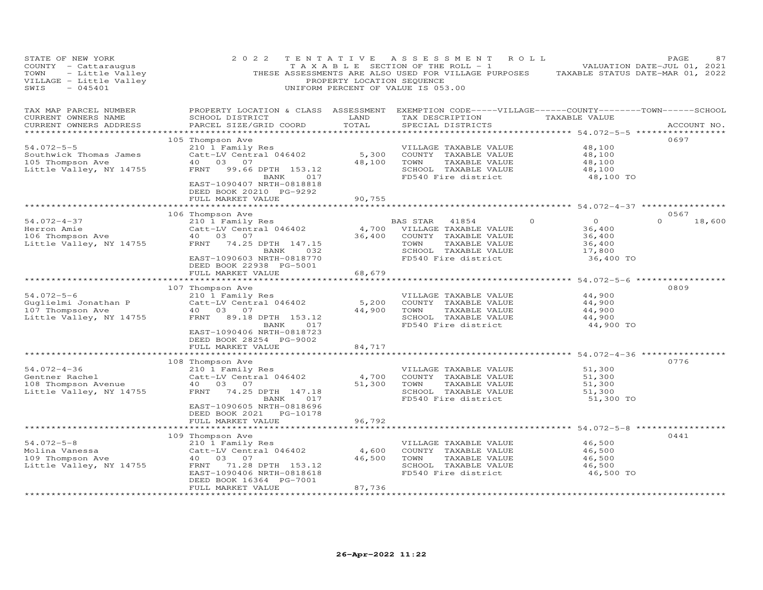STATE OF NEW YORK
COUNTY - Cattaraugus
TOWN - Little Valley
VILLAGE - Little Valley
SWIS - 045401

2022 TENTATIVE ASSESSMENT ROLL
TAXABLE SECTION OF THE ROLL - 1
THESE ASSESSMENTS ARE ALSO USED FOR VILLAGE PURPOSES
PROPERTY LOCATION SEQUENCE
UNIFORM PERCENT OF VALUE IS 053.00

VALUATION DATE-JUL 01, 2021
TAXABLE STATUS DATE-MAR 01, 2022

| TAX MAP PARCEL NUMBER / CURRENT OWNERS NAME / CURRENT OWNERS ADDRESS | PROPERTY LOCATION & CLASS / SCHOOL DISTRICT / PARCEL SIZE/GRID COORD | ASSESSMENT LAND / TOTAL | EXEMPTION CODE / TAX DESCRIPTION / SPECIAL DISTRICTS | TAXABLE VALUE | ACCOUNT NO. |
|---|---|---|---|---|---|
| | 105 Thompson Ave | | | | 0697 |
| 54.072-5-5 | 210 1 Family Res | | VILLAGE TAXABLE VALUE | 48,100 | |
| Southwick Thomas James | Catt-LV Central 046402 | 5,300 | COUNTY TAXABLE VALUE | 48,100 | |
| 105 Thompson Ave | 40 03 07 | 48,100 | TOWN TAXABLE VALUE | 48,100 | |
| Little Valley, NY 14755 | FRNT 99.66 DPTH 153.12 | | SCHOOL TAXABLE VALUE | 48,100 | |
| | BANK 017 | | FD540 Fire district | 48,100 TO | |
| | EAST-1090407 NRTH-0818818 | | | | |
| | DEED BOOK 20210 PG-9292 | | | | |
| | FULL MARKET VALUE | 90,755 | | | |
| | 106 Thompson Ave | | | | 0567 |
| 54.072-4-37 | 210 1 Family Res | | BAS STAR 41854 | 0 / 0 / 0 | 18,600 |
| Herron Amie | Catt-LV Central 046402 | 4,700 | VILLAGE TAXABLE VALUE | 36,400 | |
| 106 Thompson Ave | 40 03 07 | 36,400 | COUNTY TAXABLE VALUE | 36,400 | |
| Little Valley, NY 14755 | FRNT 74.25 DPTH 147.15 | | TOWN TAXABLE VALUE | 36,400 | |
| | BANK 032 | | SCHOOL TAXABLE VALUE | 17,800 | |
| | EAST-1090603 NRTH-0818770 | | FD540 Fire district | 36,400 TO | |
| | DEED BOOK 22938 PG-5001 | | | | |
| | FULL MARKET VALUE | 68,679 | | | |
| | 107 Thompson Ave | | | | 0809 |
| 54.072-5-6 | 210 1 Family Res | | VILLAGE TAXABLE VALUE | 44,900 | |
| Guglielmi Jonathan P | Catt-LV Central 046402 | 5,200 | COUNTY TAXABLE VALUE | 44,900 | |
| 107 Thompson Ave | 40 03 07 | 44,900 | TOWN TAXABLE VALUE | 44,900 | |
| Little Valley, NY 14755 | FRNT 89.18 DPTH 153.12 | | SCHOOL TAXABLE VALUE | 44,900 | |
| | BANK 017 | | FD540 Fire district | 44,900 TO | |
| | EAST-1090406 NRTH-0818723 | | | | |
| | DEED BOOK 28254 PG-9002 | | | | |
| | FULL MARKET VALUE | 84,717 | | | |
| | 108 Thompson Ave | | | | 0776 |
| 54.072-4-36 | 210 1 Family Res | | VILLAGE TAXABLE VALUE | 51,300 | |
| Gentner Rachel | Catt-LV Central 046402 | 4,700 | COUNTY TAXABLE VALUE | 51,300 | |
| 108 Thompson Avenue | 40 03 07 | 51,300 | TOWN TAXABLE VALUE | 51,300 | |
| Little Valley, NY 14755 | FRNT 74.25 DPTH 147.18 | | SCHOOL TAXABLE VALUE | 51,300 | |
| | BANK 017 | | FD540 Fire district | 51,300 TO | |
| | EAST-1090605 NRTH-0818696 | | | | |
| | DEED BOOK 2021 PG-10178 | | | | |
| | FULL MARKET VALUE | 96,792 | | | |
| | 109 Thompson Ave | | | | 0441 |
| 54.072-5-8 | 210 1 Family Res | | VILLAGE TAXABLE VALUE | 46,500 | |
| Molina Vanessa | Catt-LV Central 046402 | 4,600 | COUNTY TAXABLE VALUE | 46,500 | |
| 109 Thompson Ave | 40 03 07 | 46,500 | TOWN TAXABLE VALUE | 46,500 | |
| Little Valley, NY 14755 | FRNT 71.28 DPTH 153.12 | | SCHOOL TAXABLE VALUE | 46,500 | |
| | EAST-1090406 NRTH-0818618 | | FD540 Fire district | 46,500 TO | |
| | DEED BOOK 16364 PG-7001 | | | | |
| | FULL MARKET VALUE | 87,736 | | | |

26-Apr-2022 11:22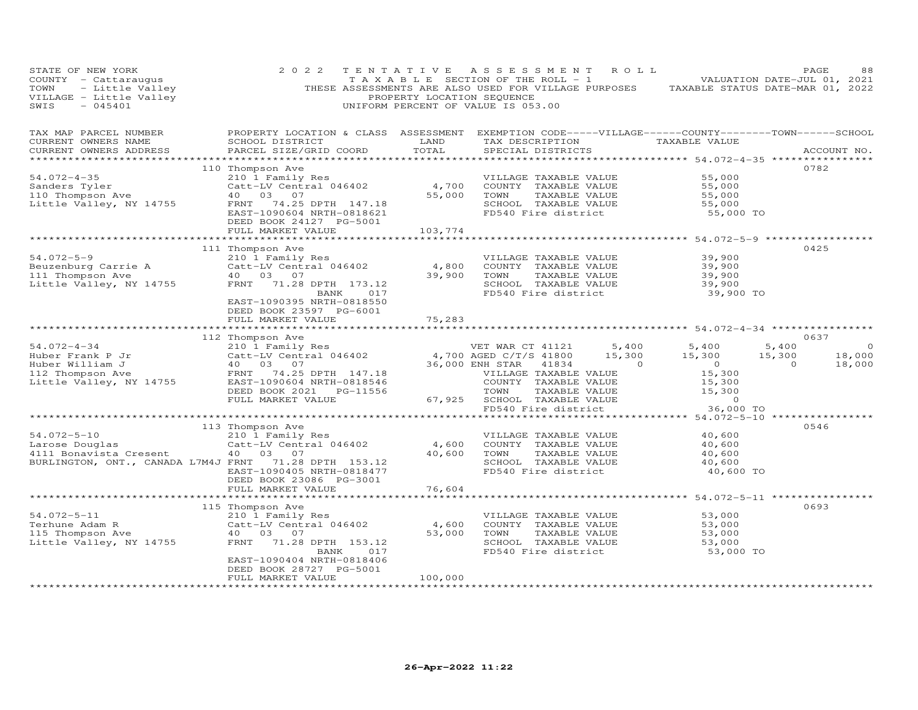STATE OF NEW YORK
COUNTY - Cattaraugus
TOWN - Little Valley
VILLAGE - Little Valley
SWIS - 045401

2022 TENTATIVE ASSESSMENT ROLL
TAXABLE SECTION OF THE ROLL - 1
THESE ASSESSMENTS ARE ALSO USED FOR VILLAGE PURPOSES
PROPERTY LOCATION SEQUENCE
UNIFORM PERCENT OF VALUE IS 053.00

VALUATION DATE-JUL 01, 2021
TAXABLE STATUS DATE-MAR 01, 2022

| TAX MAP PARCEL NUMBER / CURRENT OWNERS NAME / CURRENT OWNERS ADDRESS | PROPERTY LOCATION & CLASS / SCHOOL DISTRICT / PARCEL SIZE/GRID COORD | ASSESSMENT LAND | TOTAL | EXEMPTION CODE / TAX DESCRIPTION / SPECIAL DISTRICTS | VILLAGE | COUNTY TAXABLE VALUE | TOWN | SCHOOL | ACCOUNT NO. |
|---|---|---|---|---|---|---|---|---|---|
| **54.072-4-35** | 110 Thompson Ave | | | | | | | | 0782 |
| 54.072-4-35 | 210 1 Family Res | | | VILLAGE TAXABLE VALUE | | 55,000 | | | |
| Sanders Tyler | Catt-LV Central 046402 | 4,700 | | COUNTY TAXABLE VALUE | | 55,000 | | | |
| 110 Thompson Ave | 40 03 07 | | 55,000 | TOWN TAXABLE VALUE | | 55,000 | | | |
| Little Valley, NY 14755 | FRNT 74.25 DPTH 147.18 | | | SCHOOL TAXABLE VALUE | | 55,000 | | | |
| | EAST-1090604 NRTH-0818621 | | | FD540 Fire district | | 55,000 TO | | | |
| | DEED BOOK 24127 PG-5001 | | | | | | | | |
| | FULL MARKET VALUE | | 103,774 | | | | | | |
| **54.072-5-9** | 111 Thompson Ave | | | | | | | | 0425 |
| 54.072-5-9 | 210 1 Family Res | | | VILLAGE TAXABLE VALUE | | 39,900 | | | |
| Beuzenburg Carrie A | Catt-LV Central 046402 | 4,800 | | COUNTY TAXABLE VALUE | | 39,900 | | | |
| 111 Thompson Ave | 40 03 07 | | 39,900 | TOWN TAXABLE VALUE | | 39,900 | | | |
| Little Valley, NY 14755 | FRNT 71.28 DPTH 173.12 | | | SCHOOL TAXABLE VALUE | | 39,900 | | | |
| | BANK 017 | | | FD540 Fire district | | 39,900 TO | | | |
| | EAST-1090395 NRTH-0818550 | | | | | | | | |
| | DEED BOOK 23597 PG-6001 | | | | | | | | |
| | FULL MARKET VALUE | | 75,283 | | | | | | |
| **54.072-4-34** | 112 Thompson Ave | | | | | | | | 0637 |
| 54.072-4-34 | 210 1 Family Res | | | VET WAR CT 41121 | 5,400 | 5,400 | 5,400 | 0 | |
| Huber Frank P Jr | Catt-LV Central 046402 | 4,700 | | AGED C/T/S 41800 | 15,300 | 15,300 | 15,300 | 18,000 | |
| Huber William J | 40 03 07 | | 36,000 | ENH STAR 41834 | 0 | 0 | 0 | 18,000 | |
| 112 Thompson Ave | FRNT 74.25 DPTH 147.18 | | | VILLAGE TAXABLE VALUE | | 15,300 | | | |
| Little Valley, NY 14755 | EAST-1090604 NRTH-0818546 | | | COUNTY TAXABLE VALUE | | 15,300 | | | |
| | DEED BOOK 2021 PG-11556 | | | TOWN TAXABLE VALUE | | 15,300 | | | |
| | FULL MARKET VALUE | | 67,925 | SCHOOL TAXABLE VALUE | | 0 | | | |
| | | | | FD540 Fire district | | 36,000 TO | | | |
| **54.072-5-10** | 113 Thompson Ave | | | | | | | | 0546 |
| 54.072-5-10 | 210 1 Family Res | | | VILLAGE TAXABLE VALUE | | 40,600 | | | |
| Larose Douglas | Catt-LV Central 046402 | 4,600 | | COUNTY TAXABLE VALUE | | 40,600 | | | |
| 4111 Bonavista Cresent | 40 03 07 | | 40,600 | TOWN TAXABLE VALUE | | 40,600 | | | |
| BURLINGTON, ONT., CANADA L7M4J | FRNT 71.28 DPTH 153.12 | | | SCHOOL TAXABLE VALUE | | 40,600 | | | |
| | EAST-1090405 NRTH-0818477 | | | FD540 Fire district | | 40,600 TO | | | |
| | DEED BOOK 23086 PG-3001 | | | | | | | | |
| | FULL MARKET VALUE | | 76,604 | | | | | | |
| **54.072-5-11** | 115 Thompson Ave | | | | | | | | 0693 |
| 54.072-5-11 | 210 1 Family Res | | | VILLAGE TAXABLE VALUE | | 53,000 | | | |
| Terhune Adam R | Catt-LV Central 046402 | 4,600 | | COUNTY TAXABLE VALUE | | 53,000 | | | |
| 115 Thompson Ave | 40 03 07 | | 53,000 | TOWN TAXABLE VALUE | | 53,000 | | | |
| Little Valley, NY 14755 | FRNT 71.28 DPTH 153.12 | | | SCHOOL TAXABLE VALUE | | 53,000 | | | |
| | BANK 017 | | | FD540 Fire district | | 53,000 TO | | | |
| | EAST-1090404 NRTH-0818406 | | | | | | | | |
| | DEED BOOK 28727 PG-5001 | | | | | | | | |
| | FULL MARKET VALUE | | 100,000 | | | | | | |

26-Apr-2022 11:22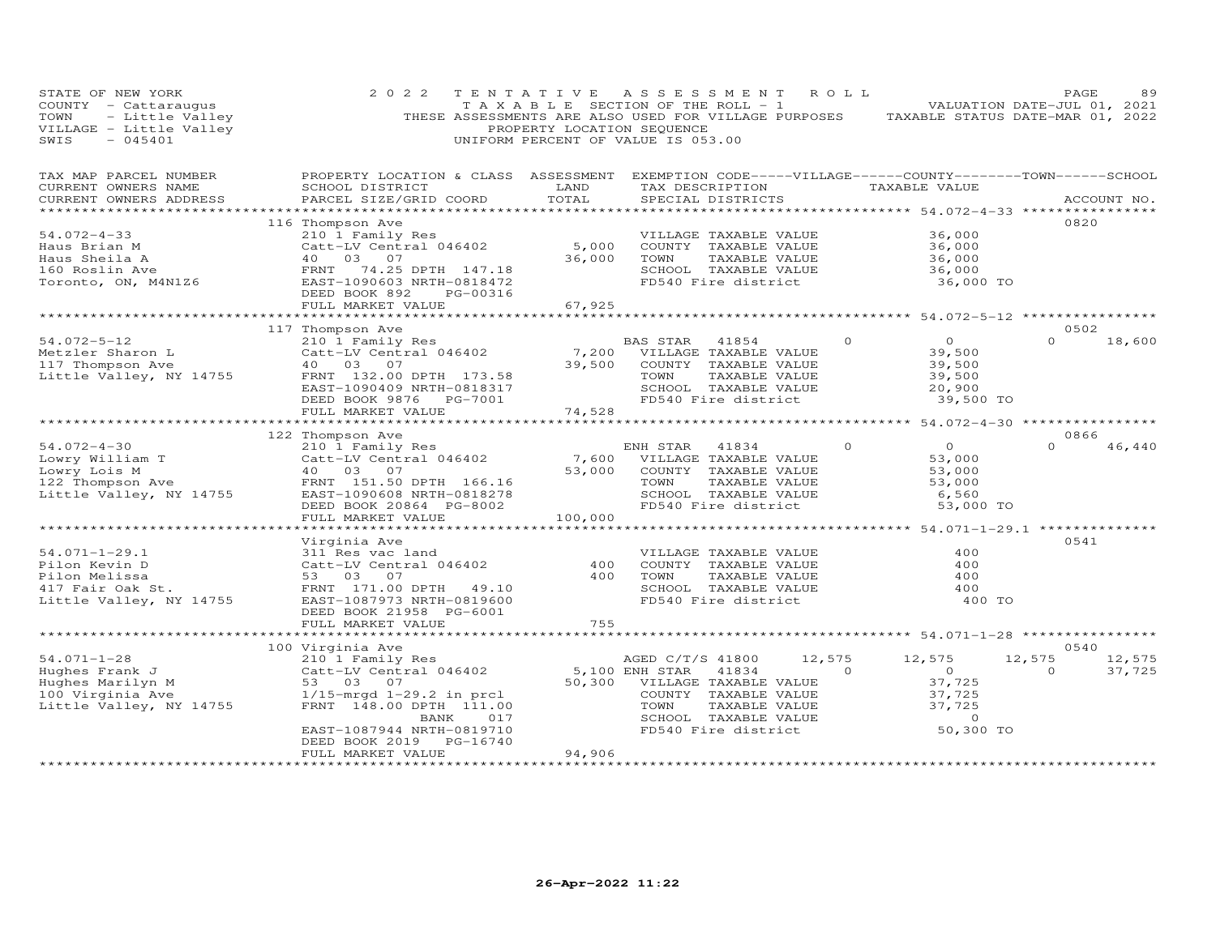STATE OF NEW YORK — 2022 TENTATIVE ASSESSMENT ROLL
COUNTY - Cattaraugus — TAXABLE SECTION OF THE ROLL - 1 — VALUATION DATE-JUL 01, 2021
TOWN - Little Valley — THESE ASSESSMENTS ARE ALSO USED FOR VILLAGE PURPOSES — TAXABLE STATUS DATE-MAR 01, 2022
VILLAGE - Little Valley — PROPERTY LOCATION SEQUENCE
SWIS - 045401 — UNIFORM PERCENT OF VALUE IS 053.00

| TAX MAP PARCEL NUMBER / CURRENT OWNERS NAME / CURRENT OWNERS ADDRESS | PROPERTY LOCATION & CLASS / SCHOOL DISTRICT / PARCEL SIZE/GRID COORD | ASSESSMENT LAND / TOTAL | EXEMPTION CODE-----VILLAGE------COUNTY--------TOWN------SCHOOL / TAX DESCRIPTION / SPECIAL DISTRICTS | TAXABLE VALUE | ACCOUNT NO. |
|---|---|---|---|---|---|
| **54.072-4-33** | 116 Thompson Ave | | | | 0820 |
| 54.072-4-33 | 210 1 Family Res | | VILLAGE TAXABLE VALUE | 36,000 | |
| Haus Brian M | Catt-LV Central 046402 | 5,000 | COUNTY TAXABLE VALUE | 36,000 | |
| Haus Sheila A | 40 03 07 | 36,000 | TOWN TAXABLE VALUE | 36,000 | |
| 160 Roslin Ave | FRNT 74.25 DPTH 147.18 | | SCHOOL TAXABLE VALUE | 36,000 | |
| Toronto, ON, M4N1Z6 | EAST-1090603 NRTH-0818472 | | FD540 Fire district | 36,000 TO | |
| | DEED BOOK 892 PG-00316 | | | | |
| | FULL MARKET VALUE | 67,925 | | | |
| **54.072-5-12** | 117 Thompson Ave | | | | 0502 |
| 54.072-5-12 | 210 1 Family Res | | BAS STAR 41854 0 | 0 | 0 18,600 |
| Metzler Sharon L | Catt-LV Central 046402 | 7,200 | VILLAGE TAXABLE VALUE | 39,500 | |
| 117 Thompson Ave | 40 03 07 | 39,500 | COUNTY TAXABLE VALUE | 39,500 | |
| Little Valley, NY 14755 | FRNT 132.00 DPTH 173.58 | | TOWN TAXABLE VALUE | 39,500 | |
| | EAST-1090409 NRTH-0818317 | | SCHOOL TAXABLE VALUE | 20,900 | |
| | DEED BOOK 9876 PG-7001 | | FD540 Fire district | 39,500 TO | |
| | FULL MARKET VALUE | 74,528 | | | |
| **54.072-4-30** | 122 Thompson Ave | | | | 0866 |
| 54.072-4-30 | 210 1 Family Res | | ENH STAR 41834 0 | 0 | 0 46,440 |
| Lowry William T | Catt-LV Central 046402 | 7,600 | VILLAGE TAXABLE VALUE | 53,000 | |
| Lowry Lois M | 40 03 07 | 53,000 | COUNTY TAXABLE VALUE | 53,000 | |
| 122 Thompson Ave | FRNT 151.50 DPTH 166.16 | | TOWN TAXABLE VALUE | 53,000 | |
| Little Valley, NY 14755 | EAST-1090608 NRTH-0818278 | | SCHOOL TAXABLE VALUE | 6,560 | |
| | DEED BOOK 20864 PG-8002 | | FD540 Fire district | 53,000 TO | |
| | FULL MARKET VALUE | 100,000 | | | |
| **54.071-1-29.1** | Virginia Ave | | | | 0541 |
| 54.071-1-29.1 | 311 Res vac land | | VILLAGE TAXABLE VALUE | 400 | |
| Pilon Kevin D | Catt-LV Central 046402 | 400 | COUNTY TAXABLE VALUE | 400 | |
| Pilon Melissa | 53 03 07 | 400 | TOWN TAXABLE VALUE | 400 | |
| 417 Fair Oak St. | FRNT 171.00 DPTH 49.10 | | SCHOOL TAXABLE VALUE | 400 | |
| Little Valley, NY 14755 | EAST-1087973 NRTH-0819600 | | FD540 Fire district | 400 TO | |
| | DEED BOOK 21958 PG-6001 | | | | |
| | FULL MARKET VALUE | 755 | | | |
| **54.071-1-28** | 100 Virginia Ave | | | | 0540 |
| 54.071-1-28 | 210 1 Family Res | | AGED C/T/S 41800 12,575 | 12,575 | 12,575 12,575 |
| Hughes Frank J | Catt-LV Central 046402 | 5,100 | ENH STAR 41834 0 | 0 | 0 37,725 |
| Hughes Marilyn M | 53 03 07 | 50,300 | VILLAGE TAXABLE VALUE | 37,725 | |
| 100 Virginia Ave | 1/15-mrgd 1-29.2 in prcl | | COUNTY TAXABLE VALUE | 37,725 | |
| Little Valley, NY 14755 | FRNT 148.00 DPTH 111.00 | | TOWN TAXABLE VALUE | 37,725 | |
| | BANK 017 | | SCHOOL TAXABLE VALUE | 0 | |
| | EAST-1087944 NRTH-0819710 | | FD540 Fire district | 50,300 TO | |
| | DEED BOOK 2019 PG-16740 | | | | |
| | FULL MARKET VALUE | 94,906 | | | |

26-Apr-2022 11:22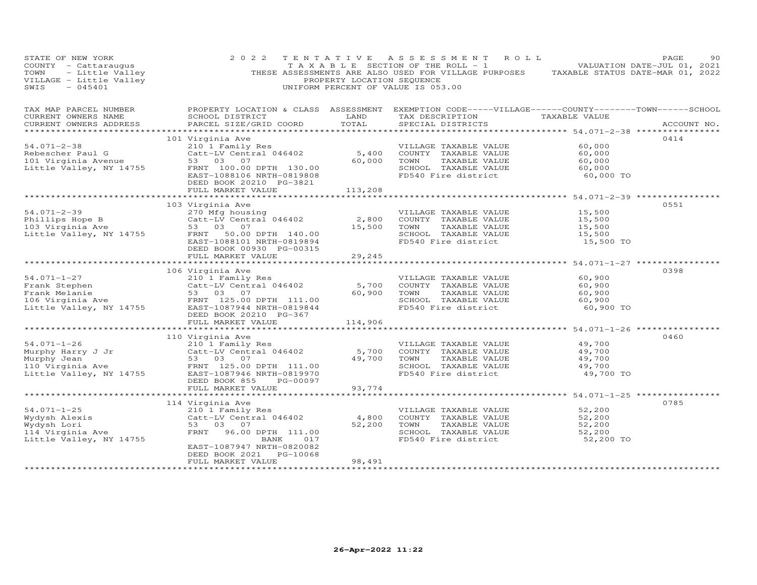STATE OF NEW YORK
COUNTY - Cattaraugus
TOWN - Little Valley
VILLAGE - Little Valley
SWIS - 045401

2022 TENTATIVE ASSESSMENT ROLL
TAXABLE SECTION OF THE ROLL - 1
THESE ASSESSMENTS ARE ALSO USED FOR VILLAGE PURPOSES
PROPERTY LOCATION SEQUENCE
UNIFORM PERCENT OF VALUE IS 053.00

VALUATION DATE-JUL 01, 2021
TAXABLE STATUS DATE-MAR 01, 2022

| TAX MAP PARCEL NUMBER / CURRENT OWNERS NAME / CURRENT OWNERS ADDRESS | PROPERTY LOCATION & CLASS / SCHOOL DISTRICT / PARCEL SIZE/GRID COORD | ASSESSMENT LAND | TOTAL | EXEMPTION CODE-----VILLAGE------COUNTY--------TOWN------SCHOOL / TAX DESCRIPTION / SPECIAL DISTRICTS | TAXABLE VALUE | ACCOUNT NO. |
|---|---|---|---|---|---|---|
| **54.071-2-38** | 101 Virginia Ave | | | | | 0414 |
| 54.071-2-38 | 210 1 Family Res | | | VILLAGE TAXABLE VALUE | 60,000 | |
| Rebescher Paul G | Catt-LV Central 046402 | 5,400 | | COUNTY TAXABLE VALUE | 60,000 | |
| 101 Virginia Avenue | 53 03 07 | | 60,000 | TOWN TAXABLE VALUE | 60,000 | |
| Little Valley, NY 14755 | FRNT 100.00 DPTH 130.00 | | | SCHOOL TAXABLE VALUE | 60,000 | |
| | EAST-1088106 NRTH-0819808 | | | FD540 Fire district | 60,000 TO | |
| | DEED BOOK 20210 PG-3821 | | | | | |
| | FULL MARKET VALUE | | 113,208 | | | |
| **54.071-2-39** | 103 Virginia Ave | | | | | 0551 |
| 54.071-2-39 | 270 Mfg housing | | | VILLAGE TAXABLE VALUE | 15,500 | |
| Phillips Hope B | Catt-LV Central 046402 | 2,800 | | COUNTY TAXABLE VALUE | 15,500 | |
| 103 Virginia Ave | 53 03 07 | | 15,500 | TOWN TAXABLE VALUE | 15,500 | |
| Little Valley, NY 14755 | FRNT 50.00 DPTH 140.00 | | | SCHOOL TAXABLE VALUE | 15,500 | |
| | EAST-1088101 NRTH-0819894 | | | FD540 Fire district | 15,500 TO | |
| | DEED BOOK 00930 PG-00315 | | | | | |
| | FULL MARKET VALUE | | 29,245 | | | |
| **54.071-1-27** | 106 Virginia Ave | | | | | 0398 |
| 54.071-1-27 | 210 1 Family Res | | | VILLAGE TAXABLE VALUE | 60,900 | |
| Frank Stephen | Catt-LV Central 046402 | 5,700 | | COUNTY TAXABLE VALUE | 60,900 | |
| Frank Melanie | 53 03 07 | | 60,900 | TOWN TAXABLE VALUE | 60,900 | |
| 106 Virginia Ave | FRNT 125.00 DPTH 111.00 | | | SCHOOL TAXABLE VALUE | 60,900 | |
| Little Valley, NY 14755 | EAST-1087944 NRTH-0819844 | | | FD540 Fire district | 60,900 TO | |
| | DEED BOOK 20210 PG-367 | | | | | |
| | FULL MARKET VALUE | | 114,906 | | | |
| **54.071-1-26** | 110 Virginia Ave | | | | | 0460 |
| 54.071-1-26 | 210 1 Family Res | | | VILLAGE TAXABLE VALUE | 49,700 | |
| Murphy Harry J Jr | Catt-LV Central 046402 | 5,700 | | COUNTY TAXABLE VALUE | 49,700 | |
| Murphy Jean | 53 03 07 | | 49,700 | TOWN TAXABLE VALUE | 49,700 | |
| 110 Virginia Ave | FRNT 125.00 DPTH 111.00 | | | SCHOOL TAXABLE VALUE | 49,700 | |
| Little Valley, NY 14755 | EAST-1087946 NRTH-0819970 | | | FD540 Fire district | 49,700 TO | |
| | DEED BOOK 855 PG-00097 | | | | | |
| | FULL MARKET VALUE | | 93,774 | | | |
| **54.071-1-25** | 114 Virginia Ave | | | | | 0785 |
| 54.071-1-25 | 210 1 Family Res | | | VILLAGE TAXABLE VALUE | 52,200 | |
| Wydysh Alexis | Catt-LV Central 046402 | 4,800 | | COUNTY TAXABLE VALUE | 52,200 | |
| Wydysh Lori | 53 03 07 | | 52,200 | TOWN TAXABLE VALUE | 52,200 | |
| 114 Virginia Ave | FRNT 96.00 DPTH 111.00 | | | SCHOOL TAXABLE VALUE | 52,200 | |
| Little Valley, NY 14755 | BANK 017 | | | FD540 Fire district | 52,200 TO | |
| | EAST-1087947 NRTH-0820082 | | | | | |
| | DEED BOOK 2021 PG-10068 | | | | | |
| | FULL MARKET VALUE | | 98,491 | | | |

26-Apr-2022 11:22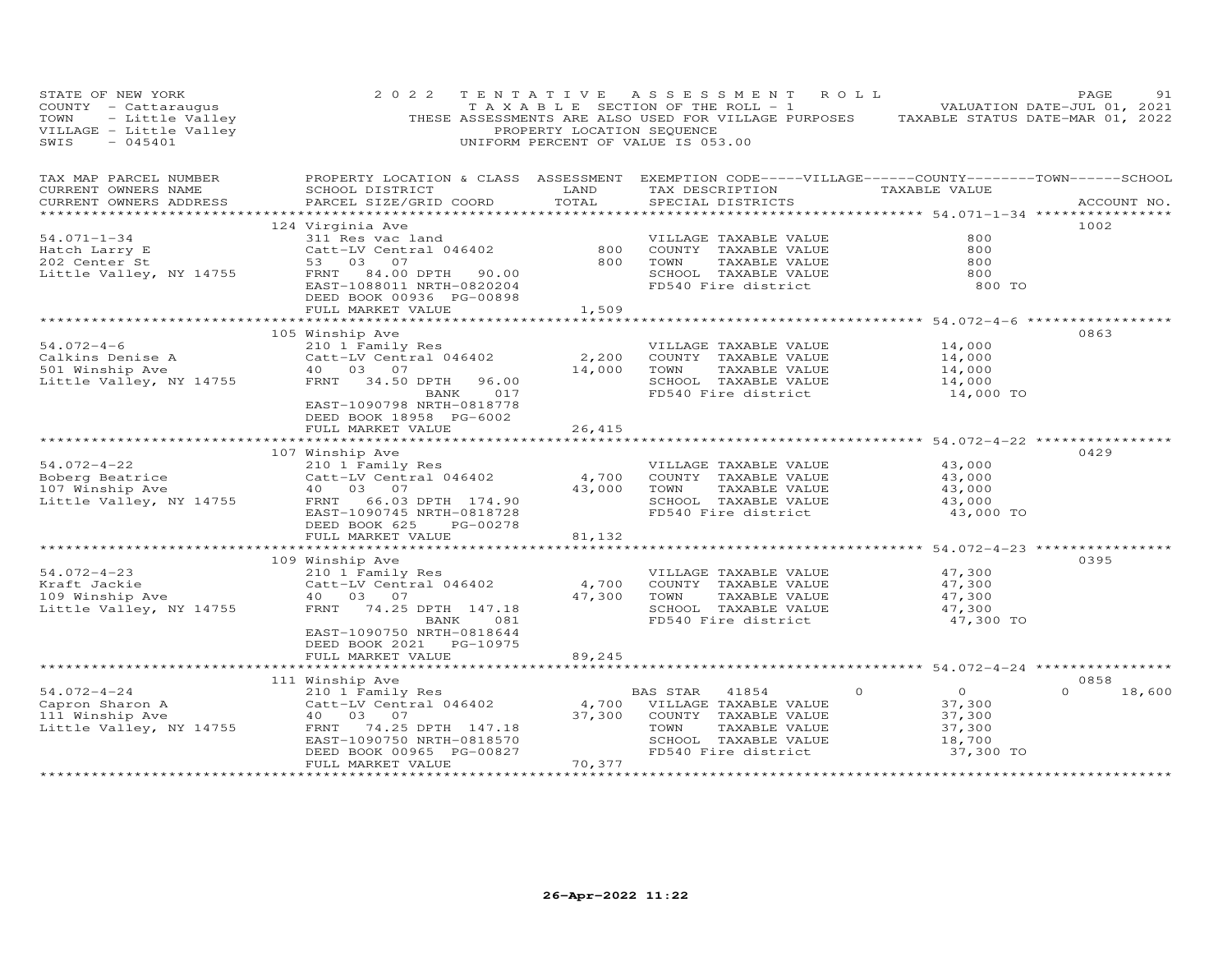STATE OF NEW YORK
COUNTY - Cattaraugus
TOWN - Little Valley
VILLAGE - Little Valley
SWIS - 045401

2022 TENTATIVE ASSESSMENT ROLL
TAXABLE SECTION OF THE ROLL - 1
THESE ASSESSMENTS ARE ALSO USED FOR VILLAGE PURPOSES
PROPERTY LOCATION SEQUENCE
UNIFORM PERCENT OF VALUE IS 053.00

VALUATION DATE-JUL 01, 2021
TAXABLE STATUS DATE-MAR 01, 2022

| TAX MAP PARCEL NUMBER / CURRENT OWNERS NAME / CURRENT OWNERS ADDRESS | PROPERTY LOCATION & CLASS / SCHOOL DISTRICT / PARCEL SIZE/GRID COORD | ASSESSMENT LAND / TOTAL | EXEMPTION CODE-----VILLAGE------COUNTY--------TOWN------SCHOOL / TAX DESCRIPTION / SPECIAL DISTRICTS | TAXABLE VALUE | ACCOUNT NO. |
|---|---|---|---|---|---|
| **54.071-1-34** | 124 Virginia Ave | | | | 1002 |
| 54.071-1-34 | 311 Res vac land | | VILLAGE TAXABLE VALUE | 800 | |
| Hatch Larry E | Catt-LV Central 046402 | 800 | COUNTY TAXABLE VALUE | 800 | |
| 202 Center St | 53 03 07 | 800 | TOWN TAXABLE VALUE | 800 | |
| Little Valley, NY 14755 | FRNT 84.00 DPTH 90.00 | | SCHOOL TAXABLE VALUE | 800 | |
| | EAST-1088011 NRTH-0820204 | | FD540 Fire district | 800 TO | |
| | DEED BOOK 00936 PG-00898 | | | | |
| | FULL MARKET VALUE | 1,509 | | | |
| **54.072-4-6** | 105 Winship Ave | | | | 0863 |
| 54.072-4-6 | 210 1 Family Res | | VILLAGE TAXABLE VALUE | 14,000 | |
| Calkins Denise A | Catt-LV Central 046402 | 2,200 | COUNTY TAXABLE VALUE | 14,000 | |
| 501 Winship Ave | 40 03 07 | 14,000 | TOWN TAXABLE VALUE | 14,000 | |
| Little Valley, NY 14755 | FRNT 34.50 DPTH 96.00 | | SCHOOL TAXABLE VALUE | 14,000 | |
| | BANK 017 | | FD540 Fire district | 14,000 TO | |
| | EAST-1090798 NRTH-0818778 | | | | |
| | DEED BOOK 18958 PG-6002 | | | | |
| | FULL MARKET VALUE | 26,415 | | | |
| **54.072-4-22** | 107 Winship Ave | | | | 0429 |
| 54.072-4-22 | 210 1 Family Res | | VILLAGE TAXABLE VALUE | 43,000 | |
| Boberg Beatrice | Catt-LV Central 046402 | 4,700 | COUNTY TAXABLE VALUE | 43,000 | |
| 107 Winship Ave | 40 03 07 | 43,000 | TOWN TAXABLE VALUE | 43,000 | |
| Little Valley, NY 14755 | FRNT 66.03 DPTH 174.90 | | SCHOOL TAXABLE VALUE | 43,000 | |
| | EAST-1090745 NRTH-0818728 | | FD540 Fire district | 43,000 TO | |
| | DEED BOOK 625 PG-00278 | | | | |
| | FULL MARKET VALUE | 81,132 | | | |
| **54.072-4-23** | 109 Winship Ave | | | | 0395 |
| 54.072-4-23 | 210 1 Family Res | | VILLAGE TAXABLE VALUE | 47,300 | |
| Kraft Jackie | Catt-LV Central 046402 | 4,700 | COUNTY TAXABLE VALUE | 47,300 | |
| 109 Winship Ave | 40 03 07 | 47,300 | TOWN TAXABLE VALUE | 47,300 | |
| Little Valley, NY 14755 | FRNT 74.25 DPTH 147.18 | | SCHOOL TAXABLE VALUE | 47,300 | |
| | BANK 081 | | FD540 Fire district | 47,300 TO | |
| | EAST-1090750 NRTH-0818644 | | | | |
| | DEED BOOK 2021 PG-10975 | | | | |
| | FULL MARKET VALUE | 89,245 | | | |
| **54.072-4-24** | 111 Winship Ave | | | | 0858 |
| 54.072-4-24 | 210 1 Family Res | | BAS STAR 41854 0 | 0 | 0 18,600 |
| Capron Sharon A | Catt-LV Central 046402 | 4,700 | VILLAGE TAXABLE VALUE | 37,300 | |
| 111 Winship Ave | 40 03 07 | 37,300 | COUNTY TAXABLE VALUE | 37,300 | |
| Little Valley, NY 14755 | FRNT 74.25 DPTH 147.18 | | TOWN TAXABLE VALUE | 37,300 | |
| | EAST-1090750 NRTH-0818570 | | SCHOOL TAXABLE VALUE | 18,700 | |
| | DEED BOOK 00965 PG-00827 | | FD540 Fire district | 37,300 TO | |
| | FULL MARKET VALUE | 70,377 | | | |

26-Apr-2022 11:22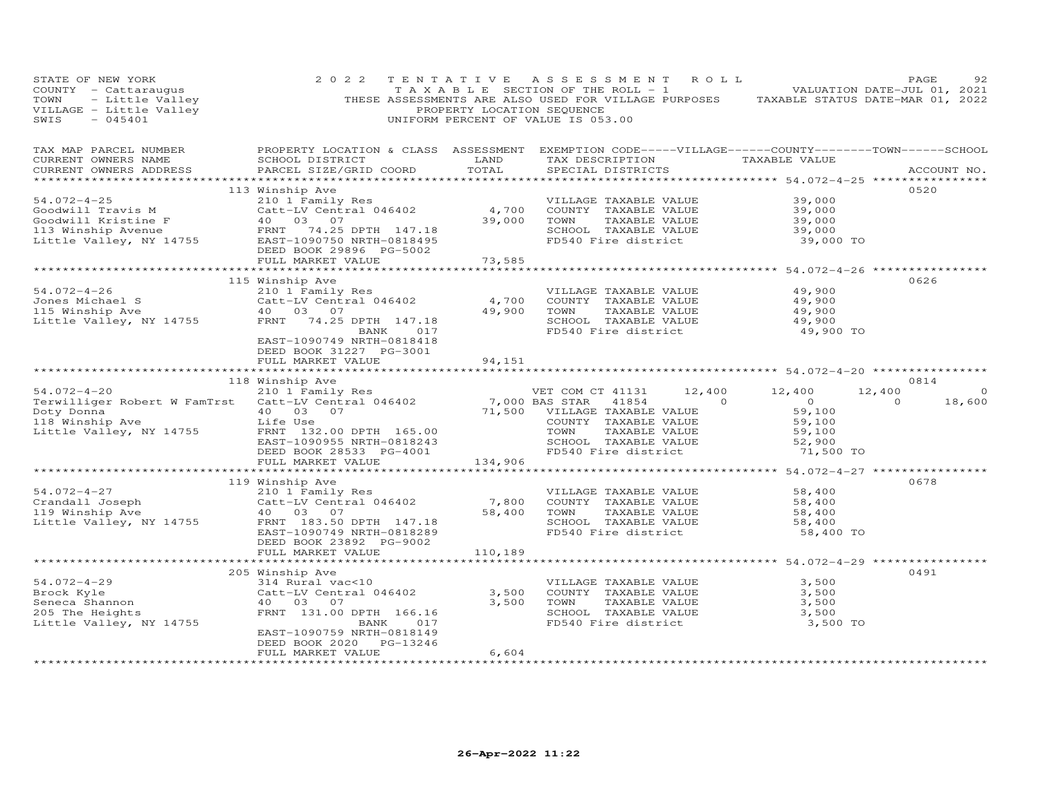STATE OF NEW YORK
COUNTY - Cattaraugus
TOWN - Little Valley
VILLAGE - Little Valley
SWIS - 045401

2022 TENTATIVE ASSESSMENT ROLL
TAXABLE SECTION OF THE ROLL - 1
THESE ASSESSMENTS ARE ALSO USED FOR VILLAGE PURPOSES
PROPERTY LOCATION SEQUENCE
UNIFORM PERCENT OF VALUE IS 053.00

VALUATION DATE-JUL 01, 2021
TAXABLE STATUS DATE-MAR 01, 2022

| TAX MAP PARCEL NUMBER / CURRENT OWNERS NAME / CURRENT OWNERS ADDRESS | PROPERTY LOCATION & CLASS / SCHOOL DISTRICT / PARCEL SIZE/GRID COORD | ASSESSMENT LAND | TOTAL | EXEMPTION CODE / TAX DESCRIPTION / SPECIAL DISTRICTS | VILLAGE | COUNTY | TOWN | SCHOOL | ACCOUNT NO. |
|---|---|---|---|---|---|---|---|---|---|
| **54.072-4-25** | 113 Winship Ave | | | | | | | | 0520 |
| Goodwill Travis M | 210 1 Family Res | | | VILLAGE TAXABLE VALUE | 39,000 | | | | |
| Goodwill Kristine F | Catt-LV Central 046402 | 4,700 | | COUNTY TAXABLE VALUE | 39,000 | | | | |
| 113 Winship Avenue | 40 03 07 | | 39,000 | TOWN TAXABLE VALUE | 39,000 | | | | |
| Little Valley, NY 14755 | FRNT 74.25 DPTH 147.18 | | | SCHOOL TAXABLE VALUE | 39,000 | | | | |
| | EAST-1090750 NRTH-0818495 | | | FD540 Fire district | 39,000 TO | | | | |
| | DEED BOOK 29896 PG-5002 | | | | | | | | |
| | FULL MARKET VALUE | | 73,585 | | | | | | |
| **54.072-4-26** | 115 Winship Ave | | | | | | | | 0626 |
| Jones Michael S | 210 1 Family Res | | | VILLAGE TAXABLE VALUE | 49,900 | | | | |
| 115 Winship Ave | Catt-LV Central 046402 | 4,700 | | COUNTY TAXABLE VALUE | 49,900 | | | | |
| Little Valley, NY 14755 | 40 03 07 | | 49,900 | TOWN TAXABLE VALUE | 49,900 | | | | |
| | FRNT 74.25 DPTH 147.18 | | | SCHOOL TAXABLE VALUE | 49,900 | | | | |
| | BANK 017 | | | FD540 Fire district | 49,900 TO | | | | |
| | EAST-1090749 NRTH-0818418 | | | | | | | | |
| | DEED BOOK 31227 PG-3001 | | | | | | | | |
| | FULL MARKET VALUE | | 94,151 | | | | | | |
| **54.072-4-20** | 118 Winship Ave | | | | | | | | 0814 |
| Terwilliger Robert W FamTrst | 210 1 Family Res | | | VET COM CT 41131 | 12,400 | 12,400 | 12,400 | 0 | |
| Doty Donna | Catt-LV Central 046402 | 7,000 | | BAS STAR 41854 | 0 | 0 | 0 | 18,600 | |
| 118 Winship Ave | 40 03 07 | | 71,500 | VILLAGE TAXABLE VALUE | 59,100 | | | | |
| Little Valley, NY 14755 | Life Use | | | COUNTY TAXABLE VALUE | 59,100 | | | | |
| | FRNT 132.00 DPTH 165.00 | | | TOWN TAXABLE VALUE | 59,100 | | | | |
| | EAST-1090955 NRTH-0818243 | | | SCHOOL TAXABLE VALUE | 52,900 | | | | |
| | DEED BOOK 28533 PG-4001 | | | FD540 Fire district | 71,500 TO | | | | |
| | FULL MARKET VALUE | | 134,906 | | | | | | |
| **54.072-4-27** | 119 Winship Ave | | | | | | | | 0678 |
| Crandall Joseph | 210 1 Family Res | | | VILLAGE TAXABLE VALUE | 58,400 | | | | |
| 119 Winship Ave | Catt-LV Central 046402 | 7,800 | | COUNTY TAXABLE VALUE | 58,400 | | | | |
| Little Valley, NY 14755 | 40 03 07 | | 58,400 | TOWN TAXABLE VALUE | 58,400 | | | | |
| | FRNT 183.50 DPTH 147.18 | | | SCHOOL TAXABLE VALUE | 58,400 | | | | |
| | EAST-1090749 NRTH-0818289 | | | FD540 Fire district | 58,400 TO | | | | |
| | DEED BOOK 23892 PG-9002 | | | | | | | | |
| | FULL MARKET VALUE | | 110,189 | | | | | | |
| **54.072-4-29** | 205 Winship Ave | | | | | | | | 0491 |
| Brock Kyle | 314 Rural vac<10 | | | VILLAGE TAXABLE VALUE | 3,500 | | | | |
| Seneca Shannon | Catt-LV Central 046402 | 3,500 | | COUNTY TAXABLE VALUE | 3,500 | | | | |
| 205 The Heights | 40 03 07 | | 3,500 | TOWN TAXABLE VALUE | 3,500 | | | | |
| Little Valley, NY 14755 | FRNT 131.00 DPTH 166.16 | | | SCHOOL TAXABLE VALUE | 3,500 | | | | |
| | BANK 017 | | | FD540 Fire district | 3,500 TO | | | | |
| | EAST-1090759 NRTH-0818149 | | | | | | | | |
| | DEED BOOK 2020 PG-13246 | | | | | | | | |
| | FULL MARKET VALUE | | 6,604 | | | | | | |

26-Apr-2022 11:22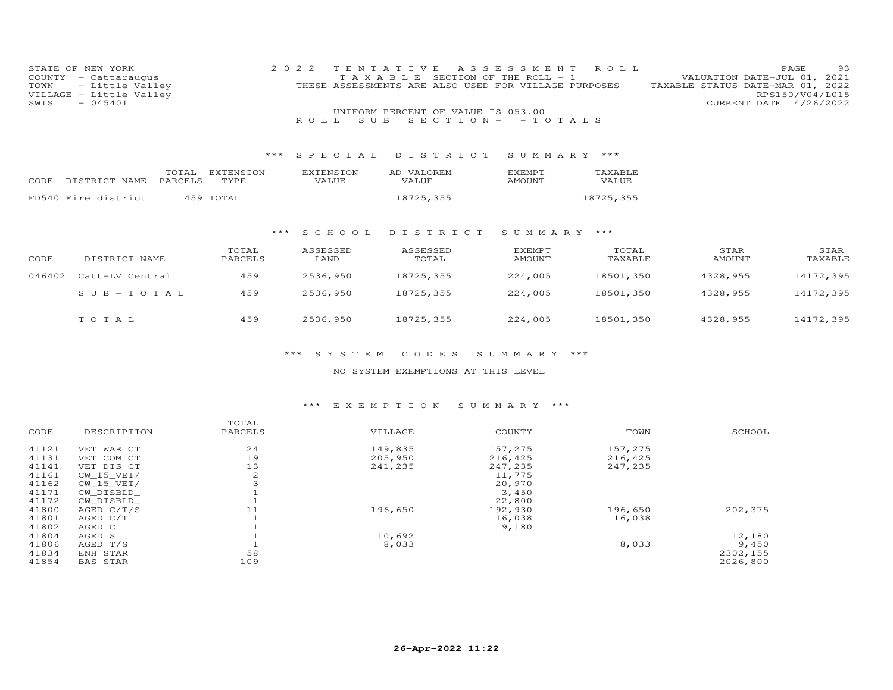STATE OF NEW YORK
COUNTY - Cattaraugus
TOWN - Little Valley
VILLAGE - Little Valley
SWIS - 045401

2022 TENTATIVE ASSESSMENT ROLL
TAXABLE SECTION OF THE ROLL - 1
THESE ASSESSMENTS ARE ALSO USED FOR VILLAGE PURPOSES
UNIFORM PERCENT OF VALUE IS 053.00
ROLL SUB SECTION- - TOTALS

VALUATION DATE-JUL 01, 2021
TAXABLE STATUS DATE-MAR 01, 2022
RPS150/V04/L015
CURRENT DATE 4/26/2022

## *** SPECIAL DISTRICT SUMMARY ***

| CODE | DISTRICT NAME | TOTAL PARCELS | EXTENSION TYPE | EXTENSION VALUE | AD VALOREM VALUE | EXEMPT AMOUNT | TAXABLE VALUE |
|---|---|---|---|---|---|---|---|
| FD540 | Fire district | 459 | TOTAL | | 18725,355 | | 18725,355 |

## *** SCHOOL DISTRICT SUMMARY ***

| CODE | DISTRICT NAME | TOTAL PARCELS | ASSESSED LAND | ASSESSED TOTAL | EXEMPT AMOUNT | TOTAL TAXABLE | STAR AMOUNT | STAR TAXABLE |
|---|---|---|---|---|---|---|---|---|
| 046402 | Catt-LV Central | 459 | 2536,950 | 18725,355 | 224,005 | 18501,350 | 4328,955 | 14172,395 |
| | S U B - T O T A L | 459 | 2536,950 | 18725,355 | 224,005 | 18501,350 | 4328,955 | 14172,395 |
| | T O T A L | 459 | 2536,950 | 18725,355 | 224,005 | 18501,350 | 4328,955 | 14172,395 |

## *** SYSTEM CODES SUMMARY ***

NO SYSTEM EXEMPTIONS AT THIS LEVEL

## *** EXEMPTION SUMMARY ***

| CODE | DESCRIPTION | TOTAL PARCELS | VILLAGE | COUNTY | TOWN | SCHOOL |
|---|---|---|---|---|---|---|
| 41121 | VET WAR CT | 24 | 149,835 | 157,275 | 157,275 | |
| 41131 | VET COM CT | 19 | 205,950 | 216,425 | 216,425 | |
| 41141 | VET DIS CT | 13 | 241,235 | 247,235 | 247,235 | |
| 41161 | CW_15_VET/ | 2 | | 11,775 | | |
| 41162 | CW_15_VET/ | 3 | | 20,970 | | |
| 41171 | CW_DISBLD_ | 1 | | 3,450 | | |
| 41172 | CW_DISBLD_ | 1 | | 22,800 | | |
| 41800 | AGED C/T/S | 11 | 196,650 | 192,930 | 196,650 | 202,375 |
| 41801 | AGED C/T | 1 | | 16,038 | 16,038 | |
| 41802 | AGED C | 1 | | 9,180 | | |
| 41804 | AGED S | 1 | 10,692 | | | 12,180 |
| 41806 | AGED T/S | 1 | 8,033 | | 8,033 | 9,450 |
| 41834 | ENH STAR | 58 | | | | 2302,155 |
| 41854 | BAS STAR | 109 | | | | 2026,800 |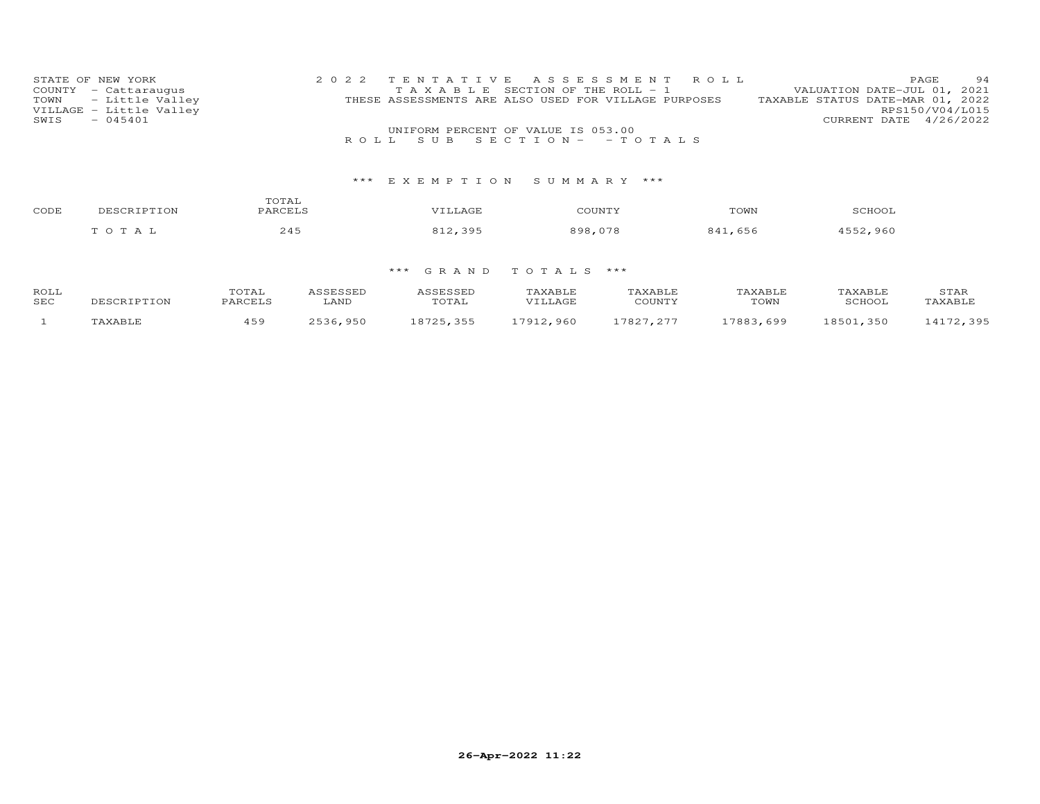STATE OF NEW YORK
COUNTY - Cattaraugus
TOWN - Little Valley
VILLAGE - Little Valley
SWIS - 045401

2022 TENTATIVE ASSESSMENT ROLL
TAXABLE SECTION OF THE ROLL - 1
THESE ASSESSMENTS ARE ALSO USED FOR VILLAGE PURPOSES

VALUATION DATE-JUL 01, 2021
TAXABLE STATUS DATE-MAR 01, 2022
RPS150/V04/L015
CURRENT DATE 4/26/2022

UNIFORM PERCENT OF VALUE IS 053.00

ROLL SUB SECTION - - TOTALS

### *** EXEMPTION SUMMARY ***

| CODE | DESCRIPTION | TOTAL PARCELS | VILLAGE | COUNTY | TOWN | SCHOOL |
|---|---|---|---|---|---|---|
| | T O T A L | 245 | 812,395 | 898,078 | 841,656 | 4552,960 |

### *** GRAND TOTALS ***

| ROLL SEC | DESCRIPTION | TOTAL PARCELS | ASSESSED LAND | ASSESSED TOTAL | TAXABLE VILLAGE | TAXABLE COUNTY | TAXABLE TOWN | TAXABLE SCHOOL | STAR TAXABLE |
|---|---|---|---|---|---|---|---|---|---|
| 1 | TAXABLE | 459 | 2536,950 | 18725,355 | 17912,960 | 17827,277 | 17883,699 | 18501,350 | 14172,395 |

26-Apr-2022 11:22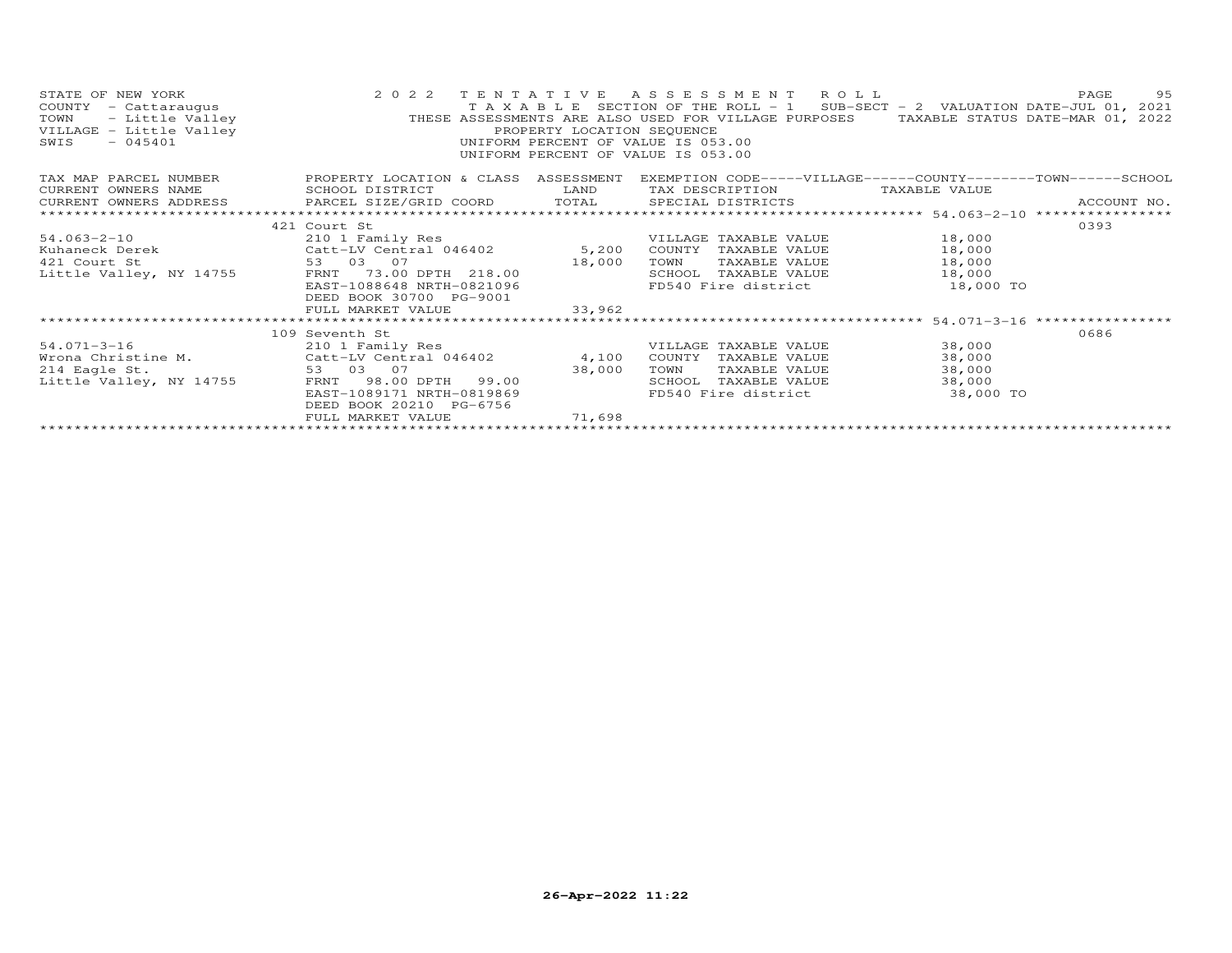STATE OF NEW YORK
COUNTY - Cattaraugus
TOWN - Little Valley
VILLAGE - Little Valley
SWIS - 045401

2022 TENTATIVE ASSESSMENT ROLL
TAXABLE SECTION OF THE ROLL - 1 SUB-SECT - 2 VALUATION DATE-JUL 01, 2021
THESE ASSESSMENTS ARE ALSO USED FOR VILLAGE PURPOSES TAXABLE STATUS DATE-MAR 01, 2022
PROPERTY LOCATION SEQUENCE
UNIFORM PERCENT OF VALUE IS 053.00
UNIFORM PERCENT OF VALUE IS 053.00

| TAX MAP PARCEL NUMBER / CURRENT OWNERS NAME / CURRENT OWNERS ADDRESS | PROPERTY LOCATION & CLASS / SCHOOL DISTRICT / PARCEL SIZE/GRID COORD | ASSESSMENT LAND / TOTAL | EXEMPTION CODE-----VILLAGE------COUNTY--------TOWN------SCHOOL / TAX DESCRIPTION / SPECIAL DISTRICTS | TAXABLE VALUE | ACCOUNT NO. |
|---|---|---|---|---|---|
| | 421 Court St | | | | 0393 |
| 54.063-2-10 | 210 1 Family Res | | VILLAGE TAXABLE VALUE | 18,000 | |
| Kuhaneck Derek | Catt-LV Central 046402 | 5,200 | COUNTY TAXABLE VALUE | 18,000 | |
| 421 Court St | 53 03 07 | 18,000 | TOWN TAXABLE VALUE | 18,000 | |
| Little Valley, NY 14755 | FRNT 73.00 DPTH 218.00 | | SCHOOL TAXABLE VALUE | 18,000 | |
| | EAST-1088648 NRTH-0821096 | | FD540 Fire district | 18,000 TO | |
| | DEED BOOK 30700 PG-9001 | | | | |
| | FULL MARKET VALUE | 33,962 | | | |
| | 109 Seventh St | | | | 0686 |
| 54.071-3-16 | 210 1 Family Res | | VILLAGE TAXABLE VALUE | 38,000 | |
| Wrona Christine M. | Catt-LV Central 046402 | 4,100 | COUNTY TAXABLE VALUE | 38,000 | |
| 214 Eagle St. | 53 03 07 | 38,000 | TOWN TAXABLE VALUE | 38,000 | |
| Little Valley, NY 14755 | FRNT 98.00 DPTH 99.00 | | SCHOOL TAXABLE VALUE | 38,000 | |
| | EAST-1089171 NRTH-0819869 | | FD540 Fire district | 38,000 TO | |
| | DEED BOOK 20210 PG-6756 | | | | |
| | FULL MARKET VALUE | 71,698 | | | |

26-Apr-2022 11:22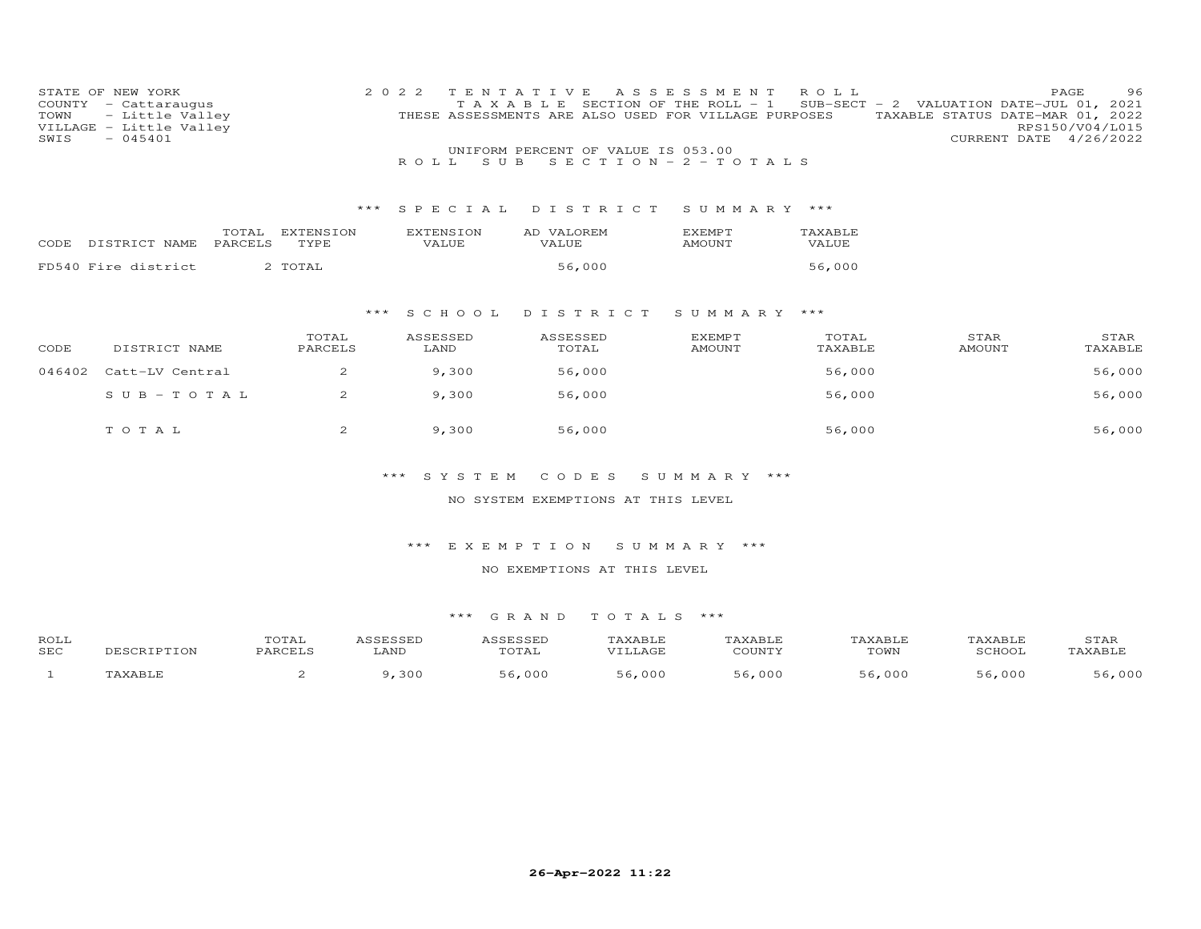STATE OF NEW YORK
COUNTY - Cattaraugus
TOWN - Little Valley
VILLAGE - Little Valley
SWIS - 045401

2022 TENTATIVE ASSESSMENT ROLL
TAXABLE SECTION OF THE ROLL - 1 SUB-SECT - 2 VALUATION DATE-JUL 01, 2021
THESE ASSESSMENTS ARE ALSO USED FOR VILLAGE PURPOSES TAXABLE STATUS DATE-MAR 01, 2022
RPS150/V04/L015
CURRENT DATE 4/26/2022

UNIFORM PERCENT OF VALUE IS 053.00

ROLL SUB SECTION - 2 - TOTALS

*** SPECIAL DISTRICT SUMMARY ***

| CODE | DISTRICT NAME | TOTAL PARCELS | EXTENSION TYPE | EXTENSION VALUE | AD VALOREM VALUE | EXEMPT AMOUNT | TAXABLE VALUE |
|---|---|---|---|---|---|---|---|
| FD540 | Fire district | 2 | TOTAL | | 56,000 | | 56,000 |

*** SCHOOL DISTRICT SUMMARY ***

| CODE | DISTRICT NAME | TOTAL PARCELS | ASSESSED LAND | ASSESSED TOTAL | EXEMPT AMOUNT | TOTAL TAXABLE | STAR AMOUNT | STAR TAXABLE |
|---|---|---|---|---|---|---|---|---|
| 046402 | Catt-LV Central | 2 | 9,300 | 56,000 | | 56,000 | | 56,000 |
| | SUB-TOTAL | 2 | 9,300 | 56,000 | | 56,000 | | 56,000 |
| | TOTAL | 2 | 9,300 | 56,000 | | 56,000 | | 56,000 |

*** SYSTEM CODES SUMMARY ***

NO SYSTEM EXEMPTIONS AT THIS LEVEL

*** EXEMPTION SUMMARY ***

NO EXEMPTIONS AT THIS LEVEL

*** GRAND TOTALS ***

| ROLL SEC | DESCRIPTION | TOTAL PARCELS | ASSESSED LAND | ASSESSED TOTAL | TAXABLE VILLAGE | TAXABLE COUNTY | TAXABLE TOWN | TAXABLE SCHOOL | STAR TAXABLE |
|---|---|---|---|---|---|---|---|---|---|
| 1 | TAXABLE | 2 | 9,300 | 56,000 | 56,000 | 56,000 | 56,000 | 56,000 | 56,000 |

26-Apr-2022 11:22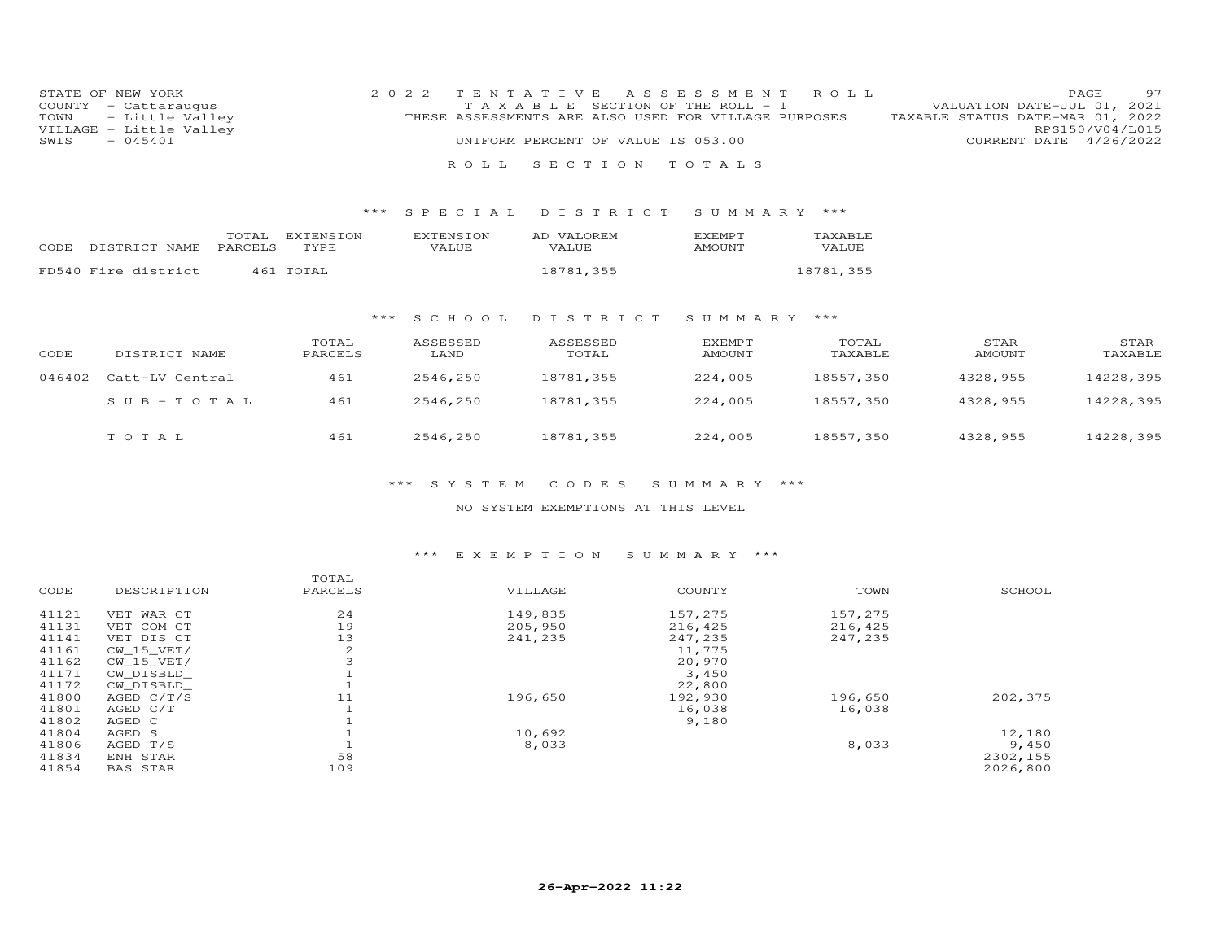STATE OF NEW YORK
COUNTY - Cattaraugus
TOWN - Little Valley
VILLAGE - Little Valley
SWIS - 045401

2022 TENTATIVE ASSESSMENT ROLL
TAXABLE SECTION OF THE ROLL - 1
THESE ASSESSMENTS ARE ALSO USED FOR VILLAGE PURPOSES
UNIFORM PERCENT OF VALUE IS 053.00

VALUATION DATE-JUL 01, 2021
TAXABLE STATUS DATE-MAR 01, 2022
RPS150/V04/L015
CURRENT DATE 4/26/2022

ROLL SECTION TOTALS

## *** SPECIAL DISTRICT SUMMARY ***

| CODE | DISTRICT NAME | TOTAL PARCELS | EXTENSION TYPE | EXTENSION VALUE | AD VALOREM VALUE | EXEMPT AMOUNT | TAXABLE VALUE |
|---|---|---|---|---|---|---|---|
| FD540 | Fire district | 461 | TOTAL | | 18781,355 | | 18781,355 |

## *** SCHOOL DISTRICT SUMMARY ***

| CODE | DISTRICT NAME | TOTAL PARCELS | ASSESSED LAND | ASSESSED TOTAL | EXEMPT AMOUNT | TOTAL TAXABLE | STAR AMOUNT | STAR TAXABLE |
|---|---|---|---|---|---|---|---|---|
| 046402 | Catt-LV Central | 461 | 2546,250 | 18781,355 | 224,005 | 18557,350 | 4328,955 | 14228,395 |
| | SUB-TOTAL | 461 | 2546,250 | 18781,355 | 224,005 | 18557,350 | 4328,955 | 14228,395 |
| | TOTAL | 461 | 2546,250 | 18781,355 | 224,005 | 18557,350 | 4328,955 | 14228,395 |

## *** SYSTEM CODES SUMMARY ***

NO SYSTEM EXEMPTIONS AT THIS LEVEL

## *** EXEMPTION SUMMARY ***

| CODE | DESCRIPTION | TOTAL PARCELS | VILLAGE | COUNTY | TOWN | SCHOOL |
|---|---|---|---|---|---|---|
| 41121 | VET WAR CT | 24 | 149,835 | 157,275 | 157,275 | |
| 41131 | VET COM CT | 19 | 205,950 | 216,425 | 216,425 | |
| 41141 | VET DIS CT | 13 | 241,235 | 247,235 | 247,235 | |
| 41161 | CW_15_VET/ | 2 | | 11,775 | | |
| 41162 | CW_15_VET/ | 3 | | 20,970 | | |
| 41171 | CW_DISBLD_ | 1 | | 3,450 | | |
| 41172 | CW_DISBLD_ | 1 | | 22,800 | | |
| 41800 | AGED C/T/S | 11 | 196,650 | 192,930 | 196,650 | 202,375 |
| 41801 | AGED C/T | 1 | | 16,038 | 16,038 | |
| 41802 | AGED C | 1 | | 9,180 | | |
| 41804 | AGED S | 1 | 10,692 | | | 12,180 |
| 41806 | AGED T/S | 1 | 8,033 | | 8,033 | 9,450 |
| 41834 | ENH STAR | 58 | | | | 2302,155 |
| 41854 | BAS STAR | 109 | | | | 2026,800 |

26-Apr-2022 11:22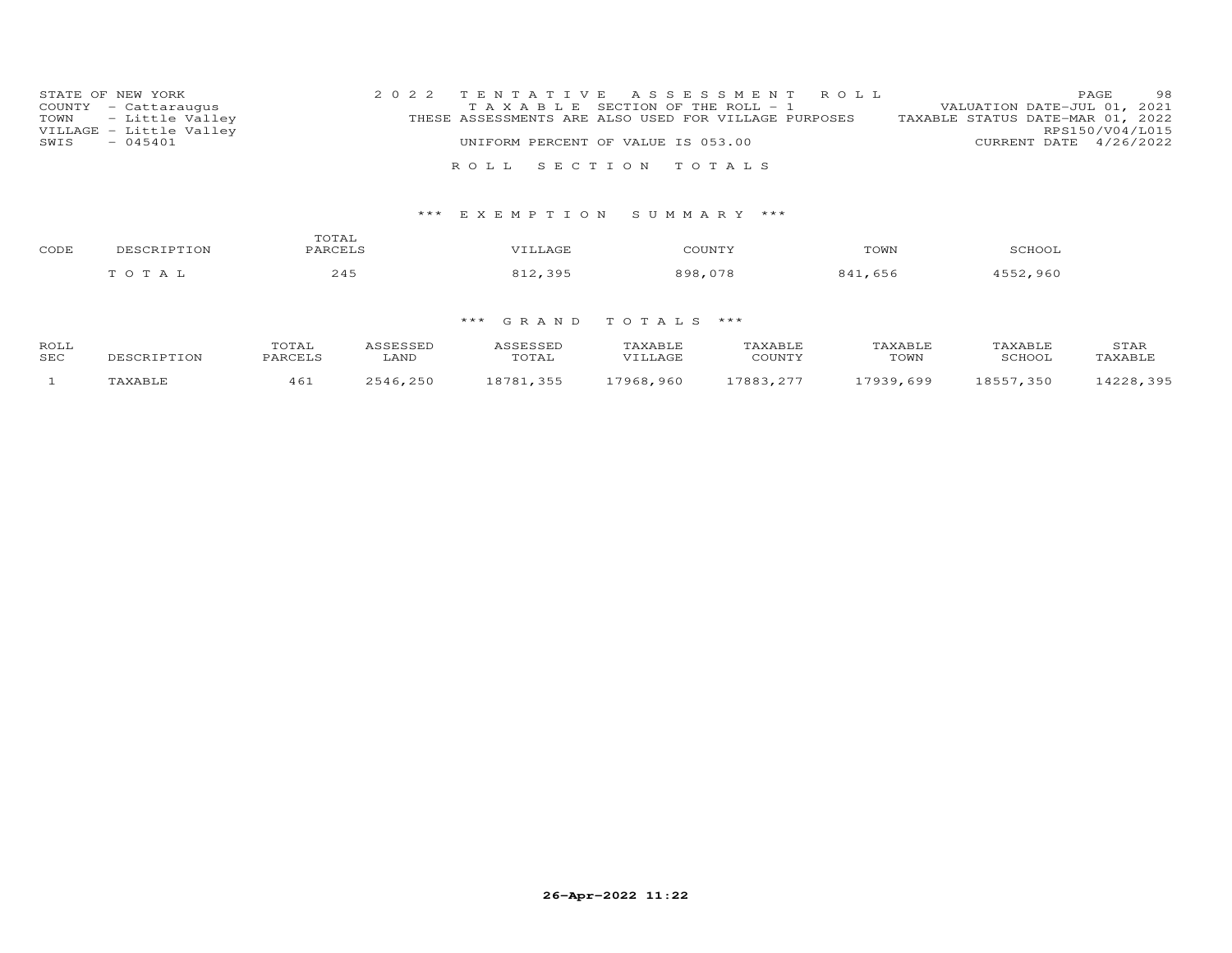STATE OF NEW YORK
COUNTY - Cattaraugus
TOWN - Little Valley
VILLAGE - Little Valley
SWIS - 045401

2022 TENTATIVE ASSESSMENT ROLL
TAXABLE SECTION OF THE ROLL - 1
THESE ASSESSMENTS ARE ALSO USED FOR VILLAGE PURPOSES
UNIFORM PERCENT OF VALUE IS 053.00

VALUATION DATE-JUL 01, 2021
TAXABLE STATUS DATE-MAR 01, 2022
RPS150/V04/L015
CURRENT DATE 4/26/2022

ROLL SECTION TOTALS

*** EXEMPTION SUMMARY ***

| CODE | DESCRIPTION | TOTAL PARCELS | VILLAGE | COUNTY | TOWN | SCHOOL |
|---|---|---|---|---|---|---|
| | T O T A L | 245 | 812,395 | 898,078 | 841,656 | 4552,960 |

*** GRAND TOTALS ***

| ROLL SEC | DESCRIPTION | TOTAL PARCELS | ASSESSED LAND | ASSESSED TOTAL | TAXABLE VILLAGE | TAXABLE COUNTY | TAXABLE TOWN | TAXABLE SCHOOL | STAR TAXABLE |
|---|---|---|---|---|---|---|---|---|---|
| 1 | TAXABLE | 461 | 2546,250 | 18781,355 | 17968,960 | 17883,277 | 17939,699 | 18557,350 | 14228,395 |

26-Apr-2022 11:22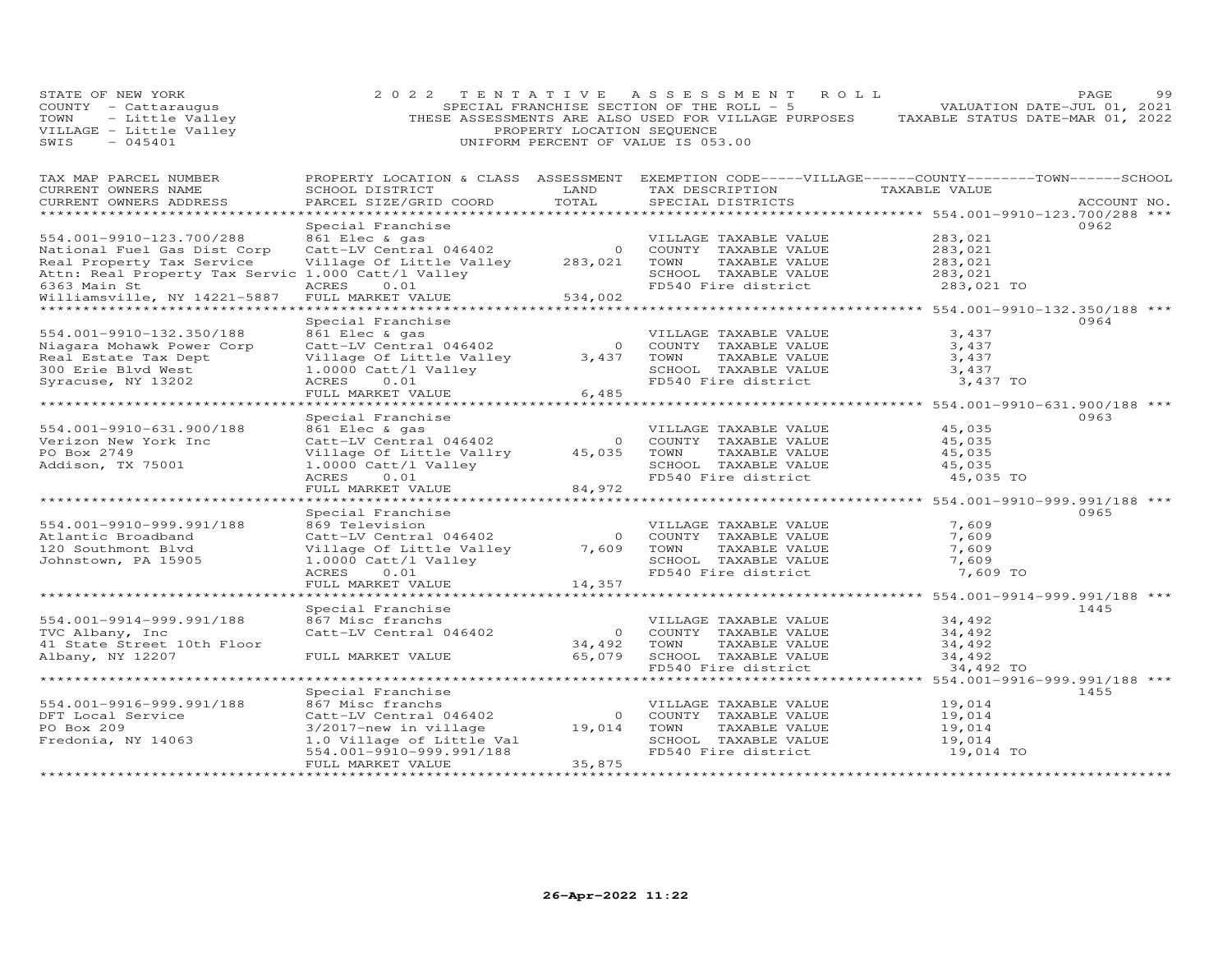STATE OF NEW YORK
COUNTY - Cattaraugus
TOWN - Little Valley
VILLAGE - Little Valley
SWIS - 045401

2022 TENTATIVE ASSESSMENT ROLL
SPECIAL FRANCHISE SECTION OF THE ROLL - 5
THESE ASSESSMENTS ARE ALSO USED FOR VILLAGE PURPOSES
PROPERTY LOCATION SEQUENCE
UNIFORM PERCENT OF VALUE IS 053.00

VALUATION DATE-JUL 01, 2021
TAXABLE STATUS DATE-MAR 01, 2022

| TAX MAP PARCEL NUMBER / CURRENT OWNERS NAME / CURRENT OWNERS ADDRESS | PROPERTY LOCATION & CLASS / SCHOOL DISTRICT / PARCEL SIZE/GRID COORD | ASSESSMENT LAND / TOTAL | EXEMPTION CODE / TAX DESCRIPTION / SPECIAL DISTRICTS | TAXABLE VALUE | ACCOUNT NO. |
|---|---|---|---|---|---|
| **554.001-9910-123.700/288** | Special Franchise | | | | 0962 |
| 554.001-9910-123.700/288 | 861 Elec & gas | | VILLAGE TAXABLE VALUE | 283,021 | |
| National Fuel Gas Dist Corp | Catt-LV Central 046402 | 0 | COUNTY TAXABLE VALUE | 283,021 | |
| Real Property Tax Service | Village Of Little Valley | 283,021 | TOWN TAXABLE VALUE | 283,021 | |
| Attn: Real Property Tax Servic | 1.000 Catt/l Valley | | SCHOOL TAXABLE VALUE | 283,021 | |
| 6363 Main St | ACRES 0.01 | | FD540 Fire district | 283,021 TO | |
| Williamsville, NY 14221-5887 | FULL MARKET VALUE | 534,002 | | | |
| **554.001-9910-132.350/188** | Special Franchise | | | | 0964 |
| 554.001-9910-132.350/188 | 861 Elec & gas | | VILLAGE TAXABLE VALUE | 3,437 | |
| Niagara Mohawk Power Corp | Catt-LV Central 046402 | 0 | COUNTY TAXABLE VALUE | 3,437 | |
| Real Estate Tax Dept | Village Of Little Valley | 3,437 | TOWN TAXABLE VALUE | 3,437 | |
| 300 Erie Blvd West | 1.0000 Catt/l Valley | | SCHOOL TAXABLE VALUE | 3,437 | |
| Syracuse, NY 13202 | ACRES 0.01 | | FD540 Fire district | 3,437 TO | |
| | FULL MARKET VALUE | 6,485 | | | |
| **554.001-9910-631.900/188** | Special Franchise | | | | 0963 |
| 554.001-9910-631.900/188 | 861 Elec & gas | | VILLAGE TAXABLE VALUE | 45,035 | |
| Verizon New York Inc | Catt-LV Central 046402 | 0 | COUNTY TAXABLE VALUE | 45,035 | |
| PO Box 2749 | Village Of Little Vallry | 45,035 | TOWN TAXABLE VALUE | 45,035 | |
| Addison, TX 75001 | 1.0000 Catt/l Valley | | SCHOOL TAXABLE VALUE | 45,035 | |
| | ACRES 0.01 | | FD540 Fire district | 45,035 TO | |
| | FULL MARKET VALUE | 84,972 | | | |
| **554.001-9910-999.991/188** | Special Franchise | | | | 0965 |
| 554.001-9910-999.991/188 | 869 Television | | VILLAGE TAXABLE VALUE | 7,609 | |
| Atlantic Broadband | Catt-LV Central 046402 | 0 | COUNTY TAXABLE VALUE | 7,609 | |
| 120 Southmont Blvd | Village Of Little Valley | 7,609 | TOWN TAXABLE VALUE | 7,609 | |
| Johnstown, PA 15905 | 1.0000 Catt/l Valley | | SCHOOL TAXABLE VALUE | 7,609 | |
| | ACRES 0.01 | | FD540 Fire district | 7,609 TO | |
| | FULL MARKET VALUE | 14,357 | | | |
| **554.001-9914-999.991/188** | Special Franchise | | | | 1445 |
| 554.001-9914-999.991/188 | 867 Misc franchs | | VILLAGE TAXABLE VALUE | 34,492 | |
| TVC Albany, Inc | Catt-LV Central 046402 | 0 | COUNTY TAXABLE VALUE | 34,492 | |
| 41 State Street 10th Floor | | 34,492 | TOWN TAXABLE VALUE | 34,492 | |
| Albany, NY 12207 | FULL MARKET VALUE | 65,079 | SCHOOL TAXABLE VALUE | 34,492 | |
| | | | FD540 Fire district | 34,492 TO | |
| **554.001-9916-999.991/188** | Special Franchise | | | | 1455 |
| 554.001-9916-999.991/188 | 867 Misc franchs | | VILLAGE TAXABLE VALUE | 19,014 | |
| DFT Local Service | Catt-LV Central 046402 | 0 | COUNTY TAXABLE VALUE | 19,014 | |
| PO Box 209 | 3/2017-new in village | 19,014 | TOWN TAXABLE VALUE | 19,014 | |
| Fredonia, NY 14063 | 1.0 Village of Little Val | | SCHOOL TAXABLE VALUE | 19,014 | |
| | 554.001-9910-999.991/188 | | FD540 Fire district | 19,014 TO | |
| | FULL MARKET VALUE | 35,875 | | | |

26-Apr-2022 11:22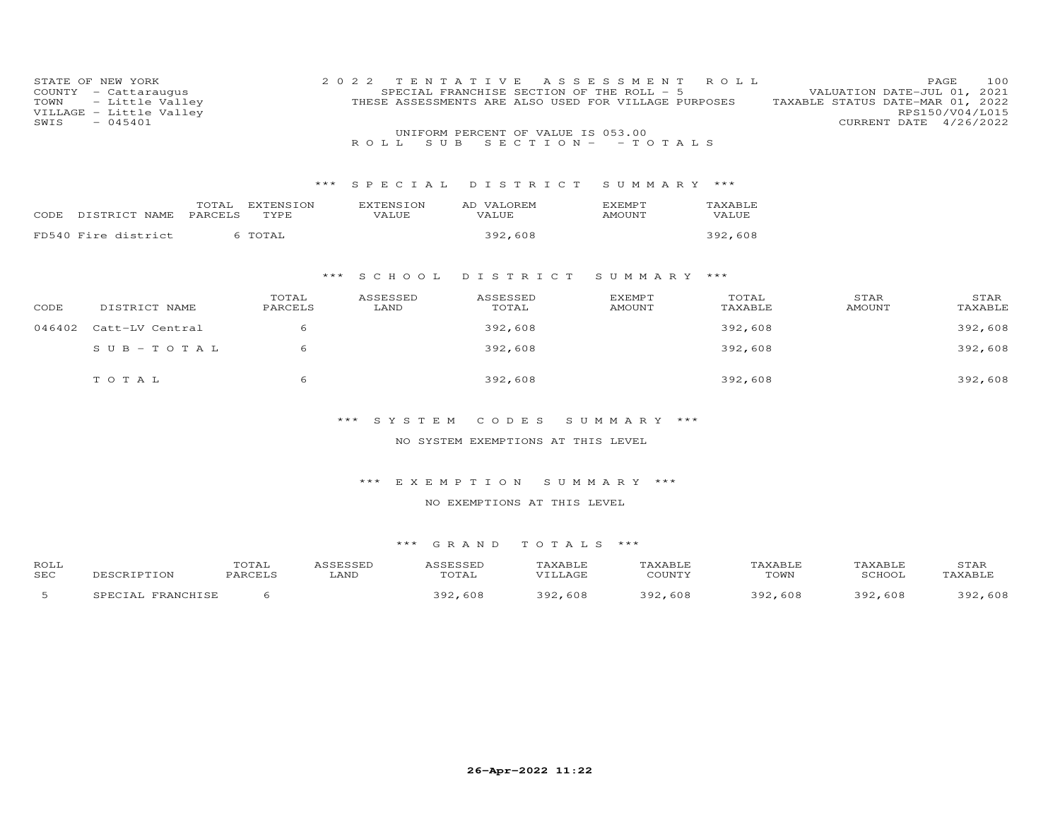STATE OF NEW YORK
COUNTY - Cattaraugus
TOWN - Little Valley
VILLAGE - Little Valley
SWIS - 045401

2022 TENTATIVE ASSESSMENT ROLL
SPECIAL FRANCHISE SECTION OF THE ROLL - 5
THESE ASSESSMENTS ARE ALSO USED FOR VILLAGE PURPOSES
UNIFORM PERCENT OF VALUE IS 053.00

VALUATION DATE-JUL 01, 2021
TAXABLE STATUS DATE-MAR 01, 2022
RPS150/V04/L015
CURRENT DATE 4/26/2022

ROLL SUB SECTION- - TOTALS

*** SPECIAL DISTRICT SUMMARY ***

| CODE DISTRICT NAME | TOTAL PARCELS | EXTENSION TYPE | EXTENSION VALUE | AD VALOREM VALUE | EXEMPT AMOUNT | TAXABLE VALUE |
|---|---|---|---|---|---|---|
| FD540 Fire district | 6 | TOTAL | | 392,608 | | 392,608 |

*** SCHOOL DISTRICT SUMMARY ***

| CODE | DISTRICT NAME | TOTAL PARCELS | ASSESSED LAND | ASSESSED TOTAL | EXEMPT AMOUNT | TOTAL TAXABLE | STAR AMOUNT | STAR TAXABLE |
|---|---|---|---|---|---|---|---|---|
| 046402 | Catt-LV Central | 6 | | 392,608 | | 392,608 | | 392,608 |
| | SUB-TOTAL | 6 | | 392,608 | | 392,608 | | 392,608 |
| | TOTAL | 6 | | 392,608 | | 392,608 | | 392,608 |

*** SYSTEM CODES SUMMARY ***

NO SYSTEM EXEMPTIONS AT THIS LEVEL

*** EXEMPTION SUMMARY ***

NO EXEMPTIONS AT THIS LEVEL

*** GRAND TOTALS ***

| ROLL SEC | DESCRIPTION | TOTAL PARCELS | ASSESSED LAND | ASSESSED TOTAL | TAXABLE VILLAGE | TAXABLE COUNTY | TAXABLE TOWN | TAXABLE SCHOOL | STAR TAXABLE |
|---|---|---|---|---|---|---|---|---|---|
| 5 | SPECIAL FRANCHISE | 6 | | 392,608 | 392,608 | 392,608 | 392,608 | 392,608 | 392,608 |

26-Apr-2022 11:22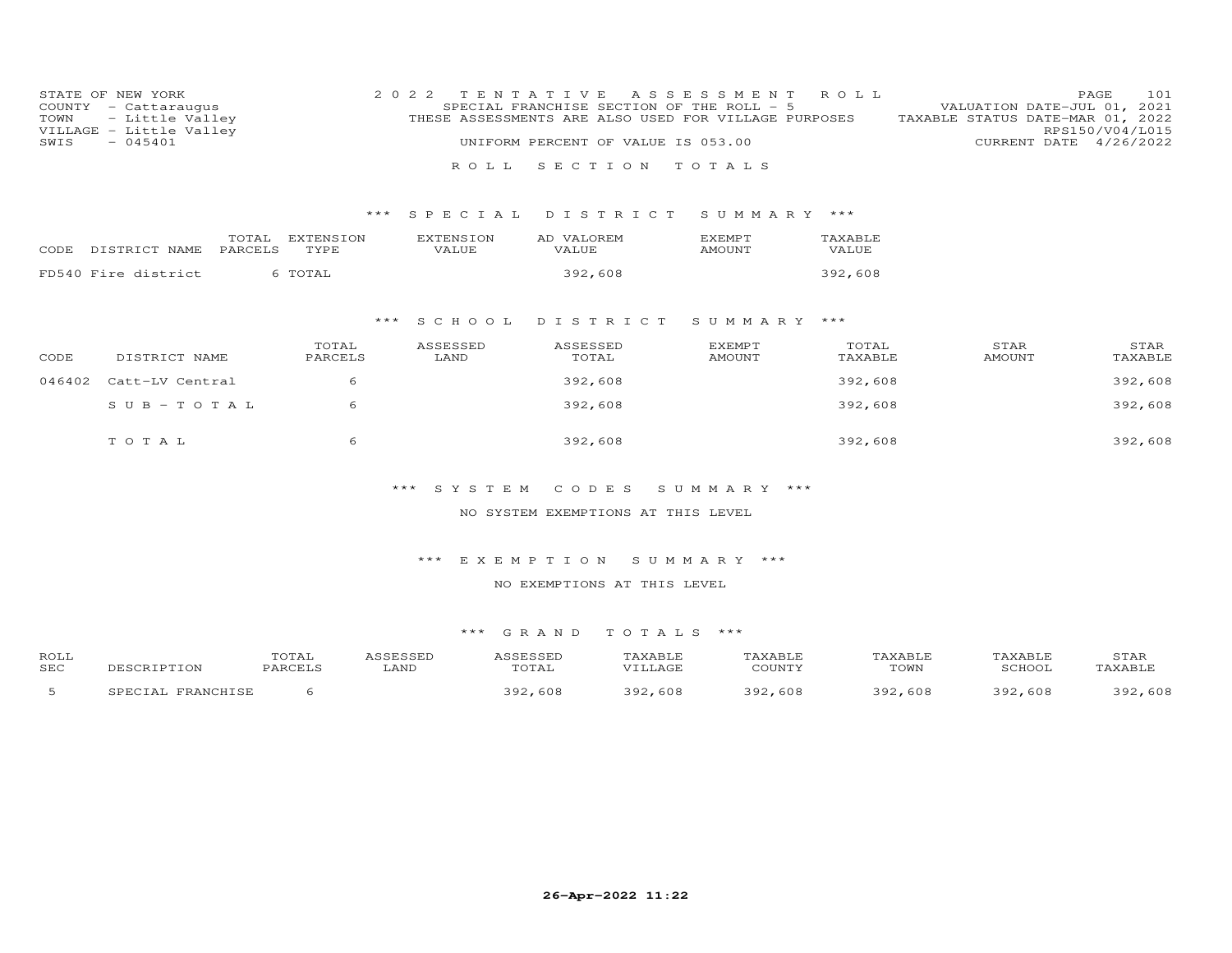STATE OF NEW YORK
COUNTY - Cattaraugus
TOWN - Little Valley
VILLAGE - Little Valley
SWIS - 045401

2022 TENTATIVE ASSESSMENT ROLL
SPECIAL FRANCHISE SECTION OF THE ROLL - 5
THESE ASSESSMENTS ARE ALSO USED FOR VILLAGE PURPOSES
UNIFORM PERCENT OF VALUE IS 053.00

VALUATION DATE-JUL 01, 2021
TAXABLE STATUS DATE-MAR 01, 2022
RPS150/V04/L015
CURRENT DATE 4/26/2022

## ROLL SECTION TOTALS

### *** SPECIAL DISTRICT SUMMARY ***

| CODE DISTRICT NAME | TOTAL PARCELS | EXTENSION TYPE | EXTENSION VALUE | AD VALOREM VALUE | EXEMPT AMOUNT | TAXABLE VALUE |
|---|---|---|---|---|---|---|
| FD540 Fire district | 6 | TOTAL | | 392,608 | | 392,608 |

### *** SCHOOL DISTRICT SUMMARY ***

| CODE | DISTRICT NAME | TOTAL PARCELS | ASSESSED LAND | ASSESSED TOTAL | EXEMPT AMOUNT | TOTAL TAXABLE | STAR AMOUNT | STAR TAXABLE |
|---|---|---|---|---|---|---|---|---|
| 046402 | Catt-LV Central | 6 | | 392,608 | | 392,608 | | 392,608 |
| | SUB-TOTAL | 6 | | 392,608 | | 392,608 | | 392,608 |
| | TOTAL | 6 | | 392,608 | | 392,608 | | 392,608 |

### *** SYSTEM CODES SUMMARY ***

NO SYSTEM EXEMPTIONS AT THIS LEVEL

### *** EXEMPTION SUMMARY ***

NO EXEMPTIONS AT THIS LEVEL

### *** GRAND TOTALS ***

| ROLL SEC | DESCRIPTION | TOTAL PARCELS | ASSESSED LAND | ASSESSED TOTAL | TAXABLE VILLAGE | TAXABLE COUNTY | TAXABLE TOWN | TAXABLE SCHOOL | STAR TAXABLE |
|---|---|---|---|---|---|---|---|---|---|
| 5 | SPECIAL FRANCHISE | 6 | | 392,608 | 392,608 | 392,608 | 392,608 | 392,608 | 392,608 |

26-Apr-2022 11:22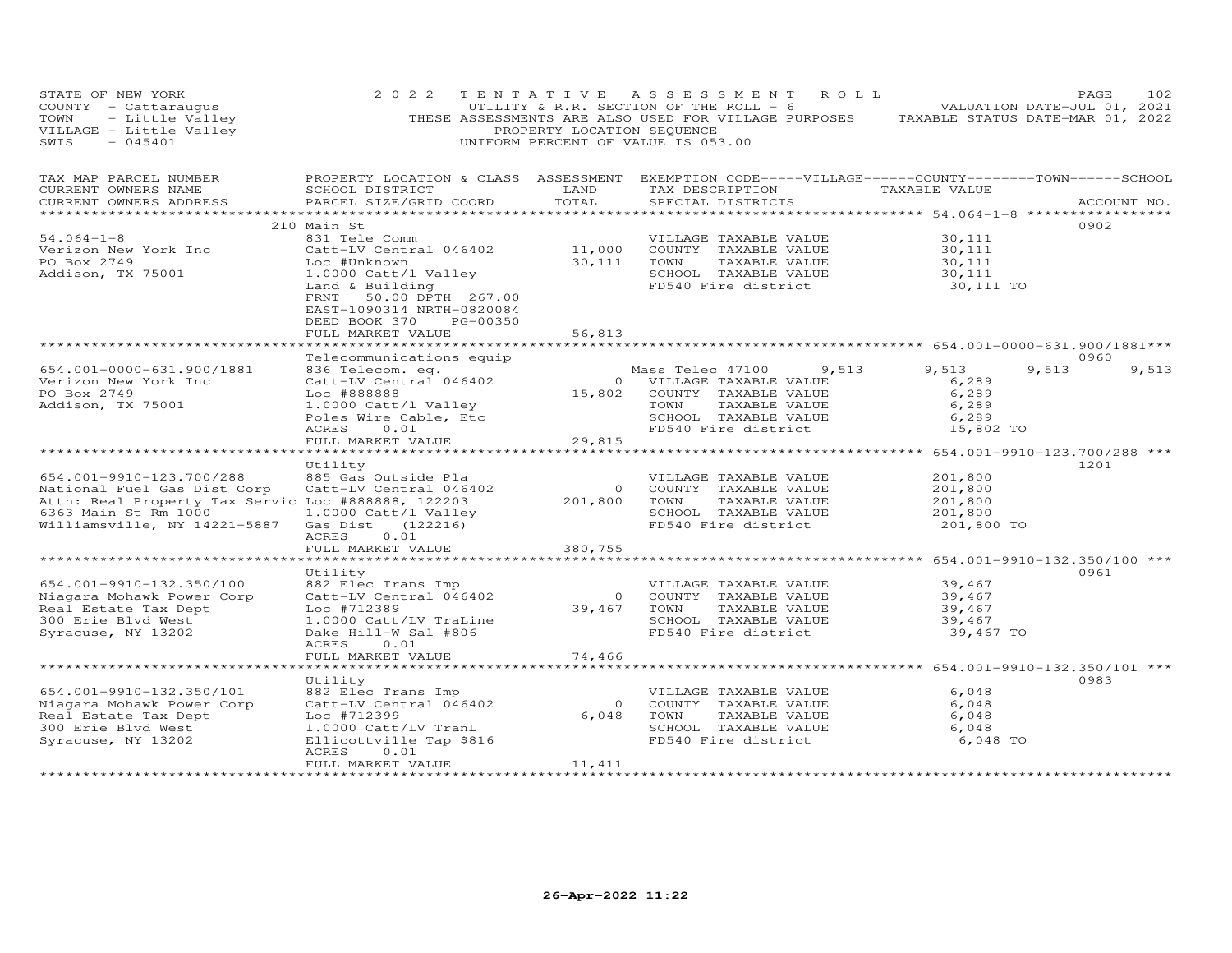STATE OF NEW YORK
COUNTY - Cattaraugus
TOWN - Little Valley
VILLAGE - Little Valley
SWIS - 045401

2022 TENTATIVE ASSESSMENT ROLL
UTILITY & R.R. SECTION OF THE ROLL - 6
THESE ASSESSMENTS ARE ALSO USED FOR VILLAGE PURPOSES
PROPERTY LOCATION SEQUENCE
UNIFORM PERCENT OF VALUE IS 053.00

VALUATION DATE-JUL 01, 2021
TAXABLE STATUS DATE-MAR 01, 2022

| TAX MAP PARCEL NUMBER / CURRENT OWNERS NAME / CURRENT OWNERS ADDRESS | PROPERTY LOCATION & CLASS / SCHOOL DISTRICT / PARCEL SIZE/GRID COORD | ASSESSMENT LAND | TOTAL | EXEMPTION CODE / TAX DESCRIPTION / SPECIAL DISTRICTS | VILLAGE | COUNTY | TOWN | SCHOOL / TAXABLE VALUE | ACCOUNT NO. |
|---|---|---|---|---|---|---|---|---|---|
| **54.064-1-8** | 210 Main St | | | | | | | | 0902 |
| 54.064-1-8 | 831 Tele Comm | | | VILLAGE TAXABLE VALUE | | | | 30,111 | |
| Verizon New York Inc | Catt-LV Central 046402 | 11,000 | | COUNTY TAXABLE VALUE | | | | 30,111 | |
| PO Box 2749 | Loc #Unknown | | 30,111 | TOWN TAXABLE VALUE | | | | 30,111 | |
| Addison, TX 75001 | 1.0000 Catt/l Valley | | | SCHOOL TAXABLE VALUE | | | | 30,111 | |
| | Land & Building | | | FD540 Fire district | | | | 30,111 TO | |
| | FRNT 50.00 DPTH 267.00 | | | | | | | | |
| | EAST-1090314 NRTH-0820084 | | | | | | | | |
| | DEED BOOK 370 PG-00350 | | | | | | | | |
| | FULL MARKET VALUE | | 56,813 | | | | | | |
| **654.001-0000-631.900/1881** | Telecommunications equip | | | | | | | | 0960 |
| 654.001-0000-631.900/1881 | 836 Telecom. eq. | | | Mass Telec 47100 | 9,513 | 9,513 | 9,513 | 9,513 | |
| Verizon New York Inc | Catt-LV Central 046402 | 0 | | VILLAGE TAXABLE VALUE | | | | 6,289 | |
| PO Box 2749 | Loc #888888 | | 15,802 | COUNTY TAXABLE VALUE | | | | 6,289 | |
| Addison, TX 75001 | 1.0000 Catt/l Valley | | | TOWN TAXABLE VALUE | | | | 6,289 | |
| | Poles Wire Cable, Etc | | | SCHOOL TAXABLE VALUE | | | | 6,289 | |
| | ACRES 0.01 | | | FD540 Fire district | | | | 15,802 TO | |
| | FULL MARKET VALUE | | 29,815 | | | | | | |
| **654.001-9910-123.700/288** | Utility | | | | | | | | 1201 |
| 654.001-9910-123.700/288 | 885 Gas Outside Pla | | | VILLAGE TAXABLE VALUE | | | | 201,800 | |
| National Fuel Gas Dist Corp | Catt-LV Central 046402 | 0 | | COUNTY TAXABLE VALUE | | | | 201,800 | |
| Attn: Real Property Tax Servic | Loc #888888, 122203 | | 201,800 | TOWN TAXABLE VALUE | | | | 201,800 | |
| 6363 Main St Rm 1000 | 1.0000 Catt/l Valley | | | SCHOOL TAXABLE VALUE | | | | 201,800 | |
| Williamsville, NY 14221-5887 | Gas Dist (122216) | | | FD540 Fire district | | | | 201,800 TO | |
| | ACRES 0.01 | | | | | | | | |
| | FULL MARKET VALUE | | 380,755 | | | | | | |
| **654.001-9910-132.350/100** | Utility | | | | | | | | 0961 |
| 654.001-9910-132.350/100 | 882 Elec Trans Imp | | | VILLAGE TAXABLE VALUE | | | | 39,467 | |
| Niagara Mohawk Power Corp | Catt-LV Central 046402 | 0 | | COUNTY TAXABLE VALUE | | | | 39,467 | |
| Real Estate Tax Dept | Loc #712389 | | 39,467 | TOWN TAXABLE VALUE | | | | 39,467 | |
| 300 Erie Blvd West | 1.0000 Catt/LV TraLine | | | SCHOOL TAXABLE VALUE | | | | 39,467 | |
| Syracuse, NY 13202 | Dake Hill-W Sal #806 | | | FD540 Fire district | | | | 39,467 TO | |
| | ACRES 0.01 | | | | | | | | |
| | FULL MARKET VALUE | | 74,466 | | | | | | |
| **654.001-9910-132.350/101** | Utility | | | | | | | | 0983 |
| 654.001-9910-132.350/101 | 882 Elec Trans Imp | | | VILLAGE TAXABLE VALUE | | | | 6,048 | |
| Niagara Mohawk Power Corp | Catt-LV Central 046402 | 0 | | COUNTY TAXABLE VALUE | | | | 6,048 | |
| Real Estate Tax Dept | Loc #712399 | | 6,048 | TOWN TAXABLE VALUE | | | | 6,048 | |
| 300 Erie Blvd West | 1.0000 Catt/LV TranL | | | SCHOOL TAXABLE VALUE | | | | 6,048 | |
| Syracuse, NY 13202 | Ellicottville Tap $816 | | | FD540 Fire district | | | | 6,048 TO | |
| | ACRES 0.01 | | | | | | | | |
| | FULL MARKET VALUE | | 11,411 | | | | | | |

26-Apr-2022 11:22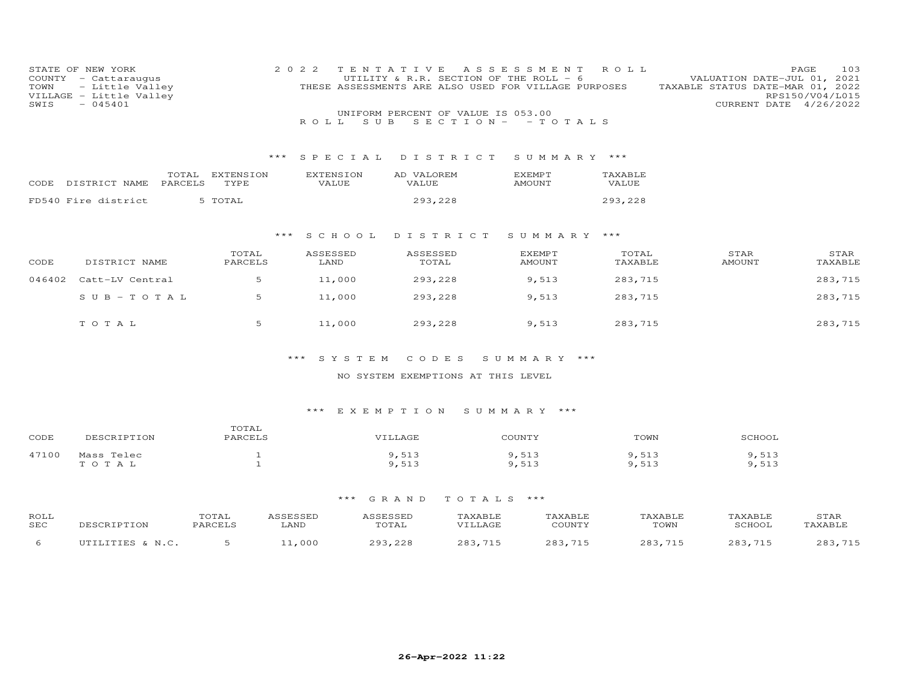STATE OF NEW YORK
COUNTY - Cattaraugus
TOWN - Little Valley
VILLAGE - Little Valley
SWIS - 045401

2022 TENTATIVE ASSESSMENT ROLL
UTILITY & R.R. SECTION OF THE ROLL - 6
THESE ASSESSMENTS ARE ALSO USED FOR VILLAGE PURPOSES

VALUATION DATE-JUL 01, 2021
TAXABLE STATUS DATE-MAR 01, 2022
RPS150/V04/L015
CURRENT DATE 4/26/2022

UNIFORM PERCENT OF VALUE IS 053.00

ROLL SUB SECTION - - TOTALS

### *** SPECIAL DISTRICT SUMMARY ***

| CODE | DISTRICT NAME | TOTAL PARCELS | EXTENSION TYPE | EXTENSION VALUE | AD VALOREM VALUE | EXEMPT AMOUNT | TAXABLE VALUE |
|---|---|---|---|---|---|---|---|
| FD540 | Fire district | 5 | TOTAL | | 293,228 | | 293,228 |

### *** SCHOOL DISTRICT SUMMARY ***

| CODE | DISTRICT NAME | TOTAL PARCELS | ASSESSED LAND | ASSESSED TOTAL | EXEMPT AMOUNT | TOTAL TAXABLE | STAR AMOUNT | STAR TAXABLE |
|---|---|---|---|---|---|---|---|---|
| 046402 | Catt-LV Central | 5 | 11,000 | 293,228 | 9,513 | 283,715 | | 283,715 |
| | SUB-TOTAL | 5 | 11,000 | 293,228 | 9,513 | 283,715 | | 283,715 |
| | TOTAL | 5 | 11,000 | 293,228 | 9,513 | 283,715 | | 283,715 |

### *** SYSTEM CODES SUMMARY ***

NO SYSTEM EXEMPTIONS AT THIS LEVEL

### *** EXEMPTION SUMMARY ***

| CODE | DESCRIPTION | TOTAL PARCELS | VILLAGE | COUNTY | TOWN | SCHOOL |
|---|---|---|---|---|---|---|
| 47100 | Mass Telec | 1 | 9,513 | 9,513 | 9,513 | 9,513 |
| | TOTAL | 1 | 9,513 | 9,513 | 9,513 | 9,513 |

### *** GRAND TOTALS ***

| ROLL SEC | DESCRIPTION | TOTAL PARCELS | ASSESSED LAND | ASSESSED TOTAL | TAXABLE VILLAGE | TAXABLE COUNTY | TAXABLE TOWN | TAXABLE SCHOOL | STAR TAXABLE |
|---|---|---|---|---|---|---|---|---|---|
| 6 | UTILITIES & N.C. | 5 | 11,000 | 293,228 | 283,715 | 283,715 | 283,715 | 283,715 | 283,715 |

26-Apr-2022 11:22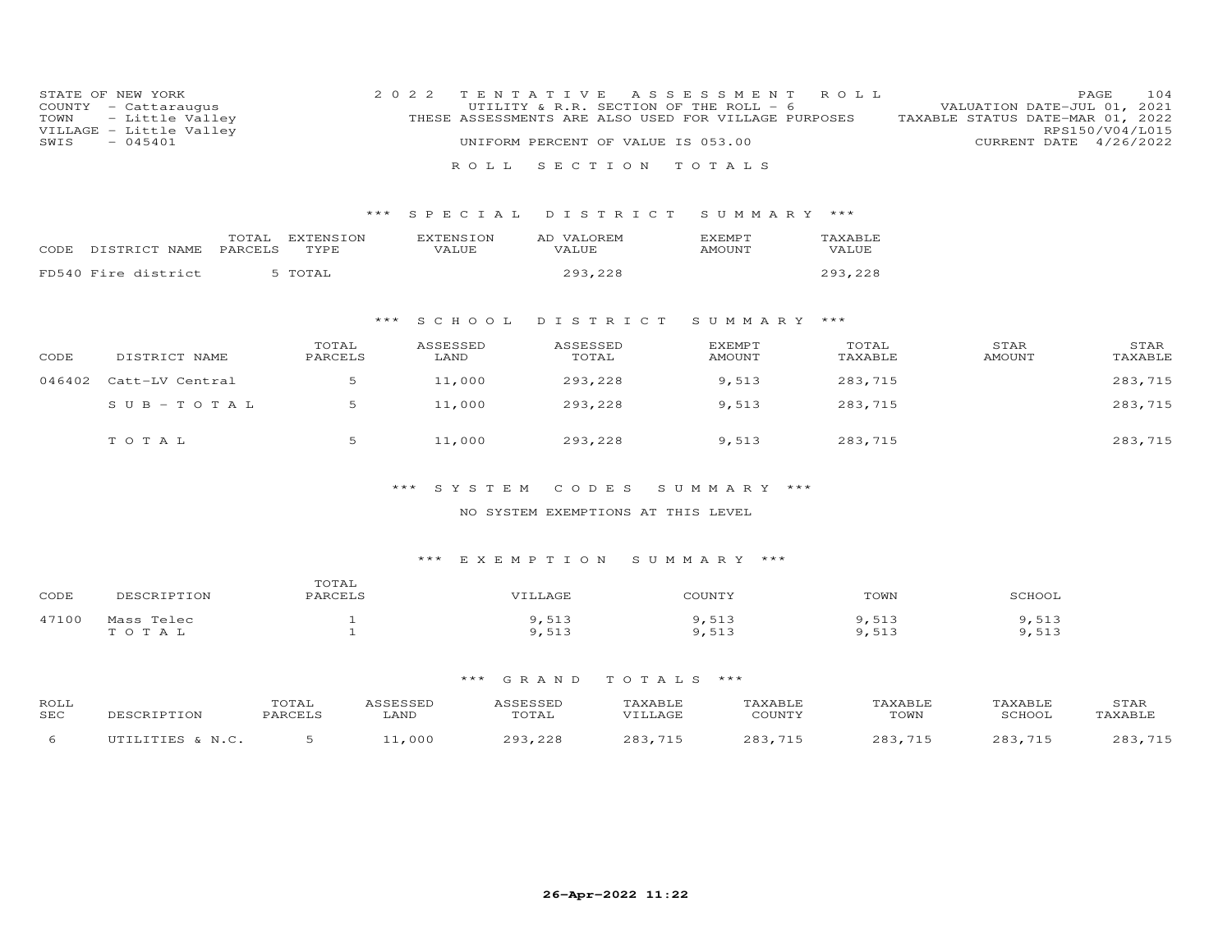STATE OF NEW YORK
COUNTY - Cattaraugus
TOWN - Little Valley
VILLAGE - Little Valley
SWIS - 045401

2022 TENTATIVE ASSESSMENT ROLL
UTILITY & R.R. SECTION OF THE ROLL - 6
THESE ASSESSMENTS ARE ALSO USED FOR VILLAGE PURPOSES
UNIFORM PERCENT OF VALUE IS 053.00

VALUATION DATE-JUL 01, 2021
TAXABLE STATUS DATE-MAR 01, 2022
RPS150/V04/L015
CURRENT DATE 4/26/2022

ROLL SECTION TOTALS

### *** SPECIAL DISTRICT SUMMARY ***

| CODE DISTRICT NAME | TOTAL PARCELS | EXTENSION TYPE | EXTENSION VALUE | AD VALOREM VALUE | EXEMPT AMOUNT | TAXABLE VALUE |
|---|---|---|---|---|---|---|
| FD540 Fire district | 5 | TOTAL | | 293,228 | | 293,228 |

### *** SCHOOL DISTRICT SUMMARY ***

| CODE | DISTRICT NAME | TOTAL PARCELS | ASSESSED LAND | ASSESSED TOTAL | EXEMPT AMOUNT | TOTAL TAXABLE | STAR AMOUNT | STAR TAXABLE |
|---|---|---|---|---|---|---|---|---|
| 046402 | Catt-LV Central | 5 | 11,000 | 293,228 | 9,513 | 283,715 | | 283,715 |
| | SUB-TOTAL | 5 | 11,000 | 293,228 | 9,513 | 283,715 | | 283,715 |
| | TOTAL | 5 | 11,000 | 293,228 | 9,513 | 283,715 | | 283,715 |

### *** SYSTEM CODES SUMMARY ***

NO SYSTEM EXEMPTIONS AT THIS LEVEL

### *** EXEMPTION SUMMARY ***

| CODE | DESCRIPTION | TOTAL PARCELS | VILLAGE | COUNTY | TOWN | SCHOOL |
|---|---|---|---|---|---|---|
| 47100 | Mass Telec | 1 | 9,513 | 9,513 | 9,513 | 9,513 |
| | TOTAL | 1 | 9,513 | 9,513 | 9,513 | 9,513 |

### *** GRAND TOTALS ***

| ROLL SEC | DESCRIPTION | TOTAL PARCELS | ASSESSED LAND | ASSESSED TOTAL | TAXABLE VILLAGE | TAXABLE COUNTY | TAXABLE TOWN | TAXABLE SCHOOL | STAR TAXABLE |
|---|---|---|---|---|---|---|---|---|---|
| 6 | UTILITIES & N.C. | 5 | 11,000 | 293,228 | 283,715 | 283,715 | 283,715 | 283,715 | 283,715 |

26-Apr-2022 11:22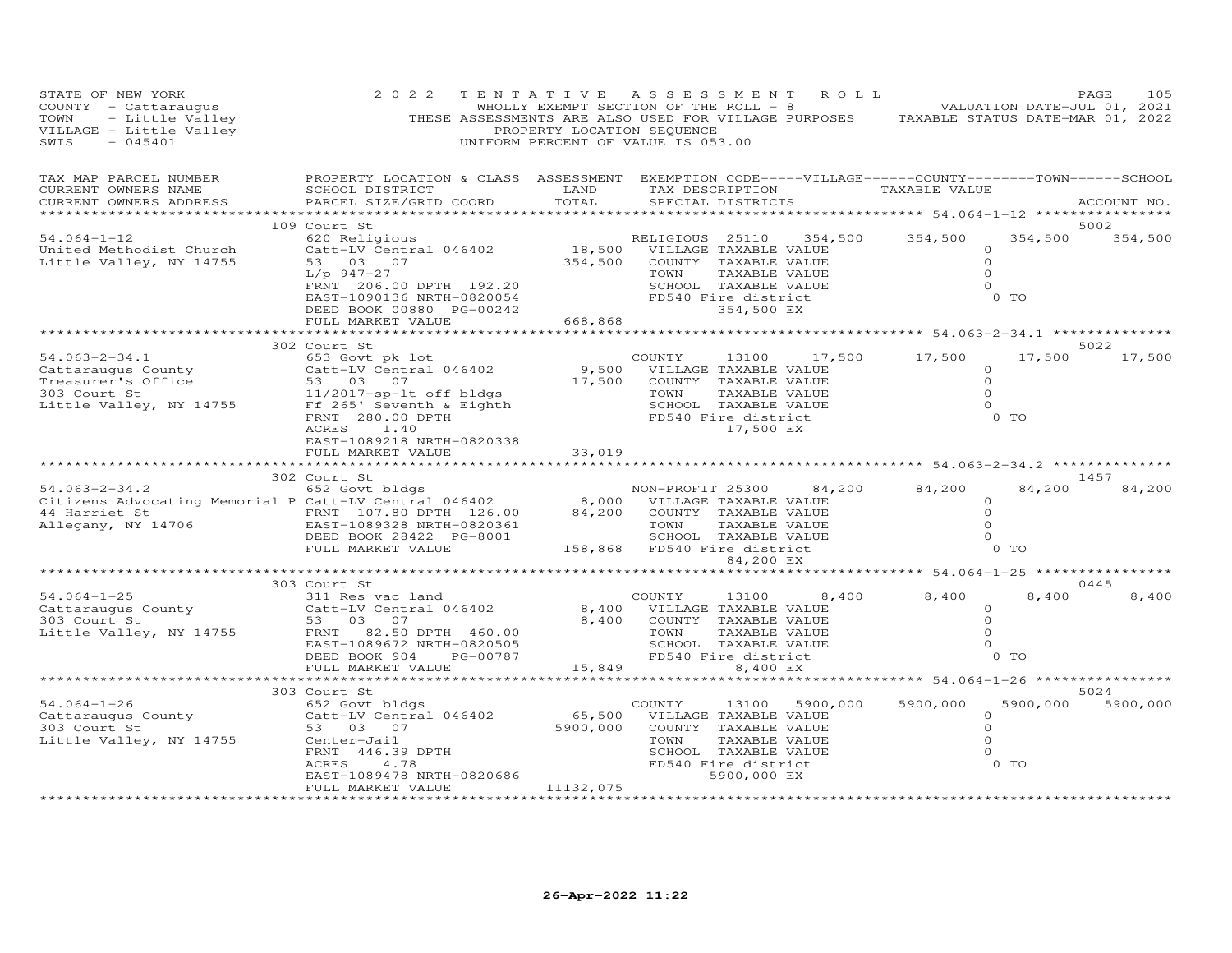STATE OF NEW YORK
COUNTY - Cattaraugus
TOWN - Little Valley
VILLAGE - Little Valley
SWIS - 045401

2022 TENTATIVE ASSESSMENT ROLL
WHOLLY EXEMPT SECTION OF THE ROLL - 8
THESE ASSESSMENTS ARE ALSO USED FOR VILLAGE PURPOSES
PROPERTY LOCATION SEQUENCE
UNIFORM PERCENT OF VALUE IS 053.00

VALUATION DATE-JUL 01, 2021
TAXABLE STATUS DATE-MAR 01, 2022

| TAX MAP PARCEL NUMBER / CURRENT OWNERS NAME / CURRENT OWNERS ADDRESS | PROPERTY LOCATION & CLASS / SCHOOL DISTRICT / PARCEL SIZE/GRID COORD | ASSESSMENT LAND / TOTAL | EXEMPTION CODE / TAX DESCRIPTION / SPECIAL DISTRICTS | VILLAGE | COUNTY / TAXABLE VALUE | TOWN | SCHOOL / ACCOUNT NO. |
|---|---|---|---|---|---|---|---|
| **54.064-1-12** | 109 Court St | | | | | | 5002 |
| 54.064-1-12 | 620 Religious | | RELIGIOUS 25110 | 354,500 | 354,500 | 354,500 | 354,500 |
| United Methodist Church | Catt-LV Central 046402 | 18,500 | VILLAGE TAXABLE VALUE | | 0 | | |
| Little Valley, NY 14755 | 53 03 07 | 354,500 | COUNTY TAXABLE VALUE | | 0 | | |
| | L/p 947-27 | | TOWN TAXABLE VALUE | | 0 | | |
| | FRNT 206.00 DPTH 192.20 | | SCHOOL TAXABLE VALUE | | 0 | | |
| | EAST-1090136 NRTH-0820054 | | FD540 Fire district | | 0 TO | | |
| | DEED BOOK 00880 PG-00242 | | 354,500 EX | | | | |
| | FULL MARKET VALUE | 668,868 | | | | | |
| **54.063-2-34.1** | 302 Court St | | | | | | 5022 |
| 54.063-2-34.1 | 653 Govt pk lot | | COUNTY 13100 | 17,500 | 17,500 | 17,500 | 17,500 |
| Cattaraugus County | Catt-LV Central 046402 | 9,500 | VILLAGE TAXABLE VALUE | | 0 | | |
| Treasurer's Office | 53 03 07 | 17,500 | COUNTY TAXABLE VALUE | | 0 | | |
| 303 Court St | 11/2017-sp-lt off bldgs | | TOWN TAXABLE VALUE | | 0 | | |
| Little Valley, NY 14755 | Ff 265' Seventh & Eighth | | SCHOOL TAXABLE VALUE | | 0 | | |
| | FRNT 280.00 DPTH | | FD540 Fire district | | 0 TO | | |
| | ACRES 1.40 | | 17,500 EX | | | | |
| | EAST-1089218 NRTH-0820338 | | | | | | |
| | FULL MARKET VALUE | 33,019 | | | | | |
| **54.063-2-34.2** | 302 Court St | | | | | | 1457 |
| 54.063-2-34.2 | 652 Govt bldgs | | NON-PROFIT 25300 | 84,200 | 84,200 | 84,200 | 84,200 |
| Citizens Advocating Memorial P | Catt-LV Central 046402 | 8,000 | VILLAGE TAXABLE VALUE | | 0 | | |
| 44 Harriet St | FRNT 107.80 DPTH 126.00 | 84,200 | COUNTY TAXABLE VALUE | | 0 | | |
| Allegany, NY 14706 | EAST-1089328 NRTH-0820361 | | TOWN TAXABLE VALUE | | 0 | | |
| | DEED BOOK 28422 PG-8001 | | SCHOOL TAXABLE VALUE | | 0 | | |
| | FULL MARKET VALUE | 158,868 | FD540 Fire district | | 0 TO | | |
| | | | 84,200 EX | | | | |
| **54.064-1-25** | 303 Court St | | | | | | 0445 |
| 54.064-1-25 | 311 Res vac land | | COUNTY 13100 | 8,400 | 8,400 | 8,400 | 8,400 |
| Cattaraugus County | Catt-LV Central 046402 | 8,400 | VILLAGE TAXABLE VALUE | | 0 | | |
| 303 Court St | 53 03 07 | 8,400 | COUNTY TAXABLE VALUE | | 0 | | |
| Little Valley, NY 14755 | FRNT 82.50 DPTH 460.00 | | TOWN TAXABLE VALUE | | 0 | | |
| | EAST-1089672 NRTH-0820505 | | SCHOOL TAXABLE VALUE | | 0 | | |
| | DEED BOOK 904 PG-00787 | | FD540 Fire district | | 0 TO | | |
| | FULL MARKET VALUE | 15,849 | 8,400 EX | | | | |
| **54.064-1-26** | 303 Court St | | | | | | 5024 |
| 54.064-1-26 | 652 Govt bldgs | | COUNTY 13100 | 5900,000 | 5900,000 | 5900,000 | 5900,000 |
| Cattaraugus County | Catt-LV Central 046402 | 65,500 | VILLAGE TAXABLE VALUE | | 0 | | |
| 303 Court St | 53 03 07 | 5900,000 | COUNTY TAXABLE VALUE | | 0 | | |
| Little Valley, NY 14755 | Center-Jail | | TOWN TAXABLE VALUE | | 0 | | |
| | FRNT 446.39 DPTH | | SCHOOL TAXABLE VALUE | | 0 | | |
| | ACRES 4.78 | | FD540 Fire district | | 0 TO | | |
| | EAST-1089478 NRTH-0820686 | | 5900,000 EX | | | | |
| | FULL MARKET VALUE | 11132,075 | | | | | |

26-Apr-2022 11:22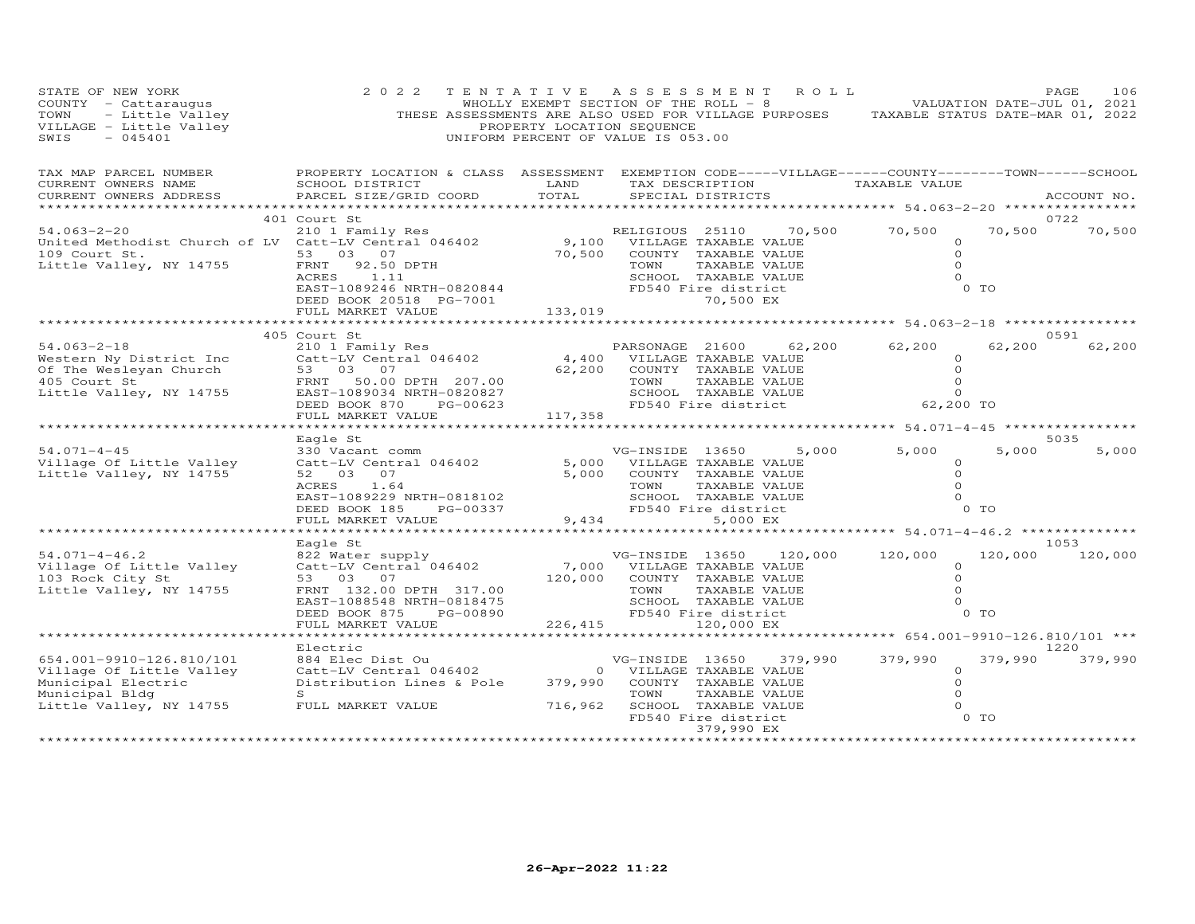STATE OF NEW YORK — 2022 TENTATIVE ASSESSMENT ROLL — PAGE 106
COUNTY - Cattaraugus — WHOLLY EXEMPT SECTION OF THE ROLL - 8 — VALUATION DATE-JUL 01, 2021
TOWN - Little Valley — THESE ASSESSMENTS ARE ALSO USED FOR VILLAGE PURPOSES — TAXABLE STATUS DATE-MAR 01, 2022
VILLAGE - Little Valley — PROPERTY LOCATION SEQUENCE
SWIS - 045401 — UNIFORM PERCENT OF VALUE IS 053.00

| TAX MAP PARCEL NUMBER / CURRENT OWNERS NAME / CURRENT OWNERS ADDRESS | PROPERTY LOCATION & CLASS / SCHOOL DISTRICT / PARCEL SIZE/GRID COORD | ASSESSMENT LAND / TOTAL | EXEMPTION CODE / TAX DESCRIPTION / SPECIAL DISTRICTS | VILLAGE | COUNTY TAXABLE VALUE | TOWN | SCHOOL | ACCOUNT NO. |
|---|---|---|---|---|---|---|---|---|
| **54.063-2-20** | 401 Court St | | | | | | | 0722 |
| United Methodist Church of LV | 210 1 Family Res | | RELIGIOUS 25110 | 70,500 | 70,500 | 70,500 | 70,500 | |
| 109 Court St. | Catt-LV Central 046402 | 9,100 | VILLAGE TAXABLE VALUE | | 0 | | | |
| Little Valley, NY 14755 | 53 03 07 | 70,500 | COUNTY TAXABLE VALUE | | 0 | | | |
| | FRNT 92.50 DPTH | | TOWN TAXABLE VALUE | | 0 | | | |
| | ACRES 1.11 | | SCHOOL TAXABLE VALUE | | 0 | | | |
| | EAST-1089246 NRTH-0820844 | | FD540 Fire district | | 0 TO | | | |
| | DEED BOOK 20518 PG-7001 | | 70,500 EX | | | | | |
| | FULL MARKET VALUE | 133,019 | | | | | | |
| **54.063-2-18** | 405 Court St | | | | | | | 0591 |
| Western Ny District Inc | 210 1 Family Res | | PARSONAGE 21600 | 62,200 | 62,200 | 62,200 | 62,200 | |
| Of The Wesleyan Church | Catt-LV Central 046402 | 4,400 | VILLAGE TAXABLE VALUE | | 0 | | | |
| 405 Court St | 53 03 07 | 62,200 | COUNTY TAXABLE VALUE | | 0 | | | |
| Little Valley, NY 14755 | FRNT 50.00 DPTH 207.00 | | TOWN TAXABLE VALUE | | 0 | | | |
| | EAST-1089034 NRTH-0820827 | | SCHOOL TAXABLE VALUE | | 0 | | | |
| | DEED BOOK 870 PG-00623 | | FD540 Fire district | | 62,200 TO | | | |
| | FULL MARKET VALUE | 117,358 | | | | | | |
| **54.071-4-45** | Eagle St | | | | | | | 5035 |
| Village Of Little Valley | 330 Vacant comm | | VG-INSIDE 13650 | 5,000 | 5,000 | 5,000 | 5,000 | |
| Little Valley, NY 14755 | Catt-LV Central 046402 | 5,000 | VILLAGE TAXABLE VALUE | | 0 | | | |
| | 52 03 07 | 5,000 | COUNTY TAXABLE VALUE | | 0 | | | |
| | ACRES 1.64 | | TOWN TAXABLE VALUE | | 0 | | | |
| | EAST-1089229 NRTH-0818102 | | SCHOOL TAXABLE VALUE | | 0 | | | |
| | DEED BOOK 185 PG-00337 | | FD540 Fire district | | 0 TO | | | |
| | FULL MARKET VALUE | 9,434 | 5,000 EX | | | | | |
| **54.071-4-46.2** | Eagle St | | | | | | | 1053 |
| Village Of Little Valley | 822 Water supply | | VG-INSIDE 13650 | 120,000 | 120,000 | 120,000 | 120,000 | |
| 103 Rock City St | Catt-LV Central 046402 | 7,000 | VILLAGE TAXABLE VALUE | | 0 | | | |
| Little Valley, NY 14755 | 53 03 07 | 120,000 | COUNTY TAXABLE VALUE | | 0 | | | |
| | FRNT 132.00 DPTH 317.00 | | TOWN TAXABLE VALUE | | 0 | | | |
| | EAST-1088548 NRTH-0818475 | | SCHOOL TAXABLE VALUE | | 0 | | | |
| | DEED BOOK 875 PG-00890 | | FD540 Fire district | | 0 TO | | | |
| | FULL MARKET VALUE | 226,415 | 120,000 EX | | | | | |
| **654.001-9910-126.810/101** | Electric | | | | | | | 1220 |
| Village Of Little Valley | 884 Elec Dist Ou | | VG-INSIDE 13650 | 379,990 | 379,990 | 379,990 | 379,990 | |
| Municipal Electric | Catt-LV Central 046402 | 0 | VILLAGE TAXABLE VALUE | | 0 | | | |
| Municipal Bldg | Distribution Lines & Pole | 379,990 | COUNTY TAXABLE VALUE | | 0 | | | |
| Little Valley, NY 14755 | S | | TOWN TAXABLE VALUE | | 0 | | | |
| | FULL MARKET VALUE | 716,962 | SCHOOL TAXABLE VALUE | | 0 | | | |
| | | | FD540 Fire district | | 0 TO | | | |
| | | | 379,990 EX | | | | | |

26-Apr-2022 11:22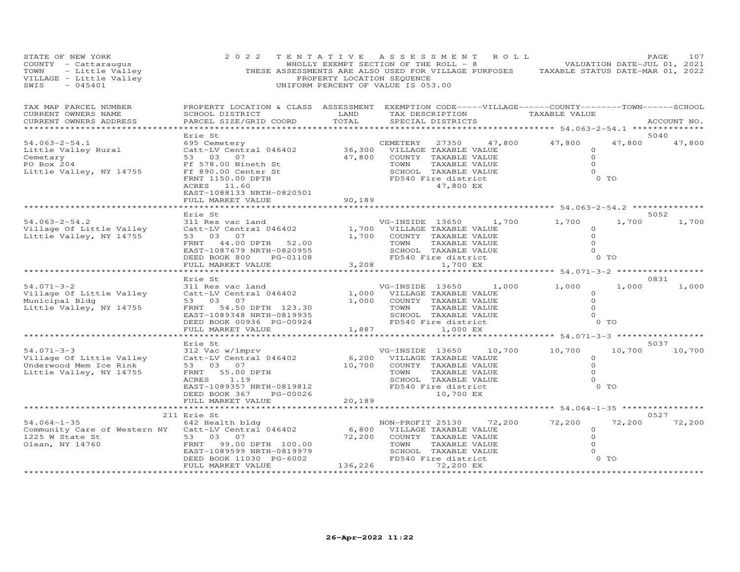STATE OF NEW YORK
COUNTY - Cattaraugus
TOWN - Little Valley
VILLAGE - Little Valley
SWIS - 045401

2022 TENTATIVE ASSESSMENT ROLL
WHOLLY EXEMPT SECTION OF THE ROLL - 8
THESE ASSESSMENTS ARE ALSO USED FOR VILLAGE PURPOSES
PROPERTY LOCATION SEQUENCE
UNIFORM PERCENT OF VALUE IS 053.00

VALUATION DATE-JUL 01, 2021
TAXABLE STATUS DATE-MAR 01, 2022

| TAX MAP PARCEL NUMBER / CURRENT OWNERS NAME / CURRENT OWNERS ADDRESS | PROPERTY LOCATION & CLASS / SCHOOL DISTRICT / PARCEL SIZE/GRID COORD | ASSESSMENT LAND | TOTAL | EXEMPTION CODE / TAX DESCRIPTION / SPECIAL DISTRICTS | VILLAGE | COUNTY | TOWN | SCHOOL | ACCOUNT NO. |
|---|---|---|---|---|---|---|---|---|---|
| 54.063-2-54.1 | Erie St | | | | | | | | 5040 |
| Little Valley Rural | 695 Cemetery | | | CEMETERY 27350 | 47,800 | 47,800 | 47,800 | 47,800 | |
| Cemetary | Catt-LV Central 046402 | 36,300 | | VILLAGE TAXABLE VALUE | 0 | | | | |
| PO Box 204 | 53 03 07 | | 47,800 | COUNTY TAXABLE VALUE | | 0 | | | |
| Little Valley, NY 14755 | Ff 578.00 Nineth St | | | TOWN TAXABLE VALUE | | | 0 | | |
| | Ff 890.00 Center St | | | SCHOOL TAXABLE VALUE | | | | 0 | |
| | FRNT 1150.00 DPTH | | | FD540 Fire district 47,800 EX | | | 0 TO | | |
| | ACRES 11.60 | | | | | | | | |
| | EAST-1088133 NRTH-0820501 | | | | | | | | |
| | FULL MARKET VALUE | | 90,189 | | | | | | |
| 54.063-2-54.2 | Erie St | | | | | | | | 5052 |
| Village Of Little Valley | 311 Res vac land | | | VG-INSIDE 13650 | 1,700 | 1,700 | 1,700 | 1,700 | |
| Little Valley, NY 14755 | Catt-LV Central 046402 | 1,700 | | VILLAGE TAXABLE VALUE | 0 | | | | |
| | 53 03 07 | | 1,700 | COUNTY TAXABLE VALUE | | 0 | | | |
| | FRNT 44.00 DPTH 52.00 | | | TOWN TAXABLE VALUE | | | 0 | | |
| | EAST-1087679 NRTH-0820955 | | | SCHOOL TAXABLE VALUE | | | | 0 | |
| | DEED BOOK 800 PG-01108 | | | FD540 Fire district 1,700 EX | | | 0 TO | | |
| | FULL MARKET VALUE | | 3,208 | | | | | | |
| 54.071-3-2 | Erie St | | | | | | | | 0831 |
| Village Of Little Valley | 311 Res vac land | | | VG-INSIDE 13650 | 1,000 | 1,000 | 1,000 | 1,000 | |
| Municipal Bldg | Catt-LV Central 046402 | 1,000 | | VILLAGE TAXABLE VALUE | 0 | | | | |
| Little Valley, NY 14755 | 53 03 07 | | 1,000 | COUNTY TAXABLE VALUE | | 0 | | | |
| | FRNT 54.50 DPTH 123.30 | | | TOWN TAXABLE VALUE | | | 0 | | |
| | EAST-1089348 NRTH-0819935 | | | SCHOOL TAXABLE VALUE | | | | 0 | |
| | DEED BOOK 00936 PG-00924 | | | FD540 Fire district 1,000 EX | | | 0 TO | | |
| | FULL MARKET VALUE | | 1,887 | | | | | | |
| 54.071-3-3 | Erie St | | | | | | | | 5037 |
| Village Of Little Valley | 312 Vac w/imprv | | | VG-INSIDE 13650 | 10,700 | 10,700 | 10,700 | 10,700 | |
| Underwood Mem Ice Rink | Catt-LV Central 046402 | 6,200 | | VILLAGE TAXABLE VALUE | 0 | | | | |
| Little Valley, NY 14755 | 53 03 07 | | 10,700 | COUNTY TAXABLE VALUE | | 0 | | | |
| | FRNT 55.00 DPTH | | | TOWN TAXABLE VALUE | | | 0 | | |
| | ACRES 1.19 | | | SCHOOL TAXABLE VALUE | | | | 0 | |
| | EAST-1089357 NRTH-0819812 | | | FD540 Fire district 10,700 EX | | | 0 TO | | |
| | DEED BOOK 367 PG-00026 | | | | | | | | |
| | FULL MARKET VALUE | | 20,189 | | | | | | |
| 54.064-1-35 | 211 Erie St | | | | | | | | 0527 |
| Community Care of Western NY | 642 Health bldg | | | NON-PROFIT 25130 | 72,200 | 72,200 | 72,200 | 72,200 | |
| 1225 W State St | Catt-LV Central 046402 | 6,800 | | VILLAGE TAXABLE VALUE | 0 | | | | |
| Olean, NY 14760 | 53 03 07 | | 72,200 | COUNTY TAXABLE VALUE | | 0 | | | |
| | FRNT 99.00 DPTH 100.00 | | | TOWN TAXABLE VALUE | | | 0 | | |
| | EAST-1089599 NRTH-0819979 | | | SCHOOL TAXABLE VALUE | | | | 0 | |
| | DEED BOOK 11030 PG-6002 | | | FD540 Fire district 72,200 EX | | | 0 TO | | |
| | FULL MARKET VALUE | | 136,226 | | | | | | |

26-Apr-2022 11:22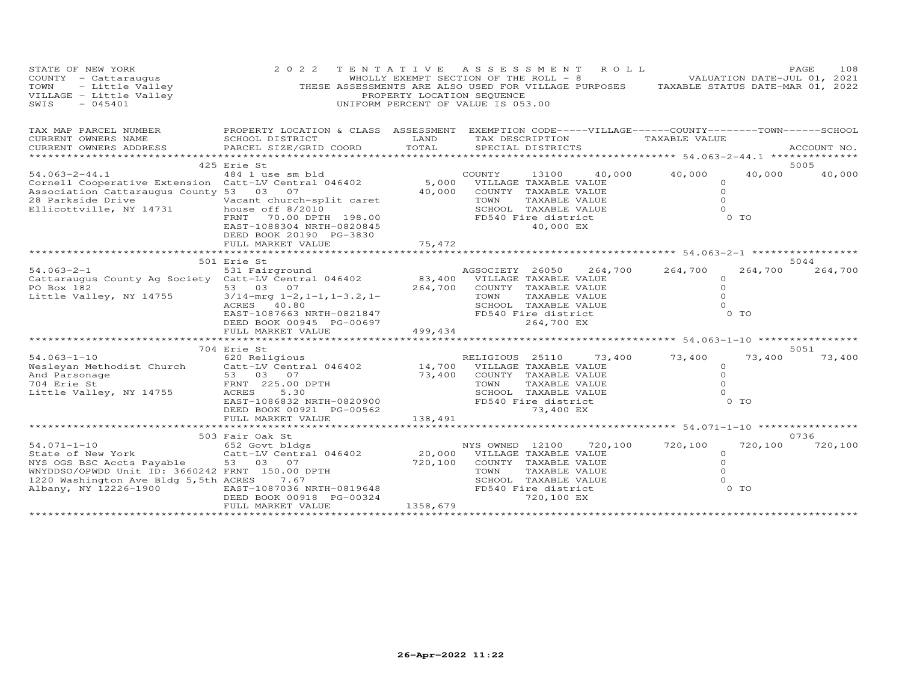STATE OF NEW YORK
COUNTY - Cattaraugus
TOWN - Little Valley
VILLAGE - Little Valley
SWIS - 045401

2022 TENTATIVE ASSESSMENT ROLL
WHOLLY EXEMPT SECTION OF THE ROLL - 8
THESE ASSESSMENTS ARE ALSO USED FOR VILLAGE PURPOSES
PROPERTY LOCATION SEQUENCE
UNIFORM PERCENT OF VALUE IS 053.00

VALUATION DATE-JUL 01, 2021
TAXABLE STATUS DATE-MAR 01, 2022

| TAX MAP PARCEL NUMBER / CURRENT OWNERS NAME / CURRENT OWNERS ADDRESS | PROPERTY LOCATION & CLASS / SCHOOL DISTRICT / PARCEL SIZE/GRID COORD | ASSESSMENT LAND / TOTAL | EXEMPTION CODE / TAX DESCRIPTION / SPECIAL DISTRICTS | VILLAGE | COUNTY | TOWN | SCHOOL | ACCOUNT NO. |
|---|---|---|---|---|---|---|---|---|
| **54.063-2-44.1** | 425 Erie St | | | | | | | 5005 |
| Cornell Cooperative Extension | 484 1 use sm bld | | COUNTY 13100 | 40,000 | 40,000 | 40,000 | 40,000 | |
| Association Cattaraugus County | Catt-LV Central 046402 | 5,000 | VILLAGE TAXABLE VALUE | 0 | | | | |
| 28 Parkside Drive | 53 03 07 | 40,000 | COUNTY TAXABLE VALUE | 0 | | | | |
| Ellicottville, NY 14731 | Vacant church-split caret | | TOWN TAXABLE VALUE | 0 | | | | |
| | house off 8/2010 | | SCHOOL TAXABLE VALUE | 0 | | | | |
| | FRNT 70.00 DPTH 198.00 | | FD540 Fire district | 0 TO | | | | |
| | EAST-1088304 NRTH-0820845 | | 40,000 EX | | | | | |
| | DEED BOOK 20190 PG-3830 | | | | | | | |
| | FULL MARKET VALUE | 75,472 | | | | | | |
| **54.063-2-1** | 501 Erie St | | | | | | | 5044 |
| Cattaraugus County Ag Society | 531 Fairground | | AGSOCIETY 26050 | 264,700 | 264,700 | 264,700 | 264,700 | |
| PO Box 182 | Catt-LV Central 046402 | 83,400 | VILLAGE TAXABLE VALUE | 0 | | | | |
| Little Valley, NY 14755 | 53 03 07 | 264,700 | COUNTY TAXABLE VALUE | 0 | | | | |
| | 3/14-mrg 1-2,1-1,1-3.2,1- | | TOWN TAXABLE VALUE | 0 | | | | |
| | ACRES 40.80 | | SCHOOL TAXABLE VALUE | 0 | | | | |
| | EAST-1087663 NRTH-0821847 | | FD540 Fire district | 0 TO | | | | |
| | DEED BOOK 00945 PG-00697 | | 264,700 EX | | | | | |
| | FULL MARKET VALUE | 499,434 | | | | | | |
| **54.063-1-10** | 704 Erie St | | | | | | | 5051 |
| Wesleyan Methodist Church | 620 Religious | | RELIGIOUS 25110 | 73,400 | 73,400 | 73,400 | 73,400 | |
| And Parsonage | Catt-LV Central 046402 | 14,700 | VILLAGE TAXABLE VALUE | 0 | | | | |
| 704 Erie St | 53 03 07 | 73,400 | COUNTY TAXABLE VALUE | 0 | | | | |
| Little Valley, NY 14755 | FRNT 225.00 DPTH | | TOWN TAXABLE VALUE | 0 | | | | |
| | ACRES 5.30 | | SCHOOL TAXABLE VALUE | 0 | | | | |
| | EAST-1086832 NRTH-0820900 | | FD540 Fire district | 0 TO | | | | |
| | DEED BOOK 00921 PG-00562 | | 73,400 EX | | | | | |
| | FULL MARKET VALUE | 138,491 | | | | | | |
| **54.071-1-10** | 503 Fair Oak St | | | | | | | 0736 |
| State of New York | 652 Govt bldgs | | NYS OWNED 12100 | 720,100 | 720,100 | 720,100 | 720,100 | |
| NYS OGS BSC Accts Payable | Catt-LV Central 046402 | 20,000 | VILLAGE TAXABLE VALUE | 0 | | | | |
| WNYDDSO/OPWDD Unit ID: 3660242 | 53 03 07 | 720,100 | COUNTY TAXABLE VALUE | 0 | | | | |
| 1220 Washington Ave Bldg 5,5th | FRNT 150.00 DPTH | | TOWN TAXABLE VALUE | 0 | | | | |
| Albany, NY 12226-1900 | ACRES 7.67 | | SCHOOL TAXABLE VALUE | 0 | | | | |
| | EAST-1087036 NRTH-0819648 | | FD540 Fire district | 0 TO | | | | |
| | DEED BOOK 00918 PG-00324 | | 720,100 EX | | | | | |
| | FULL MARKET VALUE | 1358,679 | | | | | | |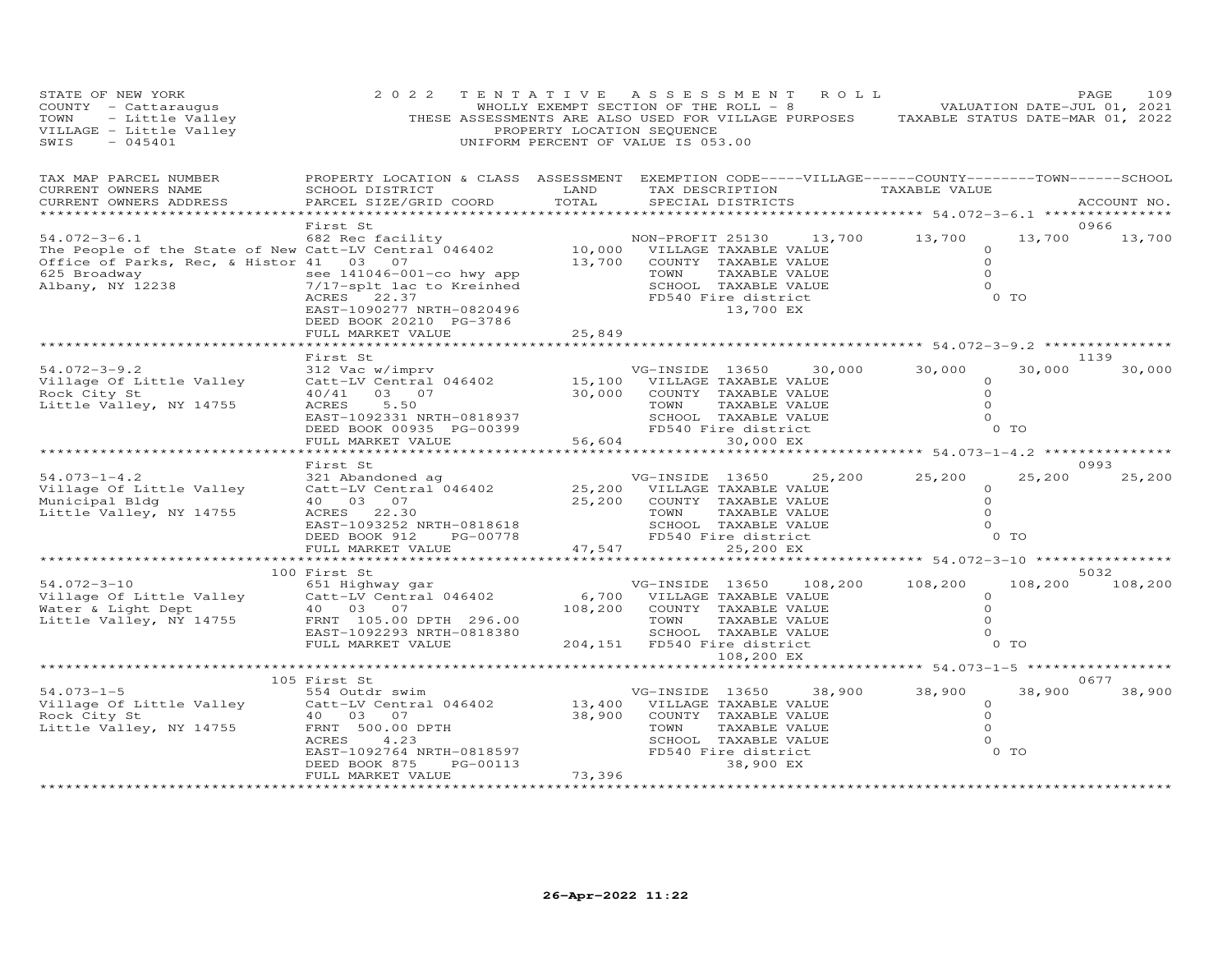STATE OF NEW YORK
COUNTY - Cattaraugus
TOWN - Little Valley
VILLAGE - Little Valley
SWIS - 045401

2022 TENTATIVE ASSESSMENT ROLL
WHOLLY EXEMPT SECTION OF THE ROLL - 8
THESE ASSESSMENTS ARE ALSO USED FOR VILLAGE PURPOSES
PROPERTY LOCATION SEQUENCE
UNIFORM PERCENT OF VALUE IS 053.00

VALUATION DATE-JUL 01, 2021
TAXABLE STATUS DATE-MAR 01, 2022

| TAX MAP PARCEL NUMBER / CURRENT OWNERS NAME / CURRENT OWNERS ADDRESS | PROPERTY LOCATION & CLASS / SCHOOL DISTRICT / PARCEL SIZE/GRID COORD | ASSESSMENT LAND / TOTAL | EXEMPTION CODE / TAX DESCRIPTION / SPECIAL DISTRICTS | VILLAGE | COUNTY | TOWN | SCHOOL | ACCOUNT NO. |
|---|---|---|---|---|---|---|---|---|
| **54.072-3-6.1** | First St | | | | | | | 0966 |
| 54.072-3-6.1 | 682 Rec facility | | NON-PROFIT 25130 | 13,700 | 13,700 | 13,700 | 13,700 | |
| The People of the State of New | Catt-LV Central 046402 | 10,000 | VILLAGE TAXABLE VALUE | 0 | | | | |
| Office of Parks, Rec, & Histor | 41 03 07 | 13,700 | COUNTY TAXABLE VALUE | | 0 | | | |
| 625 Broadway | see 141046-001-co hwy app | | TOWN TAXABLE VALUE | | | 0 | | |
| Albany, NY 12238 | 7/17-splt 1ac to Kreinhed | | SCHOOL TAXABLE VALUE | | | | 0 | |
| | ACRES 22.37 | | FD540 Fire district 13,700 EX | | | | 0 TO | |
| | EAST-1090277 NRTH-0820496 | | | | | | | |
| | DEED BOOK 20210 PG-3786 | | | | | | | |
| | FULL MARKET VALUE | 25,849 | | | | | | |
| **54.072-3-9.2** | First St | | | | | | | 1139 |
| 54.072-3-9.2 | 312 Vac w/imprv | | VG-INSIDE 13650 | 30,000 | 30,000 | 30,000 | 30,000 | |
| Village Of Little Valley | Catt-LV Central 046402 | 15,100 | VILLAGE TAXABLE VALUE | 0 | | | | |
| Rock City St | 40/41 03 07 | 30,000 | COUNTY TAXABLE VALUE | | 0 | | | |
| Little Valley, NY 14755 | ACRES 5.50 | | TOWN TAXABLE VALUE | | | 0 | | |
| | EAST-1092331 NRTH-0818937 | | SCHOOL TAXABLE VALUE | | | | 0 | |
| | DEED BOOK 00935 PG-00399 | | FD540 Fire district 30,000 EX | | | | 0 TO | |
| | FULL MARKET VALUE | 56,604 | | | | | | |
| **54.073-1-4.2** | First St | | | | | | | 0993 |
| 54.073-1-4.2 | 321 Abandoned ag | | VG-INSIDE 13650 | 25,200 | 25,200 | 25,200 | 25,200 | |
| Village Of Little Valley | Catt-LV Central 046402 | 25,200 | VILLAGE TAXABLE VALUE | 0 | | | | |
| Municipal Bldg | 40 03 07 | 25,200 | COUNTY TAXABLE VALUE | | 0 | | | |
| Little Valley, NY 14755 | ACRES 22.30 | | TOWN TAXABLE VALUE | | | 0 | | |
| | EAST-1093252 NRTH-0818618 | | SCHOOL TAXABLE VALUE | | | | 0 | |
| | DEED BOOK 912 PG-00778 | | FD540 Fire district 25,200 EX | | | | 0 TO | |
| | FULL MARKET VALUE | 47,547 | | | | | | |
| **54.072-3-10** | 100 First St | | | | | | | 5032 |
| 54.072-3-10 | 651 Highway gar | | VG-INSIDE 13650 | 108,200 | 108,200 | 108,200 | 108,200 | |
| Village Of Little Valley | Catt-LV Central 046402 | 6,700 | VILLAGE TAXABLE VALUE | 0 | | | | |
| Water & Light Dept | 40 03 07 | 108,200 | COUNTY TAXABLE VALUE | | 0 | | | |
| Little Valley, NY 14755 | FRNT 105.00 DPTH 296.00 | | TOWN TAXABLE VALUE | | | 0 | | |
| | EAST-1092293 NRTH-0818380 | | SCHOOL TAXABLE VALUE | | | | 0 | |
| | FULL MARKET VALUE | 204,151 | FD540 Fire district 108,200 EX | | | | 0 TO | |
| **54.073-1-5** | 105 First St | | | | | | | 0677 |
| 54.073-1-5 | 554 Outdr swim | | VG-INSIDE 13650 | 38,900 | 38,900 | 38,900 | 38,900 | |
| Village Of Little Valley | Catt-LV Central 046402 | 13,400 | VILLAGE TAXABLE VALUE | 0 | | | | |
| Rock City St | 40 03 07 | 38,900 | COUNTY TAXABLE VALUE | | 0 | | | |
| Little Valley, NY 14755 | FRNT 500.00 DPTH | | TOWN TAXABLE VALUE | | | 0 | | |
| | ACRES 4.23 | | SCHOOL TAXABLE VALUE | | | | 0 | |
| | EAST-1092764 NRTH-0818597 | | FD540 Fire district 38,900 EX | | | | 0 TO | |
| | DEED BOOK 875 PG-00113 | | | | | | | |
| | FULL MARKET VALUE | 73,396 | | | | | | |

26-Apr-2022 11:22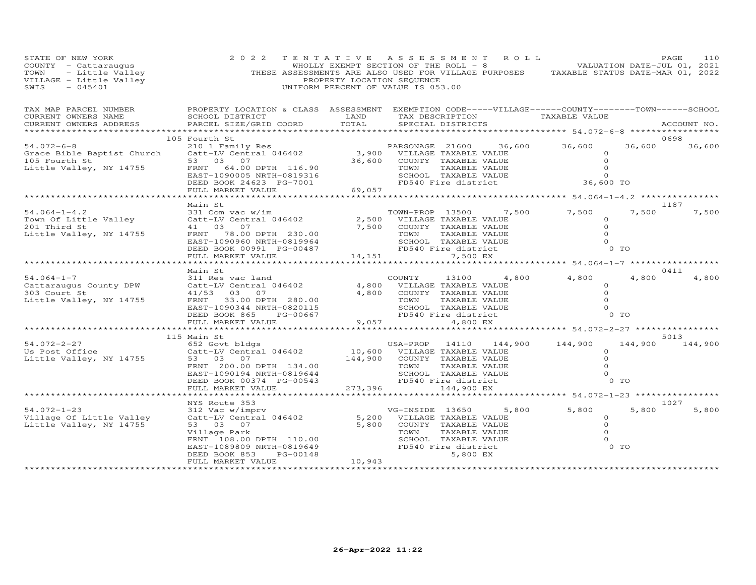STATE OF NEW YORK
COUNTY - Cattaraugus
TOWN - Little Valley
VILLAGE - Little Valley
SWIS - 045401

2022 TENTATIVE ASSESSMENT ROLL
WHOLLY EXEMPT SECTION OF THE ROLL - 8
THESE ASSESSMENTS ARE ALSO USED FOR VILLAGE PURPOSES
PROPERTY LOCATION SEQUENCE
UNIFORM PERCENT OF VALUE IS 053.00

VALUATION DATE-JUL 01, 2021
TAXABLE STATUS DATE-MAR 01, 2022

| TAX MAP PARCEL NUMBER / CURRENT OWNERS NAME / CURRENT OWNERS ADDRESS | PROPERTY LOCATION & CLASS / SCHOOL DISTRICT / PARCEL SIZE/GRID COORD | ASSESSMENT LAND / TOTAL | EXEMPTION CODE / TAX DESCRIPTION / SPECIAL DISTRICTS | VILLAGE | COUNTY | TOWN | SCHOOL / ACCOUNT NO. |
|---|---|---|---|---|---|---|---|
| **54.072-6-8** | 105 Fourth St | | | | | | 0698 |
| Grace Bible Baptist Church | 210 1 Family Res | | PARSONAGE 21600 | 36,600 | 36,600 | 36,600 | 36,600 |
| 105 Fourth St | Catt-LV Central 046402 | 3,900 | VILLAGE TAXABLE VALUE | 0 | | | |
| Little Valley, NY 14755 | 53 03 07 | 36,600 | COUNTY TAXABLE VALUE | 0 | | | |
| | FRNT 64.00 DPTH 116.90 | | TOWN TAXABLE VALUE | 0 | | | |
| | EAST-1090005 NRTH-0819316 | | SCHOOL TAXABLE VALUE | 0 | | | |
| | DEED BOOK 24623 PG-7001 | | FD540 Fire district | 36,600 TO | | | |
| | FULL MARKET VALUE | 69,057 | | | | | |
| **54.064-1-4.2** | Main St | | | | | | 1187 |
| Town Of Little Valley | 331 Com vac w/im | | TOWN-PROP 13500 | 7,500 | 7,500 | 7,500 | 7,500 |
| 201 Third St | Catt-LV Central 046402 | 2,500 | VILLAGE TAXABLE VALUE | 0 | | | |
| Little Valley, NY 14755 | 41 03 07 | 7,500 | COUNTY TAXABLE VALUE | 0 | | | |
| | FRNT 78.00 DPTH 230.00 | | TOWN TAXABLE VALUE | 0 | | | |
| | EAST-1090960 NRTH-0819964 | | SCHOOL TAXABLE VALUE | 0 | | | |
| | DEED BOOK 00991 PG-00487 | | FD540 Fire district | 0 TO | | | |
| | FULL MARKET VALUE | 14,151 | 7,500 EX | | | | |
| **54.064-1-7** | Main St | | | | | | 0411 |
| Cattaraugus County DPW | 311 Res vac land | | COUNTY 13100 | 4,800 | 4,800 | 4,800 | 4,800 |
| 303 Court St | Catt-LV Central 046402 | 4,800 | VILLAGE TAXABLE VALUE | 0 | | | |
| Little Valley, NY 14755 | 41/53 03 07 | 4,800 | COUNTY TAXABLE VALUE | 0 | | | |
| | FRNT 33.00 DPTH 280.00 | | TOWN TAXABLE VALUE | 0 | | | |
| | EAST-1090344 NRTH-0820115 | | SCHOOL TAXABLE VALUE | 0 | | | |
| | DEED BOOK 865 PG-00667 | | FD540 Fire district | 0 TO | | | |
| | FULL MARKET VALUE | 9,057 | 4,800 EX | | | | |
| **54.072-2-27** | 115 Main St | | | | | | 5013 |
| Us Post Office | 652 Govt bldgs | | USA-PROP 14110 | 144,900 | 144,900 | 144,900 | 144,900 |
| Little Valley, NY 14755 | Catt-LV Central 046402 | 10,600 | VILLAGE TAXABLE VALUE | 0 | | | |
| | 53 03 07 | 144,900 | COUNTY TAXABLE VALUE | 0 | | | |
| | FRNT 200.00 DPTH 134.00 | | TOWN TAXABLE VALUE | 0 | | | |
| | EAST-1090194 NRTH-0819644 | | SCHOOL TAXABLE VALUE | 0 | | | |
| | DEED BOOK 00374 PG-00543 | | FD540 Fire district | 0 TO | | | |
| | FULL MARKET VALUE | 273,396 | 144,900 EX | | | | |
| **54.072-1-23** | NYS Route 353 | | | | | | 1027 |
| Village Of Little Valley | 312 Vac w/imprv | | VG-INSIDE 13650 | 5,800 | 5,800 | 5,800 | 5,800 |
| Little Valley, NY 14755 | Catt-LV Central 046402 | 5,200 | VILLAGE TAXABLE VALUE | 0 | | | |
| | 53 03 07 | 5,800 | COUNTY TAXABLE VALUE | 0 | | | |
| | Village Park | | TOWN TAXABLE VALUE | 0 | | | |
| | FRNT 108.00 DPTH 110.00 | | SCHOOL TAXABLE VALUE | 0 | | | |
| | EAST-1089809 NRTH-0819649 | | FD540 Fire district | 0 TO | | | |
| | DEED BOOK 853 PG-00148 | | 5,800 EX | | | | |
| | FULL MARKET VALUE | 10,943 | | | | | |

26-Apr-2022 11:22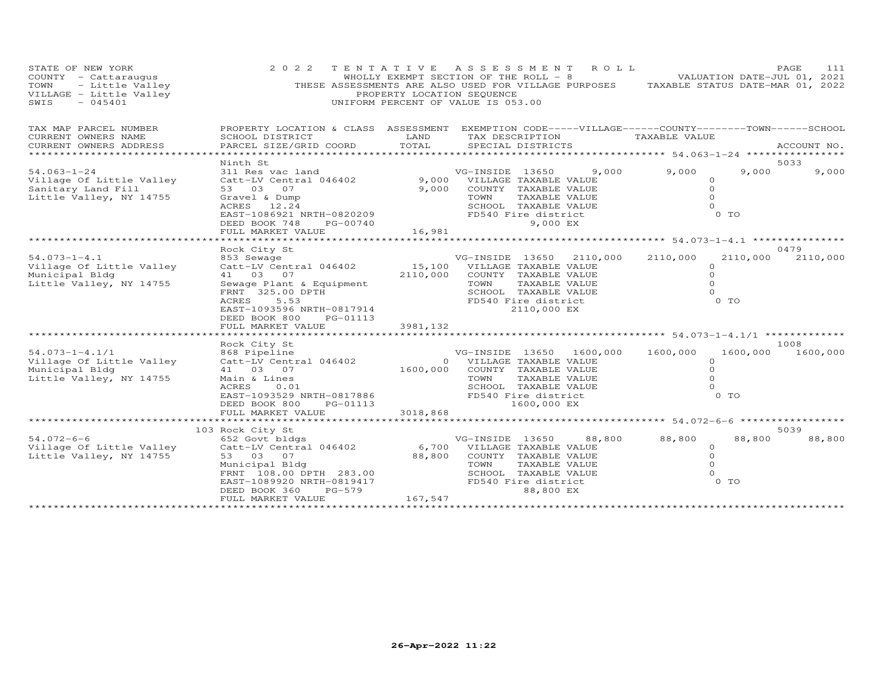STATE OF NEW YORK
COUNTY - Cattaraugus
TOWN - Little Valley
VILLAGE - Little Valley
SWIS - 045401

2022 TENTATIVE ASSESSMENT ROLL
WHOLLY EXEMPT SECTION OF THE ROLL - 8
THESE ASSESSMENTS ARE ALSO USED FOR VILLAGE PURPOSES
PROPERTY LOCATION SEQUENCE
UNIFORM PERCENT OF VALUE IS 053.00

VALUATION DATE-JUL 01, 2021
TAXABLE STATUS DATE-MAR 01, 2022

| TAX MAP PARCEL NUMBER / CURRENT OWNERS NAME / CURRENT OWNERS ADDRESS | PROPERTY LOCATION & CLASS / SCHOOL DISTRICT / PARCEL SIZE/GRID COORD | ASSESSMENT LAND | TOTAL | EXEMPTION CODE / TAX DESCRIPTION / SPECIAL DISTRICTS | VILLAGE | COUNTY | TOWN | SCHOOL | ACCOUNT NO. |
|---|---|---|---|---|---|---|---|---|---|
| **54.063-1-24** | Ninth St | | | | | | | | 5033 |
| 54.063-1-24 | 311 Res vac land | | | VG-INSIDE 13650 | 9,000 | 9,000 | 9,000 | 9,000 | |
| Village Of Little Valley | Catt-LV Central 046402 | 9,000 | | VILLAGE TAXABLE VALUE | 0 | | | | |
| Sanitary Land Fill | 53 03 07 | | 9,000 | COUNTY TAXABLE VALUE | | 0 | | | |
| Little Valley, NY 14755 | Gravel & Dump | | | TOWN TAXABLE VALUE | | | 0 | | |
| | ACRES 12.24 | | | SCHOOL TAXABLE VALUE | | | | 0 | |
| | EAST-1086921 NRTH-0820209 | | | FD540 Fire district | 0 TO | | | | |
| | DEED BOOK 748 PG-00740 | | | 9,000 EX | | | | | |
| | FULL MARKET VALUE | | 16,981 | | | | | | |
| **54.073-1-4.1** | Rock City St | | | | | | | | 0479 |
| 54.073-1-4.1 | 853 Sewage | | | VG-INSIDE 13650 | 2110,000 | 2110,000 | 2110,000 | 2110,000 | |
| Village Of Little Valley | Catt-LV Central 046402 | 15,100 | | VILLAGE TAXABLE VALUE | 0 | | | | |
| Municipal Bldg | 41 03 07 | | 2110,000 | COUNTY TAXABLE VALUE | | 0 | | | |
| Little Valley, NY 14755 | Sewage Plant & Equipment | | | TOWN TAXABLE VALUE | | | 0 | | |
| | FRNT 325.00 DPTH | | | SCHOOL TAXABLE VALUE | | | | 0 | |
| | ACRES 5.53 | | | FD540 Fire district | 0 TO | | | | |
| | EAST-1093596 NRTH-0817914 | | | 2110,000 EX | | | | | |
| | DEED BOOK 800 PG-01113 | | | | | | | | |
| | FULL MARKET VALUE | | 3981,132 | | | | | | |
| **54.073-1-4.1/1** | Rock City St | | | | | | | | 1008 |
| 54.073-1-4.1/1 | 868 Pipeline | | | VG-INSIDE 13650 | 1600,000 | 1600,000 | 1600,000 | 1600,000 | |
| Village Of Little Valley | Catt-LV Central 046402 | 0 | | VILLAGE TAXABLE VALUE | 0 | | | | |
| Municipal Bldg | 41 03 07 | | 1600,000 | COUNTY TAXABLE VALUE | | 0 | | | |
| Little Valley, NY 14755 | Main & Lines | | | TOWN TAXABLE VALUE | | | 0 | | |
| | ACRES 0.01 | | | SCHOOL TAXABLE VALUE | | | | 0 | |
| | EAST-1093529 NRTH-0817886 | | | FD540 Fire district | 0 TO | | | | |
| | DEED BOOK 800 PG-01113 | | | 1600,000 EX | | | | | |
| | FULL MARKET VALUE | | 3018,868 | | | | | | |
| **54.072-6-6** | 103 Rock City St | | | | | | | | 5039 |
| 54.072-6-6 | 652 Govt bldgs | | | VG-INSIDE 13650 | 88,800 | 88,800 | 88,800 | 88,800 | |
| Village Of Little Valley | Catt-LV Central 046402 | 6,700 | | VILLAGE TAXABLE VALUE | 0 | | | | |
| Little Valley, NY 14755 | 53 03 07 | | 88,800 | COUNTY TAXABLE VALUE | | 0 | | | |
| | Municipal Bldg | | | TOWN TAXABLE VALUE | | | 0 | | |
| | FRNT 108.00 DPTH 283.00 | | | SCHOOL TAXABLE VALUE | | | | 0 | |
| | EAST-1089920 NRTH-0819417 | | | FD540 Fire district | 0 TO | | | | |
| | DEED BOOK 360 PG-579 | | | 88,800 EX | | | | | |
| | FULL MARKET VALUE | | 167,547 | | | | | | |

26-Apr-2022 11:22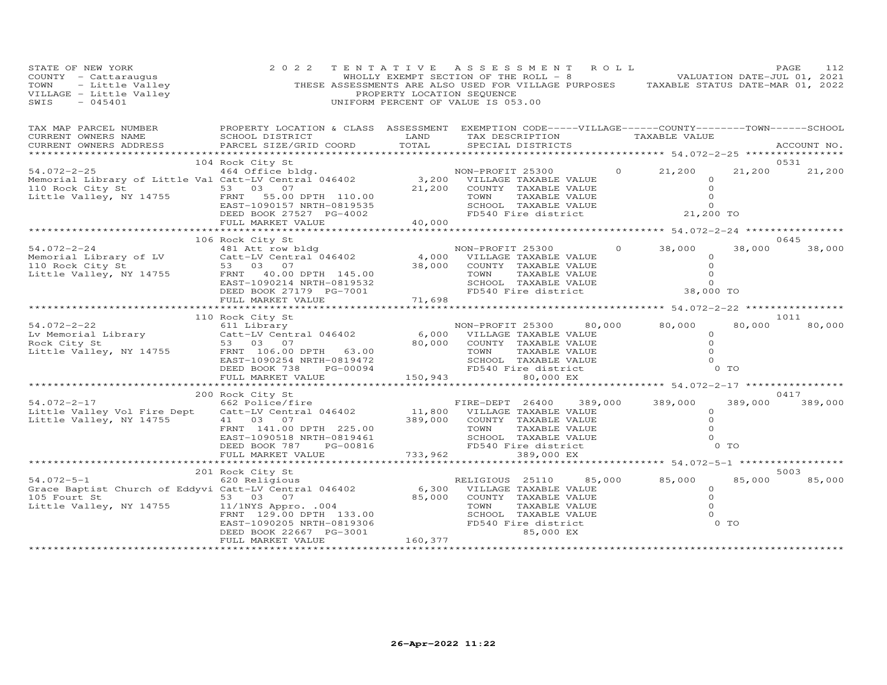STATE OF NEW YORK | 2022 TENTATIVE ASSESSMENT ROLL
COUNTY - Cattaraugus | WHOLLY EXEMPT SECTION OF THE ROLL - 8 | VALUATION DATE-JUL 01, 2021
TOWN - Little Valley | THESE ASSESSMENTS ARE ALSO USED FOR VILLAGE PURPOSES | TAXABLE STATUS DATE-MAR 01, 2022
VILLAGE - Little Valley | PROPERTY LOCATION SEQUENCE
SWIS - 045401 | UNIFORM PERCENT OF VALUE IS 053.00

```
TAX MAP PARCEL NUMBER          PROPERTY LOCATION & CLASS  ASSESSMENT  EXEMPTION CODE-----VILLAGE------COUNTY--------TOWN------SCHOOL
CURRENT OWNERS NAME            SCHOOL DISTRICT               LAND      TAX DESCRIPTION                  TAXABLE VALUE
CURRENT OWNERS ADDRESS         PARCEL SIZE/GRID COORD        TOTAL     SPECIAL DISTRICTS                                            ACCOUNT NO.
******************************************************************************************************* 54.072-2-25 *****************
                               104 Rock City St                                                                                 0531
54.072-2-25                    464 Office bldg.                        NON-PROFIT 25300         0      21,200       21,200      21,200
Memorial Library of Little Val Catt-LV Central 046402      3,200   VILLAGE  TAXABLE VALUE                     0
110 Rock City St               53   03   07               21,200   COUNTY   TAXABLE VALUE                     0
Little Valley, NY 14755        FRNT   55.00 DPTH 110.00            TOWN     TAXABLE VALUE                     0
                               EAST-1090157 NRTH-0819535           SCHOOL   TAXABLE VALUE                     0
                               DEED BOOK 27527  PG-4002            FD540 Fire district                   21,200 TO
                               FULL MARKET VALUE          40,000
******************************************************************************************************* 54.072-2-24 *****************
                               106 Rock City St                                                                                 0645
54.072-2-24                    481 Att row bldg                        NON-PROFIT 25300         0      38,000       38,000      38,000
Memorial Library of LV         Catt-LV Central 046402      4,000   VILLAGE  TAXABLE VALUE                     0
110 Rock City St               53   03   07               38,000   COUNTY   TAXABLE VALUE                     0
Little Valley, NY 14755        FRNT   40.00 DPTH 145.00            TOWN     TAXABLE VALUE                     0
                               EAST-1090214 NRTH-0819532           SCHOOL   TAXABLE VALUE                     0
                               DEED BOOK 27179  PG-7001            FD540 Fire district                   38,000 TO
                               FULL MARKET VALUE          71,698
******************************************************************************************************* 54.072-2-22 *****************
                               110 Rock City St                                                                                 1011
54.072-2-22                    611 Library                             NON-PROFIT 25300    80,000      80,000       80,000      80,000
Lv Memorial Library            Catt-LV Central 046402      6,000   VILLAGE  TAXABLE VALUE                     0
Rock City St                   53   03   07               80,000   COUNTY   TAXABLE VALUE                     0
Little Valley, NY 14755        FRNT  106.00 DPTH  63.00            TOWN     TAXABLE VALUE                     0
                               EAST-1090254 NRTH-0819472           SCHOOL   TAXABLE VALUE                     0
                               DEED BOOK 738    PG-00094           FD540 Fire district                        0 TO
                               FULL MARKET VALUE         150,943              80,000 EX
******************************************************************************************************* 54.072-2-17 *****************
                               200 Rock City St                                                                                 0417
54.072-2-17                    662 Police/fire                         FIRE-DEPT 26400    389,000     389,000      389,000     389,000
Little Valley Vol Fire Dept    Catt-LV Central 046402     11,800   VILLAGE  TAXABLE VALUE                     0
Little Valley, NY 14755        41   03   07              389,000   COUNTY   TAXABLE VALUE                     0
                               FRNT  141.00 DPTH 225.00            TOWN     TAXABLE VALUE                     0
                               EAST-1090518 NRTH-0819461           SCHOOL   TAXABLE VALUE                     0
                               DEED BOOK 787    PG-00816           FD540 Fire district                        0 TO
                               FULL MARKET VALUE         733,962             389,000 EX
******************************************************************************************************* 54.072-5-1 ******************
                               201 Rock City St                                                                                 5003
54.072-5-1                     620 Religious                           RELIGIOUS  25110    85,000      85,000       85,000      85,000
Grace Baptist Church of Eddyvi Catt-LV Central 046402      6,300   VILLAGE  TAXABLE VALUE                     0
105 Fourt St                   53   03   07               85,000   COUNTY   TAXABLE VALUE                     0
Little Valley, NY 14755        11/1NYS Appro. .004                 TOWN     TAXABLE VALUE                     0
                               FRNT  129.00 DPTH 133.00            SCHOOL   TAXABLE VALUE                     0
                               EAST-1090205 NRTH-0819306           FD540 Fire district                        0 TO
                               DEED BOOK 22667  PG-3001                       85,000 EX
                               FULL MARKET VALUE         160,377
*************************************************************************************************************************************
```

26-Apr-2022 11:22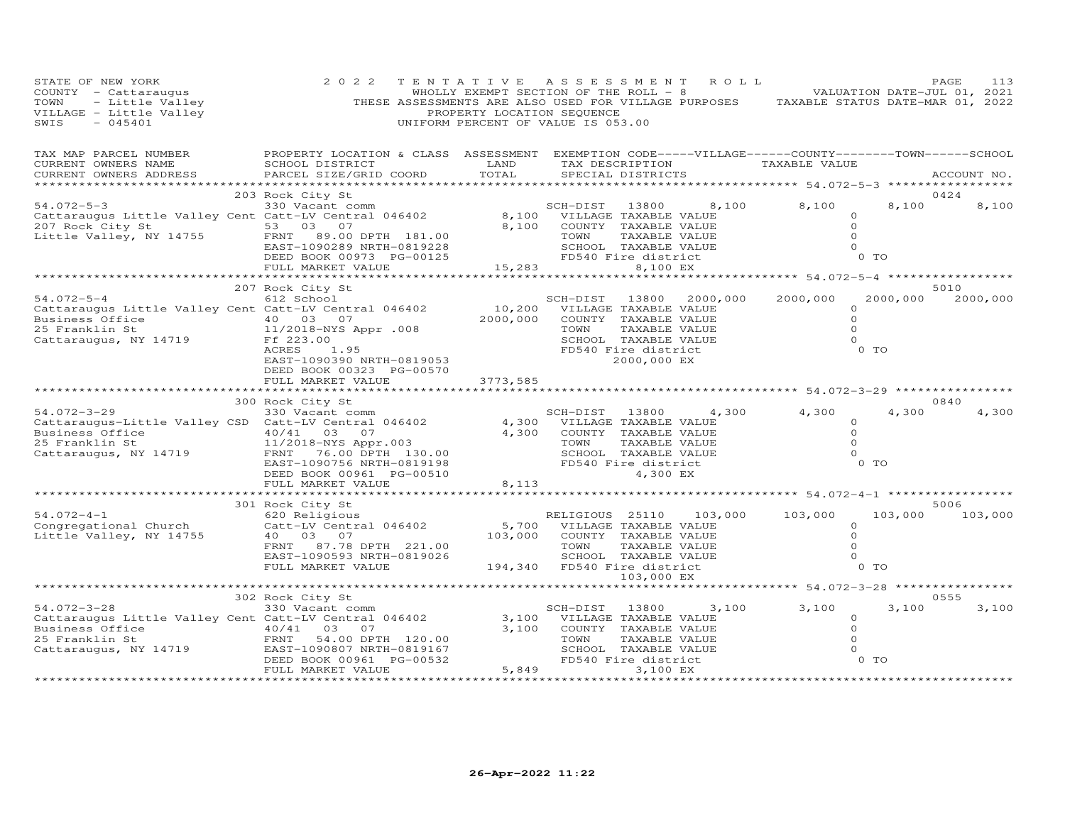STATE OF NEW YORK
COUNTY - Cattaraugus
TOWN - Little Valley
VILLAGE - Little Valley
SWIS - 045401

2022 TENTATIVE ASSESSMENT ROLL
WHOLLY EXEMPT SECTION OF THE ROLL - 8
THESE ASSESSMENTS ARE ALSO USED FOR VILLAGE PURPOSES
PROPERTY LOCATION SEQUENCE
UNIFORM PERCENT OF VALUE IS 053.00

VALUATION DATE-JUL 01, 2021
TAXABLE STATUS DATE-MAR 01, 2022

```
TAX MAP PARCEL NUMBER          PROPERTY LOCATION & CLASS  ASSESSMENT  EXEMPTION CODE-----VILLAGE------COUNTY--------TOWN------SCHOOL
CURRENT OWNERS NAME            SCHOOL DISTRICT               LAND      TAX DESCRIPTION                TAXABLE VALUE
CURRENT OWNERS ADDRESS         PARCEL SIZE/GRID COORD        TOTAL     SPECIAL DISTRICTS                                         ACCOUNT NO.
*********************************************************************************************** 54.072-5-3 *****************
                               203 Rock City St                                                                              0424
54.072-5-3                     330 Vacant comm                         SCH-DIST   13800      8,100      8,100       8,100      8,100
Cattaraugus Little Valley Cent Catt-LV Central 046402      8,100  VILLAGE TAXABLE VALUE               0
207 Rock City St               53  03  07                  8,100  COUNTY  TAXABLE VALUE               0
Little Valley, NY 14755        FRNT   89.00 DPTH 181.00           TOWN    TAXABLE VALUE               0
                               EAST-1090289 NRTH-0819228          SCHOOL  TAXABLE VALUE               0
                               DEED BOOK 00973 PG-00125           FD540 Fire district                 0 TO
                               FULL MARKET VALUE          15,283          8,100 EX
*********************************************************************************************** 54.072-5-4 *****************
                               207 Rock City St                                                                              5010
54.072-5-4                     612 School                              SCH-DIST   13800   2000,000   2000,000    2000,000   2000,000
Cattaraugus Little Valley Cent Catt-LV Central 046402     10,200  VILLAGE TAXABLE VALUE               0
Business Office                40  03  07               2000,000  COUNTY  TAXABLE VALUE               0
25 Franklin St                 11/2018-NYS Appr .008              TOWN    TAXABLE VALUE               0
Cattaraugus, NY 14719          Ff 223.00                          SCHOOL  TAXABLE VALUE               0
                               ACRES    1.95                      FD540 Fire district                 0 TO
                               EAST-1090390 NRTH-0819053                  2000,000 EX
                               DEED BOOK 00323 PG-00570
                               FULL MARKET VALUE        3773,585
*********************************************************************************************** 54.072-3-29 ****************
                               300 Rock City St                                                                              0840
54.072-3-29                    330 Vacant comm                         SCH-DIST   13800      4,300      4,300       4,300      4,300
Cattaraugus-Little Valley CSD  Catt-LV Central 046402      4,300  VILLAGE TAXABLE VALUE               0
Business Office                40/41   03  07              4,300  COUNTY  TAXABLE VALUE               0
25 Franklin St                 11/2018-NYS Appr.003               TOWN    TAXABLE VALUE               0
Cattaraugus, NY 14719          FRNT   76.00 DPTH 130.00           SCHOOL  TAXABLE VALUE               0
                               EAST-1090756 NRTH-0819198          FD540 Fire district                 0 TO
                               DEED BOOK 00961 PG-00510                   4,300 EX
                               FULL MARKET VALUE           8,113
*********************************************************************************************** 54.072-4-1 *****************
                               301 Rock City St                                                                              5006
54.072-4-1                     620 Religious                           RELIGIOUS  25110    103,000    103,000     103,000    103,000
Congregational Church          Catt-LV Central 046402      5,700  VILLAGE TAXABLE VALUE               0
Little Valley, NY 14755        40  03  07                103,000  COUNTY  TAXABLE VALUE               0
                               FRNT   87.78 DPTH 221.00           TOWN    TAXABLE VALUE               0
                               EAST-1090593 NRTH-0819026          SCHOOL  TAXABLE VALUE               0
                               FULL MARKET VALUE         194,340  FD540 Fire district                 0 TO
                                                                          103,000 EX
*********************************************************************************************** 54.072-3-28 ****************
                               302 Rock City St                                                                              0555
54.072-3-28                    330 Vacant comm                         SCH-DIST   13800      3,100      3,100       3,100      3,100
Cattaraugus Little Valley Cent Catt-LV Central 046402      3,100  VILLAGE TAXABLE VALUE               0
Business Office                40/41   03  07              3,100  COUNTY  TAXABLE VALUE               0
25 Franklin St                 FRNT   54.00 DPTH 120.00           TOWN    TAXABLE VALUE               0
Cattaraugus, NY 14719          EAST-1090807 NRTH-0819167          SCHOOL  TAXABLE VALUE               0
                               DEED BOOK 00961 PG-00532           FD540 Fire district                 0 TO
                               FULL MARKET VALUE           5,849          3,100 EX
******************************************************************************************************************************
```

26-Apr-2022 11:22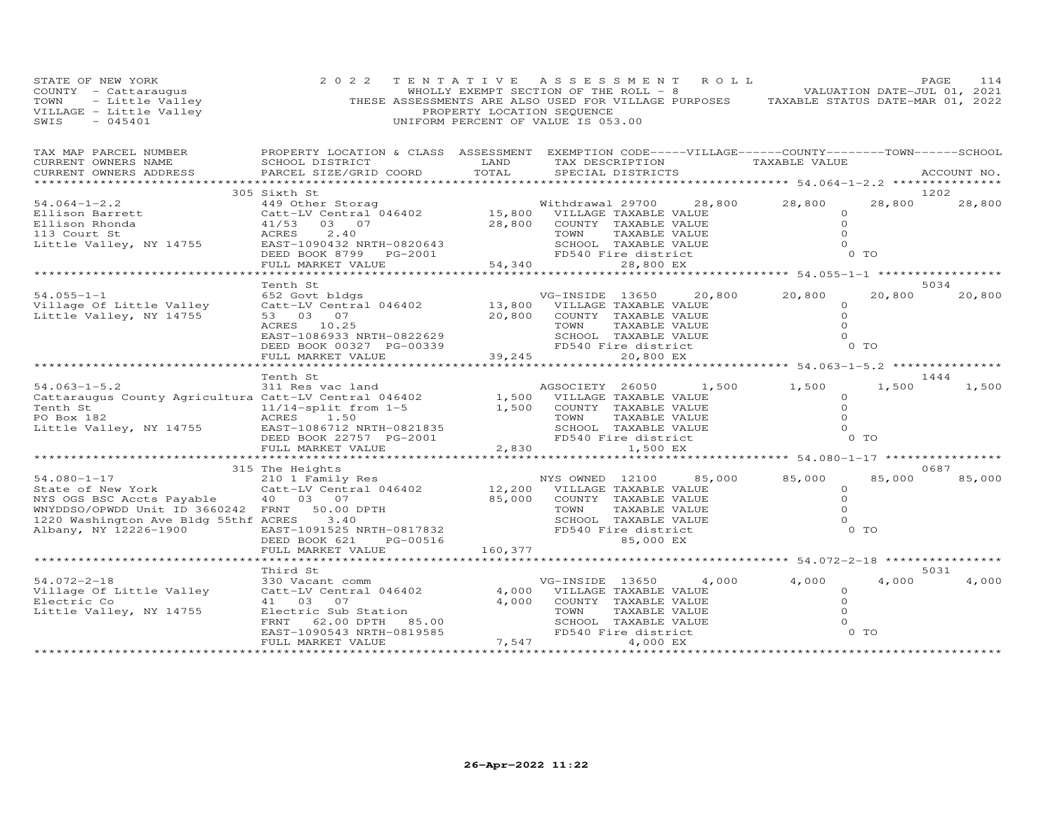STATE OF NEW YORK
COUNTY - Cattaraugus
TOWN - Little Valley
VILLAGE - Little Valley
SWIS - 045401

2022 TENTATIVE ASSESSMENT ROLL
WHOLLY EXEMPT SECTION OF THE ROLL - 8
THESE ASSESSMENTS ARE ALSO USED FOR VILLAGE PURPOSES
PROPERTY LOCATION SEQUENCE
UNIFORM PERCENT OF VALUE IS 053.00

VALUATION DATE-JUL 01, 2021
TAXABLE STATUS DATE-MAR 01, 2022

| TAX MAP PARCEL NUMBER / CURRENT OWNERS NAME / CURRENT OWNERS ADDRESS | PROPERTY LOCATION & CLASS / SCHOOL DISTRICT / PARCEL SIZE/GRID COORD | ASSESSMENT LAND / TOTAL | EXEMPTION CODE / TAX DESCRIPTION / SPECIAL DISTRICTS | VILLAGE | COUNTY | TOWN | SCHOOL | ACCOUNT NO. |
|---|---|---|---|---|---|---|---|---|
| 54.064-1-2.2 | 305 Sixth St | | | | | | | 1202 |
| 54.064-1-2.2 | 449 Other Storag | | Withdrawal 29700 | 28,800 | 28,800 | 28,800 | 28,800 | |
| Ellison Barrett | Catt-LV Central 046402 | 15,800 | VILLAGE TAXABLE VALUE | | 0 | | | |
| Ellison Rhonda | 41/53 03 07 | 28,800 | COUNTY TAXABLE VALUE | | 0 | | | |
| 113 Court St | ACRES 2.40 | | TOWN TAXABLE VALUE | | 0 | | | |
| Little Valley, NY 14755 | EAST-1090432 NRTH-0820643 | | SCHOOL TAXABLE VALUE | | 0 | | | |
| | DEED BOOK 8799 PG-2001 | | FD540 Fire district | | 0 TO | | | |
| | FULL MARKET VALUE | 54,340 | 28,800 EX | | | | | |
| 54.055-1-1 | Tenth St | | | | | | | 5034 |
| 54.055-1-1 | 652 Govt bldgs | | VG-INSIDE 13650 | 20,800 | 20,800 | 20,800 | 20,800 | |
| Village Of Little Valley | Catt-LV Central 046402 | 13,800 | VILLAGE TAXABLE VALUE | | 0 | | | |
| Little Valley, NY 14755 | 53 03 07 | 20,800 | COUNTY TAXABLE VALUE | | 0 | | | |
| | ACRES 10.25 | | TOWN TAXABLE VALUE | | 0 | | | |
| | EAST-1086933 NRTH-0822629 | | SCHOOL TAXABLE VALUE | | 0 | | | |
| | DEED BOOK 00327 PG-00339 | | FD540 Fire district | | 0 TO | | | |
| | FULL MARKET VALUE | 39,245 | 20,800 EX | | | | | |
| 54.063-1-5.2 | Tenth St | | | | | | | 1444 |
| 54.063-1-5.2 | 311 Res vac land | | AGSOCIETY 26050 | 1,500 | 1,500 | 1,500 | 1,500 | |
| Cattaraugus County Agricultura | Catt-LV Central 046402 | 1,500 | VILLAGE TAXABLE VALUE | | 0 | | | |
| Tenth St | 11/14-split from 1-5 | 1,500 | COUNTY TAXABLE VALUE | | 0 | | | |
| PO Box 182 | ACRES 1.50 | | TOWN TAXABLE VALUE | | 0 | | | |
| Little Valley, NY 14755 | EAST-1086712 NRTH-0821835 | | SCHOOL TAXABLE VALUE | | 0 | | | |
| | DEED BOOK 22757 PG-2001 | | FD540 Fire district | | 0 TO | | | |
| | FULL MARKET VALUE | 2,830 | 1,500 EX | | | | | |
| 54.080-1-17 | 315 The Heights | | | | | | | 0687 |
| 54.080-1-17 | 210 1 Family Res | | NYS OWNED 12100 | 85,000 | 85,000 | 85,000 | 85,000 | |
| State of New York | Catt-LV Central 046402 | 12,200 | VILLAGE TAXABLE VALUE | | 0 | | | |
| NYS OGS BSC Accts Payable | 40 03 07 | 85,000 | COUNTY TAXABLE VALUE | | 0 | | | |
| WNYDDSO/OPWDD Unit ID 3660242 | FRNT 50.00 DPTH | | TOWN TAXABLE VALUE | | 0 | | | |
| 1220 Washington Ave Bldg 55thf | ACRES 3.40 | | SCHOOL TAXABLE VALUE | | 0 | | | |
| Albany, NY 12226-1900 | EAST-1091525 NRTH-0817832 | | FD540 Fire district | | 0 TO | | | |
| | DEED BOOK 621 PG-00516 | | 85,000 EX | | | | | |
| | FULL MARKET VALUE | 160,377 | | | | | | |
| 54.072-2-18 | Third St | | | | | | | 5031 |
| 54.072-2-18 | 330 Vacant comm | | VG-INSIDE 13650 | 4,000 | 4,000 | 4,000 | 4,000 | |
| Village Of Little Valley | Catt-LV Central 046402 | 4,000 | VILLAGE TAXABLE VALUE | | 0 | | | |
| Electric Co | 41 03 07 | 4,000 | COUNTY TAXABLE VALUE | | 0 | | | |
| Little Valley, NY 14755 | Electric Sub Station | | TOWN TAXABLE VALUE | | 0 | | | |
| | FRNT 62.00 DPTH 85.00 | | SCHOOL TAXABLE VALUE | | 0 | | | |
| | EAST-1090543 NRTH-0819585 | | FD540 Fire district | | 0 TO | | | |
| | FULL MARKET VALUE | 7,547 | 4,000 EX | | | | | |

26-Apr-2022 11:22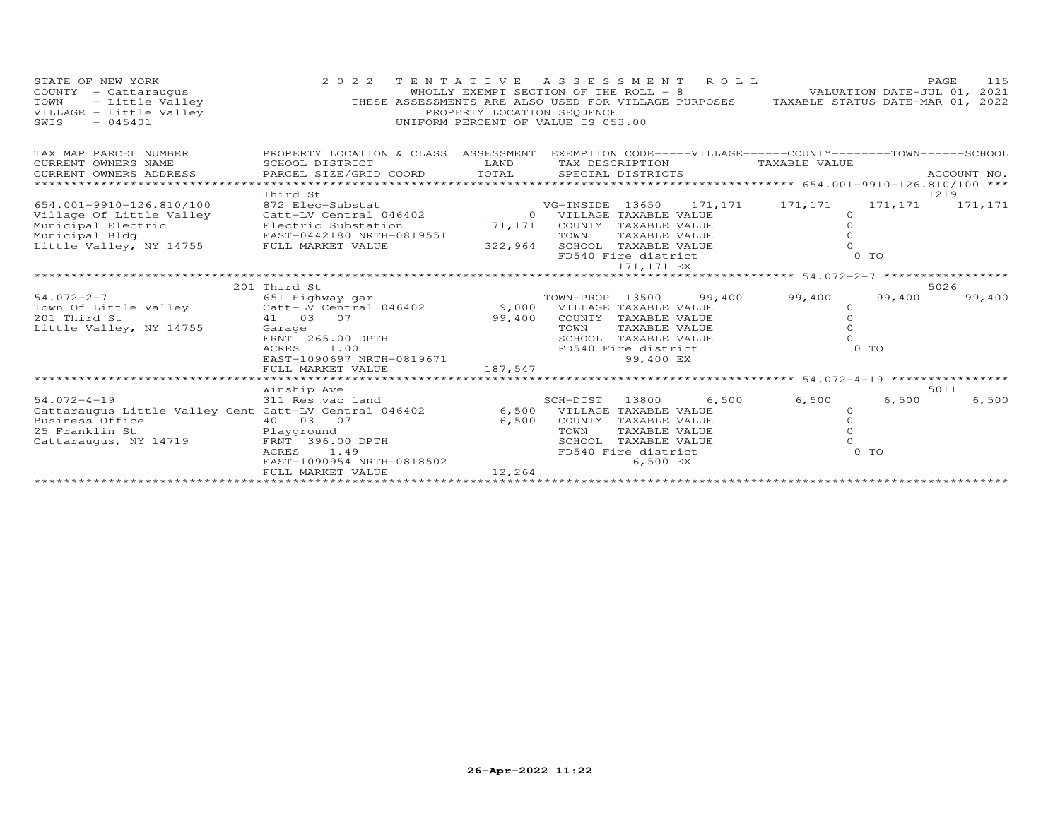STATE OF NEW YORK — 2022 TENTATIVE ASSESSMENT ROLL
COUNTY - Cattaraugus — WHOLLY EXEMPT SECTION OF THE ROLL - 8 — VALUATION DATE-JUL 01, 2021
TOWN - Little Valley — THESE ASSESSMENTS ARE ALSO USED FOR VILLAGE PURPOSES — TAXABLE STATUS DATE-MAR 01, 2022
VILLAGE - Little Valley — PROPERTY LOCATION SEQUENCE
SWIS - 045401 — UNIFORM PERCENT OF VALUE IS 053.00

| TAX MAP PARCEL NUMBER / CURRENT OWNERS NAME / CURRENT OWNERS ADDRESS | PROPERTY LOCATION & CLASS / SCHOOL DISTRICT / PARCEL SIZE/GRID COORD | ASSESSMENT LAND / TOTAL | EXEMPTION CODE / TAX DESCRIPTION / SPECIAL DISTRICTS | VILLAGE | COUNTY | TOWN | SCHOOL | ACCOUNT NO. |
|---|---|---|---|---|---|---|---|---|
| **654.001-9910-126.810/100** | Third St | | | | | | | 1219 |
| 654.001-9910-126.810/100 | 872 Elec-Substat | | VG-INSIDE 13650 | 171,171 | 171,171 | 171,171 | 171,171 | |
| Village Of Little Valley | Catt-LV Central 046402 | 0 | VILLAGE TAXABLE VALUE | 0 | | | | |
| Municipal Electric | Electric Substation | 171,171 | COUNTY TAXABLE VALUE | | 0 | | | |
| Municipal Bldg | EAST-0442180 NRTH-0819551 | | TOWN TAXABLE VALUE | | | 0 | | |
| Little Valley, NY 14755 | FULL MARKET VALUE | 322,964 | SCHOOL TAXABLE VALUE | | | | 0 | |
| | | | FD540 Fire district 171,171 EX | 0 TO | | | | |
| **54.072-2-7** | 201 Third St | | | | | | | 5026 |
| 54.072-2-7 | 651 Highway gar | | TOWN-PROP 13500 | 99,400 | 99,400 | 99,400 | 99,400 | |
| Town Of Little Valley | Catt-LV Central 046402 | 9,000 | VILLAGE TAXABLE VALUE | 0 | | | | |
| 201 Third St | 41 03 07 | 99,400 | COUNTY TAXABLE VALUE | | 0 | | | |
| Little Valley, NY 14755 | Garage | | TOWN TAXABLE VALUE | | | 0 | | |
| | FRNT 265.00 DPTH | | SCHOOL TAXABLE VALUE | | | | 0 | |
| | ACRES 1.00 | | FD540 Fire district 99,400 EX | 0 TO | | | | |
| | EAST-1090697 NRTH-0819671 | | | | | | | |
| | FULL MARKET VALUE | 187,547 | | | | | | |
| **54.072-4-19** | Winship Ave | | | | | | | 5011 |
| 54.072-4-19 | 311 Res vac land | | SCH-DIST 13800 | 6,500 | 6,500 | 6,500 | 6,500 | |
| Cattaraugus Little Valley Cent | Catt-LV Central 046402 | 6,500 | VILLAGE TAXABLE VALUE | 0 | | | | |
| Business Office | 40 03 07 | 6,500 | COUNTY TAXABLE VALUE | | 0 | | | |
| 25 Franklin St | Playground | | TOWN TAXABLE VALUE | | | 0 | | |
| Cattaraugus, NY 14719 | FRNT 396.00 DPTH | | SCHOOL TAXABLE VALUE | | | | 0 | |
| | ACRES 1.49 | | FD540 Fire district 6,500 EX | 0 TO | | | | |
| | EAST-1090954 NRTH-0818502 | | | | | | | |
| | FULL MARKET VALUE | 12,264 | | | | | | |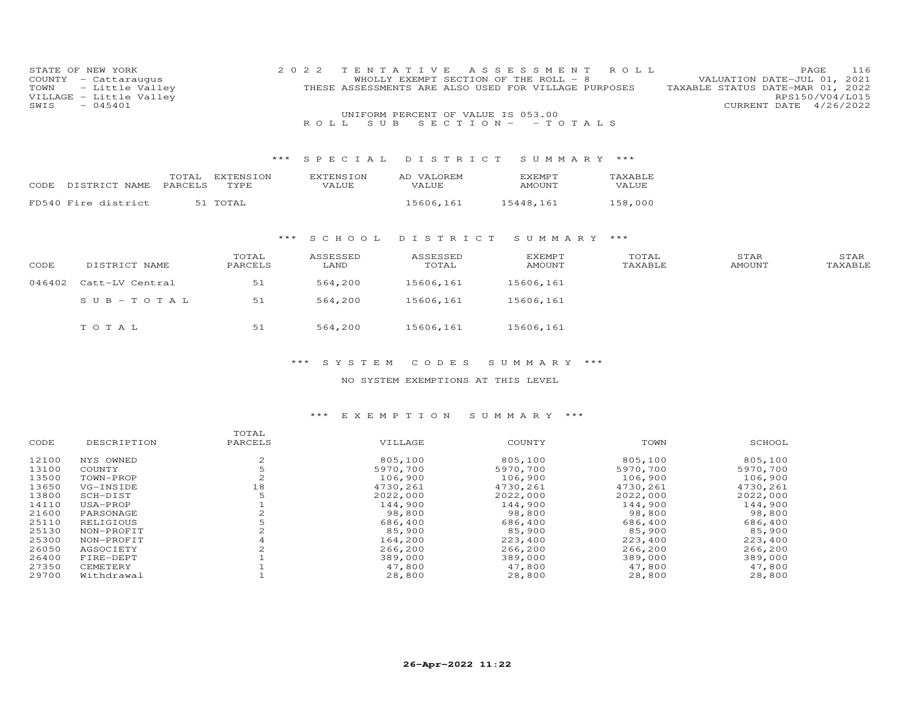STATE OF NEW YORK
COUNTY - Cattaraugus
TOWN - Little Valley
VILLAGE - Little Valley
SWIS - 045401

2022 TENTATIVE ASSESSMENT ROLL
WHOLLY EXEMPT SECTION OF THE ROLL - 8
THESE ASSESSMENTS ARE ALSO USED FOR VILLAGE PURPOSES

VALUATION DATE-JUL 01, 2021
TAXABLE STATUS DATE-MAR 01, 2022
RPS150/V04/L015
CURRENT DATE 4/26/2022

UNIFORM PERCENT OF VALUE IS 053.00

ROLL SUB SECTION- - TOTALS

### *** SPECIAL DISTRICT SUMMARY ***

| CODE | DISTRICT NAME | TOTAL PARCELS | EXTENSION TYPE | EXTENSION VALUE | AD VALOREM VALUE | EXEMPT AMOUNT | TAXABLE VALUE |
|---|---|---|---|---|---|---|---|
| FD540 | Fire district | 51 | TOTAL | | 15606,161 | 15448,161 | 158,000 |

### *** SCHOOL DISTRICT SUMMARY ***

| CODE | DISTRICT NAME | TOTAL PARCELS | ASSESSED LAND | ASSESSED TOTAL | EXEMPT AMOUNT | TOTAL TAXABLE | STAR AMOUNT | STAR TAXABLE |
|---|---|---|---|---|---|---|---|---|
| 046402 | Catt-LV Central | 51 | 564,200 | 15606,161 | 15606,161 | | | |
| | SUB-TOTAL | 51 | 564,200 | 15606,161 | 15606,161 | | | |
| | TOTAL | 51 | 564,200 | 15606,161 | 15606,161 | | | |

### *** SYSTEM CODES SUMMARY ***

NO SYSTEM EXEMPTIONS AT THIS LEVEL

### *** EXEMPTION SUMMARY ***

| CODE | DESCRIPTION | TOTAL PARCELS | VILLAGE | COUNTY | TOWN | SCHOOL |
|---|---|---|---|---|---|---|
| 12100 | NYS OWNED | 2 | 805,100 | 805,100 | 805,100 | 805,100 |
| 13100 | COUNTY | 5 | 5970,700 | 5970,700 | 5970,700 | 5970,700 |
| 13500 | TOWN-PROP | 2 | 106,900 | 106,900 | 106,900 | 106,900 |
| 13650 | VG-INSIDE | 18 | 4730,261 | 4730,261 | 4730,261 | 4730,261 |
| 13800 | SCH-DIST | 5 | 2022,000 | 2022,000 | 2022,000 | 2022,000 |
| 14110 | USA-PROP | 1 | 144,900 | 144,900 | 144,900 | 144,900 |
| 21600 | PARSONAGE | 2 | 98,800 | 98,800 | 98,800 | 98,800 |
| 25110 | RELIGIOUS | 5 | 686,400 | 686,400 | 686,400 | 686,400 |
| 25130 | NON-PROFIT | 2 | 85,900 | 85,900 | 85,900 | 85,900 |
| 25300 | NON-PROFIT | 4 | 164,200 | 223,400 | 223,400 | 223,400 |
| 26050 | AGSOCIETY | 2 | 266,200 | 266,200 | 266,200 | 266,200 |
| 26400 | FIRE-DEPT | 1 | 389,000 | 389,000 | 389,000 | 389,000 |
| 27350 | CEMETERY | 1 | 47,800 | 47,800 | 47,800 | 47,800 |
| 29700 | Withdrawal | 1 | 28,800 | 28,800 | 28,800 | 28,800 |

26-Apr-2022 11:22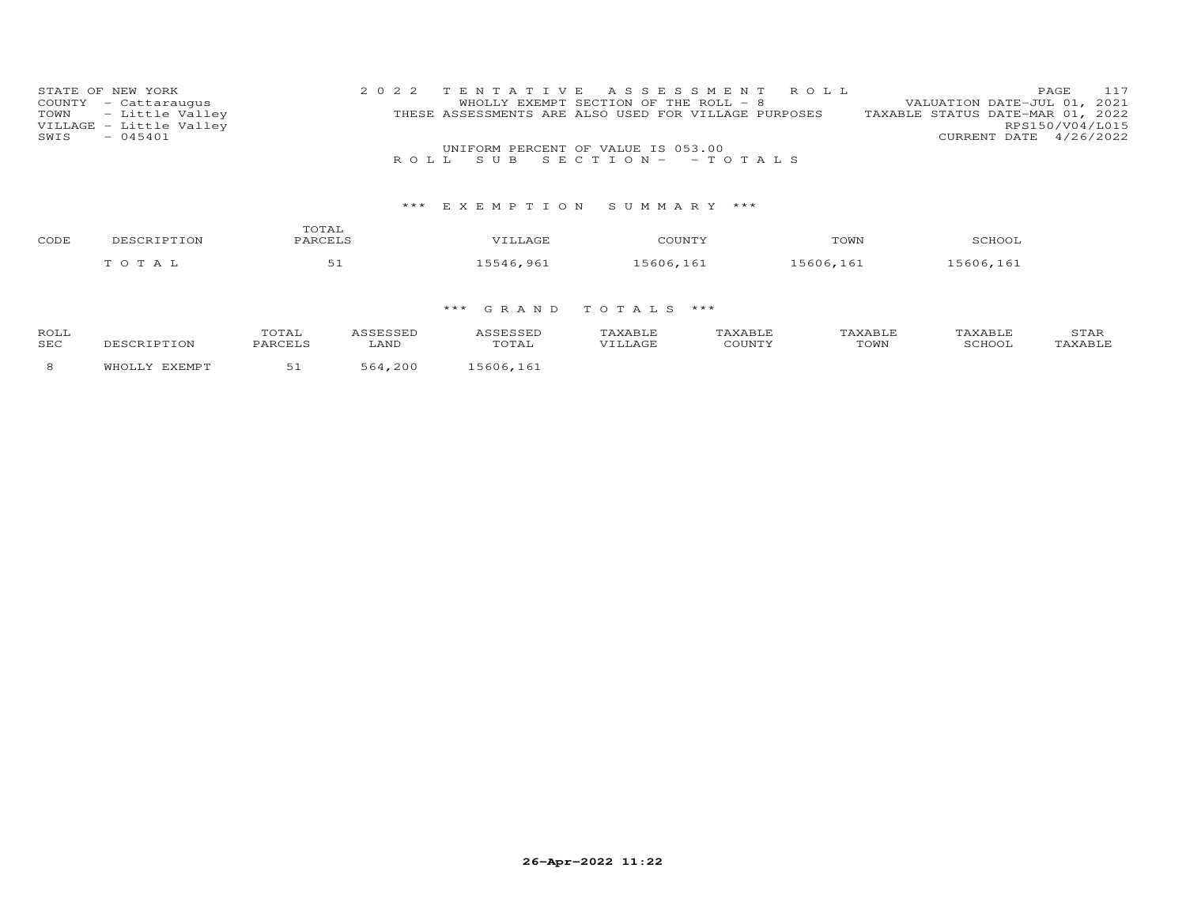STATE OF NEW YORK
COUNTY - Cattaraugus
TOWN - Little Valley
VILLAGE - Little Valley
SWIS - 045401

**2022 TENTATIVE ASSESSMENT ROLL**
WHOLLY EXEMPT SECTION OF THE ROLL - 8
THESE ASSESSMENTS ARE ALSO USED FOR VILLAGE PURPOSES
UNIFORM PERCENT OF VALUE IS 053.00
ROLL SUB SECTION- - TOTALS

PAGE 117
VALUATION DATE-JUL 01, 2021
TAXABLE STATUS DATE-MAR 01, 2022
RPS150/V04/L015
CURRENT DATE 4/26/2022

### *** EXEMPTION SUMMARY ***

| CODE | DESCRIPTION | TOTAL PARCELS | VILLAGE | COUNTY | TOWN | SCHOOL |
|---|---|---|---|---|---|---|
| | TOTAL | 51 | 15546,961 | 15606,161 | 15606,161 | 15606,161 |

### *** GRAND TOTALS ***

| ROLL SEC | DESCRIPTION | TOTAL PARCELS | ASSESSED LAND | ASSESSED TOTAL | TAXABLE VILLAGE | TAXABLE COUNTY | TAXABLE TOWN | TAXABLE SCHOOL | STAR TAXABLE |
|---|---|---|---|---|---|---|---|---|---|
| 8 | WHOLLY EXEMPT | 51 | 564,200 | 15606,161 | | | | | |

26-Apr-2022 11:22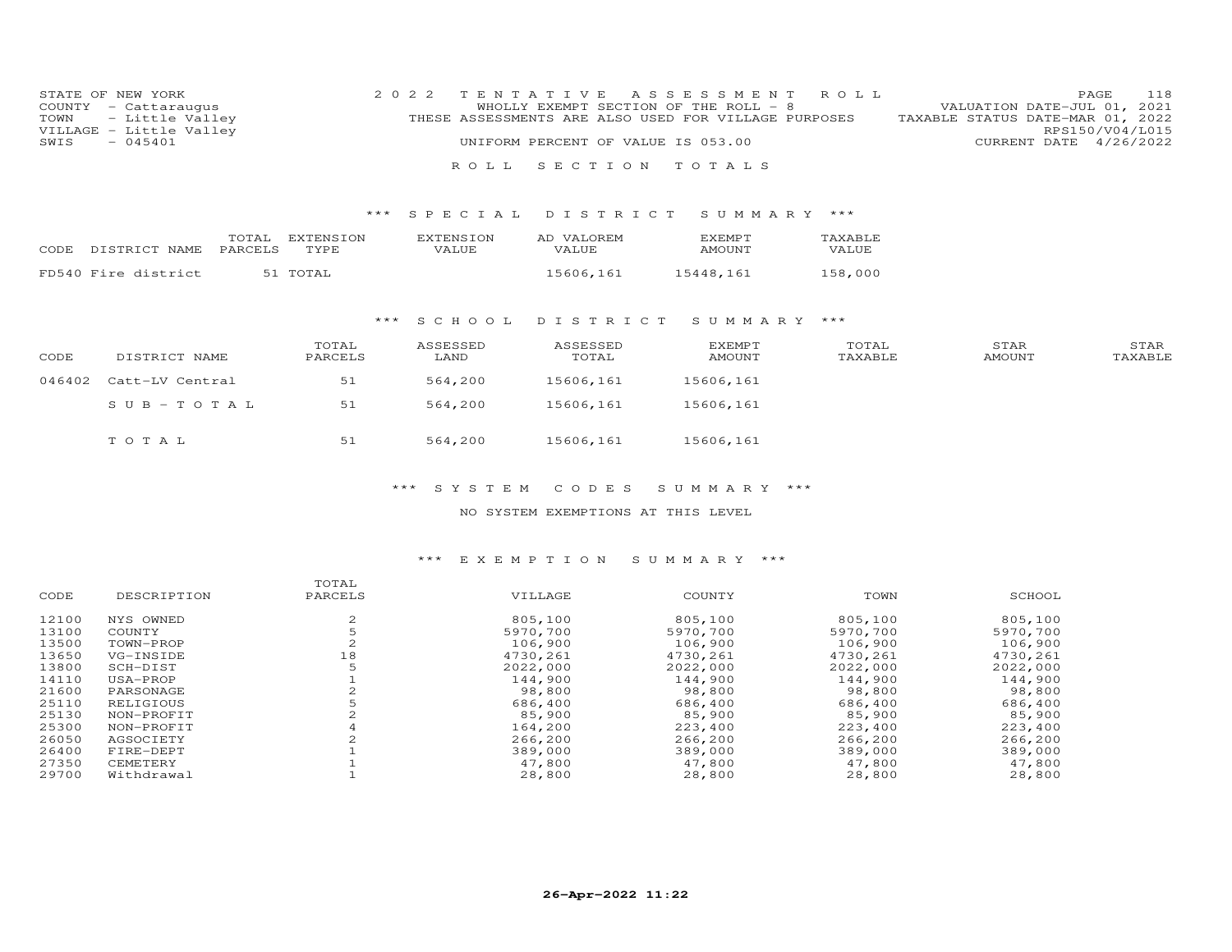STATE OF NEW YORK
COUNTY - Cattaraugus
TOWN - Little Valley
VILLAGE - Little Valley
SWIS - 045401

2022 TENTATIVE ASSESSMENT ROLL
WHOLLY EXEMPT SECTION OF THE ROLL - 8
THESE ASSESSMENTS ARE ALSO USED FOR VILLAGE PURPOSES
UNIFORM PERCENT OF VALUE IS 053.00

VALUATION DATE-JUL 01, 2021
TAXABLE STATUS DATE-MAR 01, 2022
RPS150/V04/L015
CURRENT DATE 4/26/2022

ROLL SECTION TOTALS

*** SPECIAL DISTRICT SUMMARY ***

| CODE | DISTRICT NAME | TOTAL PARCELS | EXTENSION TYPE | EXTENSION VALUE | AD VALOREM VALUE | EXEMPT AMOUNT | TAXABLE VALUE |
|---|---|---|---|---|---|---|---|
| FD540 | Fire district | 51 | TOTAL | | 15606,161 | 15448,161 | 158,000 |

*** SCHOOL DISTRICT SUMMARY ***

| CODE | DISTRICT NAME | TOTAL PARCELS | ASSESSED LAND | ASSESSED TOTAL | EXEMPT AMOUNT | TOTAL TAXABLE | STAR AMOUNT | STAR TAXABLE |
|---|---|---|---|---|---|---|---|---|
| 046402 | Catt-LV Central | 51 | 564,200 | 15606,161 | 15606,161 | | | |
| | SUB-TOTAL | 51 | 564,200 | 15606,161 | 15606,161 | | | |
| | TOTAL | 51 | 564,200 | 15606,161 | 15606,161 | | | |

*** SYSTEM CODES SUMMARY ***

NO SYSTEM EXEMPTIONS AT THIS LEVEL

*** EXEMPTION SUMMARY ***

| CODE | DESCRIPTION | TOTAL PARCELS | VILLAGE | COUNTY | TOWN | SCHOOL |
|---|---|---|---|---|---|---|
| 12100 | NYS OWNED | 2 | 805,100 | 805,100 | 805,100 | 805,100 |
| 13100 | COUNTY | 5 | 5970,700 | 5970,700 | 5970,700 | 5970,700 |
| 13500 | TOWN-PROP | 2 | 106,900 | 106,900 | 106,900 | 106,900 |
| 13650 | VG-INSIDE | 18 | 4730,261 | 4730,261 | 4730,261 | 4730,261 |
| 13800 | SCH-DIST | 5 | 2022,000 | 2022,000 | 2022,000 | 2022,000 |
| 14110 | USA-PROP | 1 | 144,900 | 144,900 | 144,900 | 144,900 |
| 21600 | PARSONAGE | 2 | 98,800 | 98,800 | 98,800 | 98,800 |
| 25110 | RELIGIOUS | 5 | 686,400 | 686,400 | 686,400 | 686,400 |
| 25130 | NON-PROFIT | 2 | 85,900 | 85,900 | 85,900 | 85,900 |
| 25300 | NON-PROFIT | 4 | 164,200 | 223,400 | 223,400 | 223,400 |
| 26050 | AGSOCIETY | 2 | 266,200 | 266,200 | 266,200 | 266,200 |
| 26400 | FIRE-DEPT | 1 | 389,000 | 389,000 | 389,000 | 389,000 |
| 27350 | CEMETERY | 1 | 47,800 | 47,800 | 47,800 | 47,800 |
| 29700 | Withdrawal | 1 | 28,800 | 28,800 | 28,800 | 28,800 |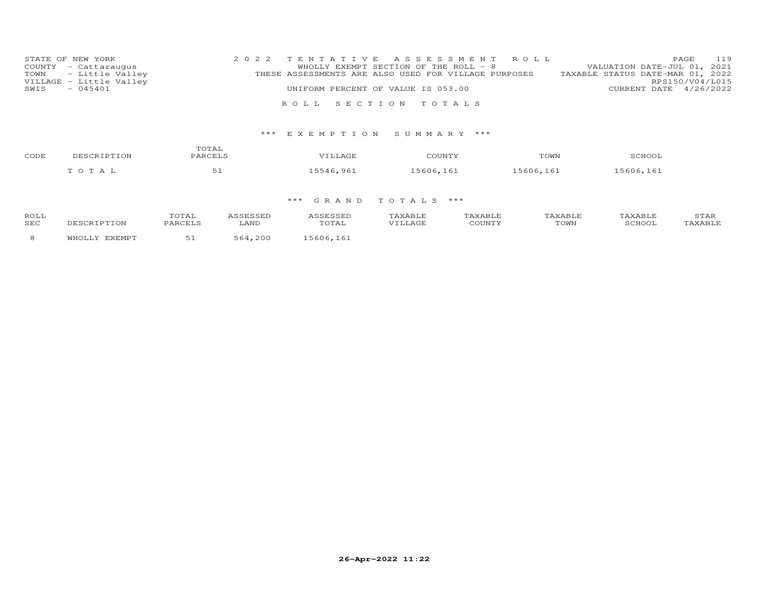STATE OF NEW YORK
COUNTY - Cattaraugus
TOWN - Little Valley
VILLAGE - Little Valley
SWIS - 045401

2022 TENTATIVE ASSESSMENT ROLL
WHOLLY EXEMPT SECTION OF THE ROLL - 8
THESE ASSESSMENTS ARE ALSO USED FOR VILLAGE PURPOSES
UNIFORM PERCENT OF VALUE IS 053.00

VALUATION DATE-JUL 01, 2021
TAXABLE STATUS DATE-MAR 01, 2022
RPS150/V04/L015
CURRENT DATE 4/26/2022

ROLL SECTION TOTALS

*** EXEMPTION SUMMARY ***

| CODE | DESCRIPTION | TOTAL PARCELS | VILLAGE | COUNTY | TOWN | SCHOOL |
|---|---|---|---|---|---|---|
| | T O T A L | 51 | 15546,961 | 15606,161 | 15606,161 | 15606,161 |

*** GRAND TOTALS ***

| ROLL SEC | DESCRIPTION | TOTAL PARCELS | ASSESSED LAND | ASSESSED TOTAL | TAXABLE VILLAGE | TAXABLE COUNTY | TAXABLE TOWN | TAXABLE SCHOOL | STAR TAXABLE |
|---|---|---|---|---|---|---|---|---|---|
| 8 | WHOLLY EXEMPT | 51 | 564,200 | 15606,161 | | | | | |

26-Apr-2022 11:22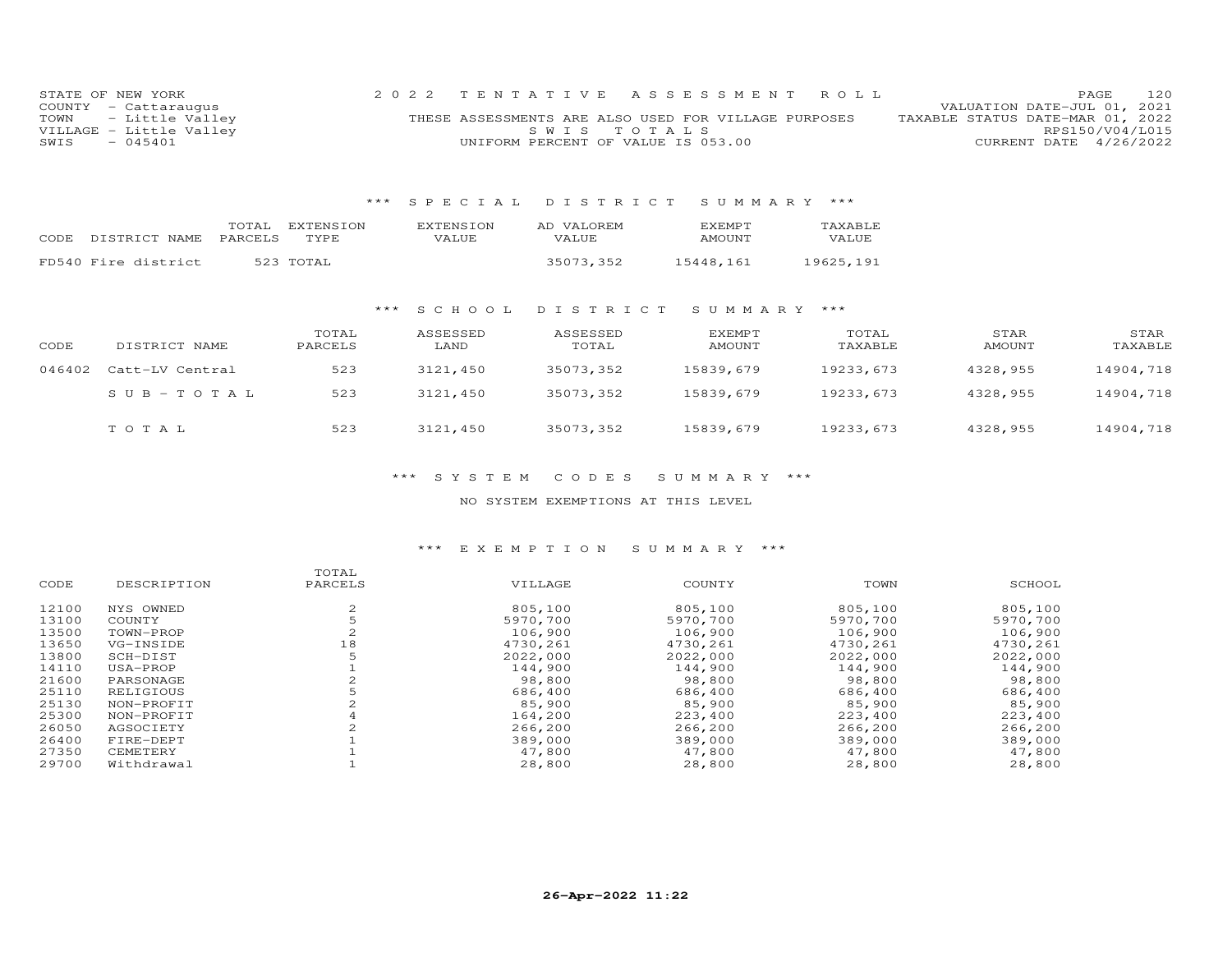STATE OF NEW YORK
COUNTY - Cattaraugus
TOWN - Little Valley
VILLAGE - Little Valley
SWIS - 045401

2022 TENTATIVE ASSESSMENT ROLL
THESE ASSESSMENTS ARE ALSO USED FOR VILLAGE PURPOSES
SWIS TOTALS
UNIFORM PERCENT OF VALUE IS 053.00

VALUATION DATE-JUL 01, 2021
TAXABLE STATUS DATE-MAR 01, 2022
RPS150/V04/L015
CURRENT DATE 4/26/2022

## *** SPECIAL DISTRICT SUMMARY ***

| CODE DISTRICT NAME | TOTAL PARCELS | EXTENSION TYPE | EXTENSION VALUE | AD VALOREM VALUE | EXEMPT AMOUNT | TAXABLE VALUE |
|---|---|---|---|---|---|---|
| FD540 Fire district | 523 | TOTAL | | 35073,352 | 15448,161 | 19625,191 |

## *** SCHOOL DISTRICT SUMMARY ***

| CODE | DISTRICT NAME | TOTAL PARCELS | ASSESSED LAND | ASSESSED TOTAL | EXEMPT AMOUNT | TOTAL TAXABLE | STAR AMOUNT | STAR TAXABLE |
|---|---|---|---|---|---|---|---|---|
| 046402 | Catt-LV Central | 523 | 3121,450 | 35073,352 | 15839,679 | 19233,673 | 4328,955 | 14904,718 |
| | SUB-TOTAL | 523 | 3121,450 | 35073,352 | 15839,679 | 19233,673 | 4328,955 | 14904,718 |
| | TOTAL | 523 | 3121,450 | 35073,352 | 15839,679 | 19233,673 | 4328,955 | 14904,718 |

## *** SYSTEM CODES SUMMARY ***

NO SYSTEM EXEMPTIONS AT THIS LEVEL

## *** EXEMPTION SUMMARY ***

| CODE | DESCRIPTION | TOTAL PARCELS | VILLAGE | COUNTY | TOWN | SCHOOL |
|---|---|---|---|---|---|---|
| 12100 | NYS OWNED | 2 | 805,100 | 805,100 | 805,100 | 805,100 |
| 13100 | COUNTY | 5 | 5970,700 | 5970,700 | 5970,700 | 5970,700 |
| 13500 | TOWN-PROP | 2 | 106,900 | 106,900 | 106,900 | 106,900 |
| 13650 | VG-INSIDE | 18 | 4730,261 | 4730,261 | 4730,261 | 4730,261 |
| 13800 | SCH-DIST | 5 | 2022,000 | 2022,000 | 2022,000 | 2022,000 |
| 14110 | USA-PROP | 1 | 144,900 | 144,900 | 144,900 | 144,900 |
| 21600 | PARSONAGE | 2 | 98,800 | 98,800 | 98,800 | 98,800 |
| 25110 | RELIGIOUS | 5 | 686,400 | 686,400 | 686,400 | 686,400 |
| 25130 | NON-PROFIT | 2 | 85,900 | 85,900 | 85,900 | 85,900 |
| 25300 | NON-PROFIT | 4 | 164,200 | 223,400 | 223,400 | 223,400 |
| 26050 | AGSOCIETY | 2 | 266,200 | 266,200 | 266,200 | 266,200 |
| 26400 | FIRE-DEPT | 1 | 389,000 | 389,000 | 389,000 | 389,000 |
| 27350 | CEMETERY | 1 | 47,800 | 47,800 | 47,800 | 47,800 |
| 29700 | Withdrawal | 1 | 28,800 | 28,800 | 28,800 | 28,800 |

26-Apr-2022 11:22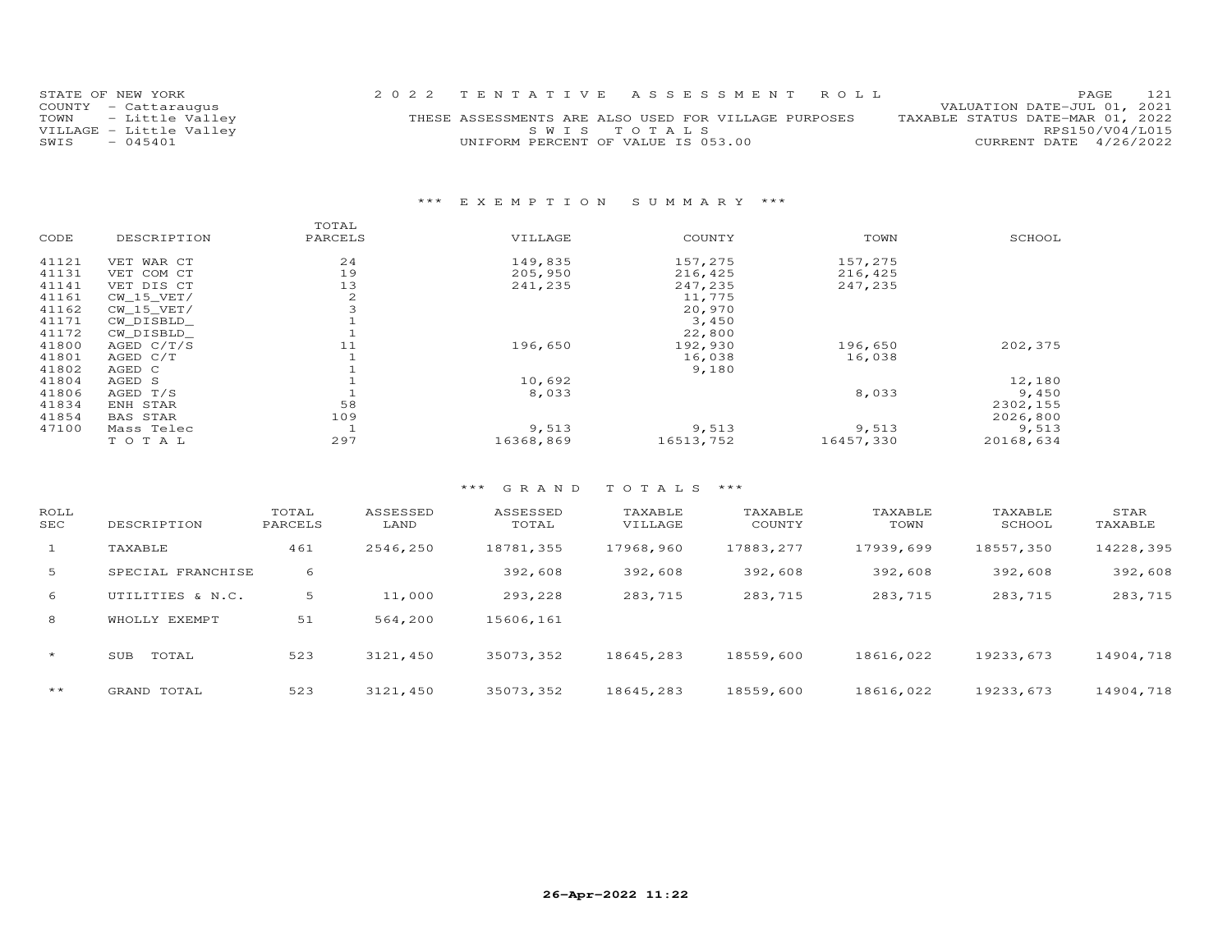STATE OF NEW YORK
COUNTY - Cattaraugus
TOWN - Little Valley
VILLAGE - Little Valley
SWIS - 045401

2 0 2 2 T E N T A T I V E A S S E S S M E N T R O L L

THESE ASSESSMENTS ARE ALSO USED FOR VILLAGE PURPOSES

S W I S T O T A L S

UNIFORM PERCENT OF VALUE IS 053.00

VALUATION DATE-JUL 01, 2021
TAXABLE STATUS DATE-MAR 01, 2022
RPS150/V04/L015
CURRENT DATE 4/26/2022

## \*\*\* E X E M P T I O N S U M M A R Y \*\*\*

| CODE | DESCRIPTION | TOTAL PARCELS | VILLAGE | COUNTY | TOWN | SCHOOL |
|---|---|---|---|---|---|---|
| 41121 | VET WAR CT | 24 | 149,835 | 157,275 | 157,275 | |
| 41131 | VET COM CT | 19 | 205,950 | 216,425 | 216,425 | |
| 41141 | VET DIS CT | 13 | 241,235 | 247,235 | 247,235 | |
| 41161 | CW_15_VET/ | 2 | | 11,775 | | |
| 41162 | CW_15_VET/ | 3 | | 20,970 | | |
| 41171 | CW_DISBLD_ | 1 | | 3,450 | | |
| 41172 | CW_DISBLD_ | 1 | | 22,800 | | |
| 41800 | AGED C/T/S | 11 | 196,650 | 192,930 | 196,650 | 202,375 |
| 41801 | AGED C/T | 1 | | 16,038 | 16,038 | |
| 41802 | AGED C | 1 | | 9,180 | | |
| 41804 | AGED S | 1 | 10,692 | | | 12,180 |
| 41806 | AGED T/S | 1 | 8,033 | | 8,033 | 9,450 |
| 41834 | ENH STAR | 58 | | | | 2302,155 |
| 41854 | BAS STAR | 109 | | | | 2026,800 |
| 47100 | Mass Telec | 1 | 9,513 | 9,513 | 9,513 | 9,513 |
| | T O T A L | 297 | 16368,869 | 16513,752 | 16457,330 | 20168,634 |

## \*\*\* G R A N D T O T A L S \*\*\*

| ROLL SEC | DESCRIPTION | TOTAL PARCELS | ASSESSED LAND | ASSESSED TOTAL | TAXABLE VILLAGE | TAXABLE COUNTY | TAXABLE TOWN | TAXABLE SCHOOL | STAR TAXABLE |
|---|---|---|---|---|---|---|---|---|---|
| 1 | TAXABLE | 461 | 2546,250 | 18781,355 | 17968,960 | 17883,277 | 17939,699 | 18557,350 | 14228,395 |
| 5 | SPECIAL FRANCHISE | 6 | | 392,608 | 392,608 | 392,608 | 392,608 | 392,608 | 392,608 |
| 6 | UTILITIES & N.C. | 5 | 11,000 | 293,228 | 283,715 | 283,715 | 283,715 | 283,715 | 283,715 |
| 8 | WHOLLY EXEMPT | 51 | 564,200 | 15606,161 | | | | | |
| * | SUB TOTAL | 523 | 3121,450 | 35073,352 | 18645,283 | 18559,600 | 18616,022 | 19233,673 | 14904,718 |
| ** | GRAND TOTAL | 523 | 3121,450 | 35073,352 | 18645,283 | 18559,600 | 18616,022 | 19233,673 | 14904,718 |

26-Apr-2022 11:22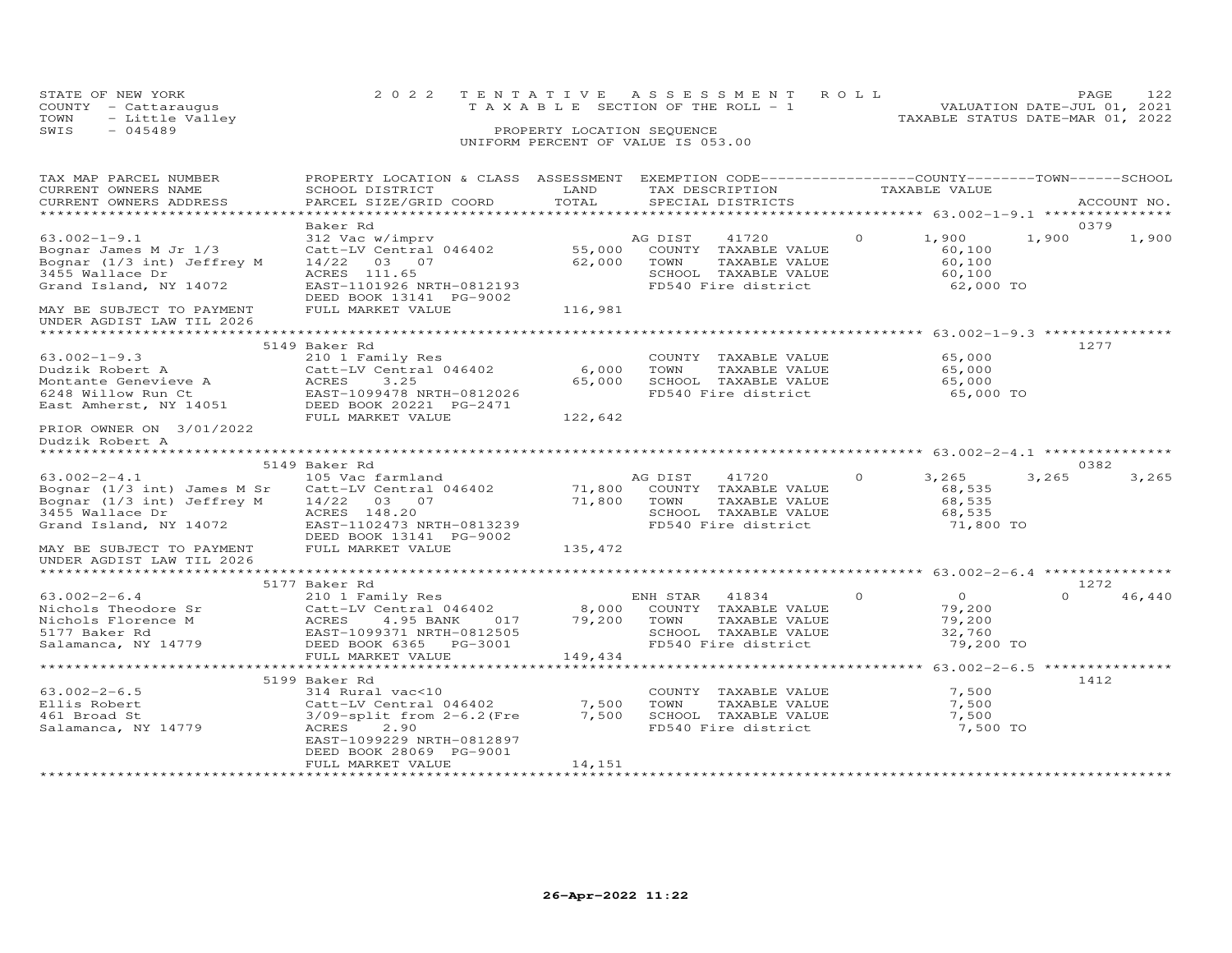STATE OF NEW YORK — 2022 TENTATIVE ASSESSMENT ROLL — VALUATION DATE-JUL 01, 2021
COUNTY - Cattaraugus — TAXABLE SECTION OF THE ROLL - 1 — TAXABLE STATUS DATE-MAR 01, 2022
TOWN - Little Valley
SWIS - 045489 — PROPERTY LOCATION SEQUENCE
UNIFORM PERCENT OF VALUE IS 053.00

| TAX MAP PARCEL NUMBER / CURRENT OWNERS NAME / CURRENT OWNERS ADDRESS | PROPERTY LOCATION & CLASS / SCHOOL DISTRICT / PARCEL SIZE/GRID COORD | ASSESSMENT LAND / TOTAL | EXEMPTION CODE / TAX DESCRIPTION / SPECIAL DISTRICTS | COUNTY TAXABLE VALUE | TOWN | SCHOOL | ACCOUNT NO. |
|---|---|---|---|---|---|---|---|
| **63.002-1-9.1** | Baker Rd | | | | | | 0379 |
| 63.002-1-9.1 | 312 Vac w/imprv | | AG DIST 41720 0 | 1,900 | 1,900 | 1,900 | |
| Bognar James M Jr 1/3 | Catt-LV Central 046402 | 55,000 | COUNTY TAXABLE VALUE | 60,100 | | | |
| Bognar (1/3 int) Jeffrey M | 14/22 03 07 | 62,000 | TOWN TAXABLE VALUE | 60,100 | | | |
| 3455 Wallace Dr | ACRES 111.65 | | SCHOOL TAXABLE VALUE | 60,100 | | | |
| Grand Island, NY 14072 | EAST-1101926 NRTH-0812193 | | FD540 Fire district | 62,000 TO | | | |
| | DEED BOOK 13141 PG-9002 | | | | | | |
| MAY BE SUBJECT TO PAYMENT | FULL MARKET VALUE | 116,981 | | | | | |
| UNDER AGDIST LAW TIL 2026 | | | | | | | |
| **63.002-1-9.3** | 5149 Baker Rd | | | | | | 1277 |
| 63.002-1-9.3 | 210 1 Family Res | | COUNTY TAXABLE VALUE | 65,000 | | | |
| Dudzik Robert A | Catt-LV Central 046402 | 6,000 | TOWN TAXABLE VALUE | 65,000 | | | |
| Montante Genevieve A | ACRES 3.25 | 65,000 | SCHOOL TAXABLE VALUE | 65,000 | | | |
| 6248 Willow Run Ct | EAST-1099478 NRTH-0812026 | | FD540 Fire district | 65,000 TO | | | |
| East Amherst, NY 14051 | DEED BOOK 20221 PG-2471 | | | | | | |
| | FULL MARKET VALUE | 122,642 | | | | | |
| PRIOR OWNER ON 3/01/2022 | | | | | | | |
| Dudzik Robert A | | | | | | | |
| **63.002-2-4.1** | 5149 Baker Rd | | | | | | 0382 |
| 63.002-2-4.1 | 105 Vac farmland | | AG DIST 41720 0 | 3,265 | 3,265 | 3,265 | |
| Bognar (1/3 int) James M Sr | Catt-LV Central 046402 | 71,800 | COUNTY TAXABLE VALUE | 68,535 | | | |
| Bognar (1/3 int) Jeffrey M | 14/22 03 07 | 71,800 | TOWN TAXABLE VALUE | 68,535 | | | |
| 3455 Wallace Dr | ACRES 148.20 | | SCHOOL TAXABLE VALUE | 68,535 | | | |
| Grand Island, NY 14072 | EAST-1102473 NRTH-0813239 | | FD540 Fire district | 71,800 TO | | | |
| | DEED BOOK 13141 PG-9002 | | | | | | |
| MAY BE SUBJECT TO PAYMENT | FULL MARKET VALUE | 135,472 | | | | | |
| UNDER AGDIST LAW TIL 2026 | | | | | | | |
| **63.002-2-6.4** | 5177 Baker Rd | | | | | | 1272 |
| 63.002-2-6.4 | 210 1 Family Res | | ENH STAR 41834 0 | 0 | 0 | 46,440 | |
| Nichols Theodore Sr | Catt-LV Central 046402 | 8,000 | COUNTY TAXABLE VALUE | 79,200 | | | |
| Nichols Florence M | ACRES 4.95 BANK 017 | 79,200 | TOWN TAXABLE VALUE | 79,200 | | | |
| 5177 Baker Rd | EAST-1099371 NRTH-0812505 | | SCHOOL TAXABLE VALUE | 32,760 | | | |
| Salamanca, NY 14779 | DEED BOOK 6365 PG-3001 | | FD540 Fire district | 79,200 TO | | | |
| | FULL MARKET VALUE | 149,434 | | | | | |
| **63.002-2-6.5** | 5199 Baker Rd | | | | | | 1412 |
| 63.002-2-6.5 | 314 Rural vac<10 | | COUNTY TAXABLE VALUE | 7,500 | | | |
| Ellis Robert | Catt-LV Central 046402 | 7,500 | TOWN TAXABLE VALUE | 7,500 | | | |
| 461 Broad St | 3/09-split from 2-6.2(Fre | 7,500 | SCHOOL TAXABLE VALUE | 7,500 | | | |
| Salamanca, NY 14779 | ACRES 2.90 | | FD540 Fire district | 7,500 TO | | | |
| | EAST-1099229 NRTH-0812897 | | | | | | |
| | DEED BOOK 28069 PG-9001 | | | | | | |
| | FULL MARKET VALUE | 14,151 | | | | | |

26-Apr-2022 11:22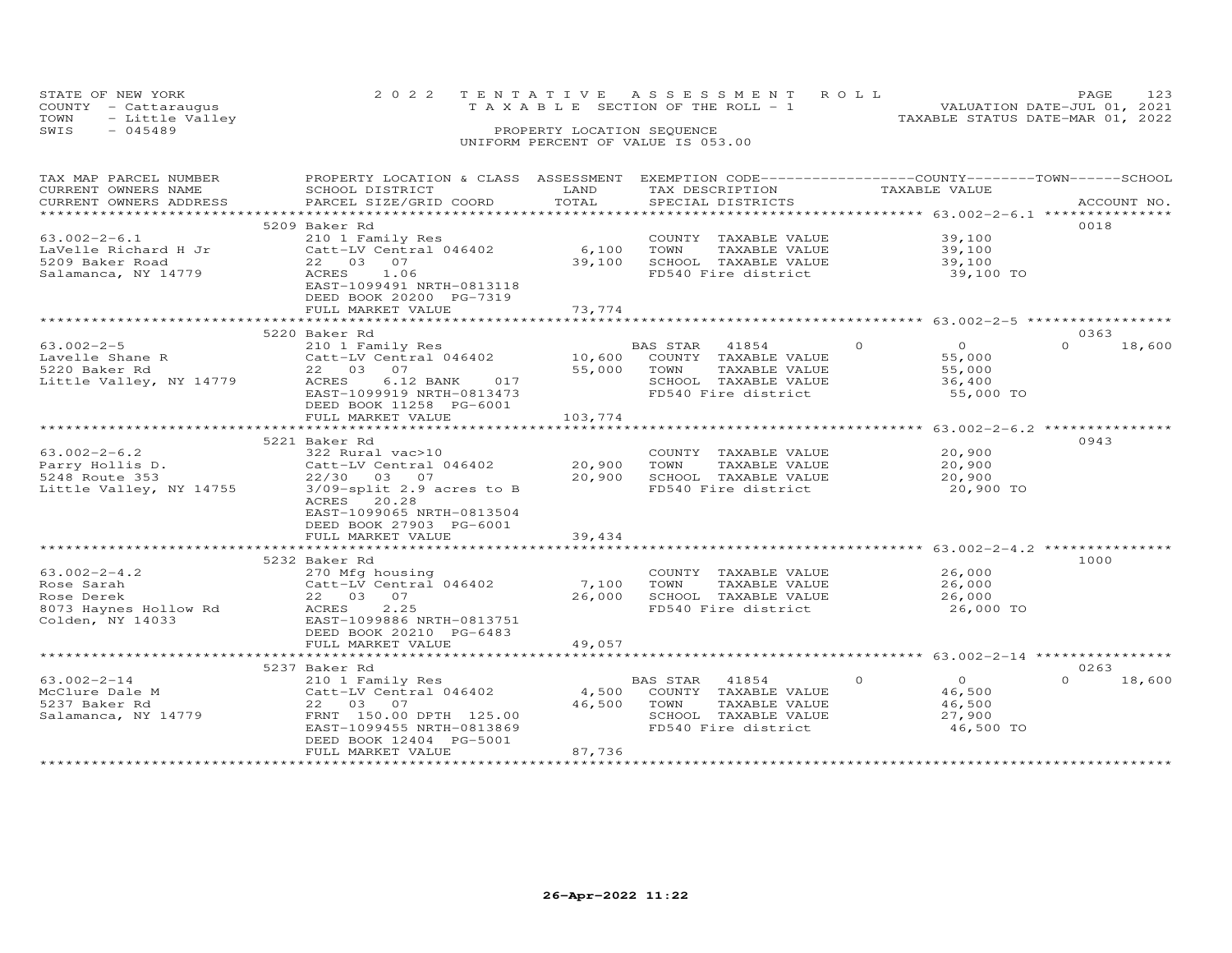STATE OF NEW YORK | COUNTY - Cattaraugus | TOWN - Little Valley | SWIS - 045489

2022 TENTATIVE ASSESSMENT ROLL
TAXABLE SECTION OF THE ROLL - 1
PROPERTY LOCATION SEQUENCE
UNIFORM PERCENT OF VALUE IS 053.00

VALUATION DATE-JUL 01, 2021
TAXABLE STATUS DATE-MAR 01, 2022

| TAX MAP PARCEL NUMBER / CURRENT OWNERS NAME / CURRENT OWNERS ADDRESS | PROPERTY LOCATION & CLASS / SCHOOL DISTRICT / PARCEL SIZE/GRID COORD | ASSESSMENT LAND / TOTAL | EXEMPTION CODE / TAX DESCRIPTION / SPECIAL DISTRICTS | COUNTY | TOWN | SCHOOL / TAXABLE VALUE | ACCOUNT NO. |
|---|---|---|---|---|---|---|---|
| **63.002-2-6.1** | 5209 Baker Rd | | | | | | 0018 |
| LaVelle Richard H Jr | 210 1 Family Res | | COUNTY TAXABLE VALUE | | | 39,100 | |
| 5209 Baker Road | Catt-LV Central 046402 | 6,100 | TOWN TAXABLE VALUE | | | 39,100 | |
| Salamanca, NY 14779 | 22 03 07 | 39,100 | SCHOOL TAXABLE VALUE | | | 39,100 | |
| | ACRES 1.06 | | FD540 Fire district | | | 39,100 TO | |
| | EAST-1099491 NRTH-0813118 | | | | | | |
| | DEED BOOK 20200 PG-7319 | | | | | | |
| | FULL MARKET VALUE | 73,774 | | | | | |
| **63.002-2-5** | 5220 Baker Rd | | | | | | 0363 |
| Lavelle Shane R | 210 1 Family Res | | BAS STAR 41854 | 0 | 0 | 0 | 18,600 |
| 5220 Baker Rd | Catt-LV Central 046402 | 10,600 | COUNTY TAXABLE VALUE | | | 55,000 | |
| Little Valley, NY 14779 | 22 03 07 | 55,000 | TOWN TAXABLE VALUE | | | 55,000 | |
| | ACRES 6.12 BANK 017 | | SCHOOL TAXABLE VALUE | | | 36,400 | |
| | EAST-1099919 NRTH-0813473 | | FD540 Fire district | | | 55,000 TO | |
| | DEED BOOK 11258 PG-6001 | | | | | | |
| | FULL MARKET VALUE | 103,774 | | | | | |
| **63.002-2-6.2** | 5221 Baker Rd | | | | | | 0943 |
| Parry Hollis D. | 322 Rural vac>10 | | COUNTY TAXABLE VALUE | | | 20,900 | |
| 5248 Route 353 | Catt-LV Central 046402 | 20,900 | TOWN TAXABLE VALUE | | | 20,900 | |
| Little Valley, NY 14755 | 22/30 03 07 | 20,900 | SCHOOL TAXABLE VALUE | | | 20,900 | |
| | 3/09-split 2.9 acres to B | | FD540 Fire district | | | 20,900 TO | |
| | ACRES 20.28 | | | | | | |
| | EAST-1099065 NRTH-0813504 | | | | | | |
| | DEED BOOK 27903 PG-6001 | | | | | | |
| | FULL MARKET VALUE | 39,434 | | | | | |
| **63.002-2-4.2** | 5232 Baker Rd | | | | | | 1000 |
| Rose Sarah | 270 Mfg housing | | COUNTY TAXABLE VALUE | | | 26,000 | |
| Rose Derek | Catt-LV Central 046402 | 7,100 | TOWN TAXABLE VALUE | | | 26,000 | |
| 8073 Haynes Hollow Rd | 22 03 07 | 26,000 | SCHOOL TAXABLE VALUE | | | 26,000 | |
| Colden, NY 14033 | ACRES 2.25 | | FD540 Fire district | | | 26,000 TO | |
| | EAST-1099886 NRTH-0813751 | | | | | | |
| | DEED BOOK 20210 PG-6483 | | | | | | |
| | FULL MARKET VALUE | 49,057 | | | | | |
| **63.002-2-14** | 5237 Baker Rd | | | | | | 0263 |
| McClure Dale M | 210 1 Family Res | | BAS STAR 41854 | 0 | 0 | 0 | 18,600 |
| 5237 Baker Rd | Catt-LV Central 046402 | 4,500 | COUNTY TAXABLE VALUE | | | 46,500 | |
| Salamanca, NY 14779 | 22 03 07 | 46,500 | TOWN TAXABLE VALUE | | | 46,500 | |
| | FRNT 150.00 DPTH 125.00 | | SCHOOL TAXABLE VALUE | | | 27,900 | |
| | EAST-1099455 NRTH-0813869 | | FD540 Fire district | | | 46,500 TO | |
| | DEED BOOK 12404 PG-5001 | | | | | | |
| | FULL MARKET VALUE | 87,736 | | | | | |

26-Apr-2022 11:22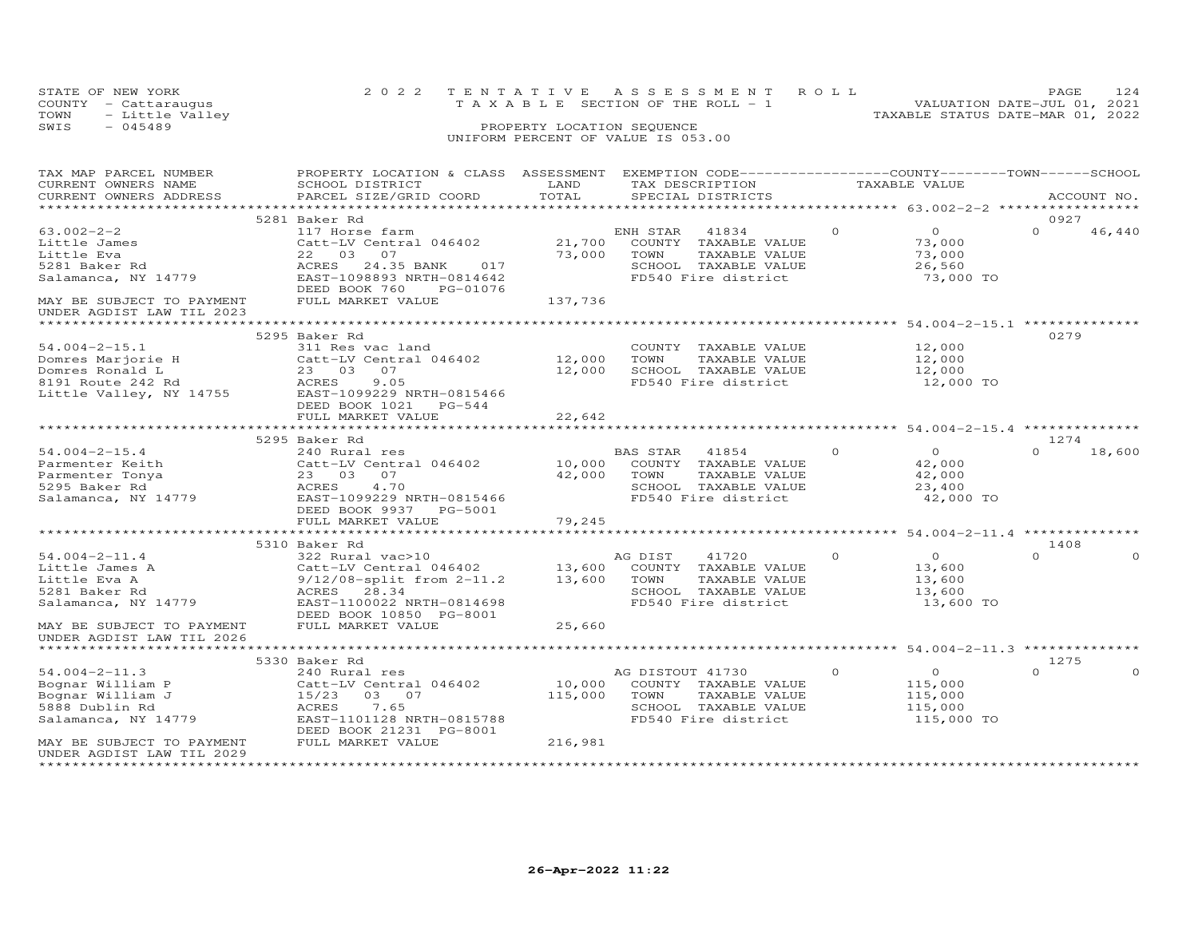STATE OF NEW YORK
COUNTY - Cattaraugus
TOWN - Little Valley
SWIS - 045489

2022 TENTATIVE ASSESSMENT ROLL
TAXABLE SECTION OF THE ROLL - 1
PROPERTY LOCATION SEQUENCE
UNIFORM PERCENT OF VALUE IS 053.00

VALUATION DATE-JUL 01, 2021
TAXABLE STATUS DATE-MAR 01, 2022

| TAX MAP PARCEL NUMBER / CURRENT OWNERS NAME / CURRENT OWNERS ADDRESS | PROPERTY LOCATION & CLASS / SCHOOL DISTRICT / PARCEL SIZE/GRID COORD | ASSESSMENT LAND / TOTAL | EXEMPTION CODE / TAX DESCRIPTION / SPECIAL DISTRICTS | COUNTY | TOWN | SCHOOL / TAXABLE VALUE | ACCOUNT NO. |
|---|---|---|---|---|---|---|---|
| | 5281 Baker Rd | | | | | | 0927 |
| 63.002-2-2 | 117 Horse farm | | ENH STAR 41834 | 0 | 0 | 0 | 46,440 |
| Little James | Catt-LV Central 046402 | 21,700 | COUNTY TAXABLE VALUE | | | 73,000 | |
| Little Eva | 22 03 07 | 73,000 | TOWN TAXABLE VALUE | | | 73,000 | |
| 5281 Baker Rd | ACRES 24.35 BANK 017 | | SCHOOL TAXABLE VALUE | | | 26,560 | |
| Salamanca, NY 14779 | EAST-1098893 NRTH-0814642 | | FD540 Fire district | | | 73,000 TO | |
| | DEED BOOK 760 PG-01076 | | | | | | |
| MAY BE SUBJECT TO PAYMENT UNDER AGDIST LAW TIL 2023 | FULL MARKET VALUE | 137,736 | | | | | |
| | 5295 Baker Rd | | | | | | 0279 |
| 54.004-2-15.1 | 311 Res vac land | | COUNTY TAXABLE VALUE | | | 12,000 | |
| Domres Marjorie H | Catt-LV Central 046402 | 12,000 | TOWN TAXABLE VALUE | | | 12,000 | |
| Domres Ronald L | 23 03 07 | 12,000 | SCHOOL TAXABLE VALUE | | | 12,000 | |
| 8191 Route 242 Rd | ACRES 9.05 | | FD540 Fire district | | | 12,000 TO | |
| Little Valley, NY 14755 | EAST-1099229 NRTH-0815466 | | | | | | |
| | DEED BOOK 1021 PG-544 | | | | | | |
| | FULL MARKET VALUE | 22,642 | | | | | |
| | 5295 Baker Rd | | | | | | 1274 |
| 54.004-2-15.4 | 240 Rural res | | BAS STAR 41854 | 0 | 0 | 0 | 18,600 |
| Parmenter Keith | Catt-LV Central 046402 | 10,000 | COUNTY TAXABLE VALUE | | | 42,000 | |
| Parmenter Tonya | 23 03 07 | 42,000 | TOWN TAXABLE VALUE | | | 42,000 | |
| 5295 Baker Rd | ACRES 4.70 | | SCHOOL TAXABLE VALUE | | | 23,400 | |
| Salamanca, NY 14779 | EAST-1099229 NRTH-0815466 | | FD540 Fire district | | | 42,000 TO | |
| | DEED BOOK 9937 PG-5001 | | | | | | |
| | FULL MARKET VALUE | 79,245 | | | | | |
| | 5310 Baker Rd | | | | | | 1408 |
| 54.004-2-11.4 | 322 Rural vac>10 | | AG DIST 41720 | 0 | 0 | 0 | 0 |
| Little James A | Catt-LV Central 046402 | 13,600 | COUNTY TAXABLE VALUE | | | 13,600 | |
| Little Eva A | 9/12/08-split from 2-11.2 | 13,600 | TOWN TAXABLE VALUE | | | 13,600 | |
| 5281 Baker Rd | ACRES 28.34 | | SCHOOL TAXABLE VALUE | | | 13,600 | |
| Salamanca, NY 14779 | EAST-1100022 NRTH-0814698 | | FD540 Fire district | | | 13,600 TO | |
| | DEED BOOK 10850 PG-8001 | | | | | | |
| MAY BE SUBJECT TO PAYMENT UNDER AGDIST LAW TIL 2026 | FULL MARKET VALUE | 25,660 | | | | | |
| | 5330 Baker Rd | | | | | | 1275 |
| 54.004-2-11.3 | 240 Rural res | | AG DISTOUT 41730 | 0 | 0 | 0 | 0 |
| Bognar William P | Catt-LV Central 046402 | 10,000 | COUNTY TAXABLE VALUE | | | 115,000 | |
| Bognar William J | 15/23 03 07 | 115,000 | TOWN TAXABLE VALUE | | | 115,000 | |
| 5888 Dublin Rd | ACRES 7.65 | | SCHOOL TAXABLE VALUE | | | 115,000 | |
| Salamanca, NY 14779 | EAST-1101128 NRTH-0815788 | | FD540 Fire district | | | 115,000 TO | |
| | DEED BOOK 21231 PG-8001 | | | | | | |
| MAY BE SUBJECT TO PAYMENT UNDER AGDIST LAW TIL 2029 | FULL MARKET VALUE | 216,981 | | | | | |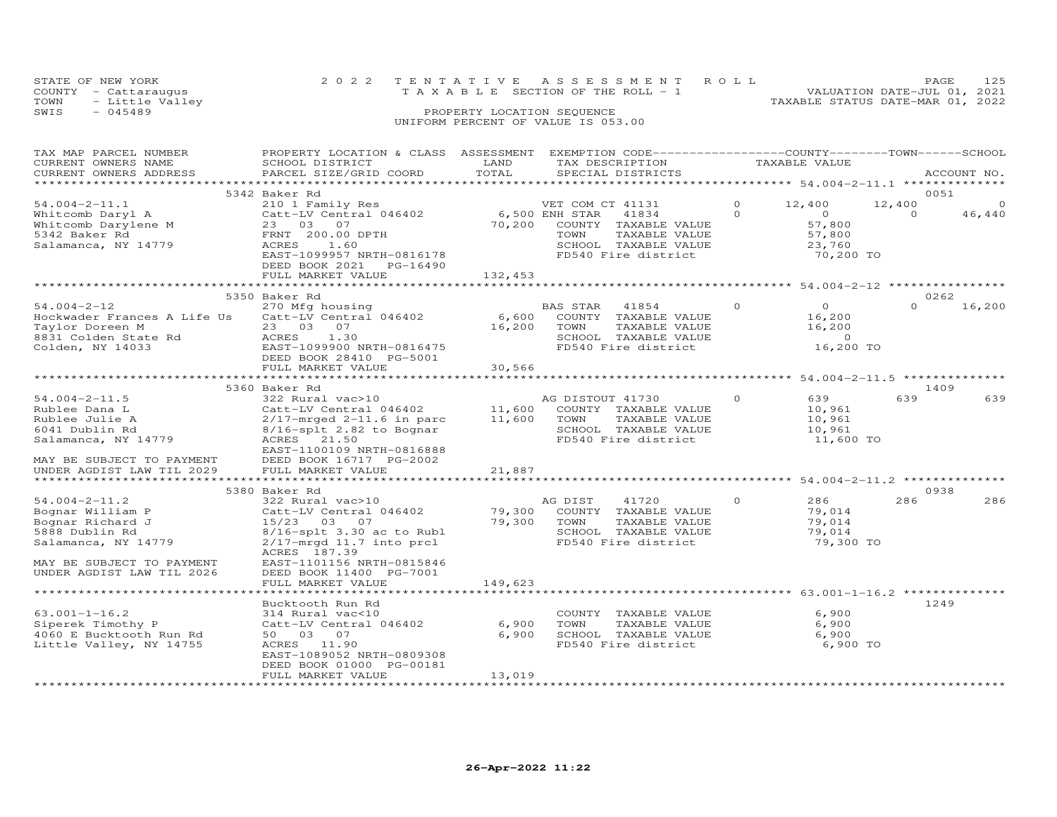STATE OF NEW YORK
COUNTY - Cattaraugus
TOWN - Little Valley
SWIS - 045489

2022 TENTATIVE ASSESSMENT ROLL
TAXABLE SECTION OF THE ROLL - 1
PROPERTY LOCATION SEQUENCE
UNIFORM PERCENT OF VALUE IS 053.00

VALUATION DATE-JUL 01, 2021
TAXABLE STATUS DATE-MAR 01, 2022

| TAX MAP PARCEL NUMBER / CURRENT OWNERS NAME / CURRENT OWNERS ADDRESS | PROPERTY LOCATION & CLASS / SCHOOL DISTRICT / PARCEL SIZE/GRID COORD | ASSESSMENT LAND | TOTAL | EXEMPTION CODE / TAX DESCRIPTION / SPECIAL DISTRICTS | | COUNTY TAXABLE VALUE | TOWN | SCHOOL | ACCOUNT NO. |
|---|---|---|---|---|---|---|---|---|---|
| 54.004-2-11.1 | 5342 Baker Rd | | | | | | | | 0051 |
| | 210 1 Family Res | | | VET COM CT 41131 | 0 | 12,400 | 12,400 | 0 | |
| Whitcomb Daryl A | Catt-LV Central 046402 | 6,500 | | ENH STAR 41834 | 0 | 0 | 0 | 46,440 | |
| Whitcomb Darylene M | 23 03 07 | | 70,200 | COUNTY TAXABLE VALUE | | 57,800 | | | |
| 5342 Baker Rd | FRNT 200.00 DPTH | | | TOWN TAXABLE VALUE | | 57,800 | | | |
| Salamanca, NY 14779 | ACRES 1.60 | | | SCHOOL TAXABLE VALUE | | 23,760 | | | |
| | EAST-1099957 NRTH-0816178 | | | FD540 Fire district | | 70,200 TO | | | |
| | DEED BOOK 2021 PG-16490 | | | | | | | | |
| | FULL MARKET VALUE | | 132,453 | | | | | | |
| 54.004-2-12 | 5350 Baker Rd | | | | | | | | 0262 |
| | 270 Mfg housing | | | BAS STAR 41854 | 0 | 0 | 0 | 16,200 | |
| Hockwader Frances A Life Us | Catt-LV Central 046402 | 6,600 | | COUNTY TAXABLE VALUE | | 16,200 | | | |
| Taylor Doreen M | 23 03 07 | | 16,200 | TOWN TAXABLE VALUE | | 16,200 | | | |
| 8831 Colden State Rd | ACRES 1.30 | | | SCHOOL TAXABLE VALUE | | 0 | | | |
| Colden, NY 14033 | EAST-1099900 NRTH-0816475 | | | FD540 Fire district | | 16,200 TO | | | |
| | DEED BOOK 28410 PG-5001 | | | | | | | | |
| | FULL MARKET VALUE | | 30,566 | | | | | | |
| 54.004-2-11.5 | 5360 Baker Rd | | | | | | | | 1409 |
| | 322 Rural vac>10 | | | AG DISTOUT 41730 | 0 | 639 | 639 | 639 | |
| Rublee Dana L | Catt-LV Central 046402 | 11,600 | | COUNTY TAXABLE VALUE | | 10,961 | | | |
| Rublee Julie A | 2/17-mrged 2-11.6 in parc | | 11,600 | TOWN TAXABLE VALUE | | 10,961 | | | |
| 6041 Dublin Rd | 8/16-splt 2.82 to Bognar | | | SCHOOL TAXABLE VALUE | | 10,961 | | | |
| Salamanca, NY 14779 | ACRES 21.50 | | | FD540 Fire district | | 11,600 TO | | | |
| | EAST-1100109 NRTH-0816888 | | | | | | | | |
| MAY BE SUBJECT TO PAYMENT | DEED BOOK 16717 PG-2002 | | | | | | | | |
| UNDER AGDIST LAW TIL 2029 | FULL MARKET VALUE | | 21,887 | | | | | | |
| 54.004-2-11.2 | 5380 Baker Rd | | | | | | | | 0938 |
| | 322 Rural vac>10 | | | AG DIST 41720 | 0 | 286 | 286 | 286 | |
| Bognar William P | Catt-LV Central 046402 | 79,300 | | COUNTY TAXABLE VALUE | | 79,014 | | | |
| Bognar Richard J | 15/23 03 07 | | 79,300 | TOWN TAXABLE VALUE | | 79,014 | | | |
| 5888 Dublin Rd | 8/16-splt 3.30 ac to Rubl | | | SCHOOL TAXABLE VALUE | | 79,014 | | | |
| Salamanca, NY 14779 | 2/17-mrgd 11.7 into prcl | | | FD540 Fire district | | 79,300 TO | | | |
| | ACRES 187.39 | | | | | | | | |
| MAY BE SUBJECT TO PAYMENT | EAST-1101156 NRTH-0815846 | | | | | | | | |
| UNDER AGDIST LAW TIL 2026 | DEED BOOK 11400 PG-7001 | | | | | | | | |
| | FULL MARKET VALUE | | 149,623 | | | | | | |
| 63.001-1-16.2 | Bucktooth Run Rd | | | | | | | | 1249 |
| | 314 Rural vac<10 | | | COUNTY TAXABLE VALUE | | 6,900 | | | |
| Siperek Timothy P | Catt-LV Central 046402 | 6,900 | | TOWN TAXABLE VALUE | | 6,900 | | | |
| 4060 E Bucktooth Run Rd | 50 03 07 | | 6,900 | SCHOOL TAXABLE VALUE | | 6,900 | | | |
| Little Valley, NY 14755 | ACRES 11.90 | | | FD540 Fire district | | 6,900 TO | | | |
| | EAST-1089052 NRTH-0809308 | | | | | | | | |
| | DEED BOOK 01000 PG-00181 | | | | | | | | |
| | FULL MARKET VALUE | | 13,019 | | | | | | |

26-Apr-2022 11:22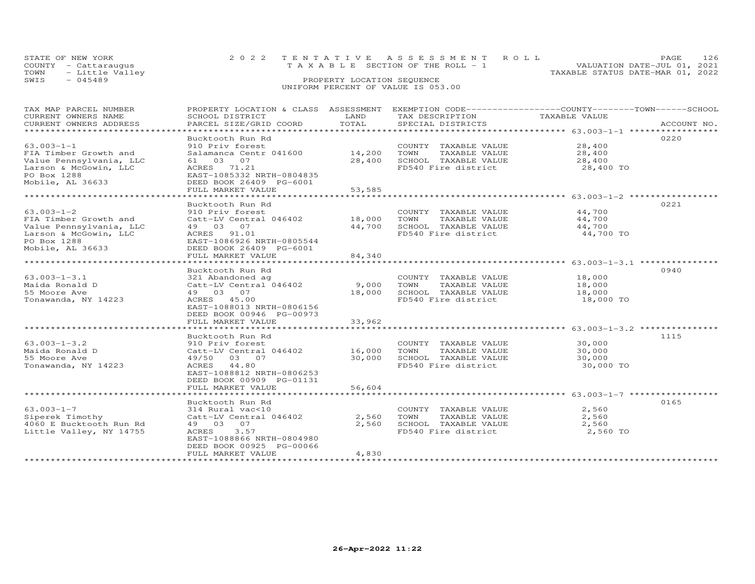STATE OF NEW YORK
COUNTY - Cattaraugus
TOWN - Little Valley
SWIS - 045489

2022 TENTATIVE ASSESSMENT ROLL
TAXABLE SECTION OF THE ROLL - 1
PROPERTY LOCATION SEQUENCE
UNIFORM PERCENT OF VALUE IS 053.00

VALUATION DATE-JUL 01, 2021
TAXABLE STATUS DATE-MAR 01, 2022

| TAX MAP PARCEL NUMBER / CURRENT OWNERS NAME / CURRENT OWNERS ADDRESS | PROPERTY LOCATION & CLASS / SCHOOL DISTRICT / PARCEL SIZE/GRID COORD | ASSESSMENT LAND / TOTAL | EXEMPTION CODE / TAX DESCRIPTION / SPECIAL DISTRICTS | TAXABLE VALUE (COUNTY / TOWN / SCHOOL) | ACCOUNT NO. |
|---|---|---|---|---|---|
| **63.003-1-1** | Bucktooth Run Rd | | | | 0220 |
| | 910 Priv forest | | COUNTY TAXABLE VALUE | 28,400 | |
| FIA Timber Growth and | Salamanca Centr 041600 | 14,200 | TOWN TAXABLE VALUE | 28,400 | |
| Value Pennsylvania, LLC | 61 03 07 | 28,400 | SCHOOL TAXABLE VALUE | 28,400 | |
| Larson & McGowin, LLC | ACRES 71.21 | | FD540 Fire district | 28,400 TO | |
| PO Box 1288 | EAST-1085332 NRTH-0804835 | | | | |
| Mobile, AL 36633 | DEED BOOK 26409 PG-6001 | | | | |
| | FULL MARKET VALUE | 53,585 | | | |
| **63.003-1-2** | Bucktooth Run Rd | | | | 0221 |
| | 910 Priv forest | | COUNTY TAXABLE VALUE | 44,700 | |
| FIA Timber Growth and | Catt-LV Central 046402 | 18,000 | TOWN TAXABLE VALUE | 44,700 | |
| Value Pennsylvania, LLC | 49 03 07 | 44,700 | SCHOOL TAXABLE VALUE | 44,700 | |
| Larson & McGowin, LLC | ACRES 91.01 | | FD540 Fire district | 44,700 TO | |
| PO Box 1288 | EAST-1086926 NRTH-0805544 | | | | |
| Mobile, AL 36633 | DEED BOOK 26409 PG-6001 | | | | |
| | FULL MARKET VALUE | 84,340 | | | |
| **63.003-1-3.1** | Bucktooth Run Rd | | | | 0940 |
| | 321 Abandoned ag | | COUNTY TAXABLE VALUE | 18,000 | |
| Maida Ronald D | Catt-LV Central 046402 | 9,000 | TOWN TAXABLE VALUE | 18,000 | |
| 55 Moore Ave | 49 03 07 | 18,000 | SCHOOL TAXABLE VALUE | 18,000 | |
| Tonawanda, NY 14223 | ACRES 45.00 | | FD540 Fire district | 18,000 TO | |
| | EAST-1088013 NRTH-0806156 | | | | |
| | DEED BOOK 00946 PG-00973 | | | | |
| | FULL MARKET VALUE | 33,962 | | | |
| **63.003-1-3.2** | Bucktooth Run Rd | | | | 1115 |
| | 910 Priv forest | | COUNTY TAXABLE VALUE | 30,000 | |
| Maida Ronald D | Catt-LV Central 046402 | 16,000 | TOWN TAXABLE VALUE | 30,000 | |
| 55 Moore Ave | 49/50 03 07 | 30,000 | SCHOOL TAXABLE VALUE | 30,000 | |
| Tonawanda, NY 14223 | ACRES 44.80 | | FD540 Fire district | 30,000 TO | |
| | EAST-1088812 NRTH-0806253 | | | | |
| | DEED BOOK 00909 PG-01131 | | | | |
| | FULL MARKET VALUE | 56,604 | | | |
| **63.003-1-7** | Bucktooth Run Rd | | | | 0165 |
| | 314 Rural vac<10 | | COUNTY TAXABLE VALUE | 2,560 | |
| Siperek Timothy | Catt-LV Central 046402 | 2,560 | TOWN TAXABLE VALUE | 2,560 | |
| 4060 E Bucktooth Run Rd | 49 03 07 | 2,560 | SCHOOL TAXABLE VALUE | 2,560 | |
| Little Valley, NY 14755 | ACRES 3.57 | | FD540 Fire district | 2,560 TO | |
| | EAST-1088866 NRTH-0804980 | | | | |
| | DEED BOOK 00925 PG-00066 | | | | |
| | FULL MARKET VALUE | 4,830 | | | |

26-Apr-2022 11:22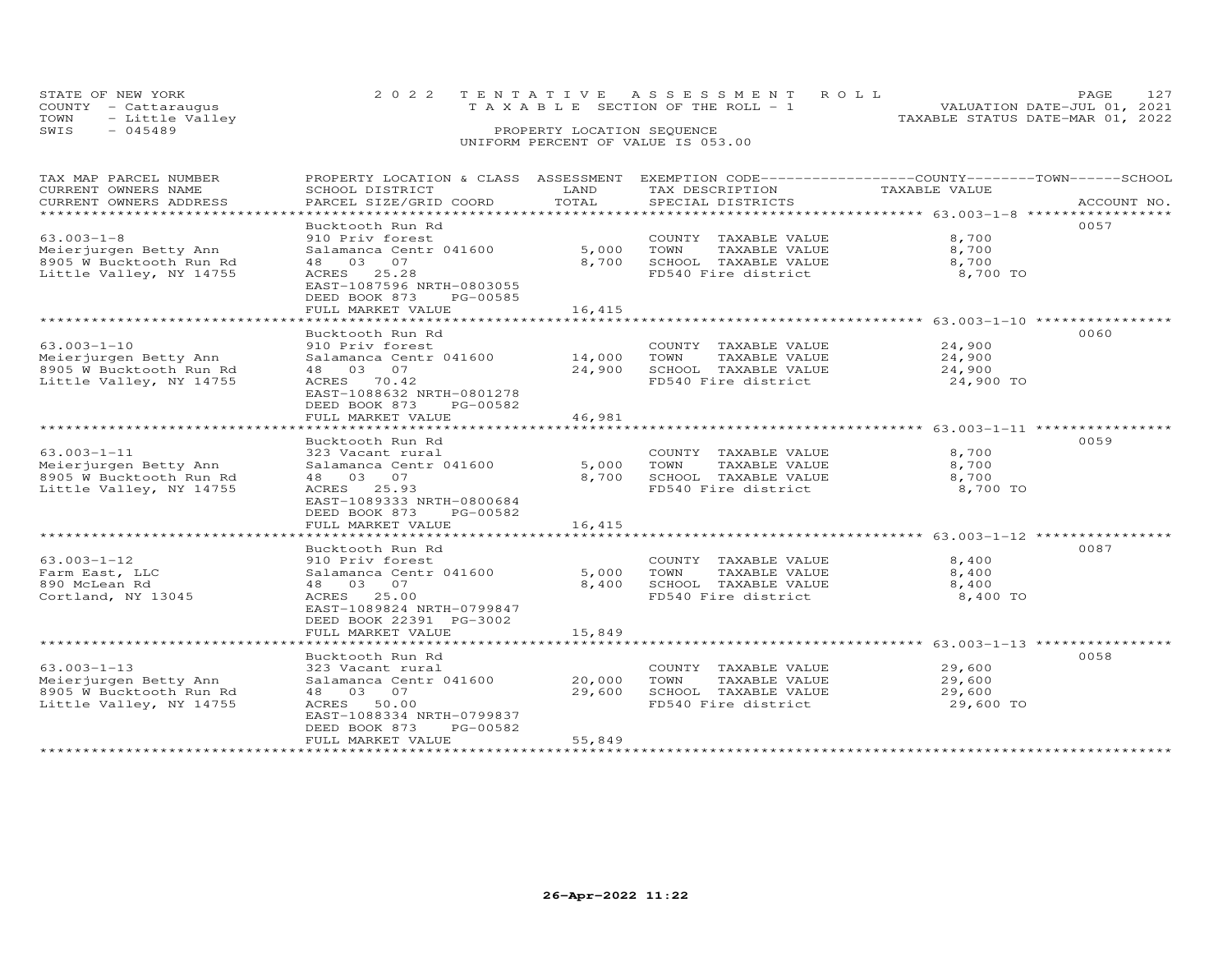STATE OF NEW YORK
COUNTY - Cattaraugus
TOWN - Little Valley
SWIS - 045489

2022 TENTATIVE ASSESSMENT ROLL
TAXABLE SECTION OF THE ROLL - 1

VALUATION DATE-JUL 01, 2021
TAXABLE STATUS DATE-MAR 01, 2022

PROPERTY LOCATION SEQUENCE
UNIFORM PERCENT OF VALUE IS 053.00

| TAX MAP PARCEL NUMBER<br>CURRENT OWNERS NAME<br>CURRENT OWNERS ADDRESS | PROPERTY LOCATION & CLASS<br>SCHOOL DISTRICT<br>PARCEL SIZE/GRID COORD | ASSESSMENT<br>LAND<br>TOTAL | EXEMPTION CODE<br>TAX DESCRIPTION<br>SPECIAL DISTRICTS | COUNTY/TOWN/SCHOOL<br>TAXABLE VALUE | ACCOUNT NO. |
|---|---|---|---|---|---|
| 63.003-1-8 | Bucktooth Run Rd | | | | 0057 |
| Meierjurgen Betty Ann | 910 Priv forest | | COUNTY TAXABLE VALUE | 8,700 | |
| 8905 W Bucktooth Run Rd | Salamanca Centr 041600 | 5,000 | TOWN TAXABLE VALUE | 8,700 | |
| Little Valley, NY 14755 | 48 03 07 | 8,700 | SCHOOL TAXABLE VALUE | 8,700 | |
| | ACRES 25.28 | | FD540 Fire district | 8,700 TO | |
| | EAST-1087596 NRTH-0803055 | | | | |
| | DEED BOOK 873 PG-00585 | | | | |
| | FULL MARKET VALUE | 16,415 | | | |
| 63.003-1-10 | Bucktooth Run Rd | | | | 0060 |
| Meierjurgen Betty Ann | 910 Priv forest | | COUNTY TAXABLE VALUE | 24,900 | |
| 8905 W Bucktooth Run Rd | Salamanca Centr 041600 | 14,000 | TOWN TAXABLE VALUE | 24,900 | |
| Little Valley, NY 14755 | 48 03 07 | 24,900 | SCHOOL TAXABLE VALUE | 24,900 | |
| | ACRES 70.42 | | FD540 Fire district | 24,900 TO | |
| | EAST-1088632 NRTH-0801278 | | | | |
| | DEED BOOK 873 PG-00582 | | | | |
| | FULL MARKET VALUE | 46,981 | | | |
| 63.003-1-11 | Bucktooth Run Rd | | | | 0059 |
| Meierjurgen Betty Ann | 323 Vacant rural | | COUNTY TAXABLE VALUE | 8,700 | |
| 8905 W Bucktooth Run Rd | Salamanca Centr 041600 | 5,000 | TOWN TAXABLE VALUE | 8,700 | |
| Little Valley, NY 14755 | 48 03 07 | 8,700 | SCHOOL TAXABLE VALUE | 8,700 | |
| | ACRES 25.93 | | FD540 Fire district | 8,700 TO | |
| | EAST-1089333 NRTH-0800684 | | | | |
| | DEED BOOK 873 PG-00582 | | | | |
| | FULL MARKET VALUE | 16,415 | | | |
| 63.003-1-12 | Bucktooth Run Rd | | | | 0087 |
| Farm East, LLC | 910 Priv forest | | COUNTY TAXABLE VALUE | 8,400 | |
| 890 McLean Rd | Salamanca Centr 041600 | 5,000 | TOWN TAXABLE VALUE | 8,400 | |
| Cortland, NY 13045 | 48 03 07 | 8,400 | SCHOOL TAXABLE VALUE | 8,400 | |
| | ACRES 25.00 | | FD540 Fire district | 8,400 TO | |
| | EAST-1089824 NRTH-0799847 | | | | |
| | DEED BOOK 22391 PG-3002 | | | | |
| | FULL MARKET VALUE | 15,849 | | | |
| 63.003-1-13 | Bucktooth Run Rd | | | | 0058 |
| Meierjurgen Betty Ann | 323 Vacant rural | | COUNTY TAXABLE VALUE | 29,600 | |
| 8905 W Bucktooth Run Rd | Salamanca Centr 041600 | 20,000 | TOWN TAXABLE VALUE | 29,600 | |
| Little Valley, NY 14755 | 48 03 07 | 29,600 | SCHOOL TAXABLE VALUE | 29,600 | |
| | ACRES 50.00 | | FD540 Fire district | 29,600 TO | |
| | EAST-1088334 NRTH-0799837 | | | | |
| | DEED BOOK 873 PG-00582 | | | | |
| | FULL MARKET VALUE | 55,849 | | | |

26-Apr-2022 11:22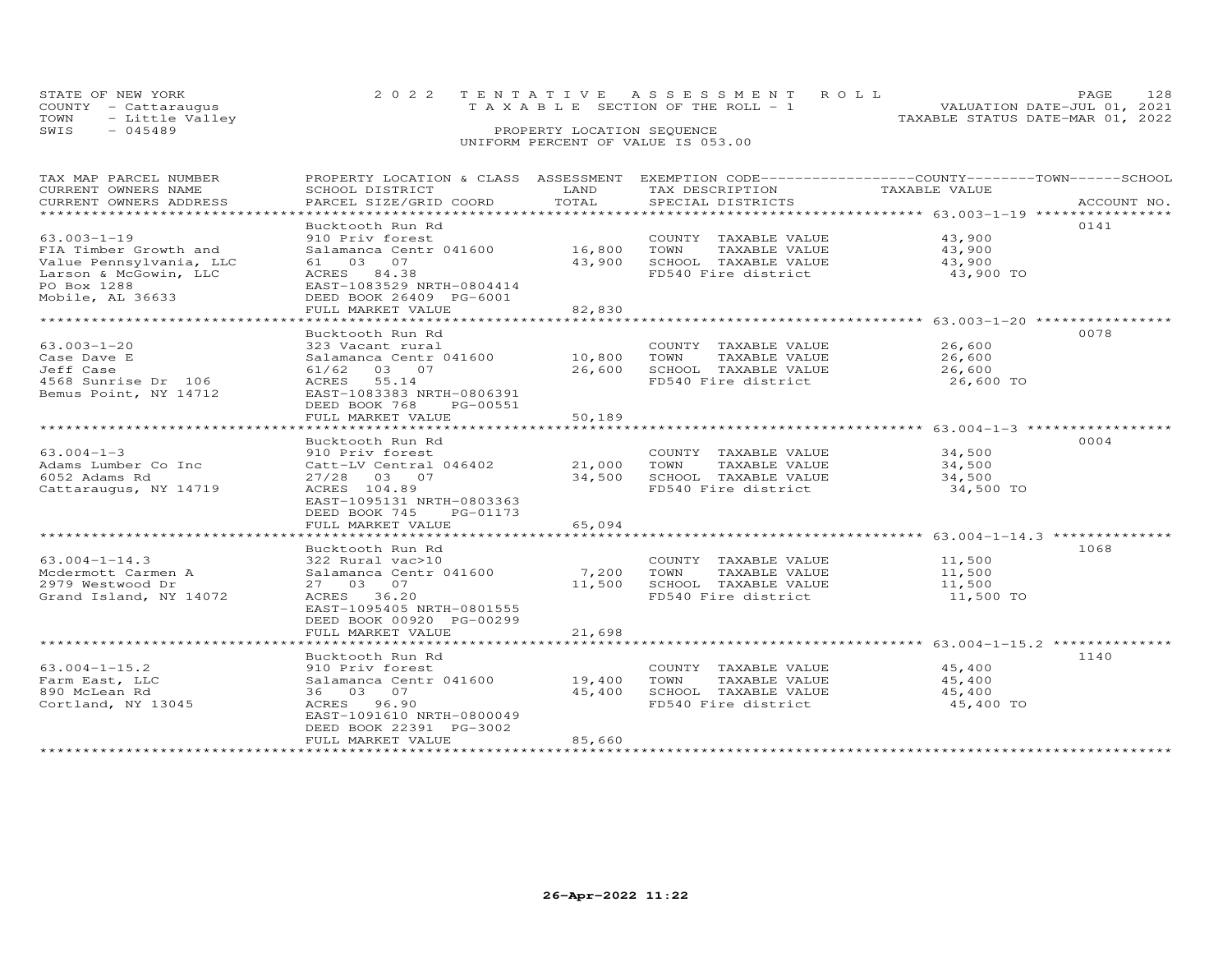STATE OF NEW YORK
COUNTY - Cattaraugus
TOWN - Little Valley
SWIS - 045489

# 2022 TENTATIVE ASSESSMENT ROLL
TAXABLE SECTION OF THE ROLL - 1

PROPERTY LOCATION SEQUENCE
UNIFORM PERCENT OF VALUE IS 053.00

VALUATION DATE-JUL 01, 2021
TAXABLE STATUS DATE-MAR 01, 2022

| TAX MAP PARCEL NUMBER / CURRENT OWNERS NAME / CURRENT OWNERS ADDRESS | PROPERTY LOCATION & CLASS / SCHOOL DISTRICT / PARCEL SIZE/GRID COORD | ASSESSMENT LAND | TOTAL | EXEMPTION CODE / TAX DESCRIPTION / SPECIAL DISTRICTS | TAXABLE VALUE (COUNTY / TOWN / SCHOOL) | ACCOUNT NO. |
|---|---|---|---|---|---|---|
| **63.003-1-19** | Bucktooth Run Rd | | | | | 0141 |
| FIA Timber Growth and | 910 Priv forest | | | COUNTY TAXABLE VALUE | 43,900 | |
| Value Pennsylvania, LLC | Salamanca Centr 041600 | 16,800 | | TOWN TAXABLE VALUE | 43,900 | |
| Larson & McGowin, LLC | 61 03 07 | | 43,900 | SCHOOL TAXABLE VALUE | 43,900 | |
| PO Box 1288 | ACRES 84.38 | | | FD540 Fire district | 43,900 TO | |
| Mobile, AL 36633 | EAST-1083529 NRTH-0804414 | | | | | |
| | DEED BOOK 26409 PG-6001 | | | | | |
| | FULL MARKET VALUE | | 82,830 | | | |
| **63.003-1-20** | Bucktooth Run Rd | | | | | 0078 |
| Case Dave E | 323 Vacant rural | | | COUNTY TAXABLE VALUE | 26,600 | |
| Jeff Case | Salamanca Centr 041600 | 10,800 | | TOWN TAXABLE VALUE | 26,600 | |
| 4568 Sunrise Dr 106 | 61/62 03 07 | | 26,600 | SCHOOL TAXABLE VALUE | 26,600 | |
| Bemus Point, NY 14712 | ACRES 55.14 | | | FD540 Fire district | 26,600 TO | |
| | EAST-1083383 NRTH-0806391 | | | | | |
| | DEED BOOK 768 PG-00551 | | | | | |
| | FULL MARKET VALUE | | 50,189 | | | |
| **63.004-1-3** | Bucktooth Run Rd | | | | | 0004 |
| Adams Lumber Co Inc | 910 Priv forest | | | COUNTY TAXABLE VALUE | 34,500 | |
| 6052 Adams Rd | Catt-LV Central 046402 | 21,000 | | TOWN TAXABLE VALUE | 34,500 | |
| Cattaraugus, NY 14719 | 27/28 03 07 | | 34,500 | SCHOOL TAXABLE VALUE | 34,500 | |
| | ACRES 104.89 | | | FD540 Fire district | 34,500 TO | |
| | EAST-1095131 NRTH-0803363 | | | | | |
| | DEED BOOK 745 PG-01173 | | | | | |
| | FULL MARKET VALUE | | 65,094 | | | |
| **63.004-1-14.3** | Bucktooth Run Rd | | | | | 1068 |
| Mcdermott Carmen A | 322 Rural vac>10 | | | COUNTY TAXABLE VALUE | 11,500 | |
| 2979 Westwood Dr | Salamanca Centr 041600 | 7,200 | | TOWN TAXABLE VALUE | 11,500 | |
| Grand Island, NY 14072 | 27 03 07 | | 11,500 | SCHOOL TAXABLE VALUE | 11,500 | |
| | ACRES 36.20 | | | FD540 Fire district | 11,500 TO | |
| | EAST-1095405 NRTH-0801555 | | | | | |
| | DEED BOOK 00920 PG-00299 | | | | | |
| | FULL MARKET VALUE | | 21,698 | | | |
| **63.004-1-15.2** | Bucktooth Run Rd | | | | | 1140 |
| Farm East, LLC | 910 Priv forest | | | COUNTY TAXABLE VALUE | 45,400 | |
| 890 McLean Rd | Salamanca Centr 041600 | 19,400 | | TOWN TAXABLE VALUE | 45,400 | |
| Cortland, NY 13045 | 36 03 07 | | 45,400 | SCHOOL TAXABLE VALUE | 45,400 | |
| | ACRES 96.90 | | | FD540 Fire district | 45,400 TO | |
| | EAST-1091610 NRTH-0800049 | | | | | |
| | DEED BOOK 22391 PG-3002 | | | | | |
| | FULL MARKET VALUE | | 85,660 | | | |

26-Apr-2022 11:22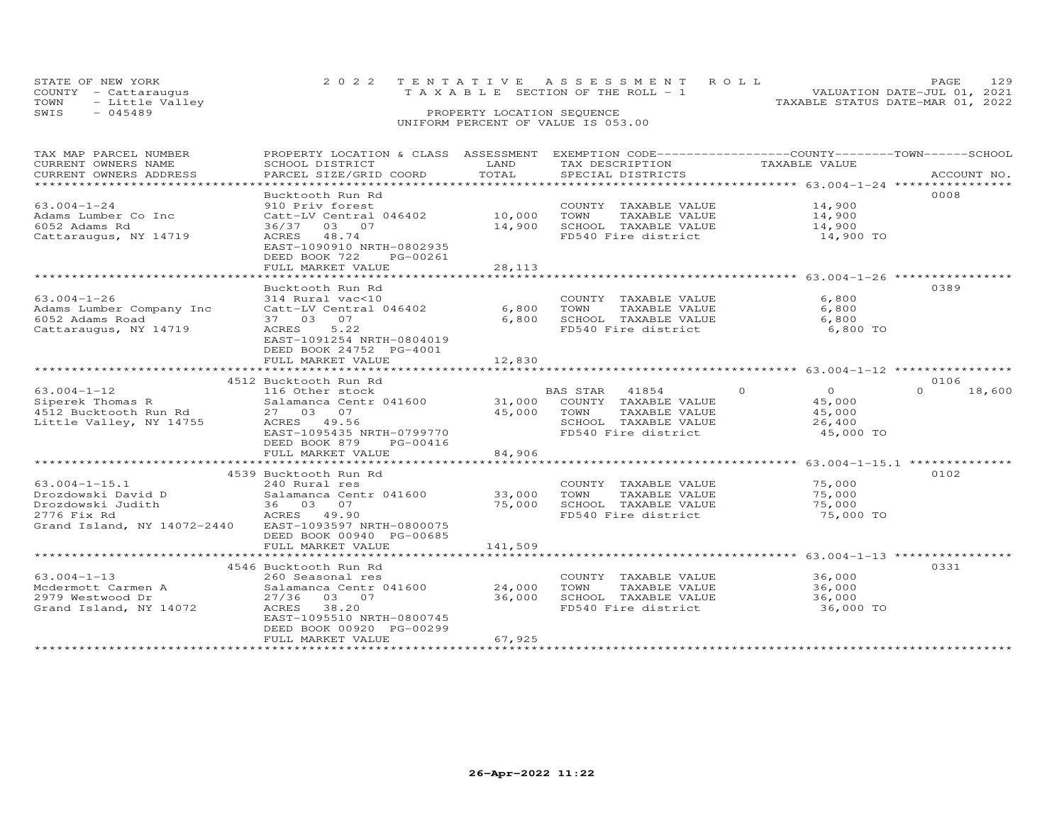STATE OF NEW YORK
COUNTY - Cattaraugus
TOWN - Little Valley
SWIS - 045489

2022 TENTATIVE ASSESSMENT ROLL
TAXABLE SECTION OF THE ROLL - 1
PROPERTY LOCATION SEQUENCE
UNIFORM PERCENT OF VALUE IS 053.00

VALUATION DATE-JUL 01, 2021
TAXABLE STATUS DATE-MAR 01, 2022

| TAX MAP PARCEL NUMBER / CURRENT OWNERS NAME / CURRENT OWNERS ADDRESS | PROPERTY LOCATION & CLASS / SCHOOL DISTRICT / PARCEL SIZE/GRID COORD | ASSESSMENT LAND | TOTAL | EXEMPTION CODE / TAX DESCRIPTION / SPECIAL DISTRICTS | COUNTY | TOWN | SCHOOL TAXABLE VALUE | ACCOUNT NO. |
|---|---|---|---|---|---|---|---|---|
| 63.004-1-24 | Bucktooth Run Rd | | | | | | | 0008 |
| 63.004-1-24 | 910 Priv forest | | | COUNTY TAXABLE VALUE | 14,900 | | | |
| Adams Lumber Co Inc | Catt-LV Central 046402 | 10,000 | | TOWN TAXABLE VALUE | | 14,900 | | |
| 6052 Adams Rd | 36/37 03 07 | | 14,900 | SCHOOL TAXABLE VALUE | | | 14,900 | |
| Cattaraugus, NY 14719 | ACRES 48.74 | | | FD540 Fire district | 14,900 TO | | | |
| | EAST-1090910 NRTH-0802935 | | | | | | | |
| | DEED BOOK 722 PG-00261 | | | | | | | |
| | FULL MARKET VALUE | | 28,113 | | | | | |
| 63.004-1-26 | Bucktooth Run Rd | | | | | | | 0389 |
| 63.004-1-26 | 314 Rural vac<10 | | | COUNTY TAXABLE VALUE | 6,800 | | | |
| Adams Lumber Company Inc | Catt-LV Central 046402 | 6,800 | | TOWN TAXABLE VALUE | | 6,800 | | |
| 6052 Adams Road | 37 03 07 | | 6,800 | SCHOOL TAXABLE VALUE | | | 6,800 | |
| Cattaraugus, NY 14719 | ACRES 5.22 | | | FD540 Fire district | 6,800 TO | | | |
| | EAST-1091254 NRTH-0804019 | | | | | | | |
| | DEED BOOK 24752 PG-4001 | | | | | | | |
| | FULL MARKET VALUE | | 12,830 | | | | | |
| 63.004-1-12 | 4512 Bucktooth Run Rd | | | | | | | 0106 |
| 63.004-1-12 | 116 Other stock | | | BAS STAR 41854 | 0 | 0 | 18,600 | |
| Siperek Thomas R | Salamanca Centr 041600 | 31,000 | | COUNTY TAXABLE VALUE | 45,000 | | | |
| 4512 Bucktooth Run Rd | 27 03 07 | | 45,000 | TOWN TAXABLE VALUE | | 45,000 | | |
| Little Valley, NY 14755 | ACRES 49.56 | | | SCHOOL TAXABLE VALUE | | | 26,400 | |
| | EAST-1095435 NRTH-0799770 | | | FD540 Fire district | 45,000 TO | | | |
| | DEED BOOK 879 PG-00416 | | | | | | | |
| | FULL MARKET VALUE | | 84,906 | | | | | |
| 63.004-1-15.1 | 4539 Bucktooth Run Rd | | | | | | | 0102 |
| 63.004-1-15.1 | 240 Rural res | | | COUNTY TAXABLE VALUE | 75,000 | | | |
| Drozdowski David D | Salamanca Centr 041600 | 33,000 | | TOWN TAXABLE VALUE | | 75,000 | | |
| Drozdowski Judith | 36 03 07 | | 75,000 | SCHOOL TAXABLE VALUE | | | 75,000 | |
| 2776 Fix Rd | ACRES 49.90 | | | FD540 Fire district | 75,000 TO | | | |
| Grand Island, NY 14072-2440 | EAST-1093597 NRTH-0800075 | | | | | | | |
| | DEED BOOK 00940 PG-00685 | | | | | | | |
| | FULL MARKET VALUE | | 141,509 | | | | | |
| 63.004-1-13 | 4546 Bucktooth Run Rd | | | | | | | 0331 |
| 63.004-1-13 | 260 Seasonal res | | | COUNTY TAXABLE VALUE | 36,000 | | | |
| Mcdermott Carmen A | Salamanca Centr 041600 | 24,000 | | TOWN TAXABLE VALUE | | 36,000 | | |
| 2979 Westwood Dr | 27/36 03 07 | | 36,000 | SCHOOL TAXABLE VALUE | | | 36,000 | |
| Grand Island, NY 14072 | ACRES 38.20 | | | FD540 Fire district | 36,000 TO | | | |
| | EAST-1095510 NRTH-0800745 | | | | | | | |
| | DEED BOOK 00920 PG-00299 | | | | | | | |
| | FULL MARKET VALUE | | 67,925 | | | | | |

26-Apr-2022 11:22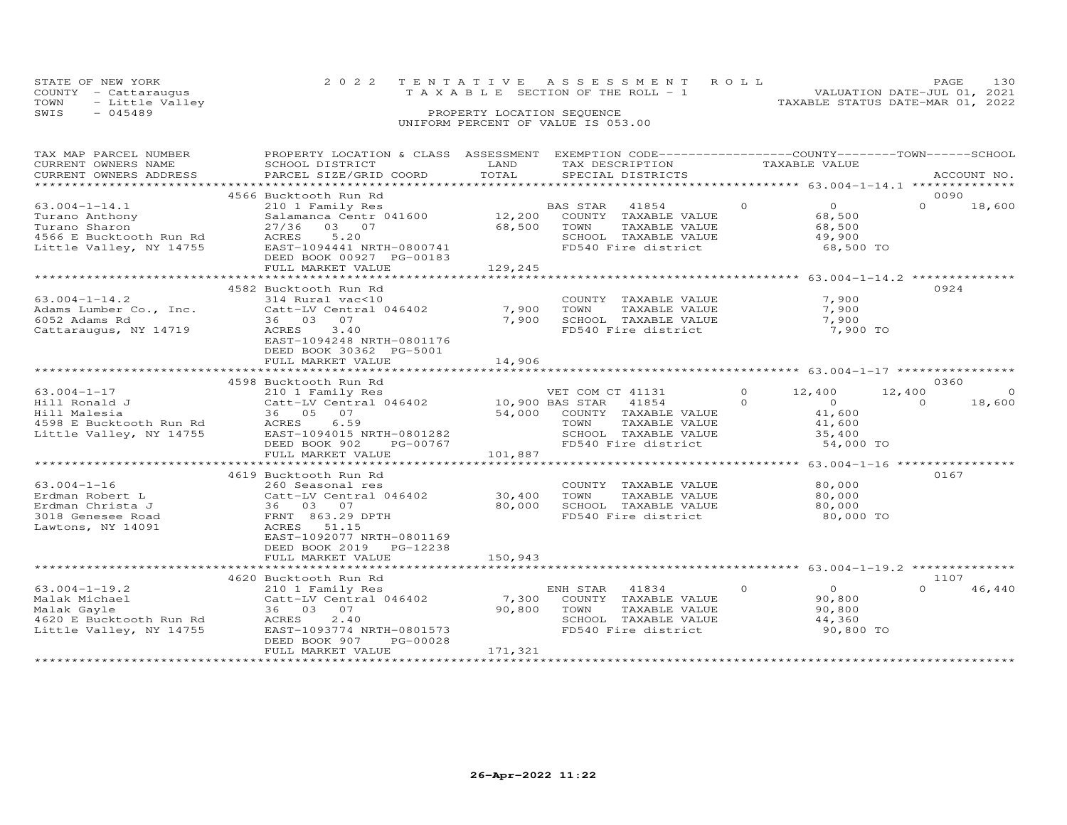STATE OF NEW YORK — 2022 TENTATIVE ASSESSMENT ROLL
COUNTY - Cattaraugus — TAXABLE SECTION OF THE ROLL - 1 — VALUATION DATE-JUL 01, 2021
TOWN - Little Valley — TAXABLE STATUS DATE-MAR 01, 2022
SWIS - 045489 — PROPERTY LOCATION SEQUENCE
UNIFORM PERCENT OF VALUE IS 053.00

| TAX MAP PARCEL NUMBER / CURRENT OWNERS NAME / CURRENT OWNERS ADDRESS | PROPERTY LOCATION & CLASS / SCHOOL DISTRICT / PARCEL SIZE/GRID COORD | ASSESSMENT LAND | TOTAL | EXEMPTION CODE / TAX DESCRIPTION / SPECIAL DISTRICTS | COUNTY TAXABLE VALUE | TOWN | SCHOOL | ACCOUNT NO. |
|---|---|---|---|---|---|---|---|---|
| **63.004-1-14.1** | 4566 Bucktooth Run Rd | | | | | | | 0090 |
| Turano Anthony | 210 1 Family Res | | | BAS STAR 41854 | 0 | 0 | 18,600 | |
| Turano Sharon | Salamanca Centr 041600 | 12,200 | | COUNTY TAXABLE VALUE | 68,500 | | | |
| 4566 E Bucktooth Run Rd | 27/36 03 07 | | 68,500 | TOWN TAXABLE VALUE | 68,500 | | | |
| Little Valley, NY 14755 | ACRES 5.20 | | | SCHOOL TAXABLE VALUE | 49,900 | | | |
| | EAST-1094441 NRTH-0800741 | | | FD540 Fire district | 68,500 TO | | | |
| | DEED BOOK 00927 PG-00183 | | | | | | | |
| | FULL MARKET VALUE | | 129,245 | | | | | |
| **63.004-1-14.2** | 4582 Bucktooth Run Rd | | | | | | | 0924 |
| Adams Lumber Co., Inc. | 314 Rural vac<10 | | | COUNTY TAXABLE VALUE | 7,900 | | | |
| 6052 Adams Rd | Catt-LV Central 046402 | 7,900 | | TOWN TAXABLE VALUE | 7,900 | | | |
| Cattaraugus, NY 14719 | 36 03 07 | | 7,900 | SCHOOL TAXABLE VALUE | 7,900 | | | |
| | ACRES 3.40 | | | FD540 Fire district | 7,900 TO | | | |
| | EAST-1094248 NRTH-0801176 | | | | | | | |
| | DEED BOOK 30362 PG-5001 | | | | | | | |
| | FULL MARKET VALUE | | 14,906 | | | | | |
| **63.004-1-17** | 4598 Bucktooth Run Rd | | | | | | | 0360 |
| Hill Ronald J | 210 1 Family Res | | | VET COM CT 41131 | 0 / 12,400 | 12,400 | 0 | |
| Hill Malesia | Catt-LV Central 046402 | 10,900 | | BAS STAR 41854 | 0 / 0 | 0 | 18,600 | |
| 4598 E Bucktooth Run Rd | 36 05 07 | | 54,000 | COUNTY TAXABLE VALUE | 41,600 | | | |
| Little Valley, NY 14755 | ACRES 6.59 | | | TOWN TAXABLE VALUE | 41,600 | | | |
| | EAST-1094015 NRTH-0801282 | | | SCHOOL TAXABLE VALUE | 35,400 | | | |
| | DEED BOOK 902 PG-00767 | | | FD540 Fire district | 54,000 TO | | | |
| | FULL MARKET VALUE | | 101,887 | | | | | |
| **63.004-1-16** | 4619 Bucktooth Run Rd | | | | | | | 0167 |
| Erdman Robert L | 260 Seasonal res | | | COUNTY TAXABLE VALUE | 80,000 | | | |
| Erdman Christa J | Catt-LV Central 046402 | 30,400 | | TOWN TAXABLE VALUE | 80,000 | | | |
| 3018 Genesee Road | 36 03 07 | | 80,000 | SCHOOL TAXABLE VALUE | 80,000 | | | |
| Lawtons, NY 14091 | FRNT 863.29 DPTH | | | FD540 Fire district | 80,000 TO | | | |
| | ACRES 51.15 | | | | | | | |
| | EAST-1092077 NRTH-0801169 | | | | | | | |
| | DEED BOOK 2019 PG-12238 | | | | | | | |
| | FULL MARKET VALUE | | 150,943 | | | | | |
| **63.004-1-19.2** | 4620 Bucktooth Run Rd | | | | | | | 1107 |
| Malak Michael | 210 1 Family Res | | | ENH STAR 41834 | 0 | 0 | 46,440 | |
| Malak Gayle | Catt-LV Central 046402 | 7,300 | | COUNTY TAXABLE VALUE | 90,800 | | | |
| 4620 E Bucktooth Run Rd | 36 03 07 | | 90,800 | TOWN TAXABLE VALUE | 90,800 | | | |
| Little Valley, NY 14755 | ACRES 2.40 | | | SCHOOL TAXABLE VALUE | 44,360 | | | |
| | EAST-1093774 NRTH-0801573 | | | FD540 Fire district | 90,800 TO | | | |
| | DEED BOOK 907 PG-00028 | | | | | | | |
| | FULL MARKET VALUE | | 171,321 | | | | | |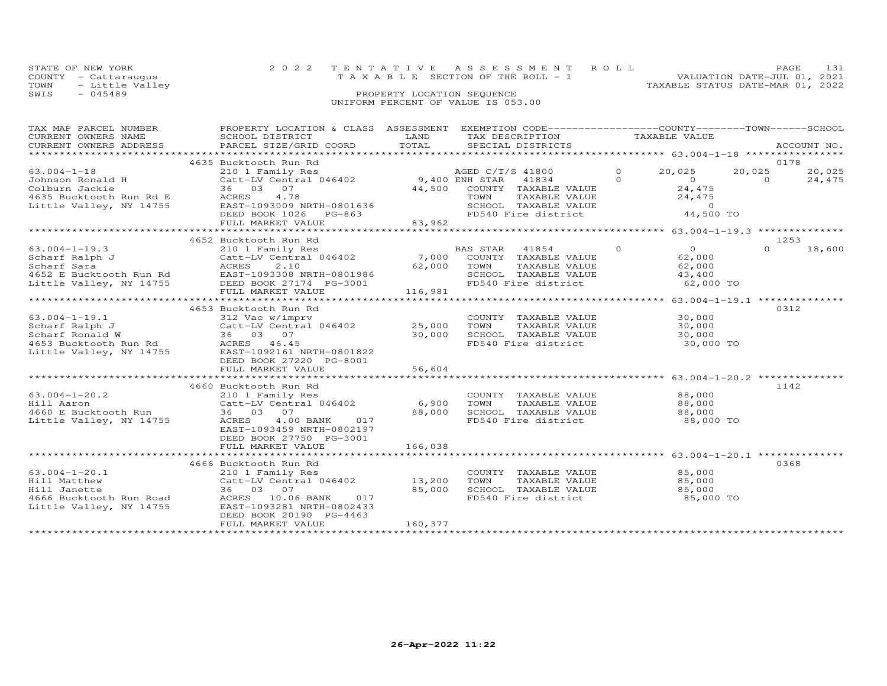STATE OF NEW YORK
COUNTY - Cattaraugus
TOWN - Little Valley
SWIS - 045489

2022 TENTATIVE ASSESSMENT ROLL
TAXABLE SECTION OF THE ROLL - 1
PROPERTY LOCATION SEQUENCE
UNIFORM PERCENT OF VALUE IS 053.00

VALUATION DATE-JUL 01, 2021
TAXABLE STATUS DATE-MAR 01, 2022

| TAX MAP PARCEL NUMBER / CURRENT OWNERS NAME / CURRENT OWNERS ADDRESS | PROPERTY LOCATION & CLASS / SCHOOL DISTRICT / PARCEL SIZE/GRID COORD | ASSESSMENT LAND | TOTAL | EXEMPTION CODE / TAX DESCRIPTION / SPECIAL DISTRICTS | COUNTY TAXABLE VALUE | TOWN | SCHOOL | ACCOUNT NO. |
|---|---|---|---|---|---|---|---|---|
| | 4635 Bucktooth Run Rd | | | | | | | 0178 |
| 63.004-1-18 | 210 1 Family Res | | | AGED C/T/S 41800 0 | 20,025 | 20,025 | 20,025 | |
| Johnson Ronald H | Catt-LV Central 046402 | 9,400 | | ENH STAR 41834 0 | 0 | 0 | 24,475 | |
| Colburn Jackie | 36 03 07 | | 44,500 | COUNTY TAXABLE VALUE | 24,475 | | | |
| 4635 Bucktooth Run Rd E | ACRES 4.78 | | | TOWN TAXABLE VALUE | 24,475 | | | |
| Little Valley, NY 14755 | EAST-1093009 NRTH-0801636 | | | SCHOOL TAXABLE VALUE | 0 | | | |
| | DEED BOOK 1026 PG-863 | | | FD540 Fire district | 44,500 TO | | | |
| | FULL MARKET VALUE | | 83,962 | | | | | |
| | 4652 Bucktooth Run Rd | | | | | | | 1253 |
| 63.004-1-19.3 | 210 1 Family Res | | | BAS STAR 41854 0 | 0 | 0 | 18,600 | |
| Scharf Ralph J | Catt-LV Central 046402 | 7,000 | | COUNTY TAXABLE VALUE | 62,000 | | | |
| Scharf Sara | ACRES 2.10 | | 62,000 | TOWN TAXABLE VALUE | 62,000 | | | |
| 4652 E Bucktooth Run Rd | EAST-1093308 NRTH-0801986 | | | SCHOOL TAXABLE VALUE | 43,400 | | | |
| Little Valley, NY 14755 | DEED BOOK 27174 PG-3001 | | | FD540 Fire district | 62,000 TO | | | |
| | FULL MARKET VALUE | | 116,981 | | | | | |
| | 4653 Bucktooth Run Rd | | | | | | | 0312 |
| 63.004-1-19.1 | 312 Vac w/imprv | | | COUNTY TAXABLE VALUE | 30,000 | | | |
| Scharf Ralph J | Catt-LV Central 046402 | 25,000 | | TOWN TAXABLE VALUE | 30,000 | | | |
| Scharf Ronald W | 36 03 07 | | 30,000 | SCHOOL TAXABLE VALUE | 30,000 | | | |
| 4653 Bucktooth Run Rd | ACRES 46.45 | | | FD540 Fire district | 30,000 TO | | | |
| Little Valley, NY 14755 | EAST-1092161 NRTH-0801822 | | | | | | | |
| | DEED BOOK 27220 PG-8001 | | | | | | | |
| | FULL MARKET VALUE | | 56,604 | | | | | |
| | 4660 Bucktooth Run Rd | | | | | | | 1142 |
| 63.004-1-20.2 | 210 1 Family Res | | | COUNTY TAXABLE VALUE | 88,000 | | | |
| Hill Aaron | Catt-LV Central 046402 | 6,900 | | TOWN TAXABLE VALUE | 88,000 | | | |
| 4660 E Bucktooth Run | 36 03 07 | | 88,000 | SCHOOL TAXABLE VALUE | 88,000 | | | |
| Little Valley, NY 14755 | ACRES 4.00 BANK 017 | | | FD540 Fire district | 88,000 TO | | | |
| | EAST-1093459 NRTH-0802197 | | | | | | | |
| | DEED BOOK 27750 PG-3001 | | | | | | | |
| | FULL MARKET VALUE | | 166,038 | | | | | |
| | 4666 Bucktooth Run Rd | | | | | | | 0368 |
| 63.004-1-20.1 | 210 1 Family Res | | | COUNTY TAXABLE VALUE | 85,000 | | | |
| Hill Matthew | Catt-LV Central 046402 | 13,200 | | TOWN TAXABLE VALUE | 85,000 | | | |
| Hill Janette | 36 03 07 | | 85,000 | SCHOOL TAXABLE VALUE | 85,000 | | | |
| 4666 Bucktooth Run Road | ACRES 10.06 BANK 017 | | | FD540 Fire district | 85,000 TO | | | |
| Little Valley, NY 14755 | EAST-1093281 NRTH-0802433 | | | | | | | |
| | DEED BOOK 20190 PG-4463 | | | | | | | |
| | FULL MARKET VALUE | | 160,377 | | | | | |

26-Apr-2022 11:22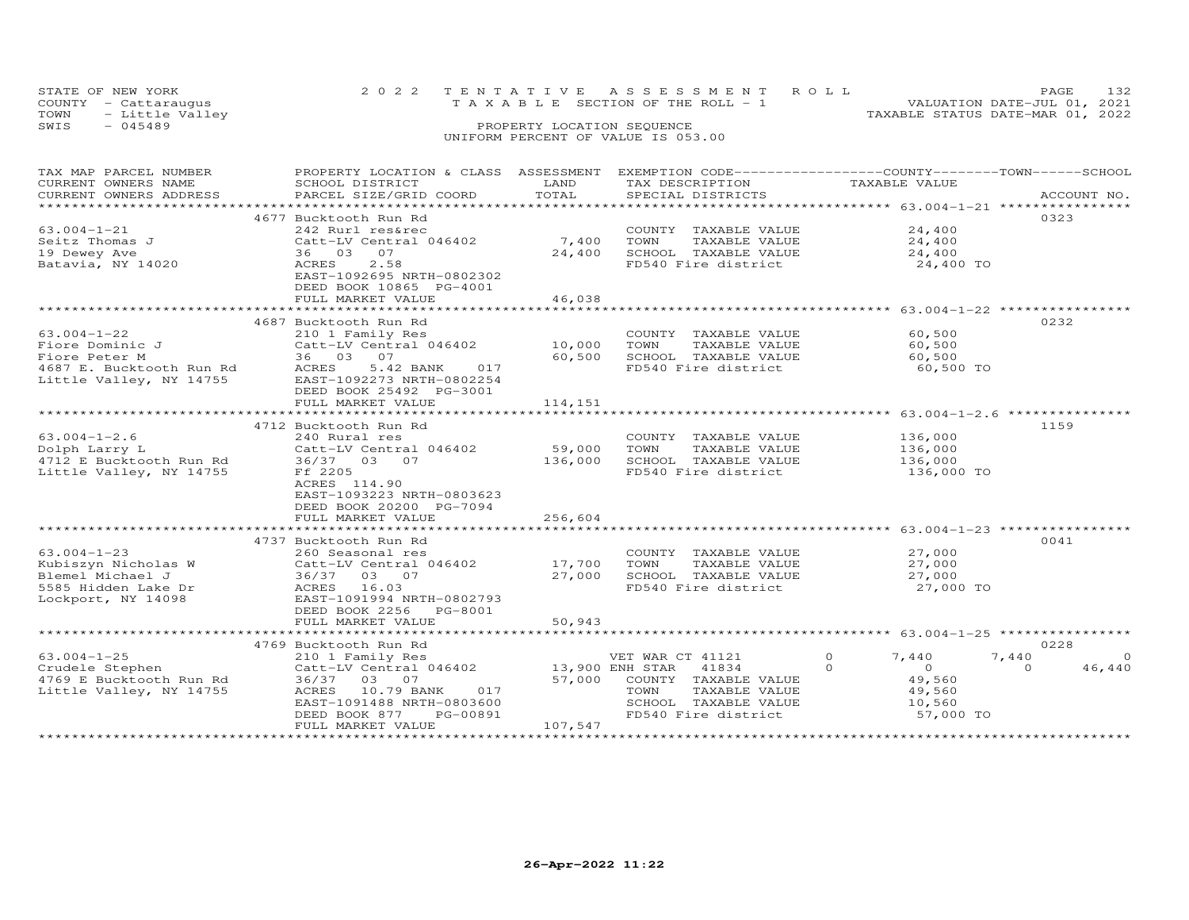STATE OF NEW YORK — 2022 TENTATIVE ASSESSMENT ROLL
COUNTY - Cattaraugus — TAXABLE SECTION OF THE ROLL - 1 — VALUATION DATE-JUL 01, 2021
TOWN - Little Valley — TAXABLE STATUS DATE-MAR 01, 2022
SWIS - 045489 — PROPERTY LOCATION SEQUENCE
UNIFORM PERCENT OF VALUE IS 053.00

| TAX MAP PARCEL NUMBER / CURRENT OWNERS NAME / CURRENT OWNERS ADDRESS | PROPERTY LOCATION & CLASS / SCHOOL DISTRICT / PARCEL SIZE/GRID COORD | ASSESSMENT LAND | TOTAL | EXEMPTION CODE / TAX DESCRIPTION / SPECIAL DISTRICTS | COUNTY | TOWN | SCHOOL | TAXABLE VALUE | ACCOUNT NO. |
|---|---|---|---|---|---|---|---|---|---|
| **63.004-1-21** | 4677 Bucktooth Run Rd | | | | | | | | 0323 |
| Seitz Thomas J | 242 Rurl res&rec | | | COUNTY TAXABLE VALUE | | | | 24,400 | |
| 19 Dewey Ave | Catt-LV Central 046402 | 7,400 | | TOWN TAXABLE VALUE | | | | 24,400 | |
| Batavia, NY 14020 | 36 03 07 | | 24,400 | SCHOOL TAXABLE VALUE | | | | 24,400 | |
| | ACRES 2.58 | | | FD540 Fire district | | | | 24,400 TO | |
| | EAST-1092695 NRTH-0802302 | | | | | | | | |
| | DEED BOOK 10865 PG-4001 | | | | | | | | |
| | FULL MARKET VALUE | | 46,038 | | | | | | |
| **63.004-1-22** | 4687 Bucktooth Run Rd | | | | | | | | 0232 |
| Fiore Dominic J | 210 1 Family Res | | | COUNTY TAXABLE VALUE | | | | 60,500 | |
| Fiore Peter M | Catt-LV Central 046402 | 10,000 | | TOWN TAXABLE VALUE | | | | 60,500 | |
| 4687 E. Bucktooth Run Rd | 36 03 07 | | 60,500 | SCHOOL TAXABLE VALUE | | | | 60,500 | |
| Little Valley, NY 14755 | ACRES 5.42 BANK 017 | | | FD540 Fire district | | | | 60,500 TO | |
| | EAST-1092273 NRTH-0802254 | | | | | | | | |
| | DEED BOOK 25492 PG-3001 | | | | | | | | |
| | FULL MARKET VALUE | | 114,151 | | | | | | |
| **63.004-1-2.6** | 4712 Bucktooth Run Rd | | | | | | | | 1159 |
| Dolph Larry L | 240 Rural res | | | COUNTY TAXABLE VALUE | | | | 136,000 | |
| 4712 E Bucktooth Run Rd | Catt-LV Central 046402 | 59,000 | | TOWN TAXABLE VALUE | | | | 136,000 | |
| Little Valley, NY 14755 | 36/37 03 07 | | 136,000 | SCHOOL TAXABLE VALUE | | | | 136,000 | |
| | Ff 2205 | | | FD540 Fire district | | | | 136,000 TO | |
| | ACRES 114.90 | | | | | | | | |
| | EAST-1093223 NRTH-0803623 | | | | | | | | |
| | DEED BOOK 20200 PG-7094 | | | | | | | | |
| | FULL MARKET VALUE | | 256,604 | | | | | | |
| **63.004-1-23** | 4737 Bucktooth Run Rd | | | | | | | | 0041 |
| Kubiszyn Nicholas W | 260 Seasonal res | | | COUNTY TAXABLE VALUE | | | | 27,000 | |
| Blemel Michael J | Catt-LV Central 046402 | 17,700 | | TOWN TAXABLE VALUE | | | | 27,000 | |
| 5585 Hidden Lake Dr | 36/37 03 07 | | 27,000 | SCHOOL TAXABLE VALUE | | | | 27,000 | |
| Lockport, NY 14098 | ACRES 16.03 | | | FD540 Fire district | | | | 27,000 TO | |
| | EAST-1091994 NRTH-0802793 | | | | | | | | |
| | DEED BOOK 2256 PG-8001 | | | | | | | | |
| | FULL MARKET VALUE | | 50,943 | | | | | | |
| **63.004-1-25** | 4769 Bucktooth Run Rd | | | | | | | | 0228 |
| Crudele Stephen | 210 1 Family Res | | | VET WAR CT 41121 | 0 | 7,440 | 7,440 | | 0 |
| 4769 E Bucktooth Run Rd | Catt-LV Central 046402 | 13,900 | | ENH STAR 41834 | 0 | 0 | 0 | | 46,440 |
| Little Valley, NY 14755 | 36/37 03 07 | | 57,000 | COUNTY TAXABLE VALUE | | | | 49,560 | |
| | ACRES 10.79 BANK 017 | | | TOWN TAXABLE VALUE | | | | 49,560 | |
| | EAST-1091488 NRTH-0803600 | | | SCHOOL TAXABLE VALUE | | | | 10,560 | |
| | DEED BOOK 877 PG-00891 | | | FD540 Fire district | | | | 57,000 TO | |
| | FULL MARKET VALUE | | 107,547 | | | | | | |

26-Apr-2022 11:22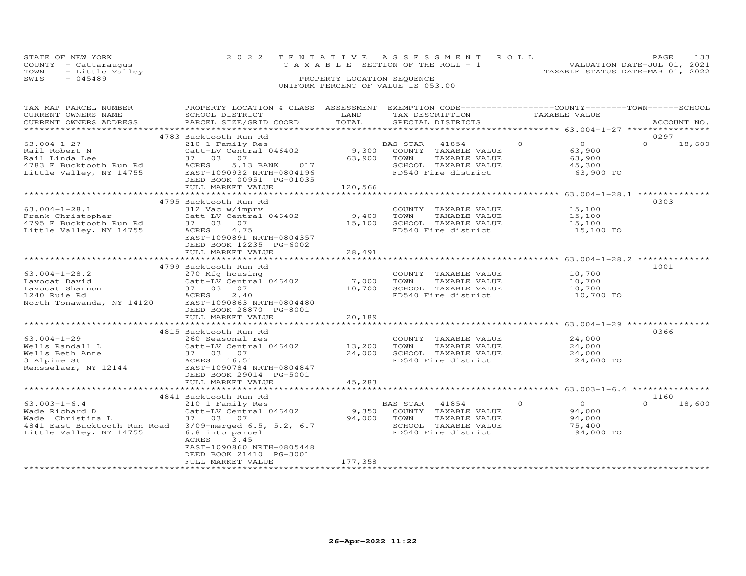STATE OF NEW YORK
COUNTY - Cattaraugus
TOWN - Little Valley
SWIS - 045489

2022 TENTATIVE ASSESSMENT ROLL
TAXABLE SECTION OF THE ROLL - 1
PROPERTY LOCATION SEQUENCE
UNIFORM PERCENT OF VALUE IS 053.00

VALUATION DATE-JUL 01, 2021
TAXABLE STATUS DATE-MAR 01, 2022

| TAX MAP PARCEL NUMBER / CURRENT OWNERS NAME / CURRENT OWNERS ADDRESS | PROPERTY LOCATION & CLASS / SCHOOL DISTRICT / PARCEL SIZE/GRID COORD | ASSESSMENT LAND | TOTAL | EXEMPTION CODE / TAX DESCRIPTION / SPECIAL DISTRICTS | COUNTY / TOWN / SCHOOL TAXABLE VALUE | ACCOUNT NO. |
|---|---|---|---|---|---|---|
| | 4783 Bucktooth Run Rd | | | | | 0297 |
| 63.004-1-27 | 210 1 Family Res | | | BAS STAR 41854 | 0 0 0 | 18,600 |
| Rail Robert N | Catt-LV Central 046402 | 9,300 | | COUNTY TAXABLE VALUE | 63,900 | |
| Rail Linda Lee | 37 03 07 | | 63,900 | TOWN TAXABLE VALUE | 63,900 | |
| 4783 E Bucktooth Run Rd | ACRES 5.13 BANK 017 | | | SCHOOL TAXABLE VALUE | 45,300 | |
| Little Valley, NY 14755 | EAST-1090932 NRTH-0804196 | | | FD540 Fire district | 63,900 TO | |
| | DEED BOOK 00951 PG-01035 | | | | | |
| | FULL MARKET VALUE | | 120,566 | | | |
| | 4795 Bucktooth Run Rd | | | | | 0303 |
| 63.004-1-28.1 | 312 Vac w/imprv | | | COUNTY TAXABLE VALUE | 15,100 | |
| Frank Christopher | Catt-LV Central 046402 | 9,400 | | TOWN TAXABLE VALUE | 15,100 | |
| 4795 E Bucktooth Run Rd | 37 03 07 | | 15,100 | SCHOOL TAXABLE VALUE | 15,100 | |
| Little Valley, NY 14755 | ACRES 4.75 | | | FD540 Fire district | 15,100 TO | |
| | EAST-1090891 NRTH-0804357 | | | | | |
| | DEED BOOK 12235 PG-6002 | | | | | |
| | FULL MARKET VALUE | | 28,491 | | | |
| | 4799 Bucktooth Run Rd | | | | | 1001 |
| 63.004-1-28.2 | 270 Mfg housing | | | COUNTY TAXABLE VALUE | 10,700 | |
| Lavocat David | Catt-LV Central 046402 | 7,000 | | TOWN TAXABLE VALUE | 10,700 | |
| Lavocat Shannon | 37 03 07 | | 10,700 | SCHOOL TAXABLE VALUE | 10,700 | |
| 1240 Ruie Rd | ACRES 2.40 | | | FD540 Fire district | 10,700 TO | |
| North Tonawanda, NY 14120 | EAST-1090863 NRTH-0804480 | | | | | |
| | DEED BOOK 28870 PG-8001 | | | | | |
| | FULL MARKET VALUE | | 20,189 | | | |
| | 4815 Bucktooth Run Rd | | | | | 0366 |
| 63.004-1-29 | 260 Seasonal res | | | COUNTY TAXABLE VALUE | 24,000 | |
| Wells Randall L | Catt-LV Central 046402 | 13,200 | | TOWN TAXABLE VALUE | 24,000 | |
| Wells Beth Anne | 37 03 07 | | 24,000 | SCHOOL TAXABLE VALUE | 24,000 | |
| 3 Alpine St | ACRES 16.51 | | | FD540 Fire district | 24,000 TO | |
| Rensselaer, NY 12144 | EAST-1090784 NRTH-0804847 | | | | | |
| | DEED BOOK 29014 PG-5001 | | | | | |
| | FULL MARKET VALUE | | 45,283 | | | |
| | 4841 Bucktooth Run Rd | | | | | 1160 |
| 63.003-1-6.4 | 210 1 Family Res | | | BAS STAR 41854 | 0 0 0 | 18,600 |
| Wade Richard D | Catt-LV Central 046402 | 9,350 | | COUNTY TAXABLE VALUE | 94,000 | |
| Wade Christina L | 37 03 07 | | 94,000 | TOWN TAXABLE VALUE | 94,000 | |
| 4841 East Bucktooth Run Road | 3/09-merged 6.5, 5.2, 6.7 | | | SCHOOL TAXABLE VALUE | 75,400 | |
| Little Valley, NY 14755 | 6.8 into parcel | | | FD540 Fire district | 94,000 TO | |
| | ACRES 3.45 | | | | | |
| | EAST-1090860 NRTH-0805448 | | | | | |
| | DEED BOOK 21410 PG-3001 | | | | | |
| | FULL MARKET VALUE | | 177,358 | | | |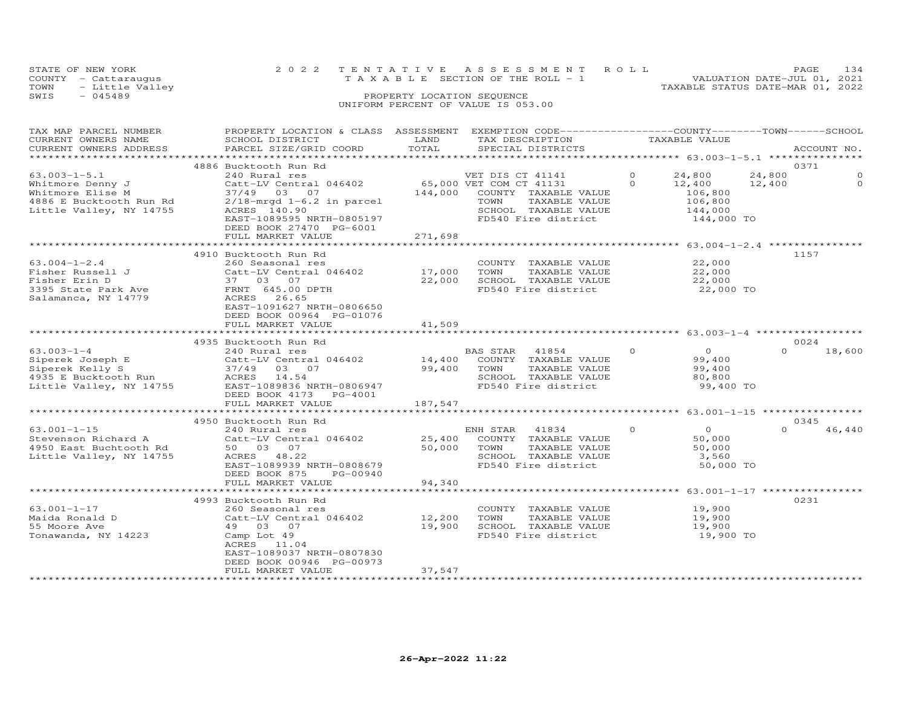STATE OF NEW YORK
COUNTY - Cattaraugus
TOWN - Little Valley
SWIS - 045489

2022 TENTATIVE ASSESSMENT ROLL
TAXABLE SECTION OF THE ROLL - 1
PROPERTY LOCATION SEQUENCE
UNIFORM PERCENT OF VALUE IS 053.00

VALUATION DATE-JUL 01, 2021
TAXABLE STATUS DATE-MAR 01, 2022

| TAX MAP PARCEL NUMBER / CURRENT OWNERS NAME / CURRENT OWNERS ADDRESS | PROPERTY LOCATION & CLASS / SCHOOL DISTRICT / PARCEL SIZE/GRID COORD | ASSESSMENT LAND | TOTAL | EXEMPTION CODE / TAX DESCRIPTION / SPECIAL DISTRICTS | | COUNTY TAXABLE VALUE | TOWN | SCHOOL | ACCOUNT NO. |
|---|---|---|---|---|---|---|---|---|---|
| | 4886 Bucktooth Run Rd | | | | | | | | 0371 |
| 63.003-1-5.1 | 240 Rural res | | | VET DIS CT 41141 | 0 | 24,800 | 24,800 | 0 | |
| Whitmore Denny J | Catt-LV Central 046402 | 65,000 | | VET COM CT 41131 | 0 | 12,400 | 12,400 | 0 | |
| Whitmore Elise M | 37/49 03 07 | | 144,000 | COUNTY TAXABLE VALUE | | 106,800 | | | |
| 4886 E Bucktooth Run Rd | 2/18-mrgd 1-6.2 in parcel | | | TOWN TAXABLE VALUE | | 106,800 | | | |
| Little Valley, NY 14755 | ACRES 140.90 | | | SCHOOL TAXABLE VALUE | | 144,000 | | | |
| | EAST-1089595 NRTH-0805197 | | | FD540 Fire district | | 144,000 TO | | | |
| | DEED BOOK 27470 PG-6001 | | | | | | | | |
| | FULL MARKET VALUE | | 271,698 | | | | | | |
| | 4910 Bucktooth Run Rd | | | | | | | | 1157 |
| 63.004-1-2.4 | 260 Seasonal res | | | COUNTY TAXABLE VALUE | | 22,000 | | | |
| Fisher Russell J | Catt-LV Central 046402 | 17,000 | | TOWN TAXABLE VALUE | | 22,000 | | | |
| Fisher Erin D | 37 03 07 | | 22,000 | SCHOOL TAXABLE VALUE | | 22,000 | | | |
| 3395 State Park Ave | FRNT 645.00 DPTH | | | FD540 Fire district | | 22,000 TO | | | |
| Salamanca, NY 14779 | ACRES 26.65 | | | | | | | | |
| | EAST-1091627 NRTH-0806650 | | | | | | | | |
| | DEED BOOK 00964 PG-01076 | | | | | | | | |
| | FULL MARKET VALUE | | 41,509 | | | | | | |
| | 4935 Bucktooth Run Rd | | | | | | | | 0024 |
| 63.003-1-4 | 240 Rural res | | | BAS STAR 41854 | 0 | 0 | 0 | 18,600 | |
| Siperek Joseph E | Catt-LV Central 046402 | 14,400 | | COUNTY TAXABLE VALUE | | 99,400 | | | |
| Siperek Kelly S | 37/49 03 07 | | 99,400 | TOWN TAXABLE VALUE | | 99,400 | | | |
| 4935 E Bucktooth Run | ACRES 14.54 | | | SCHOOL TAXABLE VALUE | | 80,800 | | | |
| Little Valley, NY 14755 | EAST-1089836 NRTH-0806947 | | | FD540 Fire district | | 99,400 TO | | | |
| | DEED BOOK 4173 PG-4001 | | | | | | | | |
| | FULL MARKET VALUE | | 187,547 | | | | | | |
| | 4950 Bucktooth Run Rd | | | | | | | | 0345 |
| 63.001-1-15 | 240 Rural res | | | ENH STAR 41834 | 0 | 0 | 0 | 46,440 | |
| Stevenson Richard A | Catt-LV Central 046402 | 25,400 | | COUNTY TAXABLE VALUE | | 50,000 | | | |
| 4950 East Buchtooth Rd | 50 03 07 | | 50,000 | TOWN TAXABLE VALUE | | 50,000 | | | |
| Little Valley, NY 14755 | ACRES 48.22 | | | SCHOOL TAXABLE VALUE | | 3,560 | | | |
| | EAST-1089939 NRTH-0808679 | | | FD540 Fire district | | 50,000 TO | | | |
| | DEED BOOK 875 PG-00940 | | | | | | | | |
| | FULL MARKET VALUE | | 94,340 | | | | | | |
| | 4993 Bucktooth Run Rd | | | | | | | | 0231 |
| 63.001-1-17 | 260 Seasonal res | | | COUNTY TAXABLE VALUE | | 19,900 | | | |
| Maida Ronald D | Catt-LV Central 046402 | 12,200 | | TOWN TAXABLE VALUE | | 19,900 | | | |
| 55 Moore Ave | 49 03 07 | | 19,900 | SCHOOL TAXABLE VALUE | | 19,900 | | | |
| Tonawanda, NY 14223 | Camp Lot 49 | | | FD540 Fire district | | 19,900 TO | | | |
| | ACRES 11.04 | | | | | | | | |
| | EAST-1089037 NRTH-0807830 | | | | | | | | |
| | DEED BOOK 00946 PG-00973 | | | | | | | | |
| | FULL MARKET VALUE | | 37,547 | | | | | | |

26-Apr-2022 11:22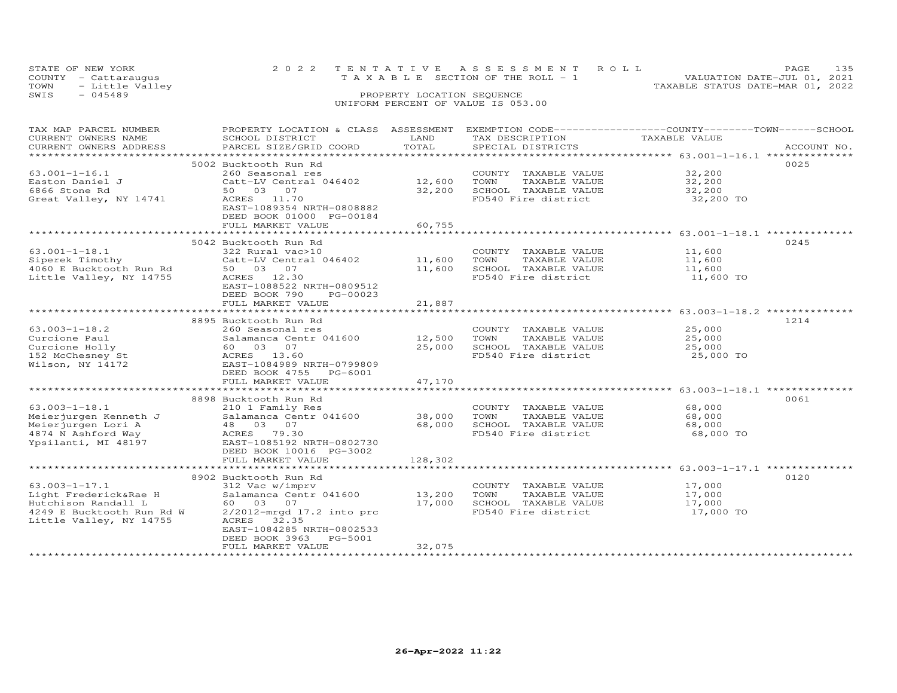STATE OF NEW YORK
COUNTY - Cattaraugus
TOWN - Little Valley
SWIS - 045489

2022 TENTATIVE ASSESSMENT ROLL
TAXABLE SECTION OF THE ROLL - 1
PROPERTY LOCATION SEQUENCE
UNIFORM PERCENT OF VALUE IS 053.00

VALUATION DATE-JUL 01, 2021
TAXABLE STATUS DATE-MAR 01, 2022

| TAX MAP PARCEL NUMBER / CURRENT OWNERS NAME / CURRENT OWNERS ADDRESS | PROPERTY LOCATION & CLASS / SCHOOL DISTRICT / PARCEL SIZE/GRID COORD | ASSESSMENT LAND | TOTAL | EXEMPTION CODE / TAX DESCRIPTION / SPECIAL DISTRICTS | COUNTY--------TOWN------SCHOOL TAXABLE VALUE | ACCOUNT NO. |
|---|---|---|---|---|---|---|
| 63.001-1-16.1 | 5002 Bucktooth Run Rd | | | | | 0025 |
| Easton Daniel J | 260 Seasonal res | | | COUNTY TAXABLE VALUE | 32,200 | |
| 6866 Stone Rd | Catt-LV Central 046402 | 12,600 | | TOWN TAXABLE VALUE | 32,200 | |
| Great Valley, NY 14741 | 50 03 07 | | 32,200 | SCHOOL TAXABLE VALUE | 32,200 | |
| | ACRES 11.70 | | | FD540 Fire district | 32,200 TO | |
| | EAST-1089354 NRTH-0808882 | | | | | |
| | DEED BOOK 01000 PG-00184 | | | | | |
| | FULL MARKET VALUE | | 60,755 | | | |
| 63.001-1-18.1 | 5042 Bucktooth Run Rd | | | | | 0245 |
| Siperek Timothy | 322 Rural vac>10 | | | COUNTY TAXABLE VALUE | 11,600 | |
| 4060 E Bucktooth Run Rd | Catt-LV Central 046402 | 11,600 | | TOWN TAXABLE VALUE | 11,600 | |
| Little Valley, NY 14755 | 50 03 07 | | 11,600 | SCHOOL TAXABLE VALUE | 11,600 | |
| | ACRES 12.30 | | | FD540 Fire district | 11,600 TO | |
| | EAST-1088522 NRTH-0809512 | | | | | |
| | DEED BOOK 790 PG-00023 | | | | | |
| | FULL MARKET VALUE | | 21,887 | | | |
| 63.003-1-18.2 | 8895 Bucktooth Run Rd | | | | | 1214 |
| Curcione Paul | 260 Seasonal res | | | COUNTY TAXABLE VALUE | 25,000 | |
| Curcione Holly | Salamanca Centr 041600 | 12,500 | | TOWN TAXABLE VALUE | 25,000 | |
| 152 McChesney St | 60 03 07 | | 25,000 | SCHOOL TAXABLE VALUE | 25,000 | |
| Wilson, NY 14172 | ACRES 13.60 | | | FD540 Fire district | 25,000 TO | |
| | EAST-1084989 NRTH-0799809 | | | | | |
| | DEED BOOK 4755 PG-6001 | | | | | |
| | FULL MARKET VALUE | | 47,170 | | | |
| 63.003-1-18.1 | 8898 Bucktooth Run Rd | | | | | 0061 |
| Meierjurgen Kenneth J | 210 1 Family Res | | | COUNTY TAXABLE VALUE | 68,000 | |
| Meierjurgen Lori A | Salamanca Centr 041600 | 38,000 | | TOWN TAXABLE VALUE | 68,000 | |
| 4874 N Ashford Way | 48 03 07 | | 68,000 | SCHOOL TAXABLE VALUE | 68,000 | |
| Ypsilanti, MI 48197 | ACRES 79.30 | | | FD540 Fire district | 68,000 TO | |
| | EAST-1085192 NRTH-0802730 | | | | | |
| | DEED BOOK 10016 PG-3002 | | | | | |
| | FULL MARKET VALUE | | 128,302 | | | |
| 63.003-1-17.1 | 8902 Bucktooth Run Rd | | | | | 0120 |
| Light Frederick&Rae H | 312 Vac w/imprv | | | COUNTY TAXABLE VALUE | 17,000 | |
| Hutchison Randall L | Salamanca Centr 041600 | 13,200 | | TOWN TAXABLE VALUE | 17,000 | |
| 4249 E Bucktooth Run Rd W | 60 03 07 | | 17,000 | SCHOOL TAXABLE VALUE | 17,000 | |
| Little Valley, NY 14755 | 2/2012-mrgd 17.2 into prc | | | FD540 Fire district | 17,000 TO | |
| | ACRES 32.35 | | | | | |
| | EAST-1084285 NRTH-0802533 | | | | | |
| | DEED BOOK 3963 PG-5001 | | | | | |
| | FULL MARKET VALUE | | 32,075 | | | |

26-Apr-2022 11:22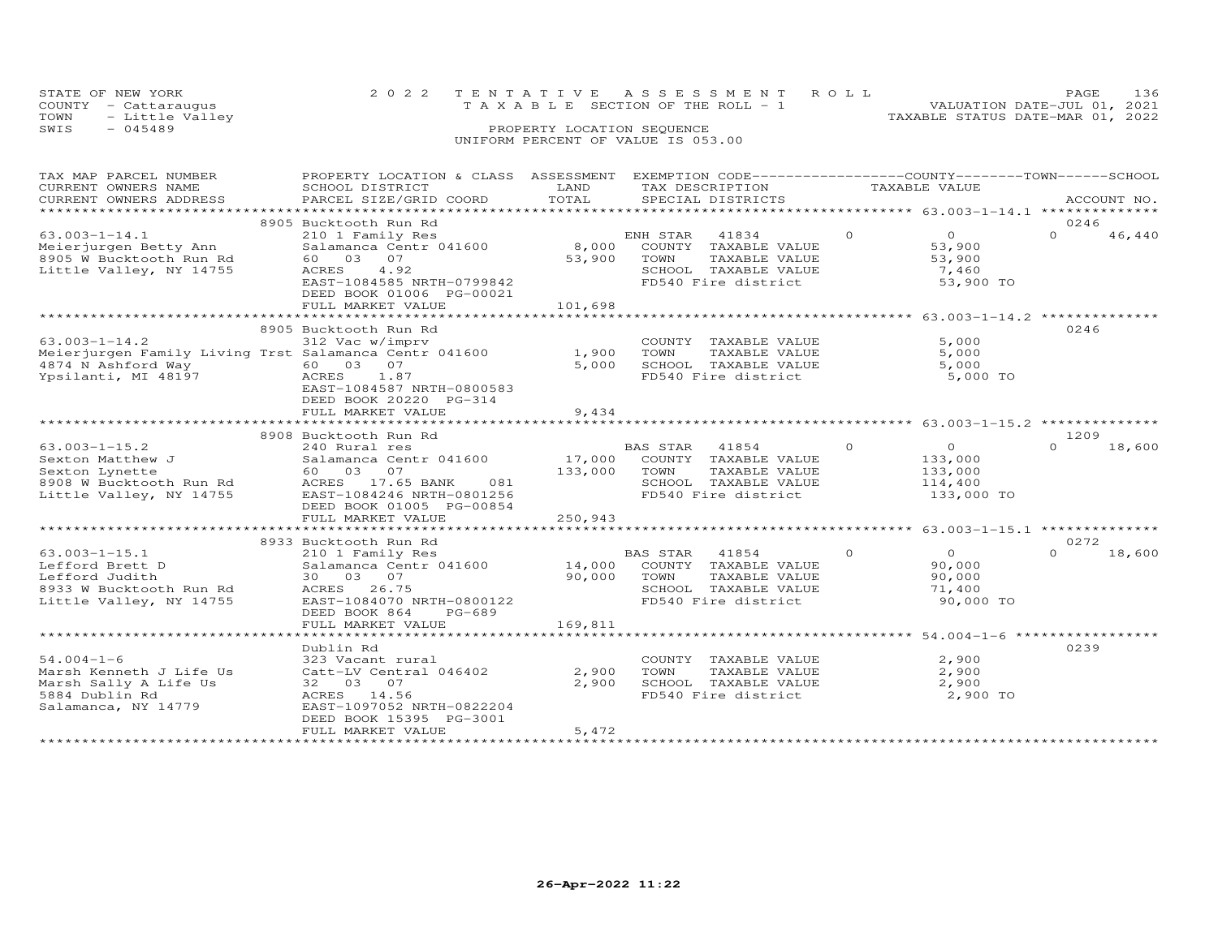STATE OF NEW YORK
COUNTY - Cattaraugus
TOWN - Little Valley
SWIS - 045489

2022 TENTATIVE ASSESSMENT ROLL
TAXABLE SECTION OF THE ROLL - 1
PROPERTY LOCATION SEQUENCE
UNIFORM PERCENT OF VALUE IS 053.00

VALUATION DATE-JUL 01, 2021
TAXABLE STATUS DATE-MAR 01, 2022

| TAX MAP PARCEL NUMBER / CURRENT OWNERS NAME / CURRENT OWNERS ADDRESS | PROPERTY LOCATION & CLASS / SCHOOL DISTRICT / PARCEL SIZE/GRID COORD | ASSESSMENT LAND / TOTAL | EXEMPTION CODE / TAX DESCRIPTION / SPECIAL DISTRICTS | COUNTY | TOWN | SCHOOL | TAXABLE VALUE | ACCOUNT NO. |
|---|---|---|---|---|---|---|---|---|
| | 8905 Bucktooth Run Rd | | | | | | | 0246 |
| 63.003-1-14.1 | 210 1 Family Res | | ENH STAR 41834 | 0 | 0 | 46,440 | | |
| Meierjurgen Betty Ann | Salamanca Centr 041600 | 8,000 | COUNTY TAXABLE VALUE | | | | 53,900 | |
| 8905 W Bucktooth Run Rd | 60 03 07 | 53,900 | TOWN TAXABLE VALUE | | | | 53,900 | |
| Little Valley, NY 14755 | ACRES 4.92 | | SCHOOL TAXABLE VALUE | | | | 7,460 | |
| | EAST-1084585 NRTH-0799842 | | FD540 Fire district | | | | 53,900 TO | |
| | DEED BOOK 01006 PG-00021 | | | | | | | |
| | FULL MARKET VALUE | 101,698 | | | | | | |
| | 8905 Bucktooth Run Rd | | | | | | | 0246 |
| 63.003-1-14.2 | 312 Vac w/imprv | | COUNTY TAXABLE VALUE | | | | 5,000 | |
| Meierjurgen Family Living Trst | Salamanca Centr 041600 | 1,900 | TOWN TAXABLE VALUE | | | | 5,000 | |
| 4874 N Ashford Way | 60 03 07 | 5,000 | SCHOOL TAXABLE VALUE | | | | 5,000 | |
| Ypsilanti, MI 48197 | ACRES 1.87 | | FD540 Fire district | | | | 5,000 TO | |
| | EAST-1084587 NRTH-0800583 | | | | | | | |
| | DEED BOOK 20220 PG-314 | | | | | | | |
| | FULL MARKET VALUE | 9,434 | | | | | | |
| | 8908 Bucktooth Run Rd | | | | | | | 1209 |
| 63.003-1-15.2 | 240 Rural res | | BAS STAR 41854 | 0 | 0 | 18,600 | | |
| Sexton Matthew J | Salamanca Centr 041600 | 17,000 | COUNTY TAXABLE VALUE | | | | 133,000 | |
| Sexton Lynette | 60 03 07 | 133,000 | TOWN TAXABLE VALUE | | | | 133,000 | |
| 8908 W Bucktooth Run Rd | ACRES 17.65 BANK 081 | | SCHOOL TAXABLE VALUE | | | | 114,400 | |
| Little Valley, NY 14755 | EAST-1084246 NRTH-0801256 | | FD540 Fire district | | | | 133,000 TO | |
| | DEED BOOK 01005 PG-00854 | | | | | | | |
| | FULL MARKET VALUE | 250,943 | | | | | | |
| | 8933 Bucktooth Run Rd | | | | | | | 0272 |
| 63.003-1-15.1 | 210 1 Family Res | | BAS STAR 41854 | 0 | 0 | 18,600 | | |
| Lefford Brett D | Salamanca Centr 041600 | 14,000 | COUNTY TAXABLE VALUE | | | | 90,000 | |
| Lefford Judith | 30 03 07 | 90,000 | TOWN TAXABLE VALUE | | | | 90,000 | |
| 8933 W Bucktooth Run Rd | ACRES 26.75 | | SCHOOL TAXABLE VALUE | | | | 71,400 | |
| Little Valley, NY 14755 | EAST-1084070 NRTH-0800122 | | FD540 Fire district | | | | 90,000 TO | |
| | DEED BOOK 864 PG-689 | | | | | | | |
| | FULL MARKET VALUE | 169,811 | | | | | | |
| | Dublin Rd | | | | | | | 0239 |
| 54.004-1-6 | 323 Vacant rural | | COUNTY TAXABLE VALUE | | | | 2,900 | |
| Marsh Kenneth J Life Us | Catt-LV Central 046402 | 2,900 | TOWN TAXABLE VALUE | | | | 2,900 | |
| Marsh Sally A Life Us | 32 03 07 | 2,900 | SCHOOL TAXABLE VALUE | | | | 2,900 | |
| 5884 Dublin Rd | ACRES 14.56 | | FD540 Fire district | | | | 2,900 TO | |
| Salamanca, NY 14779 | EAST-1097052 NRTH-0822204 | | | | | | | |
| | DEED BOOK 15395 PG-3001 | | | | | | | |
| | FULL MARKET VALUE | 5,472 | | | | | | |

26-Apr-2022 11:22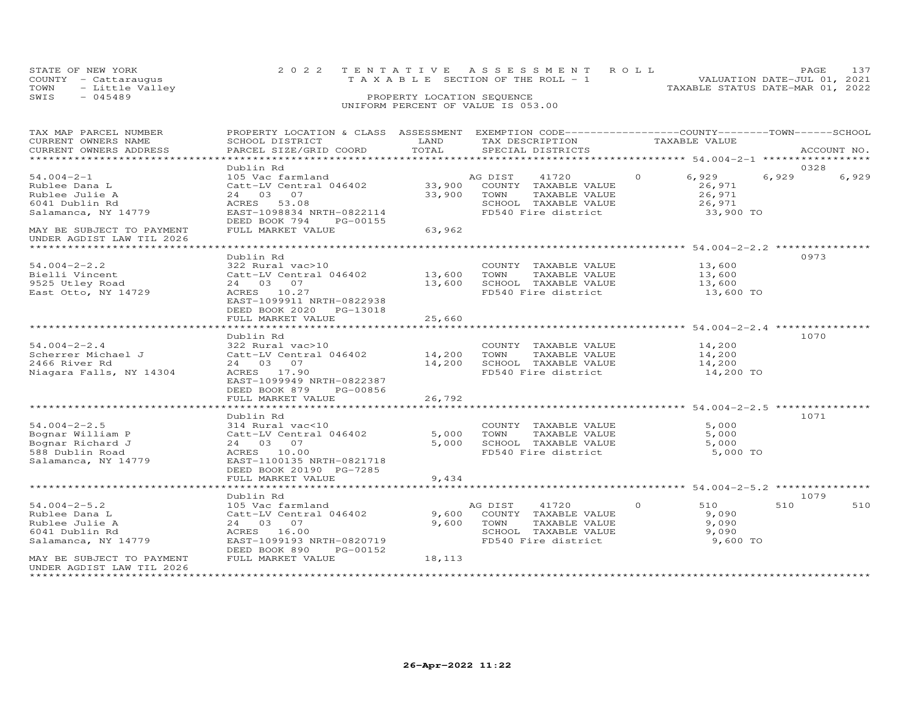STATE OF NEW YORK
COUNTY - Cattaraugus
TOWN - Little Valley
SWIS - 045489

2022 TENTATIVE ASSESSMENT ROLL
TAXABLE SECTION OF THE ROLL - 1
PROPERTY LOCATION SEQUENCE
UNIFORM PERCENT OF VALUE IS 053.00

VALUATION DATE-JUL 01, 2021
TAXABLE STATUS DATE-MAR 01, 2022

| TAX MAP PARCEL NUMBER / CURRENT OWNERS NAME / CURRENT OWNERS ADDRESS | PROPERTY LOCATION & CLASS / SCHOOL DISTRICT / PARCEL SIZE/GRID COORD | ASSESSMENT LAND | TOTAL | EXEMPTION CODE / TAX DESCRIPTION / SPECIAL DISTRICTS | COUNTY TAXABLE VALUE | TOWN | SCHOOL | ACCOUNT NO. |
|---|---|---|---|---|---|---|---|---|
| **54.004-2-1** | Dublin Rd | | | | | | | 0328 |
| 54.004-2-1 | 105 Vac farmland | | | AG DIST 41720 0 | 6,929 | 6,929 | 6,929 | |
| Rublee Dana L | Catt-LV Central 046402 | 33,900 | | COUNTY TAXABLE VALUE | 26,971 | | | |
| Rublee Julie A | 24 03 07 | | 33,900 | TOWN TAXABLE VALUE | 26,971 | | | |
| 6041 Dublin Rd | ACRES 53.08 | | | SCHOOL TAXABLE VALUE | 26,971 | | | |
| Salamanca, NY 14779 | EAST-1098834 NRTH-0822114 | | | FD540 Fire district | 33,900 TO | | | |
| | DEED BOOK 794 PG-00155 | | | | | | | |
| MAY BE SUBJECT TO PAYMENT | FULL MARKET VALUE | | 63,962 | | | | | |
| UNDER AGDIST LAW TIL 2026 | | | | | | | | |
| **54.004-2-2.2** | Dublin Rd | | | | | | | 0973 |
| 54.004-2-2.2 | 322 Rural vac>10 | | | COUNTY TAXABLE VALUE | 13,600 | | | |
| Bielli Vincent | Catt-LV Central 046402 | 13,600 | | TOWN TAXABLE VALUE | 13,600 | | | |
| 9525 Utley Road | 24 03 07 | | 13,600 | SCHOOL TAXABLE VALUE | 13,600 | | | |
| East Otto, NY 14729 | ACRES 10.27 | | | FD540 Fire district | 13,600 TO | | | |
| | EAST-1099911 NRTH-0822938 | | | | | | | |
| | DEED BOOK 2020 PG-13018 | | | | | | | |
| | FULL MARKET VALUE | | 25,660 | | | | | |
| **54.004-2-2.4** | Dublin Rd | | | | | | | 1070 |
| 54.004-2-2.4 | 322 Rural vac>10 | | | COUNTY TAXABLE VALUE | 14,200 | | | |
| Scherrer Michael J | Catt-LV Central 046402 | 14,200 | | TOWN TAXABLE VALUE | 14,200 | | | |
| 2466 River Rd | 24 03 07 | | 14,200 | SCHOOL TAXABLE VALUE | 14,200 | | | |
| Niagara Falls, NY 14304 | ACRES 17.90 | | | FD540 Fire district | 14,200 TO | | | |
| | EAST-1099949 NRTH-0822387 | | | | | | | |
| | DEED BOOK 879 PG-00856 | | | | | | | |
| | FULL MARKET VALUE | | 26,792 | | | | | |
| **54.004-2-2.5** | Dublin Rd | | | | | | | 1071 |
| 54.004-2-2.5 | 314 Rural vac<10 | | | COUNTY TAXABLE VALUE | 5,000 | | | |
| Bognar William P | Catt-LV Central 046402 | 5,000 | | TOWN TAXABLE VALUE | 5,000 | | | |
| Bognar Richard J | 24 03 07 | | 5,000 | SCHOOL TAXABLE VALUE | 5,000 | | | |
| 588 Dublin Road | ACRES 10.00 | | | FD540 Fire district | 5,000 TO | | | |
| Salamanca, NY 14779 | EAST-1100135 NRTH-0821718 | | | | | | | |
| | DEED BOOK 20190 PG-7285 | | | | | | | |
| | FULL MARKET VALUE | | 9,434 | | | | | |
| **54.004-2-5.2** | Dublin Rd | | | | | | | 1079 |
| 54.004-2-5.2 | 105 Vac farmland | | | AG DIST 41720 0 | 510 | 510 | 510 | |
| Rublee Dana L | Catt-LV Central 046402 | 9,600 | | COUNTY TAXABLE VALUE | 9,090 | | | |
| Rublee Julie A | 24 03 07 | | 9,600 | TOWN TAXABLE VALUE | 9,090 | | | |
| 6041 Dublin Rd | ACRES 16.00 | | | SCHOOL TAXABLE VALUE | 9,090 | | | |
| Salamanca, NY 14779 | EAST-1099193 NRTH-0820719 | | | FD540 Fire district | 9,600 TO | | | |
| | DEED BOOK 890 PG-00152 | | | | | | | |
| MAY BE SUBJECT TO PAYMENT | FULL MARKET VALUE | | 18,113 | | | | | |
| UNDER AGDIST LAW TIL 2026 | | | | | | | | |

26-Apr-2022 11:22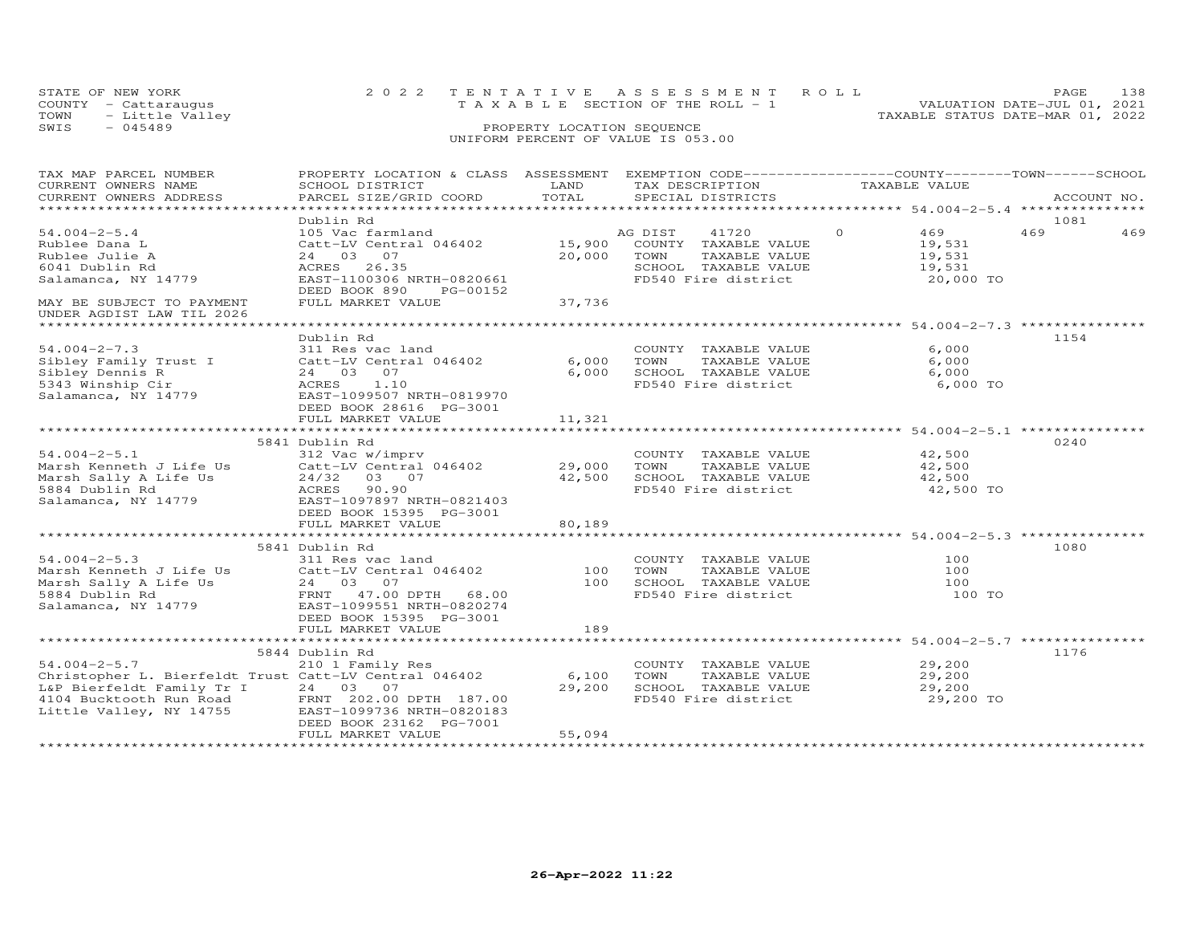STATE OF NEW YORK
COUNTY - Cattaraugus
TOWN - Little Valley
SWIS - 045489

2022 TENTATIVE ASSESSMENT ROLL
TAXABLE SECTION OF THE ROLL - 1
PROPERTY LOCATION SEQUENCE
UNIFORM PERCENT OF VALUE IS 053.00

VALUATION DATE-JUL 01, 2021
TAXABLE STATUS DATE-MAR 01, 2022

| TAX MAP PARCEL NUMBER / CURRENT OWNERS NAME / CURRENT OWNERS ADDRESS | PROPERTY LOCATION & CLASS / SCHOOL DISTRICT / PARCEL SIZE/GRID COORD | ASSESSMENT LAND / TOTAL | EXEMPTION CODE / TAX DESCRIPTION / SPECIAL DISTRICTS | COUNTY | TOWN | SCHOOL / ACCOUNT NO. |
|---|---|---|---|---|---|---|
| 54.004-2-5.4 | Dublin Rd | | | | | 1081 |
| 54.004-2-5.4 | 105 Vac farmland | | AG DIST 41720 0 | 469 | 469 | 469 |
| Rublee Dana L | Catt-LV Central 046402 | 15,900 | COUNTY TAXABLE VALUE | 19,531 | | |
| Rublee Julie A | 24 03 07 | 20,000 | TOWN TAXABLE VALUE | | 19,531 | |
| 6041 Dublin Rd | ACRES 26.35 | | SCHOOL TAXABLE VALUE | | | 19,531 |
| Salamanca, NY 14779 | EAST-1100306 NRTH-0820661 | | FD540 Fire district | 20,000 TO | | |
| | DEED BOOK 890 PG-00152 | | | | | |
| MAY BE SUBJECT TO PAYMENT UNDER AGDIST LAW TIL 2026 | FULL MARKET VALUE | 37,736 | | | | |
| 54.004-2-7.3 | Dublin Rd | | | | | 1154 |
| 54.004-2-7.3 | 311 Res vac land | | COUNTY TAXABLE VALUE | 6,000 | | |
| Sibley Family Trust I | Catt-LV Central 046402 | 6,000 | TOWN TAXABLE VALUE | | 6,000 | |
| Sibley Dennis R | 24 03 07 | 6,000 | SCHOOL TAXABLE VALUE | | | 6,000 |
| 5343 Winship Cir | ACRES 1.10 | | FD540 Fire district | 6,000 TO | | |
| Salamanca, NY 14779 | EAST-1099507 NRTH-0819970 | | | | | |
| | DEED BOOK 28616 PG-3001 | | | | | |
| | FULL MARKET VALUE | 11,321 | | | | |
| 54.004-2-5.1 | 5841 Dublin Rd | | | | | 0240 |
| 54.004-2-5.1 | 312 Vac w/imprv | | COUNTY TAXABLE VALUE | 42,500 | | |
| Marsh Kenneth J Life Us | Catt-LV Central 046402 | 29,000 | TOWN TAXABLE VALUE | | 42,500 | |
| Marsh Sally A Life Us | 24/32 03 07 | 42,500 | SCHOOL TAXABLE VALUE | | | 42,500 |
| 5884 Dublin Rd | ACRES 90.90 | | FD540 Fire district | 42,500 TO | | |
| Salamanca, NY 14779 | EAST-1097897 NRTH-0821403 | | | | | |
| | DEED BOOK 15395 PG-3001 | | | | | |
| | FULL MARKET VALUE | 80,189 | | | | |
| 54.004-2-5.3 | 5841 Dublin Rd | | | | | 1080 |
| 54.004-2-5.3 | 311 Res vac land | | COUNTY TAXABLE VALUE | 100 | | |
| Marsh Kenneth J Life Us | Catt-LV Central 046402 | 100 | TOWN TAXABLE VALUE | | 100 | |
| Marsh Sally A Life Us | 24 03 07 | 100 | SCHOOL TAXABLE VALUE | | | 100 |
| 5884 Dublin Rd | FRNT 47.00 DPTH 68.00 | | FD540 Fire district | 100 TO | | |
| Salamanca, NY 14779 | EAST-1099551 NRTH-0820274 | | | | | |
| | DEED BOOK 15395 PG-3001 | | | | | |
| | FULL MARKET VALUE | 189 | | | | |
| 54.004-2-5.7 | 5844 Dublin Rd | | | | | 1176 |
| 54.004-2-5.7 | 210 1 Family Res | | COUNTY TAXABLE VALUE | 29,200 | | |
| Christopher L. Bierfeldt Trust | Catt-LV Central 046402 | 6,100 | TOWN TAXABLE VALUE | | 29,200 | |
| L&P Bierfeldt Family Tr I | 24 03 07 | 29,200 | SCHOOL TAXABLE VALUE | | | 29,200 |
| 4104 Bucktooth Run Road | FRNT 202.00 DPTH 187.00 | | FD540 Fire district | 29,200 TO | | |
| Little Valley, NY 14755 | EAST-1099736 NRTH-0820183 | | | | | |
| | DEED BOOK 23162 PG-7001 | | | | | |
| | FULL MARKET VALUE | 55,094 | | | | |

26-Apr-2022 11:22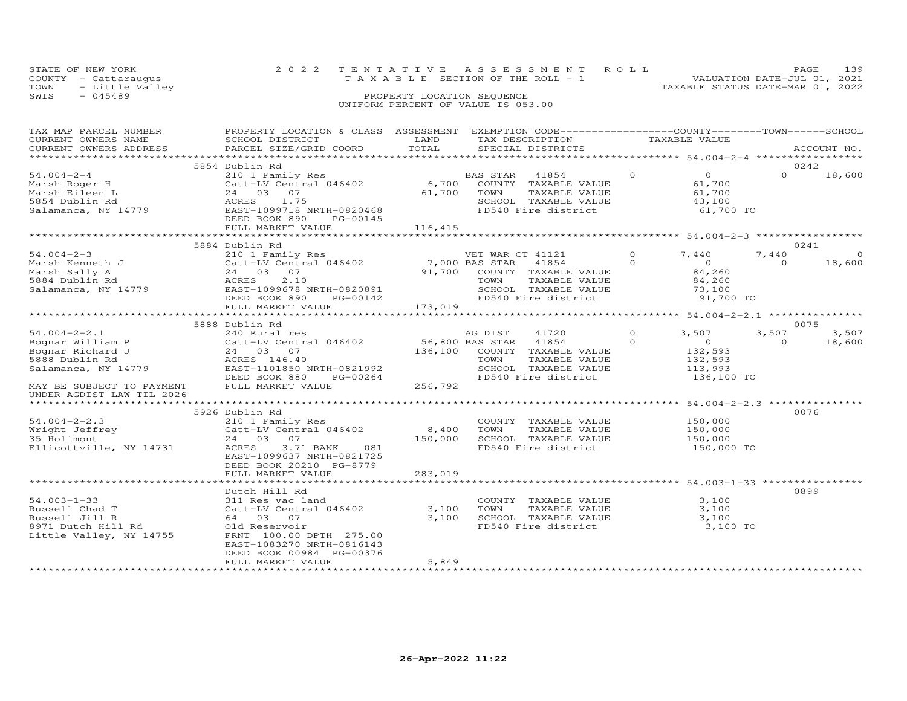STATE OF NEW YORK
COUNTY - Cattaraugus
TOWN - Little Valley
SWIS - 045489

2022 TENTATIVE ASSESSMENT ROLL
TAXABLE SECTION OF THE ROLL - 1
PROPERTY LOCATION SEQUENCE
UNIFORM PERCENT OF VALUE IS 053.00

VALUATION DATE-JUL 01, 2021
TAXABLE STATUS DATE-MAR 01, 2022

| TAX MAP PARCEL NUMBER / CURRENT OWNERS NAME / CURRENT OWNERS ADDRESS | PROPERTY LOCATION & CLASS / SCHOOL DISTRICT / PARCEL SIZE/GRID COORD | ASSESSMENT LAND | TOTAL | EXEMPTION CODE / TAX DESCRIPTION / SPECIAL DISTRICTS | COUNTY | TOWN | SCHOOL | ACCOUNT NO. |
|---|---|---|---|---|---|---|---|---|
| 54.004-2-4 | 5854 Dublin Rd | | | | | | | 0242 |
| Marsh Roger H | 210 1 Family Res | | | BAS STAR 41854 | 0 | 0 | 18,600 | |
| Marsh Eileen L | Catt-LV Central 046402 | 6,700 | | COUNTY TAXABLE VALUE | 61,700 | | | |
| 5854 Dublin Rd | 24 03 07 | | 61,700 | TOWN TAXABLE VALUE | | 61,700 | | |
| Salamanca, NY 14779 | ACRES 1.75 | | | SCHOOL TAXABLE VALUE | | | 43,100 | |
| | EAST-1099718 NRTH-0820468 | | | FD540 Fire district | 61,700 TO | | | |
| | DEED BOOK 890 PG-00145 | | | | | | | |
| | FULL MARKET VALUE | | 116,415 | | | | | |
| 54.004-2-3 | 5884 Dublin Rd | | | | | | | 0241 |
| Marsh Kenneth J | 210 1 Family Res | | | VET WAR CT 41121 | 7,440 | 7,440 | 0 | |
| Marsh Sally A | Catt-LV Central 046402 | 7,000 | | BAS STAR 41854 | 0 | 0 | 18,600 | |
| 5884 Dublin Rd | 24 03 07 | | 91,700 | COUNTY TAXABLE VALUE | 84,260 | | | |
| Salamanca, NY 14779 | ACRES 2.10 | | | TOWN TAXABLE VALUE | | 84,260 | | |
| | EAST-1099678 NRTH-0820891 | | | SCHOOL TAXABLE VALUE | | | 73,100 | |
| | DEED BOOK 890 PG-00142 | | | FD540 Fire district | 91,700 TO | | | |
| | FULL MARKET VALUE | | 173,019 | | | | | |
| 54.004-2-2.1 | 5888 Dublin Rd | | | | | | | 0075 |
| Bognar William P | 240 Rural res | | | AG DIST 41720 | 3,507 | 3,507 | 3,507 | |
| Bognar Richard J | Catt-LV Central 046402 | 56,800 | | BAS STAR 41854 | 0 | 0 | 18,600 | |
| 5888 Dublin Rd | 24 03 07 | | 136,100 | COUNTY TAXABLE VALUE | 132,593 | | | |
| Salamanca, NY 14779 | ACRES 146.40 | | | TOWN TAXABLE VALUE | | 132,593 | | |
| | EAST-1101850 NRTH-0821992 | | | SCHOOL TAXABLE VALUE | | | 113,993 | |
| MAY BE SUBJECT TO PAYMENT | DEED BOOK 880 PG-00264 | | | FD540 Fire district | 136,100 TO | | | |
| UNDER AGDIST LAW TIL 2026 | FULL MARKET VALUE | | 256,792 | | | | | |
| 54.004-2-2.3 | 5926 Dublin Rd | | | | | | | 0076 |
| Wright Jeffrey | 210 1 Family Res | | | COUNTY TAXABLE VALUE | 150,000 | | | |
| 35 Holimont | Catt-LV Central 046402 | 8,400 | | TOWN TAXABLE VALUE | | 150,000 | | |
| Ellicottville, NY 14731 | 24 03 07 | | 150,000 | SCHOOL TAXABLE VALUE | | | 150,000 | |
| | ACRES 3.71 BANK 081 | | | FD540 Fire district | 150,000 TO | | | |
| | EAST-1099637 NRTH-0821725 | | | | | | | |
| | DEED BOOK 20210 PG-8779 | | | | | | | |
| | FULL MARKET VALUE | | 283,019 | | | | | |
| 54.003-1-33 | Dutch Hill Rd | | | | | | | 0899 |
| Russell Chad T | 311 Res vac land | | | COUNTY TAXABLE VALUE | 3,100 | | | |
| Russell Jill R | Catt-LV Central 046402 | 3,100 | | TOWN TAXABLE VALUE | | 3,100 | | |
| 8971 Dutch Hill Rd | 64 03 07 | | 3,100 | SCHOOL TAXABLE VALUE | | | 3,100 | |
| Little Valley, NY 14755 | Old Reservoir | | | FD540 Fire district | 3,100 TO | | | |
| | FRNT 100.00 DPTH 275.00 | | | | | | | |
| | EAST-1083270 NRTH-0816143 | | | | | | | |
| | DEED BOOK 00984 PG-00376 | | | | | | | |
| | FULL MARKET VALUE | | 5,849 | | | | | |

26-Apr-2022 11:22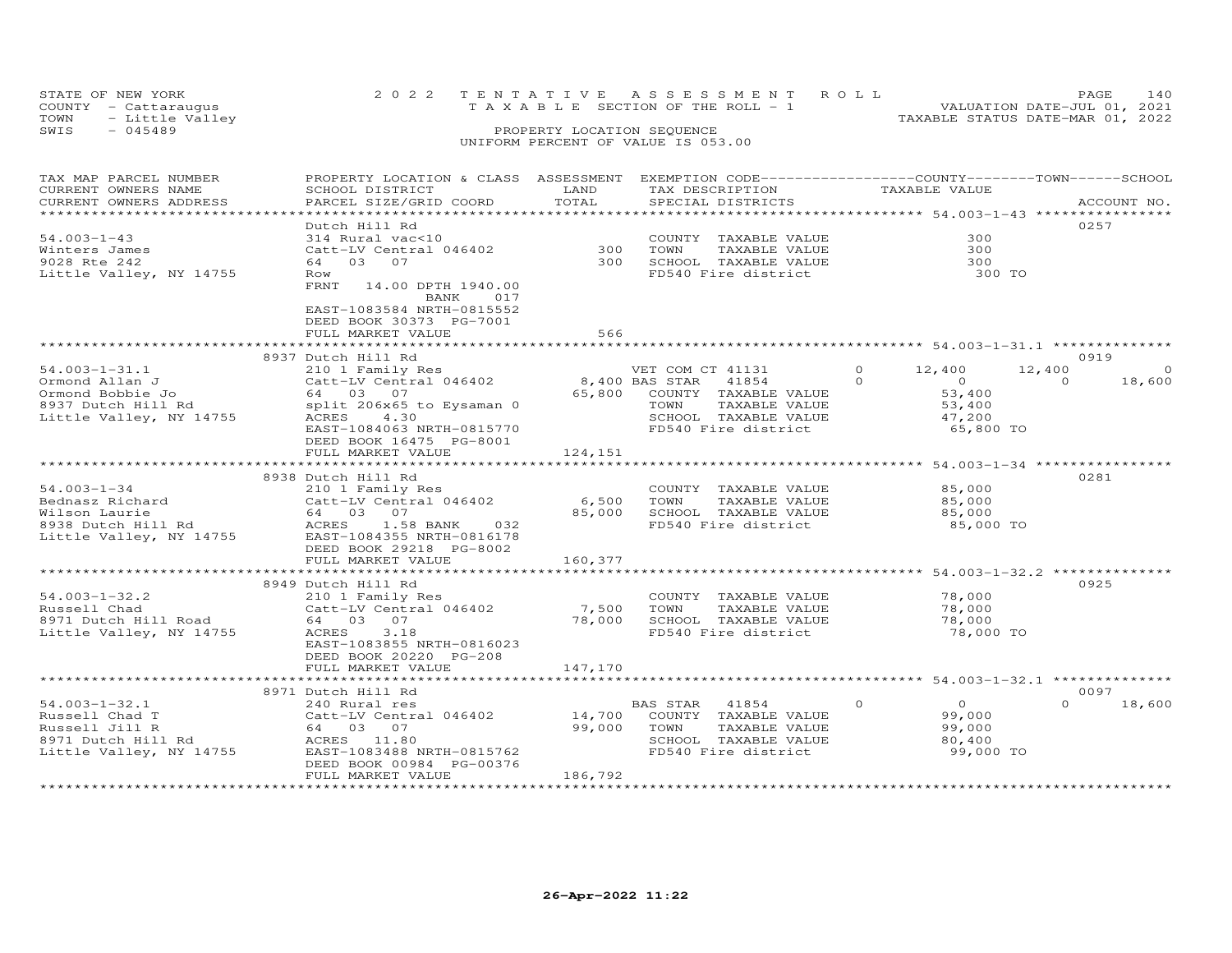STATE OF NEW YORK
COUNTY - Cattaraugus
TOWN - Little Valley
SWIS - 045489

2022 TENTATIVE ASSESSMENT ROLL
TAXABLE SECTION OF THE ROLL - 1
PROPERTY LOCATION SEQUENCE
UNIFORM PERCENT OF VALUE IS 053.00

VALUATION DATE-JUL 01, 2021
TAXABLE STATUS DATE-MAR 01, 2022

| TAX MAP PARCEL NUMBER / CURRENT OWNERS NAME / CURRENT OWNERS ADDRESS | PROPERTY LOCATION & CLASS / SCHOOL DISTRICT / PARCEL SIZE/GRID COORD | ASSESSMENT LAND / TOTAL | EXEMPTION CODE / TAX DESCRIPTION / SPECIAL DISTRICTS | COUNTY | TOWN | SCHOOL | ACCOUNT NO. |
|---|---|---|---|---|---|---|---|
| 54.003-1-43 | Dutch Hill Rd | | | | | | 0257 |
| Winters James | 314 Rural vac<10 | | COUNTY TAXABLE VALUE | 300 | | | |
| 9028 Rte 242 | Catt-LV Central 046402 | 300 | TOWN TAXABLE VALUE | | 300 | | |
| Little Valley, NY 14755 | 64 03 07 | 300 | SCHOOL TAXABLE VALUE | | | 300 | |
| | Row | | FD540 Fire district | 300 TO | | | |
| | FRNT 14.00 DPTH 1940.00 BANK 017 | | | | | | |
| | EAST-1083584 NRTH-0815552 | | | | | | |
| | DEED BOOK 30373 PG-7001 | | | | | | |
| | FULL MARKET VALUE | 566 | | | | | |
| 54.003-1-31.1 | 8937 Dutch Hill Rd | | | | | | 0919 |
| Ormond Allan J | 210 1 Family Res | | VET COM CT 41131 0 | 12,400 | 12,400 | 0 | |
| Ormond Bobbie Jo | Catt-LV Central 046402 | 8,400 | BAS STAR 41854 0 | 0 | 0 | 18,600 | |
| 8937 Dutch Hill Rd | 64 03 07 | 65,800 | COUNTY TAXABLE VALUE | 53,400 | | | |
| Little Valley, NY 14755 | split 206x65 to Eysaman 0 | | TOWN TAXABLE VALUE | | 53,400 | | |
| | ACRES 4.30 | | SCHOOL TAXABLE VALUE | | | 47,200 | |
| | EAST-1084063 NRTH-0815770 | | FD540 Fire district | 65,800 TO | | | |
| | DEED BOOK 16475 PG-8001 | | | | | | |
| | FULL MARKET VALUE | 124,151 | | | | | |
| 54.003-1-34 | 8938 Dutch Hill Rd | | | | | | 0281 |
| Bednasz Richard | 210 1 Family Res | | COUNTY TAXABLE VALUE | 85,000 | | | |
| Wilson Laurie | Catt-LV Central 046402 | 6,500 | TOWN TAXABLE VALUE | | 85,000 | | |
| 8938 Dutch Hill Rd | 64 03 07 | 85,000 | SCHOOL TAXABLE VALUE | | | 85,000 | |
| Little Valley, NY 14755 | ACRES 1.58 BANK 032 | | FD540 Fire district | 85,000 TO | | | |
| | EAST-1084355 NRTH-0816178 | | | | | | |
| | DEED BOOK 29218 PG-8002 | | | | | | |
| | FULL MARKET VALUE | 160,377 | | | | | |
| 54.003-1-32.2 | 8949 Dutch Hill Rd | | | | | | 0925 |
| Russell Chad | 210 1 Family Res | | COUNTY TAXABLE VALUE | 78,000 | | | |
| 8971 Dutch Hill Road | Catt-LV Central 046402 | 7,500 | TOWN TAXABLE VALUE | | 78,000 | | |
| Little Valley, NY 14755 | 64 03 07 | 78,000 | SCHOOL TAXABLE VALUE | | | 78,000 | |
| | ACRES 3.18 | | FD540 Fire district | 78,000 TO | | | |
| | EAST-1083855 NRTH-0816023 | | | | | | |
| | DEED BOOK 20220 PG-208 | | | | | | |
| | FULL MARKET VALUE | 147,170 | | | | | |
| 54.003-1-32.1 | 8971 Dutch Hill Rd | | | | | | 0097 |
| Russell Chad T | 240 Rural res | | BAS STAR 41854 0 | 0 | 0 | 18,600 | |
| Russell Jill R | Catt-LV Central 046402 | 14,700 | COUNTY TAXABLE VALUE | 99,000 | | | |
| 8971 Dutch Hill Rd | 64 03 07 | 99,000 | TOWN TAXABLE VALUE | | 99,000 | | |
| Little Valley, NY 14755 | ACRES 11.80 | | SCHOOL TAXABLE VALUE | | | 80,400 | |
| | EAST-1083488 NRTH-0815762 | | FD540 Fire district | 99,000 TO | | | |
| | DEED BOOK 00984 PG-00376 | | | | | | |
| | FULL MARKET VALUE | 186,792 | | | | | |

26-Apr-2022 11:22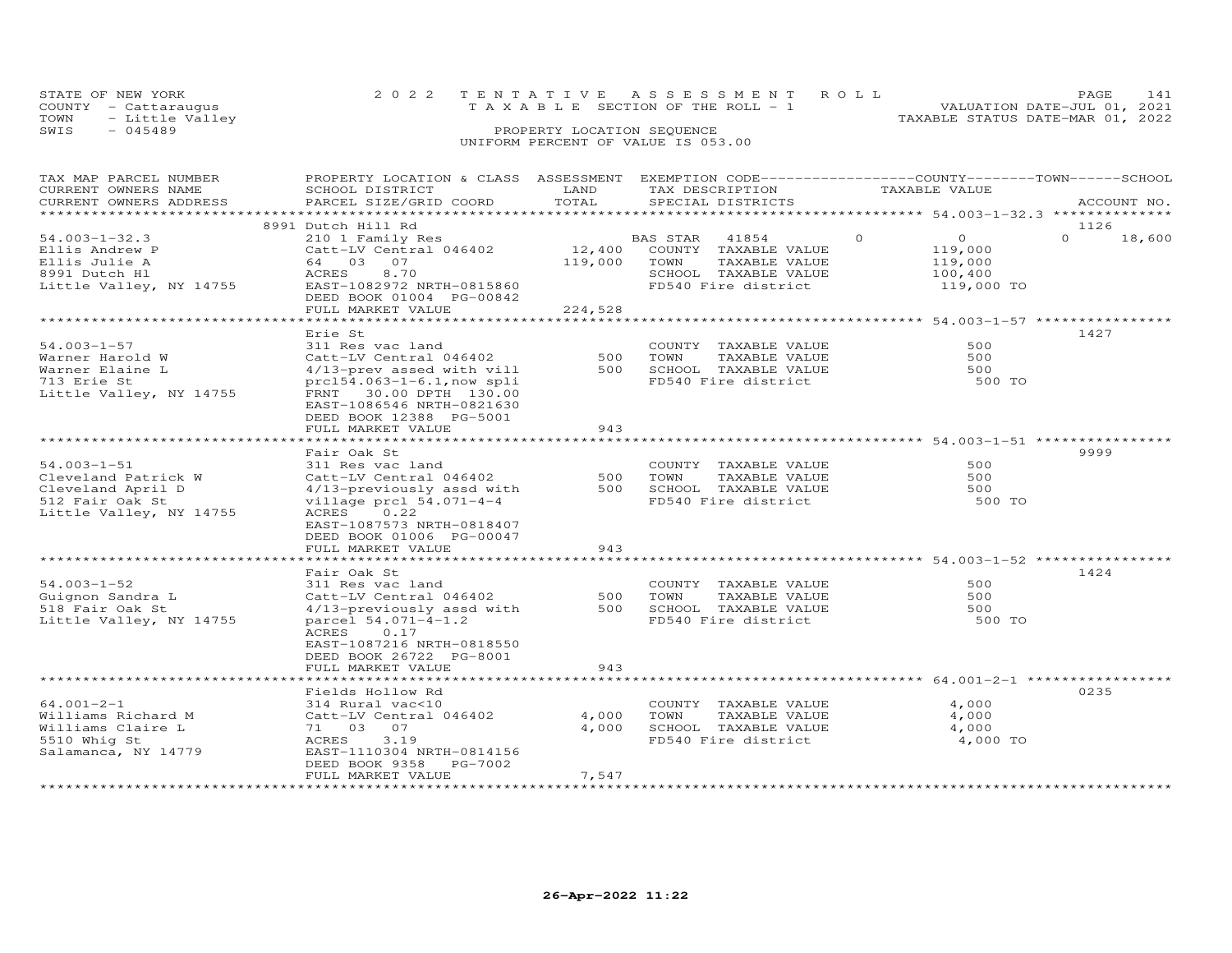STATE OF NEW YORK — COUNTY - Cattaraugus — TOWN - Little Valley — SWIS - 045489

2022 TENTATIVE ASSESSMENT ROLL
TAXABLE SECTION OF THE ROLL - 1
PROPERTY LOCATION SEQUENCE
UNIFORM PERCENT OF VALUE IS 053.00

VALUATION DATE-JUL 01, 2021
TAXABLE STATUS DATE-MAR 01, 2022

| TAX MAP PARCEL NUMBER / CURRENT OWNERS NAME / CURRENT OWNERS ADDRESS | PROPERTY LOCATION & CLASS / SCHOOL DISTRICT / PARCEL SIZE/GRID COORD | ASSESSMENT LAND | TOTAL | EXEMPTION CODE / TAX DESCRIPTION / SPECIAL DISTRICTS | COUNTY | TOWN | SCHOOL | TAXABLE VALUE | ACCOUNT NO. |
|---|---|---|---|---|---|---|---|---|---|
| 54.003-1-32.3 | 8991 Dutch Hill Rd | | | | | | | | 1126 |
| Ellis Andrew P | 210 1 Family Res | | | BAS STAR 41854 | 0 | 0 | 18,600 | | |
| Ellis Julie A | Catt-LV Central 046402 | 12,400 | | COUNTY TAXABLE VALUE | | | | 119,000 | |
| 8991 Dutch Hl | 64 03 07 | | 119,000 | TOWN TAXABLE VALUE | | | | 119,000 | |
| Little Valley, NY 14755 | ACRES 8.70 | | | SCHOOL TAXABLE VALUE | | | | 100,400 | |
| | EAST-1082972 NRTH-0815860 | | | FD540 Fire district | | | | 119,000 TO | |
| | DEED BOOK 01004 PG-00842 | | | | | | | | |
| | FULL MARKET VALUE | | 224,528 | | | | | | |
| 54.003-1-57 | Erie St | | | | | | | | 1427 |
| Warner Harold W | 311 Res vac land | | | COUNTY TAXABLE VALUE | | | | 500 | |
| Warner Elaine L | Catt-LV Central 046402 | 500 | | TOWN TAXABLE VALUE | | | | 500 | |
| 713 Erie St | 4/13-prev assed with vill | | 500 | SCHOOL TAXABLE VALUE | | | | 500 | |
| Little Valley, NY 14755 | prcl54.063-1-6.1,now spli | | | FD540 Fire district | | | | 500 TO | |
| | FRNT 30.00 DPTH 130.00 | | | | | | | | |
| | EAST-1086546 NRTH-0821630 | | | | | | | | |
| | DEED BOOK 12388 PG-5001 | | | | | | | | |
| | FULL MARKET VALUE | | 943 | | | | | | |
| 54.003-1-51 | Fair Oak St | | | | | | | | 9999 |
| Cleveland Patrick W | 311 Res vac land | | | COUNTY TAXABLE VALUE | | | | 500 | |
| Cleveland April D | Catt-LV Central 046402 | 500 | | TOWN TAXABLE VALUE | | | | 500 | |
| 512 Fair Oak St | 4/13-previously assd with | | 500 | SCHOOL TAXABLE VALUE | | | | 500 | |
| Little Valley, NY 14755 | village prcl 54.071-4-4 | | | FD540 Fire district | | | | 500 TO | |
| | ACRES 0.22 | | | | | | | | |
| | EAST-1087573 NRTH-0818407 | | | | | | | | |
| | DEED BOOK 01006 PG-00047 | | | | | | | | |
| | FULL MARKET VALUE | | 943 | | | | | | |
| 54.003-1-52 | Fair Oak St | | | | | | | | 1424 |
| Guignon Sandra L | 311 Res vac land | | | COUNTY TAXABLE VALUE | | | | 500 | |
| 518 Fair Oak St | Catt-LV Central 046402 | 500 | | TOWN TAXABLE VALUE | | | | 500 | |
| Little Valley, NY 14755 | 4/13-previously assd with | | 500 | SCHOOL TAXABLE VALUE | | | | 500 | |
| | parcel 54.071-4-1.2 | | | FD540 Fire district | | | | 500 TO | |
| | ACRES 0.17 | | | | | | | | |
| | EAST-1087216 NRTH-0818550 | | | | | | | | |
| | DEED BOOK 26722 PG-8001 | | | | | | | | |
| | FULL MARKET VALUE | | 943 | | | | | | |
| 64.001-2-1 | Fields Hollow Rd | | | | | | | | 0235 |
| Williams Richard M | 314 Rural vac<10 | | | COUNTY TAXABLE VALUE | | | | 4,000 | |
| Williams Claire L | Catt-LV Central 046402 | 4,000 | | TOWN TAXABLE VALUE | | | | 4,000 | |
| 5510 Whig St | 71 03 07 | | 4,000 | SCHOOL TAXABLE VALUE | | | | 4,000 | |
| Salamanca, NY 14779 | ACRES 3.19 | | | FD540 Fire district | | | | 4,000 TO | |
| | EAST-1110304 NRTH-0814156 | | | | | | | | |
| | DEED BOOK 9358 PG-7002 | | | | | | | | |
| | FULL MARKET VALUE | | 7,547 | | | | | | |

26-Apr-2022 11:22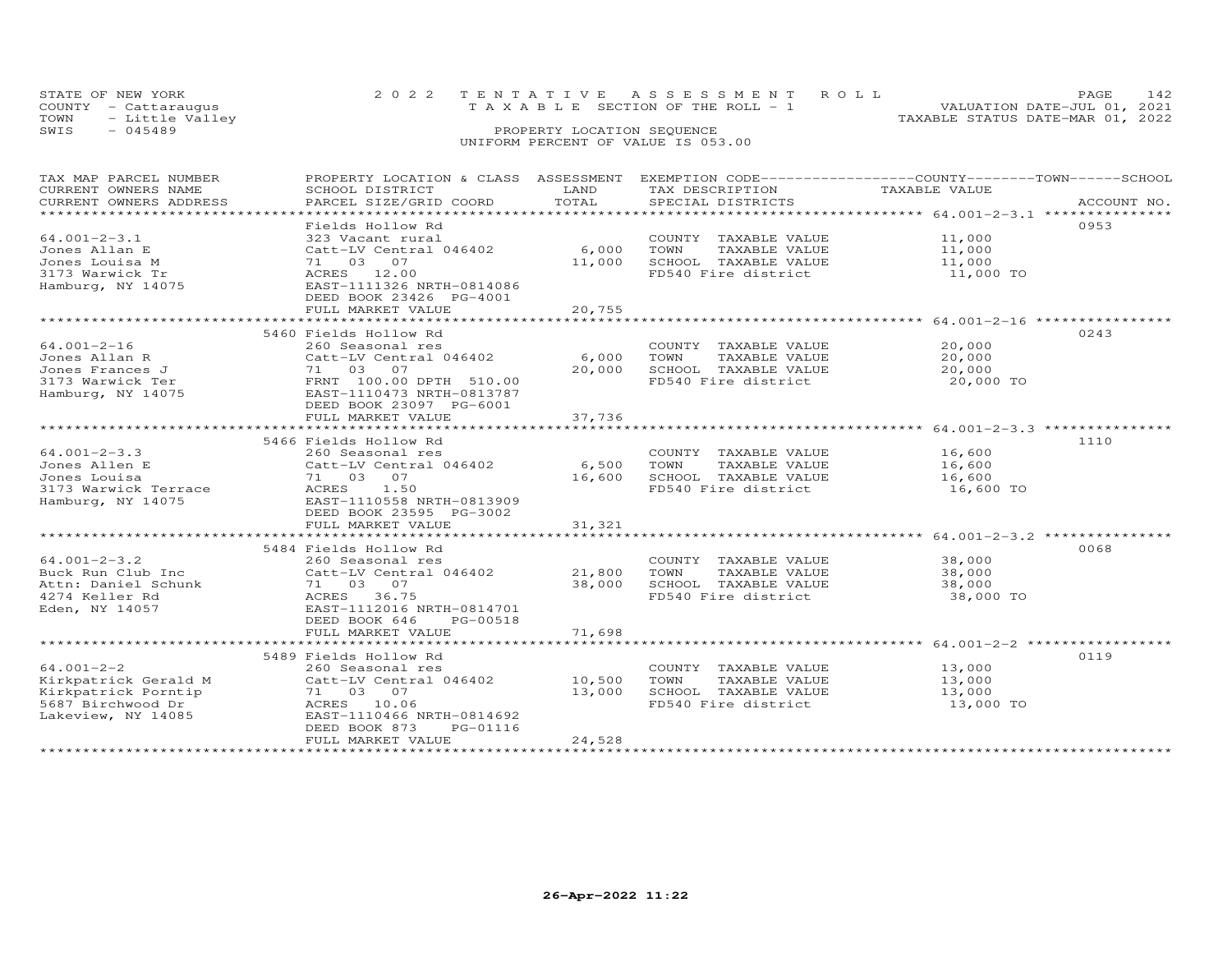STATE OF NEW YORK
COUNTY - Cattaraugus
TOWN - Little Valley
SWIS - 045489

2022 TENTATIVE ASSESSMENT ROLL
TAXABLE SECTION OF THE ROLL - 1
PROPERTY LOCATION SEQUENCE
UNIFORM PERCENT OF VALUE IS 053.00

VALUATION DATE-JUL 01, 2021
TAXABLE STATUS DATE-MAR 01, 2022

| TAX MAP PARCEL NUMBER / CURRENT OWNERS NAME / CURRENT OWNERS ADDRESS | PROPERTY LOCATION & CLASS / SCHOOL DISTRICT / PARCEL SIZE/GRID COORD | ASSESSMENT LAND / TOTAL | EXEMPTION CODE / TAX DESCRIPTION / SPECIAL DISTRICTS | COUNTY / TOWN / SCHOOL TAXABLE VALUE | ACCOUNT NO. |
|---|---|---|---|---|---|
| 64.001-2-3.1 | Fields Hollow Rd | | | | 0953 |
| | 323 Vacant rural | | COUNTY TAXABLE VALUE | 11,000 | |
| Jones Allan E | Catt-LV Central 046402 | 6,000 | TOWN TAXABLE VALUE | 11,000 | |
| Jones Louisa M | 71 03 07 | 11,000 | SCHOOL TAXABLE VALUE | 11,000 | |
| 3173 Warwick Tr | ACRES 12.00 | | FD540 Fire district | 11,000 TO | |
| Hamburg, NY 14075 | EAST-1111326 NRTH-0814086 | | | | |
| | DEED BOOK 23426 PG-4001 | | | | |
| | FULL MARKET VALUE | 20,755 | | | |
| 64.001-2-16 | 5460 Fields Hollow Rd | | | | 0243 |
| | 260 Seasonal res | | COUNTY TAXABLE VALUE | 20,000 | |
| Jones Allan R | Catt-LV Central 046402 | 6,000 | TOWN TAXABLE VALUE | 20,000 | |
| Jones Frances J | 71 03 07 | 20,000 | SCHOOL TAXABLE VALUE | 20,000 | |
| 3173 Warwick Ter | FRNT 100.00 DPTH 510.00 | | FD540 Fire district | 20,000 TO | |
| Hamburg, NY 14075 | EAST-1110473 NRTH-0813787 | | | | |
| | DEED BOOK 23097 PG-6001 | | | | |
| | FULL MARKET VALUE | 37,736 | | | |
| 64.001-2-3.3 | 5466 Fields Hollow Rd | | | | 1110 |
| | 260 Seasonal res | | COUNTY TAXABLE VALUE | 16,600 | |
| Jones Allen E | Catt-LV Central 046402 | 6,500 | TOWN TAXABLE VALUE | 16,600 | |
| Jones Louisa | 71 03 07 | 16,600 | SCHOOL TAXABLE VALUE | 16,600 | |
| 3173 Warwick Terrace | ACRES 1.50 | | FD540 Fire district | 16,600 TO | |
| Hamburg, NY 14075 | EAST-1110558 NRTH-0813909 | | | | |
| | DEED BOOK 23595 PG-3002 | | | | |
| | FULL MARKET VALUE | 31,321 | | | |
| 64.001-2-3.2 | 5484 Fields Hollow Rd | | | | 0068 |
| | 260 Seasonal res | | COUNTY TAXABLE VALUE | 38,000 | |
| Buck Run Club Inc | Catt-LV Central 046402 | 21,800 | TOWN TAXABLE VALUE | 38,000 | |
| Attn: Daniel Schunk | 71 03 07 | 38,000 | SCHOOL TAXABLE VALUE | 38,000 | |
| 4274 Keller Rd | ACRES 36.75 | | FD540 Fire district | 38,000 TO | |
| Eden, NY 14057 | EAST-1112016 NRTH-0814701 | | | | |
| | DEED BOOK 646 PG-00518 | | | | |
| | FULL MARKET VALUE | 71,698 | | | |
| 64.001-2-2 | 5489 Fields Hollow Rd | | | | 0119 |
| | 260 Seasonal res | | COUNTY TAXABLE VALUE | 13,000 | |
| Kirkpatrick Gerald M | Catt-LV Central 046402 | 10,500 | TOWN TAXABLE VALUE | 13,000 | |
| Kirkpatrick Porntip | 71 03 07 | 13,000 | SCHOOL TAXABLE VALUE | 13,000 | |
| 5687 Birchwood Dr | ACRES 10.06 | | FD540 Fire district | 13,000 TO | |
| Lakeview, NY 14085 | EAST-1110466 NRTH-0814692 | | | | |
| | DEED BOOK 873 PG-01116 | | | | |
| | FULL MARKET VALUE | 24,528 | | | |

26-Apr-2022 11:22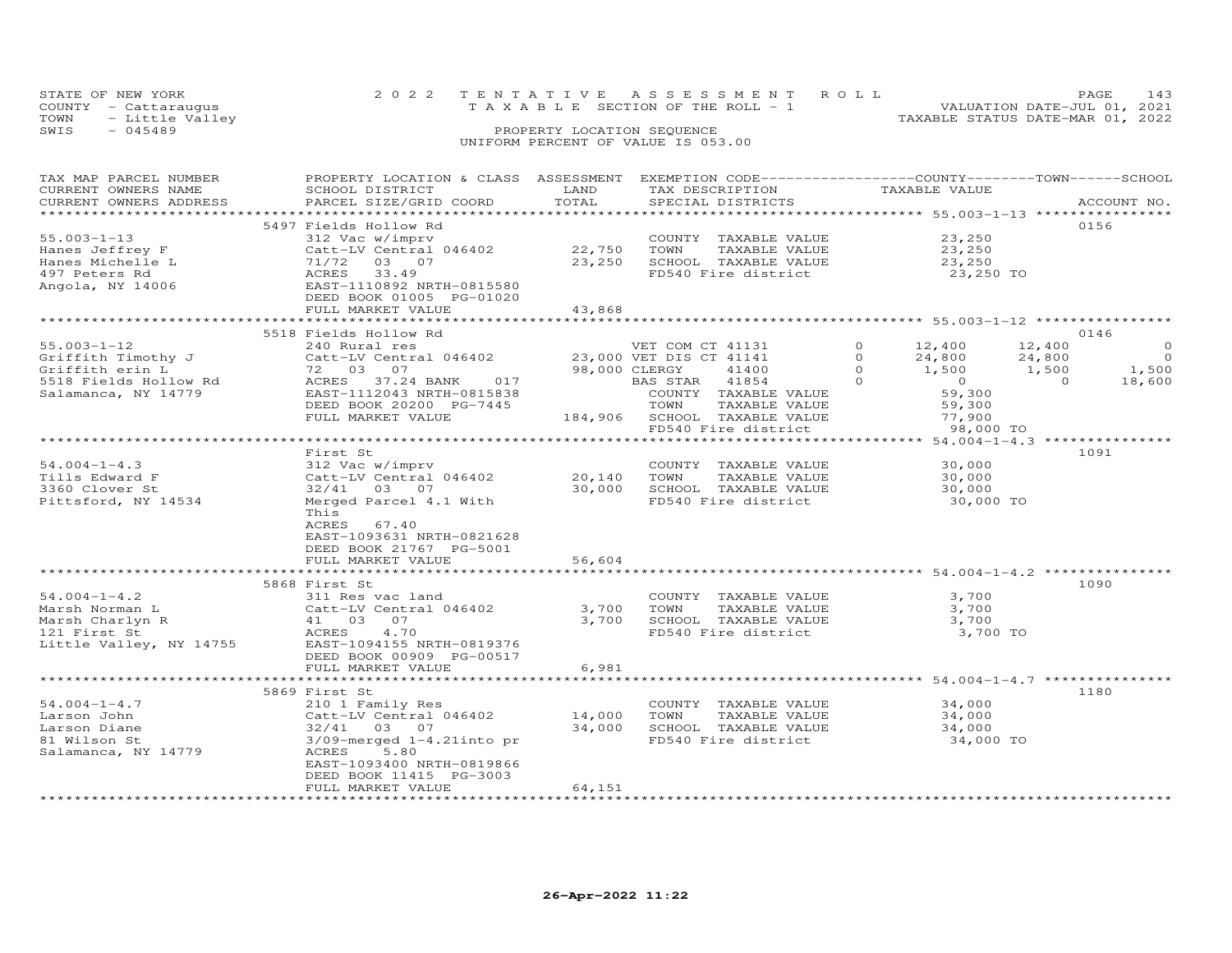STATE OF NEW YORK
COUNTY - Cattaraugus
TOWN - Little Valley
SWIS - 045489

2022 TENTATIVE ASSESSMENT ROLL
TAXABLE SECTION OF THE ROLL - 1
PROPERTY LOCATION SEQUENCE
UNIFORM PERCENT OF VALUE IS 053.00

VALUATION DATE-JUL 01, 2021
TAXABLE STATUS DATE-MAR 01, 2022

| TAX MAP PARCEL NUMBER / CURRENT OWNERS NAME / CURRENT OWNERS ADDRESS | PROPERTY LOCATION & CLASS / SCHOOL DISTRICT / PARCEL SIZE/GRID COORD | ASSESSMENT LAND | TOTAL | EXEMPTION CODE / TAX DESCRIPTION / SPECIAL DISTRICTS | | COUNTY TAXABLE VALUE | TOWN | SCHOOL | ACCOUNT NO. |
|---|---|---|---|---|---|---|---|---|---|
| | 5497 Fields Hollow Rd | | | | | | | | 0156 |
| 55.003-1-13 | 312 Vac w/imprv | | | COUNTY TAXABLE VALUE | | 23,250 | | | |
| Hanes Jeffrey F | Catt-LV Central 046402 | 22,750 | | TOWN TAXABLE VALUE | | 23,250 | | | |
| Hanes Michelle L | 71/72 03 07 | | 23,250 | SCHOOL TAXABLE VALUE | | 23,250 | | | |
| 497 Peters Rd | ACRES 33.49 | | | FD540 Fire district | | 23,250 TO | | | |
| Angola, NY 14006 | EAST-1110892 NRTH-0815580 | | | | | | | | |
| | DEED BOOK 01005 PG-01020 | | | | | | | | |
| | FULL MARKET VALUE | | 43,868 | | | | | | |
| | 5518 Fields Hollow Rd | | | | | | | | 0146 |
| 55.003-1-12 | 240 Rural res | | | VET COM CT 41131 | 0 | 12,400 | 12,400 | 0 | |
| Griffith Timothy J | Catt-LV Central 046402 | 23,000 | | VET DIS CT 41141 | 0 | 24,800 | 24,800 | 0 | |
| Griffith erin L | 72 03 07 | | 98,000 | CLERGY 41400 | 0 | 1,500 | 1,500 | 1,500 | |
| 5518 Fields Hollow Rd | ACRES 37.24 BANK 017 | | | BAS STAR 41854 | 0 | 0 | 0 | 18,600 | |
| Salamanca, NY 14779 | EAST-1112043 NRTH-0815838 | | | COUNTY TAXABLE VALUE | | 59,300 | | | |
| | DEED BOOK 20200 PG-7445 | | | TOWN TAXABLE VALUE | | 59,300 | | | |
| | FULL MARKET VALUE | | 184,906 | SCHOOL TAXABLE VALUE | | 77,900 | | | |
| | | | | FD540 Fire district | | 98,000 TO | | | |
| | First St | | | | | | | | 1091 |
| 54.004-1-4.3 | 312 Vac w/imprv | | | COUNTY TAXABLE VALUE | | 30,000 | | | |
| Tills Edward F | Catt-LV Central 046402 | 20,140 | | TOWN TAXABLE VALUE | | 30,000 | | | |
| 3360 Clover St | 32/41 03 07 | | 30,000 | SCHOOL TAXABLE VALUE | | 30,000 | | | |
| Pittsford, NY 14534 | Merged Parcel 4.1 With This | | | FD540 Fire district | | 30,000 TO | | | |
| | ACRES 67.40 | | | | | | | | |
| | EAST-1093631 NRTH-0821628 | | | | | | | | |
| | DEED BOOK 21767 PG-5001 | | | | | | | | |
| | FULL MARKET VALUE | | 56,604 | | | | | | |
| | 5868 First St | | | | | | | | 1090 |
| 54.004-1-4.2 | 311 Res vac land | | | COUNTY TAXABLE VALUE | | 3,700 | | | |
| Marsh Norman L | Catt-LV Central 046402 | 3,700 | | TOWN TAXABLE VALUE | | 3,700 | | | |
| Marsh Charlyn R | 41 03 07 | | 3,700 | SCHOOL TAXABLE VALUE | | 3,700 | | | |
| 121 First St | ACRES 4.70 | | | FD540 Fire district | | 3,700 TO | | | |
| Little Valley, NY 14755 | EAST-1094155 NRTH-0819376 | | | | | | | | |
| | DEED BOOK 00909 PG-00517 | | | | | | | | |
| | FULL MARKET VALUE | | 6,981 | | | | | | |
| | 5869 First St | | | | | | | | 1180 |
| 54.004-1-4.7 | 210 1 Family Res | | | COUNTY TAXABLE VALUE | | 34,000 | | | |
| Larson John | Catt-LV Central 046402 | 14,000 | | TOWN TAXABLE VALUE | | 34,000 | | | |
| Larson Diane | 32/41 03 07 | | 34,000 | SCHOOL TAXABLE VALUE | | 34,000 | | | |
| 81 Wilson St | 3/09-merged 1-4.21into pr | | | FD540 Fire district | | 34,000 TO | | | |
| Salamanca, NY 14779 | ACRES 5.80 | | | | | | | | |
| | EAST-1093400 NRTH-0819866 | | | | | | | | |
| | DEED BOOK 11415 PG-3003 | | | | | | | | |
| | FULL MARKET VALUE | | 64,151 | | | | | | |

26-Apr-2022 11:22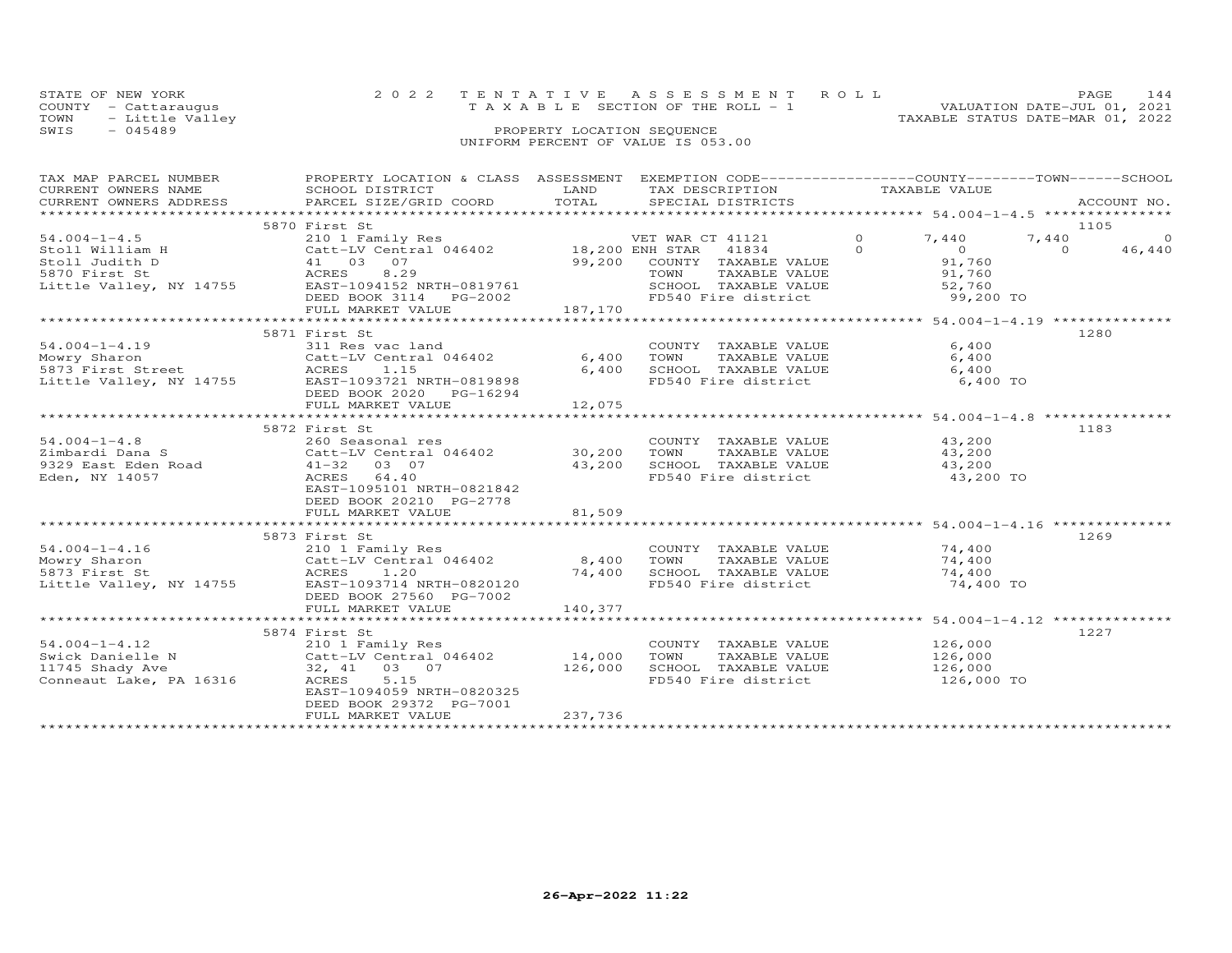STATE OF NEW YORK
COUNTY - Cattaraugus
TOWN - Little Valley
SWIS - 045489

2022 TENTATIVE ASSESSMENT ROLL
TAXABLE SECTION OF THE ROLL - 1
PROPERTY LOCATION SEQUENCE
UNIFORM PERCENT OF VALUE IS 053.00

VALUATION DATE-JUL 01, 2021
TAXABLE STATUS DATE-MAR 01, 2022

| TAX MAP PARCEL NUMBER / CURRENT OWNERS NAME / CURRENT OWNERS ADDRESS | PROPERTY LOCATION & CLASS / SCHOOL DISTRICT / PARCEL SIZE/GRID COORD | ASSESSMENT LAND / TOTAL | EXEMPTION CODE / TAX DESCRIPTION / SPECIAL DISTRICTS | COUNTY | TOWN | SCHOOL | ACCOUNT NO. |
|---|---|---|---|---|---|---|---|
| 54.004-1-4.5 | 5870 First St | | | | | | 1105 |
| | 210 1 Family Res | | VET WAR CT 41121 0 | 7,440 | 7,440 | 0 | |
| Stoll William H | Catt-LV Central 046402 | 18,200 | ENH STAR 41834 0 | 0 | 0 | 46,440 | |
| Stoll Judith D | 41 03 07 | 99,200 | COUNTY TAXABLE VALUE | 91,760 | | | |
| 5870 First St | ACRES 8.29 | | TOWN TAXABLE VALUE | | 91,760 | | |
| Little Valley, NY 14755 | EAST-1094152 NRTH-0819761 | | SCHOOL TAXABLE VALUE | | | 52,760 | |
| | DEED BOOK 3114 PG-2002 | | FD540 Fire district | 99,200 TO | | | |
| | FULL MARKET VALUE | 187,170 | | | | | |
| 54.004-1-4.19 | 5871 First St | | | | | | 1280 |
| | 311 Res vac land | | COUNTY TAXABLE VALUE | 6,400 | | | |
| Mowry Sharon | Catt-LV Central 046402 | 6,400 | TOWN TAXABLE VALUE | | 6,400 | | |
| 5873 First Street | ACRES 1.15 | 6,400 | SCHOOL TAXABLE VALUE | | | 6,400 | |
| Little Valley, NY 14755 | EAST-1093721 NRTH-0819898 | | FD540 Fire district | 6,400 TO | | | |
| | DEED BOOK 2020 PG-16294 | | | | | | |
| | FULL MARKET VALUE | 12,075 | | | | | |
| 54.004-1-4.8 | 5872 First St | | | | | | 1183 |
| | 260 Seasonal res | | COUNTY TAXABLE VALUE | 43,200 | | | |
| Zimbardi Dana S | Catt-LV Central 046402 | 30,200 | TOWN TAXABLE VALUE | | 43,200 | | |
| 9329 East Eden Road | 41-32 03 07 | 43,200 | SCHOOL TAXABLE VALUE | | | 43,200 | |
| Eden, NY 14057 | ACRES 64.40 | | FD540 Fire district | 43,200 TO | | | |
| | EAST-1095101 NRTH-0821842 | | | | | | |
| | DEED BOOK 20210 PG-2778 | | | | | | |
| | FULL MARKET VALUE | 81,509 | | | | | |
| 54.004-1-4.16 | 5873 First St | | | | | | 1269 |
| | 210 1 Family Res | | COUNTY TAXABLE VALUE | 74,400 | | | |
| Mowry Sharon | Catt-LV Central 046402 | 8,400 | TOWN TAXABLE VALUE | | 74,400 | | |
| 5873 First St | ACRES 1.20 | 74,400 | SCHOOL TAXABLE VALUE | | | 74,400 | |
| Little Valley, NY 14755 | EAST-1093714 NRTH-0820120 | | FD540 Fire district | 74,400 TO | | | |
| | DEED BOOK 27560 PG-7002 | | | | | | |
| | FULL MARKET VALUE | 140,377 | | | | | |
| 54.004-1-4.12 | 5874 First St | | | | | | 1227 |
| | 210 1 Family Res | | COUNTY TAXABLE VALUE | 126,000 | | | |
| Swick Danielle N | Catt-LV Central 046402 | 14,000 | TOWN TAXABLE VALUE | | 126,000 | | |
| 11745 Shady Ave | 32, 41 03 07 | 126,000 | SCHOOL TAXABLE VALUE | | | 126,000 | |
| Conneaut Lake, PA 16316 | ACRES 5.15 | | FD540 Fire district | 126,000 TO | | | |
| | EAST-1094059 NRTH-0820325 | | | | | | |
| | DEED BOOK 29372 PG-7001 | | | | | | |
| | FULL MARKET VALUE | 237,736 | | | | | |

26-Apr-2022 11:22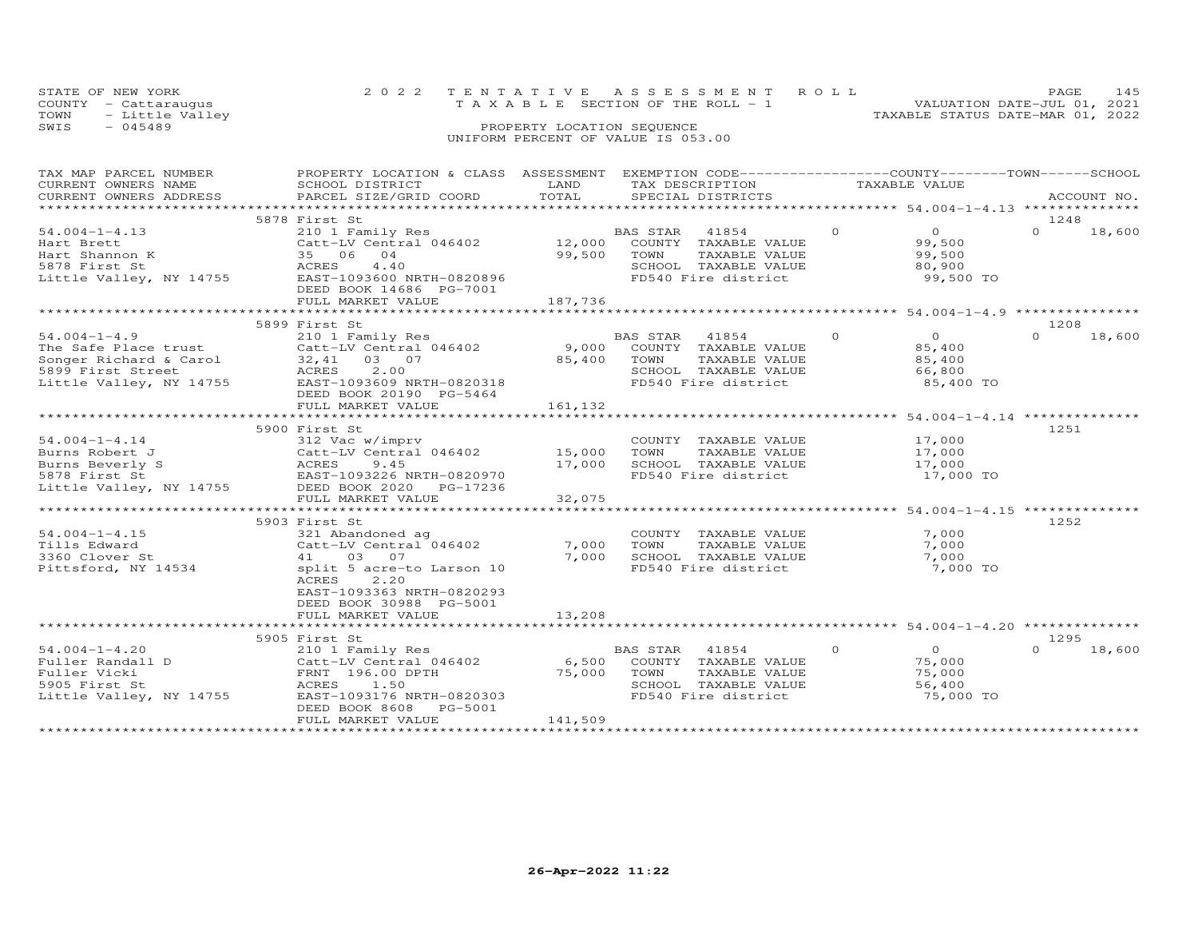STATE OF NEW YORK — 2022 TENTATIVE ASSESSMENT ROLL
COUNTY - Cattaraugus — TAXABLE SECTION OF THE ROLL - 1 — VALUATION DATE-JUL 01, 2021
TOWN - Little Valley — TAXABLE STATUS DATE-MAR 01, 2022
SWIS - 045489 — PROPERTY LOCATION SEQUENCE
UNIFORM PERCENT OF VALUE IS 053.00

| TAX MAP PARCEL NUMBER / CURRENT OWNERS NAME / CURRENT OWNERS ADDRESS | PROPERTY LOCATION & CLASS / SCHOOL DISTRICT / PARCEL SIZE/GRID COORD | ASSESSMENT LAND | TOTAL | EXEMPTION CODE / TAX DESCRIPTION / SPECIAL DISTRICTS | COUNTY | TOWN | SCHOOL TAXABLE VALUE | ACCOUNT NO. |
|---|---|---|---|---|---|---|---|---|
| 54.004-1-4.13 | 5878 First St | | | | | | | 1248 |
| Hart Brett | 210 1 Family Res | | | BAS STAR 41854 | 0 | 0 | 18,600 | |
| Hart Shannon K | Catt-LV Central 046402 | 12,000 | | COUNTY TAXABLE VALUE | 99,500 | | | |
| 5878 First St | 35 06 04 | | 99,500 | TOWN TAXABLE VALUE | | 99,500 | | |
| Little Valley, NY 14755 | ACRES 4.40 | | | SCHOOL TAXABLE VALUE | | | 80,900 | |
| | EAST-1093600 NRTH-0820896 | | | FD540 Fire district | 99,500 TO | | | |
| | DEED BOOK 14686 PG-7001 | | | | | | | |
| | FULL MARKET VALUE | | 187,736 | | | | | |
| 54.004-1-4.9 | 5899 First St | | | | | | | 1208 |
| The Safe Place trust | 210 1 Family Res | | | BAS STAR 41854 | 0 | 0 | 18,600 | |
| Songer Richard & Carol | Catt-LV Central 046402 | 9,000 | | COUNTY TAXABLE VALUE | 85,400 | | | |
| 5899 First Street | 32,41 03 07 | | 85,400 | TOWN TAXABLE VALUE | | 85,400 | | |
| Little Valley, NY 14755 | ACRES 2.00 | | | SCHOOL TAXABLE VALUE | | | 66,800 | |
| | EAST-1093609 NRTH-0820318 | | | FD540 Fire district | 85,400 TO | | | |
| | DEED BOOK 20190 PG-5464 | | | | | | | |
| | FULL MARKET VALUE | | 161,132 | | | | | |
| 54.004-1-4.14 | 5900 First St | | | | | | | 1251 |
| Burns Robert J | 312 Vac w/imprv | | | COUNTY TAXABLE VALUE | 17,000 | | | |
| Burns Beverly S | Catt-LV Central 046402 | 15,000 | | TOWN TAXABLE VALUE | | 17,000 | | |
| 5878 First St | ACRES 9.45 | | 17,000 | SCHOOL TAXABLE VALUE | | | 17,000 | |
| Little Valley, NY 14755 | EAST-1093226 NRTH-0820970 | | | FD540 Fire district | 17,000 TO | | | |
| | DEED BOOK 2020 PG-17236 | | | | | | | |
| | FULL MARKET VALUE | | 32,075 | | | | | |
| 54.004-1-4.15 | 5903 First St | | | | | | | 1252 |
| Tills Edward | 321 Abandoned ag | | | COUNTY TAXABLE VALUE | 7,000 | | | |
| 3360 Clover St | Catt-LV Central 046402 | 7,000 | | TOWN TAXABLE VALUE | | 7,000 | | |
| Pittsford, NY 14534 | 41 03 07 | | 7,000 | SCHOOL TAXABLE VALUE | | | 7,000 | |
| | split 5 acre-to Larson 10 | | | FD540 Fire district | 7,000 TO | | | |
| | ACRES 2.20 | | | | | | | |
| | EAST-1093363 NRTH-0820293 | | | | | | | |
| | DEED BOOK 30988 PG-5001 | | | | | | | |
| | FULL MARKET VALUE | | 13,208 | | | | | |
| 54.004-1-4.20 | 5905 First St | | | | | | | 1295 |
| Fuller Randall D | 210 1 Family Res | | | BAS STAR 41854 | 0 | 0 | 18,600 | |
| Fuller Vicki | Catt-LV Central 046402 | 6,500 | | COUNTY TAXABLE VALUE | 75,000 | | | |
| 5905 First St | FRNT 196.00 DPTH | | 75,000 | TOWN TAXABLE VALUE | | 75,000 | | |
| Little Valley, NY 14755 | ACRES 1.50 | | | SCHOOL TAXABLE VALUE | | | 56,400 | |
| | EAST-1093176 NRTH-0820303 | | | FD540 Fire district | 75,000 TO | | | |
| | DEED BOOK 8608 PG-5001 | | | | | | | |
| | FULL MARKET VALUE | | 141,509 | | | | | |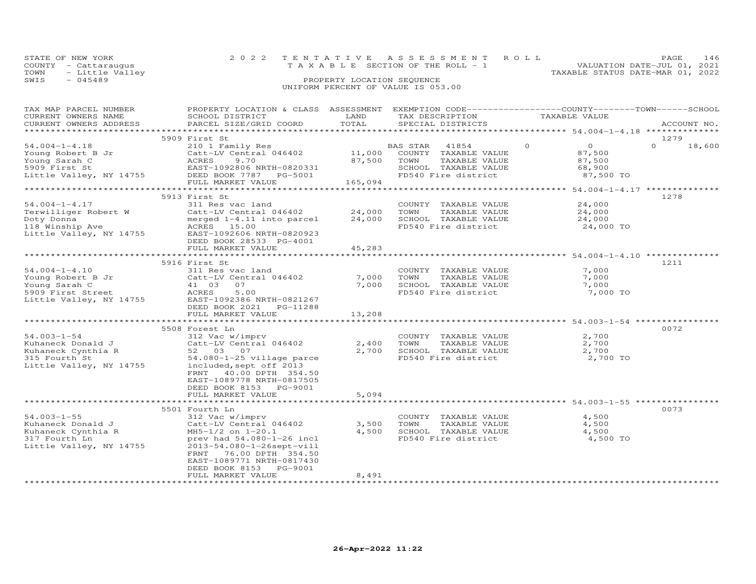STATE OF NEW YORK — 2022 TENTATIVE ASSESSMENT ROLL — PAGE 146
COUNTY - Cattaraugus — TAXABLE SECTION OF THE ROLL - 1 — VALUATION DATE-JUL 01, 2021
TOWN - Little Valley — TAXABLE STATUS DATE-MAR 01, 2022
SWIS - 045489 — PROPERTY LOCATION SEQUENCE
UNIFORM PERCENT OF VALUE IS 053.00

| TAX MAP PARCEL NUMBER / CURRENT OWNERS NAME / CURRENT OWNERS ADDRESS | PROPERTY LOCATION & CLASS / SCHOOL DISTRICT / PARCEL SIZE/GRID COORD | ASSESSMENT LAND | TOTAL | EXEMPTION CODE / TAX DESCRIPTION / SPECIAL DISTRICTS | COUNTY | TOWN | SCHOOL | TAXABLE VALUE | ACCOUNT NO. |
|---|---|---|---|---|---|---|---|---|---|
| | 5909 First St | | | | | | | | 1279 |
| 54.004-1-4.18 | 210 1 Family Res | | | BAS STAR 41854 | 0 | 0 | 18,600 | 0 | |
| Young Robert B Jr | Catt-LV Central 046402 | 11,000 | | COUNTY TAXABLE VALUE | | | | 87,500 | |
| Young Sarah C | ACRES 9.70 | | 87,500 | TOWN TAXABLE VALUE | | | | 87,500 | |
| 5909 First St | EAST-1092806 NRTH-0820331 | | | SCHOOL TAXABLE VALUE | | | | 68,900 | |
| Little Valley, NY 14755 | DEED BOOK 7787 PG-5001 | | | FD540 Fire district | | | | 87,500 TO | |
| | FULL MARKET VALUE | | 165,094 | | | | | | |
| | 5913 First St | | | | | | | | 1278 |
| 54.004-1-4.17 | 311 Res vac land | | | COUNTY TAXABLE VALUE | | | | 24,000 | |
| Terwilliger Robert W | Catt-LV Central 046402 | 24,000 | | TOWN TAXABLE VALUE | | | | 24,000 | |
| Doty Donna | merged 1-4.11 into parcel | | 24,000 | SCHOOL TAXABLE VALUE | | | | 24,000 | |
| 118 Winship Ave | ACRES 15.00 | | | FD540 Fire district | | | | 24,000 TO | |
| Little Valley, NY 14755 | EAST-1092606 NRTH-0820923 | | | | | | | | |
| | DEED BOOK 28533 PG-4001 | | | | | | | | |
| | FULL MARKET VALUE | | 45,283 | | | | | | |
| | 5916 First St | | | | | | | | 1211 |
| 54.004-1-4.10 | 311 Res vac land | | | COUNTY TAXABLE VALUE | | | | 7,000 | |
| Young Robert B Jr | Catt-LV Central 046402 | 7,000 | | TOWN TAXABLE VALUE | | | | 7,000 | |
| Young Sarah C | 41 03 07 | | 7,000 | SCHOOL TAXABLE VALUE | | | | 7,000 | |
| 5909 First Street | ACRES 5.00 | | | FD540 Fire district | | | | 7,000 TO | |
| Little Valley, NY 14755 | EAST-1092386 NRTH-0821267 | | | | | | | | |
| | DEED BOOK 2021 PG-11288 | | | | | | | | |
| | FULL MARKET VALUE | | 13,208 | | | | | | |
| | 5508 Forest Ln | | | | | | | | 0072 |
| 54.003-1-54 | 312 Vac w/imprv | | | COUNTY TAXABLE VALUE | | | | 2,700 | |
| Kuhaneck Donald J | Catt-LV Central 046402 | 2,400 | | TOWN TAXABLE VALUE | | | | 2,700 | |
| Kuhaneck Cynthia R | 52 03 07 | | 2,700 | SCHOOL TAXABLE VALUE | | | | 2,700 | |
| 315 Fourth St | 54.080-1-25 village parce | | | FD540 Fire district | | | | 2,700 TO | |
| Little Valley, NY 14755 | included,sept off 2013 | | | | | | | | |
| | FRNT 40.00 DPTH 354.50 | | | | | | | | |
| | EAST-1089778 NRTH-0817505 | | | | | | | | |
| | DEED BOOK 8153 PG-9001 | | | | | | | | |
| | FULL MARKET VALUE | | 5,094 | | | | | | |
| | 5501 Fourth Ln | | | | | | | | 0073 |
| 54.003-1-55 | 312 Vac w/imprv | | | COUNTY TAXABLE VALUE | | | | 4,500 | |
| Kuhaneck Donald J | Catt-LV Central 046402 | 3,500 | | TOWN TAXABLE VALUE | | | | 4,500 | |
| Kuhaneck Cynthia R | MH5-1/2 on 1-20.1 | | 4,500 | SCHOOL TAXABLE VALUE | | | | 4,500 | |
| 317 Fourth Ln | prev had 54.080-1-26 incl | | | FD540 Fire district | | | | 4,500 TO | |
| Little Valley, NY 14755 | 2013-54.080-1-26sept-vill | | | | | | | | |
| | FRNT 76.00 DPTH 354.50 | | | | | | | | |
| | EAST-1089771 NRTH-0817430 | | | | | | | | |
| | DEED BOOK 8153 PG-9001 | | | | | | | | |
| | FULL MARKET VALUE | | 8,491 | | | | | | |

26-Apr-2022 11:22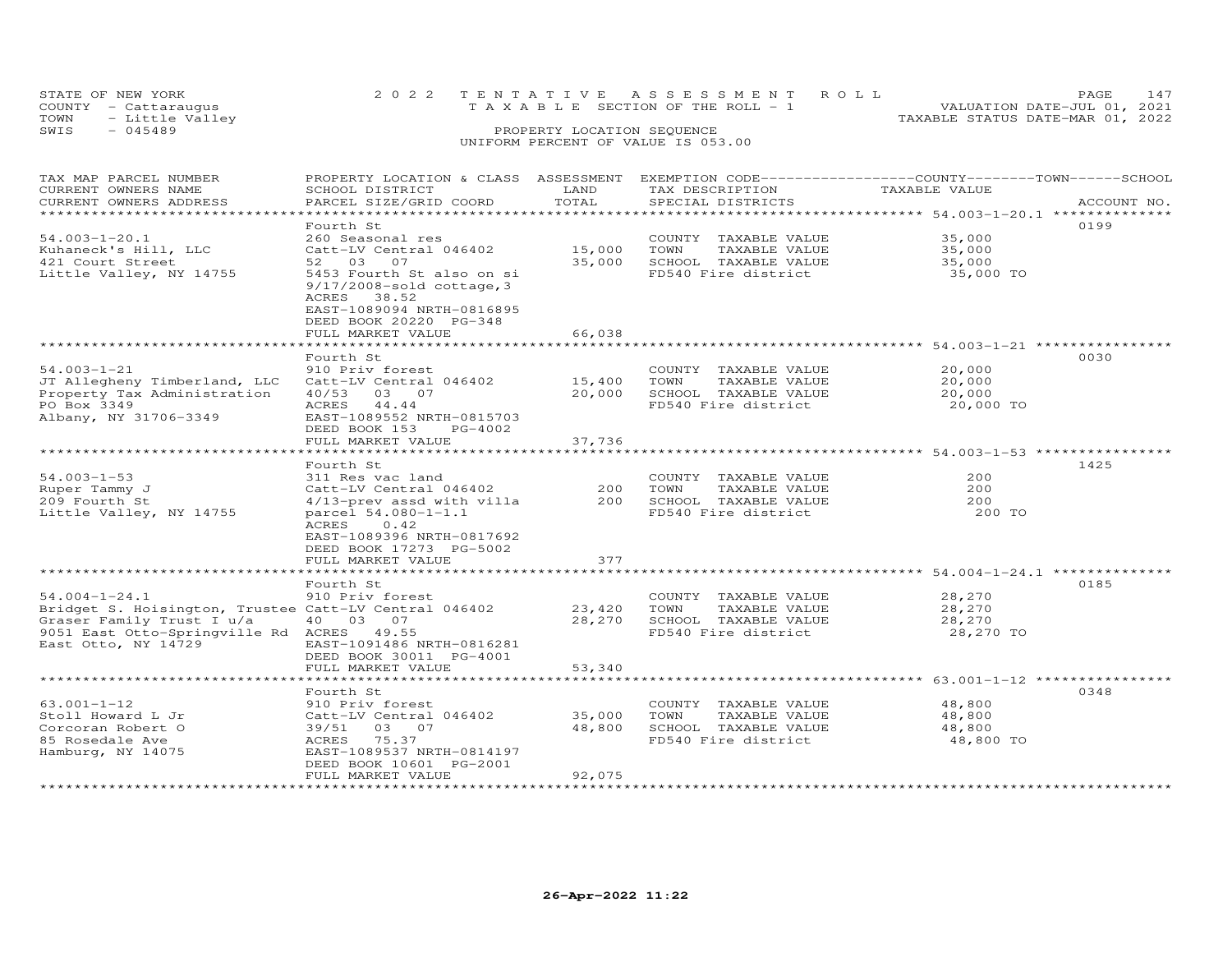STATE OF NEW YORK
COUNTY - Cattaraugus
TOWN - Little Valley
SWIS - 045489

2022 TENTATIVE ASSESSMENT ROLL
TAXABLE SECTION OF THE ROLL - 1
PROPERTY LOCATION SEQUENCE
UNIFORM PERCENT OF VALUE IS 053.00

VALUATION DATE-JUL 01, 2021
TAXABLE STATUS DATE-MAR 01, 2022

| TAX MAP PARCEL NUMBER / CURRENT OWNERS NAME / CURRENT OWNERS ADDRESS | PROPERTY LOCATION & CLASS / SCHOOL DISTRICT / PARCEL SIZE/GRID COORD | ASSESSMENT LAND | TOTAL | EXEMPTION CODE / TAX DESCRIPTION / SPECIAL DISTRICTS | TAXABLE VALUE (COUNTY / TOWN / SCHOOL) | ACCOUNT NO. |
|---|---|---|---|---|---|---|
| **54.003-1-20.1** | Fourth St | | | | | 0199 |
| 54.003-1-20.1 | 260 Seasonal res | | | COUNTY TAXABLE VALUE | 35,000 | |
| Kuhaneck's Hill, LLC | Catt-LV Central 046402 | 15,000 | | TOWN TAXABLE VALUE | 35,000 | |
| 421 Court Street | 52 03 07 | | 35,000 | SCHOOL TAXABLE VALUE | 35,000 | |
| Little Valley, NY 14755 | 5453 Fourth St also on si | | | FD540 Fire district | 35,000 TO | |
| | 9/17/2008-sold cottage,3 | | | | | |
| | ACRES 38.52 | | | | | |
| | EAST-1089094 NRTH-0816895 | | | | | |
| | DEED BOOK 20220 PG-348 | | | | | |
| | FULL MARKET VALUE | | 66,038 | | | |
| **54.003-1-21** | Fourth St | | | | | 0030 |
| 54.003-1-21 | 910 Priv forest | | | COUNTY TAXABLE VALUE | 20,000 | |
| JT Allegheny Timberland, LLC | Catt-LV Central 046402 | 15,400 | | TOWN TAXABLE VALUE | 20,000 | |
| Property Tax Administration | 40/53 03 07 | | 20,000 | SCHOOL TAXABLE VALUE | 20,000 | |
| PO Box 3349 | ACRES 44.44 | | | FD540 Fire district | 20,000 TO | |
| Albany, NY 31706-3349 | EAST-1089552 NRTH-0815703 | | | | | |
| | DEED BOOK 153 PG-4002 | | | | | |
| | FULL MARKET VALUE | | 37,736 | | | |
| **54.003-1-53** | Fourth St | | | | | 1425 |
| 54.003-1-53 | 311 Res vac land | | | COUNTY TAXABLE VALUE | 200 | |
| Ruper Tammy J | Catt-LV Central 046402 | 200 | | TOWN TAXABLE VALUE | 200 | |
| 209 Fourth St | 4/13-prev assd with villa | | 200 | SCHOOL TAXABLE VALUE | 200 | |
| Little Valley, NY 14755 | parcel 54.080-1-1.1 | | | FD540 Fire district | 200 TO | |
| | ACRES 0.42 | | | | | |
| | EAST-1089396 NRTH-0817692 | | | | | |
| | DEED BOOK 17273 PG-5002 | | | | | |
| | FULL MARKET VALUE | | 377 | | | |
| **54.004-1-24.1** | Fourth St | | | | | 0185 |
| 54.004-1-24.1 | 910 Priv forest | | | COUNTY TAXABLE VALUE | 28,270 | |
| Bridget S. Hoisington, Trustee | Catt-LV Central 046402 | 23,420 | | TOWN TAXABLE VALUE | 28,270 | |
| Graser Family Trust I u/a | 40 03 07 | | 28,270 | SCHOOL TAXABLE VALUE | 28,270 | |
| 9051 East Otto-Springville Rd | ACRES 49.55 | | | FD540 Fire district | 28,270 TO | |
| East Otto, NY 14729 | EAST-1091486 NRTH-0816281 | | | | | |
| | DEED BOOK 30011 PG-4001 | | | | | |
| | FULL MARKET VALUE | | 53,340 | | | |
| **63.001-1-12** | Fourth St | | | | | 0348 |
| 63.001-1-12 | 910 Priv forest | | | COUNTY TAXABLE VALUE | 48,800 | |
| Stoll Howard L Jr | Catt-LV Central 046402 | 35,000 | | TOWN TAXABLE VALUE | 48,800 | |
| Corcoran Robert O | 39/51 03 07 | | 48,800 | SCHOOL TAXABLE VALUE | 48,800 | |
| 85 Rosedale Ave | ACRES 75.37 | | | FD540 Fire district | 48,800 TO | |
| Hamburg, NY 14075 | EAST-1089537 NRTH-0814197 | | | | | |
| | DEED BOOK 10601 PG-2001 | | | | | |
| | FULL MARKET VALUE | | 92,075 | | | |

26-Apr-2022 11:22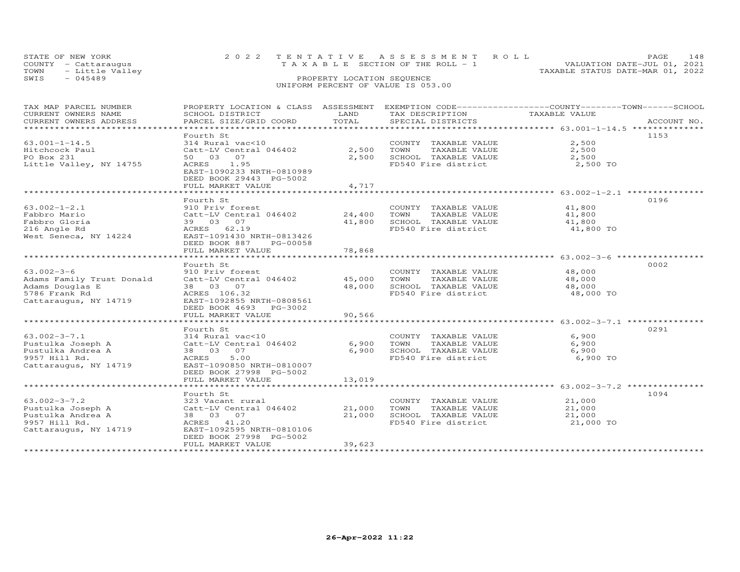STATE OF NEW YORK
COUNTY - Cattaraugus
TOWN - Little Valley
SWIS - 045489

2022 TENTATIVE ASSESSMENT ROLL
TAXABLE SECTION OF THE ROLL - 1
PROPERTY LOCATION SEQUENCE
UNIFORM PERCENT OF VALUE IS 053.00

VALUATION DATE-JUL 01, 2021
TAXABLE STATUS DATE-MAR 01, 2022

| TAX MAP PARCEL NUMBER / CURRENT OWNERS NAME / CURRENT OWNERS ADDRESS | PROPERTY LOCATION & CLASS / SCHOOL DISTRICT / PARCEL SIZE/GRID COORD | ASSESSMENT LAND | TOTAL | EXEMPTION CODE / TAX DESCRIPTION / SPECIAL DISTRICTS | TAXABLE VALUE (COUNTY / TOWN / SCHOOL) | ACCOUNT NO. |
|---|---|---|---|---|---|---|
| 63.001-1-14.5 | Fourth St | | | | | 1153 |
| Hitchcock Paul | 314 Rural vac<10 | | | COUNTY TAXABLE VALUE | 2,500 | |
| PO Box 231 | Catt-LV Central 046402 | 2,500 | | TOWN TAXABLE VALUE | 2,500 | |
| Little Valley, NY 14755 | 50 03 07 | | 2,500 | SCHOOL TAXABLE VALUE | 2,500 | |
| | ACRES 1.95 | | | FD540 Fire district | 2,500 TO | |
| | EAST-1090233 NRTH-0810989 | | | | | |
| | DEED BOOK 29443 PG-5002 | | | | | |
| | FULL MARKET VALUE | | 4,717 | | | |
| 63.002-1-2.1 | Fourth St | | | | | 0196 |
| Fabbro Mario | 910 Priv forest | | | COUNTY TAXABLE VALUE | 41,800 | |
| Fabbro Gloria | Catt-LV Central 046402 | 24,400 | | TOWN TAXABLE VALUE | 41,800 | |
| 216 Angle Rd | 39 03 07 | | 41,800 | SCHOOL TAXABLE VALUE | 41,800 | |
| West Seneca, NY 14224 | ACRES 62.19 | | | FD540 Fire district | 41,800 TO | |
| | EAST-1091430 NRTH-0813426 | | | | | |
| | DEED BOOK 887 PG-00058 | | | | | |
| | FULL MARKET VALUE | | 78,868 | | | |
| 63.002-3-6 | Fourth St | | | | | 0002 |
| Adams Family Trust Donald | 910 Priv forest | | | COUNTY TAXABLE VALUE | 48,000 | |
| Adams Douglas E | Catt-LV Central 046402 | 45,000 | | TOWN TAXABLE VALUE | 48,000 | |
| 5786 Frank Rd | 38 03 07 | | 48,000 | SCHOOL TAXABLE VALUE | 48,000 | |
| Cattaraugus, NY 14719 | ACRES 106.32 | | | FD540 Fire district | 48,000 TO | |
| | EAST-1092855 NRTH-0808561 | | | | | |
| | DEED BOOK 4693 PG-3002 | | | | | |
| | FULL MARKET VALUE | | 90,566 | | | |
| 63.002-3-7.1 | Fourth St | | | | | 0291 |
| Pustulka Joseph A | 314 Rural vac<10 | | | COUNTY TAXABLE VALUE | 6,900 | |
| Pustulka Andrea A | Catt-LV Central 046402 | 6,900 | | TOWN TAXABLE VALUE | 6,900 | |
| 9957 Hill Rd. | 38 03 07 | | 6,900 | SCHOOL TAXABLE VALUE | 6,900 | |
| Cattaraugus, NY 14719 | ACRES 5.00 | | | FD540 Fire district | 6,900 TO | |
| | EAST-1090850 NRTH-0810007 | | | | | |
| | DEED BOOK 27998 PG-5002 | | | | | |
| | FULL MARKET VALUE | | 13,019 | | | |
| 63.002-3-7.2 | Fourth St | | | | | 1094 |
| Pustulka Joseph A | 323 Vacant rural | | | COUNTY TAXABLE VALUE | 21,000 | |
| Pustulka Andrea A | Catt-LV Central 046402 | 21,000 | | TOWN TAXABLE VALUE | 21,000 | |
| 9957 Hill Rd. | 38 03 07 | | 21,000 | SCHOOL TAXABLE VALUE | 21,000 | |
| Cattaraugus, NY 14719 | ACRES 41.20 | | | FD540 Fire district | 21,000 TO | |
| | EAST-1092595 NRTH-0810106 | | | | | |
| | DEED BOOK 27998 PG-5002 | | | | | |
| | FULL MARKET VALUE | | 39,623 | | | |

26-Apr-2022 11:22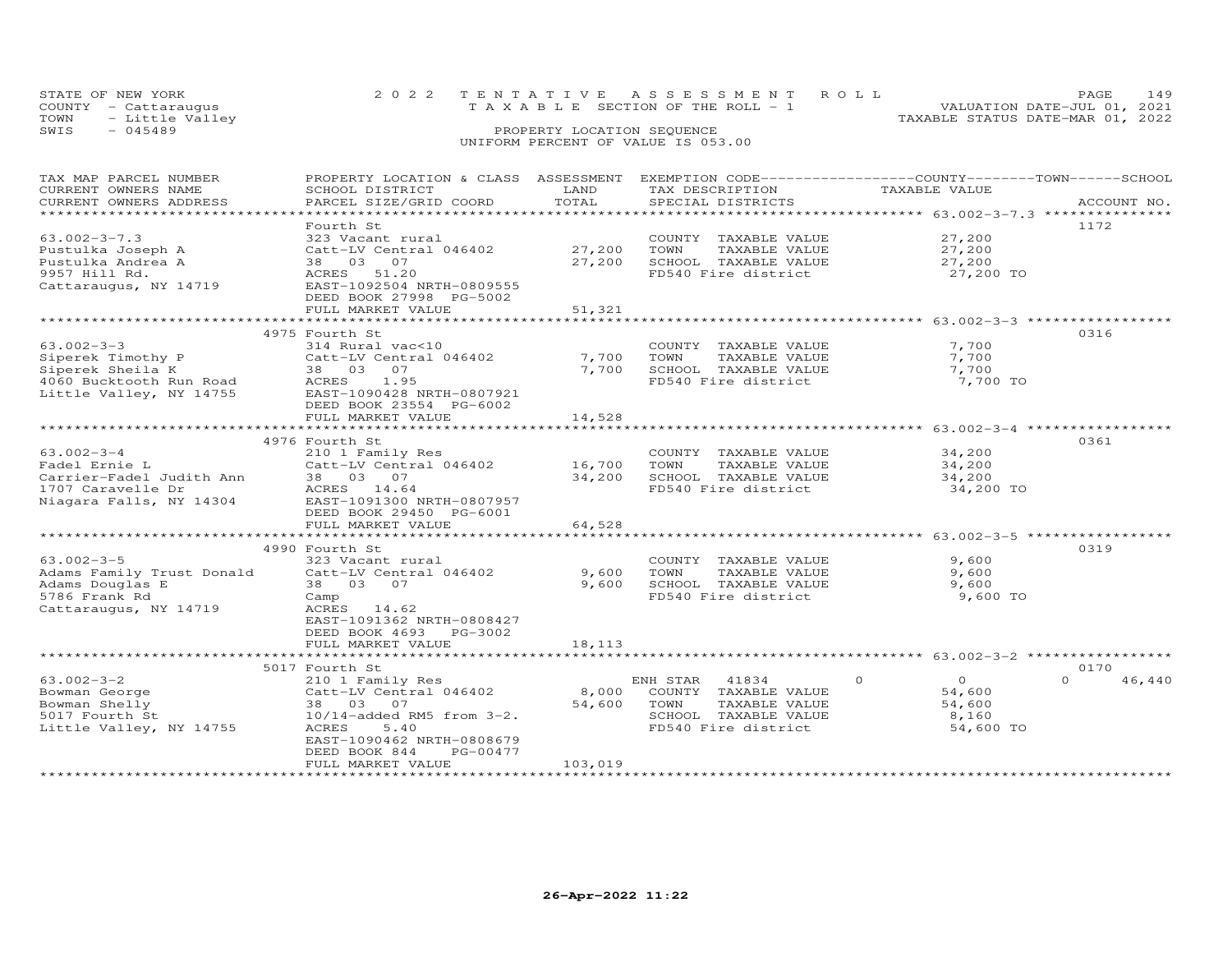STATE OF NEW YORK | 2022 TENTATIVE ASSESSMENT ROLL | VALUATION DATE-JUL 01, 2021
COUNTY - Cattaraugus | TAXABLE SECTION OF THE ROLL - 1 | TAXABLE STATUS DATE-MAR 01, 2022
TOWN - Little Valley
SWIS - 045489

PROPERTY LOCATION SEQUENCE
UNIFORM PERCENT OF VALUE IS 053.00

| TAX MAP PARCEL NUMBER / CURRENT OWNERS NAME / CURRENT OWNERS ADDRESS | PROPERTY LOCATION & CLASS / SCHOOL DISTRICT / PARCEL SIZE/GRID COORD | ASSESSMENT LAND | TOTAL | EXEMPTION CODE / TAX DESCRIPTION / SPECIAL DISTRICTS | COUNTY | TOWN | SCHOOL TAXABLE VALUE | ACCOUNT NO. |
|---|---|---|---|---|---|---|---|---|
| 63.002-3-7.3 | Fourth St | | | | | | | 1172 |
| 63.002-3-7.3 | 323 Vacant rural | | | COUNTY TAXABLE VALUE | 27,200 | | | |
| Pustulka Joseph A | Catt-LV Central 046402 | 27,200 | | TOWN TAXABLE VALUE | | 27,200 | | |
| Pustulka Andrea A | 38 03 07 | | 27,200 | SCHOOL TAXABLE VALUE | | | 27,200 | |
| 9957 Hill Rd. | ACRES 51.20 | | | FD540 Fire district | 27,200 TO | | | |
| Cattaraugus, NY 14719 | EAST-1092504 NRTH-0809555 | | | | | | | |
| | DEED BOOK 27998 PG-5002 | | | | | | | |
| | FULL MARKET VALUE | | 51,321 | | | | | |
| 63.002-3-3 | 4975 Fourth St | | | | | | | 0316 |
| 63.002-3-3 | 314 Rural vac<10 | | | COUNTY TAXABLE VALUE | 7,700 | | | |
| Siperek Timothy P | Catt-LV Central 046402 | 7,700 | | TOWN TAXABLE VALUE | | 7,700 | | |
| Siperek Sheila K | 38 03 07 | | 7,700 | SCHOOL TAXABLE VALUE | | | 7,700 | |
| 4060 Bucktooth Run Road | ACRES 1.95 | | | FD540 Fire district | 7,700 TO | | | |
| Little Valley, NY 14755 | EAST-1090428 NRTH-0807921 | | | | | | | |
| | DEED BOOK 23554 PG-6002 | | | | | | | |
| | FULL MARKET VALUE | | 14,528 | | | | | |
| 63.002-3-4 | 4976 Fourth St | | | | | | | 0361 |
| 63.002-3-4 | 210 1 Family Res | | | COUNTY TAXABLE VALUE | 34,200 | | | |
| Fadel Ernie L | Catt-LV Central 046402 | 16,700 | | TOWN TAXABLE VALUE | | 34,200 | | |
| Carrier-Fadel Judith Ann | 38 03 07 | | 34,200 | SCHOOL TAXABLE VALUE | | | 34,200 | |
| 1707 Caravelle Dr | ACRES 14.64 | | | FD540 Fire district | 34,200 TO | | | |
| Niagara Falls, NY 14304 | EAST-1091300 NRTH-0807957 | | | | | | | |
| | DEED BOOK 29450 PG-6001 | | | | | | | |
| | FULL MARKET VALUE | | 64,528 | | | | | |
| 63.002-3-5 | 4990 Fourth St | | | | | | | 0319 |
| 63.002-3-5 | 323 Vacant rural | | | COUNTY TAXABLE VALUE | 9,600 | | | |
| Adams Family Trust Donald | Catt-LV Central 046402 | 9,600 | | TOWN TAXABLE VALUE | | 9,600 | | |
| Adams Douglas E | 38 03 07 | | 9,600 | SCHOOL TAXABLE VALUE | | | 9,600 | |
| 5786 Frank Rd | Camp | | | FD540 Fire district | 9,600 TO | | | |
| Cattaraugus, NY 14719 | ACRES 14.62 | | | | | | | |
| | EAST-1091362 NRTH-0808427 | | | | | | | |
| | DEED BOOK 4693 PG-3002 | | | | | | | |
| | FULL MARKET VALUE | | 18,113 | | | | | |
| 63.002-3-2 | 5017 Fourth St | | | | | | | 0170 |
| 63.002-3-2 | 210 1 Family Res | | | ENH STAR 41834 | 0 | 0 | 0 | 46,440 |
| Bowman George | Catt-LV Central 046402 | 8,000 | | COUNTY TAXABLE VALUE | 54,600 | | | |
| Bowman Shelly | 38 03 07 | | 54,600 | TOWN TAXABLE VALUE | | 54,600 | | |
| 5017 Fourth St | 10/14-added RM5 from 3-2. | | | SCHOOL TAXABLE VALUE | | | 8,160 | |
| Little Valley, NY 14755 | ACRES 5.40 | | | FD540 Fire district | 54,600 TO | | | |
| | EAST-1090462 NRTH-0808679 | | | | | | | |
| | DEED BOOK 844 PG-00477 | | | | | | | |
| | FULL MARKET VALUE | | 103,019 | | | | | |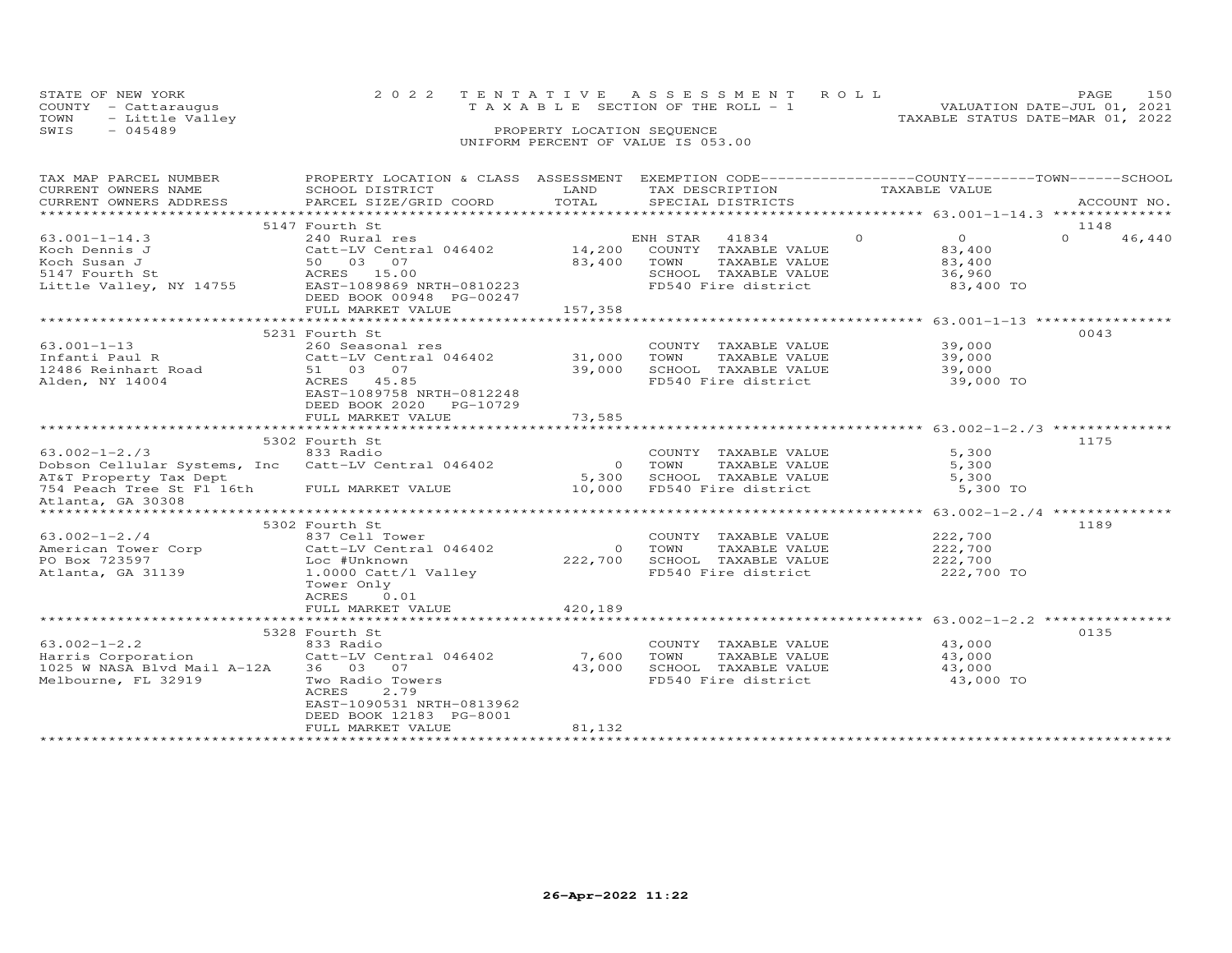STATE OF NEW YORK
COUNTY - Cattaraugus
TOWN - Little Valley
SWIS - 045489

2022 TENTATIVE ASSESSMENT ROLL
TAXABLE SECTION OF THE ROLL - 1
PROPERTY LOCATION SEQUENCE
UNIFORM PERCENT OF VALUE IS 053.00

VALUATION DATE-JUL 01, 2021
TAXABLE STATUS DATE-MAR 01, 2022

| TAX MAP PARCEL NUMBER / CURRENT OWNERS NAME / CURRENT OWNERS ADDRESS | PROPERTY LOCATION & CLASS / SCHOOL DISTRICT / PARCEL SIZE/GRID COORD | ASSESSMENT LAND / TOTAL | EXEMPTION CODE / TAX DESCRIPTION / SPECIAL DISTRICTS | COUNTY | TOWN | SCHOOL | TAXABLE VALUE | ACCOUNT NO. |
|---|---|---|---|---|---|---|---|---|
| | 5147 Fourth St | | | | | | | 1148 |
| 63.001-1-14.3 | 240 Rural res | | ENH STAR 41834 | 0 | 0 | 46,440 | | |
| Koch Dennis J | Catt-LV Central 046402 | 14,200 | COUNTY TAXABLE VALUE | | | | 83,400 | |
| Koch Susan J | 50 03 07 | 83,400 | TOWN TAXABLE VALUE | | | | 83,400 | |
| 5147 Fourth St | ACRES 15.00 | | SCHOOL TAXABLE VALUE | | | | 36,960 | |
| Little Valley, NY 14755 | EAST-1089869 NRTH-0810223 | | FD540 Fire district | | | | 83,400 TO | |
| | DEED BOOK 00948 PG-00247 | | | | | | | |
| | FULL MARKET VALUE | 157,358 | | | | | | |
| | 5231 Fourth St | | | | | | | 0043 |
| 63.001-1-13 | 260 Seasonal res | | COUNTY TAXABLE VALUE | | | | 39,000 | |
| Infanti Paul R | Catt-LV Central 046402 | 31,000 | TOWN TAXABLE VALUE | | | | 39,000 | |
| 12486 Reinhart Road | 51 03 07 | 39,000 | SCHOOL TAXABLE VALUE | | | | 39,000 | |
| Alden, NY 14004 | ACRES 45.85 | | FD540 Fire district | | | | 39,000 TO | |
| | EAST-1089758 NRTH-0812248 | | | | | | | |
| | DEED BOOK 2020 PG-10729 | | | | | | | |
| | FULL MARKET VALUE | 73,585 | | | | | | |
| | 5302 Fourth St | | | | | | | 1175 |
| 63.002-1-2./3 | 833 Radio | | COUNTY TAXABLE VALUE | | | | 5,300 | |
| Dobson Cellular Systems, Inc | Catt-LV Central 046402 | 0 | TOWN TAXABLE VALUE | | | | 5,300 | |
| AT&T Property Tax Dept | | 5,300 | SCHOOL TAXABLE VALUE | | | | 5,300 | |
| 754 Peach Tree St Fl 16th | FULL MARKET VALUE | 10,000 | FD540 Fire district | | | | 5,300 TO | |
| Atlanta, GA 30308 | | | | | | | | |
| | 5302 Fourth St | | | | | | | 1189 |
| 63.002-1-2./4 | 837 Cell Tower | | COUNTY TAXABLE VALUE | | | | 222,700 | |
| American Tower Corp | Catt-LV Central 046402 | 0 | TOWN TAXABLE VALUE | | | | 222,700 | |
| PO Box 723597 | Loc #Unknown | 222,700 | SCHOOL TAXABLE VALUE | | | | 222,700 | |
| Atlanta, GA 31139 | 1.0000 Catt/l Valley | | FD540 Fire district | | | | 222,700 TO | |
| | Tower Only | | | | | | | |
| | ACRES 0.01 | | | | | | | |
| | FULL MARKET VALUE | 420,189 | | | | | | |
| | 5328 Fourth St | | | | | | | 0135 |
| 63.002-1-2.2 | 833 Radio | | COUNTY TAXABLE VALUE | | | | 43,000 | |
| Harris Corporation | Catt-LV Central 046402 | 7,600 | TOWN TAXABLE VALUE | | | | 43,000 | |
| 1025 W NASA Blvd Mail A-12A | 36 03 07 | 43,000 | SCHOOL TAXABLE VALUE | | | | 43,000 | |
| Melbourne, FL 32919 | Two Radio Towers | | FD540 Fire district | | | | 43,000 TO | |
| | ACRES 2.79 | | | | | | | |
| | EAST-1090531 NRTH-0813962 | | | | | | | |
| | DEED BOOK 12183 PG-8001 | | | | | | | |
| | FULL MARKET VALUE | 81,132 | | | | | | |

26-Apr-2022 11:22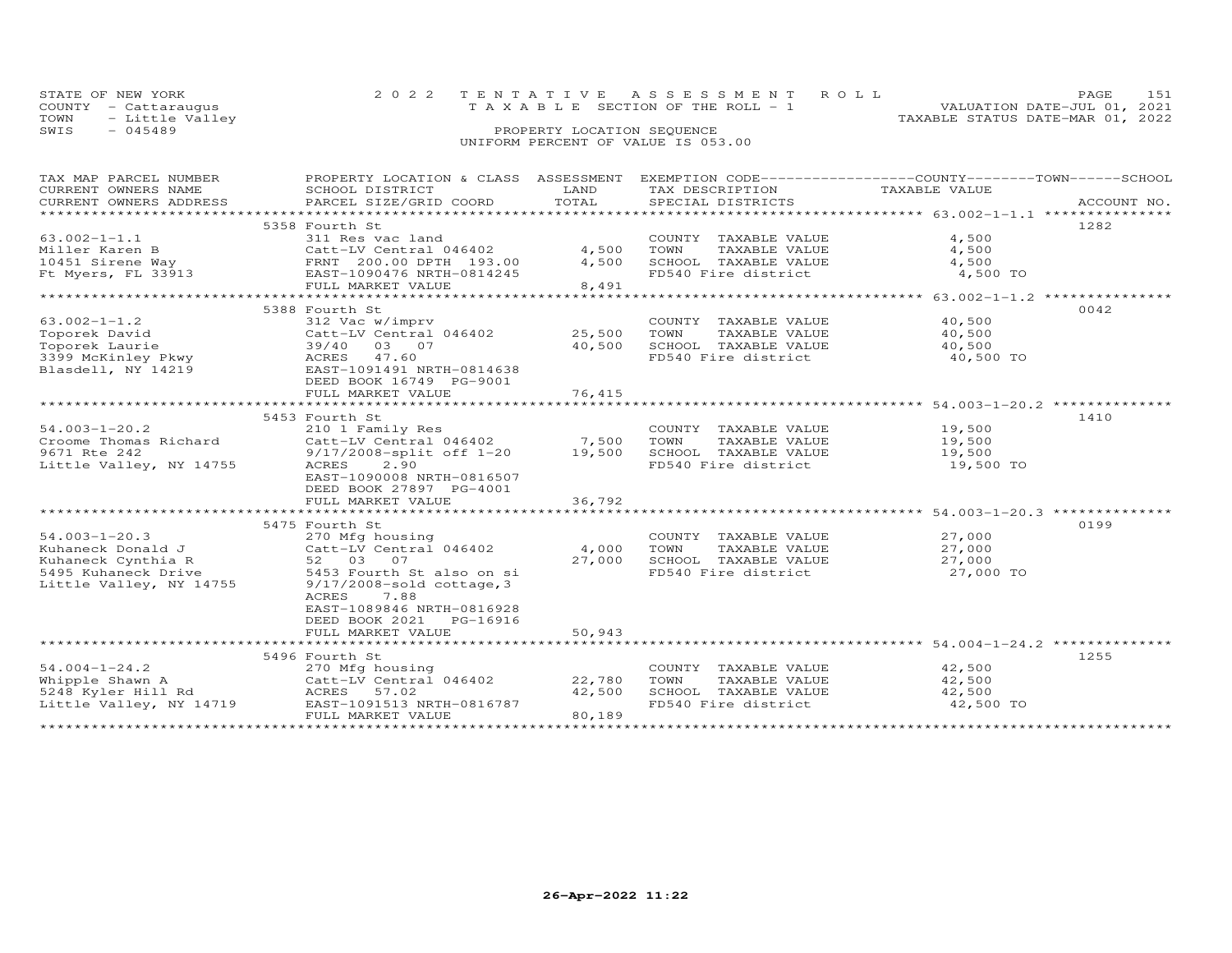STATE OF NEW YORK
COUNTY - Cattaraugus
TOWN - Little Valley
SWIS - 045489

2022 TENTATIVE ASSESSMENT ROLL
TAXABLE SECTION OF THE ROLL - 1
PROPERTY LOCATION SEQUENCE
UNIFORM PERCENT OF VALUE IS 053.00

VALUATION DATE-JUL 01, 2021
TAXABLE STATUS DATE-MAR 01, 2022

| TAX MAP PARCEL NUMBER / CURRENT OWNERS NAME / CURRENT OWNERS ADDRESS | PROPERTY LOCATION & CLASS / SCHOOL DISTRICT / PARCEL SIZE/GRID COORD | ASSESSMENT LAND | TOTAL | EXEMPTION CODE / TAX DESCRIPTION / SPECIAL DISTRICTS | COUNTY / TOWN / SCHOOL TAXABLE VALUE | ACCOUNT NO. |
|---|---|---|---|---|---|---|
| | 5358 Fourth St | | | | | 1282 |
| 63.002-1-1.1 | 311 Res vac land | | | COUNTY TAXABLE VALUE | 4,500 | |
| Miller Karen B | Catt-LV Central 046402 | 4,500 | | TOWN TAXABLE VALUE | 4,500 | |
| 10451 Sirene Way | FRNT 200.00 DPTH 193.00 | | 4,500 | SCHOOL TAXABLE VALUE | 4,500 | |
| Ft Myers, FL 33913 | EAST-1090476 NRTH-0814245 | | | FD540 Fire district | 4,500 TO | |
| | FULL MARKET VALUE | | 8,491 | | | |
| | 5388 Fourth St | | | | | 0042 |
| 63.002-1-1.2 | 312 Vac w/imprv | | | COUNTY TAXABLE VALUE | 40,500 | |
| Toporek David | Catt-LV Central 046402 | 25,500 | | TOWN TAXABLE VALUE | 40,500 | |
| Toporek Laurie | 39/40 03 07 | | 40,500 | SCHOOL TAXABLE VALUE | 40,500 | |
| 3399 McKinley Pkwy | ACRES 47.60 | | | FD540 Fire district | 40,500 TO | |
| Blasdell, NY 14219 | EAST-1091491 NRTH-0814638 | | | | | |
| | DEED BOOK 16749 PG-9001 | | | | | |
| | FULL MARKET VALUE | | 76,415 | | | |
| | 5453 Fourth St | | | | | 1410 |
| 54.003-1-20.2 | 210 1 Family Res | | | COUNTY TAXABLE VALUE | 19,500 | |
| Croome Thomas Richard | Catt-LV Central 046402 | 7,500 | | TOWN TAXABLE VALUE | 19,500 | |
| 9671 Rte 242 | 9/17/2008-split off 1-20 | | 19,500 | SCHOOL TAXABLE VALUE | 19,500 | |
| Little Valley, NY 14755 | ACRES 2.90 | | | FD540 Fire district | 19,500 TO | |
| | EAST-1090008 NRTH-0816507 | | | | | |
| | DEED BOOK 27897 PG-4001 | | | | | |
| | FULL MARKET VALUE | | 36,792 | | | |
| | 5475 Fourth St | | | | | 0199 |
| 54.003-1-20.3 | 270 Mfg housing | | | COUNTY TAXABLE VALUE | 27,000 | |
| Kuhaneck Donald J | Catt-LV Central 046402 | 4,000 | | TOWN TAXABLE VALUE | 27,000 | |
| Kuhaneck Cynthia R | 52 03 07 | | 27,000 | SCHOOL TAXABLE VALUE | 27,000 | |
| 5495 Kuhaneck Drive | 5453 Fourth St also on si | | | FD540 Fire district | 27,000 TO | |
| Little Valley, NY 14755 | 9/17/2008-sold cottage,3 | | | | | |
| | ACRES 7.88 | | | | | |
| | EAST-1089846 NRTH-0816928 | | | | | |
| | DEED BOOK 2021 PG-16916 | | | | | |
| | FULL MARKET VALUE | | 50,943 | | | |
| | 5496 Fourth St | | | | | 1255 |
| 54.004-1-24.2 | 270 Mfg housing | | | COUNTY TAXABLE VALUE | 42,500 | |
| Whipple Shawn A | Catt-LV Central 046402 | 22,780 | | TOWN TAXABLE VALUE | 42,500 | |
| 5248 Kyler Hill Rd | ACRES 57.02 | | 42,500 | SCHOOL TAXABLE VALUE | 42,500 | |
| Little Valley, NY 14719 | EAST-1091513 NRTH-0816787 | | | FD540 Fire district | 42,500 TO | |
| | FULL MARKET VALUE | | 80,189 | | | |

26-Apr-2022 11:22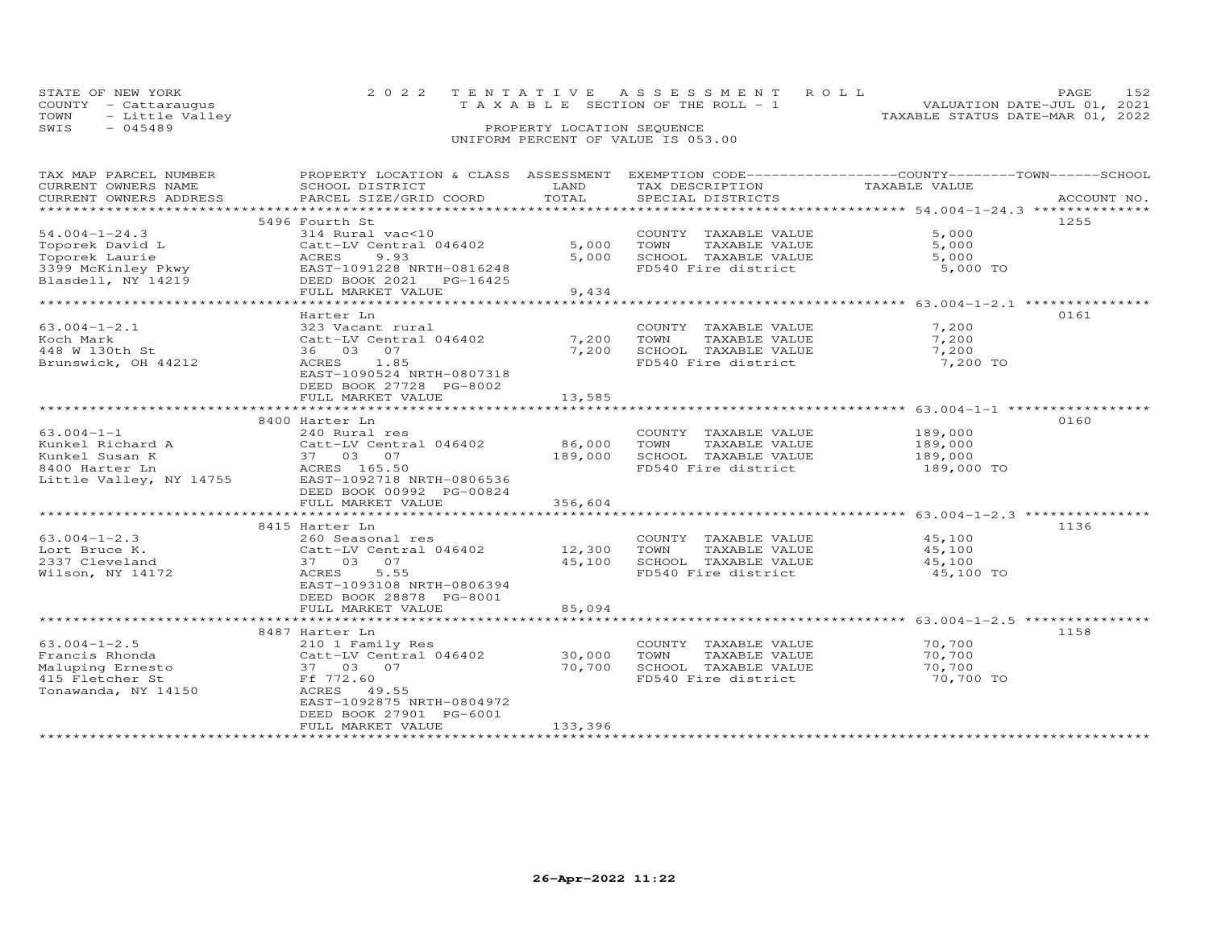STATE OF NEW YORK
COUNTY - Cattaraugus
TOWN - Little Valley
SWIS - 045489

2022 TENTATIVE ASSESSMENT ROLL
TAXABLE SECTION OF THE ROLL - 1
PROPERTY LOCATION SEQUENCE
UNIFORM PERCENT OF VALUE IS 053.00

VALUATION DATE-JUL 01, 2021
TAXABLE STATUS DATE-MAR 01, 2022

| TAX MAP PARCEL NUMBER / CURRENT OWNERS NAME / CURRENT OWNERS ADDRESS | PROPERTY LOCATION & CLASS / SCHOOL DISTRICT / PARCEL SIZE/GRID COORD | ASSESSMENT LAND | TOTAL | EXEMPTION CODE / TAX DESCRIPTION / SPECIAL DISTRICTS | TAXABLE VALUE | ACCOUNT NO. |
|---|---|---|---|---|---|---|
| 54.004-1-24.3 | 5496 Fourth St | | | | | 1255 |
| 54.004-1-24.3 | 314 Rural vac<10 | | | COUNTY TAXABLE VALUE | 5,000 | |
| Toporek David L | Catt-LV Central 046402 | 5,000 | | TOWN TAXABLE VALUE | 5,000 | |
| Toporek Laurie | ACRES 9.93 | | 5,000 | SCHOOL TAXABLE VALUE | 5,000 | |
| 3399 McKinley Pkwy | EAST-1091228 NRTH-0816248 | | | FD540 Fire district | 5,000 TO | |
| Blasdell, NY 14219 | DEED BOOK 2021 PG-16425 | | | | | |
| | FULL MARKET VALUE | | 9,434 | | | |
| 63.004-1-2.1 | Harter Ln | | | | | 0161 |
| 63.004-1-2.1 | 323 Vacant rural | | | COUNTY TAXABLE VALUE | 7,200 | |
| Koch Mark | Catt-LV Central 046402 | 7,200 | | TOWN TAXABLE VALUE | 7,200 | |
| 448 W 130th St | 36 03 07 | | 7,200 | SCHOOL TAXABLE VALUE | 7,200 | |
| Brunswick, OH 44212 | ACRES 1.85 | | | FD540 Fire district | 7,200 TO | |
| | EAST-1090524 NRTH-0807318 | | | | | |
| | DEED BOOK 27728 PG-8002 | | | | | |
| | FULL MARKET VALUE | | 13,585 | | | |
| 63.004-1-1 | 8400 Harter Ln | | | | | 0160 |
| 63.004-1-1 | 240 Rural res | | | COUNTY TAXABLE VALUE | 189,000 | |
| Kunkel Richard A | Catt-LV Central 046402 | 86,000 | | TOWN TAXABLE VALUE | 189,000 | |
| Kunkel Susan K | 37 03 07 | | 189,000 | SCHOOL TAXABLE VALUE | 189,000 | |
| 8400 Harter Ln | ACRES 165.50 | | | FD540 Fire district | 189,000 TO | |
| Little Valley, NY 14755 | EAST-1092718 NRTH-0806536 | | | | | |
| | DEED BOOK 00992 PG-00824 | | | | | |
| | FULL MARKET VALUE | | 356,604 | | | |
| 63.004-1-2.3 | 8415 Harter Ln | | | | | 1136 |
| 63.004-1-2.3 | 260 Seasonal res | | | COUNTY TAXABLE VALUE | 45,100 | |
| Lort Bruce K. | Catt-LV Central 046402 | 12,300 | | TOWN TAXABLE VALUE | 45,100 | |
| 2337 Cleveland | 37 03 07 | | 45,100 | SCHOOL TAXABLE VALUE | 45,100 | |
| Wilson, NY 14172 | ACRES 5.55 | | | FD540 Fire district | 45,100 TO | |
| | EAST-1093108 NRTH-0806394 | | | | | |
| | DEED BOOK 28878 PG-8001 | | | | | |
| | FULL MARKET VALUE | | 85,094 | | | |
| 63.004-1-2.5 | 8487 Harter Ln | | | | | 1158 |
| 63.004-1-2.5 | 210 1 Family Res | | | COUNTY TAXABLE VALUE | 70,700 | |
| Francis Rhonda | Catt-LV Central 046402 | 30,000 | | TOWN TAXABLE VALUE | 70,700 | |
| Maluping Ernesto | 37 03 07 | | 70,700 | SCHOOL TAXABLE VALUE | 70,700 | |
| 415 Fletcher St | Ff 772.60 | | | FD540 Fire district | 70,700 TO | |
| Tonawanda, NY 14150 | ACRES 49.55 | | | | | |
| | EAST-1092875 NRTH-0804972 | | | | | |
| | DEED BOOK 27901 PG-6001 | | | | | |
| | FULL MARKET VALUE | | 133,396 | | | |

26-Apr-2022 11:22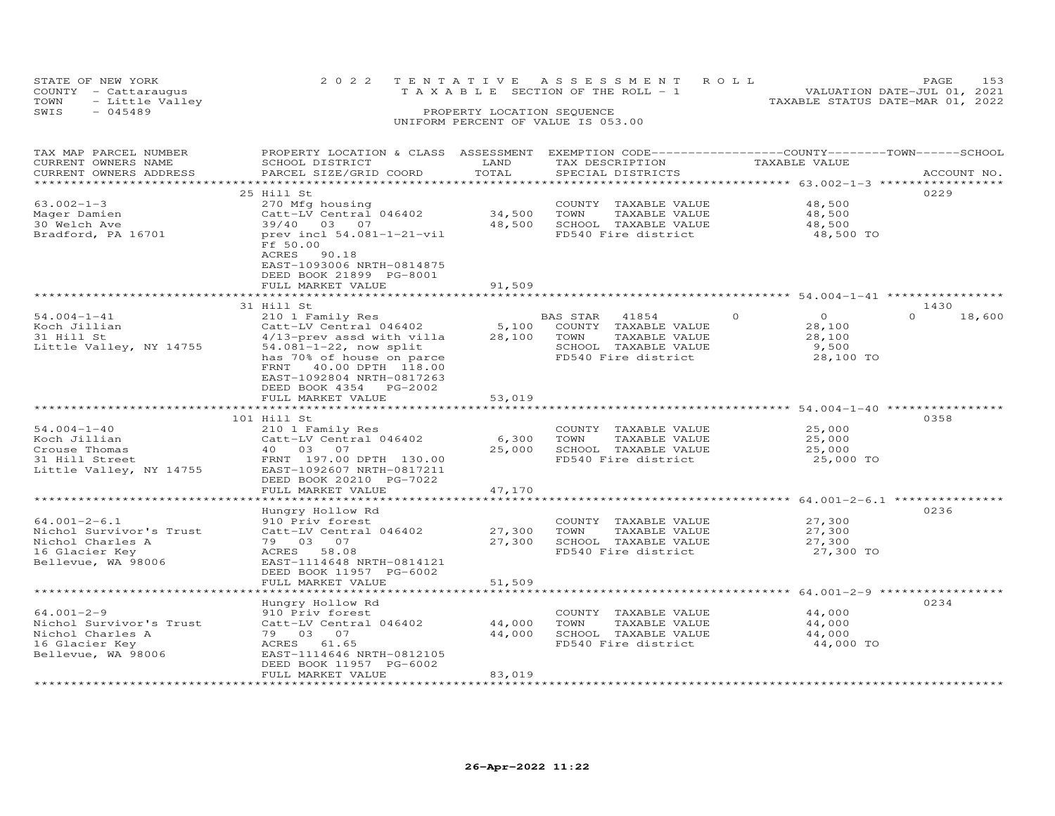STATE OF NEW YORK | COUNTY - Cattaraugus | TOWN - Little Valley | SWIS - 045489

# 2022 TENTATIVE ASSESSMENT ROLL

TAXABLE SECTION OF THE ROLL - 1

PROPERTY LOCATION SEQUENCE

UNIFORM PERCENT OF VALUE IS 053.00

VALUATION DATE-JUL 01, 2021
TAXABLE STATUS DATE-MAR 01, 2022

| TAX MAP PARCEL NUMBER / CURRENT OWNERS NAME / CURRENT OWNERS ADDRESS | PROPERTY LOCATION & CLASS / SCHOOL DISTRICT / PARCEL SIZE/GRID COORD | ASSESSMENT LAND | TOTAL | EXEMPTION CODE / TAX DESCRIPTION / SPECIAL DISTRICTS | COUNTY / TOWN / SCHOOL TAXABLE VALUE | ACCOUNT NO. |
|---|---|---|---|---|---|---|
| 63.002-1-3 | 25 Hill St | | | | | 0229 |
| Mager Damien | 270 Mfg housing | | | COUNTY TAXABLE VALUE | 48,500 | |
| 30 Welch Ave | Catt-LV Central 046402 | 34,500 | | TOWN TAXABLE VALUE | 48,500 | |
| Bradford, PA 16701 | 39/40 03 07 | | 48,500 | SCHOOL TAXABLE VALUE | 48,500 | |
| | prev incl 54.081-1-21-vil | | | FD540 Fire district | 48,500 TO | |
| | Ff 50.00 | | | | | |
| | ACRES 90.18 | | | | | |
| | EAST-1093006 NRTH-0814875 | | | | | |
| | DEED BOOK 21899 PG-8001 | | | | | |
| | FULL MARKET VALUE | | 91,509 | | | |
| 54.004-1-41 | 31 Hill St | | | | | 1430 |
| Koch Jillian | 210 1 Family Res | | | BAS STAR 41854 | 0 / 0 / 18,600 | |
| 31 Hill St | Catt-LV Central 046402 | 5,100 | | COUNTY TAXABLE VALUE | 28,100 | |
| Little Valley, NY 14755 | 4/13-prev assd with villa | | 28,100 | TOWN TAXABLE VALUE | 28,100 | |
| | 54.081-1-22, now split | | | SCHOOL TAXABLE VALUE | 9,500 | |
| | has 70% of house on parce | | | FD540 Fire district | 28,100 TO | |
| | FRNT 40.00 DPTH 118.00 | | | | | |
| | EAST-1092804 NRTH-0817263 | | | | | |
| | DEED BOOK 4354 PG-2002 | | | | | |
| | FULL MARKET VALUE | | 53,019 | | | |
| 54.004-1-40 | 101 Hill St | | | | | 0358 |
| Koch Jillian | 210 1 Family Res | | | COUNTY TAXABLE VALUE | 25,000 | |
| Crouse Thomas | Catt-LV Central 046402 | 6,300 | | TOWN TAXABLE VALUE | 25,000 | |
| 31 Hill Street | 40 03 07 | | 25,000 | SCHOOL TAXABLE VALUE | 25,000 | |
| Little Valley, NY 14755 | FRNT 197.00 DPTH 130.00 | | | FD540 Fire district | 25,000 TO | |
| | EAST-1092607 NRTH-0817211 | | | | | |
| | DEED BOOK 20210 PG-7022 | | | | | |
| | FULL MARKET VALUE | | 47,170 | | | |
| 64.001-2-6.1 | Hungry Hollow Rd | | | | | 0236 |
| Nichol Survivor's Trust | 910 Priv forest | | | COUNTY TAXABLE VALUE | 27,300 | |
| Nichol Charles A | Catt-LV Central 046402 | 27,300 | | TOWN TAXABLE VALUE | 27,300 | |
| 16 Glacier Key | 79 03 07 | | 27,300 | SCHOOL TAXABLE VALUE | 27,300 | |
| Bellevue, WA 98006 | ACRES 58.08 | | | FD540 Fire district | 27,300 TO | |
| | EAST-1114648 NRTH-0814121 | | | | | |
| | DEED BOOK 11957 PG-6002 | | | | | |
| | FULL MARKET VALUE | | 51,509 | | | |
| 64.001-2-9 | Hungry Hollow Rd | | | | | 0234 |
| Nichol Survivor's Trust | 910 Priv forest | | | COUNTY TAXABLE VALUE | 44,000 | |
| Nichol Charles A | Catt-LV Central 046402 | 44,000 | | TOWN TAXABLE VALUE | 44,000 | |
| 16 Glacier Key | 79 03 07 | | 44,000 | SCHOOL TAXABLE VALUE | 44,000 | |
| Bellevue, WA 98006 | ACRES 61.65 | | | FD540 Fire district | 44,000 TO | |
| | EAST-1114646 NRTH-0812105 | | | | | |
| | DEED BOOK 11957 PG-6002 | | | | | |
| | FULL MARKET VALUE | | 83,019 | | | |

26-Apr-2022 11:22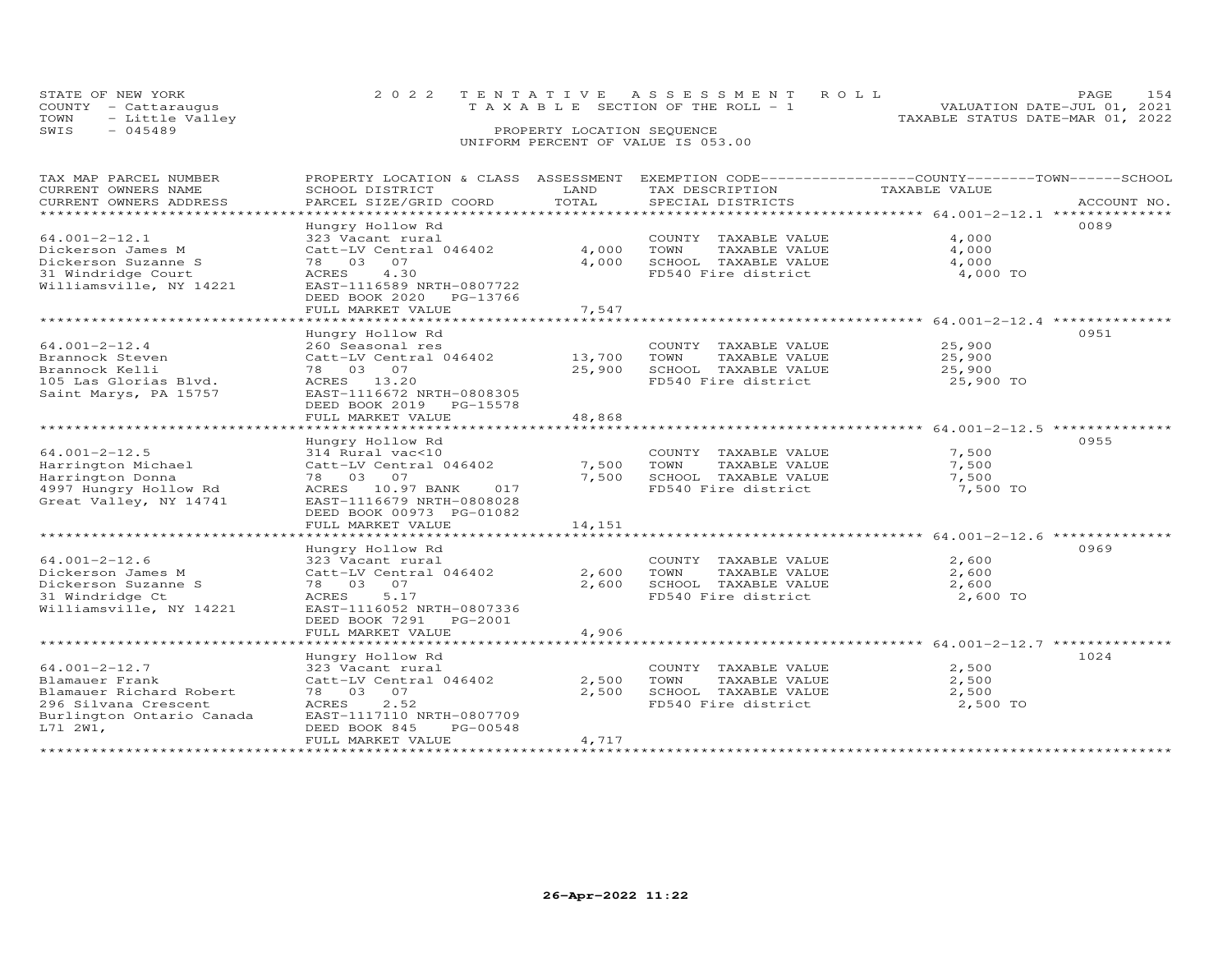STATE OF NEW YORK
COUNTY - Cattaraugus
TOWN - Little Valley
SWIS - 045489

2022 TENTATIVE ASSESSMENT ROLL
TAXABLE SECTION OF THE ROLL - 1
PROPERTY LOCATION SEQUENCE
UNIFORM PERCENT OF VALUE IS 053.00

VALUATION DATE-JUL 01, 2021
TAXABLE STATUS DATE-MAR 01, 2022

| TAX MAP PARCEL NUMBER / CURRENT OWNERS NAME / CURRENT OWNERS ADDRESS | PROPERTY LOCATION & CLASS / SCHOOL DISTRICT / PARCEL SIZE/GRID COORD | ASSESSMENT LAND / TOTAL | EXEMPTION CODE / TAX DESCRIPTION / SPECIAL DISTRICTS | TAXABLE VALUE | ACCOUNT NO. |
|---|---|---|---|---|---|
| | Hungry Hollow Rd | | | | 0089 |
| 64.001-2-12.1 | 323 Vacant rural | | COUNTY TAXABLE VALUE | 4,000 | |
| Dickerson James M | Catt-LV Central 046402 | 4,000 | TOWN TAXABLE VALUE | 4,000 | |
| Dickerson Suzanne S | 78 03 07 | 4,000 | SCHOOL TAXABLE VALUE | 4,000 | |
| 31 Windridge Court | ACRES 4.30 | | FD540 Fire district | 4,000 TO | |
| Williamsville, NY 14221 | EAST-1116589 NRTH-0807722 | | | | |
| | DEED BOOK 2020 PG-13766 | | | | |
| | FULL MARKET VALUE | 7,547 | | | |
| | Hungry Hollow Rd | | | | 0951 |
| 64.001-2-12.4 | 260 Seasonal res | | COUNTY TAXABLE VALUE | 25,900 | |
| Brannock Steven | Catt-LV Central 046402 | 13,700 | TOWN TAXABLE VALUE | 25,900 | |
| Brannock Kelli | 78 03 07 | 25,900 | SCHOOL TAXABLE VALUE | 25,900 | |
| 105 Las Glorias Blvd. | ACRES 13.20 | | FD540 Fire district | 25,900 TO | |
| Saint Marys, PA 15757 | EAST-1116672 NRTH-0808305 | | | | |
| | DEED BOOK 2019 PG-15578 | | | | |
| | FULL MARKET VALUE | 48,868 | | | |
| | Hungry Hollow Rd | | | | 0955 |
| 64.001-2-12.5 | 314 Rural vac<10 | | COUNTY TAXABLE VALUE | 7,500 | |
| Harrington Michael | Catt-LV Central 046402 | 7,500 | TOWN TAXABLE VALUE | 7,500 | |
| Harrington Donna | 78 03 07 | 7,500 | SCHOOL TAXABLE VALUE | 7,500 | |
| 4997 Hungry Hollow Rd | ACRES 10.97 BANK 017 | | FD540 Fire district | 7,500 TO | |
| Great Valley, NY 14741 | EAST-1116679 NRTH-0808028 | | | | |
| | DEED BOOK 00973 PG-01082 | | | | |
| | FULL MARKET VALUE | 14,151 | | | |
| | Hungry Hollow Rd | | | | 0969 |
| 64.001-2-12.6 | 323 Vacant rural | | COUNTY TAXABLE VALUE | 2,600 | |
| Dickerson James M | Catt-LV Central 046402 | 2,600 | TOWN TAXABLE VALUE | 2,600 | |
| Dickerson Suzanne S | 78 03 07 | 2,600 | SCHOOL TAXABLE VALUE | 2,600 | |
| 31 Windridge Ct | ACRES 5.17 | | FD540 Fire district | 2,600 TO | |
| Williamsville, NY 14221 | EAST-1116052 NRTH-0807336 | | | | |
| | DEED BOOK 7291 PG-2001 | | | | |
| | FULL MARKET VALUE | 4,906 | | | |
| | Hungry Hollow Rd | | | | 1024 |
| 64.001-2-12.7 | 323 Vacant rural | | COUNTY TAXABLE VALUE | 2,500 | |
| Blamauer Frank | Catt-LV Central 046402 | 2,500 | TOWN TAXABLE VALUE | 2,500 | |
| Blamauer Richard Robert | 78 03 07 | 2,500 | SCHOOL TAXABLE VALUE | 2,500 | |
| 296 Silvana Crescent | ACRES 2.52 | | FD540 Fire district | 2,500 TO | |
| Burlington Ontario Canada | EAST-1117110 NRTH-0807709 | | | | |
| L7l 2W1, | DEED BOOK 845 PG-00548 | | | | |
| | FULL MARKET VALUE | 4,717 | | | |

26-Apr-2022 11:22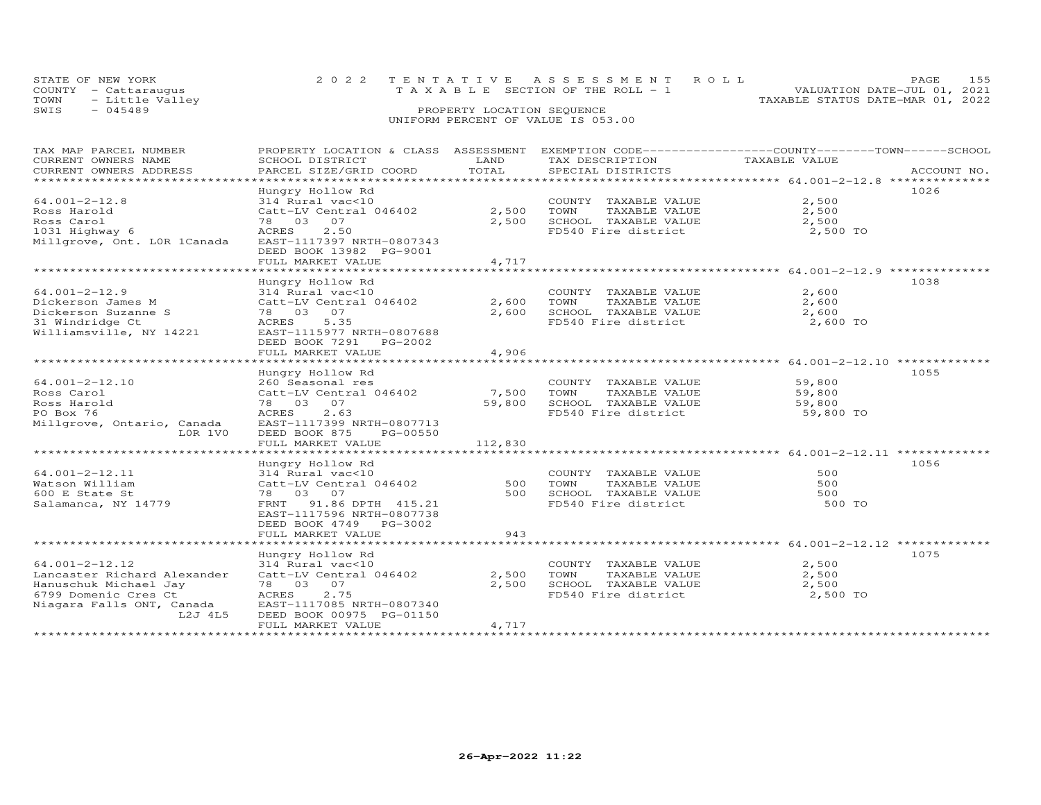STATE OF NEW YORK
COUNTY - Cattaraugus
TOWN - Little Valley
SWIS - 045489

2022 TENTATIVE ASSESSMENT ROLL
TAXABLE SECTION OF THE ROLL - 1
PROPERTY LOCATION SEQUENCE
UNIFORM PERCENT OF VALUE IS 053.00

VALUATION DATE-JUL 01, 2021
TAXABLE STATUS DATE-MAR 01, 2022

| TAX MAP PARCEL NUMBER / CURRENT OWNERS NAME / CURRENT OWNERS ADDRESS | PROPERTY LOCATION & CLASS / SCHOOL DISTRICT / PARCEL SIZE/GRID COORD | ASSESSMENT LAND | TOTAL | EXEMPTION CODE / TAX DESCRIPTION / SPECIAL DISTRICTS | TAXABLE VALUE (COUNTY / TOWN / SCHOOL) | ACCOUNT NO. |
|---|---|---|---|---|---|---|
| 64.001-2-12.8 | Hungry Hollow Rd | | | | | 1026 |
| 64.001-2-12.8 | 314 Rural vac<10 | | | COUNTY TAXABLE VALUE | 2,500 | |
| Ross Harold | Catt-LV Central 046402 | 2,500 | | TOWN TAXABLE VALUE | 2,500 | |
| Ross Carol | 78 03 07 | | 2,500 | SCHOOL TAXABLE VALUE | 2,500 | |
| 1031 Highway 6 | ACRES 2.50 | | | FD540 Fire district | 2,500 TO | |
| Millgrove, Ont. L0R 1Canada | EAST-1117397 NRTH-0807343 | | | | | |
| | DEED BOOK 13982 PG-9001 | | | | | |
| | FULL MARKET VALUE | | 4,717 | | | |
| 64.001-2-12.9 | Hungry Hollow Rd | | | | | 1038 |
| 64.001-2-12.9 | 314 Rural vac<10 | | | COUNTY TAXABLE VALUE | 2,600 | |
| Dickerson James M | Catt-LV Central 046402 | 2,600 | | TOWN TAXABLE VALUE | 2,600 | |
| Dickerson Suzanne S | 78 03 07 | | 2,600 | SCHOOL TAXABLE VALUE | 2,600 | |
| 31 Windridge Ct | ACRES 5.35 | | | FD540 Fire district | 2,600 TO | |
| Williamsville, NY 14221 | EAST-1115977 NRTH-0807688 | | | | | |
| | DEED BOOK 7291 PG-2002 | | | | | |
| | FULL MARKET VALUE | | 4,906 | | | |
| 64.001-2-12.10 | Hungry Hollow Rd | | | | | 1055 |
| 64.001-2-12.10 | 260 Seasonal res | | | COUNTY TAXABLE VALUE | 59,800 | |
| Ross Carol | Catt-LV Central 046402 | 7,500 | | TOWN TAXABLE VALUE | 59,800 | |
| Ross Harold | 78 03 07 | | 59,800 | SCHOOL TAXABLE VALUE | 59,800 | |
| PO Box 76 | ACRES 2.63 | | | FD540 Fire district | 59,800 TO | |
| Millgrove, Ontario, Canada L0R 1V0 | EAST-1117399 NRTH-0807713 | | | | | |
| | DEED BOOK 875 PG-00550 | | | | | |
| | FULL MARKET VALUE | | 112,830 | | | |
| 64.001-2-12.11 | Hungry Hollow Rd | | | | | 1056 |
| 64.001-2-12.11 | 314 Rural vac<10 | | | COUNTY TAXABLE VALUE | 500 | |
| Watson William | Catt-LV Central 046402 | 500 | | TOWN TAXABLE VALUE | 500 | |
| 600 E State St | 78 03 07 | | 500 | SCHOOL TAXABLE VALUE | 500 | |
| Salamanca, NY 14779 | FRNT 91.86 DPTH 415.21 | | | FD540 Fire district | 500 TO | |
| | EAST-1117596 NRTH-0807738 | | | | | |
| | DEED BOOK 4749 PG-3002 | | | | | |
| | FULL MARKET VALUE | | 943 | | | |
| 64.001-2-12.12 | Hungry Hollow Rd | | | | | 1075 |
| 64.001-2-12.12 | 314 Rural vac<10 | | | COUNTY TAXABLE VALUE | 2,500 | |
| Lancaster Richard Alexander | Catt-LV Central 046402 | 2,500 | | TOWN TAXABLE VALUE | 2,500 | |
| Hanuschuk Michael Jay | 78 03 07 | | 2,500 | SCHOOL TAXABLE VALUE | 2,500 | |
| 6799 Domenic Cres Ct | ACRES 2.75 | | | FD540 Fire district | 2,500 TO | |
| Niagara Falls ONT, Canada L2J 4L5 | EAST-1117085 NRTH-0807340 | | | | | |
| | DEED BOOK 00975 PG-01150 | | | | | |
| | FULL MARKET VALUE | | 4,717 | | | |

26-Apr-2022 11:22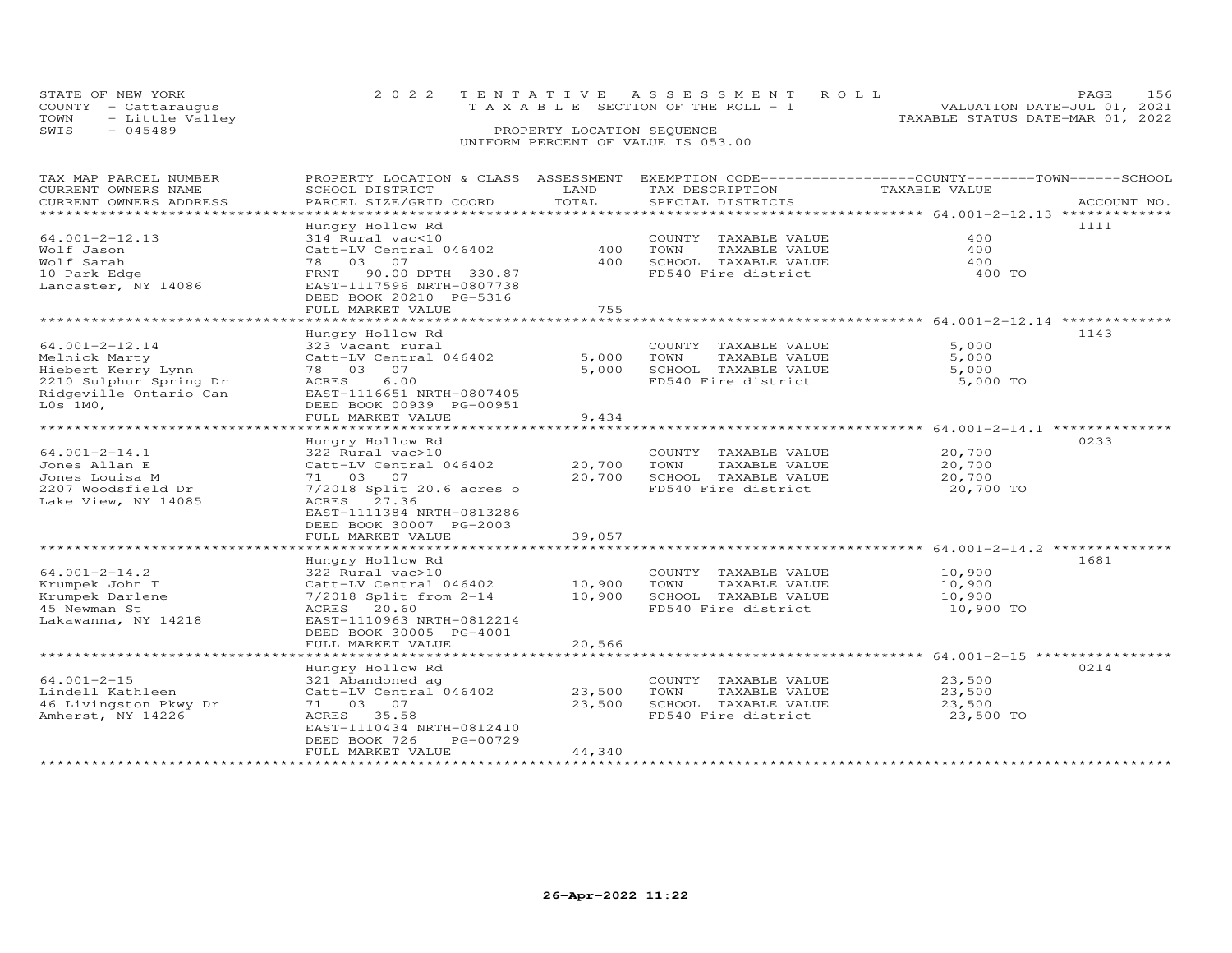STATE OF NEW YORK
COUNTY - Cattaraugus
TOWN - Little Valley
SWIS - 045489

2022 TENTATIVE ASSESSMENT ROLL
TAXABLE SECTION OF THE ROLL - 1
PROPERTY LOCATION SEQUENCE
UNIFORM PERCENT OF VALUE IS 053.00

VALUATION DATE-JUL 01, 2021
TAXABLE STATUS DATE-MAR 01, 2022

| TAX MAP PARCEL NUMBER / CURRENT OWNERS NAME / CURRENT OWNERS ADDRESS | PROPERTY LOCATION & CLASS / SCHOOL DISTRICT / PARCEL SIZE/GRID COORD | ASSESSMENT LAND | TOTAL | EXEMPTION CODE / TAX DESCRIPTION / SPECIAL DISTRICTS | TAXABLE VALUE | ACCOUNT NO. |
|---|---|---|---|---|---|---|
| 64.001-2-12.13 | Hungry Hollow Rd | | | | | 1111 |
| 64.001-2-12.13 | 314 Rural vac<10 | | | COUNTY TAXABLE VALUE | 400 | |
| Wolf Jason | Catt-LV Central 046402 | 400 | | TOWN TAXABLE VALUE | 400 | |
| Wolf Sarah | 78 03 07 | | 400 | SCHOOL TAXABLE VALUE | 400 | |
| 10 Park Edge | FRNT 90.00 DPTH 330.87 | | | FD540 Fire district | 400 TO | |
| Lancaster, NY 14086 | EAST-1117596 NRTH-0807738 | | | | | |
| | DEED BOOK 20210 PG-5316 | | | | | |
| | FULL MARKET VALUE | | 755 | | | |
| 64.001-2-12.14 | Hungry Hollow Rd | | | | | 1143 |
| 64.001-2-12.14 | 323 Vacant rural | | | COUNTY TAXABLE VALUE | 5,000 | |
| Melnick Marty | Catt-LV Central 046402 | 5,000 | | TOWN TAXABLE VALUE | 5,000 | |
| Hiebert Kerry Lynn | 78 03 07 | | 5,000 | SCHOOL TAXABLE VALUE | 5,000 | |
| 2210 Sulphur Spring Dr | ACRES 6.00 | | | FD540 Fire district | 5,000 TO | |
| Ridgeville Ontario Can | EAST-1116651 NRTH-0807405 | | | | | |
| L0s 1M0, | DEED BOOK 00939 PG-00951 | | | | | |
| | FULL MARKET VALUE | | 9,434 | | | |
| 64.001-2-14.1 | Hungry Hollow Rd | | | | | 0233 |
| 64.001-2-14.1 | 322 Rural vac>10 | | | COUNTY TAXABLE VALUE | 20,700 | |
| Jones Allan E | Catt-LV Central 046402 | 20,700 | | TOWN TAXABLE VALUE | 20,700 | |
| Jones Louisa M | 71 03 07 | | 20,700 | SCHOOL TAXABLE VALUE | 20,700 | |
| 2207 Woodsfield Dr | 7/2018 Split 20.6 acres o | | | FD540 Fire district | 20,700 TO | |
| Lake View, NY 14085 | ACRES 27.36 | | | | | |
| | EAST-1111384 NRTH-0813286 | | | | | |
| | DEED BOOK 30007 PG-2003 | | | | | |
| | FULL MARKET VALUE | | 39,057 | | | |
| 64.001-2-14.2 | Hungry Hollow Rd | | | | | 1681 |
| 64.001-2-14.2 | 322 Rural vac>10 | | | COUNTY TAXABLE VALUE | 10,900 | |
| Krumpek John T | Catt-LV Central 046402 | 10,900 | | TOWN TAXABLE VALUE | 10,900 | |
| Krumpek Darlene | 7/2018 Split from 2-14 | | 10,900 | SCHOOL TAXABLE VALUE | 10,900 | |
| 45 Newman St | ACRES 20.60 | | | FD540 Fire district | 10,900 TO | |
| Lakawanna, NY 14218 | EAST-1110963 NRTH-0812214 | | | | | |
| | DEED BOOK 30005 PG-4001 | | | | | |
| | FULL MARKET VALUE | | 20,566 | | | |
| 64.001-2-15 | Hungry Hollow Rd | | | | | 0214 |
| 64.001-2-15 | 321 Abandoned ag | | | COUNTY TAXABLE VALUE | 23,500 | |
| Lindell Kathleen | Catt-LV Central 046402 | 23,500 | | TOWN TAXABLE VALUE | 23,500 | |
| 46 Livingston Pkwy Dr | 71 03 07 | | 23,500 | SCHOOL TAXABLE VALUE | 23,500 | |
| Amherst, NY 14226 | ACRES 35.58 | | | FD540 Fire district | 23,500 TO | |
| | EAST-1110434 NRTH-0812410 | | | | | |
| | DEED BOOK 726 PG-00729 | | | | | |
| | FULL MARKET VALUE | | 44,340 | | | |

26-Apr-2022 11:22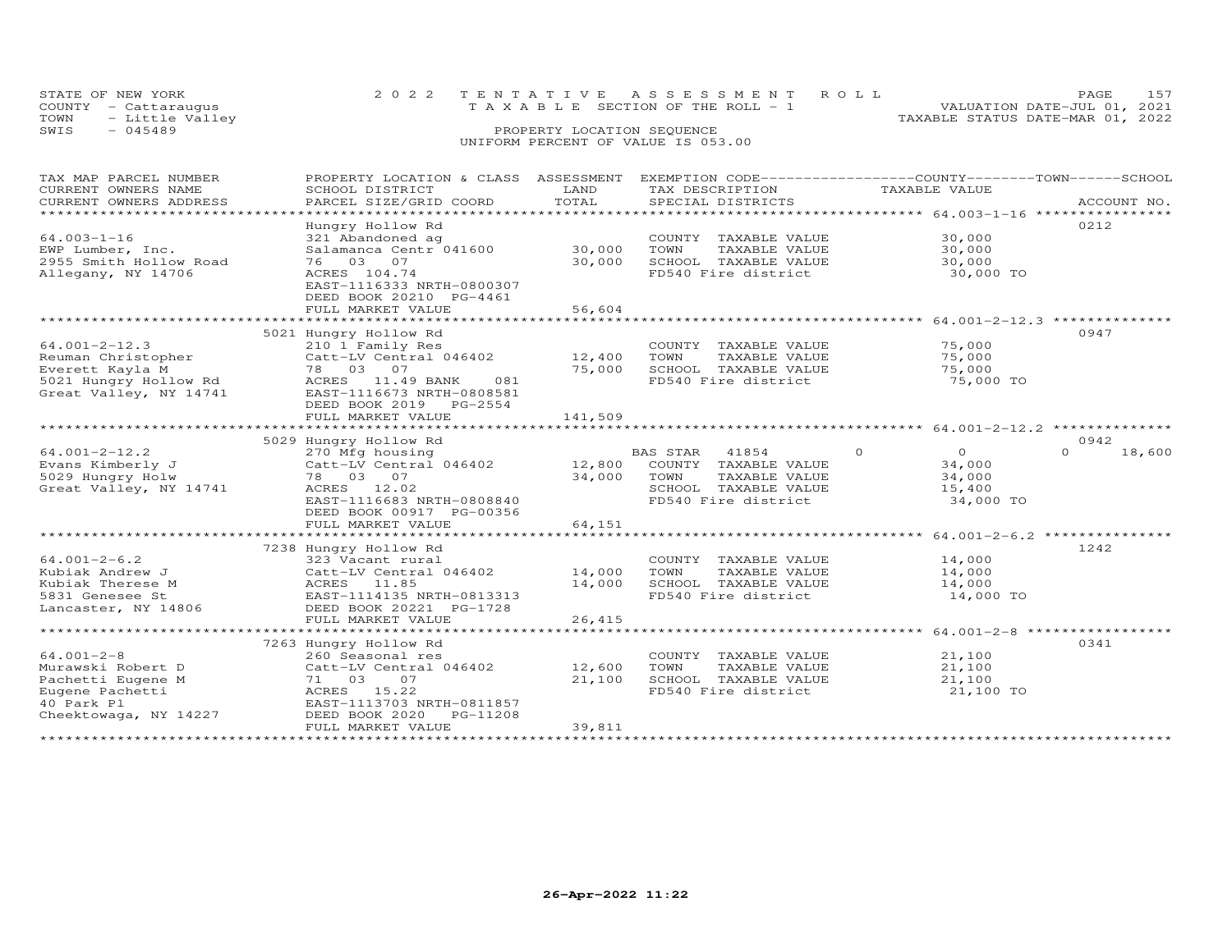STATE OF NEW YORK
COUNTY - Cattaraugus
TOWN - Little Valley
SWIS - 045489

2022 TENTATIVE ASSESSMENT ROLL
TAXABLE SECTION OF THE ROLL - 1
PROPERTY LOCATION SEQUENCE
UNIFORM PERCENT OF VALUE IS 053.00

VALUATION DATE-JUL 01, 2021
TAXABLE STATUS DATE-MAR 01, 2022

| TAX MAP PARCEL NUMBER / CURRENT OWNERS NAME / CURRENT OWNERS ADDRESS | PROPERTY LOCATION & CLASS / SCHOOL DISTRICT / PARCEL SIZE/GRID COORD | ASSESSMENT LAND | TOTAL | EXEMPTION CODE / TAX DESCRIPTION / SPECIAL DISTRICTS | COUNTY | TOWN | SCHOOL / TAXABLE VALUE | ACCOUNT NO. |
|---|---|---|---|---|---|---|---|---|
| 64.003-1-16 | Hungry Hollow Rd | | | | | | | 0212 |
| | 321 Abandoned ag | | | COUNTY TAXABLE VALUE | | | 30,000 | |
| EWP Lumber, Inc. | Salamanca Centr 041600 | 30,000 | | TOWN TAXABLE VALUE | | | 30,000 | |
| 2955 Smith Hollow Road | 76 03 07 | | 30,000 | SCHOOL TAXABLE VALUE | | | 30,000 | |
| Allegany, NY 14706 | ACRES 104.74 | | | FD540 Fire district | | | 30,000 TO | |
| | EAST-1116333 NRTH-0800307 | | | | | | | |
| | DEED BOOK 20210 PG-4461 | | | | | | | |
| | FULL MARKET VALUE | | 56,604 | | | | | |
| 64.001-2-12.3 | 5021 Hungry Hollow Rd | | | | | | | 0947 |
| | 210 1 Family Res | | | COUNTY TAXABLE VALUE | | | 75,000 | |
| Reuman Christopher | Catt-LV Central 046402 | 12,400 | | TOWN TAXABLE VALUE | | | 75,000 | |
| Everett Kayla M | 78 03 07 | | 75,000 | SCHOOL TAXABLE VALUE | | | 75,000 | |
| 5021 Hungry Hollow Rd | ACRES 11.49 BANK 081 | | | FD540 Fire district | | | 75,000 TO | |
| Great Valley, NY 14741 | EAST-1116673 NRTH-0808581 | | | | | | | |
| | DEED BOOK 2019 PG-2554 | | | | | | | |
| | FULL MARKET VALUE | | 141,509 | | | | | |
| 64.001-2-12.2 | 5029 Hungry Hollow Rd | | | | | | | 0942 |
| | 270 Mfg housing | | | BAS STAR 41854 | 0 | 0 | 0 18,600 | |
| Evans Kimberly J | Catt-LV Central 046402 | 12,800 | | COUNTY TAXABLE VALUE | | | 34,000 | |
| 5029 Hungry Holw | 78 03 07 | | 34,000 | TOWN TAXABLE VALUE | | | 34,000 | |
| Great Valley, NY 14741 | ACRES 12.02 | | | SCHOOL TAXABLE VALUE | | | 15,400 | |
| | EAST-1116683 NRTH-0808840 | | | FD540 Fire district | | | 34,000 TO | |
| | DEED BOOK 00917 PG-00356 | | | | | | | |
| | FULL MARKET VALUE | | 64,151 | | | | | |
| 64.001-2-6.2 | 7238 Hungry Hollow Rd | | | | | | | 1242 |
| | 323 Vacant rural | | | COUNTY TAXABLE VALUE | | | 14,000 | |
| Kubiak Andrew J | Catt-LV Central 046402 | 14,000 | | TOWN TAXABLE VALUE | | | 14,000 | |
| Kubiak Therese M | ACRES 11.85 | | 14,000 | SCHOOL TAXABLE VALUE | | | 14,000 | |
| 5831 Genesee St | EAST-1114135 NRTH-0813313 | | | FD540 Fire district | | | 14,000 TO | |
| Lancaster, NY 14806 | DEED BOOK 20221 PG-1728 | | | | | | | |
| | FULL MARKET VALUE | | 26,415 | | | | | |
| 64.001-2-8 | 7263 Hungry Hollow Rd | | | | | | | 0341 |
| | 260 Seasonal res | | | COUNTY TAXABLE VALUE | | | 21,100 | |
| Murawski Robert D | Catt-LV Central 046402 | 12,600 | | TOWN TAXABLE VALUE | | | 21,100 | |
| Pachetti Eugene M | 71 03 07 | | 21,100 | SCHOOL TAXABLE VALUE | | | 21,100 | |
| Eugene Pachetti | ACRES 15.22 | | | FD540 Fire district | | | 21,100 TO | |
| 40 Park Pl | EAST-1113703 NRTH-0811857 | | | | | | | |
| Cheektowaga, NY 14227 | DEED BOOK 2020 PG-11208 | | | | | | | |
| | FULL MARKET VALUE | | 39,811 | | | | | |

26-Apr-2022 11:22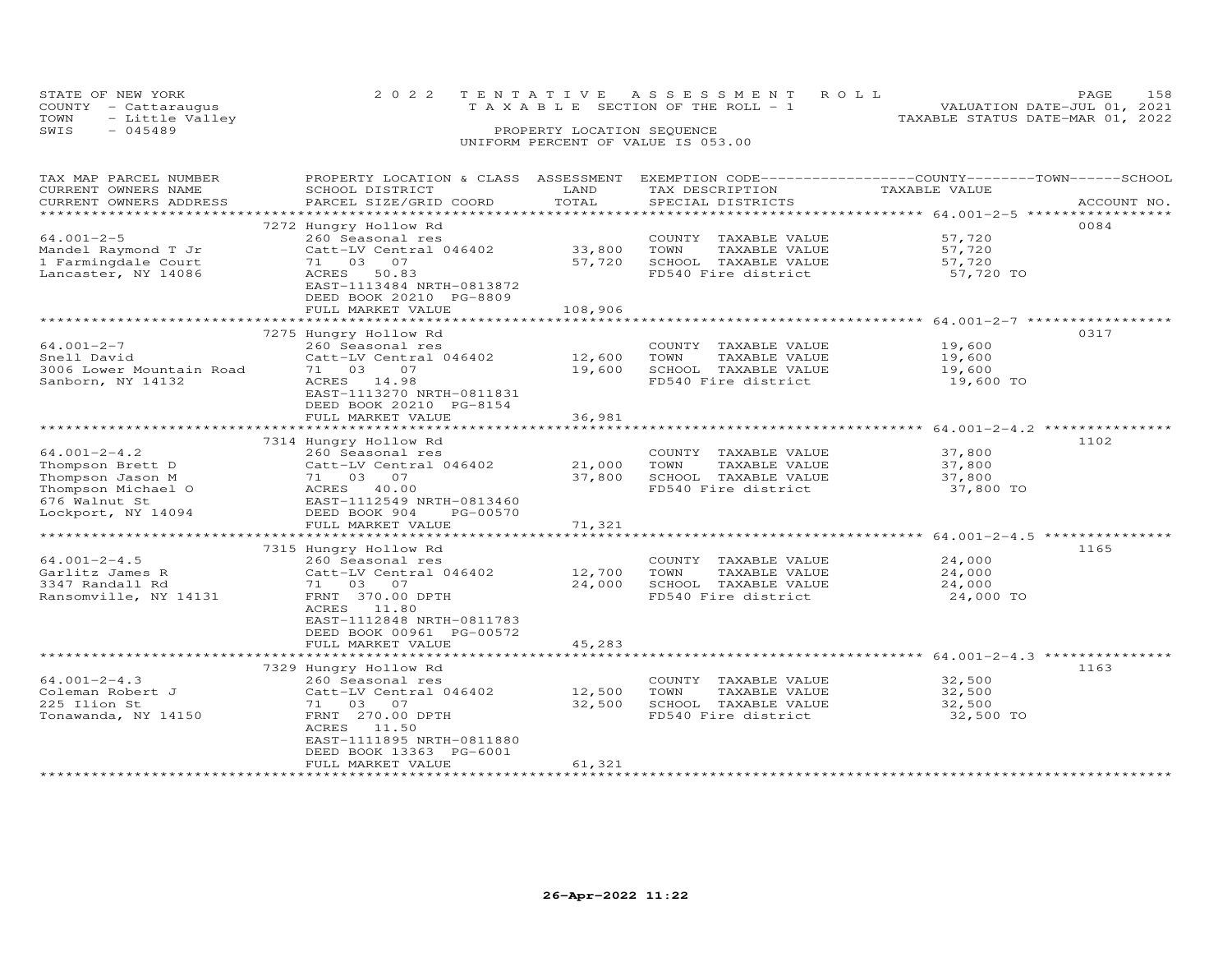STATE OF NEW YORK
COUNTY - Cattaraugus
TOWN - Little Valley
SWIS - 045489

2022 TENTATIVE ASSESSMENT ROLL
TAXABLE SECTION OF THE ROLL - 1
PROPERTY LOCATION SEQUENCE
UNIFORM PERCENT OF VALUE IS 053.00

VALUATION DATE-JUL 01, 2021
TAXABLE STATUS DATE-MAR 01, 2022

| TAX MAP PARCEL NUMBER / CURRENT OWNERS NAME / CURRENT OWNERS ADDRESS | PROPERTY LOCATION & CLASS / SCHOOL DISTRICT / PARCEL SIZE/GRID COORD | ASSESSMENT LAND | TOTAL | EXEMPTION CODE / TAX DESCRIPTION / SPECIAL DISTRICTS | TAXABLE VALUE (COUNTY / TOWN / SCHOOL) | ACCOUNT NO. |
|---|---|---|---|---|---|---|
| 64.001-2-5 | 7272 Hungry Hollow Rd | | | | | 0084 |
| 64.001-2-5 | 260 Seasonal res | | | COUNTY TAXABLE VALUE | 57,720 | |
| Mandel Raymond T Jr | Catt-LV Central 046402 | 33,800 | | TOWN TAXABLE VALUE | 57,720 | |
| 1 Farmingdale Court | 71 03 07 | | 57,720 | SCHOOL TAXABLE VALUE | 57,720 | |
| Lancaster, NY 14086 | ACRES 50.83 | | | FD540 Fire district | 57,720 TO | |
| | EAST-1113484 NRTH-0813872 | | | | | |
| | DEED BOOK 20210 PG-8809 | | | | | |
| | FULL MARKET VALUE | | 108,906 | | | |
| 64.001-2-7 | 7275 Hungry Hollow Rd | | | | | 0317 |
| 64.001-2-7 | 260 Seasonal res | | | COUNTY TAXABLE VALUE | 19,600 | |
| Snell David | Catt-LV Central 046402 | 12,600 | | TOWN TAXABLE VALUE | 19,600 | |
| 3006 Lower Mountain Road | 71 03 07 | | 19,600 | SCHOOL TAXABLE VALUE | 19,600 | |
| Sanborn, NY 14132 | ACRES 14.98 | | | FD540 Fire district | 19,600 TO | |
| | EAST-1113270 NRTH-0811831 | | | | | |
| | DEED BOOK 20210 PG-8154 | | | | | |
| | FULL MARKET VALUE | | 36,981 | | | |
| 64.001-2-4.2 | 7314 Hungry Hollow Rd | | | | | 1102 |
| 64.001-2-4.2 | 260 Seasonal res | | | COUNTY TAXABLE VALUE | 37,800 | |
| Thompson Brett D | Catt-LV Central 046402 | 21,000 | | TOWN TAXABLE VALUE | 37,800 | |
| Thompson Jason M | 71 03 07 | | 37,800 | SCHOOL TAXABLE VALUE | 37,800 | |
| Thompson Michael O | ACRES 40.00 | | | FD540 Fire district | 37,800 TO | |
| 676 Walnut St | EAST-1112549 NRTH-0813460 | | | | | |
| Lockport, NY 14094 | DEED BOOK 904 PG-00570 | | | | | |
| | FULL MARKET VALUE | | 71,321 | | | |
| 64.001-2-4.5 | 7315 Hungry Hollow Rd | | | | | 1165 |
| 64.001-2-4.5 | 260 Seasonal res | | | COUNTY TAXABLE VALUE | 24,000 | |
| Garlitz James R | Catt-LV Central 046402 | 12,700 | | TOWN TAXABLE VALUE | 24,000 | |
| 3347 Randall Rd | 71 03 07 | | 24,000 | SCHOOL TAXABLE VALUE | 24,000 | |
| Ransomville, NY 14131 | FRNT 370.00 DPTH | | | FD540 Fire district | 24,000 TO | |
| | ACRES 11.80 | | | | | |
| | EAST-1112848 NRTH-0811783 | | | | | |
| | DEED BOOK 00961 PG-00572 | | | | | |
| | FULL MARKET VALUE | | 45,283 | | | |
| 64.001-2-4.3 | 7329 Hungry Hollow Rd | | | | | 1163 |
| 64.001-2-4.3 | 260 Seasonal res | | | COUNTY TAXABLE VALUE | 32,500 | |
| Coleman Robert J | Catt-LV Central 046402 | 12,500 | | TOWN TAXABLE VALUE | 32,500 | |
| 225 Ilion St | 71 03 07 | | 32,500 | SCHOOL TAXABLE VALUE | 32,500 | |
| Tonawanda, NY 14150 | FRNT 270.00 DPTH | | | FD540 Fire district | 32,500 TO | |
| | ACRES 11.50 | | | | | |
| | EAST-1111895 NRTH-0811880 | | | | | |
| | DEED BOOK 13363 PG-6001 | | | | | |
| | FULL MARKET VALUE | | 61,321 | | | |

26-Apr-2022 11:22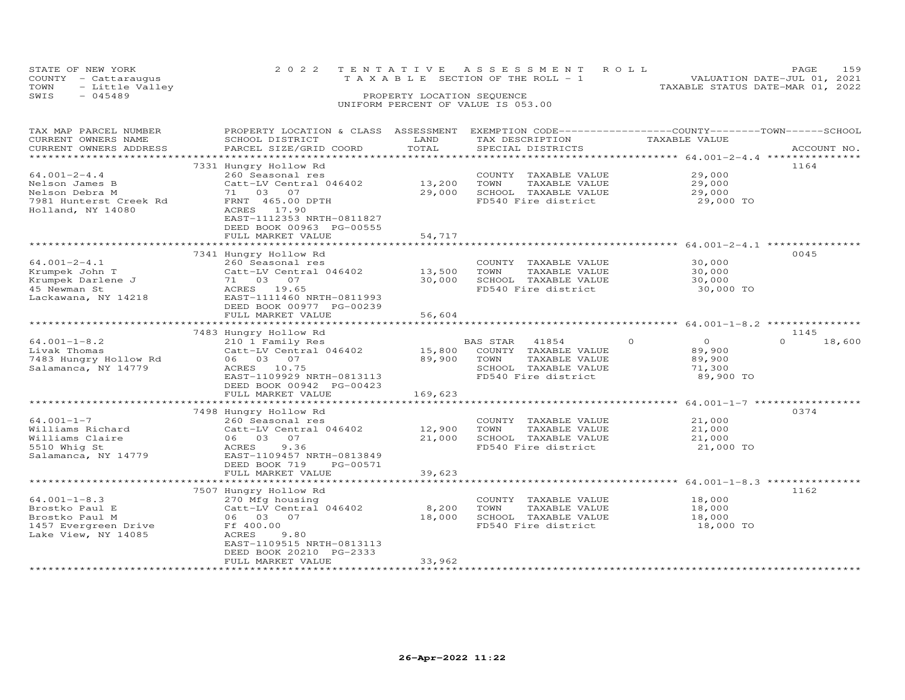STATE OF NEW YORK
COUNTY - Cattaraugus
TOWN - Little Valley
SWIS - 045489

2022 TENTATIVE ASSESSMENT ROLL
TAXABLE SECTION OF THE ROLL - 1
PROPERTY LOCATION SEQUENCE
UNIFORM PERCENT OF VALUE IS 053.00

VALUATION DATE-JUL 01, 2021
TAXABLE STATUS DATE-MAR 01, 2022

| TAX MAP PARCEL NUMBER / CURRENT OWNERS NAME / CURRENT OWNERS ADDRESS | PROPERTY LOCATION & CLASS / SCHOOL DISTRICT / PARCEL SIZE/GRID COORD | ASSESSMENT LAND | TOTAL | EXEMPTION CODE / TAX DESCRIPTION / SPECIAL DISTRICTS | COUNTY | TOWN | SCHOOL TAXABLE VALUE | ACCOUNT NO. |
|---|---|---|---|---|---|---|---|---|
| 64.001-2-4.4 | 7331 Hungry Hollow Rd | | | | | | | 1164 |
| Nelson James B | 260 Seasonal res | | | COUNTY TAXABLE VALUE | 29,000 | | | |
| Nelson Debra M | Catt-LV Central 046402 | 13,200 | | TOWN TAXABLE VALUE | | 29,000 | | |
| 7981 Hunterst Creek Rd | 71 03 07 | | 29,000 | SCHOOL TAXABLE VALUE | | | 29,000 | |
| Holland, NY 14080 | FRNT 465.00 DPTH | | | FD540 Fire district | | | 29,000 TO | |
| | ACRES 17.90 | | | | | | | |
| | EAST-1112353 NRTH-0811827 | | | | | | | |
| | DEED BOOK 00963 PG-00555 | | | | | | | |
| | FULL MARKET VALUE | | 54,717 | | | | | |
| 64.001-2-4.1 | 7341 Hungry Hollow Rd | | | | | | | 0045 |
| Krumpek John T | 260 Seasonal res | | | COUNTY TAXABLE VALUE | 30,000 | | | |
| Krumpek Darlene J | Catt-LV Central 046402 | 13,500 | | TOWN TAXABLE VALUE | | 30,000 | | |
| 45 Newman St | 71 03 07 | | 30,000 | SCHOOL TAXABLE VALUE | | | 30,000 | |
| Lackawana, NY 14218 | ACRES 19.65 | | | FD540 Fire district | | | 30,000 TO | |
| | EAST-1111460 NRTH-0811993 | | | | | | | |
| | DEED BOOK 00977 PG-00239 | | | | | | | |
| | FULL MARKET VALUE | | 56,604 | | | | | |
| 64.001-1-8.2 | 7483 Hungry Hollow Rd | | | | | | | 1145 |
| Livak Thomas | 210 1 Family Res | | | BAS STAR 41854 | 0 | 0 | 18,600 | |
| 7483 Hungry Hollow Rd | Catt-LV Central 046402 | 15,800 | | COUNTY TAXABLE VALUE | 89,900 | | | |
| Salamanca, NY 14779 | 06 03 07 | | 89,900 | TOWN TAXABLE VALUE | | 89,900 | | |
| | ACRES 10.75 | | | SCHOOL TAXABLE VALUE | | | 71,300 | |
| | EAST-1109929 NRTH-0813113 | | | FD540 Fire district | | | 89,900 TO | |
| | DEED BOOK 00942 PG-00423 | | | | | | | |
| | FULL MARKET VALUE | | 169,623 | | | | | |
| 64.001-1-7 | 7498 Hungry Hollow Rd | | | | | | | 0374 |
| Williams Richard | 260 Seasonal res | | | COUNTY TAXABLE VALUE | 21,000 | | | |
| Williams Claire | Catt-LV Central 046402 | 12,900 | | TOWN TAXABLE VALUE | | 21,000 | | |
| 5510 Whig St | 06 03 07 | | 21,000 | SCHOOL TAXABLE VALUE | | | 21,000 | |
| Salamanca, NY 14779 | ACRES 9.36 | | | FD540 Fire district | | | 21,000 TO | |
| | EAST-1109457 NRTH-0813849 | | | | | | | |
| | DEED BOOK 719 PG-00571 | | | | | | | |
| | FULL MARKET VALUE | | 39,623 | | | | | |
| 64.001-1-8.3 | 7507 Hungry Hollow Rd | | | | | | | 1162 |
| Brostko Paul E | 270 Mfg housing | | | COUNTY TAXABLE VALUE | 18,000 | | | |
| Brostko Paul M | Catt-LV Central 046402 | 8,200 | | TOWN TAXABLE VALUE | | 18,000 | | |
| 1457 Evergreen Drive | 06 03 07 | | 18,000 | SCHOOL TAXABLE VALUE | | | 18,000 | |
| Lake View, NY 14085 | Ff 400.00 | | | FD540 Fire district | | | 18,000 TO | |
| | ACRES 9.80 | | | | | | | |
| | EAST-1109515 NRTH-0813113 | | | | | | | |
| | DEED BOOK 20210 PG-2333 | | | | | | | |
| | FULL MARKET VALUE | | 33,962 | | | | | |

26-Apr-2022 11:22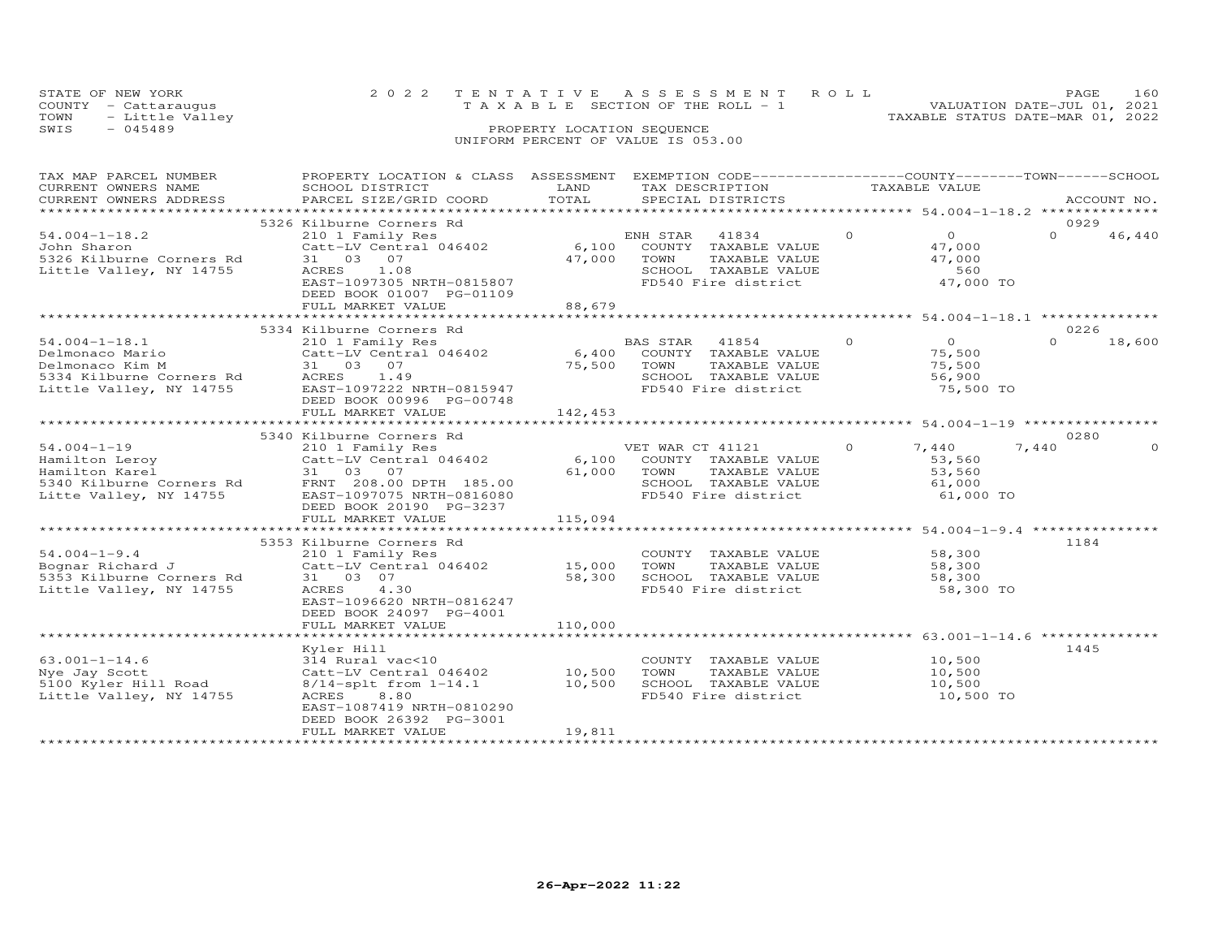STATE OF NEW YORK
COUNTY - Cattaraugus
TOWN - Little Valley
SWIS - 045489

2022 TENTATIVE ASSESSMENT ROLL
TAXABLE SECTION OF THE ROLL - 1
PROPERTY LOCATION SEQUENCE
UNIFORM PERCENT OF VALUE IS 053.00

VALUATION DATE-JUL 01, 2021
TAXABLE STATUS DATE-MAR 01, 2022

| TAX MAP PARCEL NUMBER / CURRENT OWNERS NAME / CURRENT OWNERS ADDRESS | PROPERTY LOCATION & CLASS / SCHOOL DISTRICT / PARCEL SIZE/GRID COORD | ASSESSMENT LAND | TOTAL | EXEMPTION CODE / TAX DESCRIPTION / SPECIAL DISTRICTS | COUNTY TAXABLE VALUE | TOWN | SCHOOL | ACCOUNT NO. |
|---|---|---|---|---|---|---|---|---|
| | 5326 Kilburne Corners Rd | | | | | | | 0929 |
| 54.004-1-18.2 | 210 1 Family Res | | | ENH STAR 41834 | 0 | 0 | 0 46,440 | |
| John Sharon | Catt-LV Central 046402 | 6,100 | | COUNTY TAXABLE VALUE | 47,000 | | | |
| 5326 Kilburne Corners Rd | 31 03 07 | | 47,000 | TOWN TAXABLE VALUE | 47,000 | | | |
| Little Valley, NY 14755 | ACRES 1.08 | | | SCHOOL TAXABLE VALUE | 560 | | | |
| | EAST-1097305 NRTH-0815807 | | | FD540 Fire district | 47,000 TO | | | |
| | DEED BOOK 01007 PG-01109 | | | | | | | |
| | FULL MARKET VALUE | | 88,679 | | | | | |
| | 5334 Kilburne Corners Rd | | | | | | | 0226 |
| 54.004-1-18.1 | 210 1 Family Res | | | BAS STAR 41854 | 0 | 0 | 0 18,600 | |
| Delmonaco Mario | Catt-LV Central 046402 | 6,400 | | COUNTY TAXABLE VALUE | 75,500 | | | |
| Delmonaco Kim M | 31 03 07 | | 75,500 | TOWN TAXABLE VALUE | 75,500 | | | |
| 5334 Kilburne Corners Rd | ACRES 1.49 | | | SCHOOL TAXABLE VALUE | 56,900 | | | |
| Little Valley, NY 14755 | EAST-1097222 NRTH-0815947 | | | FD540 Fire district | 75,500 TO | | | |
| | DEED BOOK 00996 PG-00748 | | | | | | | |
| | FULL MARKET VALUE | | 142,453 | | | | | |
| | 5340 Kilburne Corners Rd | | | | | | | 0280 |
| 54.004-1-19 | 210 1 Family Res | | | VET WAR CT 41121 | 0 7,440 | 7,440 | 0 | |
| Hamilton Leroy | Catt-LV Central 046402 | 6,100 | | COUNTY TAXABLE VALUE | 53,560 | | | |
| Hamilton Karel | 31 03 07 | | 61,000 | TOWN TAXABLE VALUE | 53,560 | | | |
| 5340 Kilburne Corners Rd | FRNT 208.00 DPTH 185.00 | | | SCHOOL TAXABLE VALUE | 61,000 | | | |
| Litte Valley, NY 14755 | EAST-1097075 NRTH-0816080 | | | FD540 Fire district | 61,000 TO | | | |
| | DEED BOOK 20190 PG-3237 | | | | | | | |
| | FULL MARKET VALUE | | 115,094 | | | | | |
| | 5353 Kilburne Corners Rd | | | | | | | 1184 |
| 54.004-1-9.4 | 210 1 Family Res | | | COUNTY TAXABLE VALUE | 58,300 | | | |
| Bognar Richard J | Catt-LV Central 046402 | 15,000 | | TOWN TAXABLE VALUE | 58,300 | | | |
| 5353 Kilburne Corners Rd | 31 03 07 | | 58,300 | SCHOOL TAXABLE VALUE | 58,300 | | | |
| Little Valley, NY 14755 | ACRES 4.30 | | | FD540 Fire district | 58,300 TO | | | |
| | EAST-1096620 NRTH-0816247 | | | | | | | |
| | DEED BOOK 24097 PG-4001 | | | | | | | |
| | FULL MARKET VALUE | | 110,000 | | | | | |
| | Kyler Hill | | | | | | | 1445 |
| 63.001-1-14.6 | 314 Rural vac<10 | | | COUNTY TAXABLE VALUE | 10,500 | | | |
| Nye Jay Scott | Catt-LV Central 046402 | 10,500 | | TOWN TAXABLE VALUE | 10,500 | | | |
| 5100 Kyler Hill Road | 8/14-splt from 1-14.1 | | 10,500 | SCHOOL TAXABLE VALUE | 10,500 | | | |
| Little Valley, NY 14755 | ACRES 8.80 | | | FD540 Fire district | 10,500 TO | | | |
| | EAST-1087419 NRTH-0810290 | | | | | | | |
| | DEED BOOK 26392 PG-3001 | | | | | | | |
| | FULL MARKET VALUE | | 19,811 | | | | | |

26-Apr-2022 11:22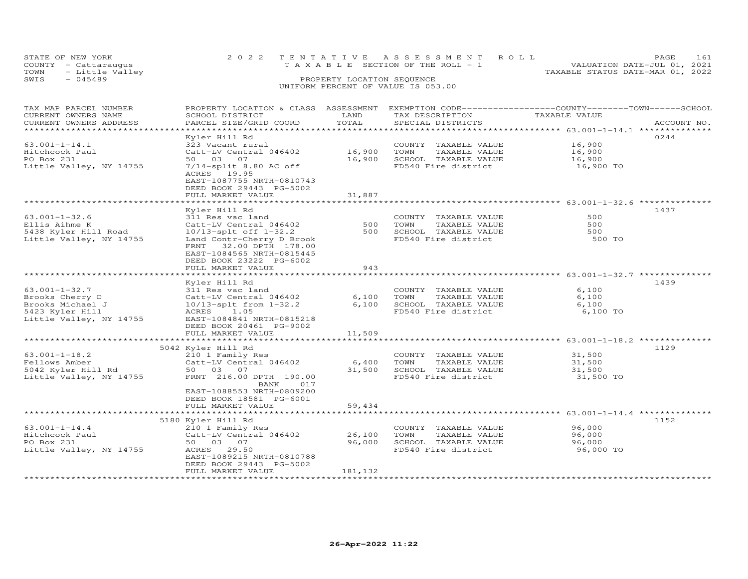STATE OF NEW YORK — 2022 TENTATIVE ASSESSMENT ROLL
COUNTY - Cattaraugus — TAXABLE SECTION OF THE ROLL - 1 — VALUATION DATE-JUL 01, 2021
TOWN - Little Valley — TAXABLE STATUS DATE-MAR 01, 2022
SWIS - 045489 — PROPERTY LOCATION SEQUENCE
UNIFORM PERCENT OF VALUE IS 053.00

| TAX MAP PARCEL NUMBER / CURRENT OWNERS NAME / CURRENT OWNERS ADDRESS | PROPERTY LOCATION & CLASS / SCHOOL DISTRICT / PARCEL SIZE/GRID COORD | ASSESSMENT LAND | TOTAL | EXEMPTION CODE / TAX DESCRIPTION / SPECIAL DISTRICTS | TAXABLE VALUE (COUNTY / TOWN / SCHOOL) | ACCOUNT NO. |
|---|---|---|---|---|---|---|
| 63.001-1-14.1 | Kyler Hill Rd | | | | | 0244 |
| Hitchcock Paul | 323 Vacant rural | | | COUNTY TAXABLE VALUE | 16,900 | |
| PO Box 231 | Catt-LV Central 046402 | 16,900 | | TOWN TAXABLE VALUE | 16,900 | |
| Little Valley, NY 14755 | 50 03 07 | | 16,900 | SCHOOL TAXABLE VALUE | 16,900 | |
| | 7/14-split 8.80 AC off | | | FD540 Fire district | 16,900 TO | |
| | ACRES 19.95 | | | | | |
| | EAST-1087755 NRTH-0810743 | | | | | |
| | DEED BOOK 29443 PG-5002 | | | | | |
| | FULL MARKET VALUE | | 31,887 | | | |
| 63.001-1-32.6 | Kyler Hill Rd | | | | | 1437 |
| Ellis Aihme K | 311 Res vac land | | | COUNTY TAXABLE VALUE | 500 | |
| 5438 Kyler Hill Road | Catt-LV Central 046402 | 500 | | TOWN TAXABLE VALUE | 500 | |
| Little Valley, NY 14755 | 10/13-splt off 1-32.2 | | 500 | SCHOOL TAXABLE VALUE | 500 | |
| | Land Contr-Cherry D Brook | | | FD540 Fire district | 500 TO | |
| | FRNT 32.00 DPTH 178.00 | | | | | |
| | EAST-1084565 NRTH-0815445 | | | | | |
| | DEED BOOK 23222 PG-6002 | | | | | |
| | FULL MARKET VALUE | | 943 | | | |
| 63.001-1-32.7 | Kyler Hill Rd | | | | | 1439 |
| Brooks Cherry D | 311 Res vac land | | | COUNTY TAXABLE VALUE | 6,100 | |
| Brooks Michael J | Catt-LV Central 046402 | 6,100 | | TOWN TAXABLE VALUE | 6,100 | |
| 5423 Kyler Hill | 10/13-splt from 1-32.2 | | 6,100 | SCHOOL TAXABLE VALUE | 6,100 | |
| Little Valley, NY 14755 | ACRES 1.05 | | | FD540 Fire district | 6,100 TO | |
| | EAST-1084841 NRTH-0815218 | | | | | |
| | DEED BOOK 20461 PG-9002 | | | | | |
| | FULL MARKET VALUE | | 11,509 | | | |
| 63.001-1-18.2 | 5042 Kyler Hill Rd | | | | | 1129 |
| Fellows Amber | 210 1 Family Res | | | COUNTY TAXABLE VALUE | 31,500 | |
| 5042 Kyler Hill Rd | Catt-LV Central 046402 | 6,400 | | TOWN TAXABLE VALUE | 31,500 | |
| Little Valley, NY 14755 | 50 03 07 | | 31,500 | SCHOOL TAXABLE VALUE | 31,500 | |
| | FRNT 216.00 DPTH 190.00 | | | FD540 Fire district | 31,500 TO | |
| | BANK 017 | | | | | |
| | EAST-1088553 NRTH-0809200 | | | | | |
| | DEED BOOK 18581 PG-6001 | | | | | |
| | FULL MARKET VALUE | | 59,434 | | | |
| 63.001-1-14.4 | 5180 Kyler Hill Rd | | | | | 1152 |
| Hitchcock Paul | 210 1 Family Res | | | COUNTY TAXABLE VALUE | 96,000 | |
| PO Box 231 | Catt-LV Central 046402 | 26,100 | | TOWN TAXABLE VALUE | 96,000 | |
| Little Valley, NY 14755 | 50 03 07 | | 96,000 | SCHOOL TAXABLE VALUE | 96,000 | |
| | ACRES 29.50 | | | FD540 Fire district | 96,000 TO | |
| | EAST-1089215 NRTH-0810788 | | | | | |
| | DEED BOOK 29443 PG-5002 | | | | | |
| | FULL MARKET VALUE | | 181,132 | | | |

26-Apr-2022 11:22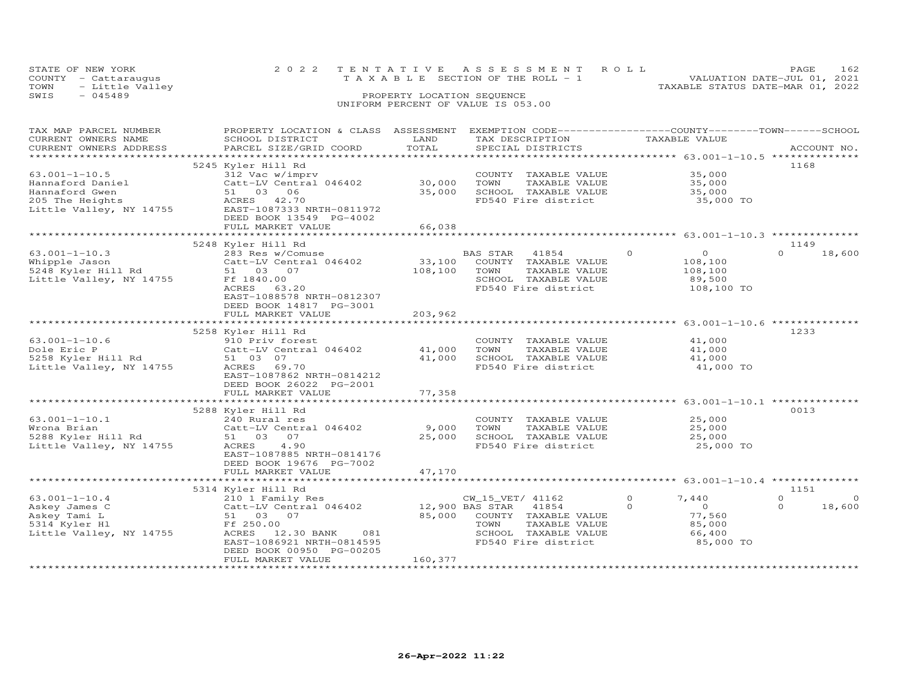STATE OF NEW YORK
COUNTY - Cattaraugus
TOWN - Little Valley
SWIS - 045489

2022 TENTATIVE ASSESSMENT ROLL
TAXABLE SECTION OF THE ROLL - 1
PROPERTY LOCATION SEQUENCE
UNIFORM PERCENT OF VALUE IS 053.00

VALUATION DATE-JUL 01, 2021
TAXABLE STATUS DATE-MAR 01, 2022

| TAX MAP PARCEL NUMBER / CURRENT OWNERS NAME / CURRENT OWNERS ADDRESS | PROPERTY LOCATION & CLASS / SCHOOL DISTRICT / PARCEL SIZE/GRID COORD | ASSESSMENT LAND | TOTAL | EXEMPTION CODE / TAX DESCRIPTION / SPECIAL DISTRICTS | COUNTY | TOWN | SCHOOL / TAXABLE VALUE | ACCOUNT NO. |
|---|---|---|---|---|---|---|---|---|
| 63.001-1-10.5 | 5245 Kyler Hill Rd | | | | | | | 1168 |
| Hannaford Daniel | 312 Vac w/imprv | | | COUNTY TAXABLE VALUE | | | 35,000 | |
| Hannaford Gwen | Catt-LV Central 046402 | 30,000 | | TOWN TAXABLE VALUE | | | 35,000 | |
| 205 The Heights | 51 03 06 | | 35,000 | SCHOOL TAXABLE VALUE | | | 35,000 | |
| Little Valley, NY 14755 | ACRES 42.70 | | | FD540 Fire district | | | 35,000 TO | |
| | EAST-1087333 NRTH-0811972 | | | | | | | |
| | DEED BOOK 13549 PG-4002 | | | | | | | |
| | FULL MARKET VALUE | | 66,038 | | | | | |
| 63.001-1-10.3 | 5248 Kyler Hill Rd | | | | | | | 1149 |
| Whipple Jason | 283 Res w/Comuse | | | BAS STAR 41854 | 0 | 0 | 0 18,600 | |
| 5248 Kyler Hill Rd | Catt-LV Central 046402 | 33,100 | | COUNTY TAXABLE VALUE | | | 108,100 | |
| Little Valley, NY 14755 | 51 03 07 | | 108,100 | TOWN TAXABLE VALUE | | | 108,100 | |
| | Ff 1840.00 | | | SCHOOL TAXABLE VALUE | | | 89,500 | |
| | ACRES 63.20 | | | FD540 Fire district | | | 108,100 TO | |
| | EAST-1088578 NRTH-0812307 | | | | | | | |
| | DEED BOOK 14817 PG-3001 | | | | | | | |
| | FULL MARKET VALUE | | 203,962 | | | | | |
| 63.001-1-10.6 | 5258 Kyler Hill Rd | | | | | | | 1233 |
| Dole Eric P | 910 Priv forest | | | COUNTY TAXABLE VALUE | | | 41,000 | |
| 5258 Kyler Hill Rd | Catt-LV Central 046402 | 41,000 | | TOWN TAXABLE VALUE | | | 41,000 | |
| Little Valley, NY 14755 | 51 03 07 | | 41,000 | SCHOOL TAXABLE VALUE | | | 41,000 | |
| | ACRES 69.70 | | | FD540 Fire district | | | 41,000 TO | |
| | EAST-1087862 NRTH-0814212 | | | | | | | |
| | DEED BOOK 26022 PG-2001 | | | | | | | |
| | FULL MARKET VALUE | | 77,358 | | | | | |
| 63.001-1-10.1 | 5288 Kyler Hill Rd | | | | | | | 0013 |
| Wrona Brian | 240 Rural res | | | COUNTY TAXABLE VALUE | | | 25,000 | |
| 5288 Kyler Hill Rd | Catt-LV Central 046402 | 9,000 | | TOWN TAXABLE VALUE | | | 25,000 | |
| Little Valley, NY 14755 | 51 03 07 | | 25,000 | SCHOOL TAXABLE VALUE | | | 25,000 | |
| | ACRES 4.90 | | | FD540 Fire district | | | 25,000 TO | |
| | EAST-1087885 NRTH-0814176 | | | | | | | |
| | DEED BOOK 19676 PG-7002 | | | | | | | |
| | FULL MARKET VALUE | | 47,170 | | | | | |
| 63.001-1-10.4 | 5314 Kyler Hill Rd | | | | | | | 1151 |
| Askey James C | 210 1 Family Res | | | CW_15_VET/ 41162 | 0 | 7,440 | 0 0 | |
| Askey Tami L | Catt-LV Central 046402 | 12,900 | | BAS STAR 41854 | 0 | 0 | 0 18,600 | |
| 5314 Kyler Hl | 51 03 07 | | 85,000 | COUNTY TAXABLE VALUE | | | 77,560 | |
| Little Valley, NY 14755 | Ff 250.00 | | | TOWN TAXABLE VALUE | | | 85,000 | |
| | ACRES 12.30 BANK 081 | | | SCHOOL TAXABLE VALUE | | | 66,400 | |
| | EAST-1086921 NRTH-0814595 | | | FD540 Fire district | | | 85,000 TO | |
| | DEED BOOK 00950 PG-00205 | | | | | | | |
| | FULL MARKET VALUE | | 160,377 | | | | | |

26-Apr-2022 11:22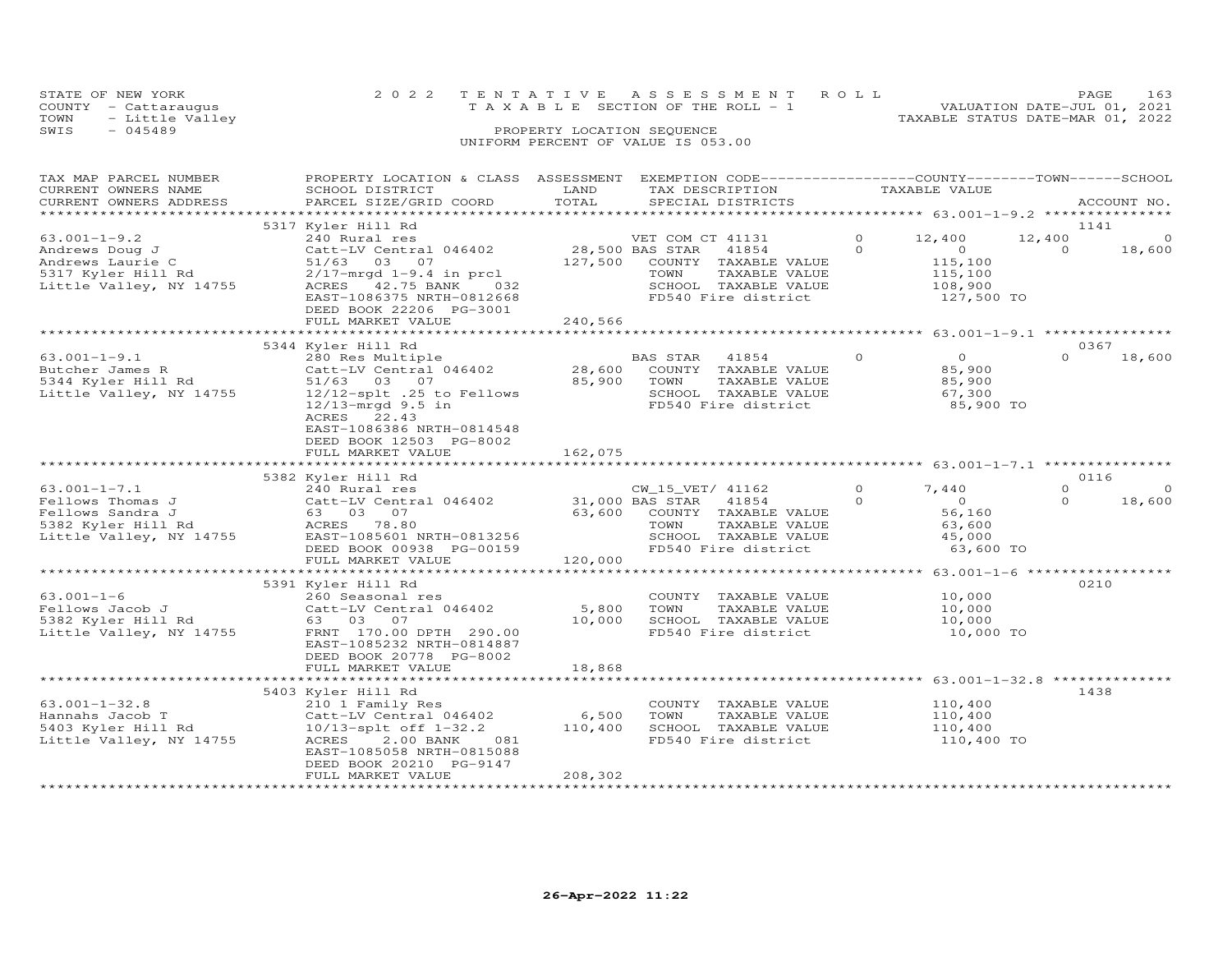STATE OF NEW YORK 2022 TENTATIVE ASSESSMENT ROLL
COUNTY - Cattaraugus T A X A B L E SECTION OF THE ROLL - 1 VALUATION DATE-JUL 01, 2021
TOWN - Little Valley TAXABLE STATUS DATE-MAR 01, 2022
SWIS - 045489 PROPERTY LOCATION SEQUENCE
UNIFORM PERCENT OF VALUE IS 053.00

| TAX MAP PARCEL NUMBER / CURRENT OWNERS NAME / CURRENT OWNERS ADDRESS | PROPERTY LOCATION & CLASS / SCHOOL DISTRICT / PARCEL SIZE/GRID COORD | ASSESSMENT LAND | TOTAL | EXEMPTION CODE / TAX DESCRIPTION / SPECIAL DISTRICTS | | COUNTY TAXABLE VALUE | TOWN | SCHOOL / ACCOUNT NO. |
|---|---|---|---|---|---|---|---|---|
| | 5317 Kyler Hill Rd | | | | | | | 1141 |
| 63.001-1-9.2 | 240 Rural res | | | VET COM CT 41131 | 0 | 12,400 | 12,400 | 0 |
| Andrews Doug J | Catt-LV Central 046402 | 28,500 | | BAS STAR 41854 | 0 | 0 | 0 | 18,600 |
| Andrews Laurie C | 51/63 03 07 | | 127,500 | COUNTY TAXABLE VALUE | | 115,100 | | |
| 5317 Kyler Hill Rd | 2/17-mrgd 1-9.4 in prcl | | | TOWN TAXABLE VALUE | | 115,100 | | |
| Little Valley, NY 14755 | ACRES 42.75 BANK 032 | | | SCHOOL TAXABLE VALUE | | 108,900 | | |
| | EAST-1086375 NRTH-0812668 | | | FD540 Fire district | | 127,500 TO | | |
| | DEED BOOK 22206 PG-3001 | | | | | | | |
| | FULL MARKET VALUE | | 240,566 | | | | | |
| | 5344 Kyler Hill Rd | | | | | | | 0367 |
| 63.001-1-9.1 | 280 Res Multiple | | | BAS STAR 41854 | 0 | 0 | 0 | 18,600 |
| Butcher James R | Catt-LV Central 046402 | 28,600 | | COUNTY TAXABLE VALUE | | 85,900 | | |
| 5344 Kyler Hill Rd | 51/63 03 07 | | 85,900 | TOWN TAXABLE VALUE | | 85,900 | | |
| Little Valley, NY 14755 | 12/12-splt .25 to Fellows | | | SCHOOL TAXABLE VALUE | | 67,300 | | |
| | 12/13-mrgd 9.5 in | | | FD540 Fire district | | 85,900 TO | | |
| | ACRES 22.43 | | | | | | | |
| | EAST-1086386 NRTH-0814548 | | | | | | | |
| | DEED BOOK 12503 PG-8002 | | | | | | | |
| | FULL MARKET VALUE | | 162,075 | | | | | |
| | 5382 Kyler Hill Rd | | | | | | | 0116 |
| 63.001-1-7.1 | 240 Rural res | | | CW_15_VET/ 41162 | 0 | 7,440 | 0 | 0 |
| Fellows Thomas J | Catt-LV Central 046402 | 31,000 | | BAS STAR 41854 | 0 | 0 | 0 | 18,600 |
| Fellows Sandra J | 63 03 07 | | 63,600 | COUNTY TAXABLE VALUE | | 56,160 | | |
| 5382 Kyler Hill Rd | ACRES 78.80 | | | TOWN TAXABLE VALUE | | 63,600 | | |
| Little Valley, NY 14755 | EAST-1085601 NRTH-0813256 | | | SCHOOL TAXABLE VALUE | | 45,000 | | |
| | DEED BOOK 00938 PG-00159 | | | FD540 Fire district | | 63,600 TO | | |
| | FULL MARKET VALUE | | 120,000 | | | | | |
| | 5391 Kyler Hill Rd | | | | | | | 0210 |
| 63.001-1-6 | 260 Seasonal res | | | COUNTY TAXABLE VALUE | | 10,000 | | |
| Fellows Jacob J | Catt-LV Central 046402 | 5,800 | | TOWN TAXABLE VALUE | | 10,000 | | |
| 5382 Kyler Hill Rd | 63 03 07 | | 10,000 | SCHOOL TAXABLE VALUE | | 10,000 | | |
| Little Valley, NY 14755 | FRNT 170.00 DPTH 290.00 | | | FD540 Fire district | | 10,000 TO | | |
| | EAST-1085232 NRTH-0814887 | | | | | | | |
| | DEED BOOK 20778 PG-8002 | | | | | | | |
| | FULL MARKET VALUE | | 18,868 | | | | | |
| | 5403 Kyler Hill Rd | | | | | | | 1438 |
| 63.001-1-32.8 | 210 1 Family Res | | | COUNTY TAXABLE VALUE | | 110,400 | | |
| Hannahs Jacob T | Catt-LV Central 046402 | 6,500 | | TOWN TAXABLE VALUE | | 110,400 | | |
| 5403 Kyler Hill Rd | 10/13-splt off 1-32.2 | | 110,400 | SCHOOL TAXABLE VALUE | | 110,400 | | |
| Little Valley, NY 14755 | ACRES 2.00 BANK 081 | | | FD540 Fire district | | 110,400 TO | | |
| | EAST-1085058 NRTH-0815088 | | | | | | | |
| | DEED BOOK 20210 PG-9147 | | | | | | | |
| | FULL MARKET VALUE | | 208,302 | | | | | |

26-Apr-2022 11:22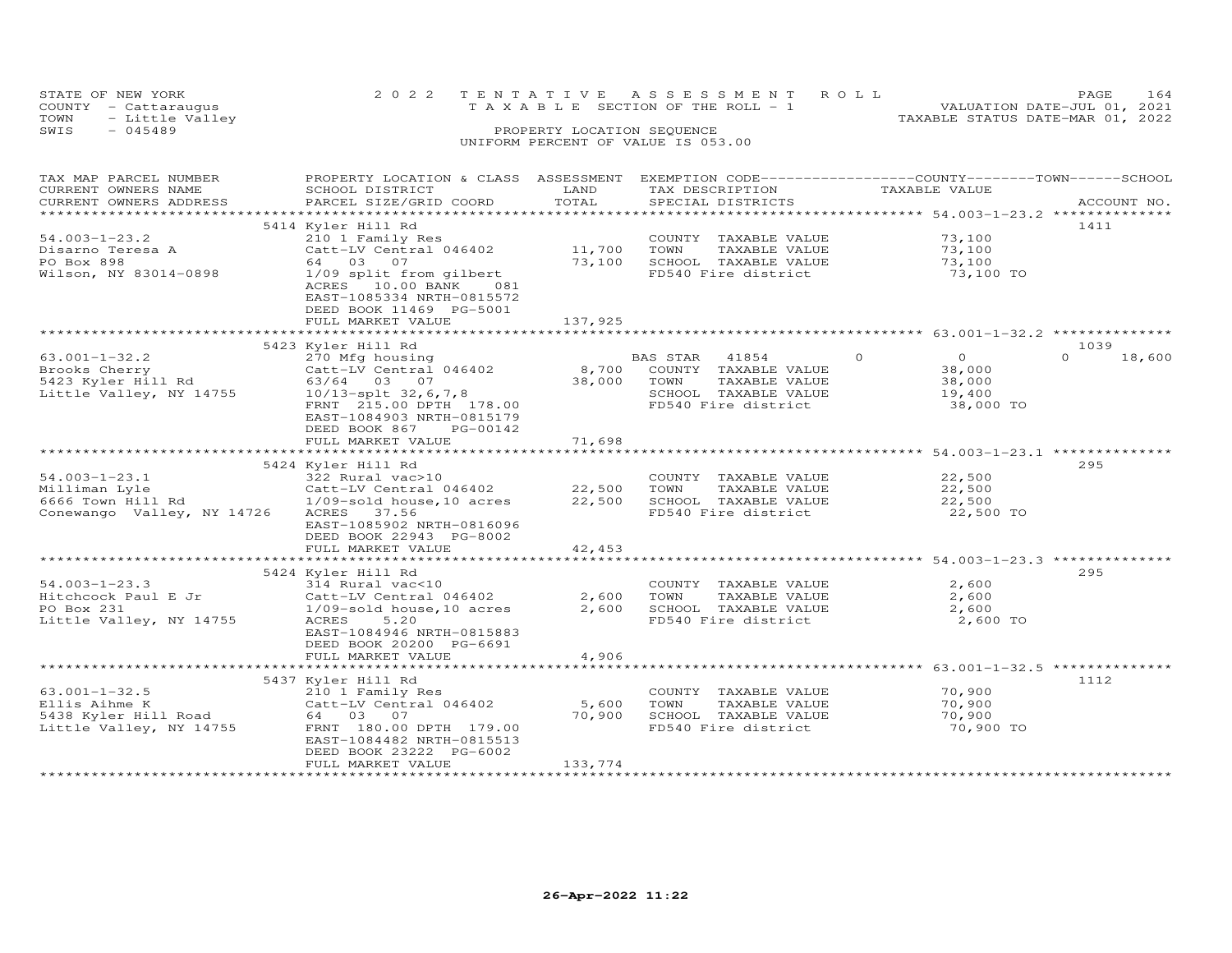STATE OF NEW YORK
COUNTY - Cattaraugus
TOWN - Little Valley
SWIS - 045489

2022 TENTATIVE ASSESSMENT ROLL
TAXABLE SECTION OF THE ROLL - 1
PROPERTY LOCATION SEQUENCE
UNIFORM PERCENT OF VALUE IS 053.00

VALUATION DATE-JUL 01, 2021
TAXABLE STATUS DATE-MAR 01, 2022

| TAX MAP PARCEL NUMBER / CURRENT OWNERS NAME / CURRENT OWNERS ADDRESS | PROPERTY LOCATION & CLASS / SCHOOL DISTRICT / PARCEL SIZE/GRID COORD | ASSESSMENT LAND | TOTAL | EXEMPTION CODE / TAX DESCRIPTION / SPECIAL DISTRICTS | COUNTY TAXABLE VALUE | TOWN | SCHOOL | ACCOUNT NO. |
|---|---|---|---|---|---|---|---|---|
| | 5414 Kyler Hill Rd | | | | | | | 1411 |
| 54.003-1-23.2 | 210 1 Family Res | | | COUNTY TAXABLE VALUE | 73,100 | | | |
| Disarno Teresa A | Catt-LV Central 046402 | 11,700 | | TOWN TAXABLE VALUE | 73,100 | | | |
| PO Box 898 | 64 03 07 | | 73,100 | SCHOOL TAXABLE VALUE | 73,100 | | | |
| Wilson, NY 83014-0898 | 1/09 split from gilbert | | | FD540 Fire district | 73,100 TO | | | |
| | ACRES 10.00 BANK 081 | | | | | | | |
| | EAST-1085334 NRTH-0815572 | | | | | | | |
| | DEED BOOK 11469 PG-5001 | | | | | | | |
| | FULL MARKET VALUE | | 137,925 | | | | | |
| | 5423 Kyler Hill Rd | | | | | | | 1039 |
| 63.001-1-32.2 | 270 Mfg housing | | | BAS STAR 41854 | 0 | 0 | 0 | 18,600 |
| Brooks Cherry | Catt-LV Central 046402 | 8,700 | | COUNTY TAXABLE VALUE | 38,000 | | | |
| 5423 Kyler Hill Rd | 63/64 03 07 | | 38,000 | TOWN TAXABLE VALUE | 38,000 | | | |
| Little Valley, NY 14755 | 10/13-splt 32,6,7,8 | | | SCHOOL TAXABLE VALUE | 19,400 | | | |
| | FRNT 215.00 DPTH 178.00 | | | FD540 Fire district | 38,000 TO | | | |
| | EAST-1084903 NRTH-0815179 | | | | | | | |
| | DEED BOOK 867 PG-00142 | | | | | | | |
| | FULL MARKET VALUE | | 71,698 | | | | | |
| | 5424 Kyler Hill Rd | | | | | | | 295 |
| 54.003-1-23.1 | 322 Rural vac>10 | | | COUNTY TAXABLE VALUE | 22,500 | | | |
| Milliman Lyle | Catt-LV Central 046402 | 22,500 | | TOWN TAXABLE VALUE | 22,500 | | | |
| 6666 Town Hill Rd | 1/09-sold house,10 acres | | 22,500 | SCHOOL TAXABLE VALUE | 22,500 | | | |
| Conewango Valley, NY 14726 | ACRES 37.56 | | | FD540 Fire district | 22,500 TO | | | |
| | EAST-1085902 NRTH-0816096 | | | | | | | |
| | DEED BOOK 22943 PG-8002 | | | | | | | |
| | FULL MARKET VALUE | | 42,453 | | | | | |
| | 5424 Kyler Hill Rd | | | | | | | 295 |
| 54.003-1-23.3 | 314 Rural vac<10 | | | COUNTY TAXABLE VALUE | 2,600 | | | |
| Hitchcock Paul E Jr | Catt-LV Central 046402 | 2,600 | | TOWN TAXABLE VALUE | 2,600 | | | |
| PO Box 231 | 1/09-sold house,10 acres | | 2,600 | SCHOOL TAXABLE VALUE | 2,600 | | | |
| Little Valley, NY 14755 | ACRES 5.20 | | | FD540 Fire district | 2,600 TO | | | |
| | EAST-1084946 NRTH-0815883 | | | | | | | |
| | DEED BOOK 20200 PG-6691 | | | | | | | |
| | FULL MARKET VALUE | | 4,906 | | | | | |
| | 5437 Kyler Hill Rd | | | | | | | 1112 |
| 63.001-1-32.5 | 210 1 Family Res | | | COUNTY TAXABLE VALUE | 70,900 | | | |
| Ellis Aihme K | Catt-LV Central 046402 | 5,600 | | TOWN TAXABLE VALUE | 70,900 | | | |
| 5438 Kyler Hill Road | 64 03 07 | | 70,900 | SCHOOL TAXABLE VALUE | 70,900 | | | |
| Little Valley, NY 14755 | FRNT 180.00 DPTH 179.00 | | | FD540 Fire district | 70,900 TO | | | |
| | EAST-1084482 NRTH-0815513 | | | | | | | |
| | DEED BOOK 23222 PG-6002 | | | | | | | |
| | FULL MARKET VALUE | | 133,774 | | | | | |

26-Apr-2022 11:22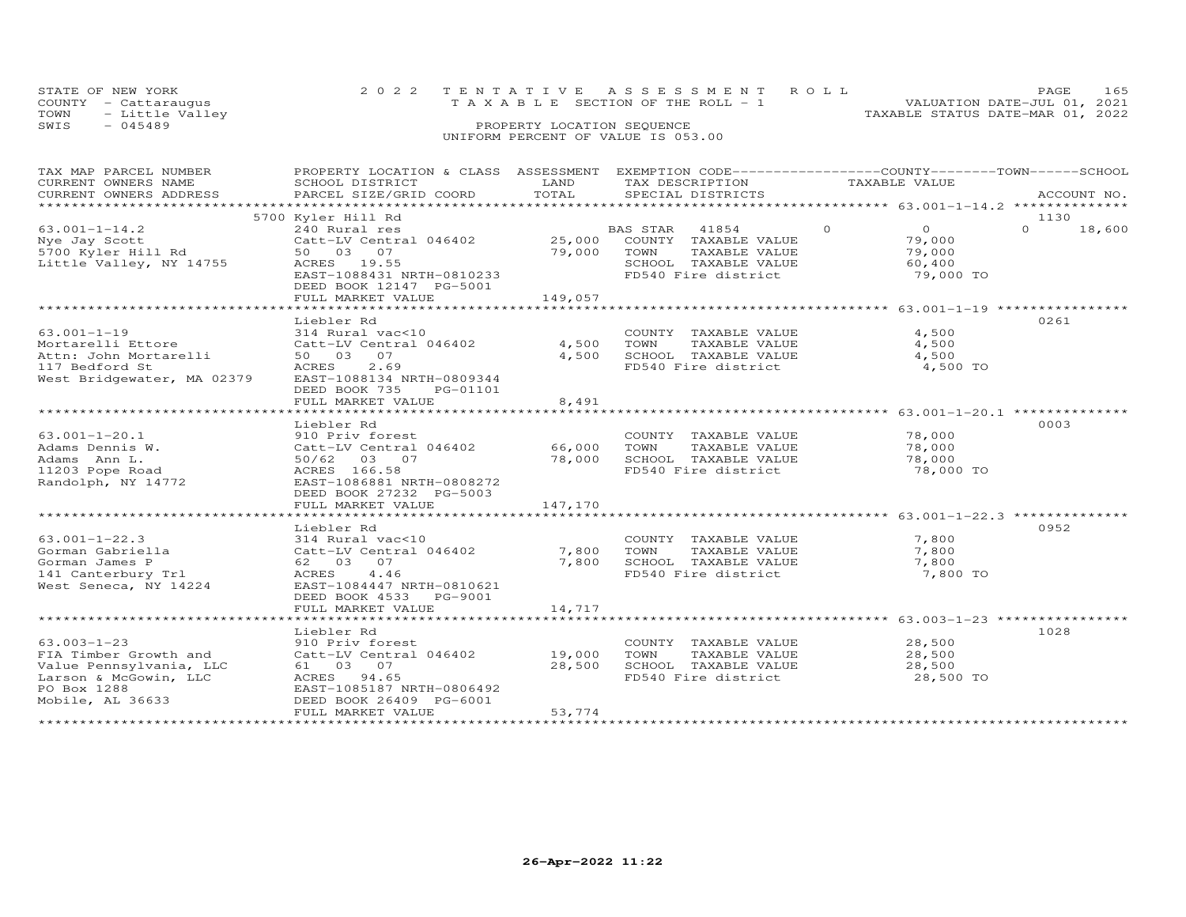STATE OF NEW YORK
COUNTY - Cattaraugus
TOWN - Little Valley
SWIS - 045489

2022 TENTATIVE ASSESSMENT ROLL
TAXABLE SECTION OF THE ROLL - 1
PROPERTY LOCATION SEQUENCE
UNIFORM PERCENT OF VALUE IS 053.00

VALUATION DATE-JUL 01, 2021
TAXABLE STATUS DATE-MAR 01, 2022

| TAX MAP PARCEL NUMBER / CURRENT OWNERS NAME / CURRENT OWNERS ADDRESS | PROPERTY LOCATION & CLASS / SCHOOL DISTRICT / PARCEL SIZE/GRID COORD | ASSESSMENT LAND | TOTAL | EXEMPTION CODE / TAX DESCRIPTION / SPECIAL DISTRICTS | COUNTY | TOWN | SCHOOL / TAXABLE VALUE | ACCOUNT NO. |
|---|---|---|---|---|---|---|---|---|
| **63.001-1-14.2** | 5700 Kyler Hill Rd | | | | | | | 1130 |
| Nye Jay Scott | 240 Rural res | | | BAS STAR 41854 | 0 | 0 | 0 | 18,600 |
| 5700 Kyler Hill Rd | Catt-LV Central 046402 | 25,000 | | COUNTY TAXABLE VALUE | | | 79,000 | |
| Little Valley, NY 14755 | 50 03 07 | | 79,000 | TOWN TAXABLE VALUE | | | 79,000 | |
| | ACRES 19.55 | | | SCHOOL TAXABLE VALUE | | | 60,400 | |
| | EAST-1088431 NRTH-0810233 | | | FD540 Fire district | | | 79,000 TO | |
| | DEED BOOK 12147 PG-5001 | | | | | | | |
| | FULL MARKET VALUE | | 149,057 | | | | | |
| **63.001-1-19** | Liebler Rd | | | | | | | 0261 |
| Mortarelli Ettore | 314 Rural vac<10 | | | COUNTY TAXABLE VALUE | | | 4,500 | |
| Attn: John Mortarelli | Catt-LV Central 046402 | 4,500 | | TOWN TAXABLE VALUE | | | 4,500 | |
| 117 Bedford St | 50 03 07 | | 4,500 | SCHOOL TAXABLE VALUE | | | 4,500 | |
| West Bridgewater, MA 02379 | ACRES 2.69 | | | FD540 Fire district | | | 4,500 TO | |
| | EAST-1088134 NRTH-0809344 | | | | | | | |
| | DEED BOOK 735 PG-01101 | | | | | | | |
| | FULL MARKET VALUE | | 8,491 | | | | | |
| **63.001-1-20.1** | Liebler Rd | | | | | | | 0003 |
| Adams Dennis W. | 910 Priv forest | | | COUNTY TAXABLE VALUE | | | 78,000 | |
| Adams Ann L. | Catt-LV Central 046402 | 66,000 | | TOWN TAXABLE VALUE | | | 78,000 | |
| 11203 Pope Road | 50/62 03 07 | | 78,000 | SCHOOL TAXABLE VALUE | | | 78,000 | |
| Randolph, NY 14772 | ACRES 166.58 | | | FD540 Fire district | | | 78,000 TO | |
| | EAST-1086881 NRTH-0808272 | | | | | | | |
| | DEED BOOK 27232 PG-5003 | | | | | | | |
| | FULL MARKET VALUE | | 147,170 | | | | | |
| **63.001-1-22.3** | Liebler Rd | | | | | | | 0952 |
| Gorman Gabriella | 314 Rural vac<10 | | | COUNTY TAXABLE VALUE | | | 7,800 | |
| Gorman James P | Catt-LV Central 046402 | 7,800 | | TOWN TAXABLE VALUE | | | 7,800 | |
| 141 Canterbury Trl | 62 03 07 | | 7,800 | SCHOOL TAXABLE VALUE | | | 7,800 | |
| West Seneca, NY 14224 | ACRES 4.46 | | | FD540 Fire district | | | 7,800 TO | |
| | EAST-1084447 NRTH-0810621 | | | | | | | |
| | DEED BOOK 4533 PG-9001 | | | | | | | |
| | FULL MARKET VALUE | | 14,717 | | | | | |
| **63.003-1-23** | Liebler Rd | | | | | | | 1028 |
| FIA Timber Growth and | 910 Priv forest | | | COUNTY TAXABLE VALUE | | | 28,500 | |
| Value Pennsylvania, LLC | Catt-LV Central 046402 | 19,000 | | TOWN TAXABLE VALUE | | | 28,500 | |
| Larson & McGowin, LLC | 61 03 07 | | 28,500 | SCHOOL TAXABLE VALUE | | | 28,500 | |
| PO Box 1288 | ACRES 94.65 | | | FD540 Fire district | | | 28,500 TO | |
| Mobile, AL 36633 | EAST-1085187 NRTH-0806492 | | | | | | | |
| | DEED BOOK 26409 PG-6001 | | | | | | | |
| | FULL MARKET VALUE | | 53,774 | | | | | |

26-Apr-2022 11:22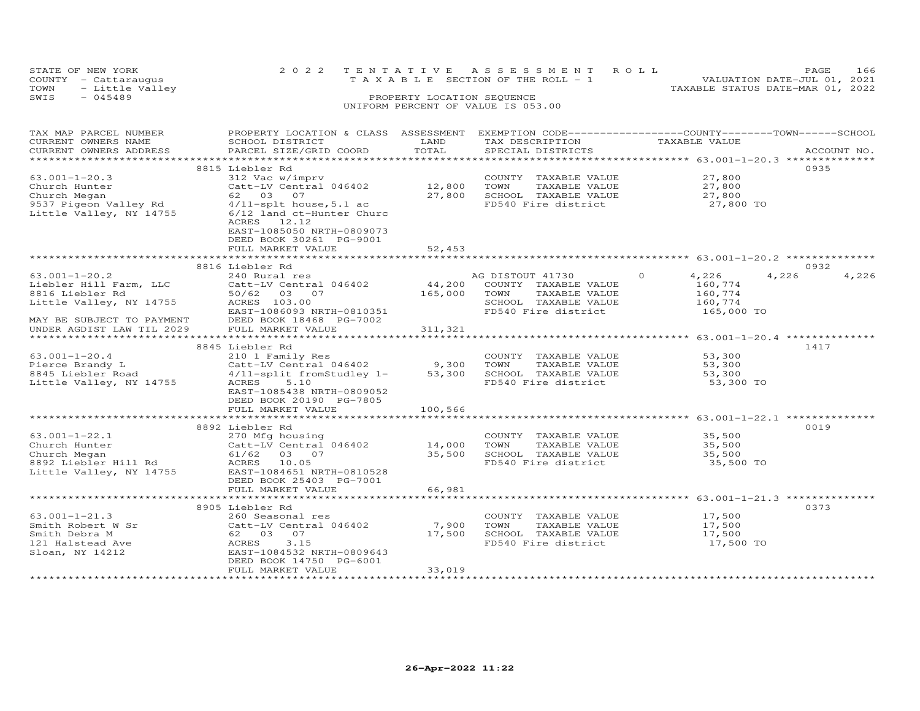STATE OF NEW YORK
COUNTY - Cattaraugus
TOWN - Little Valley
SWIS - 045489

2022 TENTATIVE ASSESSMENT ROLL
TAXABLE SECTION OF THE ROLL - 1
PROPERTY LOCATION SEQUENCE
UNIFORM PERCENT OF VALUE IS 053.00

VALUATION DATE-JUL 01, 2021
TAXABLE STATUS DATE-MAR 01, 2022

| TAX MAP PARCEL NUMBER / CURRENT OWNERS NAME / CURRENT OWNERS ADDRESS | PROPERTY LOCATION & CLASS / SCHOOL DISTRICT / PARCEL SIZE/GRID COORD | ASSESSMENT LAND | ASSESSMENT TOTAL | EXEMPTION CODE / TAX DESCRIPTION / SPECIAL DISTRICTS | COUNTY TAXABLE VALUE | TOWN | SCHOOL | ACCOUNT NO. |
|---|---|---|---|---|---|---|---|---|
| 63.001-1-20.3 | 8815 Liebler Rd | | | | | | | 0935 |
| | 312 Vac w/imprv | | | COUNTY TAXABLE VALUE | 27,800 | | | |
| Church Hunter | Catt-LV Central 046402 | 12,800 | | TOWN TAXABLE VALUE | 27,800 | | | |
| Church Megan | 62 03 07 | | 27,800 | SCHOOL TAXABLE VALUE | 27,800 | | | |
| 9537 Pigeon Valley Rd | 4/11-splt house,5.1 ac | | | FD540 Fire district | 27,800 TO | | | |
| Little Valley, NY 14755 | 6/12 land ct-Hunter Churc | | | | | | | |
| | ACRES 12.12 | | | | | | | |
| | EAST-1085050 NRTH-0809073 | | | | | | | |
| | DEED BOOK 30261 PG-9001 | | | | | | | |
| | FULL MARKET VALUE | | 52,453 | | | | | |
| 63.001-1-20.2 | 8816 Liebler Rd | | | | | | | 0932 |
| | 240 Rural res | | | AG DISTOUT 41730 0 | 4,226 | 4,226 | 4,226 | |
| Liebler Hill Farm, LLC | Catt-LV Central 046402 | 44,200 | | COUNTY TAXABLE VALUE | 160,774 | | | |
| 8816 Liebler Rd | 50/62 03 07 | | 165,000 | TOWN TAXABLE VALUE | 160,774 | | | |
| Little Valley, NY 14755 | ACRES 103.00 | | | SCHOOL TAXABLE VALUE | 160,774 | | | |
| | EAST-1086093 NRTH-0810351 | | | FD540 Fire district | 165,000 TO | | | |
| MAY BE SUBJECT TO PAYMENT | DEED BOOK 18468 PG-7002 | | | | | | | |
| UNDER AGDIST LAW TIL 2029 | FULL MARKET VALUE | | 311,321 | | | | | |
| 63.001-1-20.4 | 8845 Liebler Rd | | | | | | | 1417 |
| | 210 1 Family Res | | | COUNTY TAXABLE VALUE | 53,300 | | | |
| Pierce Brandy L | Catt-LV Central 046402 | 9,300 | | TOWN TAXABLE VALUE | 53,300 | | | |
| 8845 Liebler Road | 4/11-split fromStudley 1- | | 53,300 | SCHOOL TAXABLE VALUE | 53,300 | | | |
| Little Valley, NY 14755 | ACRES 5.10 | | | FD540 Fire district | 53,300 TO | | | |
| | EAST-1085438 NRTH-0809052 | | | | | | | |
| | DEED BOOK 20190 PG-7805 | | | | | | | |
| | FULL MARKET VALUE | | 100,566 | | | | | |
| 63.001-1-22.1 | 8892 Liebler Rd | | | | | | | 0019 |
| | 270 Mfg housing | | | COUNTY TAXABLE VALUE | 35,500 | | | |
| Church Hunter | Catt-LV Central 046402 | 14,000 | | TOWN TAXABLE VALUE | 35,500 | | | |
| Church Megan | 61/62 03 07 | | 35,500 | SCHOOL TAXABLE VALUE | 35,500 | | | |
| 8892 Liebler Hill Rd | ACRES 10.05 | | | FD540 Fire district | 35,500 TO | | | |
| Little Valley, NY 14755 | EAST-1084651 NRTH-0810528 | | | | | | | |
| | DEED BOOK 25403 PG-7001 | | | | | | | |
| | FULL MARKET VALUE | | 66,981 | | | | | |
| 63.001-1-21.3 | 8905 Liebler Rd | | | | | | | 0373 |
| | 260 Seasonal res | | | COUNTY TAXABLE VALUE | 17,500 | | | |
| Smith Robert W Sr | Catt-LV Central 046402 | 7,900 | | TOWN TAXABLE VALUE | 17,500 | | | |
| Smith Debra M | 62 03 07 | | 17,500 | SCHOOL TAXABLE VALUE | 17,500 | | | |
| 121 Halstead Ave | ACRES 3.15 | | | FD540 Fire district | 17,500 TO | | | |
| Sloan, NY 14212 | EAST-1084532 NRTH-0809643 | | | | | | | |
| | DEED BOOK 14750 PG-6001 | | | | | | | |
| | FULL MARKET VALUE | | 33,019 | | | | | |

26-Apr-2022 11:22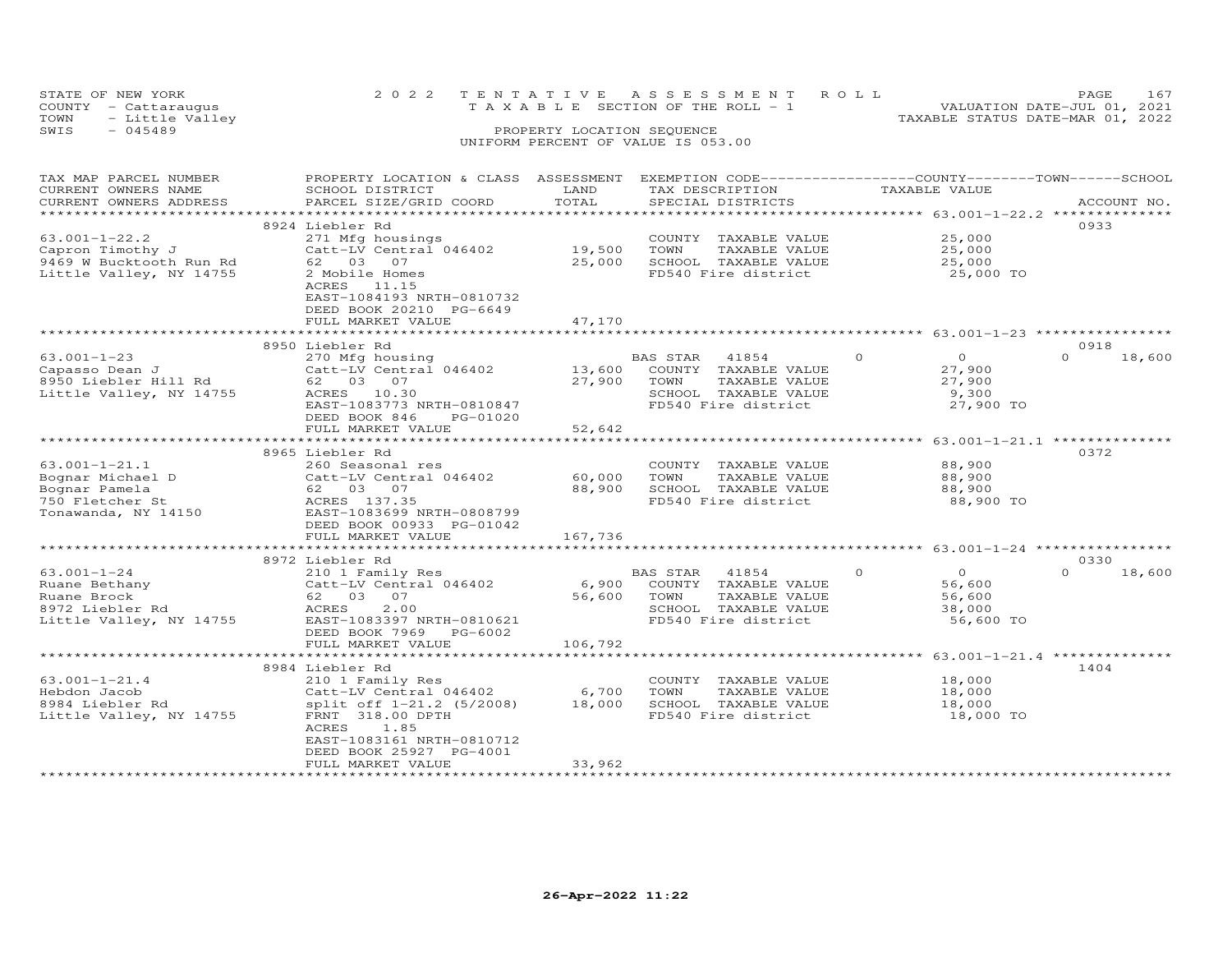STATE OF NEW YORK — COUNTY - Cattaraugus — TOWN - Little Valley — SWIS - 045489

**2022 TENTATIVE ASSESSMENT ROLL**
TAXABLE SECTION OF THE ROLL - 1
PROPERTY LOCATION SEQUENCE
UNIFORM PERCENT OF VALUE IS 053.00

VALUATION DATE-JUL 01, 2021
TAXABLE STATUS DATE-MAR 01, 2022

| TAX MAP PARCEL NUMBER / CURRENT OWNERS NAME / CURRENT OWNERS ADDRESS | PROPERTY LOCATION & CLASS / SCHOOL DISTRICT / PARCEL SIZE/GRID COORD | ASSESSMENT LAND / TOTAL | EXEMPTION CODE / TAX DESCRIPTION / SPECIAL DISTRICTS | COUNTY | TOWN | SCHOOL | TAXABLE VALUE | ACCOUNT NO. |
|---|---|---|---|---|---|---|---|---|
| **63.001-1-22.2** | 8924 Liebler Rd | | | | | | | 0933 |
| Capron Timothy J | 271 Mfg housings | 19,500 | COUNTY TAXABLE VALUE | | | | 25,000 | |
| 9469 W Bucktooth Run Rd | Catt-LV Central 046402 | 25,000 | TOWN TAXABLE VALUE | | | | 25,000 | |
| Little Valley, NY 14755 | 62 03 07 | | SCHOOL TAXABLE VALUE | | | | 25,000 | |
| | 2 Mobile Homes | | FD540 Fire district | | | | 25,000 TO | |
| | ACRES 11.15 | | | | | | | |
| | EAST-1084193 NRTH-0810732 | | | | | | | |
| | DEED BOOK 20210 PG-6649 | | | | | | | |
| | FULL MARKET VALUE | 47,170 | | | | | | |
| **63.001-1-23** | 8950 Liebler Rd | | | | | | | 0918 |
| Capasso Dean J | 270 Mfg housing | 13,600 | BAS STAR 41854 | 0 | | 0 | 0 | 18,600 |
| 8950 Liebler Hill Rd | Catt-LV Central 046402 | 27,900 | COUNTY TAXABLE VALUE | | | | 27,900 | |
| Little Valley, NY 14755 | 62 03 07 | | TOWN TAXABLE VALUE | | | | 27,900 | |
| | ACRES 10.30 | | SCHOOL TAXABLE VALUE | | | | 9,300 | |
| | EAST-1083773 NRTH-0810847 | | FD540 Fire district | | | | 27,900 TO | |
| | DEED BOOK 846 PG-01020 | | | | | | | |
| | FULL MARKET VALUE | 52,642 | | | | | | |
| **63.001-1-21.1** | 8965 Liebler Rd | | | | | | | 0372 |
| Bognar Michael D | 260 Seasonal res | 60,000 | COUNTY TAXABLE VALUE | | | | 88,900 | |
| Bognar Pamela | Catt-LV Central 046402 | 88,900 | TOWN TAXABLE VALUE | | | | 88,900 | |
| 750 Fletcher St | 62 03 07 | | SCHOOL TAXABLE VALUE | | | | 88,900 | |
| Tonawanda, NY 14150 | ACRES 137.35 | | FD540 Fire district | | | | 88,900 TO | |
| | EAST-1083699 NRTH-0808799 | | | | | | | |
| | DEED BOOK 00933 PG-01042 | | | | | | | |
| | FULL MARKET VALUE | 167,736 | | | | | | |
| **63.001-1-24** | 8972 Liebler Rd | | | | | | | 0330 |
| Ruane Bethany | 210 1 Family Res | 6,900 | BAS STAR 41854 | 0 | | 0 | 0 | 18,600 |
| Ruane Brock | Catt-LV Central 046402 | 56,600 | COUNTY TAXABLE VALUE | | | | 56,600 | |
| 8972 Liebler Rd | 62 03 07 | | TOWN TAXABLE VALUE | | | | 56,600 | |
| Little Valley, NY 14755 | ACRES 2.00 | | SCHOOL TAXABLE VALUE | | | | 38,000 | |
| | EAST-1083397 NRTH-0810621 | | FD540 Fire district | | | | 56,600 TO | |
| | DEED BOOK 7969 PG-6002 | | | | | | | |
| | FULL MARKET VALUE | 106,792 | | | | | | |
| **63.001-1-21.4** | 8984 Liebler Rd | | | | | | | 1404 |
| Hebdon Jacob | 210 1 Family Res | 6,700 | COUNTY TAXABLE VALUE | | | | 18,000 | |
| 8984 Liebler Rd | Catt-LV Central 046402 | 18,000 | TOWN TAXABLE VALUE | | | | 18,000 | |
| Little Valley, NY 14755 | split off 1-21.2 (5/2008) | | SCHOOL TAXABLE VALUE | | | | 18,000 | |
| | FRNT 318.00 DPTH | | FD540 Fire district | | | | 18,000 TO | |
| | ACRES 1.85 | | | | | | | |
| | EAST-1083161 NRTH-0810712 | | | | | | | |
| | DEED BOOK 25927 PG-4001 | | | | | | | |
| | FULL MARKET VALUE | 33,962 | | | | | | |

26-Apr-2022 11:22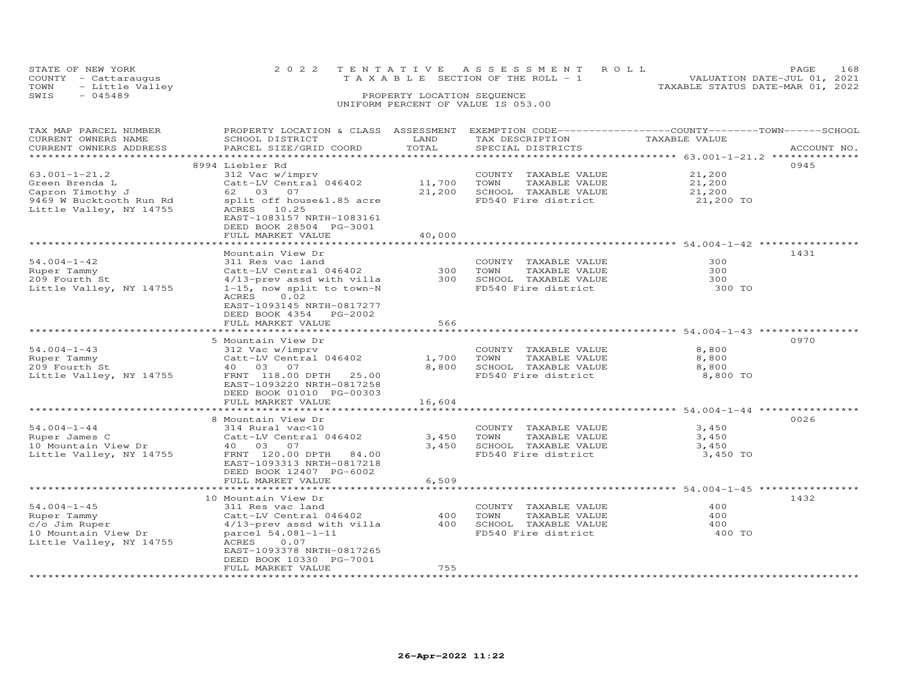STATE OF NEW YORK — 2022 TENTATIVE ASSESSMENT ROLL
COUNTY - Cattaraugus — TAXABLE SECTION OF THE ROLL - 1 — VALUATION DATE-JUL 01, 2021
TOWN - Little Valley — TAXABLE STATUS DATE-MAR 01, 2022
SWIS - 045489 — PROPERTY LOCATION SEQUENCE
UNIFORM PERCENT OF VALUE IS 053.00

| TAX MAP PARCEL NUMBER / CURRENT OWNERS NAME / CURRENT OWNERS ADDRESS | PROPERTY LOCATION & CLASS / SCHOOL DISTRICT / PARCEL SIZE/GRID COORD | ASSESSMENT LAND | TOTAL | EXEMPTION CODE / TAX DESCRIPTION / SPECIAL DISTRICTS | TAXABLE VALUE (COUNTY / TOWN / SCHOOL) | ACCOUNT NO. |
|---|---|---|---|---|---|---|
| 63.001-1-21.2 | 8994 Liebler Rd | | | | | 0945 |
| 63.001-1-21.2 | 312 Vac w/imprv | | | COUNTY TAXABLE VALUE | 21,200 | |
| Green Brenda L | Catt-LV Central 046402 | 11,700 | | TOWN TAXABLE VALUE | 21,200 | |
| Capron Timothy J | 62 03 07 | | 21,200 | SCHOOL TAXABLE VALUE | 21,200 | |
| 9469 W Bucktooth Run Rd | split off house&1.85 acre | | | FD540 Fire district | 21,200 TO | |
| Little Valley, NY 14755 | ACRES 10.25 | | | | | |
| | EAST-1083157 NRTH-1083161 | | | | | |
| | DEED BOOK 28504 PG-3001 | | | | | |
| | FULL MARKET VALUE | | 40,000 | | | |
| 54.004-1-42 | Mountain View Dr | | | | | 1431 |
| 54.004-1-42 | 311 Res vac land | | | COUNTY TAXABLE VALUE | 300 | |
| Ruper Tammy | Catt-LV Central 046402 | 300 | | TOWN TAXABLE VALUE | 300 | |
| 209 Fourth St | 4/13-prev assd with villa | | 300 | SCHOOL TAXABLE VALUE | 300 | |
| Little Valley, NY 14755 | 1-15, now split to town-N | | | FD540 Fire district | 300 TO | |
| | ACRES 0.02 | | | | | |
| | EAST-1093145 NRTH-0817277 | | | | | |
| | DEED BOOK 4354 PG-2002 | | | | | |
| | FULL MARKET VALUE | | 566 | | | |
| 54.004-1-43 | 5 Mountain View Dr | | | | | 0970 |
| 54.004-1-43 | 312 Vac w/imprv | | | COUNTY TAXABLE VALUE | 8,800 | |
| Ruper Tammy | Catt-LV Central 046402 | 1,700 | | TOWN TAXABLE VALUE | 8,800 | |
| 209 Fourth St | 40 03 07 | | 8,800 | SCHOOL TAXABLE VALUE | 8,800 | |
| Little Valley, NY 14755 | FRNT 118.00 DPTH 25.00 | | | FD540 Fire district | 8,800 TO | |
| | EAST-1093220 NRTH-0817258 | | | | | |
| | DEED BOOK 01010 PG-00303 | | | | | |
| | FULL MARKET VALUE | | 16,604 | | | |
| 54.004-1-44 | 8 Mountain View Dr | | | | | 0026 |
| 54.004-1-44 | 314 Rural vac<10 | | | COUNTY TAXABLE VALUE | 3,450 | |
| Ruper James C | Catt-LV Central 046402 | 3,450 | | TOWN TAXABLE VALUE | 3,450 | |
| 10 Mountain View Dr | 40 03 07 | | 3,450 | SCHOOL TAXABLE VALUE | 3,450 | |
| Little Valley, NY 14755 | FRNT 120.00 DPTH 84.00 | | | FD540 Fire district | 3,450 TO | |
| | EAST-1093313 NRTH-0817218 | | | | | |
| | DEED BOOK 12407 PG-6002 | | | | | |
| | FULL MARKET VALUE | | 6,509 | | | |
| 54.004-1-45 | 10 Mountain View Dr | | | | | 1432 |
| 54.004-1-45 | 311 Res vac land | | | COUNTY TAXABLE VALUE | 400 | |
| Ruper Tammy | Catt-LV Central 046402 | 400 | | TOWN TAXABLE VALUE | 400 | |
| c/o Jim Ruper | 4/13-prev assd with villa | | 400 | SCHOOL TAXABLE VALUE | 400 | |
| 10 Mountain View Dr | parcel 54.081-1-11 | | | FD540 Fire district | 400 TO | |
| Little Valley, NY 14755 | ACRES 0.07 | | | | | |
| | EAST-1093378 NRTH-0817265 | | | | | |
| | DEED BOOK 10330 PG-7001 | | | | | |
| | FULL MARKET VALUE | | 755 | | | |

26-Apr-2022 11:22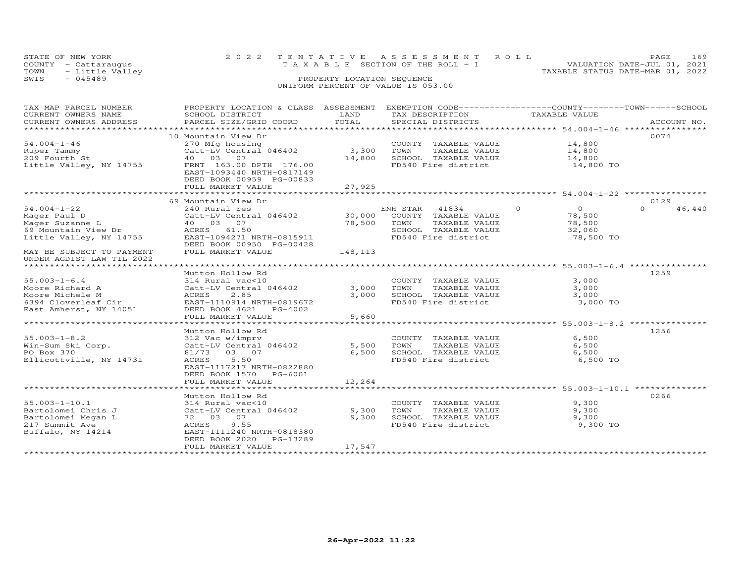STATE OF NEW YORK — COUNTY - Cattaraugus — TOWN - Little Valley — SWIS - 045489

**2022 TENTATIVE ASSESSMENT ROLL**
TAXABLE SECTION OF THE ROLL - 1
PROPERTY LOCATION SEQUENCE
UNIFORM PERCENT OF VALUE IS 053.00

VALUATION DATE-JUL 01, 2021
TAXABLE STATUS DATE-MAR 01, 2022

| TAX MAP PARCEL NUMBER / CURRENT OWNERS NAME / CURRENT OWNERS ADDRESS | PROPERTY LOCATION & CLASS / SCHOOL DISTRICT / PARCEL SIZE/GRID COORD | ASSESSMENT LAND | ASSESSMENT TOTAL | EXEMPTION CODE / TAX DESCRIPTION / SPECIAL DISTRICTS | COUNTY | TAXABLE VALUE | TOWN / SCHOOL | ACCOUNT NO. |
|---|---|---|---|---|---|---|---|---|
| | 10 Mountain View Dr | | | | | | | 0074 |
| 54.004-1-46 | 270 Mfg housing | | | COUNTY TAXABLE VALUE | | 14,800 | | |
| Ruper Tammy | Catt-LV Central 046402 | 3,300 | | TOWN TAXABLE VALUE | | 14,800 | | |
| 209 Fourth St | 40 03 07 | | 14,800 | SCHOOL TAXABLE VALUE | | 14,800 | | |
| Little Valley, NY 14755 | FRNT 163.00 DPTH 176.00 | | | FD540 Fire district | | 14,800 TO | | |
| | EAST-1093440 NRTH-0817149 | | | | | | | |
| | DEED BOOK 00959 PG-00833 | | | | | | | |
| | FULL MARKET VALUE | | 27,925 | | | | | |
| | 69 Mountain View Dr | | | | | | | 0129 |
| 54.004-1-22 | 240 Rural res | | | ENH STAR 41834 | 0 | 0 | 0 | 46,440 |
| Mager Paul D | Catt-LV Central 046402 | 30,000 | | COUNTY TAXABLE VALUE | | 78,500 | | |
| Mager Suzanne L | 40 03 07 | | 78,500 | TOWN TAXABLE VALUE | | 78,500 | | |
| 69 Mountain View Dr | ACRES 61.50 | | | SCHOOL TAXABLE VALUE | | 32,060 | | |
| Little Valley, NY 14755 | EAST-1094271 NRTH-0815911 | | | FD540 Fire district | | 78,500 TO | | |
| | DEED BOOK 00950 PG-00428 | | | | | | | |
| MAY BE SUBJECT TO PAYMENT | FULL MARKET VALUE | | 148,113 | | | | | |
| UNDER AGDIST LAW TIL 2022 | | | | | | | | |
| | Mutton Hollow Rd | | | | | | | 1259 |
| 55.003-1-6.4 | 314 Rural vac<10 | | | COUNTY TAXABLE VALUE | | 3,000 | | |
| Moore Richard A | Catt-LV Central 046402 | 3,000 | | TOWN TAXABLE VALUE | | 3,000 | | |
| Moore Michele M | ACRES 2.85 | | 3,000 | SCHOOL TAXABLE VALUE | | 3,000 | | |
| 6394 Cloverleaf Cir | EAST-1110914 NRTH-0819672 | | | FD540 Fire district | | 3,000 TO | | |
| East Amherst, NY 14051 | DEED BOOK 4621 PG-4002 | | | | | | | |
| | FULL MARKET VALUE | | 5,660 | | | | | |
| | Mutton Hollow Rd | | | | | | | 1256 |
| 55.003-1-8.2 | 312 Vac w/imprv | | | COUNTY TAXABLE VALUE | | 6,500 | | |
| Win-Sum Ski Corp. | Catt-LV Central 046402 | 5,500 | | TOWN TAXABLE VALUE | | 6,500 | | |
| PO Box 370 | 81/73 03 07 | | 6,500 | SCHOOL TAXABLE VALUE | | 6,500 | | |
| Ellicottville, NY 14731 | ACRES 5.50 | | | FD540 Fire district | | 6,500 TO | | |
| | EAST-1117217 NRTH-0822880 | | | | | | | |
| | DEED BOOK 1570 PG-6001 | | | | | | | |
| | FULL MARKET VALUE | | 12,264 | | | | | |
| | Mutton Hollow Rd | | | | | | | 0266 |
| 55.003-1-10.1 | 314 Rural vac<10 | | | COUNTY TAXABLE VALUE | | 9,300 | | |
| Bartolomei Chris J | Catt-LV Central 046402 | 9,300 | | TOWN TAXABLE VALUE | | 9,300 | | |
| Bartolomei Megan L | 72 03 07 | | 9,300 | SCHOOL TAXABLE VALUE | | 9,300 | | |
| 217 Summit Ave | ACRES 9.55 | | | FD540 Fire district | | 9,300 TO | | |
| Buffalo, NY 14214 | EAST-1111240 NRTH-0818380 | | | | | | | |
| | DEED BOOK 2020 PG-13289 | | | | | | | |
| | FULL MARKET VALUE | | 17,547 | | | | | |

26-Apr-2022 11:22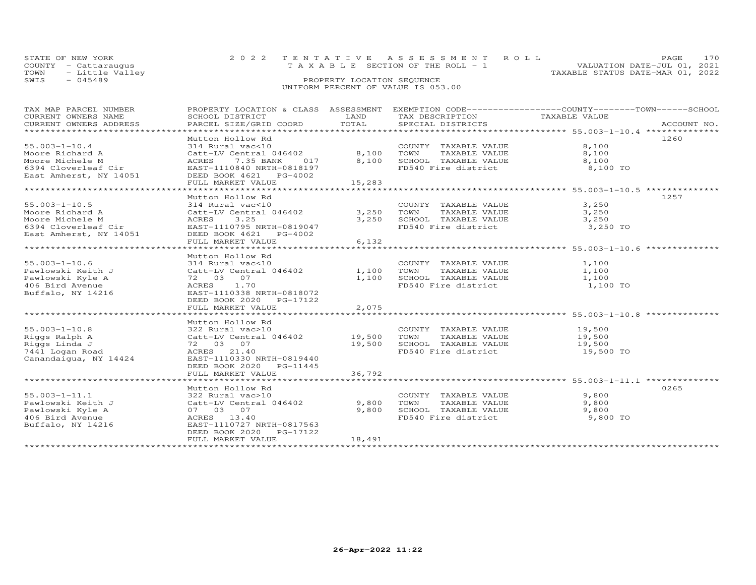STATE OF NEW YORK — 2022 TENTATIVE ASSESSMENT ROLL
COUNTY - Cattaraugus — TAXABLE SECTION OF THE ROLL - 1 — VALUATION DATE-JUL 01, 2021
TOWN - Little Valley — TAXABLE STATUS DATE-MAR 01, 2022
SWIS - 045489 — PROPERTY LOCATION SEQUENCE
UNIFORM PERCENT OF VALUE IS 053.00

| TAX MAP PARCEL NUMBER / CURRENT OWNERS NAME / CURRENT OWNERS ADDRESS | PROPERTY LOCATION & CLASS / SCHOOL DISTRICT / PARCEL SIZE/GRID COORD | ASSESSMENT LAND | TOTAL | EXEMPTION CODE / TAX DESCRIPTION / SPECIAL DISTRICTS | TAXABLE VALUE (COUNTY / TOWN / SCHOOL) | ACCOUNT NO. |
|---|---|---|---|---|---|---|
| 55.003-1-10.4 | Mutton Hollow Rd | | | | | 1260 |
| Moore Richard A | 314 Rural vac<10 | | | COUNTY TAXABLE VALUE | 8,100 | |
| Moore Michele M | Catt-LV Central 046402 | 8,100 | | TOWN TAXABLE VALUE | 8,100 | |
| 6394 Cloverleaf Cir | ACRES 7.35 BANK 017 | | 8,100 | SCHOOL TAXABLE VALUE | 8,100 | |
| East Amherst, NY 14051 | EAST-1110840 NRTH-0818197 | | | FD540 Fire district | 8,100 TO | |
| | DEED BOOK 4621 PG-4002 | | | | | |
| | FULL MARKET VALUE | | 15,283 | | | |
| 55.003-1-10.5 | Mutton Hollow Rd | | | | | 1257 |
| Moore Richard A | 314 Rural vac<10 | | | COUNTY TAXABLE VALUE | 3,250 | |
| Moore Michele M | Catt-LV Central 046402 | 3,250 | | TOWN TAXABLE VALUE | 3,250 | |
| 6394 Cloverleaf Cir | ACRES 3.25 | | 3,250 | SCHOOL TAXABLE VALUE | 3,250 | |
| East Amherst, NY 14051 | EAST-1110795 NRTH-0819047 | | | FD540 Fire district | 3,250 TO | |
| | DEED BOOK 4621 PG-4002 | | | | | |
| | FULL MARKET VALUE | | 6,132 | | | |
| 55.003-1-10.6 | Mutton Hollow Rd | | | | | |
| Pawlowski Keith J | 314 Rural vac<10 | | | COUNTY TAXABLE VALUE | 1,100 | |
| Pawlowski Kyle A | Catt-LV Central 046402 | 1,100 | | TOWN TAXABLE VALUE | 1,100 | |
| 406 Bird Avenue | 72 03 07 | | 1,100 | SCHOOL TAXABLE VALUE | 1,100 | |
| Buffalo, NY 14216 | ACRES 1.70 | | | FD540 Fire district | 1,100 TO | |
| | EAST-1110338 NRTH-0818072 | | | | | |
| | DEED BOOK 2020 PG-17122 | | | | | |
| | FULL MARKET VALUE | | 2,075 | | | |
| 55.003-1-10.8 | Mutton Hollow Rd | | | | | |
| Riggs Ralph A | 322 Rural vac>10 | | | COUNTY TAXABLE VALUE | 19,500 | |
| Riggs Linda J | Catt-LV Central 046402 | 19,500 | | TOWN TAXABLE VALUE | 19,500 | |
| 7441 Logan Road | 72 03 07 | | 19,500 | SCHOOL TAXABLE VALUE | 19,500 | |
| Canandaigua, NY 14424 | ACRES 21.40 | | | FD540 Fire district | 19,500 TO | |
| | EAST-1110330 NRTH-0819440 | | | | | |
| | DEED BOOK 2020 PG-11445 | | | | | |
| | FULL MARKET VALUE | | 36,792 | | | |
| 55.003-1-11.1 | Mutton Hollow Rd | | | | | 0265 |
| Pawlowski Keith J | 322 Rural vac>10 | | | COUNTY TAXABLE VALUE | 9,800 | |
| Pawlowski Kyle A | Catt-LV Central 046402 | 9,800 | | TOWN TAXABLE VALUE | 9,800 | |
| 406 Bird Avenue | 07 03 07 | | 9,800 | SCHOOL TAXABLE VALUE | 9,800 | |
| Buffalo, NY 14216 | ACRES 13.40 | | | FD540 Fire district | 9,800 TO | |
| | EAST-1110727 NRTH-0817563 | | | | | |
| | DEED BOOK 2020 PG-17122 | | | | | |
| | FULL MARKET VALUE | | 18,491 | | | |

26-Apr-2022 11:22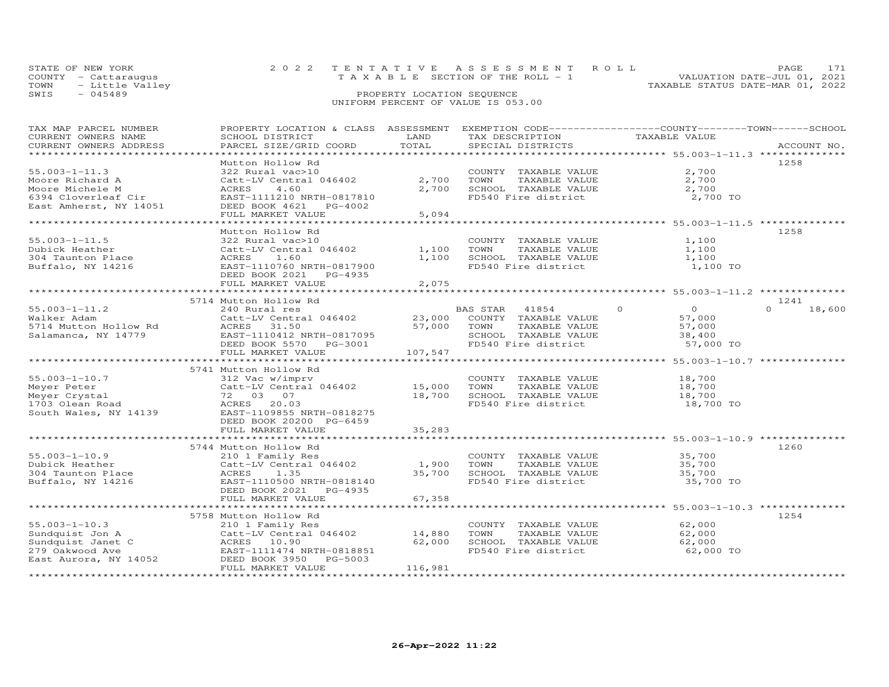STATE OF NEW YORK
COUNTY - Cattaraugus
TOWN - Little Valley
SWIS - 045489

2022 TENTATIVE ASSESSMENT ROLL
TAXABLE SECTION OF THE ROLL - 1
PROPERTY LOCATION SEQUENCE
UNIFORM PERCENT OF VALUE IS 053.00

VALUATION DATE-JUL 01, 2021
TAXABLE STATUS DATE-MAR 01, 2022

| TAX MAP PARCEL NUMBER / CURRENT OWNERS NAME / CURRENT OWNERS ADDRESS | PROPERTY LOCATION & CLASS / SCHOOL DISTRICT / PARCEL SIZE/GRID COORD | ASSESSMENT LAND | TOTAL | EXEMPTION CODE / TAX DESCRIPTION / SPECIAL DISTRICTS | COUNTY | TOWN | SCHOOL TAXABLE VALUE | ACCOUNT NO. |
|---|---|---|---|---|---|---|---|---|
| **55.003-1-11.3** | Mutton Hollow Rd | | | | | | | 1258 |
| Moore Richard A | 322 Rural vac>10 | | | COUNTY TAXABLE VALUE | 2,700 | | | |
| Moore Michele M | Catt-LV Central 046402 | 2,700 | | TOWN TAXABLE VALUE | | 2,700 | | |
| 6394 Cloverleaf Cir | ACRES 4.60 | | 2,700 | SCHOOL TAXABLE VALUE | | | 2,700 | |
| East Amherst, NY 14051 | EAST-1111210 NRTH-0817810 | | | FD540 Fire district | | | 2,700 TO | |
| | DEED BOOK 4621 PG-4002 | | | | | | | |
| | FULL MARKET VALUE | | 5,094 | | | | | |
| **55.003-1-11.5** | Mutton Hollow Rd | | | | | | | 1258 |
| Dubick Heather | 322 Rural vac>10 | | | COUNTY TAXABLE VALUE | 1,100 | | | |
| 304 Taunton Place | Catt-LV Central 046402 | 1,100 | | TOWN TAXABLE VALUE | | 1,100 | | |
| Buffalo, NY 14216 | ACRES 1.60 | | 1,100 | SCHOOL TAXABLE VALUE | | | 1,100 | |
| | EAST-1110760 NRTH-0817900 | | | FD540 Fire district | | | 1,100 TO | |
| | DEED BOOK 2021 PG-4935 | | | | | | | |
| | FULL MARKET VALUE | | 2,075 | | | | | |
| **55.003-1-11.2** | 5714 Mutton Hollow Rd | | | | | | | 1241 |
| Walker Adam | 240 Rural res | | | BAS STAR 41854 | 0 | 0 | 0 18,600 | |
| 5714 Mutton Hollow Rd | Catt-LV Central 046402 | 23,000 | | COUNTY TAXABLE VALUE | 57,000 | | | |
| Salamanca, NY 14779 | ACRES 31.50 | | 57,000 | TOWN TAXABLE VALUE | | 57,000 | | |
| | EAST-1110412 NRTH-0817095 | | | SCHOOL TAXABLE VALUE | | | 38,400 | |
| | DEED BOOK 5570 PG-3001 | | | FD540 Fire district | | | 57,000 TO | |
| | FULL MARKET VALUE | | 107,547 | | | | | |
| **55.003-1-10.7** | 5741 Mutton Hollow Rd | | | | | | | |
| Meyer Peter | 312 Vac w/imprv | | | COUNTY TAXABLE VALUE | 18,700 | | | |
| Meyer Crystal | Catt-LV Central 046402 | 15,000 | | TOWN TAXABLE VALUE | | 18,700 | | |
| 1703 Olean Road | 72 03 07 | | 18,700 | SCHOOL TAXABLE VALUE | | | 18,700 | |
| South Wales, NY 14139 | ACRES 20.03 | | | FD540 Fire district | | | 18,700 TO | |
| | EAST-1109855 NRTH-0818275 | | | | | | | |
| | DEED BOOK 20200 PG-6459 | | | | | | | |
| | FULL MARKET VALUE | | 35,283 | | | | | |
| **55.003-1-10.9** | 5744 Mutton Hollow Rd | | | | | | | 1260 |
| Dubick Heather | 210 1 Family Res | | | COUNTY TAXABLE VALUE | 35,700 | | | |
| 304 Taunton Place | Catt-LV Central 046402 | 1,900 | | TOWN TAXABLE VALUE | | 35,700 | | |
| Buffalo, NY 14216 | ACRES 1.35 | | 35,700 | SCHOOL TAXABLE VALUE | | | 35,700 | |
| | EAST-1110500 NRTH-0818140 | | | FD540 Fire district | | | 35,700 TO | |
| | DEED BOOK 2021 PG-4935 | | | | | | | |
| | FULL MARKET VALUE | | 67,358 | | | | | |
| **55.003-1-10.3** | 5758 Mutton Hollow Rd | | | | | | | 1254 |
| Sundquist Jon A | 210 1 Family Res | | | COUNTY TAXABLE VALUE | 62,000 | | | |
| Sundquist Janet C | Catt-LV Central 046402 | 14,880 | | TOWN TAXABLE VALUE | | 62,000 | | |
| 279 Oakwood Ave | ACRES 10.90 | | 62,000 | SCHOOL TAXABLE VALUE | | | 62,000 | |
| East Aurora, NY 14052 | EAST-1111474 NRTH-0818851 | | | FD540 Fire district | | | 62,000 TO | |
| | DEED BOOK 3950 PG-5003 | | | | | | | |
| | FULL MARKET VALUE | | 116,981 | | | | | |

26-Apr-2022 11:22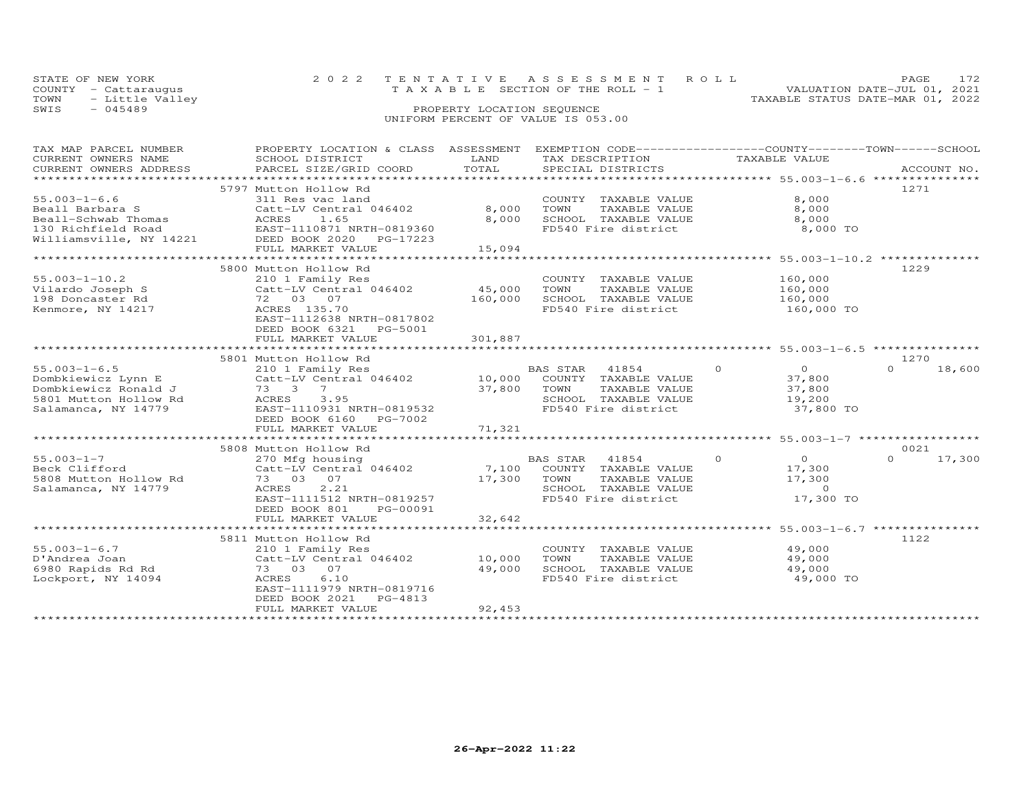STATE OF NEW YORK
COUNTY - Cattaraugus
TOWN - Little Valley
SWIS - 045489

2022 TENTATIVE ASSESSMENT ROLL
TAXABLE SECTION OF THE ROLL - 1
PROPERTY LOCATION SEQUENCE
UNIFORM PERCENT OF VALUE IS 053.00

VALUATION DATE-JUL 01, 2021
TAXABLE STATUS DATE-MAR 01, 2022

| TAX MAP PARCEL NUMBER / CURRENT OWNERS NAME / CURRENT OWNERS ADDRESS | PROPERTY LOCATION & CLASS / SCHOOL DISTRICT / PARCEL SIZE/GRID COORD | ASSESSMENT LAND | TOTAL | EXEMPTION CODE / TAX DESCRIPTION / SPECIAL DISTRICTS | COUNTY | TOWN | SCHOOL | TAXABLE VALUE | ACCOUNT NO. |
|---|---|---|---|---|---|---|---|---|---|
| 55.003-1-6.6 | 5797 Mutton Hollow Rd | | | | | | | | 1271 |
| 55.003-1-6.6 | 311 Res vac land | | | COUNTY TAXABLE VALUE | | | | 8,000 | |
| Beall Barbara S | Catt-LV Central 046402 | 8,000 | | TOWN TAXABLE VALUE | | | | 8,000 | |
| Beall-Schwab Thomas | ACRES 1.65 | | 8,000 | SCHOOL TAXABLE VALUE | | | | 8,000 | |
| 130 Richfield Road | EAST-1110871 NRTH-0819360 | | | FD540 Fire district | | | | 8,000 TO | |
| Williamsville, NY 14221 | DEED BOOK 2020 PG-17223 | | | | | | | | |
| | FULL MARKET VALUE | | 15,094 | | | | | | |
| 55.003-1-10.2 | 5800 Mutton Hollow Rd | | | | | | | | 1229 |
| 55.003-1-10.2 | 210 1 Family Res | | | COUNTY TAXABLE VALUE | | | | 160,000 | |
| Vilardo Joseph S | Catt-LV Central 046402 | 45,000 | | TOWN TAXABLE VALUE | | | | 160,000 | |
| 198 Doncaster Rd | 72 03 07 | | 160,000 | SCHOOL TAXABLE VALUE | | | | 160,000 | |
| Kenmore, NY 14217 | ACRES 135.70 | | | FD540 Fire district | | | | 160,000 TO | |
| | EAST-1112638 NRTH-0817802 | | | | | | | | |
| | DEED BOOK 6321 PG-5001 | | | | | | | | |
| | FULL MARKET VALUE | | 301,887 | | | | | | |
| 55.003-1-6.5 | 5801 Mutton Hollow Rd | | | | | | | | 1270 |
| 55.003-1-6.5 | 210 1 Family Res | | | BAS STAR 41854 | 0 | 0 | 0 | | 18,600 |
| Dombkiewicz Lynn E | Catt-LV Central 046402 | 10,000 | | COUNTY TAXABLE VALUE | | | | 37,800 | |
| Dombkiewicz Ronald J | 73 3 7 | | 37,800 | TOWN TAXABLE VALUE | | | | 37,800 | |
| 5801 Mutton Hollow Rd | ACRES 3.95 | | | SCHOOL TAXABLE VALUE | | | | 19,200 | |
| Salamanca, NY 14779 | EAST-1110931 NRTH-0819532 | | | FD540 Fire district | | | | 37,800 TO | |
| | DEED BOOK 6160 PG-7002 | | | | | | | | |
| | FULL MARKET VALUE | | 71,321 | | | | | | |
| 55.003-1-7 | 5808 Mutton Hollow Rd | | | | | | | | 0021 |
| 55.003-1-7 | 270 Mfg housing | | | BAS STAR 41854 | 0 | 0 | 0 | | 17,300 |
| Beck Clifford | Catt-LV Central 046402 | 7,100 | | COUNTY TAXABLE VALUE | | | | 17,300 | |
| 5808 Mutton Hollow Rd | 73 03 07 | | 17,300 | TOWN TAXABLE VALUE | | | | 17,300 | |
| Salamanca, NY 14779 | ACRES 2.21 | | | SCHOOL TAXABLE VALUE | | | | 0 | |
| | EAST-1111512 NRTH-0819257 | | | FD540 Fire district | | | | 17,300 TO | |
| | DEED BOOK 801 PG-00091 | | | | | | | | |
| | FULL MARKET VALUE | | 32,642 | | | | | | |
| 55.003-1-6.7 | 5811 Mutton Hollow Rd | | | | | | | | 1122 |
| 55.003-1-6.7 | 210 1 Family Res | | | COUNTY TAXABLE VALUE | | | | 49,000 | |
| D'Andrea Joan | Catt-LV Central 046402 | 10,000 | | TOWN TAXABLE VALUE | | | | 49,000 | |
| 6980 Rapids Rd Rd | 73 03 07 | | 49,000 | SCHOOL TAXABLE VALUE | | | | 49,000 | |
| Lockport, NY 14094 | ACRES 6.10 | | | FD540 Fire district | | | | 49,000 TO | |
| | EAST-1111979 NRTH-0819716 | | | | | | | | |
| | DEED BOOK 2021 PG-4813 | | | | | | | | |
| | FULL MARKET VALUE | | 92,453 | | | | | | |

26-Apr-2022 11:22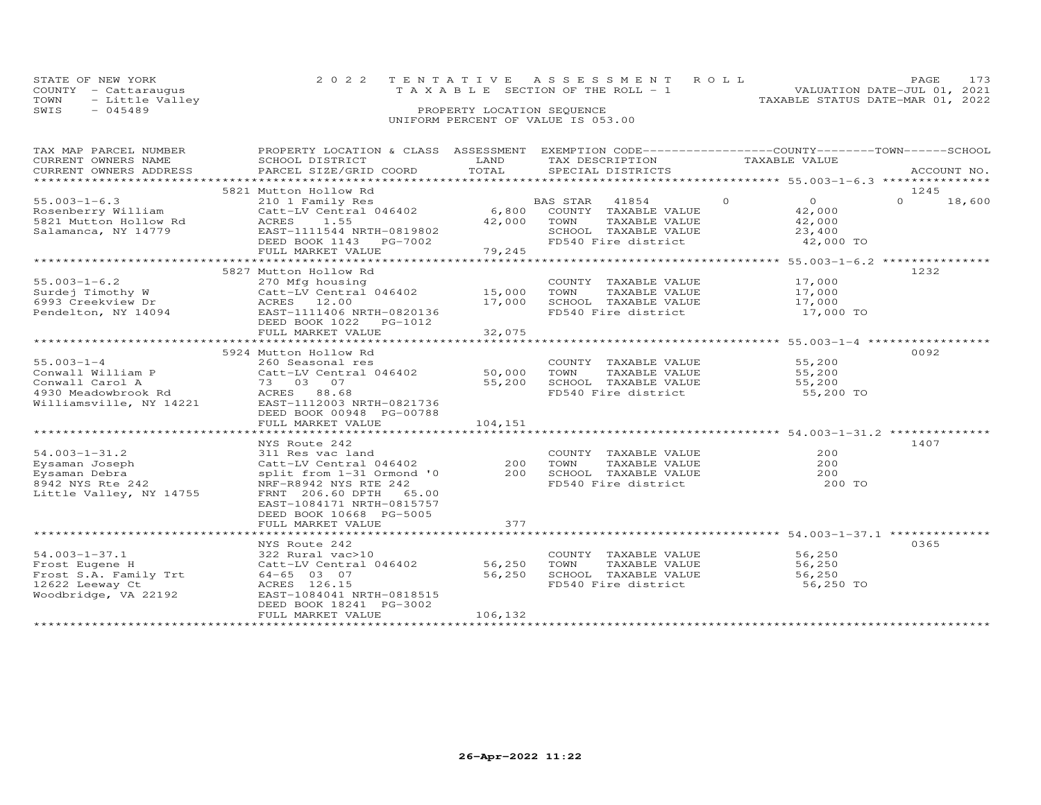STATE OF NEW YORK
COUNTY - Cattaraugus
TOWN - Little Valley
SWIS - 045489

2022 TENTATIVE ASSESSMENT ROLL
TAXABLE SECTION OF THE ROLL - 1
PROPERTY LOCATION SEQUENCE
UNIFORM PERCENT OF VALUE IS 053.00

VALUATION DATE-JUL 01, 2021
TAXABLE STATUS DATE-MAR 01, 2022

| TAX MAP PARCEL NUMBER / CURRENT OWNERS NAME / CURRENT OWNERS ADDRESS | PROPERTY LOCATION & CLASS / SCHOOL DISTRICT / PARCEL SIZE/GRID COORD | ASSESSMENT LAND / TOTAL | EXEMPTION CODE / TAX DESCRIPTION / SPECIAL DISTRICTS | COUNTY | TOWN | SCHOOL / ACCOUNT NO. |
|---|---|---|---|---|---|---|
| | 5821 Mutton Hollow Rd | | | | | 1245 |
| 55.003-1-6.3 | 210 1 Family Res | | BAS STAR 41854 | 0 | 0 | 0 18,600 |
| Rosenberry William | Catt-LV Central 046402 | 6,800 | COUNTY TAXABLE VALUE | 42,000 | | |
| 5821 Mutton Hollow Rd | ACRES 1.55 | 42,000 | TOWN TAXABLE VALUE | | 42,000 | |
| Salamanca, NY 14779 | EAST-1111544 NRTH-0819802 | | SCHOOL TAXABLE VALUE | | | 23,400 |
| | DEED BOOK 1143 PG-7002 | | FD540 Fire district | 42,000 TO | | |
| | FULL MARKET VALUE | 79,245 | | | | |
| | 5827 Mutton Hollow Rd | | | | | 1232 |
| 55.003-1-6.2 | 270 Mfg housing | | COUNTY TAXABLE VALUE | 17,000 | | |
| Surdej Timothy W | Catt-LV Central 046402 | 15,000 | TOWN TAXABLE VALUE | | 17,000 | |
| 6993 Creekview Dr | ACRES 12.00 | 17,000 | SCHOOL TAXABLE VALUE | | | 17,000 |
| Pendelton, NY 14094 | EAST-1111406 NRTH-0820136 | | FD540 Fire district | 17,000 TO | | |
| | DEED BOOK 1022 PG-1012 | | | | | |
| | FULL MARKET VALUE | 32,075 | | | | |
| | 5924 Mutton Hollow Rd | | | | | 0092 |
| 55.003-1-4 | 260 Seasonal res | | COUNTY TAXABLE VALUE | 55,200 | | |
| Conwall William P | Catt-LV Central 046402 | 50,000 | TOWN TAXABLE VALUE | | 55,200 | |
| Conwall Carol A | 73 03 07 | 55,200 | SCHOOL TAXABLE VALUE | | | 55,200 |
| 4930 Meadowbrook Rd | ACRES 88.68 | | FD540 Fire district | 55,200 TO | | |
| Williamsville, NY 14221 | EAST-1112003 NRTH-0821736 | | | | | |
| | DEED BOOK 00948 PG-00788 | | | | | |
| | FULL MARKET VALUE | 104,151 | | | | |
| | NYS Route 242 | | | | | 1407 |
| 54.003-1-31.2 | 311 Res vac land | | COUNTY TAXABLE VALUE | 200 | | |
| Eysaman Joseph | Catt-LV Central 046402 | 200 | TOWN TAXABLE VALUE | | 200 | |
| Eysaman Debra | split from 1-31 Ormond '0 | 200 | SCHOOL TAXABLE VALUE | | | 200 |
| 8942 NYS Rte 242 | NRF-R8942 NYS RTE 242 | | FD540 Fire district | 200 TO | | |
| Little Valley, NY 14755 | FRNT 206.60 DPTH 65.00 | | | | | |
| | EAST-1084171 NRTH-0815757 | | | | | |
| | DEED BOOK 10668 PG-5005 | | | | | |
| | FULL MARKET VALUE | 377 | | | | |
| | NYS Route 242 | | | | | 0365 |
| 54.003-1-37.1 | 322 Rural vac>10 | | COUNTY TAXABLE VALUE | 56,250 | | |
| Frost Eugene H | Catt-LV Central 046402 | 56,250 | TOWN TAXABLE VALUE | | 56,250 | |
| Frost S.A. Family Trt | 64-65 03 07 | 56,250 | SCHOOL TAXABLE VALUE | | | 56,250 |
| 12622 Leeway Ct | ACRES 126.15 | | FD540 Fire district | 56,250 TO | | |
| Woodbridge, VA 22192 | EAST-1084041 NRTH-0818515 | | | | | |
| | DEED BOOK 18241 PG-3002 | | | | | |
| | FULL MARKET VALUE | 106,132 | | | | |

26-Apr-2022 11:22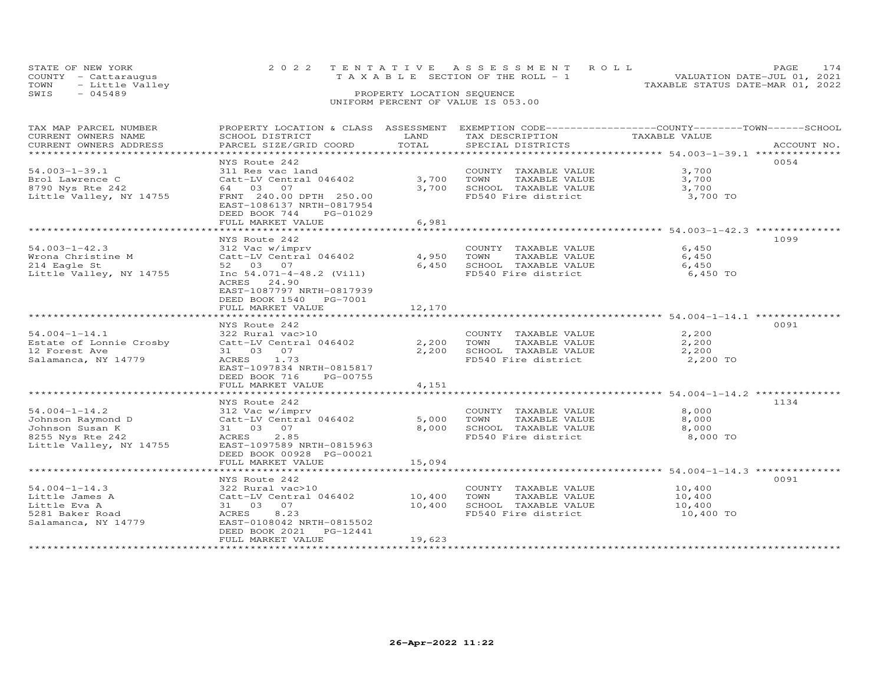STATE OF NEW YORK — 2022 TENTATIVE ASSESSMENT ROLL
COUNTY - Cattaraugus — TAXABLE SECTION OF THE ROLL - 1 — VALUATION DATE-JUL 01, 2021
TOWN - Little Valley — TAXABLE STATUS DATE-MAR 01, 2022
SWIS - 045489 — PROPERTY LOCATION SEQUENCE
UNIFORM PERCENT OF VALUE IS 053.00

| TAX MAP PARCEL NUMBER / CURRENT OWNERS NAME / CURRENT OWNERS ADDRESS | PROPERTY LOCATION & CLASS / SCHOOL DISTRICT / PARCEL SIZE/GRID COORD | ASSESSMENT LAND | TOTAL | EXEMPTION CODE / TAX DESCRIPTION / SPECIAL DISTRICTS | TAXABLE VALUE (COUNTY / TOWN / SCHOOL) | ACCOUNT NO. |
|---|---|---|---|---|---|---|
| 54.003-1-39.1 | NYS Route 242 | | | | | 0054 |
| Brol Lawrence C | 311 Res vac land | | | COUNTY TAXABLE VALUE | 3,700 | |
| 8790 Nys Rte 242 | Catt-LV Central 046402 | 3,700 | | TOWN TAXABLE VALUE | 3,700 | |
| Little Valley, NY 14755 | 64 03 07 | | 3,700 | SCHOOL TAXABLE VALUE | 3,700 | |
| | FRNT 240.00 DPTH 250.00 | | | FD540 Fire district | 3,700 TO | |
| | EAST-1086137 NRTH-0817954 | | | | | |
| | DEED BOOK 744 PG-01029 | | | | | |
| | FULL MARKET VALUE | | 6,981 | | | |
| 54.003-1-42.3 | NYS Route 242 | | | | | 1099 |
| Wrona Christine M | 312 Vac w/imprv | | | COUNTY TAXABLE VALUE | 6,450 | |
| 214 Eagle St | Catt-LV Central 046402 | 4,950 | | TOWN TAXABLE VALUE | 6,450 | |
| Little Valley, NY 14755 | 52 03 07 | | 6,450 | SCHOOL TAXABLE VALUE | 6,450 | |
| | Inc 54.071-4-48.2 (Vill) | | | FD540 Fire district | 6,450 TO | |
| | ACRES 24.90 | | | | | |
| | EAST-1087797 NRTH-0817939 | | | | | |
| | DEED BOOK 1540 PG-7001 | | | | | |
| | FULL MARKET VALUE | | 12,170 | | | |
| 54.004-1-14.1 | NYS Route 242 | | | | | 0091 |
| Estate of Lonnie Crosby | 322 Rural vac>10 | | | COUNTY TAXABLE VALUE | 2,200 | |
| 12 Forest Ave | Catt-LV Central 046402 | 2,200 | | TOWN TAXABLE VALUE | 2,200 | |
| Salamanca, NY 14779 | 31 03 07 | | 2,200 | SCHOOL TAXABLE VALUE | 2,200 | |
| | ACRES 1.73 | | | FD540 Fire district | 2,200 TO | |
| | EAST-1097834 NRTH-0815817 | | | | | |
| | DEED BOOK 716 PG-00755 | | | | | |
| | FULL MARKET VALUE | | 4,151 | | | |
| 54.004-1-14.2 | NYS Route 242 | | | | | 1134 |
| Johnson Raymond D | 312 Vac w/imprv | | | COUNTY TAXABLE VALUE | 8,000 | |
| Johnson Susan K | Catt-LV Central 046402 | 5,000 | | TOWN TAXABLE VALUE | 8,000 | |
| 8255 Nys Rte 242 | 31 03 07 | | 8,000 | SCHOOL TAXABLE VALUE | 8,000 | |
| Little Valley, NY 14755 | ACRES 2.85 | | | FD540 Fire district | 8,000 TO | |
| | EAST-1097589 NRTH-0815963 | | | | | |
| | DEED BOOK 00928 PG-00021 | | | | | |
| | FULL MARKET VALUE | | 15,094 | | | |
| 54.004-1-14.3 | NYS Route 242 | | | | | 0091 |
| Little James A | 322 Rural vac>10 | | | COUNTY TAXABLE VALUE | 10,400 | |
| Little Eva A | Catt-LV Central 046402 | 10,400 | | TOWN TAXABLE VALUE | 10,400 | |
| 5281 Baker Road | 31 03 07 | | 10,400 | SCHOOL TAXABLE VALUE | 10,400 | |
| Salamanca, NY 14779 | ACRES 8.23 | | | FD540 Fire district | 10,400 TO | |
| | EAST-0108042 NRTH-0815502 | | | | | |
| | DEED BOOK 2021 PG-12441 | | | | | |
| | FULL MARKET VALUE | | 19,623 | | | |

26-Apr-2022 11:22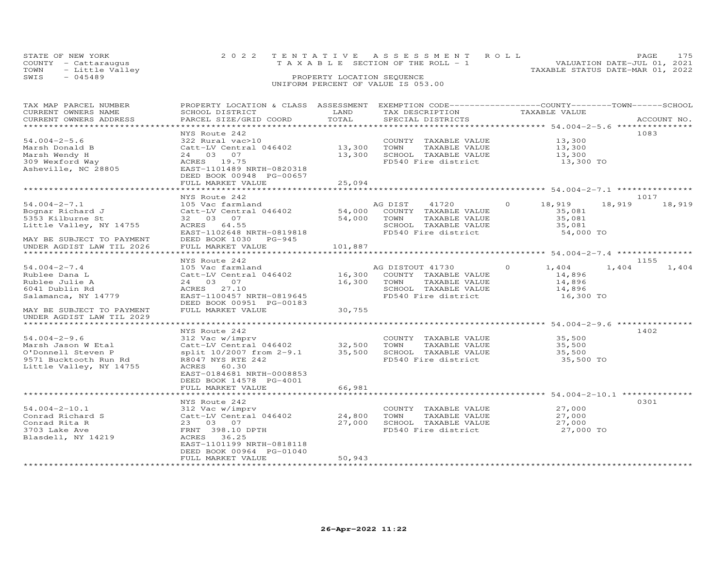STATE OF NEW YORK
COUNTY - Cattaraugus
TOWN - Little Valley
SWIS - 045489

2022 TENTATIVE ASSESSMENT ROLL
TAXABLE SECTION OF THE ROLL - 1
PROPERTY LOCATION SEQUENCE
UNIFORM PERCENT OF VALUE IS 053.00

VALUATION DATE-JUL 01, 2021
TAXABLE STATUS DATE-MAR 01, 2022

| TAX MAP PARCEL NUMBER / CURRENT OWNERS NAME / CURRENT OWNERS ADDRESS | PROPERTY LOCATION & CLASS / SCHOOL DISTRICT / PARCEL SIZE/GRID COORD | ASSESSMENT LAND / TOTAL | EXEMPTION CODE / TAX DESCRIPTION / SPECIAL DISTRICTS | COUNTY | TOWN | SCHOOL | ACCOUNT NO. |
|---|---|---|---|---|---|---|---|
| **54.004-2-5.6** | NYS Route 242 | | | | | | 1083 |
| 54.004-2-5.6 | 322 Rural vac>10 | | COUNTY TAXABLE VALUE | 13,300 | | | |
| Marsh Donald B | Catt-LV Central 046402 | 13,300 | TOWN TAXABLE VALUE | | 13,300 | | |
| Marsh Wendy H | 24 03 07 | 13,300 | SCHOOL TAXABLE VALUE | | | 13,300 | |
| 309 Wexford Way | ACRES 19.75 | | FD540 Fire district | 13,300 TO | | | |
| Asheville, NC 28805 | EAST-1101489 NRTH-0820318 | | | | | | |
| | DEED BOOK 00948 PG-00657 | | | | | | |
| | FULL MARKET VALUE | 25,094 | | | | | |
| **54.004-2-7.1** | NYS Route 242 | | | | | | 1017 |
| 54.004-2-7.1 | 105 Vac farmland | | AG DIST 41720 0 | 18,919 | 18,919 | 18,919 | |
| Bognar Richard J | Catt-LV Central 046402 | 54,000 | COUNTY TAXABLE VALUE | 35,081 | | | |
| 5353 Kilburne St | 32 03 07 | 54,000 | TOWN TAXABLE VALUE | | 35,081 | | |
| Little Valley, NY 14755 | ACRES 64.55 | | SCHOOL TAXABLE VALUE | | | 35,081 | |
| | EAST-1102648 NRTH-0819818 | | FD540 Fire district | 54,000 TO | | | |
| MAY BE SUBJECT TO PAYMENT | DEED BOOK 1030 PG-945 | | | | | | |
| UNDER AGDIST LAW TIL 2026 | FULL MARKET VALUE | 101,887 | | | | | |
| **54.004-2-7.4** | NYS Route 242 | | | | | | 1155 |
| 54.004-2-7.4 | 105 Vac farmland | | AG DISTOUT 41730 0 | 1,404 | 1,404 | 1,404 | |
| Rublee Dana L | Catt-LV Central 046402 | 16,300 | COUNTY TAXABLE VALUE | 14,896 | | | |
| Rublee Julie A | 24 03 07 | 16,300 | TOWN TAXABLE VALUE | | 14,896 | | |
| 6041 Dublin Rd | ACRES 27.10 | | SCHOOL TAXABLE VALUE | | | 14,896 | |
| Salamanca, NY 14779 | EAST-1100457 NRTH-0819645 | | FD540 Fire district | 16,300 TO | | | |
| | DEED BOOK 00951 PG-00183 | | | | | | |
| MAY BE SUBJECT TO PAYMENT | FULL MARKET VALUE | 30,755 | | | | | |
| UNDER AGDIST LAW TIL 2029 | | | | | | | |
| **54.004-2-9.6** | NYS Route 242 | | | | | | 1402 |
| 54.004-2-9.6 | 312 Vac w/imprv | | COUNTY TAXABLE VALUE | 35,500 | | | |
| Marsh Jason W Etal | Catt-LV Central 046402 | 32,500 | TOWN TAXABLE VALUE | | 35,500 | | |
| O'Donnell Steven P | split 10/2007 from 2-9.1 | 35,500 | SCHOOL TAXABLE VALUE | | | 35,500 | |
| 9571 Bucktooth Run Rd | R8047 NYS RTE 242 | | FD540 Fire district | 35,500 TO | | | |
| Little Valley, NY 14755 | ACRES 60.30 | | | | | | |
| | EAST-0184681 NRTH-0008853 | | | | | | |
| | DEED BOOK 14578 PG-4001 | | | | | | |
| | FULL MARKET VALUE | 66,981 | | | | | |
| **54.004-2-10.1** | NYS Route 242 | | | | | | 0301 |
| 54.004-2-10.1 | 312 Vac w/imprv | | COUNTY TAXABLE VALUE | 27,000 | | | |
| Conrad Richard S | Catt-LV Central 046402 | 24,800 | TOWN TAXABLE VALUE | | 27,000 | | |
| Conrad Rita R | 23 03 07 | 27,000 | SCHOOL TAXABLE VALUE | | | 27,000 | |
| 3703 Lake Ave | FRNT 398.10 DPTH | | FD540 Fire district | 27,000 TO | | | |
| Blasdell, NY 14219 | ACRES 36.25 | | | | | | |
| | EAST-1101199 NRTH-0818118 | | | | | | |
| | DEED BOOK 00964 PG-01040 | | | | | | |
| | FULL MARKET VALUE | 50,943 | | | | | |

26-Apr-2022 11:22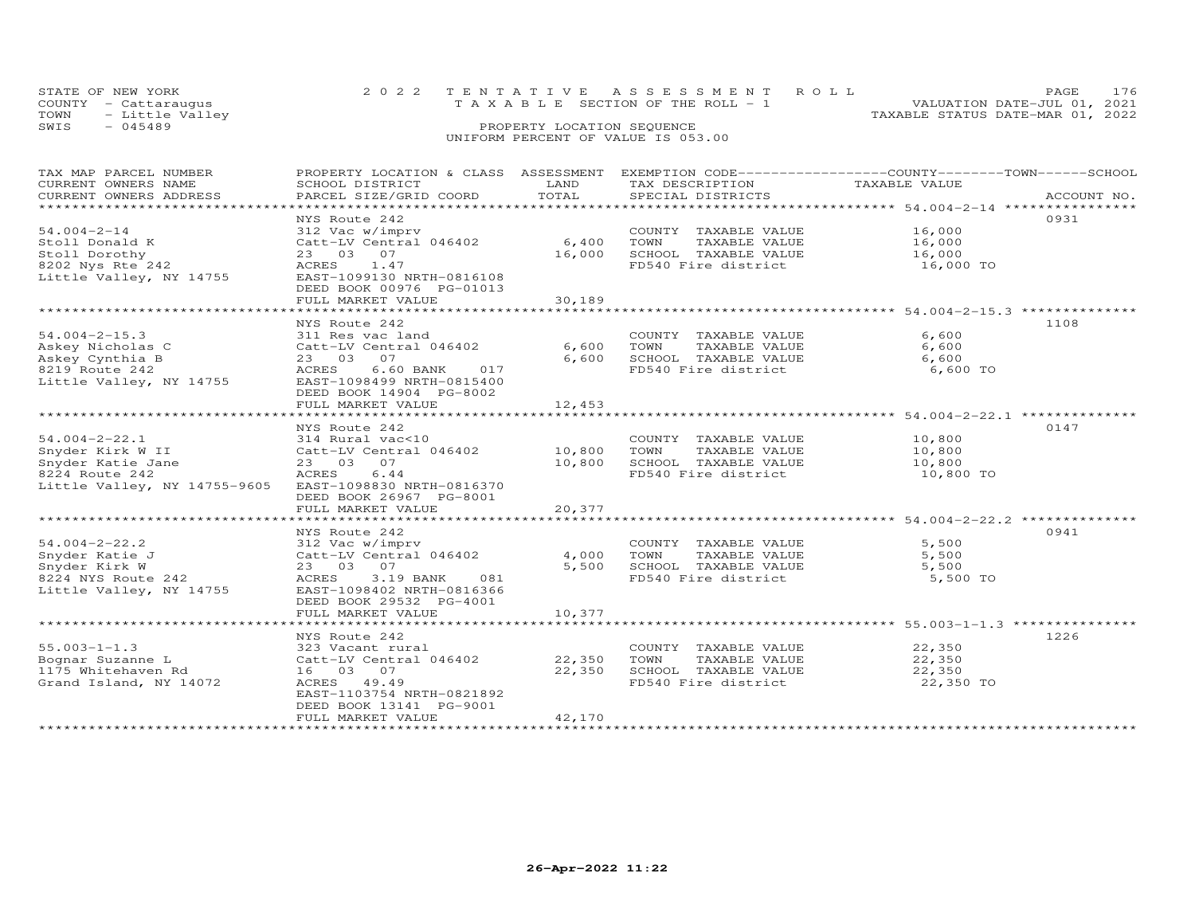STATE OF NEW YORK — 2022 TENTATIVE ASSESSMENT ROLL
COUNTY - Cattaraugus — TAXABLE SECTION OF THE ROLL - 1 — VALUATION DATE-JUL 01, 2021
TOWN - Little Valley — TAXABLE STATUS DATE-MAR 01, 2022
SWIS - 045489 — PROPERTY LOCATION SEQUENCE
UNIFORM PERCENT OF VALUE IS 053.00

| TAX MAP PARCEL NUMBER / CURRENT OWNERS NAME / CURRENT OWNERS ADDRESS | PROPERTY LOCATION & CLASS / SCHOOL DISTRICT / PARCEL SIZE/GRID COORD | ASSESSMENT LAND / TOTAL | EXEMPTION CODE / TAX DESCRIPTION / SPECIAL DISTRICTS | TAXABLE VALUE (COUNTY / TOWN / SCHOOL) | ACCOUNT NO. |
|---|---|---|---|---|---|
| 54.004-2-14 | NYS Route 242 | | | | 0931 |
| Stoll Donald K | 312 Vac w/imprv | | COUNTY TAXABLE VALUE | 16,000 | |
| Stoll Dorothy | Catt-LV Central 046402 | 6,400 | TOWN TAXABLE VALUE | 16,000 | |
| 8202 Nys Rte 242 | 23 03 07 | 16,000 | SCHOOL TAXABLE VALUE | 16,000 | |
| Little Valley, NY 14755 | ACRES 1.47 | | FD540 Fire district | 16,000 TO | |
| | EAST-1099130 NRTH-0816108 | | | | |
| | DEED BOOK 00976 PG-01013 | | | | |
| | FULL MARKET VALUE | 30,189 | | | |
| 54.004-2-15.3 | NYS Route 242 | | | | 1108 |
| Askey Nicholas C | 311 Res vac land | | COUNTY TAXABLE VALUE | 6,600 | |
| Askey Cynthia B | Catt-LV Central 046402 | 6,600 | TOWN TAXABLE VALUE | 6,600 | |
| 8219 Route 242 | 23 03 07 | 6,600 | SCHOOL TAXABLE VALUE | 6,600 | |
| Little Valley, NY 14755 | ACRES 6.60 BANK 017 | | FD540 Fire district | 6,600 TO | |
| | EAST-1098499 NRTH-0815400 | | | | |
| | DEED BOOK 14904 PG-8002 | | | | |
| | FULL MARKET VALUE | 12,453 | | | |
| 54.004-2-22.1 | NYS Route 242 | | | | 0147 |
| Snyder Kirk W II | 314 Rural vac<10 | | COUNTY TAXABLE VALUE | 10,800 | |
| Snyder Katie Jane | Catt-LV Central 046402 | 10,800 | TOWN TAXABLE VALUE | 10,800 | |
| 8224 Route 242 | 23 03 07 | 10,800 | SCHOOL TAXABLE VALUE | 10,800 | |
| Little Valley, NY 14755-9605 | ACRES 6.44 | | FD540 Fire district | 10,800 TO | |
| | EAST-1098830 NRTH-0816370 | | | | |
| | DEED BOOK 26967 PG-8001 | | | | |
| | FULL MARKET VALUE | 20,377 | | | |
| 54.004-2-22.2 | NYS Route 242 | | | | 0941 |
| Snyder Katie J | 312 Vac w/imprv | | COUNTY TAXABLE VALUE | 5,500 | |
| Snyder Kirk W | Catt-LV Central 046402 | 4,000 | TOWN TAXABLE VALUE | 5,500 | |
| 8224 NYS Route 242 | 23 03 07 | 5,500 | SCHOOL TAXABLE VALUE | 5,500 | |
| Little Valley, NY 14755 | ACRES 3.19 BANK 081 | | FD540 Fire district | 5,500 TO | |
| | EAST-1098402 NRTH-0816366 | | | | |
| | DEED BOOK 29532 PG-4001 | | | | |
| | FULL MARKET VALUE | 10,377 | | | |
| 55.003-1-1.3 | NYS Route 242 | | | | 1226 |
| Bognar Suzanne L | 323 Vacant rural | | COUNTY TAXABLE VALUE | 22,350 | |
| 1175 Whitehaven Rd | Catt-LV Central 046402 | 22,350 | TOWN TAXABLE VALUE | 22,350 | |
| Grand Island, NY 14072 | 16 03 07 | 22,350 | SCHOOL TAXABLE VALUE | 22,350 | |
| | ACRES 49.49 | | FD540 Fire district | 22,350 TO | |
| | EAST-1103754 NRTH-0821892 | | | | |
| | DEED BOOK 13141 PG-9001 | | | | |
| | FULL MARKET VALUE | 42,170 | | | |

26-Apr-2022 11:22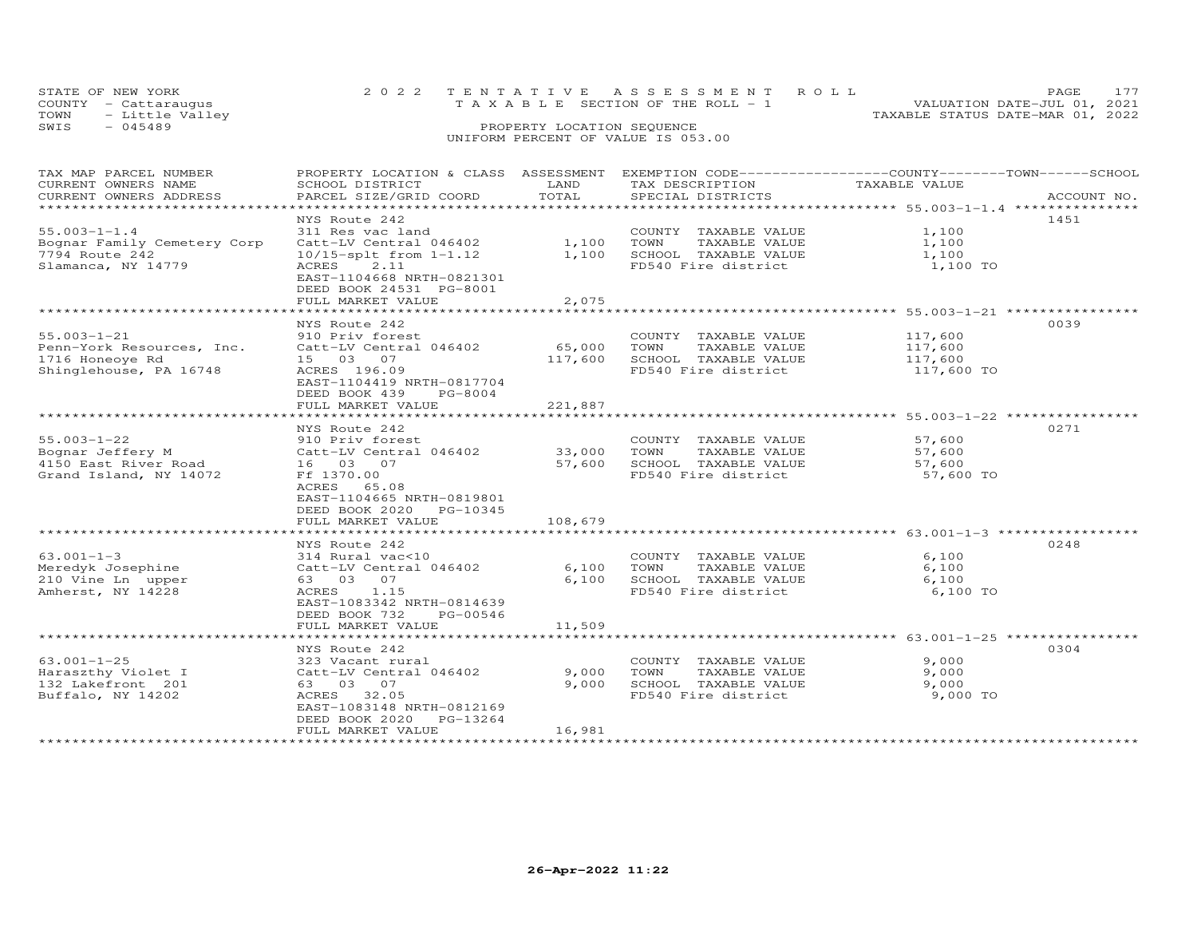STATE OF NEW YORK
COUNTY - Cattaraugus
TOWN - Little Valley
SWIS - 045489

2022 TENTATIVE ASSESSMENT ROLL
TAXABLE SECTION OF THE ROLL - 1
PROPERTY LOCATION SEQUENCE
UNIFORM PERCENT OF VALUE IS 053.00

VALUATION DATE-JUL 01, 2021
TAXABLE STATUS DATE-MAR 01, 2022

| TAX MAP PARCEL NUMBER / CURRENT OWNERS NAME / CURRENT OWNERS ADDRESS | PROPERTY LOCATION & CLASS / SCHOOL DISTRICT / PARCEL SIZE/GRID COORD | ASSESSMENT LAND / TOTAL | EXEMPTION CODE / TAX DESCRIPTION / SPECIAL DISTRICTS | TAXABLE VALUE (COUNTY / TOWN / SCHOOL) | ACCOUNT NO. |
|---|---|---|---|---|---|
| 55.003-1-1.4 | NYS Route 242 | | | | 1451 |
| Bognar Family Cemetery Corp | 311 Res vac land | | COUNTY TAXABLE VALUE | 1,100 | |
| 7794 Route 242 | Catt-LV Central 046402 | 1,100 | TOWN TAXABLE VALUE | 1,100 | |
| Slamanca, NY 14779 | 10/15-splt from 1-1.12 | 1,100 | SCHOOL TAXABLE VALUE | 1,100 | |
| | ACRES 2.11 | | FD540 Fire district | 1,100 TO | |
| | EAST-1104668 NRTH-0821301 | | | | |
| | DEED BOOK 24531 PG-8001 | | | | |
| | FULL MARKET VALUE | 2,075 | | | |
| 55.003-1-21 | NYS Route 242 | | | | 0039 |
| Penn-York Resources, Inc. | 910 Priv forest | | COUNTY TAXABLE VALUE | 117,600 | |
| 1716 Honeoye Rd | Catt-LV Central 046402 | 65,000 | TOWN TAXABLE VALUE | 117,600 | |
| Shinglehouse, PA 16748 | 15 03 07 | 117,600 | SCHOOL TAXABLE VALUE | 117,600 | |
| | ACRES 196.09 | | FD540 Fire district | 117,600 TO | |
| | EAST-1104419 NRTH-0817704 | | | | |
| | DEED BOOK 439 PG-8004 | | | | |
| | FULL MARKET VALUE | 221,887 | | | |
| 55.003-1-22 | NYS Route 242 | | | | 0271 |
| Bognar Jeffery M | 910 Priv forest | | COUNTY TAXABLE VALUE | 57,600 | |
| 4150 East River Road | Catt-LV Central 046402 | 33,000 | TOWN TAXABLE VALUE | 57,600 | |
| Grand Island, NY 14072 | 16 03 07 | 57,600 | SCHOOL TAXABLE VALUE | 57,600 | |
| | Ff 1370.00 | | FD540 Fire district | 57,600 TO | |
| | ACRES 65.08 | | | | |
| | EAST-1104665 NRTH-0819801 | | | | |
| | DEED BOOK 2020 PG-10345 | | | | |
| | FULL MARKET VALUE | 108,679 | | | |
| 63.001-1-3 | NYS Route 242 | | | | 0248 |
| Meredyk Josephine | 314 Rural vac<10 | | COUNTY TAXABLE VALUE | 6,100 | |
| 210 Vine Ln upper | Catt-LV Central 046402 | 6,100 | TOWN TAXABLE VALUE | 6,100 | |
| Amherst, NY 14228 | 63 03 07 | 6,100 | SCHOOL TAXABLE VALUE | 6,100 | |
| | ACRES 1.15 | | FD540 Fire district | 6,100 TO | |
| | EAST-1083342 NRTH-0814639 | | | | |
| | DEED BOOK 732 PG-00546 | | | | |
| | FULL MARKET VALUE | 11,509 | | | |
| 63.001-1-25 | NYS Route 242 | | | | 0304 |
| Haraszthy Violet I | 323 Vacant rural | | COUNTY TAXABLE VALUE | 9,000 | |
| 132 Lakefront 201 | Catt-LV Central 046402 | 9,000 | TOWN TAXABLE VALUE | 9,000 | |
| Buffalo, NY 14202 | 63 03 07 | 9,000 | SCHOOL TAXABLE VALUE | 9,000 | |
| | ACRES 32.05 | | FD540 Fire district | 9,000 TO | |
| | EAST-1083148 NRTH-0812169 | | | | |
| | DEED BOOK 2020 PG-13264 | | | | |
| | FULL MARKET VALUE | 16,981 | | | |

26-Apr-2022 11:22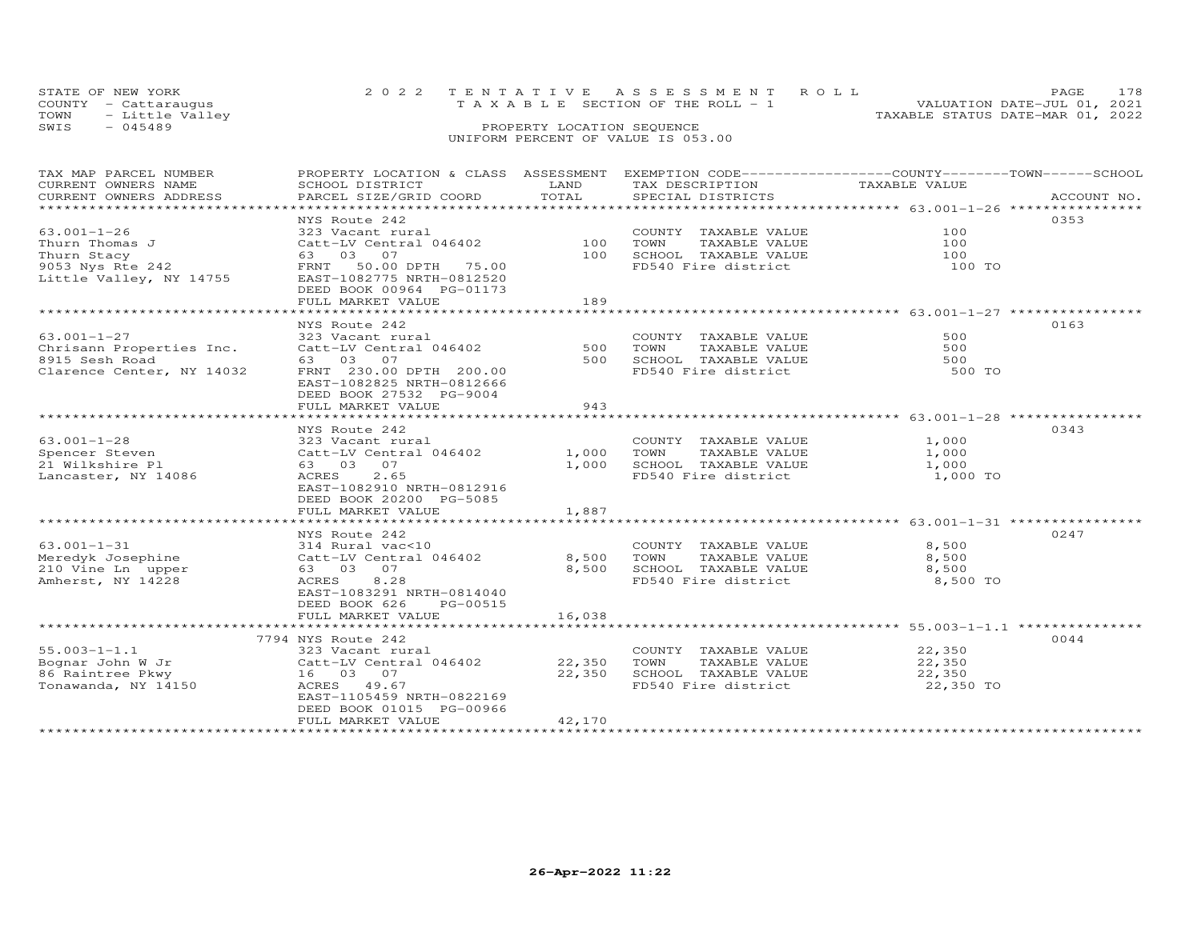STATE OF NEW YORK
COUNTY - Cattaraugus
TOWN - Little Valley
SWIS - 045489

2022 TENTATIVE ASSESSMENT ROLL
TAXABLE SECTION OF THE ROLL - 1
PROPERTY LOCATION SEQUENCE
UNIFORM PERCENT OF VALUE IS 053.00

VALUATION DATE-JUL 01, 2021
TAXABLE STATUS DATE-MAR 01, 2022

| TAX MAP PARCEL NUMBER / CURRENT OWNERS NAME / CURRENT OWNERS ADDRESS | PROPERTY LOCATION & CLASS / SCHOOL DISTRICT / PARCEL SIZE/GRID COORD | ASSESSMENT LAND | TOTAL | EXEMPTION CODE / TAX DESCRIPTION / SPECIAL DISTRICTS | COUNTY--------TOWN------SCHOOL TAXABLE VALUE | ACCOUNT NO. |
|---|---|---|---|---|---|---|
| 63.001-1-26 | NYS Route 242 | | | | | 0353 |
| | 323 Vacant rural | | | COUNTY TAXABLE VALUE | 100 | |
| Thurn Thomas J | Catt-LV Central 046402 | 100 | | TOWN TAXABLE VALUE | 100 | |
| Thurn Stacy | 63 03 07 | | 100 | SCHOOL TAXABLE VALUE | 100 | |
| 9053 Nys Rte 242 | FRNT 50.00 DPTH 75.00 | | | FD540 Fire district | 100 TO | |
| Little Valley, NY 14755 | EAST-1082775 NRTH-0812520 | | | | | |
| | DEED BOOK 00964 PG-01173 | | | | | |
| | FULL MARKET VALUE | | 189 | | | |
| 63.001-1-27 | NYS Route 242 | | | | | 0163 |
| | 323 Vacant rural | | | COUNTY TAXABLE VALUE | 500 | |
| Chrisann Properties Inc. | Catt-LV Central 046402 | 500 | | TOWN TAXABLE VALUE | 500 | |
| 8915 Sesh Road | 63 03 07 | | 500 | SCHOOL TAXABLE VALUE | 500 | |
| Clarence Center, NY 14032 | FRNT 230.00 DPTH 200.00 | | | FD540 Fire district | 500 TO | |
| | EAST-1082825 NRTH-0812666 | | | | | |
| | DEED BOOK 27532 PG-9004 | | | | | |
| | FULL MARKET VALUE | | 943 | | | |
| 63.001-1-28 | NYS Route 242 | | | | | 0343 |
| | 323 Vacant rural | | | COUNTY TAXABLE VALUE | 1,000 | |
| Spencer Steven | Catt-LV Central 046402 | 1,000 | | TOWN TAXABLE VALUE | 1,000 | |
| 21 Wilkshire Pl | 63 03 07 | | 1,000 | SCHOOL TAXABLE VALUE | 1,000 | |
| Lancaster, NY 14086 | ACRES 2.65 | | | FD540 Fire district | 1,000 TO | |
| | EAST-1082910 NRTH-0812916 | | | | | |
| | DEED BOOK 20200 PG-5085 | | | | | |
| | FULL MARKET VALUE | | 1,887 | | | |
| 63.001-1-31 | NYS Route 242 | | | | | 0247 |
| | 314 Rural vac<10 | | | COUNTY TAXABLE VALUE | 8,500 | |
| Meredyk Josephine | Catt-LV Central 046402 | 8,500 | | TOWN TAXABLE VALUE | 8,500 | |
| 210 Vine Ln upper | 63 03 07 | | 8,500 | SCHOOL TAXABLE VALUE | 8,500 | |
| Amherst, NY 14228 | ACRES 8.28 | | | FD540 Fire district | 8,500 TO | |
| | EAST-1083291 NRTH-0814040 | | | | | |
| | DEED BOOK 626 PG-00515 | | | | | |
| | FULL MARKET VALUE | | 16,038 | | | |
| 55.003-1-1.1 | 7794 NYS Route 242 | | | | | 0044 |
| | 323 Vacant rural | | | COUNTY TAXABLE VALUE | 22,350 | |
| Bognar John W Jr | Catt-LV Central 046402 | 22,350 | | TOWN TAXABLE VALUE | 22,350 | |
| 86 Raintree Pkwy | 16 03 07 | | 22,350 | SCHOOL TAXABLE VALUE | 22,350 | |
| Tonawanda, NY 14150 | ACRES 49.67 | | | FD540 Fire district | 22,350 TO | |
| | EAST-1105459 NRTH-0822169 | | | | | |
| | DEED BOOK 01015 PG-00966 | | | | | |
| | FULL MARKET VALUE | | 42,170 | | | |

26-Apr-2022 11:22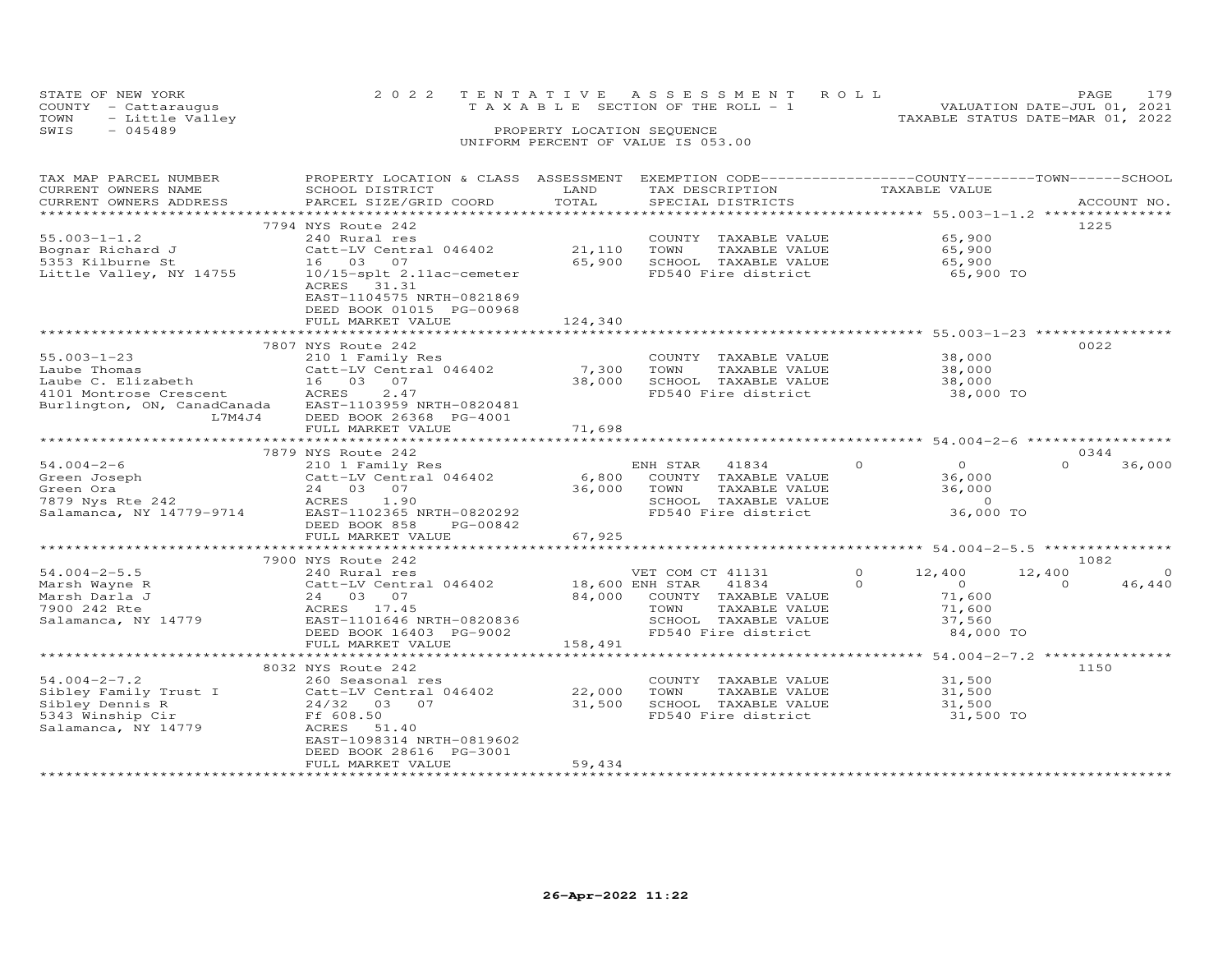STATE OF NEW YORK — COUNTY - Cattaraugus — TOWN - Little Valley — SWIS - 045489

2022 TENTATIVE ASSESSMENT ROLL
TAXABLE SECTION OF THE ROLL - 1
PROPERTY LOCATION SEQUENCE
UNIFORM PERCENT OF VALUE IS 053.00

VALUATION DATE-JUL 01, 2021
TAXABLE STATUS DATE-MAR 01, 2022

| TAX MAP PARCEL NUMBER / CURRENT OWNERS NAME / CURRENT OWNERS ADDRESS | PROPERTY LOCATION & CLASS / SCHOOL DISTRICT / PARCEL SIZE/GRID COORD | ASSESSMENT LAND / TOTAL | EXEMPTION CODE / TAX DESCRIPTION / SPECIAL DISTRICTS | COUNTY | TOWN | SCHOOL | ACCOUNT NO. |
|---|---|---|---|---|---|---|---|
| 55.003-1-1.2 | 7794 NYS Route 242 | | | | | | 1225 |
| Bognar Richard J | 240 Rural res | | COUNTY TAXABLE VALUE | 65,900 | | | |
| 5353 Kilburne St | Catt-LV Central 046402 | 21,110 | TOWN TAXABLE VALUE | | 65,900 | | |
| Little Valley, NY 14755 | 16 03 07 | 65,900 | SCHOOL TAXABLE VALUE | | | 65,900 | |
| | 10/15-splt 2.11ac-cemeter | | FD540 Fire district | 65,900 TO | | | |
| | ACRES 31.31 | | | | | | |
| | EAST-1104575 NRTH-0821869 | | | | | | |
| | DEED BOOK 01015 PG-00968 | | | | | | |
| | FULL MARKET VALUE | 124,340 | | | | | |
| 55.003-1-23 | 7807 NYS Route 242 | | | | | | 0022 |
| Laube Thomas | 210 1 Family Res | | COUNTY TAXABLE VALUE | 38,000 | | | |
| Laube C. Elizabeth | Catt-LV Central 046402 | 7,300 | TOWN TAXABLE VALUE | | 38,000 | | |
| 4101 Montrose Crescent | 16 03 07 | 38,000 | SCHOOL TAXABLE VALUE | | | 38,000 | |
| Burlington, ON, CanadCanada L7M4J4 | ACRES 2.47 | | FD540 Fire district | 38,000 TO | | | |
| | EAST-1103959 NRTH-0820481 | | | | | | |
| | DEED BOOK 26368 PG-4001 | | | | | | |
| | FULL MARKET VALUE | 71,698 | | | | | |
| 54.004-2-6 | 7879 NYS Route 242 | | | | | | 0344 |
| Green Joseph | 210 1 Family Res | | ENH STAR 41834 0 | 0 | 0 | 36,000 | |
| Green Ora | Catt-LV Central 046402 | 6,800 | COUNTY TAXABLE VALUE | 36,000 | | | |
| 7879 Nys Rte 242 | 24 03 07 | 36,000 | TOWN TAXABLE VALUE | | 36,000 | | |
| Salamanca, NY 14779-9714 | ACRES 1.90 | | SCHOOL TAXABLE VALUE | | | 0 | |
| | EAST-1102365 NRTH-0820292 | | FD540 Fire district | 36,000 TO | | | |
| | DEED BOOK 858 PG-00842 | | | | | | |
| | FULL MARKET VALUE | 67,925 | | | | | |
| 54.004-2-5.5 | 7900 NYS Route 242 | | | | | | 1082 |
| Marsh Wayne R | 240 Rural res | | VET COM CT 41131 0 | 12,400 | 12,400 | 0 | |
| Marsh Darla J | Catt-LV Central 046402 | 18,600 | ENH STAR 41834 0 | 0 | 0 | 46,440 | |
| 7900 242 Rte | 24 03 07 | 84,000 | COUNTY TAXABLE VALUE | 71,600 | | | |
| Salamanca, NY 14779 | ACRES 17.45 | | TOWN TAXABLE VALUE | | 71,600 | | |
| | EAST-1101646 NRTH-0820836 | | SCHOOL TAXABLE VALUE | | | 37,560 | |
| | DEED BOOK 16403 PG-9002 | | FD540 Fire district | 84,000 TO | | | |
| | FULL MARKET VALUE | 158,491 | | | | | |
| 54.004-2-7.2 | 8032 NYS Route 242 | | | | | | 1150 |
| Sibley Family Trust I | 260 Seasonal res | | COUNTY TAXABLE VALUE | 31,500 | | | |
| Sibley Dennis R | Catt-LV Central 046402 | 22,000 | TOWN TAXABLE VALUE | | 31,500 | | |
| 5343 Winship Cir | 24/32 03 07 | 31,500 | SCHOOL TAXABLE VALUE | | | 31,500 | |
| Salamanca, NY 14779 | Ff 608.50 | | FD540 Fire district | 31,500 TO | | | |
| | ACRES 51.40 | | | | | | |
| | EAST-1098314 NRTH-0819602 | | | | | | |
| | DEED BOOK 28616 PG-3001 | | | | | | |
| | FULL MARKET VALUE | 59,434 | | | | | |

26-Apr-2022 11:22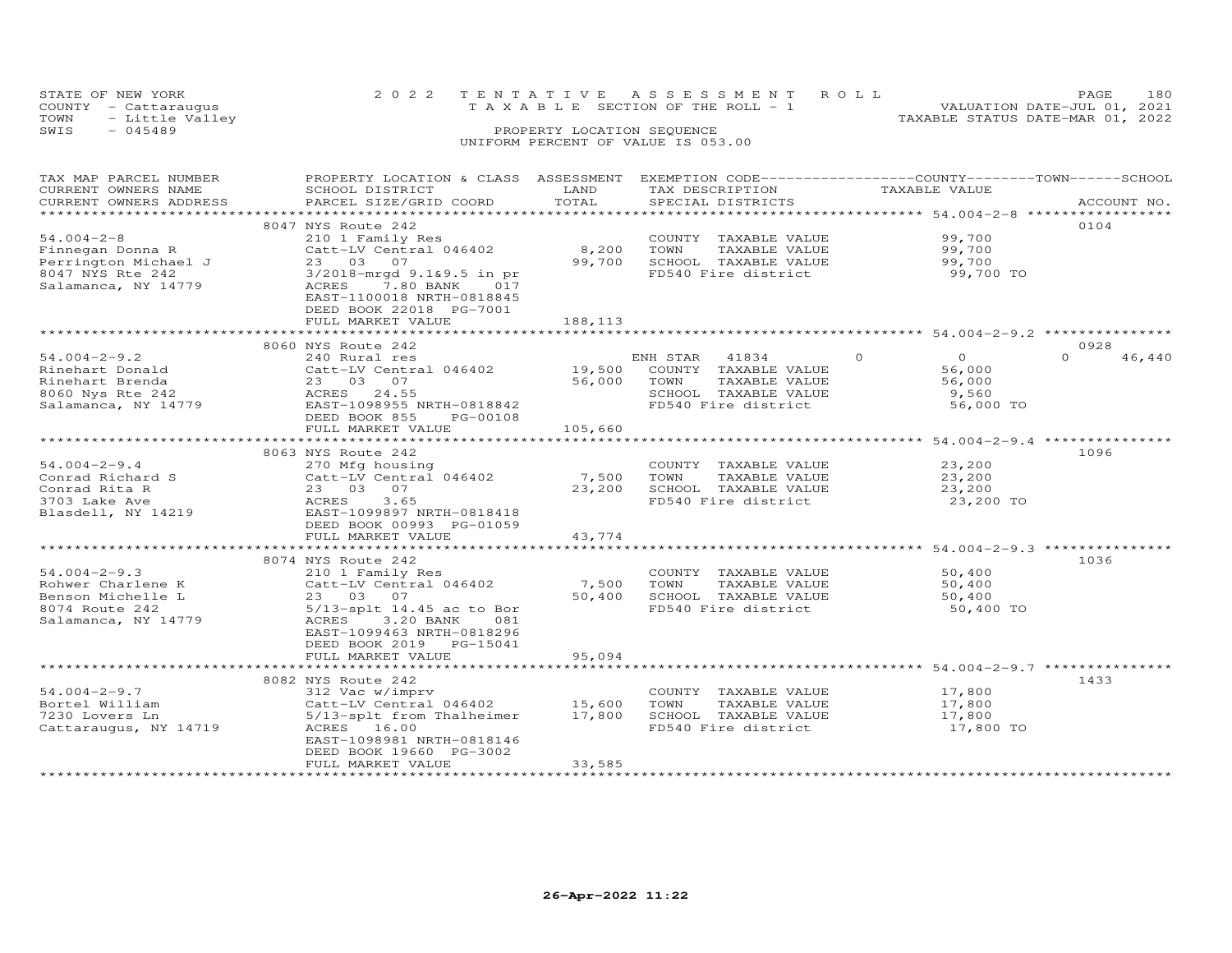STATE OF NEW YORK
COUNTY - Cattaraugus
TOWN - Little Valley
SWIS - 045489

2022 TENTATIVE ASSESSMENT ROLL
TAXABLE SECTION OF THE ROLL - 1
PROPERTY LOCATION SEQUENCE
UNIFORM PERCENT OF VALUE IS 053.00

VALUATION DATE-JUL 01, 2021
TAXABLE STATUS DATE-MAR 01, 2022

| TAX MAP PARCEL NUMBER / CURRENT OWNERS NAME / CURRENT OWNERS ADDRESS | PROPERTY LOCATION & CLASS / SCHOOL DISTRICT / PARCEL SIZE/GRID COORD | ASSESSMENT LAND / TOTAL | EXEMPTION CODE / TAX DESCRIPTION / SPECIAL DISTRICTS | COUNTY / TOWN / SCHOOL TAXABLE VALUE | ACCOUNT NO. |
|---|---|---|---|---|---|
| **54.004-2-8** | 8047 NYS Route 242 | | | | 0104 |
| Finnegan Donna R | 210 1 Family Res | | COUNTY TAXABLE VALUE | 99,700 | |
| Perrington Michael J | Catt-LV Central 046402 | 8,200 | TOWN TAXABLE VALUE | 99,700 | |
| 8047 NYS Rte 242 | 23 03 07 | 99,700 | SCHOOL TAXABLE VALUE | 99,700 | |
| Salamanca, NY 14779 | 3/2018-mrgd 9.1&9.5 in pr | | FD540 Fire district | 99,700 TO | |
| | ACRES 7.80 BANK 017 | | | | |
| | EAST-1100018 NRTH-0818845 | | | | |
| | DEED BOOK 22018 PG-7001 | | | | |
| | FULL MARKET VALUE | 188,113 | | | |
| **54.004-2-9.2** | 8060 NYS Route 242 | | | | 0928 |
| Rinehart Donald | 240 Rural res | | ENH STAR 41834 | 0 0 0 46,440 | |
| Rinehart Brenda | Catt-LV Central 046402 | 19,500 | COUNTY TAXABLE VALUE | 56,000 | |
| 8060 Nys Rte 242 | 23 03 07 | 56,000 | TOWN TAXABLE VALUE | 56,000 | |
| Salamanca, NY 14779 | ACRES 24.55 | | SCHOOL TAXABLE VALUE | 9,560 | |
| | EAST-1098955 NRTH-0818842 | | FD540 Fire district | 56,000 TO | |
| | DEED BOOK 855 PG-00108 | | | | |
| | FULL MARKET VALUE | 105,660 | | | |
| **54.004-2-9.4** | 8063 NYS Route 242 | | | | 1096 |
| Conrad Richard S | 270 Mfg housing | | COUNTY TAXABLE VALUE | 23,200 | |
| Conrad Rita R | Catt-LV Central 046402 | 7,500 | TOWN TAXABLE VALUE | 23,200 | |
| 3703 Lake Ave | 23 03 07 | 23,200 | SCHOOL TAXABLE VALUE | 23,200 | |
| Blasdell, NY 14219 | ACRES 3.65 | | FD540 Fire district | 23,200 TO | |
| | EAST-1099897 NRTH-0818418 | | | | |
| | DEED BOOK 00993 PG-01059 | | | | |
| | FULL MARKET VALUE | 43,774 | | | |
| **54.004-2-9.3** | 8074 NYS Route 242 | | | | 1036 |
| Rohwer Charlene K | 210 1 Family Res | | COUNTY TAXABLE VALUE | 50,400 | |
| Benson Michelle L | Catt-LV Central 046402 | 7,500 | TOWN TAXABLE VALUE | 50,400 | |
| 8074 Route 242 | 23 03 07 | 50,400 | SCHOOL TAXABLE VALUE | 50,400 | |
| Salamanca, NY 14779 | 5/13-splt 14.45 ac to Bor | | FD540 Fire district | 50,400 TO | |
| | ACRES 3.20 BANK 081 | | | | |
| | EAST-1099463 NRTH-0818296 | | | | |
| | DEED BOOK 2019 PG-15041 | | | | |
| | FULL MARKET VALUE | 95,094 | | | |
| **54.004-2-9.7** | 8082 NYS Route 242 | | | | 1433 |
| Bortel William | 312 Vac w/imprv | | COUNTY TAXABLE VALUE | 17,800 | |
| 7230 Lovers Ln | Catt-LV Central 046402 | 15,600 | TOWN TAXABLE VALUE | 17,800 | |
| Cattaraugus, NY 14719 | 5/13-splt from Thalheimer | 17,800 | SCHOOL TAXABLE VALUE | 17,800 | |
| | ACRES 16.00 | | FD540 Fire district | 17,800 TO | |
| | EAST-1098981 NRTH-0818146 | | | | |
| | DEED BOOK 19660 PG-3002 | | | | |
| | FULL MARKET VALUE | 33,585 | | | |

26-Apr-2022 11:22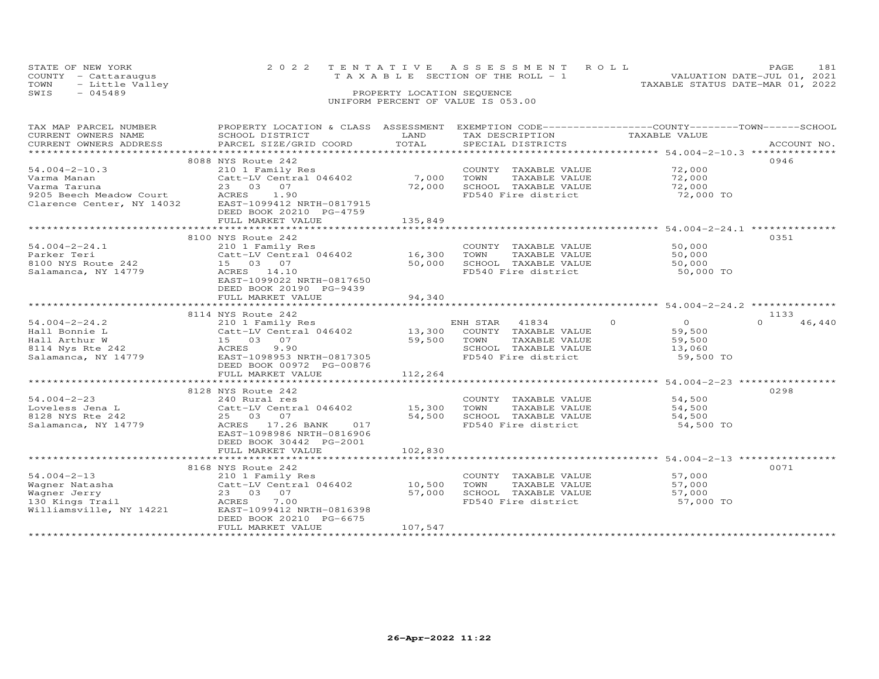STATE OF NEW YORK
COUNTY - Cattaraugus
TOWN - Little Valley
SWIS - 045489

2022 TENTATIVE ASSESSMENT ROLL
TAXABLE SECTION OF THE ROLL - 1
PROPERTY LOCATION SEQUENCE
UNIFORM PERCENT OF VALUE IS 053.00

VALUATION DATE-JUL 01, 2021
TAXABLE STATUS DATE-MAR 01, 2022

| TAX MAP PARCEL NUMBER / CURRENT OWNERS NAME / CURRENT OWNERS ADDRESS | PROPERTY LOCATION & CLASS / SCHOOL DISTRICT / PARCEL SIZE/GRID COORD | ASSESSMENT LAND | TOTAL | EXEMPTION CODE / TAX DESCRIPTION / SPECIAL DISTRICTS | COUNTY TAXABLE VALUE | TOWN | SCHOOL | ACCOUNT NO. |
|---|---|---|---|---|---|---|---|---|
| **54.004-2-10.3** | 8088 NYS Route 242 | | | | | | | 0946 |
| Varma Manan | 210 1 Family Res | | | COUNTY TAXABLE VALUE | 72,000 | | | |
| Varma Taruna | Catt-LV Central 046402 | 7,000 | | TOWN TAXABLE VALUE | 72,000 | | | |
| 9205 Beech Meadow Court | 23 03 07 | | 72,000 | SCHOOL TAXABLE VALUE | 72,000 | | | |
| Clarence Center, NY 14032 | ACRES 1.90 | | | FD540 Fire district | 72,000 TO | | | |
| | EAST-1099412 NRTH-0817915 | | | | | | | |
| | DEED BOOK 20210 PG-4759 | | | | | | | |
| | FULL MARKET VALUE | | 135,849 | | | | | |
| **54.004-2-24.1** | 8100 NYS Route 242 | | | | | | | 0351 |
| Parker Teri | 210 1 Family Res | | | COUNTY TAXABLE VALUE | 50,000 | | | |
| 8100 NYS Route 242 | Catt-LV Central 046402 | 16,300 | | TOWN TAXABLE VALUE | 50,000 | | | |
| Salamanca, NY 14779 | 15 03 07 | | 50,000 | SCHOOL TAXABLE VALUE | 50,000 | | | |
| | ACRES 14.10 | | | FD540 Fire district | 50,000 TO | | | |
| | EAST-1099022 NRTH-0817650 | | | | | | | |
| | DEED BOOK 20190 PG-9439 | | | | | | | |
| | FULL MARKET VALUE | | 94,340 | | | | | |
| **54.004-2-24.2** | 8114 NYS Route 242 | | | | | | | 1133 |
| Hall Bonnie L | 210 1 Family Res | | | ENH STAR 41834 | 0 | 0 | 0 | 46,440 |
| Hall Arthur W | Catt-LV Central 046402 | 13,300 | | COUNTY TAXABLE VALUE | 59,500 | | | |
| 8114 Nys Rte 242 | 15 03 07 | | 59,500 | TOWN TAXABLE VALUE | 59,500 | | | |
| Salamanca, NY 14779 | ACRES 9.90 | | | SCHOOL TAXABLE VALUE | 13,060 | | | |
| | EAST-1098953 NRTH-0817305 | | | FD540 Fire district | 59,500 TO | | | |
| | DEED BOOK 00972 PG-00876 | | | | | | | |
| | FULL MARKET VALUE | | 112,264 | | | | | |
| **54.004-2-23** | 8128 NYS Route 242 | | | | | | | 0298 |
| Loveless Jena L | 240 Rural res | | | COUNTY TAXABLE VALUE | 54,500 | | | |
| 8128 NYS Rte 242 | Catt-LV Central 046402 | 15,300 | | TOWN TAXABLE VALUE | 54,500 | | | |
| Salamanca, NY 14779 | 25 03 07 | | 54,500 | SCHOOL TAXABLE VALUE | 54,500 | | | |
| | ACRES 17.26 BANK 017 | | | FD540 Fire district | 54,500 TO | | | |
| | EAST-1098986 NRTH-0816906 | | | | | | | |
| | DEED BOOK 30442 PG-2001 | | | | | | | |
| | FULL MARKET VALUE | | 102,830 | | | | | |
| **54.004-2-13** | 8168 NYS Route 242 | | | | | | | 0071 |
| Wagner Natasha | 210 1 Family Res | | | COUNTY TAXABLE VALUE | 57,000 | | | |
| Wagner Jerry | Catt-LV Central 046402 | 10,500 | | TOWN TAXABLE VALUE | 57,000 | | | |
| 130 Kings Trail | 23 03 07 | | 57,000 | SCHOOL TAXABLE VALUE | 57,000 | | | |
| Williamsville, NY 14221 | ACRES 7.00 | | | FD540 Fire district | 57,000 TO | | | |
| | EAST-1099412 NRTH-0816398 | | | | | | | |
| | DEED BOOK 20210 PG-6675 | | | | | | | |
| | FULL MARKET VALUE | | 107,547 | | | | | |

26-Apr-2022 11:22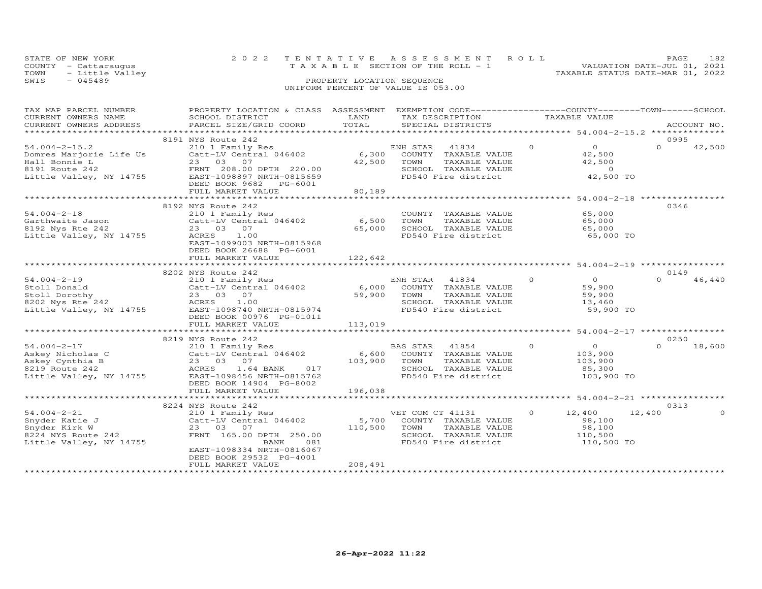STATE OF NEW YORK
COUNTY - Cattaraugus
TOWN - Little Valley
SWIS - 045489

2022 TENTATIVE ASSESSMENT ROLL
TAXABLE SECTION OF THE ROLL - 1
PROPERTY LOCATION SEQUENCE
UNIFORM PERCENT OF VALUE IS 053.00

VALUATION DATE-JUL 01, 2021
TAXABLE STATUS DATE-MAR 01, 2022

| TAX MAP PARCEL NUMBER / CURRENT OWNERS NAME / CURRENT OWNERS ADDRESS | PROPERTY LOCATION & CLASS / SCHOOL DISTRICT / PARCEL SIZE/GRID COORD | ASSESSMENT LAND | TOTAL | EXEMPTION CODE / TAX DESCRIPTION / SPECIAL DISTRICTS | COUNTY | TOWN | SCHOOL | ACCOUNT NO. |
|---|---|---|---|---|---|---|---|---|
| 54.004-2-15.2 | 8191 NYS Route 242 | | | | | | | 0995 |
| Domres Marjorie Life Us | 210 1 Family Res | | | ENH STAR 41834 | 0 | 0 | 42,500 | |
| Hall Bonnie L | Catt-LV Central 046402 | 6,300 | | COUNTY TAXABLE VALUE | 42,500 | | | |
| 8191 Route 242 | 23 03 07 | | 42,500 | TOWN TAXABLE VALUE | | 42,500 | | |
| Little Valley, NY 14755 | FRNT 208.00 DPTH 220.00 | | | SCHOOL TAXABLE VALUE | | | 0 | |
| | EAST-1098897 NRTH-0815659 | | | FD540 Fire district | 42,500 TO | | | |
| | DEED BOOK 9682 PG-6001 | | | | | | | |
| | FULL MARKET VALUE | | 80,189 | | | | | |
| 54.004-2-18 | 8192 NYS Route 242 | | | | | | | 0346 |
| Garthwaite Jason | 210 1 Family Res | | | COUNTY TAXABLE VALUE | 65,000 | | | |
| 8192 Nys Rte 242 | Catt-LV Central 046402 | 6,500 | | TOWN TAXABLE VALUE | | 65,000 | | |
| Little Valley, NY 14755 | 23 03 07 | | 65,000 | SCHOOL TAXABLE VALUE | | | 65,000 | |
| | ACRES 1.00 | | | FD540 Fire district | 65,000 TO | | | |
| | EAST-1099003 NRTH-0815968 | | | | | | | |
| | DEED BOOK 26688 PG-6001 | | | | | | | |
| | FULL MARKET VALUE | | 122,642 | | | | | |
| 54.004-2-19 | 8202 NYS Route 242 | | | | | | | 0149 |
| Stoll Donald | 210 1 Family Res | | | ENH STAR 41834 | 0 | 0 | 46,440 | |
| Stoll Dorothy | Catt-LV Central 046402 | 6,000 | | COUNTY TAXABLE VALUE | 59,900 | | | |
| 8202 Nys Rte 242 | 23 03 07 | | 59,900 | TOWN TAXABLE VALUE | | 59,900 | | |
| Little Valley, NY 14755 | ACRES 1.00 | | | SCHOOL TAXABLE VALUE | | | 13,460 | |
| | EAST-1098740 NRTH-0815974 | | | FD540 Fire district | 59,900 TO | | | |
| | DEED BOOK 00976 PG-01011 | | | | | | | |
| | FULL MARKET VALUE | | 113,019 | | | | | |
| 54.004-2-17 | 8219 NYS Route 242 | | | | | | | 0250 |
| Askey Nicholas C | 210 1 Family Res | | | BAS STAR 41854 | 0 | 0 | 18,600 | |
| Askey Cynthia B | Catt-LV Central 046402 | 6,600 | | COUNTY TAXABLE VALUE | 103,900 | | | |
| 8219 Route 242 | 23 03 07 | | 103,900 | TOWN TAXABLE VALUE | | 103,900 | | |
| Little Valley, NY 14755 | ACRES 1.64 BANK 017 | | | SCHOOL TAXABLE VALUE | | | 85,300 | |
| | EAST-1098456 NRTH-0815762 | | | FD540 Fire district | 103,900 TO | | | |
| | DEED BOOK 14904 PG-8002 | | | | | | | |
| | FULL MARKET VALUE | | 196,038 | | | | | |
| 54.004-2-21 | 8224 NYS Route 242 | | | | | | | 0313 |
| Snyder Katie J | 210 1 Family Res | | | VET COM CT 41131 | 12,400 | 12,400 | 0 | |
| Snyder Kirk W | Catt-LV Central 046402 | 5,700 | | COUNTY TAXABLE VALUE | 98,100 | | | |
| 8224 NYS Route 242 | 23 03 07 | | 110,500 | TOWN TAXABLE VALUE | | 98,100 | | |
| Little Valley, NY 14755 | FRNT 165.00 DPTH 250.00 BANK 081 | | | SCHOOL TAXABLE VALUE | | | 110,500 | |
| | EAST-1098334 NRTH-0816067 | | | FD540 Fire district | 110,500 TO | | | |
| | DEED BOOK 29532 PG-4001 | | | | | | | |
| | FULL MARKET VALUE | | 208,491 | | | | | |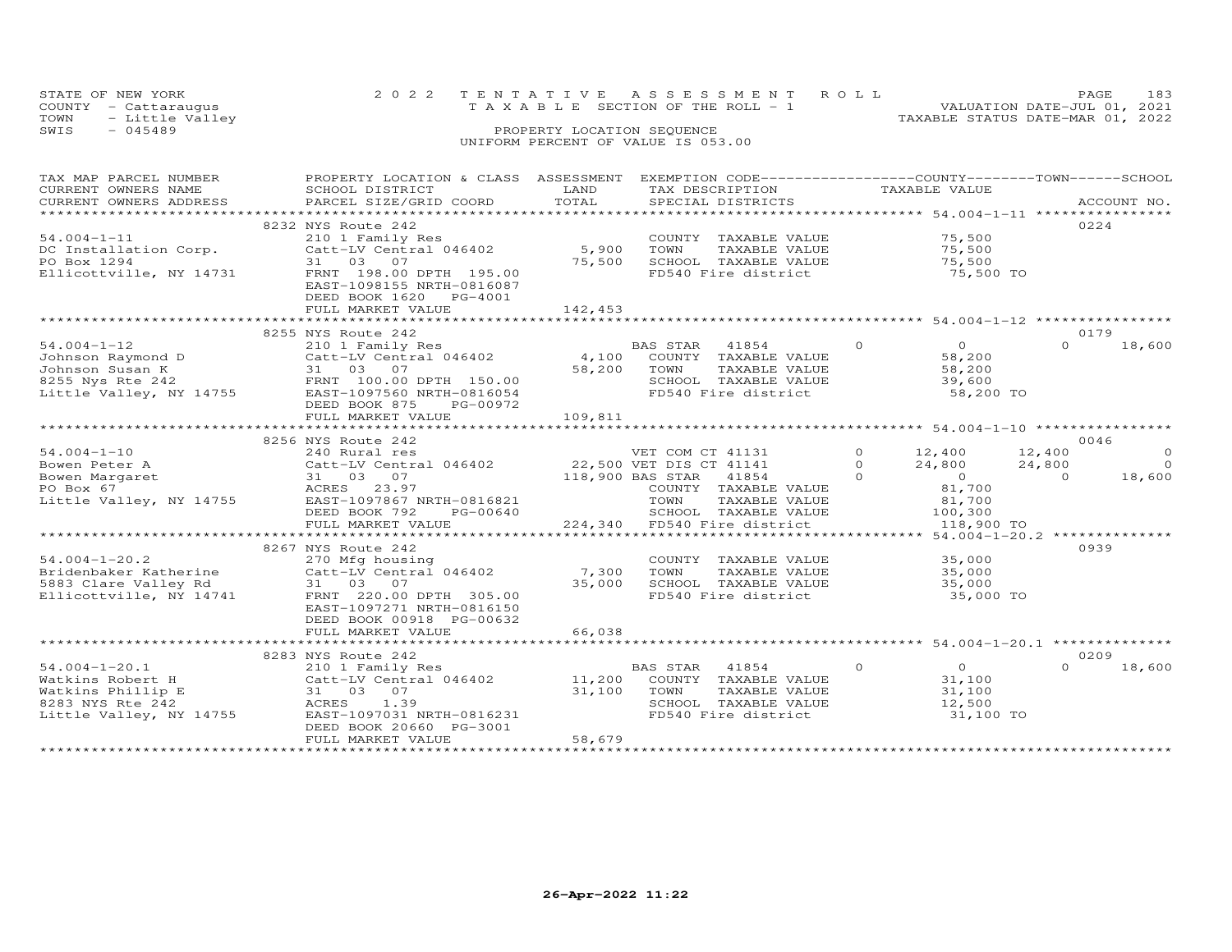STATE OF NEW YORK
COUNTY - Cattaraugus
TOWN - Little Valley
SWIS - 045489

2022 TENTATIVE ASSESSMENT ROLL
TAXABLE SECTION OF THE ROLL - 1
PROPERTY LOCATION SEQUENCE
UNIFORM PERCENT OF VALUE IS 053.00

VALUATION DATE-JUL 01, 2021
TAXABLE STATUS DATE-MAR 01, 2022

| TAX MAP PARCEL NUMBER / CURRENT OWNERS NAME / CURRENT OWNERS ADDRESS | PROPERTY LOCATION & CLASS / SCHOOL DISTRICT / PARCEL SIZE/GRID COORD | ASSESSMENT LAND / TOTAL | EXEMPTION CODE / TAX DESCRIPTION / SPECIAL DISTRICTS | | COUNTY TAXABLE VALUE | TOWN | SCHOOL | ACCOUNT NO. |
|---|---|---|---|---|---|---|---|---|
| | 8232 NYS Route 242 | | | | | | | 0224 |
| 54.004-1-11 | 210 1 Family Res | | COUNTY TAXABLE VALUE | | 75,500 | | | |
| DC Installation Corp. | Catt-LV Central 046402 | 5,900 | TOWN TAXABLE VALUE | | 75,500 | | | |
| PO Box 1294 | 31 03 07 | 75,500 | SCHOOL TAXABLE VALUE | | 75,500 | | | |
| Ellicottville, NY 14731 | FRNT 198.00 DPTH 195.00 | | FD540 Fire district | | 75,500 TO | | | |
| | EAST-1098155 NRTH-0816087 | | | | | | | |
| | DEED BOOK 1620 PG-4001 | | | | | | | |
| | FULL MARKET VALUE | 142,453 | | | | | | |
| | 8255 NYS Route 242 | | | | | | | 0179 |
| 54.004-1-12 | 210 1 Family Res | | BAS STAR 41854 | 0 | 0 | 0 | 18,600 | |
| Johnson Raymond D | Catt-LV Central 046402 | 4,100 | COUNTY TAXABLE VALUE | | 58,200 | | | |
| Johnson Susan K | 31 03 07 | 58,200 | TOWN TAXABLE VALUE | | 58,200 | | | |
| 8255 Nys Rte 242 | FRNT 100.00 DPTH 150.00 | | SCHOOL TAXABLE VALUE | | 39,600 | | | |
| Little Valley, NY 14755 | EAST-1097560 NRTH-0816054 | | FD540 Fire district | | 58,200 TO | | | |
| | DEED BOOK 875 PG-00972 | | | | | | | |
| | FULL MARKET VALUE | 109,811 | | | | | | |
| | 8256 NYS Route 242 | | | | | | | 0046 |
| 54.004-1-10 | 240 Rural res | | VET COM CT 41131 | 0 | 12,400 | 12,400 | 0 | |
| Bowen Peter A | Catt-LV Central 046402 | 22,500 | VET DIS CT 41141 | 0 | 24,800 | 24,800 | 0 | |
| Bowen Margaret | 31 03 07 | 118,900 | BAS STAR 41854 | 0 | 0 | 0 | 18,600 | |
| PO Box 67 | ACRES 23.97 | | COUNTY TAXABLE VALUE | | 81,700 | | | |
| Little Valley, NY 14755 | EAST-1097867 NRTH-0816821 | | TOWN TAXABLE VALUE | | 81,700 | | | |
| | DEED BOOK 792 PG-00640 | | SCHOOL TAXABLE VALUE | | 100,300 | | | |
| | FULL MARKET VALUE | 224,340 | FD540 Fire district | | 118,900 TO | | | |
| | 8267 NYS Route 242 | | | | | | | 0939 |
| 54.004-1-20.2 | 270 Mfg housing | | COUNTY TAXABLE VALUE | | 35,000 | | | |
| Bridenbaker Katherine | Catt-LV Central 046402 | 7,300 | TOWN TAXABLE VALUE | | 35,000 | | | |
| 5883 Clare Valley Rd | 31 03 07 | 35,000 | SCHOOL TAXABLE VALUE | | 35,000 | | | |
| Ellicottville, NY 14741 | FRNT 220.00 DPTH 305.00 | | FD540 Fire district | | 35,000 TO | | | |
| | EAST-1097271 NRTH-0816150 | | | | | | | |
| | DEED BOOK 00918 PG-00632 | | | | | | | |
| | FULL MARKET VALUE | 66,038 | | | | | | |
| | 8283 NYS Route 242 | | | | | | | 0209 |
| 54.004-1-20.1 | 210 1 Family Res | | BAS STAR 41854 | 0 | 0 | 0 | 18,600 | |
| Watkins Robert H | Catt-LV Central 046402 | 11,200 | COUNTY TAXABLE VALUE | | 31,100 | | | |
| Watkins Phillip E | 31 03 07 | 31,100 | TOWN TAXABLE VALUE | | 31,100 | | | |
| 8283 NYS Rte 242 | ACRES 1.39 | | SCHOOL TAXABLE VALUE | | 12,500 | | | |
| Little Valley, NY 14755 | EAST-1097031 NRTH-0816231 | | FD540 Fire district | | 31,100 TO | | | |
| | DEED BOOK 20660 PG-3001 | | | | | | | |
| | FULL MARKET VALUE | 58,679 | | | | | | |

26-Apr-2022 11:22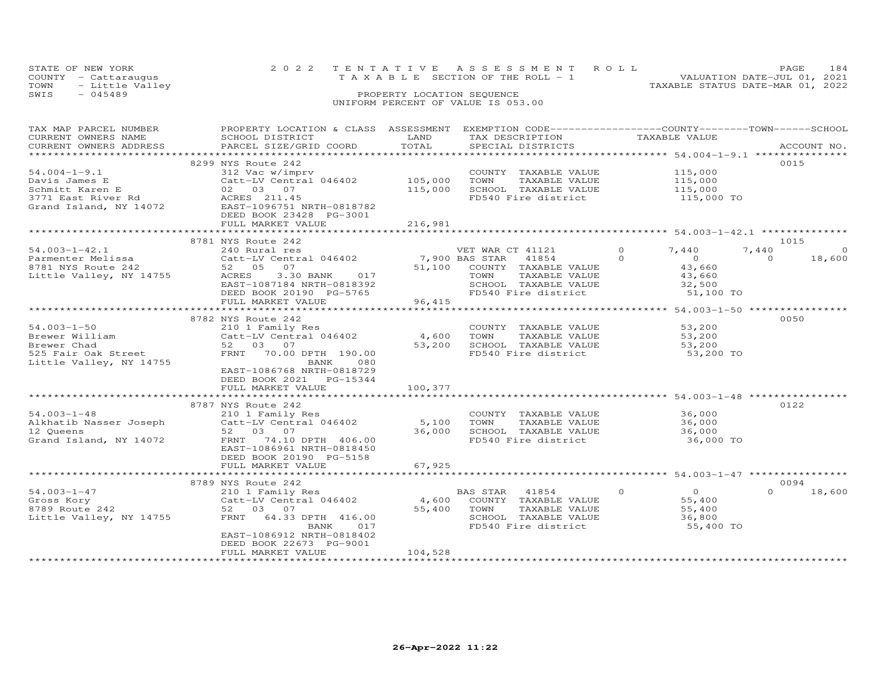STATE OF NEW YORK
COUNTY - Cattaraugus
TOWN - Little Valley
SWIS - 045489

2022 TENTATIVE ASSESSMENT ROLL
TAXABLE SECTION OF THE ROLL - 1
PROPERTY LOCATION SEQUENCE
UNIFORM PERCENT OF VALUE IS 053.00

VALUATION DATE-JUL 01, 2021
TAXABLE STATUS DATE-MAR 01, 2022

| TAX MAP PARCEL NUMBER / CURRENT OWNERS NAME / CURRENT OWNERS ADDRESS | PROPERTY LOCATION & CLASS / SCHOOL DISTRICT / PARCEL SIZE/GRID COORD | ASSESSMENT LAND / TOTAL | EXEMPTION CODE / TAX DESCRIPTION / SPECIAL DISTRICTS | COUNTY | TOWN | SCHOOL | TAXABLE VALUE | ACCOUNT NO. |
|---|---|---|---|---|---|---|---|---|
| | 8299 NYS Route 242 | | | | | | | 0015 |
| 54.004-1-9.1 | 312 Vac w/imprv | | COUNTY TAXABLE VALUE | | | | 115,000 | |
| Davis James E | Catt-LV Central 046402 | 105,000 | TOWN TAXABLE VALUE | | | | 115,000 | |
| Schmitt Karen E | 02 03 07 | 115,000 | SCHOOL TAXABLE VALUE | | | | 115,000 | |
| 3771 East River Rd | ACRES 211.45 | | FD540 Fire district | | | | 115,000 TO | |
| Grand Island, NY 14072 | EAST-1096751 NRTH-0818782 | | | | | | | |
| | DEED BOOK 23428 PG-3001 | | | | | | | |
| | FULL MARKET VALUE | 216,981 | | | | | | |
| | 8781 NYS Route 242 | | | | | | | 1015 |
| 54.003-1-42.1 | 240 Rural res | | VET WAR CT 41121 | 0 | 7,440 | 7,440 | 0 | |
| Parmenter Melissa | Catt-LV Central 046402 | 7,900 | BAS STAR 41854 | 0 | 0 | 0 | 18,600 | |
| 8781 NYS Route 242 | 52 05 07 | 51,100 | COUNTY TAXABLE VALUE | | | | 43,660 | |
| Little Valley, NY 14755 | ACRES 3.30 BANK 017 | | TOWN TAXABLE VALUE | | | | 43,660 | |
| | EAST-1087184 NRTH-0818392 | | SCHOOL TAXABLE VALUE | | | | 32,500 | |
| | DEED BOOK 20190 PG-5765 | | FD540 Fire district | | | | 51,100 TO | |
| | FULL MARKET VALUE | 96,415 | | | | | | |
| | 8782 NYS Route 242 | | | | | | | 0050 |
| 54.003-1-50 | 210 1 Family Res | | COUNTY TAXABLE VALUE | | | | 53,200 | |
| Brewer William | Catt-LV Central 046402 | 4,600 | TOWN TAXABLE VALUE | | | | 53,200 | |
| Brewer Chad | 52 03 07 | 53,200 | SCHOOL TAXABLE VALUE | | | | 53,200 | |
| 525 Fair Oak Street | FRNT 70.00 DPTH 190.00 | | FD540 Fire district | | | | 53,200 TO | |
| Little Valley, NY 14755 | BANK 080 | | | | | | | |
| | EAST-1086768 NRTH-0818729 | | | | | | | |
| | DEED BOOK 2021 PG-15344 | | | | | | | |
| | FULL MARKET VALUE | 100,377 | | | | | | |
| | 8787 NYS Route 242 | | | | | | | 0122 |
| 54.003-1-48 | 210 1 Family Res | | COUNTY TAXABLE VALUE | | | | 36,000 | |
| Alkhatib Nasser Joseph | Catt-LV Central 046402 | 5,100 | TOWN TAXABLE VALUE | | | | 36,000 | |
| 12 Queens | 52 03 07 | 36,000 | SCHOOL TAXABLE VALUE | | | | 36,000 | |
| Grand Island, NY 14072 | FRNT 74.10 DPTH 406.00 | | FD540 Fire district | | | | 36,000 TO | |
| | EAST-1086961 NRTH-0818450 | | | | | | | |
| | DEED BOOK 20190 PG-5158 | | | | | | | |
| | FULL MARKET VALUE | 67,925 | | | | | | |
| | 8789 NYS Route 242 | | | | | | | 0094 |
| 54.003-1-47 | 210 1 Family Res | | BAS STAR 41854 | 0 | 0 | 0 | 18,600 | |
| Gross Kory | Catt-LV Central 046402 | 4,600 | COUNTY TAXABLE VALUE | | | | 55,400 | |
| 8789 Route 242 | 52 03 07 | 55,400 | TOWN TAXABLE VALUE | | | | 55,400 | |
| Little Valley, NY 14755 | FRNT 64.33 DPTH 416.00 | | SCHOOL TAXABLE VALUE | | | | 36,800 | |
| | BANK 017 | | FD540 Fire district | | | | 55,400 TO | |
| | EAST-1086912 NRTH-0818402 | | | | | | | |
| | DEED BOOK 22673 PG-9001 | | | | | | | |
| | FULL MARKET VALUE | 104,528 | | | | | | |

26-Apr-2022 11:22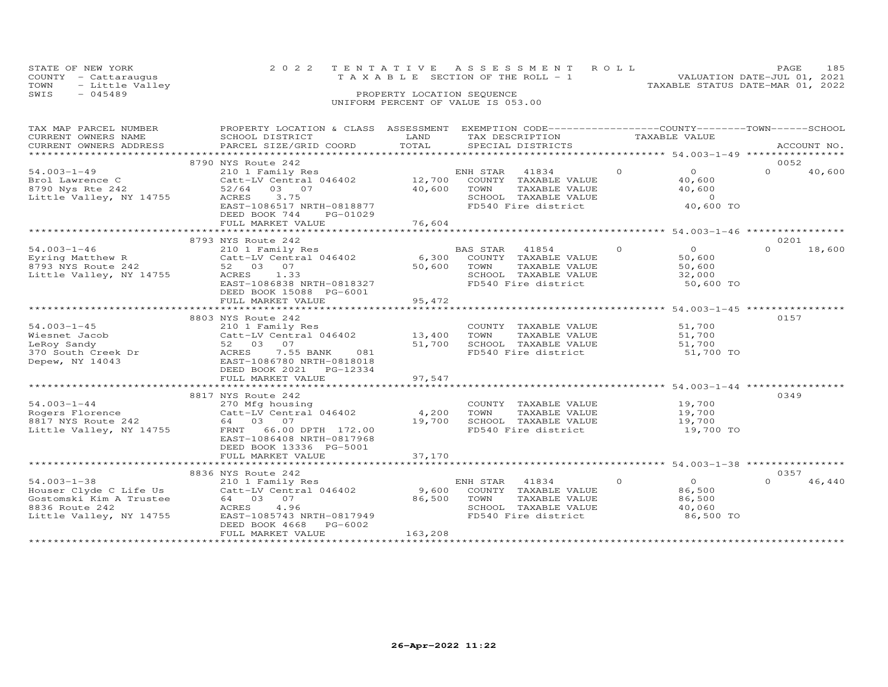STATE OF NEW YORK | 2022 TENTATIVE ASSESSMENT ROLL | VALUATION DATE-JUL 01, 2021
COUNTY - Cattaraugus | TAXABLE SECTION OF THE ROLL - 1 | TAXABLE STATUS DATE-MAR 01, 2022
TOWN - Little Valley | PROPERTY LOCATION SEQUENCE
SWIS - 045489 | UNIFORM PERCENT OF VALUE IS 053.00

| TAX MAP PARCEL NUMBER / CURRENT OWNERS NAME / CURRENT OWNERS ADDRESS | PROPERTY LOCATION & CLASS / SCHOOL DISTRICT / PARCEL SIZE/GRID COORD | ASSESSMENT LAND / TOTAL | EXEMPTION CODE / TAX DESCRIPTION / SPECIAL DISTRICTS | COUNTY | TAXABLE VALUE | SCHOOL / ACCOUNT NO. |
|---|---|---|---|---|---|---|
| | 8790 NYS Route 242 | | | | | 0052 |
| 54.003-1-49 | 210 1 Family Res | | ENH STAR 41834 | 0 | 0 | 0 40,600 |
| Brol Lawrence C | Catt-LV Central 046402 | 12,700 | COUNTY TAXABLE VALUE | | 40,600 | |
| 8790 Nys Rte 242 | 52/64 03 07 | 40,600 | TOWN TAXABLE VALUE | | 40,600 | |
| Little Valley, NY 14755 | ACRES 3.75 | | SCHOOL TAXABLE VALUE | | 0 | |
| | EAST-1086517 NRTH-0818877 | | FD540 Fire district | | 40,600 TO | |
| | DEED BOOK 744 PG-01029 | | | | | |
| | FULL MARKET VALUE | 76,604 | | | | |
| | 8793 NYS Route 242 | | | | | 0201 |
| 54.003-1-46 | 210 1 Family Res | | BAS STAR 41854 | 0 | 0 | 0 18,600 |
| Eyring Matthew R | Catt-LV Central 046402 | 6,300 | COUNTY TAXABLE VALUE | | 50,600 | |
| 8793 NYS Route 242 | 52 03 07 | 50,600 | TOWN TAXABLE VALUE | | 50,600 | |
| Little Valley, NY 14755 | ACRES 1.33 | | SCHOOL TAXABLE VALUE | | 32,000 | |
| | EAST-1086838 NRTH-0818327 | | FD540 Fire district | | 50,600 TO | |
| | DEED BOOK 15088 PG-6001 | | | | | |
| | FULL MARKET VALUE | 95,472 | | | | |
| | 8803 NYS Route 242 | | | | | 0157 |
| 54.003-1-45 | 210 1 Family Res | | COUNTY TAXABLE VALUE | | 51,700 | |
| Wiesnet Jacob | Catt-LV Central 046402 | 13,400 | TOWN TAXABLE VALUE | | 51,700 | |
| LeRoy Sandy | 52 03 07 | 51,700 | SCHOOL TAXABLE VALUE | | 51,700 | |
| 370 South Creek Dr | ACRES 7.55 BANK 081 | | FD540 Fire district | | 51,700 TO | |
| Depew, NY 14043 | EAST-1086780 NRTH-0818018 | | | | | |
| | DEED BOOK 2021 PG-12334 | | | | | |
| | FULL MARKET VALUE | 97,547 | | | | |
| | 8817 NYS Route 242 | | | | | 0349 |
| 54.003-1-44 | 270 Mfg housing | | COUNTY TAXABLE VALUE | | 19,700 | |
| Rogers Florence | Catt-LV Central 046402 | 4,200 | TOWN TAXABLE VALUE | | 19,700 | |
| 8817 NYS Route 242 | 64 03 07 | 19,700 | SCHOOL TAXABLE VALUE | | 19,700 | |
| Little Valley, NY 14755 | FRNT 66.00 DPTH 172.00 | | FD540 Fire district | | 19,700 TO | |
| | EAST-1086408 NRTH-0817968 | | | | | |
| | DEED BOOK 13336 PG-5001 | | | | | |
| | FULL MARKET VALUE | 37,170 | | | | |
| | 8836 NYS Route 242 | | | | | 0357 |
| 54.003-1-38 | 210 1 Family Res | | ENH STAR 41834 | 0 | 0 | 0 46,440 |
| Houser Clyde C Life Us | Catt-LV Central 046402 | 9,600 | COUNTY TAXABLE VALUE | | 86,500 | |
| Gostomski Kim A Trustee | 64 03 07 | 86,500 | TOWN TAXABLE VALUE | | 86,500 | |
| 8836 Route 242 | ACRES 4.96 | | SCHOOL TAXABLE VALUE | | 40,060 | |
| Little Valley, NY 14755 | EAST-1085743 NRTH-0817949 | | FD540 Fire district | | 86,500 TO | |
| | DEED BOOK 4668 PG-6002 | | | | | |
| | FULL MARKET VALUE | 163,208 | | | | |

26-Apr-2022 11:22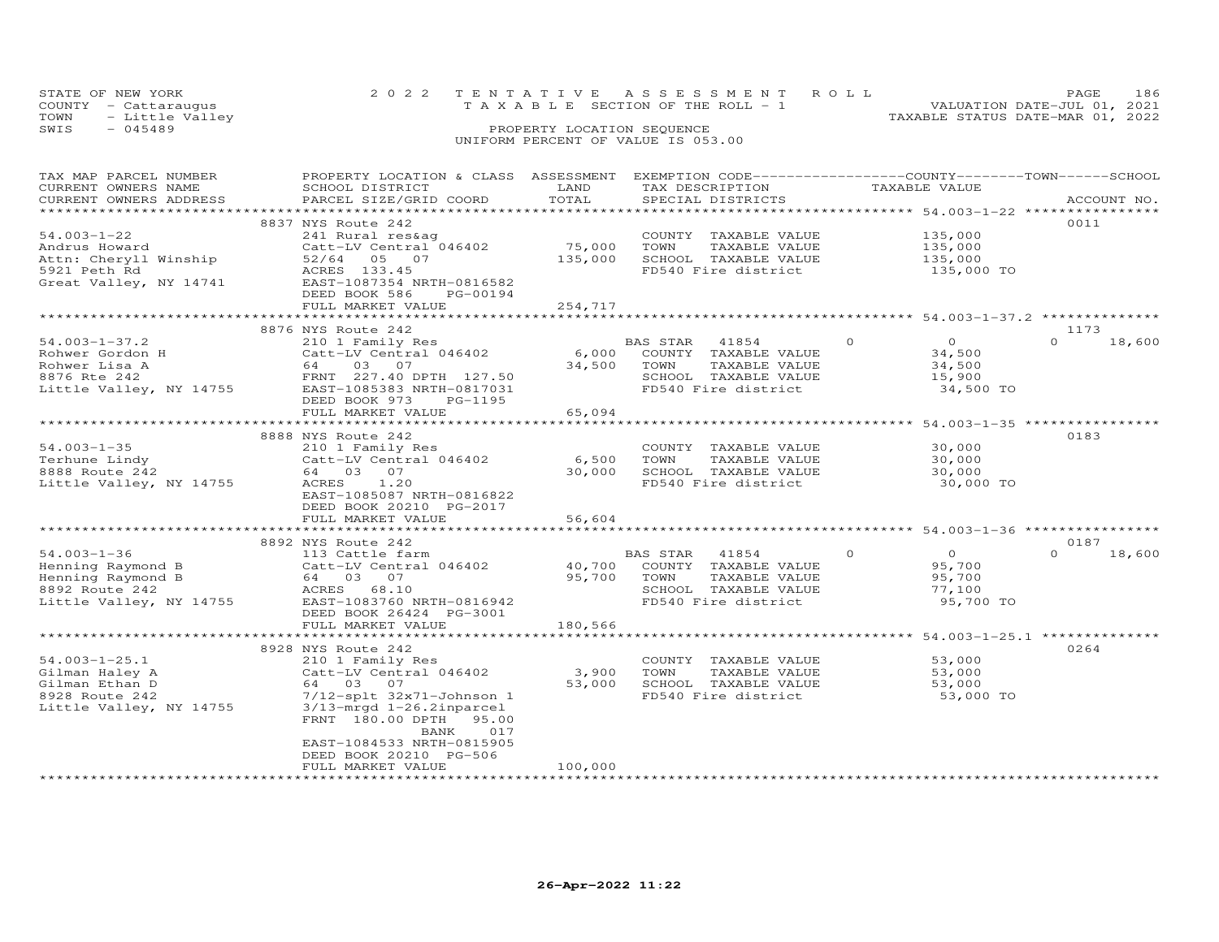STATE OF NEW YORK | 2022 TENTATIVE ASSESSMENT ROLL
COUNTY - Cattaraugus | TAXABLE SECTION OF THE ROLL - 1 | VALUATION DATE-JUL 01, 2021
TOWN - Little Valley | TAXABLE STATUS DATE-MAR 01, 2022
SWIS - 045489 | PROPERTY LOCATION SEQUENCE
UNIFORM PERCENT OF VALUE IS 053.00

| TAX MAP PARCEL NUMBER / CURRENT OWNERS NAME / CURRENT OWNERS ADDRESS | PROPERTY LOCATION & CLASS / SCHOOL DISTRICT / PARCEL SIZE/GRID COORD | ASSESSMENT LAND / TOTAL | EXEMPTION CODE / TAX DESCRIPTION / SPECIAL DISTRICTS | COUNTY / TOWN / SCHOOL TAXABLE VALUE | ACCOUNT NO. |
|---|---|---|---|---|---|
| **54.003-1-22** | 8837 NYS Route 242 | | | | 0011 |
| Andrus Howard | 241 Rural res&ag | | COUNTY TAXABLE VALUE | 135,000 | |
| Attn: Cheryll Winship | Catt-LV Central 046402 | 75,000 | TOWN TAXABLE VALUE | 135,000 | |
| 5921 Peth Rd | 52/64 05 07 | 135,000 | SCHOOL TAXABLE VALUE | 135,000 | |
| Great Valley, NY 14741 | ACRES 133.45 | | FD540 Fire district | 135,000 TO | |
| | EAST-1087354 NRTH-0816582 | | | | |
| | DEED BOOK 586 PG-00194 | | | | |
| | FULL MARKET VALUE | 254,717 | | | |
| **54.003-1-37.2** | 8876 NYS Route 242 | | | | 1173 |
| Rohwer Gordon H | 210 1 Family Res | | BAS STAR 41854 | 0 0 0 18,600 | |
| Rohwer Lisa A | Catt-LV Central 046402 | 6,000 | COUNTY TAXABLE VALUE | 34,500 | |
| 8876 Rte 242 | 64 03 07 | 34,500 | TOWN TAXABLE VALUE | 34,500 | |
| Little Valley, NY 14755 | FRNT 227.40 DPTH 127.50 | | SCHOOL TAXABLE VALUE | 15,900 | |
| | EAST-1085383 NRTH-0817031 | | FD540 Fire district | 34,500 TO | |
| | DEED BOOK 973 PG-1195 | | | | |
| | FULL MARKET VALUE | 65,094 | | | |
| **54.003-1-35** | 8888 NYS Route 242 | | | | 0183 |
| Terhune Lindy | 210 1 Family Res | | COUNTY TAXABLE VALUE | 30,000 | |
| 8888 Route 242 | Catt-LV Central 046402 | 6,500 | TOWN TAXABLE VALUE | 30,000 | |
| Little Valley, NY 14755 | 64 03 07 | 30,000 | SCHOOL TAXABLE VALUE | 30,000 | |
| | ACRES 1.20 | | FD540 Fire district | 30,000 TO | |
| | EAST-1085087 NRTH-0816822 | | | | |
| | DEED BOOK 20210 PG-2017 | | | | |
| | FULL MARKET VALUE | 56,604 | | | |
| **54.003-1-36** | 8892 NYS Route 242 | | | | 0187 |
| Henning Raymond B | 113 Cattle farm | | BAS STAR 41854 | 0 0 0 18,600 | |
| Henning Raymond B | Catt-LV Central 046402 | 40,700 | COUNTY TAXABLE VALUE | 95,700 | |
| 8892 Route 242 | 64 03 07 | 95,700 | TOWN TAXABLE VALUE | 95,700 | |
| Little Valley, NY 14755 | ACRES 68.10 | | SCHOOL TAXABLE VALUE | 77,100 | |
| | EAST-1083760 NRTH-0816942 | | FD540 Fire district | 95,700 TO | |
| | DEED BOOK 26424 PG-3001 | | | | |
| | FULL MARKET VALUE | 180,566 | | | |
| **54.003-1-25.1** | 8928 NYS Route 242 | | | | 0264 |
| Gilman Haley A | 210 1 Family Res | | COUNTY TAXABLE VALUE | 53,000 | |
| Gilman Ethan D | Catt-LV Central 046402 | 3,900 | TOWN TAXABLE VALUE | 53,000 | |
| 8928 Route 242 | 64 03 07 | 53,000 | SCHOOL TAXABLE VALUE | 53,000 | |
| Little Valley, NY 14755 | 7/12-splt 32x71-Johnson 1 | | FD540 Fire district | 53,000 TO | |
| | 3/13-mrgd 1-26.2inparcel | | | | |
| | FRNT 180.00 DPTH 95.00 | | | | |
| | BANK 017 | | | | |
| | EAST-1084533 NRTH-0815905 | | | | |
| | DEED BOOK 20210 PG-506 | | | | |
| | FULL MARKET VALUE | 100,000 | | | |

26-Apr-2022 11:22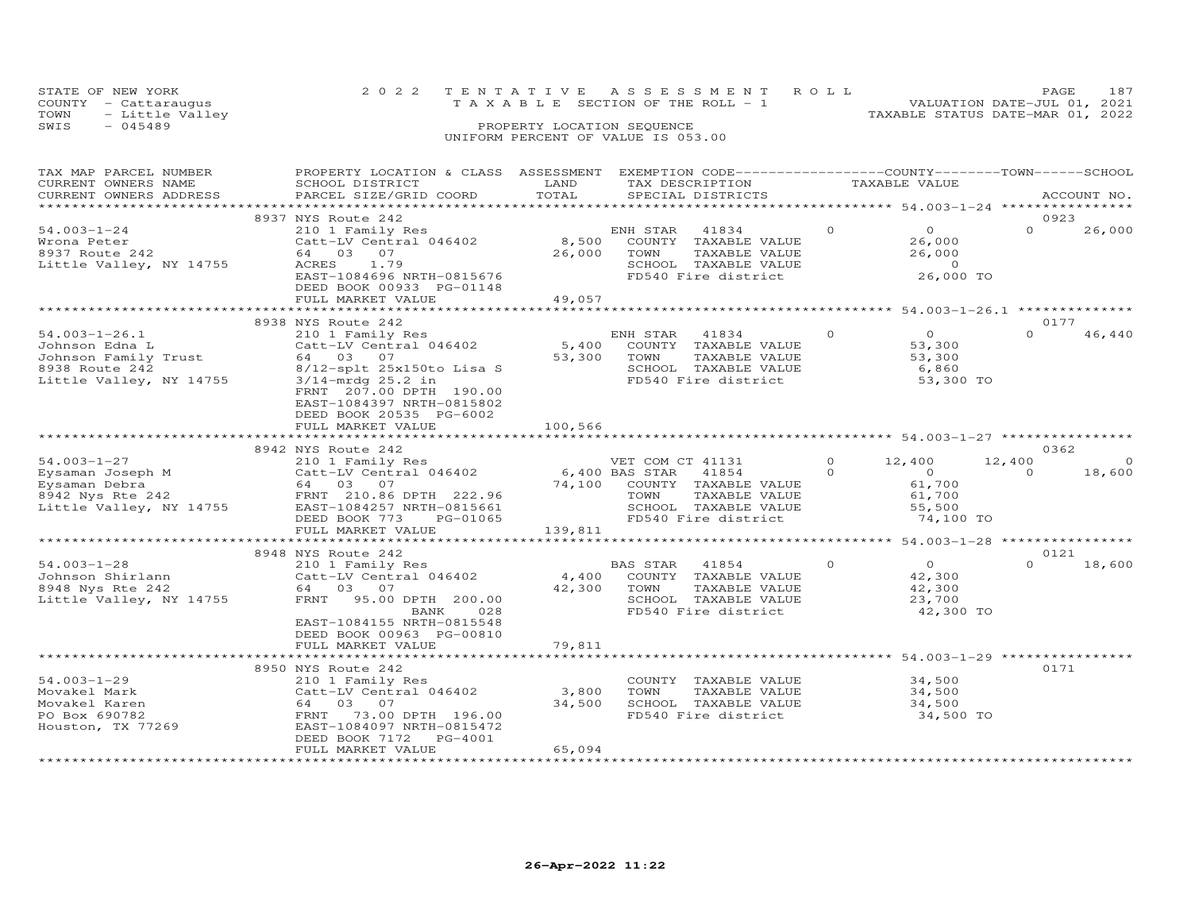STATE OF NEW YORK | 2022 TENTATIVE ASSESSMENT ROLL | PAGE 187
COUNTY - Cattaraugus | TAXABLE SECTION OF THE ROLL - 1 | VALUATION DATE-JUL 01, 2021
TOWN - Little Valley | | TAXABLE STATUS DATE-MAR 01, 2022
SWIS - 045489 | PROPERTY LOCATION SEQUENCE
UNIFORM PERCENT OF VALUE IS 053.00

| TAX MAP PARCEL NUMBER / CURRENT OWNERS NAME / CURRENT OWNERS ADDRESS | PROPERTY LOCATION & CLASS / SCHOOL DISTRICT / PARCEL SIZE/GRID COORD | ASSESSMENT LAND / TOTAL | EXEMPTION CODE / TAX DESCRIPTION / SPECIAL DISTRICTS | | COUNTY TAXABLE VALUE | TOWN | SCHOOL / ACCOUNT NO. |
|---|---|---|---|---|---|---|---|
| | 8937 NYS Route 242 | | | | | | 0923 |
| 54.003-1-24 | 210 1 Family Res | | ENH STAR 41834 | 0 | 0 | 0 | 26,000 |
| Wrona Peter | Catt-LV Central 046402 | 8,500 | COUNTY TAXABLE VALUE | | 26,000 | | |
| 8937 Route 242 | 64 03 07 | 26,000 | TOWN TAXABLE VALUE | | 26,000 | | |
| Little Valley, NY 14755 | ACRES 1.79 | | SCHOOL TAXABLE VALUE | | 0 | | |
| | EAST-1084696 NRTH-0815676 | | FD540 Fire district | | 26,000 TO | | |
| | DEED BOOK 00933 PG-01148 | | | | | | |
| | FULL MARKET VALUE | 49,057 | | | | | |
| | 8938 NYS Route 242 | | | | | | 0177 |
| 54.003-1-26.1 | 210 1 Family Res | | ENH STAR 41834 | 0 | 0 | 0 | 46,440 |
| Johnson Edna L | Catt-LV Central 046402 | 5,400 | COUNTY TAXABLE VALUE | | 53,300 | | |
| Johnson Family Trust | 64 03 07 | 53,300 | TOWN TAXABLE VALUE | | 53,300 | | |
| 8938 Route 242 | 8/12-splt 25x150to Lisa S | | SCHOOL TAXABLE VALUE | | 6,860 | | |
| Little Valley, NY 14755 | 3/14-mrdg 25.2 in | | FD540 Fire district | | 53,300 TO | | |
| | FRNT 207.00 DPTH 190.00 | | | | | | |
| | EAST-1084397 NRTH-0815802 | | | | | | |
| | DEED BOOK 20535 PG-6002 | | | | | | |
| | FULL MARKET VALUE | 100,566 | | | | | |
| | 8942 NYS Route 242 | | | | | | 0362 |
| 54.003-1-27 | 210 1 Family Res | | VET COM CT 41131 | 0 | 12,400 | 12,400 | 0 |
| Eysaman Joseph M | Catt-LV Central 046402 | 6,400 | BAS STAR 41854 | 0 | 0 | 0 | 18,600 |
| Eysaman Debra | 64 03 07 | 74,100 | COUNTY TAXABLE VALUE | | 61,700 | | |
| 8942 Nys Rte 242 | FRNT 210.86 DPTH 222.96 | | TOWN TAXABLE VALUE | | 61,700 | | |
| Little Valley, NY 14755 | EAST-1084257 NRTH-0815661 | | SCHOOL TAXABLE VALUE | | 55,500 | | |
| | DEED BOOK 773 PG-01065 | | FD540 Fire district | | 74,100 TO | | |
| | FULL MARKET VALUE | 139,811 | | | | | |
| | 8948 NYS Route 242 | | | | | | 0121 |
| 54.003-1-28 | 210 1 Family Res | | BAS STAR 41854 | 0 | 0 | 0 | 18,600 |
| Johnson Shirlann | Catt-LV Central 046402 | 4,400 | COUNTY TAXABLE VALUE | | 42,300 | | |
| 8948 Nys Rte 242 | 64 03 07 | 42,300 | TOWN TAXABLE VALUE | | 42,300 | | |
| Little Valley, NY 14755 | FRNT 95.00 DPTH 200.00 | | SCHOOL TAXABLE VALUE | | 23,700 | | |
| | BANK 028 | | FD540 Fire district | | 42,300 TO | | |
| | EAST-1084155 NRTH-0815548 | | | | | | |
| | DEED BOOK 00963 PG-00810 | | | | | | |
| | FULL MARKET VALUE | 79,811 | | | | | |
| | 8950 NYS Route 242 | | | | | | 0171 |
| 54.003-1-29 | 210 1 Family Res | | COUNTY TAXABLE VALUE | | 34,500 | | |
| Movakel Mark | Catt-LV Central 046402 | 3,800 | TOWN TAXABLE VALUE | | 34,500 | | |
| Movakel Karen | 64 03 07 | 34,500 | SCHOOL TAXABLE VALUE | | 34,500 | | |
| PO Box 690782 | FRNT 73.00 DPTH 196.00 | | FD540 Fire district | | 34,500 TO | | |
| Houston, TX 77269 | EAST-1084097 NRTH-0815472 | | | | | | |
| | DEED BOOK 7172 PG-4001 | | | | | | |
| | FULL MARKET VALUE | 65,094 | | | | | |

26-Apr-2022 11:22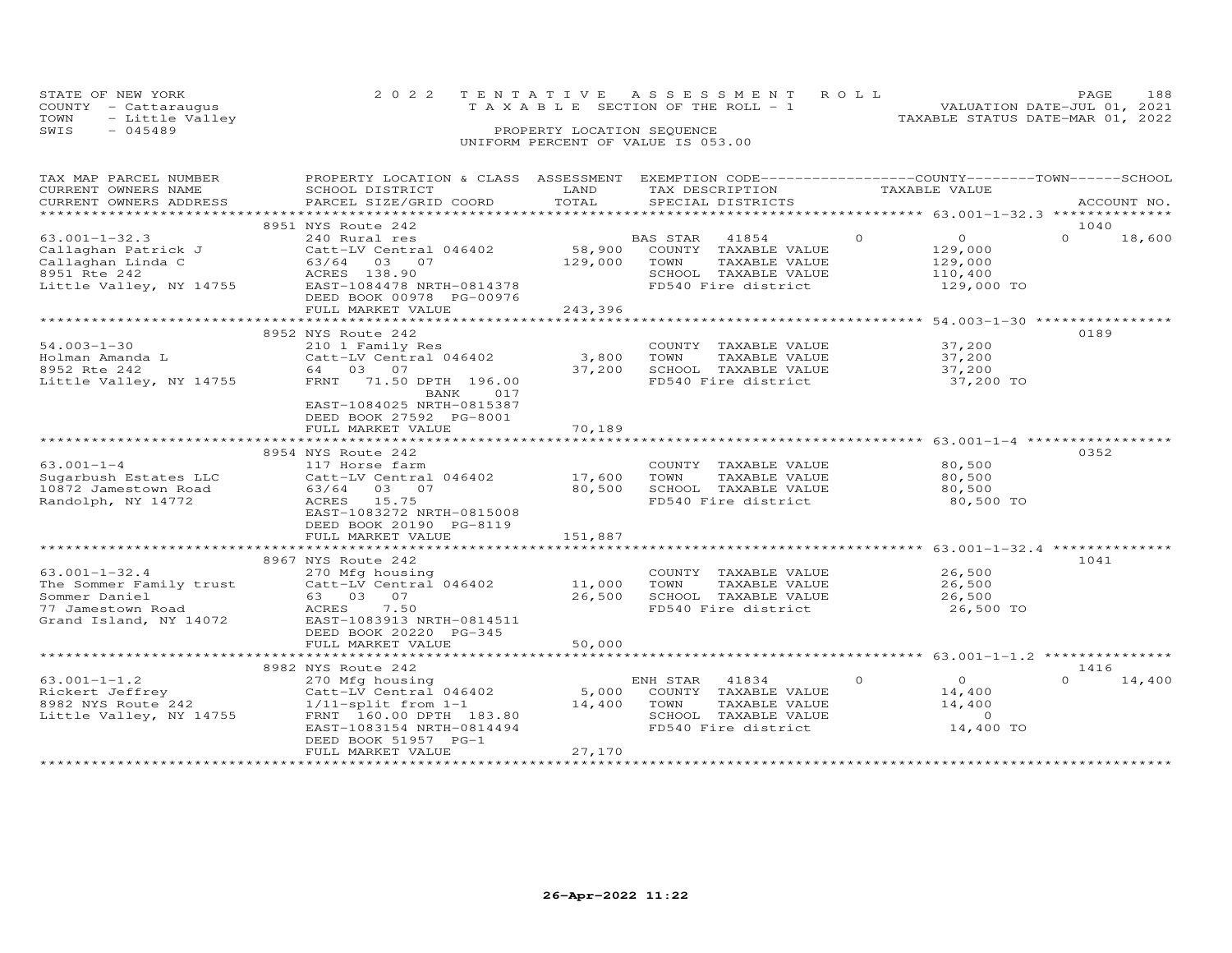STATE OF NEW YORK — 2022 TENTATIVE ASSESSMENT ROLL — PAGE 188
COUNTY - Cattaraugus — TAXABLE SECTION OF THE ROLL - 1 — VALUATION DATE-JUL 01, 2021
TOWN - Little Valley — TAXABLE STATUS DATE-MAR 01, 2022
SWIS - 045489 — PROPERTY LOCATION SEQUENCE
UNIFORM PERCENT OF VALUE IS 053.00

| TAX MAP PARCEL NUMBER / CURRENT OWNERS NAME / CURRENT OWNERS ADDRESS | PROPERTY LOCATION & CLASS / SCHOOL DISTRICT / PARCEL SIZE/GRID COORD | ASSESSMENT LAND | TOTAL | EXEMPTION CODE / TAX DESCRIPTION / SPECIAL DISTRICTS | COUNTY TAXABLE VALUE | TOWN | SCHOOL | ACCOUNT NO. |
|---|---|---|---|---|---|---|---|---|
| 63.001-1-32.3 | 8951 NYS Route 242 | | | | | | | 1040 |
| Callaghan Patrick J | 240 Rural res | | | BAS STAR 41854 | 0 | 0 | 18,600 | |
| Callaghan Linda C | Catt-LV Central 046402 | 58,900 | | COUNTY TAXABLE VALUE | 129,000 | | | |
| 8951 Rte 242 | 63/64 03 07 | | 129,000 | TOWN TAXABLE VALUE | 129,000 | | | |
| Little Valley, NY 14755 | ACRES 138.90 | | | SCHOOL TAXABLE VALUE | 110,400 | | | |
| | EAST-1084478 NRTH-0814378 | | | FD540 Fire district | 129,000 TO | | | |
| | DEED BOOK 00978 PG-00976 | | | | | | | |
| | FULL MARKET VALUE | | 243,396 | | | | | |
| 54.003-1-30 | 8952 NYS Route 242 | | | | | | | 0189 |
| Holman Amanda L | 210 1 Family Res | | | COUNTY TAXABLE VALUE | 37,200 | | | |
| 8952 Rte 242 | Catt-LV Central 046402 | 3,800 | | TOWN TAXABLE VALUE | 37,200 | | | |
| Little Valley, NY 14755 | 64 03 07 | | 37,200 | SCHOOL TAXABLE VALUE | 37,200 | | | |
| | FRNT 71.50 DPTH 196.00 | | | FD540 Fire district | 37,200 TO | | | |
| | BANK 017 | | | | | | | |
| | EAST-1084025 NRTH-0815387 | | | | | | | |
| | DEED BOOK 27592 PG-8001 | | | | | | | |
| | FULL MARKET VALUE | | 70,189 | | | | | |
| 63.001-1-4 | 8954 NYS Route 242 | | | | | | | 0352 |
| Sugarbush Estates LLC | 117 Horse farm | | | COUNTY TAXABLE VALUE | 80,500 | | | |
| 10872 Jamestown Road | Catt-LV Central 046402 | 17,600 | | TOWN TAXABLE VALUE | 80,500 | | | |
| Randolph, NY 14772 | 63/64 03 07 | | 80,500 | SCHOOL TAXABLE VALUE | 80,500 | | | |
| | ACRES 15.75 | | | FD540 Fire district | 80,500 TO | | | |
| | EAST-1083272 NRTH-0815008 | | | | | | | |
| | DEED BOOK 20190 PG-8119 | | | | | | | |
| | FULL MARKET VALUE | | 151,887 | | | | | |
| 63.001-1-32.4 | 8967 NYS Route 242 | | | | | | | 1041 |
| The Sommer Family trust | 270 Mfg housing | | | COUNTY TAXABLE VALUE | 26,500 | | | |
| Sommer Daniel | Catt-LV Central 046402 | 11,000 | | TOWN TAXABLE VALUE | 26,500 | | | |
| 77 Jamestown Road | 63 03 07 | | 26,500 | SCHOOL TAXABLE VALUE | 26,500 | | | |
| Grand Island, NY 14072 | ACRES 7.50 | | | FD540 Fire district | 26,500 TO | | | |
| | EAST-1083913 NRTH-0814511 | | | | | | | |
| | DEED BOOK 20220 PG-345 | | | | | | | |
| | FULL MARKET VALUE | | 50,000 | | | | | |
| 63.001-1-1.2 | 8982 NYS Route 242 | | | | | | | 1416 |
| Rickert Jeffrey | 270 Mfg housing | | | ENH STAR 41834 | 0 | 0 | 14,400 | |
| 8982 NYS Route 242 | Catt-LV Central 046402 | 5,000 | | COUNTY TAXABLE VALUE | 14,400 | | | |
| Little Valley, NY 14755 | 1/11-split from 1-1 | | 14,400 | TOWN TAXABLE VALUE | 14,400 | | | |
| | FRNT 160.00 DPTH 183.80 | | | SCHOOL TAXABLE VALUE | 0 | | | |
| | EAST-1083154 NRTH-0814494 | | | FD540 Fire district | 14,400 TO | | | |
| | DEED BOOK 51957 PG-1 | | | | | | | |
| | FULL MARKET VALUE | | 27,170 | | | | | |

26-Apr-2022 11:22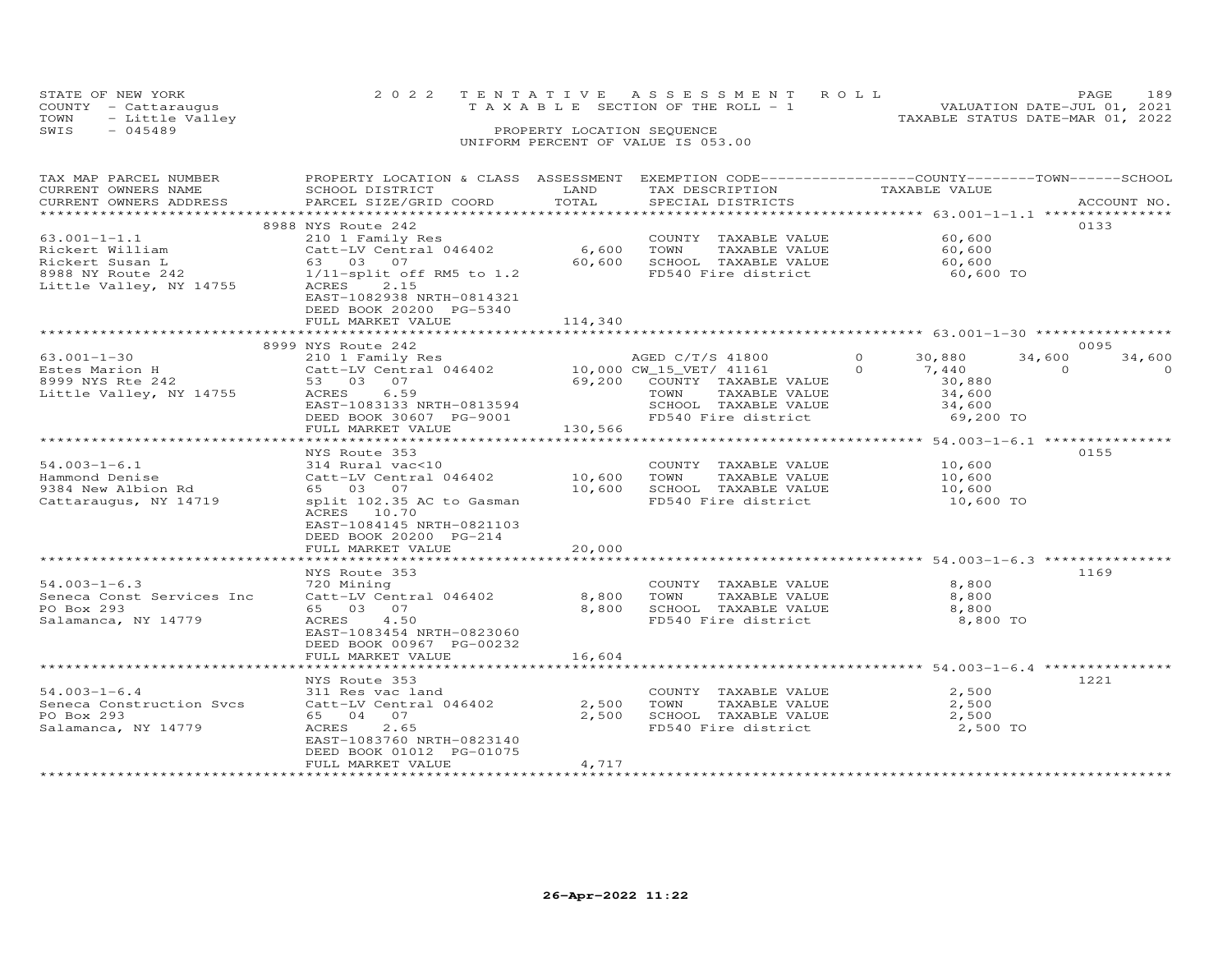STATE OF NEW YORK
COUNTY - Cattaraugus
TOWN - Little Valley
SWIS - 045489

2022 TENTATIVE ASSESSMENT ROLL
TAXABLE SECTION OF THE ROLL - 1
PROPERTY LOCATION SEQUENCE
UNIFORM PERCENT OF VALUE IS 053.00

VALUATION DATE-JUL 01, 2021
TAXABLE STATUS DATE-MAR 01, 2022

| TAX MAP PARCEL NUMBER / CURRENT OWNERS NAME / CURRENT OWNERS ADDRESS | PROPERTY LOCATION & CLASS / SCHOOL DISTRICT / PARCEL SIZE/GRID COORD | ASSESSMENT LAND | TOTAL | EXEMPTION CODE / TAX DESCRIPTION / SPECIAL DISTRICTS | | COUNTY TAXABLE VALUE | TOWN | SCHOOL | ACCOUNT NO. |
|---|---|---|---|---|---|---|---|---|---|
| | 8988 NYS Route 242 | | | | | | | | 0133 |
| 63.001-1-1.1 | 210 1 Family Res | | | COUNTY TAXABLE VALUE | | 60,600 | | | |
| Rickert William | Catt-LV Central 046402 | 6,600 | | TOWN TAXABLE VALUE | | 60,600 | | | |
| Rickert Susan L | 63 03 07 | | 60,600 | SCHOOL TAXABLE VALUE | | 60,600 | | | |
| 8988 NY Route 242 | 1/11-split off RM5 to 1.2 | | | FD540 Fire district | | 60,600 TO | | | |
| Little Valley, NY 14755 | ACRES 2.15 | | | | | | | | |
| | EAST-1082938 NRTH-0814321 | | | | | | | | |
| | DEED BOOK 20200 PG-5340 | | | | | | | | |
| | FULL MARKET VALUE | | 114,340 | | | | | | |
| | 8999 NYS Route 242 | | | | | | | | 0095 |
| 63.001-1-30 | 210 1 Family Res | | | AGED C/T/S 41800 | 0 | 30,880 | 34,600 | 34,600 | |
| Estes Marion H | Catt-LV Central 046402 | 10,000 | | CW_15_VET/ 41161 | 0 | 7,440 | 0 | 0 | |
| 8999 NYS Rte 242 | 53 03 07 | | 69,200 | COUNTY TAXABLE VALUE | | 30,880 | | | |
| Little Valley, NY 14755 | ACRES 6.59 | | | TOWN TAXABLE VALUE | | 34,600 | | | |
| | EAST-1083133 NRTH-0813594 | | | SCHOOL TAXABLE VALUE | | 34,600 | | | |
| | DEED BOOK 30607 PG-9001 | | | FD540 Fire district | | 69,200 TO | | | |
| | FULL MARKET VALUE | | 130,566 | | | | | | |
| | NYS Route 353 | | | | | | | | 0155 |
| 54.003-1-6.1 | 314 Rural vac<10 | | | COUNTY TAXABLE VALUE | | 10,600 | | | |
| Hammond Denise | Catt-LV Central 046402 | 10,600 | | TOWN TAXABLE VALUE | | 10,600 | | | |
| 9384 New Albion Rd | 65 03 07 | | 10,600 | SCHOOL TAXABLE VALUE | | 10,600 | | | |
| Cattaraugus, NY 14719 | split 102.35 AC to Gasman | | | FD540 Fire district | | 10,600 TO | | | |
| | ACRES 10.70 | | | | | | | | |
| | EAST-1084145 NRTH-0821103 | | | | | | | | |
| | DEED BOOK 20200 PG-214 | | | | | | | | |
| | FULL MARKET VALUE | | 20,000 | | | | | | |
| | NYS Route 353 | | | | | | | | 1169 |
| 54.003-1-6.3 | 720 Mining | | | COUNTY TAXABLE VALUE | | 8,800 | | | |
| Seneca Const Services Inc | Catt-LV Central 046402 | 8,800 | | TOWN TAXABLE VALUE | | 8,800 | | | |
| PO Box 293 | 65 03 07 | | 8,800 | SCHOOL TAXABLE VALUE | | 8,800 | | | |
| Salamanca, NY 14779 | ACRES 4.50 | | | FD540 Fire district | | 8,800 TO | | | |
| | EAST-1083454 NRTH-0823060 | | | | | | | | |
| | DEED BOOK 00967 PG-00232 | | | | | | | | |
| | FULL MARKET VALUE | | 16,604 | | | | | | |
| | NYS Route 353 | | | | | | | | 1221 |
| 54.003-1-6.4 | 311 Res vac land | | | COUNTY TAXABLE VALUE | | 2,500 | | | |
| Seneca Construction Svcs | Catt-LV Central 046402 | 2,500 | | TOWN TAXABLE VALUE | | 2,500 | | | |
| PO Box 293 | 65 04 07 | | 2,500 | SCHOOL TAXABLE VALUE | | 2,500 | | | |
| Salamanca, NY 14779 | ACRES 2.65 | | | FD540 Fire district | | 2,500 TO | | | |
| | EAST-1083760 NRTH-0823140 | | | | | | | | |
| | DEED BOOK 01012 PG-01075 | | | | | | | | |
| | FULL MARKET VALUE | | 4,717 | | | | | | |

26-Apr-2022 11:22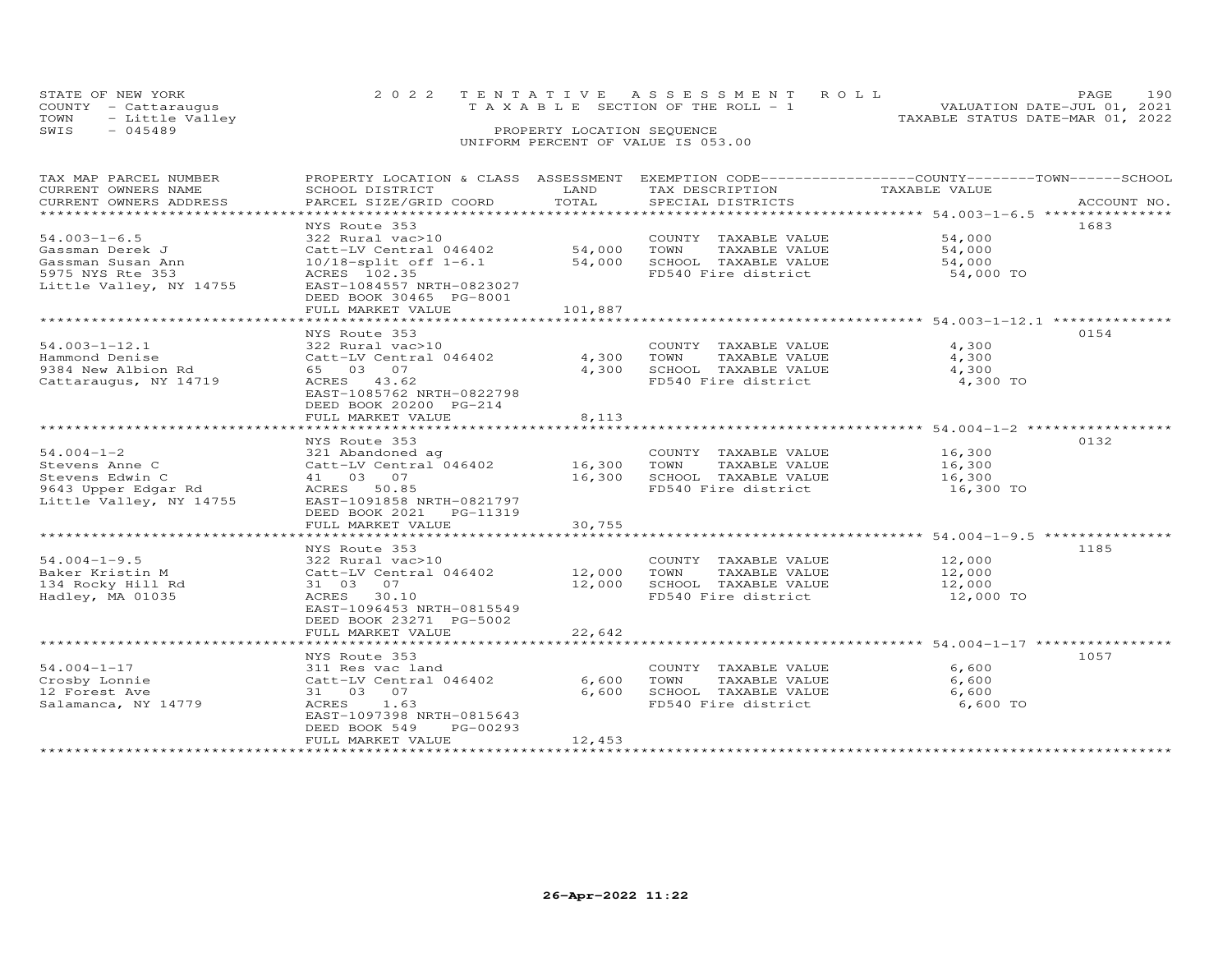STATE OF NEW YORK
COUNTY - Cattaraugus
TOWN - Little Valley
SWIS - 045489

2 0 2 2 T E N T A T I V E A S S E S S M E N T R O L L
T A X A B L E SECTION OF THE ROLL - 1
PROPERTY LOCATION SEQUENCE
UNIFORM PERCENT OF VALUE IS 053.00

VALUATION DATE-JUL 01, 2021
TAXABLE STATUS DATE-MAR 01, 2022

| TAX MAP PARCEL NUMBER / CURRENT OWNERS NAME / CURRENT OWNERS ADDRESS | PROPERTY LOCATION & CLASS / SCHOOL DISTRICT / PARCEL SIZE/GRID COORD | ASSESSMENT LAND / TOTAL | EXEMPTION CODE / TAX DESCRIPTION / SPECIAL DISTRICTS | COUNTY / TOWN / SCHOOL TAXABLE VALUE | ACCOUNT NO. |
|---|---|---|---|---|---|
| 54.003-1-6.5 | NYS Route 353 | | | | 1683 |
| Gassman Derek J | 322 Rural vac>10 | | COUNTY TAXABLE VALUE | 54,000 | |
| Gassman Susan Ann | Catt-LV Central 046402 | 54,000 | TOWN TAXABLE VALUE | 54,000 | |
| 5975 NYS Rte 353 | 10/18-split off 1-6.1 | 54,000 | SCHOOL TAXABLE VALUE | 54,000 | |
| Little Valley, NY 14755 | ACRES 102.35 | | FD540 Fire district | 54,000 TO | |
| | EAST-1084557 NRTH-0823027 | | | | |
| | DEED BOOK 30465 PG-8001 | | | | |
| | FULL MARKET VALUE | 101,887 | | | |
| 54.003-1-12.1 | NYS Route 353 | | | | 0154 |
| Hammond Denise | 322 Rural vac>10 | | COUNTY TAXABLE VALUE | 4,300 | |
| 9384 New Albion Rd | Catt-LV Central 046402 | 4,300 | TOWN TAXABLE VALUE | 4,300 | |
| Cattaraugus, NY 14719 | 65 03 07 | 4,300 | SCHOOL TAXABLE VALUE | 4,300 | |
| | ACRES 43.62 | | FD540 Fire district | 4,300 TO | |
| | EAST-1085762 NRTH-0822798 | | | | |
| | DEED BOOK 20200 PG-214 | | | | |
| | FULL MARKET VALUE | 8,113 | | | |
| 54.004-1-2 | NYS Route 353 | | | | 0132 |
| Stevens Anne C | 321 Abandoned ag | | COUNTY TAXABLE VALUE | 16,300 | |
| Stevens Edwin C | Catt-LV Central 046402 | 16,300 | TOWN TAXABLE VALUE | 16,300 | |
| 9643 Upper Edgar Rd | 41 03 07 | 16,300 | SCHOOL TAXABLE VALUE | 16,300 | |
| Little Valley, NY 14755 | ACRES 50.85 | | FD540 Fire district | 16,300 TO | |
| | EAST-1091858 NRTH-0821797 | | | | |
| | DEED BOOK 2021 PG-11319 | | | | |
| | FULL MARKET VALUE | 30,755 | | | |
| 54.004-1-9.5 | NYS Route 353 | | | | 1185 |
| Baker Kristin M | 322 Rural vac>10 | | COUNTY TAXABLE VALUE | 12,000 | |
| 134 Rocky Hill Rd | Catt-LV Central 046402 | 12,000 | TOWN TAXABLE VALUE | 12,000 | |
| Hadley, MA 01035 | 31 03 07 | 12,000 | SCHOOL TAXABLE VALUE | 12,000 | |
| | ACRES 30.10 | | FD540 Fire district | 12,000 TO | |
| | EAST-1096453 NRTH-0815549 | | | | |
| | DEED BOOK 23271 PG-5002 | | | | |
| | FULL MARKET VALUE | 22,642 | | | |
| 54.004-1-17 | NYS Route 353 | | | | 1057 |
| Crosby Lonnie | 311 Res vac land | | COUNTY TAXABLE VALUE | 6,600 | |
| 12 Forest Ave | Catt-LV Central 046402 | 6,600 | TOWN TAXABLE VALUE | 6,600 | |
| Salamanca, NY 14779 | 31 03 07 | 6,600 | SCHOOL TAXABLE VALUE | 6,600 | |
| | ACRES 1.63 | | FD540 Fire district | 6,600 TO | |
| | EAST-1097398 NRTH-0815643 | | | | |
| | DEED BOOK 549 PG-00293 | | | | |
| | FULL MARKET VALUE | 12,453 | | | |

26-Apr-2022 11:22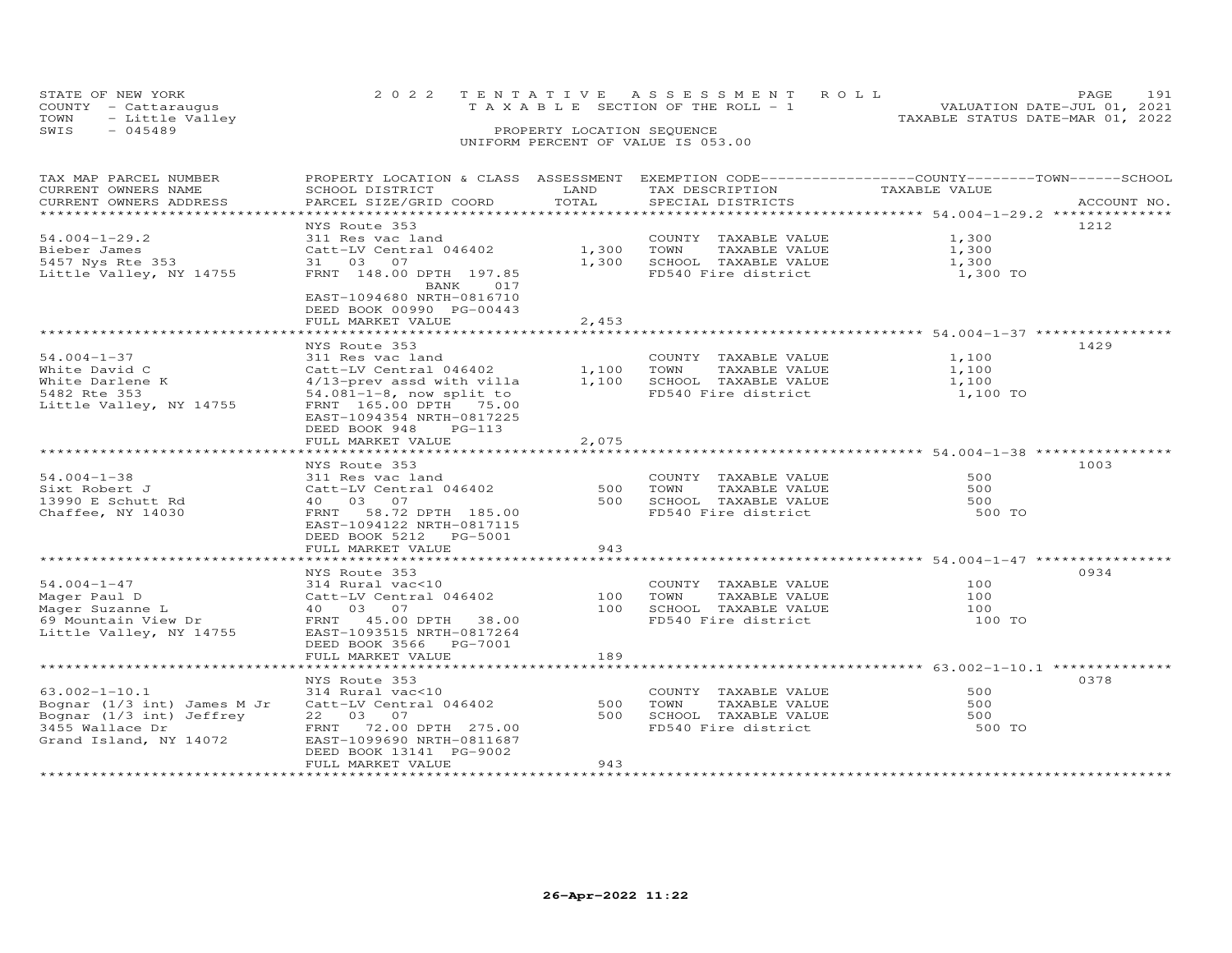STATE OF NEW YORK — 2022 TENTATIVE ASSESSMENT ROLL
COUNTY - Cattaraugus — TAXABLE SECTION OF THE ROLL - 1 — VALUATION DATE-JUL 01, 2021
TOWN - Little Valley — TAXABLE STATUS DATE-MAR 01, 2022
SWIS - 045489 — PROPERTY LOCATION SEQUENCE
UNIFORM PERCENT OF VALUE IS 053.00

| TAX MAP PARCEL NUMBER / CURRENT OWNERS NAME / CURRENT OWNERS ADDRESS | PROPERTY LOCATION & CLASS / SCHOOL DISTRICT / PARCEL SIZE/GRID COORD | ASSESSMENT LAND / TOTAL | EXEMPTION CODE / TAX DESCRIPTION / SPECIAL DISTRICTS | TAXABLE VALUE (COUNTY / TOWN / SCHOOL) | ACCOUNT NO. |
|---|---|---|---|---|---|
| 54.004-1-29.2 | NYS Route 353 | | | | 1212 |
| Bieber James | 311 Res vac land | | COUNTY TAXABLE VALUE | 1,300 | |
| 5457 Nys Rte 353 | Catt-LV Central 046402 | 1,300 | TOWN TAXABLE VALUE | 1,300 | |
| Little Valley, NY 14755 | 31 03 07 | 1,300 | SCHOOL TAXABLE VALUE | 1,300 | |
| | FRNT 148.00 DPTH 197.85 | | FD540 Fire district | 1,300 TO | |
| | BANK 017 | | | | |
| | EAST-1094680 NRTH-0816710 | | | | |
| | DEED BOOK 00990 PG-00443 | | | | |
| | FULL MARKET VALUE | 2,453 | | | |
| 54.004-1-37 | NYS Route 353 | | | | 1429 |
| White David C | 311 Res vac land | | COUNTY TAXABLE VALUE | 1,100 | |
| White Darlene K | Catt-LV Central 046402 | 1,100 | TOWN TAXABLE VALUE | 1,100 | |
| 5482 Rte 353 | 4/13-prev assd with villa | 1,100 | SCHOOL TAXABLE VALUE | 1,100 | |
| Little Valley, NY 14755 | 54.081-1-8, now split to | | FD540 Fire district | 1,100 TO | |
| | FRNT 165.00 DPTH 75.00 | | | | |
| | EAST-1094354 NRTH-0817225 | | | | |
| | DEED BOOK 948 PG-113 | | | | |
| | FULL MARKET VALUE | 2,075 | | | |
| 54.004-1-38 | NYS Route 353 | | | | 1003 |
| Sixt Robert J | 311 Res vac land | | COUNTY TAXABLE VALUE | 500 | |
| 13990 E Schutt Rd | Catt-LV Central 046402 | 500 | TOWN TAXABLE VALUE | 500 | |
| Chaffee, NY 14030 | 40 03 07 | 500 | SCHOOL TAXABLE VALUE | 500 | |
| | FRNT 58.72 DPTH 185.00 | | FD540 Fire district | 500 TO | |
| | EAST-1094122 NRTH-0817115 | | | | |
| | DEED BOOK 5212 PG-5001 | | | | |
| | FULL MARKET VALUE | 943 | | | |
| 54.004-1-47 | NYS Route 353 | | | | 0934 |
| Mager Paul D | 314 Rural vac<10 | | COUNTY TAXABLE VALUE | 100 | |
| Mager Suzanne L | Catt-LV Central 046402 | 100 | TOWN TAXABLE VALUE | 100 | |
| 69 Mountain View Dr | 40 03 07 | 100 | SCHOOL TAXABLE VALUE | 100 | |
| Little Valley, NY 14755 | FRNT 45.00 DPTH 38.00 | | FD540 Fire district | 100 TO | |
| | EAST-1093515 NRTH-0817264 | | | | |
| | DEED BOOK 3566 PG-7001 | | | | |
| | FULL MARKET VALUE | 189 | | | |
| 63.002-1-10.1 | NYS Route 353 | | | | 0378 |
| Bognar (1/3 int) James M Jr | 314 Rural vac<10 | | COUNTY TAXABLE VALUE | 500 | |
| Bognar (1/3 int) Jeffrey | Catt-LV Central 046402 | 500 | TOWN TAXABLE VALUE | 500 | |
| 3455 Wallace Dr | 22 03 07 | 500 | SCHOOL TAXABLE VALUE | 500 | |
| Grand Island, NY 14072 | FRNT 72.00 DPTH 275.00 | | FD540 Fire district | 500 TO | |
| | EAST-1099690 NRTH-0811687 | | | | |
| | DEED BOOK 13141 PG-9002 | | | | |
| | FULL MARKET VALUE | 943 | | | |

26-Apr-2022 11:22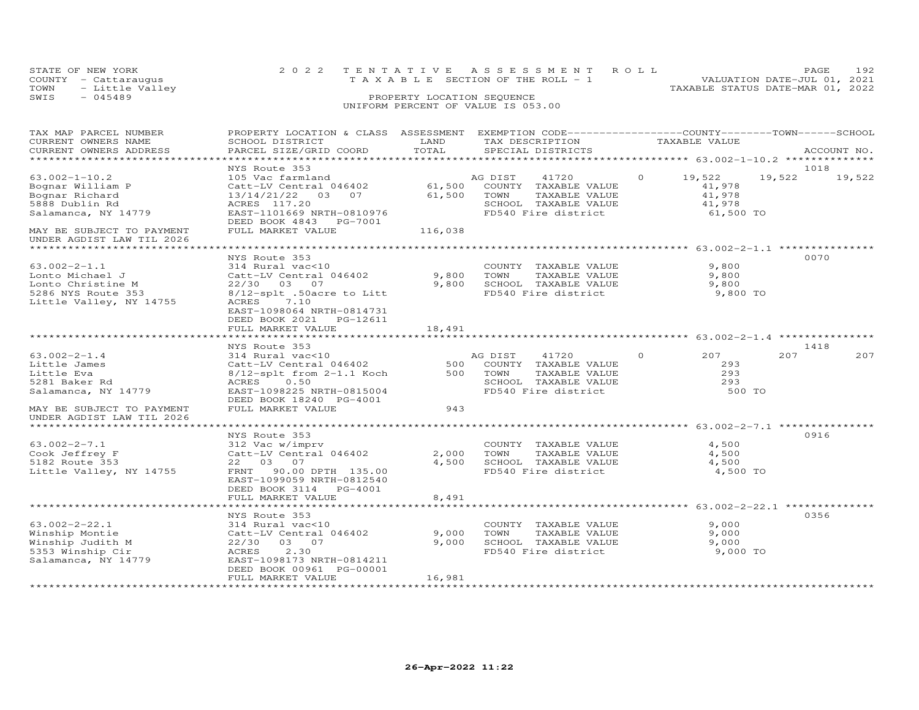STATE OF NEW YORK
COUNTY - Cattaraugus
TOWN - Little Valley
SWIS - 045489

2022 TENTATIVE ASSESSMENT ROLL
TAXABLE SECTION OF THE ROLL - 1
PROPERTY LOCATION SEQUENCE
UNIFORM PERCENT OF VALUE IS 053.00

VALUATION DATE-JUL 01, 2021
TAXABLE STATUS DATE-MAR 01, 2022

| TAX MAP PARCEL NUMBER / CURRENT OWNERS NAME / CURRENT OWNERS ADDRESS | PROPERTY LOCATION & CLASS / SCHOOL DISTRICT / PARCEL SIZE/GRID COORD | ASSESSMENT LAND / TOTAL | EXEMPTION CODE / TAX DESCRIPTION / SPECIAL DISTRICTS | COUNTY TAXABLE VALUE | TOWN | SCHOOL / ACCOUNT NO. |
|---|---|---|---|---|---|---|
| **63.002-1-10.2** | NYS Route 353 | | | | | 1018 |
| 63.002-1-10.2 | 105 Vac farmland | | AG DIST 41720 0 | 19,522 | 19,522 | 19,522 |
| Bognar William P | Catt-LV Central 046402 | 61,500 | COUNTY TAXABLE VALUE | 41,978 | | |
| Bognar Richard | 13/14/21/22 03 07 | 61,500 | TOWN TAXABLE VALUE | 41,978 | | |
| 5888 Dublin Rd | ACRES 117.20 | | SCHOOL TAXABLE VALUE | 41,978 | | |
| Salamanca, NY 14779 | EAST-1101669 NRTH-0810976 | | FD540 Fire district | 61,500 TO | | |
| | DEED BOOK 4843 PG-7001 | | | | | |
| MAY BE SUBJECT TO PAYMENT UNDER AGDIST LAW TIL 2026 | FULL MARKET VALUE | 116,038 | | | | |
| **63.002-2-1.1** | NYS Route 353 | | | | | 0070 |
| 63.002-2-1.1 | 314 Rural vac<10 | | COUNTY TAXABLE VALUE | 9,800 | | |
| Lonto Michael J | Catt-LV Central 046402 | 9,800 | TOWN TAXABLE VALUE | 9,800 | | |
| Lonto Christine M | 22/30 03 07 | 9,800 | SCHOOL TAXABLE VALUE | 9,800 | | |
| 5286 NYS Route 353 | 8/12-splt .50acre to Litt | | FD540 Fire district | 9,800 TO | | |
| Little Valley, NY 14755 | ACRES 7.10 | | | | | |
| | EAST-1098064 NRTH-0814731 | | | | | |
| | DEED BOOK 2021 PG-12611 | | | | | |
| | FULL MARKET VALUE | 18,491 | | | | |
| **63.002-2-1.4** | NYS Route 353 | | | | | 1418 |
| 63.002-2-1.4 | 314 Rural vac<10 | | AG DIST 41720 0 | 207 | 207 | 207 |
| Little James | Catt-LV Central 046402 | 500 | COUNTY TAXABLE VALUE | 293 | | |
| Little Eva | 8/12-splt from 2-1.1 Koch | 500 | TOWN TAXABLE VALUE | 293 | | |
| 5281 Baker Rd | ACRES 0.50 | | SCHOOL TAXABLE VALUE | 293 | | |
| Salamanca, NY 14779 | EAST-1098225 NRTH-0815004 | | FD540 Fire district | 500 TO | | |
| | DEED BOOK 18240 PG-4001 | | | | | |
| MAY BE SUBJECT TO PAYMENT UNDER AGDIST LAW TIL 2026 | FULL MARKET VALUE | 943 | | | | |
| **63.002-2-7.1** | NYS Route 353 | | | | | 0916 |
| 63.002-2-7.1 | 312 Vac w/imprv | | COUNTY TAXABLE VALUE | 4,500 | | |
| Cook Jeffrey F | Catt-LV Central 046402 | 2,000 | TOWN TAXABLE VALUE | 4,500 | | |
| 5182 Route 353 | 22 03 07 | 4,500 | SCHOOL TAXABLE VALUE | 4,500 | | |
| Little Valley, NY 14755 | FRNT 90.00 DPTH 135.00 | | FD540 Fire district | 4,500 TO | | |
| | EAST-1099059 NRTH-0812540 | | | | | |
| | DEED BOOK 3114 PG-4001 | | | | | |
| | FULL MARKET VALUE | 8,491 | | | | |
| **63.002-2-22.1** | NYS Route 353 | | | | | 0356 |
| 63.002-2-22.1 | 314 Rural vac<10 | | COUNTY TAXABLE VALUE | 9,000 | | |
| Winship Montie | Catt-LV Central 046402 | 9,000 | TOWN TAXABLE VALUE | 9,000 | | |
| Winship Judith M | 22/30 03 07 | 9,000 | SCHOOL TAXABLE VALUE | 9,000 | | |
| 5353 Winship Cir | ACRES 2.30 | | FD540 Fire district | 9,000 TO | | |
| Salamanca, NY 14779 | EAST-1098173 NRTH-0814211 | | | | | |
| | DEED BOOK 00961 PG-00001 | | | | | |
| | FULL MARKET VALUE | 16,981 | | | | |

26-Apr-2022 11:22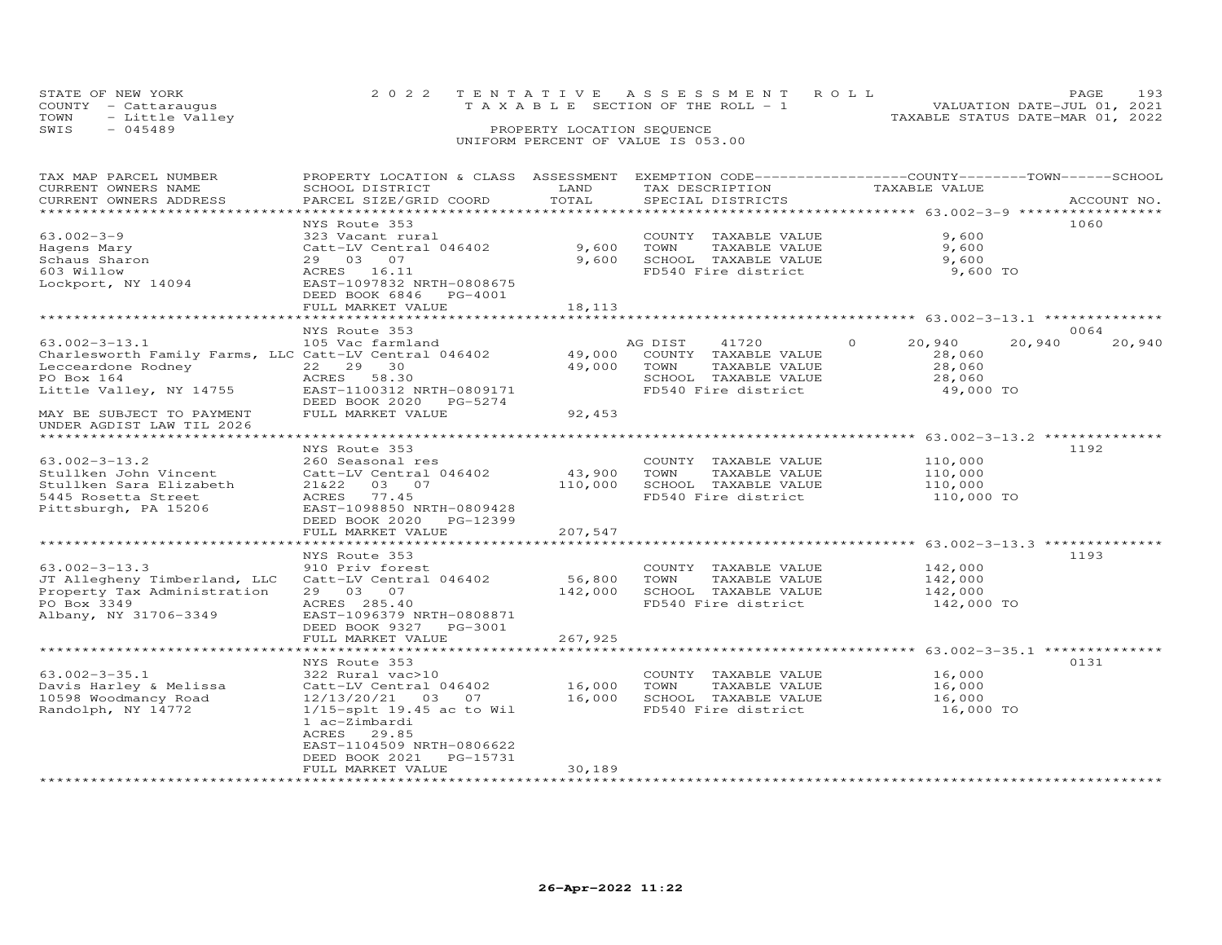STATE OF NEW YORK
COUNTY - Cattaraugus
TOWN - Little Valley
SWIS - 045489

2022 TENTATIVE ASSESSMENT ROLL
TAXABLE SECTION OF THE ROLL - 1
PROPERTY LOCATION SEQUENCE
UNIFORM PERCENT OF VALUE IS 053.00

VALUATION DATE-JUL 01, 2021
TAXABLE STATUS DATE-MAR 01, 2022

| TAX MAP PARCEL NUMBER / CURRENT OWNERS NAME / CURRENT OWNERS ADDRESS | PROPERTY LOCATION & CLASS / SCHOOL DISTRICT / PARCEL SIZE/GRID COORD | ASSESSMENT LAND | TOTAL | EXEMPTION CODE / TAX DESCRIPTION / SPECIAL DISTRICTS | COUNTY TAXABLE VALUE | TOWN | SCHOOL | ACCOUNT NO. |
|---|---|---|---|---|---|---|---|---|
| 63.002-3-9 | NYS Route 353 | | | | | | | 1060 |
| Hagens Mary | 323 Vacant rural | | | COUNTY TAXABLE VALUE | 9,600 | | | |
| Schaus Sharon | Catt-LV Central 046402 | 9,600 | | TOWN TAXABLE VALUE | 9,600 | | | |
| 603 Willow | 29 03 07 | | 9,600 | SCHOOL TAXABLE VALUE | 9,600 | | | |
| Lockport, NY 14094 | ACRES 16.11 | | | FD540 Fire district | 9,600 TO | | | |
| | EAST-1097832 NRTH-0808675 | | | | | | | |
| | DEED BOOK 6846 PG-4001 | | | | | | | |
| | FULL MARKET VALUE | | 18,113 | | | | | |
| 63.002-3-13.1 | NYS Route 353 | | | | | | | 0064 |
| Charlesworth Family Farms, LLC | 105 Vac farmland | | | AG DIST 41720 0 | 20,940 | 20,940 | 20,940 | |
| Lecceardone Rodney | Catt-LV Central 046402 | 49,000 | | COUNTY TAXABLE VALUE | 28,060 | | | |
| PO Box 164 | 22 29 30 | | 49,000 | TOWN TAXABLE VALUE | 28,060 | | | |
| Little Valley, NY 14755 | ACRES 58.30 | | | SCHOOL TAXABLE VALUE | 28,060 | | | |
| | EAST-1100312 NRTH-0809171 | | | FD540 Fire district | 49,000 TO | | | |
| | DEED BOOK 2020 PG-5274 | | | | | | | |
| MAY BE SUBJECT TO PAYMENT UNDER AGDIST LAW TIL 2026 | FULL MARKET VALUE | | 92,453 | | | | | |
| 63.002-3-13.2 | NYS Route 353 | | | | | | | 1192 |
| Stullken John Vincent | 260 Seasonal res | | | COUNTY TAXABLE VALUE | 110,000 | | | |
| Stullken Sara Elizabeth | Catt-LV Central 046402 | 43,900 | | TOWN TAXABLE VALUE | 110,000 | | | |
| 5445 Rosetta Street | 21&22 03 07 | | 110,000 | SCHOOL TAXABLE VALUE | 110,000 | | | |
| Pittsburgh, PA 15206 | ACRES 77.45 | | | FD540 Fire district | 110,000 TO | | | |
| | EAST-1098850 NRTH-0809428 | | | | | | | |
| | DEED BOOK 2020 PG-12399 | | | | | | | |
| | FULL MARKET VALUE | | 207,547 | | | | | |
| 63.002-3-13.3 | NYS Route 353 | | | | | | | 1193 |
| JT Allegheny Timberland, LLC | 910 Priv forest | | | COUNTY TAXABLE VALUE | 142,000 | | | |
| Property Tax Administration | Catt-LV Central 046402 | 56,800 | | TOWN TAXABLE VALUE | 142,000 | | | |
| PO Box 3349 | 29 03 07 | | 142,000 | SCHOOL TAXABLE VALUE | 142,000 | | | |
| Albany, NY 31706-3349 | ACRES 285.40 | | | FD540 Fire district | 142,000 TO | | | |
| | EAST-1096379 NRTH-0808871 | | | | | | | |
| | DEED BOOK 9327 PG-3001 | | | | | | | |
| | FULL MARKET VALUE | | 267,925 | | | | | |
| 63.002-3-35.1 | NYS Route 353 | | | | | | | 0131 |
| Davis Harley & Melissa | 322 Rural vac>10 | | | COUNTY TAXABLE VALUE | 16,000 | | | |
| 10598 Woodmancy Road | Catt-LV Central 046402 | 16,000 | | TOWN TAXABLE VALUE | 16,000 | | | |
| Randolph, NY 14772 | 12/13/20/21 03 07 | | 16,000 | SCHOOL TAXABLE VALUE | 16,000 | | | |
| | 1/15-splt 19.45 ac to Wil | | | FD540 Fire district | 16,000 TO | | | |
| | 1 ac-Zimbardi | | | | | | | |
| | ACRES 29.85 | | | | | | | |
| | EAST-1104509 NRTH-0806622 | | | | | | | |
| | DEED BOOK 2021 PG-15731 | | | | | | | |
| | FULL MARKET VALUE | | 30,189 | | | | | |

26-Apr-2022 11:22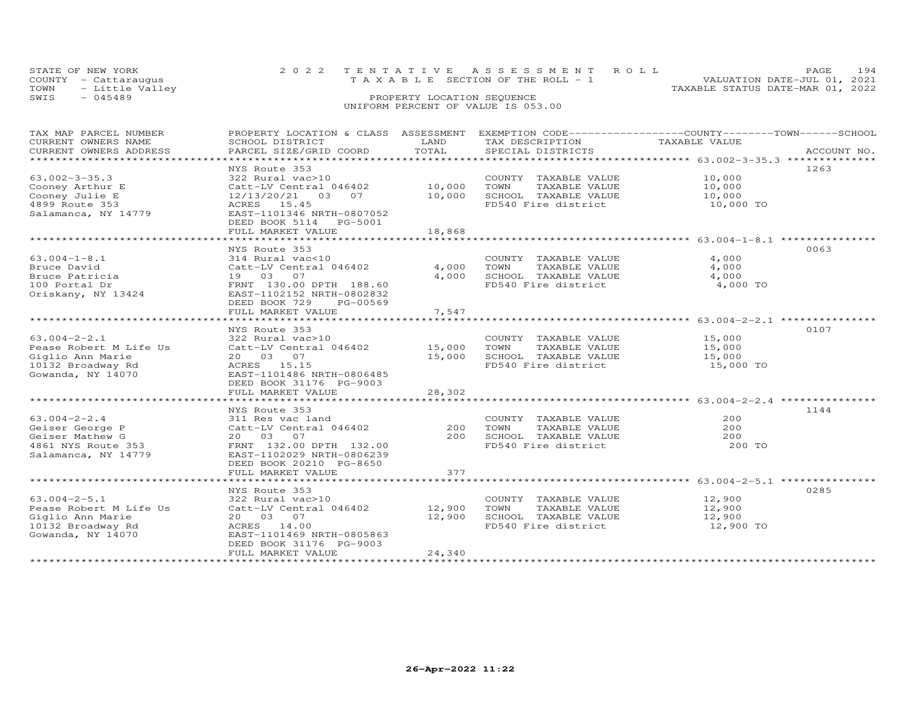STATE OF NEW YORK
COUNTY - Cattaraugus
TOWN - Little Valley
SWIS - 045489

2022 TENTATIVE ASSESSMENT ROLL
TAXABLE SECTION OF THE ROLL - 1
PROPERTY LOCATION SEQUENCE
UNIFORM PERCENT OF VALUE IS 053.00

VALUATION DATE-JUL 01, 2021
TAXABLE STATUS DATE-MAR 01, 2022

| TAX MAP PARCEL NUMBER / CURRENT OWNERS NAME / CURRENT OWNERS ADDRESS | PROPERTY LOCATION & CLASS / SCHOOL DISTRICT / PARCEL SIZE/GRID COORD | ASSESSMENT LAND / TOTAL | EXEMPTION CODE / TAX DESCRIPTION / SPECIAL DISTRICTS | TAXABLE VALUE (COUNTY / TOWN / SCHOOL) | ACCOUNT NO. |
|---|---|---|---|---|---|
| 63.002-3-35.3 | NYS Route 353 | | | | 1263 |
| 63.002-3-35.3 | 322 Rural vac>10 | | COUNTY TAXABLE VALUE | 10,000 | |
| Cooney Arthur E | Catt-LV Central 046402 | 10,000 | TOWN TAXABLE VALUE | 10,000 | |
| Cooney Julie E | 12/13/20/21 03 07 | 10,000 | SCHOOL TAXABLE VALUE | 10,000 | |
| 4899 Route 353 | ACRES 15.45 | | FD540 Fire district | 10,000 TO | |
| Salamanca, NY 14779 | EAST-1101346 NRTH-0807052 | | | | |
| | DEED BOOK 5114 PG-5001 | | | | |
| | FULL MARKET VALUE | 18,868 | | | |
| 63.004-1-8.1 | NYS Route 353 | | | | 0063 |
| 63.004-1-8.1 | 314 Rural vac<10 | | COUNTY TAXABLE VALUE | 4,000 | |
| Bruce David | Catt-LV Central 046402 | 4,000 | TOWN TAXABLE VALUE | 4,000 | |
| Bruce Patricia | 19 03 07 | 4,000 | SCHOOL TAXABLE VALUE | 4,000 | |
| 100 Portal Dr | FRNT 130.00 DPTH 188.60 | | FD540 Fire district | 4,000 TO | |
| Oriskany, NY 13424 | EAST-1102152 NRTH-0802832 | | | | |
| | DEED BOOK 729 PG-00569 | | | | |
| | FULL MARKET VALUE | 7,547 | | | |
| 63.004-2-2.1 | NYS Route 353 | | | | 0107 |
| 63.004-2-2.1 | 322 Rural vac>10 | | COUNTY TAXABLE VALUE | 15,000 | |
| Pease Robert M Life Us | Catt-LV Central 046402 | 15,000 | TOWN TAXABLE VALUE | 15,000 | |
| Giglio Ann Marie | 20 03 07 | 15,000 | SCHOOL TAXABLE VALUE | 15,000 | |
| 10132 Broadway Rd | ACRES 15.15 | | FD540 Fire district | 15,000 TO | |
| Gowanda, NY 14070 | EAST-1101486 NRTH-0806485 | | | | |
| | DEED BOOK 31176 PG-9003 | | | | |
| | FULL MARKET VALUE | 28,302 | | | |
| 63.004-2-2.4 | NYS Route 353 | | | | 1144 |
| 63.004-2-2.4 | 311 Res vac land | | COUNTY TAXABLE VALUE | 200 | |
| Geiser George P | Catt-LV Central 046402 | 200 | TOWN TAXABLE VALUE | 200 | |
| Geiser Mathew G | 20 03 07 | 200 | SCHOOL TAXABLE VALUE | 200 | |
| 4861 NYS Route 353 | FRNT 132.00 DPTH 132.00 | | FD540 Fire district | 200 TO | |
| Salamanca, NY 14779 | EAST-1102029 NRTH-0806239 | | | | |
| | DEED BOOK 20210 PG-8650 | | | | |
| | FULL MARKET VALUE | 377 | | | |
| 63.004-2-5.1 | NYS Route 353 | | | | 0285 |
| 63.004-2-5.1 | 322 Rural vac>10 | | COUNTY TAXABLE VALUE | 12,900 | |
| Pease Robert M Life Us | Catt-LV Central 046402 | 12,900 | TOWN TAXABLE VALUE | 12,900 | |
| Giglio Ann Marie | 20 03 07 | 12,900 | SCHOOL TAXABLE VALUE | 12,900 | |
| 10132 Broadway Rd | ACRES 14.00 | | FD540 Fire district | 12,900 TO | |
| Gowanda, NY 14070 | EAST-1101469 NRTH-0805863 | | | | |
| | DEED BOOK 31176 PG-9003 | | | | |
| | FULL MARKET VALUE | 24,340 | | | |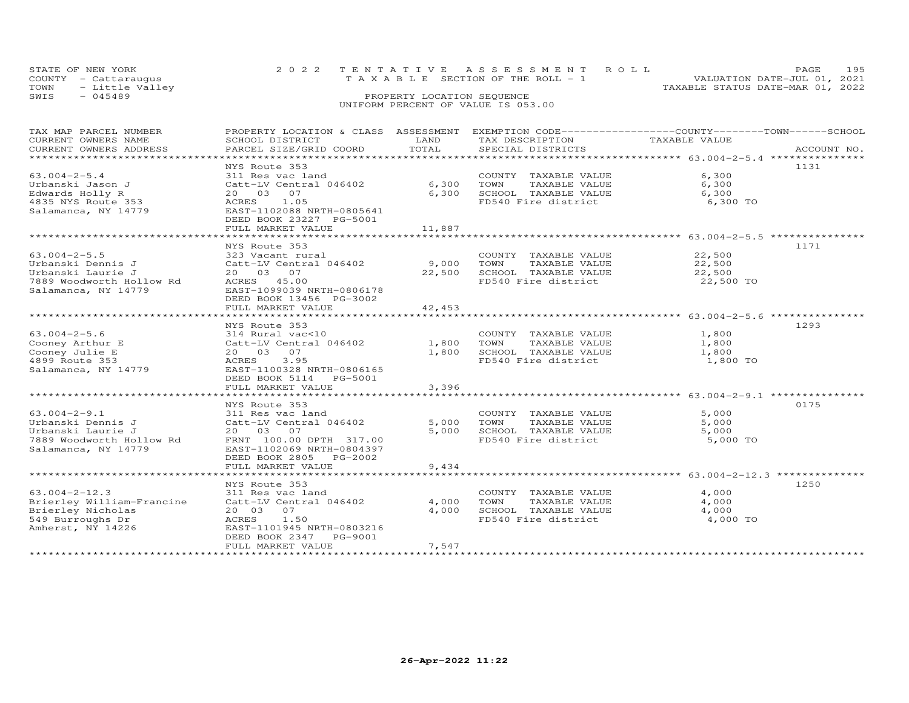STATE OF NEW YORK
COUNTY - Cattaraugus
TOWN - Little Valley
SWIS - 045489

2022 TENTATIVE ASSESSMENT ROLL
TAXABLE SECTION OF THE ROLL - 1
PROPERTY LOCATION SEQUENCE
UNIFORM PERCENT OF VALUE IS 053.00

VALUATION DATE-JUL 01, 2021
TAXABLE STATUS DATE-MAR 01, 2022

| TAX MAP PARCEL NUMBER / CURRENT OWNERS NAME / CURRENT OWNERS ADDRESS | PROPERTY LOCATION & CLASS / SCHOOL DISTRICT / PARCEL SIZE/GRID COORD | ASSESSMENT LAND | TOTAL | EXEMPTION CODE / TAX DESCRIPTION / SPECIAL DISTRICTS | COUNTY / TOWN / SCHOOL TAXABLE VALUE | ACCOUNT NO. |
|---|---|---|---|---|---|---|
| 63.004-2-5.4 | NYS Route 353 | | | | | 1131 |
| Urbanski Jason J | 311 Res vac land | | | COUNTY TAXABLE VALUE | 6,300 | |
| Edwards Holly R | Catt-LV Central 046402 | 6,300 | | TOWN TAXABLE VALUE | 6,300 | |
| 4835 NYS Route 353 | 20 03 07 | | 6,300 | SCHOOL TAXABLE VALUE | 6,300 | |
| Salamanca, NY 14779 | ACRES 1.05 | | | FD540 Fire district | 6,300 TO | |
| | EAST-1102088 NRTH-0805641 | | | | | |
| | DEED BOOK 23227 PG-5001 | | | | | |
| | FULL MARKET VALUE | | 11,887 | | | |
| 63.004-2-5.5 | NYS Route 353 | | | | | 1171 |
| Urbanski Dennis J | 323 Vacant rural | | | COUNTY TAXABLE VALUE | 22,500 | |
| Urbanski Laurie J | Catt-LV Central 046402 | 9,000 | | TOWN TAXABLE VALUE | 22,500 | |
| 7889 Woodworth Hollow Rd | 20 03 07 | | 22,500 | SCHOOL TAXABLE VALUE | 22,500 | |
| Salamanca, NY 14779 | ACRES 45.00 | | | FD540 Fire district | 22,500 TO | |
| | EAST-1099039 NRTH-0806178 | | | | | |
| | DEED BOOK 13456 PG-3002 | | | | | |
| | FULL MARKET VALUE | | 42,453 | | | |
| 63.004-2-5.6 | NYS Route 353 | | | | | 1293 |
| Cooney Arthur E | 314 Rural vac<10 | | | COUNTY TAXABLE VALUE | 1,800 | |
| Cooney Julie E | Catt-LV Central 046402 | 1,800 | | TOWN TAXABLE VALUE | 1,800 | |
| 4899 Route 353 | 20 03 07 | | 1,800 | SCHOOL TAXABLE VALUE | 1,800 | |
| Salamanca, NY 14779 | ACRES 3.95 | | | FD540 Fire district | 1,800 TO | |
| | EAST-1100328 NRTH-0806165 | | | | | |
| | DEED BOOK 5114 PG-5001 | | | | | |
| | FULL MARKET VALUE | | 3,396 | | | |
| 63.004-2-9.1 | NYS Route 353 | | | | | 0175 |
| Urbanski Dennis J | 311 Res vac land | | | COUNTY TAXABLE VALUE | 5,000 | |
| Urbanski Laurie J | Catt-LV Central 046402 | 5,000 | | TOWN TAXABLE VALUE | 5,000 | |
| 7889 Woodworth Hollow Rd | 20 03 07 | | 5,000 | SCHOOL TAXABLE VALUE | 5,000 | |
| Salamanca, NY 14779 | FRNT 100.00 DPTH 317.00 | | | FD540 Fire district | 5,000 TO | |
| | EAST-1102069 NRTH-0804397 | | | | | |
| | DEED BOOK 2805 PG-2002 | | | | | |
| | FULL MARKET VALUE | | 9,434 | | | |
| 63.004-2-12.3 | NYS Route 353 | | | | | 1250 |
| Brierley William-Francine | 311 Res vac land | | | COUNTY TAXABLE VALUE | 4,000 | |
| Brierley Nicholas | Catt-LV Central 046402 | 4,000 | | TOWN TAXABLE VALUE | 4,000 | |
| 549 Burroughs Dr | 20 03 07 | | 4,000 | SCHOOL TAXABLE VALUE | 4,000 | |
| Amherst, NY 14226 | ACRES 1.50 | | | FD540 Fire district | 4,000 TO | |
| | EAST-1101945 NRTH-0803216 | | | | | |
| | DEED BOOK 2347 PG-9001 | | | | | |
| | FULL MARKET VALUE | | 7,547 | | | |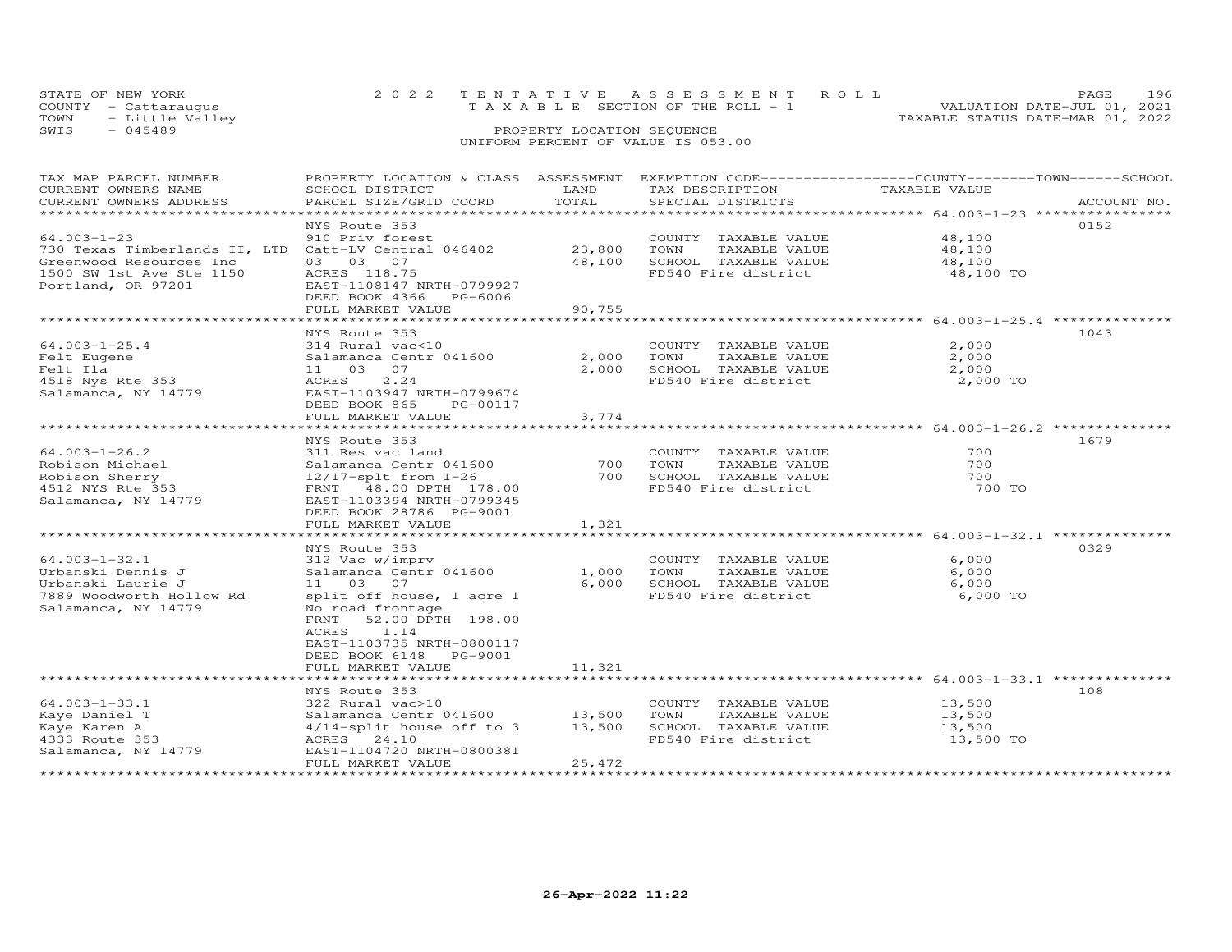STATE OF NEW YORK
COUNTY - Cattaraugus
TOWN - Little Valley
SWIS - 045489

2022 TENTATIVE ASSESSMENT ROLL
TAXABLE SECTION OF THE ROLL - 1
PROPERTY LOCATION SEQUENCE
UNIFORM PERCENT OF VALUE IS 053.00

VALUATION DATE-JUL 01, 2021
TAXABLE STATUS DATE-MAR 01, 2022

| TAX MAP PARCEL NUMBER / CURRENT OWNERS NAME / CURRENT OWNERS ADDRESS | PROPERTY LOCATION & CLASS / SCHOOL DISTRICT / PARCEL SIZE/GRID COORD | ASSESSMENT LAND | TOTAL | EXEMPTION CODE / TAX DESCRIPTION / SPECIAL DISTRICTS | TAXABLE VALUE (COUNTY / TOWN / SCHOOL) | ACCOUNT NO. |
|---|---|---|---|---|---|---|
| **64.003-1-23** | NYS Route 353 | | | | | 0152 |
| 64.003-1-23 | 910 Priv forest | | | COUNTY TAXABLE VALUE | 48,100 | |
| 730 Texas Timberlands II, LTD | Catt-LV Central 046402 | 23,800 | | TOWN TAXABLE VALUE | 48,100 | |
| Greenwood Resources Inc | 03 03 07 | | 48,100 | SCHOOL TAXABLE VALUE | 48,100 | |
| 1500 SW 1st Ave Ste 1150 | ACRES 118.75 | | | FD540 Fire district | 48,100 TO | |
| Portland, OR 97201 | EAST-1108147 NRTH-0799927 | | | | | |
| | DEED BOOK 4366 PG-6006 | | | | | |
| | FULL MARKET VALUE | | 90,755 | | | |
| **64.003-1-25.4** | NYS Route 353 | | | | | 1043 |
| 64.003-1-25.4 | 314 Rural vac<10 | | | COUNTY TAXABLE VALUE | 2,000 | |
| Felt Eugene | Salamanca Centr 041600 | 2,000 | | TOWN TAXABLE VALUE | 2,000 | |
| Felt Ila | 11 03 07 | | 2,000 | SCHOOL TAXABLE VALUE | 2,000 | |
| 4518 Nys Rte 353 | ACRES 2.24 | | | FD540 Fire district | 2,000 TO | |
| Salamanca, NY 14779 | EAST-1103947 NRTH-0799674 | | | | | |
| | DEED BOOK 865 PG-00117 | | | | | |
| | FULL MARKET VALUE | | 3,774 | | | |
| **64.003-1-26.2** | NYS Route 353 | | | | | 1679 |
| 64.003-1-26.2 | 311 Res vac land | | | COUNTY TAXABLE VALUE | 700 | |
| Robison Michael | Salamanca Centr 041600 | 700 | | TOWN TAXABLE VALUE | 700 | |
| Robison Sherry | 12/17-splt from 1-26 | | 700 | SCHOOL TAXABLE VALUE | 700 | |
| 4512 NYS Rte 353 | FRNT 48.00 DPTH 178.00 | | | FD540 Fire district | 700 TO | |
| Salamanca, NY 14779 | EAST-1103394 NRTH-0799345 | | | | | |
| | DEED BOOK 28786 PG-9001 | | | | | |
| | FULL MARKET VALUE | | 1,321 | | | |
| **64.003-1-32.1** | NYS Route 353 | | | | | 0329 |
| 64.003-1-32.1 | 312 Vac w/imprv | | | COUNTY TAXABLE VALUE | 6,000 | |
| Urbanski Dennis J | Salamanca Centr 041600 | 1,000 | | TOWN TAXABLE VALUE | 6,000 | |
| Urbanski Laurie J | 11 03 07 | | 6,000 | SCHOOL TAXABLE VALUE | 6,000 | |
| 7889 Woodworth Hollow Rd | split off house, 1 acre 1 | | | FD540 Fire district | 6,000 TO | |
| Salamanca, NY 14779 | No road frontage | | | | | |
| | FRNT 52.00 DPTH 198.00 | | | | | |
| | ACRES 1.14 | | | | | |
| | EAST-1103735 NRTH-0800117 | | | | | |
| | DEED BOOK 6148 PG-9001 | | | | | |
| | FULL MARKET VALUE | | 11,321 | | | |
| **64.003-1-33.1** | NYS Route 353 | | | | | 108 |
| 64.003-1-33.1 | 322 Rural vac>10 | | | COUNTY TAXABLE VALUE | 13,500 | |
| Kaye Daniel T | Salamanca Centr 041600 | 13,500 | | TOWN TAXABLE VALUE | 13,500 | |
| Kaye Karen A | 4/14-split house off to 3 | | 13,500 | SCHOOL TAXABLE VALUE | 13,500 | |
| 4333 Route 353 | ACRES 24.10 | | | FD540 Fire district | 13,500 TO | |
| Salamanca, NY 14779 | EAST-1104720 NRTH-0800381 | | | | | |
| | FULL MARKET VALUE | | 25,472 | | | |

26-Apr-2022 11:22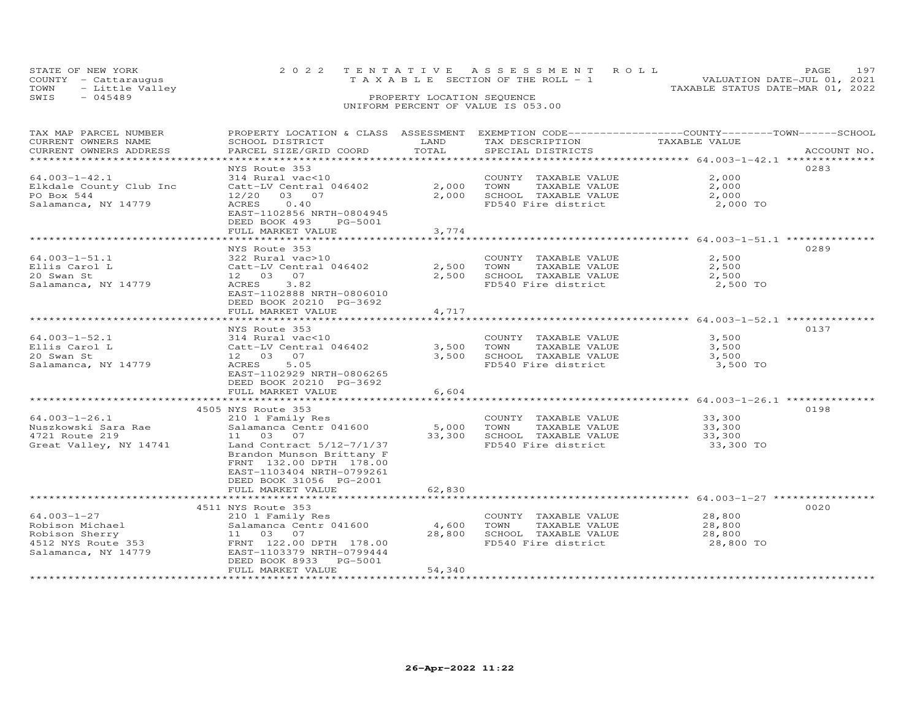STATE OF NEW YORK
COUNTY - Cattaraugus
TOWN - Little Valley
SWIS - 045489

2022 TENTATIVE ASSESSMENT ROLL
TAXABLE SECTION OF THE ROLL - 1
PROPERTY LOCATION SEQUENCE
UNIFORM PERCENT OF VALUE IS 053.00

VALUATION DATE-JUL 01, 2021
TAXABLE STATUS DATE-MAR 01, 2022

| TAX MAP PARCEL NUMBER / CURRENT OWNERS NAME / CURRENT OWNERS ADDRESS | PROPERTY LOCATION & CLASS / SCHOOL DISTRICT / PARCEL SIZE/GRID COORD | ASSESSMENT LAND | TOTAL | EXEMPTION CODE / TAX DESCRIPTION / SPECIAL DISTRICTS | TAXABLE VALUE (COUNTY / TOWN / SCHOOL) | ACCOUNT NO. |
|---|---|---|---|---|---|---|
| **64.003-1-42.1** | NYS Route 353 | | | | | 0283 |
| 64.003-1-42.1 | 314 Rural vac<10 | | | COUNTY TAXABLE VALUE | 2,000 | |
| Elkdale County Club Inc | Catt-LV Central 046402 | 2,000 | | TOWN TAXABLE VALUE | 2,000 | |
| PO Box 544 | 12/20 03 07 | | 2,000 | SCHOOL TAXABLE VALUE | 2,000 | |
| Salamanca, NY 14779 | ACRES 0.40 | | | FD540 Fire district | 2,000 TO | |
| | EAST-1102856 NRTH-0804945 | | | | | |
| | DEED BOOK 493 PG-5001 | | | | | |
| | FULL MARKET VALUE | | 3,774 | | | |
| **64.003-1-51.1** | NYS Route 353 | | | | | 0289 |
| 64.003-1-51.1 | 322 Rural vac>10 | | | COUNTY TAXABLE VALUE | 2,500 | |
| Ellis Carol L | Catt-LV Central 046402 | 2,500 | | TOWN TAXABLE VALUE | 2,500 | |
| 20 Swan St | 12 03 07 | | 2,500 | SCHOOL TAXABLE VALUE | 2,500 | |
| Salamanca, NY 14779 | ACRES 3.82 | | | FD540 Fire district | 2,500 TO | |
| | EAST-1102888 NRTH-0806010 | | | | | |
| | DEED BOOK 20210 PG-3692 | | | | | |
| | FULL MARKET VALUE | | 4,717 | | | |
| **64.003-1-52.1** | NYS Route 353 | | | | | 0137 |
| 64.003-1-52.1 | 314 Rural vac<10 | | | COUNTY TAXABLE VALUE | 3,500 | |
| Ellis Carol L | Catt-LV Central 046402 | 3,500 | | TOWN TAXABLE VALUE | 3,500 | |
| 20 Swan St | 12 03 07 | | 3,500 | SCHOOL TAXABLE VALUE | 3,500 | |
| Salamanca, NY 14779 | ACRES 5.05 | | | FD540 Fire district | 3,500 TO | |
| | EAST-1102929 NRTH-0806265 | | | | | |
| | DEED BOOK 20210 PG-3692 | | | | | |
| | FULL MARKET VALUE | | 6,604 | | | |
| **64.003-1-26.1** | 4505 NYS Route 353 | | | | | 0198 |
| 64.003-1-26.1 | 210 1 Family Res | | | COUNTY TAXABLE VALUE | 33,300 | |
| Nuszkowski Sara Rae | Salamanca Centr 041600 | 5,000 | | TOWN TAXABLE VALUE | 33,300 | |
| 4721 Route 219 | 11 03 07 | | 33,300 | SCHOOL TAXABLE VALUE | 33,300 | |
| Great Valley, NY 14741 | Land Contract 5/12-7/1/37 | | | FD540 Fire district | 33,300 TO | |
| | Brandon Munson Brittany F | | | | | |
| | FRNT 132.00 DPTH 178.00 | | | | | |
| | EAST-1103404 NRTH-0799261 | | | | | |
| | DEED BOOK 31056 PG-2001 | | | | | |
| | FULL MARKET VALUE | | 62,830 | | | |
| **64.003-1-27** | 4511 NYS Route 353 | | | | | 0020 |
| 64.003-1-27 | 210 1 Family Res | | | COUNTY TAXABLE VALUE | 28,800 | |
| Robison Michael | Salamanca Centr 041600 | 4,600 | | TOWN TAXABLE VALUE | 28,800 | |
| Robison Sherry | 11 03 07 | | 28,800 | SCHOOL TAXABLE VALUE | 28,800 | |
| 4512 NYS Route 353 | FRNT 122.00 DPTH 178.00 | | | FD540 Fire district | 28,800 TO | |
| Salamanca, NY 14779 | EAST-1103379 NRTH-0799444 | | | | | |
| | DEED BOOK 8933 PG-5001 | | | | | |
| | FULL MARKET VALUE | | 54,340 | | | |

26-Apr-2022 11:22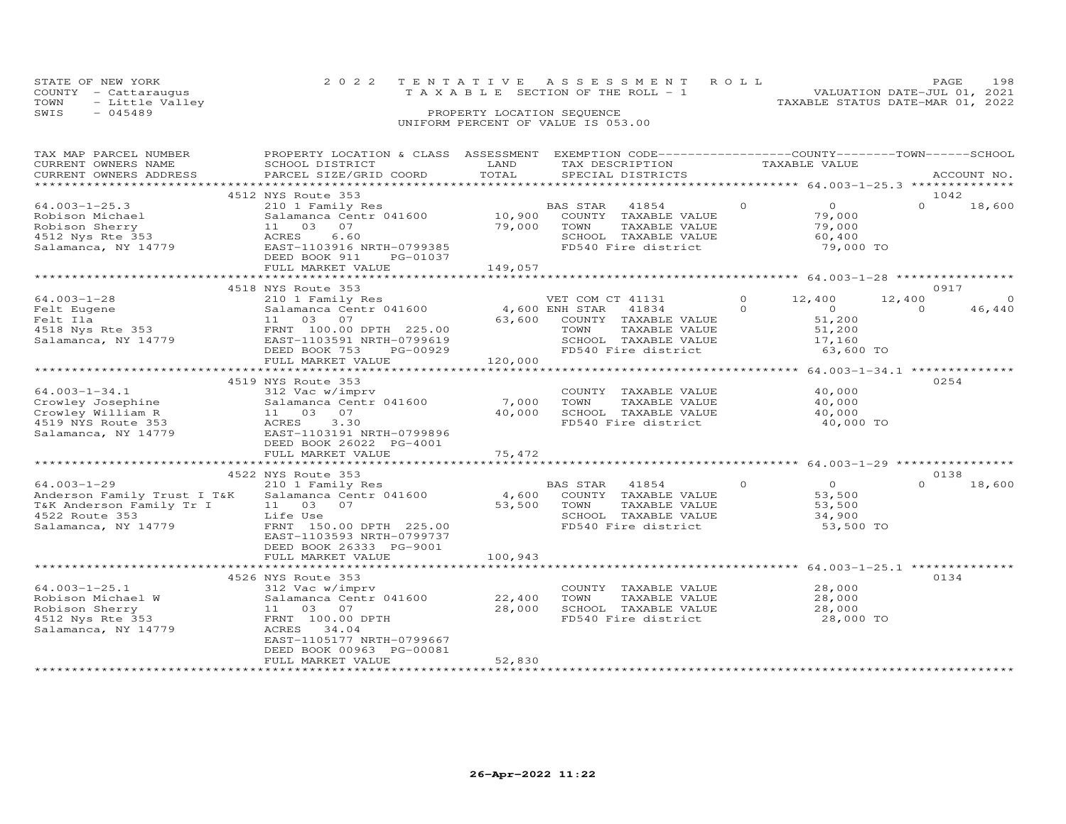STATE OF NEW YORK
COUNTY - Cattaraugus
TOWN - Little Valley
SWIS - 045489

2022 TENTATIVE ASSESSMENT ROLL
TAXABLE SECTION OF THE ROLL - 1
PROPERTY LOCATION SEQUENCE
UNIFORM PERCENT OF VALUE IS 053.00

VALUATION DATE-JUL 01, 2021
TAXABLE STATUS DATE-MAR 01, 2022

| TAX MAP PARCEL NUMBER / CURRENT OWNERS NAME / CURRENT OWNERS ADDRESS | PROPERTY LOCATION & CLASS / SCHOOL DISTRICT / PARCEL SIZE/GRID COORD | ASSESSMENT LAND | ASSESSMENT TOTAL | EXEMPTION CODE / TAX DESCRIPTION / SPECIAL DISTRICTS | COUNTY TAXABLE VALUE | TOWN | SCHOOL | ACCOUNT NO. |
|---|---|---|---|---|---|---|---|---|
| 64.003-1-25.3 | 4512 NYS Route 353 | | | | | | | 1042 |
| Robison Michael | 210 1 Family Res | | | BAS STAR 41854 | 0 | 0 | 18,600 | |
| Robison Sherry | Salamanca Centr 041600 | 10,900 | | COUNTY TAXABLE VALUE | 79,000 | | | |
| 4512 Nys Rte 353 | 11 03 07 | | 79,000 | TOWN TAXABLE VALUE | | 79,000 | | |
| Salamanca, NY 14779 | ACRES 6.60 | | | SCHOOL TAXABLE VALUE | | | 60,400 | |
| | EAST-1103916 NRTH-0799385 | | | FD540 Fire district | 79,000 TO | | | |
| | DEED BOOK 911 PG-01037 | | | | | | | |
| | FULL MARKET VALUE | | 149,057 | | | | | |
| 64.003-1-28 | 4518 NYS Route 353 | | | | | | | 0917 |
| Felt Eugene | 210 1 Family Res | | | VET COM CT 41131 | 12,400 | 12,400 | 0 | |
| Felt Ila | Salamanca Centr 041600 | 4,600 | | ENH STAR 41834 | 0 | 0 | 46,440 | |
| 4518 Nys Rte 353 | 11 03 07 | | 63,600 | COUNTY TAXABLE VALUE | 51,200 | | | |
| Salamanca, NY 14779 | FRNT 100.00 DPTH 225.00 | | | TOWN TAXABLE VALUE | | 51,200 | | |
| | EAST-1103591 NRTH-0799619 | | | SCHOOL TAXABLE VALUE | | | 17,160 | |
| | DEED BOOK 753 PG-00929 | | | FD540 Fire district | 63,600 TO | | | |
| | FULL MARKET VALUE | | 120,000 | | | | | |
| 64.003-1-34.1 | 4519 NYS Route 353 | | | | | | | 0254 |
| Crowley Josephine | 312 Vac w/imprv | | | COUNTY TAXABLE VALUE | 40,000 | | | |
| Crowley William R | Salamanca Centr 041600 | 7,000 | | TOWN TAXABLE VALUE | | 40,000 | | |
| 4519 NYS Route 353 | 11 03 07 | | 40,000 | SCHOOL TAXABLE VALUE | | | 40,000 | |
| Salamanca, NY 14779 | ACRES 3.30 | | | FD540 Fire district | 40,000 TO | | | |
| | EAST-1103191 NRTH-0799896 | | | | | | | |
| | DEED BOOK 26022 PG-4001 | | | | | | | |
| | FULL MARKET VALUE | | 75,472 | | | | | |
| 64.003-1-29 | 4522 NYS Route 353 | | | | | | | 0138 |
| Anderson Family Trust I T&K | 210 1 Family Res | | | BAS STAR 41854 | 0 | 0 | 18,600 | |
| T&K Anderson Family Tr I | Salamanca Centr 041600 | 4,600 | | COUNTY TAXABLE VALUE | 53,500 | | | |
| 4522 Route 353 | 11 03 07 | | 53,500 | TOWN TAXABLE VALUE | | 53,500 | | |
| Salamanca, NY 14779 | Life Use | | | SCHOOL TAXABLE VALUE | | | 34,900 | |
| | FRNT 150.00 DPTH 225.00 | | | FD540 Fire district | 53,500 TO | | | |
| | EAST-1103593 NRTH-0799737 | | | | | | | |
| | DEED BOOK 26333 PG-9001 | | | | | | | |
| | FULL MARKET VALUE | | 100,943 | | | | | |
| 64.003-1-25.1 | 4526 NYS Route 353 | | | | | | | 0134 |
| Robison Michael W | 312 Vac w/imprv | | | COUNTY TAXABLE VALUE | 28,000 | | | |
| Robison Sherry | Salamanca Centr 041600 | 22,400 | | TOWN TAXABLE VALUE | | 28,000 | | |
| 4512 Nys Rte 353 | 11 03 07 | | 28,000 | SCHOOL TAXABLE VALUE | | | 28,000 | |
| Salamanca, NY 14779 | FRNT 100.00 DPTH | | | FD540 Fire district | 28,000 TO | | | |
| | ACRES 34.04 | | | | | | | |
| | EAST-1105177 NRTH-0799667 | | | | | | | |
| | DEED BOOK 00963 PG-00081 | | | | | | | |
| | FULL MARKET VALUE | | 52,830 | | | | | |

26-Apr-2022 11:22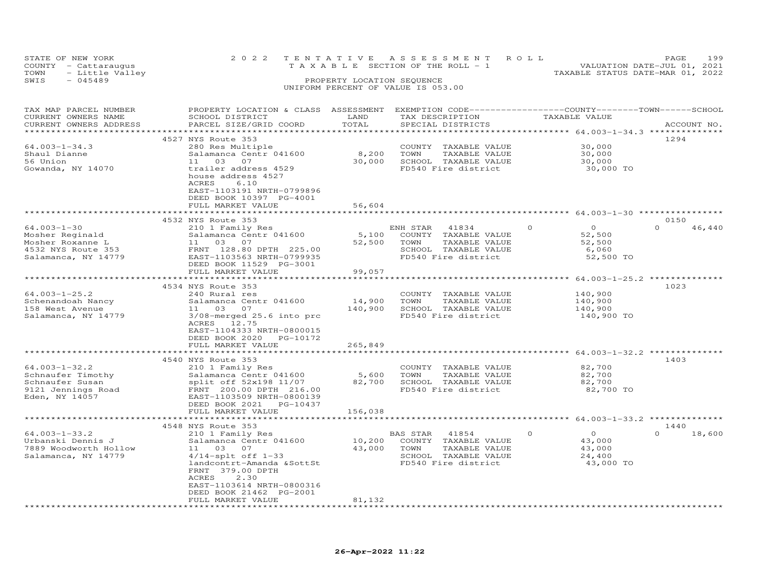STATE OF NEW YORK | 2022 TENTATIVE ASSESSMENT ROLL | VALUATION DATE-JUL 01, 2021
COUNTY - Cattaraugus | TAXABLE SECTION OF THE ROLL - 1 | TAXABLE STATUS DATE-MAR 01, 2022
TOWN - Little Valley | PROPERTY LOCATION SEQUENCE
SWIS - 045489 | UNIFORM PERCENT OF VALUE IS 053.00

| TAX MAP PARCEL NUMBER / CURRENT OWNERS NAME / CURRENT OWNERS ADDRESS | PROPERTY LOCATION & CLASS / SCHOOL DISTRICT / PARCEL SIZE/GRID COORD | ASSESSMENT LAND | TOTAL | EXEMPTION CODE / TAX DESCRIPTION / SPECIAL DISTRICTS | COUNTY | TOWN | SCHOOL | TAXABLE VALUE | ACCOUNT NO. |
|---|---|---|---|---|---|---|---|---|---|
| **64.003-1-34.3** | 4527 NYS Route 353 | | | | | | | | 1294 |
| 64.003-1-34.3 | 280 Res Multiple | | | COUNTY TAXABLE VALUE | | | | 30,000 | |
| Shaul Dianne | Salamanca Centr 041600 | 8,200 | | TOWN TAXABLE VALUE | | | | 30,000 | |
| 56 Union | 11 03 07 | | 30,000 | SCHOOL TAXABLE VALUE | | | | 30,000 | |
| Gowanda, NY 14070 | trailer address 4529 | | | FD540 Fire district | | | | 30,000 TO | |
| | house address 4527 | | | | | | | | |
| | ACRES 6.10 | | | | | | | | |
| | EAST-1103191 NRTH-0799896 | | | | | | | | |
| | DEED BOOK 10397 PG-4001 | | | | | | | | |
| | FULL MARKET VALUE | | 56,604 | | | | | | |
| **64.003-1-30** | 4532 NYS Route 353 | | | | | | | | 0150 |
| 64.003-1-30 | 210 1 Family Res | | | ENH STAR 41834 | 0 | 0 | 46,440 | | |
| Mosher Reginald | Salamanca Centr 041600 | 5,100 | | COUNTY TAXABLE VALUE | | | | 52,500 | |
| Mosher Roxanne L | 11 03 07 | | 52,500 | TOWN TAXABLE VALUE | | | | 52,500 | |
| 4532 NYS Route 353 | FRNT 128.80 DPTH 225.00 | | | SCHOOL TAXABLE VALUE | | | | 6,060 | |
| Salamanca, NY 14779 | EAST-1103563 NRTH-0799935 | | | FD540 Fire district | | | | 52,500 TO | |
| | DEED BOOK 11529 PG-3001 | | | | | | | | |
| | FULL MARKET VALUE | | 99,057 | | | | | | |
| **64.003-1-25.2** | 4534 NYS Route 353 | | | | | | | | 1023 |
| 64.003-1-25.2 | 240 Rural res | | | COUNTY TAXABLE VALUE | | | | 140,900 | |
| Schenandoah Nancy | Salamanca Centr 041600 | 14,900 | | TOWN TAXABLE VALUE | | | | 140,900 | |
| 158 West Avenue | 11 03 07 | | 140,900 | SCHOOL TAXABLE VALUE | | | | 140,900 | |
| Salamanca, NY 14779 | 3/08-merged 25.6 into prc | | | FD540 Fire district | | | | 140,900 TO | |
| | ACRES 12.75 | | | | | | | | |
| | EAST-1104333 NRTH-0800015 | | | | | | | | |
| | DEED BOOK 2020 PG-10172 | | | | | | | | |
| | FULL MARKET VALUE | | 265,849 | | | | | | |
| **64.003-1-32.2** | 4540 NYS Route 353 | | | | | | | | 1403 |
| 64.003-1-32.2 | 210 1 Family Res | | | COUNTY TAXABLE VALUE | | | | 82,700 | |
| Schnaufer Timothy | Salamanca Centr 041600 | 5,600 | | TOWN TAXABLE VALUE | | | | 82,700 | |
| Schnaufer Susan | split off 52x198 11/07 | | 82,700 | SCHOOL TAXABLE VALUE | | | | 82,700 | |
| 9121 Jennings Road | FRNT 200.00 DPTH 216.00 | | | FD540 Fire district | | | | 82,700 TO | |
| Eden, NY 14057 | EAST-1103509 NRTH-0800139 | | | | | | | | |
| | DEED BOOK 2021 PG-10437 | | | | | | | | |
| | FULL MARKET VALUE | | 156,038 | | | | | | |
| **64.003-1-33.2** | 4548 NYS Route 353 | | | | | | | | 1440 |
| 64.003-1-33.2 | 210 1 Family Res | | | BAS STAR 41854 | 0 | 0 | 18,600 | | |
| Urbanski Dennis J | Salamanca Centr 041600 | 10,200 | | COUNTY TAXABLE VALUE | | | | 43,000 | |
| 7889 Woodworth Hollow | 11 03 07 | | 43,000 | TOWN TAXABLE VALUE | | | | 43,000 | |
| Salamanca, NY 14779 | 4/14-splt off 1-33 | | | SCHOOL TAXABLE VALUE | | | | 24,400 | |
| | landcontrt-Amanda &SottSt | | | FD540 Fire district | | | | 43,000 TO | |
| | FRNT 379.00 DPTH | | | | | | | | |
| | ACRES 2.30 | | | | | | | | |
| | EAST-1103614 NRTH-0800316 | | | | | | | | |
| | DEED BOOK 21462 PG-2001 | | | | | | | | |
| | FULL MARKET VALUE | | 81,132 | | | | | | |

26-Apr-2022 11:22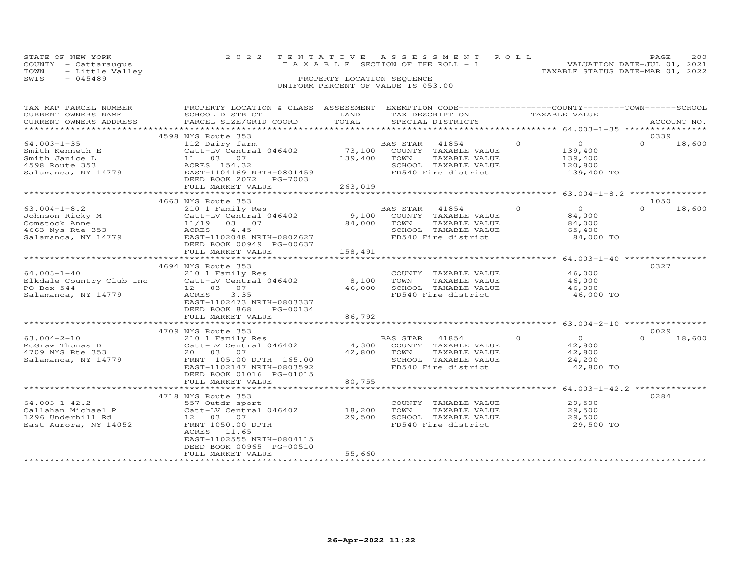STATE OF NEW YORK
COUNTY - Cattaraugus
TOWN - Little Valley
SWIS - 045489

2022 TENTATIVE ASSESSMENT ROLL
TAXABLE SECTION OF THE ROLL - 1
PROPERTY LOCATION SEQUENCE
UNIFORM PERCENT OF VALUE IS 053.00

VALUATION DATE-JUL 01, 2021
TAXABLE STATUS DATE-MAR 01, 2022

| TAX MAP PARCEL NUMBER / CURRENT OWNERS NAME / CURRENT OWNERS ADDRESS | PROPERTY LOCATION & CLASS / SCHOOL DISTRICT / PARCEL SIZE/GRID COORD | ASSESSMENT LAND | TOTAL | EXEMPTION CODE / TAX DESCRIPTION / SPECIAL DISTRICTS | COUNTY | TAXABLE VALUE | TOWN | SCHOOL | ACCOUNT NO. |
|---|---|---|---|---|---|---|---|---|---|
| 64.003-1-35 | 4598 NYS Route 353 | | | | | | | | 0339 |
| 64.003-1-35 | 112 Dairy farm | | | BAS STAR 41854 | 0 | 0 | 0 | 18,600 | |
| Smith Kenneth E | Catt-LV Central 046402 | 73,100 | | COUNTY TAXABLE VALUE | | 139,400 | | | |
| Smith Janice L | 11 03 07 | | 139,400 | TOWN TAXABLE VALUE | | 139,400 | | | |
| 4598 Route 353 | ACRES 154.32 | | | SCHOOL TAXABLE VALUE | | 120,800 | | | |
| Salamanca, NY 14779 | EAST-1104169 NRTH-0801459 | | | FD540 Fire district | | 139,400 TO | | | |
| | DEED BOOK 2072 PG-7003 | | | | | | | | |
| | FULL MARKET VALUE | | 263,019 | | | | | | |
| 63.004-1-8.2 | 4663 NYS Route 353 | | | | | | | | 1050 |
| 63.004-1-8.2 | 210 1 Family Res | | | BAS STAR 41854 | 0 | 0 | 0 | 18,600 | |
| Johnson Ricky M | Catt-LV Central 046402 | 9,100 | | COUNTY TAXABLE VALUE | | 84,000 | | | |
| Comstock Anne | 11/19 03 07 | | 84,000 | TOWN TAXABLE VALUE | | 84,000 | | | |
| 4663 Nys Rte 353 | ACRES 4.45 | | | SCHOOL TAXABLE VALUE | | 65,400 | | | |
| Salamanca, NY 14779 | EAST-1102048 NRTH-0802627 | | | FD540 Fire district | | 84,000 TO | | | |
| | DEED BOOK 00949 PG-00637 | | | | | | | | |
| | FULL MARKET VALUE | | 158,491 | | | | | | |
| 64.003-1-40 | 4694 NYS Route 353 | | | | | | | | 0327 |
| 64.003-1-40 | 210 1 Family Res | | | COUNTY TAXABLE VALUE | | 46,000 | | | |
| Elkdale Country Club Inc | Catt-LV Central 046402 | 8,100 | | TOWN TAXABLE VALUE | | 46,000 | | | |
| PO Box 544 | 12 03 07 | | 46,000 | SCHOOL TAXABLE VALUE | | 46,000 | | | |
| Salamanca, NY 14779 | ACRES 3.35 | | | FD540 Fire district | | 46,000 TO | | | |
| | EAST-1102473 NRTH-0803337 | | | | | | | | |
| | DEED BOOK 868 PG-00134 | | | | | | | | |
| | FULL MARKET VALUE | | 86,792 | | | | | | |
| 63.004-2-10 | 4709 NYS Route 353 | | | | | | | | 0029 |
| 63.004-2-10 | 210 1 Family Res | | | BAS STAR 41854 | 0 | 0 | 0 | 18,600 | |
| McGraw Thomas D | Catt-LV Central 046402 | 4,300 | | COUNTY TAXABLE VALUE | | 42,800 | | | |
| 4709 NYS Rte 353 | 20 03 07 | | 42,800 | TOWN TAXABLE VALUE | | 42,800 | | | |
| Salamanca, NY 14779 | FRNT 105.00 DPTH 165.00 | | | SCHOOL TAXABLE VALUE | | 24,200 | | | |
| | EAST-1102147 NRTH-0803592 | | | FD540 Fire district | | 42,800 TO | | | |
| | DEED BOOK 01016 PG-01015 | | | | | | | | |
| | FULL MARKET VALUE | | 80,755 | | | | | | |
| 64.003-1-42.2 | 4718 NYS Route 353 | | | | | | | | 0284 |
| 64.003-1-42.2 | 557 Outdr sport | | | COUNTY TAXABLE VALUE | | 29,500 | | | |
| Callahan Michael P | Catt-LV Central 046402 | 18,200 | | TOWN TAXABLE VALUE | | 29,500 | | | |
| 1296 Underhill Rd | 12 03 07 | | 29,500 | SCHOOL TAXABLE VALUE | | 29,500 | | | |
| East Aurora, NY 14052 | FRNT 1050.00 DPTH | | | FD540 Fire district | | 29,500 TO | | | |
| | ACRES 11.65 | | | | | | | | |
| | EAST-1102555 NRTH-0804115 | | | | | | | | |
| | DEED BOOK 00965 PG-00510 | | | | | | | | |
| | FULL MARKET VALUE | | 55,660 | | | | | | |

26-Apr-2022 11:22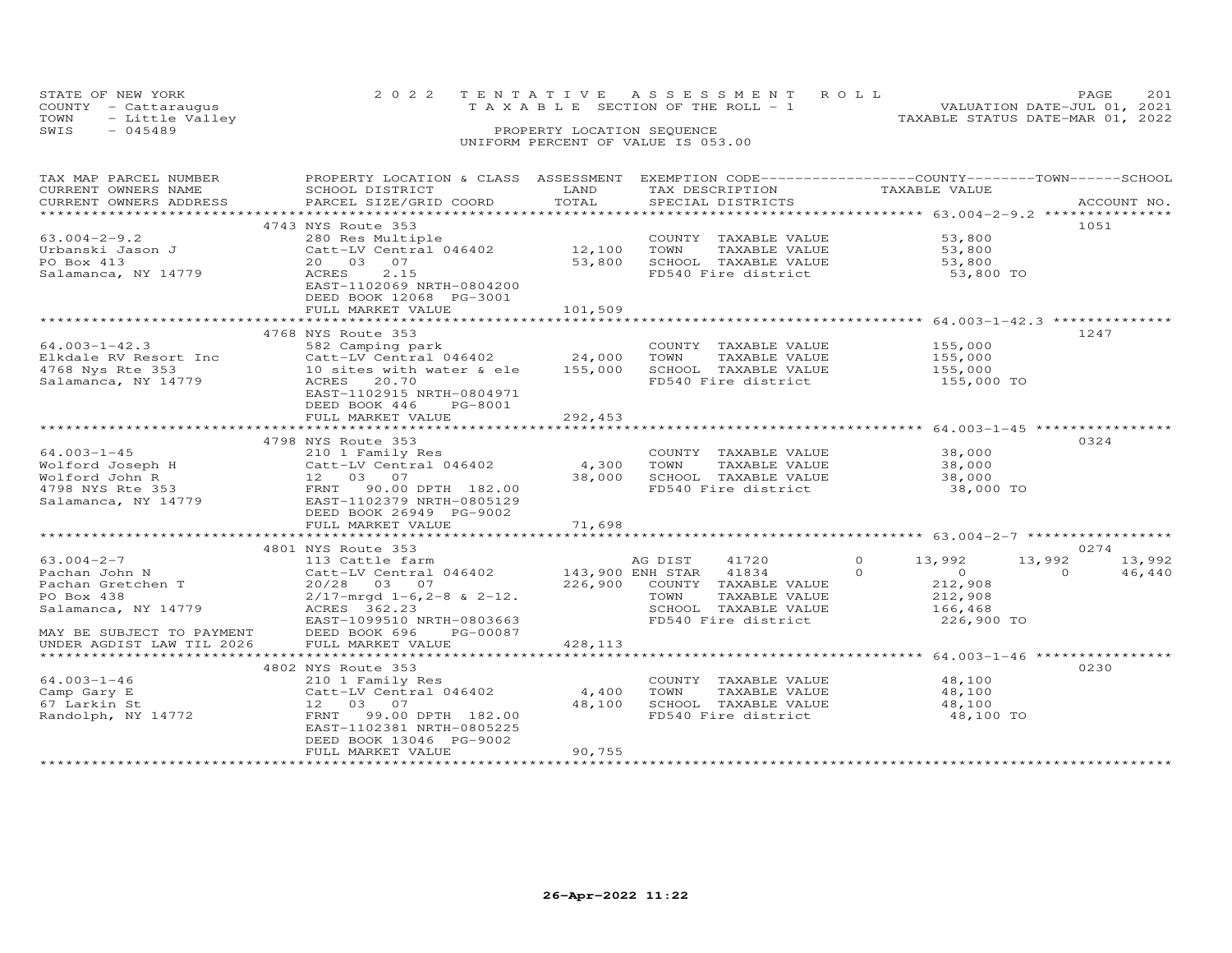STATE OF NEW YORK — 2022 TENTATIVE ASSESSMENT ROLL — VALUATION DATE-JUL 01, 2021
COUNTY - Cattaraugus — TAXABLE SECTION OF THE ROLL - 1 — TAXABLE STATUS DATE-MAR 01, 2022
TOWN - Little Valley
SWIS - 045489 — PROPERTY LOCATION SEQUENCE
UNIFORM PERCENT OF VALUE IS 053.00

| TAX MAP PARCEL NUMBER / CURRENT OWNERS NAME / CURRENT OWNERS ADDRESS | PROPERTY LOCATION & CLASS / SCHOOL DISTRICT / PARCEL SIZE/GRID COORD | ASSESSMENT LAND | TOTAL | EXEMPTION CODE / TAX DESCRIPTION / SPECIAL DISTRICTS | COUNTY TAXABLE VALUE | TOWN | SCHOOL | ACCOUNT NO. |
|---|---|---|---|---|---|---|---|---|
| | 4743 NYS Route 353 | | | | | | | 1051 |
| 63.004-2-9.2 | 280 Res Multiple | | | COUNTY TAXABLE VALUE | 53,800 | | | |
| Urbanski Jason J | Catt-LV Central 046402 | 12,100 | | TOWN TAXABLE VALUE | 53,800 | | | |
| PO Box 413 | 20 03 07 | | 53,800 | SCHOOL TAXABLE VALUE | 53,800 | | | |
| Salamanca, NY 14779 | ACRES 2.15 | | | FD540 Fire district | 53,800 TO | | | |
| | EAST-1102069 NRTH-0804200 | | | | | | | |
| | DEED BOOK 12068 PG-3001 | | | | | | | |
| | FULL MARKET VALUE | | 101,509 | | | | | |
| | 4768 NYS Route 353 | | | | | | | 1247 |
| 64.003-1-42.3 | 582 Camping park | | | COUNTY TAXABLE VALUE | 155,000 | | | |
| Elkdale RV Resort Inc | Catt-LV Central 046402 | 24,000 | | TOWN TAXABLE VALUE | 155,000 | | | |
| 4768 Nys Rte 353 | 10 sites with water & ele | | 155,000 | SCHOOL TAXABLE VALUE | 155,000 | | | |
| Salamanca, NY 14779 | ACRES 20.70 | | | FD540 Fire district | 155,000 TO | | | |
| | EAST-1102915 NRTH-0804971 | | | | | | | |
| | DEED BOOK 446 PG-8001 | | | | | | | |
| | FULL MARKET VALUE | | 292,453 | | | | | |
| | 4798 NYS Route 353 | | | | | | | 0324 |
| 64.003-1-45 | 210 1 Family Res | | | COUNTY TAXABLE VALUE | 38,000 | | | |
| Wolford Joseph H | Catt-LV Central 046402 | 4,300 | | TOWN TAXABLE VALUE | 38,000 | | | |
| Wolford John R | 12 03 07 | | 38,000 | SCHOOL TAXABLE VALUE | 38,000 | | | |
| 4798 NYS Rte 353 | FRNT 90.00 DPTH 182.00 | | | FD540 Fire district | 38,000 TO | | | |
| Salamanca, NY 14779 | EAST-1102379 NRTH-0805129 | | | | | | | |
| | DEED BOOK 26949 PG-9002 | | | | | | | |
| | FULL MARKET VALUE | | 71,698 | | | | | |
| | 4801 NYS Route 353 | | | | | | | 0274 |
| 63.004-2-7 | 113 Cattle farm | | | AG DIST 41720 0 | 13,992 | 13,992 | 13,992 | |
| Pachan John N | Catt-LV Central 046402 | 143,900 | | ENH STAR 41834 0 | 0 | 0 | 46,440 | |
| Pachan Gretchen T | 20/28 03 07 | | 226,900 | COUNTY TAXABLE VALUE | 212,908 | | | |
| PO Box 438 | 2/17-mrgd 1-6,2-8 & 2-12. | | | TOWN TAXABLE VALUE | 212,908 | | | |
| Salamanca, NY 14779 | ACRES 362.23 | | | SCHOOL TAXABLE VALUE | 166,468 | | | |
| | EAST-1099510 NRTH-0803663 | | | FD540 Fire district | 226,900 TO | | | |
| MAY BE SUBJECT TO PAYMENT | DEED BOOK 696 PG-00087 | | | | | | | |
| UNDER AGDIST LAW TIL 2026 | FULL MARKET VALUE | | 428,113 | | | | | |
| | 4802 NYS Route 353 | | | | | | | 0230 |
| 64.003-1-46 | 210 1 Family Res | | | COUNTY TAXABLE VALUE | 48,100 | | | |
| Camp Gary E | Catt-LV Central 046402 | 4,400 | | TOWN TAXABLE VALUE | 48,100 | | | |
| 67 Larkin St | 12 03 07 | | 48,100 | SCHOOL TAXABLE VALUE | 48,100 | | | |
| Randolph, NY 14772 | FRNT 99.00 DPTH 182.00 | | | FD540 Fire district | 48,100 TO | | | |
| | EAST-1102381 NRTH-0805225 | | | | | | | |
| | DEED BOOK 13046 PG-9002 | | | | | | | |
| | FULL MARKET VALUE | | 90,755 | | | | | |

26-Apr-2022 11:22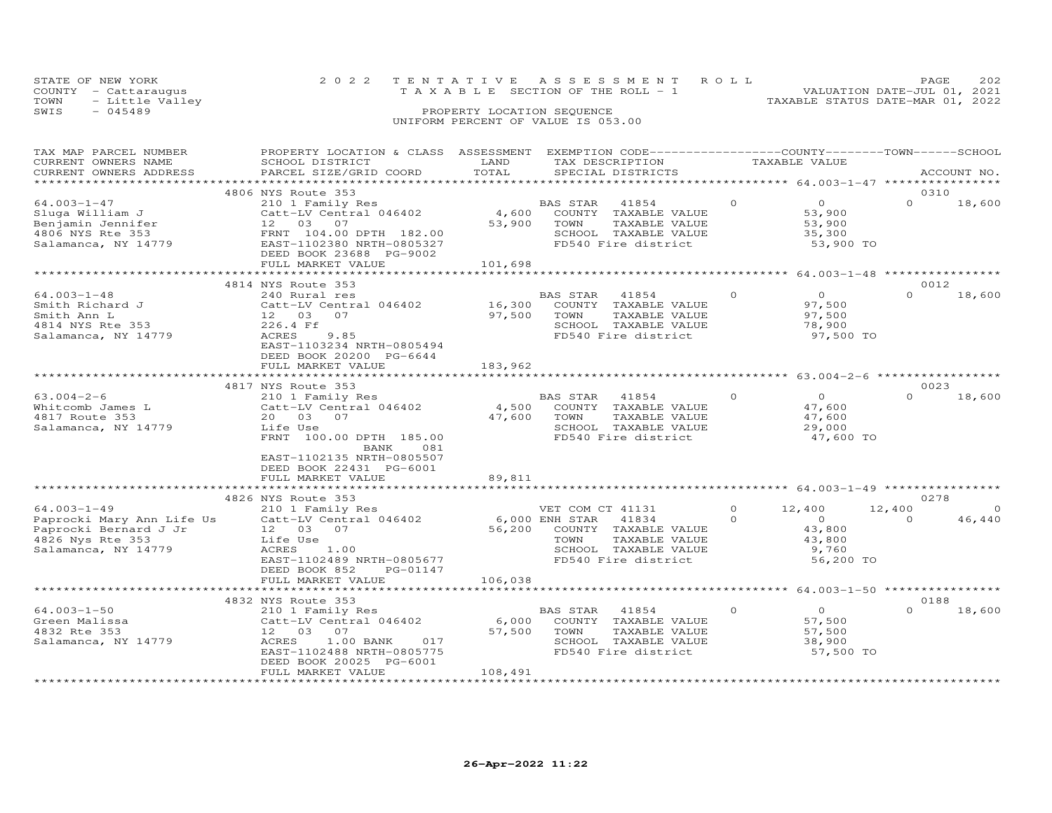STATE OF NEW YORK — 2022 TENTATIVE ASSESSMENT ROLL
COUNTY - Cattaraugus — TAXABLE SECTION OF THE ROLL - 1 — VALUATION DATE-JUL 01, 2021
TOWN - Little Valley — TAXABLE STATUS DATE-MAR 01, 2022
SWIS - 045489 — PROPERTY LOCATION SEQUENCE
UNIFORM PERCENT OF VALUE IS 053.00

| TAX MAP PARCEL NUMBER / CURRENT OWNERS NAME / CURRENT OWNERS ADDRESS | PROPERTY LOCATION & CLASS / SCHOOL DISTRICT / PARCEL SIZE/GRID COORD | ASSESSMENT LAND / TOTAL | EXEMPTION CODE / TAX DESCRIPTION / SPECIAL DISTRICTS | | COUNTY TAXABLE VALUE | TOWN | SCHOOL / ACCOUNT NO. |
|---|---|---|---|---|---|---|---|
| | 4806 NYS Route 353 | | | | | | 0310 |
| 64.003-1-47 | 210 1 Family Res | | BAS STAR 41854 | 0 | 0 | 0 | 18,600 |
| Sluga William J | Catt-LV Central 046402 | 4,600 | COUNTY TAXABLE VALUE | | 53,900 | | |
| Benjamin Jennifer | 12 03 07 | 53,900 | TOWN TAXABLE VALUE | | 53,900 | | |
| 4806 NYS Rte 353 | FRNT 104.00 DPTH 182.00 | | SCHOOL TAXABLE VALUE | | 35,300 | | |
| Salamanca, NY 14779 | EAST-1102380 NRTH-0805327 | | FD540 Fire district | | 53,900 TO | | |
| | DEED BOOK 23688 PG-9002 | | | | | | |
| | FULL MARKET VALUE | 101,698 | | | | | |
| | 4814 NYS Route 353 | | | | | | 0012 |
| 64.003-1-48 | 240 Rural res | | BAS STAR 41854 | 0 | 0 | 0 | 18,600 |
| Smith Richard J | Catt-LV Central 046402 | 16,300 | COUNTY TAXABLE VALUE | | 97,500 | | |
| Smith Ann L | 12 03 07 | 97,500 | TOWN TAXABLE VALUE | | 97,500 | | |
| 4814 NYS Rte 353 | 226.4 Ff | | SCHOOL TAXABLE VALUE | | 78,900 | | |
| Salamanca, NY 14779 | ACRES 9.85 | | FD540 Fire district | | 97,500 TO | | |
| | EAST-1103234 NRTH-0805494 | | | | | | |
| | DEED BOOK 20200 PG-6644 | | | | | | |
| | FULL MARKET VALUE | 183,962 | | | | | |
| | 4817 NYS Route 353 | | | | | | 0023 |
| 63.004-2-6 | 210 1 Family Res | | BAS STAR 41854 | 0 | 0 | 0 | 18,600 |
| Whitcomb James L | Catt-LV Central 046402 | 4,500 | COUNTY TAXABLE VALUE | | 47,600 | | |
| 4817 Route 353 | 20 03 07 | 47,600 | TOWN TAXABLE VALUE | | 47,600 | | |
| Salamanca, NY 14779 | Life Use | | SCHOOL TAXABLE VALUE | | 29,000 | | |
| | FRNT 100.00 DPTH 185.00 | | FD540 Fire district | | 47,600 TO | | |
| | BANK 081 | | | | | | |
| | EAST-1102135 NRTH-0805507 | | | | | | |
| | DEED BOOK 22431 PG-6001 | | | | | | |
| | FULL MARKET VALUE | 89,811 | | | | | |
| | 4826 NYS Route 353 | | | | | | 0278 |
| 64.003-1-49 | 210 1 Family Res | | VET COM CT 41131 | 0 | 12,400 | 12,400 | 0 |
| Paprocki Mary Ann Life Us | Catt-LV Central 046402 | 6,000 | ENH STAR 41834 | 0 | 0 | 0 | 46,440 |
| Paprocki Bernard J Jr | 12 03 07 | 56,200 | COUNTY TAXABLE VALUE | | 43,800 | | |
| 4826 Nys Rte 353 | Life Use | | TOWN TAXABLE VALUE | | 43,800 | | |
| Salamanca, NY 14779 | ACRES 1.00 | | SCHOOL TAXABLE VALUE | | 9,760 | | |
| | EAST-1102489 NRTH-0805677 | | FD540 Fire district | | 56,200 TO | | |
| | DEED BOOK 852 PG-01147 | | | | | | |
| | FULL MARKET VALUE | 106,038 | | | | | |
| | 4832 NYS Route 353 | | | | | | 0188 |
| 64.003-1-50 | 210 1 Family Res | | BAS STAR 41854 | 0 | 0 | 0 | 18,600 |
| Green Malissa | Catt-LV Central 046402 | 6,000 | COUNTY TAXABLE VALUE | | 57,500 | | |
| 4832 Rte 353 | 12 03 07 | 57,500 | TOWN TAXABLE VALUE | | 57,500 | | |
| Salamanca, NY 14779 | ACRES 1.00 BANK 017 | | SCHOOL TAXABLE VALUE | | 38,900 | | |
| | EAST-1102488 NRTH-0805775 | | FD540 Fire district | | 57,500 TO | | |
| | DEED BOOK 20025 PG-6001 | | | | | | |
| | FULL MARKET VALUE | 108,491 | | | | | |

26-Apr-2022 11:22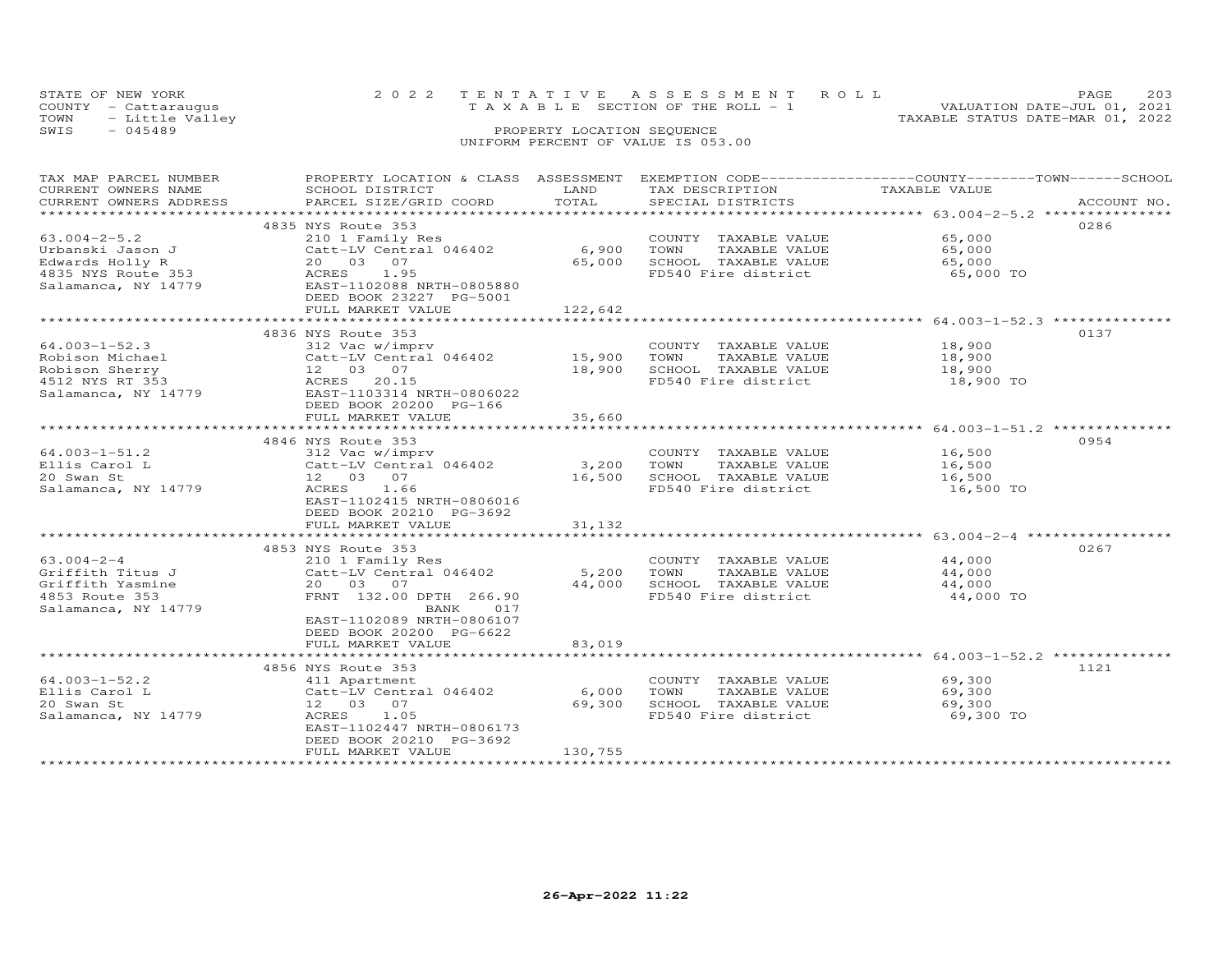STATE OF NEW YORK
COUNTY - Cattaraugus
TOWN - Little Valley
SWIS - 045489

2022 TENTATIVE ASSESSMENT ROLL
TAXABLE SECTION OF THE ROLL - 1
PROPERTY LOCATION SEQUENCE
UNIFORM PERCENT OF VALUE IS 053.00

VALUATION DATE-JUL 01, 2021
TAXABLE STATUS DATE-MAR 01, 2022

| TAX MAP PARCEL NUMBER / CURRENT OWNERS NAME / CURRENT OWNERS ADDRESS | PROPERTY LOCATION & CLASS / SCHOOL DISTRICT / PARCEL SIZE/GRID COORD | ASSESSMENT LAND | TOTAL | EXEMPTION CODE / TAX DESCRIPTION / SPECIAL DISTRICTS | COUNTY/TOWN/SCHOOL TAXABLE VALUE | ACCOUNT NO. |
|---|---|---|---|---|---|---|
| 63.004-2-5.2 | 4835 NYS Route 353 | | | | | 0286 |
| Urbanski Jason J | 210 1 Family Res | | | COUNTY TAXABLE VALUE | 65,000 | |
| Edwards Holly R | Catt-LV Central 046402 | 6,900 | | TOWN TAXABLE VALUE | 65,000 | |
| 4835 NYS Route 353 | 20 03 07 | | 65,000 | SCHOOL TAXABLE VALUE | 65,000 | |
| Salamanca, NY 14779 | ACRES 1.95 | | | FD540 Fire district | 65,000 TO | |
| | EAST-1102088 NRTH-0805880 | | | | | |
| | DEED BOOK 23227 PG-5001 | | | | | |
| | FULL MARKET VALUE | | 122,642 | | | |
| 64.003-1-52.3 | 4836 NYS Route 353 | | | | | 0137 |
| Robison Michael | 312 Vac w/imprv | | | COUNTY TAXABLE VALUE | 18,900 | |
| Robison Sherry | Catt-LV Central 046402 | 15,900 | | TOWN TAXABLE VALUE | 18,900 | |
| 4512 NYS RT 353 | 12 03 07 | | 18,900 | SCHOOL TAXABLE VALUE | 18,900 | |
| Salamanca, NY 14779 | ACRES 20.15 | | | FD540 Fire district | 18,900 TO | |
| | EAST-1103314 NRTH-0806022 | | | | | |
| | DEED BOOK 20200 PG-166 | | | | | |
| | FULL MARKET VALUE | | 35,660 | | | |
| 64.003-1-51.2 | 4846 NYS Route 353 | | | | | 0954 |
| Ellis Carol L | 312 Vac w/imprv | | | COUNTY TAXABLE VALUE | 16,500 | |
| 20 Swan St | Catt-LV Central 046402 | 3,200 | | TOWN TAXABLE VALUE | 16,500 | |
| Salamanca, NY 14779 | 12 03 07 | | 16,500 | SCHOOL TAXABLE VALUE | 16,500 | |
| | ACRES 1.66 | | | FD540 Fire district | 16,500 TO | |
| | EAST-1102415 NRTH-0806016 | | | | | |
| | DEED BOOK 20210 PG-3692 | | | | | |
| | FULL MARKET VALUE | | 31,132 | | | |
| 63.004-2-4 | 4853 NYS Route 353 | | | | | 0267 |
| Griffith Titus J | 210 1 Family Res | | | COUNTY TAXABLE VALUE | 44,000 | |
| Griffith Yasmine | Catt-LV Central 046402 | 5,200 | | TOWN TAXABLE VALUE | 44,000 | |
| 4853 Route 353 | 20 03 07 | | 44,000 | SCHOOL TAXABLE VALUE | 44,000 | |
| Salamanca, NY 14779 | FRNT 132.00 DPTH 266.90 | | | FD540 Fire district | 44,000 TO | |
| | BANK 017 | | | | | |
| | EAST-1102089 NRTH-0806107 | | | | | |
| | DEED BOOK 20200 PG-6622 | | | | | |
| | FULL MARKET VALUE | | 83,019 | | | |
| 64.003-1-52.2 | 4856 NYS Route 353 | | | | | 1121 |
| Ellis Carol L | 411 Apartment | | | COUNTY TAXABLE VALUE | 69,300 | |
| 20 Swan St | Catt-LV Central 046402 | 6,000 | | TOWN TAXABLE VALUE | 69,300 | |
| Salamanca, NY 14779 | 12 03 07 | | 69,300 | SCHOOL TAXABLE VALUE | 69,300 | |
| | ACRES 1.05 | | | FD540 Fire district | 69,300 TO | |
| | EAST-1102447 NRTH-0806173 | | | | | |
| | DEED BOOK 20210 PG-3692 | | | | | |
| | FULL MARKET VALUE | | 130,755 | | | |

26-Apr-2022 11:22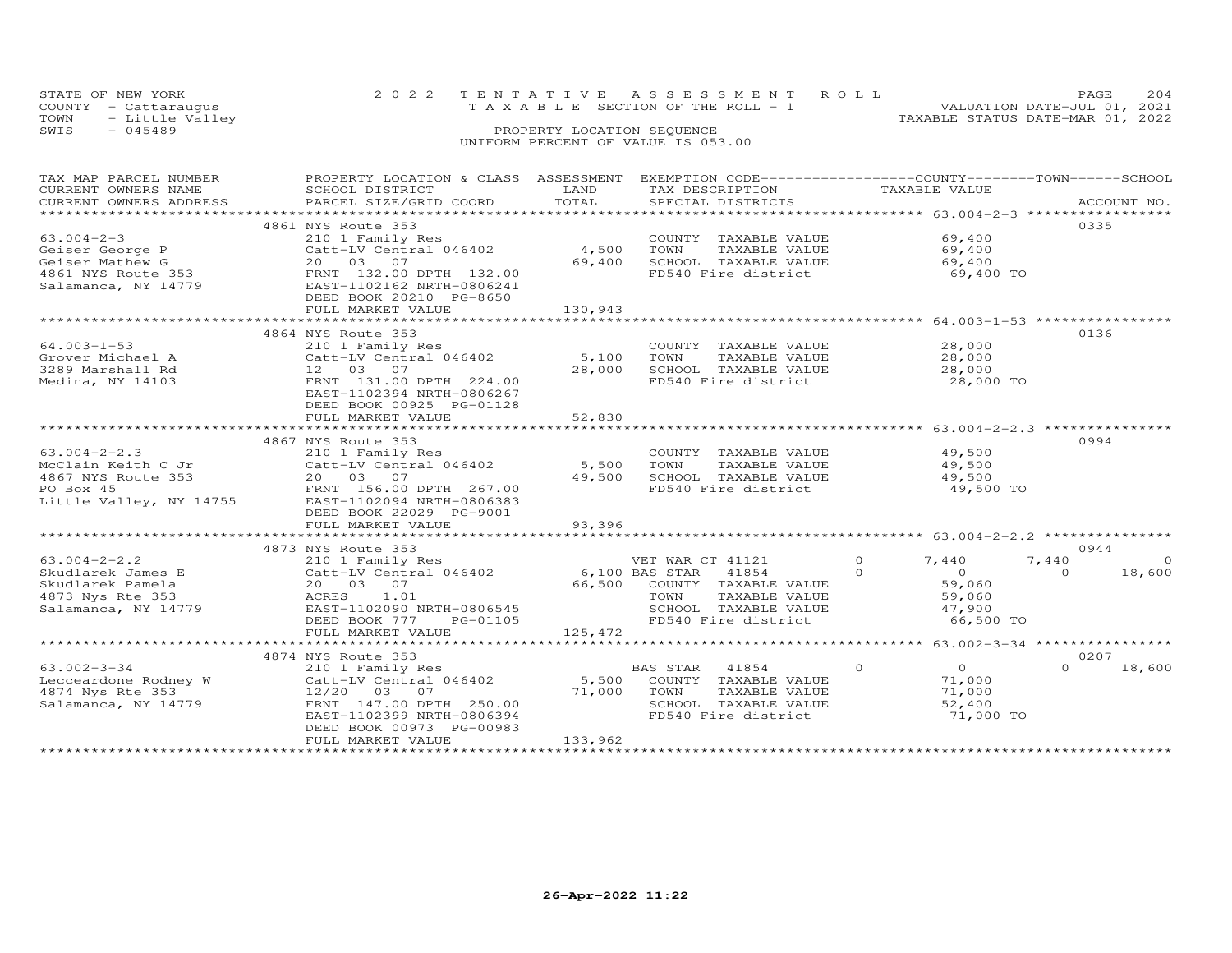STATE OF NEW YORK — 2022 TENTATIVE ASSESSMENT ROLL — PAGE 204
COUNTY - Cattaraugus — TAXABLE SECTION OF THE ROLL - 1 — VALUATION DATE-JUL 01, 2021
TOWN - Little Valley — TAXABLE STATUS DATE-MAR 01, 2022
SWIS - 045489 — PROPERTY LOCATION SEQUENCE
UNIFORM PERCENT OF VALUE IS 053.00

| TAX MAP PARCEL NUMBER / CURRENT OWNERS NAME / CURRENT OWNERS ADDRESS | PROPERTY LOCATION & CLASS / SCHOOL DISTRICT / PARCEL SIZE/GRID COORD | ASSESSMENT LAND / TOTAL | EXEMPTION CODE / TAX DESCRIPTION / SPECIAL DISTRICTS | COUNTY TAXABLE VALUE | TOWN | SCHOOL | ACCOUNT NO. |
|---|---|---|---|---|---|---|---|
| | 4861 NYS Route 353 | | | | | | 0335 |
| 63.004-2-3 | 210 1 Family Res | | COUNTY TAXABLE VALUE | 69,400 | | | |
| Geiser George P | Catt-LV Central 046402 | 4,500 | TOWN TAXABLE VALUE | 69,400 | | | |
| Geiser Mathew G | 20 03 07 | 69,400 | SCHOOL TAXABLE VALUE | 69,400 | | | |
| 4861 NYS Route 353 | FRNT 132.00 DPTH 132.00 | | FD540 Fire district | 69,400 TO | | | |
| Salamanca, NY 14779 | EAST-1102162 NRTH-0806241 | | | | | | |
| | DEED BOOK 20210 PG-8650 | | | | | | |
| | FULL MARKET VALUE | 130,943 | | | | | |
| | 4864 NYS Route 353 | | | | | | 0136 |
| 64.003-1-53 | 210 1 Family Res | | COUNTY TAXABLE VALUE | 28,000 | | | |
| Grover Michael A | Catt-LV Central 046402 | 5,100 | TOWN TAXABLE VALUE | 28,000 | | | |
| 3289 Marshall Rd | 12 03 07 | 28,000 | SCHOOL TAXABLE VALUE | 28,000 | | | |
| Medina, NY 14103 | FRNT 131.00 DPTH 224.00 | | FD540 Fire district | 28,000 TO | | | |
| | EAST-1102394 NRTH-0806267 | | | | | | |
| | DEED BOOK 00925 PG-01128 | | | | | | |
| | FULL MARKET VALUE | 52,830 | | | | | |
| | 4867 NYS Route 353 | | | | | | 0994 |
| 63.004-2-2.3 | 210 1 Family Res | | COUNTY TAXABLE VALUE | 49,500 | | | |
| McClain Keith C Jr | Catt-LV Central 046402 | 5,500 | TOWN TAXABLE VALUE | 49,500 | | | |
| 4867 NYS Route 353 | 20 03 07 | 49,500 | SCHOOL TAXABLE VALUE | 49,500 | | | |
| PO Box 45 | FRNT 156.00 DPTH 267.00 | | FD540 Fire district | 49,500 TO | | | |
| Little Valley, NY 14755 | EAST-1102094 NRTH-0806383 | | | | | | |
| | DEED BOOK 22029 PG-9001 | | | | | | |
| | FULL MARKET VALUE | 93,396 | | | | | |
| | 4873 NYS Route 353 | | | | | | 0944 |
| 63.004-2-2.2 | 210 1 Family Res | | VET WAR CT 41121 0 | 7,440 | 7,440 | 0 | |
| Skudlarek James E | Catt-LV Central 046402 | 6,100 | BAS STAR 41854 0 | 0 | 0 | 18,600 | |
| Skudlarek Pamela | 20 03 07 | 66,500 | COUNTY TAXABLE VALUE | 59,060 | | | |
| 4873 Nys Rte 353 | ACRES 1.01 | | TOWN TAXABLE VALUE | 59,060 | | | |
| Salamanca, NY 14779 | EAST-1102090 NRTH-0806545 | | SCHOOL TAXABLE VALUE | 47,900 | | | |
| | DEED BOOK 777 PG-01105 | | FD540 Fire district | 66,500 TO | | | |
| | FULL MARKET VALUE | 125,472 | | | | | |
| | 4874 NYS Route 353 | | | | | | 0207 |
| 63.002-3-34 | 210 1 Family Res | | BAS STAR 41854 0 | 0 | 0 | 18,600 | |
| Lecceardone Rodney W | Catt-LV Central 046402 | 5,500 | COUNTY TAXABLE VALUE | 71,000 | | | |
| 4874 Nys Rte 353 | 12/20 03 07 | 71,000 | TOWN TAXABLE VALUE | 71,000 | | | |
| Salamanca, NY 14779 | FRNT 147.00 DPTH 250.00 | | SCHOOL TAXABLE VALUE | 52,400 | | | |
| | EAST-1102399 NRTH-0806394 | | FD540 Fire district | 71,000 TO | | | |
| | DEED BOOK 00973 PG-00983 | | | | | | |
| | FULL MARKET VALUE | 133,962 | | | | | |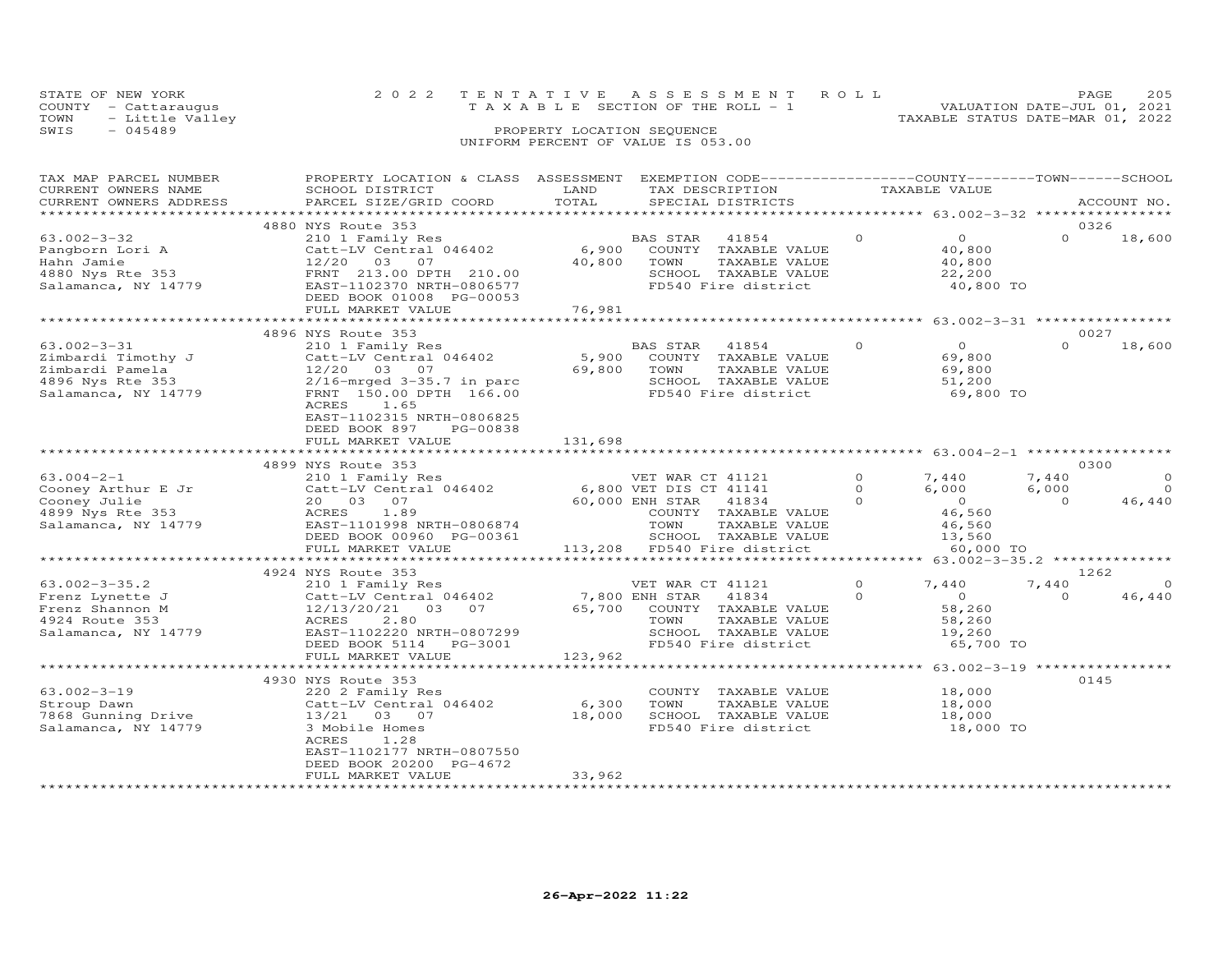STATE OF NEW YORK
COUNTY - Cattaraugus
TOWN - Little Valley
SWIS - 045489

2022 TENTATIVE ASSESSMENT ROLL
TAXABLE SECTION OF THE ROLL - 1
PROPERTY LOCATION SEQUENCE
UNIFORM PERCENT OF VALUE IS 053.00

VALUATION DATE-JUL 01, 2021
TAXABLE STATUS DATE-MAR 01, 2022

| TAX MAP PARCEL NUMBER / CURRENT OWNERS NAME / CURRENT OWNERS ADDRESS | PROPERTY LOCATION & CLASS / SCHOOL DISTRICT / PARCEL SIZE/GRID COORD | ASSESSMENT LAND / TOTAL | EXEMPTION CODE / TAX DESCRIPTION / SPECIAL DISTRICTS | | COUNTY TAXABLE VALUE | TOWN | SCHOOL / ACCOUNT NO. |
|---|---|---|---|---|---|---|---|
| | 4880 NYS Route 353 | | | | | | 0326 |
| 63.002-3-32 | 210 1 Family Res | | BAS STAR 41854 | 0 | 0 | 0 | 18,600 |
| Pangborn Lori A | Catt-LV Central 046402 | 6,900 | COUNTY TAXABLE VALUE | | 40,800 | | |
| Hahn Jamie | 12/20 03 07 | 40,800 | TOWN TAXABLE VALUE | | 40,800 | | |
| 4880 Nys Rte 353 | FRNT 213.00 DPTH 210.00 | | SCHOOL TAXABLE VALUE | | 22,200 | | |
| Salamanca, NY 14779 | EAST-1102370 NRTH-0806577 | | FD540 Fire district | | 40,800 TO | | |
| | DEED BOOK 01008 PG-00053 | | | | | | |
| | FULL MARKET VALUE | 76,981 | | | | | |
| | 4896 NYS Route 353 | | | | | | 0027 |
| 63.002-3-31 | 210 1 Family Res | | BAS STAR 41854 | 0 | 0 | 0 | 18,600 |
| Zimbardi Timothy J | Catt-LV Central 046402 | 5,900 | COUNTY TAXABLE VALUE | | 69,800 | | |
| Zimbardi Pamela | 12/20 03 07 | 69,800 | TOWN TAXABLE VALUE | | 69,800 | | |
| 4896 Nys Rte 353 | 2/16-mrged 3-35.7 in parc | | SCHOOL TAXABLE VALUE | | 51,200 | | |
| Salamanca, NY 14779 | FRNT 150.00 DPTH 166.00 | | FD540 Fire district | | 69,800 TO | | |
| | ACRES 1.65 | | | | | | |
| | EAST-1102315 NRTH-0806825 | | | | | | |
| | DEED BOOK 897 PG-00838 | | | | | | |
| | FULL MARKET VALUE | 131,698 | | | | | |
| | 4899 NYS Route 353 | | | | | | 0300 |
| 63.004-2-1 | 210 1 Family Res | | VET WAR CT 41121 | 0 | 7,440 | 7,440 | 0 |
| Cooney Arthur E Jr | Catt-LV Central 046402 | 6,800 | VET DIS CT 41141 | 0 | 6,000 | 6,000 | 0 |
| Cooney Julie | 20 03 07 | 60,000 | ENH STAR 41834 | 0 | 0 | 0 | 46,440 |
| 4899 Nys Rte 353 | ACRES 1.89 | | COUNTY TAXABLE VALUE | | 46,560 | | |
| Salamanca, NY 14779 | EAST-1101998 NRTH-0806874 | | TOWN TAXABLE VALUE | | 46,560 | | |
| | DEED BOOK 00960 PG-00361 | | SCHOOL TAXABLE VALUE | | 13,560 | | |
| | FULL MARKET VALUE | 113,208 | FD540 Fire district | | 60,000 TO | | |
| | 4924 NYS Route 353 | | | | | | 1262 |
| 63.002-3-35.2 | 210 1 Family Res | | VET WAR CT 41121 | 0 | 7,440 | 7,440 | 0 |
| Frenz Lynette J | Catt-LV Central 046402 | 7,800 | ENH STAR 41834 | 0 | 0 | 0 | 46,440 |
| Frenz Shannon M | 12/13/20/21 03 07 | 65,700 | COUNTY TAXABLE VALUE | | 58,260 | | |
| 4924 Route 353 | ACRES 2.80 | | TOWN TAXABLE VALUE | | 58,260 | | |
| Salamanca, NY 14779 | EAST-1102220 NRTH-0807299 | | SCHOOL TAXABLE VALUE | | 19,260 | | |
| | DEED BOOK 5114 PG-3001 | | FD540 Fire district | | 65,700 TO | | |
| | FULL MARKET VALUE | 123,962 | | | | | |
| | 4930 NYS Route 353 | | | | | | 0145 |
| 63.002-3-19 | 220 2 Family Res | | COUNTY TAXABLE VALUE | | 18,000 | | |
| Stroup Dawn | Catt-LV Central 046402 | 6,300 | TOWN TAXABLE VALUE | | 18,000 | | |
| 7868 Gunning Drive | 13/21 03 07 | 18,000 | SCHOOL TAXABLE VALUE | | 18,000 | | |
| Salamanca, NY 14779 | 3 Mobile Homes | | FD540 Fire district | | 18,000 TO | | |
| | ACRES 1.28 | | | | | | |
| | EAST-1102177 NRTH-0807550 | | | | | | |
| | DEED BOOK 20200 PG-4672 | | | | | | |
| | FULL MARKET VALUE | 33,962 | | | | | |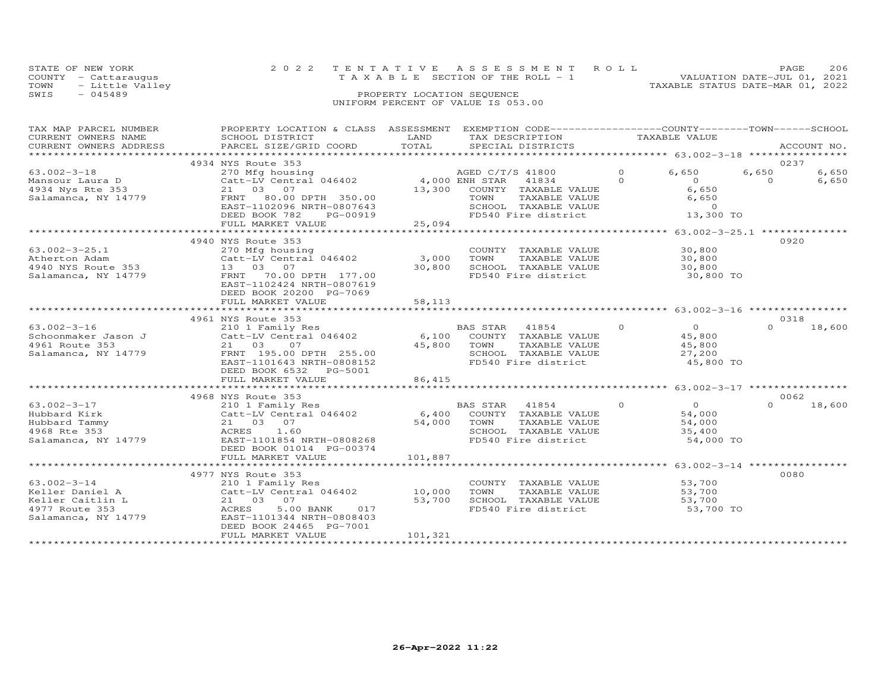STATE OF NEW YORK — 2022 TENTATIVE ASSESSMENT ROLL
COUNTY - Cattaraugus — TAXABLE SECTION OF THE ROLL - 1 — VALUATION DATE-JUL 01, 2021
TOWN - Little Valley — TAXABLE STATUS DATE-MAR 01, 2022
SWIS - 045489 — PROPERTY LOCATION SEQUENCE
UNIFORM PERCENT OF VALUE IS 053.00

| TAX MAP PARCEL NUMBER / CURRENT OWNERS NAME / CURRENT OWNERS ADDRESS | PROPERTY LOCATION & CLASS / SCHOOL DISTRICT / PARCEL SIZE/GRID COORD | ASSESSMENT LAND | TOTAL | EXEMPTION CODE / TAX DESCRIPTION / SPECIAL DISTRICTS | | COUNTY TAXABLE VALUE | TOWN | SCHOOL | ACCOUNT NO. |
|---|---|---|---|---|---|---|---|---|---|
| **63.002-3-18** | 4934 NYS Route 353 | | | | | | | | 0237 |
| Mansour Laura D | 270 Mfg housing | | | AGED C/T/S 41800 | 0 | 6,650 | 6,650 | 6,650 | |
| 4934 Nys Rte 353 | Catt-LV Central 046402 | 4,000 | | ENH STAR 41834 | 0 | 0 | 0 | 6,650 | |
| Salamanca, NY 14779 | 21 03 07 | | 13,300 | COUNTY TAXABLE VALUE | | 6,650 | | | |
| | FRNT 80.00 DPTH 350.00 | | | TOWN TAXABLE VALUE | | 6,650 | | | |
| | EAST-1102096 NRTH-0807643 | | | SCHOOL TAXABLE VALUE | | 0 | | | |
| | DEED BOOK 782 PG-00919 | | | FD540 Fire district | | 13,300 TO | | | |
| | FULL MARKET VALUE | | 25,094 | | | | | | |
| **63.002-3-25.1** | 4940 NYS Route 353 | | | | | | | | 0920 |
| Atherton Adam | 270 Mfg housing | | | COUNTY TAXABLE VALUE | | 30,800 | | | |
| 4940 NYS Route 353 | Catt-LV Central 046402 | 3,000 | | TOWN TAXABLE VALUE | | 30,800 | | | |
| Salamanca, NY 14779 | 13 03 07 | | 30,800 | SCHOOL TAXABLE VALUE | | 30,800 | | | |
| | FRNT 70.00 DPTH 177.00 | | | FD540 Fire district | | 30,800 TO | | | |
| | EAST-1102424 NRTH-0807619 | | | | | | | | |
| | DEED BOOK 20200 PG-7069 | | | | | | | | |
| | FULL MARKET VALUE | | 58,113 | | | | | | |
| **63.002-3-16** | 4961 NYS Route 353 | | | | | | | | 0318 |
| Schoonmaker Jason J | 210 1 Family Res | | | BAS STAR 41854 | 0 | 0 | 0 | 18,600 | |
| 4961 Route 353 | Catt-LV Central 046402 | 6,100 | | COUNTY TAXABLE VALUE | | 45,800 | | | |
| Salamanca, NY 14779 | 21 03 07 | | 45,800 | TOWN TAXABLE VALUE | | 45,800 | | | |
| | FRNT 195.00 DPTH 255.00 | | | SCHOOL TAXABLE VALUE | | 27,200 | | | |
| | EAST-1101643 NRTH-0808152 | | | FD540 Fire district | | 45,800 TO | | | |
| | DEED BOOK 6532 PG-5001 | | | | | | | | |
| | FULL MARKET VALUE | | 86,415 | | | | | | |
| **63.002-3-17** | 4968 NYS Route 353 | | | | | | | | 0062 |
| Hubbard Kirk | 210 1 Family Res | | | BAS STAR 41854 | 0 | 0 | 0 | 18,600 | |
| Hubbard Tammy | Catt-LV Central 046402 | 6,400 | | COUNTY TAXABLE VALUE | | 54,000 | | | |
| 4968 Rte 353 | 21 03 07 | | 54,000 | TOWN TAXABLE VALUE | | 54,000 | | | |
| Salamanca, NY 14779 | ACRES 1.60 | | | SCHOOL TAXABLE VALUE | | 35,400 | | | |
| | EAST-1101854 NRTH-0808268 | | | FD540 Fire district | | 54,000 TO | | | |
| | DEED BOOK 01014 PG-00374 | | | | | | | | |
| | FULL MARKET VALUE | | 101,887 | | | | | | |
| **63.002-3-14** | 4977 NYS Route 353 | | | | | | | | 0080 |
| Keller Daniel A | 210 1 Family Res | | | COUNTY TAXABLE VALUE | | 53,700 | | | |
| Keller Caitlin L | Catt-LV Central 046402 | 10,000 | | TOWN TAXABLE VALUE | | 53,700 | | | |
| 4977 Route 353 | 21 03 07 | | 53,700 | SCHOOL TAXABLE VALUE | | 53,700 | | | |
| Salamanca, NY 14779 | ACRES 5.00 BANK 017 | | | FD540 Fire district | | 53,700 TO | | | |
| | EAST-1101344 NRTH-0808403 | | | | | | | | |
| | DEED BOOK 24465 PG-7001 | | | | | | | | |
| | FULL MARKET VALUE | | 101,321 | | | | | | |

26-Apr-2022 11:22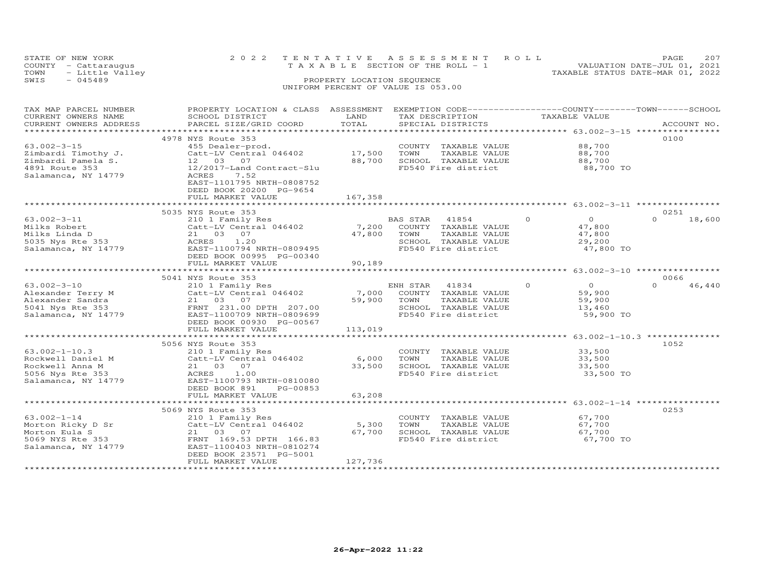STATE OF NEW YORK
COUNTY - Cattaraugus
TOWN - Little Valley
SWIS - 045489

2022 TENTATIVE ASSESSMENT ROLL
TAXABLE SECTION OF THE ROLL - 1
PROPERTY LOCATION SEQUENCE
UNIFORM PERCENT OF VALUE IS 053.00

VALUATION DATE-JUL 01, 2021
TAXABLE STATUS DATE-MAR 01, 2022

| TAX MAP PARCEL NUMBER / CURRENT OWNERS NAME / CURRENT OWNERS ADDRESS | PROPERTY LOCATION & CLASS / SCHOOL DISTRICT / PARCEL SIZE/GRID COORD | ASSESSMENT LAND / TOTAL | EXEMPTION CODE / TAX DESCRIPTION / SPECIAL DISTRICTS | COUNTY TAXABLE VALUE | TOWN | SCHOOL | ACCOUNT NO. |
|---|---|---|---|---|---|---|---|
| 63.002-3-15 | 4978 NYS Route 353 | | | | | | 0100 |
| Zimbardi Timothy J. | 455 Dealer-prod. | | COUNTY TAXABLE VALUE | 88,700 | | | |
| Zimbardi Pamela S. | Catt-LV Central 046402 | 17,500 | TOWN TAXABLE VALUE | 88,700 | | | |
| 4891 Route 353 | 12 03 07 | 88,700 | SCHOOL TAXABLE VALUE | 88,700 | | | |
| Salamanca, NY 14779 | 12/2017-Land Contract-Slu | | FD540 Fire district | 88,700 TO | | | |
| | ACRES 7.52 | | | | | | |
| | EAST-1101795 NRTH-0808752 | | | | | | |
| | DEED BOOK 20200 PG-9654 | | | | | | |
| | FULL MARKET VALUE | 167,358 | | | | | |
| 63.002-3-11 | 5035 NYS Route 353 | | | | | | 0251 |
| Milks Robert | 210 1 Family Res | | BAS STAR 41854 | 0 | 0 | 0 | 18,600 |
| Milks Linda D | Catt-LV Central 046402 | 7,200 | COUNTY TAXABLE VALUE | 47,800 | | | |
| 5035 Nys Rte 353 | 21 03 07 | 47,800 | TOWN TAXABLE VALUE | 47,800 | | | |
| Salamanca, NY 14779 | ACRES 1.20 | | SCHOOL TAXABLE VALUE | 29,200 | | | |
| | EAST-1100794 NRTH-0809495 | | FD540 Fire district | 47,800 TO | | | |
| | DEED BOOK 00995 PG-00340 | | | | | | |
| | FULL MARKET VALUE | 90,189 | | | | | |
| 63.002-3-10 | 5041 NYS Route 353 | | | | | | 0066 |
| Alexander Terry M | 210 1 Family Res | | ENH STAR 41834 | 0 | 0 | 0 | 46,440 |
| Alexander Sandra | Catt-LV Central 046402 | 7,000 | COUNTY TAXABLE VALUE | 59,900 | | | |
| 5041 Nys Rte 353 | 21 03 07 | 59,900 | TOWN TAXABLE VALUE | 59,900 | | | |
| Salamanca, NY 14779 | FRNT 231.00 DPTH 207.00 | | SCHOOL TAXABLE VALUE | 13,460 | | | |
| | EAST-1100709 NRTH-0809699 | | FD540 Fire district | 59,900 TO | | | |
| | DEED BOOK 00930 PG-00567 | | | | | | |
| | FULL MARKET VALUE | 113,019 | | | | | |
| 63.002-1-10.3 | 5056 NYS Route 353 | | | | | | 1052 |
| Rockwell Daniel M | 210 1 Family Res | | COUNTY TAXABLE VALUE | 33,500 | | | |
| Rockwell Anna M | Catt-LV Central 046402 | 6,000 | TOWN TAXABLE VALUE | 33,500 | | | |
| 5056 Nys Rte 353 | 21 03 07 | 33,500 | SCHOOL TAXABLE VALUE | 33,500 | | | |
| Salamanca, NY 14779 | ACRES 1.00 | | FD540 Fire district | 33,500 TO | | | |
| | EAST-1100793 NRTH-0810080 | | | | | | |
| | DEED BOOK 891 PG-00853 | | | | | | |
| | FULL MARKET VALUE | 63,208 | | | | | |
| 63.002-1-14 | 5069 NYS Route 353 | | | | | | 0253 |
| Morton Ricky D Sr | 210 1 Family Res | | COUNTY TAXABLE VALUE | 67,700 | | | |
| Morton Eula S | Catt-LV Central 046402 | 5,300 | TOWN TAXABLE VALUE | 67,700 | | | |
| 5069 NYS Rte 353 | 21 03 07 | 67,700 | SCHOOL TAXABLE VALUE | 67,700 | | | |
| Salamanca, NY 14779 | FRNT 169.53 DPTH 166.83 | | FD540 Fire district | 67,700 TO | | | |
| | EAST-1100403 NRTH-0810274 | | | | | | |
| | DEED BOOK 23571 PG-5001 | | | | | | |
| | FULL MARKET VALUE | 127,736 | | | | | |

26-Apr-2022 11:22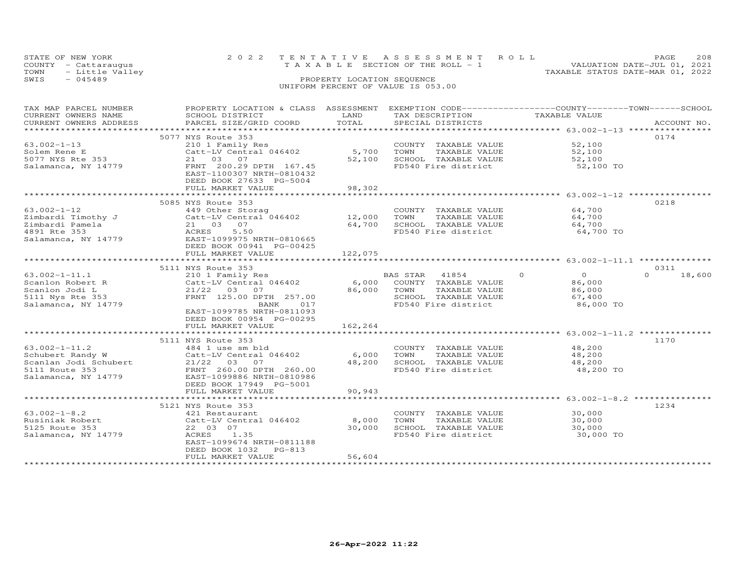STATE OF NEW YORK
COUNTY - Cattaraugus
TOWN - Little Valley
SWIS - 045489

2022 TENTATIVE ASSESSMENT ROLL
TAXABLE SECTION OF THE ROLL - 1
PROPERTY LOCATION SEQUENCE
UNIFORM PERCENT OF VALUE IS 053.00

VALUATION DATE-JUL 01, 2021
TAXABLE STATUS DATE-MAR 01, 2022

| TAX MAP PARCEL NUMBER / CURRENT OWNERS NAME / CURRENT OWNERS ADDRESS | PROPERTY LOCATION & CLASS / SCHOOL DISTRICT / PARCEL SIZE/GRID COORD | ASSESSMENT LAND | TOTAL | EXEMPTION CODE / TAX DESCRIPTION / SPECIAL DISTRICTS | COUNTY | TOWN | SCHOOL / TAXABLE VALUE | ACCOUNT NO. |
|---|---|---|---|---|---|---|---|---|
| 63.002-1-13 | 5077 NYS Route 353 | | | | | | | 0174 |
| Solem Rene E | 210 1 Family Res | | | COUNTY TAXABLE VALUE | | | 52,100 | |
| 5077 NYS Rte 353 | Catt-LV Central 046402 | 5,700 | | TOWN TAXABLE VALUE | | | 52,100 | |
| Salamanca, NY 14779 | 21 03 07 | | 52,100 | SCHOOL TAXABLE VALUE | | | 52,100 | |
| | FRNT 200.29 DPTH 167.45 | | | FD540 Fire district | | | 52,100 TO | |
| | EAST-1100307 NRTH-0810432 | | | | | | | |
| | DEED BOOK 27633 PG-5004 | | | | | | | |
| | FULL MARKET VALUE | | 98,302 | | | | | |
| 63.002-1-12 | 5085 NYS Route 353 | | | | | | | 0218 |
| Zimbardi Timothy J | 449 Other Storag | | | COUNTY TAXABLE VALUE | | | 64,700 | |
| Zimbardi Pamela | Catt-LV Central 046402 | 12,000 | | TOWN TAXABLE VALUE | | | 64,700 | |
| 4891 Rte 353 | 21 03 07 | | 64,700 | SCHOOL TAXABLE VALUE | | | 64,700 | |
| Salamanca, NY 14779 | ACRES 5.50 | | | FD540 Fire district | | | 64,700 TO | |
| | EAST-1099975 NRTH-0810665 | | | | | | | |
| | DEED BOOK 00941 PG-00425 | | | | | | | |
| | FULL MARKET VALUE | | 122,075 | | | | | |
| 63.002-1-11.1 | 5111 NYS Route 353 | | | | | | | 0311 |
| Scanlon Robert R | 210 1 Family Res | | | BAS STAR 41854 | 0 | 0 | 0 | 18,600 |
| Scanlon Jodi L | Catt-LV Central 046402 | 6,000 | | COUNTY TAXABLE VALUE | | | 86,000 | |
| 5111 Nys Rte 353 | 21/22 03 07 | | 86,000 | TOWN TAXABLE VALUE | | | 86,000 | |
| Salamanca, NY 14779 | FRNT 125.00 DPTH 257.00 | | | SCHOOL TAXABLE VALUE | | | 67,400 | |
| | BANK 017 | | | FD540 Fire district | | | 86,000 TO | |
| | EAST-1099785 NRTH-0811093 | | | | | | | |
| | DEED BOOK 00954 PG-00295 | | | | | | | |
| | FULL MARKET VALUE | | 162,264 | | | | | |
| 63.002-1-11.2 | 5111 NYS Route 353 | | | | | | | 1170 |
| Schubert Randy W | 484 1 use sm bld | | | COUNTY TAXABLE VALUE | | | 48,200 | |
| Scanlan Jodi Schubert | Catt-LV Central 046402 | 6,000 | | TOWN TAXABLE VALUE | | | 48,200 | |
| 5111 Route 353 | 21/22 03 07 | | 48,200 | SCHOOL TAXABLE VALUE | | | 48,200 | |
| Salamanca, NY 14779 | FRNT 260.00 DPTH 260.00 | | | FD540 Fire district | | | 48,200 TO | |
| | EAST-1099886 NRTH-0810986 | | | | | | | |
| | DEED BOOK 17949 PG-5001 | | | | | | | |
| | FULL MARKET VALUE | | 90,943 | | | | | |
| 63.002-1-8.2 | 5121 NYS Route 353 | | | | | | | 1234 |
| Rusiniak Robert | 421 Restaurant | | | COUNTY TAXABLE VALUE | | | 30,000 | |
| 5125 Route 353 | Catt-LV Central 046402 | 8,000 | | TOWN TAXABLE VALUE | | | 30,000 | |
| Salamanca, NY 14779 | 22 03 07 | | 30,000 | SCHOOL TAXABLE VALUE | | | 30,000 | |
| | ACRES 1.35 | | | FD540 Fire district | | | 30,000 TO | |
| | EAST-1099674 NRTH-0811188 | | | | | | | |
| | DEED BOOK 1032 PG-813 | | | | | | | |
| | FULL MARKET VALUE | | 56,604 | | | | | |

26-Apr-2022 11:22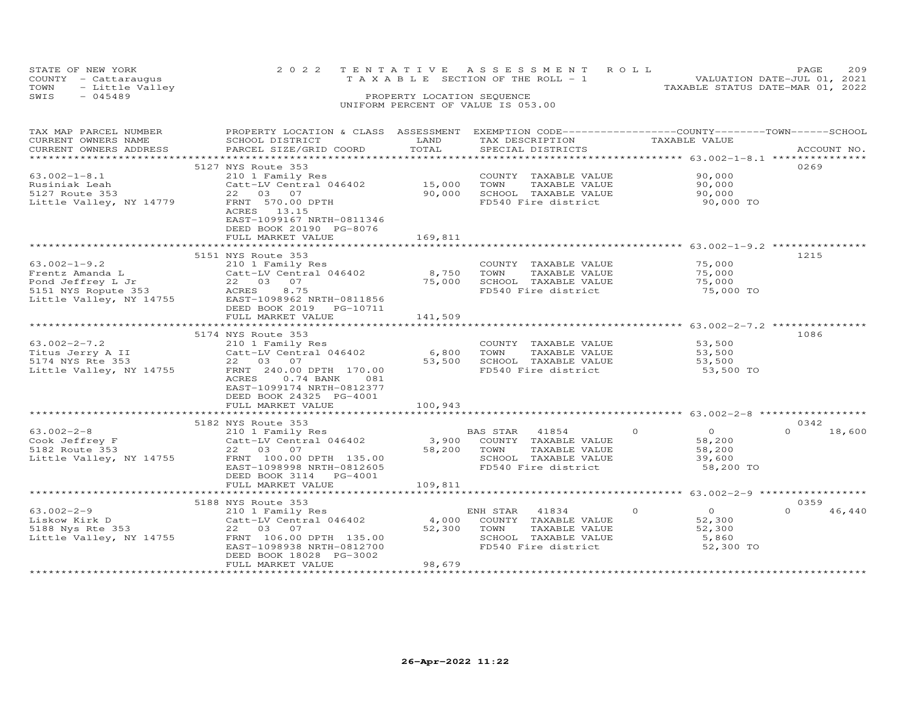STATE OF NEW YORK — 2022 TENTATIVE ASSESSMENT ROLL
COUNTY - Cattaraugus — TAXABLE SECTION OF THE ROLL - 1 — VALUATION DATE-JUL 01, 2021
TOWN - Little Valley — TAXABLE STATUS DATE-MAR 01, 2022
SWIS - 045489 — PROPERTY LOCATION SEQUENCE
UNIFORM PERCENT OF VALUE IS 053.00

| TAX MAP PARCEL NUMBER / CURRENT OWNERS NAME / CURRENT OWNERS ADDRESS | PROPERTY LOCATION & CLASS / SCHOOL DISTRICT / PARCEL SIZE/GRID COORD | ASSESSMENT LAND / TOTAL | EXEMPTION CODE / TAX DESCRIPTION / SPECIAL DISTRICTS | COUNTY | TOWN | SCHOOL | TAXABLE VALUE | ACCOUNT NO. |
|---|---|---|---|---|---|---|---|---|
| **63.002-1-8.1** | 5127 NYS Route 353 | | | | | | | 0269 |
| 63.002-1-8.1 | 210 1 Family Res | | COUNTY TAXABLE VALUE | | | | 90,000 | |
| Rusiniak Leah | Catt-LV Central 046402 | 15,000 | TOWN TAXABLE VALUE | | | | 90,000 | |
| 5127 Route 353 | 22 03 07 | 90,000 | SCHOOL TAXABLE VALUE | | | | 90,000 | |
| Little Valley, NY 14779 | FRNT 570.00 DPTH | | FD540 Fire district | | | | 90,000 TO | |
| | ACRES 13.15 | | | | | | | |
| | EAST-1099167 NRTH-0811346 | | | | | | | |
| | DEED BOOK 20190 PG-8076 | | | | | | | |
| | FULL MARKET VALUE | 169,811 | | | | | | |
| **63.002-1-9.2** | 5151 NYS Route 353 | | | | | | | 1215 |
| 63.002-1-9.2 | 210 1 Family Res | | COUNTY TAXABLE VALUE | | | | 75,000 | |
| Frentz Amanda L | Catt-LV Central 046402 | 8,750 | TOWN TAXABLE VALUE | | | | 75,000 | |
| Pond Jeffrey L Jr | 22 03 07 | 75,000 | SCHOOL TAXABLE VALUE | | | | 75,000 | |
| 5151 NYS Ropute 353 | ACRES 8.75 | | FD540 Fire district | | | | 75,000 TO | |
| Little Valley, NY 14755 | EAST-1098962 NRTH-0811856 | | | | | | | |
| | DEED BOOK 2019 PG-10711 | | | | | | | |
| | FULL MARKET VALUE | 141,509 | | | | | | |
| **63.002-2-7.2** | 5174 NYS Route 353 | | | | | | | 1086 |
| 63.002-2-7.2 | 210 1 Family Res | | COUNTY TAXABLE VALUE | | | | 53,500 | |
| Titus Jerry A II | Catt-LV Central 046402 | 6,800 | TOWN TAXABLE VALUE | | | | 53,500 | |
| 5174 NYS Rte 353 | 22 03 07 | 53,500 | SCHOOL TAXABLE VALUE | | | | 53,500 | |
| Little Valley, NY 14755 | FRNT 240.00 DPTH 170.00 | | FD540 Fire district | | | | 53,500 TO | |
| | ACRES 0.74 BANK 081 | | | | | | | |
| | EAST-1099174 NRTH-0812377 | | | | | | | |
| | DEED BOOK 24325 PG-4001 | | | | | | | |
| | FULL MARKET VALUE | 100,943 | | | | | | |
| **63.002-2-8** | 5182 NYS Route 353 | | | | | | | 0342 |
| 63.002-2-8 | 210 1 Family Res | | BAS STAR 41854 | 0 | 0 | 18,600 | | |
| Cook Jeffrey F | Catt-LV Central 046402 | 3,900 | COUNTY TAXABLE VALUE | | | | 58,200 | |
| 5182 Route 353 | 22 03 07 | 58,200 | TOWN TAXABLE VALUE | | | | 58,200 | |
| Little Valley, NY 14755 | FRNT 100.00 DPTH 135.00 | | SCHOOL TAXABLE VALUE | | | | 39,600 | |
| | EAST-1098998 NRTH-0812605 | | FD540 Fire district | | | | 58,200 TO | |
| | DEED BOOK 3114 PG-4001 | | | | | | | |
| | FULL MARKET VALUE | 109,811 | | | | | | |
| **63.002-2-9** | 5188 NYS Route 353 | | | | | | | 0359 |
| 63.002-2-9 | 210 1 Family Res | | ENH STAR 41834 | 0 | 0 | 46,440 | | |
| Liskow Kirk D | Catt-LV Central 046402 | 4,000 | COUNTY TAXABLE VALUE | | | | 52,300 | |
| 5188 Nys Rte 353 | 22 03 07 | 52,300 | TOWN TAXABLE VALUE | | | | 52,300 | |
| Little Valley, NY 14755 | FRNT 106.00 DPTH 135.00 | | SCHOOL TAXABLE VALUE | | | | 5,860 | |
| | EAST-1098938 NRTH-0812700 | | FD540 Fire district | | | | 52,300 TO | |
| | DEED BOOK 18028 PG-3002 | | | | | | | |
| | FULL MARKET VALUE | 98,679 | | | | | | |

26-Apr-2022 11:22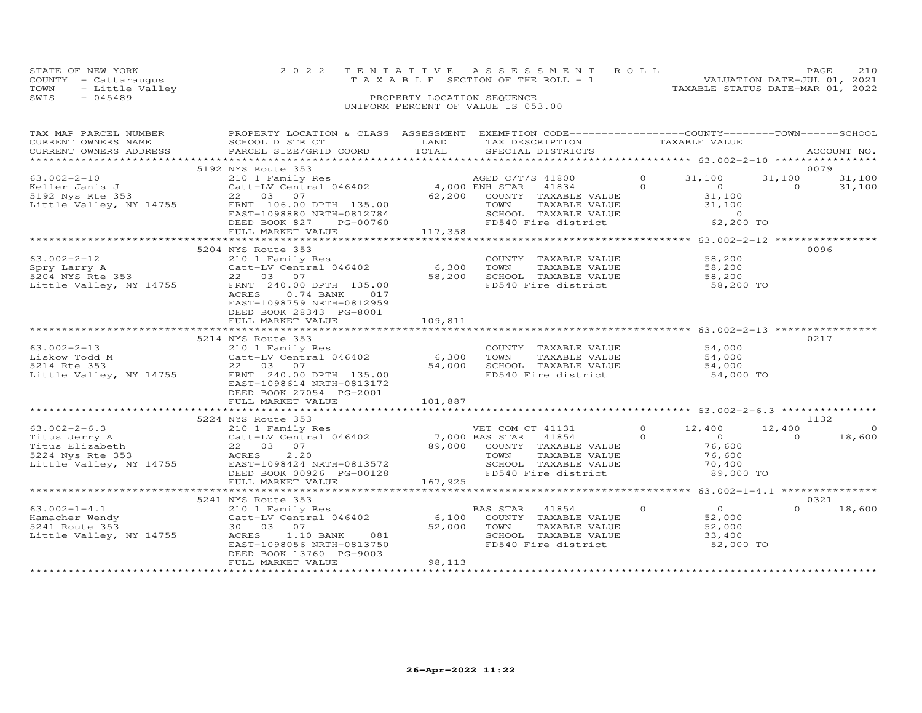STATE OF NEW YORK
COUNTY - Cattaraugus
TOWN - Little Valley
SWIS - 045489

2022 TENTATIVE ASSESSMENT ROLL
TAXABLE SECTION OF THE ROLL - 1
PROPERTY LOCATION SEQUENCE
UNIFORM PERCENT OF VALUE IS 053.00

VALUATION DATE-JUL 01, 2021
TAXABLE STATUS DATE-MAR 01, 2022

| TAX MAP PARCEL NUMBER / CURRENT OWNERS NAME / CURRENT OWNERS ADDRESS | PROPERTY LOCATION & CLASS / SCHOOL DISTRICT / PARCEL SIZE/GRID COORD | ASSESSMENT LAND / TOTAL | EXEMPTION CODE / TAX DESCRIPTION / SPECIAL DISTRICTS | COUNTY TAXABLE VALUE | TOWN | SCHOOL | ACCOUNT NO. |
|---|---|---|---|---|---|---|---|
| **63.002-2-10** | 5192 NYS Route 353 | | | | | | 0079 |
| 63.002-2-10 | 210 1 Family Res | | AGED C/T/S 41800 0 | 31,100 | 31,100 | 31,100 | |
| Keller Janis J | Catt-LV Central 046402 | 4,000 | ENH STAR 41834 0 | 0 | 0 | 31,100 | |
| 5192 Nys Rte 353 | 22 03 07 | 62,200 | COUNTY TAXABLE VALUE | 31,100 | | | |
| Little Valley, NY 14755 | FRNT 106.00 DPTH 135.00 | | TOWN TAXABLE VALUE | 31,100 | | | |
| | EAST-1098880 NRTH-0812784 | | SCHOOL TAXABLE VALUE | 0 | | | |
| | DEED BOOK 827 PG-00760 | | FD540 Fire district | 62,200 TO | | | |
| | FULL MARKET VALUE | 117,358 | | | | | |
| **63.002-2-12** | 5204 NYS Route 353 | | | | | | 0096 |
| 63.002-2-12 | 210 1 Family Res | | COUNTY TAXABLE VALUE | 58,200 | | | |
| Spry Larry A | Catt-LV Central 046402 | 6,300 | TOWN TAXABLE VALUE | 58,200 | | | |
| 5204 NYS Rte 353 | 22 03 07 | 58,200 | SCHOOL TAXABLE VALUE | 58,200 | | | |
| Little Valley, NY 14755 | FRNT 240.00 DPTH 135.00 | | FD540 Fire district | 58,200 TO | | | |
| | ACRES 0.74 BANK 017 | | | | | | |
| | EAST-1098759 NRTH-0812959 | | | | | | |
| | DEED BOOK 28343 PG-8001 | | | | | | |
| | FULL MARKET VALUE | 109,811 | | | | | |
| **63.002-2-13** | 5214 NYS Route 353 | | | | | | 0217 |
| 63.002-2-13 | 210 1 Family Res | | COUNTY TAXABLE VALUE | 54,000 | | | |
| Liskow Todd M | Catt-LV Central 046402 | 6,300 | TOWN TAXABLE VALUE | 54,000 | | | |
| 5214 Rte 353 | 22 03 07 | 54,000 | SCHOOL TAXABLE VALUE | 54,000 | | | |
| Little Valley, NY 14755 | FRNT 240.00 DPTH 135.00 | | FD540 Fire district | 54,000 TO | | | |
| | EAST-1098614 NRTH-0813172 | | | | | | |
| | DEED BOOK 27054 PG-2001 | | | | | | |
| | FULL MARKET VALUE | 101,887 | | | | | |
| **63.002-2-6.3** | 5224 NYS Route 353 | | | | | | 1132 |
| 63.002-2-6.3 | 210 1 Family Res | | VET COM CT 41131 0 | 12,400 | 12,400 | 0 | |
| Titus Jerry A | Catt-LV Central 046402 | 7,000 | BAS STAR 41854 0 | 0 | 0 | 18,600 | |
| Titus Elizabeth | 22 03 07 | 89,000 | COUNTY TAXABLE VALUE | 76,600 | | | |
| 5224 Nys Rte 353 | ACRES 2.20 | | TOWN TAXABLE VALUE | 76,600 | | | |
| Little Valley, NY 14755 | EAST-1098424 NRTH-0813572 | | SCHOOL TAXABLE VALUE | 70,400 | | | |
| | DEED BOOK 00926 PG-00128 | | FD540 Fire district | 89,000 TO | | | |
| | FULL MARKET VALUE | 167,925 | | | | | |
| **63.002-1-4.1** | 5241 NYS Route 353 | | | | | | 0321 |
| 63.002-1-4.1 | 210 1 Family Res | | BAS STAR 41854 0 | 0 | 0 | 18,600 | |
| Hamacher Wendy | Catt-LV Central 046402 | 6,100 | COUNTY TAXABLE VALUE | 52,000 | | | |
| 5241 Route 353 | 30 03 07 | 52,000 | TOWN TAXABLE VALUE | 52,000 | | | |
| Little Valley, NY 14755 | ACRES 1.10 BANK 081 | | SCHOOL TAXABLE VALUE | 33,400 | | | |
| | EAST-1098056 NRTH-0813750 | | FD540 Fire district | 52,000 TO | | | |
| | DEED BOOK 13760 PG-9003 | | | | | | |
| | FULL MARKET VALUE | 98,113 | | | | | |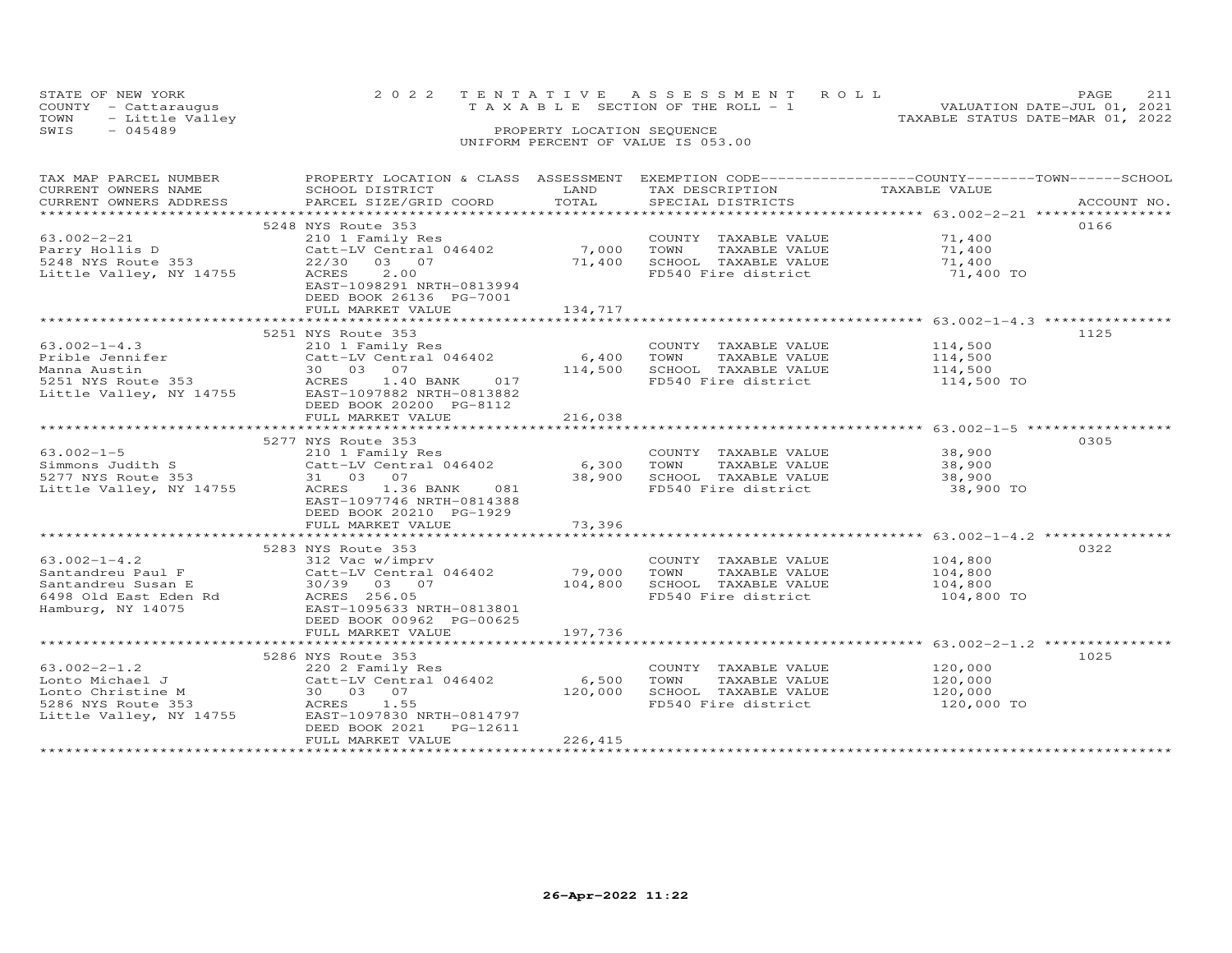STATE OF NEW YORK | 2022 TENTATIVE ASSESSMENT ROLL | VALUATION DATE-JUL 01, 2021
COUNTY - Cattaraugus | TAXABLE SECTION OF THE ROLL - 1 | TAXABLE STATUS DATE-MAR 01, 2022
TOWN - Little Valley | PROPERTY LOCATION SEQUENCE
SWIS - 045489 | UNIFORM PERCENT OF VALUE IS 053.00

| TAX MAP PARCEL NUMBER / CURRENT OWNERS NAME / CURRENT OWNERS ADDRESS | PROPERTY LOCATION & CLASS / SCHOOL DISTRICT / PARCEL SIZE/GRID COORD | ASSESSMENT LAND / TOTAL | EXEMPTION CODE / TAX DESCRIPTION / SPECIAL DISTRICTS | COUNTY--------TOWN------SCHOOL TAXABLE VALUE | ACCOUNT NO. |
|---|---|---|---|---|---|
| | 5248 NYS Route 353 | | | | 0166 |
| 63.002-2-21 | 210 1 Family Res | | COUNTY TAXABLE VALUE | 71,400 | |
| Parry Hollis D | Catt-LV Central 046402 | 7,000 | TOWN TAXABLE VALUE | 71,400 | |
| 5248 NYS Route 353 | 22/30 03 07 | 71,400 | SCHOOL TAXABLE VALUE | 71,400 | |
| Little Valley, NY 14755 | ACRES 2.00 | | FD540 Fire district | 71,400 TO | |
| | EAST-1098291 NRTH-0813994 | | | | |
| | DEED BOOK 26136 PG-7001 | | | | |
| | FULL MARKET VALUE | 134,717 | | | |
| | 5251 NYS Route 353 | | | | 1125 |
| 63.002-1-4.3 | 210 1 Family Res | | COUNTY TAXABLE VALUE | 114,500 | |
| Prible Jennifer | Catt-LV Central 046402 | 6,400 | TOWN TAXABLE VALUE | 114,500 | |
| Manna Austin | 30 03 07 | 114,500 | SCHOOL TAXABLE VALUE | 114,500 | |
| 5251 NYS Route 353 | ACRES 1.40 BANK 017 | | FD540 Fire district | 114,500 TO | |
| Little Valley, NY 14755 | EAST-1097882 NRTH-0813882 | | | | |
| | DEED BOOK 20200 PG-8112 | | | | |
| | FULL MARKET VALUE | 216,038 | | | |
| | 5277 NYS Route 353 | | | | 0305 |
| 63.002-1-5 | 210 1 Family Res | | COUNTY TAXABLE VALUE | 38,900 | |
| Simmons Judith S | Catt-LV Central 046402 | 6,300 | TOWN TAXABLE VALUE | 38,900 | |
| 5277 NYS Route 353 | 31 03 07 | 38,900 | SCHOOL TAXABLE VALUE | 38,900 | |
| Little Valley, NY 14755 | ACRES 1.36 BANK 081 | | FD540 Fire district | 38,900 TO | |
| | EAST-1097746 NRTH-0814388 | | | | |
| | DEED BOOK 20210 PG-1929 | | | | |
| | FULL MARKET VALUE | 73,396 | | | |
| | 5283 NYS Route 353 | | | | 0322 |
| 63.002-1-4.2 | 312 Vac w/imprv | | COUNTY TAXABLE VALUE | 104,800 | |
| Santandreu Paul F | Catt-LV Central 046402 | 79,000 | TOWN TAXABLE VALUE | 104,800 | |
| Santandreu Susan E | 30/39 03 07 | 104,800 | SCHOOL TAXABLE VALUE | 104,800 | |
| 6498 Old East Eden Rd | ACRES 256.05 | | FD540 Fire district | 104,800 TO | |
| Hamburg, NY 14075 | EAST-1095633 NRTH-0813801 | | | | |
| | DEED BOOK 00962 PG-00625 | | | | |
| | FULL MARKET VALUE | 197,736 | | | |
| | 5286 NYS Route 353 | | | | 1025 |
| 63.002-2-1.2 | 220 2 Family Res | | COUNTY TAXABLE VALUE | 120,000 | |
| Lonto Michael J | Catt-LV Central 046402 | 6,500 | TOWN TAXABLE VALUE | 120,000 | |
| Lonto Christine M | 30 03 07 | 120,000 | SCHOOL TAXABLE VALUE | 120,000 | |
| 5286 NYS Route 353 | ACRES 1.55 | | FD540 Fire district | 120,000 TO | |
| Little Valley, NY 14755 | EAST-1097830 NRTH-0814797 | | | | |
| | DEED BOOK 2021 PG-12611 | | | | |
| | FULL MARKET VALUE | 226,415 | | | |

26-Apr-2022 11:22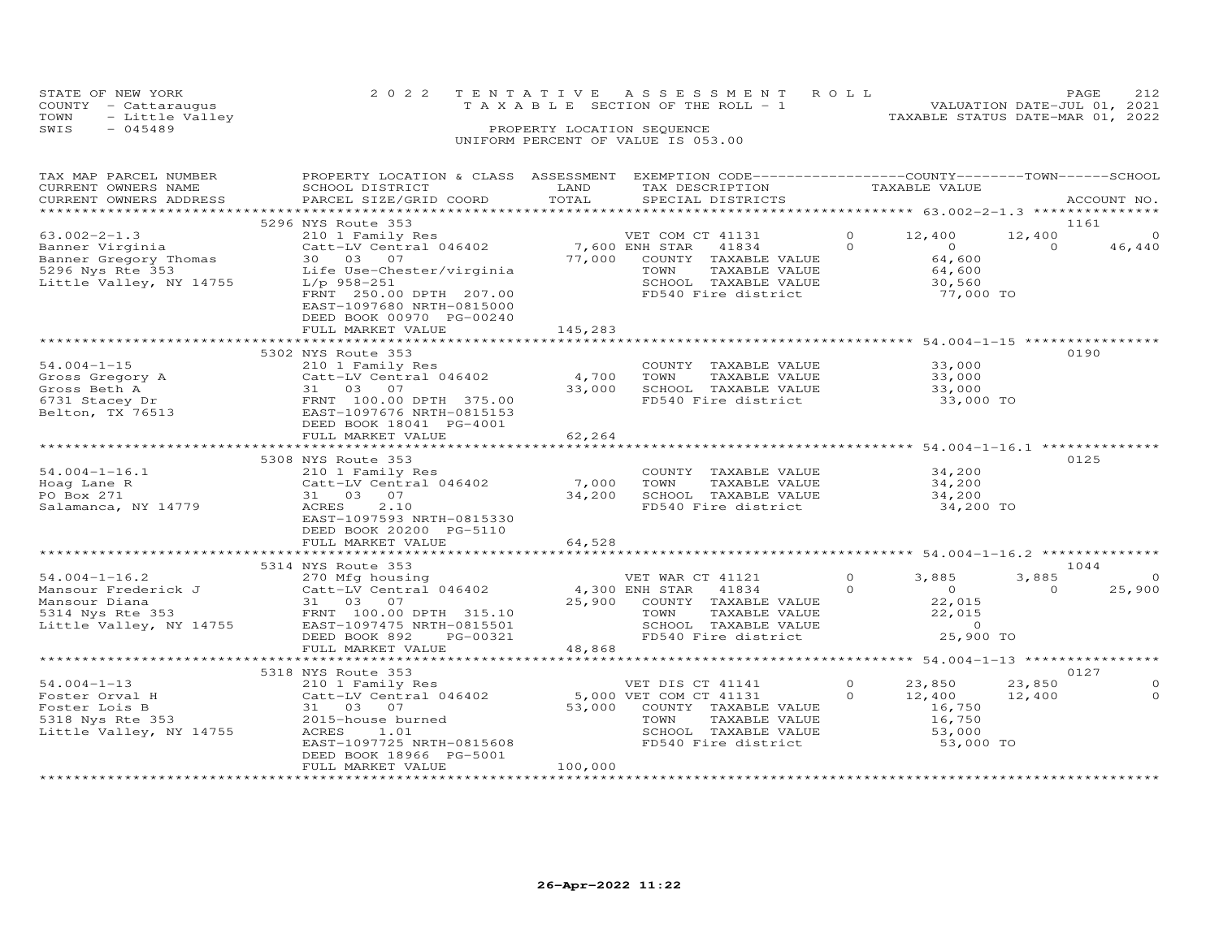STATE OF NEW YORK
COUNTY - Cattaraugus
TOWN - Little Valley
SWIS - 045489

2022 TENTATIVE ASSESSMENT ROLL
TAXABLE SECTION OF THE ROLL - 1
PROPERTY LOCATION SEQUENCE
UNIFORM PERCENT OF VALUE IS 053.00

VALUATION DATE-JUL 01, 2021
TAXABLE STATUS DATE-MAR 01, 2022

| TAX MAP PARCEL NUMBER / CURRENT OWNERS NAME / CURRENT OWNERS ADDRESS | PROPERTY LOCATION & CLASS / SCHOOL DISTRICT / PARCEL SIZE/GRID COORD | ASSESSMENT LAND / TOTAL | EXEMPTION CODE / TAX DESCRIPTION / SPECIAL DISTRICTS | COUNTY | TOWN | SCHOOL / ACCOUNT NO. |
|---|---|---|---|---|---|---|
| **63.002-2-1.3** | 5296 NYS Route 353 | | | | | 1161 |
| 63.002-2-1.3 | 210 1 Family Res | | VET COM CT 41131 0 | 12,400 | 12,400 | 0 |
| Banner Virginia | Catt-LV Central 046402 | 7,600 | ENH STAR 41834 0 | 0 | 0 | 46,440 |
| Banner Gregory Thomas | 30 03 07 | 77,000 | COUNTY TAXABLE VALUE | 64,600 | | |
| 5296 Nys Rte 353 | Life Use-Chester/virginia | | TOWN TAXABLE VALUE | | 64,600 | |
| Little Valley, NY 14755 | L/p 958-251 | | SCHOOL TAXABLE VALUE | | | 30,560 |
| | FRNT 250.00 DPTH 207.00 | | FD540 Fire district | 77,000 TO | | |
| | EAST-1097680 NRTH-0815000 | | | | | |
| | DEED BOOK 00970 PG-00240 | | | | | |
| | FULL MARKET VALUE | 145,283 | | | | |
| **54.004-1-15** | 5302 NYS Route 353 | | | | | 0190 |
| 54.004-1-15 | 210 1 Family Res | | COUNTY TAXABLE VALUE | 33,000 | | |
| Gross Gregory A | Catt-LV Central 046402 | 4,700 | TOWN TAXABLE VALUE | | 33,000 | |
| Gross Beth A | 31 03 07 | 33,000 | SCHOOL TAXABLE VALUE | | | 33,000 |
| 6731 Stacey Dr | FRNT 100.00 DPTH 375.00 | | FD540 Fire district | 33,000 TO | | |
| Belton, TX 76513 | EAST-1097676 NRTH-0815153 | | | | | |
| | DEED BOOK 18041 PG-4001 | | | | | |
| | FULL MARKET VALUE | 62,264 | | | | |
| **54.004-1-16.1** | 5308 NYS Route 353 | | | | | 0125 |
| 54.004-1-16.1 | 210 1 Family Res | | COUNTY TAXABLE VALUE | 34,200 | | |
| Hoag Lane R | Catt-LV Central 046402 | 7,000 | TOWN TAXABLE VALUE | | 34,200 | |
| PO Box 271 | 31 03 07 | 34,200 | SCHOOL TAXABLE VALUE | | | 34,200 |
| Salamanca, NY 14779 | ACRES 2.10 | | FD540 Fire district | 34,200 TO | | |
| | EAST-1097593 NRTH-0815330 | | | | | |
| | DEED BOOK 20200 PG-5110 | | | | | |
| | FULL MARKET VALUE | 64,528 | | | | |
| **54.004-1-16.2** | 5314 NYS Route 353 | | | | | 1044 |
| 54.004-1-16.2 | 270 Mfg housing | | VET WAR CT 41121 0 | 3,885 | 3,885 | 0 |
| Mansour Frederick J | Catt-LV Central 046402 | 4,300 | ENH STAR 41834 0 | 0 | 0 | 25,900 |
| Mansour Diana | 31 03 07 | 25,900 | COUNTY TAXABLE VALUE | 22,015 | | |
| 5314 Nys Rte 353 | FRNT 100.00 DPTH 315.10 | | TOWN TAXABLE VALUE | | 22,015 | |
| Little Valley, NY 14755 | EAST-1097475 NRTH-0815501 | | SCHOOL TAXABLE VALUE | | | 0 |
| | DEED BOOK 892 PG-00321 | | FD540 Fire district | 25,900 TO | | |
| | FULL MARKET VALUE | 48,868 | | | | |
| **54.004-1-13** | 5318 NYS Route 353 | | | | | 0127 |
| 54.004-1-13 | 210 1 Family Res | | VET DIS CT 41141 0 | 23,850 | 23,850 | 0 |
| Foster Orval H | Catt-LV Central 046402 | 5,000 | VET COM CT 41131 0 | 12,400 | 12,400 | 0 |
| Foster Lois B | 31 03 07 | 53,000 | COUNTY TAXABLE VALUE | 16,750 | | |
| 5318 Nys Rte 353 | 2015-house burned | | TOWN TAXABLE VALUE | | 16,750 | |
| Little Valley, NY 14755 | ACRES 1.01 | | SCHOOL TAXABLE VALUE | | | 53,000 |
| | EAST-1097725 NRTH-0815608 | | FD540 Fire district | 53,000 TO | | |
| | DEED BOOK 18966 PG-5001 | | | | | |
| | FULL MARKET VALUE | 100,000 | | | | |

26-Apr-2022 11:22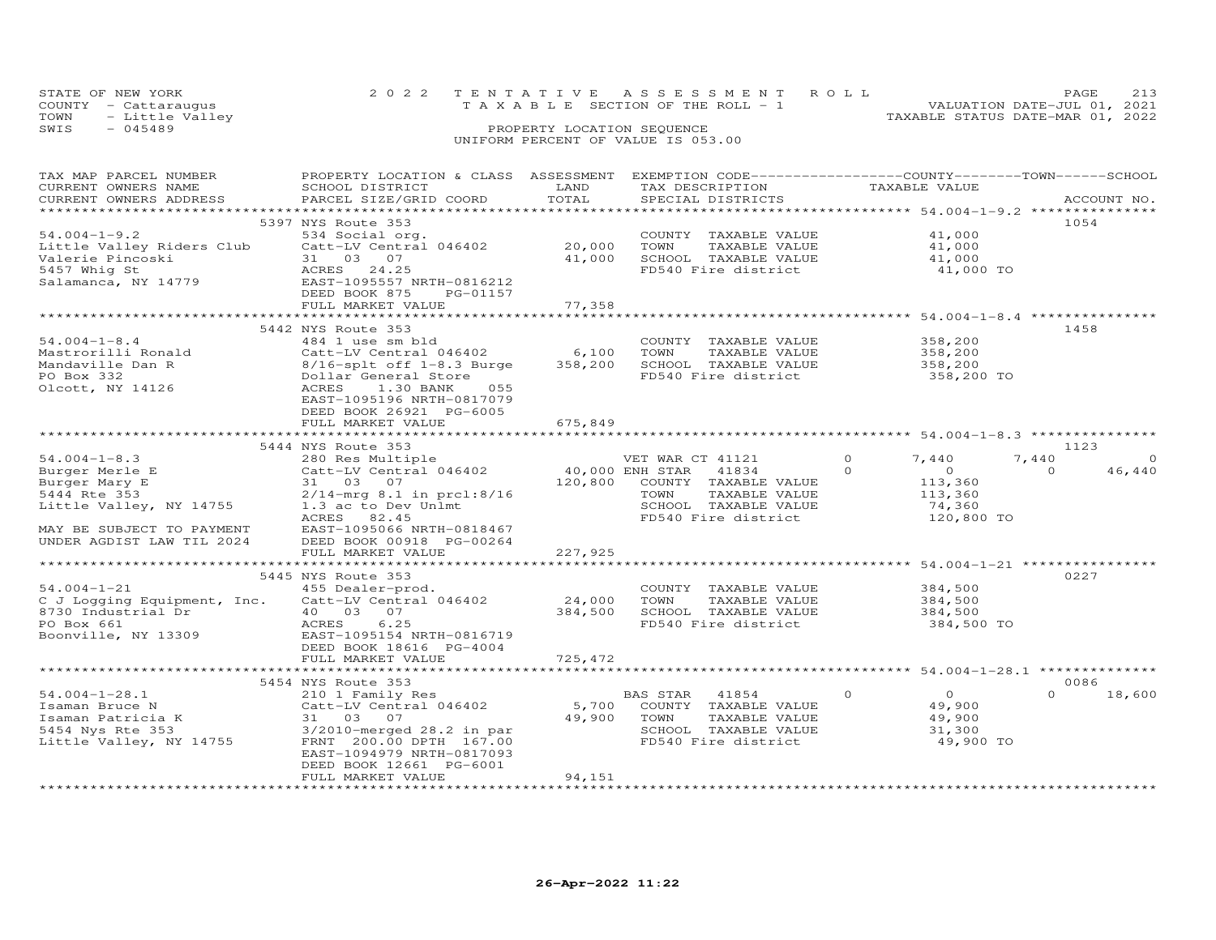STATE OF NEW YORK
COUNTY - Cattaraugus
TOWN - Little Valley
SWIS - 045489

2022 TENTATIVE ASSESSMENT ROLL
TAXABLE SECTION OF THE ROLL - 1
PROPERTY LOCATION SEQUENCE
UNIFORM PERCENT OF VALUE IS 053.00

VALUATION DATE-JUL 01, 2021
TAXABLE STATUS DATE-MAR 01, 2022

| TAX MAP PARCEL NUMBER / CURRENT OWNERS NAME / CURRENT OWNERS ADDRESS | PROPERTY LOCATION & CLASS / SCHOOL DISTRICT / PARCEL SIZE/GRID COORD | ASSESSMENT LAND | TOTAL | EXEMPTION CODE / TAX DESCRIPTION / SPECIAL DISTRICTS | COUNTY | TOWN | SCHOOL | ACCOUNT NO. |
|---|---|---|---|---|---|---|---|---|
| **54.004-1-9.2** | 5397 NYS Route 353 | | | | | | | 1054 |
| Little Valley Riders Club | 534 Social org. | | | COUNTY TAXABLE VALUE | 41,000 | | | |
| Valerie Pincoski | Catt-LV Central 046402 | 20,000 | | TOWN TAXABLE VALUE | | 41,000 | | |
| 5457 Whig St | 31 03 07 | | 41,000 | SCHOOL TAXABLE VALUE | | | 41,000 | |
| Salamanca, NY 14779 | ACRES 24.25 | | | FD540 Fire district | 41,000 TO | | | |
| | EAST-1095557 NRTH-0816212 | | | | | | | |
| | DEED BOOK 875 PG-01157 | | | | | | | |
| | FULL MARKET VALUE | | 77,358 | | | | | |
| **54.004-1-8.4** | 5442 NYS Route 353 | | | | | | | 1458 |
| Mastrorilli Ronald | 484 1 use sm bld | | | COUNTY TAXABLE VALUE | 358,200 | | | |
| Mandaville Dan R | Catt-LV Central 046402 | 6,100 | | TOWN TAXABLE VALUE | | 358,200 | | |
| PO Box 332 | 8/16-splt off 1-8.3 Burge | | 358,200 | SCHOOL TAXABLE VALUE | | | 358,200 | |
| Olcott, NY 14126 | Dollar General Store | | | FD540 Fire district | 358,200 TO | | | |
| | ACRES 1.30 BANK 055 | | | | | | | |
| | EAST-1095196 NRTH-0817079 | | | | | | | |
| | DEED BOOK 26921 PG-6005 | | | | | | | |
| | FULL MARKET VALUE | | 675,849 | | | | | |
| **54.004-1-8.3** | 5444 NYS Route 353 | | | | | | | 1123 |
| Burger Merle E | 280 Res Multiple | | | VET WAR CT 41121 0 | 7,440 | 7,440 | 0 | |
| Burger Mary E | Catt-LV Central 046402 | 40,000 | | ENH STAR 41834 0 | 0 | 0 | 46,440 | |
| 5444 Rte 353 | 31 03 07 | | 120,800 | COUNTY TAXABLE VALUE | 113,360 | | | |
| Little Valley, NY 14755 | 2/14-mrg 8.1 in prcl:8/16 | | | TOWN TAXABLE VALUE | | 113,360 | | |
| | 1.3 ac to Dev Unlmt | | | SCHOOL TAXABLE VALUE | | | 74,360 | |
| MAY BE SUBJECT TO PAYMENT | ACRES 82.45 | | | FD540 Fire district | 120,800 TO | | | |
| UNDER AGDIST LAW TIL 2024 | EAST-1095066 NRTH-0818467 | | | | | | | |
| | DEED BOOK 00918 PG-00264 | | | | | | | |
| | FULL MARKET VALUE | | 227,925 | | | | | |
| **54.004-1-21** | 5445 NYS Route 353 | | | | | | | 0227 |
| C J Logging Equipment, Inc. | 455 Dealer-prod. | | | COUNTY TAXABLE VALUE | 384,500 | | | |
| 8730 Industrial Dr | Catt-LV Central 046402 | 24,000 | | TOWN TAXABLE VALUE | | 384,500 | | |
| PO Box 661 | 40 03 07 | | 384,500 | SCHOOL TAXABLE VALUE | | | 384,500 | |
| Boonville, NY 13309 | ACRES 6.25 | | | FD540 Fire district | 384,500 TO | | | |
| | EAST-1095154 NRTH-0816719 | | | | | | | |
| | DEED BOOK 18616 PG-4004 | | | | | | | |
| | FULL MARKET VALUE | | 725,472 | | | | | |
| **54.004-1-28.1** | 5454 NYS Route 353 | | | | | | | 0086 |
| Isaman Bruce N | 210 1 Family Res | | | BAS STAR 41854 0 | 0 | 0 | 18,600 | |
| Isaman Patricia K | Catt-LV Central 046402 | 5,700 | | COUNTY TAXABLE VALUE | 49,900 | | | |
| 5454 Nys Rte 353 | 31 03 07 | | 49,900 | TOWN TAXABLE VALUE | | 49,900 | | |
| Little Valley, NY 14755 | 3/2010-merged 28.2 in par | | | SCHOOL TAXABLE VALUE | | | 31,300 | |
| | FRNT 200.00 DPTH 167.00 | | | FD540 Fire district | 49,900 TO | | | |
| | EAST-1094979 NRTH-0817093 | | | | | | | |
| | DEED BOOK 12661 PG-6001 | | | | | | | |
| | FULL MARKET VALUE | | 94,151 | | | | | |

26-Apr-2022 11:22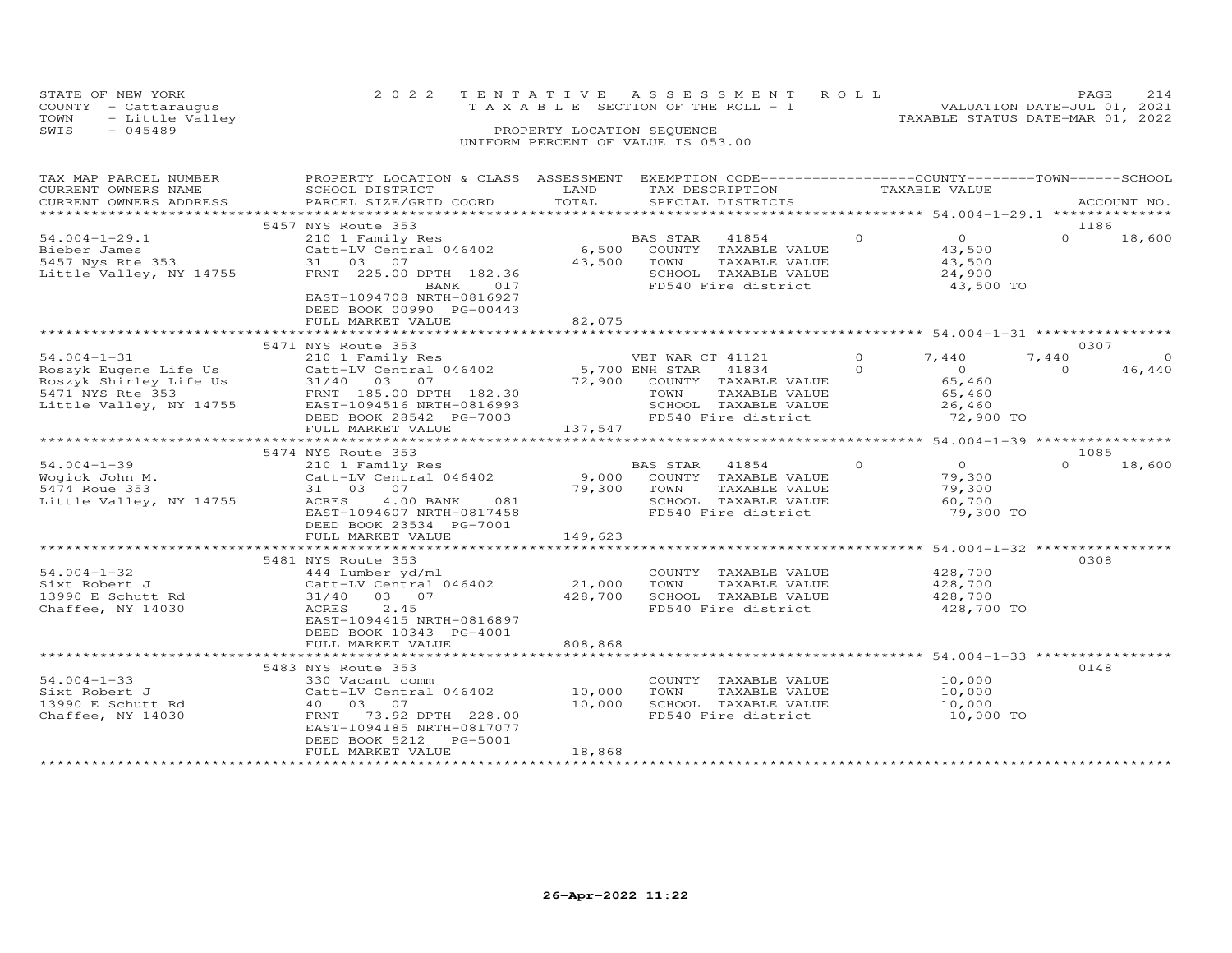STATE OF NEW YORK
COUNTY - Cattaraugus
TOWN - Little Valley
SWIS - 045489

2022 TENTATIVE ASSESSMENT ROLL
TAXABLE SECTION OF THE ROLL - 1
PROPERTY LOCATION SEQUENCE
UNIFORM PERCENT OF VALUE IS 053.00

VALUATION DATE-JUL 01, 2021
TAXABLE STATUS DATE-MAR 01, 2022

| TAX MAP PARCEL NUMBER / CURRENT OWNERS NAME / CURRENT OWNERS ADDRESS | PROPERTY LOCATION & CLASS / SCHOOL DISTRICT / PARCEL SIZE/GRID COORD | ASSESSMENT LAND / TOTAL | EXEMPTION CODE / TAX DESCRIPTION / SPECIAL DISTRICTS | COUNTY | TOWN | SCHOOL | ACCOUNT NO. |
|---|---|---|---|---|---|---|---|
| 54.004-1-29.1 | 5457 NYS Route 353 | | | | | | 1186 |
| Bieber James | 210 1 Family Res | | BAS STAR 41854 | 0 | 0 | 0 | 18,600 |
| 5457 Nys Rte 353 | Catt-LV Central 046402 | 6,500 | COUNTY TAXABLE VALUE | 43,500 | | | |
| Little Valley, NY 14755 | 31 03 07 | 43,500 | TOWN TAXABLE VALUE | | 43,500 | | |
| | FRNT 225.00 DPTH 182.36 BANK 017 | | SCHOOL TAXABLE VALUE | | | 24,900 | |
| | EAST-1094708 NRTH-0816927 | | FD540 Fire district | 43,500 TO | | | |
| | DEED BOOK 00990 PG-00443 | | | | | | |
| | FULL MARKET VALUE | 82,075 | | | | | |
| 54.004-1-31 | 5471 NYS Route 353 | | | | | | 0307 |
| Roszyk Eugene Life Us | 210 1 Family Res | | VET WAR CT 41121 | 0 | 7,440 | 7,440 | 0 |
| Roszyk Shirley Life Us | Catt-LV Central 046402 | 5,700 | ENH STAR 41834 | 0 | 0 | 0 | 46,440 |
| 5471 NYS Rte 353 | 31/40 03 07 | 72,900 | COUNTY TAXABLE VALUE | 65,460 | | | |
| Little Valley, NY 14755 | FRNT 185.00 DPTH 182.30 | | TOWN TAXABLE VALUE | | 65,460 | | |
| | EAST-1094516 NRTH-0816993 | | SCHOOL TAXABLE VALUE | | | 26,460 | |
| | DEED BOOK 28542 PG-7003 | | FD540 Fire district | 72,900 TO | | | |
| | FULL MARKET VALUE | 137,547 | | | | | |
| 54.004-1-39 | 5474 NYS Route 353 | | | | | | 1085 |
| Wogick John M. | 210 1 Family Res | | BAS STAR 41854 | 0 | 0 | 0 | 18,600 |
| 5474 Roue 353 | Catt-LV Central 046402 | 9,000 | COUNTY TAXABLE VALUE | 79,300 | | | |
| Little Valley, NY 14755 | 31 03 07 | 79,300 | TOWN TAXABLE VALUE | | 79,300 | | |
| | ACRES 4.00 BANK 081 | | SCHOOL TAXABLE VALUE | | | 60,700 | |
| | EAST-1094607 NRTH-0817458 | | FD540 Fire district | 79,300 TO | | | |
| | DEED BOOK 23534 PG-7001 | | | | | | |
| | FULL MARKET VALUE | 149,623 | | | | | |
| 54.004-1-32 | 5481 NYS Route 353 | | | | | | 0308 |
| Sixt Robert J | 444 Lumber yd/ml | | COUNTY TAXABLE VALUE | 428,700 | | | |
| 13990 E Schutt Rd | Catt-LV Central 046402 | 21,000 | TOWN TAXABLE VALUE | | 428,700 | | |
| Chaffee, NY 14030 | 31/40 03 07 | 428,700 | SCHOOL TAXABLE VALUE | | | 428,700 | |
| | ACRES 2.45 | | FD540 Fire district | 428,700 TO | | | |
| | EAST-1094415 NRTH-0816897 | | | | | | |
| | DEED BOOK 10343 PG-4001 | | | | | | |
| | FULL MARKET VALUE | 808,868 | | | | | |
| 54.004-1-33 | 5483 NYS Route 353 | | | | | | 0148 |
| Sixt Robert J | 330 Vacant comm | | COUNTY TAXABLE VALUE | 10,000 | | | |
| 13990 E Schutt Rd | Catt-LV Central 046402 | 10,000 | TOWN TAXABLE VALUE | | 10,000 | | |
| Chaffee, NY 14030 | 40 03 07 | 10,000 | SCHOOL TAXABLE VALUE | | | 10,000 | |
| | FRNT 73.92 DPTH 228.00 | | FD540 Fire district | 10,000 TO | | | |
| | EAST-1094185 NRTH-0817077 | | | | | | |
| | DEED BOOK 5212 PG-5001 | | | | | | |
| | FULL MARKET VALUE | 18,868 | | | | | |

26-Apr-2022 11:22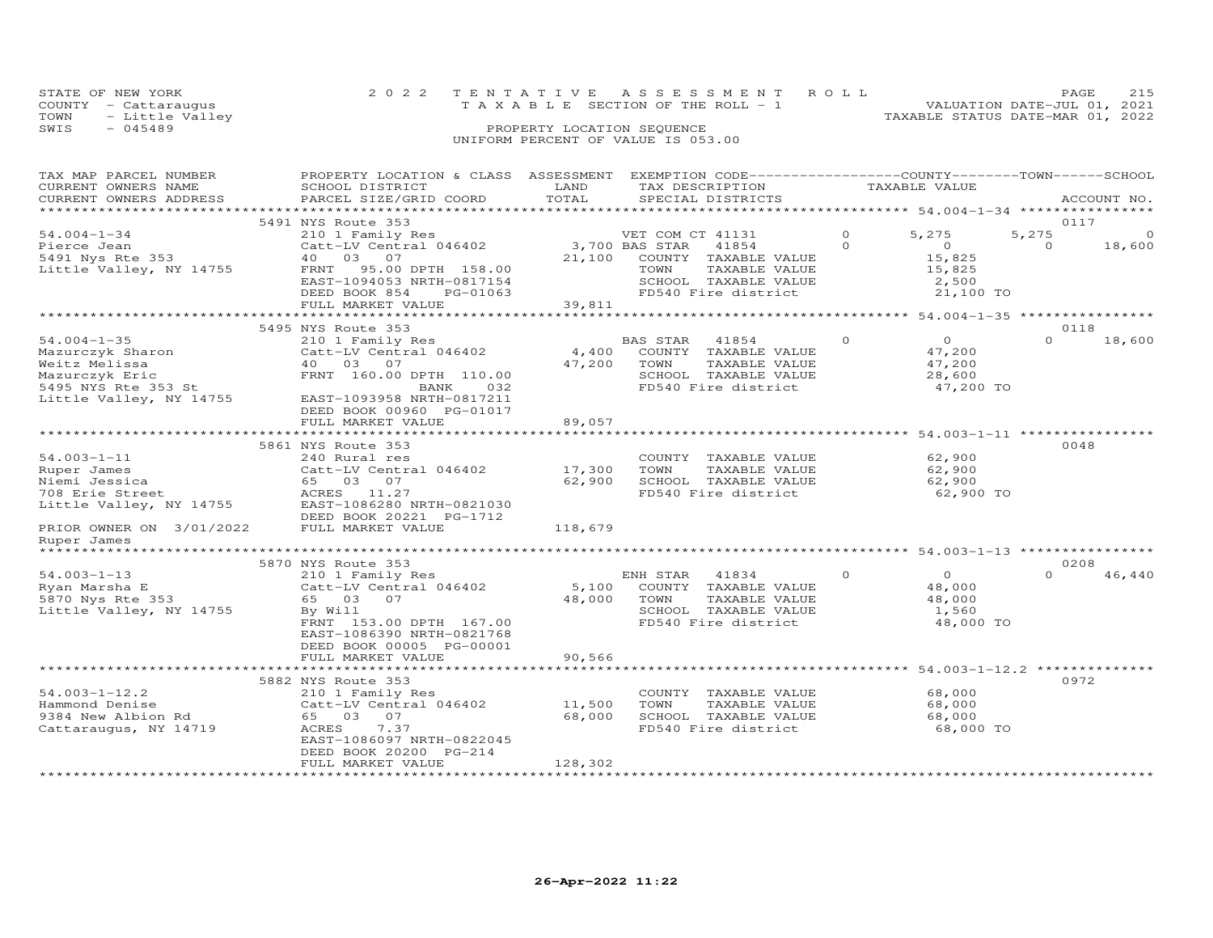STATE OF NEW YORK — 2022 TENTATIVE ASSESSMENT ROLL — PAGE 215
COUNTY - Cattaraugus — TAXABLE SECTION OF THE ROLL - 1 — VALUATION DATE-JUL 01, 2021
TOWN - Little Valley — TAXABLE STATUS DATE-MAR 01, 2022
SWIS - 045489 — PROPERTY LOCATION SEQUENCE
UNIFORM PERCENT OF VALUE IS 053.00

| TAX MAP PARCEL NUMBER / CURRENT OWNERS NAME / CURRENT OWNERS ADDRESS | PROPERTY LOCATION & CLASS / SCHOOL DISTRICT / PARCEL SIZE/GRID COORD | ASSESSMENT LAND | TOTAL | EXEMPTION CODE / TAX DESCRIPTION / SPECIAL DISTRICTS | COUNTY TAXABLE VALUE | TOWN | SCHOOL | ACCOUNT NO. |
|---|---|---|---|---|---|---|---|---|
| **54.004-1-34** | 5491 NYS Route 353 | | | | | | | 0117 |
| Pierce Jean | 210 1 Family Res | | | VET COM CT 41131 0 | 5,275 | 5,275 | 0 | |
| 5491 Nys Rte 353 | Catt-LV Central 046402 | 3,700 | | BAS STAR 41854 0 | 0 | 0 | 18,600 | |
| Little Valley, NY 14755 | 40 03 07 | | 21,100 | COUNTY TAXABLE VALUE | 15,825 | | | |
| | FRNT 95.00 DPTH 158.00 | | | TOWN TAXABLE VALUE | 15,825 | | | |
| | EAST-1094053 NRTH-0817154 | | | SCHOOL TAXABLE VALUE | 2,500 | | | |
| | DEED BOOK 854 PG-01063 | | | FD540 Fire district | 21,100 TO | | | |
| | FULL MARKET VALUE | | 39,811 | | | | | |
| **54.004-1-35** | 5495 NYS Route 353 | | | | | | | 0118 |
| Mazurczyk Sharon | 210 1 Family Res | | | BAS STAR 41854 0 | 0 | 0 | 18,600 | |
| Weitz Melissa | Catt-LV Central 046402 | 4,400 | | COUNTY TAXABLE VALUE | 47,200 | | | |
| Mazurczyk Eric | 40 03 07 | | 47,200 | TOWN TAXABLE VALUE | 47,200 | | | |
| 5495 NYS Rte 353 St | FRNT 160.00 DPTH 110.00 | | | SCHOOL TAXABLE VALUE | 28,600 | | | |
| Little Valley, NY 14755 | BANK 032 | | | FD540 Fire district | 47,200 TO | | | |
| | EAST-1093958 NRTH-0817211 | | | | | | | |
| | DEED BOOK 00960 PG-01017 | | | | | | | |
| | FULL MARKET VALUE | | 89,057 | | | | | |
| **54.003-1-11** | 5861 NYS Route 353 | | | | | | | 0048 |
| Ruper James | 240 Rural res | | | COUNTY TAXABLE VALUE | 62,900 | | | |
| Niemi Jessica | Catt-LV Central 046402 | 17,300 | | TOWN TAXABLE VALUE | 62,900 | | | |
| 708 Erie Street | 65 03 07 | | 62,900 | SCHOOL TAXABLE VALUE | 62,900 | | | |
| Little Valley, NY 14755 | ACRES 11.27 | | | FD540 Fire district | 62,900 TO | | | |
| | EAST-1086280 NRTH-0821030 | | | | | | | |
| | DEED BOOK 20221 PG-1712 | | | | | | | |
| PRIOR OWNER ON 3/01/2022 | FULL MARKET VALUE | | 118,679 | | | | | |
| Ruper James | | | | | | | | |
| **54.003-1-13** | 5870 NYS Route 353 | | | | | | | 0208 |
| Ryan Marsha E | 210 1 Family Res | | | ENH STAR 41834 0 | 0 | 0 | 46,440 | |
| 5870 Nys Rte 353 | Catt-LV Central 046402 | 5,100 | | COUNTY TAXABLE VALUE | 48,000 | | | |
| Little Valley, NY 14755 | 65 03 07 | | 48,000 | TOWN TAXABLE VALUE | 48,000 | | | |
| | By Will | | | SCHOOL TAXABLE VALUE | 1,560 | | | |
| | FRNT 153.00 DPTH 167.00 | | | FD540 Fire district | 48,000 TO | | | |
| | EAST-1086390 NRTH-0821768 | | | | | | | |
| | DEED BOOK 00005 PG-00001 | | | | | | | |
| | FULL MARKET VALUE | | 90,566 | | | | | |
| **54.003-1-12.2** | 5882 NYS Route 353 | | | | | | | 0972 |
| Hammond Denise | 210 1 Family Res | | | COUNTY TAXABLE VALUE | 68,000 | | | |
| 9384 New Albion Rd | Catt-LV Central 046402 | 11,500 | | TOWN TAXABLE VALUE | 68,000 | | | |
| Cattaraugus, NY 14719 | 65 03 07 | | 68,000 | SCHOOL TAXABLE VALUE | 68,000 | | | |
| | ACRES 7.37 | | | FD540 Fire district | 68,000 TO | | | |
| | EAST-1086097 NRTH-0822045 | | | | | | | |
| | DEED BOOK 20200 PG-214 | | | | | | | |
| | FULL MARKET VALUE | | 128,302 | | | | | |

26-Apr-2022 11:22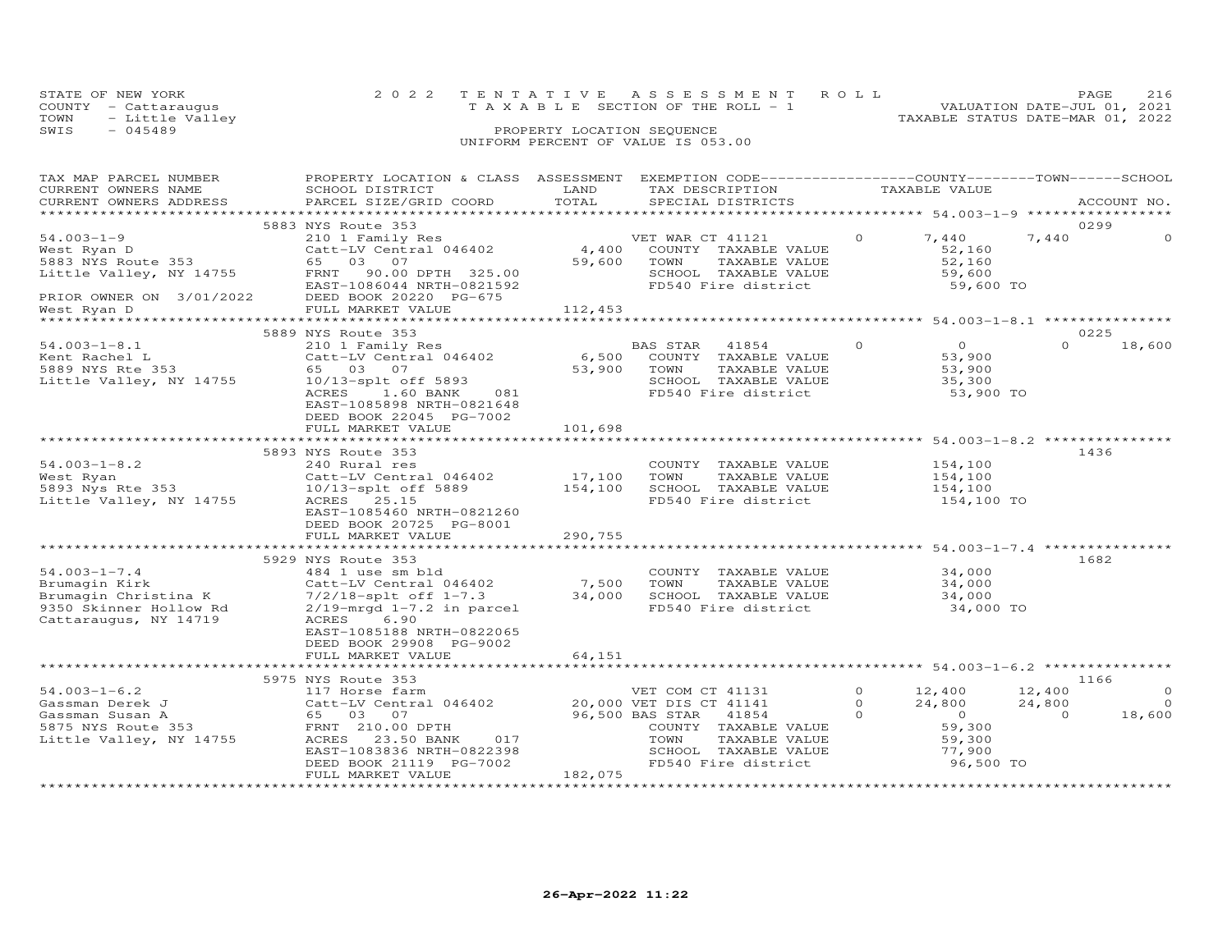STATE OF NEW YORK · COUNTY - Cattaraugus · TOWN - Little Valley · SWIS - 045489

2022 TENTATIVE ASSESSMENT ROLL
TAXABLE SECTION OF THE ROLL - 1
PROPERTY LOCATION SEQUENCE
UNIFORM PERCENT OF VALUE IS 053.00

VALUATION DATE-JUL 01, 2021
TAXABLE STATUS DATE-MAR 01, 2022

| TAX MAP PARCEL NUMBER / CURRENT OWNERS NAME / CURRENT OWNERS ADDRESS | PROPERTY LOCATION & CLASS / SCHOOL DISTRICT / PARCEL SIZE/GRID COORD | ASSESSMENT LAND / TOTAL | EXEMPTION CODE / TAX DESCRIPTION / SPECIAL DISTRICTS | COUNTY TAXABLE VALUE | TOWN | SCHOOL | ACCOUNT NO. |
|---|---|---|---|---|---|---|---|
| | 5883 NYS Route 353 | | | | | | 0299 |
| 54.003-1-9 | 210 1 Family Res | | VET WAR CT 41121 0 | 7,440 | 7,440 | 0 | |
| West Ryan D | Catt-LV Central 046402 | 4,400 | COUNTY TAXABLE VALUE | 52,160 | | | |
| 5883 NYS Route 353 | 65 03 07 | 59,600 | TOWN TAXABLE VALUE | 52,160 | | | |
| Little Valley, NY 14755 | FRNT 90.00 DPTH 325.00 | | SCHOOL TAXABLE VALUE | 59,600 | | | |
| | EAST-1086044 NRTH-0821592 | | FD540 Fire district | 59,600 TO | | | |
| PRIOR OWNER ON 3/01/2022 | DEED BOOK 20220 PG-675 | | | | | | |
| West Ryan D | FULL MARKET VALUE | 112,453 | | | | | |
| | 5889 NYS Route 353 | | | | | | 0225 |
| 54.003-1-8.1 | 210 1 Family Res | | BAS STAR 41854 0 | 0 | 0 | 18,600 | |
| Kent Rachel L | Catt-LV Central 046402 | 6,500 | COUNTY TAXABLE VALUE | 53,900 | | | |
| 5889 NYS Rte 353 | 65 03 07 | 53,900 | TOWN TAXABLE VALUE | 53,900 | | | |
| Little Valley, NY 14755 | 10/13-splt off 5893 | | SCHOOL TAXABLE VALUE | 35,300 | | | |
| | ACRES 1.60 BANK 081 | | FD540 Fire district | 53,900 TO | | | |
| | EAST-1085898 NRTH-0821648 | | | | | | |
| | DEED BOOK 22045 PG-7002 | | | | | | |
| | FULL MARKET VALUE | 101,698 | | | | | |
| | 5893 NYS Route 353 | | | | | | 1436 |
| 54.003-1-8.2 | 240 Rural res | | COUNTY TAXABLE VALUE | 154,100 | | | |
| West Ryan | Catt-LV Central 046402 | 17,100 | TOWN TAXABLE VALUE | 154,100 | | | |
| 5893 Nys Rte 353 | 10/13-splt off 5889 | 154,100 | SCHOOL TAXABLE VALUE | 154,100 | | | |
| Little Valley, NY 14755 | ACRES 25.15 | | FD540 Fire district | 154,100 TO | | | |
| | EAST-1085460 NRTH-0821260 | | | | | | |
| | DEED BOOK 20725 PG-8001 | | | | | | |
| | FULL MARKET VALUE | 290,755 | | | | | |
| | 5929 NYS Route 353 | | | | | | 1682 |
| 54.003-1-7.4 | 484 1 use sm bld | | COUNTY TAXABLE VALUE | 34,000 | | | |
| Brumagin Kirk | Catt-LV Central 046402 | 7,500 | TOWN TAXABLE VALUE | 34,000 | | | |
| Brumagin Christina K | 7/2/18-splt off 1-7.3 | 34,000 | SCHOOL TAXABLE VALUE | 34,000 | | | |
| 9350 Skinner Hollow Rd | 2/19-mrgd 1-7.2 in parcel | | FD540 Fire district | 34,000 TO | | | |
| Cattaraugus, NY 14719 | ACRES 6.90 | | | | | | |
| | EAST-1085188 NRTH-0822065 | | | | | | |
| | DEED BOOK 29908 PG-9002 | | | | | | |
| | FULL MARKET VALUE | 64,151 | | | | | |
| | 5975 NYS Route 353 | | | | | | 1166 |
| 54.003-1-6.2 | 117 Horse farm | | VET COM CT 41131 0 | 12,400 | 12,400 | 0 | |
| Gassman Derek J | Catt-LV Central 046402 | 20,000 | VET DIS CT 41141 0 | 24,800 | 24,800 | 0 | |
| Gassman Susan A | 65 03 07 | 96,500 | BAS STAR 41854 0 | 0 | 0 | 18,600 | |
| 5875 NYS Route 353 | FRNT 210.00 DPTH | | COUNTY TAXABLE VALUE | 59,300 | | | |
| Little Valley, NY 14755 | ACRES 23.50 BANK 017 | | TOWN TAXABLE VALUE | 59,300 | | | |
| | EAST-1083836 NRTH-0822398 | | SCHOOL TAXABLE VALUE | 77,900 | | | |
| | DEED BOOK 21119 PG-7002 | | FD540 Fire district | 96,500 TO | | | |
| | FULL MARKET VALUE | 182,075 | | | | | |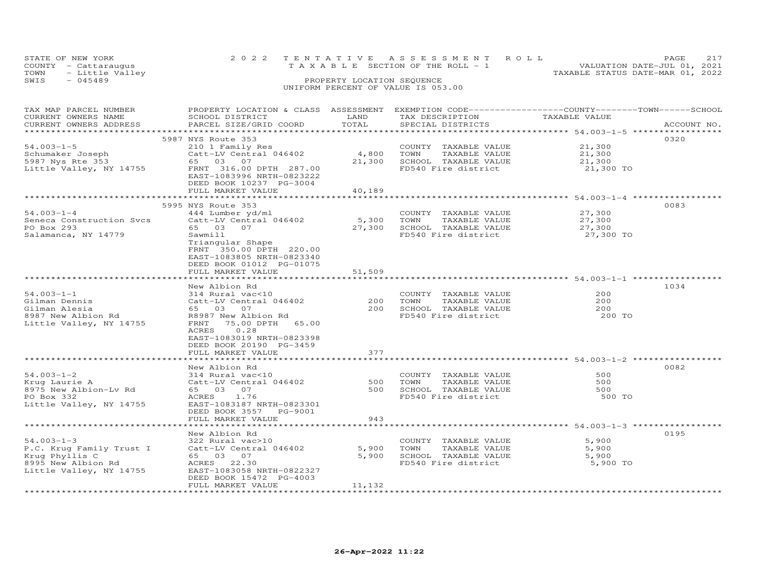STATE OF NEW YORK — 2022 TENTATIVE ASSESSMENT ROLL
COUNTY - Cattaraugus — TAXABLE SECTION OF THE ROLL - 1 — VALUATION DATE-JUL 01, 2021
TOWN - Little Valley — TAXABLE STATUS DATE-MAR 01, 2022
SWIS - 045489 — PROPERTY LOCATION SEQUENCE
UNIFORM PERCENT OF VALUE IS 053.00

| TAX MAP PARCEL NUMBER / CURRENT OWNERS NAME / CURRENT OWNERS ADDRESS | PROPERTY LOCATION & CLASS / SCHOOL DISTRICT / PARCEL SIZE/GRID COORD | ASSESSMENT LAND / TOTAL | EXEMPTION CODE / TAX DESCRIPTION / SPECIAL DISTRICTS | TAXABLE VALUE (COUNTY / TOWN / SCHOOL) | ACCOUNT NO. |
|---|---|---|---|---|---|
| | 5987 NYS Route 353 | | | | 0320 |
| 54.003-1-5 | 210 1 Family Res | | COUNTY TAXABLE VALUE | 21,300 | |
| Schumaker Joseph | Catt-LV Central 046402 | 4,800 | TOWN TAXABLE VALUE | 21,300 | |
| 5987 Nys Rte 353 | 65 03 07 | 21,300 | SCHOOL TAXABLE VALUE | 21,300 | |
| Little Valley, NY 14755 | FRNT 316.00 DPTH 287.00 | | FD540 Fire district | 21,300 TO | |
| | EAST-1083996 NRTH-0823222 | | | | |
| | DEED BOOK 10237 PG-3004 | | | | |
| | FULL MARKET VALUE | 40,189 | | | |
| | 5995 NYS Route 353 | | | | 0083 |
| 54.003-1-4 | 444 Lumber yd/ml | | COUNTY TAXABLE VALUE | 27,300 | |
| Seneca Construction Svcs | Catt-LV Central 046402 | 5,300 | TOWN TAXABLE VALUE | 27,300 | |
| PO Box 293 | 65 03 07 | 27,300 | SCHOOL TAXABLE VALUE | 27,300 | |
| Salamanca, NY 14779 | Sawmill | | FD540 Fire district | 27,300 TO | |
| | Triangular Shape | | | | |
| | FRNT 350.00 DPTH 220.00 | | | | |
| | EAST-1083805 NRTH-0823340 | | | | |
| | DEED BOOK 01012 PG-01075 | | | | |
| | FULL MARKET VALUE | 51,509 | | | |
| | New Albion Rd | | | | 1034 |
| 54.003-1-1 | 314 Rural vac<10 | | COUNTY TAXABLE VALUE | 200 | |
| Gilman Dennis | Catt-LV Central 046402 | 200 | TOWN TAXABLE VALUE | 200 | |
| Gilman Alesia | 65 03 07 | 200 | SCHOOL TAXABLE VALUE | 200 | |
| 8987 New Albion Rd | R8987 New Albion Rd | | FD540 Fire district | 200 TO | |
| Little Valley, NY 14755 | FRNT 75.00 DPTH 65.00 | | | | |
| | ACRES 0.28 | | | | |
| | EAST-1083019 NRTH-0823398 | | | | |
| | DEED BOOK 20190 PG-3459 | | | | |
| | FULL MARKET VALUE | 377 | | | |
| | New Albion Rd | | | | 0082 |
| 54.003-1-2 | 314 Rural vac<10 | | COUNTY TAXABLE VALUE | 500 | |
| Krug Laurie A | Catt-LV Central 046402 | 500 | TOWN TAXABLE VALUE | 500 | |
| 8975 New Albion-Lv Rd | 65 03 07 | 500 | SCHOOL TAXABLE VALUE | 500 | |
| PO Box 332 | ACRES 1.76 | | FD540 Fire district | 500 TO | |
| Little Valley, NY 14755 | EAST-1083187 NRTH-0823301 | | | | |
| | DEED BOOK 3557 PG-9001 | | | | |
| | FULL MARKET VALUE | 943 | | | |
| | New Albion Rd | | | | 0195 |
| 54.003-1-3 | 322 Rural vac>10 | | COUNTY TAXABLE VALUE | 5,900 | |
| P.C. Krug Family Trust I | Catt-LV Central 046402 | 5,900 | TOWN TAXABLE VALUE | 5,900 | |
| Krug Phyllis C | 65 03 07 | 5,900 | SCHOOL TAXABLE VALUE | 5,900 | |
| 8995 New Albion Rd | ACRES 22.30 | | FD540 Fire district | 5,900 TO | |
| Little Valley, NY 14755 | EAST-1083058 NRTH-0822327 | | | | |
| | DEED BOOK 15472 PG-4003 | | | | |
| | FULL MARKET VALUE | 11,132 | | | |

26-Apr-2022 11:22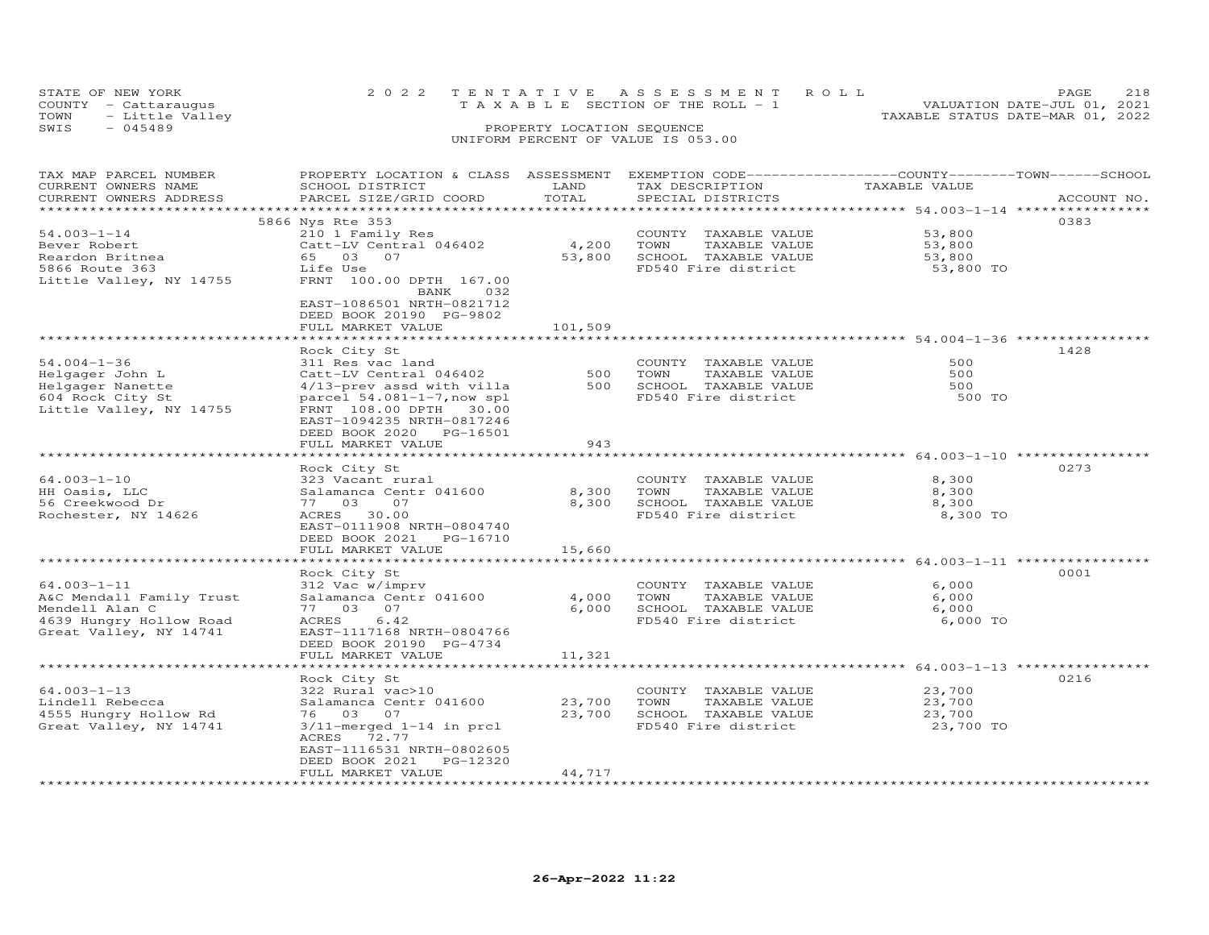STATE OF NEW YORK
COUNTY - Cattaraugus
TOWN - Little Valley
SWIS - 045489

2022 TENTATIVE ASSESSMENT ROLL
TAXABLE SECTION OF THE ROLL - 1
PROPERTY LOCATION SEQUENCE
UNIFORM PERCENT OF VALUE IS 053.00

VALUATION DATE-JUL 01, 2021
TAXABLE STATUS DATE-MAR 01, 2022

| TAX MAP PARCEL NUMBER / CURRENT OWNERS NAME / CURRENT OWNERS ADDRESS | PROPERTY LOCATION & CLASS / SCHOOL DISTRICT / PARCEL SIZE/GRID COORD | ASSESSMENT LAND / TOTAL | EXEMPTION CODE / TAX DESCRIPTION / SPECIAL DISTRICTS | COUNTY / TOWN / SCHOOL TAXABLE VALUE | ACCOUNT NO. |
|---|---|---|---|---|---|
| **54.003-1-14** | 5866 Nys Rte 353 | | | | 0383 |
| 54.003-1-14 | 210 1 Family Res | | COUNTY TAXABLE VALUE | 53,800 | |
| Bever Robert | Catt-LV Central 046402 | 4,200 | TOWN TAXABLE VALUE | 53,800 | |
| Reardon Britnea | 65 03 07 | 53,800 | SCHOOL TAXABLE VALUE | 53,800 | |
| 5866 Route 363 | Life Use | | FD540 Fire district | 53,800 TO | |
| Little Valley, NY 14755 | FRNT 100.00 DPTH 167.00 | | | | |
| | BANK 032 | | | | |
| | EAST-1086501 NRTH-0821712 | | | | |
| | DEED BOOK 20190 PG-9802 | | | | |
| | FULL MARKET VALUE | 101,509 | | | |
| **54.004-1-36** | Rock City St | | | | 1428 |
| 54.004-1-36 | 311 Res vac land | | COUNTY TAXABLE VALUE | 500 | |
| Helgager John L | Catt-LV Central 046402 | 500 | TOWN TAXABLE VALUE | 500 | |
| Helgager Nanette | 4/13-prev assd with villa | 500 | SCHOOL TAXABLE VALUE | 500 | |
| 604 Rock City St | parcel 54.081-1-7,now spl | | FD540 Fire district | 500 TO | |
| Little Valley, NY 14755 | FRNT 108.00 DPTH 30.00 | | | | |
| | EAST-1094235 NRTH-0817246 | | | | |
| | DEED BOOK 2020 PG-16501 | | | | |
| | FULL MARKET VALUE | 943 | | | |
| **64.003-1-10** | Rock City St | | | | 0273 |
| 64.003-1-10 | 323 Vacant rural | | COUNTY TAXABLE VALUE | 8,300 | |
| HH Oasis, LLC | Salamanca Centr 041600 | 8,300 | TOWN TAXABLE VALUE | 8,300 | |
| 56 Creekwood Dr | 77 03 07 | 8,300 | SCHOOL TAXABLE VALUE | 8,300 | |
| Rochester, NY 14626 | ACRES 30.00 | | FD540 Fire district | 8,300 TO | |
| | EAST-0111908 NRTH-0804740 | | | | |
| | DEED BOOK 2021 PG-16710 | | | | |
| | FULL MARKET VALUE | 15,660 | | | |
| **64.003-1-11** | Rock City St | | | | 0001 |
| 64.003-1-11 | 312 Vac w/imprv | | COUNTY TAXABLE VALUE | 6,000 | |
| A&C Mendall Family Trust | Salamanca Centr 041600 | 4,000 | TOWN TAXABLE VALUE | 6,000 | |
| Mendell Alan C | 77 03 07 | 6,000 | SCHOOL TAXABLE VALUE | 6,000 | |
| 4639 Hungry Hollow Road | ACRES 6.42 | | FD540 Fire district | 6,000 TO | |
| Great Valley, NY 14741 | EAST-1117168 NRTH-0804766 | | | | |
| | DEED BOOK 20190 PG-4734 | | | | |
| | FULL MARKET VALUE | 11,321 | | | |
| **64.003-1-13** | Rock City St | | | | 0216 |
| 64.003-1-13 | 322 Rural vac>10 | | COUNTY TAXABLE VALUE | 23,700 | |
| Lindell Rebecca | Salamanca Centr 041600 | 23,700 | TOWN TAXABLE VALUE | 23,700 | |
| 4555 Hungry Hollow Rd | 76 03 07 | 23,700 | SCHOOL TAXABLE VALUE | 23,700 | |
| Great Valley, NY 14741 | 3/11-merged 1-14 in prcl | | FD540 Fire district | 23,700 TO | |
| | ACRES 72.77 | | | | |
| | EAST-1116531 NRTH-0802605 | | | | |
| | DEED BOOK 2021 PG-12320 | | | | |
| | FULL MARKET VALUE | 44,717 | | | |

26-Apr-2022 11:22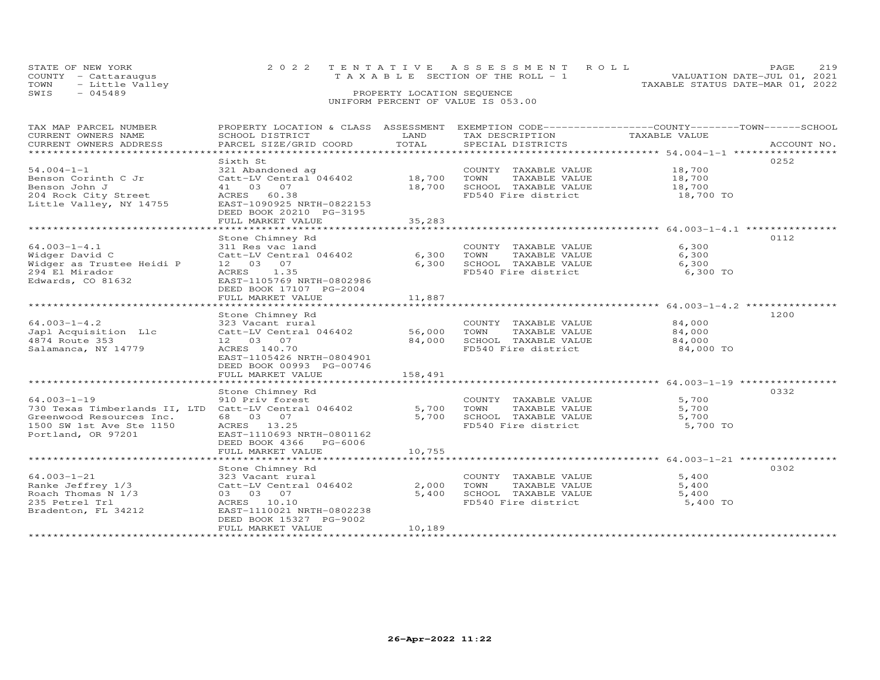STATE OF NEW YORK
COUNTY - Cattaraugus
TOWN - Little Valley
SWIS - 045489

2022 TENTATIVE ASSESSMENT ROLL
TAXABLE SECTION OF THE ROLL - 1
PROPERTY LOCATION SEQUENCE
UNIFORM PERCENT OF VALUE IS 053.00

VALUATION DATE-JUL 01, 2021
TAXABLE STATUS DATE-MAR 01, 2022

| TAX MAP PARCEL NUMBER / CURRENT OWNERS NAME / CURRENT OWNERS ADDRESS | PROPERTY LOCATION & CLASS / SCHOOL DISTRICT / PARCEL SIZE/GRID COORD | ASSESSMENT LAND | TOTAL | EXEMPTION CODE / TAX DESCRIPTION / SPECIAL DISTRICTS | TAXABLE VALUE | ACCOUNT NO. |
|---|---|---|---|---|---|---|
| **54.004-1-1** | Sixth St | | | | | 0252 |
| 54.004-1-1 | 321 Abandoned ag | | | COUNTY TAXABLE VALUE | 18,700 | |
| Benson Corinth C Jr | Catt-LV Central 046402 | 18,700 | | TOWN TAXABLE VALUE | 18,700 | |
| Benson John J | 41 03 07 | | 18,700 | SCHOOL TAXABLE VALUE | 18,700 | |
| 204 Rock City Street | ACRES 60.38 | | | FD540 Fire district | 18,700 TO | |
| Little Valley, NY 14755 | EAST-1090925 NRTH-0822153 | | | | | |
| | DEED BOOK 20210 PG-3195 | | | | | |
| | FULL MARKET VALUE | | 35,283 | | | |
| **64.003-1-4.1** | Stone Chimney Rd | | | | | 0112 |
| 64.003-1-4.1 | 311 Res vac land | | | COUNTY TAXABLE VALUE | 6,300 | |
| Widger David C | Catt-LV Central 046402 | 6,300 | | TOWN TAXABLE VALUE | 6,300 | |
| Widger as Trustee Heidi P | 12 03 07 | | 6,300 | SCHOOL TAXABLE VALUE | 6,300 | |
| 294 El Mirador | ACRES 1.35 | | | FD540 Fire district | 6,300 TO | |
| Edwards, CO 81632 | EAST-1105769 NRTH-0802986 | | | | | |
| | DEED BOOK 17107 PG-2004 | | | | | |
| | FULL MARKET VALUE | | 11,887 | | | |
| **64.003-1-4.2** | Stone Chimney Rd | | | | | 1200 |
| 64.003-1-4.2 | 323 Vacant rural | | | COUNTY TAXABLE VALUE | 84,000 | |
| Japl Acquisition Llc | Catt-LV Central 046402 | 56,000 | | TOWN TAXABLE VALUE | 84,000 | |
| 4874 Route 353 | 12 03 07 | | 84,000 | SCHOOL TAXABLE VALUE | 84,000 | |
| Salamanca, NY 14779 | ACRES 140.70 | | | FD540 Fire district | 84,000 TO | |
| | EAST-1105426 NRTH-0804901 | | | | | |
| | DEED BOOK 00993 PG-00746 | | | | | |
| | FULL MARKET VALUE | | 158,491 | | | |
| **64.003-1-19** | Stone Chimney Rd | | | | | 0332 |
| 64.003-1-19 | 910 Priv forest | | | COUNTY TAXABLE VALUE | 5,700 | |
| 730 Texas Timberlands II, LTD | Catt-LV Central 046402 | 5,700 | | TOWN TAXABLE VALUE | 5,700 | |
| Greenwood Resources Inc. | 68 03 07 | | 5,700 | SCHOOL TAXABLE VALUE | 5,700 | |
| 1500 SW 1st Ave Ste 1150 | ACRES 13.25 | | | FD540 Fire district | 5,700 TO | |
| Portland, OR 97201 | EAST-1110693 NRTH-0801162 | | | | | |
| | DEED BOOK 4366 PG-6006 | | | | | |
| | FULL MARKET VALUE | | 10,755 | | | |
| **64.003-1-21** | Stone Chimney Rd | | | | | 0302 |
| 64.003-1-21 | 323 Vacant rural | | | COUNTY TAXABLE VALUE | 5,400 | |
| Ranke Jeffrey 1/3 | Catt-LV Central 046402 | 2,000 | | TOWN TAXABLE VALUE | 5,400 | |
| Roach Thomas N 1/3 | 03 03 07 | | 5,400 | SCHOOL TAXABLE VALUE | 5,400 | |
| 235 Petrel Trl | ACRES 10.10 | | | FD540 Fire district | 5,400 TO | |
| Bradenton, FL 34212 | EAST-1110021 NRTH-0802238 | | | | | |
| | DEED BOOK 15327 PG-9002 | | | | | |
| | FULL MARKET VALUE | | 10,189 | | | |

26-Apr-2022 11:22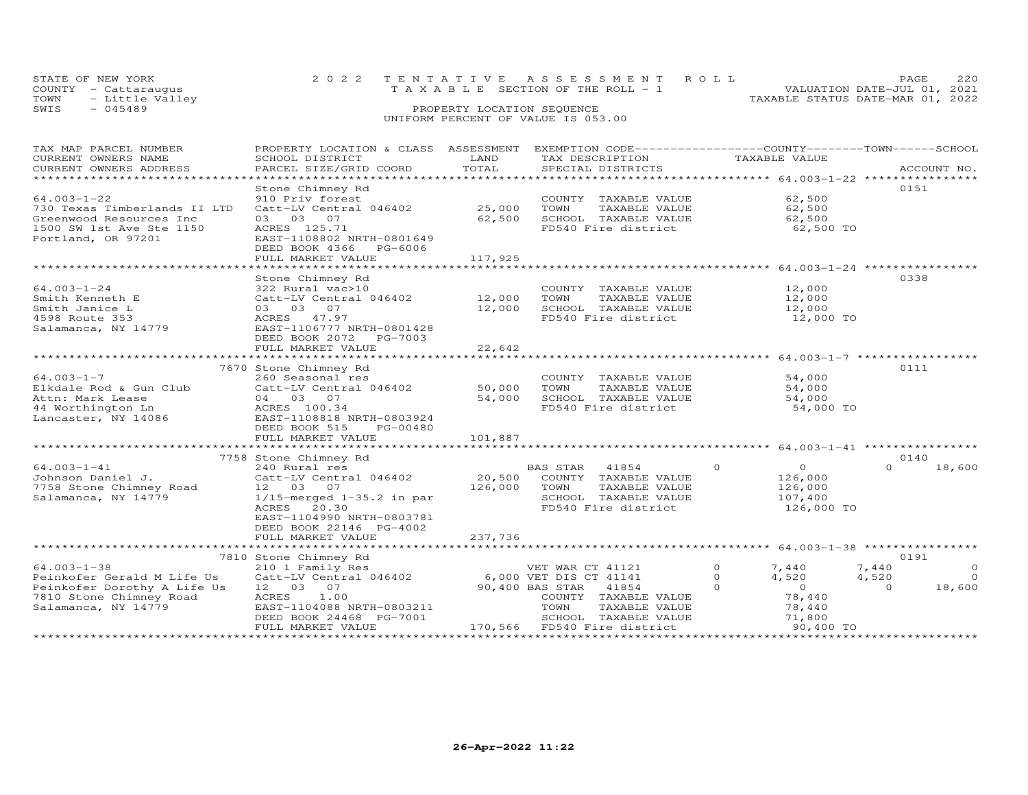STATE OF NEW YORK
COUNTY - Cattaraugus
TOWN - Little Valley
SWIS - 045489

2022 TENTATIVE ASSESSMENT ROLL
TAXABLE SECTION OF THE ROLL - 1
PROPERTY LOCATION SEQUENCE
UNIFORM PERCENT OF VALUE IS 053.00

VALUATION DATE-JUL 01, 2021
TAXABLE STATUS DATE-MAR 01, 2022

| TAX MAP PARCEL NUMBER / CURRENT OWNERS NAME / CURRENT OWNERS ADDRESS | PROPERTY LOCATION & CLASS / SCHOOL DISTRICT / PARCEL SIZE/GRID COORD | ASSESSMENT LAND | TOTAL | EXEMPTION CODE / TAX DESCRIPTION / SPECIAL DISTRICTS | | COUNTY TAXABLE VALUE | TOWN | SCHOOL | ACCOUNT NO. |
|---|---|---|---|---|---|---|---|---|---|
| 64.003-1-22 | Stone Chimney Rd | | | | | | | | 0151 |
| 730 Texas Timberlands II LTD | 910 Priv forest | | | COUNTY TAXABLE VALUE | | 62,500 | | | |
| Greenwood Resources Inc | Catt-LV Central 046402 | 25,000 | | TOWN TAXABLE VALUE | | 62,500 | | | |
| 1500 SW 1st Ave Ste 1150 | 03 03 07 | | 62,500 | SCHOOL TAXABLE VALUE | | 62,500 | | | |
| Portland, OR 97201 | ACRES 125.71 | | | FD540 Fire district | | 62,500 TO | | | |
| | EAST-1108802 NRTH-0801649 | | | | | | | | |
| | DEED BOOK 4366 PG-6006 | | | | | | | | |
| | FULL MARKET VALUE | | 117,925 | | | | | | |
| 64.003-1-24 | Stone Chimney Rd | | | | | | | | 0338 |
| Smith Kenneth E | 322 Rural vac>10 | | | COUNTY TAXABLE VALUE | | 12,000 | | | |
| Smith Janice L | Catt-LV Central 046402 | 12,000 | | TOWN TAXABLE VALUE | | 12,000 | | | |
| 4598 Route 353 | 03 03 07 | | 12,000 | SCHOOL TAXABLE VALUE | | 12,000 | | | |
| Salamanca, NY 14779 | ACRES 47.97 | | | FD540 Fire district | | 12,000 TO | | | |
| | EAST-1106777 NRTH-0801428 | | | | | | | | |
| | DEED BOOK 2072 PG-7003 | | | | | | | | |
| | FULL MARKET VALUE | | 22,642 | | | | | | |
| 64.003-1-7 | 7670 Stone Chimney Rd | | | | | | | | 0111 |
| Elkdale Rod & Gun Club | 260 Seasonal res | | | COUNTY TAXABLE VALUE | | 54,000 | | | |
| Attn: Mark Lease | Catt-LV Central 046402 | 50,000 | | TOWN TAXABLE VALUE | | 54,000 | | | |
| 44 Worthington Ln | 04 03 07 | | 54,000 | SCHOOL TAXABLE VALUE | | 54,000 | | | |
| Lancaster, NY 14086 | ACRES 100.34 | | | FD540 Fire district | | 54,000 TO | | | |
| | EAST-1108818 NRTH-0803924 | | | | | | | | |
| | DEED BOOK 515 PG-00480 | | | | | | | | |
| | FULL MARKET VALUE | | 101,887 | | | | | | |
| 64.003-1-41 | 7758 Stone Chimney Rd | | | | | | | | 0140 |
| Johnson Daniel J. | 240 Rural res | | | BAS STAR 41854 | 0 | 0 | | 0 | 18,600 |
| 7758 Stone Chimney Road | Catt-LV Central 046402 | 20,500 | | COUNTY TAXABLE VALUE | | 126,000 | | | |
| Salamanca, NY 14779 | 12 03 07 | | 126,000 | TOWN TAXABLE VALUE | | 126,000 | | | |
| | 1/15-merged 1-35.2 in par | | | SCHOOL TAXABLE VALUE | | 107,400 | | | |
| | ACRES 20.30 | | | FD540 Fire district | | 126,000 TO | | | |
| | EAST-1104990 NRTH-0803781 | | | | | | | | |
| | DEED BOOK 22146 PG-4002 | | | | | | | | |
| | FULL MARKET VALUE | | 237,736 | | | | | | |
| 64.003-1-38 | 7810 Stone Chimney Rd | | | | | | | | 0191 |
| Peinkofer Gerald M Life Us | 210 1 Family Res | | | VET WAR CT 41121 | 0 | 7,440 | 7,440 | | 0 |
| Peinkofer Dorothy A Life Us | Catt-LV Central 046402 | 6,000 | | VET DIS CT 41141 | 0 | 4,520 | 4,520 | | 0 |
| 7810 Stone Chimney Road | 12 03 07 | | 90,400 | BAS STAR 41854 | 0 | 0 | 0 | | 18,600 |
| Salamanca, NY 14779 | ACRES 1.00 | | | COUNTY TAXABLE VALUE | | 78,440 | | | |
| | EAST-1104088 NRTH-0803211 | | | TOWN TAXABLE VALUE | | 78,440 | | | |
| | DEED BOOK 24468 PG-7001 | | | SCHOOL TAXABLE VALUE | | 71,800 | | | |
| | FULL MARKET VALUE | | 170,566 | FD540 Fire district | | 90,400 TO | | | |

26-Apr-2022 11:22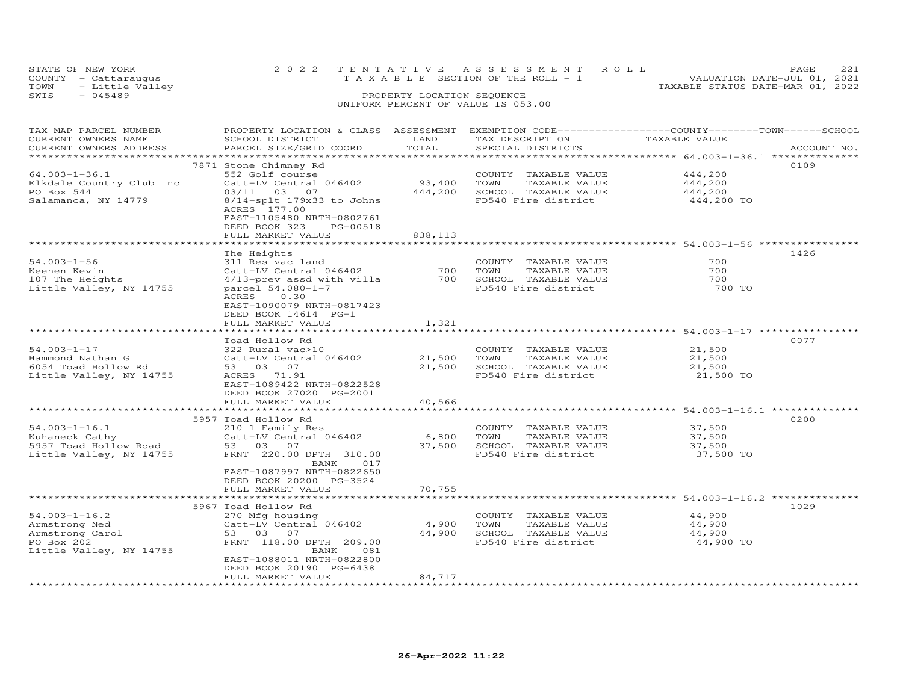STATE OF NEW YORK
COUNTY - Cattaraugus
TOWN - Little Valley
SWIS - 045489

2022 TENTATIVE ASSESSMENT ROLL
TAXABLE SECTION OF THE ROLL - 1
PROPERTY LOCATION SEQUENCE
UNIFORM PERCENT OF VALUE IS 053.00

VALUATION DATE-JUL 01, 2021
TAXABLE STATUS DATE-MAR 01, 2022

| TAX MAP PARCEL NUMBER / CURRENT OWNERS NAME / CURRENT OWNERS ADDRESS | PROPERTY LOCATION & CLASS / SCHOOL DISTRICT / PARCEL SIZE/GRID COORD | ASSESSMENT LAND | TOTAL | EXEMPTION CODE / TAX DESCRIPTION / SPECIAL DISTRICTS | TAXABLE VALUE | ACCOUNT NO. |
|---|---|---|---|---|---|---|
| 64.003-1-36.1 | 7871 Stone Chimney Rd | | | | | 0109 |
| Elkdale Country Club Inc | 552 Golf course | | | COUNTY TAXABLE VALUE | 444,200 | |
| PO Box 544 | Catt-LV Central 046402 | 93,400 | | TOWN TAXABLE VALUE | 444,200 | |
| Salamanca, NY 14779 | 03/11 03 07 | | 444,200 | SCHOOL TAXABLE VALUE | 444,200 | |
| | 8/14-splt 179x33 to Johns | | | FD540 Fire district | 444,200 TO | |
| | ACRES 177.00 | | | | | |
| | EAST-1105480 NRTH-0802761 | | | | | |
| | DEED BOOK 323 PG-00518 | | | | | |
| | FULL MARKET VALUE | | 838,113 | | | |
| 54.003-1-56 | The Heights | | | | | 1426 |
| Keenen Kevin | 311 Res vac land | | | COUNTY TAXABLE VALUE | 700 | |
| 107 The Heights | Catt-LV Central 046402 | 700 | | TOWN TAXABLE VALUE | 700 | |
| Little Valley, NY 14755 | 4/13-prev assd with villa | | 700 | SCHOOL TAXABLE VALUE | 700 | |
| | parcel 54.080-1-7 | | | FD540 Fire district | 700 TO | |
| | ACRES 0.30 | | | | | |
| | EAST-1090079 NRTH-0817423 | | | | | |
| | DEED BOOK 14614 PG-1 | | | | | |
| | FULL MARKET VALUE | | 1,321 | | | |
| 54.003-1-17 | Toad Hollow Rd | | | | | 0077 |
| Hammond Nathan G | 322 Rural vac>10 | | | COUNTY TAXABLE VALUE | 21,500 | |
| 6054 Toad Hollow Rd | Catt-LV Central 046402 | 21,500 | | TOWN TAXABLE VALUE | 21,500 | |
| Little Valley, NY 14755 | 53 03 07 | | 21,500 | SCHOOL TAXABLE VALUE | 21,500 | |
| | ACRES 71.91 | | | FD540 Fire district | 21,500 TO | |
| | EAST-1089422 NRTH-0822528 | | | | | |
| | DEED BOOK 27020 PG-2001 | | | | | |
| | FULL MARKET VALUE | | 40,566 | | | |
| 54.003-1-16.1 | 5957 Toad Hollow Rd | | | | | 0200 |
| Kuhaneck Cathy | 210 1 Family Res | | | COUNTY TAXABLE VALUE | 37,500 | |
| 5957 Toad Hollow Road | Catt-LV Central 046402 | 6,800 | | TOWN TAXABLE VALUE | 37,500 | |
| Little Valley, NY 14755 | 53 03 07 | | 37,500 | SCHOOL TAXABLE VALUE | 37,500 | |
| | FRNT 220.00 DPTH 310.00 | | | FD540 Fire district | 37,500 TO | |
| | BANK 017 | | | | | |
| | EAST-1087997 NRTH-0822650 | | | | | |
| | DEED BOOK 20200 PG-3524 | | | | | |
| | FULL MARKET VALUE | | 70,755 | | | |
| 54.003-1-16.2 | 5967 Toad Hollow Rd | | | | | 1029 |
| Armstrong Ned | 270 Mfg housing | | | COUNTY TAXABLE VALUE | 44,900 | |
| Armstrong Carol | Catt-LV Central 046402 | 4,900 | | TOWN TAXABLE VALUE | 44,900 | |
| PO Box 202 | 53 03 07 | | 44,900 | SCHOOL TAXABLE VALUE | 44,900 | |
| Little Valley, NY 14755 | FRNT 118.00 DPTH 209.00 | | | FD540 Fire district | 44,900 TO | |
| | BANK 081 | | | | | |
| | EAST-1088011 NRTH-0822800 | | | | | |
| | DEED BOOK 20190 PG-6438 | | | | | |
| | FULL MARKET VALUE | | 84,717 | | | |

26-Apr-2022 11:22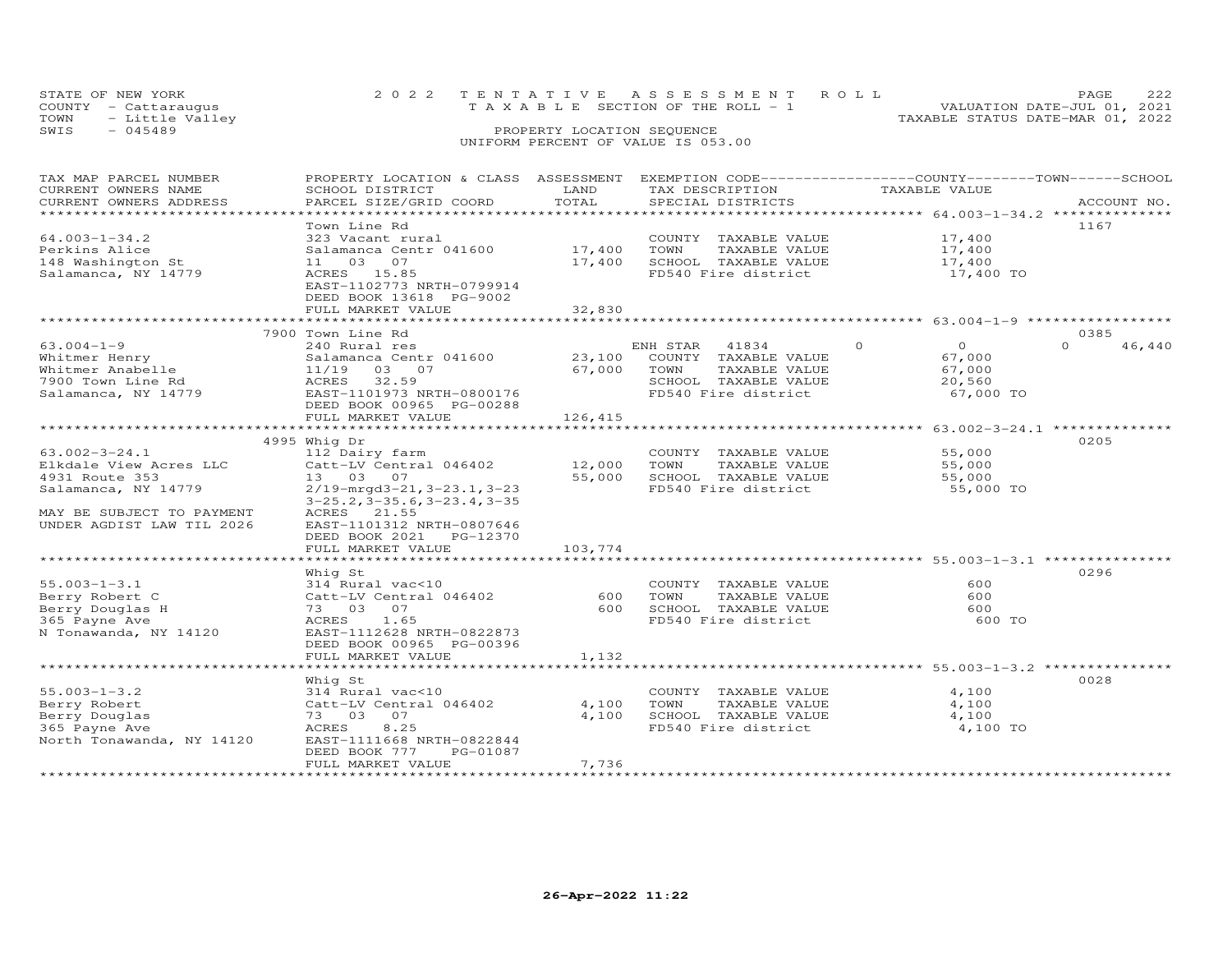STATE OF NEW YORK
COUNTY - Cattaraugus
TOWN - Little Valley
SWIS - 045489

2022 TENTATIVE ASSESSMENT ROLL
TAXABLE SECTION OF THE ROLL - 1
PROPERTY LOCATION SEQUENCE
UNIFORM PERCENT OF VALUE IS 053.00

VALUATION DATE-JUL 01, 2021
TAXABLE STATUS DATE-MAR 01, 2022

| TAX MAP PARCEL NUMBER / CURRENT OWNERS NAME / CURRENT OWNERS ADDRESS | PROPERTY LOCATION & CLASS / SCHOOL DISTRICT / PARCEL SIZE/GRID COORD | ASSESSMENT LAND | ASSESSMENT TOTAL | EXEMPTION CODE / TAX DESCRIPTION / SPECIAL DISTRICTS | COUNTY | TOWN | SCHOOL TAXABLE VALUE | ACCOUNT NO. |
|---|---|---|---|---|---|---|---|---|
| **64.003-1-34.2** | Town Line Rd | | | | | | | 1167 |
| 64.003-1-34.2 | 323 Vacant rural | | | COUNTY TAXABLE VALUE | 17,400 | | | |
| Perkins Alice | Salamanca Centr 041600 | 17,400 | | TOWN TAXABLE VALUE | | 17,400 | | |
| 148 Washington St | 11 03 07 | | 17,400 | SCHOOL TAXABLE VALUE | | | 17,400 | |
| Salamanca, NY 14779 | ACRES 15.85 | | | FD540 Fire district | | | 17,400 TO | |
| | EAST-1102773 NRTH-0799914 | | | | | | | |
| | DEED BOOK 13618 PG-9002 | | | | | | | |
| | FULL MARKET VALUE | | 32,830 | | | | | |
| **63.004-1-9** | 7900 Town Line Rd | | | | | | | 0385 |
| 63.004-1-9 | 240 Rural res | | | ENH STAR 41834 | 0 | 0 | 46,440 | |
| Whitmer Henry | Salamanca Centr 041600 | 23,100 | | COUNTY TAXABLE VALUE | 67,000 | | | |
| Whitmer Anabelle | 11/19 03 07 | | 67,000 | TOWN TAXABLE VALUE | | 67,000 | | |
| 7900 Town Line Rd | ACRES 32.59 | | | SCHOOL TAXABLE VALUE | | | 20,560 | |
| Salamanca, NY 14779 | EAST-1101973 NRTH-0800176 | | | FD540 Fire district | | | 67,000 TO | |
| | DEED BOOK 00965 PG-00288 | | | | | | | |
| | FULL MARKET VALUE | | 126,415 | | | | | |
| **63.002-3-24.1** | 4995 Whig Dr | | | | | | | 0205 |
| 63.002-3-24.1 | 112 Dairy farm | | | COUNTY TAXABLE VALUE | 55,000 | | | |
| Elkdale View Acres LLC | Catt-LV Central 046402 | 12,000 | | TOWN TAXABLE VALUE | | 55,000 | | |
| 4931 Route 353 | 13 03 07 | | 55,000 | SCHOOL TAXABLE VALUE | | | 55,000 | |
| Salamanca, NY 14779 | 2/19-mrgd3-21,3-23.1,3-23 | | | FD540 Fire district | | | 55,000 TO | |
| | 3-25.2,3-35.6,3-23.4,3-35 | | | | | | | |
| MAY BE SUBJECT TO PAYMENT | ACRES 21.55 | | | | | | | |
| UNDER AGDIST LAW TIL 2026 | EAST-1101312 NRTH-0807646 | | | | | | | |
| | DEED BOOK 2021 PG-12370 | | | | | | | |
| | FULL MARKET VALUE | | 103,774 | | | | | |
| **55.003-1-3.1** | Whig St | | | | | | | 0296 |
| 55.003-1-3.1 | 314 Rural vac<10 | | | COUNTY TAXABLE VALUE | 600 | | | |
| Berry Robert C | Catt-LV Central 046402 | 600 | | TOWN TAXABLE VALUE | | 600 | | |
| Berry Douglas H | 73 03 07 | | 600 | SCHOOL TAXABLE VALUE | | | 600 | |
| 365 Payne Ave | ACRES 1.65 | | | FD540 Fire district | | | 600 TO | |
| N Tonawanda, NY 14120 | EAST-1112628 NRTH-0822873 | | | | | | | |
| | DEED BOOK 00965 PG-00396 | | | | | | | |
| | FULL MARKET VALUE | | 1,132 | | | | | |
| **55.003-1-3.2** | Whig St | | | | | | | 0028 |
| 55.003-1-3.2 | 314 Rural vac<10 | | | COUNTY TAXABLE VALUE | 4,100 | | | |
| Berry Robert | Catt-LV Central 046402 | 4,100 | | TOWN TAXABLE VALUE | | 4,100 | | |
| Berry Douglas | 73 03 07 | | 4,100 | SCHOOL TAXABLE VALUE | | | 4,100 | |
| 365 Payne Ave | ACRES 8.25 | | | FD540 Fire district | | | 4,100 TO | |
| North Tonawanda, NY 14120 | EAST-1111668 NRTH-0822844 | | | | | | | |
| | DEED BOOK 777 PG-01087 | | | | | | | |
| | FULL MARKET VALUE | | 7,736 | | | | | |

26-Apr-2022 11:22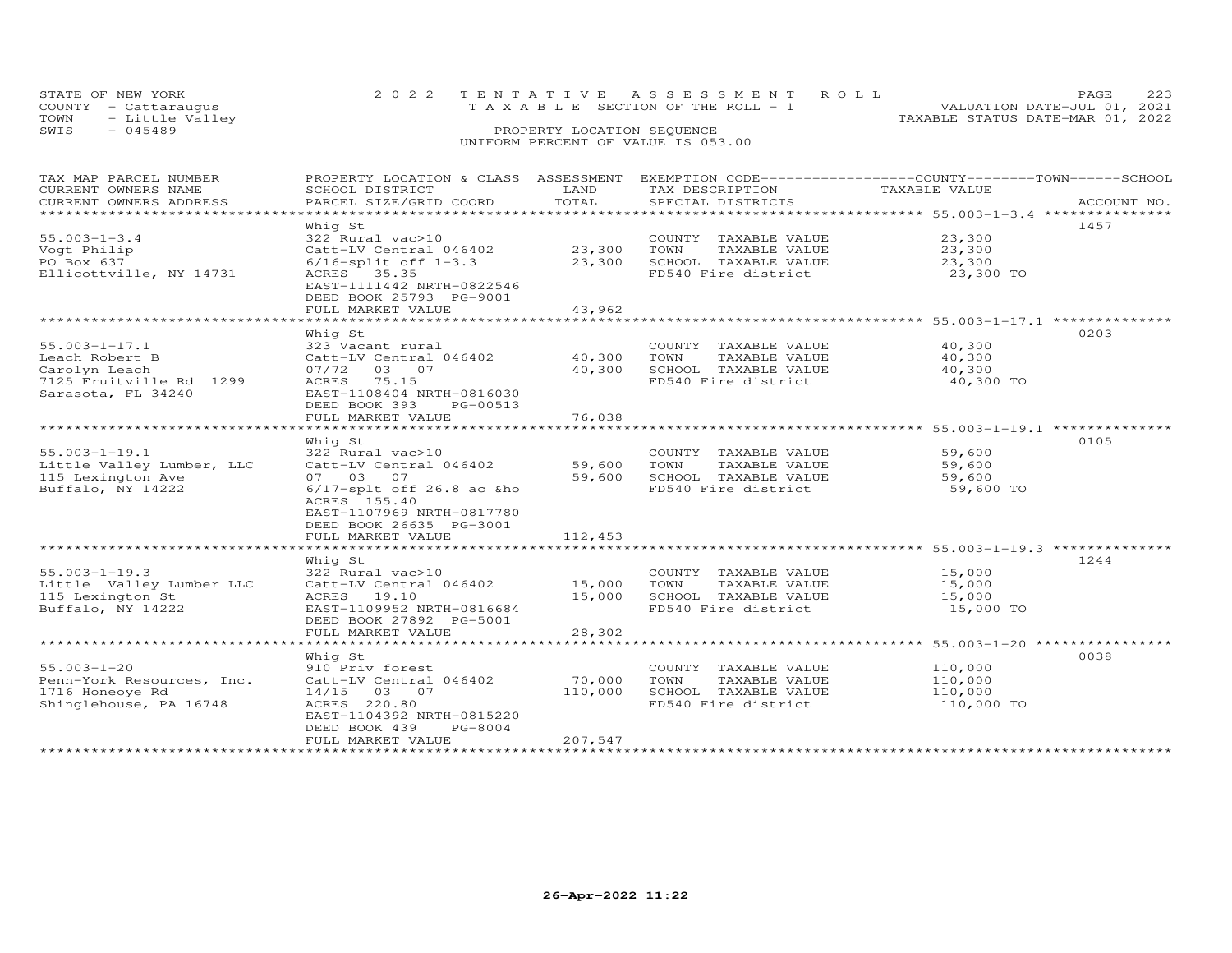STATE OF NEW YORK
COUNTY - Cattaraugus
TOWN - Little Valley
SWIS - 045489

2022 TENTATIVE ASSESSMENT ROLL
TAXABLE SECTION OF THE ROLL - 1
PROPERTY LOCATION SEQUENCE
UNIFORM PERCENT OF VALUE IS 053.00

VALUATION DATE-JUL 01, 2021
TAXABLE STATUS DATE-MAR 01, 2022

| TAX MAP PARCEL NUMBER / CURRENT OWNERS NAME / CURRENT OWNERS ADDRESS | PROPERTY LOCATION & CLASS / SCHOOL DISTRICT / PARCEL SIZE/GRID COORD | ASSESSMENT LAND | TOTAL | EXEMPTION CODE / TAX DESCRIPTION / SPECIAL DISTRICTS | COUNTY--------TOWN------SCHOOL TAXABLE VALUE | ACCOUNT NO. |
|---|---|---|---|---|---|---|
| 55.003-1-3.4 | Whig St | | | | | 1457 |
| 55.003-1-3.4 | 322 Rural vac>10 | | | COUNTY TAXABLE VALUE | 23,300 | |
| Vogt Philip | Catt-LV Central 046402 | 23,300 | | TOWN TAXABLE VALUE | 23,300 | |
| PO Box 637 | 6/16-split off 1-3.3 | | 23,300 | SCHOOL TAXABLE VALUE | 23,300 | |
| Ellicottville, NY 14731 | ACRES 35.35 | | | FD540 Fire district | 23,300 TO | |
| | EAST-1111442 NRTH-0822546 | | | | | |
| | DEED BOOK 25793 PG-9001 | | | | | |
| | FULL MARKET VALUE | | 43,962 | | | |
| 55.003-1-17.1 | Whig St | | | | | 0203 |
| 55.003-1-17.1 | 323 Vacant rural | | | COUNTY TAXABLE VALUE | 40,300 | |
| Leach Robert B | Catt-LV Central 046402 | 40,300 | | TOWN TAXABLE VALUE | 40,300 | |
| Carolyn Leach | 07/72 03 07 | | 40,300 | SCHOOL TAXABLE VALUE | 40,300 | |
| 7125 Fruitville Rd 1299 | ACRES 75.15 | | | FD540 Fire district | 40,300 TO | |
| Sarasota, FL 34240 | EAST-1108404 NRTH-0816030 | | | | | |
| | DEED BOOK 393 PG-00513 | | | | | |
| | FULL MARKET VALUE | | 76,038 | | | |
| 55.003-1-19.1 | Whig St | | | | | 0105 |
| 55.003-1-19.1 | 322 Rural vac>10 | | | COUNTY TAXABLE VALUE | 59,600 | |
| Little Valley Lumber, LLC | Catt-LV Central 046402 | 59,600 | | TOWN TAXABLE VALUE | 59,600 | |
| 115 Lexington Ave | 07 03 07 | | 59,600 | SCHOOL TAXABLE VALUE | 59,600 | |
| Buffalo, NY 14222 | 6/17-splt off 26.8 ac &ho | | | FD540 Fire district | 59,600 TO | |
| | ACRES 155.40 | | | | | |
| | EAST-1107969 NRTH-0817780 | | | | | |
| | DEED BOOK 26635 PG-3001 | | | | | |
| | FULL MARKET VALUE | | 112,453 | | | |
| 55.003-1-19.3 | Whig St | | | | | 1244 |
| 55.003-1-19.3 | 322 Rural vac>10 | | | COUNTY TAXABLE VALUE | 15,000 | |
| Little Valley Lumber LLC | Catt-LV Central 046402 | 15,000 | | TOWN TAXABLE VALUE | 15,000 | |
| 115 Lexington St | ACRES 19.10 | | 15,000 | SCHOOL TAXABLE VALUE | 15,000 | |
| Buffalo, NY 14222 | EAST-1109952 NRTH-0816684 | | | FD540 Fire district | 15,000 TO | |
| | DEED BOOK 27892 PG-5001 | | | | | |
| | FULL MARKET VALUE | | 28,302 | | | |
| 55.003-1-20 | Whig St | | | | | 0038 |
| 55.003-1-20 | 910 Priv forest | | | COUNTY TAXABLE VALUE | 110,000 | |
| Penn-York Resources, Inc. | Catt-LV Central 046402 | 70,000 | | TOWN TAXABLE VALUE | 110,000 | |
| 1716 Honeoye Rd | 14/15 03 07 | | 110,000 | SCHOOL TAXABLE VALUE | 110,000 | |
| Shinglehouse, PA 16748 | ACRES 220.80 | | | FD540 Fire district | 110,000 TO | |
| | EAST-1104392 NRTH-0815220 | | | | | |
| | DEED BOOK 439 PG-8004 | | | | | |
| | FULL MARKET VALUE | | 207,547 | | | |

26-Apr-2022 11:22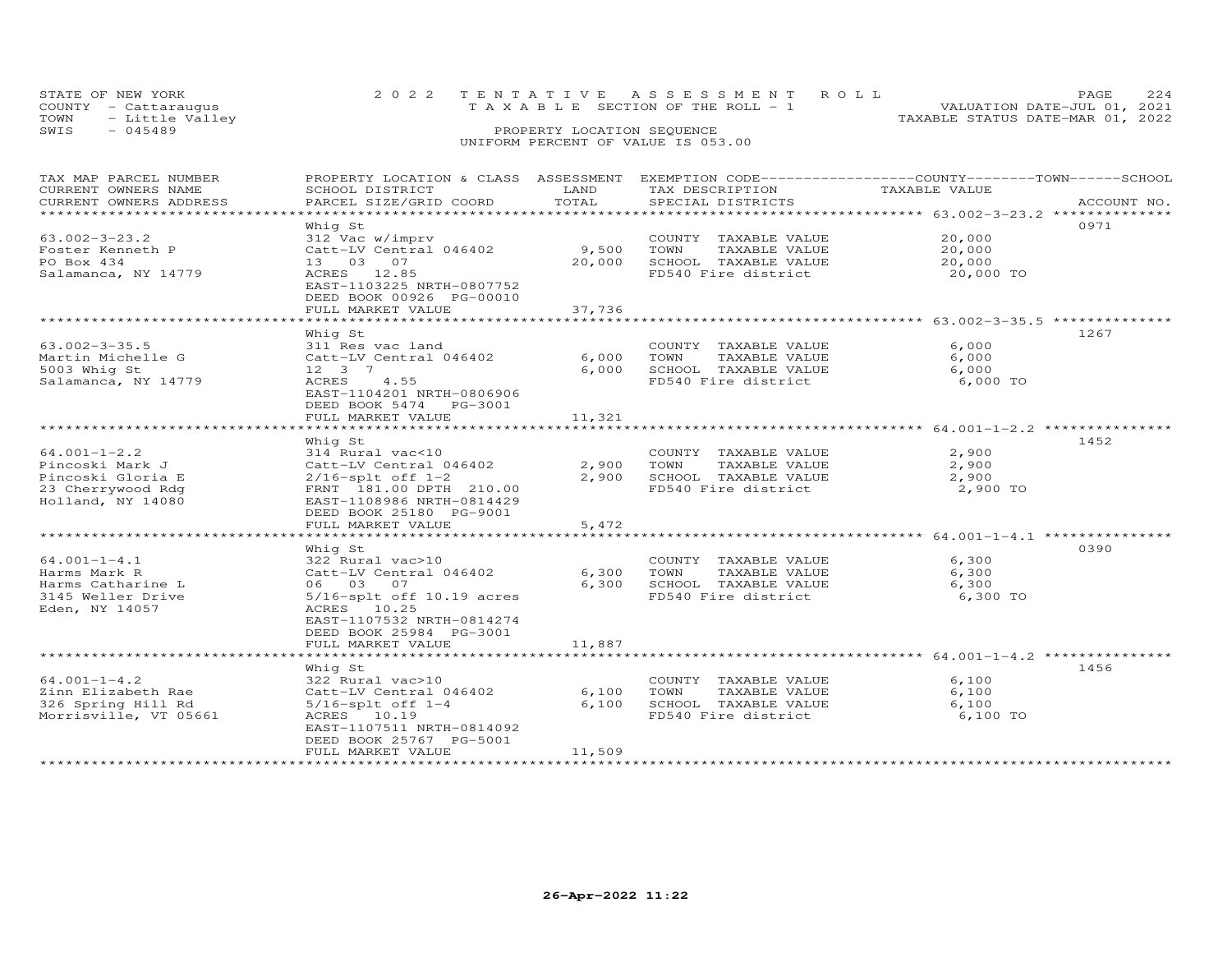STATE OF NEW YORK
COUNTY - Cattaraugus
TOWN - Little Valley
SWIS - 045489

2022 TENTATIVE ASSESSMENT ROLL
TAXABLE SECTION OF THE ROLL - 1
PROPERTY LOCATION SEQUENCE
UNIFORM PERCENT OF VALUE IS 053.00

VALUATION DATE-JUL 01, 2021
TAXABLE STATUS DATE-MAR 01, 2022

| TAX MAP PARCEL NUMBER / CURRENT OWNERS NAME / CURRENT OWNERS ADDRESS | PROPERTY LOCATION & CLASS / SCHOOL DISTRICT / PARCEL SIZE/GRID COORD | ASSESSMENT LAND | TOTAL | EXEMPTION CODE / TAX DESCRIPTION / SPECIAL DISTRICTS | TAXABLE VALUE | ACCOUNT NO. |
|---|---|---|---|---|---|---|
| 63.002-3-23.2 | Whig St | | | | | 0971 |
| Foster Kenneth P | 312 Vac w/imprv | | | COUNTY TAXABLE VALUE | 20,000 | |
| PO Box 434 | Catt-LV Central 046402 | 9,500 | | TOWN TAXABLE VALUE | 20,000 | |
| Salamanca, NY 14779 | 13 03 07 | | 20,000 | SCHOOL TAXABLE VALUE | 20,000 | |
| | ACRES 12.85 | | | FD540 Fire district | 20,000 TO | |
| | EAST-1103225 NRTH-0807752 | | | | | |
| | DEED BOOK 00926 PG-00010 | | | | | |
| | FULL MARKET VALUE | | 37,736 | | | |
| 63.002-3-35.5 | Whig St | | | | | 1267 |
| Martin Michelle G | 311 Res vac land | | | COUNTY TAXABLE VALUE | 6,000 | |
| 5003 Whig St | Catt-LV Central 046402 | 6,000 | | TOWN TAXABLE VALUE | 6,000 | |
| Salamanca, NY 14779 | 12 3 7 | | 6,000 | SCHOOL TAXABLE VALUE | 6,000 | |
| | ACRES 4.55 | | | FD540 Fire district | 6,000 TO | |
| | EAST-1104201 NRTH-0806906 | | | | | |
| | DEED BOOK 5474 PG-3001 | | | | | |
| | FULL MARKET VALUE | | 11,321 | | | |
| 64.001-1-2.2 | Whig St | | | | | 1452 |
| Pincoski Mark J | 314 Rural vac<10 | | | COUNTY TAXABLE VALUE | 2,900 | |
| Pincoski Gloria E | Catt-LV Central 046402 | 2,900 | | TOWN TAXABLE VALUE | 2,900 | |
| 23 Cherrywood Rdg | 2/16-splt off 1-2 | | 2,900 | SCHOOL TAXABLE VALUE | 2,900 | |
| Holland, NY 14080 | FRNT 181.00 DPTH 210.00 | | | FD540 Fire district | 2,900 TO | |
| | EAST-1108986 NRTH-0814429 | | | | | |
| | DEED BOOK 25180 PG-9001 | | | | | |
| | FULL MARKET VALUE | | 5,472 | | | |
| 64.001-1-4.1 | Whig St | | | | | 0390 |
| Harms Mark R | 322 Rural vac>10 | | | COUNTY TAXABLE VALUE | 6,300 | |
| Harms Catharine L | Catt-LV Central 046402 | 6,300 | | TOWN TAXABLE VALUE | 6,300 | |
| 3145 Weller Drive | 06 03 07 | | 6,300 | SCHOOL TAXABLE VALUE | 6,300 | |
| Eden, NY 14057 | 5/16-splt off 10.19 acres | | | FD540 Fire district | 6,300 TO | |
| | ACRES 10.25 | | | | | |
| | EAST-1107532 NRTH-0814274 | | | | | |
| | DEED BOOK 25984 PG-3001 | | | | | |
| | FULL MARKET VALUE | | 11,887 | | | |
| 64.001-1-4.2 | Whig St | | | | | 1456 |
| Zinn Elizabeth Rae | 322 Rural vac>10 | | | COUNTY TAXABLE VALUE | 6,100 | |
| 326 Spring Hill Rd | Catt-LV Central 046402 | 6,100 | | TOWN TAXABLE VALUE | 6,100 | |
| Morrisville, VT 05661 | 5/16-splt off 1-4 | | 6,100 | SCHOOL TAXABLE VALUE | 6,100 | |
| | ACRES 10.19 | | | FD540 Fire district | 6,100 TO | |
| | EAST-1107511 NRTH-0814092 | | | | | |
| | DEED BOOK 25767 PG-5001 | | | | | |
| | FULL MARKET VALUE | | 11,509 | | | |

26-Apr-2022 11:22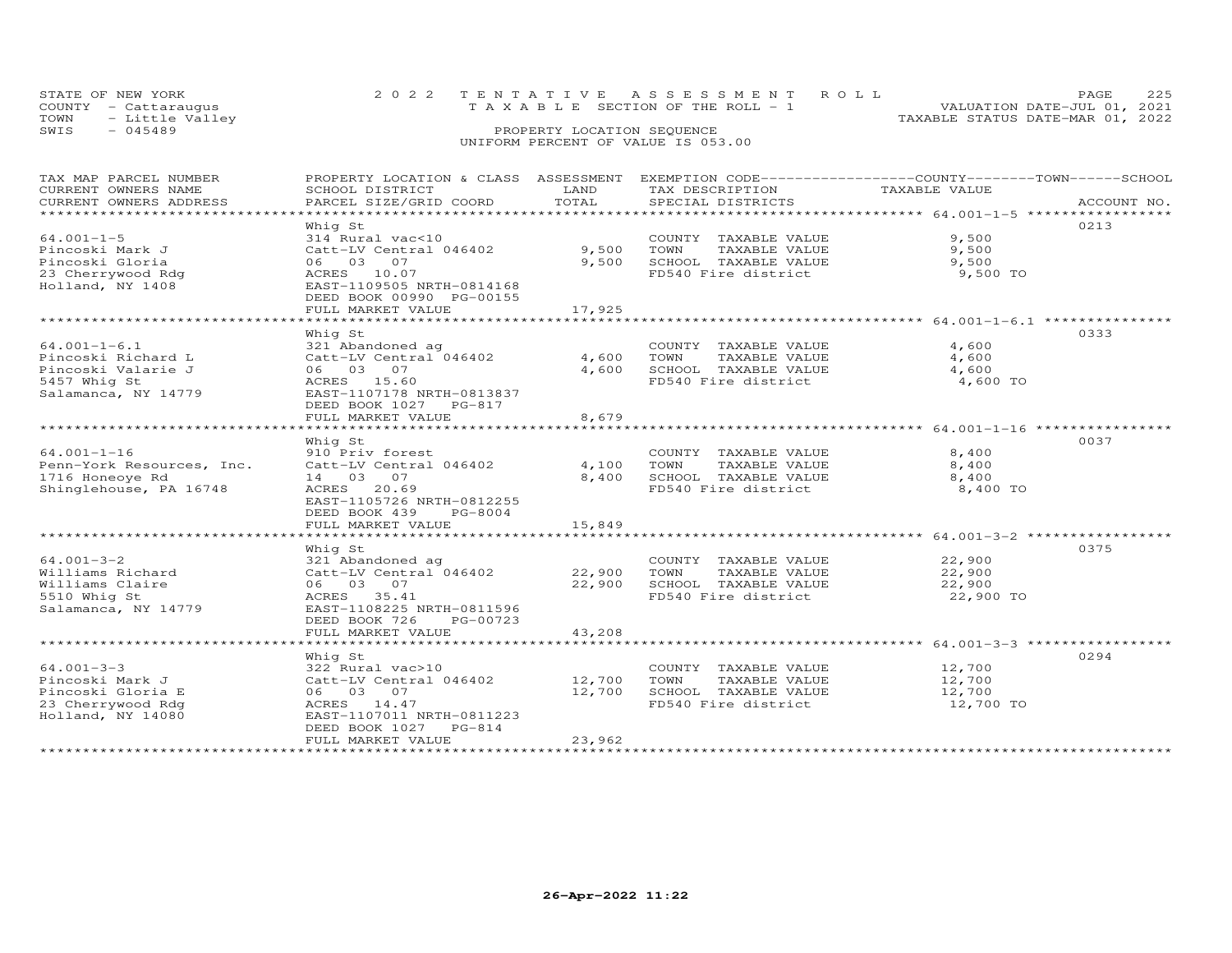STATE OF NEW YORK
COUNTY - Cattaraugus
TOWN - Little Valley
SWIS - 045489

2022 TENTATIVE ASSESSMENT ROLL
TAXABLE SECTION OF THE ROLL - 1
PROPERTY LOCATION SEQUENCE
UNIFORM PERCENT OF VALUE IS 053.00

VALUATION DATE-JUL 01, 2021
TAXABLE STATUS DATE-MAR 01, 2022

| TAX MAP PARCEL NUMBER / CURRENT OWNERS NAME / CURRENT OWNERS ADDRESS | PROPERTY LOCATION & CLASS / SCHOOL DISTRICT / PARCEL SIZE/GRID COORD | ASSESSMENT LAND | TOTAL | EXEMPTION CODE / TAX DESCRIPTION / SPECIAL DISTRICTS | TAXABLE VALUE | ACCOUNT NO. |
|---|---|---|---|---|---|---|
| **64.001-1-5** | Whig St | | | | | 0213 |
| 64.001-1-5 | 314 Rural vac<10 | | | COUNTY TAXABLE VALUE | 9,500 | |
| Pincoski Mark J | Catt-LV Central 046402 | 9,500 | | TOWN TAXABLE VALUE | 9,500 | |
| Pincoski Gloria | 06 03 07 | | 9,500 | SCHOOL TAXABLE VALUE | 9,500 | |
| 23 Cherrywood Rdg | ACRES 10.07 | | | FD540 Fire district | 9,500 TO | |
| Holland, NY 1408 | EAST-1109505 NRTH-0814168 | | | | | |
| | DEED BOOK 00990 PG-00155 | | | | | |
| | FULL MARKET VALUE | | 17,925 | | | |
| **64.001-1-6.1** | Whig St | | | | | 0333 |
| 64.001-1-6.1 | 321 Abandoned ag | | | COUNTY TAXABLE VALUE | 4,600 | |
| Pincoski Richard L | Catt-LV Central 046402 | 4,600 | | TOWN TAXABLE VALUE | 4,600 | |
| Pincoski Valarie J | 06 03 07 | | 4,600 | SCHOOL TAXABLE VALUE | 4,600 | |
| 5457 Whig St | ACRES 15.60 | | | FD540 Fire district | 4,600 TO | |
| Salamanca, NY 14779 | EAST-1107178 NRTH-0813837 | | | | | |
| | DEED BOOK 1027 PG-817 | | | | | |
| | FULL MARKET VALUE | | 8,679 | | | |
| **64.001-1-16** | Whig St | | | | | 0037 |
| 64.001-1-16 | 910 Priv forest | | | COUNTY TAXABLE VALUE | 8,400 | |
| Penn-York Resources, Inc. | Catt-LV Central 046402 | 4,100 | | TOWN TAXABLE VALUE | 8,400 | |
| 1716 Honeoye Rd | 14 03 07 | | 8,400 | SCHOOL TAXABLE VALUE | 8,400 | |
| Shinglehouse, PA 16748 | ACRES 20.69 | | | FD540 Fire district | 8,400 TO | |
| | EAST-1105726 NRTH-0812255 | | | | | |
| | DEED BOOK 439 PG-8004 | | | | | |
| | FULL MARKET VALUE | | 15,849 | | | |
| **64.001-3-2** | Whig St | | | | | 0375 |
| 64.001-3-2 | 321 Abandoned ag | | | COUNTY TAXABLE VALUE | 22,900 | |
| Williams Richard | Catt-LV Central 046402 | 22,900 | | TOWN TAXABLE VALUE | 22,900 | |
| Williams Claire | 06 03 07 | | 22,900 | SCHOOL TAXABLE VALUE | 22,900 | |
| 5510 Whig St | ACRES 35.41 | | | FD540 Fire district | 22,900 TO | |
| Salamanca, NY 14779 | EAST-1108225 NRTH-0811596 | | | | | |
| | DEED BOOK 726 PG-00723 | | | | | |
| | FULL MARKET VALUE | | 43,208 | | | |
| **64.001-3-3** | Whig St | | | | | 0294 |
| 64.001-3-3 | 322 Rural vac>10 | | | COUNTY TAXABLE VALUE | 12,700 | |
| Pincoski Mark J | Catt-LV Central 046402 | 12,700 | | TOWN TAXABLE VALUE | 12,700 | |
| Pincoski Gloria E | 06 03 07 | | 12,700 | SCHOOL TAXABLE VALUE | 12,700 | |
| 23 Cherrywood Rdg | ACRES 14.47 | | | FD540 Fire district | 12,700 TO | |
| Holland, NY 14080 | EAST-1107011 NRTH-0811223 | | | | | |
| | DEED BOOK 1027 PG-814 | | | | | |
| | FULL MARKET VALUE | | 23,962 | | | |

26-Apr-2022 11:22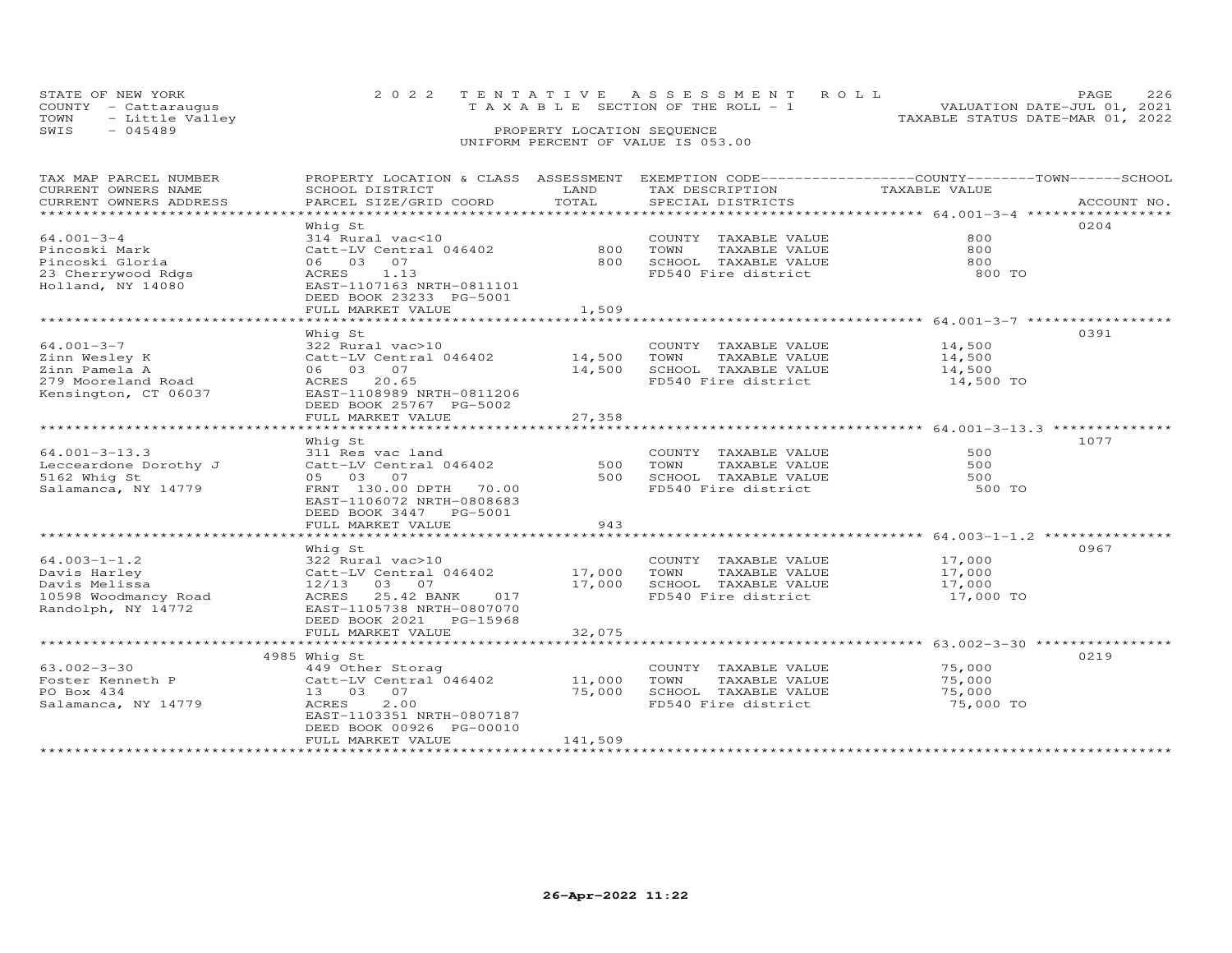STATE OF NEW YORK
COUNTY - Cattaraugus
TOWN - Little Valley
SWIS - 045489

2022 TENTATIVE ASSESSMENT ROLL
TAXABLE SECTION OF THE ROLL - 1
PROPERTY LOCATION SEQUENCE
UNIFORM PERCENT OF VALUE IS 053.00

VALUATION DATE-JUL 01, 2021
TAXABLE STATUS DATE-MAR 01, 2022

| TAX MAP PARCEL NUMBER / CURRENT OWNERS NAME / CURRENT OWNERS ADDRESS | PROPERTY LOCATION & CLASS / SCHOOL DISTRICT / PARCEL SIZE/GRID COORD | ASSESSMENT LAND | TOTAL | EXEMPTION CODE / TAX DESCRIPTION / SPECIAL DISTRICTS | COUNTY--------TOWN------SCHOOL TAXABLE VALUE | ACCOUNT NO. |
|---|---|---|---|---|---|---|
| 64.001-3-4 | Whig St | | | | | 0204 |
| 64.001-3-4 | 314 Rural vac<10 | | | COUNTY TAXABLE VALUE | 800 | |
| Pincoski Mark | Catt-LV Central 046402 | 800 | | TOWN TAXABLE VALUE | 800 | |
| Pincoski Gloria | 06 03 07 | | 800 | SCHOOL TAXABLE VALUE | 800 | |
| 23 Cherrywood Rdgs | ACRES 1.13 | | | FD540 Fire district | 800 TO | |
| Holland, NY 14080 | EAST-1107163 NRTH-0811101 | | | | | |
| | DEED BOOK 23233 PG-5001 | | | | | |
| | FULL MARKET VALUE | | 1,509 | | | |
| 64.001-3-7 | Whig St | | | | | 0391 |
| 64.001-3-7 | 322 Rural vac>10 | | | COUNTY TAXABLE VALUE | 14,500 | |
| Zinn Wesley K | Catt-LV Central 046402 | 14,500 | | TOWN TAXABLE VALUE | 14,500 | |
| Zinn Pamela A | 06 03 07 | | 14,500 | SCHOOL TAXABLE VALUE | 14,500 | |
| 279 Mooreland Road | ACRES 20.65 | | | FD540 Fire district | 14,500 TO | |
| Kensington, CT 06037 | EAST-1108989 NRTH-0811206 | | | | | |
| | DEED BOOK 25767 PG-5002 | | | | | |
| | FULL MARKET VALUE | | 27,358 | | | |
| 64.001-3-13.3 | Whig St | | | | | 1077 |
| 64.001-3-13.3 | 311 Res vac land | | | COUNTY TAXABLE VALUE | 500 | |
| Lecceardone Dorothy J | Catt-LV Central 046402 | 500 | | TOWN TAXABLE VALUE | 500 | |
| 5162 Whig St | 05 03 07 | | 500 | SCHOOL TAXABLE VALUE | 500 | |
| Salamanca, NY 14779 | FRNT 130.00 DPTH 70.00 | | | FD540 Fire district | 500 TO | |
| | EAST-1106072 NRTH-0808683 | | | | | |
| | DEED BOOK 3447 PG-5001 | | | | | |
| | FULL MARKET VALUE | | 943 | | | |
| 64.003-1-1.2 | Whig St | | | | | 0967 |
| 64.003-1-1.2 | 322 Rural vac>10 | | | COUNTY TAXABLE VALUE | 17,000 | |
| Davis Harley | Catt-LV Central 046402 | 17,000 | | TOWN TAXABLE VALUE | 17,000 | |
| Davis Melissa | 12/13 03 07 | | 17,000 | SCHOOL TAXABLE VALUE | 17,000 | |
| 10598 Woodmancy Road | ACRES 25.42 BANK 017 | | | FD540 Fire district | 17,000 TO | |
| Randolph, NY 14772 | EAST-1105738 NRTH-0807070 | | | | | |
| | DEED BOOK 2021 PG-15968 | | | | | |
| | FULL MARKET VALUE | | 32,075 | | | |
| 63.002-3-30 | 4985 Whig St | | | | | 0219 |
| 63.002-3-30 | 449 Other Storag | | | COUNTY TAXABLE VALUE | 75,000 | |
| Foster Kenneth P | Catt-LV Central 046402 | 11,000 | | TOWN TAXABLE VALUE | 75,000 | |
| PO Box 434 | 13 03 07 | | 75,000 | SCHOOL TAXABLE VALUE | 75,000 | |
| Salamanca, NY 14779 | ACRES 2.00 | | | FD540 Fire district | 75,000 TO | |
| | EAST-1103351 NRTH-0807187 | | | | | |
| | DEED BOOK 00926 PG-00010 | | | | | |
| | FULL MARKET VALUE | | 141,509 | | | |

26-Apr-2022 11:22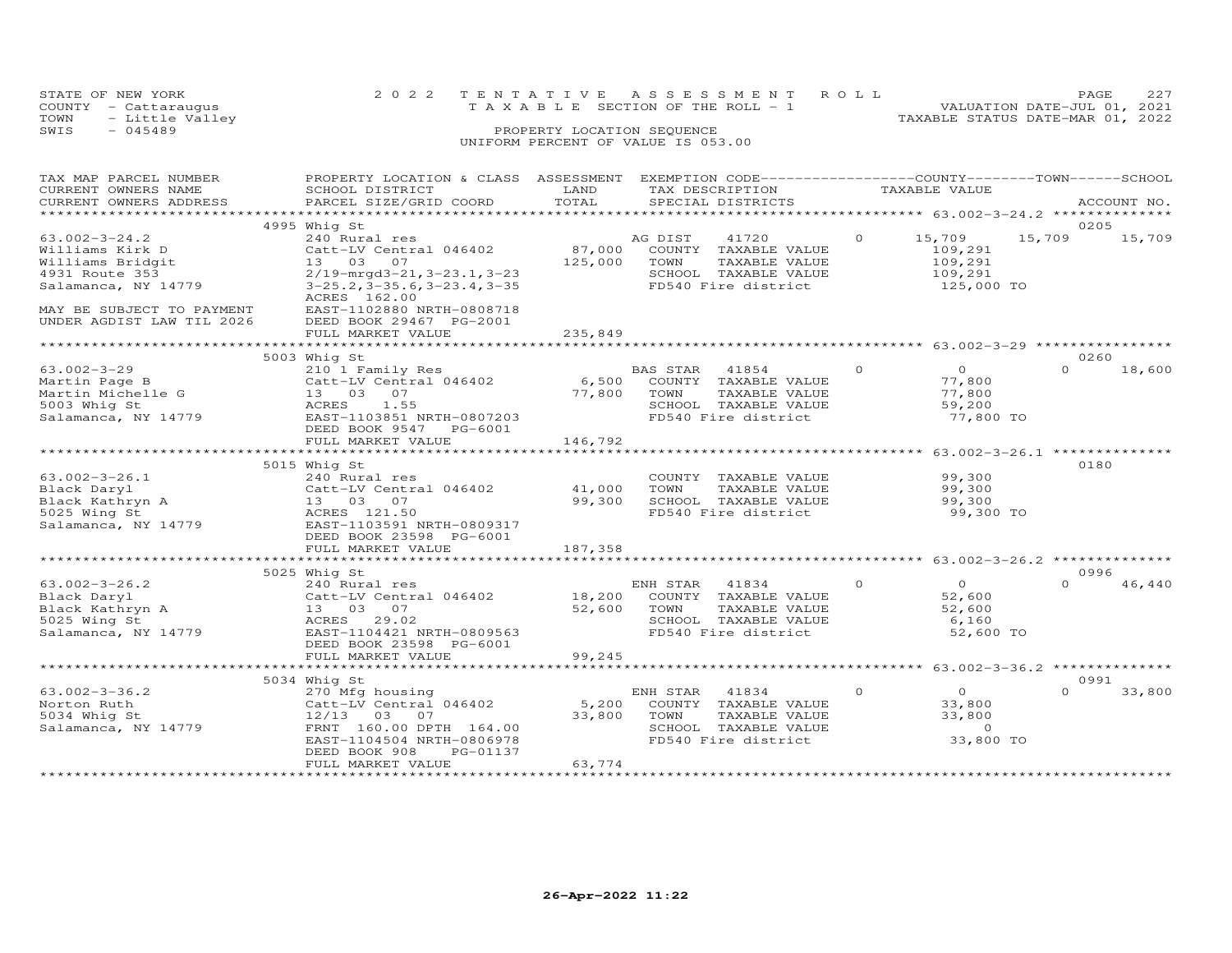STATE OF NEW YORK
COUNTY - Cattaraugus
TOWN - Little Valley
SWIS - 045489

2022 TENTATIVE ASSESSMENT ROLL
TAXABLE SECTION OF THE ROLL - 1
PROPERTY LOCATION SEQUENCE
UNIFORM PERCENT OF VALUE IS 053.00

VALUATION DATE-JUL 01, 2021
TAXABLE STATUS DATE-MAR 01, 2022

| TAX MAP PARCEL NUMBER / CURRENT OWNERS NAME / CURRENT OWNERS ADDRESS | PROPERTY LOCATION & CLASS / SCHOOL DISTRICT / PARCEL SIZE/GRID COORD | ASSESSMENT LAND | TOTAL | EXEMPTION CODE / TAX DESCRIPTION / SPECIAL DISTRICTS | | COUNTY TAXABLE VALUE | TOWN | SCHOOL | ACCOUNT NO. |
|---|---|---|---|---|---|---|---|---|---|
| | 4995 Whig St | | | | | | | | 0205 |
| 63.002-3-24.2 | 240 Rural res | | | AG DIST 41720 | 0 | 15,709 | 15,709 | 15,709 | |
| Williams Kirk D | Catt-LV Central 046402 | 87,000 | | COUNTY TAXABLE VALUE | | 109,291 | | | |
| Williams Bridgit | 13 03 07 | | 125,000 | TOWN TAXABLE VALUE | | 109,291 | | | |
| 4931 Route 353 | 2/19-mrgd3-21,3-23.1,3-23 | | | SCHOOL TAXABLE VALUE | | 109,291 | | | |
| Salamanca, NY 14779 | 3-25.2,3-35.6,3-23.4,3-35 | | | FD540 Fire district | | 125,000 TO | | | |
| | ACRES 162.00 | | | | | | | | |
| MAY BE SUBJECT TO PAYMENT | EAST-1102880 NRTH-0808718 | | | | | | | | |
| UNDER AGDIST LAW TIL 2026 | DEED BOOK 29467 PG-2001 | | | | | | | | |
| | FULL MARKET VALUE | | 235,849 | | | | | | |
| | 5003 Whig St | | | | | | | | 0260 |
| 63.002-3-29 | 210 1 Family Res | | | BAS STAR 41854 | 0 | 0 | 0 | 18,600 | |
| Martin Page B | Catt-LV Central 046402 | 6,500 | | COUNTY TAXABLE VALUE | | 77,800 | | | |
| Martin Michelle G | 13 03 07 | | 77,800 | TOWN TAXABLE VALUE | | 77,800 | | | |
| 5003 Whig St | ACRES 1.55 | | | SCHOOL TAXABLE VALUE | | 59,200 | | | |
| Salamanca, NY 14779 | EAST-1103851 NRTH-0807203 | | | FD540 Fire district | | 77,800 TO | | | |
| | DEED BOOK 9547 PG-6001 | | | | | | | | |
| | FULL MARKET VALUE | | 146,792 | | | | | | |
| | 5015 Whig St | | | | | | | | 0180 |
| 63.002-3-26.1 | 240 Rural res | | | COUNTY TAXABLE VALUE | | 99,300 | | | |
| Black Daryl | Catt-LV Central 046402 | 41,000 | | TOWN TAXABLE VALUE | | 99,300 | | | |
| Black Kathryn A | 13 03 07 | | 99,300 | SCHOOL TAXABLE VALUE | | 99,300 | | | |
| 5025 Wing St | ACRES 121.50 | | | FD540 Fire district | | 99,300 TO | | | |
| Salamanca, NY 14779 | EAST-1103591 NRTH-0809317 | | | | | | | | |
| | DEED BOOK 23598 PG-6001 | | | | | | | | |
| | FULL MARKET VALUE | | 187,358 | | | | | | |
| | 5025 Whig St | | | | | | | | 0996 |
| 63.002-3-26.2 | 240 Rural res | | | ENH STAR 41834 | 0 | 0 | 0 | 46,440 | |
| Black Daryl | Catt-LV Central 046402 | 18,200 | | COUNTY TAXABLE VALUE | | 52,600 | | | |
| Black Kathryn A | 13 03 07 | | 52,600 | TOWN TAXABLE VALUE | | 52,600 | | | |
| 5025 Wing St | ACRES 29.02 | | | SCHOOL TAXABLE VALUE | | 6,160 | | | |
| Salamanca, NY 14779 | EAST-1104421 NRTH-0809563 | | | FD540 Fire district | | 52,600 TO | | | |
| | DEED BOOK 23598 PG-6001 | | | | | | | | |
| | FULL MARKET VALUE | | 99,245 | | | | | | |
| | 5034 Whig St | | | | | | | | 0991 |
| 63.002-3-36.2 | 270 Mfg housing | | | ENH STAR 41834 | 0 | 0 | 0 | 33,800 | |
| Norton Ruth | Catt-LV Central 046402 | 5,200 | | COUNTY TAXABLE VALUE | | 33,800 | | | |
| 5034 Whig St | 12/13 03 07 | | 33,800 | TOWN TAXABLE VALUE | | 33,800 | | | |
| Salamanca, NY 14779 | FRNT 160.00 DPTH 164.00 | | | SCHOOL TAXABLE VALUE | | 0 | | | |
| | EAST-1104504 NRTH-0806978 | | | FD540 Fire district | | 33,800 TO | | | |
| | DEED BOOK 908 PG-01137 | | | | | | | | |
| | FULL MARKET VALUE | | 63,774 | | | | | | |

26-Apr-2022 11:22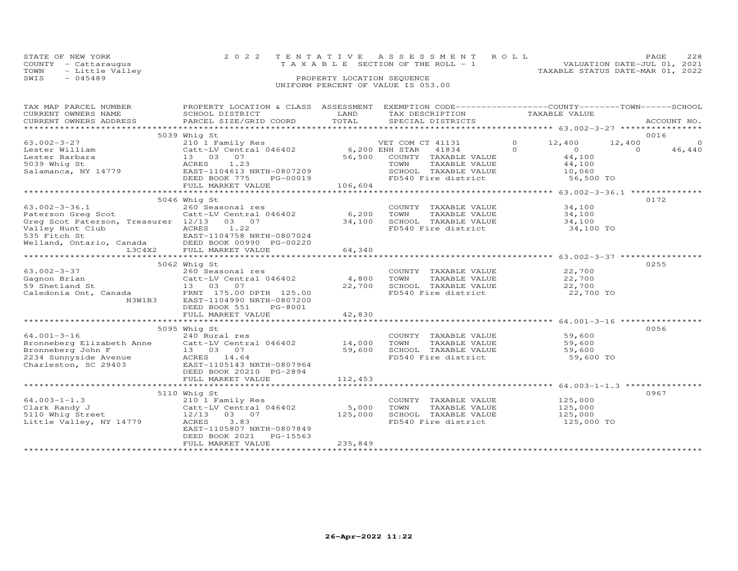STATE OF NEW YORK
COUNTY - Cattaraugus
TOWN - Little Valley
SWIS - 045489

2022 TENTATIVE ASSESSMENT ROLL
TAXABLE SECTION OF THE ROLL - 1
PROPERTY LOCATION SEQUENCE
UNIFORM PERCENT OF VALUE IS 053.00

VALUATION DATE-JUL 01, 2021
TAXABLE STATUS DATE-MAR 01, 2022

| TAX MAP PARCEL NUMBER / CURRENT OWNERS NAME / CURRENT OWNERS ADDRESS | PROPERTY LOCATION & CLASS / SCHOOL DISTRICT / PARCEL SIZE/GRID COORD | ASSESSMENT LAND | TOTAL | EXEMPTION CODE / TAX DESCRIPTION / SPECIAL DISTRICTS | | COUNTY TAXABLE VALUE | TOWN | SCHOOL | ACCOUNT NO. |
|---|---|---|---|---|---|---|---|---|---|
| | 5039 Whig St | | | | | | | | 0016 |
| 63.002-3-27 | 210 1 Family Res | | | VET COM CT 41131 | 0 | 12,400 | 12,400 | 0 | |
| Lester William | Catt-LV Central 046402 | 6,200 | | ENH STAR 41834 | 0 | 0 | 0 | 46,440 | |
| Lester Barbara | 13 03 07 | | 56,500 | COUNTY TAXABLE VALUE | | 44,100 | | | |
| 5039 Whig St | ACRES 1.23 | | | TOWN TAXABLE VALUE | | 44,100 | | | |
| Salamanca, NY 14779 | EAST-1104613 NRTH-0807209 | | | SCHOOL TAXABLE VALUE | | 10,060 | | | |
| | DEED BOOK 775 PG-00019 | | | FD540 Fire district | | 56,500 TO | | | |
| | FULL MARKET VALUE | | 106,604 | | | | | | |
| | 5046 Whig St | | | | | | | | 0172 |
| 63.002-3-36.1 | 260 Seasonal res | | | COUNTY TAXABLE VALUE | | 34,100 | | | |
| Paterson Greg Scot | Catt-LV Central 046402 | 6,200 | | TOWN TAXABLE VALUE | | 34,100 | | | |
| Greg Scot Paterson, Treasurer | 12/13 03 07 | | 34,100 | SCHOOL TAXABLE VALUE | | 34,100 | | | |
| Valley Hunt Club | ACRES 1.22 | | | FD540 Fire district | | 34,100 TO | | | |
| 535 Fitch St | EAST-1104758 NRTH-0807024 | | | | | | | | |
| Welland, Ontario, Canada | DEED BOOK 00990 PG-00220 | | | | | | | | |
| L3C4X2 | FULL MARKET VALUE | | 64,340 | | | | | | |
| | 5062 Whig St | | | | | | | | 0255 |
| 63.002-3-37 | 260 Seasonal res | | | COUNTY TAXABLE VALUE | | 22,700 | | | |
| Gagnon Brian | Catt-LV Central 046402 | 4,800 | | TOWN TAXABLE VALUE | | 22,700 | | | |
| 59 Shetland St | 13 03 07 | | 22,700 | SCHOOL TAXABLE VALUE | | 22,700 | | | |
| Caledonia Ont, Canada | FRNT 175.00 DPTH 125.00 | | | FD540 Fire district | | 22,700 TO | | | |
| N3W1B3 | EAST-1104990 NRTH-0807200 | | | | | | | | |
| | DEED BOOK 551 PG-8001 | | | | | | | | |
| | FULL MARKET VALUE | | 42,830 | | | | | | |
| | 5095 Whig St | | | | | | | | 0056 |
| 64.001-3-16 | 240 Rural res | | | COUNTY TAXABLE VALUE | | 59,600 | | | |
| Bronneberg Elizabeth Anne | Catt-LV Central 046402 | 14,000 | | TOWN TAXABLE VALUE | | 59,600 | | | |
| Bronneberg John F | 13 03 07 | | 59,600 | SCHOOL TAXABLE VALUE | | 59,600 | | | |
| 2234 Sunnyside Avenue | ACRES 14.64 | | | FD540 Fire district | | 59,600 TO | | | |
| Charleston, SC 29403 | EAST-1105143 NRTH-0807964 | | | | | | | | |
| | DEED BOOK 20210 PG-2894 | | | | | | | | |
| | FULL MARKET VALUE | | 112,453 | | | | | | |
| | 5110 Whig St | | | | | | | | 0967 |
| 64.003-1-1.3 | 210 1 Family Res | | | COUNTY TAXABLE VALUE | | 125,000 | | | |
| Clark Randy J | Catt-LV Central 046402 | 5,000 | | TOWN TAXABLE VALUE | | 125,000 | | | |
| 5110 Whig Street | 12/13 03 07 | | 125,000 | SCHOOL TAXABLE VALUE | | 125,000 | | | |
| Little Valley, NY 14779 | ACRES 3.83 | | | FD540 Fire district | | 125,000 TO | | | |
| | EAST-1105807 NRTH-0807849 | | | | | | | | |
| | DEED BOOK 2021 PG-15563 | | | | | | | | |
| | FULL MARKET VALUE | | 235,849 | | | | | | |

26-Apr-2022 11:22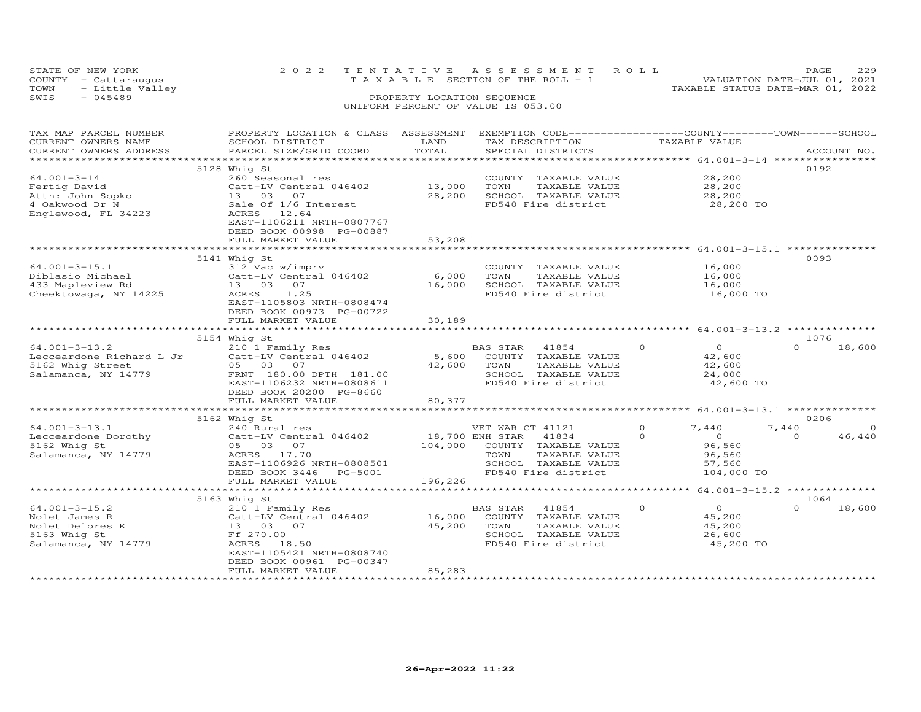STATE OF NEW YORK
COUNTY - Cattaraugus
TOWN - Little Valley
SWIS - 045489

2022 TENTATIVE ASSESSMENT ROLL
TAXABLE SECTION OF THE ROLL - 1
PROPERTY LOCATION SEQUENCE
UNIFORM PERCENT OF VALUE IS 053.00

VALUATION DATE-JUL 01, 2021
TAXABLE STATUS DATE-MAR 01, 2022

| TAX MAP PARCEL NUMBER / CURRENT OWNERS NAME / CURRENT OWNERS ADDRESS | PROPERTY LOCATION & CLASS / SCHOOL DISTRICT / PARCEL SIZE/GRID COORD | ASSESSMENT LAND / TOTAL | EXEMPTION CODE / TAX DESCRIPTION / SPECIAL DISTRICTS | COUNTY TAXABLE VALUE | TOWN | SCHOOL | ACCOUNT NO. |
|---|---|---|---|---|---|---|---|
| | 5128 Whig St | | | | | | 0192 |
| 64.001-3-14 | 260 Seasonal res | | COUNTY TAXABLE VALUE | 28,200 | | | |
| Fertig David | Catt-LV Central 046402 | 13,000 | TOWN TAXABLE VALUE | 28,200 | | | |
| Attn: John Sopko | 13 03 07 | 28,200 | SCHOOL TAXABLE VALUE | 28,200 | | | |
| 4 Oakwood Dr N | Sale Of 1/6 Interest | | FD540 Fire district | 28,200 TO | | | |
| Englewood, FL 34223 | ACRES 12.64 | | | | | | |
| | EAST-1106211 NRTH-0807767 | | | | | | |
| | DEED BOOK 00998 PG-00887 | | | | | | |
| | FULL MARKET VALUE | 53,208 | | | | | |
| | 5141 Whig St | | | | | | 0093 |
| 64.001-3-15.1 | 312 Vac w/imprv | | COUNTY TAXABLE VALUE | 16,000 | | | |
| Diblasio Michael | Catt-LV Central 046402 | 6,000 | TOWN TAXABLE VALUE | 16,000 | | | |
| 433 Mapleview Rd | 13 03 07 | 16,000 | SCHOOL TAXABLE VALUE | 16,000 | | | |
| Cheektowaga, NY 14225 | ACRES 1.25 | | FD540 Fire district | 16,000 TO | | | |
| | EAST-1105803 NRTH-0808474 | | | | | | |
| | DEED BOOK 00973 PG-00722 | | | | | | |
| | FULL MARKET VALUE | 30,189 | | | | | |
| | 5154 Whig St | | | | | | 1076 |
| 64.001-3-13.2 | 210 1 Family Res | | BAS STAR 41854 0 | 0 | 0 | 18,600 | |
| Lecceardone Richard L Jr | Catt-LV Central 046402 | 5,600 | COUNTY TAXABLE VALUE | 42,600 | | | |
| 5162 Whig Street | 05 03 07 | 42,600 | TOWN TAXABLE VALUE | 42,600 | | | |
| Salamanca, NY 14779 | FRNT 180.00 DPTH 181.00 | | SCHOOL TAXABLE VALUE | 24,000 | | | |
| | EAST-1106232 NRTH-0808611 | | FD540 Fire district | 42,600 TO | | | |
| | DEED BOOK 20200 PG-8660 | | | | | | |
| | FULL MARKET VALUE | 80,377 | | | | | |
| | 5162 Whig St | | | | | | 0206 |
| 64.001-3-13.1 | 240 Rural res | | VET WAR CT 41121 0 | 7,440 | 7,440 | 0 | |
| Lecceardone Dorothy | Catt-LV Central 046402 | 18,700 | ENH STAR 41834 0 | 0 | 0 | 46,440 | |
| 5162 Whig St | 05 03 07 | 104,000 | COUNTY TAXABLE VALUE | 96,560 | | | |
| Salamanca, NY 14779 | ACRES 17.70 | | TOWN TAXABLE VALUE | 96,560 | | | |
| | EAST-1106926 NRTH-0808501 | | SCHOOL TAXABLE VALUE | 57,560 | | | |
| | DEED BOOK 3446 PG-5001 | | FD540 Fire district | 104,000 TO | | | |
| | FULL MARKET VALUE | 196,226 | | | | | |
| | 5163 Whig St | | | | | | 1064 |
| 64.001-3-15.2 | 210 1 Family Res | | BAS STAR 41854 0 | 0 | 0 | 18,600 | |
| Nolet James R | Catt-LV Central 046402 | 16,000 | COUNTY TAXABLE VALUE | 45,200 | | | |
| Nolet Delores K | 13 03 07 | 45,200 | TOWN TAXABLE VALUE | 45,200 | | | |
| 5163 Whig St | Ff 270.00 | | SCHOOL TAXABLE VALUE | 26,600 | | | |
| Salamanca, NY 14779 | ACRES 18.50 | | FD540 Fire district | 45,200 TO | | | |
| | EAST-1105421 NRTH-0808740 | | | | | | |
| | DEED BOOK 00961 PG-00347 | | | | | | |
| | FULL MARKET VALUE | 85,283 | | | | | |

26-Apr-2022 11:22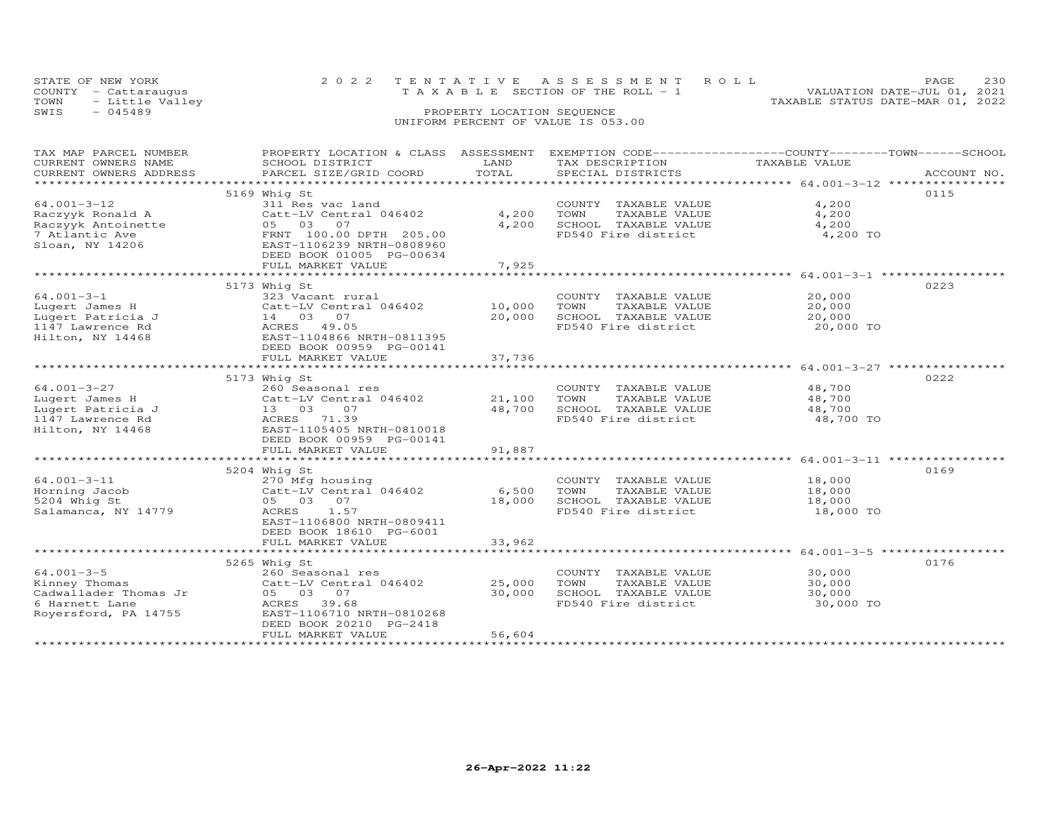STATE OF NEW YORK
COUNTY - Cattaraugus
TOWN - Little Valley
SWIS - 045489

2022 TENTATIVE ASSESSMENT ROLL
TAXABLE SECTION OF THE ROLL - 1
PROPERTY LOCATION SEQUENCE
UNIFORM PERCENT OF VALUE IS 053.00

VALUATION DATE-JUL 01, 2021
TAXABLE STATUS DATE-MAR 01, 2022

| TAX MAP PARCEL NUMBER / CURRENT OWNERS NAME / CURRENT OWNERS ADDRESS | PROPERTY LOCATION & CLASS / SCHOOL DISTRICT / PARCEL SIZE/GRID COORD | ASSESSMENT LAND | TOTAL | EXEMPTION CODE / TAX DESCRIPTION / SPECIAL DISTRICTS | TAXABLE VALUE (COUNTY / TOWN / SCHOOL) | ACCOUNT NO. |
|---|---|---|---|---|---|---|
| 64.001-3-12 | 5169 Whig St | | | | | 0115 |
| Raczyyk Ronald A | 311 Res vac land | | | COUNTY TAXABLE VALUE | 4,200 | |
| Raczyyk Antoinette | Catt-LV Central 046402 | 4,200 | | TOWN TAXABLE VALUE | 4,200 | |
| 7 Atlantic Ave | 05 03 07 | | 4,200 | SCHOOL TAXABLE VALUE | 4,200 | |
| Sloan, NY 14206 | FRNT 100.00 DPTH 205.00 | | | FD540 Fire district | 4,200 TO | |
| | EAST-1106239 NRTH-0808960 | | | | | |
| | DEED BOOK 01005 PG-00634 | | | | | |
| | FULL MARKET VALUE | | 7,925 | | | |
| 64.001-3-1 | 5173 Whig St | | | | | 0223 |
| Lugert James H | 323 Vacant rural | | | COUNTY TAXABLE VALUE | 20,000 | |
| Lugert Patricia J | Catt-LV Central 046402 | 10,000 | | TOWN TAXABLE VALUE | 20,000 | |
| 1147 Lawrence Rd | 14 03 07 | | 20,000 | SCHOOL TAXABLE VALUE | 20,000 | |
| Hilton, NY 14468 | ACRES 49.05 | | | FD540 Fire district | 20,000 TO | |
| | EAST-1104866 NRTH-0811395 | | | | | |
| | DEED BOOK 00959 PG-00141 | | | | | |
| | FULL MARKET VALUE | | 37,736 | | | |
| 64.001-3-27 | 5173 Whig St | | | | | 0222 |
| Lugert James H | 260 Seasonal res | | | COUNTY TAXABLE VALUE | 48,700 | |
| Lugert Patricia J | Catt-LV Central 046402 | 21,100 | | TOWN TAXABLE VALUE | 48,700 | |
| 1147 Lawrence Rd | 13 03 07 | | 48,700 | SCHOOL TAXABLE VALUE | 48,700 | |
| Hilton, NY 14468 | ACRES 71.39 | | | FD540 Fire district | 48,700 TO | |
| | EAST-1105405 NRTH-0810018 | | | | | |
| | DEED BOOK 00959 PG-00141 | | | | | |
| | FULL MARKET VALUE | | 91,887 | | | |
| 64.001-3-11 | 5204 Whig St | | | | | 0169 |
| Horning Jacob | 270 Mfg housing | | | COUNTY TAXABLE VALUE | 18,000 | |
| 5204 Whig St | Catt-LV Central 046402 | 6,500 | | TOWN TAXABLE VALUE | 18,000 | |
| Salamanca, NY 14779 | 05 03 07 | | 18,000 | SCHOOL TAXABLE VALUE | 18,000 | |
| | ACRES 1.57 | | | FD540 Fire district | 18,000 TO | |
| | EAST-1106800 NRTH-0809411 | | | | | |
| | DEED BOOK 18610 PG-6001 | | | | | |
| | FULL MARKET VALUE | | 33,962 | | | |
| 64.001-3-5 | 5265 Whig St | | | | | 0176 |
| Kinney Thomas | 260 Seasonal res | | | COUNTY TAXABLE VALUE | 30,000 | |
| Cadwallader Thomas Jr | Catt-LV Central 046402 | 25,000 | | TOWN TAXABLE VALUE | 30,000 | |
| 6 Harnett Lane | 05 03 07 | | 30,000 | SCHOOL TAXABLE VALUE | 30,000 | |
| Royersford, PA 14755 | ACRES 39.68 | | | FD540 Fire district | 30,000 TO | |
| | EAST-1106710 NRTH-0810268 | | | | | |
| | DEED BOOK 20210 PG-2418 | | | | | |
| | FULL MARKET VALUE | | 56,604 | | | |

26-Apr-2022 11:22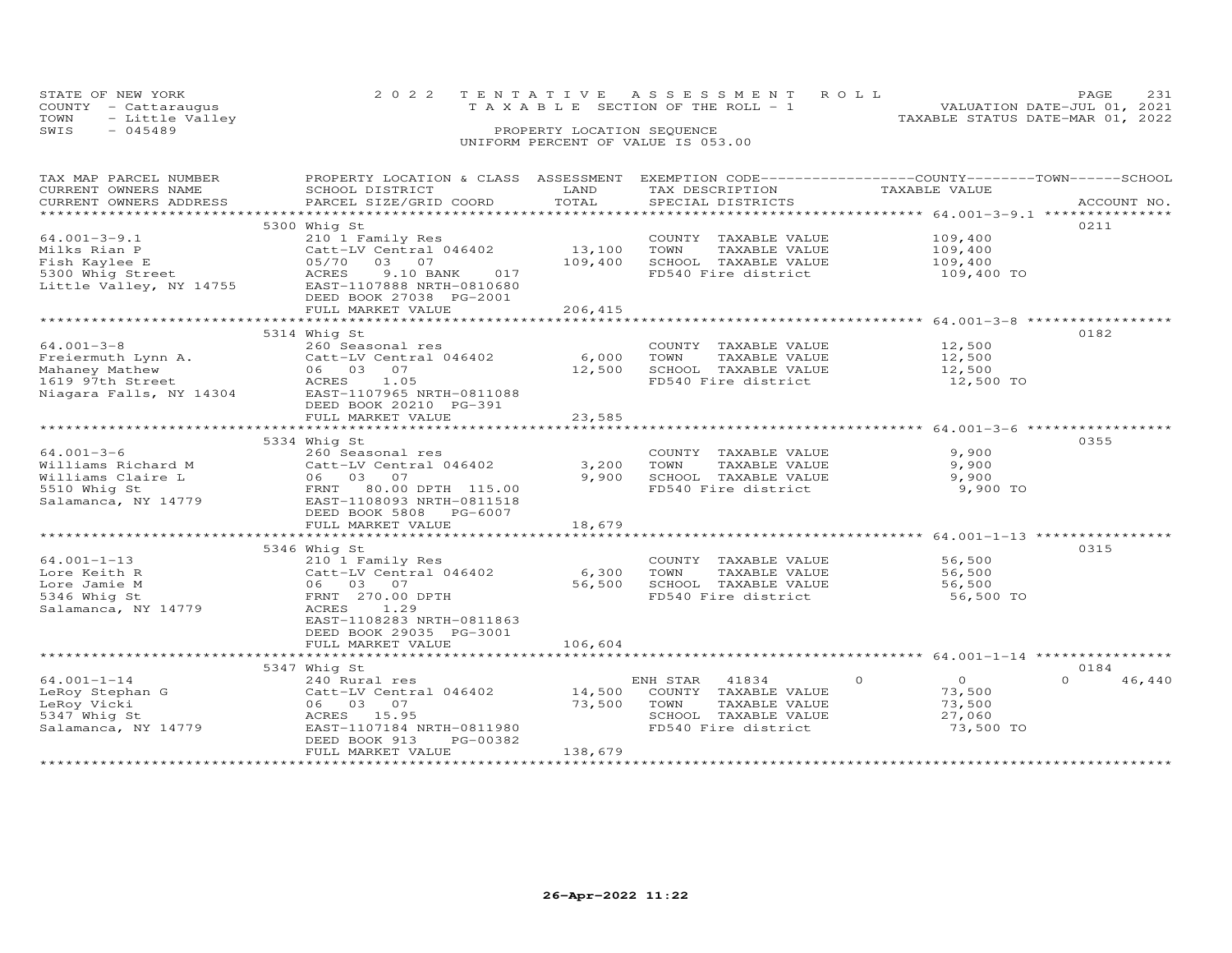STATE OF NEW YORK
COUNTY - Cattaraugus
TOWN - Little Valley
SWIS - 045489

2022 TENTATIVE ASSESSMENT ROLL
TAXABLE SECTION OF THE ROLL - 1
PROPERTY LOCATION SEQUENCE
UNIFORM PERCENT OF VALUE IS 053.00

VALUATION DATE-JUL 01, 2021
TAXABLE STATUS DATE-MAR 01, 2022

| TAX MAP PARCEL NUMBER / CURRENT OWNERS NAME / CURRENT OWNERS ADDRESS | PROPERTY LOCATION & CLASS / SCHOOL DISTRICT / PARCEL SIZE/GRID COORD | ASSESSMENT LAND | TOTAL | EXEMPTION CODE / TAX DESCRIPTION / SPECIAL DISTRICTS | COUNTY | TOWN | SCHOOL | TAXABLE VALUE | ACCOUNT NO. |
|---|---|---|---|---|---|---|---|---|---|
| 64.001-3-9.1 | 5300 Whig St | | | | | | | | 0211 |
| Milks Rian P | 210 1 Family Res | | | COUNTY TAXABLE VALUE | | | | 109,400 | |
| Fish Kaylee E | Catt-LV Central 046402 | 13,100 | | TOWN TAXABLE VALUE | | | | 109,400 | |
| 5300 Whig Street | 05/70 03 07 | | 109,400 | SCHOOL TAXABLE VALUE | | | | 109,400 | |
| Little Valley, NY 14755 | ACRES 9.10 BANK 017 | | | FD540 Fire district | | | | 109,400 TO | |
| | EAST-1107888 NRTH-0810680 | | | | | | | | |
| | DEED BOOK 27038 PG-2001 | | | | | | | | |
| | FULL MARKET VALUE | | 206,415 | | | | | | |
| 64.001-3-8 | 5314 Whig St | | | | | | | | 0182 |
| Freiermuth Lynn A. | 260 Seasonal res | | | COUNTY TAXABLE VALUE | | | | 12,500 | |
| Mahaney Mathew | Catt-LV Central 046402 | 6,000 | | TOWN TAXABLE VALUE | | | | 12,500 | |
| 1619 97th Street | 06 03 07 | | 12,500 | SCHOOL TAXABLE VALUE | | | | 12,500 | |
| Niagara Falls, NY 14304 | ACRES 1.05 | | | FD540 Fire district | | | | 12,500 TO | |
| | EAST-1107965 NRTH-0811088 | | | | | | | | |
| | DEED BOOK 20210 PG-391 | | | | | | | | |
| | FULL MARKET VALUE | | 23,585 | | | | | | |
| 64.001-3-6 | 5334 Whig St | | | | | | | | 0355 |
| Williams Richard M | 260 Seasonal res | | | COUNTY TAXABLE VALUE | | | | 9,900 | |
| Williams Claire L | Catt-LV Central 046402 | 3,200 | | TOWN TAXABLE VALUE | | | | 9,900 | |
| 5510 Whig St | 06 03 07 | | 9,900 | SCHOOL TAXABLE VALUE | | | | 9,900 | |
| Salamanca, NY 14779 | FRNT 80.00 DPTH 115.00 | | | FD540 Fire district | | | | 9,900 TO | |
| | EAST-1108093 NRTH-0811518 | | | | | | | | |
| | DEED BOOK 5808 PG-6007 | | | | | | | | |
| | FULL MARKET VALUE | | 18,679 | | | | | | |
| 64.001-1-13 | 5346 Whig St | | | | | | | | 0315 |
| Lore Keith R | 210 1 Family Res | | | COUNTY TAXABLE VALUE | | | | 56,500 | |
| Lore Jamie M | Catt-LV Central 046402 | 6,300 | | TOWN TAXABLE VALUE | | | | 56,500 | |
| 5346 Whig St | 06 03 07 | | 56,500 | SCHOOL TAXABLE VALUE | | | | 56,500 | |
| Salamanca, NY 14779 | FRNT 270.00 DPTH | | | FD540 Fire district | | | | 56,500 TO | |
| | ACRES 1.29 | | | | | | | | |
| | EAST-1108283 NRTH-0811863 | | | | | | | | |
| | DEED BOOK 29035 PG-3001 | | | | | | | | |
| | FULL MARKET VALUE | | 106,604 | | | | | | |
| 64.001-1-14 | 5347 Whig St | | | | | | | | 0184 |
| LeRoy Stephan G | 240 Rural res | | | ENH STAR 41834 | 0 | 0 | 46,440 | | |
| LeRoy Vicki | Catt-LV Central 046402 | 14,500 | | COUNTY TAXABLE VALUE | | | | 73,500 | |
| 5347 Whig St | 06 03 07 | | 73,500 | TOWN TAXABLE VALUE | | | | 73,500 | |
| Salamanca, NY 14779 | ACRES 15.95 | | | SCHOOL TAXABLE VALUE | | | | 27,060 | |
| | EAST-1107184 NRTH-0811980 | | | FD540 Fire district | | | | 73,500 TO | |
| | DEED BOOK 913 PG-00382 | | | | | | | | |
| | FULL MARKET VALUE | | 138,679 | | | | | | |

26-Apr-2022 11:22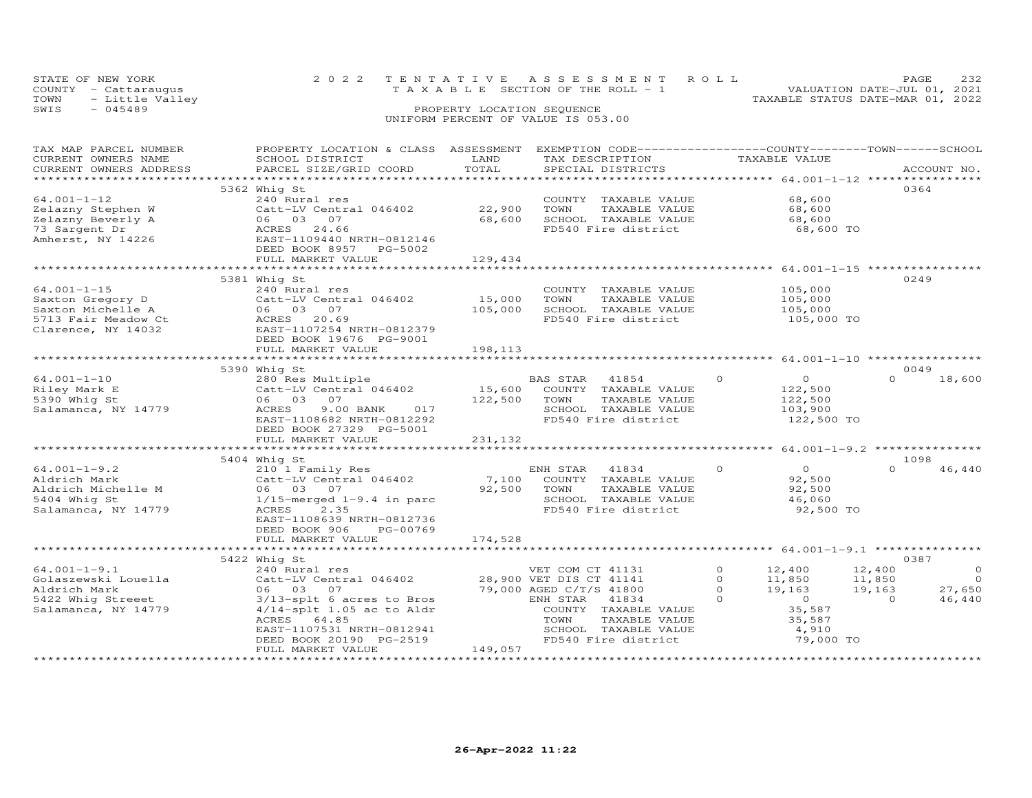STATE OF NEW YORK
COUNTY - Cattaraugus
TOWN - Little Valley
SWIS - 045489

2022 TENTATIVE ASSESSMENT ROLL
TAXABLE SECTION OF THE ROLL - 1
PROPERTY LOCATION SEQUENCE
UNIFORM PERCENT OF VALUE IS 053.00

VALUATION DATE-JUL 01, 2021
TAXABLE STATUS DATE-MAR 01, 2022

| TAX MAP PARCEL NUMBER / CURRENT OWNERS NAME / CURRENT OWNERS ADDRESS | PROPERTY LOCATION & CLASS / SCHOOL DISTRICT / PARCEL SIZE/GRID COORD | ASSESSMENT LAND | ASSESSMENT TOTAL | EXEMPTION CODE / TAX DESCRIPTION / SPECIAL DISTRICTS | COUNTY TAXABLE VALUE | TOWN | SCHOOL / ACCOUNT NO. |
|---|---|---|---|---|---|---|---|
| | 5362 Whig St | | | | | | 0364 |
| 64.001-1-12 | 240 Rural res | | | COUNTY TAXABLE VALUE | 68,600 | | |
| Zelazny Stephen W | Catt-LV Central 046402 | 22,900 | | TOWN TAXABLE VALUE | 68,600 | | |
| Zelazny Beverly A | 06 03 07 | | 68,600 | SCHOOL TAXABLE VALUE | 68,600 | | |
| 73 Sargent Dr | ACRES 24.66 | | | FD540 Fire district | 68,600 TO | | |
| Amherst, NY 14226 | EAST-1109440 NRTH-0812146 | | | | | | |
| | DEED BOOK 8957 PG-5002 | | | | | | |
| | FULL MARKET VALUE | | 129,434 | | | | |
| | 5381 Whig St | | | | | | 0249 |
| 64.001-1-15 | 240 Rural res | | | COUNTY TAXABLE VALUE | 105,000 | | |
| Saxton Gregory D | Catt-LV Central 046402 | 15,000 | | TOWN TAXABLE VALUE | 105,000 | | |
| Saxton Michelle A | 06 03 07 | | 105,000 | SCHOOL TAXABLE VALUE | 105,000 | | |
| 5713 Fair Meadow Ct | ACRES 20.69 | | | FD540 Fire district | 105,000 TO | | |
| Clarence, NY 14032 | EAST-1107254 NRTH-0812379 | | | | | | |
| | DEED BOOK 19676 PG-9001 | | | | | | |
| | FULL MARKET VALUE | | 198,113 | | | | |
| | 5390 Whig St | | | | | | 0049 |
| 64.001-1-10 | 280 Res Multiple | | | BAS STAR 41854 0 | 0 | 0 | 18,600 |
| Riley Mark E | Catt-LV Central 046402 | 15,600 | | COUNTY TAXABLE VALUE | 122,500 | | |
| 5390 Whig St | 06 03 07 | | 122,500 | TOWN TAXABLE VALUE | 122,500 | | |
| Salamanca, NY 14779 | ACRES 9.00 BANK 017 | | | SCHOOL TAXABLE VALUE | 103,900 | | |
| | EAST-1108682 NRTH-0812292 | | | FD540 Fire district | 122,500 TO | | |
| | DEED BOOK 27329 PG-5001 | | | | | | |
| | FULL MARKET VALUE | | 231,132 | | | | |
| | 5404 Whig St | | | | | | 1098 |
| 64.001-1-9.2 | 210 1 Family Res | | | ENH STAR 41834 0 | 0 | 0 | 46,440 |
| Aldrich Mark | Catt-LV Central 046402 | 7,100 | | COUNTY TAXABLE VALUE | 92,500 | | |
| Aldrich Michelle M | 06 03 07 | | 92,500 | TOWN TAXABLE VALUE | 92,500 | | |
| 5404 Whig St | 1/15-merged 1-9.4 in parc | | | SCHOOL TAXABLE VALUE | 46,060 | | |
| Salamanca, NY 14779 | ACRES 2.35 | | | FD540 Fire district | 92,500 TO | | |
| | EAST-1108639 NRTH-0812736 | | | | | | |
| | DEED BOOK 906 PG-00769 | | | | | | |
| | FULL MARKET VALUE | | 174,528 | | | | |
| | 5422 Whig St | | | | | | 0387 |
| 64.001-1-9.1 | 240 Rural res | | | VET COM CT 41131 0 | 12,400 | 12,400 | 0 |
| Golaszewski Louella | Catt-LV Central 046402 | 28,900 | | VET DIS CT 41141 0 | 11,850 | 11,850 | 0 |
| Aldrich Mark | 06 03 07 | | 79,000 | AGED C/T/S 41800 0 | 19,163 | 19,163 | 27,650 |
| 5422 Whig Streeet | 3/13-splt 6 acres to Bros | | | ENH STAR 41834 0 | 0 | 0 | 46,440 |
| Salamanca, NY 14779 | 4/14-splt 1.05 ac to Aldr | | | COUNTY TAXABLE VALUE | 35,587 | | |
| | ACRES 64.85 | | | TOWN TAXABLE VALUE | 35,587 | | |
| | EAST-1107531 NRTH-0812941 | | | SCHOOL TAXABLE VALUE | 4,910 | | |
| | DEED BOOK 20190 PG-2519 | | | FD540 Fire district | 79,000 TO | | |
| | FULL MARKET VALUE | | 149,057 | | | | |

26-Apr-2022 11:22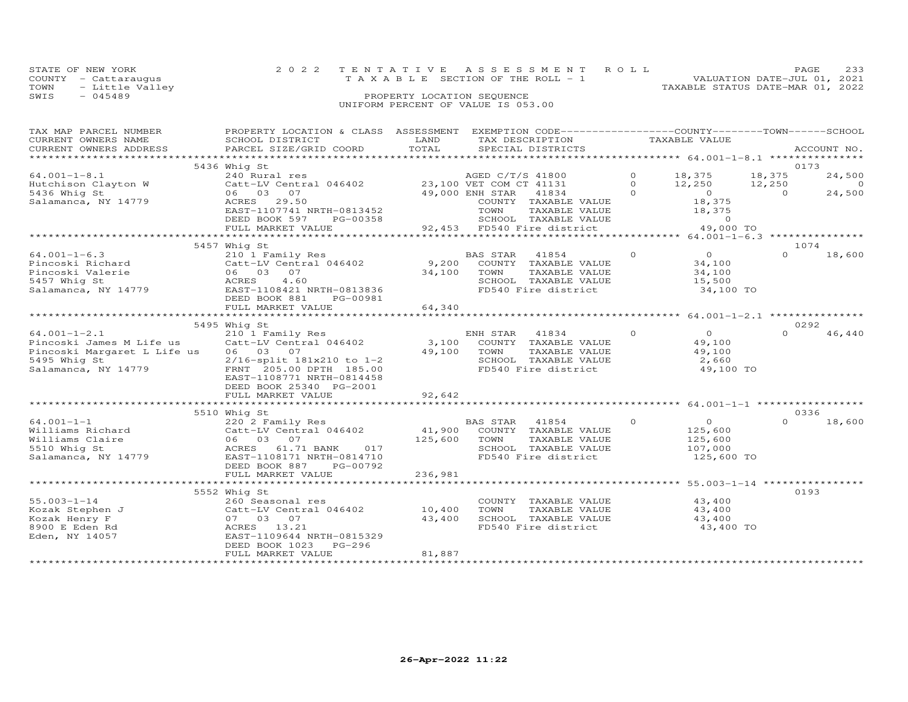STATE OF NEW YORK
COUNTY - Cattaraugus
TOWN - Little Valley
SWIS - 045489

2022 TENTATIVE ASSESSMENT ROLL
TAXABLE SECTION OF THE ROLL - 1
PROPERTY LOCATION SEQUENCE
UNIFORM PERCENT OF VALUE IS 053.00

VALUATION DATE-JUL 01, 2021
TAXABLE STATUS DATE-MAR 01, 2022

| TAX MAP PARCEL NUMBER / CURRENT OWNERS NAME / CURRENT OWNERS ADDRESS | PROPERTY LOCATION & CLASS / SCHOOL DISTRICT / PARCEL SIZE/GRID COORD | ASSESSMENT LAND / TOTAL | EXEMPTION CODE / TAX DESCRIPTION / SPECIAL DISTRICTS | | COUNTY TAXABLE VALUE | TOWN | SCHOOL | ACCOUNT NO. |
|---|---|---|---|---|---|---|---|---|
| | 5436 Whig St | | | | | | | 0173 |
| 64.001-1-8.1 | 240 Rural res | | AGED C/T/S 41800 | 0 | 18,375 | 18,375 | 24,500 | |
| Hutchison Clayton W | Catt-LV Central 046402 | 23,100 | VET COM CT 41131 | 0 | 12,250 | 12,250 | 0 | |
| 5436 Whig St | 06 03 07 | 49,000 | ENH STAR 41834 | 0 | 0 | 0 | 24,500 | |
| Salamanca, NY 14779 | ACRES 29.50 | | COUNTY TAXABLE VALUE | | 18,375 | | | |
| | EAST-1107741 NRTH-0813452 | | TOWN TAXABLE VALUE | | 18,375 | | | |
| | DEED BOOK 597 PG-00358 | | SCHOOL TAXABLE VALUE | | 0 | | | |
| | FULL MARKET VALUE | 92,453 | FD540 Fire district | | 49,000 TO | | | |
| | 5457 Whig St | | | | | | | 1074 |
| 64.001-1-6.3 | 210 1 Family Res | | BAS STAR 41854 | 0 | 0 | 0 | 18,600 | |
| Pincoski Richard | Catt-LV Central 046402 | 9,200 | COUNTY TAXABLE VALUE | | 34,100 | | | |
| Pincoski Valerie | 06 03 07 | 34,100 | TOWN TAXABLE VALUE | | 34,100 | | | |
| 5457 Whig St | ACRES 4.60 | | SCHOOL TAXABLE VALUE | | 15,500 | | | |
| Salamanca, NY 14779 | EAST-1108421 NRTH-0813836 | | FD540 Fire district | | 34,100 TO | | | |
| | DEED BOOK 881 PG-00981 | | | | | | | |
| | FULL MARKET VALUE | 64,340 | | | | | | |
| | 5495 Whig St | | | | | | | 0292 |
| 64.001-1-2.1 | 210 1 Family Res | | ENH STAR 41834 | 0 | 0 | 0 | 46,440 | |
| Pincoski James M Life us | Catt-LV Central 046402 | 3,100 | COUNTY TAXABLE VALUE | | 49,100 | | | |
| Pincoski Margaret L Life us | 06 03 07 | 49,100 | TOWN TAXABLE VALUE | | 49,100 | | | |
| 5495 Whig St | 2/16-split 181x210 to 1-2 | | SCHOOL TAXABLE VALUE | | 2,660 | | | |
| Salamanca, NY 14779 | FRNT 205.00 DPTH 185.00 | | FD540 Fire district | | 49,100 TO | | | |
| | EAST-1108771 NRTH-0814458 | | | | | | | |
| | DEED BOOK 25340 PG-2001 | | | | | | | |
| | FULL MARKET VALUE | 92,642 | | | | | | |
| | 5510 Whig St | | | | | | | 0336 |
| 64.001-1-1 | 220 2 Family Res | | BAS STAR 41854 | 0 | 0 | 0 | 18,600 | |
| Williams Richard | Catt-LV Central 046402 | 41,900 | COUNTY TAXABLE VALUE | | 125,600 | | | |
| Williams Claire | 06 03 07 | 125,600 | TOWN TAXABLE VALUE | | 125,600 | | | |
| 5510 Whig St | ACRES 61.71 BANK 017 | | SCHOOL TAXABLE VALUE | | 107,000 | | | |
| Salamanca, NY 14779 | EAST-1108171 NRTH-0814710 | | FD540 Fire district | | 125,600 TO | | | |
| | DEED BOOK 887 PG-00792 | | | | | | | |
| | FULL MARKET VALUE | 236,981 | | | | | | |
| | 5552 Whig St | | | | | | | 0193 |
| 55.003-1-14 | 260 Seasonal res | | COUNTY TAXABLE VALUE | | 43,400 | | | |
| Kozak Stephen J | Catt-LV Central 046402 | 10,400 | TOWN TAXABLE VALUE | | 43,400 | | | |
| Kozak Henry F | 07 03 07 | 43,400 | SCHOOL TAXABLE VALUE | | 43,400 | | | |
| 8900 E Eden Rd | ACRES 13.21 | | FD540 Fire district | | 43,400 TO | | | |
| Eden, NY 14057 | EAST-1109644 NRTH-0815329 | | | | | | | |
| | DEED BOOK 1023 PG-296 | | | | | | | |
| | FULL MARKET VALUE | 81,887 | | | | | | |

26-Apr-2022 11:22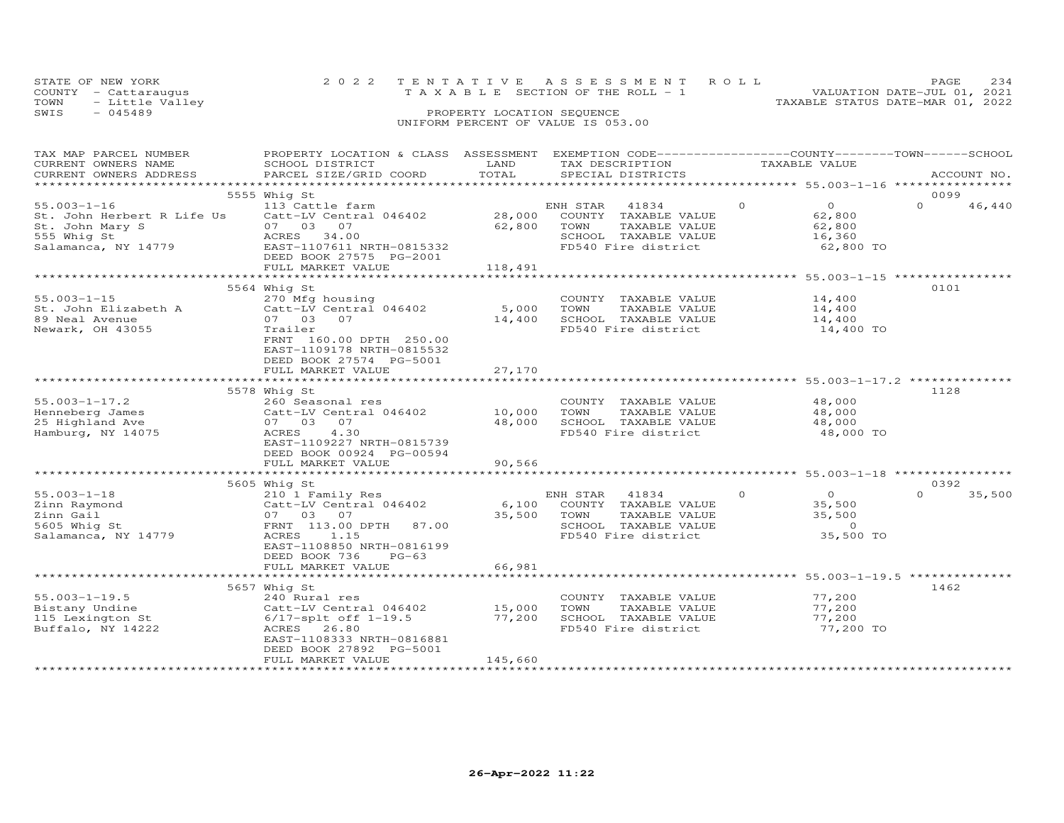STATE OF NEW YORK
COUNTY - Cattaraugus
TOWN - Little Valley
SWIS - 045489

2022 TENTATIVE ASSESSMENT ROLL
TAXABLE SECTION OF THE ROLL - 1
PROPERTY LOCATION SEQUENCE
UNIFORM PERCENT OF VALUE IS 053.00

VALUATION DATE-JUL 01, 2021
TAXABLE STATUS DATE-MAR 01, 2022

| TAX MAP PARCEL NUMBER / CURRENT OWNERS NAME / CURRENT OWNERS ADDRESS | PROPERTY LOCATION & CLASS / SCHOOL DISTRICT / PARCEL SIZE/GRID COORD | ASSESSMENT LAND | TOTAL | EXEMPTION CODE / TAX DESCRIPTION / SPECIAL DISTRICTS | COUNTY TAXABLE VALUE | TOWN | SCHOOL / ACCOUNT NO. |
|---|---|---|---|---|---|---|---|
| | 5555 Whig St | | | | | | 0099 |
| 55.003-1-16 | 113 Cattle farm | | | ENH STAR 41834 | 0 | 0 | 0 46,440 |
| St. John Herbert R Life Us | Catt-LV Central 046402 | 28,000 | | COUNTY TAXABLE VALUE | 62,800 | | |
| St. John Mary S | 07 03 07 | | 62,800 | TOWN TAXABLE VALUE | 62,800 | | |
| 555 Whig St | ACRES 34.00 | | | SCHOOL TAXABLE VALUE | 16,360 | | |
| Salamanca, NY 14779 | EAST-1107611 NRTH-0815332 | | | FD540 Fire district | 62,800 TO | | |
| | DEED BOOK 27575 PG-2001 | | | | | | |
| | FULL MARKET VALUE | | 118,491 | | | | |
| | 5564 Whig St | | | | | | 0101 |
| 55.003-1-15 | 270 Mfg housing | | | COUNTY TAXABLE VALUE | 14,400 | | |
| St. John Elizabeth A | Catt-LV Central 046402 | 5,000 | | TOWN TAXABLE VALUE | 14,400 | | |
| 89 Neal Avenue | 07 03 07 | | 14,400 | SCHOOL TAXABLE VALUE | 14,400 | | |
| Newark, OH 43055 | Trailer | | | FD540 Fire district | 14,400 TO | | |
| | FRNT 160.00 DPTH 250.00 | | | | | | |
| | EAST-1109178 NRTH-0815532 | | | | | | |
| | DEED BOOK 27574 PG-5001 | | | | | | |
| | FULL MARKET VALUE | | 27,170 | | | | |
| | 5578 Whig St | | | | | | 1128 |
| 55.003-1-17.2 | 260 Seasonal res | | | COUNTY TAXABLE VALUE | 48,000 | | |
| Henneberg James | Catt-LV Central 046402 | 10,000 | | TOWN TAXABLE VALUE | 48,000 | | |
| 25 Highland Ave | 07 03 07 | | 48,000 | SCHOOL TAXABLE VALUE | 48,000 | | |
| Hamburg, NY 14075 | ACRES 4.30 | | | FD540 Fire district | 48,000 TO | | |
| | EAST-1109227 NRTH-0815739 | | | | | | |
| | DEED BOOK 00924 PG-00594 | | | | | | |
| | FULL MARKET VALUE | | 90,566 | | | | |
| | 5605 Whig St | | | | | | 0392 |
| 55.003-1-18 | 210 1 Family Res | | | ENH STAR 41834 | 0 | 0 | 0 35,500 |
| Zinn Raymond | Catt-LV Central 046402 | 6,100 | | COUNTY TAXABLE VALUE | 35,500 | | |
| Zinn Gail | 07 03 07 | | 35,500 | TOWN TAXABLE VALUE | 35,500 | | |
| 5605 Whig St | FRNT 113.00 DPTH 87.00 | | | SCHOOL TAXABLE VALUE | 0 | | |
| Salamanca, NY 14779 | ACRES 1.15 | | | FD540 Fire district | 35,500 TO | | |
| | EAST-1108850 NRTH-0816199 | | | | | | |
| | DEED BOOK 736 PG-63 | | | | | | |
| | FULL MARKET VALUE | | 66,981 | | | | |
| | 5657 Whig St | | | | | | 1462 |
| 55.003-1-19.5 | 240 Rural res | | | COUNTY TAXABLE VALUE | 77,200 | | |
| Bistany Undine | Catt-LV Central 046402 | 15,000 | | TOWN TAXABLE VALUE | 77,200 | | |
| 115 Lexington St | 6/17-splt off 1-19.5 | | 77,200 | SCHOOL TAXABLE VALUE | 77,200 | | |
| Buffalo, NY 14222 | ACRES 26.80 | | | FD540 Fire district | 77,200 TO | | |
| | EAST-1108333 NRTH-0816881 | | | | | | |
| | DEED BOOK 27892 PG-5001 | | | | | | |
| | FULL MARKET VALUE | | 145,660 | | | | |

26-Apr-2022 11:22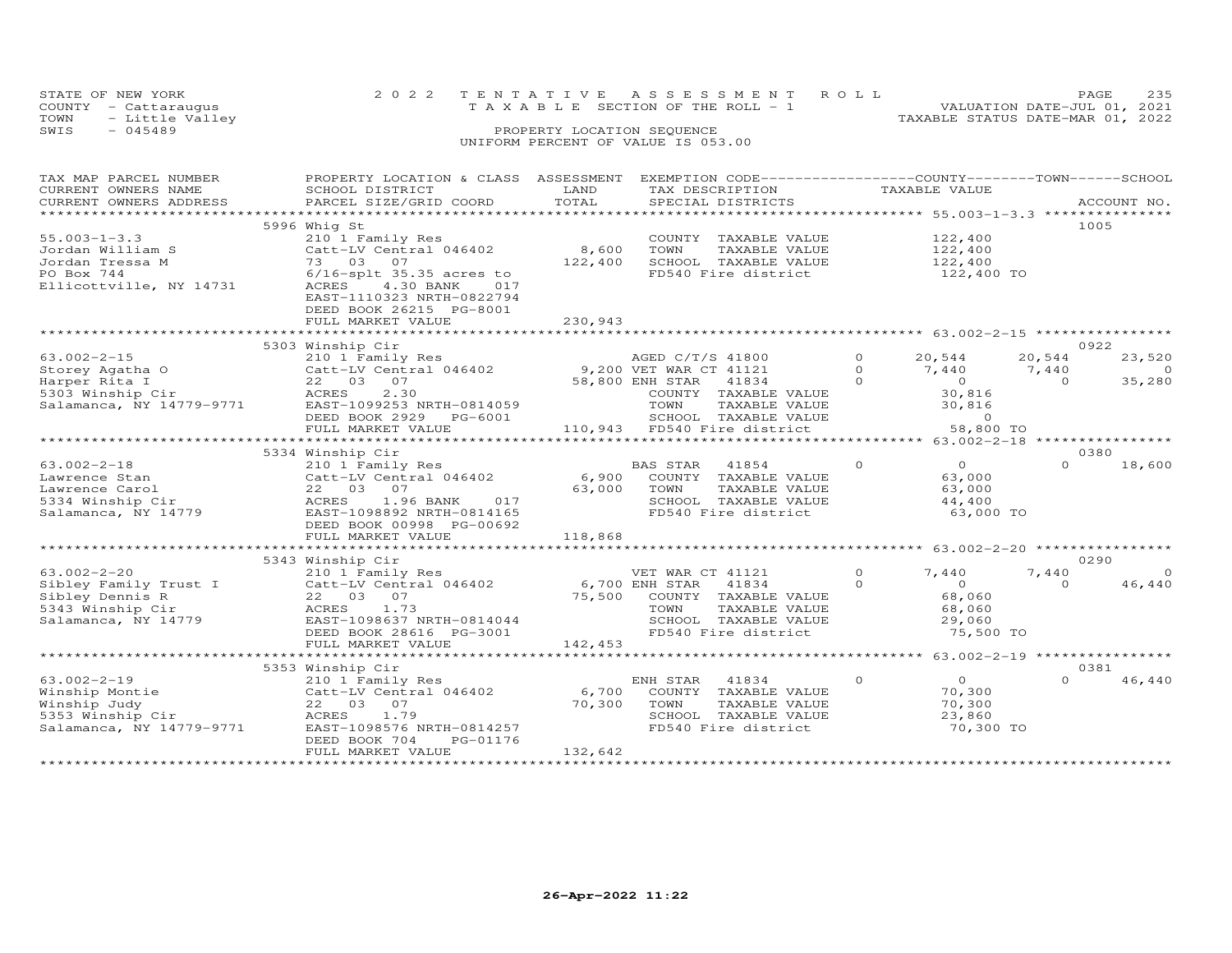STATE OF NEW YORK
COUNTY - Cattaraugus
TOWN - Little Valley
SWIS - 045489

2022 TENTATIVE ASSESSMENT ROLL
TAXABLE SECTION OF THE ROLL - 1
PROPERTY LOCATION SEQUENCE
UNIFORM PERCENT OF VALUE IS 053.00

VALUATION DATE-JUL 01, 2021
TAXABLE STATUS DATE-MAR 01, 2022

| TAX MAP PARCEL NUMBER / CURRENT OWNERS NAME / CURRENT OWNERS ADDRESS | PROPERTY LOCATION & CLASS / SCHOOL DISTRICT / PARCEL SIZE/GRID COORD | ASSESSMENT LAND | TOTAL | EXEMPTION CODE / TAX DESCRIPTION / SPECIAL DISTRICTS | | COUNTY TAXABLE VALUE | TOWN | SCHOOL | ACCOUNT NO. |
|---|---|---|---|---|---|---|---|---|---|
| **55.003-1-3.3** | 5996 Whig St | | | | | | | | 1005 |
| 55.003-1-3.3 | 210 1 Family Res | | | COUNTY TAXABLE VALUE | | 122,400 | | | |
| Jordan William S | Catt-LV Central 046402 | 8,600 | | TOWN TAXABLE VALUE | | 122,400 | | | |
| Jordan Tressa M | 73 03 07 | | 122,400 | SCHOOL TAXABLE VALUE | | 122,400 | | | |
| PO Box 744 | 6/16-splt 35.35 acres to | | | FD540 Fire district | | 122,400 TO | | | |
| Ellicottville, NY 14731 | ACRES 4.30 BANK 017 | | | | | | | | |
| | EAST-1110323 NRTH-0822794 | | | | | | | | |
| | DEED BOOK 26215 PG-8001 | | | | | | | | |
| | FULL MARKET VALUE | | 230,943 | | | | | | |
| **63.002-2-15** | 5303 Winship Cir | | | | | | | | 0922 |
| 63.002-2-15 | 210 1 Family Res | | | AGED C/T/S 41800 | 0 | 20,544 | 20,544 | 23,520 | |
| Storey Agatha O | Catt-LV Central 046402 | 9,200 | | VET WAR CT 41121 | 0 | 7,440 | 7,440 | 0 | |
| Harper Rita I | 22 03 07 | | 58,800 | ENH STAR 41834 | 0 | 0 | 0 | 35,280 | |
| 5303 Winship Cir | ACRES 2.30 | | | COUNTY TAXABLE VALUE | | 30,816 | | | |
| Salamanca, NY 14779-9771 | EAST-1099253 NRTH-0814059 | | | TOWN TAXABLE VALUE | | 30,816 | | | |
| | DEED BOOK 2929 PG-6001 | | | SCHOOL TAXABLE VALUE | | 0 | | | |
| | FULL MARKET VALUE | | 110,943 | FD540 Fire district | | 58,800 TO | | | |
| **63.002-2-18** | 5334 Winship Cir | | | | | | | | 0380 |
| 63.002-2-18 | 210 1 Family Res | | | BAS STAR 41854 | 0 | 0 | 0 | 18,600 | |
| Lawrence Stan | Catt-LV Central 046402 | 6,900 | | COUNTY TAXABLE VALUE | | 63,000 | | | |
| Lawrence Carol | 22 03 07 | | 63,000 | TOWN TAXABLE VALUE | | 63,000 | | | |
| 5334 Winship Cir | ACRES 1.96 BANK 017 | | | SCHOOL TAXABLE VALUE | | 44,400 | | | |
| Salamanca, NY 14779 | EAST-1098892 NRTH-0814165 | | | FD540 Fire district | | 63,000 TO | | | |
| | DEED BOOK 00998 PG-00692 | | | | | | | | |
| | FULL MARKET VALUE | | 118,868 | | | | | | |
| **63.002-2-20** | 5343 Winship Cir | | | | | | | | 0290 |
| 63.002-2-20 | 210 1 Family Res | | | VET WAR CT 41121 | 0 | 7,440 | 7,440 | 0 | |
| Sibley Family Trust I | Catt-LV Central 046402 | 6,700 | | ENH STAR 41834 | 0 | 0 | 0 | 46,440 | |
| Sibley Dennis R | 22 03 07 | | 75,500 | COUNTY TAXABLE VALUE | | 68,060 | | | |
| 5343 Winship Cir | ACRES 1.73 | | | TOWN TAXABLE VALUE | | 68,060 | | | |
| Salamanca, NY 14779 | EAST-1098637 NRTH-0814044 | | | SCHOOL TAXABLE VALUE | | 29,060 | | | |
| | DEED BOOK 28616 PG-3001 | | | FD540 Fire district | | 75,500 TO | | | |
| | FULL MARKET VALUE | | 142,453 | | | | | | |
| **63.002-2-19** | 5353 Winship Cir | | | | | | | | 0381 |
| 63.002-2-19 | 210 1 Family Res | | | ENH STAR 41834 | 0 | 0 | 0 | 46,440 | |
| Winship Montie | Catt-LV Central 046402 | 6,700 | | COUNTY TAXABLE VALUE | | 70,300 | | | |
| Winship Judy | 22 03 07 | | 70,300 | TOWN TAXABLE VALUE | | 70,300 | | | |
| 5353 Winship Cir | ACRES 1.79 | | | SCHOOL TAXABLE VALUE | | 23,860 | | | |
| Salamanca, NY 14779-9771 | EAST-1098576 NRTH-0814257 | | | FD540 Fire district | | 70,300 TO | | | |
| | DEED BOOK 704 PG-01176 | | | | | | | | |
| | FULL MARKET VALUE | | 132,642 | | | | | | |

26-Apr-2022 11:22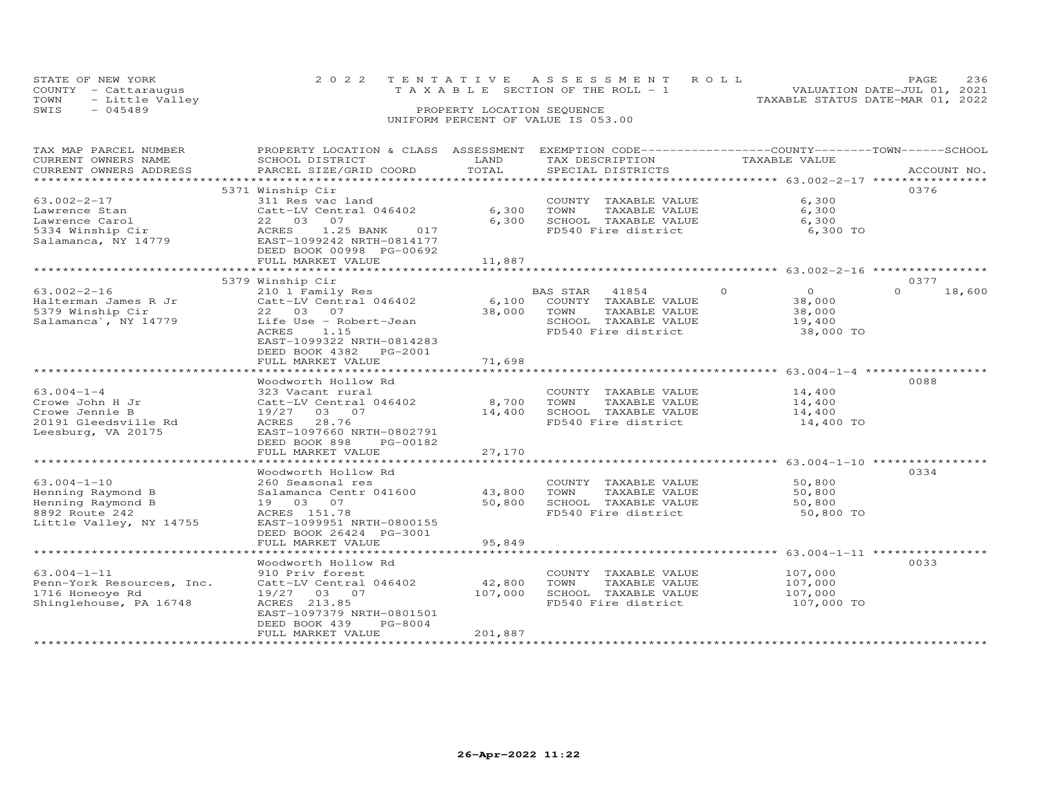STATE OF NEW YORK
COUNTY - Cattaraugus
TOWN - Little Valley
SWIS - 045489

2022 TENTATIVE ASSESSMENT ROLL
TAXABLE SECTION OF THE ROLL - 1
PROPERTY LOCATION SEQUENCE
UNIFORM PERCENT OF VALUE IS 053.00

VALUATION DATE-JUL 01, 2021
TAXABLE STATUS DATE-MAR 01, 2022

| TAX MAP PARCEL NUMBER / CURRENT OWNERS NAME / CURRENT OWNERS ADDRESS | PROPERTY LOCATION & CLASS / SCHOOL DISTRICT / PARCEL SIZE/GRID COORD | ASSESSMENT LAND / TOTAL | EXEMPTION CODE / TAX DESCRIPTION / SPECIAL DISTRICTS | COUNTY / TAXABLE VALUE | TOWN | SCHOOL | ACCOUNT NO. |
|---|---|---|---|---|---|---|---|
| | 5371 Winship Cir | | | | | | 0376 |
| 63.002-2-17 | 311 Res vac land | | COUNTY TAXABLE VALUE | 6,300 | | | |
| Lawrence Stan | Catt-LV Central 046402 | 6,300 | TOWN TAXABLE VALUE | 6,300 | | | |
| Lawrence Carol | 22 03 07 | 6,300 | SCHOOL TAXABLE VALUE | 6,300 | | | |
| 5334 Winship Cir | ACRES 1.25 BANK 017 | | FD540 Fire district | 6,300 TO | | | |
| Salamanca, NY 14779 | EAST-1099242 NRTH-0814177 | | | | | | |
| | DEED BOOK 00998 PG-00692 | | | | | | |
| | FULL MARKET VALUE | 11,887 | | | | | |
| | 5379 Winship Cir | | | | | | 0377 |
| 63.002-2-16 | 210 1 Family Res | | BAS STAR 41854 | 0 | 0 | 0 | 18,600 |
| Halterman James R Jr | Catt-LV Central 046402 | 6,100 | COUNTY TAXABLE VALUE | 38,000 | | | |
| 5379 Winship Cir | 22 03 07 | 38,000 | TOWN TAXABLE VALUE | 38,000 | | | |
| Salamanca`, NY 14779 | Life Use - Robert-Jean | | SCHOOL TAXABLE VALUE | 19,400 | | | |
| | ACRES 1.15 | | FD540 Fire district | 38,000 TO | | | |
| | EAST-1099322 NRTH-0814283 | | | | | | |
| | DEED BOOK 4382 PG-2001 | | | | | | |
| | FULL MARKET VALUE | 71,698 | | | | | |
| | Woodworth Hollow Rd | | | | | | 0088 |
| 63.004-1-4 | 323 Vacant rural | | COUNTY TAXABLE VALUE | 14,400 | | | |
| Crowe John H Jr | Catt-LV Central 046402 | 8,700 | TOWN TAXABLE VALUE | 14,400 | | | |
| Crowe Jennie B | 19/27 03 07 | 14,400 | SCHOOL TAXABLE VALUE | 14,400 | | | |
| 20191 Gleedsville Rd | ACRES 28.76 | | FD540 Fire district | 14,400 TO | | | |
| Leesburg, VA 20175 | EAST-1097660 NRTH-0802791 | | | | | | |
| | DEED BOOK 898 PG-00182 | | | | | | |
| | FULL MARKET VALUE | 27,170 | | | | | |
| | Woodworth Hollow Rd | | | | | | 0334 |
| 63.004-1-10 | 260 Seasonal res | | COUNTY TAXABLE VALUE | 50,800 | | | |
| Henning Raymond B | Salamanca Centr 041600 | 43,800 | TOWN TAXABLE VALUE | 50,800 | | | |
| Henning Raymond B | 19 03 07 | 50,800 | SCHOOL TAXABLE VALUE | 50,800 | | | |
| 8892 Route 242 | ACRES 151.78 | | FD540 Fire district | 50,800 TO | | | |
| Little Valley, NY 14755 | EAST-1099951 NRTH-0800155 | | | | | | |
| | DEED BOOK 26424 PG-3001 | | | | | | |
| | FULL MARKET VALUE | 95,849 | | | | | |
| | Woodworth Hollow Rd | | | | | | 0033 |
| 63.004-1-11 | 910 Priv forest | | COUNTY TAXABLE VALUE | 107,000 | | | |
| Penn-York Resources, Inc. | Catt-LV Central 046402 | 42,800 | TOWN TAXABLE VALUE | 107,000 | | | |
| 1716 Honeoye Rd | 19/27 03 07 | 107,000 | SCHOOL TAXABLE VALUE | 107,000 | | | |
| Shinglehouse, PA 16748 | ACRES 213.85 | | FD540 Fire district | 107,000 TO | | | |
| | EAST-1097379 NRTH-0801501 | | | | | | |
| | DEED BOOK 439 PG-8004 | | | | | | |
| | FULL MARKET VALUE | 201,887 | | | | | |

26-Apr-2022 11:22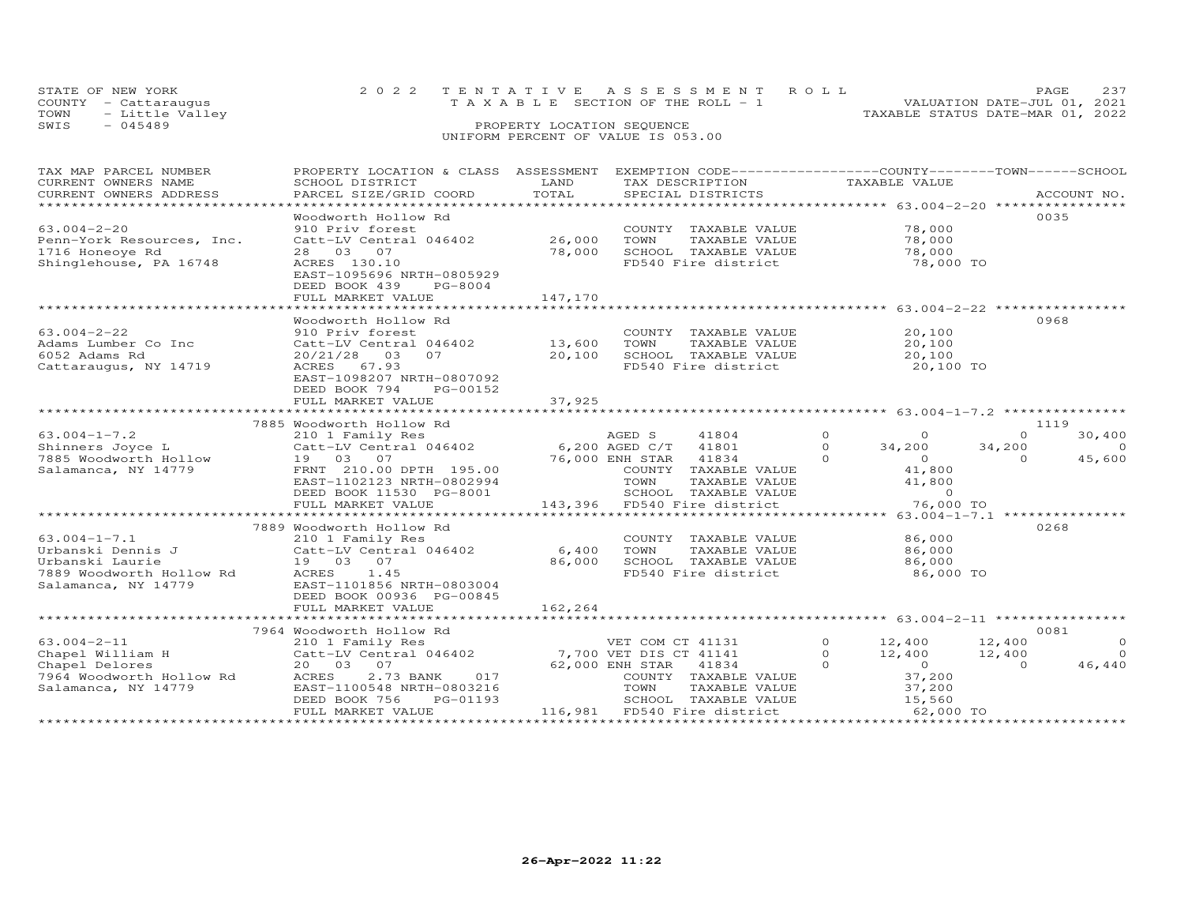STATE OF NEW YORK
COUNTY - Cattaraugus
TOWN - Little Valley
SWIS - 045489

2022 TENTATIVE ASSESSMENT ROLL
TAXABLE SECTION OF THE ROLL - 1
PROPERTY LOCATION SEQUENCE
UNIFORM PERCENT OF VALUE IS 053.00

VALUATION DATE-JUL 01, 2021
TAXABLE STATUS DATE-MAR 01, 2022

| TAX MAP PARCEL NUMBER / CURRENT OWNERS NAME / CURRENT OWNERS ADDRESS | PROPERTY LOCATION & CLASS / SCHOOL DISTRICT / PARCEL SIZE/GRID COORD | ASSESSMENT LAND / TOTAL | EXEMPTION CODE / TAX DESCRIPTION / SPECIAL DISTRICTS | COUNTY TAXABLE VALUE | TOWN | SCHOOL | ACCOUNT NO. |
|---|---|---|---|---|---|---|---|
| **63.004-2-20** | Woodworth Hollow Rd | | | | | | 0035 |
| 63.004-2-20 | 910 Priv forest | | COUNTY TAXABLE VALUE | 78,000 | | | |
| Penn-York Resources, Inc. | Catt-LV Central 046402 | 26,000 | TOWN TAXABLE VALUE | 78,000 | | | |
| 1716 Honeoye Rd | 28 03 07 | 78,000 | SCHOOL TAXABLE VALUE | 78,000 | | | |
| Shinglehouse, PA 16748 | ACRES 130.10 | | FD540 Fire district | 78,000 TO | | | |
| | EAST-1095696 NRTH-0805929 | | | | | | |
| | DEED BOOK 439 PG-8004 | | | | | | |
| | FULL MARKET VALUE | 147,170 | | | | | |
| **63.004-2-22** | Woodworth Hollow Rd | | | | | | 0968 |
| 63.004-2-22 | 910 Priv forest | | COUNTY TAXABLE VALUE | 20,100 | | | |
| Adams Lumber Co Inc | Catt-LV Central 046402 | 13,600 | TOWN TAXABLE VALUE | 20,100 | | | |
| 6052 Adams Rd | 20/21/28 03 07 | 20,100 | SCHOOL TAXABLE VALUE | 20,100 | | | |
| Cattaraugus, NY 14719 | ACRES 67.93 | | FD540 Fire district | 20,100 TO | | | |
| | EAST-1098207 NRTH-0807092 | | | | | | |
| | DEED BOOK 794 PG-00152 | | | | | | |
| | FULL MARKET VALUE | 37,925 | | | | | |
| **63.004-1-7.2** | 7885 Woodworth Hollow Rd | | | | | | 1119 |
| 63.004-1-7.2 | 210 1 Family Res | | AGED S 41804 0 | 0 | 0 | 30,400 | |
| Shinners Joyce L | Catt-LV Central 046402 | 6,200 | AGED C/T 41801 0 | 34,200 | 34,200 | 0 | |
| 7885 Woodworth Hollow | 19 03 07 | 76,000 | ENH STAR 41834 0 | 0 | 0 | 45,600 | |
| Salamanca, NY 14779 | FRNT 210.00 DPTH 195.00 | | COUNTY TAXABLE VALUE | 41,800 | | | |
| | EAST-1102123 NRTH-0802994 | | TOWN TAXABLE VALUE | 41,800 | | | |
| | DEED BOOK 11530 PG-8001 | | SCHOOL TAXABLE VALUE | 0 | | | |
| | FULL MARKET VALUE | 143,396 | FD540 Fire district | 76,000 TO | | | |
| **63.004-1-7.1** | 7889 Woodworth Hollow Rd | | | | | | 0268 |
| 63.004-1-7.1 | 210 1 Family Res | | COUNTY TAXABLE VALUE | 86,000 | | | |
| Urbanski Dennis J | Catt-LV Central 046402 | 6,400 | TOWN TAXABLE VALUE | 86,000 | | | |
| Urbanski Laurie | 19 03 07 | 86,000 | SCHOOL TAXABLE VALUE | 86,000 | | | |
| 7889 Woodworth Hollow Rd | ACRES 1.45 | | FD540 Fire district | 86,000 TO | | | |
| Salamanca, NY 14779 | EAST-1101856 NRTH-0803004 | | | | | | |
| | DEED BOOK 00936 PG-00845 | | | | | | |
| | FULL MARKET VALUE | 162,264 | | | | | |
| **63.004-2-11** | 7964 Woodworth Hollow Rd | | | | | | 0081 |
| 63.004-2-11 | 210 1 Family Res | | VET COM CT 41131 0 | 12,400 | 12,400 | 0 | |
| Chapel William H | Catt-LV Central 046402 | 7,700 | VET DIS CT 41141 0 | 12,400 | 12,400 | 0 | |
| Chapel Delores | 20 03 07 | 62,000 | ENH STAR 41834 0 | 0 | 0 | 46,440 | |
| 7964 Woodworth Hollow Rd | ACRES 2.73 BANK 017 | | COUNTY TAXABLE VALUE | 37,200 | | | |
| Salamanca, NY 14779 | EAST-1100548 NRTH-0803216 | | TOWN TAXABLE VALUE | 37,200 | | | |
| | DEED BOOK 756 PG-01193 | | SCHOOL TAXABLE VALUE | 15,560 | | | |
| | FULL MARKET VALUE | 116,981 | FD540 Fire district | 62,000 TO | | | |

26-Apr-2022 11:22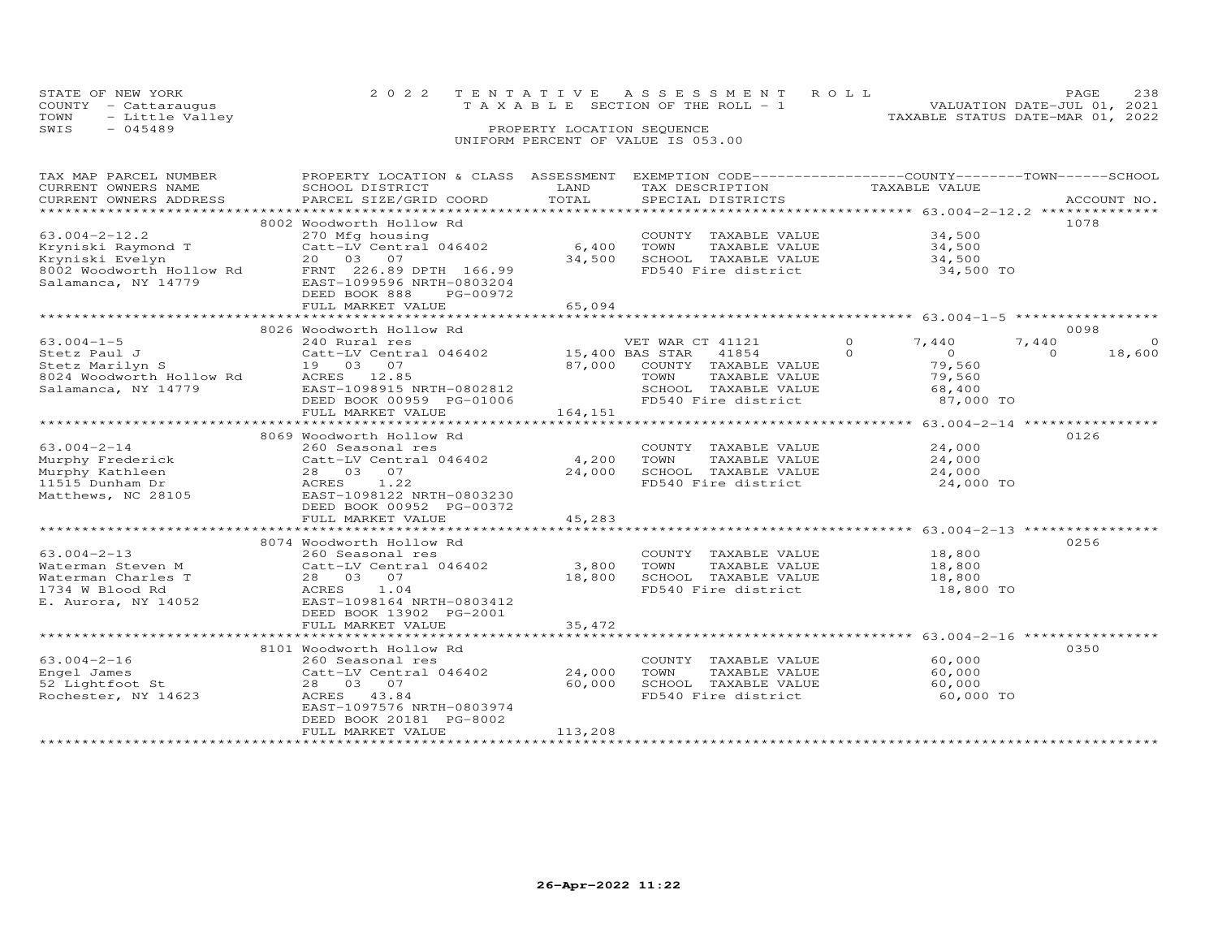STATE OF NEW YORK
COUNTY - Cattaraugus
TOWN - Little Valley
SWIS - 045489

2022 TENTATIVE ASSESSMENT ROLL
TAXABLE SECTION OF THE ROLL - 1
PROPERTY LOCATION SEQUENCE
UNIFORM PERCENT OF VALUE IS 053.00

VALUATION DATE-JUL 01, 2021
TAXABLE STATUS DATE-MAR 01, 2022

| TAX MAP PARCEL NUMBER / CURRENT OWNERS NAME / CURRENT OWNERS ADDRESS | PROPERTY LOCATION & CLASS / SCHOOL DISTRICT / PARCEL SIZE/GRID COORD | ASSESSMENT LAND | TOTAL | EXEMPTION CODE / TAX DESCRIPTION / SPECIAL DISTRICTS | COUNTY | TOWN | SCHOOL | TAXABLE VALUE | ACCOUNT NO. |
|---|---|---|---|---|---|---|---|---|---|
| 63.004-2-12.2 | 8002 Woodworth Hollow Rd | | | | | | | | 1078 |
| Kryniski Raymond T | 270 Mfg housing | | | COUNTY TAXABLE VALUE | | | | 34,500 | |
| Kryniski Evelyn | Catt-LV Central 046402 | 6,400 | | TOWN TAXABLE VALUE | | | | 34,500 | |
| 8002 Woodworth Hollow Rd | 20 03 07 | | 34,500 | SCHOOL TAXABLE VALUE | | | | 34,500 | |
| Salamanca, NY 14779 | FRNT 226.89 DPTH 166.99 | | | FD540 Fire district | | | | 34,500 TO | |
| | EAST-1099596 NRTH-0803204 | | | | | | | | |
| | DEED BOOK 888 PG-00972 | | | | | | | | |
| | FULL MARKET VALUE | | 65,094 | | | | | | |
| 63.004-1-5 | 8026 Woodworth Hollow Rd | | | | | | | | 0098 |
| Stetz Paul J | 240 Rural res | | | VET WAR CT 41121 | 7,440 | 7,440 | 0 | | |
| Stetz Marilyn S | Catt-LV Central 046402 | 15,400 | | BAS STAR 41854 | 0 | 0 | 18,600 | | |
| 8024 Woodworth Hollow Rd | 19 03 07 | | 87,000 | COUNTY TAXABLE VALUE | | | | 79,560 | |
| Salamanca, NY 14779 | ACRES 12.85 | | | TOWN TAXABLE VALUE | | | | 79,560 | |
| | EAST-1098915 NRTH-0802812 | | | SCHOOL TAXABLE VALUE | | | | 68,400 | |
| | DEED BOOK 00959 PG-01006 | | | FD540 Fire district | | | | 87,000 TO | |
| | FULL MARKET VALUE | | 164,151 | | | | | | |
| 63.004-2-14 | 8069 Woodworth Hollow Rd | | | | | | | | 0126 |
| Murphy Frederick | 260 Seasonal res | | | COUNTY TAXABLE VALUE | | | | 24,000 | |
| Murphy Kathleen | Catt-LV Central 046402 | 4,200 | | TOWN TAXABLE VALUE | | | | 24,000 | |
| 11515 Dunham Dr | 28 03 07 | | 24,000 | SCHOOL TAXABLE VALUE | | | | 24,000 | |
| Matthews, NC 28105 | ACRES 1.22 | | | FD540 Fire district | | | | 24,000 TO | |
| | EAST-1098122 NRTH-0803230 | | | | | | | | |
| | DEED BOOK 00952 PG-00372 | | | | | | | | |
| | FULL MARKET VALUE | | 45,283 | | | | | | |
| 63.004-2-13 | 8074 Woodworth Hollow Rd | | | | | | | | 0256 |
| Waterman Steven M | 260 Seasonal res | | | COUNTY TAXABLE VALUE | | | | 18,800 | |
| Waterman Charles T | Catt-LV Central 046402 | 3,800 | | TOWN TAXABLE VALUE | | | | 18,800 | |
| 1734 W Blood Rd | 28 03 07 | | 18,800 | SCHOOL TAXABLE VALUE | | | | 18,800 | |
| E. Aurora, NY 14052 | ACRES 1.04 | | | FD540 Fire district | | | | 18,800 TO | |
| | EAST-1098164 NRTH-0803412 | | | | | | | | |
| | DEED BOOK 13902 PG-2001 | | | | | | | | |
| | FULL MARKET VALUE | | 35,472 | | | | | | |
| 63.004-2-16 | 8101 Woodworth Hollow Rd | | | | | | | | 0350 |
| Engel James | 260 Seasonal res | | | COUNTY TAXABLE VALUE | | | | 60,000 | |
| 52 Lightfoot St | Catt-LV Central 046402 | 24,000 | | TOWN TAXABLE VALUE | | | | 60,000 | |
| Rochester, NY 14623 | 28 03 07 | | 60,000 | SCHOOL TAXABLE VALUE | | | | 60,000 | |
| | ACRES 43.84 | | | FD540 Fire district | | | | 60,000 TO | |
| | EAST-1097576 NRTH-0803974 | | | | | | | | |
| | DEED BOOK 20181 PG-8002 | | | | | | | | |
| | FULL MARKET VALUE | | 113,208 | | | | | | |

26-Apr-2022 11:22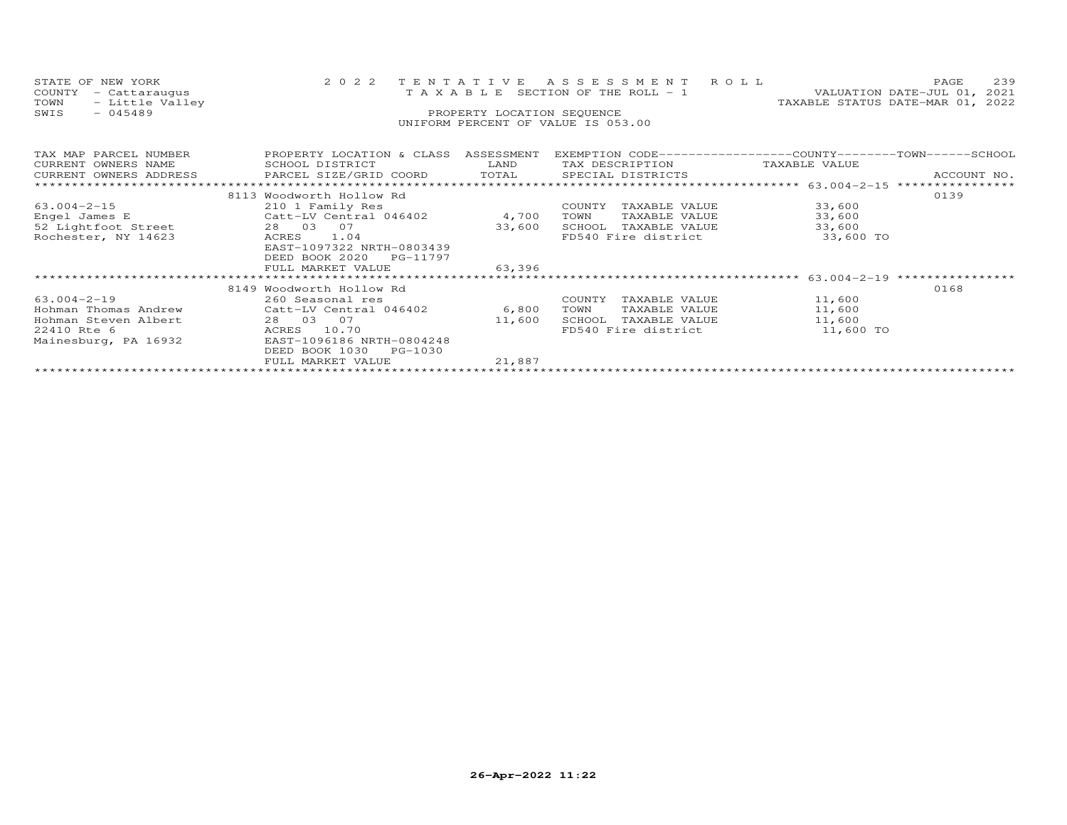STATE OF NEW YORK — 2022 TENTATIVE ASSESSMENT ROLL
COUNTY - Cattaraugus — TAXABLE SECTION OF THE ROLL - 1 — VALUATION DATE-JUL 01, 2021
TOWN - Little Valley — TAXABLE STATUS DATE-MAR 01, 2022
SWIS - 045489 — PROPERTY LOCATION SEQUENCE
UNIFORM PERCENT OF VALUE IS 053.00

| TAX MAP PARCEL NUMBER / CURRENT OWNERS NAME / CURRENT OWNERS ADDRESS | PROPERTY LOCATION & CLASS / SCHOOL DISTRICT / PARCEL SIZE/GRID COORD | ASSESSMENT LAND / TOTAL | EXEMPTION CODE / TAX DESCRIPTION / SPECIAL DISTRICTS | TAXABLE VALUE (COUNTY / TOWN / SCHOOL) | ACCOUNT NO. |
|---|---|---|---|---|---|
| 63.004-2-15 | 8113 Woodworth Hollow Rd | | | | 0139 |
| 63.004-2-15 | 210 1 Family Res | | COUNTY TAXABLE VALUE | 33,600 | |
| Engel James E | Catt-LV Central 046402 | 4,700 | TOWN TAXABLE VALUE | 33,600 | |
| 52 Lightfoot Street | 28 03 07 | 33,600 | SCHOOL TAXABLE VALUE | 33,600 | |
| Rochester, NY 14623 | ACRES 1.04 | | FD540 Fire district | 33,600 TO | |
| | EAST-1097322 NRTH-0803439 | | | | |
| | DEED BOOK 2020 PG-11797 | | | | |
| | FULL MARKET VALUE | 63,396 | | | |
| 63.004-2-19 | 8149 Woodworth Hollow Rd | | | | 0168 |
| 63.004-2-19 | 260 Seasonal res | | COUNTY TAXABLE VALUE | 11,600 | |
| Hohman Thomas Andrew | Catt-LV Central 046402 | 6,800 | TOWN TAXABLE VALUE | 11,600 | |
| Hohman Steven Albert | 28 03 07 | 11,600 | SCHOOL TAXABLE VALUE | 11,600 | |
| 22410 Rte 6 | ACRES 10.70 | | FD540 Fire district | 11,600 TO | |
| Mainesburg, PA 16932 | EAST-1096186 NRTH-0804248 | | | | |
| | DEED BOOK 1030 PG-1030 | | | | |
| | FULL MARKET VALUE | 21,887 | | | |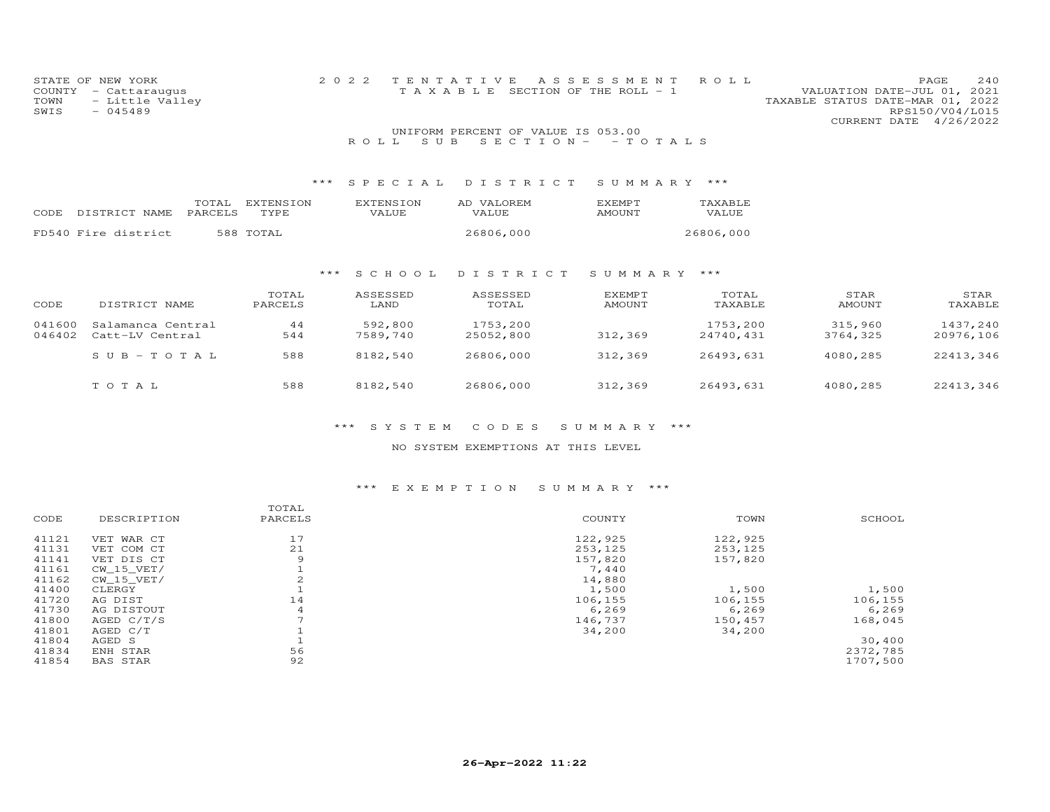STATE OF NEW YORK
COUNTY - Cattaraugus
TOWN - Little Valley
SWIS - 045489

2022 TENTATIVE ASSESSMENT ROLL
TAXABLE SECTION OF THE ROLL - 1

VALUATION DATE-JUL 01, 2021
TAXABLE STATUS DATE-MAR 01, 2022
RPS150/V04/L015
CURRENT DATE 4/26/2022

UNIFORM PERCENT OF VALUE IS 053.00

ROLL SUB SECTION- - TOTALS

## *** SPECIAL DISTRICT SUMMARY ***

| CODE | DISTRICT NAME | TOTAL PARCELS | EXTENSION TYPE | EXTENSION VALUE | AD VALOREM VALUE | EXEMPT AMOUNT | TAXABLE VALUE |
|---|---|---|---|---|---|---|---|
| FD540 | Fire district | 588 | TOTAL | | 26806,000 | | 26806,000 |

## *** SCHOOL DISTRICT SUMMARY ***

| CODE | DISTRICT NAME | TOTAL PARCELS | ASSESSED LAND | ASSESSED TOTAL | EXEMPT AMOUNT | TOTAL TAXABLE | STAR AMOUNT | STAR TAXABLE |
|---|---|---|---|---|---|---|---|---|
| 041600 | Salamanca Central | 44 | 592,800 | 1753,200 | | 1753,200 | 315,960 | 1437,240 |
| 046402 | Catt-LV Central | 544 | 7589,740 | 25052,800 | 312,369 | 24740,431 | 3764,325 | 20976,106 |
| | SUB-TOTAL | 588 | 8182,540 | 26806,000 | 312,369 | 26493,631 | 4080,285 | 22413,346 |
| | TOTAL | 588 | 8182,540 | 26806,000 | 312,369 | 26493,631 | 4080,285 | 22413,346 |

## *** SYSTEM CODES SUMMARY ***

NO SYSTEM EXEMPTIONS AT THIS LEVEL

## *** EXEMPTION SUMMARY ***

| CODE | DESCRIPTION | TOTAL PARCELS | COUNTY | TOWN | SCHOOL |
|---|---|---|---|---|---|
| 41121 | VET WAR CT | 17 | 122,925 | 122,925 | |
| 41131 | VET COM CT | 21 | 253,125 | 253,125 | |
| 41141 | VET DIS CT | 9 | 157,820 | 157,820 | |
| 41161 | CW_15_VET/ | 1 | 7,440 | | |
| 41162 | CW_15_VET/ | 2 | 14,880 | | |
| 41400 | CLERGY | 1 | 1,500 | 1,500 | 1,500 |
| 41720 | AG DIST | 14 | 106,155 | 106,155 | 106,155 |
| 41730 | AG DISTOUT | 4 | 6,269 | 6,269 | 6,269 |
| 41800 | AGED C/T/S | 7 | 146,737 | 150,457 | 168,045 |
| 41801 | AGED C/T | 1 | 34,200 | 34,200 | |
| 41804 | AGED S | 1 | | | 30,400 |
| 41834 | ENH STAR | 56 | | | 2372,785 |
| 41854 | BAS STAR | 92 | | | 1707,500 |

26-Apr-2022 11:22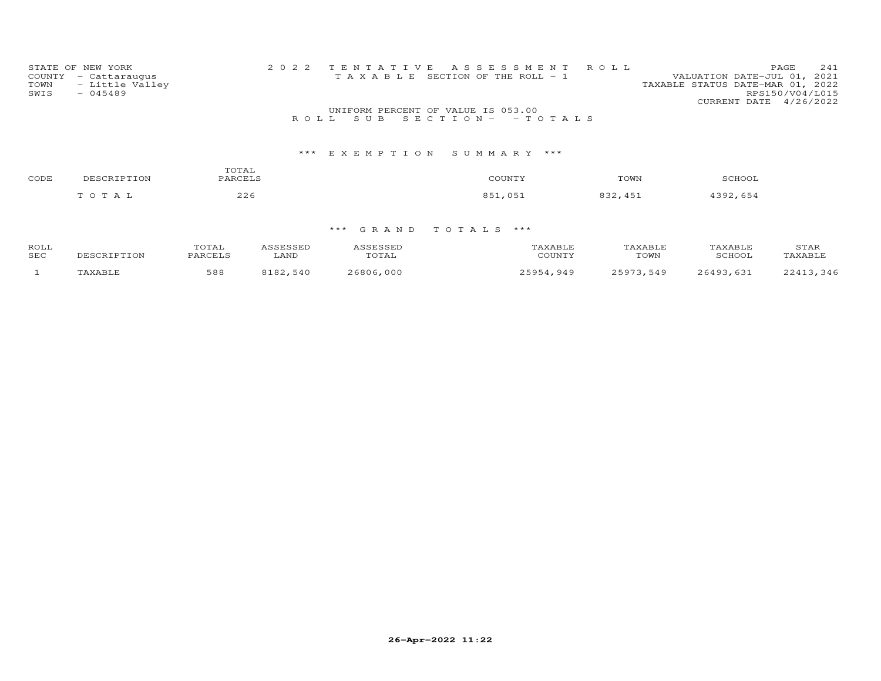STATE OF NEW YORK
COUNTY - Cattaraugus
TOWN - Little Valley
SWIS - 045489

2022 TENTATIVE ASSESSMENT ROLL
TAXABLE SECTION OF THE ROLL - 1

VALUATION DATE-JUL 01, 2021
TAXABLE STATUS DATE-MAR 01, 2022
RPS150/V04/L015
CURRENT DATE 4/26/2022

UNIFORM PERCENT OF VALUE IS 053.00

ROLL SUB SECTION- - TOTALS

### *** EXEMPTION SUMMARY ***

| CODE | DESCRIPTION | TOTAL PARCELS | COUNTY | TOWN | SCHOOL |
|---|---|---|---|---|---|
| | TOTAL | 226 | 851,051 | 832,451 | 4392,654 |

### *** GRAND TOTALS ***

| ROLL SEC | DESCRIPTION | TOTAL PARCELS | ASSESSED LAND | ASSESSED TOTAL | TAXABLE COUNTY | TAXABLE TOWN | TAXABLE SCHOOL | STAR TAXABLE |
|---|---|---|---|---|---|---|---|---|
| 1 | TAXABLE | 588 | 8182,540 | 26806,000 | 25954,949 | 25973,549 | 26493,631 | 22413,346 |

26-Apr-2022 11:22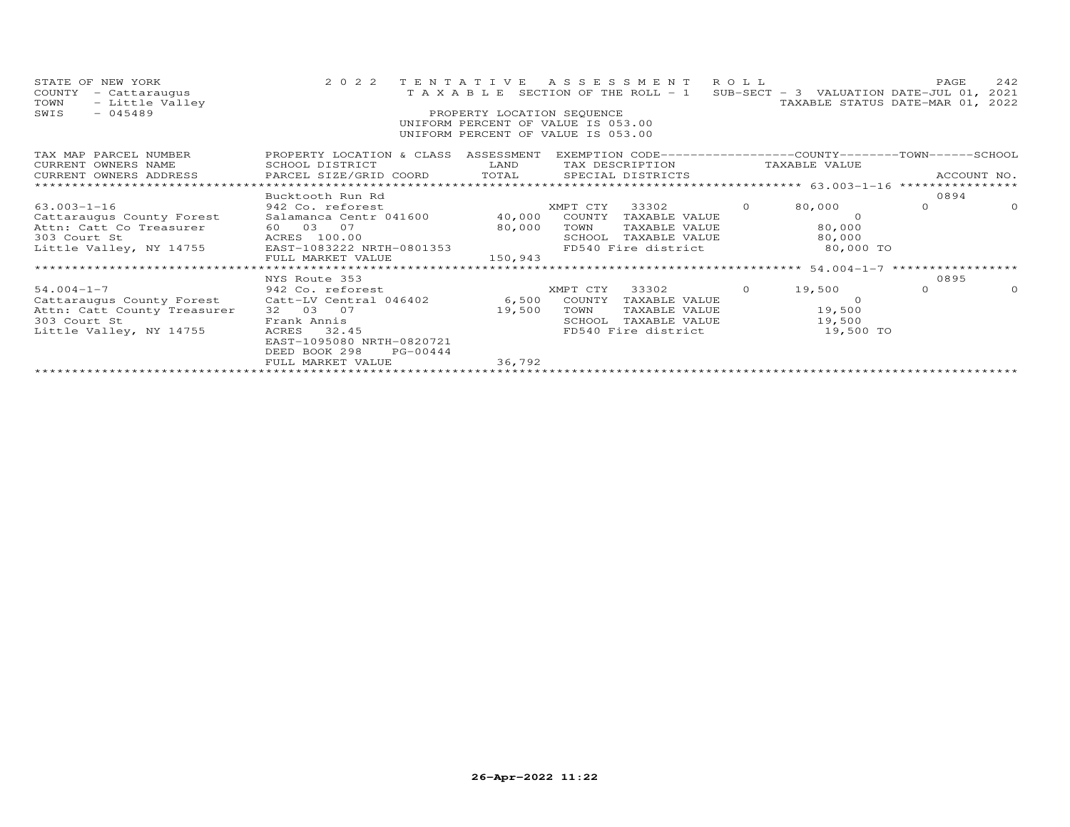STATE OF NEW YORK
COUNTY - Cattaraugus
TOWN - Little Valley
SWIS - 045489

2022 TENTATIVE ASSESSMENT ROLL
TAXABLE SECTION OF THE ROLL - 1
PROPERTY LOCATION SEQUENCE
UNIFORM PERCENT OF VALUE IS 053.00
UNIFORM PERCENT OF VALUE IS 053.00

SUB-SECT - 3 VALUATION DATE-JUL 01, 2021
TAXABLE STATUS DATE-MAR 01, 2022

| TAX MAP PARCEL NUMBER / CURRENT OWNERS NAME / CURRENT OWNERS ADDRESS | PROPERTY LOCATION & CLASS / SCHOOL DISTRICT / PARCEL SIZE/GRID COORD | ASSESSMENT LAND / TOTAL | EXEMPTION CODE / TAX DESCRIPTION / SPECIAL DISTRICTS | | COUNTY TAXABLE VALUE | TOWN | SCHOOL | ACCOUNT NO. |
|---|---|---|---|---|---|---|---|---|
| 63.003-1-16 | Bucktooth Run Rd | | | | | | | 0894 |
| 63.003-1-16 | 942 Co. reforest | | XMPT CTY 33302 | 0 | 80,000 | 0 | 0 | |
| Cattaraugus County Forest | Salamanca Centr 041600 | 40,000 | COUNTY TAXABLE VALUE | | 0 | | | |
| Attn: Catt Co Treasurer | 60 03 07 | 80,000 | TOWN TAXABLE VALUE | | 80,000 | | | |
| 303 Court St | ACRES 100.00 | | SCHOOL TAXABLE VALUE | | 80,000 | | | |
| Little Valley, NY 14755 | EAST-1083222 NRTH-0801353 | | FD540 Fire district | | 80,000 TO | | | |
| | FULL MARKET VALUE | 150,943 | | | | | | |
| 54.004-1-7 | NYS Route 353 | | | | | | | 0895 |
| 54.004-1-7 | 942 Co. reforest | | XMPT CTY 33302 | 0 | 19,500 | 0 | 0 | |
| Cattaraugus County Forest | Catt-LV Central 046402 | 6,500 | COUNTY TAXABLE VALUE | | 0 | | | |
| Attn: Catt County Treasurer | 32 03 07 | 19,500 | TOWN TAXABLE VALUE | | 19,500 | | | |
| 303 Court St | Frank Annis | | SCHOOL TAXABLE VALUE | | 19,500 | | | |
| Little Valley, NY 14755 | ACRES 32.45 | | FD540 Fire district | | 19,500 TO | | | |
| | EAST-1095080 NRTH-0820721 | | | | | | | |
| | DEED BOOK 298 PG-00444 | | | | | | | |
| | FULL MARKET VALUE | 36,792 | | | | | | |

26-Apr-2022 11:22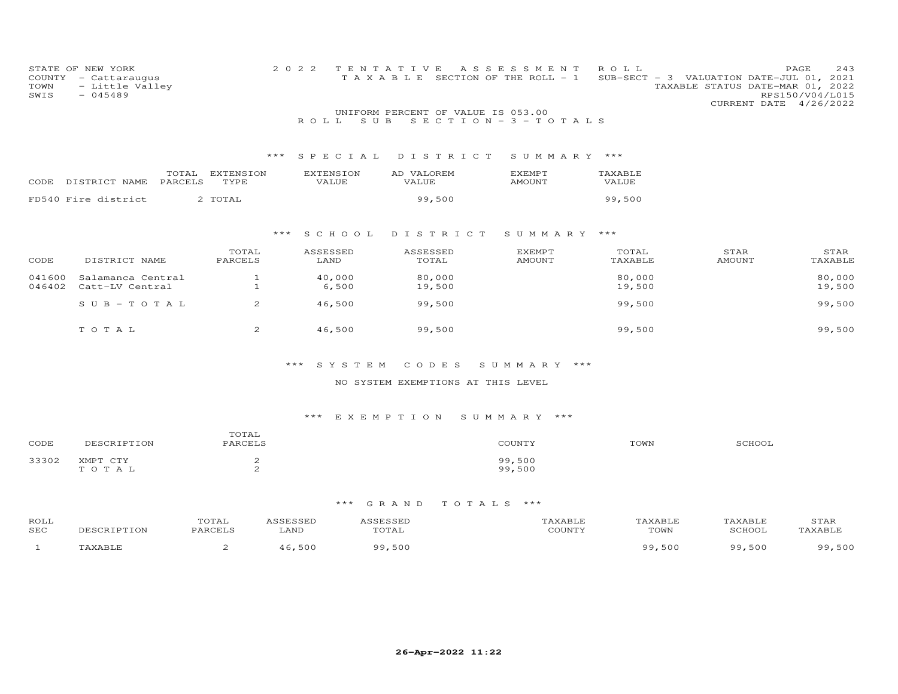STATE OF NEW YORK
COUNTY - Cattaraugus
TOWN - Little Valley
SWIS - 045489

2022 TENTATIVE ASSESSMENT ROLL
TAXABLE SECTION OF THE ROLL - 1 SUB-SECT - 3 VALUATION DATE-JUL 01, 2021
TAXABLE STATUS DATE-MAR 01, 2022
RPS150/V04/L015
CURRENT DATE 4/26/2022

UNIFORM PERCENT OF VALUE IS 053.00

ROLL SUB SECTION - 3 - TOTALS

### *** SPECIAL DISTRICT SUMMARY ***

| CODE | DISTRICT NAME | TOTAL PARCELS | EXTENSION TYPE | EXTENSION VALUE | AD VALOREM VALUE | EXEMPT AMOUNT | TAXABLE VALUE |
|---|---|---|---|---|---|---|---|
| FD540 | Fire district | 2 | TOTAL | | 99,500 | | 99,500 |

### *** SCHOOL DISTRICT SUMMARY ***

| CODE | DISTRICT NAME | TOTAL PARCELS | ASSESSED LAND | ASSESSED TOTAL | EXEMPT AMOUNT | TOTAL TAXABLE | STAR AMOUNT | STAR TAXABLE |
|---|---|---|---|---|---|---|---|---|
| 041600 | Salamanca Central | 1 | 40,000 | 80,000 | | 80,000 | | 80,000 |
| 046402 | Catt-LV Central | 1 | 6,500 | 19,500 | | 19,500 | | 19,500 |
| | SUB-TOTAL | 2 | 46,500 | 99,500 | | 99,500 | | 99,500 |
| | TOTAL | 2 | 46,500 | 99,500 | | 99,500 | | 99,500 |

### *** SYSTEM CODES SUMMARY ***

NO SYSTEM EXEMPTIONS AT THIS LEVEL

### *** EXEMPTION SUMMARY ***

| CODE | DESCRIPTION | TOTAL PARCELS | COUNTY | TOWN | SCHOOL |
|---|---|---|---|---|---|
| 33302 | XMPT CTY | 2 | 99,500 | | |
| | TOTAL | 2 | 99,500 | | |

### *** GRAND TOTALS ***

| ROLL SEC | DESCRIPTION | TOTAL PARCELS | ASSESSED LAND | ASSESSED TOTAL | TAXABLE COUNTY | TAXABLE TOWN | TAXABLE SCHOOL | STAR TAXABLE |
|---|---|---|---|---|---|---|---|---|
| 1 | TAXABLE | 2 | 46,500 | 99,500 | | 99,500 | 99,500 | 99,500 |

26-Apr-2022 11:22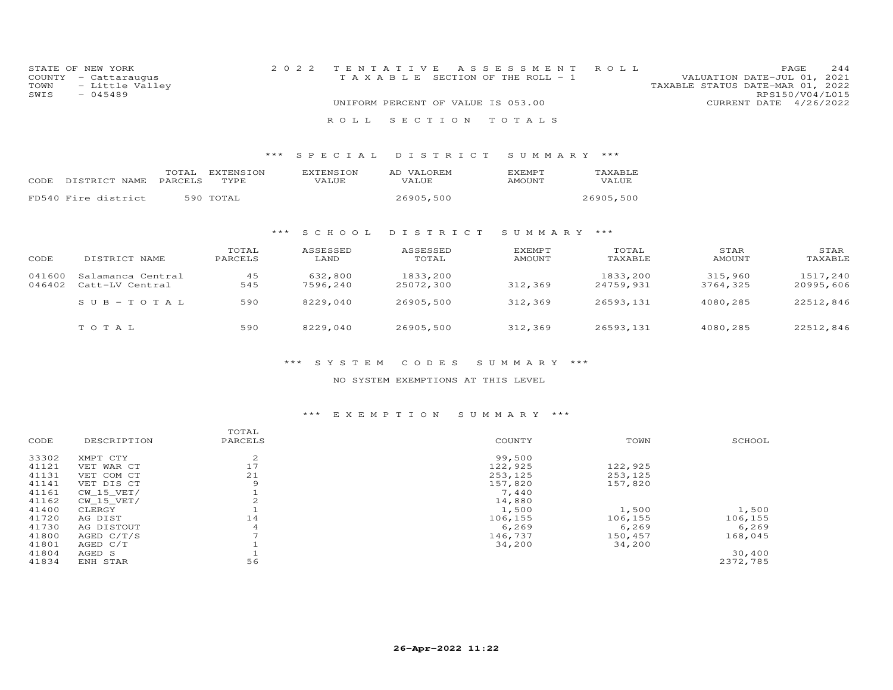STATE OF NEW YORK
COUNTY - Cattaraugus
TOWN - Little Valley
SWIS - 045489

2022 TENTATIVE ASSESSMENT ROLL
TAXABLE SECTION OF THE ROLL - 1
UNIFORM PERCENT OF VALUE IS 053.00

VALUATION DATE-JUL 01, 2021
TAXABLE STATUS DATE-MAR 01, 2022
RPS150/V04/L015
CURRENT DATE 4/26/2022

# ROLL SECTION TOTALS

## *** SPECIAL DISTRICT SUMMARY ***

| CODE | DISTRICT NAME | TOTAL PARCELS | EXTENSION TYPE | EXTENSION VALUE | AD VALOREM VALUE | EXEMPT AMOUNT | TAXABLE VALUE |
|---|---|---|---|---|---|---|---|
| FD540 | Fire district | 590 | TOTAL | | 26905,500 | | 26905,500 |

## *** SCHOOL DISTRICT SUMMARY ***

| CODE | DISTRICT NAME | TOTAL PARCELS | ASSESSED LAND | ASSESSED TOTAL | EXEMPT AMOUNT | TOTAL TAXABLE | STAR AMOUNT | STAR TAXABLE |
|---|---|---|---|---|---|---|---|---|
| 041600 | Salamanca Central | 45 | 632,800 | 1833,200 | | 1833,200 | 315,960 | 1517,240 |
| 046402 | Catt-LV Central | 545 | 7596,240 | 25072,300 | 312,369 | 24759,931 | 3764,325 | 20995,606 |
| | SUB-TOTAL | 590 | 8229,040 | 26905,500 | 312,369 | 26593,131 | 4080,285 | 22512,846 |
| | TOTAL | 590 | 8229,040 | 26905,500 | 312,369 | 26593,131 | 4080,285 | 22512,846 |

## *** SYSTEM CODES SUMMARY ***

NO SYSTEM EXEMPTIONS AT THIS LEVEL

## *** EXEMPTION SUMMARY ***

| CODE | DESCRIPTION | TOTAL PARCELS | COUNTY | TOWN | SCHOOL |
|---|---|---|---|---|---|
| 33302 | XMPT CTY | 2 | 99,500 | | |
| 41121 | VET WAR CT | 17 | 122,925 | 122,925 | |
| 41131 | VET COM CT | 21 | 253,125 | 253,125 | |
| 41141 | VET DIS CT | 9 | 157,820 | 157,820 | |
| 41161 | CW_15_VET/ | 1 | 7,440 | | |
| 41162 | CW_15_VET/ | 2 | 14,880 | | |
| 41400 | CLERGY | 1 | 1,500 | 1,500 | 1,500 |
| 41720 | AG DIST | 14 | 106,155 | 106,155 | 106,155 |
| 41730 | AG DISTOUT | 4 | 6,269 | 6,269 | 6,269 |
| 41800 | AGED C/T/S | 7 | 146,737 | 150,457 | 168,045 |
| 41801 | AGED C/T | 1 | 34,200 | 34,200 | |
| 41804 | AGED S | 1 | | | 30,400 |
| 41834 | ENH STAR | 56 | | | 2372,785 |

26-Apr-2022 11:22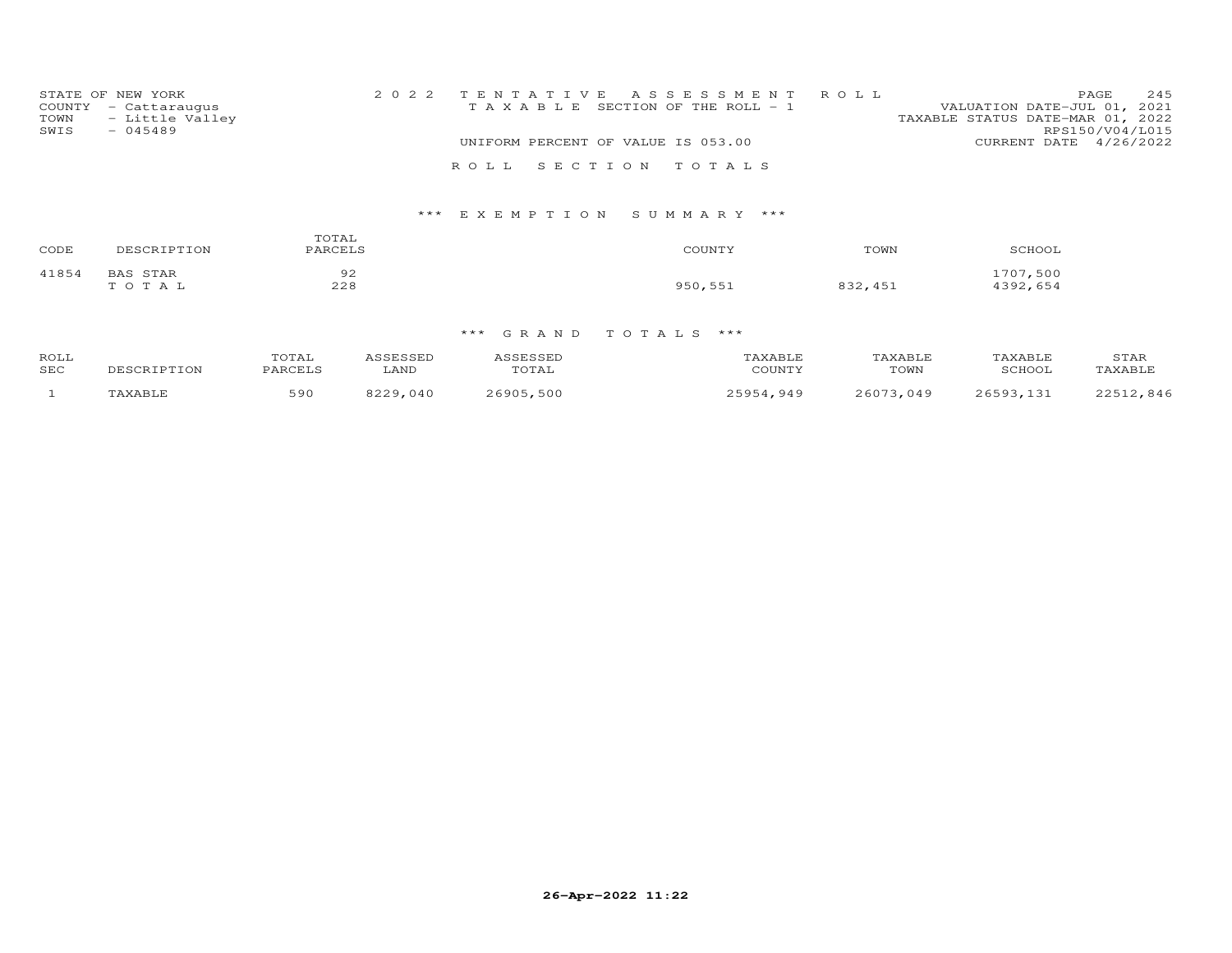STATE OF NEW YORK
COUNTY - Cattaraugus
TOWN - Little Valley
SWIS - 045489

2 0 2 2 T E N T A T I V E A S S E S S M E N T R O L L
T A X A B L E SECTION OF THE ROLL - 1

UNIFORM PERCENT OF VALUE IS 053.00

VALUATION DATE-JUL 01, 2021
TAXABLE STATUS DATE-MAR 01, 2022
RPS150/V04/L015
CURRENT DATE 4/26/2022

R O L L S E C T I O N T O T A L S

*** E X E M P T I O N S U M M A R Y ***

| CODE | DESCRIPTION | TOTAL PARCELS | COUNTY | TOWN | SCHOOL |
|---|---|---|---|---|---|
| 41854 | BAS STAR | 92 | | | 1707,500 |
| | T O T A L | 228 | 950,551 | 832,451 | 4392,654 |

*** G R A N D T O T A L S ***

| ROLL SEC | DESCRIPTION | TOTAL PARCELS | ASSESSED LAND | ASSESSED TOTAL | TAXABLE COUNTY | TAXABLE TOWN | TAXABLE SCHOOL | STAR TAXABLE |
|---|---|---|---|---|---|---|---|---|
| 1 | TAXABLE | 590 | 8229,040 | 26905,500 | 25954,949 | 26073,049 | 26593,131 | 22512,846 |

26-Apr-2022 11:22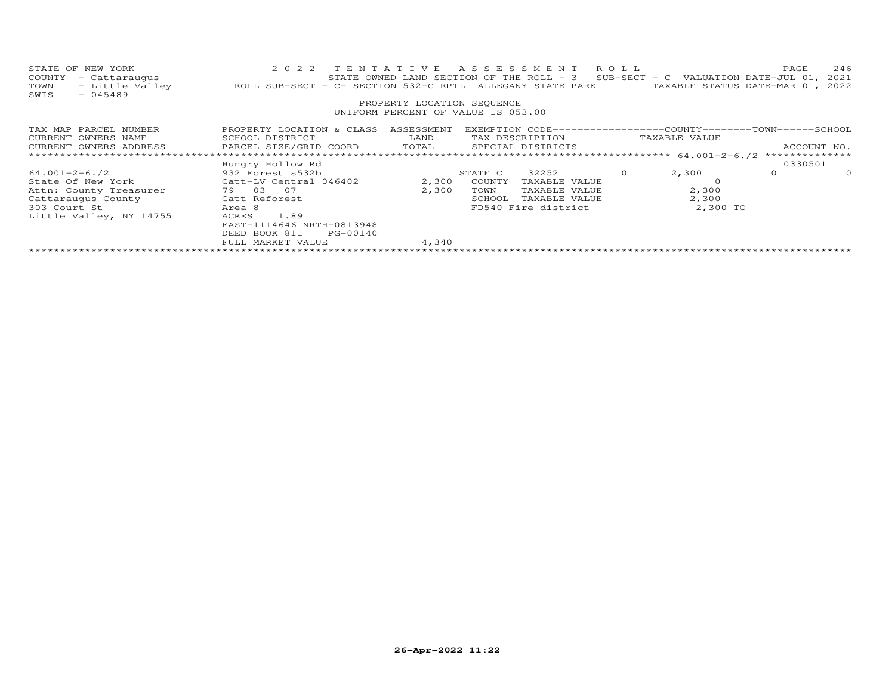STATE OF NEW YORK — 2022 TENTATIVE ASSESSMENT ROLL
COUNTY - Cattaraugus — STATE OWNED LAND SECTION OF THE ROLL - 3 SUB-SECT - C VALUATION DATE-JUL 01, 2021
TOWN - Little Valley — ROLL SUB-SECT - C- SECTION 532-C RPTL ALLEGANY STATE PARK — TAXABLE STATUS DATE-MAR 01, 2022
SWIS - 045489

PROPERTY LOCATION SEQUENCE
UNIFORM PERCENT OF VALUE IS 053.00

| TAX MAP PARCEL NUMBER / CURRENT OWNERS NAME / CURRENT OWNERS ADDRESS | PROPERTY LOCATION & CLASS / SCHOOL DISTRICT / PARCEL SIZE/GRID COORD | ASSESSMENT LAND / TOTAL | EXEMPTION CODE / TAX DESCRIPTION / SPECIAL DISTRICTS | | | COUNTY TAXABLE VALUE | TOWN | SCHOOL / ACCOUNT NO. |
|---|---|---|---|---|---|---|---|---|
| 64.001-2-6./2 | Hungry Hollow Rd | | | | | | | 0330501 |
| 64.001-2-6./2 | 932 Forest s532b | | STATE C | 32252 | 0 | 2,300 | 0 | 0 |
| State Of New York | Catt-LV Central 046402 | 2,300 | COUNTY | TAXABLE VALUE | | 0 | | |
| Attn: County Treasurer | 79 03 07 | 2,300 | TOWN | TAXABLE VALUE | | 2,300 | | |
| Cattaraugus County | Catt Reforest | | SCHOOL | TAXABLE VALUE | | 2,300 | | |
| 303 Court St | Area 8 | | FD540 Fire district | | | 2,300 TO | | |
| Little Valley, NY 14755 | ACRES 1.89 | | | | | | | |
| | EAST-1114646 NRTH-0813948 | | | | | | | |
| | DEED BOOK 811 PG-00140 | | | | | | | |
| | FULL MARKET VALUE | 4,340 | | | | | | |

26-Apr-2022 11:22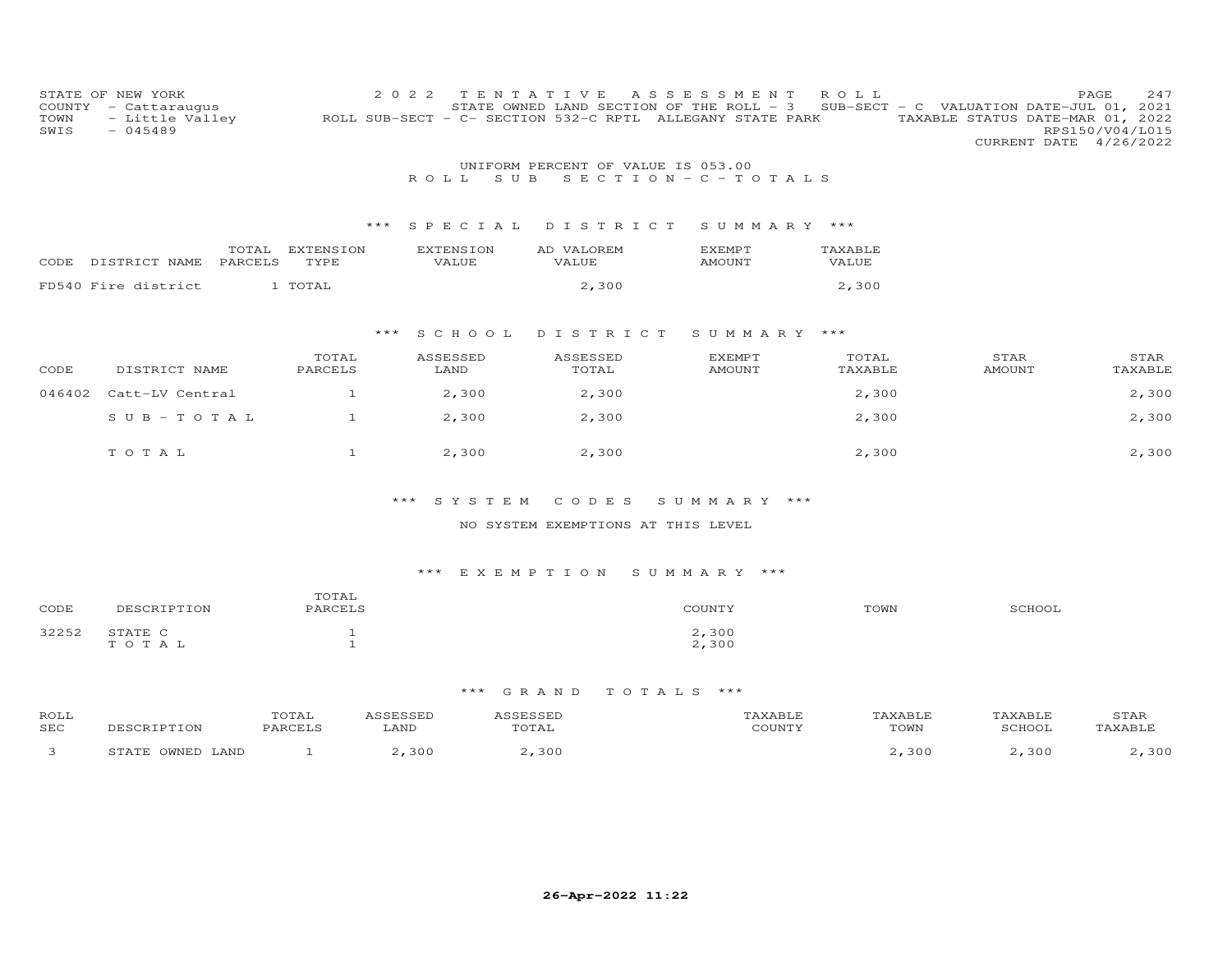STATE OF NEW YORK
COUNTY - Cattaraugus
TOWN - Little Valley
SWIS - 045489

2 0 2 2 T E N T A T I V E A S S E S S M E N T R O L L
STATE OWNED LAND SECTION OF THE ROLL - 3 SUB-SECT - C VALUATION DATE-JUL 01, 2021
ROLL SUB-SECT - C- SECTION 532-C RPTL ALLEGANY STATE PARK TAXABLE STATUS DATE-MAR 01, 2022
RPS150/V04/L015
CURRENT DATE 4/26/2022

UNIFORM PERCENT OF VALUE IS 053.00

R O L L S U B S E C T I O N - C - T O T A L S

*** S P E C I A L D I S T R I C T S U M M A R Y ***

| CODE | DISTRICT NAME | TOTAL PARCELS | EXTENSION TYPE | EXTENSION VALUE | AD VALOREM VALUE | EXEMPT AMOUNT | TAXABLE VALUE |
|---|---|---|---|---|---|---|---|
| FD540 | Fire district | 1 | TOTAL | | 2,300 | | 2,300 |

*** S C H O O L D I S T R I C T S U M M A R Y ***

| CODE | DISTRICT NAME | TOTAL PARCELS | ASSESSED LAND | ASSESSED TOTAL | EXEMPT AMOUNT | TOTAL TAXABLE | STAR AMOUNT | STAR TAXABLE |
|---|---|---|---|---|---|---|---|---|
| 046402 | Catt-LV Central | 1 | 2,300 | 2,300 | | 2,300 | | 2,300 |
| | S U B - T O T A L | 1 | 2,300 | 2,300 | | 2,300 | | 2,300 |
| | T O T A L | 1 | 2,300 | 2,300 | | 2,300 | | 2,300 |

*** S Y S T E M C O D E S S U M M A R Y ***

NO SYSTEM EXEMPTIONS AT THIS LEVEL

*** E X E M P T I O N S U M M A R Y ***

| CODE | DESCRIPTION | TOTAL PARCELS | COUNTY | TOWN | SCHOOL |
|---|---|---|---|---|---|
| 32252 | STATE C | 1 | 2,300 | | |
| | T O T A L | 1 | 2,300 | | |

*** G R A N D T O T A L S ***

| ROLL SEC | DESCRIPTION | TOTAL PARCELS | ASSESSED LAND | ASSESSED TOTAL | TAXABLE COUNTY | TAXABLE TOWN | TAXABLE SCHOOL | STAR TAXABLE |
|---|---|---|---|---|---|---|---|---|
| 3 | STATE OWNED LAND | 1 | 2,300 | 2,300 | | 2,300 | 2,300 | 2,300 |

26-Apr-2022 11:22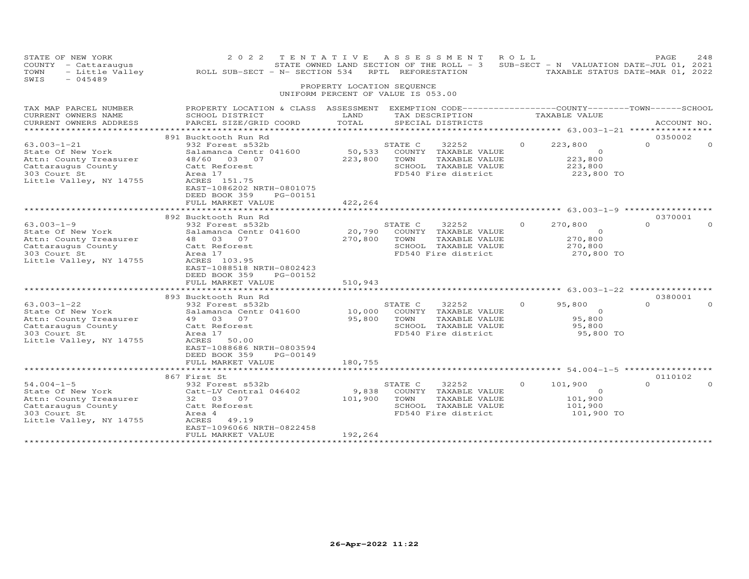STATE OF NEW YORK — 2022 TENTATIVE ASSESSMENT ROLL
COUNTY - Cattaraugus — STATE OWNED LAND SECTION OF THE ROLL - 3 — SUB-SECT - N VALUATION DATE-JUL 01, 2021
TOWN - Little Valley — ROLL SUB-SECT - N- SECTION 534 RPTL REFORESTATION — TAXABLE STATUS DATE-MAR 01, 2022
SWIS - 045489

PROPERTY LOCATION SEQUENCE
UNIFORM PERCENT OF VALUE IS 053.00

| TAX MAP PARCEL NUMBER / CURRENT OWNERS NAME / CURRENT OWNERS ADDRESS | PROPERTY LOCATION & CLASS / SCHOOL DISTRICT / PARCEL SIZE/GRID COORD | ASSESSMENT LAND / TOTAL | EXEMPTION CODE / TAX DESCRIPTION / SPECIAL DISTRICTS | COUNTY | TOWN | SCHOOL | TAXABLE VALUE | ACCOUNT NO. |
|---|---|---|---|---|---|---|---|---|
| **63.003-1-21** | 891 Bucktooth Run Rd | | | | | | | 0350002 |
| 63.003-1-21 | 932 Forest s532b | | STATE C 32252 | 0 | 223,800 | 0 | | 0 |
| State Of New York | Salamanca Centr 041600 | 50,533 | COUNTY TAXABLE VALUE | | | | 0 | |
| Attn: County Treasurer | 48/60 03 07 | 223,800 | TOWN TAXABLE VALUE | | | | 223,800 | |
| Cattaraugus County | Catt Reforest | | SCHOOL TAXABLE VALUE | | | | 223,800 | |
| 303 Court St | Area 17 | | FD540 Fire district | | | | 223,800 TO | |
| Little Valley, NY 14755 | ACRES 151.75 | | | | | | | |
| | EAST-1086202 NRTH-0801075 | | | | | | | |
| | DEED BOOK 359 PG-00151 | | | | | | | |
| | FULL MARKET VALUE | 422,264 | | | | | | |
| **63.003-1-9** | 892 Bucktooth Run Rd | | | | | | | 0370001 |
| 63.003-1-9 | 932 Forest s532b | | STATE C 32252 | 0 | 270,800 | 0 | | 0 |
| State Of New York | Salamanca Centr 041600 | 20,790 | COUNTY TAXABLE VALUE | | | | 0 | |
| Attn: County Treasurer | 48 03 07 | 270,800 | TOWN TAXABLE VALUE | | | | 270,800 | |
| Cattaraugus County | Catt Reforest | | SCHOOL TAXABLE VALUE | | | | 270,800 | |
| 303 Court St | Area 17 | | FD540 Fire district | | | | 270,800 TO | |
| Little Valley, NY 14755 | ACRES 103.95 | | | | | | | |
| | EAST-1088518 NRTH-0802423 | | | | | | | |
| | DEED BOOK 359 PG-00152 | | | | | | | |
| | FULL MARKET VALUE | 510,943 | | | | | | |
| **63.003-1-22** | 893 Bucktooth Run Rd | | | | | | | 0380001 |
| 63.003-1-22 | 932 Forest s532b | | STATE C 32252 | 0 | 95,800 | 0 | | 0 |
| State Of New York | Salamanca Centr 041600 | 10,000 | COUNTY TAXABLE VALUE | | | | 0 | |
| Attn: County Treasurer | 49 03 07 | 95,800 | TOWN TAXABLE VALUE | | | | 95,800 | |
| Cattaraugus County | Catt Reforest | | SCHOOL TAXABLE VALUE | | | | 95,800 | |
| 303 Court St | Area 17 | | FD540 Fire district | | | | 95,800 TO | |
| Little Valley, NY 14755 | ACRES 50.00 | | | | | | | |
| | EAST-1088686 NRTH-0803594 | | | | | | | |
| | DEED BOOK 359 PG-00149 | | | | | | | |
| | FULL MARKET VALUE | 180,755 | | | | | | |
| **54.004-1-5** | 867 First St | | | | | | | 0110102 |
| 54.004-1-5 | 932 Forest s532b | | STATE C 32252 | 0 | 101,900 | 0 | | 0 |
| State Of New York | Catt-LV Central 046402 | 9,838 | COUNTY TAXABLE VALUE | | | | 0 | |
| Attn: County Treasurer | 32 03 07 | 101,900 | TOWN TAXABLE VALUE | | | | 101,900 | |
| Cattaraugus County | Catt Reforest | | SCHOOL TAXABLE VALUE | | | | 101,900 | |
| 303 Court St | Area 4 | | FD540 Fire district | | | | 101,900 TO | |
| Little Valley, NY 14755 | ACRES 49.19 | | | | | | | |
| | EAST-1096066 NRTH-0822458 | | | | | | | |
| | FULL MARKET VALUE | 192,264 | | | | | | |

26-Apr-2022 11:22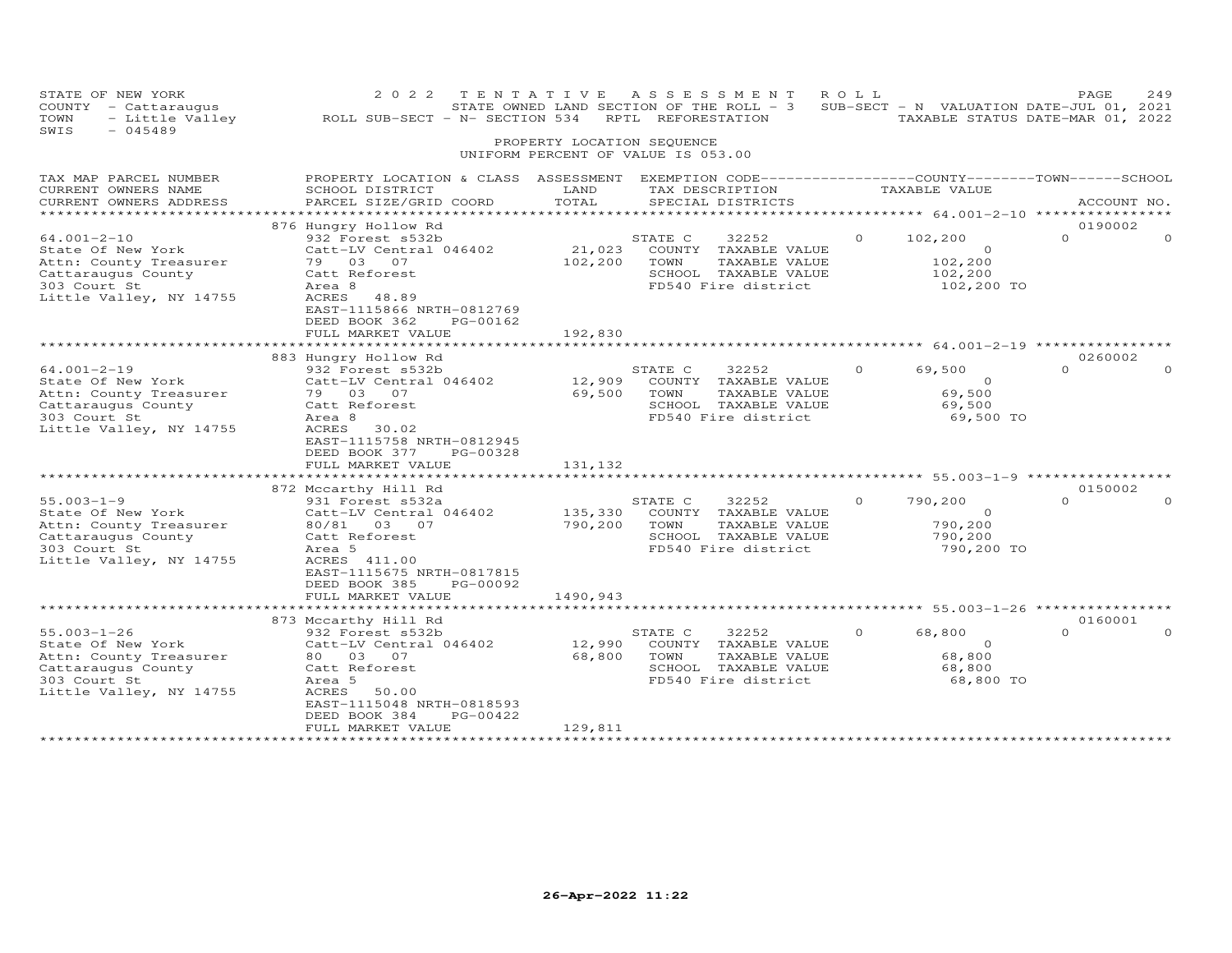STATE OF NEW YORK — 2022 TENTATIVE ASSESSMENT ROLL
COUNTY - Cattaraugus — STATE OWNED LAND SECTION OF THE ROLL - 3 — SUB-SECT - N VALUATION DATE-JUL 01, 2021
TOWN - Little Valley — ROLL SUB-SECT - N- SECTION 534 RPTL REFORESTATION — TAXABLE STATUS DATE-MAR 01, 2022
SWIS - 045489

PROPERTY LOCATION SEQUENCE
UNIFORM PERCENT OF VALUE IS 053.00

| TAX MAP PARCEL NUMBER / CURRENT OWNERS NAME / CURRENT OWNERS ADDRESS | PROPERTY LOCATION & CLASS / SCHOOL DISTRICT / PARCEL SIZE/GRID COORD | ASSESSMENT LAND / TOTAL | EXEMPTION CODE / TAX DESCRIPTION / SPECIAL DISTRICTS | COUNTY TAXABLE VALUE | TOWN | SCHOOL | ACCOUNT NO. |
|---|---|---|---|---|---|---|---|
| **64.001-2-10** | 876 Hungry Hollow Rd | | | | | | 0190002 |
| State Of New York | 932 Forest s532b | | STATE C 32252 | 0 | 102,200 | 0 | 0 |
| Attn: County Treasurer | Catt-LV Central 046402 | 21,023 | COUNTY TAXABLE VALUE | 0 | | | |
| Cattaraugus County | 79 03 07 | 102,200 | TOWN TAXABLE VALUE | 102,200 | | | |
| 303 Court St | Catt Reforest | | SCHOOL TAXABLE VALUE | 102,200 | | | |
| Little Valley, NY 14755 | Area 8 | | FD540 Fire district | 102,200 TO | | | |
| | ACRES 48.89 | | | | | | |
| | EAST-1115866 NRTH-0812769 | | | | | | |
| | DEED BOOK 362 PG-00162 | | | | | | |
| | FULL MARKET VALUE | 192,830 | | | | | |
| **64.001-2-19** | 883 Hungry Hollow Rd | | | | | | 0260002 |
| State Of New York | 932 Forest s532b | | STATE C 32252 | 0 | 69,500 | 0 | 0 |
| Attn: County Treasurer | Catt-LV Central 046402 | 12,909 | COUNTY TAXABLE VALUE | 0 | | | |
| Cattaraugus County | 79 03 07 | 69,500 | TOWN TAXABLE VALUE | 69,500 | | | |
| 303 Court St | Catt Reforest | | SCHOOL TAXABLE VALUE | 69,500 | | | |
| Little Valley, NY 14755 | Area 8 | | FD540 Fire district | 69,500 TO | | | |
| | ACRES 30.02 | | | | | | |
| | EAST-1115758 NRTH-0812945 | | | | | | |
| | DEED BOOK 377 PG-00328 | | | | | | |
| | FULL MARKET VALUE | 131,132 | | | | | |
| **55.003-1-9** | 872 Mccarthy Hill Rd | | | | | | 0150002 |
| State Of New York | 931 Forest s532a | | STATE C 32252 | 0 | 790,200 | 0 | 0 |
| Attn: County Treasurer | Catt-LV Central 046402 | 135,330 | COUNTY TAXABLE VALUE | 0 | | | |
| Cattaraugus County | 80/81 03 07 | 790,200 | TOWN TAXABLE VALUE | 790,200 | | | |
| 303 Court St | Catt Reforest | | SCHOOL TAXABLE VALUE | 790,200 | | | |
| Little Valley, NY 14755 | Area 5 | | FD540 Fire district | 790,200 TO | | | |
| | ACRES 411.00 | | | | | | |
| | EAST-1115675 NRTH-0817815 | | | | | | |
| | DEED BOOK 385 PG-00092 | | | | | | |
| | FULL MARKET VALUE | 1490,943 | | | | | |
| **55.003-1-26** | 873 Mccarthy Hill Rd | | | | | | 0160001 |
| State Of New York | 932 Forest s532b | | STATE C 32252 | 0 | 68,800 | 0 | 0 |
| Attn: County Treasurer | Catt-LV Central 046402 | 12,990 | COUNTY TAXABLE VALUE | 0 | | | |
| Cattaraugus County | 80 03 07 | 68,800 | TOWN TAXABLE VALUE | 68,800 | | | |
| 303 Court St | Catt Reforest | | SCHOOL TAXABLE VALUE | 68,800 | | | |
| Little Valley, NY 14755 | Area 5 | | FD540 Fire district | 68,800 TO | | | |
| | ACRES 50.00 | | | | | | |
| | EAST-1115048 NRTH-0818593 | | | | | | |
| | DEED BOOK 384 PG-00422 | | | | | | |
| | FULL MARKET VALUE | 129,811 | | | | | |

26-Apr-2022 11:22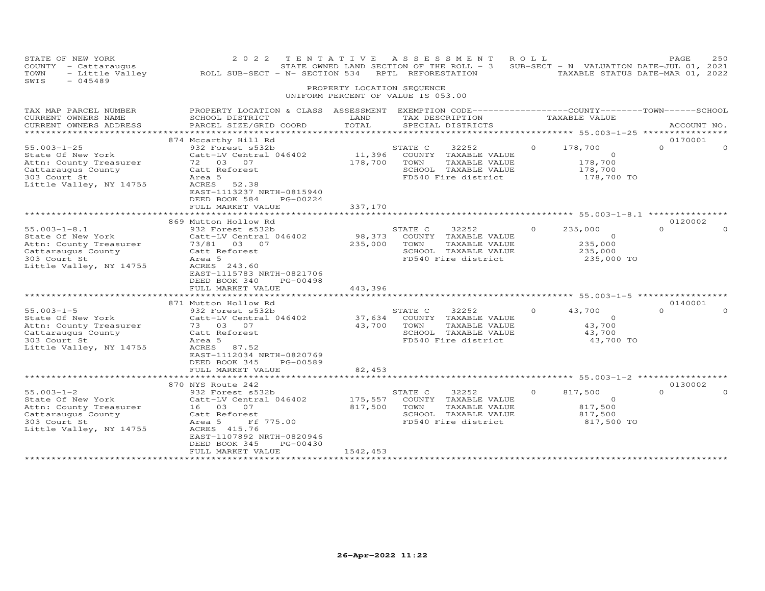STATE OF NEW YORK — 2022 TENTATIVE ASSESSMENT ROLL
COUNTY - Cattaraugus — STATE OWNED LAND SECTION OF THE ROLL - 3 — SUB-SECT - N VALUATION DATE-JUL 01, 2021
TOWN - Little Valley — ROLL SUB-SECT - N- SECTION 534 RPTL REFORESTATION — TAXABLE STATUS DATE-MAR 01, 2022
SWIS - 045489

PROPERTY LOCATION SEQUENCE
UNIFORM PERCENT OF VALUE IS 053.00

| TAX MAP PARCEL NUMBER / CURRENT OWNERS NAME / CURRENT OWNERS ADDRESS | PROPERTY LOCATION & CLASS / SCHOOL DISTRICT / PARCEL SIZE/GRID COORD | ASSESSMENT LAND / TOTAL | EXEMPTION CODE / TAX DESCRIPTION / SPECIAL DISTRICTS | COUNTY TAXABLE VALUE | TOWN | SCHOOL | ACCOUNT NO. |
|---|---|---|---|---|---|---|---|
| | 874 Mccarthy Hill Rd | | | | | | 0170001 |
| 55.003-1-25 | 932 Forest s532b | | STATE C 32252 | 0 | 178,700 | 0 | 0 |
| State Of New York | Catt-LV Central 046402 | 11,396 | COUNTY TAXABLE VALUE | 0 | | | |
| Attn: County Treasurer | 72 03 07 | 178,700 | TOWN TAXABLE VALUE | 178,700 | | | |
| Cattaraugus County | Catt Reforest | | SCHOOL TAXABLE VALUE | 178,700 | | | |
| 303 Court St | Area 5 | | FD540 Fire district | 178,700 TO | | | |
| Little Valley, NY 14755 | ACRES 52.38 | | | | | | |
| | EAST-1113237 NRTH-0815940 | | | | | | |
| | DEED BOOK 584 PG-00224 | | | | | | |
| | FULL MARKET VALUE | 337,170 | | | | | |
| | 869 Mutton Hollow Rd | | | | | | 0120002 |
| 55.003-1-8.1 | 932 Forest s532b | | STATE C 32252 | 0 | 235,000 | 0 | 0 |
| State Of New York | Catt-LV Central 046402 | 98,373 | COUNTY TAXABLE VALUE | 0 | | | |
| Attn: County Treasurer | 73/81 03 07 | 235,000 | TOWN TAXABLE VALUE | 235,000 | | | |
| Cattaraugus County | Catt Reforest | | SCHOOL TAXABLE VALUE | 235,000 | | | |
| 303 Court St | Area 5 | | FD540 Fire district | 235,000 TO | | | |
| Little Valley, NY 14755 | ACRES 243.60 | | | | | | |
| | EAST-1115783 NRTH-0821706 | | | | | | |
| | DEED BOOK 340 PG-00498 | | | | | | |
| | FULL MARKET VALUE | 443,396 | | | | | |
| | 871 Mutton Hollow Rd | | | | | | 0140001 |
| 55.003-1-5 | 932 Forest s532b | | STATE C 32252 | 0 | 43,700 | 0 | 0 |
| State Of New York | Catt-LV Central 046402 | 37,634 | COUNTY TAXABLE VALUE | 0 | | | |
| Attn: County Treasurer | 73 03 07 | 43,700 | TOWN TAXABLE VALUE | 43,700 | | | |
| Cattaraugus County | Catt Reforest | | SCHOOL TAXABLE VALUE | 43,700 | | | |
| 303 Court St | Area 5 | | FD540 Fire district | 43,700 TO | | | |
| Little Valley, NY 14755 | ACRES 87.52 | | | | | | |
| | EAST-1112034 NRTH-0820769 | | | | | | |
| | DEED BOOK 345 PG-00589 | | | | | | |
| | FULL MARKET VALUE | 82,453 | | | | | |
| | 870 NYS Route 242 | | | | | | 0130002 |
| 55.003-1-2 | 932 Forest s532b | | STATE C 32252 | 0 | 817,500 | 0 | 0 |
| State Of New York | Catt-LV Central 046402 | 175,557 | COUNTY TAXABLE VALUE | 0 | | | |
| Attn: County Treasurer | 16 03 07 | 817,500 | TOWN TAXABLE VALUE | 817,500 | | | |
| Cattaraugus County | Catt Reforest | | SCHOOL TAXABLE VALUE | 817,500 | | | |
| 303 Court St | Area 5 Ff 775.00 | | FD540 Fire district | 817,500 TO | | | |
| Little Valley, NY 14755 | ACRES 415.76 | | | | | | |
| | EAST-1107892 NRTH-0820946 | | | | | | |
| | DEED BOOK 345 PG-00430 | | | | | | |
| | FULL MARKET VALUE | 1542,453 | | | | | |

26-Apr-2022 11:22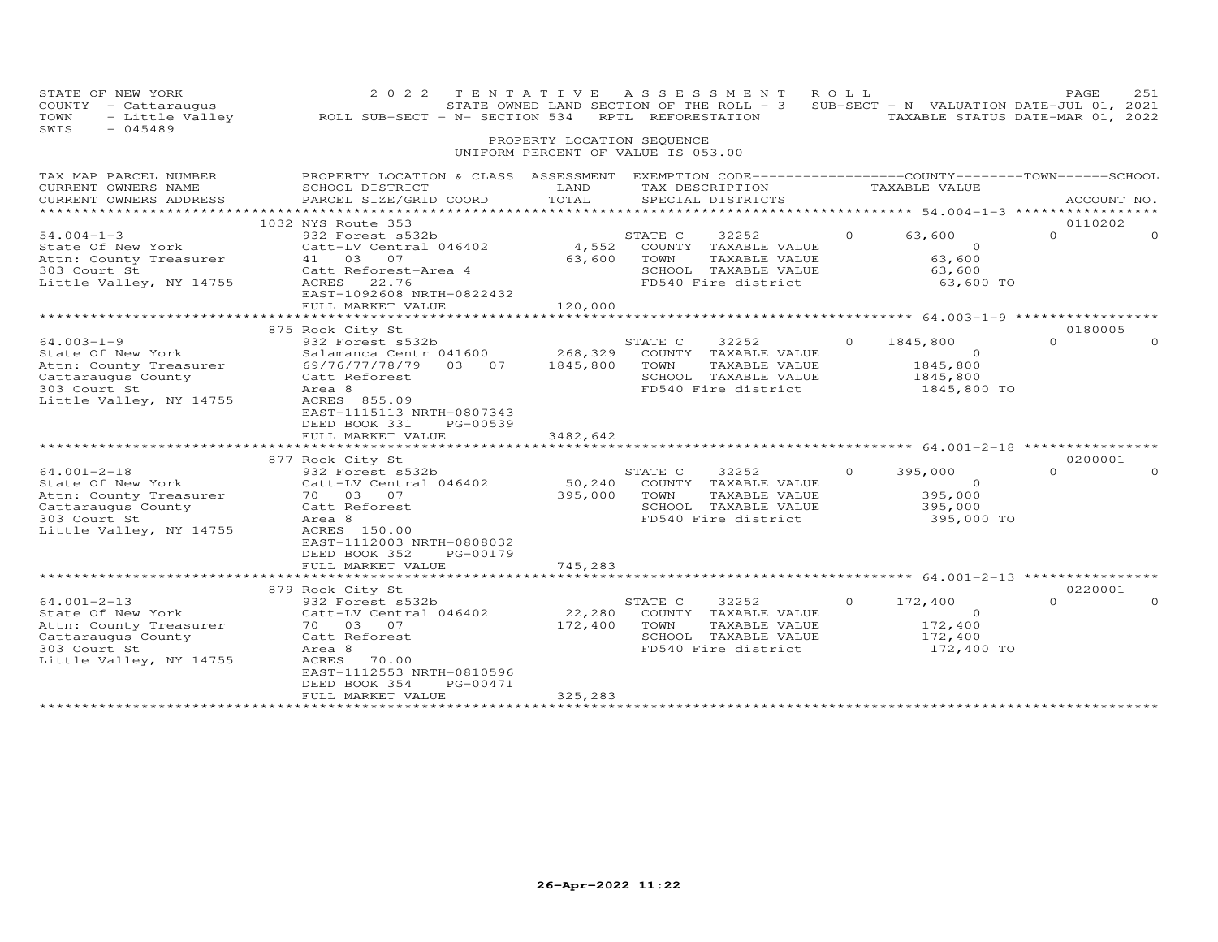STATE OF NEW YORK — 2022 TENTATIVE ASSESSMENT ROLL
COUNTY - Cattaraugus — STATE OWNED LAND SECTION OF THE ROLL - 3 — SUB-SECT - N VALUATION DATE-JUL 01, 2021
TOWN - Little Valley — ROLL SUB-SECT - N- SECTION 534 RPTL REFORESTATION — TAXABLE STATUS DATE-MAR 01, 2022
SWIS - 045489

PROPERTY LOCATION SEQUENCE
UNIFORM PERCENT OF VALUE IS 053.00

| TAX MAP PARCEL NUMBER / CURRENT OWNERS NAME / CURRENT OWNERS ADDRESS | PROPERTY LOCATION & CLASS / SCHOOL DISTRICT / PARCEL SIZE/GRID COORD | ASSESSMENT LAND | TOTAL | EXEMPTION CODE / TAX DESCRIPTION / SPECIAL DISTRICTS | COUNTY | TOWN | SCHOOL | ACCOUNT NO. |
|---|---|---|---|---|---|---|---|---|
| **54.004-1-3** | 1032 NYS Route 353 | | | | | | | 0110202 |
| State Of New York | 932 Forest s532b | | | STATE C 32252 | 0 | 63,600 | 0 | 0 |
| Attn: County Treasurer | Catt-LV Central 046402 | 4,552 | | COUNTY TAXABLE VALUE | 0 | | | |
| 303 Court St | 41 03 07 | | 63,600 | TOWN TAXABLE VALUE | | 63,600 | | |
| Little Valley, NY 14755 | Catt Reforest-Area 4 | | | SCHOOL TAXABLE VALUE | | | 63,600 | |
| | ACRES 22.76 | | | FD540 Fire district | 63,600 TO | | | |
| | EAST-1092608 NRTH-0822432 | | | | | | | |
| | FULL MARKET VALUE | | 120,000 | | | | | |
| **64.003-1-9** | 875 Rock City St | | | | | | | 0180005 |
| State Of New York | 932 Forest s532b | | | STATE C 32252 | 0 | 1845,800 | 0 | 0 |
| Attn: County Treasurer | Salamanca Centr 041600 | 268,329 | | COUNTY TAXABLE VALUE | 0 | | | |
| Cattaraugus County | 69/76/77/78/79 03 07 | | 1845,800 | TOWN TAXABLE VALUE | | 1845,800 | | |
| 303 Court St | Catt Reforest | | | SCHOOL TAXABLE VALUE | | | 1845,800 | |
| Little Valley, NY 14755 | Area 8 | | | FD540 Fire district | 1845,800 TO | | | |
| | ACRES 855.09 | | | | | | | |
| | EAST-1115113 NRTH-0807343 | | | | | | | |
| | DEED BOOK 331 PG-00539 | | | | | | | |
| | FULL MARKET VALUE | | 3482,642 | | | | | |
| **64.001-2-18** | 877 Rock City St | | | | | | | 0200001 |
| State Of New York | 932 Forest s532b | | | STATE C 32252 | 0 | 395,000 | 0 | 0 |
| Attn: County Treasurer | Catt-LV Central 046402 | 50,240 | | COUNTY TAXABLE VALUE | 0 | | | |
| Cattaraugus County | 70 03 07 | | 395,000 | TOWN TAXABLE VALUE | | 395,000 | | |
| 303 Court St | Catt Reforest | | | SCHOOL TAXABLE VALUE | | | 395,000 | |
| Little Valley, NY 14755 | Area 8 | | | FD540 Fire district | 395,000 TO | | | |
| | ACRES 150.00 | | | | | | | |
| | EAST-1112003 NRTH-0808032 | | | | | | | |
| | DEED BOOK 352 PG-00179 | | | | | | | |
| | FULL MARKET VALUE | | 745,283 | | | | | |
| **64.001-2-13** | 879 Rock City St | | | | | | | 0220001 |
| State Of New York | 932 Forest s532b | | | STATE C 32252 | 0 | 172,400 | 0 | 0 |
| Attn: County Treasurer | Catt-LV Central 046402 | 22,280 | | COUNTY TAXABLE VALUE | 0 | | | |
| Cattaraugus County | 70 03 07 | | 172,400 | TOWN TAXABLE VALUE | | 172,400 | | |
| 303 Court St | Catt Reforest | | | SCHOOL TAXABLE VALUE | | | 172,400 | |
| Little Valley, NY 14755 | Area 8 | | | FD540 Fire district | 172,400 TO | | | |
| | ACRES 70.00 | | | | | | | |
| | EAST-1112553 NRTH-0810596 | | | | | | | |
| | DEED BOOK 354 PG-00471 | | | | | | | |
| | FULL MARKET VALUE | | 325,283 | | | | | |

26-Apr-2022 11:22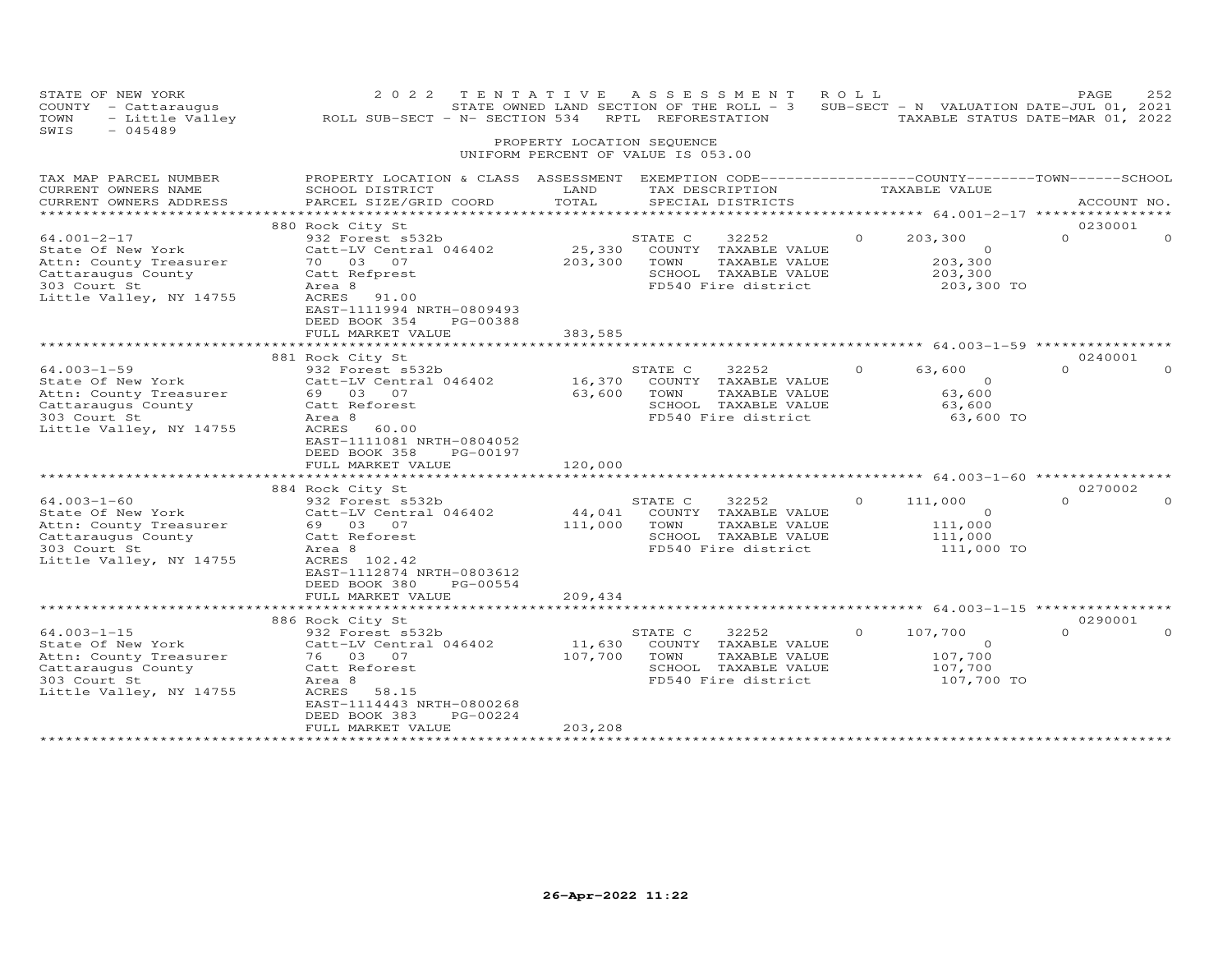STATE OF NEW YORK — 2022 TENTATIVE ASSESSMENT ROLL
COUNTY - Cattaraugus — STATE OWNED LAND SECTION OF THE ROLL - 3 — SUB-SECT - N VALUATION DATE-JUL 01, 2021
TOWN - Little Valley — ROLL SUB-SECT - N- SECTION 534 RPTL REFORESTATION — TAXABLE STATUS DATE-MAR 01, 2022
SWIS - 045489

PROPERTY LOCATION SEQUENCE
UNIFORM PERCENT OF VALUE IS 053.00

| TAX MAP PARCEL NUMBER / CURRENT OWNERS NAME / CURRENT OWNERS ADDRESS | PROPERTY LOCATION & CLASS / SCHOOL DISTRICT / PARCEL SIZE/GRID COORD | ASSESSMENT LAND / TOTAL | EXEMPTION CODE / TAX DESCRIPTION / SPECIAL DISTRICTS | COUNTY TAXABLE VALUE | TOWN | SCHOOL / ACCOUNT NO. |
|---|---|---|---|---|---|---|
| 64.001-2-17 | 880 Rock City St | | | | | 0230001 |
| State Of New York | 932 Forest s532b | | STATE C 32252 | 0 203,300 | 0 | 0 |
| Attn: County Treasurer | Catt-LV Central 046402 | 25,330 | COUNTY TAXABLE VALUE | 0 | | |
| Cattaraugus County | 70 03 07 | 203,300 | TOWN TAXABLE VALUE | 203,300 | | |
| 303 Court St | Catt Refprest | | SCHOOL TAXABLE VALUE | 203,300 | | |
| Little Valley, NY 14755 | Area 8 | | FD540 Fire district | 203,300 TO | | |
| | ACRES 91.00 | | | | | |
| | EAST-1111994 NRTH-0809493 | | | | | |
| | DEED BOOK 354 PG-00388 | | | | | |
| | FULL MARKET VALUE | 383,585 | | | | |
| 64.003-1-59 | 881 Rock City St | | | | | 0240001 |
| State Of New York | 932 Forest s532b | | STATE C 32252 | 0 63,600 | 0 | 0 |
| Attn: County Treasurer | Catt-LV Central 046402 | 16,370 | COUNTY TAXABLE VALUE | 0 | | |
| Cattaraugus County | 69 03 07 | 63,600 | TOWN TAXABLE VALUE | 63,600 | | |
| 303 Court St | Catt Reforest | | SCHOOL TAXABLE VALUE | 63,600 | | |
| Little Valley, NY 14755 | Area 8 | | FD540 Fire district | 63,600 TO | | |
| | ACRES 60.00 | | | | | |
| | EAST-1111081 NRTH-0804052 | | | | | |
| | DEED BOOK 358 PG-00197 | | | | | |
| | FULL MARKET VALUE | 120,000 | | | | |
| 64.003-1-60 | 884 Rock City St | | | | | 0270002 |
| State Of New York | 932 Forest s532b | | STATE C 32252 | 0 111,000 | 0 | 0 |
| Attn: County Treasurer | Catt-LV Central 046402 | 44,041 | COUNTY TAXABLE VALUE | 0 | | |
| Cattaraugus County | 69 03 07 | 111,000 | TOWN TAXABLE VALUE | 111,000 | | |
| 303 Court St | Catt Reforest | | SCHOOL TAXABLE VALUE | 111,000 | | |
| Little Valley, NY 14755 | Area 8 | | FD540 Fire district | 111,000 TO | | |
| | ACRES 102.42 | | | | | |
| | EAST-1112874 NRTH-0803612 | | | | | |
| | DEED BOOK 380 PG-00554 | | | | | |
| | FULL MARKET VALUE | 209,434 | | | | |
| 64.003-1-15 | 886 Rock City St | | | | | 0290001 |
| State Of New York | 932 Forest s532b | | STATE C 32252 | 0 107,700 | 0 | 0 |
| Attn: County Treasurer | Catt-LV Central 046402 | 11,630 | COUNTY TAXABLE VALUE | 0 | | |
| Cattaraugus County | 76 03 07 | 107,700 | TOWN TAXABLE VALUE | 107,700 | | |
| 303 Court St | Catt Reforest | | SCHOOL TAXABLE VALUE | 107,700 | | |
| Little Valley, NY 14755 | Area 8 | | FD540 Fire district | 107,700 TO | | |
| | ACRES 58.15 | | | | | |
| | EAST-1114443 NRTH-0800268 | | | | | |
| | DEED BOOK 383 PG-00224 | | | | | |
| | FULL MARKET VALUE | 203,208 | | | | |

26-Apr-2022 11:22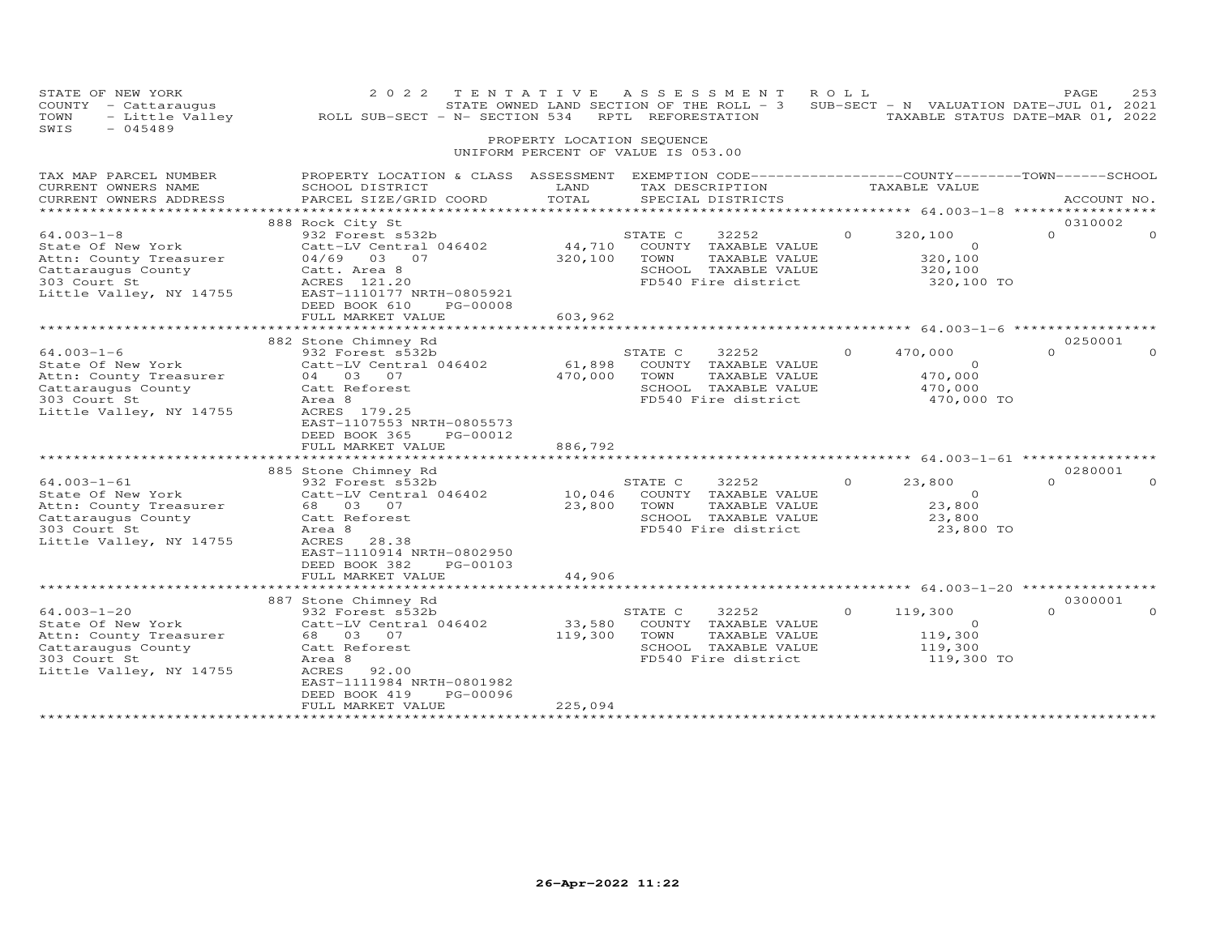STATE OF NEW YORK | 2022 TENTATIVE ASSESSMENT ROLL | PAGE 253
COUNTY - Cattaraugus | STATE OWNED LAND SECTION OF THE ROLL - 3 | SUB-SECT - N VALUATION DATE-JUL 01, 2021
TOWN - Little Valley | ROLL SUB-SECT - N- SECTION 534 RPTL REFORESTATION | TAXABLE STATUS DATE-MAR 01, 2022
SWIS - 045489

PROPERTY LOCATION SEQUENCE
UNIFORM PERCENT OF VALUE IS 053.00

| TAX MAP PARCEL NUMBER / CURRENT OWNERS NAME / CURRENT OWNERS ADDRESS | PROPERTY LOCATION & CLASS / SCHOOL DISTRICT / PARCEL SIZE/GRID COORD | ASSESSMENT LAND / TOTAL | EXEMPTION CODE / TAX DESCRIPTION / SPECIAL DISTRICTS | COUNTY | TOWN | SCHOOL | TAXABLE VALUE | ACCOUNT NO. |
|---|---|---|---|---|---|---|---|---|
| 64.003-1-8 | 888 Rock City St | | | | | | | 0310002 |
| 64.003-1-8 | 932 Forest s532b | | STATE C 32252 | 0 | 320,100 | 0 | | 0 |
| State Of New York | Catt-LV Central 046402 | 44,710 | COUNTY TAXABLE VALUE | | | | 0 | |
| Attn: County Treasurer | 04/69 03 07 | 320,100 | TOWN TAXABLE VALUE | | | | 320,100 | |
| Cattaraugus County | Catt. Area 8 | | SCHOOL TAXABLE VALUE | | | | 320,100 | |
| 303 Court St | ACRES 121.20 | | FD540 Fire district | | | | 320,100 TO | |
| Little Valley, NY 14755 | EAST-1110177 NRTH-0805921 | | | | | | | |
| | DEED BOOK 610 PG-00008 | | | | | | | |
| | FULL MARKET VALUE | 603,962 | | | | | | |
| 64.003-1-6 | 882 Stone Chimney Rd | | | | | | | 0250001 |
| 64.003-1-6 | 932 Forest s532b | | STATE C 32252 | 0 | 470,000 | 0 | | 0 |
| State Of New York | Catt-LV Central 046402 | 61,898 | COUNTY TAXABLE VALUE | | | | 0 | |
| Attn: County Treasurer | 04 03 07 | 470,000 | TOWN TAXABLE VALUE | | | | 470,000 | |
| Cattaraugus County | Catt Reforest | | SCHOOL TAXABLE VALUE | | | | 470,000 | |
| 303 Court St | Area 8 | | FD540 Fire district | | | | 470,000 TO | |
| Little Valley, NY 14755 | ACRES 179.25 | | | | | | | |
| | EAST-1107553 NRTH-0805573 | | | | | | | |
| | DEED BOOK 365 PG-00012 | | | | | | | |
| | FULL MARKET VALUE | 886,792 | | | | | | |
| 64.003-1-61 | 885 Stone Chimney Rd | | | | | | | 0280001 |
| 64.003-1-61 | 932 Forest s532b | | STATE C 32252 | 0 | 23,800 | 0 | | 0 |
| State Of New York | Catt-LV Central 046402 | 10,046 | COUNTY TAXABLE VALUE | | | | 0 | |
| Attn: County Treasurer | 68 03 07 | 23,800 | TOWN TAXABLE VALUE | | | | 23,800 | |
| Cattaraugus County | Catt Reforest | | SCHOOL TAXABLE VALUE | | | | 23,800 | |
| 303 Court St | Area 8 | | FD540 Fire district | | | | 23,800 TO | |
| Little Valley, NY 14755 | ACRES 28.38 | | | | | | | |
| | EAST-1110914 NRTH-0802950 | | | | | | | |
| | DEED BOOK 382 PG-00103 | | | | | | | |
| | FULL MARKET VALUE | 44,906 | | | | | | |
| 64.003-1-20 | 887 Stone Chimney Rd | | | | | | | 0300001 |
| 64.003-1-20 | 932 Forest s532b | | STATE C 32252 | 0 | 119,300 | 0 | | 0 |
| State Of New York | Catt-LV Central 046402 | 33,580 | COUNTY TAXABLE VALUE | | | | 0 | |
| Attn: County Treasurer | 68 03 07 | 119,300 | TOWN TAXABLE VALUE | | | | 119,300 | |
| Cattaraugus County | Catt Reforest | | SCHOOL TAXABLE VALUE | | | | 119,300 | |
| 303 Court St | Area 8 | | FD540 Fire district | | | | 119,300 TO | |
| Little Valley, NY 14755 | ACRES 92.00 | | | | | | | |
| | EAST-1111984 NRTH-0801982 | | | | | | | |
| | DEED BOOK 419 PG-00096 | | | | | | | |
| | FULL MARKET VALUE | 225,094 | | | | | | |

26-Apr-2022 11:22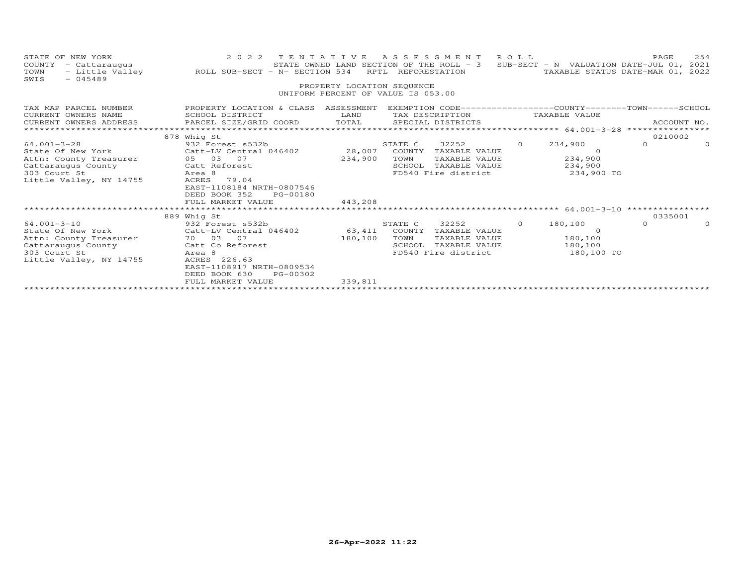STATE OF NEW YORK
COUNTY - Cattaraugus
TOWN - Little Valley
SWIS - 045489

2022 TENTATIVE ASSESSMENT ROLL
STATE OWNED LAND SECTION OF THE ROLL - 3 SUB-SECT - N VALUATION DATE-JUL 01, 2021
ROLL SUB-SECT - N- SECTION 534 RPTL REFORESTATION TAXABLE STATUS DATE-MAR 01, 2022

PROPERTY LOCATION SEQUENCE
UNIFORM PERCENT OF VALUE IS 053.00

| TAX MAP PARCEL NUMBER / CURRENT OWNERS NAME / CURRENT OWNERS ADDRESS | PROPERTY LOCATION & CLASS / SCHOOL DISTRICT / PARCEL SIZE/GRID COORD | ASSESSMENT LAND / TOTAL | EXEMPTION CODE / TAX DESCRIPTION / SPECIAL DISTRICTS | COUNTY TAXABLE VALUE | TOWN | SCHOOL | ACCOUNT NO. |
|---|---|---|---|---|---|---|---|
| | 878 Whig St | | | | | | 0210002 |
| 64.001-3-28 | 932 Forest s532b | | STATE C 32252 | 0 234,900 | 0 | 0 | |
| State Of New York | Catt-LV Central 046402 | 28,007 | COUNTY TAXABLE VALUE | 0 | | | |
| Attn: County Treasurer | 05 03 07 | 234,900 | TOWN TAXABLE VALUE | 234,900 | | | |
| Cattaraugus County | Catt Reforest | | SCHOOL TAXABLE VALUE | 234,900 | | | |
| 303 Court St | Area 8 | | FD540 Fire district | 234,900 TO | | | |
| Little Valley, NY 14755 | ACRES 79.04 | | | | | | |
| | EAST-1108184 NRTH-0807546 | | | | | | |
| | DEED BOOK 352 PG-00180 | | | | | | |
| | FULL MARKET VALUE | 443,208 | | | | | |
| | 889 Whig St | | | | | | 0335001 |
| 64.001-3-10 | 932 Forest s532b | | STATE C 32252 | 0 180,100 | 0 | 0 | |
| State Of New York | Catt-LV Central 046402 | 63,411 | COUNTY TAXABLE VALUE | 0 | | | |
| Attn: County Treasurer | 70 03 07 | 180,100 | TOWN TAXABLE VALUE | 180,100 | | | |
| Cattaraugus County | Catt Co Reforest | | SCHOOL TAXABLE VALUE | 180,100 | | | |
| 303 Court St | Area 8 | | FD540 Fire district | 180,100 TO | | | |
| Little Valley, NY 14755 | ACRES 226.63 | | | | | | |
| | EAST-1108917 NRTH-0809534 | | | | | | |
| | DEED BOOK 630 PG-00302 | | | | | | |
| | FULL MARKET VALUE | 339,811 | | | | | |

26-Apr-2022 11:22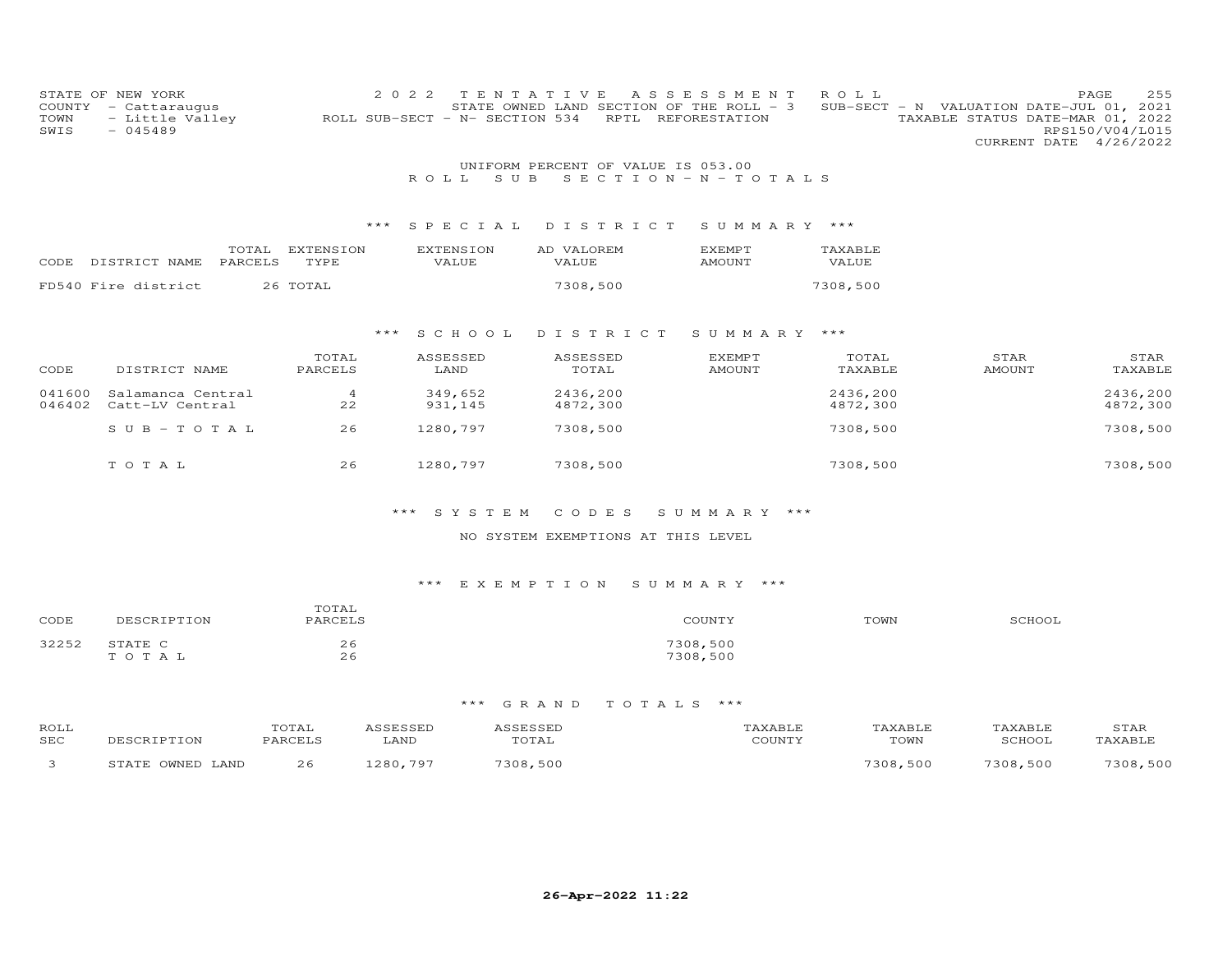STATE OF NEW YORK
COUNTY - Cattaraugus
TOWN - Little Valley
SWIS - 045489

2022 TENTATIVE ASSESSMENT ROLL
STATE OWNED LAND SECTION OF THE ROLL - 3
ROLL SUB-SECT - N- SECTION 534 RPTL REFORESTATION

SUB-SECT - N VALUATION DATE-JUL 01, 2021
TAXABLE STATUS DATE-MAR 01, 2022
RPS150/V04/L015
CURRENT DATE 4/26/2022

UNIFORM PERCENT OF VALUE IS 053.00

## ROLL SUB SECTION - N - TOTALS

### *** SPECIAL DISTRICT SUMMARY ***

| CODE | DISTRICT NAME | TOTAL PARCELS | EXTENSION TYPE | EXTENSION VALUE | AD VALOREM VALUE | EXEMPT AMOUNT | TAXABLE VALUE |
|---|---|---|---|---|---|---|---|
| FD540 | Fire district | 26 | TOTAL | | 7308,500 | | 7308,500 |

### *** SCHOOL DISTRICT SUMMARY ***

| CODE | DISTRICT NAME | TOTAL PARCELS | ASSESSED LAND | ASSESSED TOTAL | EXEMPT AMOUNT | TOTAL TAXABLE | STAR AMOUNT | STAR TAXABLE |
|---|---|---|---|---|---|---|---|---|
| 041600 | Salamanca Central | 4 | 349,652 | 2436,200 | | 2436,200 | | 2436,200 |
| 046402 | Catt-LV Central | 22 | 931,145 | 4872,300 | | 4872,300 | | 4872,300 |
| | SUB-TOTAL | 26 | 1280,797 | 7308,500 | | 7308,500 | | 7308,500 |
| | TOTAL | 26 | 1280,797 | 7308,500 | | 7308,500 | | 7308,500 |

### *** SYSTEM CODES SUMMARY ***

NO SYSTEM EXEMPTIONS AT THIS LEVEL

### *** EXEMPTION SUMMARY ***

| CODE | DESCRIPTION | TOTAL PARCELS | COUNTY | TOWN | SCHOOL |
|---|---|---|---|---|---|
| 32252 | STATE C | 26 | 7308,500 | | |
| | TOTAL | 26 | 7308,500 | | |

### *** GRAND TOTALS ***

| ROLL SEC | DESCRIPTION | TOTAL PARCELS | ASSESSED LAND | ASSESSED TOTAL | TAXABLE COUNTY | TAXABLE TOWN | TAXABLE SCHOOL | STAR TAXABLE |
|---|---|---|---|---|---|---|---|---|
| 3 | STATE OWNED LAND | 26 | 1280,797 | 7308,500 | | 7308,500 | 7308,500 | 7308,500 |

26-Apr-2022 11:22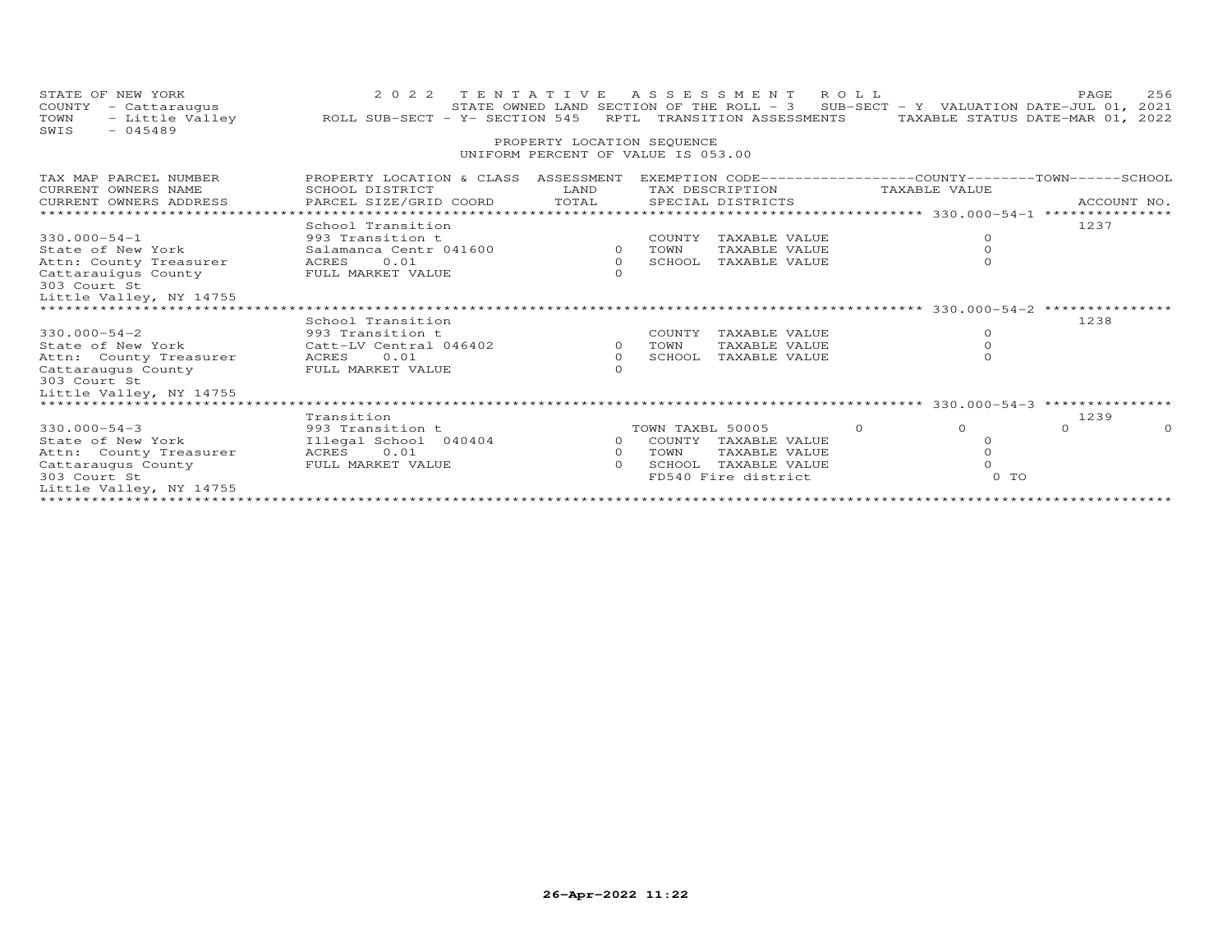STATE OF NEW YORK — 2022 TENTATIVE ASSESSMENT ROLL — PAGE 256
COUNTY - Cattaraugus — STATE OWNED LAND SECTION OF THE ROLL - 3 SUB-SECT - Y VALUATION DATE-JUL 01, 2021
TOWN - Little Valley — ROLL SUB-SECT - Y- SECTION 545 RPTL TRANSITION ASSESSMENTS — TAXABLE STATUS DATE-MAR 01, 2022
SWIS - 045489

PROPERTY LOCATION SEQUENCE
UNIFORM PERCENT OF VALUE IS 053.00

| TAX MAP PARCEL NUMBER / CURRENT OWNERS NAME / CURRENT OWNERS ADDRESS | PROPERTY LOCATION & CLASS / SCHOOL DISTRICT / PARCEL SIZE/GRID COORD | ASSESSMENT LAND / TOTAL | EXEMPTION CODE / TAX DESCRIPTION / SPECIAL DISTRICTS | COUNTY TAXABLE VALUE | TOWN | SCHOOL | ACCOUNT NO. |
|---|---|---|---|---|---|---|---|
| **330.000-54-1** | School Transition | | | | | | 1237 |
| 330.000-54-1 | 993 Transition t | | COUNTY TAXABLE VALUE | 0 | | | |
| State of New York | Salamanca Centr 041600 | 0 | TOWN TAXABLE VALUE | 0 | | | |
| Attn: County Treasurer | ACRES 0.01 | 0 | SCHOOL TAXABLE VALUE | 0 | | | |
| Cattarauigus County | FULL MARKET VALUE | 0 | | | | | |
| 303 Court St | | | | | | | |
| Little Valley, NY 14755 | | | | | | | |
| **330.000-54-2** | School Transition | | | | | | 1238 |
| 330.000-54-2 | 993 Transition t | | COUNTY TAXABLE VALUE | 0 | | | |
| State of New York | Catt-LV Central 046402 | 0 | TOWN TAXABLE VALUE | 0 | | | |
| Attn: County Treasurer | ACRES 0.01 | 0 | SCHOOL TAXABLE VALUE | 0 | | | |
| Cattaraugus County | FULL MARKET VALUE | 0 | | | | | |
| 303 Court St | | | | | | | |
| Little Valley, NY 14755 | | | | | | | |
| **330.000-54-3** | Transition | | | | | | 1239 |
| 330.000-54-3 | 993 Transition t | | TOWN TAXBL 50005 0 | 0 | 0 | 0 | |
| State of New York | Illegal School 040404 | 0 | COUNTY TAXABLE VALUE | 0 | | | |
| Attn: County Treasurer | ACRES 0.01 | 0 | TOWN TAXABLE VALUE | 0 | | | |
| Cattaraugus County | FULL MARKET VALUE | 0 | SCHOOL TAXABLE VALUE | 0 | | | |
| 303 Court St | | | FD540 Fire district | 0 TO | | | |
| Little Valley, NY 14755 | | | | | | | |

26-Apr-2022 11:22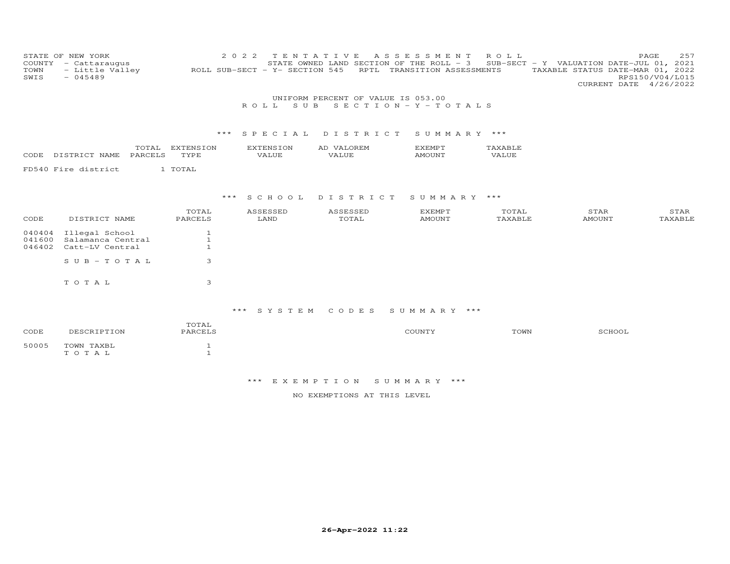STATE OF NEW YORK | 2022 TENTATIVE ASSESSMENT ROLL
COUNTY - Cattaraugus | STATE OWNED LAND SECTION OF THE ROLL - 3 SUB-SECT - Y VALUATION DATE-JUL 01, 2021
TOWN - Little Valley | ROLL SUB-SECT - Y- SECTION 545 RPTL TRANSITION ASSESSMENTS | TAXABLE STATUS DATE-MAR 01, 2022
SWIS - 045489 | RPS150/V04/L015
CURRENT DATE 4/26/2022

UNIFORM PERCENT OF VALUE IS 053.00

ROLL SUB SECTION - Y - TOTALS

*** SPECIAL DISTRICT SUMMARY ***

| CODE | DISTRICT NAME | TOTAL PARCELS | EXTENSION TYPE | EXTENSION VALUE | AD VALOREM VALUE | EXEMPT AMOUNT | TAXABLE VALUE |
|---|---|---|---|---|---|---|---|
| FD540 | Fire district | 1 | TOTAL | | | | |

*** SCHOOL DISTRICT SUMMARY ***

| CODE | DISTRICT NAME | TOTAL PARCELS | ASSESSED LAND | ASSESSED TOTAL | EXEMPT AMOUNT | TOTAL TAXABLE | STAR AMOUNT | STAR TAXABLE |
|---|---|---|---|---|---|---|---|---|
| 040404 | Illegal School | 1 | | | | | | |
| 041600 | Salamanca Central | 1 | | | | | | |
| 046402 | Catt-LV Central | 1 | | | | | | |
| | SUB-TOTAL | 3 | | | | | | |
| | TOTAL | 3 | | | | | | |

*** SYSTEM CODES SUMMARY ***

| CODE | DESCRIPTION | TOTAL PARCELS | COUNTY | TOWN | SCHOOL |
|---|---|---|---|---|---|
| 50005 | TOWN TAXBL | 1 | | | |
| | TOTAL | 1 | | | |

*** EXEMPTION SUMMARY ***

NO EXEMPTIONS AT THIS LEVEL

26-Apr-2022 11:22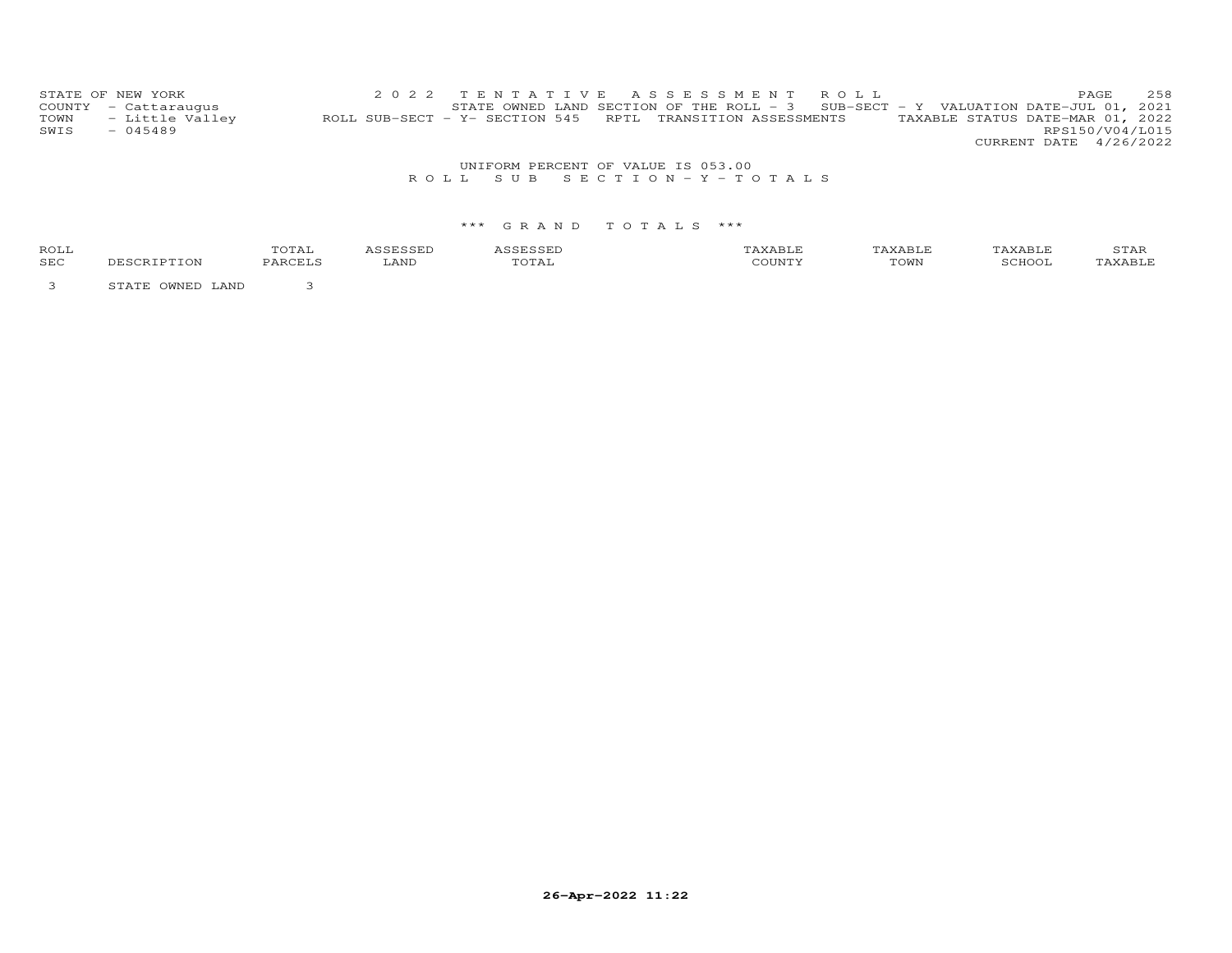STATE OF NEW YORK
COUNTY - Cattaraugus
TOWN - Little Valley
SWIS - 045489

2022 TENTATIVE ASSESSMENT ROLL
STATE OWNED LAND SECTION OF THE ROLL - 3 SUB-SECT - Y VALUATION DATE-JUL 01, 2021
ROLL SUB-SECT - Y- SECTION 545 RPTL TRANSITION ASSESSMENTS TAXABLE STATUS DATE-MAR 01, 2022
RPS150/V04/L015
CURRENT DATE 4/26/2022

UNIFORM PERCENT OF VALUE IS 053.00

ROLL SUB SECTION - Y - TOTALS

\*\*\* GRAND TOTALS \*\*\*

| ROLL SEC | DESCRIPTION | TOTAL PARCELS | ASSESSED LAND | ASSESSED TOTAL | TAXABLE COUNTY | TAXABLE TOWN | TAXABLE SCHOOL | STAR TAXABLE |
|---|---|---|---|---|---|---|---|---|
| 3 | STATE OWNED LAND | 3 | | | | | | |

26-Apr-2022 11:22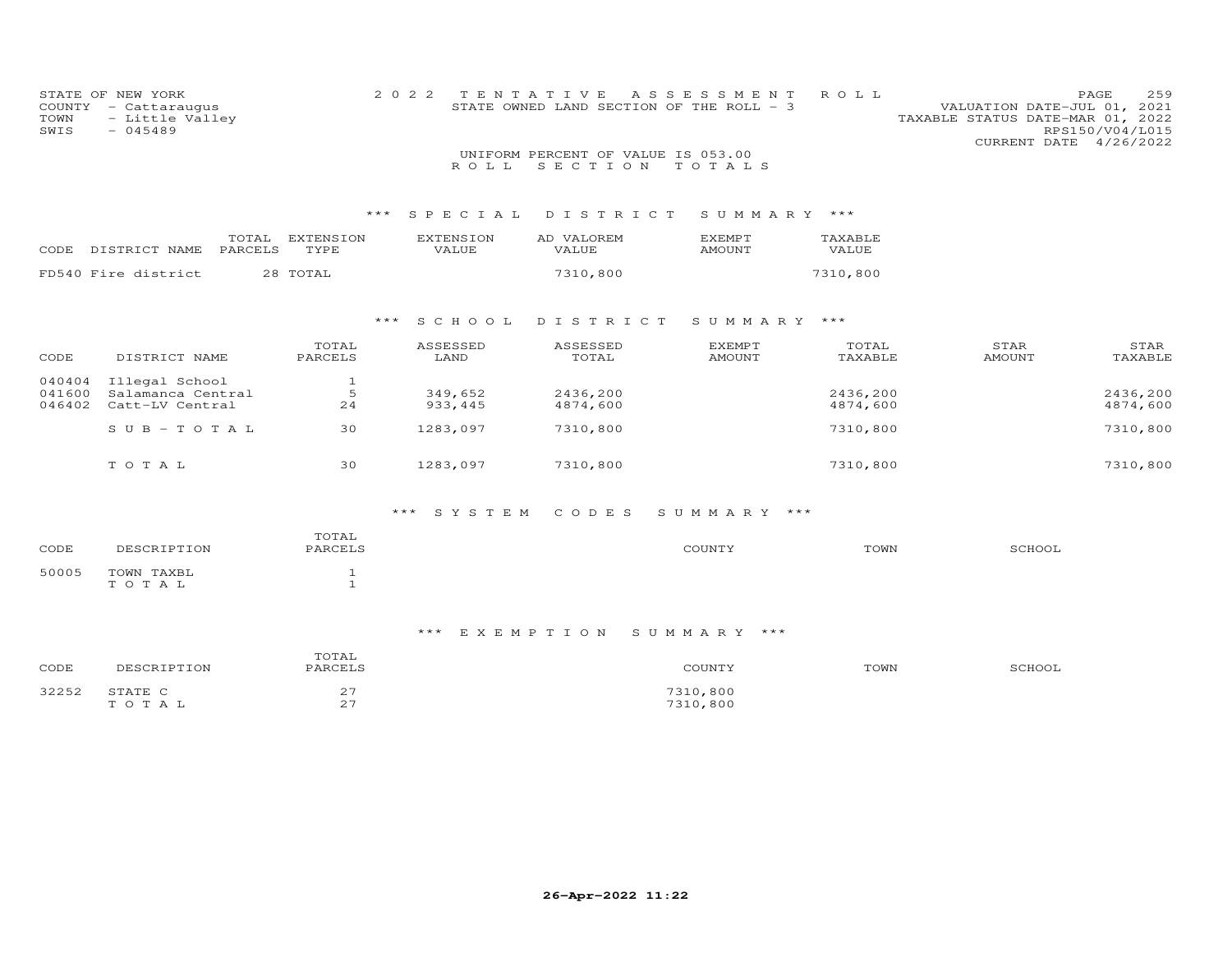STATE OF NEW YORK
COUNTY - Cattaraugus
TOWN - Little Valley
SWIS - 045489

2 0 2 2 T E N T A T I V E A S S E S S M E N T R O L L
STATE OWNED LAND SECTION OF THE ROLL - 3

VALUATION DATE-JUL 01, 2021
TAXABLE STATUS DATE-MAR 01, 2022
RPS150/V04/L015
CURRENT DATE 4/26/2022

UNIFORM PERCENT OF VALUE IS 053.00

R O L L S E C T I O N T O T A L S

### *** S P E C I A L D I S T R I C T S U M M A R Y ***

| CODE | DISTRICT NAME | TOTAL PARCELS | EXTENSION TYPE | EXTENSION VALUE | AD VALOREM VALUE | EXEMPT AMOUNT | TAXABLE VALUE |
|---|---|---|---|---|---|---|---|
| FD540 | Fire district | 28 | TOTAL | | 7310,800 | | 7310,800 |

### *** S C H O O L D I S T R I C T S U M M A R Y ***

| CODE | DISTRICT NAME | TOTAL PARCELS | ASSESSED LAND | ASSESSED TOTAL | EXEMPT AMOUNT | TOTAL TAXABLE | STAR AMOUNT | STAR TAXABLE |
|---|---|---|---|---|---|---|---|---|
| 040404 | Illegal School | 1 | | | | | | |
| 041600 | Salamanca Central | 5 | 349,652 | 2436,200 | | 2436,200 | | 2436,200 |
| 046402 | Catt-LV Central | 24 | 933,445 | 4874,600 | | 4874,600 | | 4874,600 |
| | S U B - T O T A L | 30 | 1283,097 | 7310,800 | | 7310,800 | | 7310,800 |
| | T O T A L | 30 | 1283,097 | 7310,800 | | 7310,800 | | 7310,800 |

### *** S Y S T E M C O D E S S U M M A R Y ***

| CODE | DESCRIPTION | TOTAL PARCELS | COUNTY | TOWN | SCHOOL |
|---|---|---|---|---|---|
| 50005 | TOWN TAXBL | 1 | | | |
| | T O T A L | 1 | | | |

### *** E X E M P T I O N S U M M A R Y ***

| CODE | DESCRIPTION | TOTAL PARCELS | COUNTY | TOWN | SCHOOL |
|---|---|---|---|---|---|
| 32252 | STATE C | 27 | 7310,800 | | |
| | T O T A L | 27 | 7310,800 | | |

26-Apr-2022 11:22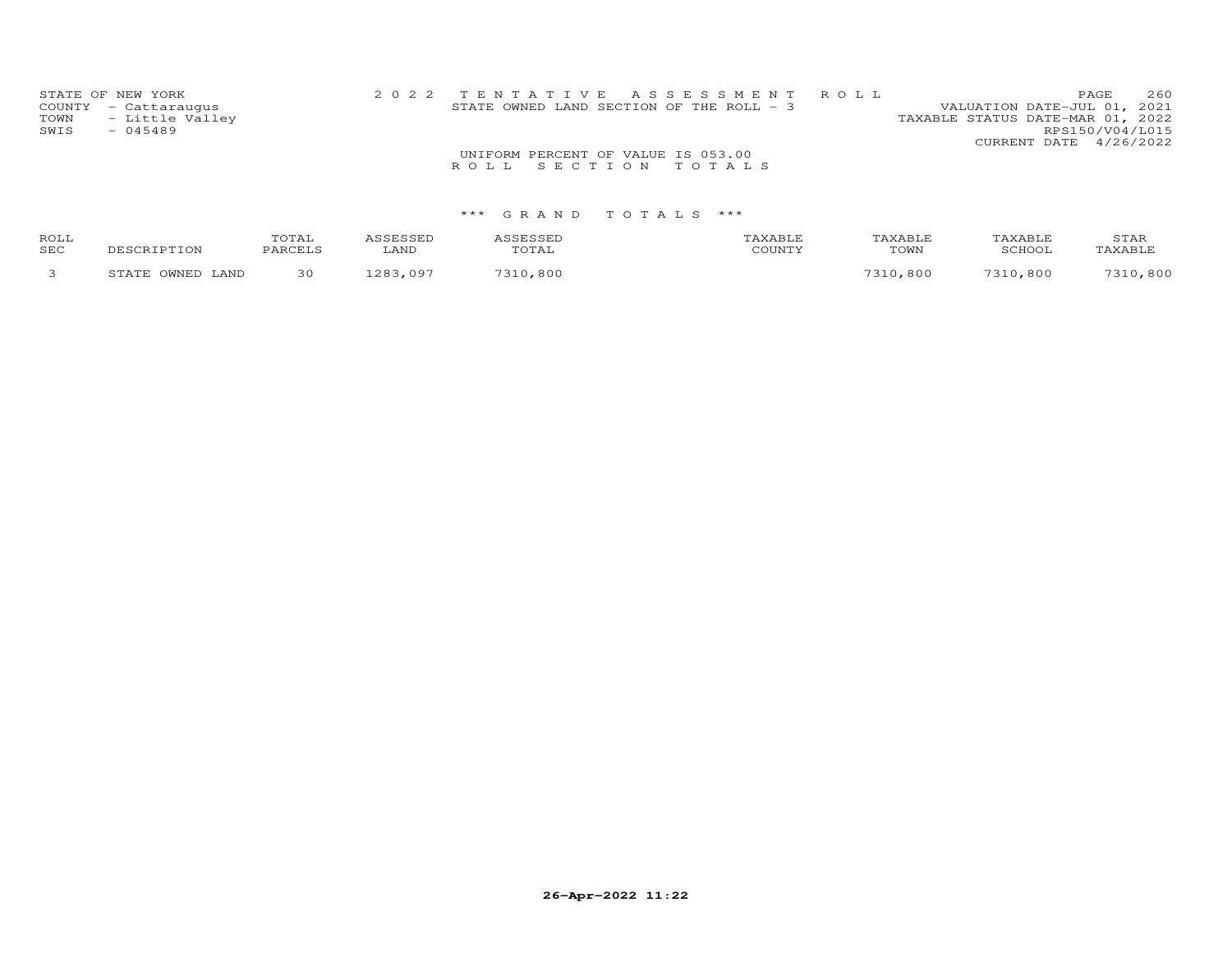STATE OF NEW YORK
COUNTY - Cattaraugus
TOWN - Little Valley
SWIS - 045489

2022 TENTATIVE ASSESSMENT ROLL
STATE OWNED LAND SECTION OF THE ROLL - 3

VALUATION DATE-JUL 01, 2021
TAXABLE STATUS DATE-MAR 01, 2022
RPS150/V04/L015
CURRENT DATE 4/26/2022

UNIFORM PERCENT OF VALUE IS 053.00

ROLL SECTION TOTALS

*** GRAND TOTALS ***

| ROLL SEC | DESCRIPTION | TOTAL PARCELS | ASSESSED LAND | ASSESSED TOTAL | TAXABLE COUNTY | TAXABLE TOWN | TAXABLE SCHOOL | STAR TAXABLE |
|---|---|---|---|---|---|---|---|---|
| 3 | STATE OWNED LAND | 30 | 1283,097 | 7310,800 | | 7310,800 | 7310,800 | 7310,800 |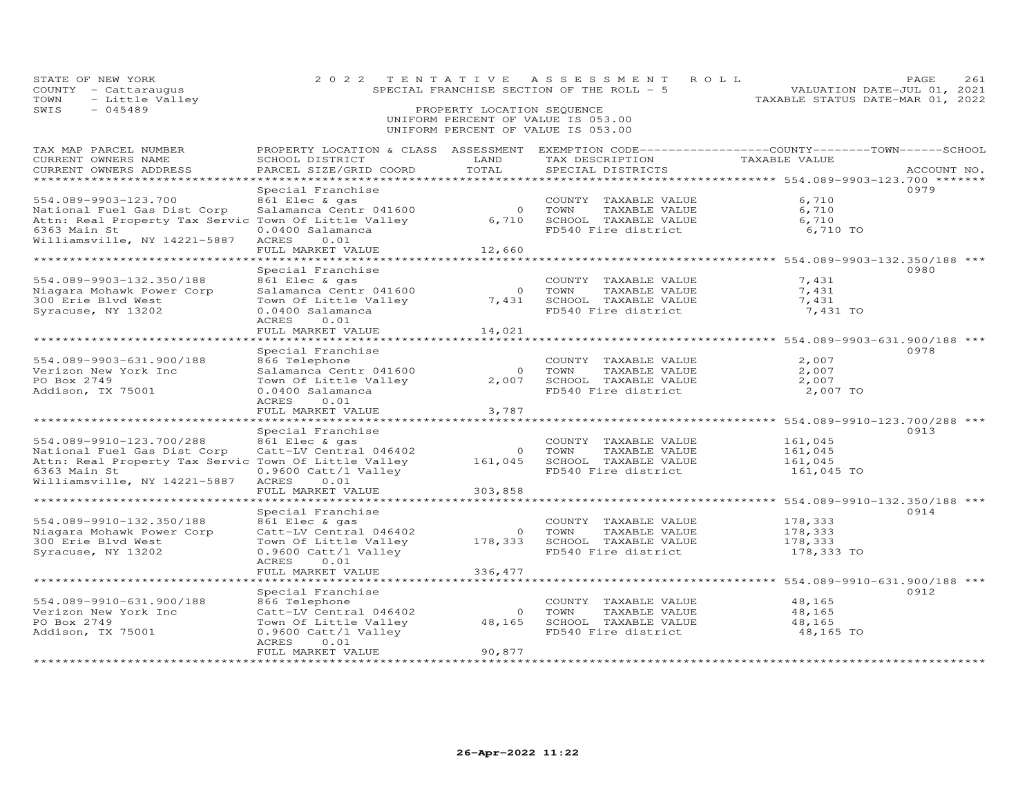STATE OF NEW YORK
COUNTY - Cattaraugus
TOWN - Little Valley
SWIS - 045489

2022 TENTATIVE ASSESSMENT ROLL
SPECIAL FRANCHISE SECTION OF THE ROLL - 5
PROPERTY LOCATION SEQUENCE
UNIFORM PERCENT OF VALUE IS 053.00
UNIFORM PERCENT OF VALUE IS 053.00

VALUATION DATE-JUL 01, 2021
TAXABLE STATUS DATE-MAR 01, 2022

| TAX MAP PARCEL NUMBER / CURRENT OWNERS NAME / CURRENT OWNERS ADDRESS | PROPERTY LOCATION & CLASS / SCHOOL DISTRICT / PARCEL SIZE/GRID COORD | ASSESSMENT LAND / TOTAL | EXEMPTION CODE / TAX DESCRIPTION / SPECIAL DISTRICTS | TAXABLE VALUE | ACCOUNT NO. |
|---|---|---|---|---|---|
| **554.089-9903-123.700** | Special Franchise | | | | 0979 |
| 554.089-9903-123.700 | 861 Elec & gas | | COUNTY TAXABLE VALUE | 6,710 | |
| National Fuel Gas Dist Corp | Salamanca Centr 041600 | 0 | TOWN TAXABLE VALUE | 6,710 | |
| Attn: Real Property Tax Servic | Town Of Little Valley | 6,710 | SCHOOL TAXABLE VALUE | 6,710 | |
| 6363 Main St | 0.0400 Salamanca | | FD540 Fire district | 6,710 TO | |
| Williamsville, NY 14221-5887 | ACRES 0.01 | | | | |
| | FULL MARKET VALUE | 12,660 | | | |
| **554.089-9903-132.350/188** | Special Franchise | | | | 0980 |
| 554.089-9903-132.350/188 | 861 Elec & gas | | COUNTY TAXABLE VALUE | 7,431 | |
| Niagara Mohawk Power Corp | Salamanca Centr 041600 | 0 | TOWN TAXABLE VALUE | 7,431 | |
| 300 Erie Blvd West | Town Of Little Valley | 7,431 | SCHOOL TAXABLE VALUE | 7,431 | |
| Syracuse, NY 13202 | 0.0400 Salamanca | | FD540 Fire district | 7,431 TO | |
| | ACRES 0.01 | | | | |
| | FULL MARKET VALUE | 14,021 | | | |
| **554.089-9903-631.900/188** | Special Franchise | | | | 0978 |
| 554.089-9903-631.900/188 | 866 Telephone | | COUNTY TAXABLE VALUE | 2,007 | |
| Verizon New York Inc | Salamanca Centr 041600 | 0 | TOWN TAXABLE VALUE | 2,007 | |
| PO Box 2749 | Town Of Little Valley | 2,007 | SCHOOL TAXABLE VALUE | 2,007 | |
| Addison, TX 75001 | 0.0400 Salamanca | | FD540 Fire district | 2,007 TO | |
| | ACRES 0.01 | | | | |
| | FULL MARKET VALUE | 3,787 | | | |
| **554.089-9910-123.700/288** | Special Franchise | | | | 0913 |
| 554.089-9910-123.700/288 | 861 Elec & gas | | COUNTY TAXABLE VALUE | 161,045 | |
| National Fuel Gas Dist Corp | Catt-LV Central 046402 | 0 | TOWN TAXABLE VALUE | 161,045 | |
| Attn: Real Property Tax Servic | Town Of Little Valley | 161,045 | SCHOOL TAXABLE VALUE | 161,045 | |
| 6363 Main St | 0.9600 Catt/l Valley | | FD540 Fire district | 161,045 TO | |
| Williamsville, NY 14221-5887 | ACRES 0.01 | | | | |
| | FULL MARKET VALUE | 303,858 | | | |
| **554.089-9910-132.350/188** | Special Franchise | | | | 0914 |
| 554.089-9910-132.350/188 | 861 Elec & gas | | COUNTY TAXABLE VALUE | 178,333 | |
| Niagara Mohawk Power Corp | Catt-LV Central 046402 | 0 | TOWN TAXABLE VALUE | 178,333 | |
| 300 Erie Blvd West | Town Of Little Valley | 178,333 | SCHOOL TAXABLE VALUE | 178,333 | |
| Syracuse, NY 13202 | 0.9600 Catt/l Valley | | FD540 Fire district | 178,333 TO | |
| | ACRES 0.01 | | | | |
| | FULL MARKET VALUE | 336,477 | | | |
| **554.089-9910-631.900/188** | Special Franchise | | | | 0912 |
| 554.089-9910-631.900/188 | 866 Telephone | | COUNTY TAXABLE VALUE | 48,165 | |
| Verizon New York Inc | Catt-LV Central 046402 | 0 | TOWN TAXABLE VALUE | 48,165 | |
| PO Box 2749 | Town Of Little Valley | 48,165 | SCHOOL TAXABLE VALUE | 48,165 | |
| Addison, TX 75001 | 0.9600 Catt/l Valley | | FD540 Fire district | 48,165 TO | |
| | ACRES 0.01 | | | | |
| | FULL MARKET VALUE | 90,877 | | | |

26-Apr-2022 11:22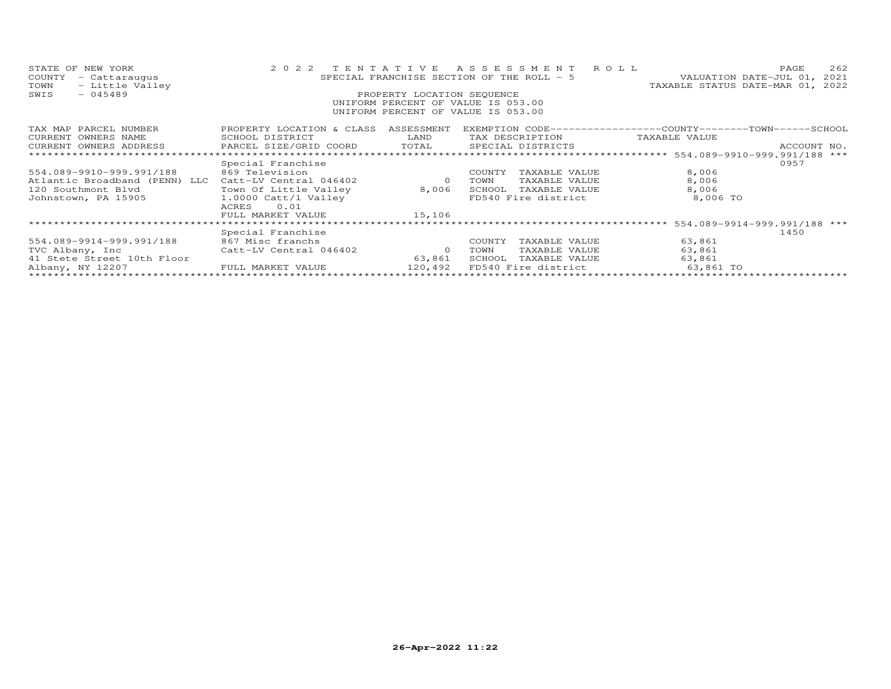STATE OF NEW YORK — 2022 TENTATIVE ASSESSMENT ROLL — PAGE 262
COUNTY - Cattaraugus — SPECIAL FRANCHISE SECTION OF THE ROLL - 5 — VALUATION DATE-JUL 01, 2021
TOWN - Little Valley — TAXABLE STATUS DATE-MAR 01, 2022
SWIS - 045489 — PROPERTY LOCATION SEQUENCE
UNIFORM PERCENT OF VALUE IS 053.00
UNIFORM PERCENT OF VALUE IS 053.00

| TAX MAP PARCEL NUMBER / CURRENT OWNERS NAME / CURRENT OWNERS ADDRESS | PROPERTY LOCATION & CLASS / SCHOOL DISTRICT / PARCEL SIZE/GRID COORD | ASSESSMENT LAND / TOTAL | EXEMPTION CODE / TAX DESCRIPTION / SPECIAL DISTRICTS | COUNTY / TOWN / SCHOOL TAXABLE VALUE | ACCOUNT NO. |
|---|---|---|---|---|---|
| ******** 554.089-9910-999.991/188 *** | | | | | |
| | Special Franchise | | | | 0957 |
| 554.089-9910-999.991/188 | 869 Television | | COUNTY TAXABLE VALUE | 8,006 | |
| Atlantic Broadband (PENN) LLC | Catt-LV Central 046402 | 0 | TOWN TAXABLE VALUE | 8,006 | |
| 120 Southmont Blvd | Town Of Little Valley | 8,006 | SCHOOL TAXABLE VALUE | 8,006 | |
| Johnstown, PA 15905 | 1.0000 Catt/l Valley | | FD540 Fire district | 8,006 TO | |
| | ACRES 0.01 | | | | |
| | FULL MARKET VALUE | 15,106 | | | |
| ******** 554.089-9914-999.991/188 *** | | | | | |
| | Special Franchise | | | | 1450 |
| 554.089-9914-999.991/188 | 867 Misc franchs | | COUNTY TAXABLE VALUE | 63,861 | |
| TVC Albany, Inc | Catt-LV Central 046402 | 0 | TOWN TAXABLE VALUE | 63,861 | |
| 41 Stete Street 10th Floor | | 63,861 | SCHOOL TAXABLE VALUE | 63,861 | |
| Albany, NY 12207 | FULL MARKET VALUE | 120,492 | FD540 Fire district | 63,861 TO | |

26-Apr-2022 11:22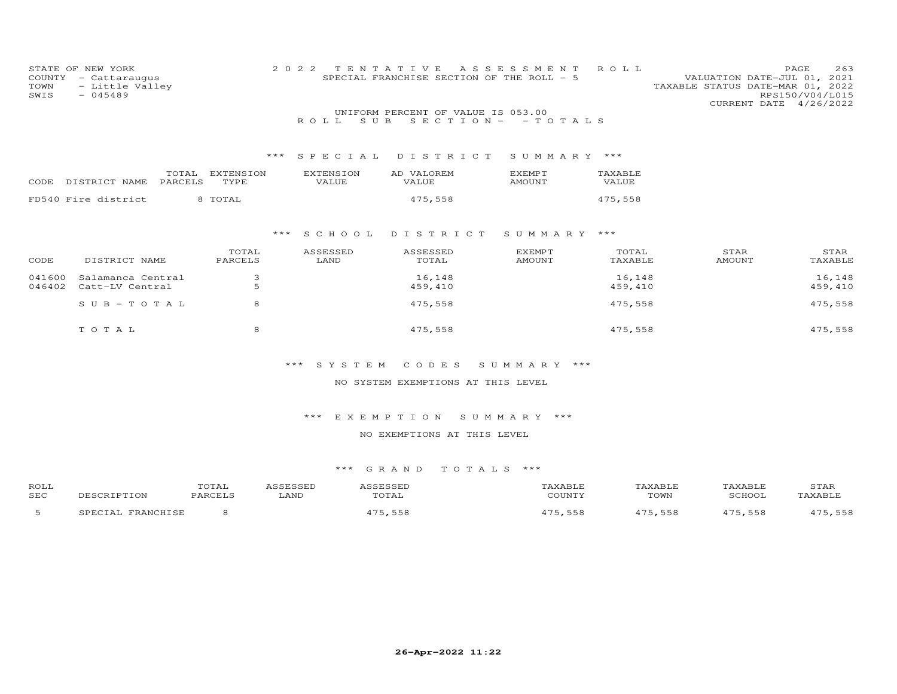STATE OF NEW YORK
COUNTY - Cattaraugus
TOWN - Little Valley
SWIS - 045489

# 2022 TENTATIVE ASSESSMENT ROLL

SPECIAL FRANCHISE SECTION OF THE ROLL - 5

VALUATION DATE-JUL 01, 2021
TAXABLE STATUS DATE-MAR 01, 2022
RPS150/V04/L015
CURRENT DATE 4/26/2022

UNIFORM PERCENT OF VALUE IS 053.00

## ROLL SUB SECTION- - TOTALS

### *** SPECIAL DISTRICT SUMMARY ***

| CODE | DISTRICT NAME | TOTAL PARCELS | EXTENSION TYPE | EXTENSION VALUE | AD VALOREM VALUE | EXEMPT AMOUNT | TAXABLE VALUE |
|---|---|---|---|---|---|---|---|
| FD540 | Fire district | 8 | TOTAL | | 475,558 | | 475,558 |

### *** SCHOOL DISTRICT SUMMARY ***

| CODE | DISTRICT NAME | TOTAL PARCELS | ASSESSED LAND | ASSESSED TOTAL | EXEMPT AMOUNT | TOTAL TAXABLE | STAR AMOUNT | STAR TAXABLE |
|---|---|---|---|---|---|---|---|---|
| 041600 | Salamanca Central | 3 | | 16,148 | | 16,148 | | 16,148 |
| 046402 | Catt-LV Central | 5 | | 459,410 | | 459,410 | | 459,410 |
| | SUB-TOTAL | 8 | | 475,558 | | 475,558 | | 475,558 |
| | TOTAL | 8 | | 475,558 | | 475,558 | | 475,558 |

### *** SYSTEM CODES SUMMARY ***

NO SYSTEM EXEMPTIONS AT THIS LEVEL

### *** EXEMPTION SUMMARY ***

NO EXEMPTIONS AT THIS LEVEL

### *** GRAND TOTALS ***

| ROLL SEC | DESCRIPTION | TOTAL PARCELS | ASSESSED LAND | ASSESSED TOTAL | TAXABLE COUNTY | TAXABLE TOWN | TAXABLE SCHOOL | STAR TAXABLE |
|---|---|---|---|---|---|---|---|---|
| 5 | SPECIAL FRANCHISE | 8 | | 475,558 | 475,558 | 475,558 | 475,558 | 475,558 |

26-Apr-2022 11:22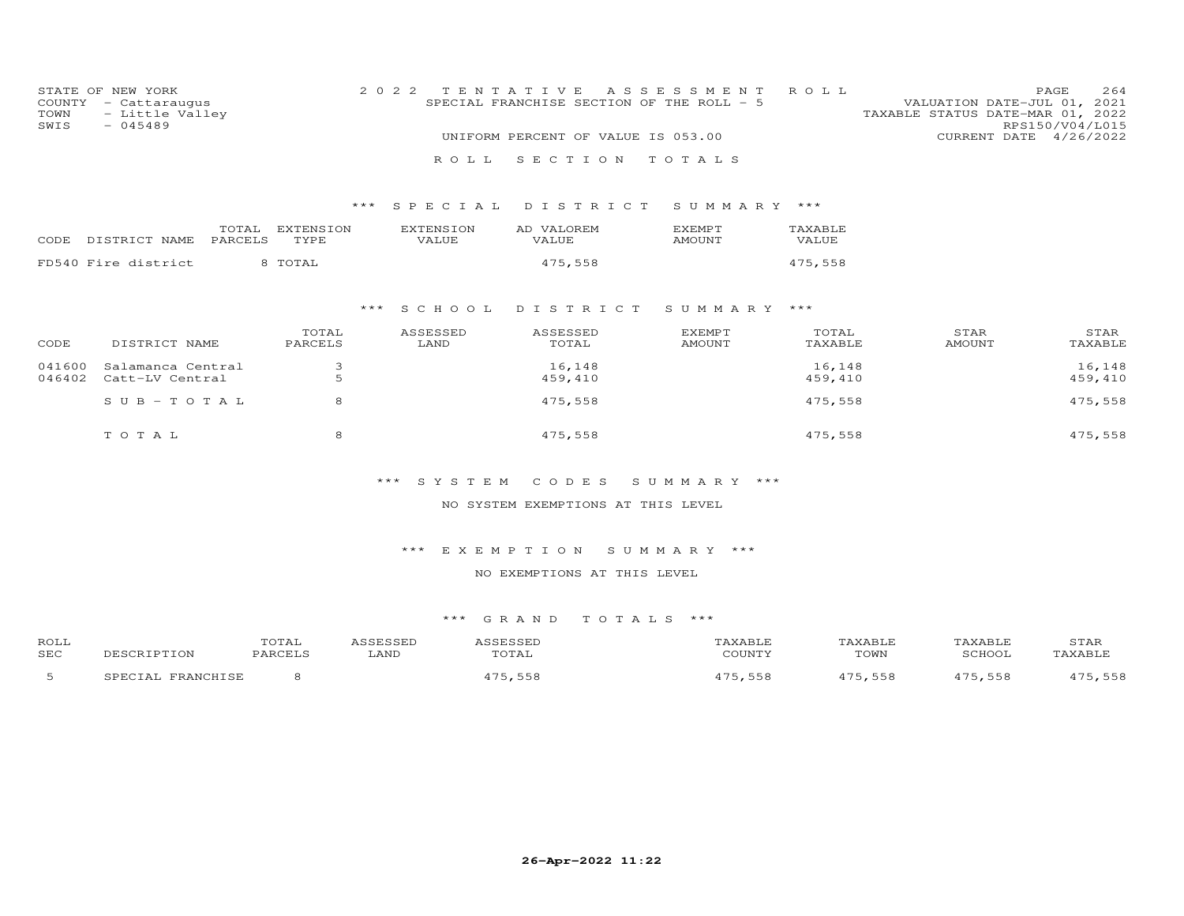STATE OF NEW YORK
COUNTY - Cattaraugus
TOWN - Little Valley
SWIS - 045489

2 0 2 2 TENTATIVE ASSESSMENT ROLL
SPECIAL FRANCHISE SECTION OF THE ROLL - 5
UNIFORM PERCENT OF VALUE IS 053.00

VALUATION DATE-JUL 01, 2021
TAXABLE STATUS DATE-MAR 01, 2022
RPS150/V04/L015
CURRENT DATE 4/26/2022

# ROLL SECTION TOTALS

## *** SPECIAL DISTRICT SUMMARY ***

| CODE DISTRICT NAME | TOTAL PARCELS | EXTENSION TYPE | EXTENSION VALUE | AD VALOREM VALUE | EXEMPT AMOUNT | TAXABLE VALUE |
|---|---|---|---|---|---|---|
| FD540 Fire district | 8 | TOTAL | | 475,558 | | 475,558 |

## *** SCHOOL DISTRICT SUMMARY ***

| CODE | DISTRICT NAME | TOTAL PARCELS | ASSESSED LAND | ASSESSED TOTAL | EXEMPT AMOUNT | TOTAL TAXABLE | STAR AMOUNT | STAR TAXABLE |
|---|---|---|---|---|---|---|---|---|
| 041600 | Salamanca Central | 3 | | 16,148 | | 16,148 | | 16,148 |
| 046402 | Catt-LV Central | 5 | | 459,410 | | 459,410 | | 459,410 |
| | SUB-TOTAL | 8 | | 475,558 | | 475,558 | | 475,558 |
| | TOTAL | 8 | | 475,558 | | 475,558 | | 475,558 |

## *** SYSTEM CODES SUMMARY ***

NO SYSTEM EXEMPTIONS AT THIS LEVEL

## *** EXEMPTION SUMMARY ***

NO EXEMPTIONS AT THIS LEVEL

## *** GRAND TOTALS ***

| ROLL SEC | DESCRIPTION | TOTAL PARCELS | ASSESSED LAND | ASSESSED TOTAL | TAXABLE COUNTY | TAXABLE TOWN | TAXABLE SCHOOL | STAR TAXABLE |
|---|---|---|---|---|---|---|---|---|
| 5 | SPECIAL FRANCHISE | 8 | | 475,558 | 475,558 | 475,558 | 475,558 | 475,558 |

26-Apr-2022 11:22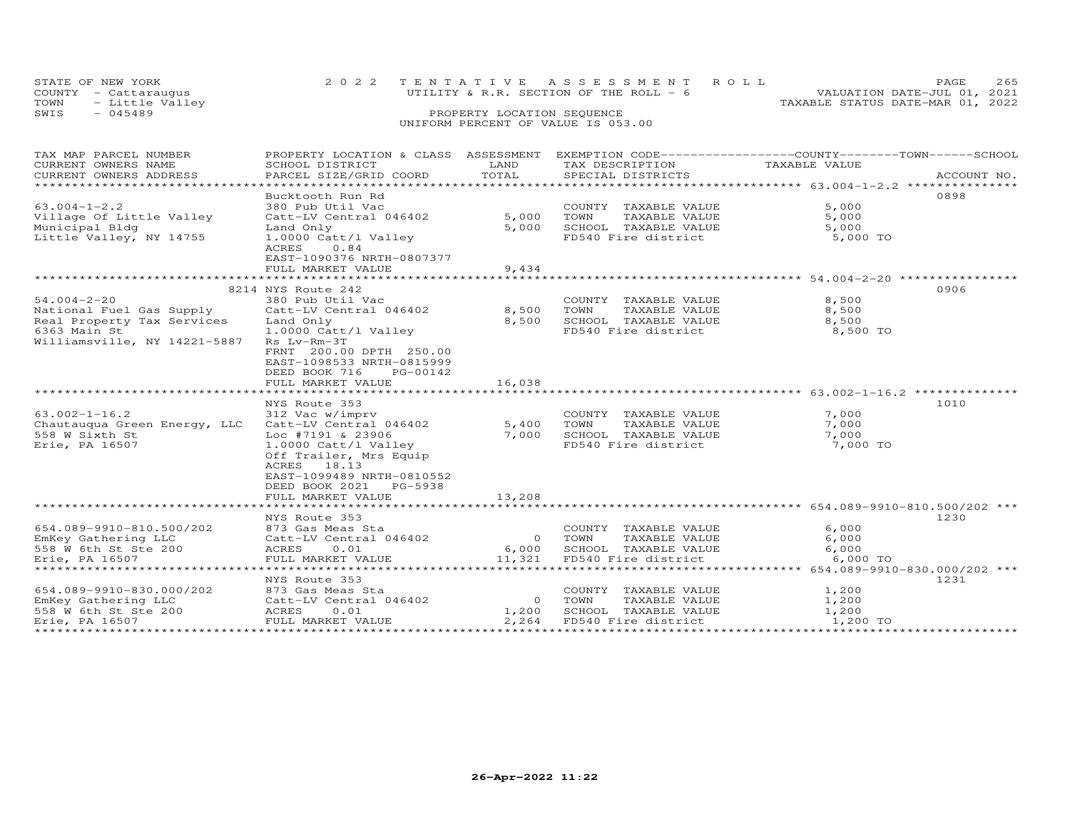STATE OF NEW YORK
COUNTY - Cattaraugus
TOWN - Little Valley
SWIS - 045489

2022 TENTATIVE ASSESSMENT ROLL
UTILITY & R.R. SECTION OF THE ROLL - 6
PROPERTY LOCATION SEQUENCE
UNIFORM PERCENT OF VALUE IS 053.00

VALUATION DATE-JUL 01, 2021
TAXABLE STATUS DATE-MAR 01, 2022

| TAX MAP PARCEL NUMBER / CURRENT OWNERS NAME / CURRENT OWNERS ADDRESS | PROPERTY LOCATION & CLASS / SCHOOL DISTRICT / PARCEL SIZE/GRID COORD | ASSESSMENT LAND / TOTAL | EXEMPTION CODE / TAX DESCRIPTION / SPECIAL DISTRICTS | COUNTY / TOWN / SCHOOL TAXABLE VALUE | ACCOUNT NO. |
|---|---|---|---|---|---|
| 63.004-1-2.2 | Bucktooth Run Rd | | | | 0898 |
| 63.004-1-2.2 | 380 Pub Util Vac | | COUNTY TAXABLE VALUE | 5,000 | |
| Village Of Little Valley | Catt-LV Central 046402 | 5,000 | TOWN TAXABLE VALUE | 5,000 | |
| Municipal Bldg | Land Only | 5,000 | SCHOOL TAXABLE VALUE | 5,000 | |
| Little Valley, NY 14755 | 1.0000 Catt/l Valley | | FD540 Fire district | 5,000 TO | |
| | ACRES 0.84 | | | | |
| | EAST-1090376 NRTH-0807377 | | | | |
| | FULL MARKET VALUE | 9,434 | | | |
| 54.004-2-20 | 8214 NYS Route 242 | | | | 0906 |
| 54.004-2-20 | 380 Pub Util Vac | | COUNTY TAXABLE VALUE | 8,500 | |
| National Fuel Gas Supply | Catt-LV Central 046402 | 8,500 | TOWN TAXABLE VALUE | 8,500 | |
| Real Property Tax Services | Land Only | 8,500 | SCHOOL TAXABLE VALUE | 8,500 | |
| 6363 Main St | 1.0000 Catt/l Valley | | FD540 Fire district | 8,500 TO | |
| Williamsville, NY 14221-5887 | Rs Lv-Rm-3T | | | | |
| | FRNT 200.00 DPTH 250.00 | | | | |
| | EAST-1098533 NRTH-0815999 | | | | |
| | DEED BOOK 716 PG-00142 | | | | |
| | FULL MARKET VALUE | 16,038 | | | |
| 63.002-1-16.2 | NYS Route 353 | | | | 1010 |
| 63.002-1-16.2 | 312 Vac w/imprv | | COUNTY TAXABLE VALUE | 7,000 | |
| Chautauqua Green Energy, LLC | Catt-LV Central 046402 | 5,400 | TOWN TAXABLE VALUE | 7,000 | |
| 558 W Sixth St | Loc #7191 & 23906 | 7,000 | SCHOOL TAXABLE VALUE | 7,000 | |
| Erie, PA 16507 | 1.0000 Catt/l Valley | | FD540 Fire district | 7,000 TO | |
| | Off Trailer, Mrs Equip | | | | |
| | ACRES 18.13 | | | | |
| | EAST-1099489 NRTH-0810552 | | | | |
| | DEED BOOK 2021 PG-5938 | | | | |
| | FULL MARKET VALUE | 13,208 | | | |
| 654.089-9910-810.500/202 | NYS Route 353 | | | | 1230 |
| 654.089-9910-810.500/202 | 873 Gas Meas Sta | | COUNTY TAXABLE VALUE | 6,000 | |
| EmKey Gathering LLC | Catt-LV Central 046402 | 0 | TOWN TAXABLE VALUE | 6,000 | |
| 558 W 6th St Ste 200 | ACRES 0.01 | 6,000 | SCHOOL TAXABLE VALUE | 6,000 | |
| Erie, PA 16507 | FULL MARKET VALUE | 11,321 | FD540 Fire district | 6,000 TO | |
| 654.089-9910-830.000/202 | NYS Route 353 | | | | 1231 |
| 654.089-9910-830.000/202 | 873 Gas Meas Sta | | COUNTY TAXABLE VALUE | 1,200 | |
| EmKey Gathering LLC | Catt-LV Central 046402 | 0 | TOWN TAXABLE VALUE | 1,200 | |
| 558 W 6th St Ste 200 | ACRES 0.01 | 1,200 | SCHOOL TAXABLE VALUE | 1,200 | |
| Erie, PA 16507 | FULL MARKET VALUE | 2,264 | FD540 Fire district | 1,200 TO | |

26-Apr-2022 11:22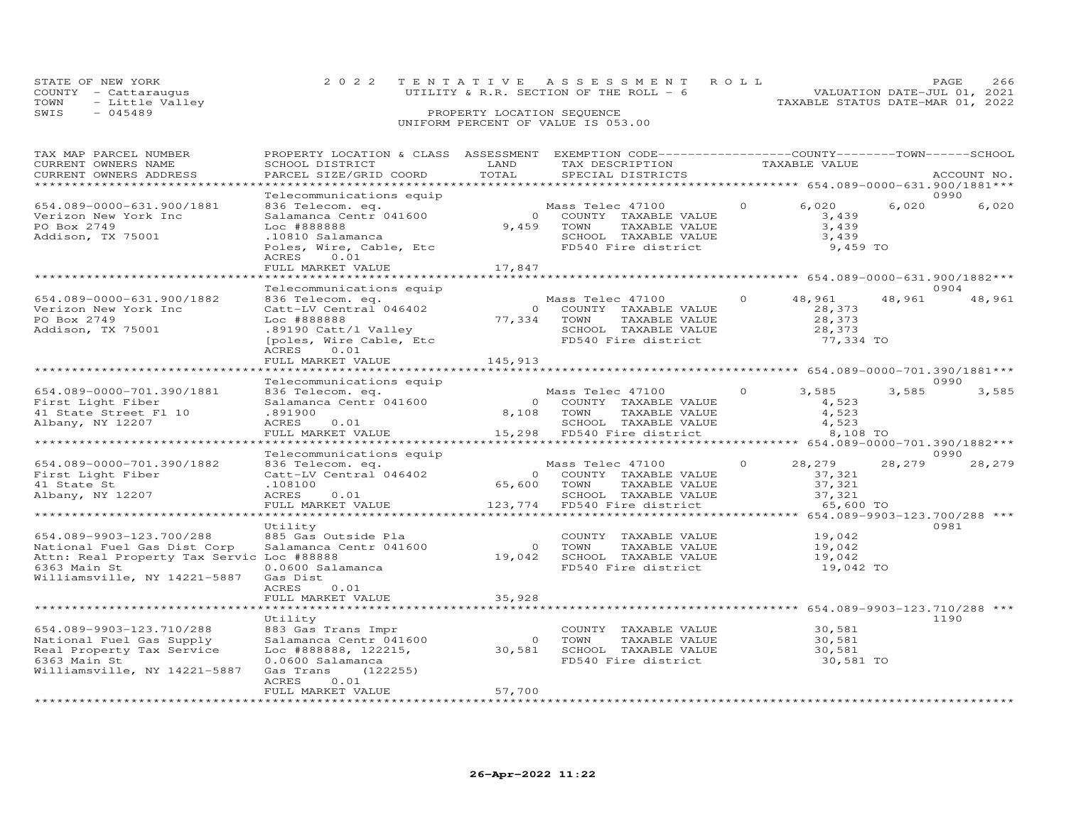STATE OF NEW YORK
COUNTY - Cattaraugus
TOWN - Little Valley
SWIS - 045489

2022 TENTATIVE ASSESSMENT ROLL
UTILITY & R.R. SECTION OF THE ROLL - 6
PROPERTY LOCATION SEQUENCE
UNIFORM PERCENT OF VALUE IS 053.00

VALUATION DATE-JUL 01, 2021
TAXABLE STATUS DATE-MAR 01, 2022

| TAX MAP PARCEL NUMBER / CURRENT OWNERS NAME / CURRENT OWNERS ADDRESS | PROPERTY LOCATION & CLASS / SCHOOL DISTRICT / PARCEL SIZE/GRID COORD | ASSESSMENT LAND / TOTAL | EXEMPTION CODE / TAX DESCRIPTION / SPECIAL DISTRICTS | COUNTY TAXABLE VALUE | TOWN | SCHOOL / ACCOUNT NO. |
|---|---|---|---|---|---|---|
| **654.089-0000-631.900/1881** | Telecommunications equip | | | | | 0990 |
| 654.089-0000-631.900/1881 | 836 Telecom. eq. | | Mass Telec 47100 0 | 6,020 | 6,020 | 6,020 |
| Verizon New York Inc | Salamanca Centr 041600 | 0 | COUNTY TAXABLE VALUE | 3,439 | | |
| PO Box 2749 | Loc #888888 | 9,459 | TOWN TAXABLE VALUE | 3,439 | | |
| Addison, TX 75001 | .10810 Salamanca | | SCHOOL TAXABLE VALUE | 3,439 | | |
| | Poles, Wire, Cable, Etc | | FD540 Fire district | 9,459 TO | | |
| | ACRES 0.01 | | | | | |
| | FULL MARKET VALUE | 17,847 | | | | |
| **654.089-0000-631.900/1882** | Telecommunications equip | | | | | 0904 |
| 654.089-0000-631.900/1882 | 836 Telecom. eq. | | Mass Telec 47100 0 | 48,961 | 48,961 | 48,961 |
| Verizon New York Inc | Catt-LV Central 046402 | 0 | COUNTY TAXABLE VALUE | 28,373 | | |
| PO Box 2749 | Loc #888888 | 77,334 | TOWN TAXABLE VALUE | 28,373 | | |
| Addison, TX 75001 | .89190 Catt/l Valley | | SCHOOL TAXABLE VALUE | 28,373 | | |
| | [poles, Wire Cable, Etc | | FD540 Fire district | 77,334 TO | | |
| | ACRES 0.01 | | | | | |
| | FULL MARKET VALUE | 145,913 | | | | |
| **654.089-0000-701.390/1881** | Telecommunications equip | | | | | 0990 |
| 654.089-0000-701.390/1881 | 836 Telecom. eq. | | Mass Telec 47100 0 | 3,585 | 3,585 | 3,585 |
| First Light Fiber | Salamanca Centr 041600 | 0 | COUNTY TAXABLE VALUE | 4,523 | | |
| 41 State Street Fl 10 | .891900 | 8,108 | TOWN TAXABLE VALUE | 4,523 | | |
| Albany, NY 12207 | ACRES 0.01 | | SCHOOL TAXABLE VALUE | 4,523 | | |
| | FULL MARKET VALUE | 15,298 | FD540 Fire district | 8,108 TO | | |
| **654.089-0000-701.390/1882** | Telecommunications equip | | | | | 0990 |
| 654.089-0000-701.390/1882 | 836 Telecom. eq. | | Mass Telec 47100 0 | 28,279 | 28,279 | 28,279 |
| First Light Fiber | Catt-LV Central 046402 | 0 | COUNTY TAXABLE VALUE | 37,321 | | |
| 41 State St | .108100 | 65,600 | TOWN TAXABLE VALUE | 37,321 | | |
| Albany, NY 12207 | ACRES 0.01 | | SCHOOL TAXABLE VALUE | 37,321 | | |
| | FULL MARKET VALUE | 123,774 | FD540 Fire district | 65,600 TO | | |
| **654.089-9903-123.700/288** | Utility | | | | | 0981 |
| 654.089-9903-123.700/288 | 885 Gas Outside Pla | | COUNTY TAXABLE VALUE | 19,042 | | |
| National Fuel Gas Dist Corp | Salamanca Centr 041600 | 0 | TOWN TAXABLE VALUE | 19,042 | | |
| Attn: Real Property Tax Servic | Loc #88888 | 19,042 | SCHOOL TAXABLE VALUE | 19,042 | | |
| 6363 Main St | 0.0600 Salamanca | | FD540 Fire district | 19,042 TO | | |
| Williamsville, NY 14221-5887 | Gas Dist | | | | | |
| | ACRES 0.01 | | | | | |
| | FULL MARKET VALUE | 35,928 | | | | |
| **654.089-9903-123.710/288** | Utility | | | | | 1190 |
| 654.089-9903-123.710/288 | 883 Gas Trans Impr | | COUNTY TAXABLE VALUE | 30,581 | | |
| National Fuel Gas Supply | Salamanca Centr 041600 | 0 | TOWN TAXABLE VALUE | 30,581 | | |
| Real Property Tax Service | Loc #888888, 122215, | 30,581 | SCHOOL TAXABLE VALUE | 30,581 | | |
| 6363 Main St | 0.0600 Salamanca | | FD540 Fire district | 30,581 TO | | |
| Williamsville, NY 14221-5887 | Gas Trans (122255) | | | | | |
| | ACRES 0.01 | | | | | |
| | FULL MARKET VALUE | 57,700 | | | | |

26-Apr-2022 11:22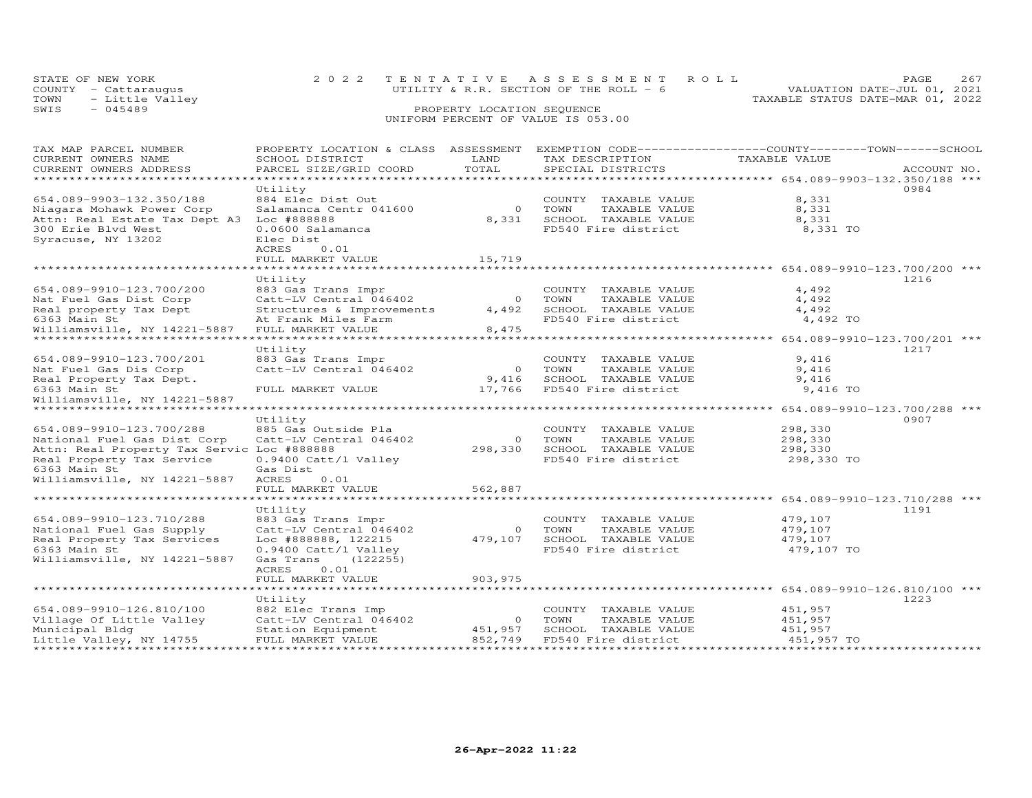STATE OF NEW YORK — 2022 TENTATIVE ASSESSMENT ROLL — UTILITY & R.R. SECTION OF THE ROLL - 6

COUNTY - Cattaraugus
TOWN - Little Valley
SWIS - 045489

VALUATION DATE-JUL 01, 2021
TAXABLE STATUS DATE-MAR 01, 2022

PROPERTY LOCATION SEQUENCE
UNIFORM PERCENT OF VALUE IS 053.00

| TAX MAP PARCEL NUMBER / CURRENT OWNERS NAME / CURRENT OWNERS ADDRESS | PROPERTY LOCATION & CLASS / SCHOOL DISTRICT / PARCEL SIZE/GRID COORD | ASSESSMENT LAND / TOTAL | EXEMPTION CODE / TAX DESCRIPTION / SPECIAL DISTRICTS | TAXABLE VALUE (COUNTY / TOWN / SCHOOL) | ACCOUNT NO. |
|---|---|---|---|---|---|
| **654.089-9903-132.350/188** | Utility | | | | 0984 |
| 654.089-9903-132.350/188 | 884 Elec Dist Out | | COUNTY TAXABLE VALUE | 8,331 | |
| Niagara Mohawk Power Corp | Salamanca Centr 041600 | 0 | TOWN TAXABLE VALUE | 8,331 | |
| Attn: Real Estate Tax Dept A3 | Loc #888888 | 8,331 | SCHOOL TAXABLE VALUE | 8,331 | |
| 300 Erie Blvd West | 0.0600 Salamanca | | FD540 Fire district | 8,331 TO | |
| Syracuse, NY 13202 | Elec Dist | | | | |
| | ACRES 0.01 | | | | |
| | FULL MARKET VALUE | 15,719 | | | |
| **654.089-9910-123.700/200** | Utility | | | | 1216 |
| 654.089-9910-123.700/200 | 883 Gas Trans Impr | | COUNTY TAXABLE VALUE | 4,492 | |
| Nat Fuel Gas Dist Corp | Catt-LV Central 046402 | 0 | TOWN TAXABLE VALUE | 4,492 | |
| Real property Tax Dept | Structures & Improvements | 4,492 | SCHOOL TAXABLE VALUE | 4,492 | |
| 6363 Main St | At Frank Miles Farm | | FD540 Fire district | 4,492 TO | |
| Williamsville, NY 14221-5887 | FULL MARKET VALUE | 8,475 | | | |
| **654.089-9910-123.700/201** | Utility | | | | 1217 |
| 654.089-9910-123.700/201 | 883 Gas Trans Impr | | COUNTY TAXABLE VALUE | 9,416 | |
| Nat Fuel Gas Dis Corp | Catt-LV Central 046402 | 0 | TOWN TAXABLE VALUE | 9,416 | |
| Real Property Tax Dept. | | 9,416 | SCHOOL TAXABLE VALUE | 9,416 | |
| 6363 Main St | FULL MARKET VALUE | 17,766 | FD540 Fire district | 9,416 TO | |
| Williamsville, NY 14221-5887 | | | | | |
| **654.089-9910-123.700/288** | Utility | | | | 0907 |
| 654.089-9910-123.700/288 | 885 Gas Outside Pla | | COUNTY TAXABLE VALUE | 298,330 | |
| National Fuel Gas Dist Corp | Catt-LV Central 046402 | 0 | TOWN TAXABLE VALUE | 298,330 | |
| Attn: Real Property Tax Servic | Loc #888888 | 298,330 | SCHOOL TAXABLE VALUE | 298,330 | |
| Real Property Tax Service | 0.9400 Catt/l Valley | | FD540 Fire district | 298,330 TO | |
| 6363 Main St | Gas Dist | | | | |
| Williamsville, NY 14221-5887 | ACRES 0.01 | | | | |
| | FULL MARKET VALUE | 562,887 | | | |
| **654.089-9910-123.710/288** | Utility | | | | 1191 |
| 654.089-9910-123.710/288 | 883 Gas Trans Impr | | COUNTY TAXABLE VALUE | 479,107 | |
| National Fuel Gas Supply | Catt-LV Central 046402 | 0 | TOWN TAXABLE VALUE | 479,107 | |
| Real Property Tax Services | Loc #888888, 122215 | 479,107 | SCHOOL TAXABLE VALUE | 479,107 | |
| 6363 Main St | 0.9400 Catt/l Valley | | FD540 Fire district | 479,107 TO | |
| Williamsville, NY 14221-5887 | Gas Trans (122255) | | | | |
| | ACRES 0.01 | | | | |
| | FULL MARKET VALUE | 903,975 | | | |
| **654.089-9910-126.810/100** | Utility | | | | 1223 |
| 654.089-9910-126.810/100 | 882 Elec Trans Imp | | COUNTY TAXABLE VALUE | 451,957 | |
| Village Of Little Valley | Catt-LV Central 046402 | 0 | TOWN TAXABLE VALUE | 451,957 | |
| Municipal Bldg | Station Equipment | 451,957 | SCHOOL TAXABLE VALUE | 451,957 | |
| Little Valley, NY 14755 | FULL MARKET VALUE | 852,749 | FD540 Fire district | 451,957 TO | |

26-Apr-2022 11:22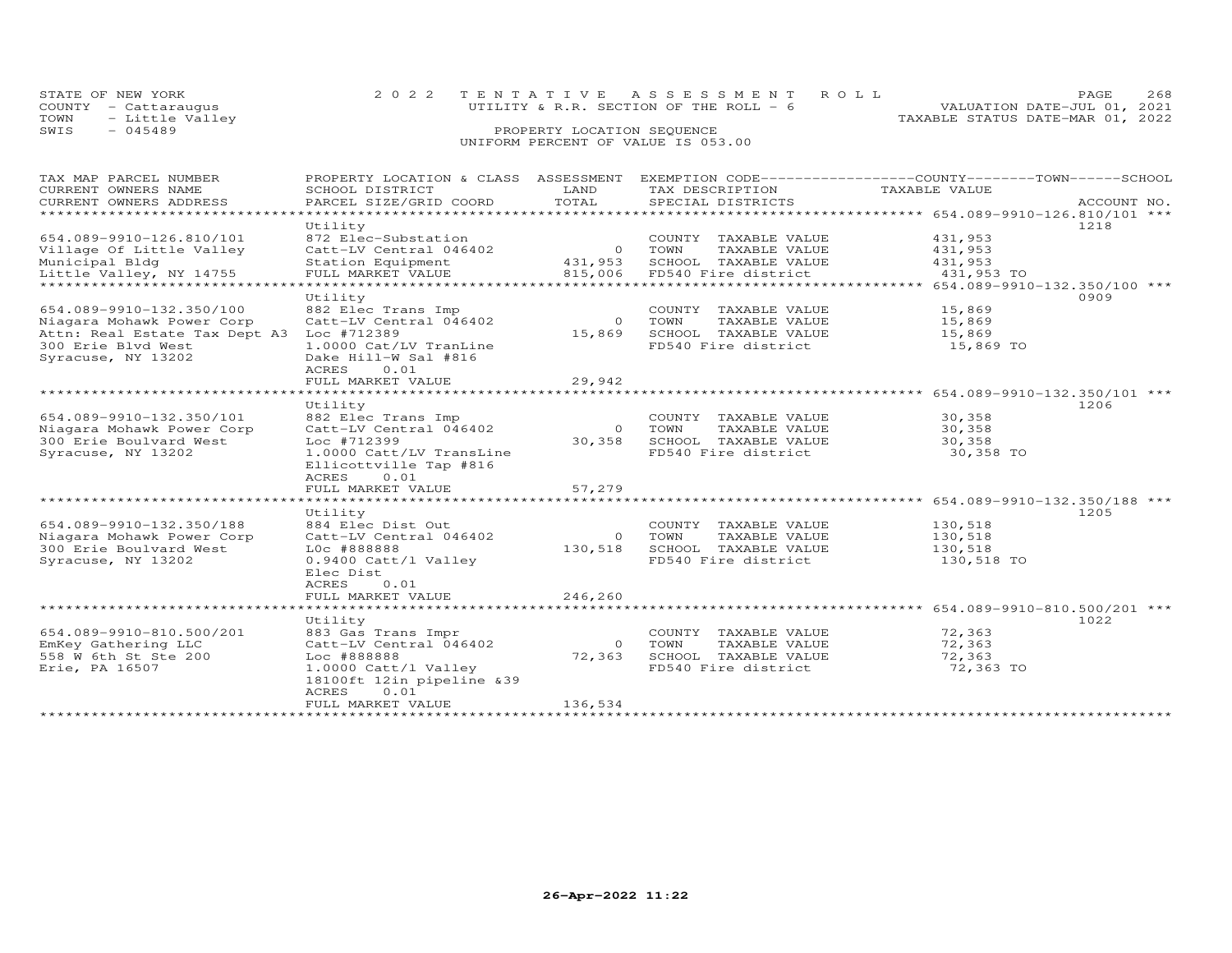STATE OF NEW YORK
COUNTY - Cattaraugus
TOWN - Little Valley
SWIS - 045489

2022 TENTATIVE ASSESSMENT ROLL
UTILITY & R.R. SECTION OF THE ROLL - 6
PROPERTY LOCATION SEQUENCE
UNIFORM PERCENT OF VALUE IS 053.00

VALUATION DATE-JUL 01, 2021
TAXABLE STATUS DATE-MAR 01, 2022

| TAX MAP PARCEL NUMBER / CURRENT OWNERS NAME / CURRENT OWNERS ADDRESS | PROPERTY LOCATION & CLASS / SCHOOL DISTRICT / PARCEL SIZE/GRID COORD | ASSESSMENT LAND / TOTAL | EXEMPTION CODE / TAX DESCRIPTION / SPECIAL DISTRICTS | TAXABLE VALUE (COUNTY / TOWN / SCHOOL) | ACCOUNT NO. |
|---|---|---|---|---|---|
| **654.089-9910-126.810/101** | Utility | | | | 1218 |
| 654.089-9910-126.810/101 | 872 Elec-Substation | | COUNTY TAXABLE VALUE | 431,953 | |
| Village Of Little Valley | Catt-LV Central 046402 | 0 | TOWN TAXABLE VALUE | 431,953 | |
| Municipal Bldg | Station Equipment | 431,953 | SCHOOL TAXABLE VALUE | 431,953 | |
| Little Valley, NY 14755 | FULL MARKET VALUE | 815,006 | FD540 Fire district | 431,953 TO | |
| **654.089-9910-132.350/100** | Utility | | | | 0909 |
| 654.089-9910-132.350/100 | 882 Elec Trans Imp | | COUNTY TAXABLE VALUE | 15,869 | |
| Niagara Mohawk Power Corp | Catt-LV Central 046402 | 0 | TOWN TAXABLE VALUE | 15,869 | |
| Attn: Real Estate Tax Dept A3 | Loc #712389 | 15,869 | SCHOOL TAXABLE VALUE | 15,869 | |
| 300 Erie Blvd West | 1.0000 Cat/LV TranLine | | FD540 Fire district | 15,869 TO | |
| Syracuse, NY 13202 | Dake Hill-W Sal #816 | | | | |
| | ACRES 0.01 | | | | |
| | FULL MARKET VALUE | 29,942 | | | |
| **654.089-9910-132.350/101** | Utility | | | | 1206 |
| 654.089-9910-132.350/101 | 882 Elec Trans Imp | | COUNTY TAXABLE VALUE | 30,358 | |
| Niagara Mohawk Power Corp | Catt-LV Central 046402 | 0 | TOWN TAXABLE VALUE | 30,358 | |
| 300 Erie Boulvard West | Loc #712399 | 30,358 | SCHOOL TAXABLE VALUE | 30,358 | |
| Syracuse, NY 13202 | 1.0000 Catt/LV TransLine | | FD540 Fire district | 30,358 TO | |
| | Ellicottville Tap #816 | | | | |
| | ACRES 0.01 | | | | |
| | FULL MARKET VALUE | 57,279 | | | |
| **654.089-9910-132.350/188** | Utility | | | | 1205 |
| 654.089-9910-132.350/188 | 884 Elec Dist Out | | COUNTY TAXABLE VALUE | 130,518 | |
| Niagara Mohawk Power Corp | Catt-LV Central 046402 | 0 | TOWN TAXABLE VALUE | 130,518 | |
| 300 Erie Boulvard West | LOc #888888 | 130,518 | SCHOOL TAXABLE VALUE | 130,518 | |
| Syracuse, NY 13202 | 0.9400 Catt/l Valley | | FD540 Fire district | 130,518 TO | |
| | Elec Dist | | | | |
| | ACRES 0.01 | | | | |
| | FULL MARKET VALUE | 246,260 | | | |
| **654.089-9910-810.500/201** | Utility | | | | 1022 |
| 654.089-9910-810.500/201 | 883 Gas Trans Impr | | COUNTY TAXABLE VALUE | 72,363 | |
| EmKey Gathering LLC | Catt-LV Central 046402 | 0 | TOWN TAXABLE VALUE | 72,363 | |
| 558 W 6th St Ste 200 | Loc #888888 | 72,363 | SCHOOL TAXABLE VALUE | 72,363 | |
| Erie, PA 16507 | 1.0000 Catt/l Valley | | FD540 Fire district | 72,363 TO | |
| | 18100ft 12in pipeline &39 | | | | |
| | ACRES 0.01 | | | | |
| | FULL MARKET VALUE | 136,534 | | | |

26-Apr-2022 11:22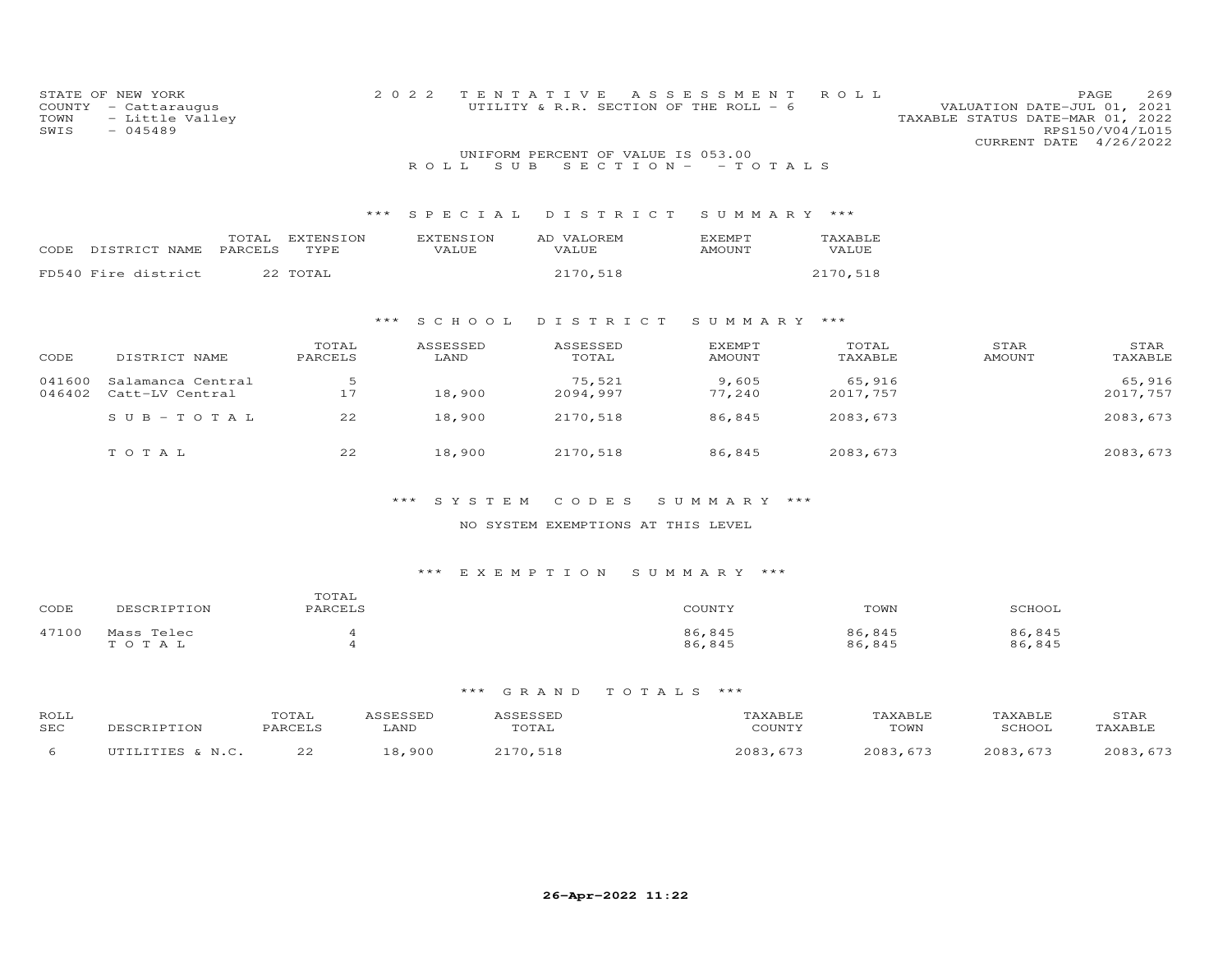STATE OF NEW YORK
COUNTY - Cattaraugus
TOWN - Little Valley
SWIS - 045489

2022 TENTATIVE ASSESSMENT ROLL
UTILITY & R.R. SECTION OF THE ROLL - 6

VALUATION DATE-JUL 01, 2021
TAXABLE STATUS DATE-MAR 01, 2022
RPS150/V04/L015
CURRENT DATE 4/26/2022

UNIFORM PERCENT OF VALUE IS 053.00

ROLL SUB SECTION- - TOTALS

### *** SPECIAL DISTRICT SUMMARY ***

| CODE | DISTRICT NAME | TOTAL PARCELS | EXTENSION TYPE | EXTENSION VALUE | AD VALOREM VALUE | EXEMPT AMOUNT | TAXABLE VALUE |
|---|---|---|---|---|---|---|---|
| FD540 | Fire district | 22 | TOTAL | | 2170,518 | | 2170,518 |

### *** SCHOOL DISTRICT SUMMARY ***

| CODE | DISTRICT NAME | TOTAL PARCELS | ASSESSED LAND | ASSESSED TOTAL | EXEMPT AMOUNT | TOTAL TAXABLE | STAR AMOUNT | STAR TAXABLE |
|---|---|---|---|---|---|---|---|---|
| 041600 | Salamanca Central | 5 | | 75,521 | 9,605 | 65,916 | | 65,916 |
| 046402 | Catt-LV Central | 17 | 18,900 | 2094,997 | 77,240 | 2017,757 | | 2017,757 |
| | SUB-TOTAL | 22 | 18,900 | 2170,518 | 86,845 | 2083,673 | | 2083,673 |
| | TOTAL | 22 | 18,900 | 2170,518 | 86,845 | 2083,673 | | 2083,673 |

### *** SYSTEM CODES SUMMARY ***

NO SYSTEM EXEMPTIONS AT THIS LEVEL

### *** EXEMPTION SUMMARY ***

| CODE | DESCRIPTION | TOTAL PARCELS | COUNTY | TOWN | SCHOOL |
|---|---|---|---|---|---|
| 47100 | Mass Telec | 4 | 86,845 | 86,845 | 86,845 |
| | TOTAL | 4 | 86,845 | 86,845 | 86,845 |

### *** GRAND TOTALS ***

| ROLL SEC | DESCRIPTION | TOTAL PARCELS | ASSESSED LAND | ASSESSED TOTAL | TAXABLE COUNTY | TAXABLE TOWN | TAXABLE SCHOOL | STAR TAXABLE |
|---|---|---|---|---|---|---|---|---|
| 6 | UTILITIES & N.C. | 22 | 18,900 | 2170,518 | 2083,673 | 2083,673 | 2083,673 | 2083,673 |

26-Apr-2022 11:22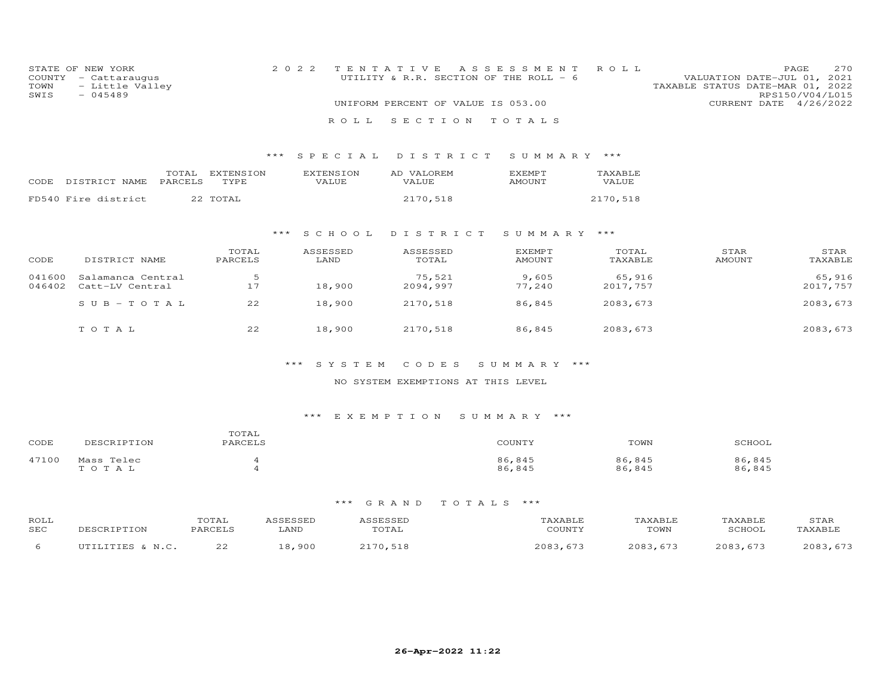STATE OF NEW YORK
COUNTY - Cattaraugus
TOWN - Little Valley
SWIS - 045489

2022 TENTATIVE ASSESSMENT ROLL
UTILITY & R.R. SECTION OF THE ROLL - 6

UNIFORM PERCENT OF VALUE IS 053.00

VALUATION DATE-JUL 01, 2021
TAXABLE STATUS DATE-MAR 01, 2022
RPS150/V04/L015
CURRENT DATE 4/26/2022

## ROLL SECTION TOTALS

### *** SPECIAL DISTRICT SUMMARY ***

| CODE | DISTRICT NAME | TOTAL PARCELS | EXTENSION TYPE | EXTENSION VALUE | AD VALOREM VALUE | EXEMPT AMOUNT | TAXABLE VALUE |
|---|---|---|---|---|---|---|---|
| FD540 | Fire district | 22 | TOTAL | | 2170,518 | | 2170,518 |

### *** SCHOOL DISTRICT SUMMARY ***

| CODE | DISTRICT NAME | TOTAL PARCELS | ASSESSED LAND | ASSESSED TOTAL | EXEMPT AMOUNT | TOTAL TAXABLE | STAR AMOUNT | STAR TAXABLE |
|---|---|---|---|---|---|---|---|---|
| 041600 | Salamanca Central | 5 | | 75,521 | 9,605 | 65,916 | | 65,916 |
| 046402 | Catt-LV Central | 17 | 18,900 | 2094,997 | 77,240 | 2017,757 | | 2017,757 |
| | S U B - T O T A L | 22 | 18,900 | 2170,518 | 86,845 | 2083,673 | | 2083,673 |
| | T O T A L | 22 | 18,900 | 2170,518 | 86,845 | 2083,673 | | 2083,673 |

### *** SYSTEM CODES SUMMARY ***

NO SYSTEM EXEMPTIONS AT THIS LEVEL

### *** EXEMPTION SUMMARY ***

| CODE | DESCRIPTION | TOTAL PARCELS | COUNTY | TOWN | SCHOOL |
|---|---|---|---|---|---|
| 47100 | Mass Telec | 4 | 86,845 | 86,845 | 86,845 |
| | T O T A L | 4 | 86,845 | 86,845 | 86,845 |

### *** GRAND TOTALS ***

| ROLL SEC | DESCRIPTION | TOTAL PARCELS | ASSESSED LAND | ASSESSED TOTAL | TAXABLE COUNTY | TAXABLE TOWN | TAXABLE SCHOOL | STAR TAXABLE |
|---|---|---|---|---|---|---|---|---|
| 6 | UTILITIES & N.C. | 22 | 18,900 | 2170,518 | 2083,673 | 2083,673 | 2083,673 | 2083,673 |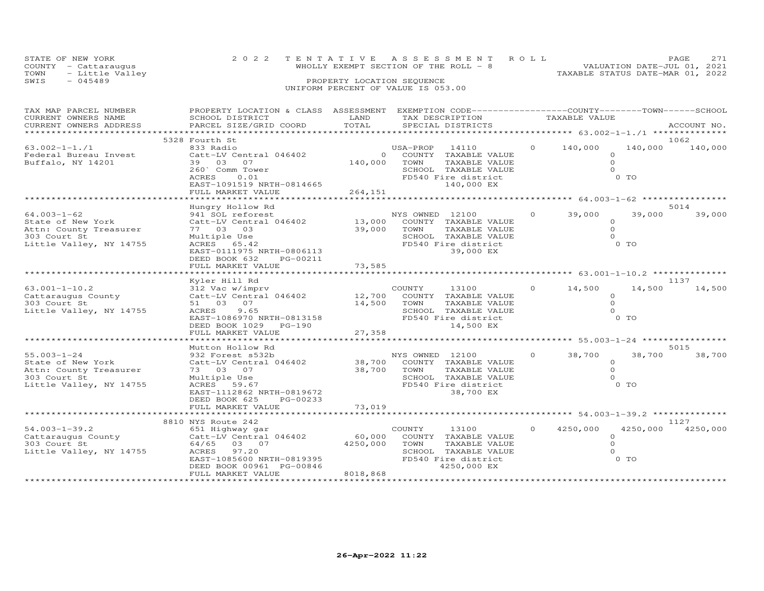STATE OF NEW YORK
COUNTY - Cattaraugus
TOWN - Little Valley
SWIS - 045489

2022 TENTATIVE ASSESSMENT ROLL
WHOLLY EXEMPT SECTION OF THE ROLL - 8
PROPERTY LOCATION SEQUENCE
UNIFORM PERCENT OF VALUE IS 053.00

VALUATION DATE-JUL 01, 2021
TAXABLE STATUS DATE-MAR 01, 2022

| TAX MAP PARCEL NUMBER / CURRENT OWNERS NAME / CURRENT OWNERS ADDRESS | PROPERTY LOCATION & CLASS / SCHOOL DISTRICT / PARCEL SIZE/GRID COORD | ASSESSMENT LAND / TOTAL | EXEMPTION CODE / TAX DESCRIPTION / SPECIAL DISTRICTS | COUNTY TAXABLE VALUE | TOWN | SCHOOL | ACCOUNT NO. |
|---|---|---|---|---|---|---|---|
| 63.002-1-1./1 | 5328 Fourth St | | | | | | 1062 |
| 63.002-1-1./1 | 833 Radio | | USA-PROP 14110 0 | 140,000 | 140,000 | 140,000 | |
| Federal Bureau Invest | Catt-LV Central 046402 | 0 | COUNTY TAXABLE VALUE | 0 | | | |
| Buffalo, NY 14201 | 39 03 07 | 140,000 | TOWN TAXABLE VALUE | 0 | | | |
| | 260` Comm Tower | | SCHOOL TAXABLE VALUE | 0 | | | |
| | ACRES 0.01 | | FD540 Fire district | 0 TO | | | |
| | EAST-1091519 NRTH-0814665 | | 140,000 EX | | | | |
| | FULL MARKET VALUE | 264,151 | | | | | |
| 64.003-1-62 | Hungry Hollow Rd | | | | | | 5014 |
| 64.003-1-62 | 941 SOL reforest | | NYS OWNED 12100 0 | 39,000 | 39,000 | 39,000 | |
| State of New York | Catt-LV Central 046402 | 13,000 | COUNTY TAXABLE VALUE | 0 | | | |
| Attn: County Treasurer | 77 03 03 | 39,000 | TOWN TAXABLE VALUE | 0 | | | |
| 303 Court St | Multiple Use | | SCHOOL TAXABLE VALUE | 0 | | | |
| Little Valley, NY 14755 | ACRES 65.42 | | FD540 Fire district | 0 TO | | | |
| | EAST-0111975 NRTH-0806113 | | 39,000 EX | | | | |
| | DEED BOOK 632 PG-00211 | | | | | | |
| | FULL MARKET VALUE | 73,585 | | | | | |
| 63.001-1-10.2 | Kyler Hill Rd | | | | | | 1137 |
| 63.001-1-10.2 | 312 Vac w/imprv | | COUNTY 13100 0 | 14,500 | 14,500 | 14,500 | |
| Cattaraugus County | Catt-LV Central 046402 | 12,700 | COUNTY TAXABLE VALUE | 0 | | | |
| 303 Court St | 51 03 07 | 14,500 | TOWN TAXABLE VALUE | 0 | | | |
| Little Valley, NY 14755 | ACRES 9.65 | | SCHOOL TAXABLE VALUE | 0 | | | |
| | EAST-1086970 NRTH-0813158 | | FD540 Fire district | 0 TO | | | |
| | DEED BOOK 1029 PG-190 | | 14,500 EX | | | | |
| | FULL MARKET VALUE | 27,358 | | | | | |
| 55.003-1-24 | Mutton Hollow Rd | | | | | | 5015 |
| 55.003-1-24 | 932 Forest s532b | | NYS OWNED 12100 0 | 38,700 | 38,700 | 38,700 | |
| State of New York | Catt-LV Central 046402 | 38,700 | COUNTY TAXABLE VALUE | 0 | | | |
| Attn: County Treasurer | 73 03 07 | 38,700 | TOWN TAXABLE VALUE | 0 | | | |
| 303 Court St | Multiple Use | | SCHOOL TAXABLE VALUE | 0 | | | |
| Little Valley, NY 14755 | ACRES 59.67 | | FD540 Fire district | 0 TO | | | |
| | EAST-1112862 NRTH-0819672 | | 38,700 EX | | | | |
| | DEED BOOK 625 PG-00233 | | | | | | |
| | FULL MARKET VALUE | 73,019 | | | | | |
| 54.003-1-39.2 | 8810 NYS Route 242 | | | | | | 1127 |
| 54.003-1-39.2 | 651 Highway gar | | COUNTY 13100 0 | 4250,000 | 4250,000 | 4250,000 | |
| Cattaraugus County | Catt-LV Central 046402 | 60,000 | COUNTY TAXABLE VALUE | 0 | | | |
| 303 Court St | 64/65 03 07 | 4250,000 | TOWN TAXABLE VALUE | 0 | | | |
| Little Valley, NY 14755 | ACRES 97.20 | | SCHOOL TAXABLE VALUE | 0 | | | |
| | EAST-1085600 NRTH-0819395 | | FD540 Fire district | 0 TO | | | |
| | DEED BOOK 00961 PG-00846 | | 4250,000 EX | | | | |
| | FULL MARKET VALUE | 8018,868 | | | | | |

26-Apr-2022 11:22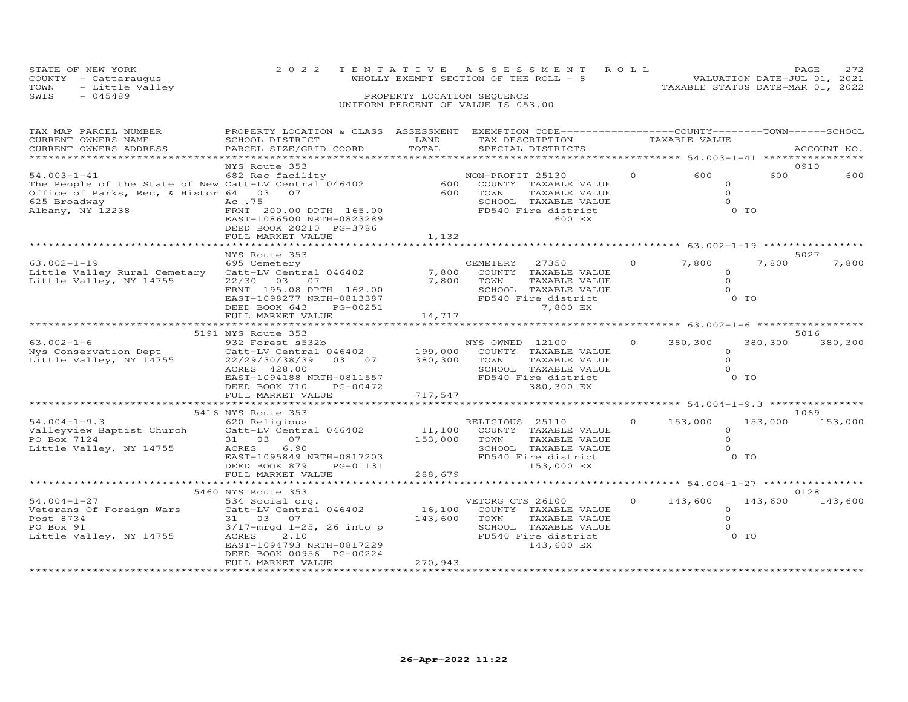STATE OF NEW YORK
COUNTY - Cattaraugus
TOWN - Little Valley
SWIS - 045489

2022 TENTATIVE ASSESSMENT ROLL
WHOLLY EXEMPT SECTION OF THE ROLL - 8
PROPERTY LOCATION SEQUENCE
UNIFORM PERCENT OF VALUE IS 053.00

VALUATION DATE-JUL 01, 2021
TAXABLE STATUS DATE-MAR 01, 2022

| TAX MAP PARCEL NUMBER / CURRENT OWNERS NAME / CURRENT OWNERS ADDRESS | PROPERTY LOCATION & CLASS / SCHOOL DISTRICT / PARCEL SIZE/GRID COORD | ASSESSMENT LAND | TOTAL | EXEMPTION CODE / TAX DESCRIPTION / SPECIAL DISTRICTS | COUNTY TAXABLE VALUE | TOWN | SCHOOL | ACCOUNT NO. |
|---|---|---|---|---|---|---|---|---|
| **54.003-1-41** | NYS Route 353 | | | | | | | 0910 |
| The People of the State of New | 682 Rec facility | | | NON-PROFIT 25130 0 | 600 | 600 | 600 | |
| Office of Parks, Rec, & Histor | Catt-LV Central 046402 | 600 | | COUNTY TAXABLE VALUE | 0 | | | |
| 625 Broadway | 64 03 07 | | 600 | TOWN TAXABLE VALUE | 0 | | | |
| Albany, NY 12238 | Ac .75 | | | SCHOOL TAXABLE VALUE | 0 | | | |
| | FRNT 200.00 DPTH 165.00 | | | FD540 Fire district 600 EX | 0 TO | | | |
| | EAST-1086500 NRTH-0823289 | | | | | | | |
| | DEED BOOK 20210 PG-3786 | | | | | | | |
| | FULL MARKET VALUE | | 1,132 | | | | | |
| **63.002-1-19** | NYS Route 353 | | | | | | | 5027 |
| Little Valley Rural Cemetary | 695 Cemetery | | | CEMETERY 27350 0 | 7,800 | 7,800 | 7,800 | |
| Little Valley, NY 14755 | Catt-LV Central 046402 | 7,800 | | COUNTY TAXABLE VALUE | 0 | | | |
| | 22/30 03 07 | | 7,800 | TOWN TAXABLE VALUE | 0 | | | |
| | FRNT 195.08 DPTH 162.00 | | | SCHOOL TAXABLE VALUE | 0 | | | |
| | EAST-1098277 NRTH-0813387 | | | FD540 Fire district 7,800 EX | 0 TO | | | |
| | DEED BOOK 643 PG-00251 | | | | | | | |
| | FULL MARKET VALUE | | 14,717 | | | | | |
| **63.002-1-6** | 5191 NYS Route 353 | | | | | | | 5016 |
| Nys Conservation Dept | 932 Forest s532b | | | NYS OWNED 12100 0 | 380,300 | 380,300 | 380,300 | |
| Little Valley, NY 14755 | Catt-LV Central 046402 | 199,000 | | COUNTY TAXABLE VALUE | 0 | | | |
| | 22/29/30/38/39 03 07 | | 380,300 | TOWN TAXABLE VALUE | 0 | | | |
| | ACRES 428.00 | | | SCHOOL TAXABLE VALUE | 0 | | | |
| | EAST-1094188 NRTH-0811557 | | | FD540 Fire district 380,300 EX | 0 TO | | | |
| | DEED BOOK 710 PG-00472 | | | | | | | |
| | FULL MARKET VALUE | | 717,547 | | | | | |
| **54.004-1-9.3** | 5416 NYS Route 353 | | | | | | | 1069 |
| Valleyview Baptist Church | 620 Religious | | | RELIGIOUS 25110 0 | 153,000 | 153,000 | 153,000 | |
| PO Box 7124 | Catt-LV Central 046402 | 11,100 | | COUNTY TAXABLE VALUE | 0 | | | |
| Little Valley, NY 14755 | 31 03 07 | | 153,000 | TOWN TAXABLE VALUE | 0 | | | |
| | ACRES 6.90 | | | SCHOOL TAXABLE VALUE | 0 | | | |
| | EAST-1095849 NRTH-0817203 | | | FD540 Fire district 153,000 EX | 0 TO | | | |
| | DEED BOOK 879 PG-01131 | | | | | | | |
| | FULL MARKET VALUE | | 288,679 | | | | | |
| **54.004-1-27** | 5460 NYS Route 353 | | | | | | | 0128 |
| Veterans Of Foreign Wars | 534 Social org. | | | VETORG CTS 26100 0 | 143,600 | 143,600 | 143,600 | |
| Post 8734 | Catt-LV Central 046402 | 16,100 | | COUNTY TAXABLE VALUE | 0 | | | |
| PO Box 91 | 31 03 07 | | 143,600 | TOWN TAXABLE VALUE | 0 | | | |
| Little Valley, NY 14755 | 3/17-mrgd 1-25, 26 into p | | | SCHOOL TAXABLE VALUE | 0 | | | |
| | ACRES 2.10 | | | FD540 Fire district 143,600 EX | 0 TO | | | |
| | EAST-1094793 NRTH-0817229 | | | | | | | |
| | DEED BOOK 00956 PG-00224 | | | | | | | |
| | FULL MARKET VALUE | | 270,943 | | | | | |

26-Apr-2022 11:22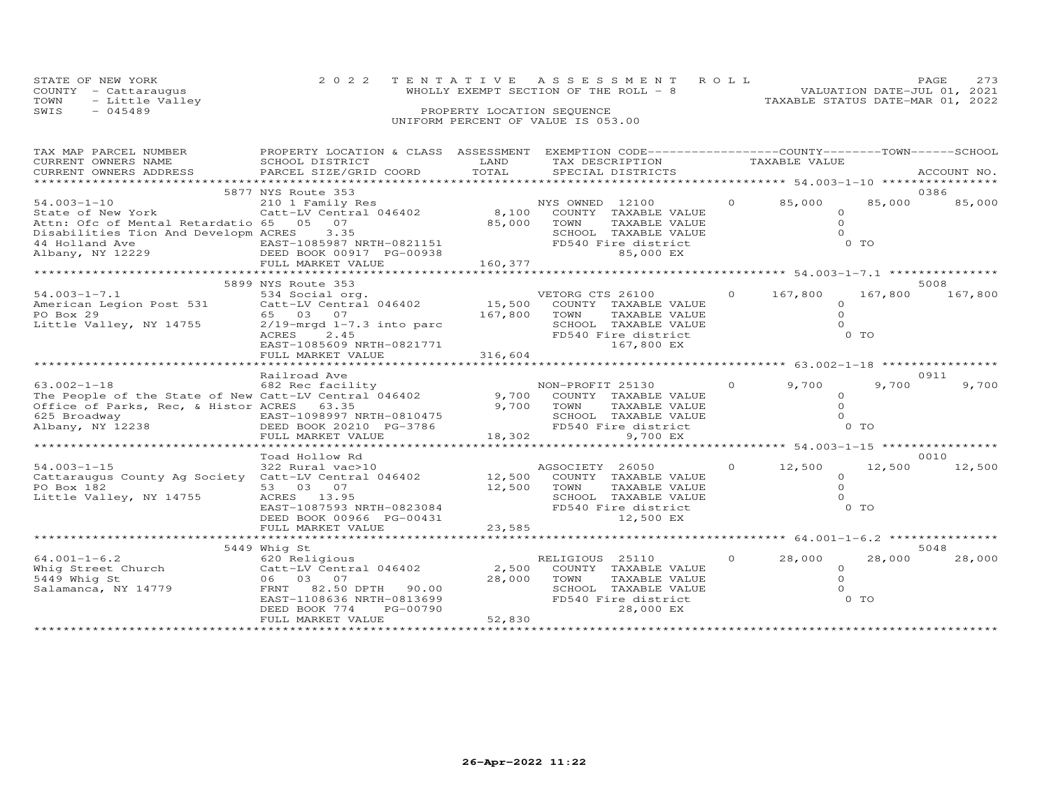STATE OF NEW YORK
COUNTY - Cattaraugus
TOWN - Little Valley
SWIS - 045489

2 0 2 2 T E N T A T I V E A S S E S S M E N T R O L L
WHOLLY EXEMPT SECTION OF THE ROLL - 8
PROPERTY LOCATION SEQUENCE
UNIFORM PERCENT OF VALUE IS 053.00

VALUATION DATE-JUL 01, 2021
TAXABLE STATUS DATE-MAR 01, 2022

| TAX MAP PARCEL NUMBER / CURRENT OWNERS NAME / CURRENT OWNERS ADDRESS | PROPERTY LOCATION & CLASS / SCHOOL DISTRICT / PARCEL SIZE/GRID COORD | ASSESSMENT LAND / TOTAL | EXEMPTION CODE / TAX DESCRIPTION / SPECIAL DISTRICTS | COUNTY TAXABLE VALUE | TOWN | SCHOOL / ACCOUNT NO. |
|---|---|---|---|---|---|---|
| | 5877 NYS Route 353 | | | | | 0386 |
| 54.003-1-10 | 210 1 Family Res | | NYS OWNED 12100 0 | 85,000 | 85,000 | 85,000 |
| State of New York | Catt-LV Central 046402 | 8,100 | COUNTY TAXABLE VALUE | 0 | | |
| Attn: Ofc of Mental Retardatio | 65 05 07 | 85,000 | TOWN TAXABLE VALUE | 0 | | |
| Disabilities Tion And Developm | ACRES 3.35 | | SCHOOL TAXABLE VALUE | 0 | | |
| 44 Holland Ave | EAST-1085987 NRTH-0821151 | | FD540 Fire district | 0 TO | | |
| Albany, NY 12229 | DEED BOOK 00917 PG-00938 | | 85,000 EX | | | |
| | FULL MARKET VALUE | 160,377 | | | | |
| | 5899 NYS Route 353 | | | | | 5008 |
| 54.003-1-7.1 | 534 Social org. | | VETORG CTS 26100 0 | 167,800 | 167,800 | 167,800 |
| American Legion Post 531 | Catt-LV Central 046402 | 15,500 | COUNTY TAXABLE VALUE | 0 | | |
| PO Box 29 | 65 03 07 | 167,800 | TOWN TAXABLE VALUE | 0 | | |
| Little Valley, NY 14755 | 2/19-mrgd 1-7.3 into parc | | SCHOOL TAXABLE VALUE | 0 | | |
| | ACRES 2.45 | | FD540 Fire district | 0 TO | | |
| | EAST-1085609 NRTH-0821771 | | 167,800 EX | | | |
| | FULL MARKET VALUE | 316,604 | | | | |
| | Railroad Ave | | | | | 0911 |
| 63.002-1-18 | 682 Rec facility | | NON-PROFIT 25130 0 | 9,700 | 9,700 | 9,700 |
| The People of the State of New | Catt-LV Central 046402 | 9,700 | COUNTY TAXABLE VALUE | 0 | | |
| Office of Parks, Rec, & Histor | ACRES 63.35 | 9,700 | TOWN TAXABLE VALUE | 0 | | |
| 625 Broadway | EAST-1098997 NRTH-0810475 | | SCHOOL TAXABLE VALUE | 0 | | |
| Albany, NY 12238 | DEED BOOK 20210 PG-3786 | | FD540 Fire district | 0 TO | | |
| | FULL MARKET VALUE | 18,302 | 9,700 EX | | | |
| | Toad Hollow Rd | | | | | 0010 |
| 54.003-1-15 | 322 Rural vac>10 | | AGSOCIETY 26050 0 | 12,500 | 12,500 | 12,500 |
| Cattaraugus County Ag Society | Catt-LV Central 046402 | 12,500 | COUNTY TAXABLE VALUE | 0 | | |
| PO Box 182 | 53 03 07 | 12,500 | TOWN TAXABLE VALUE | 0 | | |
| Little Valley, NY 14755 | ACRES 13.95 | | SCHOOL TAXABLE VALUE | 0 | | |
| | EAST-1087593 NRTH-0823084 | | FD540 Fire district | 0 TO | | |
| | DEED BOOK 00966 PG-00431 | | 12,500 EX | | | |
| | FULL MARKET VALUE | 23,585 | | | | |
| | 5449 Whig St | | | | | 5048 |
| 64.001-1-6.2 | 620 Religious | | RELIGIOUS 25110 0 | 28,000 | 28,000 | 28,000 |
| Whig Street Church | Catt-LV Central 046402 | 2,500 | COUNTY TAXABLE VALUE | 0 | | |
| 5449 Whig St | 06 03 07 | 28,000 | TOWN TAXABLE VALUE | 0 | | |
| Salamanca, NY 14779 | FRNT 82.50 DPTH 90.00 | | SCHOOL TAXABLE VALUE | 0 | | |
| | EAST-1108636 NRTH-0813699 | | FD540 Fire district | 0 TO | | |
| | DEED BOOK 774 PG-00790 | | 28,000 EX | | | |
| | FULL MARKET VALUE | 52,830 | | | | |

26-Apr-2022 11:22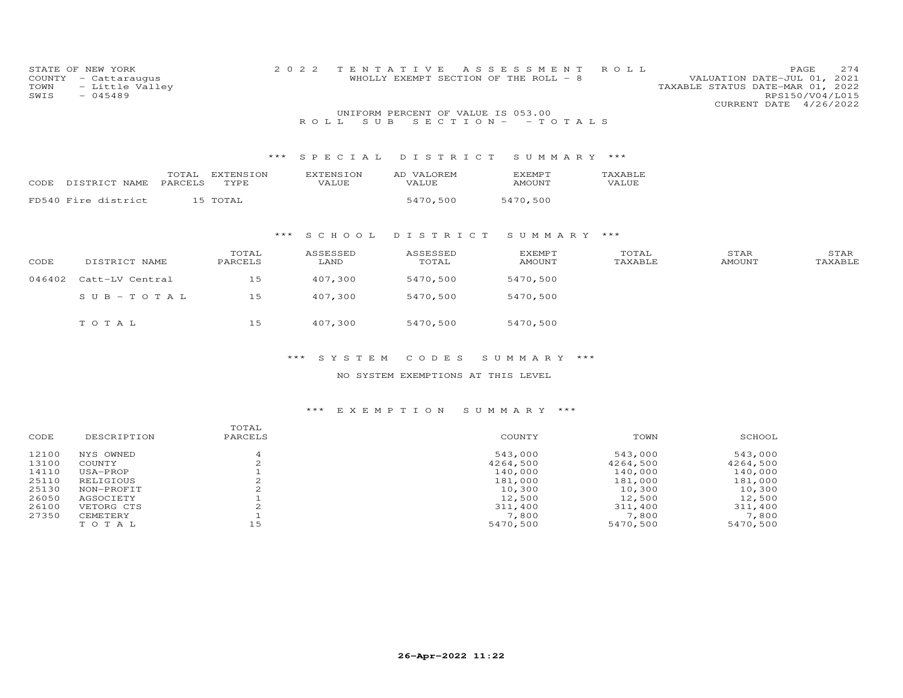STATE OF NEW YORK
COUNTY - Cattaraugus
TOWN - Little Valley
SWIS - 045489

2022 TENTATIVE ASSESSMENT ROLL
WHOLLY EXEMPT SECTION OF THE ROLL - 8

VALUATION DATE-JUL 01, 2021
TAXABLE STATUS DATE-MAR 01, 2022
RPS150/V04/L015
CURRENT DATE 4/26/2022

UNIFORM PERCENT OF VALUE IS 053.00

ROLL SUB SECTION- - TOTALS

### *** SPECIAL DISTRICT SUMMARY ***

| CODE | DISTRICT NAME | TOTAL PARCELS | EXTENSION TYPE | EXTENSION VALUE | AD VALOREM VALUE | EXEMPT AMOUNT | TAXABLE VALUE |
|---|---|---|---|---|---|---|---|
| FD540 | Fire district | 15 | TOTAL | | 5470,500 | 5470,500 | |

### *** SCHOOL DISTRICT SUMMARY ***

| CODE | DISTRICT NAME | TOTAL PARCELS | ASSESSED LAND | ASSESSED TOTAL | EXEMPT AMOUNT | TOTAL TAXABLE | STAR AMOUNT | STAR TAXABLE |
|---|---|---|---|---|---|---|---|---|
| 046402 | Catt-LV Central | 15 | 407,300 | 5470,500 | 5470,500 | | | |
| | SUB-TOTAL | 15 | 407,300 | 5470,500 | 5470,500 | | | |
| | TOTAL | 15 | 407,300 | 5470,500 | 5470,500 | | | |

### *** SYSTEM CODES SUMMARY ***

NO SYSTEM EXEMPTIONS AT THIS LEVEL

### *** EXEMPTION SUMMARY ***

| CODE | DESCRIPTION | TOTAL PARCELS | COUNTY | TOWN | SCHOOL |
|---|---|---|---|---|---|
| 12100 | NYS OWNED | 4 | 543,000 | 543,000 | 543,000 |
| 13100 | COUNTY | 2 | 4264,500 | 4264,500 | 4264,500 |
| 14110 | USA-PROP | 1 | 140,000 | 140,000 | 140,000 |
| 25110 | RELIGIOUS | 2 | 181,000 | 181,000 | 181,000 |
| 25130 | NON-PROFIT | 2 | 10,300 | 10,300 | 10,300 |
| 26050 | AGSOCIETY | 1 | 12,500 | 12,500 | 12,500 |
| 26100 | VETORG CTS | 2 | 311,400 | 311,400 | 311,400 |
| 27350 | CEMETERY | 1 | 7,800 | 7,800 | 7,800 |
| | TOTAL | 15 | 5470,500 | 5470,500 | 5470,500 |

26-Apr-2022 11:22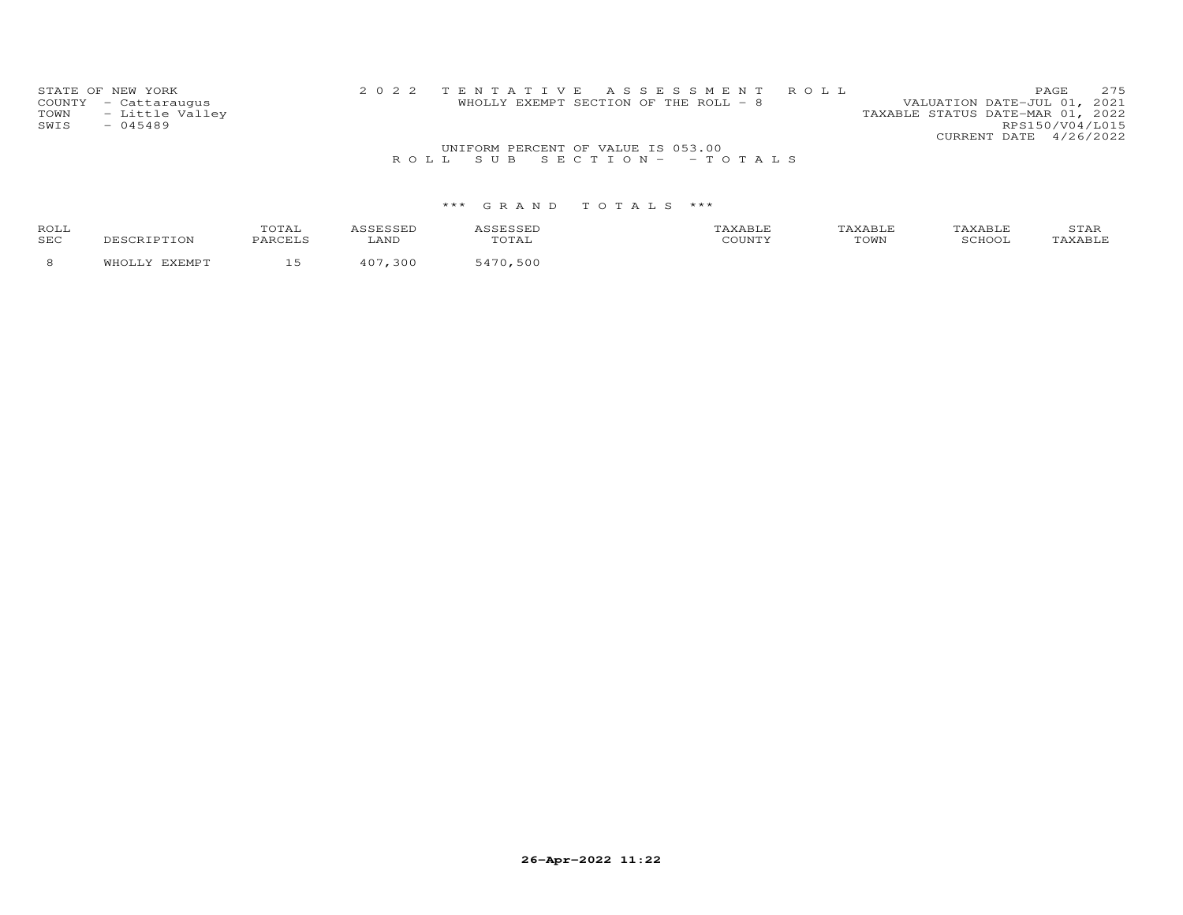STATE OF NEW YORK
COUNTY - Cattaraugus
TOWN - Little Valley
SWIS - 045489

2022 TENTATIVE ASSESSMENT ROLL
WHOLLY EXEMPT SECTION OF THE ROLL - 8

VALUATION DATE-JUL 01, 2021
TAXABLE STATUS DATE-MAR 01, 2022
RPS150/V04/L015
CURRENT DATE 4/26/2022

UNIFORM PERCENT OF VALUE IS 053.00

ROLL SUB SECTION- - TOTALS

*** GRAND TOTALS ***

| ROLL SEC | DESCRIPTION | TOTAL PARCELS | ASSESSED LAND | ASSESSED TOTAL | TAXABLE COUNTY | TAXABLE TOWN | TAXABLE SCHOOL | STAR TAXABLE |
|---|---|---|---|---|---|---|---|---|
| 8 | WHOLLY EXEMPT | 15 | 407,300 | 5470,500 | | | | |

26-Apr-2022 11:22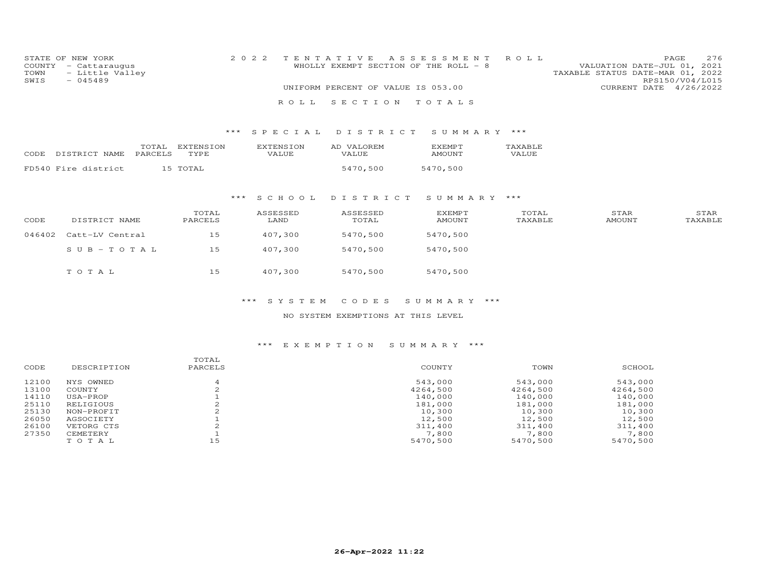STATE OF NEW YORK
COUNTY - Cattaraugus
TOWN - Little Valley
SWIS - 045489

2022 TENTATIVE ASSESSMENT ROLL
WHOLLY EXEMPT SECTION OF THE ROLL - 8
UNIFORM PERCENT OF VALUE IS 053.00

VALUATION DATE-JUL 01, 2021
TAXABLE STATUS DATE-MAR 01, 2022
RPS150/V04/L015
CURRENT DATE 4/26/2022

# ROLL SECTION TOTALS

## *** SPECIAL DISTRICT SUMMARY ***

| CODE | DISTRICT NAME | TOTAL PARCELS | EXTENSION TYPE | EXTENSION VALUE | AD VALOREM VALUE | EXEMPT AMOUNT | TAXABLE VALUE |
|---|---|---|---|---|---|---|---|
| FD540 | Fire district | 15 | TOTAL | | 5470,500 | 5470,500 | |

## *** SCHOOL DISTRICT SUMMARY ***

| CODE | DISTRICT NAME | TOTAL PARCELS | ASSESSED LAND | ASSESSED TOTAL | EXEMPT AMOUNT | TOTAL TAXABLE | STAR AMOUNT | STAR TAXABLE |
|---|---|---|---|---|---|---|---|---|
| 046402 | Catt-LV Central | 15 | 407,300 | 5470,500 | 5470,500 | | | |
| | SUB-TOTAL | 15 | 407,300 | 5470,500 | 5470,500 | | | |
| | TOTAL | 15 | 407,300 | 5470,500 | 5470,500 | | | |

## *** SYSTEM CODES SUMMARY ***

NO SYSTEM EXEMPTIONS AT THIS LEVEL

## *** EXEMPTION SUMMARY ***

| CODE | DESCRIPTION | TOTAL PARCELS | COUNTY | TOWN | SCHOOL |
|---|---|---|---|---|---|
| 12100 | NYS OWNED | 4 | 543,000 | 543,000 | 543,000 |
| 13100 | COUNTY | 2 | 4264,500 | 4264,500 | 4264,500 |
| 14110 | USA-PROP | 1 | 140,000 | 140,000 | 140,000 |
| 25110 | RELIGIOUS | 2 | 181,000 | 181,000 | 181,000 |
| 25130 | NON-PROFIT | 2 | 10,300 | 10,300 | 10,300 |
| 26050 | AGSOCIETY | 1 | 12,500 | 12,500 | 12,500 |
| 26100 | VETORG CTS | 2 | 311,400 | 311,400 | 311,400 |
| 27350 | CEMETERY | 1 | 7,800 | 7,800 | 7,800 |
| | TOTAL | 15 | 5470,500 | 5470,500 | 5470,500 |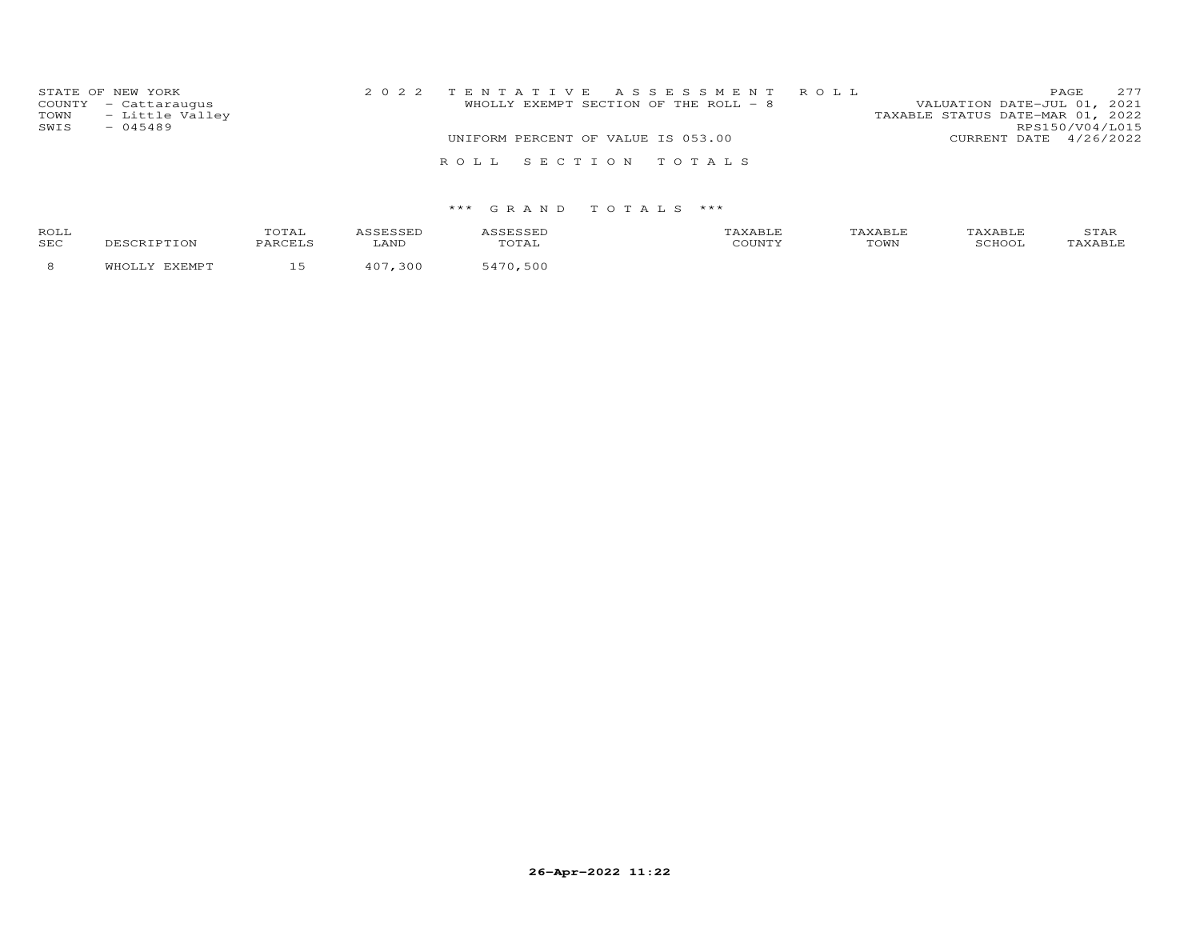STATE OF NEW YORK
COUNTY - Cattaraugus
TOWN - Little Valley
SWIS - 045489

2 0 2 2 T E N T A T I V E A S S E S S M E N T R O L L
WHOLLY EXEMPT SECTION OF THE ROLL - 8
UNIFORM PERCENT OF VALUE IS 053.00

VALUATION DATE-JUL 01, 2021
TAXABLE STATUS DATE-MAR 01, 2022
RPS150/V04/L015
CURRENT DATE 4/26/2022

R O L L S E C T I O N T O T A L S

\*\*\* G R A N D T O T A L S \*\*\*

| ROLL SEC | DESCRIPTION | TOTAL PARCELS | ASSESSED LAND | ASSESSED TOTAL | TAXABLE COUNTY | TAXABLE TOWN | TAXABLE SCHOOL | STAR TAXABLE |
|---|---|---|---|---|---|---|---|---|
| 8 | WHOLLY EXEMPT | 15 | 407,300 | 5470,500 | | | | |

26-Apr-2022 11:22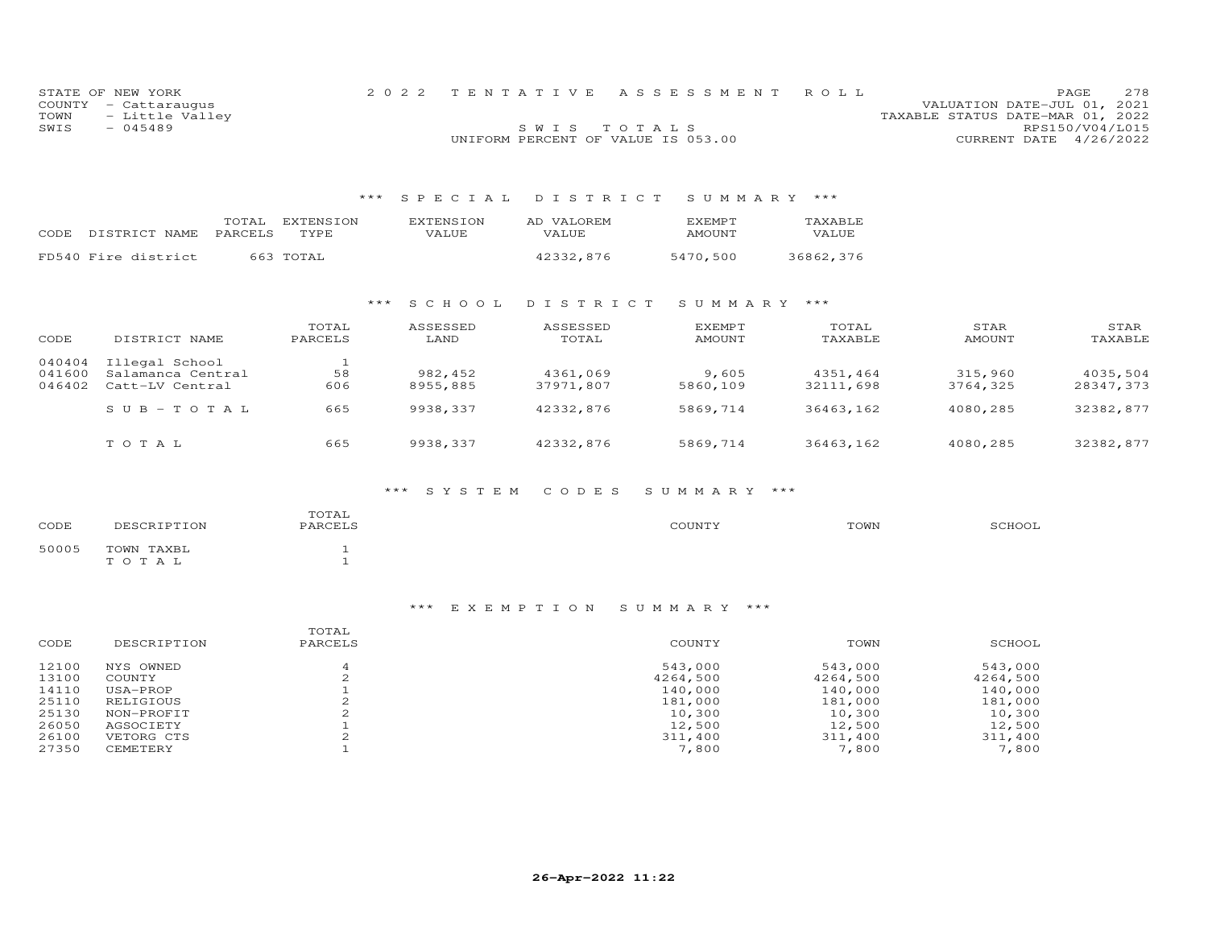STATE OF NEW YORK
COUNTY - Cattaraugus
TOWN - Little Valley
SWIS - 045489

2 0 2 2 T E N T A T I V E A S S E S S M E N T R O L L

S W I S T O T A L S

UNIFORM PERCENT OF VALUE IS 053.00

VALUATION DATE-JUL 01, 2021
TAXABLE STATUS DATE-MAR 01, 2022
RPS150/V04/L015
CURRENT DATE 4/26/2022

## *** S P E C I A L D I S T R I C T S U M M A R Y ***

| CODE DISTRICT NAME | TOTAL PARCELS | EXTENSION TYPE | EXTENSION VALUE | AD VALOREM VALUE | EXEMPT AMOUNT | TAXABLE VALUE |
|---|---|---|---|---|---|---|
| FD540 Fire district | 663 | TOTAL | | 42332,876 | 5470,500 | 36862,376 |

## *** S C H O O L D I S T R I C T S U M M A R Y ***

| CODE | DISTRICT NAME | TOTAL PARCELS | ASSESSED LAND | ASSESSED TOTAL | EXEMPT AMOUNT | TOTAL TAXABLE | STAR AMOUNT | STAR TAXABLE |
|---|---|---|---|---|---|---|---|---|
| 040404 | Illegal School | 1 | | | | | | |
| 041600 | Salamanca Central | 58 | 982,452 | 4361,069 | 9,605 | 4351,464 | 315,960 | 4035,504 |
| 046402 | Catt-LV Central | 606 | 8955,885 | 37971,807 | 5860,109 | 32111,698 | 3764,325 | 28347,373 |
| | S U B - T O T A L | 665 | 9938,337 | 42332,876 | 5869,714 | 36463,162 | 4080,285 | 32382,877 |
| | T O T A L | 665 | 9938,337 | 42332,876 | 5869,714 | 36463,162 | 4080,285 | 32382,877 |

## *** S Y S T E M C O D E S S U M M A R Y ***

| CODE | DESCRIPTION | TOTAL PARCELS | COUNTY | TOWN | SCHOOL |
|---|---|---|---|---|---|
| 50005 | TOWN TAXBL | 1 | | | |
| | T O T A L | 1 | | | |

## *** E X E M P T I O N S U M M A R Y ***

| CODE | DESCRIPTION | TOTAL PARCELS | COUNTY | TOWN | SCHOOL |
|---|---|---|---|---|---|
| 12100 | NYS OWNED | 4 | 543,000 | 543,000 | 543,000 |
| 13100 | COUNTY | 2 | 4264,500 | 4264,500 | 4264,500 |
| 14110 | USA-PROP | 1 | 140,000 | 140,000 | 140,000 |
| 25110 | RELIGIOUS | 2 | 181,000 | 181,000 | 181,000 |
| 25130 | NON-PROFIT | 2 | 10,300 | 10,300 | 10,300 |
| 26050 | AGSOCIETY | 1 | 12,500 | 12,500 | 12,500 |
| 26100 | VETORG CTS | 2 | 311,400 | 311,400 | 311,400 |
| 27350 | CEMETERY | 1 | 7,800 | 7,800 | 7,800 |

26-Apr-2022 11:22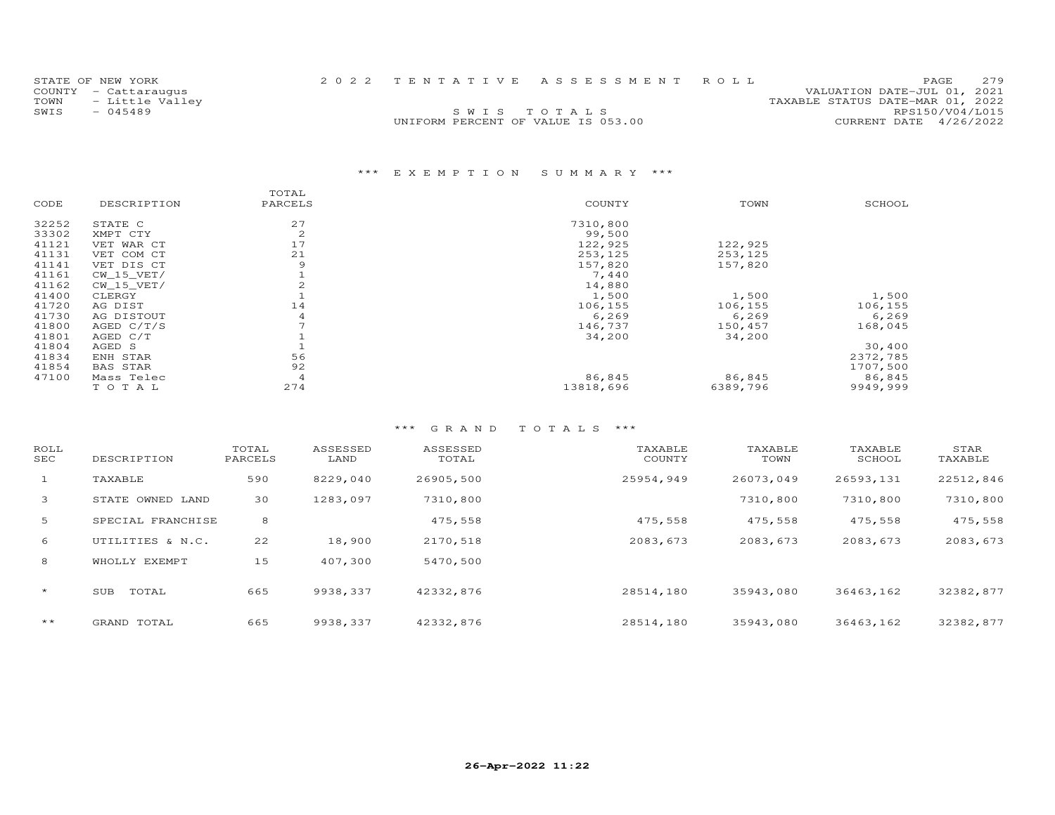STATE OF NEW YORK
COUNTY - Cattaraugus
TOWN - Little Valley
SWIS - 045489

2022 TENTATIVE ASSESSMENT ROLL

SWIS TOTALS

UNIFORM PERCENT OF VALUE IS 053.00

VALUATION DATE-JUL 01, 2021
TAXABLE STATUS DATE-MAR 01, 2022
RPS150/V04/L015
CURRENT DATE 4/26/2022

## *** EXEMPTION SUMMARY ***

| CODE | DESCRIPTION | TOTAL PARCELS | COUNTY | TOWN | SCHOOL |
|---|---|---|---|---|---|
| 32252 | STATE C | 27 | 7310,800 | | |
| 33302 | XMPT CTY | 2 | 99,500 | | |
| 41121 | VET WAR CT | 17 | 122,925 | 122,925 | |
| 41131 | VET COM CT | 21 | 253,125 | 253,125 | |
| 41141 | VET DIS CT | 9 | 157,820 | 157,820 | |
| 41161 | CW_15_VET/ | 1 | 7,440 | | |
| 41162 | CW_15_VET/ | 2 | 14,880 | | |
| 41400 | CLERGY | 1 | 1,500 | 1,500 | 1,500 |
| 41720 | AG DIST | 14 | 106,155 | 106,155 | 106,155 |
| 41730 | AG DISTOUT | 4 | 6,269 | 6,269 | 6,269 |
| 41800 | AGED C/T/S | 7 | 146,737 | 150,457 | 168,045 |
| 41801 | AGED C/T | 1 | 34,200 | 34,200 | |
| 41804 | AGED S | 1 | | | 30,400 |
| 41834 | ENH STAR | 56 | | | 2372,785 |
| 41854 | BAS STAR | 92 | | | 1707,500 |
| 47100 | Mass Telec | 4 | 86,845 | 86,845 | 86,845 |
| | TOTAL | 274 | 13818,696 | 6389,796 | 9949,999 |

## *** GRAND TOTALS ***

| ROLL SEC | DESCRIPTION | TOTAL PARCELS | ASSESSED LAND | ASSESSED TOTAL | TAXABLE COUNTY | TAXABLE TOWN | TAXABLE SCHOOL | STAR TAXABLE |
|---|---|---|---|---|---|---|---|---|
| 1 | TAXABLE | 590 | 8229,040 | 26905,500 | 25954,949 | 26073,049 | 26593,131 | 22512,846 |
| 3 | STATE OWNED LAND | 30 | 1283,097 | 7310,800 | | 7310,800 | 7310,800 | 7310,800 |
| 5 | SPECIAL FRANCHISE | 8 | | 475,558 | 475,558 | 475,558 | 475,558 | 475,558 |
| 6 | UTILITIES & N.C. | 22 | 18,900 | 2170,518 | 2083,673 | 2083,673 | 2083,673 | 2083,673 |
| 8 | WHOLLY EXEMPT | 15 | 407,300 | 5470,500 | | | | |
| * | SUB TOTAL | 665 | 9938,337 | 42332,876 | 28514,180 | 35943,080 | 36463,162 | 32382,877 |
| ** | GRAND TOTAL | 665 | 9938,337 | 42332,876 | 28514,180 | 35943,080 | 36463,162 | 32382,877 |

26-Apr-2022 11:22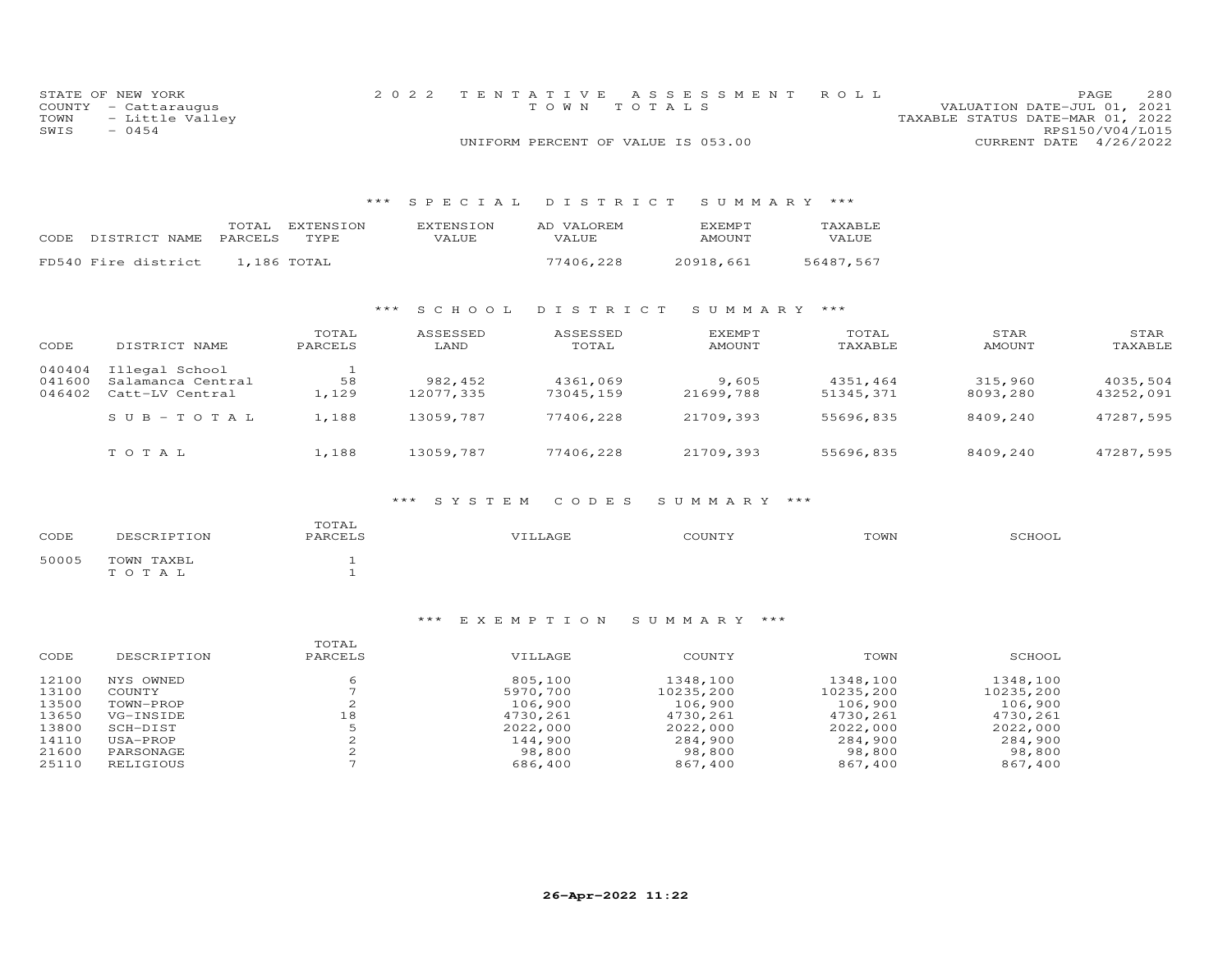STATE OF NEW YORK
COUNTY - Cattaraugus
TOWN - Little Valley
SWIS - 0454

2 0 2 2 TENTATIVE ASSESSMENT ROLL
TOWN TOTALS
UNIFORM PERCENT OF VALUE IS 053.00

VALUATION DATE-JUL 01, 2021
TAXABLE STATUS DATE-MAR 01, 2022
RPS150/V04/L015
CURRENT DATE 4/26/2022

### *** SPECIAL DISTRICT SUMMARY ***

| CODE DISTRICT NAME | TOTAL PARCELS | EXTENSION TYPE | EXTENSION VALUE | AD VALOREM VALUE | EXEMPT AMOUNT | TAXABLE VALUE |
|---|---|---|---|---|---|---|
| FD540 Fire district | 1,186 | TOTAL | | 77406,228 | 20918,661 | 56487,567 |

### *** SCHOOL DISTRICT SUMMARY ***

| CODE | DISTRICT NAME | TOTAL PARCELS | ASSESSED LAND | ASSESSED TOTAL | EXEMPT AMOUNT | TOTAL TAXABLE | STAR AMOUNT | STAR TAXABLE |
|---|---|---|---|---|---|---|---|---|
| 040404 | Illegal School | 1 | | | | | | |
| 041600 | Salamanca Central | 58 | 982,452 | 4361,069 | 9,605 | 4351,464 | 315,960 | 4035,504 |
| 046402 | Catt-LV Central | 1,129 | 12077,335 | 73045,159 | 21699,788 | 51345,371 | 8093,280 | 43252,091 |
| | S U B - T O T A L | 1,188 | 13059,787 | 77406,228 | 21709,393 | 55696,835 | 8409,240 | 47287,595 |
| | T O T A L | 1,188 | 13059,787 | 77406,228 | 21709,393 | 55696,835 | 8409,240 | 47287,595 |

### *** SYSTEM CODES SUMMARY ***

| CODE | DESCRIPTION | TOTAL PARCELS | VILLAGE | COUNTY | TOWN | SCHOOL |
|---|---|---|---|---|---|---|
| 50005 | TOWN TAXBL | 1 | | | | |
| | T O T A L | 1 | | | | |

### *** EXEMPTION SUMMARY ***

| CODE | DESCRIPTION | TOTAL PARCELS | VILLAGE | COUNTY | TOWN | SCHOOL |
|---|---|---|---|---|---|---|
| 12100 | NYS OWNED | 6 | 805,100 | 1348,100 | 1348,100 | 1348,100 |
| 13100 | COUNTY | 7 | 5970,700 | 10235,200 | 10235,200 | 10235,200 |
| 13500 | TOWN-PROP | 2 | 106,900 | 106,900 | 106,900 | 106,900 |
| 13650 | VG-INSIDE | 18 | 4730,261 | 4730,261 | 4730,261 | 4730,261 |
| 13800 | SCH-DIST | 5 | 2022,000 | 2022,000 | 2022,000 | 2022,000 |
| 14110 | USA-PROP | 2 | 144,900 | 284,900 | 284,900 | 284,900 |
| 21600 | PARSONAGE | 2 | 98,800 | 98,800 | 98,800 | 98,800 |
| 25110 | RELIGIOUS | 7 | 686,400 | 867,400 | 867,400 | 867,400 |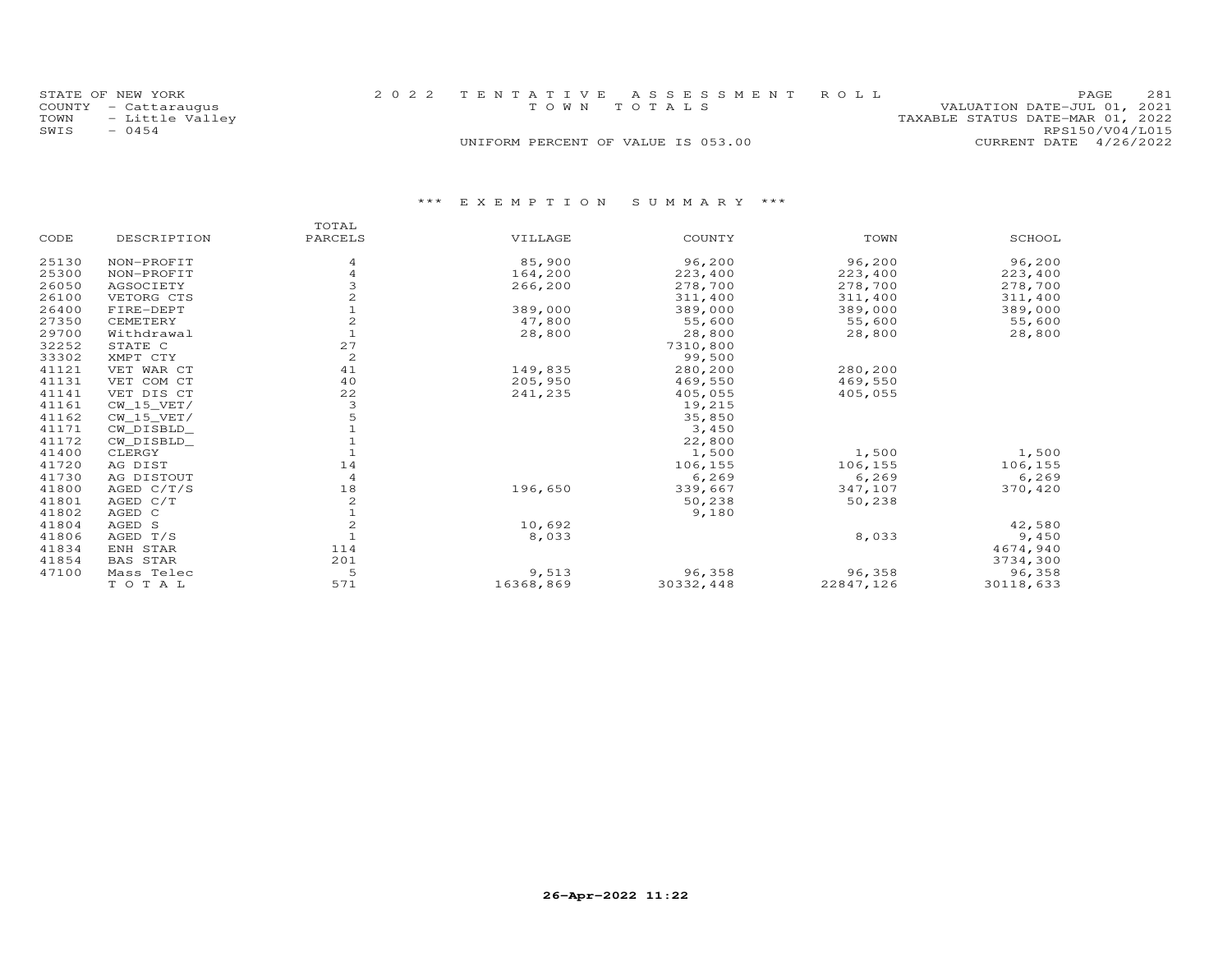STATE OF NEW YORK
COUNTY - Cattaraugus
TOWN - Little Valley
SWIS - 0454

2022 TENTATIVE ASSESSMENT ROLL
TOWN TOTALS
UNIFORM PERCENT OF VALUE IS 053.00

VALUATION DATE-JUL 01, 2021
TAXABLE STATUS DATE-MAR 01, 2022
RPS150/V04/L015
CURRENT DATE 4/26/2022

### *** EXEMPTION SUMMARY ***

| CODE | DESCRIPTION | TOTAL PARCELS | VILLAGE | COUNTY | TOWN | SCHOOL |
|---|---|---|---|---|---|---|
| 25130 | NON-PROFIT | 4 | 85,900 | 96,200 | 96,200 | 96,200 |
| 25300 | NON-PROFIT | 4 | 164,200 | 223,400 | 223,400 | 223,400 |
| 26050 | AGSOCIETY | 3 | 266,200 | 278,700 | 278,700 | 278,700 |
| 26100 | VETORG CTS | 2 | | 311,400 | 311,400 | 311,400 |
| 26400 | FIRE-DEPT | 1 | 389,000 | 389,000 | 389,000 | 389,000 |
| 27350 | CEMETERY | 2 | 47,800 | 55,600 | 55,600 | 55,600 |
| 29700 | Withdrawal | 1 | 28,800 | 28,800 | 28,800 | 28,800 |
| 32252 | STATE C | 27 | | 7310,800 | | |
| 33302 | XMPT CTY | 2 | | 99,500 | | |
| 41121 | VET WAR CT | 41 | 149,835 | 280,200 | 280,200 | |
| 41131 | VET COM CT | 40 | 205,950 | 469,550 | 469,550 | |
| 41141 | VET DIS CT | 22 | 241,235 | 405,055 | 405,055 | |
| 41161 | CW_15_VET/ | 3 | | 19,215 | | |
| 41162 | CW_15_VET/ | 5 | | 35,850 | | |
| 41171 | CW_DISBLD_ | 1 | | 3,450 | | |
| 41172 | CW_DISBLD_ | 1 | | 22,800 | | |
| 41400 | CLERGY | 1 | | 1,500 | 1,500 | 1,500 |
| 41720 | AG DIST | 14 | | 106,155 | 106,155 | 106,155 |
| 41730 | AG DISTOUT | 4 | | 6,269 | 6,269 | 6,269 |
| 41800 | AGED C/T/S | 18 | 196,650 | 339,667 | 347,107 | 370,420 |
| 41801 | AGED C/T | 2 | | 50,238 | 50,238 | |
| 41802 | AGED C | 1 | | 9,180 | | |
| 41804 | AGED S | 2 | 10,692 | | | 42,580 |
| 41806 | AGED T/S | 1 | 8,033 | | 8,033 | 9,450 |
| 41834 | ENH STAR | 114 | | | | 4674,940 |
| 41854 | BAS STAR | 201 | | | | 3734,300 |
| 47100 | Mass Telec | 5 | 9,513 | 96,358 | 96,358 | 96,358 |
| | TOTAL | 571 | 16368,869 | 30332,448 | 22847,126 | 30118,633 |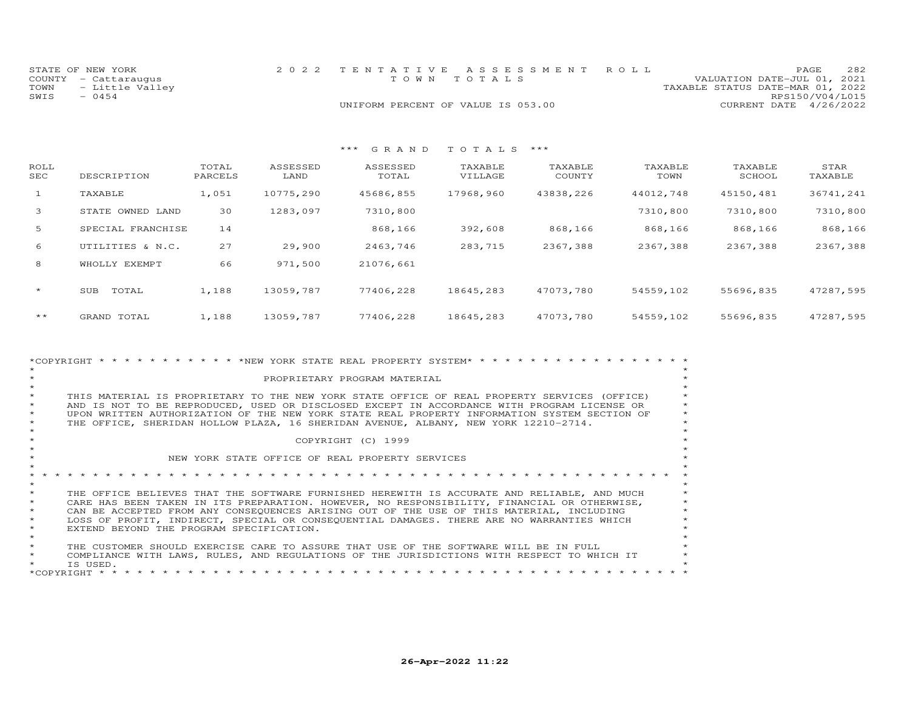STATE OF NEW YORK
COUNTY - Cattaraugus
TOWN - Little Valley
SWIS - 0454

2 0 2 2 T E N T A T I V E A S S E S S M E N T R O L L

T O W N T O T A L S

UNIFORM PERCENT OF VALUE IS 053.00

VALUATION DATE-JUL 01, 2021
TAXABLE STATUS DATE-MAR 01, 2022
RPS150/V04/L015
CURRENT DATE 4/26/2022

## *** G R A N D T O T A L S ***

| ROLL SEC | DESCRIPTION | TOTAL PARCELS | ASSESSED LAND | ASSESSED TOTAL | TAXABLE VILLAGE | TAXABLE COUNTY | TAXABLE TOWN | TAXABLE SCHOOL | STAR TAXABLE |
|---|---|---|---|---|---|---|---|---|---|
| 1 | TAXABLE | 1,051 | 10775,290 | 45686,855 | 17968,960 | 43838,226 | 44012,748 | 45150,481 | 36741,241 |
| 3 | STATE OWNED LAND | 30 | 1283,097 | 7310,800 | | | 7310,800 | 7310,800 | 7310,800 |
| 5 | SPECIAL FRANCHISE | 14 | | 868,166 | 392,608 | 868,166 | 868,166 | 868,166 | 868,166 |
| 6 | UTILITIES & N.C. | 27 | 29,900 | 2463,746 | 283,715 | 2367,388 | 2367,388 | 2367,388 | 2367,388 |
| 8 | WHOLLY EXEMPT | 66 | 971,500 | 21076,661 | | | | | |
| * | SUB TOTAL | 1,188 | 13059,787 | 77406,228 | 18645,283 | 47073,780 | 54559,102 | 55696,835 | 47287,595 |
| ** | GRAND TOTAL | 1,188 | 13059,787 | 77406,228 | 18645,283 | 47073,780 | 54559,102 | 55696,835 | 47287,595 |

*COPYRIGHT * * * * * * * * * * * *NEW YORK STATE REAL PROPERTY SYSTEM* * * * * * * * * * * * * * * * * * *

PROPRIETARY PROGRAM MATERIAL

THIS MATERIAL IS PROPRIETARY TO THE NEW YORK STATE OFFICE OF REAL PROPERTY SERVICES (OFFICE) AND IS NOT TO BE REPRODUCED, USED OR DISCLOSED EXCEPT IN ACCORDANCE WITH PROGRAM LICENSE OR UPON WRITTEN AUTHORIZATION OF THE NEW YORK STATE REAL PROPERTY INFORMATION SYSTEM SECTION OF THE OFFICE, SHERIDAN HOLLOW PLAZA, 16 SHERIDAN AVENUE, ALBANY, NEW YORK 12210-2714.

COPYRIGHT (C) 1999

NEW YORK STATE OFFICE OF REAL PROPERTY SERVICES

THE OFFICE BELIEVES THAT THE SOFTWARE FURNISHED HEREWITH IS ACCURATE AND RELIABLE, AND MUCH CARE HAS BEEN TAKEN IN ITS PREPARATION. HOWEVER, NO RESPONSIBILITY, FINANCIAL OR OTHERWISE, CAN BE ACCEPTED FROM ANY CONSEQUENCES ARISING OUT OF THE USE OF THIS MATERIAL, INCLUDING LOSS OF PROFIT, INDIRECT, SPECIAL OR CONSEQUENTIAL DAMAGES. THERE ARE NO WARRANTIES WHICH EXTEND BEYOND THE PROGRAM SPECIFICATION.

THE CUSTOMER SHOULD EXERCISE CARE TO ASSURE THAT USE OF THE SOFTWARE WILL BE IN FULL COMPLIANCE WITH LAWS, RULES, AND REGULATIONS OF THE JURISDICTIONS WITH RESPECT TO WHICH IT IS USED.

*COPYRIGHT * * * * * * * * * * * * * * * * * * * * * * * * * * * * * * * * * * * * * * * * * * *

26-Apr-2022 11:22